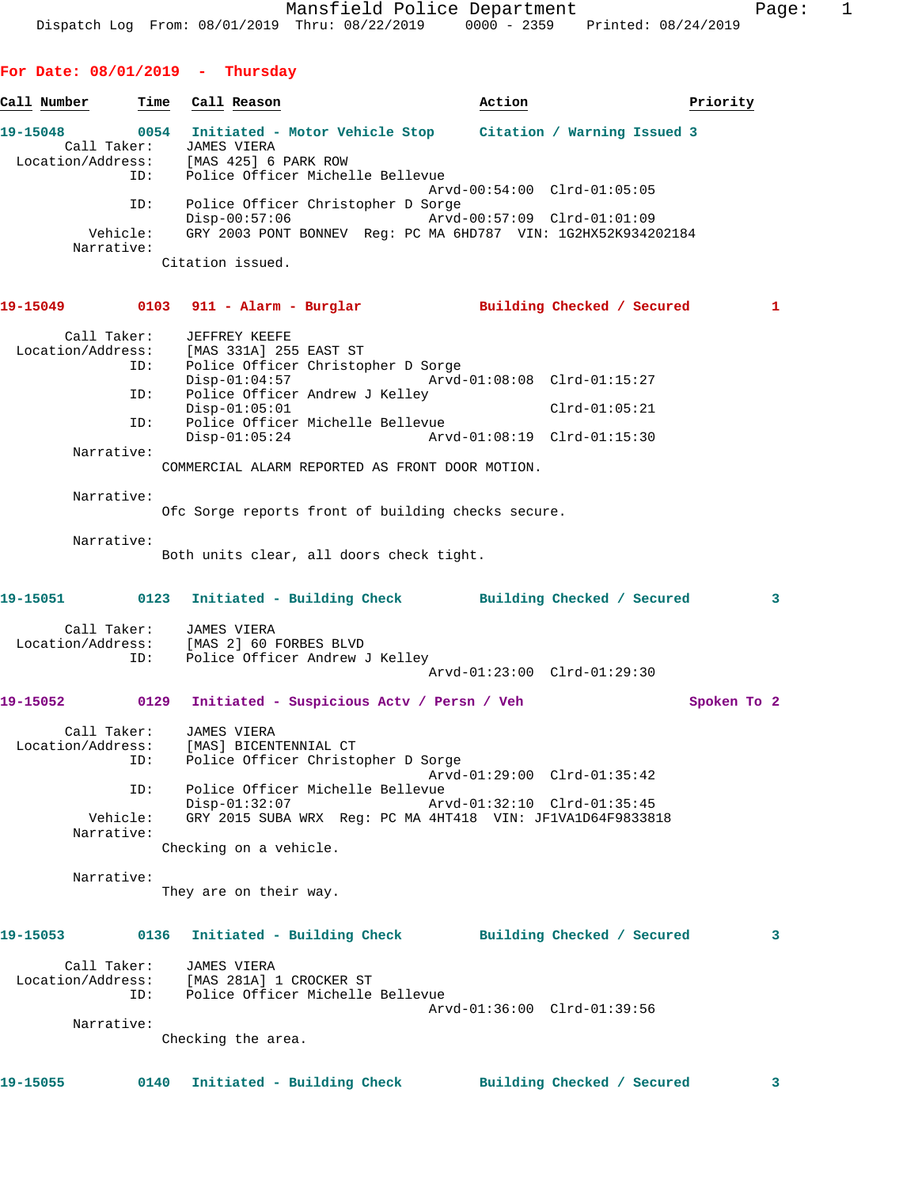Mansfield Police Department
Dispatch Log From: 08/01/2019 Thru: 08/22/2019 0000 - 2359 Printed: 08/24/2019

## For Date: 08/01/2019 - Thursday

| Call Number | Time | Call Reason | Action | Priority |
|---|---|---|---|---|

**19-15048** 0054 Initiated - Motor Vehicle Stop — Citation / Warning Issued 3

```
       Call Taker:    JAMES VIERA
 Location/Address:    [MAS 425] 6 PARK ROW
               ID:    Police Officer Michelle Bellevue
                                         Arvd-00:54:00  Clrd-01:05:05
               ID:    Police Officer Christopher D Sorge
                      Disp-00:57:06      Arvd-00:57:09  Clrd-01:01:09
          Vehicle:    GRY 2003 PONT BONNEV  Reg: PC MA 6HD787  VIN: 1G2HX52K934202184
        Narrative:
                      Citation issued.
```

**19-15049** 0103 911 - Alarm - Burglar — Building Checked / Secured 1

```
       Call Taker:    JEFFREY KEEFE
 Location/Address:    [MAS 331A] 255 EAST ST
               ID:    Police Officer Christopher D Sorge
                      Disp-01:04:57      Arvd-01:08:08  Clrd-01:15:27
               ID:    Police Officer Andrew J Kelley
                      Disp-01:05:01                     Clrd-01:05:21
               ID:    Police Officer Michelle Bellevue
                      Disp-01:05:24      Arvd-01:08:19  Clrd-01:15:30
        Narrative:
                      COMMERCIAL ALARM REPORTED AS FRONT DOOR MOTION.

        Narrative:
                      Ofc Sorge reports front of building checks secure.

        Narrative:
                      Both units clear, all doors check tight.
```

**19-15051** 0123 Initiated - Building Check — Building Checked / Secured 3

```
       Call Taker:    JAMES VIERA
 Location/Address:    [MAS 2] 60 FORBES BLVD
               ID:    Police Officer Andrew J Kelley
                                         Arvd-01:23:00  Clrd-01:29:30
```

**19-15052** 0129 Initiated - Suspicious Actv / Persn / Veh — Spoken To 2

```
       Call Taker:    JAMES VIERA
 Location/Address:    [MAS] BICENTENNIAL CT
               ID:    Police Officer Christopher D Sorge
                                         Arvd-01:29:00  Clrd-01:35:42
               ID:    Police Officer Michelle Bellevue
                      Disp-01:32:07      Arvd-01:32:10  Clrd-01:35:45
          Vehicle:    GRY 2015 SUBA WRX  Reg: PC MA 4HT418  VIN: JF1VA1D64F9833818
        Narrative:
                      Checking on a vehicle.

        Narrative:
                      They are on their way.
```

**19-15053** 0136 Initiated - Building Check — Building Checked / Secured 3

```
       Call Taker:    JAMES VIERA
 Location/Address:    [MAS 281A] 1 CROCKER ST
               ID:    Police Officer Michelle Bellevue
                                         Arvd-01:36:00  Clrd-01:39:56
        Narrative:
                      Checking the area.
```

**19-15055** 0140 Initiated - Building Check — Building Checked / Secured 3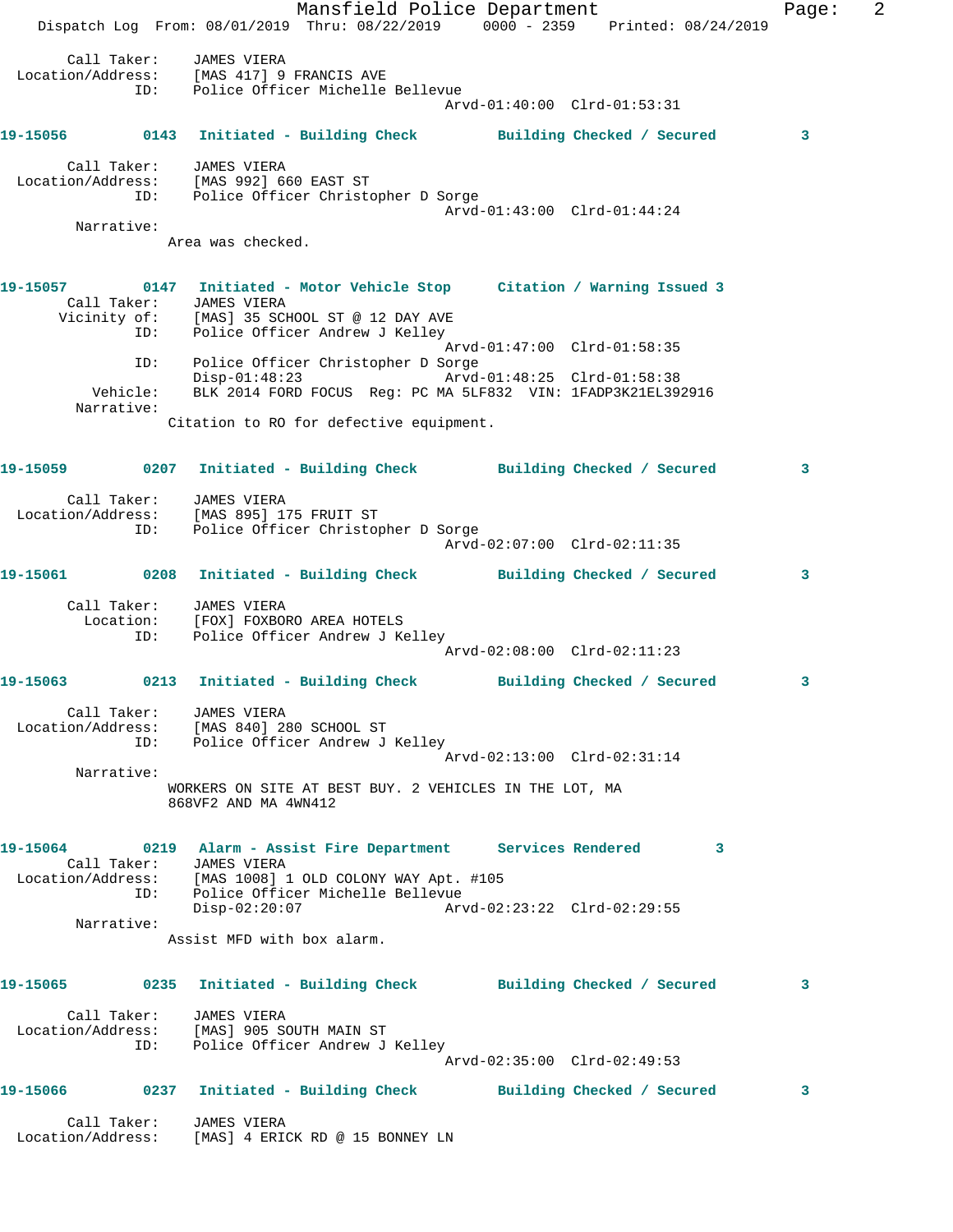Call Taker: JAMES VIERA
Location/Address: [MAS 417] 9 FRANCIS AVE
ID: Police Officer Michelle Bellevue
Arvd-01:40:00 Clrd-01:53:31

**19-15056 0143 Initiated - Building Check Building Checked / Secured 3**

Call Taker: JAMES VIERA
Location/Address: [MAS 992] 660 EAST ST
ID: Police Officer Christopher D Sorge
Arvd-01:43:00 Clrd-01:44:24
Narrative:
Area was checked.

**19-15057 0147 Initiated - Motor Vehicle Stop Citation / Warning Issued 3**

Call Taker: JAMES VIERA
Vicinity of: [MAS] 35 SCHOOL ST @ 12 DAY AVE
ID: Police Officer Andrew J Kelley
Arvd-01:47:00 Clrd-01:58:35
ID: Police Officer Christopher D Sorge
Disp-01:48:23 Arvd-01:48:25 Clrd-01:58:38
Vehicle: BLK 2014 FORD FOCUS Reg: PC MA 5LF832 VIN: 1FADP3K21EL392916
Narrative:
Citation to RO for defective equipment.

**19-15059 0207 Initiated - Building Check Building Checked / Secured 3**

Call Taker: JAMES VIERA
Location/Address: [MAS 895] 175 FRUIT ST
ID: Police Officer Christopher D Sorge
Arvd-02:07:00 Clrd-02:11:35

**19-15061 0208 Initiated - Building Check Building Checked / Secured 3**

Call Taker: JAMES VIERA
Location: [FOX] FOXBORO AREA HOTELS
ID: Police Officer Andrew J Kelley
Arvd-02:08:00 Clrd-02:11:23

**19-15063 0213 Initiated - Building Check Building Checked / Secured 3**

Call Taker: JAMES VIERA
Location/Address: [MAS 840] 280 SCHOOL ST
ID: Police Officer Andrew J Kelley
Arvd-02:13:00 Clrd-02:31:14
Narrative:
WORKERS ON SITE AT BEST BUY. 2 VEHICLES IN THE LOT, MA 868VF2 AND MA 4WN412

**19-15064 0219 Alarm - Assist Fire Department Services Rendered 3**

Call Taker: JAMES VIERA
Location/Address: [MAS 1008] 1 OLD COLONY WAY Apt. #105
ID: Police Officer Michelle Bellevue
Disp-02:20:07 Arvd-02:23:22 Clrd-02:29:55
Narrative:
Assist MFD with box alarm.

**19-15065 0235 Initiated - Building Check Building Checked / Secured 3**

Call Taker: JAMES VIERA
Location/Address: [MAS] 905 SOUTH MAIN ST
ID: Police Officer Andrew J Kelley
Arvd-02:35:00 Clrd-02:49:53

**19-15066 0237 Initiated - Building Check Building Checked / Secured 3**

Call Taker: JAMES VIERA
Location/Address: [MAS] 4 ERICK RD @ 15 BONNEY LN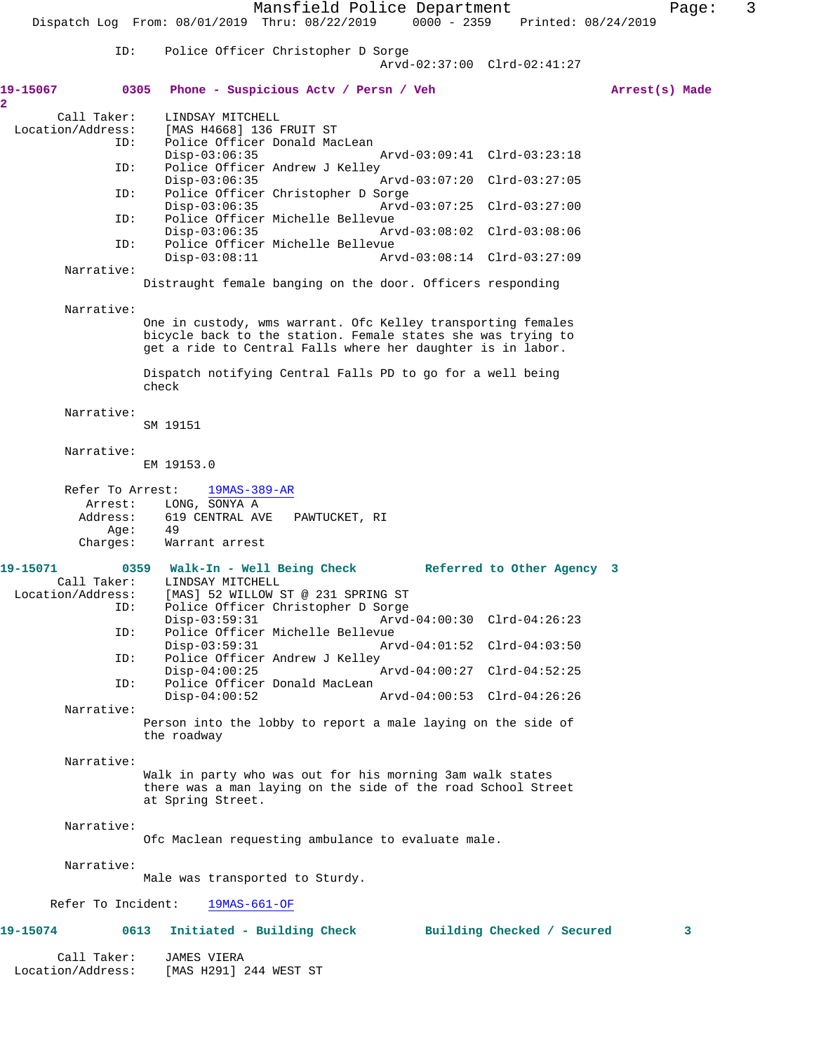ID: Police Officer Christopher D Sorge
Arvd-02:37:00 Clrd-02:41:27

**19-15067 0305 Phone - Suspicious Actv / Persn / Veh Arrest(s) Made 2**

Call Taker: LINDSAY MITCHELL
Location/Address: [MAS H4668] 136 FRUIT ST
ID: Police Officer Donald MacLean
Disp-03:06:35 Arvd-03:09:41 Clrd-03:23:18
ID: Police Officer Andrew J Kelley
Disp-03:06:35 Arvd-03:07:20 Clrd-03:27:05
ID: Police Officer Christopher D Sorge
Disp-03:06:35 Arvd-03:07:25 Clrd-03:27:00
ID: Police Officer Michelle Bellevue
Disp-03:06:35 Arvd-03:08:02 Clrd-03:08:06
ID: Police Officer Michelle Bellevue
Disp-03:08:11 Arvd-03:08:14 Clrd-03:27:09

Narrative:
Distraught female banging on the door. Officers responding

Narrative:
One in custody, wms warrant. Ofc Kelley transporting females bicycle back to the station. Female states she was trying to get a ride to Central Falls where her daughter is in labor.

Dispatch notifying Central Falls PD to go for a well being check

Narrative:
SM 19151

Narrative:
EM 19153.0

Refer To Arrest: 19MAS-389-AR
Arrest: LONG, SONYA A
Address: 619 CENTRAL AVE PAWTUCKET, RI
Age: 49
Charges: Warrant arrest

**19-15071 0359 Walk-In - Well Being Check Referred to Other Agency 3**

Call Taker: LINDSAY MITCHELL
Location/Address: [MAS] 52 WILLOW ST @ 231 SPRING ST
ID: Police Officer Christopher D Sorge
Disp-03:59:31 Arvd-04:00:30 Clrd-04:26:23
ID: Police Officer Michelle Bellevue
Disp-03:59:31 Arvd-04:01:52 Clrd-04:03:50
ID: Police Officer Andrew J Kelley
Disp-04:00:25 Arvd-04:00:27 Clrd-04:52:25
ID: Police Officer Donald MacLean
Disp-04:00:52 Arvd-04:00:53 Clrd-04:26:26

Narrative:
Person into the lobby to report a male laying on the side of the roadway

Narrative:
Walk in party who was out for his morning 3am walk states there was a man laying on the side of the road School Street at Spring Street.

Narrative:
Ofc Maclean requesting ambulance to evaluate male.

Narrative:
Male was transported to Sturdy.

Refer To Incident: 19MAS-661-OF

**19-15074 0613 Initiated - Building Check Building Checked / Secured 3**

Call Taker: JAMES VIERA
Location/Address: [MAS H291] 244 WEST ST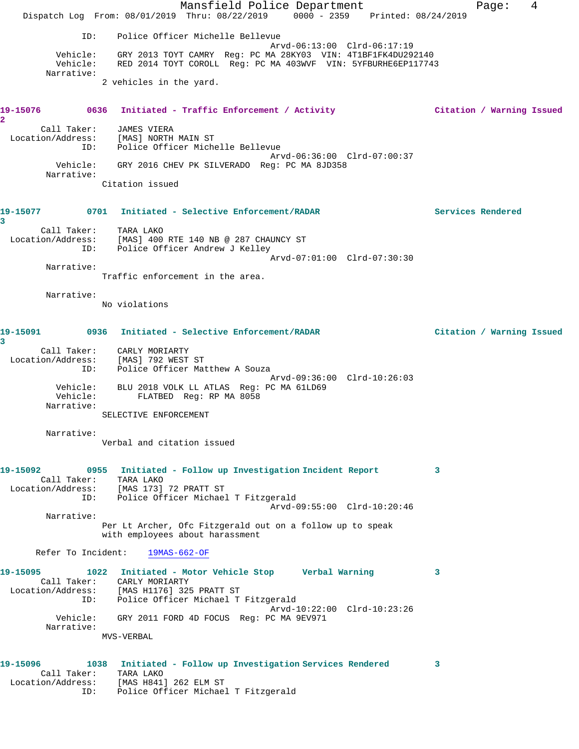ID: Police Officer Michelle Bellevue
Arvd-06:13:00 Clrd-06:17:19
Vehicle: GRY 2013 TOYT CAMRY Reg: PC MA 28KY03 VIN: 4T1BF1FK4DU292140
Vehicle: RED 2014 TOYT COROLL Reg: PC MA 403WVF VIN: 5YFBURHE6EP117743
Narrative:
2 vehicles in the yard.

**19-15076 0636 Initiated - Traffic Enforcement / Activity Citation / Warning Issued**
**2**
Call Taker: JAMES VIERA
Location/Address: [MAS] NORTH MAIN ST
ID: Police Officer Michelle Bellevue
Arvd-06:36:00 Clrd-07:00:37
Vehicle: GRY 2016 CHEV PK SILVERADO Reg: PC MA 8JD358
Narrative:
Citation issued

**19-15077 0701 Initiated - Selective Enforcement/RADAR Services Rendered**
**3**
Call Taker: TARA LAKO
Location/Address: [MAS] 400 RTE 140 NB @ 287 CHAUNCY ST
ID: Police Officer Andrew J Kelley
Arvd-07:01:00 Clrd-07:30:30
Narrative:
Traffic enforcement in the area.

Narrative:
No violations

**19-15091 0936 Initiated - Selective Enforcement/RADAR Citation / Warning Issued**
**3**
Call Taker: CARLY MORIARTY
Location/Address: [MAS] 792 WEST ST
ID: Police Officer Matthew A Souza
Arvd-09:36:00 Clrd-10:26:03
Vehicle: BLU 2018 VOLK LL ATLAS Reg: PC MA 61LD69
Vehicle: FLATBED Reg: RP MA 8058
Narrative:
SELECTIVE ENFORCEMENT

Narrative:
Verbal and citation issued

**19-15092 0955 Initiated - Follow up Investigation Incident Report 3**
Call Taker: TARA LAKO
Location/Address: [MAS 173] 72 PRATT ST
ID: Police Officer Michael T Fitzgerald
Arvd-09:55:00 Clrd-10:20:46
Narrative:
Per Lt Archer, Ofc Fitzgerald out on a follow up to speak with employees about harassment

Refer To Incident: 19MAS-662-OF

**19-15095 1022 Initiated - Motor Vehicle Stop Verbal Warning 3**
Call Taker: CARLY MORIARTY
Location/Address: [MAS H1176] 325 PRATT ST
ID: Police Officer Michael T Fitzgerald
Arvd-10:22:00 Clrd-10:23:26
Vehicle: GRY 2011 FORD 4D FOCUS Reg: PC MA 9EV971
Narrative:
MVS-VERBAL

**19-15096 1038 Initiated - Follow up Investigation Services Rendered 3**
Call Taker: TARA LAKO
Location/Address: [MAS H841] 262 ELM ST
ID: Police Officer Michael T Fitzgerald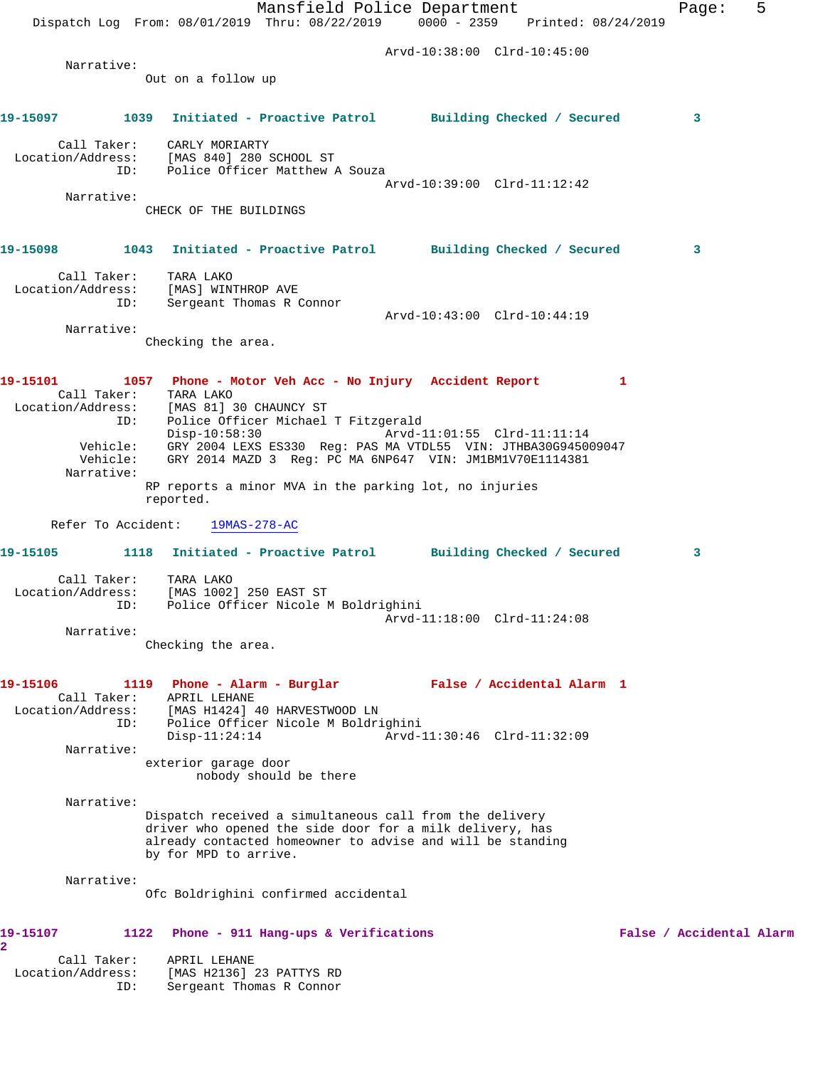Arvd-10:38:00 Clrd-10:45:00

Narrative:
Out on a follow up

**19-15097 1039 Initiated - Proactive Patrol Building Checked / Secured 3**

Call Taker: CARLY MORIARTY
Location/Address: [MAS 840] 280 SCHOOL ST
ID: Police Officer Matthew A Souza
Arvd-10:39:00 Clrd-11:12:42

Narrative:
CHECK OF THE BUILDINGS

**19-15098 1043 Initiated - Proactive Patrol Building Checked / Secured 3**

Call Taker: TARA LAKO
Location/Address: [MAS] WINTHROP AVE
ID: Sergeant Thomas R Connor
Arvd-10:43:00 Clrd-10:44:19

Narrative:
Checking the area.

**19-15101 1057 Phone - Motor Veh Acc - No Injury Accident Report 1**

Call Taker: TARA LAKO
Location/Address: [MAS 81] 30 CHAUNCY ST
ID: Police Officer Michael T Fitzgerald
Disp-10:58:30 Arvd-11:01:55 Clrd-11:11:14
Vehicle: GRY 2004 LEXS ES330 Reg: PAS MA VTDL55 VIN: JTHBA30G945009047
Vehicle: GRY 2014 MAZD 3 Reg: PC MA 6NP647 VIN: JM1BM1V70E1114381

Narrative:
RP reports a minor MVA in the parking lot, no injuries reported.

Refer To Accident: 19MAS-278-AC

**19-15105 1118 Initiated - Proactive Patrol Building Checked / Secured 3**

Call Taker: TARA LAKO
Location/Address: [MAS 1002] 250 EAST ST
ID: Police Officer Nicole M Boldrighini
Arvd-11:18:00 Clrd-11:24:08

Narrative:
Checking the area.

**19-15106 1119 Phone - Alarm - Burglar False / Accidental Alarm 1**

Call Taker: APRIL LEHANE
Location/Address: [MAS H1424] 40 HARVESTWOOD LN
ID: Police Officer Nicole M Boldrighini
Disp-11:24:14 Arvd-11:30:46 Clrd-11:32:09

Narrative:
exterior garage door
nobody should be there

Narrative:
Dispatch received a simultaneous call from the delivery driver who opened the side door for a milk delivery, has already contacted homeowner to advise and will be standing by for MPD to arrive.

Narrative:
Ofc Boldrighini confirmed accidental

**19-15107 1122 Phone - 911 Hang-ups & Verifications False / Accidental Alarm 2**

Call Taker: APRIL LEHANE
Location/Address: [MAS H2136] 23 PATTYS RD
ID: Sergeant Thomas R Connor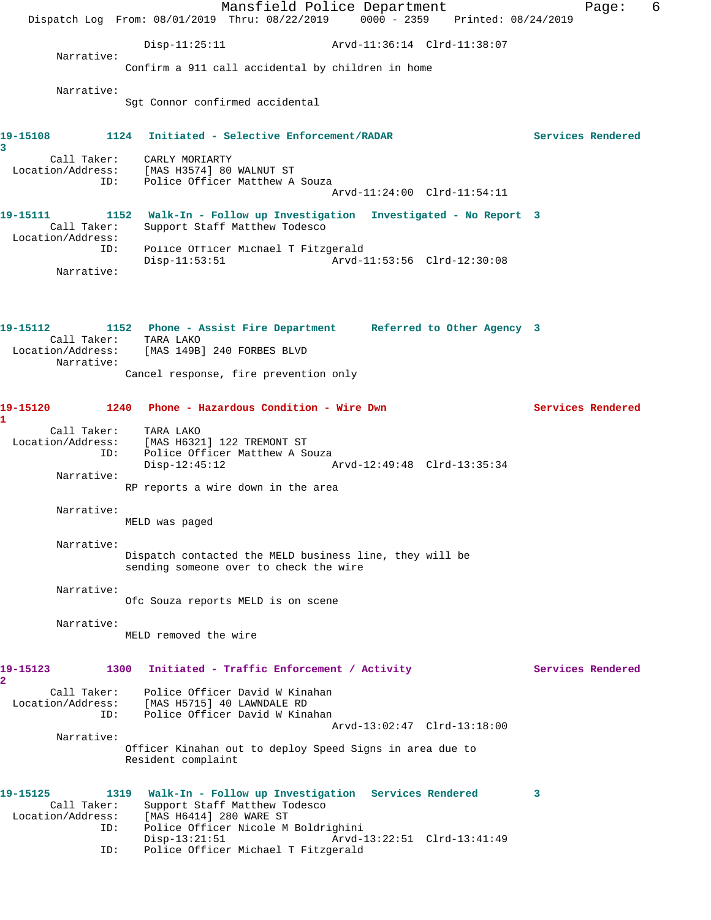Disp-11:25:11 Arvd-11:36:14 Clrd-11:38:07

Narrative:
Confirm a 911 call accidental by children in home

Narrative:
Sgt Connor confirmed accidental

**19-15108 1124 Initiated - Selective Enforcement/RADAR Services Rendered 3**

Call Taker: CARLY MORIARTY
Location/Address: [MAS H3574] 80 WALNUT ST
ID: Police Officer Matthew A Souza
Arvd-11:24:00 Clrd-11:54:11

**19-15111 1152 Walk-In - Follow up Investigation Investigated - No Report 3**

Call Taker: Support Staff Matthew Todesco
Location/Address:
ID: Police Officer Michael T Fitzgerald
Disp-11:53:51 Arvd-11:53:56 Clrd-12:30:08
Narrative:

**19-15112 1152 Phone - Assist Fire Department Referred to Other Agency 3**

Call Taker: TARA LAKO
Location/Address: [MAS 149B] 240 FORBES BLVD
Narrative:
Cancel response, fire prevention only

**19-15120 1240 Phone - Hazardous Condition - Wire Dwn Services Rendered 1**

Call Taker: TARA LAKO
Location/Address: [MAS H6321] 122 TREMONT ST
ID: Police Officer Matthew A Souza
Disp-12:45:12 Arvd-12:49:48 Clrd-13:35:34
Narrative:
RP reports a wire down in the area

Narrative:
MELD was paged

Narrative:
Dispatch contacted the MELD business line, they will be sending someone over to check the wire

Narrative:
Ofc Souza reports MELD is on scene

Narrative:
MELD removed the wire

**19-15123 1300 Initiated - Traffic Enforcement / Activity Services Rendered 2**

Call Taker: Police Officer David W Kinahan
Location/Address: [MAS H5715] 40 LAWNDALE RD
ID: Police Officer David W Kinahan
Arvd-13:02:47 Clrd-13:18:00
Narrative:
Officer Kinahan out to deploy Speed Signs in area due to Resident complaint

**19-15125 1319 Walk-In - Follow up Investigation Services Rendered 3**

Call Taker: Support Staff Matthew Todesco
Location/Address: [MAS H6414] 280 WARE ST
ID: Police Officer Nicole M Boldrighini
Disp-13:21:51 Arvd-13:22:51 Clrd-13:41:49
ID: Police Officer Michael T Fitzgerald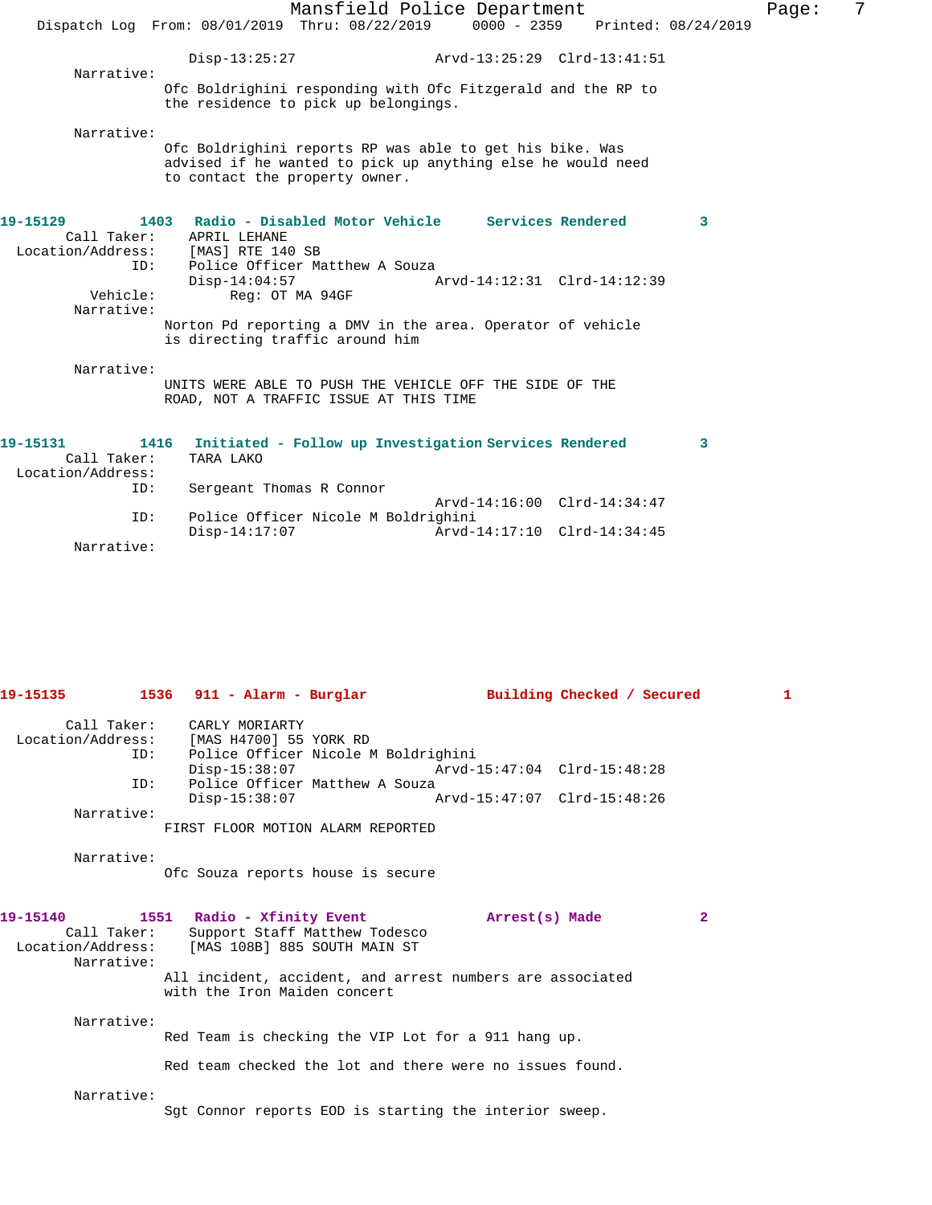Disp-13:25:27 Arvd-13:25:29 Clrd-13:41:51

Narrative:
Ofc Boldrighini responding with Ofc Fitzgerald and the RP to the residence to pick up belongings.

Narrative:
Ofc Boldrighini reports RP was able to get his bike. Was advised if he wanted to pick up anything else he would need to contact the property owner.

**19-15129 1403 Radio - Disabled Motor Vehicle Services Rendered 3**

Call Taker: APRIL LEHANE
Location/Address: [MAS] RTE 140 SB
ID: Police Officer Matthew A Souza
Disp-14:04:57 Arvd-14:12:31 Clrd-14:12:39
Vehicle: Reg: OT MA 94GF

Narrative:
Norton Pd reporting a DMV in the area. Operator of vehicle is directing traffic around him

Narrative:
UNITS WERE ABLE TO PUSH THE VEHICLE OFF THE SIDE OF THE ROAD, NOT A TRAFFIC ISSUE AT THIS TIME

**19-15131 1416 Initiated - Follow up Investigation Services Rendered 3**

Call Taker: TARA LAKO
Location/Address:
ID: Sergeant Thomas R Connor
Arvd-14:16:00 Clrd-14:34:47
ID: Police Officer Nicole M Boldrighini
Disp-14:17:07 Arvd-14:17:10 Clrd-14:34:45

Narrative:

**19-15135 1536 911 - Alarm - Burglar Building Checked / Secured 1**

Call Taker: CARLY MORIARTY
Location/Address: [MAS H4700] 55 YORK RD
ID: Police Officer Nicole M Boldrighini
Disp-15:38:07 Arvd-15:47:04 Clrd-15:48:28
ID: Police Officer Matthew A Souza
Disp-15:38:07 Arvd-15:47:07 Clrd-15:48:26

Narrative:
FIRST FLOOR MOTION ALARM REPORTED

Narrative:
Ofc Souza reports house is secure

**19-15140 1551 Radio - Xfinity Event Arrest(s) Made 2**

Call Taker: Support Staff Matthew Todesco
Location/Address: [MAS 108B] 885 SOUTH MAIN ST

Narrative:
All incident, accident, and arrest numbers are associated with the Iron Maiden concert

Narrative:
Red Team is checking the VIP Lot for a 911 hang up.

Red team checked the lot and there were no issues found.

Narrative:
Sgt Connor reports EOD is starting the interior sweep.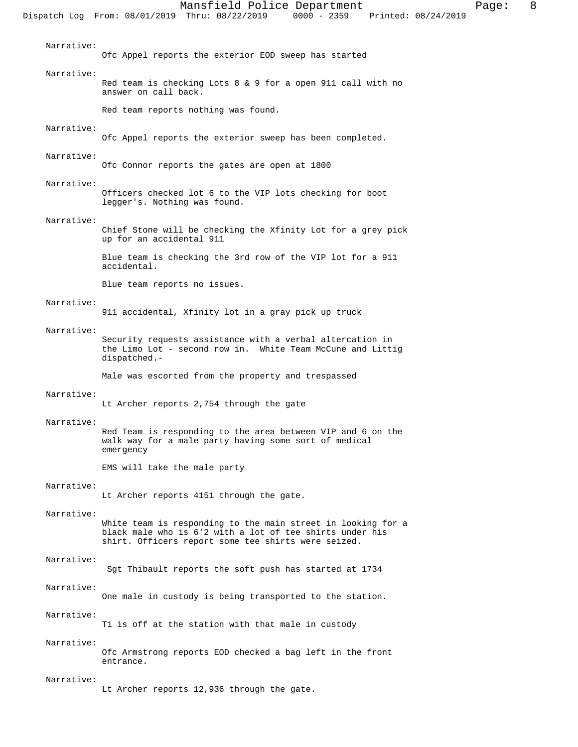Narrative:
Ofc Appel reports the exterior EOD sweep has started

Narrative:
Red team is checking Lots 8 & 9 for a open 911 call with no answer on call back.

Red team reports nothing was found.

Narrative:
Ofc Appel reports the exterior sweep has been completed.

Narrative:
Ofc Connor reports the gates are open at 1800

Narrative:
Officers checked lot 6 to the VIP lots checking for boot legger's. Nothing was found.

Narrative:
Chief Stone will be checking the Xfinity Lot for a grey pick up for an accidental 911

Blue team is checking the 3rd row of the VIP lot for a 911 accidental.

Blue team reports no issues.

Narrative:
911 accidental, Xfinity lot in a gray pick up truck

Narrative:
Security requests assistance with a verbal altercation in the Limo Lot - second row in. White Team McCune and Littig dispatched.-

Male was escorted from the property and trespassed

Narrative:
Lt Archer reports 2,754 through the gate

Narrative:
Red Team is responding to the area between VIP and 6 on the walk way for a male party having some sort of medical emergency

EMS will take the male party

Narrative:
Lt Archer reports 4151 through the gate.

Narrative:
White team is responding to the main street in looking for a black male who is 6'2 with a lot of tee shirts under his shirt. Officers report some tee shirts were seized.

Narrative:
Sgt Thibault reports the soft push has started at 1734

Narrative:
One male in custody is being transported to the station.

Narrative:
T1 is off at the station with that male in custody

Narrative:
Ofc Armstrong reports EOD checked a bag left in the front entrance.

Narrative:
Lt Archer reports 12,936 through the gate.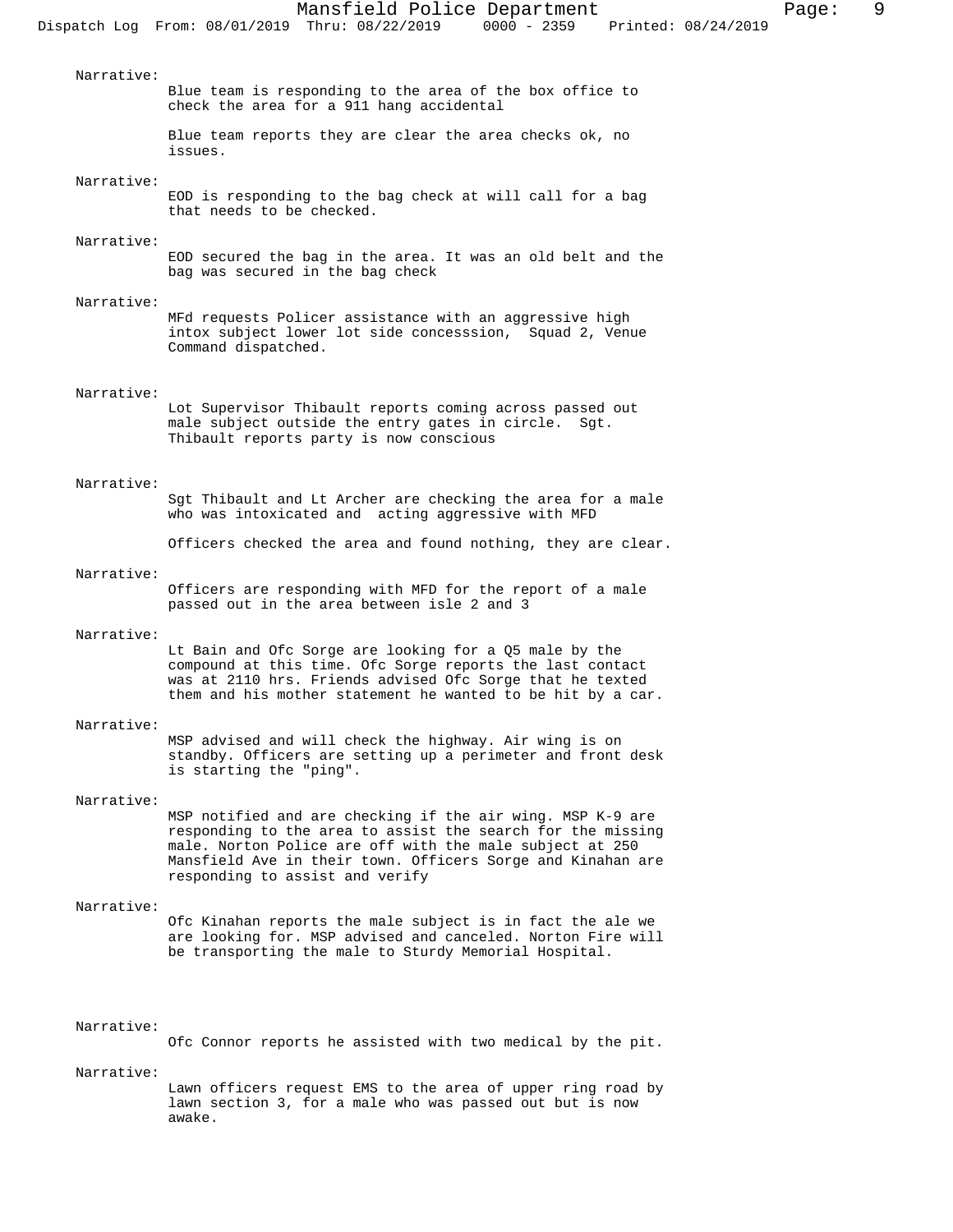Narrative:
Blue team is responding to the area of the box office to check the area for a 911 hang accidental

Blue team reports they are clear the area checks ok, no issues.

Narrative:
EOD is responding to the bag check at will call for a bag that needs to be checked.

Narrative:
EOD secured the bag in the area. It was an old belt and the bag was secured in the bag check

Narrative:
MFd requests Policer assistance with an aggressive high intox subject lower lot side concesssion, Squad 2, Venue Command dispatched.

Narrative:
Lot Supervisor Thibault reports coming across passed out male subject outside the entry gates in circle. Sgt. Thibault reports party is now conscious

Narrative:
Sgt Thibault and Lt Archer are checking the area for a male who was intoxicated and acting aggressive with MFD

Officers checked the area and found nothing, they are clear.

Narrative:
Officers are responding with MFD for the report of a male passed out in the area between isle 2 and 3

Narrative:
Lt Bain and Ofc Sorge are looking for a Q5 male by the compound at this time. Ofc Sorge reports the last contact was at 2110 hrs. Friends advised Ofc Sorge that he texted them and his mother statement he wanted to be hit by a car.

Narrative:
MSP advised and will check the highway. Air wing is on standby. Officers are setting up a perimeter and front desk is starting the "ping".

Narrative:
MSP notified and are checking if the air wing. MSP K-9 are responding to the area to assist the search for the missing male. Norton Police are off with the male subject at 250 Mansfield Ave in their town. Officers Sorge and Kinahan are responding to assist and verify

Narrative:
Ofc Kinahan reports the male subject is in fact the ale we are looking for. MSP advised and canceled. Norton Fire will be transporting the male to Sturdy Memorial Hospital.

Narrative:
Ofc Connor reports he assisted with two medical by the pit.

Narrative:
Lawn officers request EMS to the area of upper ring road by lawn section 3, for a male who was passed out but is now awake.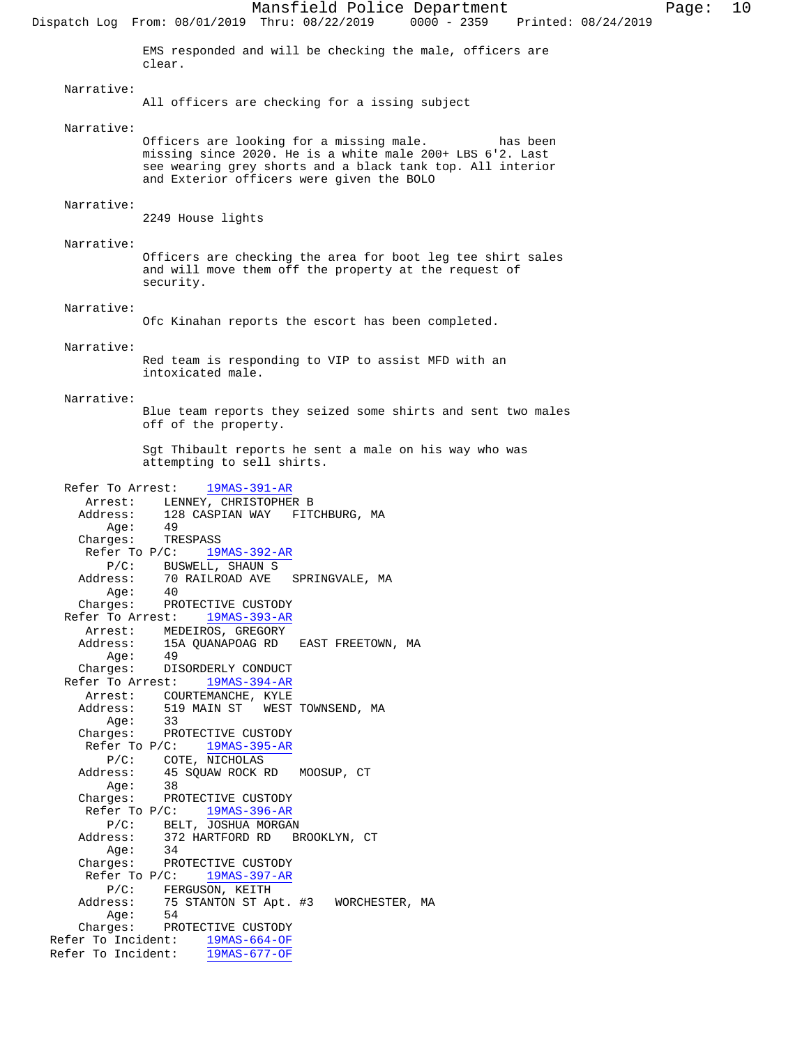EMS responded and will be checking the male, officers are clear.

Narrative:
All officers are checking for a issing subject

Narrative:
Officers are looking for a missing male.          has been missing since 2020. He is a white male 200+ LBS 6'2. Last see wearing grey shorts and a black tank top. All interior and Exterior officers were given the BOLO

Narrative:
2249 House lights

Narrative:
Officers are checking the area for boot leg tee shirt sales and will move them off the property at the request of security.

Narrative:
Ofc Kinahan reports the escort has been completed.

Narrative:
Red team is responding to VIP to assist MFD with an intoxicated male.

Narrative:
Blue team reports they seized some shirts and sent two males off of the property.

Sgt Thibault reports he sent a male on his way who was attempting to sell shirts.

Refer To Arrest: 19MAS-391-AR
Arrest: LENNEY, CHRISTOPHER B
Address: 128 CASPIAN WAY FITCHBURG, MA
Age: 49
Charges: TRESPASS

Refer To P/C: 19MAS-392-AR
P/C: BUSWELL, SHAUN S
Address: 70 RAILROAD AVE SPRINGVALE, MA
Age: 40
Charges: PROTECTIVE CUSTODY

Refer To Arrest: 19MAS-393-AR
Arrest: MEDEIROS, GREGORY
Address: 15A QUANAPOAG RD EAST FREETOWN, MA
Age: 49
Charges: DISORDERLY CONDUCT

Refer To Arrest: 19MAS-394-AR
Arrest: COURTEMANCHE, KYLE
Address: 519 MAIN ST WEST TOWNSEND, MA
Age: 33
Charges: PROTECTIVE CUSTODY

Refer To P/C: 19MAS-395-AR
P/C: COTE, NICHOLAS
Address: 45 SQUAW ROCK RD MOOSUP, CT
Age: 38
Charges: PROTECTIVE CUSTODY

Refer To P/C: 19MAS-396-AR
P/C: BELT, JOSHUA MORGAN
Address: 372 HARTFORD RD BROOKLYN, CT
Age: 34
Charges: PROTECTIVE CUSTODY

Refer To P/C: 19MAS-397-AR
P/C: FERGUSON, KEITH
Address: 75 STANTON ST Apt. #3 WORCESTER, MA
Age: 54
Charges: PROTECTIVE CUSTODY

Refer To Incident: 19MAS-664-OF
Refer To Incident: 19MAS-677-OF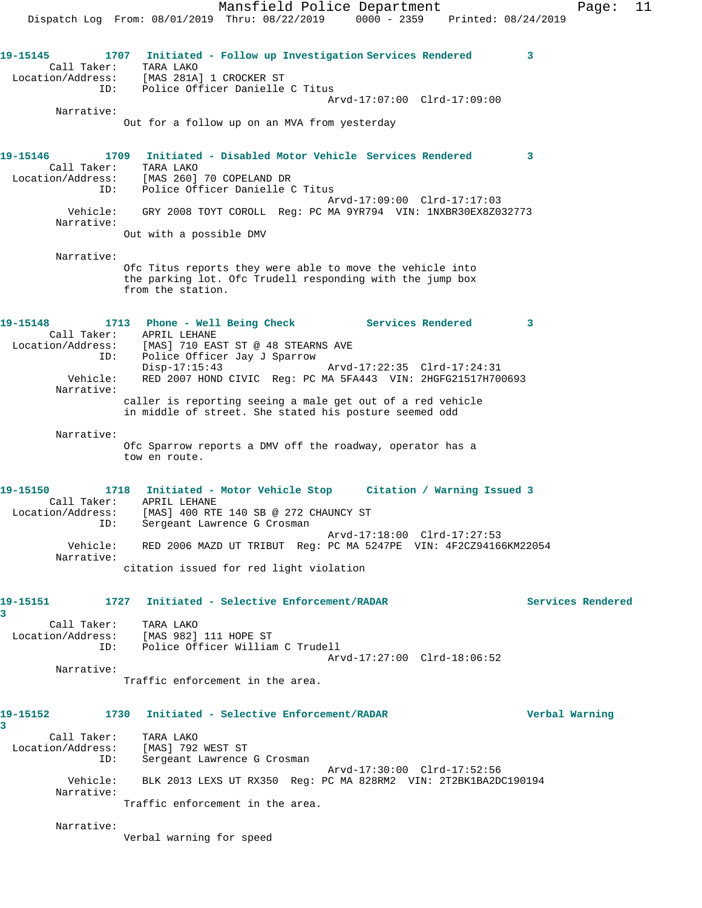**19-15145** 1707 Initiated - Follow up Investigation Services Rendered 3

Call Taker: TARA LAKO
Location/Address: [MAS 281A] 1 CROCKER ST
ID: Police Officer Danielle C Titus
Arvd-17:07:00 Clrd-17:09:00

Narrative:
Out for a follow up on an MVA from yesterday

**19-15146** 1709 Initiated - Disabled Motor Vehicle Services Rendered 3

Call Taker: TARA LAKO
Location/Address: [MAS 260] 70 COPELAND DR
ID: Police Officer Danielle C Titus
Arvd-17:09:00 Clrd-17:17:03
Vehicle: GRY 2008 TOYT COROLL Reg: PC MA 9YR794 VIN: 1NXBR30EX8Z032773

Narrative:
Out with a possible DMV

Narrative:
Ofc Titus reports they were able to move the vehicle into the parking lot. Ofc Trudell responding with the jump box from the station.

**19-15148** 1713 Phone - Well Being Check Services Rendered 3

Call Taker: APRIL LEHANE
Location/Address: [MAS] 710 EAST ST @ 48 STEARNS AVE
ID: Police Officer Jay J Sparrow
Disp-17:15:43 Arvd-17:22:35 Clrd-17:24:31
Vehicle: RED 2007 HOND CIVIC Reg: PC MA 5FA443 VIN: 2HGFG21517H700693

Narrative:
caller is reporting seeing a male get out of a red vehicle in middle of street. She stated his posture seemed odd

Narrative:
Ofc Sparrow reports a DMV off the roadway, operator has a tow en route.

**19-15150** 1718 Initiated - Motor Vehicle Stop Citation / Warning Issued 3

Call Taker: APRIL LEHANE
Location/Address: [MAS] 400 RTE 140 SB @ 272 CHAUNCY ST
ID: Sergeant Lawrence G Crosman
Arvd-17:18:00 Clrd-17:27:53
Vehicle: RED 2006 MAZD UT TRIBUT Reg: PC MA 5247PE VIN: 4F2CZ94166KM22054

Narrative:
citation issued for red light violation

**19-15151** 1727 Initiated - Selective Enforcement/RADAR Services Rendered 3

Call Taker: TARA LAKO
Location/Address: [MAS 982] 111 HOPE ST
ID: Police Officer William C Trudell
Arvd-17:27:00 Clrd-18:06:52

Narrative:
Traffic enforcement in the area.

**19-15152** 1730 Initiated - Selective Enforcement/RADAR Verbal Warning 3

Call Taker: TARA LAKO
Location/Address: [MAS] 792 WEST ST
ID: Sergeant Lawrence G Crosman
Arvd-17:30:00 Clrd-17:52:56
Vehicle: BLK 2013 LEXS UT RX350 Reg: PC MA 828RM2 VIN: 2T2BK1BA2DC190194

Narrative:
Traffic enforcement in the area.

Narrative:
Verbal warning for speed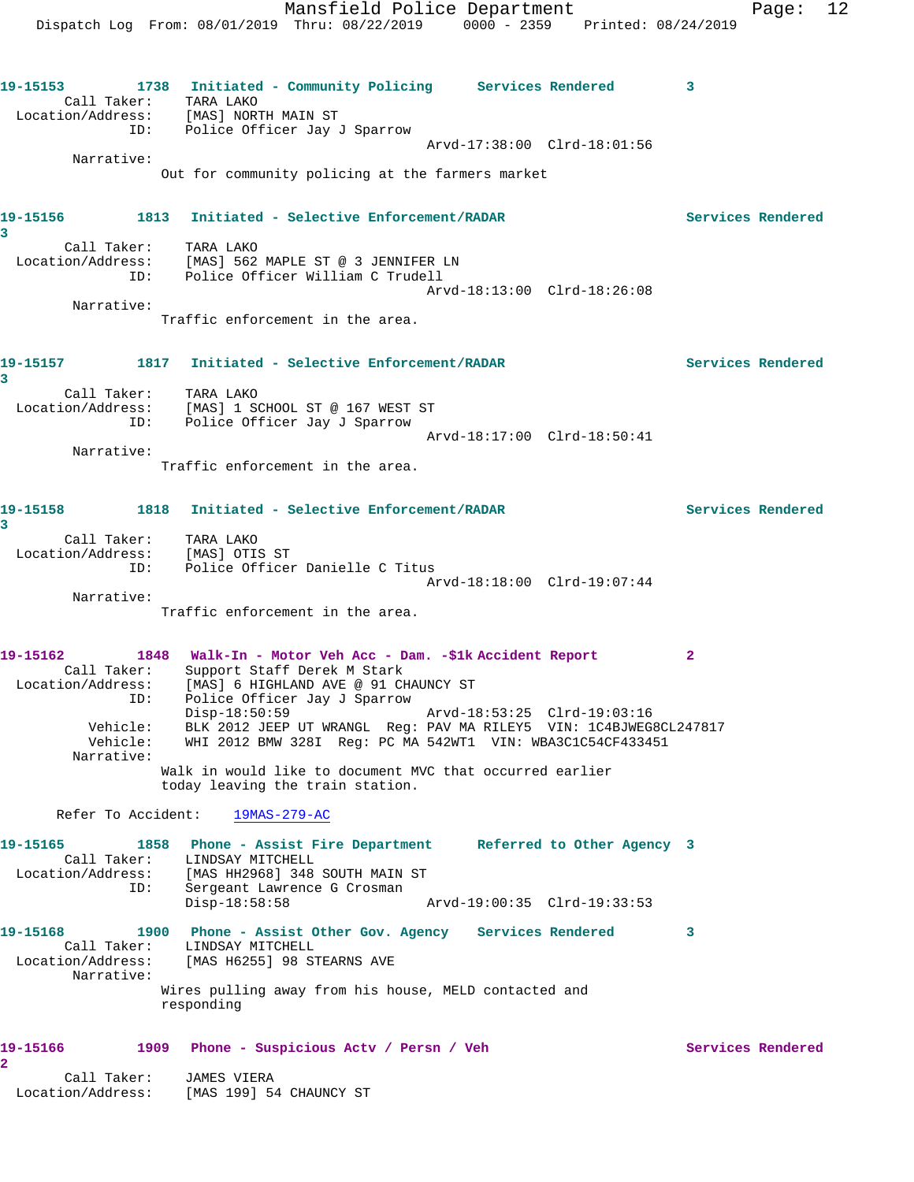**19-15153** 1738 **Initiated - Community Policing** **Services Rendered** 3

Call Taker: TARA LAKO
Location/Address: [MAS] NORTH MAIN ST
ID: Police Officer Jay J Sparrow
Arvd-17:38:00 Clrd-18:01:56

Narrative:
Out for community policing at the farmers market

**19-15156** 1813 **Initiated - Selective Enforcement/RADAR** **Services Rendered** 3

Call Taker: TARA LAKO
Location/Address: [MAS] 562 MAPLE ST @ 3 JENNIFER LN
ID: Police Officer William C Trudell
Arvd-18:13:00 Clrd-18:26:08

Narrative:
Traffic enforcement in the area.

**19-15157** 1817 **Initiated - Selective Enforcement/RADAR** **Services Rendered** 3

Call Taker: TARA LAKO
Location/Address: [MAS] 1 SCHOOL ST @ 167 WEST ST
ID: Police Officer Jay J Sparrow
Arvd-18:17:00 Clrd-18:50:41

Narrative:
Traffic enforcement in the area.

**19-15158** 1818 **Initiated - Selective Enforcement/RADAR** **Services Rendered** 3

Call Taker: TARA LAKO
Location/Address: [MAS] OTIS ST
ID: Police Officer Danielle C Titus
Arvd-18:18:00 Clrd-19:07:44

Narrative:
Traffic enforcement in the area.

**19-15162** 1848 **Walk-In - Motor Veh Acc - Dam. -$1k Accident Report** 2

Call Taker: Support Staff Derek M Stark
Location/Address: [MAS] 6 HIGHLAND AVE @ 91 CHAUNCY ST
ID: Police Officer Jay J Sparrow
Disp-18:50:59 Arvd-18:53:25 Clrd-19:03:16
Vehicle: BLK 2012 JEEP UT WRANGL Reg: PAV MA RILEY5 VIN: 1C4BJWEG8CL247817
Vehicle: WHI 2012 BMW 328I Reg: PC MA 542WT1 VIN: WBA3C1C54CF433451

Narrative:
Walk in would like to document MVC that occurred earlier today leaving the train station.

Refer To Accident: 19MAS-279-AC

**19-15165** 1858 **Phone - Assist Fire Department** **Referred to Other Agency** 3

Call Taker: LINDSAY MITCHELL
Location/Address: [MAS HH2968] 348 SOUTH MAIN ST
ID: Sergeant Lawrence G Crosman
Disp-18:58:58 Arvd-19:00:35 Clrd-19:33:53

**19-15168** 1900 **Phone - Assist Other Gov. Agency** **Services Rendered** 3

Call Taker: LINDSAY MITCHELL
Location/Address: [MAS H6255] 98 STEARNS AVE

Narrative:
Wires pulling away from his house, MELD contacted and responding

**19-15166** 1909 **Phone - Suspicious Actv / Persn / Veh** **Services Rendered** 2

Call Taker: JAMES VIERA
Location/Address: [MAS 199] 54 CHAUNCY ST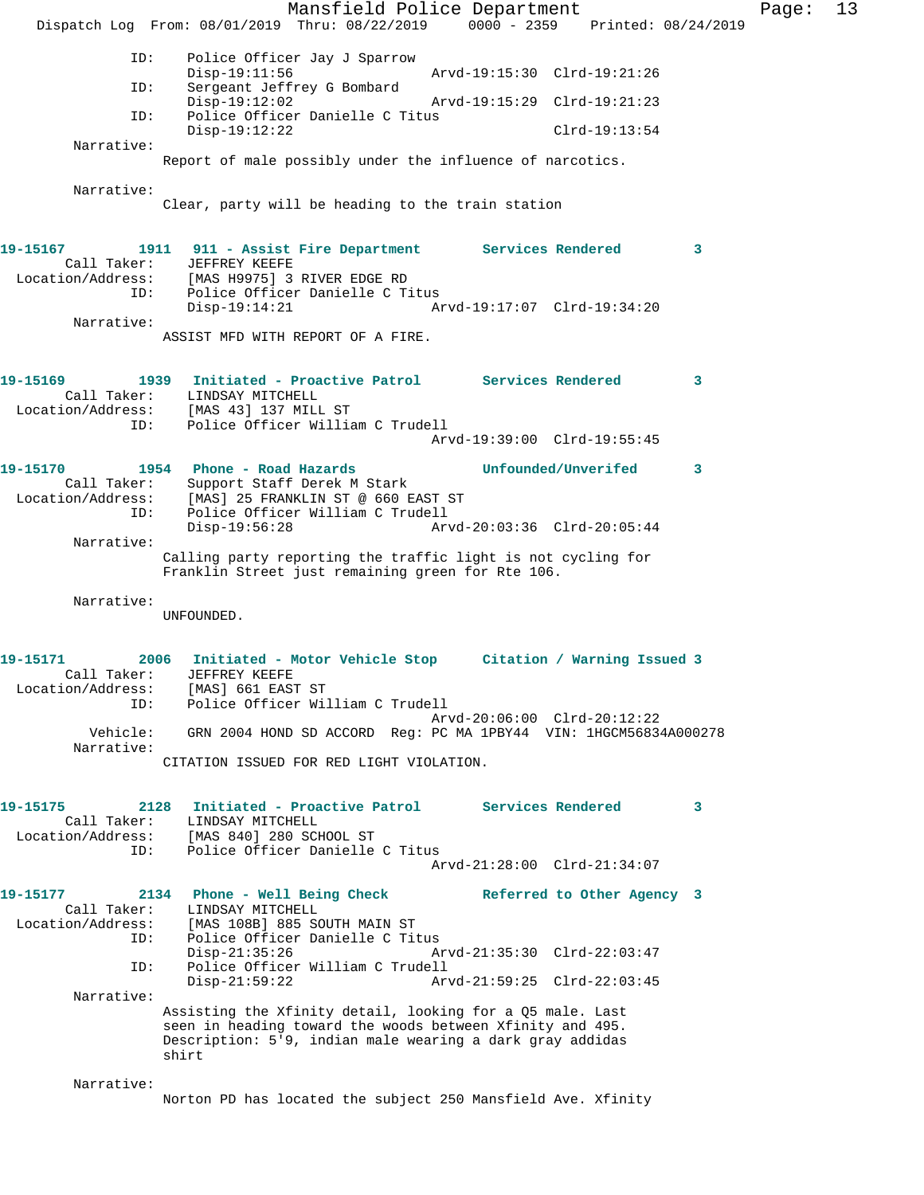```
            ID:    Police Officer Jay J Sparrow
                   Disp-19:11:56              Arvd-19:15:30  Clrd-19:21:26
            ID:    Sergeant Jeffrey G Bombard
                   Disp-19:12:02              Arvd-19:15:29  Clrd-19:21:23
            ID:    Police Officer Danielle C Titus
                   Disp-19:12:22                             Clrd-19:13:54
     Narrative:
                  Report of male possibly under the influence of narcotics.

     Narrative:
                  Clear, party will be heading to the train station


19-15167        1911   911 - Assist Fire Department        Services Rendered        3
     Call Taker:       JEFFREY KEEFE
  Location/Address:    [MAS H9975] 3 RIVER EDGE RD
            ID:        Police Officer Danielle C Titus
                       Disp-19:14:21              Arvd-19:17:07  Clrd-19:34:20
     Narrative:
                  ASSIST MFD WITH REPORT OF A FIRE.


19-15169        1939   Initiated - Proactive Patrol        Services Rendered        3
     Call Taker:       LINDSAY MITCHELL
  Location/Address:    [MAS 43] 137 MILL ST
            ID:        Police Officer William C Trudell
                                                  Arvd-19:39:00  Clrd-19:55:45

19-15170        1954   Phone - Road Hazards                Unfounded/Unverifed      3
     Call Taker:       Support Staff Derek M Stark
  Location/Address:    [MAS] 25 FRANKLIN ST @ 660 EAST ST
            ID:        Police Officer William C Trudell
                       Disp-19:56:28              Arvd-20:03:36  Clrd-20:05:44
     Narrative:
                  Calling party reporting the traffic light is not cycling for
                  Franklin Street just remaining green for Rte 106.

     Narrative:
                  UNFOUNDED.


19-15171        2006   Initiated - Motor Vehicle Stop      Citation / Warning Issued 3
     Call Taker:       JEFFREY KEEFE
  Location/Address:    [MAS] 661 EAST ST
            ID:        Police Officer William C Trudell
                                                  Arvd-20:06:00  Clrd-20:12:22
        Vehicle:       GRN 2004 HOND SD ACCORD  Reg: PC MA 1PBY44  VIN: 1HGCM56834A000278
     Narrative:
                  CITATION ISSUED FOR RED LIGHT VIOLATION.


19-15175        2128   Initiated - Proactive Patrol        Services Rendered        3
     Call Taker:       LINDSAY MITCHELL
  Location/Address:    [MAS 840] 280 SCHOOL ST
            ID:        Police Officer Danielle C Titus
                                                  Arvd-21:28:00  Clrd-21:34:07

19-15177        2134   Phone - Well Being Check            Referred to Other Agency  3
     Call Taker:       LINDSAY MITCHELL
  Location/Address:    [MAS 108B] 885 SOUTH MAIN ST
            ID:        Police Officer Danielle C Titus
                       Disp-21:35:26              Arvd-21:35:30  Clrd-22:03:47
            ID:        Police Officer William C Trudell
                       Disp-21:59:22              Arvd-21:59:25  Clrd-22:03:45
     Narrative:
                  Assisting the Xfinity detail, looking for a Q5 male. Last
                  seen in heading toward the woods between Xfinity and 495.
                  Description: 5'9, indian male wearing a dark gray addidas
                  shirt

     Narrative:
                  Norton PD has located the subject 250 Mansfield Ave. Xfinity
```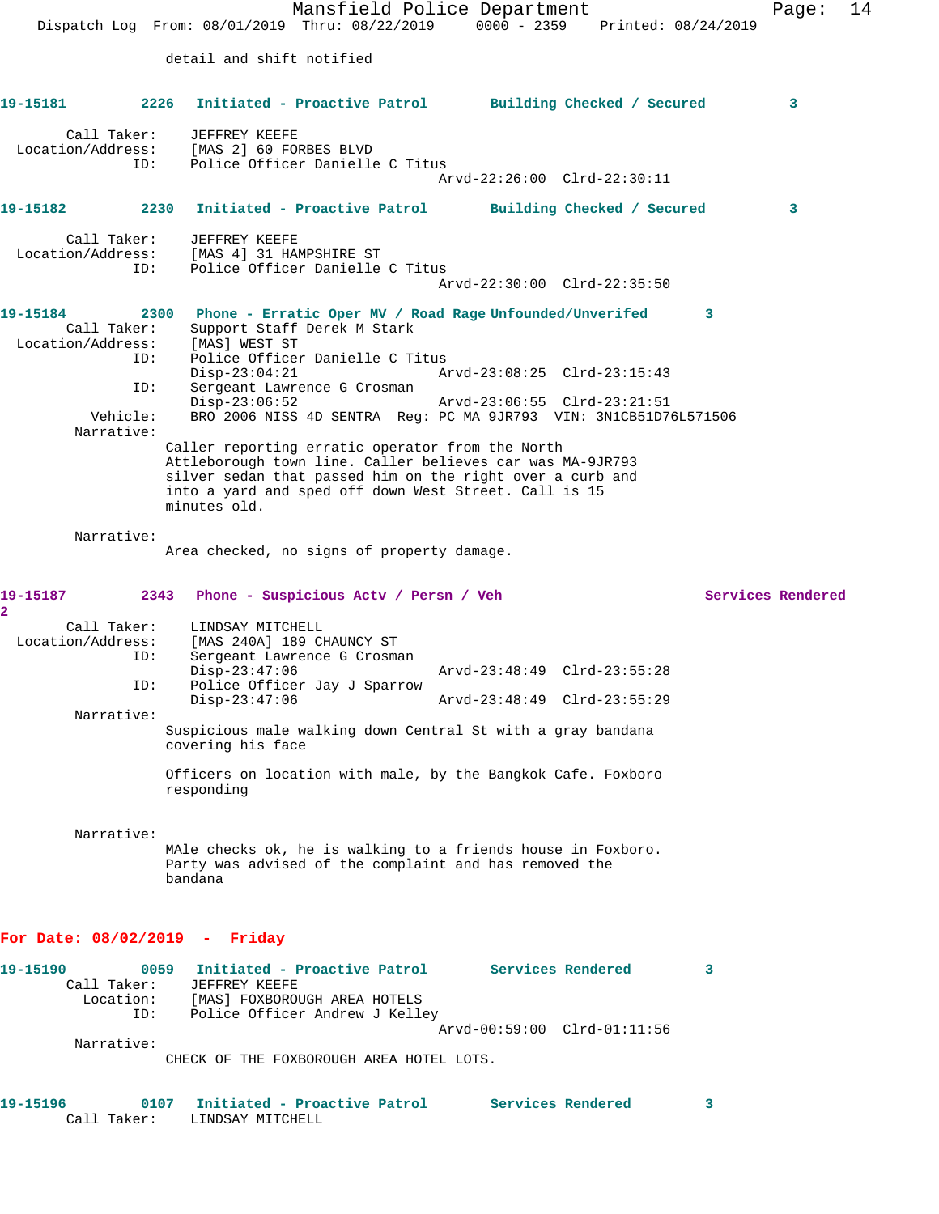detail and shift notified

**19-15181 2226 Initiated - Proactive Patrol Building Checked / Secured 3**

Call Taker: JEFFREY KEEFE
Location/Address: [MAS 2] 60 FORBES BLVD
ID: Police Officer Danielle C Titus
Arvd-22:26:00 Clrd-22:30:11

**19-15182 2230 Initiated - Proactive Patrol Building Checked / Secured 3**

Call Taker: JEFFREY KEEFE
Location/Address: [MAS 4] 31 HAMPSHIRE ST
ID: Police Officer Danielle C Titus
Arvd-22:30:00 Clrd-22:35:50

**19-15184 2300 Phone - Erratic Oper MV / Road Rage Unfounded/Unverifed 3**

Call Taker: Support Staff Derek M Stark
Location/Address: [MAS] WEST ST
ID: Police Officer Danielle C Titus
Disp-23:04:21 Arvd-23:08:25 Clrd-23:15:43
ID: Sergeant Lawrence G Crosman
Disp-23:06:52 Arvd-23:06:55 Clrd-23:21:51
Vehicle: BRO 2006 NISS 4D SENTRA Reg: PC MA 9JR793 VIN: 3N1CB51D76L571506
Narrative:
Caller reporting erratic operator from the North Attleborough town line. Caller believes car was MA-9JR793 silver sedan that passed him on the right over a curb and into a yard and sped off down West Street. Call is 15 minutes old.

Narrative:
Area checked, no signs of property damage.

**19-15187 2343 Phone - Suspicious Actv / Persn / Veh Services Rendered 2**

Call Taker: LINDSAY MITCHELL
Location/Address: [MAS 240A] 189 CHAUNCY ST
ID: Sergeant Lawrence G Crosman
Disp-23:47:06 Arvd-23:48:49 Clrd-23:55:28
ID: Police Officer Jay J Sparrow
Disp-23:47:06 Arvd-23:48:49 Clrd-23:55:29
Narrative:
Suspicious male walking down Central St with a gray bandana covering his face

Officers on location with male, by the Bangkok Cafe. Foxboro responding

Narrative:
MAle checks ok, he is walking to a friends house in Foxboro. Party was advised of the complaint and has removed the bandana

## For Date: 08/02/2019 - Friday

**19-15190 0059 Initiated - Proactive Patrol Services Rendered 3**

Call Taker: JEFFREY KEEFE
Location: [MAS] FOXBOROUGH AREA HOTELS
ID: Police Officer Andrew J Kelley
Arvd-00:59:00 Clrd-01:11:56
Narrative:
CHECK OF THE FOXBOROUGH AREA HOTEL LOTS.

**19-15196 0107 Initiated - Proactive Patrol Services Rendered 3**

Call Taker: LINDSAY MITCHELL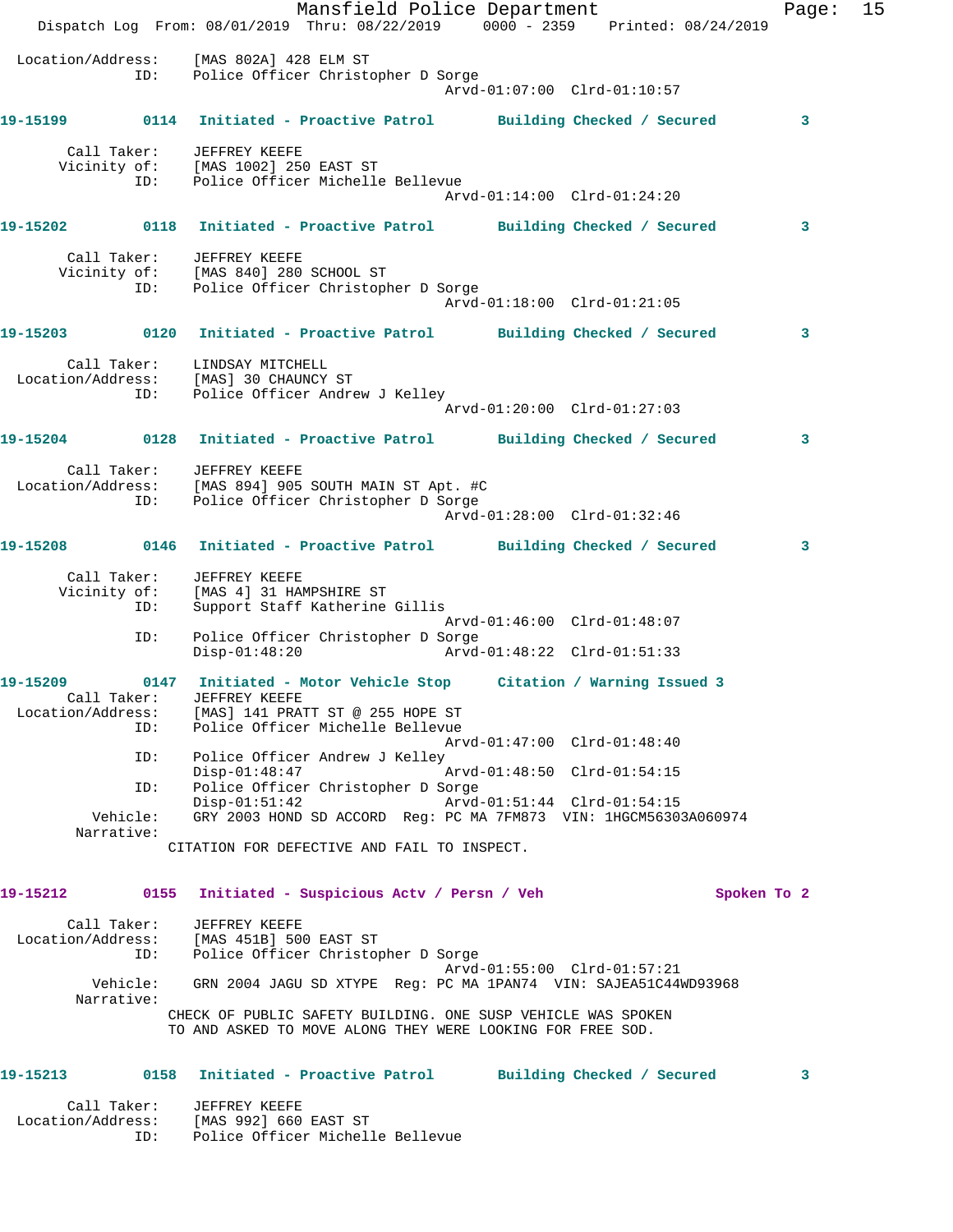Location/Address: [MAS 802A] 428 ELM ST
ID: Police Officer Christopher D Sorge
Arvd-01:07:00 Clrd-01:10:57

**19-15199 0114 Initiated - Proactive Patrol Building Checked / Secured 3**

Call Taker: JEFFREY KEEFE
Vicinity of: [MAS 1002] 250 EAST ST
ID: Police Officer Michelle Bellevue
Arvd-01:14:00 Clrd-01:24:20

**19-15202 0118 Initiated - Proactive Patrol Building Checked / Secured 3**

Call Taker: JEFFREY KEEFE
Vicinity of: [MAS 840] 280 SCHOOL ST
ID: Police Officer Christopher D Sorge
Arvd-01:18:00 Clrd-01:21:05

**19-15203 0120 Initiated - Proactive Patrol Building Checked / Secured 3**

Call Taker: LINDSAY MITCHELL
Location/Address: [MAS] 30 CHAUNCY ST
ID: Police Officer Andrew J Kelley
Arvd-01:20:00 Clrd-01:27:03

**19-15204 0128 Initiated - Proactive Patrol Building Checked / Secured 3**

Call Taker: JEFFREY KEEFE
Location/Address: [MAS 894] 905 SOUTH MAIN ST Apt. #C
ID: Police Officer Christopher D Sorge
Arvd-01:28:00 Clrd-01:32:46

**19-15208 0146 Initiated - Proactive Patrol Building Checked / Secured 3**

Call Taker: JEFFREY KEEFE
Vicinity of: [MAS 4] 31 HAMPSHIRE ST
ID: Support Staff Katherine Gillis
Arvd-01:46:00 Clrd-01:48:07
ID: Police Officer Christopher D Sorge
Disp-01:48:20 Arvd-01:48:22 Clrd-01:51:33

**19-15209 0147 Initiated - Motor Vehicle Stop Citation / Warning Issued 3**

Call Taker: JEFFREY KEEFE
Location/Address: [MAS] 141 PRATT ST @ 255 HOPE ST
ID: Police Officer Michelle Bellevue
Arvd-01:47:00 Clrd-01:48:40
ID: Police Officer Andrew J Kelley
Disp-01:48:47 Arvd-01:48:50 Clrd-01:54:15
ID: Police Officer Christopher D Sorge
Disp-01:51:42 Arvd-01:51:44 Clrd-01:54:15
Vehicle: GRY 2003 HOND SD ACCORD Reg: PC MA 7FM873 VIN: 1HGCM56303A060974
Narrative:
CITATION FOR DEFECTIVE AND FAIL TO INSPECT.

**19-15212 0155 Initiated - Suspicious Actv / Persn / Veh Spoken To 2**

Call Taker: JEFFREY KEEFE
Location/Address: [MAS 451B] 500 EAST ST
ID: Police Officer Christopher D Sorge
Arvd-01:55:00 Clrd-01:57:21
Vehicle: GRN 2004 JAGU SD XTYPE Reg: PC MA 1PAN74 VIN: SAJEA51C44WD93968
Narrative:
CHECK OF PUBLIC SAFETY BUILDING. ONE SUSP VEHICLE WAS SPOKEN TO AND ASKED TO MOVE ALONG THEY WERE LOOKING FOR FREE SOD.

**19-15213 0158 Initiated - Proactive Patrol Building Checked / Secured 3**

Call Taker: JEFFREY KEEFE
Location/Address: [MAS 992] 660 EAST ST
ID: Police Officer Michelle Bellevue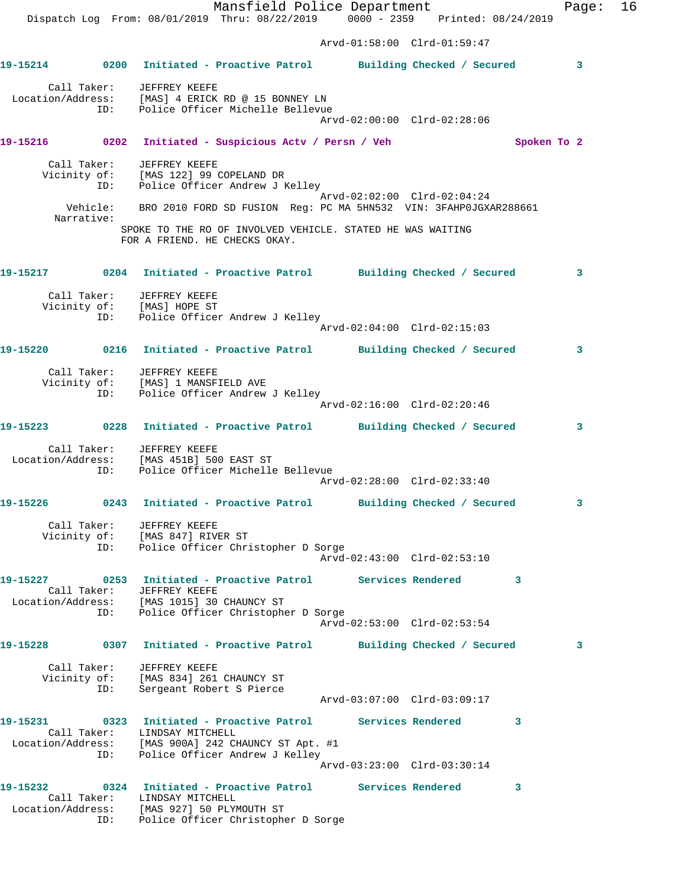Arvd-01:58:00 Clrd-01:59:47

**19-15214** 0200 Initiated - Proactive Patrol Building Checked / Secured 3

Call Taker: JEFFREY KEEFE
Location/Address: [MAS] 4 ERICK RD @ 15 BONNEY LN
ID: Police Officer Michelle Bellevue
Arvd-02:00:00 Clrd-02:28:06

**19-15216** 0202 Initiated - Suspicious Actv / Persn / Veh Spoken To 2

Call Taker: JEFFREY KEEFE
Vicinity of: [MAS 122] 99 COPELAND DR
ID: Police Officer Andrew J Kelley
Arvd-02:02:00 Clrd-02:04:24
Vehicle: BRO 2010 FORD SD FUSION Reg: PC MA 5HN532 VIN: 3FAHP0JGXAR288661
Narrative:
SPOKE TO THE RO OF INVOLVED VEHICLE. STATED HE WAS WAITING FOR A FRIEND. HE CHECKS OKAY.

**19-15217** 0204 Initiated - Proactive Patrol Building Checked / Secured 3

Call Taker: JEFFREY KEEFE
Vicinity of: [MAS] HOPE ST
ID: Police Officer Andrew J Kelley
Arvd-02:04:00 Clrd-02:15:03

**19-15220** 0216 Initiated - Proactive Patrol Building Checked / Secured 3

Call Taker: JEFFREY KEEFE
Vicinity of: [MAS] 1 MANSFIELD AVE
ID: Police Officer Andrew J Kelley
Arvd-02:16:00 Clrd-02:20:46

**19-15223** 0228 Initiated - Proactive Patrol Building Checked / Secured 3

Call Taker: JEFFREY KEEFE
Location/Address: [MAS 451B] 500 EAST ST
ID: Police Officer Michelle Bellevue
Arvd-02:28:00 Clrd-02:33:40

**19-15226** 0243 Initiated - Proactive Patrol Building Checked / Secured 3

Call Taker: JEFFREY KEEFE
Vicinity of: [MAS 847] RIVER ST
ID: Police Officer Christopher D Sorge
Arvd-02:43:00 Clrd-02:53:10

**19-15227** 0253 Initiated - Proactive Patrol Services Rendered 3
Call Taker: JEFFREY KEEFE
Location/Address: [MAS 1015] 30 CHAUNCY ST
ID: Police Officer Christopher D Sorge
Arvd-02:53:00 Clrd-02:53:54

**19-15228** 0307 Initiated - Proactive Patrol Building Checked / Secured 3

Call Taker: JEFFREY KEEFE
Vicinity of: [MAS 834] 261 CHAUNCY ST
ID: Sergeant Robert S Pierce
Arvd-03:07:00 Clrd-03:09:17

**19-15231** 0323 Initiated - Proactive Patrol Services Rendered 3
Call Taker: LINDSAY MITCHELL
Location/Address: [MAS 900A] 242 CHAUNCY ST Apt. #1
ID: Police Officer Andrew J Kelley
Arvd-03:23:00 Clrd-03:30:14

**19-15232** 0324 Initiated - Proactive Patrol Services Rendered 3
Call Taker: LINDSAY MITCHELL
Location/Address: [MAS 927] 50 PLYMOUTH ST
ID: Police Officer Christopher D Sorge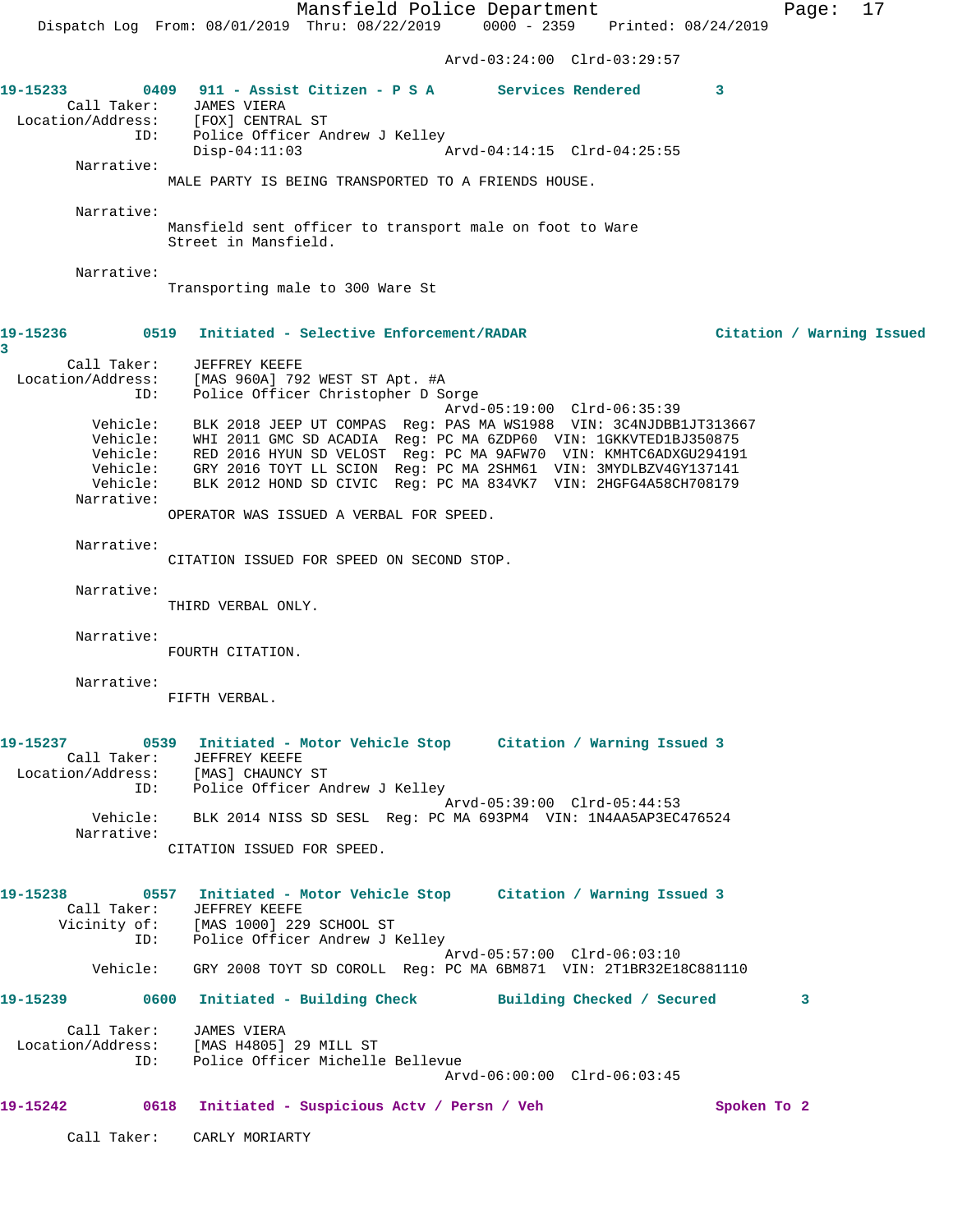Arvd-03:24:00 Clrd-03:29:57

**19-15233** 0409 **911 - Assist Citizen - P S A** **Services Rendered** 3

Call Taker: JAMES VIERA
Location/Address: [FOX] CENTRAL ST
ID: Police Officer Andrew J Kelley
Disp-04:11:03 Arvd-04:14:15 Clrd-04:25:55

Narrative:
MALE PARTY IS BEING TRANSPORTED TO A FRIENDS HOUSE.

Narrative:
Mansfield sent officer to transport male on foot to Ware Street in Mansfield.

Narrative:
Transporting male to 300 Ware St

**19-15236** 0519 **Initiated - Selective Enforcement/RADAR** **Citation / Warning Issued** 3

Call Taker: JEFFREY KEEFE
Location/Address: [MAS 960A] 792 WEST ST Apt. #A
ID: Police Officer Christopher D Sorge
Arvd-05:19:00 Clrd-06:35:39

Vehicle: BLK 2018 JEEP UT COMPAS Reg: PAS MA WS1988 VIN: 3C4NJDBB1JT313667
Vehicle: WHI 2011 GMC SD ACADIA Reg: PC MA 6ZDP60 VIN: 1GKKVTED1BJ350875
Vehicle: RED 2016 HYUN SD VELOST Reg: PC MA 9AFW70 VIN: KMHTC6ADXGU294191
Vehicle: GRY 2016 TOYT LL SCION Reg: PC MA 2SHM61 VIN: 3MYDLBZV4GY137141
Vehicle: BLK 2012 HOND SD CIVIC Reg: PC MA 834VK7 VIN: 2HGFG4A58CH708179

Narrative:
OPERATOR WAS ISSUED A VERBAL FOR SPEED.

Narrative:
CITATION ISSUED FOR SPEED ON SECOND STOP.

Narrative:
THIRD VERBAL ONLY.

Narrative:
FOURTH CITATION.

Narrative:
FIFTH VERBAL.

**19-15237** 0539 **Initiated - Motor Vehicle Stop** **Citation / Warning Issued** 3

Call Taker: JEFFREY KEEFE
Location/Address: [MAS] CHAUNCY ST
ID: Police Officer Andrew J Kelley
Arvd-05:39:00 Clrd-05:44:53

Vehicle: BLK 2014 NISS SD SESL Reg: PC MA 693PM4 VIN: 1N4AA5AP3EC476524

Narrative:
CITATION ISSUED FOR SPEED.

**19-15238** 0557 **Initiated - Motor Vehicle Stop** **Citation / Warning Issued** 3

Call Taker: JEFFREY KEEFE
Vicinity of: [MAS 1000] 229 SCHOOL ST
ID: Police Officer Andrew J Kelley
Arvd-05:57:00 Clrd-06:03:10

Vehicle: GRY 2008 TOYT SD COROLL Reg: PC MA 6BM871 VIN: 2T1BR32E18C881110

**19-15239** 0600 **Initiated - Building Check** **Building Checked / Secured** 3

Call Taker: JAMES VIERA
Location/Address: [MAS H4805] 29 MILL ST
ID: Police Officer Michelle Bellevue
Arvd-06:00:00 Clrd-06:03:45

**19-15242** 0618 **Initiated - Suspicious Actv / Persn / Veh** **Spoken To** 2

Call Taker: CARLY MORIARTY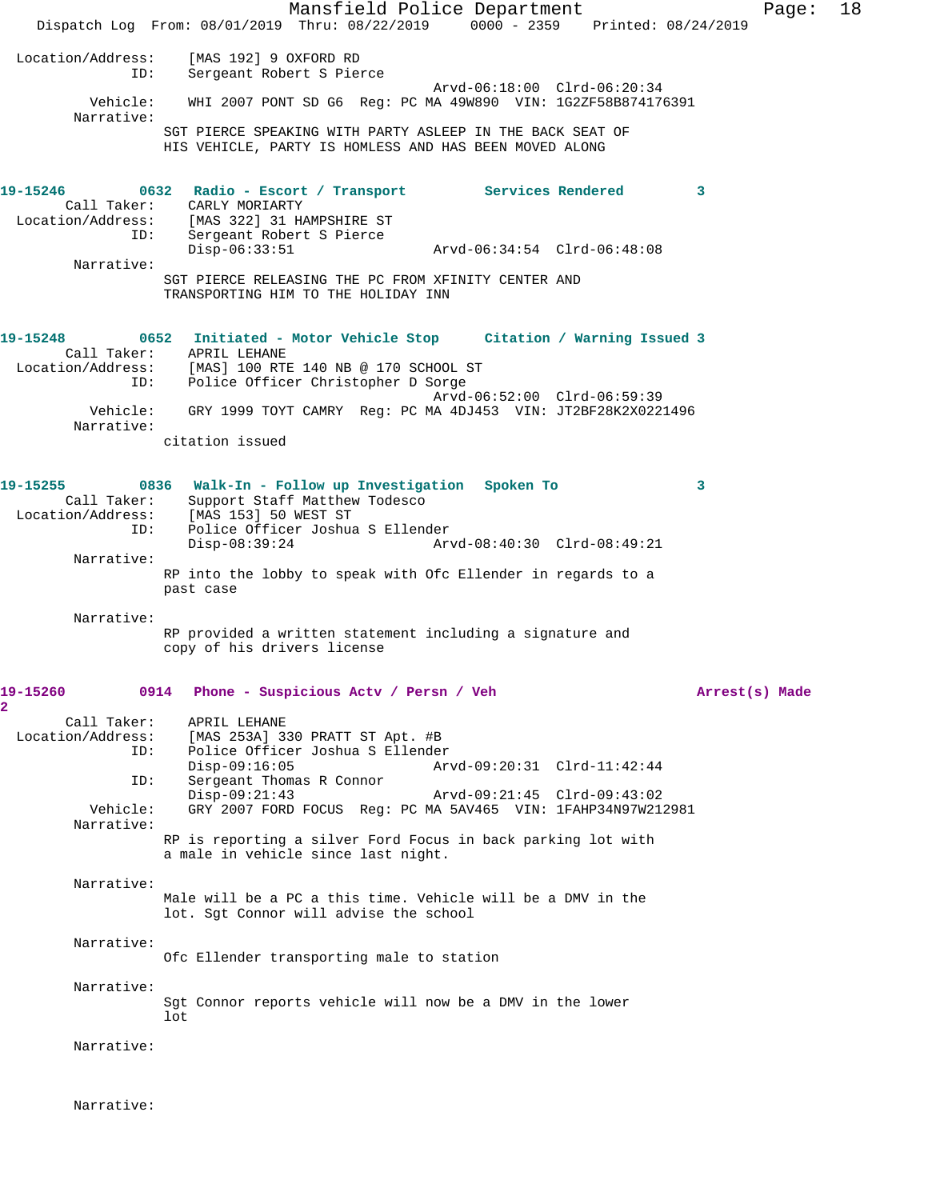Location/Address: [MAS 192] 9 OXFORD RD
ID: Sergeant Robert S Pierce
Arvd-06:18:00 Clrd-06:20:34
Vehicle: WHI 2007 PONT SD G6 Reg: PC MA 49W890 VIN: 1G2ZF58B874176391
Narrative:
SGT PIERCE SPEAKING WITH PARTY ASLEEP IN THE BACK SEAT OF HIS VEHICLE, PARTY IS HOMLESS AND HAS BEEN MOVED ALONG

**19-15246 0632 Radio - Escort / Transport Services Rendered 3**
Call Taker: CARLY MORIARTY
Location/Address: [MAS 322] 31 HAMPSHIRE ST
ID: Sergeant Robert S Pierce
Disp-06:33:51 Arvd-06:34:54 Clrd-06:48:08
Narrative:
SGT PIERCE RELEASING THE PC FROM XFINITY CENTER AND TRANSPORTING HIM TO THE HOLIDAY INN

**19-15248 0652 Initiated - Motor Vehicle Stop Citation / Warning Issued 3**
Call Taker: APRIL LEHANE
Location/Address: [MAS] 100 RTE 140 NB @ 170 SCHOOL ST
ID: Police Officer Christopher D Sorge
Arvd-06:52:00 Clrd-06:59:39
Vehicle: GRY 1999 TOYT CAMRY Reg: PC MA 4DJ453 VIN: JT2BF28K2X0221496
Narrative:
citation issued

**19-15255 0836 Walk-In - Follow up Investigation Spoken To 3**
Call Taker: Support Staff Matthew Todesco
Location/Address: [MAS 153] 50 WEST ST
ID: Police Officer Joshua S Ellender
Disp-08:39:24 Arvd-08:40:30 Clrd-08:49:21
Narrative:
RP into the lobby to speak with Ofc Ellender in regards to a past case

Narrative:
RP provided a written statement including a signature and copy of his drivers license

**19-15260 0914 Phone - Suspicious Actv / Persn / Veh Arrest(s) Made 2**
Call Taker: APRIL LEHANE
Location/Address: [MAS 253A] 330 PRATT ST Apt. #B
ID: Police Officer Joshua S Ellender
Disp-09:16:05 Arvd-09:20:31 Clrd-11:42:44
ID: Sergeant Thomas R Connor
Disp-09:21:43 Arvd-09:21:45 Clrd-09:43:02
Vehicle: GRY 2007 FORD FOCUS Reg: PC MA 5AV465 VIN: 1FAHP34N97W212981
Narrative:
RP is reporting a silver Ford Focus in back parking lot with a male in vehicle since last night.

Narrative:
Male will be a PC a this time. Vehicle will be a DMV in the lot. Sgt Connor will advise the school

Narrative:
Ofc Ellender transporting male to station

Narrative:
Sgt Connor reports vehicle will now be a DMV in the lower lot

Narrative:

Narrative: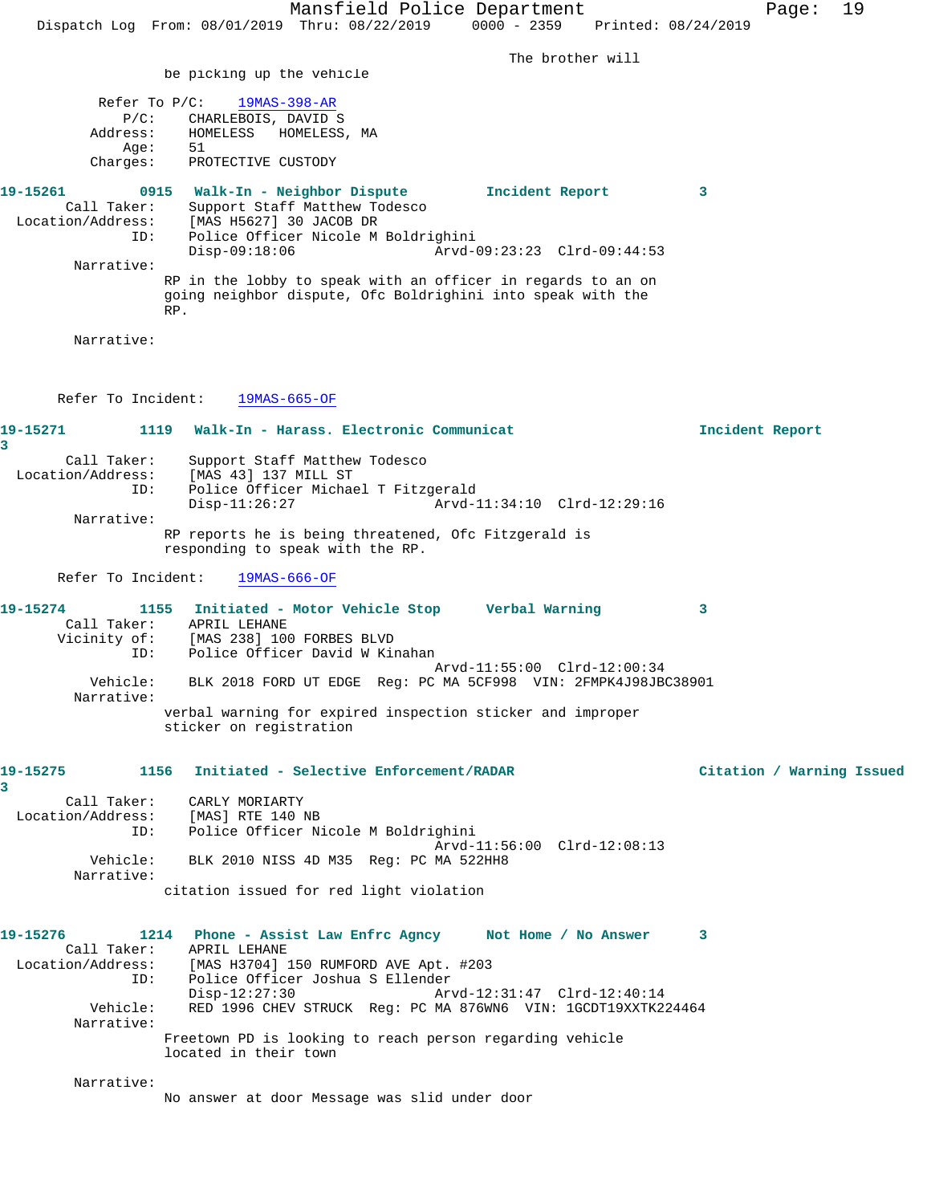The brother will be picking up the vehicle

Refer To P/C: 19MAS-398-AR
P/C: CHARLEBOIS, DAVID S
Address: HOMELESS HOMELESS, MA
Age: 51
Charges: PROTECTIVE CUSTODY

**19-15261 0915 Walk-In - Neighbor Dispute Incident Report 3**
Call Taker: Support Staff Matthew Todesco
Location/Address: [MAS H5627] 30 JACOB DR
ID: Police Officer Nicole M Boldrighini
Disp-09:18:06 Arvd-09:23:23 Clrd-09:44:53
Narrative:
RP in the lobby to speak with an officer in regards to an on going neighbor dispute, Ofc Boldrighini into speak with the RP.

Narrative:

Refer To Incident: 19MAS-665-OF

**19-15271 1119 Walk-In - Harass. Electronic Communicat Incident Report 3**
Call Taker: Support Staff Matthew Todesco
Location/Address: [MAS 43] 137 MILL ST
ID: Police Officer Michael T Fitzgerald
Disp-11:26:27 Arvd-11:34:10 Clrd-12:29:16
Narrative:
RP reports he is being threatened, Ofc Fitzgerald is responding to speak with the RP.

Refer To Incident: 19MAS-666-OF

**19-15274 1155 Initiated - Motor Vehicle Stop Verbal Warning 3**
Call Taker: APRIL LEHANE
Vicinity of: [MAS 238] 100 FORBES BLVD
ID: Police Officer David W Kinahan
Arvd-11:55:00 Clrd-12:00:34
Vehicle: BLK 2018 FORD UT EDGE Reg: PC MA 5CF998 VIN: 2FMPK4J98JBC38901
Narrative:
verbal warning for expired inspection sticker and improper sticker on registration

**19-15275 1156 Initiated - Selective Enforcement/RADAR Citation / Warning Issued 3**
Call Taker: CARLY MORIARTY
Location/Address: [MAS] RTE 140 NB
ID: Police Officer Nicole M Boldrighini
Arvd-11:56:00 Clrd-12:08:13
Vehicle: BLK 2010 NISS 4D M35 Reg: PC MA 522HH8
Narrative:
citation issued for red light violation

**19-15276 1214 Phone - Assist Law Enfrc Agncy Not Home / No Answer 3**
Call Taker: APRIL LEHANE
Location/Address: [MAS H3704] 150 RUMFORD AVE Apt. #203
ID: Police Officer Joshua S Ellender
Disp-12:27:30 Arvd-12:31:47 Clrd-12:40:14
Vehicle: RED 1996 CHEV STRUCK Reg: PC MA 876WN6 VIN: 1GCDT19XXTK224464
Narrative:
Freetown PD is looking to reach person regarding vehicle located in their town

Narrative:
No answer at door Message was slid under door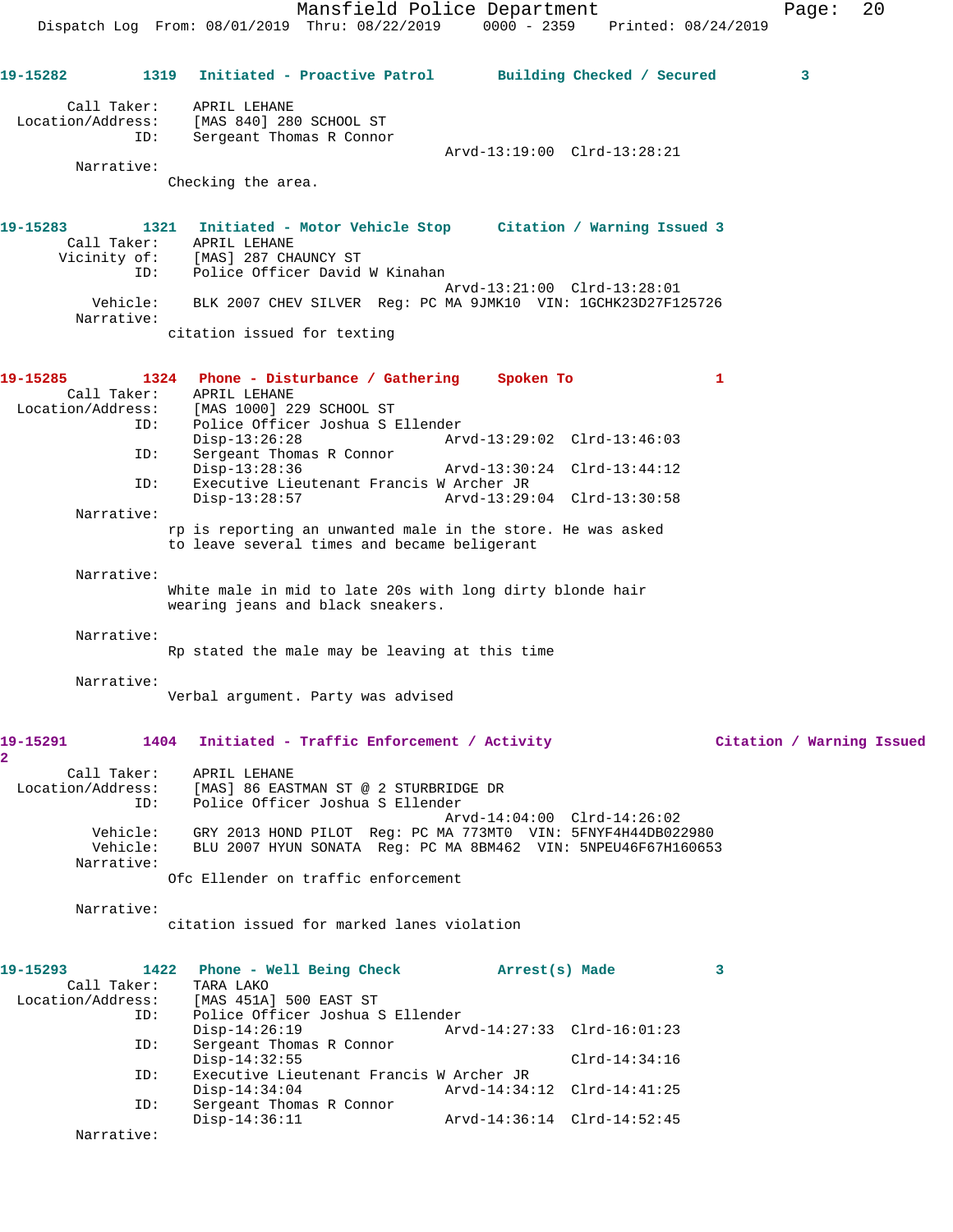19-15282 1319 Initiated - Proactive Patrol Building Checked / Secured 3

Call Taker: APRIL LEHANE
Location/Address: [MAS 840] 280 SCHOOL ST
ID: Sergeant Thomas R Connor
Arvd-13:19:00 Clrd-13:28:21
Narrative:
Checking the area.

19-15283 1321 Initiated - Motor Vehicle Stop Citation / Warning Issued 3
Call Taker: APRIL LEHANE
Vicinity of: [MAS] 287 CHAUNCY ST
ID: Police Officer David W Kinahan
Arvd-13:21:00 Clrd-13:28:01
Vehicle: BLK 2007 CHEV SILVER Reg: PC MA 9JMK10 VIN: 1GCHK23D27F125726
Narrative:
citation issued for texting

19-15285 1324 Phone - Disturbance / Gathering Spoken To 1
Call Taker: APRIL LEHANE
Location/Address: [MAS 1000] 229 SCHOOL ST
ID: Police Officer Joshua S Ellender
Disp-13:26:28 Arvd-13:29:02 Clrd-13:46:03
ID: Sergeant Thomas R Connor
Disp-13:28:36 Arvd-13:30:24 Clrd-13:44:12
ID: Executive Lieutenant Francis W Archer JR
Disp-13:28:57 Arvd-13:29:04 Clrd-13:30:58
Narrative:
rp is reporting an unwanted male in the store. He was asked to leave several times and became beligerant

Narrative:
White male in mid to late 20s with long dirty blonde hair wearing jeans and black sneakers.

Narrative:
Rp stated the male may be leaving at this time

Narrative:
Verbal argument. Party was advised

19-15291 1404 Initiated - Traffic Enforcement / Activity Citation / Warning Issued 2
Call Taker: APRIL LEHANE
Location/Address: [MAS] 86 EASTMAN ST @ 2 STURBRIDGE DR
ID: Police Officer Joshua S Ellender
Arvd-14:04:00 Clrd-14:26:02
Vehicle: GRY 2013 HOND PILOT Reg: PC MA 773MT0 VIN: 5FNYF4H44DB022980
Vehicle: BLU 2007 HYUN SONATA Reg: PC MA 8BM462 VIN: 5NPEU46F67H160653
Narrative:
Ofc Ellender on traffic enforcement

Narrative:
citation issued for marked lanes violation

19-15293 1422 Phone - Well Being Check Arrest(s) Made 3
Call Taker: TARA LAKO
Location/Address: [MAS 451A] 500 EAST ST
ID: Police Officer Joshua S Ellender
Disp-14:26:19 Arvd-14:27:33 Clrd-16:01:23
ID: Sergeant Thomas R Connor
Disp-14:32:55 Clrd-14:34:16
ID: Executive Lieutenant Francis W Archer JR
Disp-14:34:04 Arvd-14:34:12 Clrd-14:41:25
ID: Sergeant Thomas R Connor
Disp-14:36:11 Arvd-14:36:14 Clrd-14:52:45
Narrative: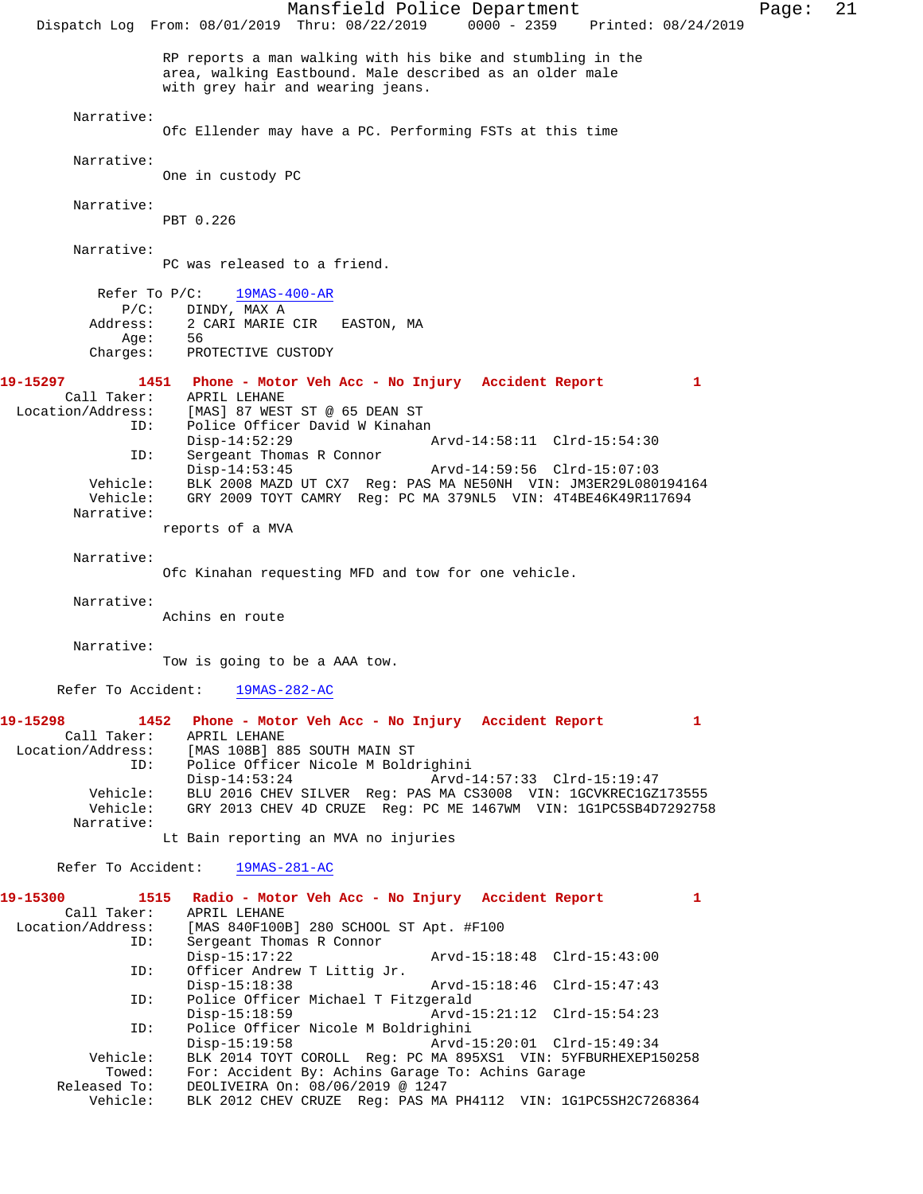RP reports a man walking with his bike and stumbling in the area, walking Eastbound. Male described as an older male with grey hair and wearing jeans.

Narrative:
Ofc Ellender may have a PC. Performing FSTs at this time

Narrative:
One in custody PC

Narrative:
PBT 0.226

Narrative:
PC was released to a friend.

Refer To P/C: 19MAS-400-AR
P/C: DINDY, MAX A
Address: 2 CARI MARIE CIR EASTON, MA
Age: 56
Charges: PROTECTIVE CUSTODY

**19-15297 1451 Phone - Motor Veh Acc - No Injury Accident Report 1**
Call Taker: APRIL LEHANE
Location/Address: [MAS] 87 WEST ST @ 65 DEAN ST
ID: Police Officer David W Kinahan
Disp-14:52:29 Arvd-14:58:11 Clrd-15:54:30
ID: Sergeant Thomas R Connor
Disp-14:53:45 Arvd-14:59:56 Clrd-15:07:03
Vehicle: BLK 2008 MAZD UT CX7 Reg: PAS MA NE50NH VIN: JM3ER29L080194164
Vehicle: GRY 2009 TOYT CAMRY Reg: PC MA 379NL5 VIN: 4T4BE46K49R117694
Narrative:
reports of a MVA

Narrative:
Ofc Kinahan requesting MFD and tow for one vehicle.

Narrative:
Achins en route

Narrative:
Tow is going to be a AAA tow.

Refer To Accident: 19MAS-282-AC

**19-15298 1452 Phone - Motor Veh Acc - No Injury Accident Report 1**
Call Taker: APRIL LEHANE
Location/Address: [MAS 108B] 885 SOUTH MAIN ST
ID: Police Officer Nicole M Boldrighini
Disp-14:53:24 Arvd-14:57:33 Clrd-15:19:47
Vehicle: BLU 2016 CHEV SILVER Reg: PAS MA CS3008 VIN: 1GCVKREC1GZ173555
Vehicle: GRY 2013 CHEV 4D CRUZE Reg: PC ME 1467WM VIN: 1G1PC5SB4D7292758
Narrative:
Lt Bain reporting an MVA no injuries

Refer To Accident: 19MAS-281-AC

**19-15300 1515 Radio - Motor Veh Acc - No Injury Accident Report 1**
Call Taker: APRIL LEHANE
Location/Address: [MAS 840F100B] 280 SCHOOL ST Apt. #F100
ID: Sergeant Thomas R Connor
Disp-15:17:22 Arvd-15:18:48 Clrd-15:43:00
ID: Officer Andrew T Littig Jr.
Disp-15:18:38 Arvd-15:18:46 Clrd-15:47:43
ID: Police Officer Michael T Fitzgerald
Disp-15:18:59 Arvd-15:21:12 Clrd-15:54:23
ID: Police Officer Nicole M Boldrighini
Disp-15:19:58 Arvd-15:20:01 Clrd-15:49:34
Vehicle: BLK 2014 TOYT COROLL Reg: PC MA 895XS1 VIN: 5YFBURHEXEP150258
Towed: For: Accident By: Achins Garage To: Achins Garage
Released To: DEOLIVEIRA On: 08/06/2019 @ 1247
Vehicle: BLK 2012 CHEV CRUZE Reg: PAS MA PH4112 VIN: 1G1PC5SH2C7268364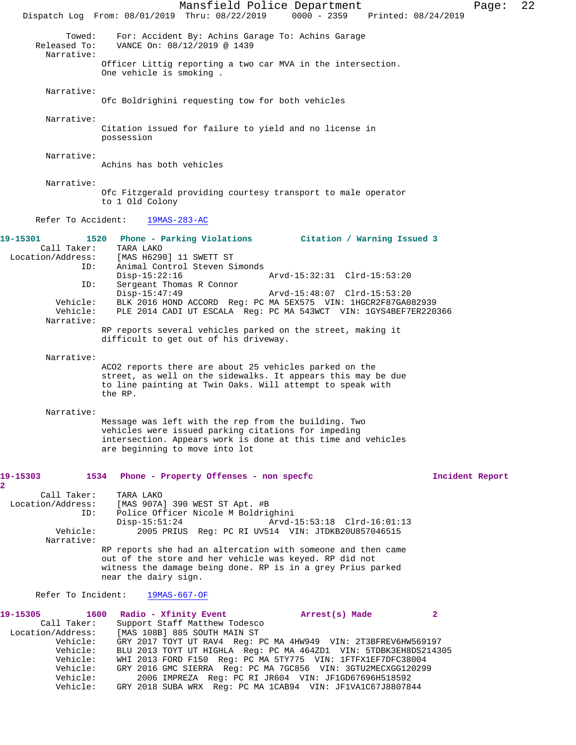Towed: For: Accident By: Achins Garage To: Achins Garage
Released To: VANCE On: 08/12/2019 @ 1439
Narrative:
Officer Littig reporting a two car MVA in the intersection. One vehicle is smoking .

Narrative:
Ofc Boldrighini requesting tow for both vehicles

Narrative:
Citation issued for failure to yield and no license in possession

Narrative:
Achins has both vehicles

Narrative:
Ofc Fitzgerald providing courtesy transport to male operator to 1 Old Colony

Refer To Accident: 19MAS-283-AC

**19-15301 1520 Phone - Parking Violations Citation / Warning Issued 3**

Call Taker: TARA LAKO
Location/Address: [MAS H6290] 11 SWETT ST
ID: Animal Control Steven Simonds
Disp-15:22:16 Arvd-15:32:31 Clrd-15:53:20
ID: Sergeant Thomas R Connor
Disp-15:47:49 Arvd-15:48:07 Clrd-15:53:20
Vehicle: BLK 2016 HOND ACCORD Reg: PC MA 5EX575 VIN: 1HGCR2F87GA082939
Vehicle: PLE 2014 CADI UT ESCALA Reg: PC MA 543WCT VIN: 1GYS4BEF7ER220366
Narrative:
RP reports several vehicles parked on the street, making it difficult to get out of his driveway.

Narrative:
ACO2 reports there are about 25 vehicles parked on the street, as well on the sidewalks. It appears this may be due to line painting at Twin Oaks. Will attempt to speak with the RP.

Narrative:
Message was left with the rep from the building. Two vehicles were issued parking citations for impeding intersection. Appears work is done at this time and vehicles are beginning to move into lot

**19-15303 1534 Phone - Property Offenses - non specfc Incident Report 2**

Call Taker: TARA LAKO
Location/Address: [MAS 907A] 390 WEST ST Apt. #B
ID: Police Officer Nicole M Boldrighini
Disp-15:51:24 Arvd-15:53:18 Clrd-16:01:13
Vehicle: 2005 PRIUS Reg: PC RI UV514 VIN: JTDKB20U857046515
Narrative:
RP reports she had an altercation with someone and then came out of the store and her vehicle was keyed. RP did not witness the damage being done. RP is in a grey Prius parked near the dairy sign.

Refer To Incident: 19MAS-667-OF

**19-15305 1600 Radio - Xfinity Event Arrest(s) Made 2**

Call Taker: Support Staff Matthew Todesco
Location/Address: [MAS 108B] 885 SOUTH MAIN ST
Vehicle: GRY 2017 TOYT UT RAV4 Reg: PC MA 4HW949 VIN: 2T3BFREV6HW569197
Vehicle: BLU 2013 TOYT UT HIGHLA Reg: PC MA 464ZD1 VIN: 5TDBK3EH8DS214305
Vehicle: WHI 2013 FORD F150 Reg: PC MA 5TY775 VIN: 1FTFX1EF7DFC38004
Vehicle: GRY 2016 GMC SIERRA Reg: PC MA 7GC856 VIN: 3GTU2MECXGG120299
Vehicle: 2006 IMPREZA Reg: PC RI JR604 VIN: JF1GD67696H518592
Vehicle: GRY 2018 SUBA WRX Reg: PC MA 1CAB94 VIN: JF1VA1C67J8807844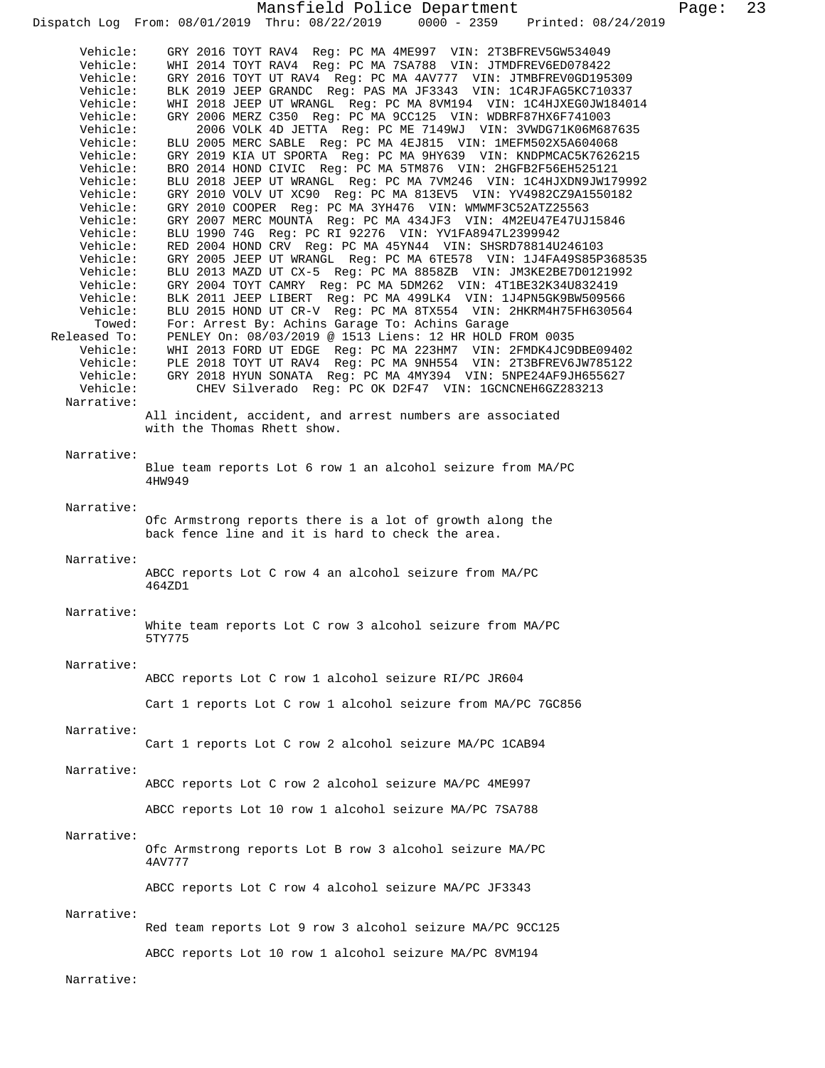Vehicle: GRY 2016 TOYT RAV4 Reg: PC MA 4ME997 VIN: 2T3BFREV5GW534049
Vehicle: WHI 2014 TOYT RAV4 Reg: PC MA 7SA788 VIN: JTMDFREV6ED078422
Vehicle: GRY 2016 TOYT UT RAV4 Reg: PC MA 4AV777 VIN: JTMBFREV0GD195309
Vehicle: BLK 2019 JEEP GRANDC Reg: PAS MA JF3343 VIN: 1C4RJFAG5KC710337
Vehicle: WHI 2018 JEEP UT WRANGL Reg: PC MA 8VM194 VIN: 1C4HJXEG0JW184014
Vehicle: GRY 2006 MERZ C350 Reg: PC MA 9CC125 VIN: WDBRF87HX6F741003
Vehicle: 2006 VOLK 4D JETTA Reg: PC ME 7149WJ VIN: 3VWDG71K06M687635
Vehicle: BLU 2005 MERC SABLE Reg: PC MA 4EJ815 VIN: 1MEFM502X5A604068
Vehicle: GRY 2019 KIA UT SPORTA Reg: PC MA 9HY639 VIN: KNDPMCAC5K7626215
Vehicle: BRO 2014 HOND CIVIC Reg: PC MA 5TM876 VIN: 2HGFB2F56EH525121
Vehicle: BLU 2018 JEEP UT WRANGL Reg: PC MA 7VM246 VIN: 1C4HJXDN9JW179992
Vehicle: GRY 2010 VOLV UT XC90 Reg: PC MA 813EV5 VIN: YV4982CZ9A1550182
Vehicle: GRY 2010 COOPER Reg: PC MA 3YH476 VIN: WMWMF3C52ATZ25563
Vehicle: GRY 2007 MERC MOUNTA Reg: PC MA 434JF3 VIN: 4M2EU47E47UJ15846
Vehicle: BLU 1990 74G Reg: PC RI 92276 VIN: YV1FA8947L2399942
Vehicle: RED 2004 HOND CRV Reg: PC MA 45YN44 VIN: SHSRD78814U246103
Vehicle: GRY 2005 JEEP UT WRANGL Reg: PC MA 6TE578 VIN: 1J4FA49S85P368535
Vehicle: BLU 2013 MAZD UT CX-5 Reg: PC MA 8858ZB VIN: JM3KE2BE7D0121992
Vehicle: GRY 2004 TOYT CAMRY Reg: PC MA 5DM262 VIN: 4T1BE32K34U832419
Vehicle: BLK 2011 JEEP LIBERT Reg: PC MA 499LK4 VIN: 1J4PN5GK9BW509566
Vehicle: BLU 2015 HOND UT CR-V Reg: PC MA 8TX554 VIN: 2HKRM4H75FH630564
Towed: For: Arrest By: Achins Garage To: Achins Garage
Released To: PENLEY On: 08/03/2019 @ 1513 Liens: 12 HR HOLD FROM 0035
Vehicle: WHI 2013 FORD UT EDGE Reg: PC MA 223HM7 VIN: 2FMDK4JC9DBE09402
Vehicle: PLE 2018 TOYT UT RAV4 Reg: PC MA 9NH554 VIN: 2T3BFREV6JW785122
Vehicle: GRY 2018 HYUN SONATA Reg: PC MA 4MY394 VIN: 5NPE24AF9JH655627
Vehicle: CHEV Silverado Reg: PC OK D2F47 VIN: 1GCNCNEH6GZ283213

Narrative:
All incident, accident, and arrest numbers are associated with the Thomas Rhett show.

Narrative:
Blue team reports Lot 6 row 1 an alcohol seizure from MA/PC 4HW949

Narrative:
Ofc Armstrong reports there is a lot of growth along the back fence line and it is hard to check the area.

Narrative:
ABCC reports Lot C row 4 an alcohol seizure from MA/PC 464ZD1

Narrative:
White team reports Lot C row 3 alcohol seizure from MA/PC 5TY775

Narrative:
ABCC reports Lot C row 1 alcohol seizure RI/PC JR604

Cart 1 reports Lot C row 1 alcohol seizure from MA/PC 7GC856

Narrative:
Cart 1 reports Lot C row 2 alcohol seizure MA/PC 1CAB94

Narrative:
ABCC reports Lot C row 2 alcohol seizure MA/PC 4ME997

ABCC reports Lot 10 row 1 alcohol seizure MA/PC 7SA788

Narrative:
Ofc Armstrong reports Lot B row 3 alcohol seizure MA/PC 4AV777

ABCC reports Lot C row 4 alcohol seizure MA/PC JF3343

Narrative:
Red team reports Lot 9 row 3 alcohol seizure MA/PC 9CC125

ABCC reports Lot 10 row 1 alcohol seizure MA/PC 8VM194

Narrative: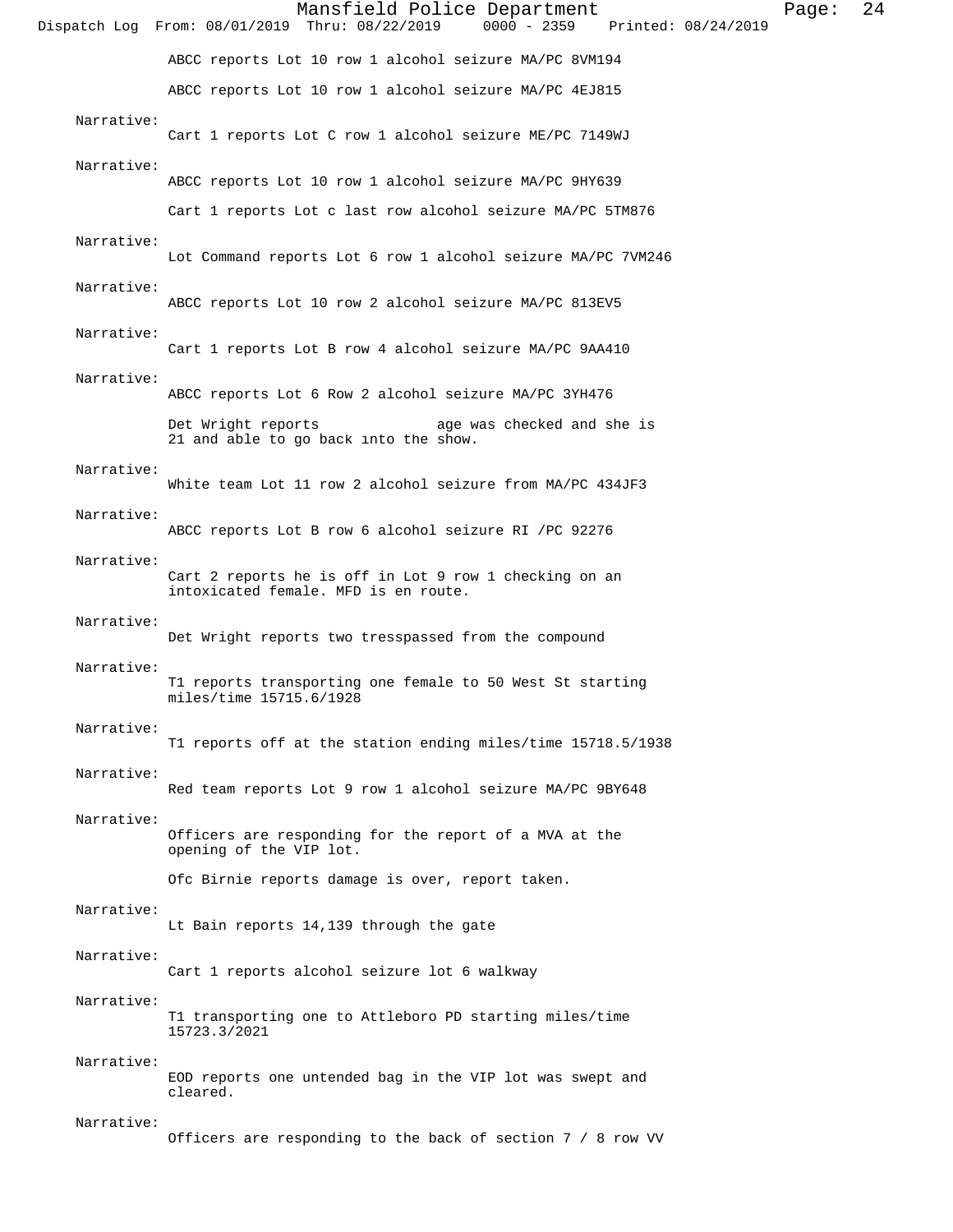ABCC reports Lot 10 row 1 alcohol seizure MA/PC 8VM194

ABCC reports Lot 10 row 1 alcohol seizure MA/PC 4EJ815

Narrative:
Cart 1 reports Lot C row 1 alcohol seizure ME/PC 7149WJ

Narrative:
ABCC reports Lot 10 row 1 alcohol seizure MA/PC 9HY639

Cart 1 reports Lot c last row alcohol seizure MA/PC 5TM876

Narrative:
Lot Command reports Lot 6 row 1 alcohol seizure MA/PC 7VM246

Narrative:
ABCC reports Lot 10 row 2 alcohol seizure MA/PC 813EV5

Narrative:
Cart 1 reports Lot B row 4 alcohol seizure MA/PC 9AA410

Narrative:
ABCC reports Lot 6 Row 2 alcohol seizure MA/PC 3YH476

Det Wright reports age was checked and she is 21 and able to go back into the show.

Narrative:
White team Lot 11 row 2 alcohol seizure from MA/PC 434JF3

Narrative:
ABCC reports Lot B row 6 alcohol seizure RI /PC 92276

Narrative:
Cart 2 reports he is off in Lot 9 row 1 checking on an intoxicated female. MFD is en route.

Narrative:
Det Wright reports two tresspassed from the compound

Narrative:
T1 reports transporting one female to 50 West St starting miles/time 15715.6/1928

Narrative:
T1 reports off at the station ending miles/time 15718.5/1938

Narrative:
Red team reports Lot 9 row 1 alcohol seizure MA/PC 9BY648

Narrative:
Officers are responding for the report of a MVA at the opening of the VIP lot.

Ofc Birnie reports damage is over, report taken.

Narrative:
Lt Bain reports 14,139 through the gate

Narrative:
Cart 1 reports alcohol seizure lot 6 walkway

Narrative:
T1 transporting one to Attleboro PD starting miles/time 15723.3/2021

Narrative:
EOD reports one untended bag in the VIP lot was swept and cleared.

Narrative:
Officers are responding to the back of section 7 / 8 row VV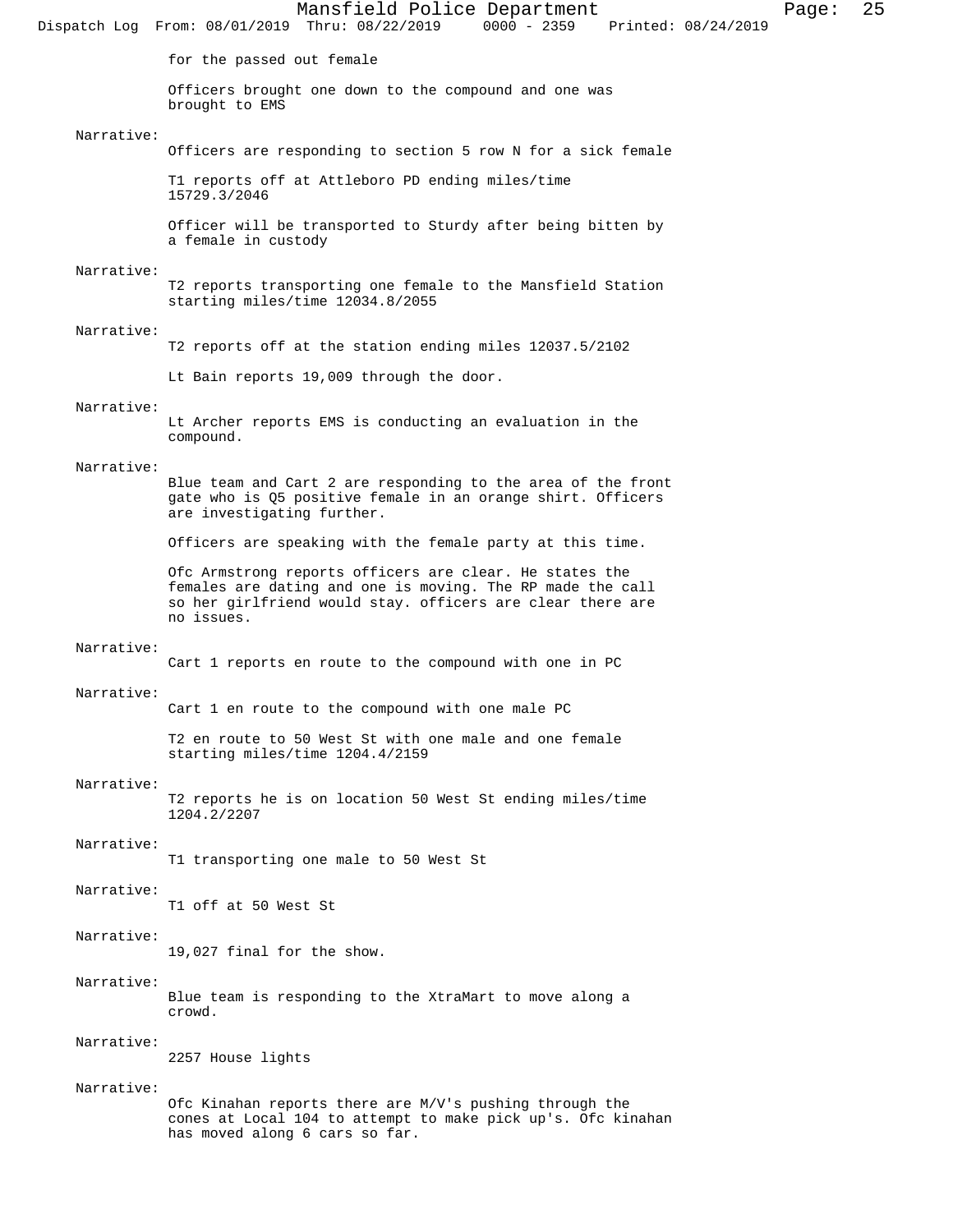for the passed out female

Officers brought one down to the compound and one was brought to EMS

Narrative:

Officers are responding to section 5 row N for a sick female

T1 reports off at Attleboro PD ending miles/time 15729.3/2046

Officer will be transported to Sturdy after being bitten by a female in custody

Narrative:

T2 reports transporting one female to the Mansfield Station starting miles/time 12034.8/2055

Narrative:

T2 reports off at the station ending miles 12037.5/2102

Lt Bain reports 19,009 through the door.

Narrative:

Lt Archer reports EMS is conducting an evaluation in the compound.

Narrative:

Blue team and Cart 2 are responding to the area of the front gate who is Q5 positive female in an orange shirt. Officers are investigating further.

Officers are speaking with the female party at this time.

Ofc Armstrong reports officers are clear. He states the females are dating and one is moving. The RP made the call so her girlfriend would stay. officers are clear there are no issues.

Narrative:

Cart 1 reports en route to the compound with one in PC

Narrative:

Cart 1 en route to the compound with one male PC

T2 en route to 50 West St with one male and one female starting miles/time 1204.4/2159

Narrative:

T2 reports he is on location 50 West St ending miles/time 1204.2/2207

Narrative:

T1 transporting one male to 50 West St

Narrative:

T1 off at 50 West St

Narrative:

19,027 final for the show.

Narrative:

Blue team is responding to the XtraMart to move along a crowd.

Narrative:

2257 House lights

Narrative:

Ofc Kinahan reports there are M/V's pushing through the cones at Local 104 to attempt to make pick up's. Ofc kinahan has moved along 6 cars so far.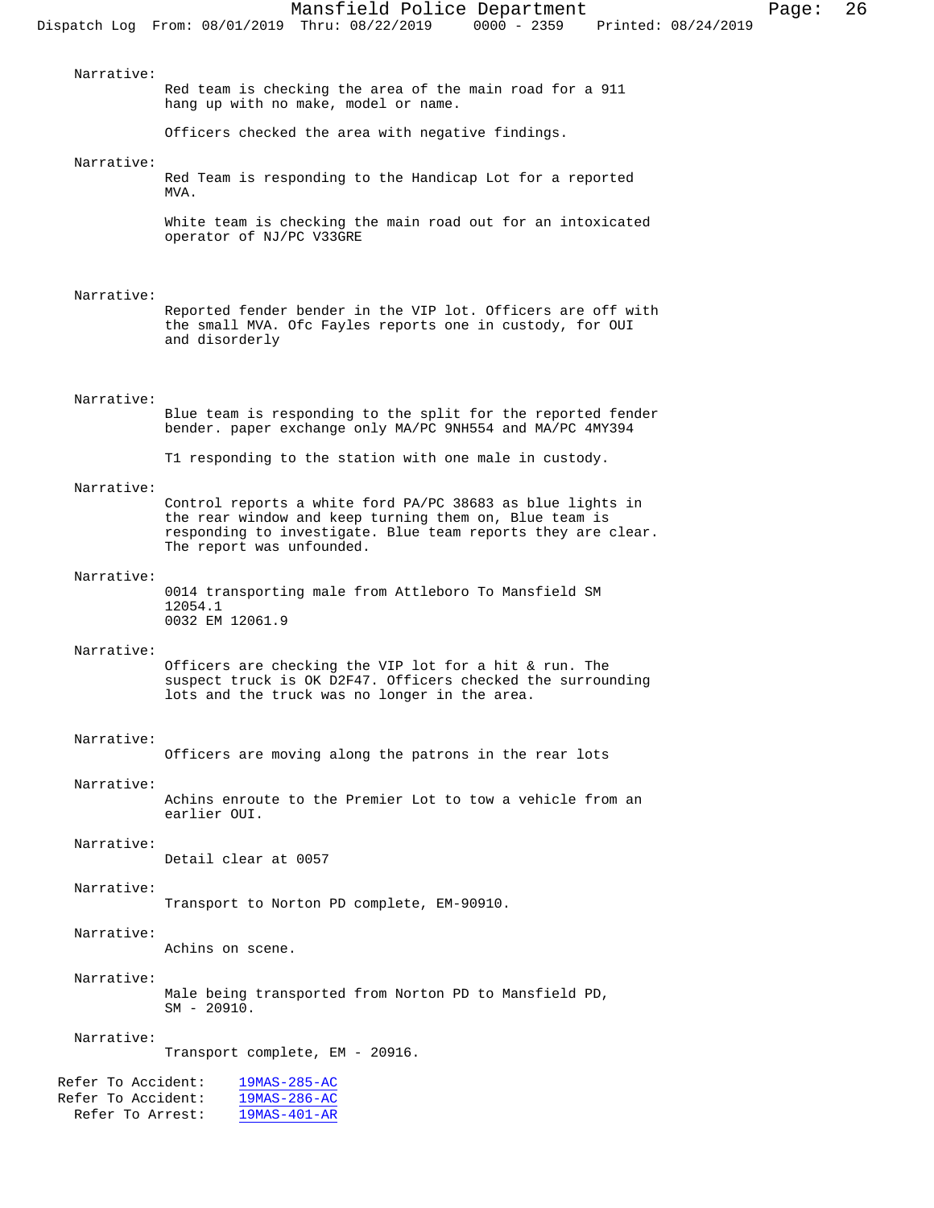Narrative:

Red team is checking the area of the main road for a 911 hang up with no make, model or name.

Officers checked the area with negative findings.

Narrative:

Red Team is responding to the Handicap Lot for a reported MVA.

White team is checking the main road out for an intoxicated operator of NJ/PC V33GRE

Narrative:

Reported fender bender in the VIP lot. Officers are off with the small MVA. Ofc Fayles reports one in custody, for OUI and disorderly

Narrative:

Blue team is responding to the split for the reported fender bender. paper exchange only MA/PC 9NH554 and MA/PC 4MY394

T1 responding to the station with one male in custody.

Narrative:

Control reports a white ford PA/PC 38683 as blue lights in the rear window and keep turning them on, Blue team is responding to investigate. Blue team reports they are clear. The report was unfounded.

Narrative:

0014 transporting male from Attleboro To Mansfield SM 12054.1
0032 EM 12061.9

Narrative:

Officers are checking the VIP lot for a hit & run. The suspect truck is OK D2F47. Officers checked the surrounding lots and the truck was no longer in the area.

Narrative:

Officers are moving along the patrons in the rear lots

Narrative:

Achins enroute to the Premier Lot to tow a vehicle from an earlier OUI.

Narrative:

Detail clear at 0057

Narrative:

Transport to Norton PD complete, EM-90910.

Narrative:

Achins on scene.

Narrative:

Male being transported from Norton PD to Mansfield PD, SM - 20910.

Narrative:

Transport complete, EM - 20916.

Refer To Accident: 19MAS-285-AC
Refer To Accident: 19MAS-286-AC
Refer To Arrest: 19MAS-401-AR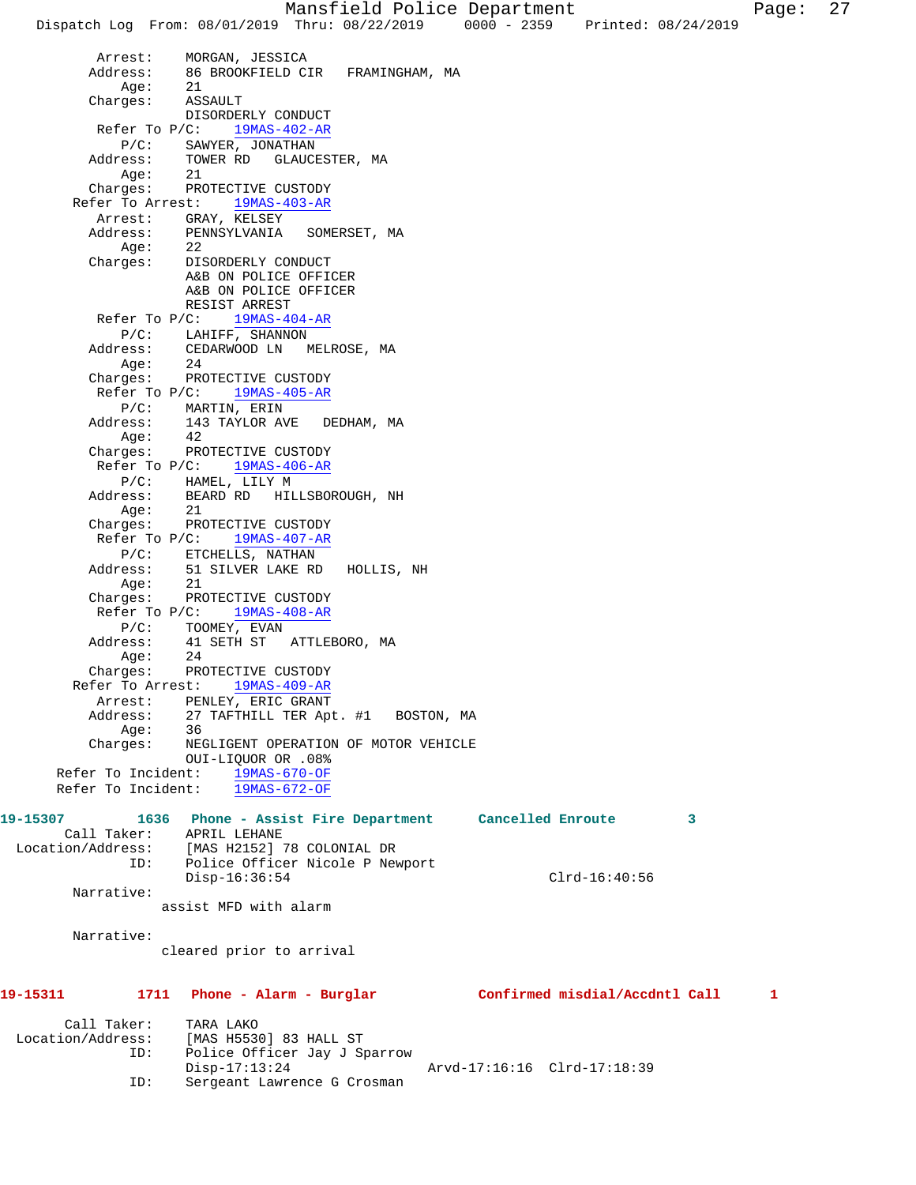```
          Arrest:    MORGAN, JESSICA
         Address:    86 BROOKFIELD CIR   FRAMINGHAM, MA
             Age:    21
         Charges:    ASSAULT
                     DISORDERLY CONDUCT
          Refer To P/C:    19MAS-402-AR
             P/C:    SAWYER, JONATHAN
         Address:    TOWER RD   GLAUCESTER, MA
             Age:    21
         Charges:    PROTECTIVE CUSTODY
       Refer To Arrest:    19MAS-403-AR
          Arrest:    GRAY, KELSEY
         Address:    PENNSYLVANIA   SOMERSET, MA
             Age:    22
         Charges:    DISORDERLY CONDUCT
                     A&B ON POLICE OFFICER
                     A&B ON POLICE OFFICER
                     RESIST ARREST
          Refer To P/C:    19MAS-404-AR
             P/C:    LAHIFF, SHANNON
         Address:    CEDARWOOD LN   MELROSE, MA
             Age:    24
         Charges:    PROTECTIVE CUSTODY
          Refer To P/C:    19MAS-405-AR
             P/C:    MARTIN, ERIN
         Address:    143 TAYLOR AVE   DEDHAM, MA
             Age:    42
         Charges:    PROTECTIVE CUSTODY
          Refer To P/C:    19MAS-406-AR
             P/C:    HAMEL, LILY M
         Address:    BEARD RD   HILLSBOROUGH, NH
             Age:    21
         Charges:    PROTECTIVE CUSTODY
          Refer To P/C:    19MAS-407-AR
             P/C:    ETCHELLS, NATHAN
         Address:    51 SILVER LAKE RD   HOLLIS, NH
             Age:    21
         Charges:    PROTECTIVE CUSTODY
          Refer To P/C:    19MAS-408-AR
             P/C:    TOOMEY, EVAN
         Address:    41 SETH ST   ATTLEBORO, MA
             Age:    24
         Charges:    PROTECTIVE CUSTODY
       Refer To Arrest:    19MAS-409-AR
          Arrest:    PENLEY, ERIC GRANT
         Address:    27 TAFTHILL TER Apt. #1   BOSTON, MA
             Age:    36
         Charges:    NEGLIGENT OPERATION OF MOTOR VEHICLE
                     OUI-LIQUOR OR .08%
     Refer To Incident:    19MAS-670-OF
     Refer To Incident:    19MAS-672-OF

19-15307        1636   Phone - Assist Fire Department      Cancelled Enroute        3
       Call Taker:    APRIL LEHANE
 Location/Address:    [MAS H2152] 78 COLONIAL DR
               ID:    Police Officer Nicole P Newport
                      Disp-16:36:54                              Clrd-16:40:56
       Narrative:
                  assist MFD with alarm

       Narrative:
                  cleared prior to arrival

19-15311        1711   Phone - Alarm - Burglar             Confirmed misdial/Accdntl Call      1
       Call Taker:    TARA LAKO
 Location/Address:    [MAS H5530] 83 HALL ST
               ID:    Police Officer Jay J Sparrow
                      Disp-17:13:24                Arvd-17:16:16  Clrd-17:18:39
               ID:    Sergeant Lawrence G Crosman
```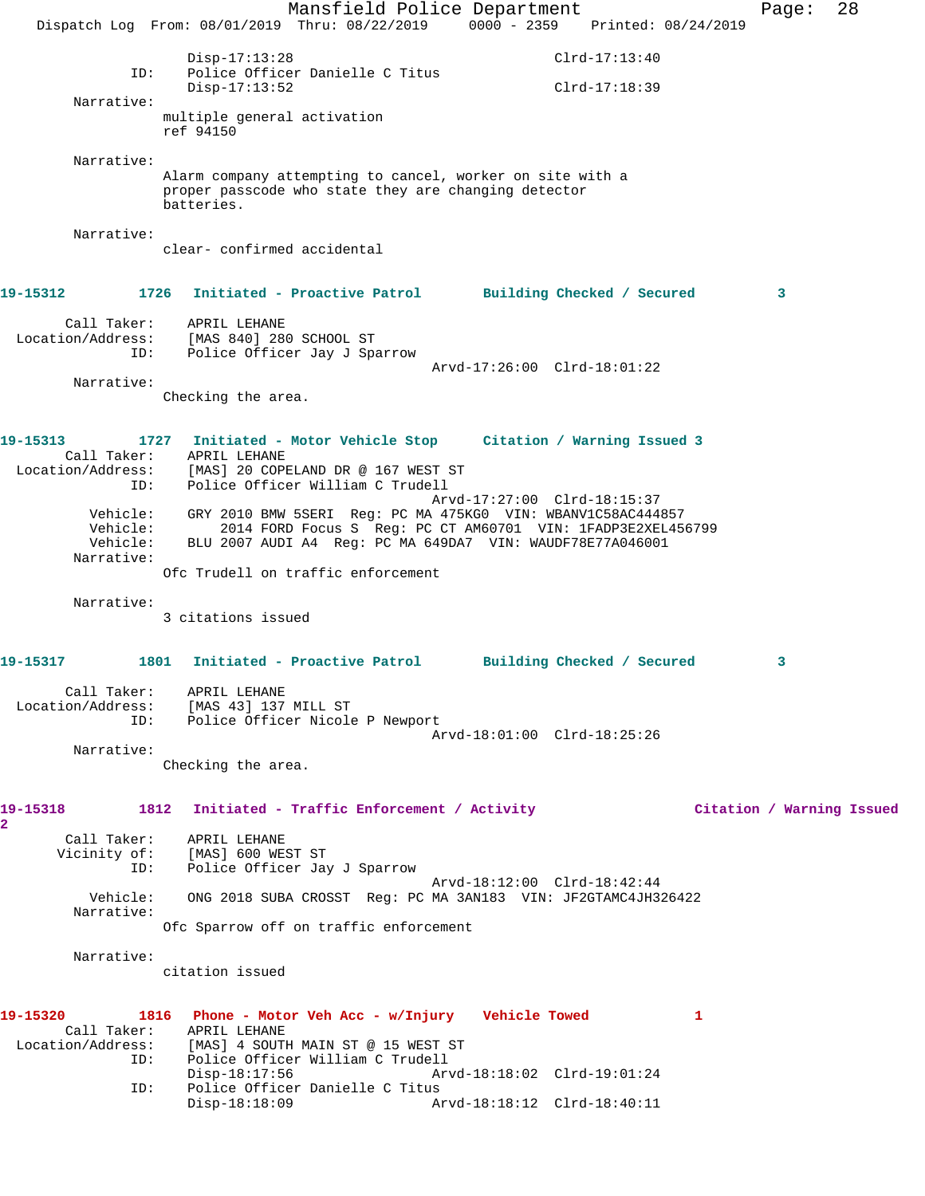```
                Disp-17:13:28                               Clrd-17:13:40
           ID:  Police Officer Danielle C Titus
                Disp-17:13:52                               Clrd-17:18:39
     Narrative:
               multiple general activation
               ref 94150

     Narrative:
               Alarm company attempting to cancel, worker on site with a
               proper passcode who state they are changing detector
               batteries.

     Narrative:
               clear- confirmed accidental
```

```
19-15312        1726  Initiated - Proactive Patrol       Building Checked / Secured         3

      Call Taker:    APRIL LEHANE
  Location/Address:  [MAS 840] 280 SCHOOL ST
               ID:   Police Officer Jay J Sparrow
                                              Arvd-17:26:00  Clrd-18:01:22
       Narrative:
                Checking the area.
```

```
19-15313        1727  Initiated - Motor Vehicle Stop     Citation / Warning Issued 3
      Call Taker:    APRIL LEHANE
  Location/Address:  [MAS] 20 COPELAND DR @ 167 WEST ST
               ID:   Police Officer William C Trudell
                                              Arvd-17:27:00  Clrd-18:15:37
         Vehicle:    GRY 2010 BMW 5SERI  Reg: PC MA 475KG0  VIN: WBANV1C58AC444857
         Vehicle:        2014 FORD Focus S  Reg: PC CT AM60701  VIN: 1FADP3E2XEL456799
         Vehicle:    BLU 2007 AUDI A4  Reg: PC MA 649DA7  VIN: WAUDF78E77A046001
       Narrative:
                Ofc Trudell on traffic enforcement

       Narrative:
                3 citations issued
```

```
19-15317        1801  Initiated - Proactive Patrol       Building Checked / Secured         3

      Call Taker:    APRIL LEHANE
  Location/Address:  [MAS 43] 137 MILL ST
               ID:   Police Officer Nicole P Newport
                                              Arvd-18:01:00  Clrd-18:25:26
       Narrative:
                Checking the area.
```

```
19-15318        1812  Initiated - Traffic Enforcement / Activity                Citation / Warning Issued
2
      Call Taker:    APRIL LEHANE
     Vicinity of:    [MAS] 600 WEST ST
               ID:   Police Officer Jay J Sparrow
                                              Arvd-18:12:00  Clrd-18:42:44
         Vehicle:    ONG 2018 SUBA CROSST  Reg: PC MA 3AN183  VIN: JF2GTAMC4JH326422
       Narrative:
                Ofc Sparrow off on traffic enforcement

       Narrative:
                citation issued
```

```
19-15320        1816  Phone - Motor Veh Acc - w/Injury   Vehicle Towed            1
      Call Taker:    APRIL LEHANE
  Location/Address:  [MAS] 4 SOUTH MAIN ST @ 15 WEST ST
               ID:   Police Officer William C Trudell
                     Disp-18:17:56                Arvd-18:18:02  Clrd-19:01:24
               ID:   Police Officer Danielle C Titus
                     Disp-18:18:09                Arvd-18:18:12  Clrd-18:40:11
```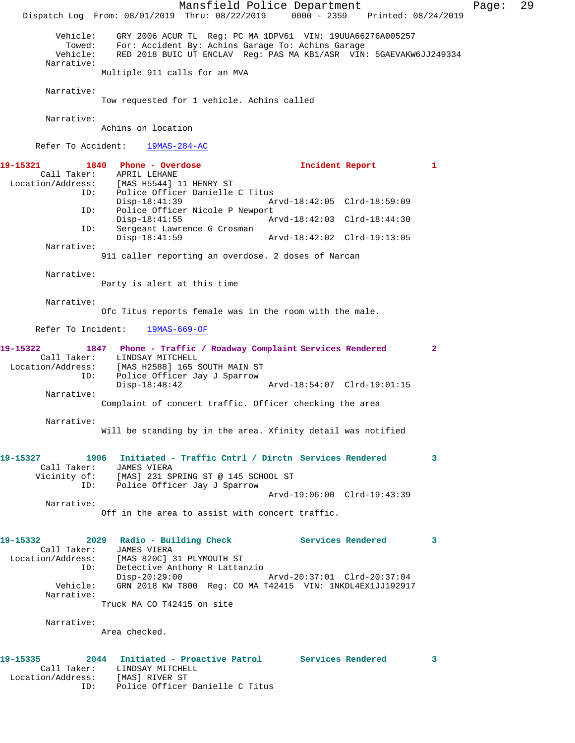```
        Vehicle:    GRY 2006 ACUR TL  Reg: PC MA 1DPV61  VIN: 19UUA66276A005257
          Towed:    For: Accident By: Achins Garage To: Achins Garage
        Vehicle:    RED 2018 BUIC UT ENCLAV  Reg: PAS MA KB1/ASR  VIN: 5GAEVAKW6JJ249334
      Narrative:
                 Multiple 911 calls for an MVA

      Narrative:
                 Tow requested for 1 vehicle. Achins called

      Narrative:
                 Achins on location

    Refer To Accident:    19MAS-284-AC

19-15321        1840  Phone - Overdose                  Incident Report          1
       Call Taker:    APRIL LEHANE
 Location/Address:    [MAS H5544] 11 HENRY ST
               ID:    Police Officer Danielle C Titus
                      Disp-18:41:39                Arvd-18:42:05  Clrd-18:59:09
               ID:    Police Officer Nicole P Newport
                      Disp-18:41:55                Arvd-18:42:03  Clrd-18:44:30
               ID:    Sergeant Lawrence G Crosman
                      Disp-18:41:59                Arvd-18:42:02  Clrd-19:13:05
      Narrative:
                 911 caller reporting an overdose. 2 doses of Narcan

      Narrative:
                 Party is alert at this time

      Narrative:
                 Ofc Titus reports female was in the room with the male.

    Refer To Incident:    19MAS-669-OF

19-15322        1847  Phone - Traffic / Roadway Complaint Services Rendered      2
       Call Taker:    LINDSAY MITCHELL
 Location/Address:    [MAS H2588] 165 SOUTH MAIN ST
               ID:    Police Officer Jay J Sparrow
                      Disp-18:48:42                Arvd-18:54:07  Clrd-19:01:15
      Narrative:
                 Complaint of concert traffic. Officer checking the area

      Narrative:
                 Will be standing by in the area. Xfinity detail was notified

19-15327        1906  Initiated - Traffic Cntrl / Dirctn  Services Rendered      3
       Call Taker:    JAMES VIERA
      Vicinity of:    [MAS] 231 SPRING ST @ 145 SCHOOL ST
               ID:    Police Officer Jay J Sparrow
                                                   Arvd-19:06:00  Clrd-19:43:39
      Narrative:
                 Off in the area to assist with concert traffic.

19-15332        2029  Radio - Building Check            Services Rendered        3
       Call Taker:    JAMES VIERA
 Location/Address:    [MAS 820C] 31 PLYMOUTH ST
               ID:    Detective Anthony R Lattanzio
                      Disp-20:29:00                Arvd-20:37:01  Clrd-20:37:04
          Vehicle:    GRN 2018 KW T800  Reg: CO MA T42415  VIN: 1NKDL4EX1JJ192917
      Narrative:
                 Truck MA CO T42415 on site

      Narrative:
                 Area checked.

19-15335        2044  Initiated - Proactive Patrol      Services Rendered        3
       Call Taker:    LINDSAY MITCHELL
 Location/Address:    [MAS] RIVER ST
               ID:    Police Officer Danielle C Titus
```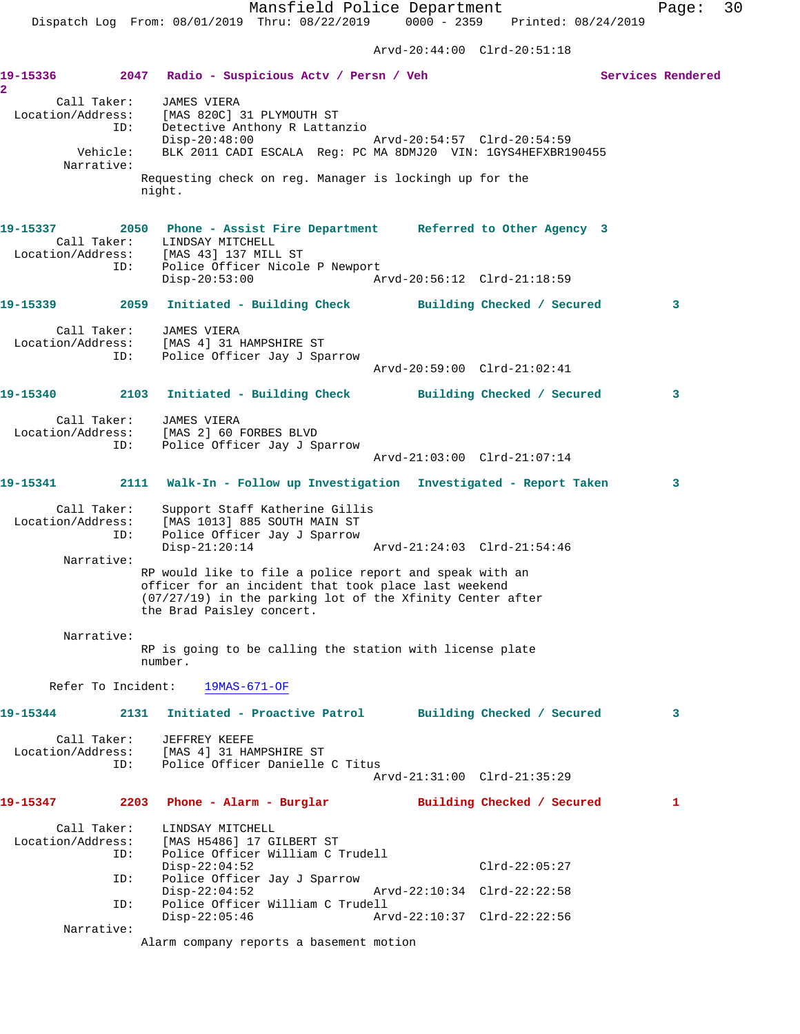Arvd-20:44:00 Clrd-20:51:18

**19-15336 2047 Radio - Suspicious Actv / Persn / Veh Services Rendered 2**

Call Taker: JAMES VIERA
Location/Address: [MAS 820C] 31 PLYMOUTH ST
ID: Detective Anthony R Lattanzio
Disp-20:48:00 Arvd-20:54:57 Clrd-20:54:59
Vehicle: BLK 2011 CADI ESCALA Reg: PC MA 8DMJ20 VIN: 1GYS4HEFXBR190455
Narrative:
Requesting check on reg. Manager is lockingh up for the night.

**19-15337 2050 Phone - Assist Fire Department Referred to Other Agency 3**

Call Taker: LINDSAY MITCHELL
Location/Address: [MAS 43] 137 MILL ST
ID: Police Officer Nicole P Newport
Disp-20:53:00 Arvd-20:56:12 Clrd-21:18:59

**19-15339 2059 Initiated - Building Check Building Checked / Secured 3**

Call Taker: JAMES VIERA
Location/Address: [MAS 4] 31 HAMPSHIRE ST
ID: Police Officer Jay J Sparrow
Arvd-20:59:00 Clrd-21:02:41

**19-15340 2103 Initiated - Building Check Building Checked / Secured 3**

Call Taker: JAMES VIERA
Location/Address: [MAS 2] 60 FORBES BLVD
ID: Police Officer Jay J Sparrow
Arvd-21:03:00 Clrd-21:07:14

**19-15341 2111 Walk-In - Follow up Investigation Investigated - Report Taken 3**

Call Taker: Support Staff Katherine Gillis
Location/Address: [MAS 1013] 885 SOUTH MAIN ST
ID: Police Officer Jay J Sparrow
Disp-21:20:14 Arvd-21:24:03 Clrd-21:54:46
Narrative:
RP would like to file a police report and speak with an officer for an incident that took place last weekend (07/27/19) in the parking lot of the Xfinity Center after the Brad Paisley concert.

Narrative:
RP is going to be calling the station with license plate number.

Refer To Incident: 19MAS-671-OF

**19-15344 2131 Initiated - Proactive Patrol Building Checked / Secured 3**

Call Taker: JEFFREY KEEFE
Location/Address: [MAS 4] 31 HAMPSHIRE ST
ID: Police Officer Danielle C Titus
Arvd-21:31:00 Clrd-21:35:29

**19-15347 2203 Phone - Alarm - Burglar Building Checked / Secured 1**

Call Taker: LINDSAY MITCHELL
Location/Address: [MAS H5486] 17 GILBERT ST
ID: Police Officer William C Trudell
Disp-22:04:52 Clrd-22:05:27
ID: Police Officer Jay J Sparrow
Disp-22:04:52 Arvd-22:10:34 Clrd-22:22:58
ID: Police Officer William C Trudell
Disp-22:05:46 Arvd-22:10:37 Clrd-22:22:56
Narrative:
Alarm company reports a basement motion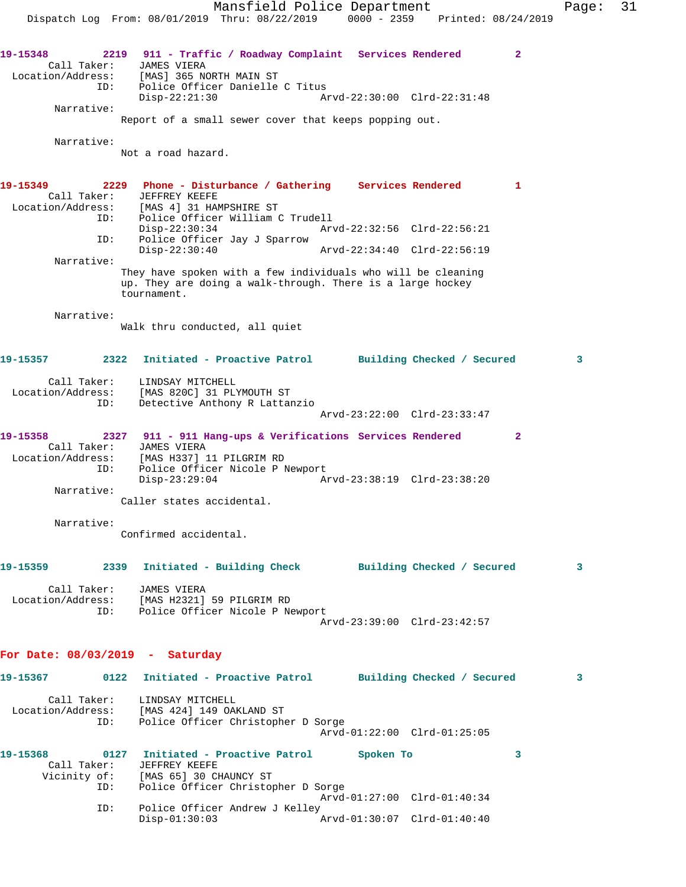**19-15348** 2219 **911 - Traffic / Roadway Complaint** **Services Rendered** 2

Call Taker: JAMES VIERA
Location/Address: [MAS] 365 NORTH MAIN ST
ID: Police Officer Danielle C Titus
Disp-22:21:30 Arvd-22:30:00 Clrd-22:31:48

Narrative:
Report of a small sewer cover that keeps popping out.

Narrative:
Not a road hazard.

**19-15349** 2229 **Phone - Disturbance / Gathering** **Services Rendered** 1

Call Taker: JEFFREY KEEFE
Location/Address: [MAS 4] 31 HAMPSHIRE ST
ID: Police Officer William C Trudell
Disp-22:30:34 Arvd-22:32:56 Clrd-22:56:21
ID: Police Officer Jay J Sparrow
Disp-22:30:40 Arvd-22:34:40 Clrd-22:56:19

Narrative:
They have spoken with a few individuals who will be cleaning up. They are doing a walk-through. There is a large hockey tournament.

Narrative:
Walk thru conducted, all quiet

**19-15357** 2322 **Initiated - Proactive Patrol** **Building Checked / Secured** 3

Call Taker: LINDSAY MITCHELL
Location/Address: [MAS 820C] 31 PLYMOUTH ST
ID: Detective Anthony R Lattanzio
Arvd-23:22:00 Clrd-23:33:47

**19-15358** 2327 **911 - 911 Hang-ups & Verifications** **Services Rendered** 2

Call Taker: JAMES VIERA
Location/Address: [MAS H337] 11 PILGRIM RD
ID: Police Officer Nicole P Newport
Disp-23:29:04 Arvd-23:38:19 Clrd-23:38:20

Narrative:
Caller states accidental.

Narrative:
Confirmed accidental.

**19-15359** 2339 **Initiated - Building Check** **Building Checked / Secured** 3

Call Taker: JAMES VIERA
Location/Address: [MAS H2321] 59 PILGRIM RD
ID: Police Officer Nicole P Newport
Arvd-23:39:00 Clrd-23:42:57

## For Date: 08/03/2019 - Saturday

**19-15367** 0122 **Initiated - Proactive Patrol** **Building Checked / Secured** 3

Call Taker: LINDSAY MITCHELL
Location/Address: [MAS 424] 149 OAKLAND ST
ID: Police Officer Christopher D Sorge
Arvd-01:22:00 Clrd-01:25:05

**19-15368** 0127 **Initiated - Proactive Patrol** **Spoken To** 3

Call Taker: JEFFREY KEEFE
Vicinity of: [MAS 65] 30 CHAUNCY ST
ID: Police Officer Christopher D Sorge
Arvd-01:27:00 Clrd-01:40:34
ID: Police Officer Andrew J Kelley
Disp-01:30:03 Arvd-01:30:07 Clrd-01:40:40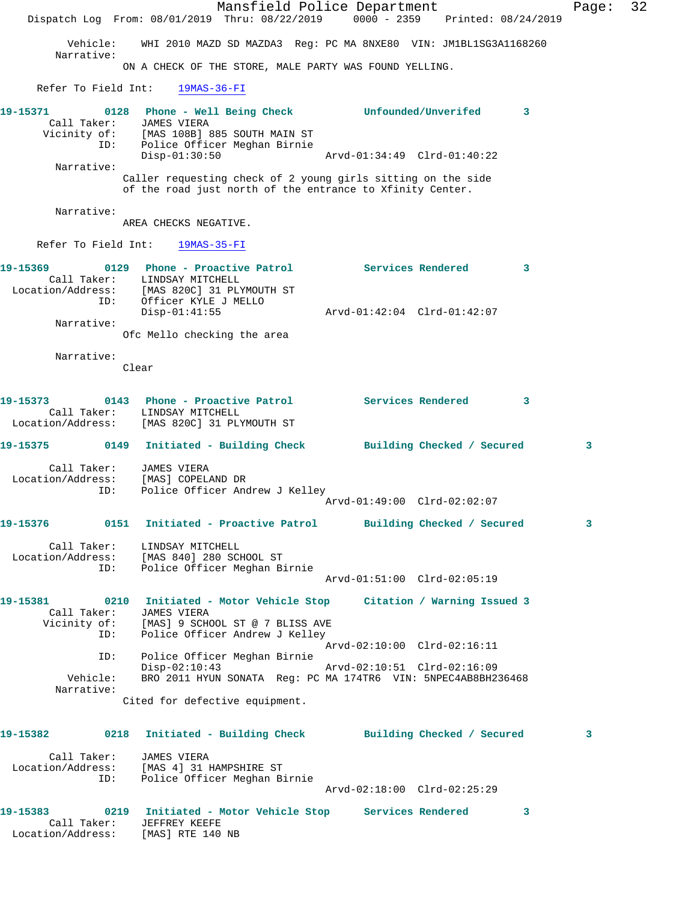```
        Vehicle:    WHI 2010 MAZD SD MAZDA3  Reg: PC MA 8NXE80  VIN: JM1BL1SG3A1168260
      Narrative:
                    ON A CHECK OF THE STORE, MALE PARTY WAS FOUND YELLING.

     Refer To Field Int:    19MAS-36-FI

19-15371        0128   Phone - Well Being Check          Unfounded/Unverifed       3
        Call Taker:    JAMES VIERA
       Vicinity of:    [MAS 108B] 885 SOUTH MAIN ST
                ID:    Police Officer Meghan Birnie
                       Disp-01:30:50                 Arvd-01:34:49  Clrd-01:40:22
      Narrative:
                    Caller requesting check of 2 young girls sitting on the side
                    of the road just north of the entrance to Xfinity Center.

      Narrative:
                    AREA CHECKS NEGATIVE.

     Refer To Field Int:    19MAS-35-FI

19-15369        0129   Phone - Proactive Patrol          Services Rendered         3
        Call Taker:    LINDSAY MITCHELL
  Location/Address:    [MAS 820C] 31 PLYMOUTH ST
                ID:    Officer KYLE J MELLO
                       Disp-01:41:55                 Arvd-01:42:04  Clrd-01:42:07
      Narrative:
                    Ofc Mello checking the area

      Narrative:
                    Clear

19-15373        0143   Phone - Proactive Patrol          Services Rendered         3
        Call Taker:    LINDSAY MITCHELL
  Location/Address:    [MAS 820C] 31 PLYMOUTH ST

19-15375        0149   Initiated - Building Check        Building Checked / Secured         3

        Call Taker:    JAMES VIERA
  Location/Address:    [MAS] COPELAND DR
                ID:    Police Officer Andrew J Kelley
                                                     Arvd-01:49:00  Clrd-02:02:07

19-15376        0151   Initiated - Proactive Patrol      Building Checked / Secured         3

        Call Taker:    LINDSAY MITCHELL
  Location/Address:    [MAS 840] 280 SCHOOL ST
                ID:    Police Officer Meghan Birnie
                                                     Arvd-01:51:00  Clrd-02:05:19

19-15381        0210   Initiated - Motor Vehicle Stop    Citation / Warning Issued 3
        Call Taker:    JAMES VIERA
       Vicinity of:    [MAS] 9 SCHOOL ST @ 7 BLISS AVE
                ID:    Police Officer Andrew J Kelley
                                                     Arvd-02:10:00  Clrd-02:16:11
                ID:    Police Officer Meghan Birnie
                       Disp-02:10:43                 Arvd-02:10:51  Clrd-02:16:09
        Vehicle:    BRO 2011 HYUN SONATA  Reg: PC MA 174TR6  VIN: 5NPEC4AB8BH236468
      Narrative:
                    Cited for defective equipment.

19-15382        0218   Initiated - Building Check        Building Checked / Secured         3

        Call Taker:    JAMES VIERA
  Location/Address:    [MAS 4] 31 HAMPSHIRE ST
                ID:    Police Officer Meghan Birnie
                                                     Arvd-02:18:00  Clrd-02:25:29

19-15383        0219   Initiated - Motor Vehicle Stop    Services Rendered         3
        Call Taker:    JEFFREY KEEFE
  Location/Address:    [MAS] RTE 140 NB
```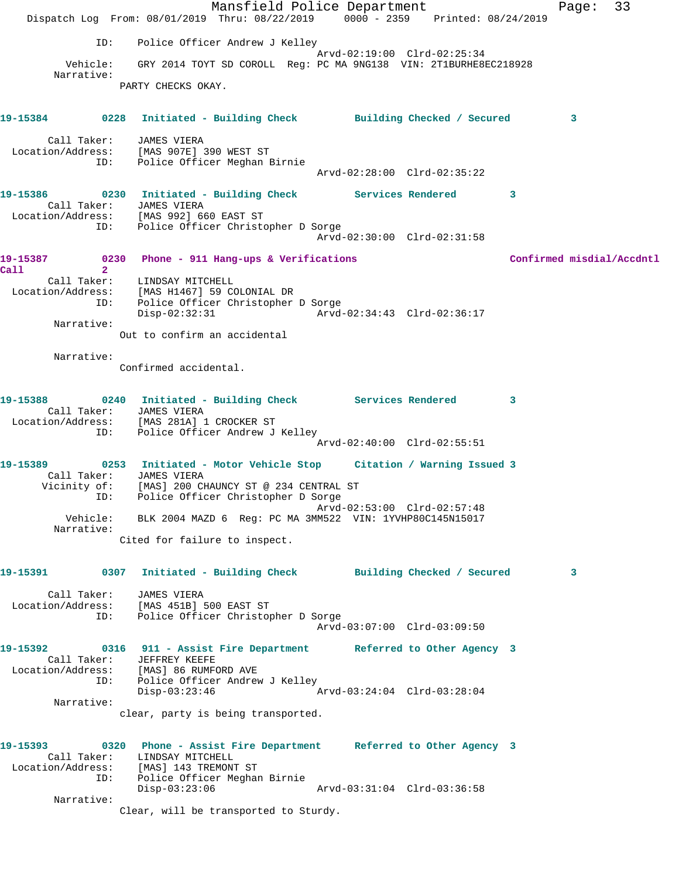```
            ID:    Police Officer Andrew J Kelley
                                              Arvd-02:19:00  Clrd-02:25:34
       Vehicle:    GRY 2014 TOYT SD COROLL  Reg: PC MA 9NG138  VIN: 2T1BURHE8EC218928
     Narrative:
                PARTY CHECKS OKAY.


19-15384        0228   Initiated - Building Check         Building Checked / Secured         3

      Call Taker:    JAMES VIERA
  Location/Address:    [MAS 907E] 390 WEST ST
            ID:    Police Officer Meghan Birnie
                                              Arvd-02:28:00  Clrd-02:35:22

19-15386        0230   Initiated - Building Check         Services Rendered         3
      Call Taker:    JAMES VIERA
  Location/Address:    [MAS 992] 660 EAST ST
            ID:    Police Officer Christopher D Sorge
                                              Arvd-02:30:00  Clrd-02:31:58

19-15387        0230   Phone - 911 Hang-ups & Verifications                    Confirmed misdial/Accdntl
Call            2
      Call Taker:    LINDSAY MITCHELL
  Location/Address:    [MAS H1467] 59 COLONIAL DR
            ID:    Police Officer Christopher D Sorge
                   Disp-02:32:31              Arvd-02:34:43  Clrd-02:36:17
     Narrative:
                Out to confirm an accidental

     Narrative:
                Confirmed accidental.


19-15388        0240   Initiated - Building Check         Services Rendered         3
      Call Taker:    JAMES VIERA
  Location/Address:    [MAS 281A] 1 CROCKER ST
            ID:    Police Officer Andrew J Kelley
                                              Arvd-02:40:00  Clrd-02:55:51

19-15389        0253   Initiated - Motor Vehicle Stop     Citation / Warning Issued 3
      Call Taker:    JAMES VIERA
     Vicinity of:    [MAS] 200 CHAUNCY ST @ 234 CENTRAL ST
            ID:    Police Officer Christopher D Sorge
                                              Arvd-02:53:00  Clrd-02:57:48
       Vehicle:    BLK 2004 MAZD 6  Reg: PC MA 3MM522  VIN: 1YVHP80C145N15017
     Narrative:
                Cited for failure to inspect.


19-15391        0307   Initiated - Building Check         Building Checked / Secured         3

      Call Taker:    JAMES VIERA
  Location/Address:    [MAS 451B] 500 EAST ST
            ID:    Police Officer Christopher D Sorge
                                              Arvd-03:07:00  Clrd-03:09:50

19-15392        0316   911 - Assist Fire Department       Referred to Other Agency  3
      Call Taker:    JEFFREY KEEFE
  Location/Address:    [MAS] 86 RUMFORD AVE
            ID:    Police Officer Andrew J Kelley
                   Disp-03:23:46              Arvd-03:24:04  Clrd-03:28:04
     Narrative:
                clear, party is being transported.


19-15393        0320   Phone - Assist Fire Department     Referred to Other Agency  3
      Call Taker:    LINDSAY MITCHELL
  Location/Address:    [MAS] 143 TREMONT ST
            ID:    Police Officer Meghan Birnie
                   Disp-03:23:06              Arvd-03:31:04  Clrd-03:36:58
     Narrative:
                Clear, will be transported to Sturdy.
```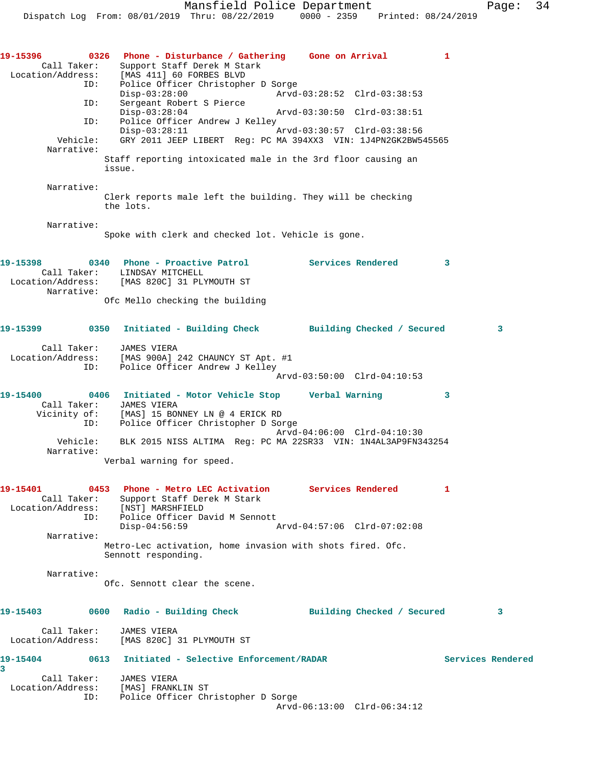**19-15396** 0326 **Phone - Disturbance / Gathering** Gone on Arrival 1

Call Taker: Support Staff Derek M Stark
Location/Address: [MAS 411] 60 FORBES BLVD
ID: Police Officer Christopher D Sorge
Disp-03:28:00 Arvd-03:28:52 Clrd-03:38:53
ID: Sergeant Robert S Pierce
Disp-03:28:04 Arvd-03:30:50 Clrd-03:38:51
ID: Police Officer Andrew J Kelley
Disp-03:28:11 Arvd-03:30:57 Clrd-03:38:56
Vehicle: GRY 2011 JEEP LIBERT Reg: PC MA 394XX3 VIN: 1J4PN2GK2BW545565
Narrative:
Staff reporting intoxicated male in the 3rd floor causing an issue.

Narrative:
Clerk reports male left the building. They will be checking the lots.

Narrative:
Spoke with clerk and checked lot. Vehicle is gone.

**19-15398** 0340 **Phone - Proactive Patrol** Services Rendered 3

Call Taker: LINDSAY MITCHELL
Location/Address: [MAS 820C] 31 PLYMOUTH ST
Narrative:
Ofc Mello checking the building

**19-15399** 0350 **Initiated - Building Check** Building Checked / Secured 3

Call Taker: JAMES VIERA
Location/Address: [MAS 900A] 242 CHAUNCY ST Apt. #1
ID: Police Officer Andrew J Kelley
Arvd-03:50:00 Clrd-04:10:53

**19-15400** 0406 **Initiated - Motor Vehicle Stop** Verbal Warning 3

Call Taker: JAMES VIERA
Vicinity of: [MAS] 15 BONNEY LN @ 4 ERICK RD
ID: Police Officer Christopher D Sorge
Arvd-04:06:00 Clrd-04:10:30
Vehicle: BLK 2015 NISS ALTIMA Reg: PC MA 22SR33 VIN: 1N4AL3AP9FN343254
Narrative:
Verbal warning for speed.

**19-15401** 0453 **Phone - Metro LEC Activation** Services Rendered 1

Call Taker: Support Staff Derek M Stark
Location/Address: [NST] MARSHFIELD
ID: Police Officer David M Sennott
Disp-04:56:59 Arvd-04:57:06 Clrd-07:02:08
Narrative:
Metro-Lec activation, home invasion with shots fired. Ofc. Sennott responding.

Narrative:
Ofc. Sennott clear the scene.

**19-15403** 0600 **Radio - Building Check** Building Checked / Secured 3

Call Taker: JAMES VIERA
Location/Address: [MAS 820C] 31 PLYMOUTH ST

**19-15404** 0613 **Initiated - Selective Enforcement/RADAR** Services Rendered 3

Call Taker: JAMES VIERA
Location/Address: [MAS] FRANKLIN ST
ID: Police Officer Christopher D Sorge
Arvd-06:13:00 Clrd-06:34:12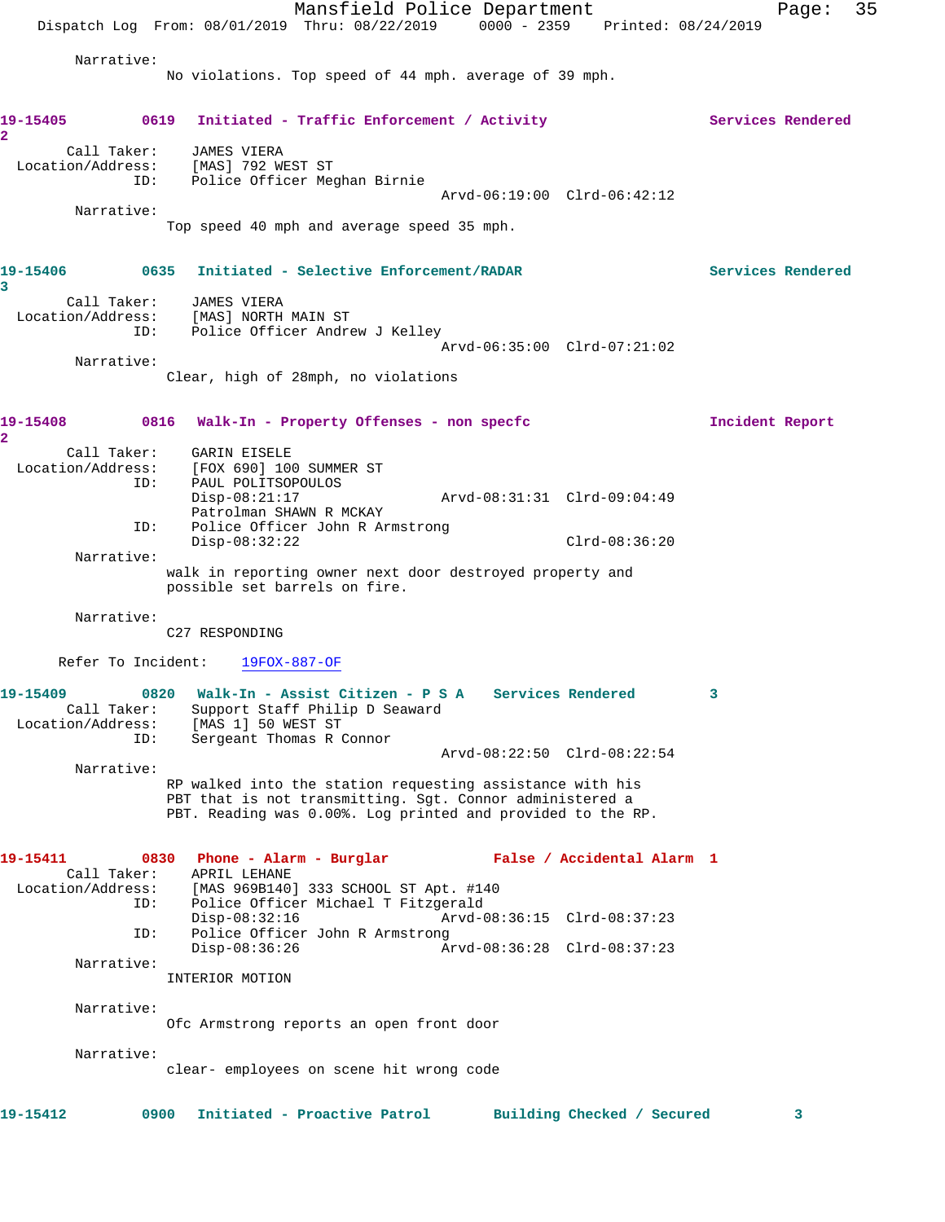Narrative:
No violations. Top speed of 44 mph. average of 39 mph.

**19-15405** 0619 Initiated - Traffic Enforcement / Activity Services Rendered 2

Call Taker: JAMES VIERA
Location/Address: [MAS] 792 WEST ST
ID: Police Officer Meghan Birnie
Arvd-06:19:00 Clrd-06:42:12

Narrative:
Top speed 40 mph and average speed 35 mph.

**19-15406** 0635 Initiated - Selective Enforcement/RADAR Services Rendered 3

Call Taker: JAMES VIERA
Location/Address: [MAS] NORTH MAIN ST
ID: Police Officer Andrew J Kelley
Arvd-06:35:00 Clrd-07:21:02

Narrative:
Clear, high of 28mph, no violations

**19-15408** 0816 Walk-In - Property Offenses - non specfc Incident Report 2

Call Taker: GARIN EISELE
Location/Address: [FOX 690] 100 SUMMER ST
ID: PAUL POLITSOPOULOS
Disp-08:21:17 Arvd-08:31:31 Clrd-09:04:49
Patrolman SHAWN R MCKAY
ID: Police Officer John R Armstrong
Disp-08:32:22 Clrd-08:36:20

Narrative:
walk in reporting owner next door destroyed property and possible set barrels on fire.

Narrative:
C27 RESPONDING

Refer To Incident: 19FOX-887-OF

**19-15409** 0820 Walk-In - Assist Citizen - P S A Services Rendered 3

Call Taker: Support Staff Philip D Seaward
Location/Address: [MAS 1] 50 WEST ST
ID: Sergeant Thomas R Connor
Arvd-08:22:50 Clrd-08:22:54

Narrative:
RP walked into the station requesting assistance with his PBT that is not transmitting. Sgt. Connor administered a PBT. Reading was 0.00%. Log printed and provided to the RP.

**19-15411** 0830 Phone - Alarm - Burglar False / Accidental Alarm 1

Call Taker: APRIL LEHANE
Location/Address: [MAS 969B140] 333 SCHOOL ST Apt. #140
ID: Police Officer Michael T Fitzgerald
Disp-08:32:16 Arvd-08:36:15 Clrd-08:37:23
ID: Police Officer John R Armstrong
Disp-08:36:26 Arvd-08:36:28 Clrd-08:37:23

Narrative:
INTERIOR MOTION

Narrative:
Ofc Armstrong reports an open front door

Narrative:
clear- employees on scene hit wrong code

**19-15412** 0900 Initiated - Proactive Patrol Building Checked / Secured 3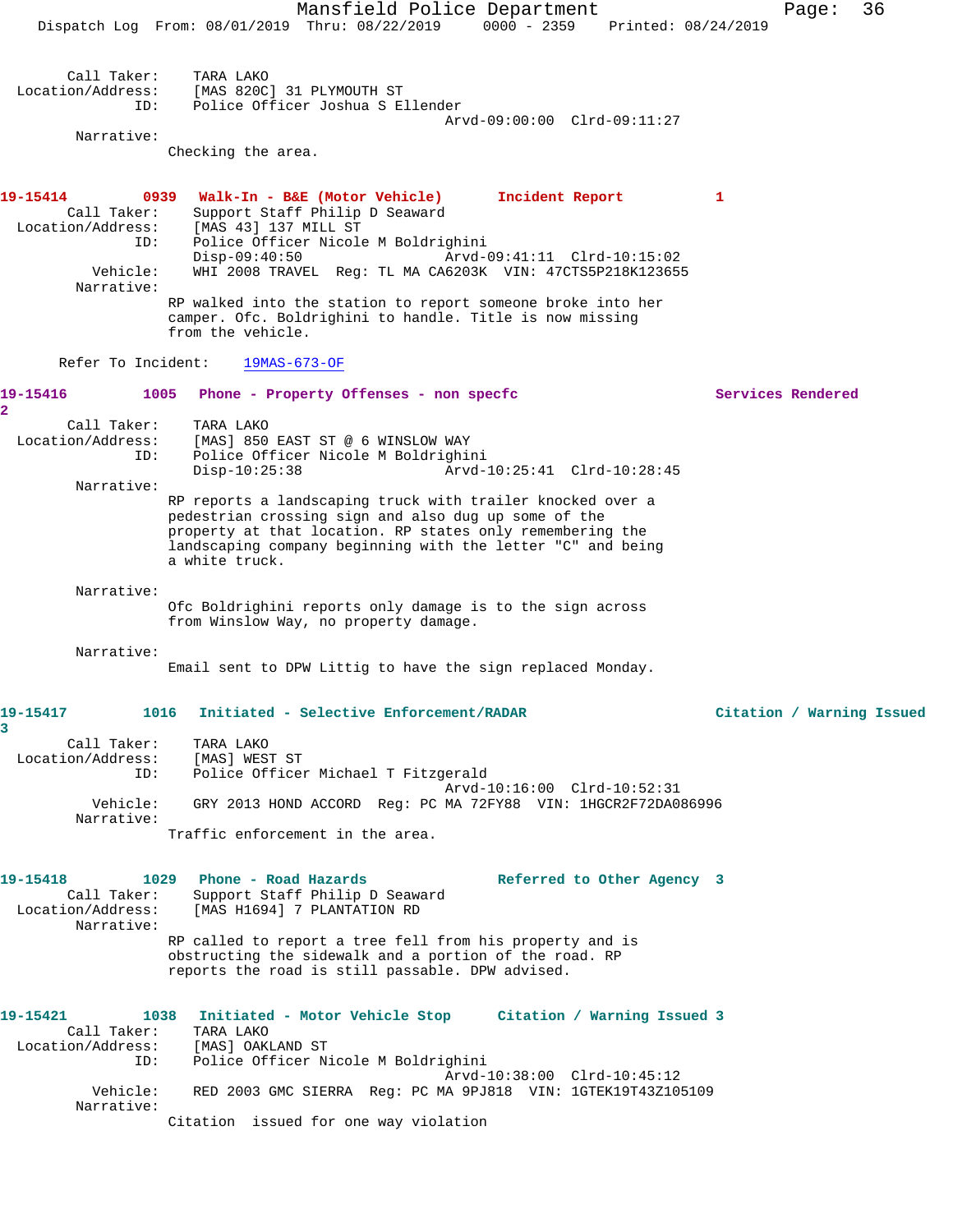Call Taker: TARA LAKO
Location/Address: [MAS 820C] 31 PLYMOUTH ST
ID: Police Officer Joshua S Ellender
Arvd-09:00:00 Clrd-09:11:27
Narrative:
Checking the area.

**19-15414 0939 Walk-In - B&E (Motor Vehicle) Incident Report 1**
Call Taker: Support Staff Philip D Seaward
Location/Address: [MAS 43] 137 MILL ST
ID: Police Officer Nicole M Boldrighini
Disp-09:40:50 Arvd-09:41:11 Clrd-10:15:02
Vehicle: WHI 2008 TRAVEL Reg: TL MA CA6203K VIN: 47CTS5P218K123655
Narrative:
RP walked into the station to report someone broke into her camper. Ofc. Boldrighini to handle. Title is now missing from the vehicle.

Refer To Incident: 19MAS-673-OF

**19-15416 1005 Phone - Property Offenses - non specfc Services Rendered 2**
Call Taker: TARA LAKO
Location/Address: [MAS] 850 EAST ST @ 6 WINSLOW WAY
ID: Police Officer Nicole M Boldrighini
Disp-10:25:38 Arvd-10:25:41 Clrd-10:28:45
Narrative:
RP reports a landscaping truck with trailer knocked over a pedestrian crossing sign and also dug up some of the property at that location. RP states only remembering the landscaping company beginning with the letter "C" and being a white truck.

Narrative:
Ofc Boldrighini reports only damage is to the sign across from Winslow Way, no property damage.

Narrative:
Email sent to DPW Littig to have the sign replaced Monday.

**19-15417 1016 Initiated - Selective Enforcement/RADAR Citation / Warning Issued 3**
Call Taker: TARA LAKO
Location/Address: [MAS] WEST ST
ID: Police Officer Michael T Fitzgerald
Arvd-10:16:00 Clrd-10:52:31
Vehicle: GRY 2013 HOND ACCORD Reg: PC MA 72FY88 VIN: 1HGCR2F72DA086996
Narrative:
Traffic enforcement in the area.

**19-15418 1029 Phone - Road Hazards Referred to Other Agency 3**
Call Taker: Support Staff Philip D Seaward
Location/Address: [MAS H1694] 7 PLANTATION RD
Narrative:
RP called to report a tree fell from his property and is obstructing the sidewalk and a portion of the road. RP reports the road is still passable. DPW advised.

**19-15421 1038 Initiated - Motor Vehicle Stop Citation / Warning Issued 3**
Call Taker: TARA LAKO
Location/Address: [MAS] OAKLAND ST
ID: Police Officer Nicole M Boldrighini
Arvd-10:38:00 Clrd-10:45:12
Vehicle: RED 2003 GMC SIERRA Reg: PC MA 9PJ818 VIN: 1GTEK19T43Z105109
Narrative:
Citation issued for one way violation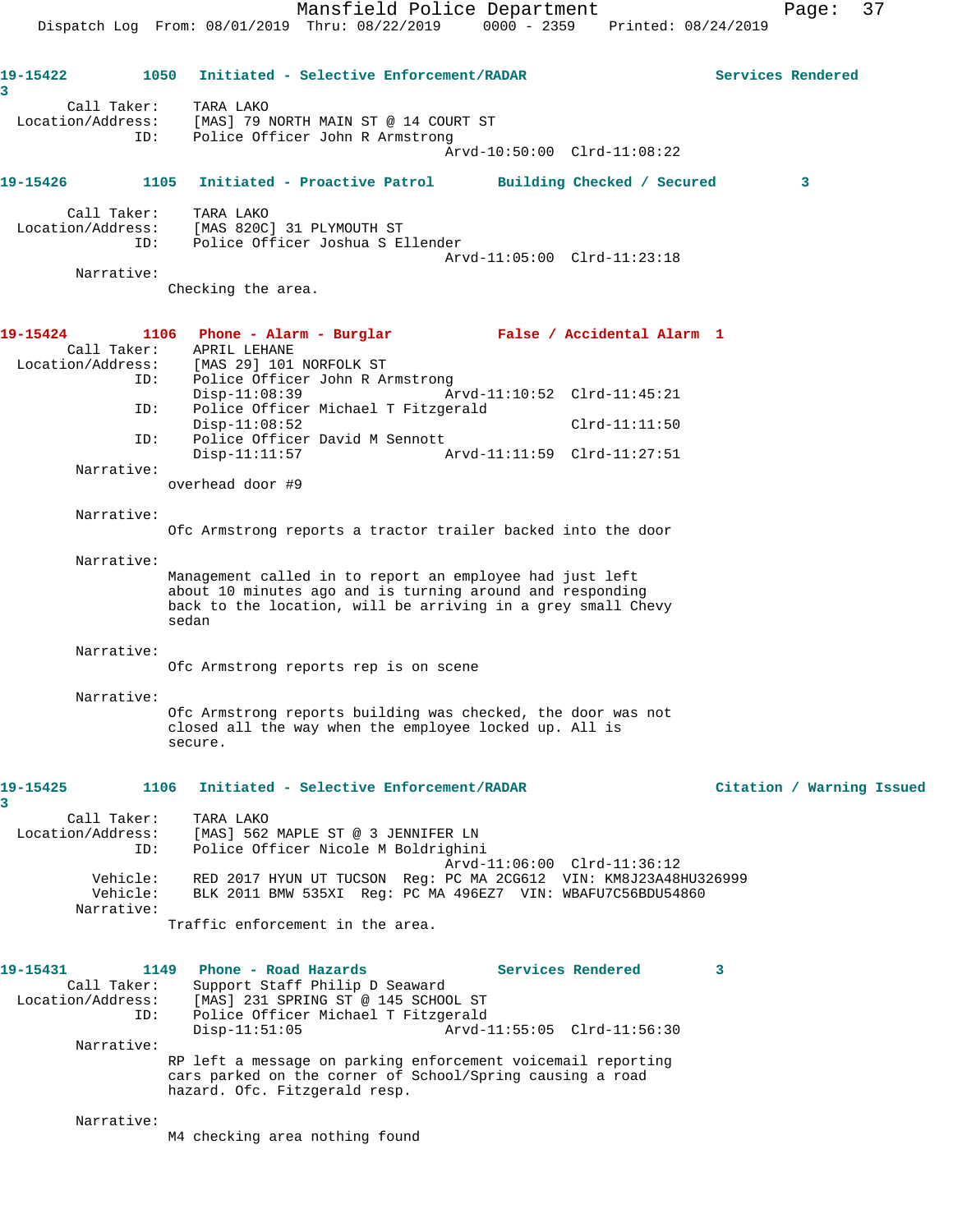**19-15422** 1050 Initiated - Selective Enforcement/RADAR Services Rendered 3

Call Taker: TARA LAKO
Location/Address: [MAS] 79 NORTH MAIN ST @ 14 COURT ST
ID: Police Officer John R Armstrong
Arvd-10:50:00 Clrd-11:08:22

**19-15426** 1105 Initiated - Proactive Patrol Building Checked / Secured 3

Call Taker: TARA LAKO
Location/Address: [MAS 820C] 31 PLYMOUTH ST
ID: Police Officer Joshua S Ellender
Arvd-11:05:00 Clrd-11:23:18

Narrative:
Checking the area.

**19-15424** 1106 Phone - Alarm - Burglar False / Accidental Alarm 1

Call Taker: APRIL LEHANE
Location/Address: [MAS 29] 101 NORFOLK ST
ID: Police Officer John R Armstrong
Disp-11:08:39 Arvd-11:10:52 Clrd-11:45:21
ID: Police Officer Michael T Fitzgerald
Disp-11:08:52 Clrd-11:11:50
ID: Police Officer David M Sennott
Disp-11:11:57 Arvd-11:11:59 Clrd-11:27:51

Narrative:
overhead door #9

Narrative:
Ofc Armstrong reports a tractor trailer backed into the door

Narrative:
Management called in to report an employee had just left about 10 minutes ago and is turning around and responding back to the location, will be arriving in a grey small Chevy sedan

Narrative:
Ofc Armstrong reports rep is on scene

Narrative:
Ofc Armstrong reports building was checked, the door was not closed all the way when the employee locked up. All is secure.

**19-15425** 1106 Initiated - Selective Enforcement/RADAR Citation / Warning Issued 3

Call Taker: TARA LAKO
Location/Address: [MAS] 562 MAPLE ST @ 3 JENNIFER LN
ID: Police Officer Nicole M Boldrighini
Arvd-11:06:00 Clrd-11:36:12
Vehicle: RED 2017 HYUN UT TUCSON Reg: PC MA 2CG612 VIN: KM8J23A48HU326999
Vehicle: BLK 2011 BMW 535XI Reg: PC MA 496EZ7 VIN: WBAFU7C56BDU54860

Narrative:
Traffic enforcement in the area.

**19-15431** 1149 Phone - Road Hazards Services Rendered 3

Call Taker: Support Staff Philip D Seaward
Location/Address: [MAS] 231 SPRING ST @ 145 SCHOOL ST
ID: Police Officer Michael T Fitzgerald
Disp-11:51:05 Arvd-11:55:05 Clrd-11:56:30

Narrative:
RP left a message on parking enforcement voicemail reporting cars parked on the corner of School/Spring causing a road hazard. Ofc. Fitzgerald resp.

Narrative:
M4 checking area nothing found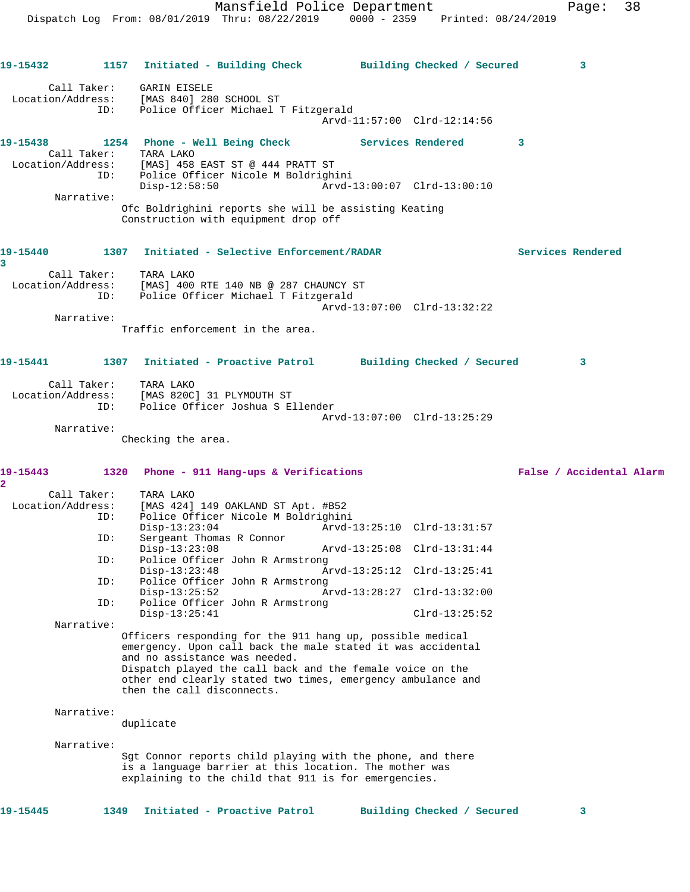**19-15432** 1157 **Initiated - Building Check** **Building Checked / Secured** **3**

Call Taker: GARIN EISELE
Location/Address: [MAS 840] 280 SCHOOL ST
ID: Police Officer Michael T Fitzgerald
Arvd-11:57:00 Clrd-12:14:56

**19-15438** 1254 **Phone - Well Being Check** **Services Rendered** **3**

Call Taker: TARA LAKO
Location/Address: [MAS] 458 EAST ST @ 444 PRATT ST
ID: Police Officer Nicole M Boldrighini
Disp-12:58:50 Arvd-13:00:07 Clrd-13:00:10

Narrative:
Ofc Boldrighini reports she will be assisting Keating Construction with equipment drop off

**19-15440** 1307 **Initiated - Selective Enforcement/RADAR** **Services Rendered** **3**

Call Taker: TARA LAKO
Location/Address: [MAS] 400 RTE 140 NB @ 287 CHAUNCY ST
ID: Police Officer Michael T Fitzgerald
Arvd-13:07:00 Clrd-13:32:22

Narrative:
Traffic enforcement in the area.

**19-15441** 1307 **Initiated - Proactive Patrol** **Building Checked / Secured** **3**

Call Taker: TARA LAKO
Location/Address: [MAS 820C] 31 PLYMOUTH ST
ID: Police Officer Joshua S Ellender
Arvd-13:07:00 Clrd-13:25:29

Narrative:
Checking the area.

**19-15443** 1320 **Phone - 911 Hang-ups & Verifications** **False / Accidental Alarm** **2**

Call Taker: TARA LAKO
Location/Address: [MAS 424] 149 OAKLAND ST Apt. #B52
ID: Police Officer Nicole M Boldrighini
Disp-13:23:04 Arvd-13:25:10 Clrd-13:31:57
ID: Sergeant Thomas R Connor
Disp-13:23:08 Arvd-13:25:08 Clrd-13:31:44
ID: Police Officer John R Armstrong
Disp-13:23:48 Arvd-13:25:12 Clrd-13:25:41
ID: Police Officer John R Armstrong
Disp-13:25:52 Arvd-13:28:27 Clrd-13:32:00
ID: Police Officer John R Armstrong
Disp-13:25:41 Clrd-13:25:52

Narrative:
Officers responding for the 911 hang up, possible medical emergency. Upon call back the male stated it was accidental and no assistance was needed.
Dispatch played the call back and the female voice on the other end clearly stated two times, emergency ambulance and then the call disconnects.

Narrative:
duplicate

Narrative:
Sgt Connor reports child playing with the phone, and there is a language barrier at this location. The mother was explaining to the child that 911 is for emergencies.

**19-15445** 1349 **Initiated - Proactive Patrol** **Building Checked / Secured** **3**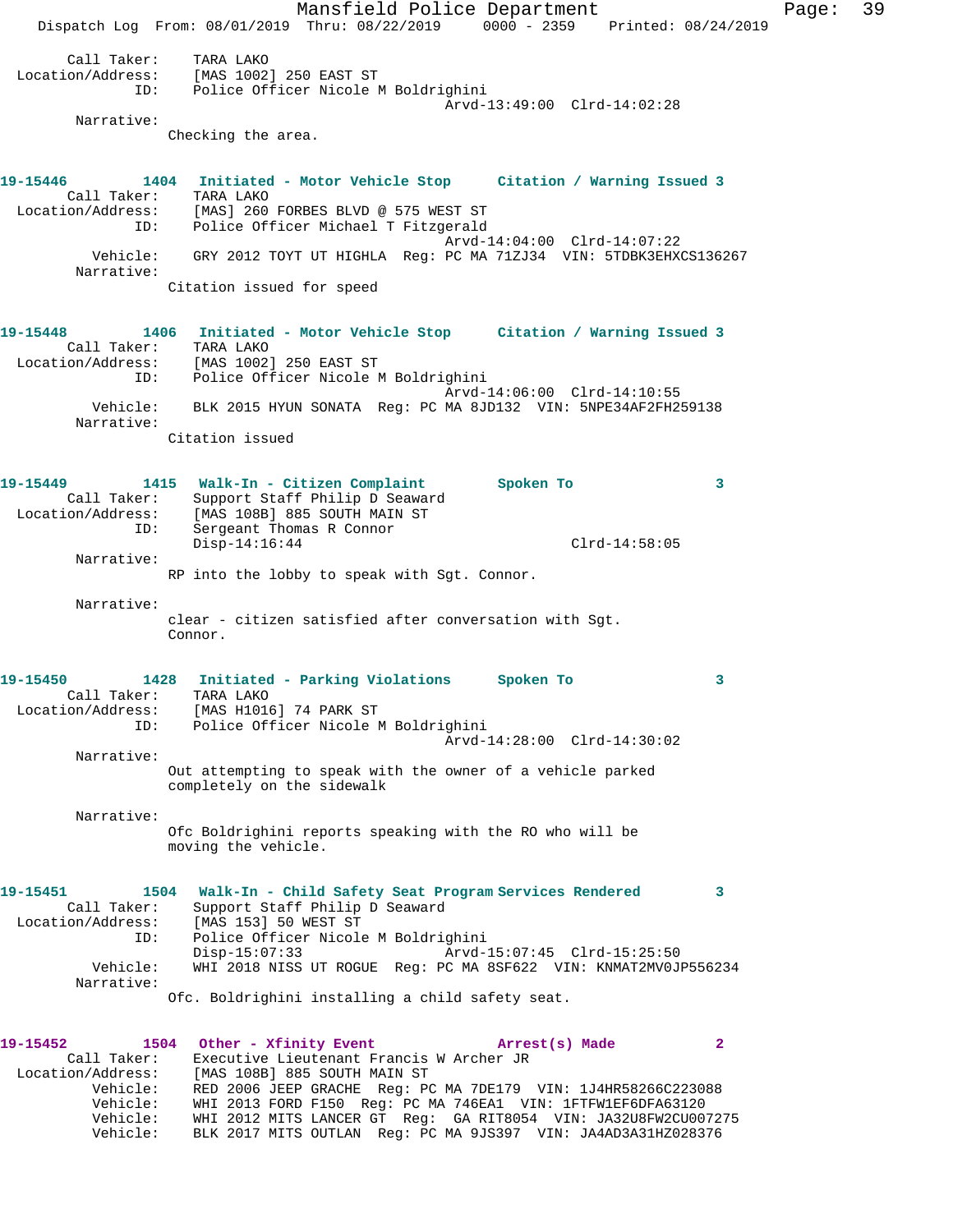Call Taker: TARA LAKO
Location/Address: [MAS 1002] 250 EAST ST
ID: Police Officer Nicole M Boldrighini
Arvd-13:49:00 Clrd-14:02:28
Narrative:
Checking the area.

**19-15446 1404 Initiated - Motor Vehicle Stop Citation / Warning Issued 3**
Call Taker: TARA LAKO
Location/Address: [MAS] 260 FORBES BLVD @ 575 WEST ST
ID: Police Officer Michael T Fitzgerald
Arvd-14:04:00 Clrd-14:07:22
Vehicle: GRY 2012 TOYT UT HIGHLA Reg: PC MA 71ZJ34 VIN: 5TDBK3EHXCS136267
Narrative:
Citation issued for speed

**19-15448 1406 Initiated - Motor Vehicle Stop Citation / Warning Issued 3**
Call Taker: TARA LAKO
Location/Address: [MAS 1002] 250 EAST ST
ID: Police Officer Nicole M Boldrighini
Arvd-14:06:00 Clrd-14:10:55
Vehicle: BLK 2015 HYUN SONATA Reg: PC MA 8JD132 VIN: 5NPE34AF2FH259138
Narrative:
Citation issued

**19-15449 1415 Walk-In - Citizen Complaint Spoken To 3**
Call Taker: Support Staff Philip D Seaward
Location/Address: [MAS 108B] 885 SOUTH MAIN ST
ID: Sergeant Thomas R Connor
Disp-14:16:44 Clrd-14:58:05
Narrative:
RP into the lobby to speak with Sgt. Connor.

Narrative:
clear - citizen satisfied after conversation with Sgt. Connor.

**19-15450 1428 Initiated - Parking Violations Spoken To 3**
Call Taker: TARA LAKO
Location/Address: [MAS H1016] 74 PARK ST
ID: Police Officer Nicole M Boldrighini
Arvd-14:28:00 Clrd-14:30:02
Narrative:
Out attempting to speak with the owner of a vehicle parked completely on the sidewalk

Narrative:
Ofc Boldrighini reports speaking with the RO who will be moving the vehicle.

**19-15451 1504 Walk-In - Child Safety Seat Program Services Rendered 3**
Call Taker: Support Staff Philip D Seaward
Location/Address: [MAS 153] 50 WEST ST
ID: Police Officer Nicole M Boldrighini
Disp-15:07:33 Arvd-15:07:45 Clrd-15:25:50
Vehicle: WHI 2018 NISS UT ROGUE Reg: PC MA 8SF622 VIN: KNMAT2MV0JP556234
Narrative:
Ofc. Boldrighini installing a child safety seat.

**19-15452 1504 Other - Xfinity Event Arrest(s) Made 2**
Call Taker: Executive Lieutenant Francis W Archer JR
Location/Address: [MAS 108B] 885 SOUTH MAIN ST
Vehicle: RED 2006 JEEP GRACHE Reg: PC MA 7DE179 VIN: 1J4HR58266C223088
Vehicle: WHI 2013 FORD F150 Reg: PC MA 746EA1 VIN: 1FTFW1EF6DFA63120
Vehicle: WHI 2012 MITS LANCER GT Reg: GA RIT8054 VIN: JA32U8FW2CU007275
Vehicle: BLK 2017 MITS OUTLAN Reg: PC MA 9JS397 VIN: JA4AD3A31HZ028376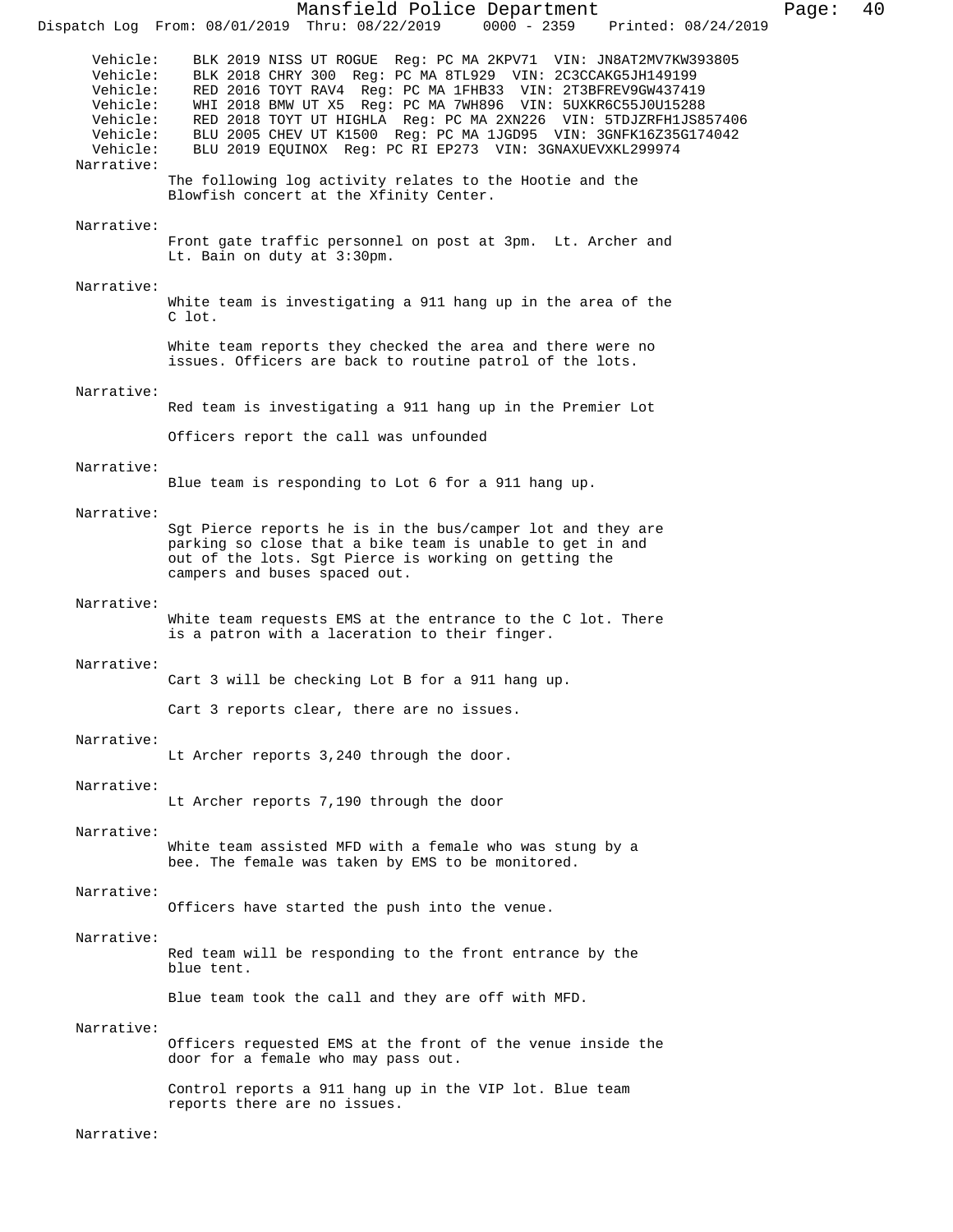Vehicle: BLK 2019 NISS UT ROGUE Reg: PC MA 2KPV71 VIN: JN8AT2MV7KW393805
Vehicle: BLK 2018 CHRY 300 Reg: PC MA 8TL929 VIN: 2C3CCAKG5JH149199
Vehicle: RED 2016 TOYT RAV4 Reg: PC MA 1FHB33 VIN: 2T3BFREV9GW437419
Vehicle: WHI 2018 BMW UT X5 Reg: PC MA 7WH896 VIN: 5UXKR6C55J0U15288
Vehicle: RED 2018 TOYT UT HIGHLA Reg: PC MA 2XN226 VIN: 5TDJZRFH1JS857406
Vehicle: BLU 2005 CHEV UT K1500 Reg: PC MA 1JGD95 VIN: 3GNFK16Z35G174042
Vehicle: BLU 2019 EQUINOX Reg: PC RI EP273 VIN: 3GNAXUEVXKL299974

Narrative:
The following log activity relates to the Hootie and the Blowfish concert at the Xfinity Center.

Narrative:
Front gate traffic personnel on post at 3pm. Lt. Archer and Lt. Bain on duty at 3:30pm.

Narrative:
White team is investigating a 911 hang up in the area of the C lot.

White team reports they checked the area and there were no issues. Officers are back to routine patrol of the lots.

Narrative:
Red team is investigating a 911 hang up in the Premier Lot

Officers report the call was unfounded

Narrative:
Blue team is responding to Lot 6 for a 911 hang up.

Narrative:
Sgt Pierce reports he is in the bus/camper lot and they are parking so close that a bike team is unable to get in and out of the lots. Sgt Pierce is working on getting the campers and buses spaced out.

Narrative:
White team requests EMS at the entrance to the C lot. There is a patron with a laceration to their finger.

Narrative:
Cart 3 will be checking Lot B for a 911 hang up.

Cart 3 reports clear, there are no issues.

Narrative:
Lt Archer reports 3,240 through the door.

Narrative:
Lt Archer reports 7,190 through the door

Narrative:
White team assisted MFD with a female who was stung by a bee. The female was taken by EMS to be monitored.

Narrative:
Officers have started the push into the venue.

Narrative:
Red team will be responding to the front entrance by the blue tent.

Blue team took the call and they are off with MFD.

Narrative:
Officers requested EMS at the front of the venue inside the door for a female who may pass out.

Control reports a 911 hang up in the VIP lot. Blue team reports there are no issues.

Narrative: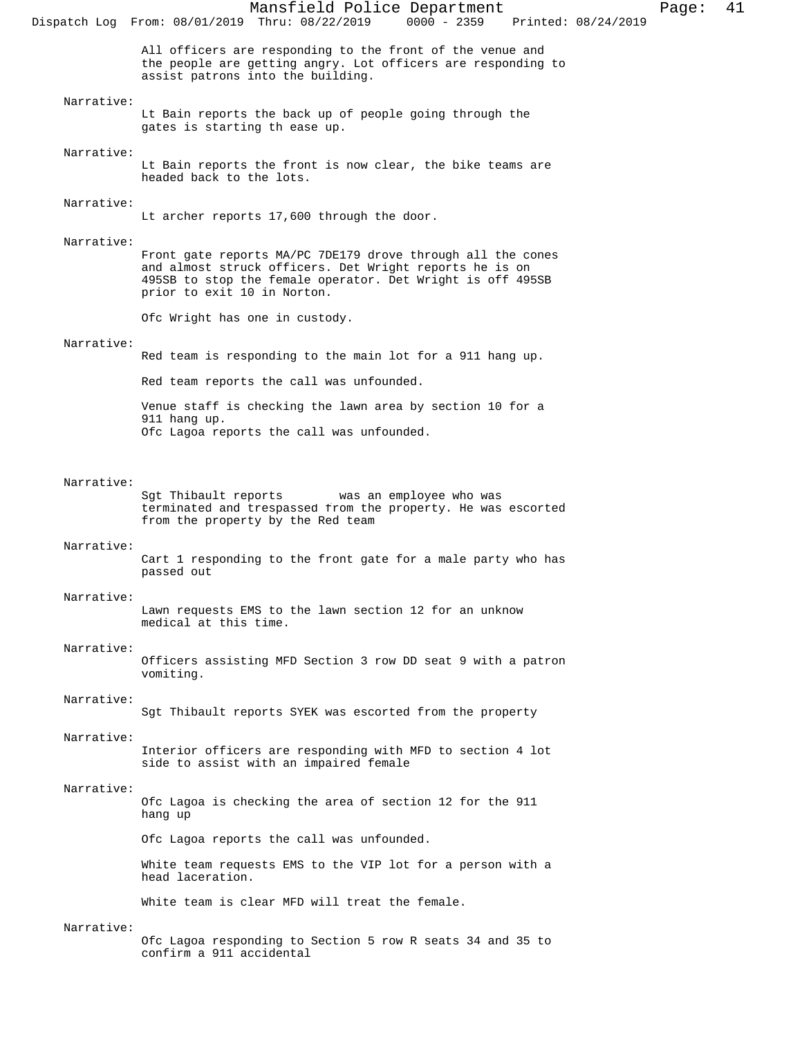All officers are responding to the front of the venue and the people are getting angry. Lot officers are responding to assist patrons into the building.

Narrative:
Lt Bain reports the back up of people going through the gates is starting th ease up.

Narrative:
Lt Bain reports the front is now clear, the bike teams are headed back to the lots.

Narrative:
Lt archer reports 17,600 through the door.

Narrative:
Front gate reports MA/PC 7DE179 drove through all the cones and almost struck officers. Det Wright reports he is on 495SB to stop the female operator. Det Wright is off 495SB prior to exit 10 in Norton.

Ofc Wright has one in custody.

Narrative:
Red team is responding to the main lot for a 911 hang up.

Red team reports the call was unfounded.

Venue staff is checking the lawn area by section 10 for a 911 hang up.
Ofc Lagoa reports the call was unfounded.

Narrative:
Sgt Thibault reports was an employee who was terminated and trespassed from the property. He was escorted from the property by the Red team

Narrative:
Cart 1 responding to the front gate for a male party who has passed out

Narrative:
Lawn requests EMS to the lawn section 12 for an unknow medical at this time.

Narrative:
Officers assisting MFD Section 3 row DD seat 9 with a patron vomiting.

Narrative:
Sgt Thibault reports SYEK was escorted from the property

Narrative:
Interior officers are responding with MFD to section 4 lot side to assist with an impaired female

Narrative:
Ofc Lagoa is checking the area of section 12 for the 911 hang up

Ofc Lagoa reports the call was unfounded.

White team requests EMS to the VIP lot for a person with a head laceration.

White team is clear MFD will treat the female.

Narrative:
Ofc Lagoa responding to Section 5 row R seats 34 and 35 to confirm a 911 accidental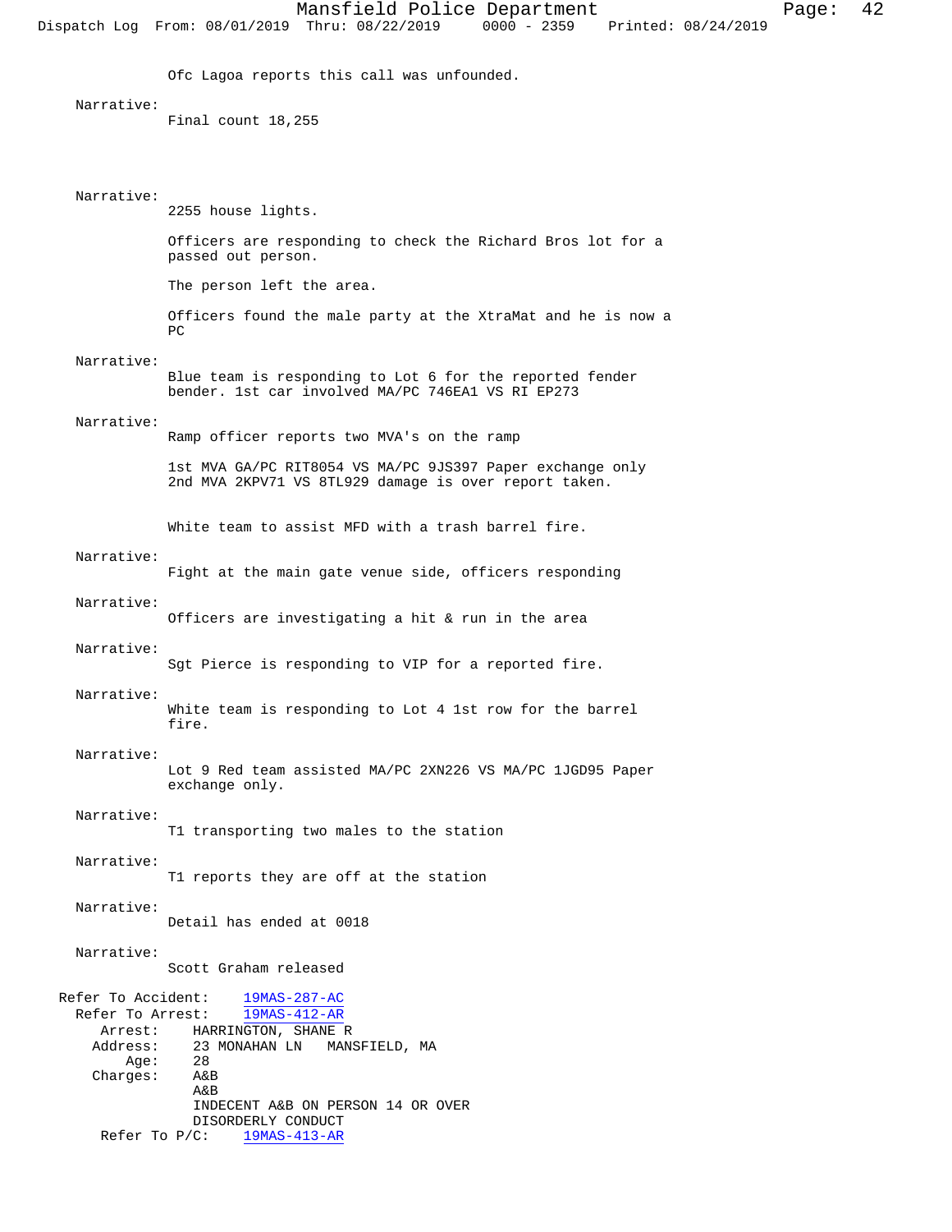Ofc Lagoa reports this call was unfounded.

Narrative:
Final count 18,255

Narrative:
2255 house lights.

Officers are responding to check the Richard Bros lot for a passed out person.

The person left the area.

Officers found the male party at the XtraMat and he is now a PC

Narrative:
Blue team is responding to Lot 6 for the reported fender bender. 1st car involved MA/PC 746EA1 VS RI EP273

Narrative:
Ramp officer reports two MVA's on the ramp

1st MVA GA/PC RIT8054 VS MA/PC 9JS397 Paper exchange only
2nd MVA 2KPV71 VS 8TL929 damage is over report taken.

White team to assist MFD with a trash barrel fire.

Narrative:
Fight at the main gate venue side, officers responding

Narrative:
Officers are investigating a hit & run in the area

Narrative:
Sgt Pierce is responding to VIP for a reported fire.

Narrative:
White team is responding to Lot 4 1st row for the barrel fire.

Narrative:
Lot 9 Red team assisted MA/PC 2XN226 VS MA/PC 1JGD95 Paper exchange only.

Narrative:
T1 transporting two males to the station

Narrative:
T1 reports they are off at the station

Narrative:
Detail has ended at 0018

Narrative:
Scott Graham released

Refer To Accident: 19MAS-287-AC
Refer To Arrest: 19MAS-412-AR
Arrest: HARRINGTON, SHANE R
Address: 23 MONAHAN LN MANSFIELD, MA
Age: 28
Charges: A&B
A&B
INDECENT A&B ON PERSON 14 OR OVER
DISORDERLY CONDUCT
Refer To P/C: 19MAS-413-AR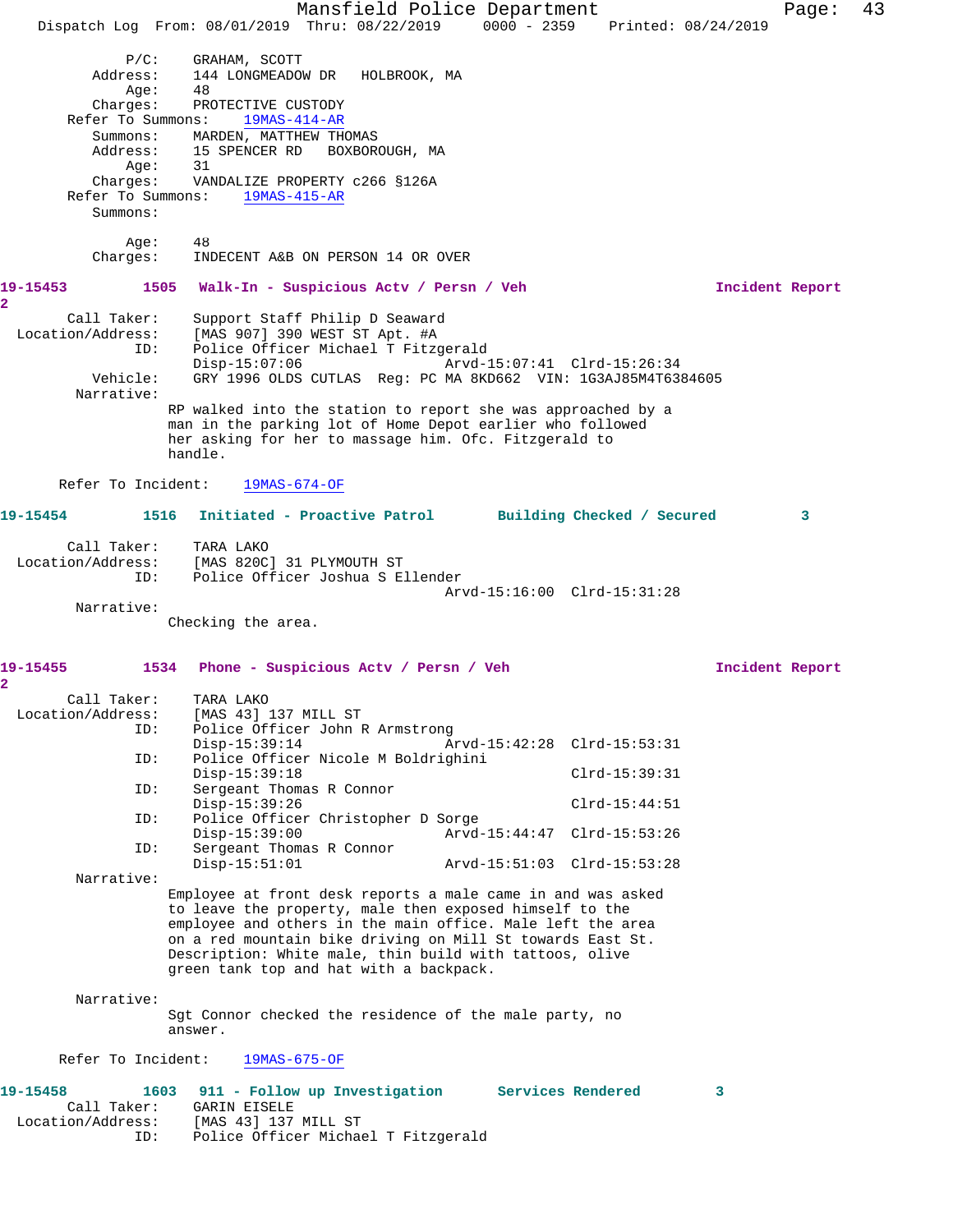P/C: GRAHAM, SCOTT
Address: 144 LONGMEADOW DR HOLBROOK, MA
Age: 48
Charges: PROTECTIVE CUSTODY
Refer To Summons: 19MAS-414-AR
Summons: MARDEN, MATTHEW THOMAS
Address: 15 SPENCER RD BOXBOROUGH, MA
Age: 31
Charges: VANDALIZE PROPERTY c266 §126A
Refer To Summons: 19MAS-415-AR
Summons:

Age: 48
Charges: INDECENT A&B ON PERSON 14 OR OVER

**19-15453** 1505 **Walk-In - Suspicious Actv / Persn / Veh** **Incident Report**
**2**
Call Taker: Support Staff Philip D Seaward
Location/Address: [MAS 907] 390 WEST ST Apt. #A
ID: Police Officer Michael T Fitzgerald
Disp-15:07:06 Arvd-15:07:41 Clrd-15:26:34
Vehicle: GRY 1996 OLDS CUTLAS Reg: PC MA 8KD662 VIN: 1G3AJ85M4T6384605
Narrative:
RP walked into the station to report she was approached by a man in the parking lot of Home Depot earlier who followed her asking for her to massage him. Ofc. Fitzgerald to handle.

Refer To Incident: 19MAS-674-OF

**19-15454** 1516 **Initiated - Proactive Patrol** **Building Checked / Secured** **3**

Call Taker: TARA LAKO
Location/Address: [MAS 820C] 31 PLYMOUTH ST
ID: Police Officer Joshua S Ellender
Arvd-15:16:00 Clrd-15:31:28
Narrative:
Checking the area.

**19-15455** 1534 **Phone - Suspicious Actv / Persn / Veh** **Incident Report**
**2**
Call Taker: TARA LAKO
Location/Address: [MAS 43] 137 MILL ST
ID: Police Officer John R Armstrong
Disp-15:39:14 Arvd-15:42:28 Clrd-15:53:31
ID: Police Officer Nicole M Boldrighini
Disp-15:39:18 Clrd-15:39:31
ID: Sergeant Thomas R Connor
Disp-15:39:26 Clrd-15:44:51
ID: Police Officer Christopher D Sorge
Disp-15:39:00 Arvd-15:44:47 Clrd-15:53:26
ID: Sergeant Thomas R Connor
Disp-15:51:01 Arvd-15:51:03 Clrd-15:53:28
Narrative:
Employee at front desk reports a male came in and was asked to leave the property, male then exposed himself to the employee and others in the main office. Male left the area on a red mountain bike driving on Mill St towards East St. Description: White male, thin build with tattoos, olive green tank top and hat with a backpack.

Narrative:
Sgt Connor checked the residence of the male party, no answer.

Refer To Incident: 19MAS-675-OF

**19-15458** 1603 **911 - Follow up Investigation** **Services Rendered** **3**
Call Taker: GARIN EISELE
Location/Address: [MAS 43] 137 MILL ST
ID: Police Officer Michael T Fitzgerald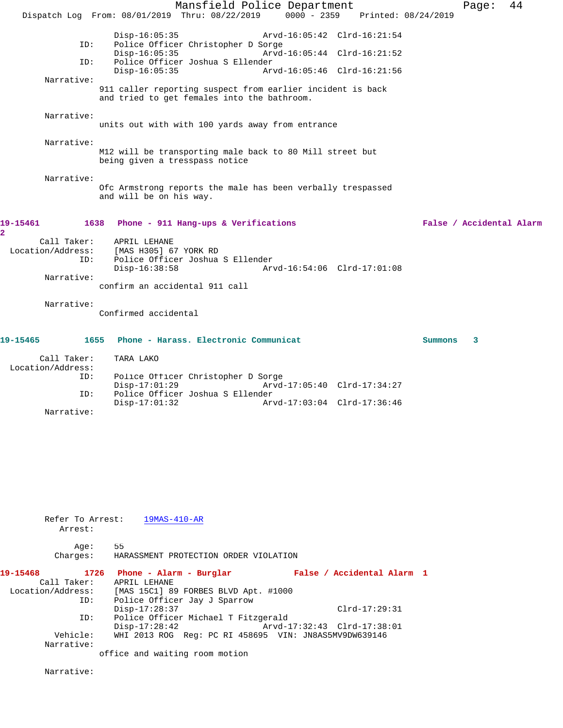```
                Disp-16:05:35                 Arvd-16:05:42  Clrd-16:21:54
          ID:   Police Officer Christopher D Sorge
                Disp-16:05:35                 Arvd-16:05:44  Clrd-16:21:52
          ID:   Police Officer Joshua S Ellender
                Disp-16:05:35                 Arvd-16:05:46  Clrd-16:21:56
   Narrative:
               911 caller reporting suspect from earlier incident is back
               and tried to get females into the bathroom.

   Narrative:
               units out with with 100 yards away from entrance

   Narrative:
               M12 will be transporting male back to 80 Mill street but
               being given a tresspass notice

   Narrative:
               Ofc Armstrong reports the male has been verbally trespassed
               and will be on his way.
```

**19-15461** 1638 **Phone - 911 Hang-ups & Verifications** **False / Accidental Alarm 2**

```
  Call Taker:   APRIL LEHANE
Location/Address:   [MAS H305] 67 YORK RD
          ID:   Police Officer Joshua S Ellender
                Disp-16:38:58                 Arvd-16:54:06  Clrd-17:01:08
   Narrative:
               confirm an accidental 911 call

   Narrative:
               Confirmed accidental
```

**19-15465** 1655 **Phone - Harass. Electronic Communicat** **Summons 3**

```
  Call Taker:   TARA LAKO
Location/Address:
          ID:   Police Officer Christopher D Sorge
                Disp-17:01:29                 Arvd-17:05:40  Clrd-17:34:27
          ID:   Police Officer Joshua S Ellender
                Disp-17:01:32                 Arvd-17:03:04  Clrd-17:36:46
   Narrative:

   Refer To Arrest:   19MAS-410-AR
      Arrest:

         Age:   55
     Charges:   HARASSMENT PROTECTION ORDER VIOLATION
```

**19-15468** 1726 **Phone - Alarm - Burglar** **False / Accidental Alarm 1**

```
  Call Taker:   APRIL LEHANE
Location/Address:   [MAS 15C1] 89 FORBES BLVD Apt. #1000
          ID:   Police Officer Jay J Sparrow
                Disp-17:28:37                                Clrd-17:29:31
          ID:   Police Officer Michael T Fitzgerald
                Disp-17:28:42                 Arvd-17:32:43  Clrd-17:38:01
     Vehicle:   WHI 2013 ROG  Reg: PC RI 458695  VIN: JN8AS5MV9DW639146
   Narrative:
               office and waiting room motion

   Narrative:
```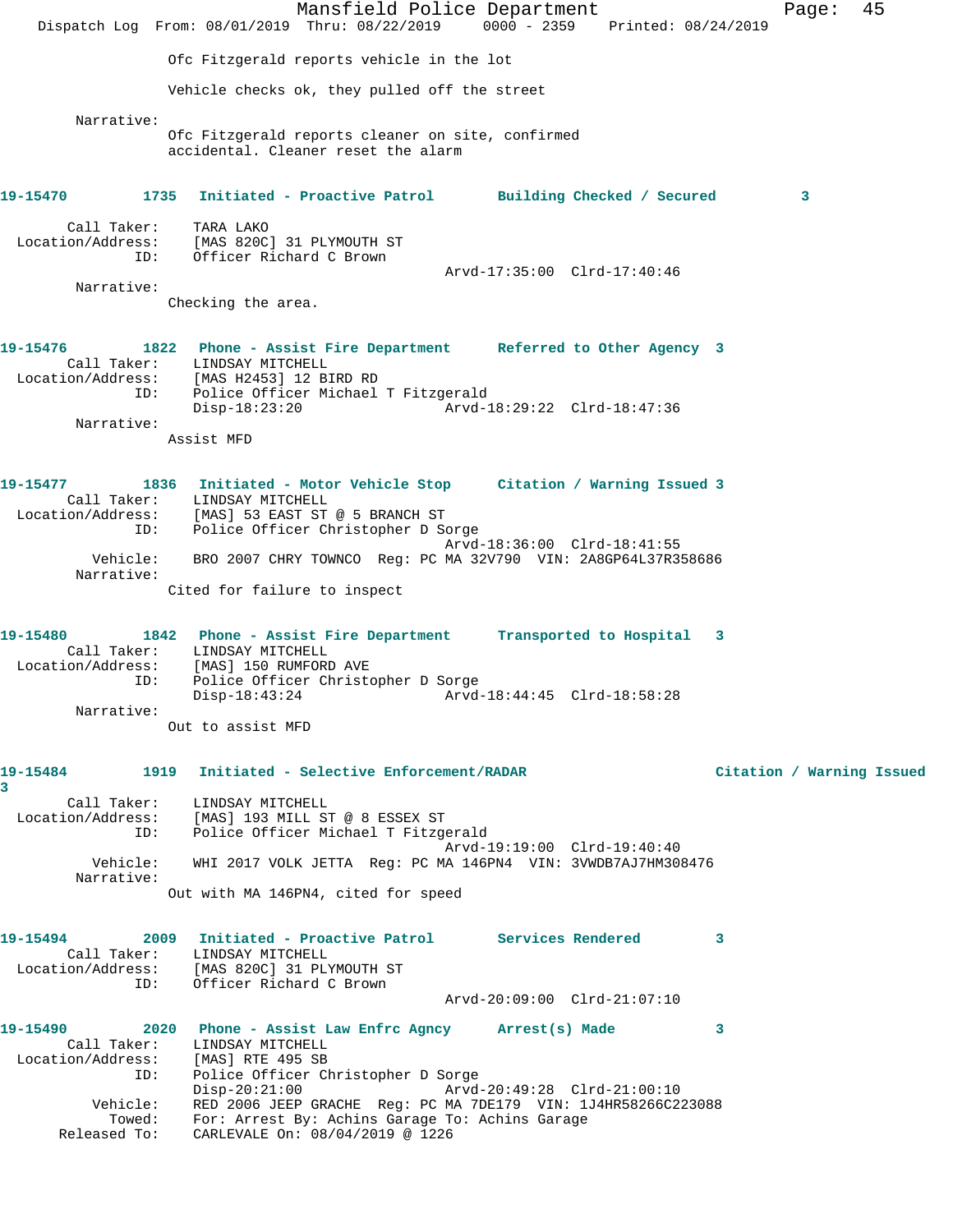Ofc Fitzgerald reports vehicle in the lot

Vehicle checks ok, they pulled off the street

Narrative:

Ofc Fitzgerald reports cleaner on site, confirmed accidental. Cleaner reset the alarm

**19-15470 1735 Initiated - Proactive Patrol Building Checked / Secured 3**

Call Taker: TARA LAKO
Location/Address: [MAS 820C] 31 PLYMOUTH ST
ID: Officer Richard C Brown
Arvd-17:35:00 Clrd-17:40:46

Narrative:

Checking the area.

**19-15476 1822 Phone - Assist Fire Department Referred to Other Agency 3**

Call Taker: LINDSAY MITCHELL
Location/Address: [MAS H2453] 12 BIRD RD
ID: Police Officer Michael T Fitzgerald
Disp-18:23:20 Arvd-18:29:22 Clrd-18:47:36

Narrative:

Assist MFD

**19-15477 1836 Initiated - Motor Vehicle Stop Citation / Warning Issued 3**

Call Taker: LINDSAY MITCHELL
Location/Address: [MAS] 53 EAST ST @ 5 BRANCH ST
ID: Police Officer Christopher D Sorge
Arvd-18:36:00 Clrd-18:41:55
Vehicle: BRO 2007 CHRY TOWNCO Reg: PC MA 32V790 VIN: 2A8GP64L37R358686

Narrative:

Cited for failure to inspect

**19-15480 1842 Phone - Assist Fire Department Transported to Hospital 3**

Call Taker: LINDSAY MITCHELL
Location/Address: [MAS] 150 RUMFORD AVE
ID: Police Officer Christopher D Sorge
Disp-18:43:24 Arvd-18:44:45 Clrd-18:58:28

Narrative:

Out to assist MFD

**19-15484 1919 Initiated - Selective Enforcement/RADAR Citation / Warning Issued 3**

Call Taker: LINDSAY MITCHELL
Location/Address: [MAS] 193 MILL ST @ 8 ESSEX ST
ID: Police Officer Michael T Fitzgerald
Arvd-19:19:00 Clrd-19:40:40
Vehicle: WHI 2017 VOLK JETTA Reg: PC MA 146PN4 VIN: 3VWDB7AJ7HM308476

Narrative:

Out with MA 146PN4, cited for speed

**19-15494 2009 Initiated - Proactive Patrol Services Rendered 3**

Call Taker: LINDSAY MITCHELL
Location/Address: [MAS 820C] 31 PLYMOUTH ST
ID: Officer Richard C Brown
Arvd-20:09:00 Clrd-21:07:10

**19-15490 2020 Phone - Assist Law Enfrc Agncy Arrest(s) Made 3**

Call Taker: LINDSAY MITCHELL
Location/Address: [MAS] RTE 495 SB
ID: Police Officer Christopher D Sorge
Disp-20:21:00 Arvd-20:49:28 Clrd-21:00:10
Vehicle: RED 2006 JEEP GRACHE Reg: PC MA 7DE179 VIN: 1J4HR58266C223088
Towed: For: Arrest By: Achins Garage To: Achins Garage
Released To: CARLEVALE On: 08/04/2019 @ 1226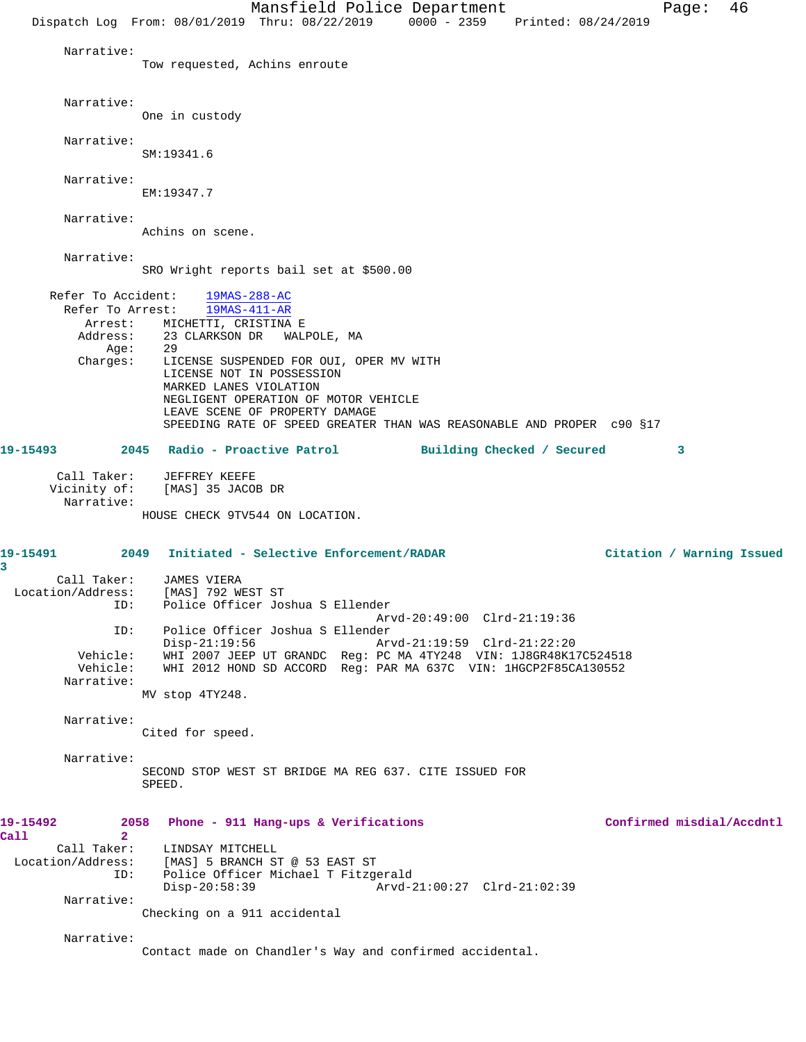Narrative:
Tow requested, Achins enroute

Narrative:
One in custody

Narrative:
SM:19341.6

Narrative:
EM:19347.7

Narrative:
Achins on scene.

Narrative:
SRO Wright reports bail set at $500.00

Refer To Accident: 19MAS-288-AC
Refer To Arrest: 19MAS-411-AR
Arrest: MICHETTI, CRISTINA E
Address: 23 CLARKSON DR WALPOLE, MA
Age: 29
Charges: LICENSE SUSPENDED FOR OUI, OPER MV WITH
LICENSE NOT IN POSSESSION
MARKED LANES VIOLATION
NEGLIGENT OPERATION OF MOTOR VEHICLE
LEAVE SCENE OF PROPERTY DAMAGE
SPEEDING RATE OF SPEED GREATER THAN WAS REASONABLE AND PROPER c90 §17

**19-15493 2045 Radio - Proactive Patrol Building Checked / Secured 3**

Call Taker: JEFFREY KEEFE
Vicinity of: [MAS] 35 JACOB DR
Narrative:
HOUSE CHECK 9TV544 ON LOCATION.

**19-15491 2049 Initiated - Selective Enforcement/RADAR Citation / Warning Issued 3**

Call Taker: JAMES VIERA
Location/Address: [MAS] 792 WEST ST
ID: Police Officer Joshua S Ellender
Arvd-20:49:00 Clrd-21:19:36
ID: Police Officer Joshua S Ellender
Disp-21:19:56 Arvd-21:19:59 Clrd-21:22:20
Vehicle: WHI 2007 JEEP UT GRANDC Reg: PC MA 4TY248 VIN: 1J8GR48K17C524518
Vehicle: WHI 2012 HOND SD ACCORD Reg: PAR MA 637C VIN: 1HGCP2F85CA130552
Narrative:
MV stop 4TY248.

Narrative:
Cited for speed.

Narrative:
SECOND STOP WEST ST BRIDGE MA REG 637. CITE ISSUED FOR SPEED.

**19-15492 2058 Phone - 911 Hang-ups & Verifications Confirmed misdial/Accdntl Call 2**

Call Taker: LINDSAY MITCHELL
Location/Address: [MAS] 5 BRANCH ST @ 53 EAST ST
ID: Police Officer Michael T Fitzgerald
Disp-20:58:39 Arvd-21:00:27 Clrd-21:02:39
Narrative:
Checking on a 911 accidental

Narrative:
Contact made on Chandler's Way and confirmed accidental.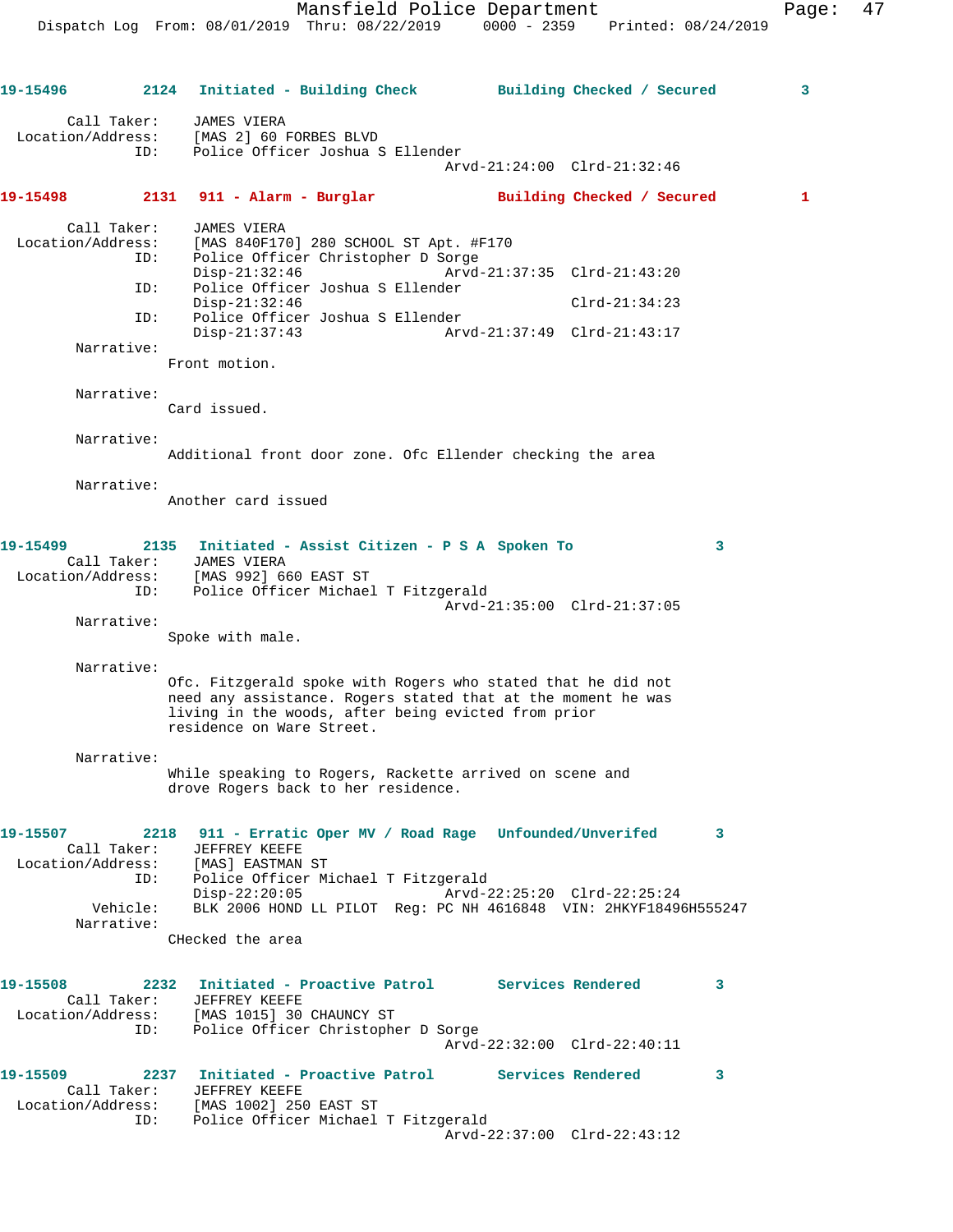**19-15496** 2124 **Initiated - Building Check** **Building Checked / Secured** 3

Call Taker: JAMES VIERA
Location/Address: [MAS 2] 60 FORBES BLVD
ID: Police Officer Joshua S Ellender
Arvd-21:24:00 Clrd-21:32:46

**19-15498** 2131 **911 - Alarm - Burglar** **Building Checked / Secured** 1

Call Taker: JAMES VIERA
Location/Address: [MAS 840F170] 280 SCHOOL ST Apt. #F170
ID: Police Officer Christopher D Sorge
Disp-21:32:46 Arvd-21:37:35 Clrd-21:43:20
ID: Police Officer Joshua S Ellender
Disp-21:32:46 Clrd-21:34:23
ID: Police Officer Joshua S Ellender
Disp-21:37:43 Arvd-21:37:49 Clrd-21:43:17

Narrative:
Front motion.

Narrative:
Card issued.

Narrative:
Additional front door zone. Ofc Ellender checking the area

Narrative:
Another card issued

**19-15499** 2135 **Initiated - Assist Citizen - P S A** **Spoken To** 3

Call Taker: JAMES VIERA
Location/Address: [MAS 992] 660 EAST ST
ID: Police Officer Michael T Fitzgerald
Arvd-21:35:00 Clrd-21:37:05

Narrative:
Spoke with male.

Narrative:
Ofc. Fitzgerald spoke with Rogers who stated that he did not need any assistance. Rogers stated that at the moment he was living in the woods, after being evicted from prior residence on Ware Street.

Narrative:
While speaking to Rogers, Rackette arrived on scene and drove Rogers back to her residence.

**19-15507** 2218 **911 - Erratic Oper MV / Road Rage** **Unfounded/Unverifed** 3

Call Taker: JEFFREY KEEFE
Location/Address: [MAS] EASTMAN ST
ID: Police Officer Michael T Fitzgerald
Disp-22:20:05 Arvd-22:25:20 Clrd-22:25:24
Vehicle: BLK 2006 HOND LL PILOT Reg: PC NH 4616848 VIN: 2HKYF18496H555247

Narrative:
CHecked the area

**19-15508** 2232 **Initiated - Proactive Patrol** **Services Rendered** 3

Call Taker: JEFFREY KEEFE
Location/Address: [MAS 1015] 30 CHAUNCY ST
ID: Police Officer Christopher D Sorge
Arvd-22:32:00 Clrd-22:40:11

**19-15509** 2237 **Initiated - Proactive Patrol** **Services Rendered** 3

Call Taker: JEFFREY KEEFE
Location/Address: [MAS 1002] 250 EAST ST
ID: Police Officer Michael T Fitzgerald
Arvd-22:37:00 Clrd-22:43:12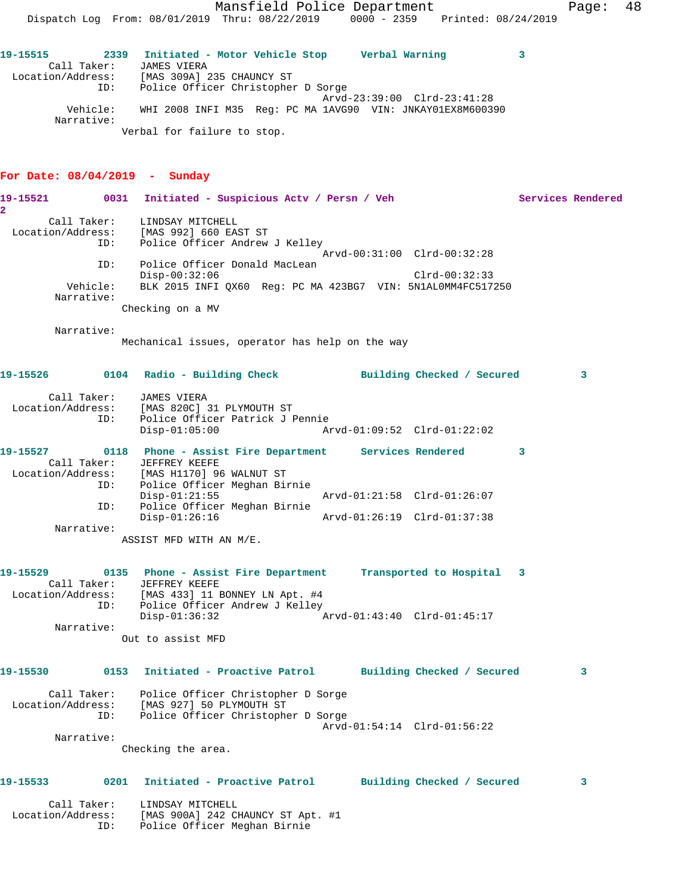**19-15515** 2339 **Initiated - Motor Vehicle Stop** **Verbal Warning** 3

Call Taker: JAMES VIERA
Location/Address: [MAS 309A] 235 CHAUNCY ST
ID: Police Officer Christopher D Sorge
Arvd-23:39:00 Clrd-23:41:28
Vehicle: WHI 2008 INFI M35 Reg: PC MA 1AVG90 VIN: JNKAY01EX8M600390
Narrative:
Verbal for failure to stop.

## For Date: 08/04/2019 - Sunday

**19-15521** 0031 **Initiated - Suspicious Actv / Persn / Veh** **Services Rendered** 2

Call Taker: LINDSAY MITCHELL
Location/Address: [MAS 992] 660 EAST ST
ID: Police Officer Andrew J Kelley
Arvd-00:31:00 Clrd-00:32:28
ID: Police Officer Donald MacLean
Disp-00:32:06 Clrd-00:32:33
Vehicle: BLK 2015 INFI QX60 Reg: PC MA 423BG7 VIN: 5N1AL0MM4FC517250
Narrative:
Checking on a MV

Narrative:
Mechanical issues, operator has help on the way

**19-15526** 0104 **Radio - Building Check** **Building Checked / Secured** 3

Call Taker: JAMES VIERA
Location/Address: [MAS 820C] 31 PLYMOUTH ST
ID: Police Officer Patrick J Pennie
Disp-01:05:00 Arvd-01:09:52 Clrd-01:22:02

**19-15527** 0118 **Phone - Assist Fire Department** **Services Rendered** 3

Call Taker: JEFFREY KEEFE
Location/Address: [MAS H1170] 96 WALNUT ST
ID: Police Officer Meghan Birnie
Disp-01:21:55 Arvd-01:21:58 Clrd-01:26:07
ID: Police Officer Meghan Birnie
Disp-01:26:16 Arvd-01:26:19 Clrd-01:37:38
Narrative:
ASSIST MFD WITH AN M/E.

**19-15529** 0135 **Phone - Assist Fire Department** **Transported to Hospital** 3

Call Taker: JEFFREY KEEFE
Location/Address: [MAS 433] 11 BONNEY LN Apt. #4
ID: Police Officer Andrew J Kelley
Disp-01:36:32 Arvd-01:43:40 Clrd-01:45:17
Narrative:
Out to assist MFD

**19-15530** 0153 **Initiated - Proactive Patrol** **Building Checked / Secured** 3

Call Taker: Police Officer Christopher D Sorge
Location/Address: [MAS 927] 50 PLYMOUTH ST
ID: Police Officer Christopher D Sorge
Arvd-01:54:14 Clrd-01:56:22
Narrative:
Checking the area.

**19-15533** 0201 **Initiated - Proactive Patrol** **Building Checked / Secured** 3

Call Taker: LINDSAY MITCHELL
Location/Address: [MAS 900A] 242 CHAUNCY ST Apt. #1
ID: Police Officer Meghan Birnie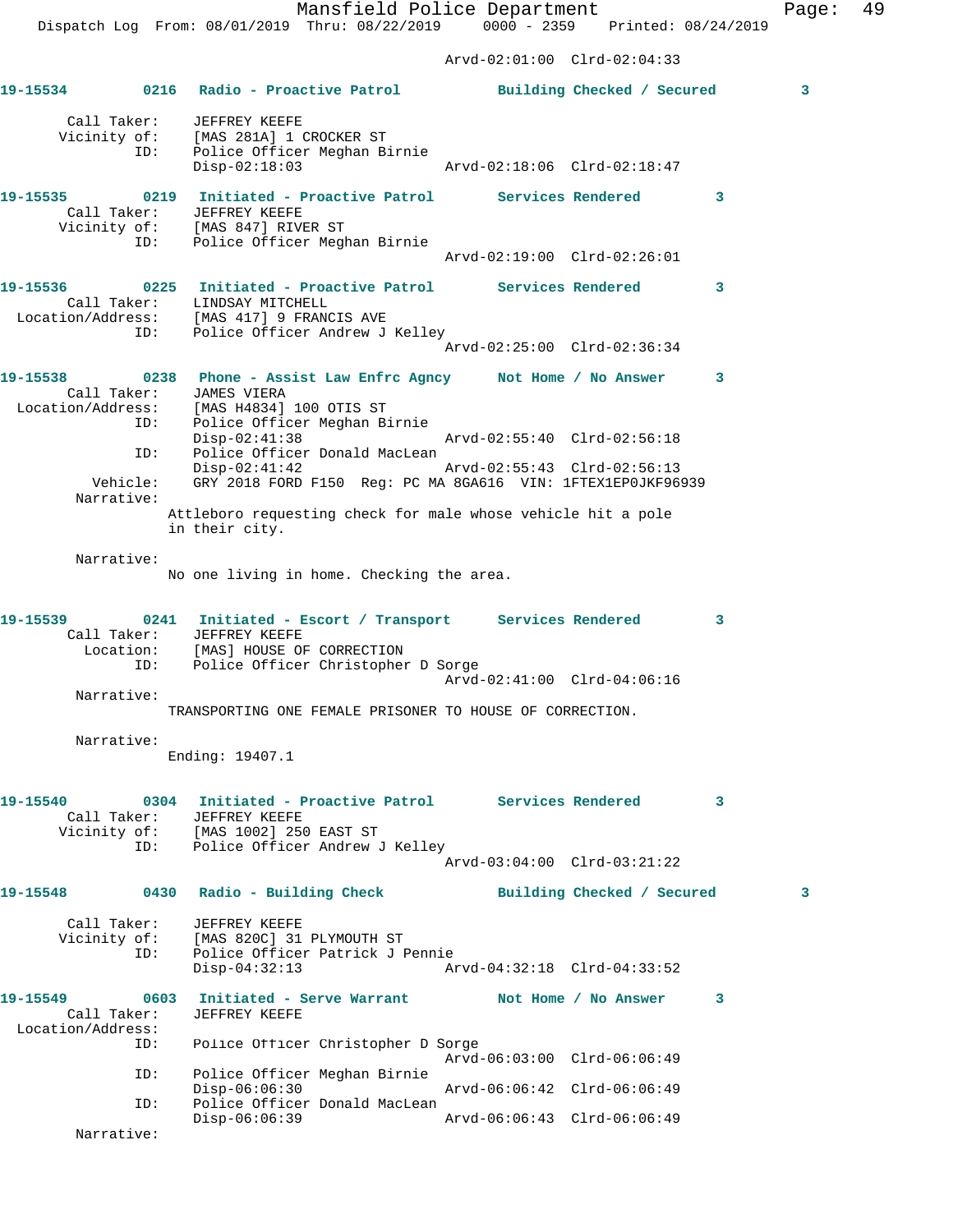Arvd-02:01:00 Clrd-02:04:33

**19-15534** 0216 Radio - Proactive Patrol Building Checked / Secured 3

Call Taker: JEFFREY KEEFE
Vicinity of: [MAS 281A] 1 CROCKER ST
ID: Police Officer Meghan Birnie
Disp-02:18:03 Arvd-02:18:06 Clrd-02:18:47

**19-15535** 0219 Initiated - Proactive Patrol Services Rendered 3
Call Taker: JEFFREY KEEFE
Vicinity of: [MAS 847] RIVER ST
ID: Police Officer Meghan Birnie
Arvd-02:19:00 Clrd-02:26:01

**19-15536** 0225 Initiated - Proactive Patrol Services Rendered 3
Call Taker: LINDSAY MITCHELL
Location/Address: [MAS 417] 9 FRANCIS AVE
ID: Police Officer Andrew J Kelley
Arvd-02:25:00 Clrd-02:36:34

**19-15538** 0238 Phone - Assist Law Enfrc Agncy Not Home / No Answer 3
Call Taker: JAMES VIERA
Location/Address: [MAS H4834] 100 OTIS ST
ID: Police Officer Meghan Birnie
Disp-02:41:38 Arvd-02:55:40 Clrd-02:56:18
ID: Police Officer Donald MacLean
Disp-02:41:42 Arvd-02:55:43 Clrd-02:56:13
Vehicle: GRY 2018 FORD F150 Reg: PC MA 8GA616 VIN: 1FTEX1EP0JKF96939
Narrative:
Attleboro requesting check for male whose vehicle hit a pole in their city.

Narrative:
No one living in home. Checking the area.

**19-15539** 0241 Initiated - Escort / Transport Services Rendered 3
Call Taker: JEFFREY KEEFE
Location: [MAS] HOUSE OF CORRECTION
ID: Police Officer Christopher D Sorge
Arvd-02:41:00 Clrd-04:06:16
Narrative:
TRANSPORTING ONE FEMALE PRISONER TO HOUSE OF CORRECTION.

Narrative:
Ending: 19407.1

**19-15540** 0304 Initiated - Proactive Patrol Services Rendered 3
Call Taker: JEFFREY KEEFE
Vicinity of: [MAS 1002] 250 EAST ST
ID: Police Officer Andrew J Kelley
Arvd-03:04:00 Clrd-03:21:22

**19-15548** 0430 Radio - Building Check Building Checked / Secured 3

Call Taker: JEFFREY KEEFE
Vicinity of: [MAS 820C] 31 PLYMOUTH ST
ID: Police Officer Patrick J Pennie
Disp-04:32:13 Arvd-04:32:18 Clrd-04:33:52

**19-15549** 0603 Initiated - Serve Warrant Not Home / No Answer 3
Call Taker: JEFFREY KEEFE
Location/Address:
ID: Police Officer Christopher D Sorge
Arvd-06:03:00 Clrd-06:06:49
ID: Police Officer Meghan Birnie
Disp-06:06:30 Arvd-06:06:42 Clrd-06:06:49
ID: Police Officer Donald MacLean
Disp-06:06:39 Arvd-06:06:43 Clrd-06:06:49
Narrative: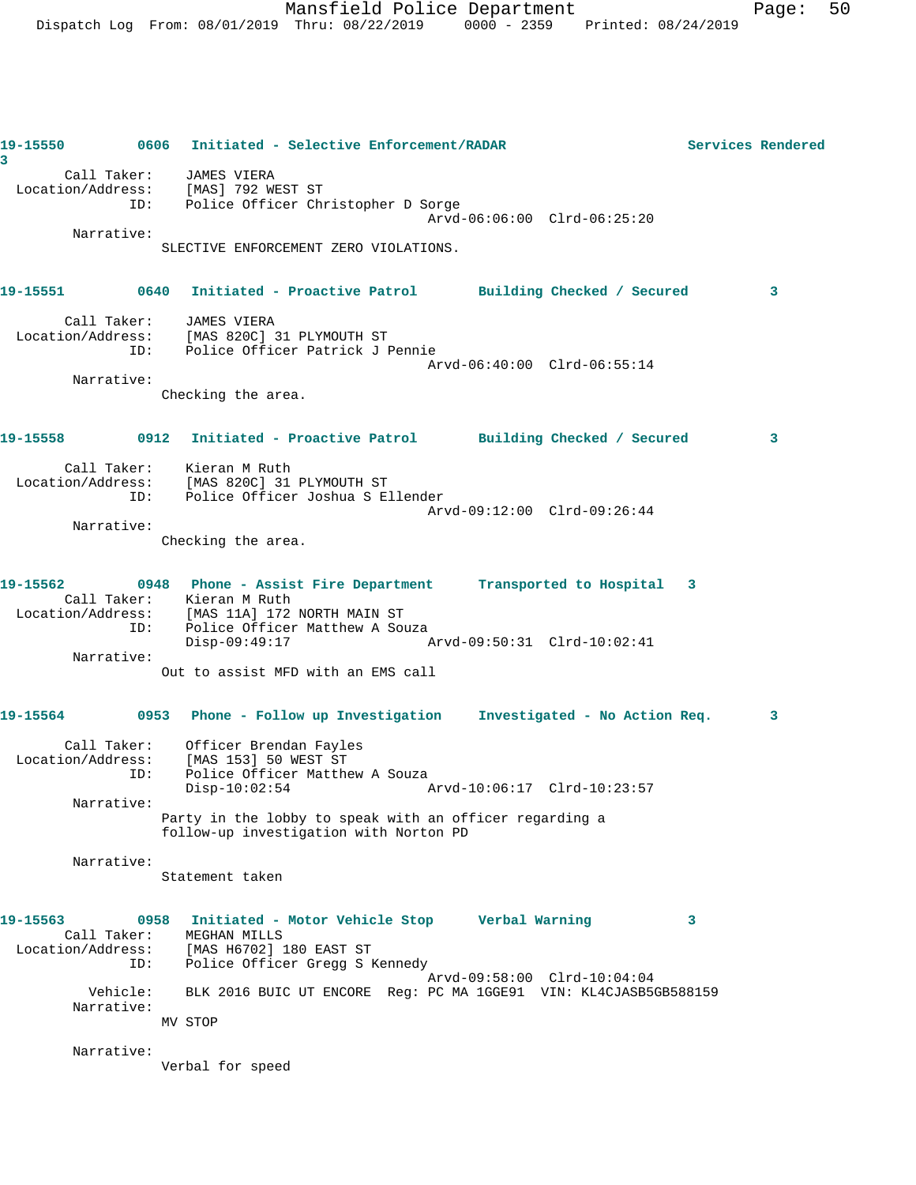**19-15550** 0606 Initiated - Selective Enforcement/RADAR Services Rendered 3

Call Taker: JAMES VIERA
Location/Address: [MAS] 792 WEST ST
ID: Police Officer Christopher D Sorge
Arvd-06:06:00 Clrd-06:25:20

Narrative:
SLECTIVE ENFORCEMENT ZERO VIOLATIONS.

**19-15551** 0640 Initiated - Proactive Patrol Building Checked / Secured 3

Call Taker: JAMES VIERA
Location/Address: [MAS 820C] 31 PLYMOUTH ST
ID: Police Officer Patrick J Pennie
Arvd-06:40:00 Clrd-06:55:14

Narrative:
Checking the area.

**19-15558** 0912 Initiated - Proactive Patrol Building Checked / Secured 3

Call Taker: Kieran M Ruth
Location/Address: [MAS 820C] 31 PLYMOUTH ST
ID: Police Officer Joshua S Ellender
Arvd-09:12:00 Clrd-09:26:44

Narrative:
Checking the area.

**19-15562** 0948 Phone - Assist Fire Department Transported to Hospital 3

Call Taker: Kieran M Ruth
Location/Address: [MAS 11A] 172 NORTH MAIN ST
ID: Police Officer Matthew A Souza
Disp-09:49:17 Arvd-09:50:31 Clrd-10:02:41

Narrative:
Out to assist MFD with an EMS call

**19-15564** 0953 Phone - Follow up Investigation Investigated - No Action Req. 3

Call Taker: Officer Brendan Fayles
Location/Address: [MAS 153] 50 WEST ST
ID: Police Officer Matthew A Souza
Disp-10:02:54 Arvd-10:06:17 Clrd-10:23:57

Narrative:
Party in the lobby to speak with an officer regarding a follow-up investigation with Norton PD

Narrative:
Statement taken

**19-15563** 0958 Initiated - Motor Vehicle Stop Verbal Warning 3

Call Taker: MEGHAN MILLS
Location/Address: [MAS H6702] 180 EAST ST
ID: Police Officer Gregg S Kennedy
Arvd-09:58:00 Clrd-10:04:04

Vehicle: BLK 2016 BUIC UT ENCORE Reg: PC MA 1GGE91 VIN: KL4CJASB5GB588159

Narrative:
MV STOP

Narrative:
Verbal for speed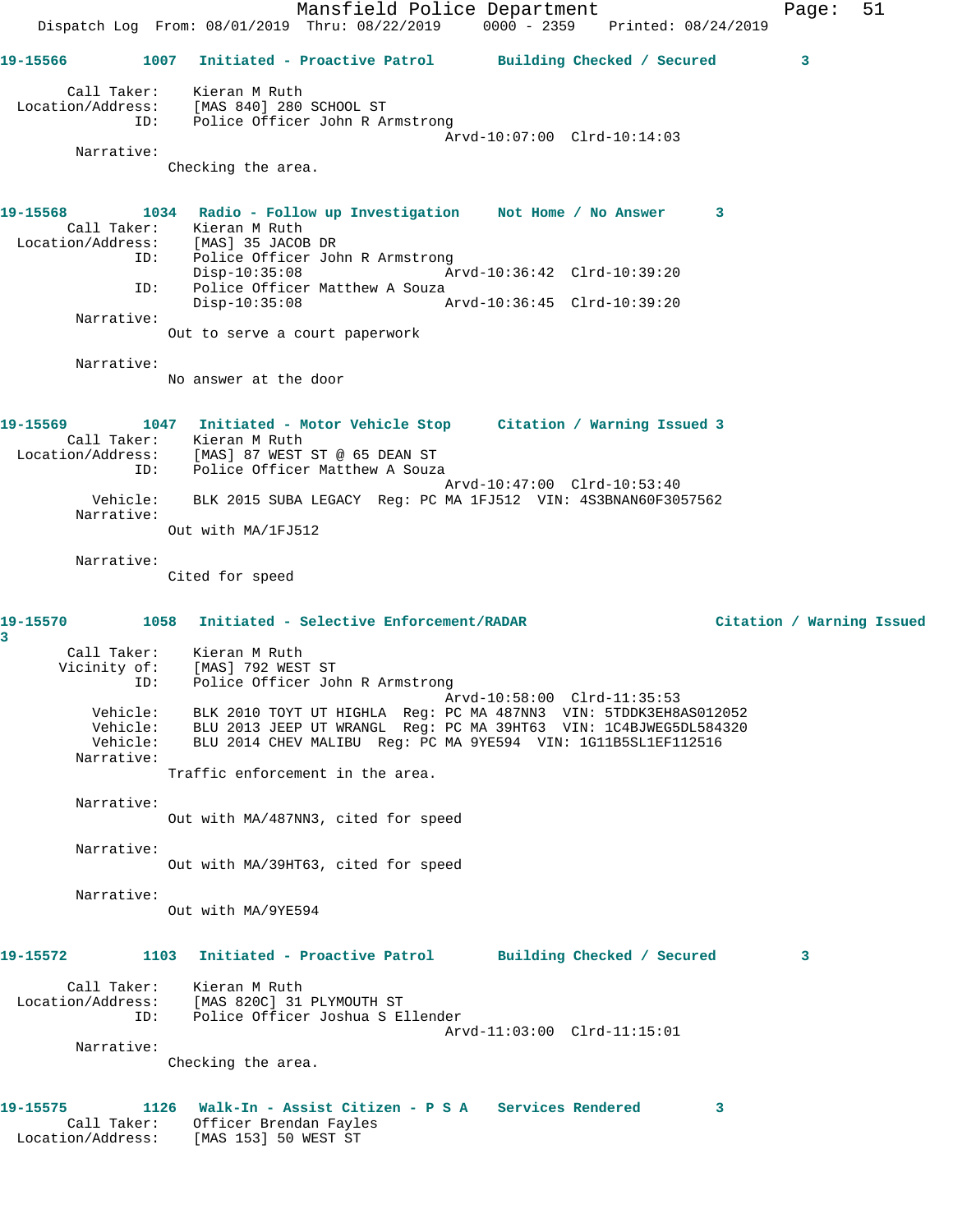**19-15566** 1007 Initiated - Proactive Patrol Building Checked / Secured 3

Call Taker: Kieran M Ruth
Location/Address: [MAS 840] 280 SCHOOL ST
ID: Police Officer John R Armstrong
Arvd-10:07:00 Clrd-10:14:03
Narrative:
Checking the area.

**19-15568** 1034 Radio - Follow up Investigation Not Home / No Answer 3
Call Taker: Kieran M Ruth
Location/Address: [MAS] 35 JACOB DR
ID: Police Officer John R Armstrong
Disp-10:35:08 Arvd-10:36:42 Clrd-10:39:20
ID: Police Officer Matthew A Souza
Disp-10:35:08 Arvd-10:36:45 Clrd-10:39:20
Narrative:
Out to serve a court paperwork

Narrative:
No answer at the door

**19-15569** 1047 Initiated - Motor Vehicle Stop Citation / Warning Issued 3
Call Taker: Kieran M Ruth
Location/Address: [MAS] 87 WEST ST @ 65 DEAN ST
ID: Police Officer Matthew A Souza
Arvd-10:47:00 Clrd-10:53:40
Vehicle: BLK 2015 SUBA LEGACY Reg: PC MA 1FJ512 VIN: 4S3BNAN60F3057562
Narrative:
Out with MA/1FJ512

Narrative:
Cited for speed

**19-15570** 1058 Initiated - Selective Enforcement/RADAR Citation / Warning Issued 3
Call Taker: Kieran M Ruth
Vicinity of: [MAS] 792 WEST ST
ID: Police Officer John R Armstrong
Arvd-10:58:00 Clrd-11:35:53
Vehicle: BLK 2010 TOYT UT HIGHLA Reg: PC MA 487NN3 VIN: 5TDDK3EH8AS012052
Vehicle: BLU 2013 JEEP UT WRANGL Reg: PC MA 39HT63 VIN: 1C4BJWEG5DL584320
Vehicle: BLU 2014 CHEV MALIBU Reg: PC MA 9YE594 VIN: 1G11B5SL1EF112516
Narrative:
Traffic enforcement in the area.

Narrative:
Out with MA/487NN3, cited for speed

Narrative:
Out with MA/39HT63, cited for speed

Narrative:
Out with MA/9YE594

**19-15572** 1103 Initiated - Proactive Patrol Building Checked / Secured 3

Call Taker: Kieran M Ruth
Location/Address: [MAS 820C] 31 PLYMOUTH ST
ID: Police Officer Joshua S Ellender
Arvd-11:03:00 Clrd-11:15:01
Narrative:
Checking the area.

**19-15575** 1126 Walk-In - Assist Citizen - P S A Services Rendered 3
Call Taker: Officer Brendan Fayles
Location/Address: [MAS 153] 50 WEST ST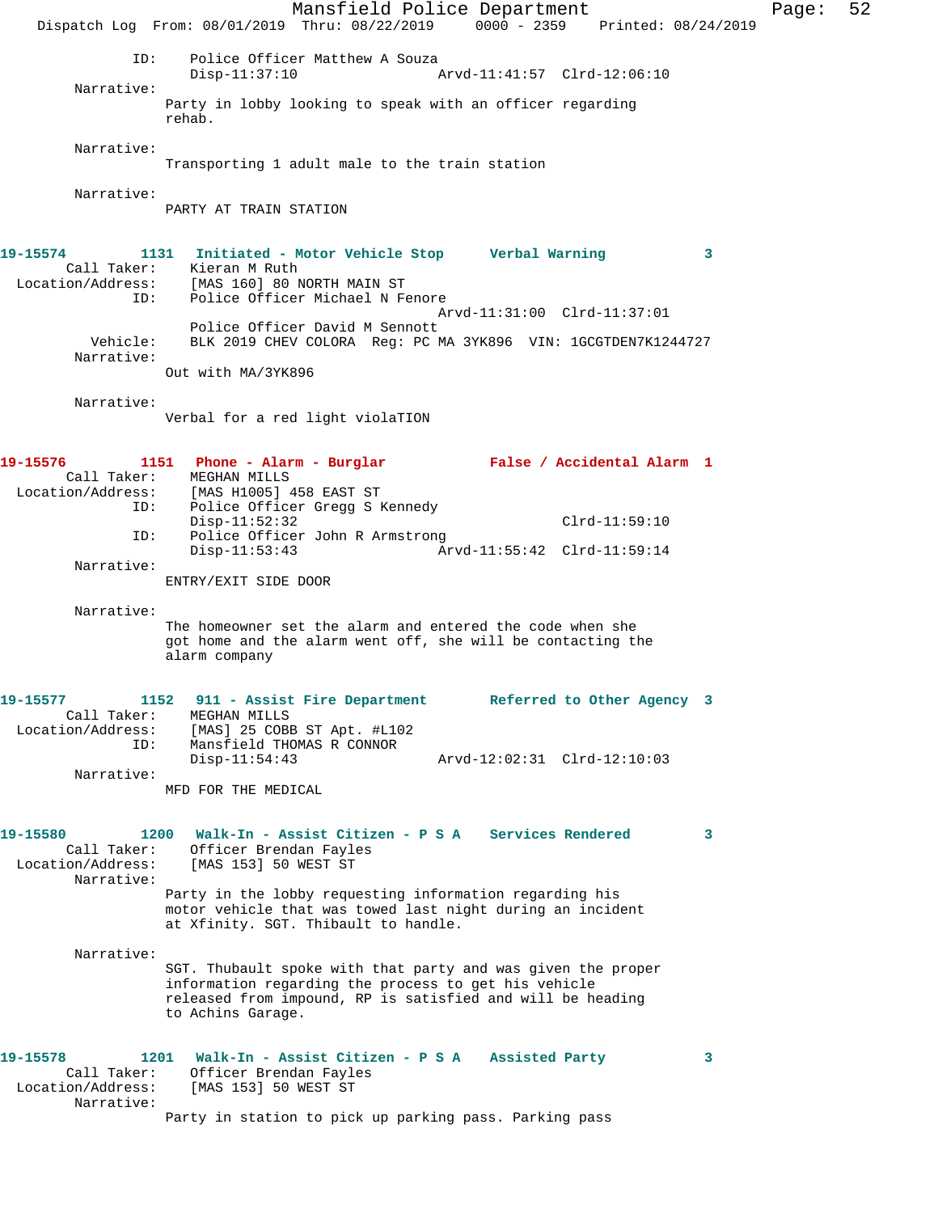```
            ID:    Police Officer Matthew A Souza
                   Disp-11:37:10                 Arvd-11:41:57  Clrd-12:06:10
        Narrative:
                  Party in lobby looking to speak with an officer regarding
                  rehab.

        Narrative:
                  Transporting 1 adult male to the train station

        Narrative:
                  PARTY AT TRAIN STATION
```

**19-15574 1131 Initiated - Motor Vehicle Stop Verbal Warning 3**

```
       Call Taker:    Kieran M Ruth
  Location/Address:    [MAS 160] 80 NORTH MAIN ST
               ID:    Police Officer Michael N Fenore
                                                 Arvd-11:31:00  Clrd-11:37:01
                   Police Officer David M Sennott
          Vehicle:    BLK 2019 CHEV COLORA  Reg: PC MA 3YK896  VIN: 1GCGTDEN7K1244727
        Narrative:
                  Out with MA/3YK896

        Narrative:
                  Verbal for a red light violaTION
```

**19-15576 1151 Phone - Alarm - Burglar False / Accidental Alarm 1**

```
       Call Taker:    MEGHAN MILLS
  Location/Address:    [MAS H1005] 458 EAST ST
               ID:    Police Officer Gregg S Kennedy
                   Disp-11:52:32                                Clrd-11:59:10
               ID:    Police Officer John R Armstrong
                   Disp-11:53:43                 Arvd-11:55:42  Clrd-11:59:14
        Narrative:
                  ENTRY/EXIT SIDE DOOR

        Narrative:
                  The homeowner set the alarm and entered the code when she
                  got home and the alarm went off, she will be contacting the
                  alarm company
```

**19-15577 1152 911 - Assist Fire Department Referred to Other Agency 3**

```
       Call Taker:    MEGHAN MILLS
  Location/Address:    [MAS] 25 COBB ST Apt. #L102
               ID:    Mansfield THOMAS R CONNOR
                   Disp-11:54:43                 Arvd-12:02:31  Clrd-12:10:03
        Narrative:
                  MFD FOR THE MEDICAL
```

**19-15580 1200 Walk-In - Assist Citizen - P S A Services Rendered 3**

```
       Call Taker:    Officer Brendan Fayles
  Location/Address:    [MAS 153] 50 WEST ST
        Narrative:
                  Party in the lobby requesting information regarding his
                  motor vehicle that was towed last night during an incident
                  at Xfinity. SGT. Thibault to handle.

        Narrative:
                  SGT. Thubault spoke with that party and was given the proper
                  information regarding the process to get his vehicle
                  released from impound, RP is satisfied and will be heading
                  to Achins Garage.
```

**19-15578 1201 Walk-In - Assist Citizen - P S A Assisted Party 3**

```
       Call Taker:    Officer Brendan Fayles
  Location/Address:    [MAS 153] 50 WEST ST
        Narrative:
                  Party in station to pick up parking pass. Parking pass
```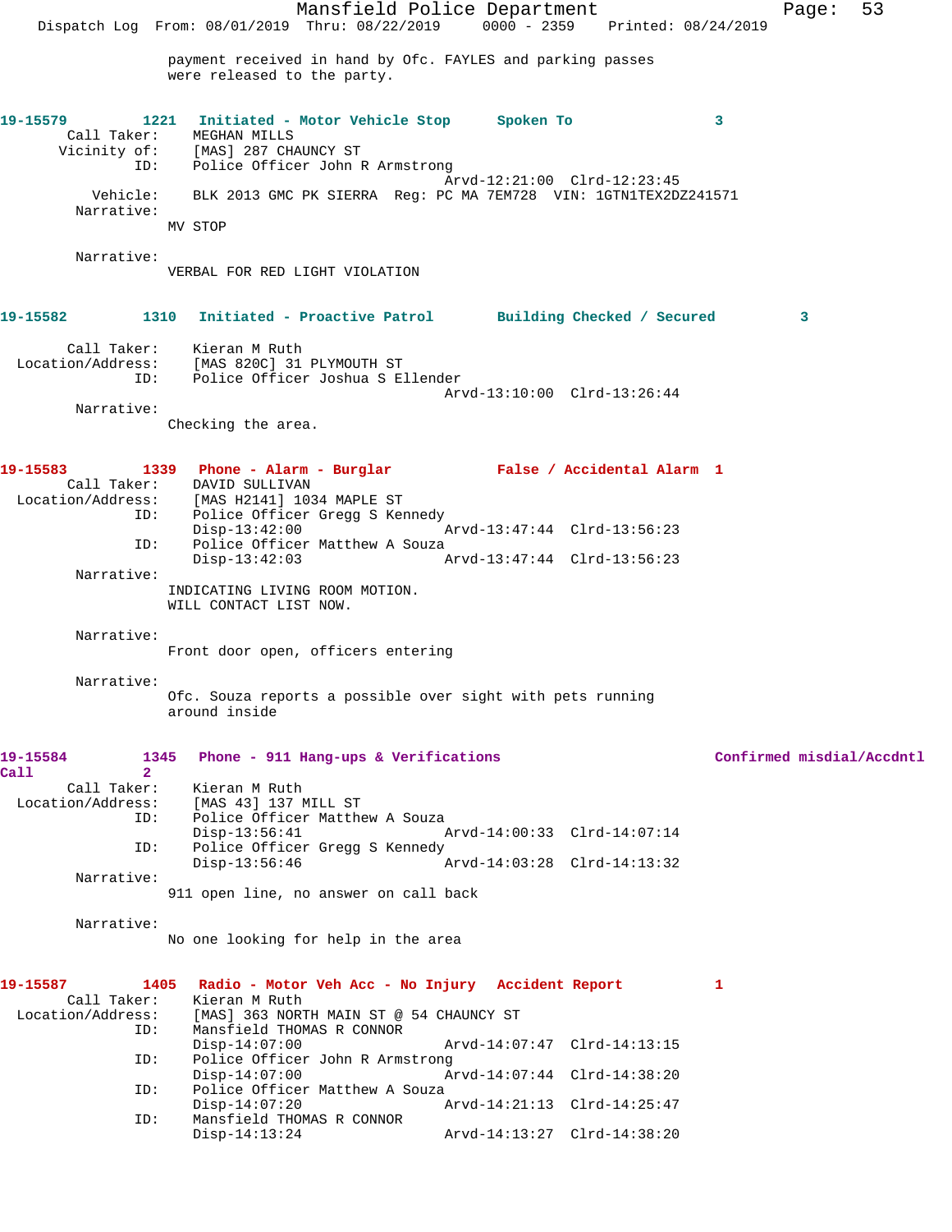payment received in hand by Ofc. FAYLES and parking passes were released to the party.

**19-15579 1221 Initiated - Motor Vehicle Stop Spoken To 3**

Call Taker: MEGHAN MILLS
Vicinity of: [MAS] 287 CHAUNCY ST
ID: Police Officer John R Armstrong
Arvd-12:21:00 Clrd-12:23:45
Vehicle: BLK 2013 GMC PK SIERRA Reg: PC MA 7EM728 VIN: 1GTN1TEX2DZ241571
Narrative:
MV STOP

Narrative:
VERBAL FOR RED LIGHT VIOLATION

**19-15582 1310 Initiated - Proactive Patrol Building Checked / Secured 3**

Call Taker: Kieran M Ruth
Location/Address: [MAS 820C] 31 PLYMOUTH ST
ID: Police Officer Joshua S Ellender
Arvd-13:10:00 Clrd-13:26:44
Narrative:
Checking the area.

**19-15583 1339 Phone - Alarm - Burglar False / Accidental Alarm 1**

Call Taker: DAVID SULLIVAN
Location/Address: [MAS H2141] 1034 MAPLE ST
ID: Police Officer Gregg S Kennedy
Disp-13:42:00 Arvd-13:47:44 Clrd-13:56:23
ID: Police Officer Matthew A Souza
Disp-13:42:03 Arvd-13:47:44 Clrd-13:56:23
Narrative:
INDICATING LIVING ROOM MOTION.
WILL CONTACT LIST NOW.

Narrative:
Front door open, officers entering

Narrative:
Ofc. Souza reports a possible over sight with pets running around inside

**19-15584 1345 Phone - 911 Hang-ups & Verifications Confirmed misdial/Accdntl Call 2**

Call Taker: Kieran M Ruth
Location/Address: [MAS 43] 137 MILL ST
ID: Police Officer Matthew A Souza
Disp-13:56:41 Arvd-14:00:33 Clrd-14:07:14
ID: Police Officer Gregg S Kennedy
Disp-13:56:46 Arvd-14:03:28 Clrd-14:13:32
Narrative:
911 open line, no answer on call back

Narrative:
No one looking for help in the area

**19-15587 1405 Radio - Motor Veh Acc - No Injury Accident Report 1**

Call Taker: Kieran M Ruth
Location/Address: [MAS] 363 NORTH MAIN ST @ 54 CHAUNCY ST
ID: Mansfield THOMAS R CONNOR
Disp-14:07:00 Arvd-14:07:47 Clrd-14:13:15
ID: Police Officer John R Armstrong
Disp-14:07:00 Arvd-14:07:44 Clrd-14:38:20
ID: Police Officer Matthew A Souza
Disp-14:07:20 Arvd-14:21:13 Clrd-14:25:47
ID: Mansfield THOMAS R CONNOR
Disp-14:13:24 Arvd-14:13:27 Clrd-14:38:20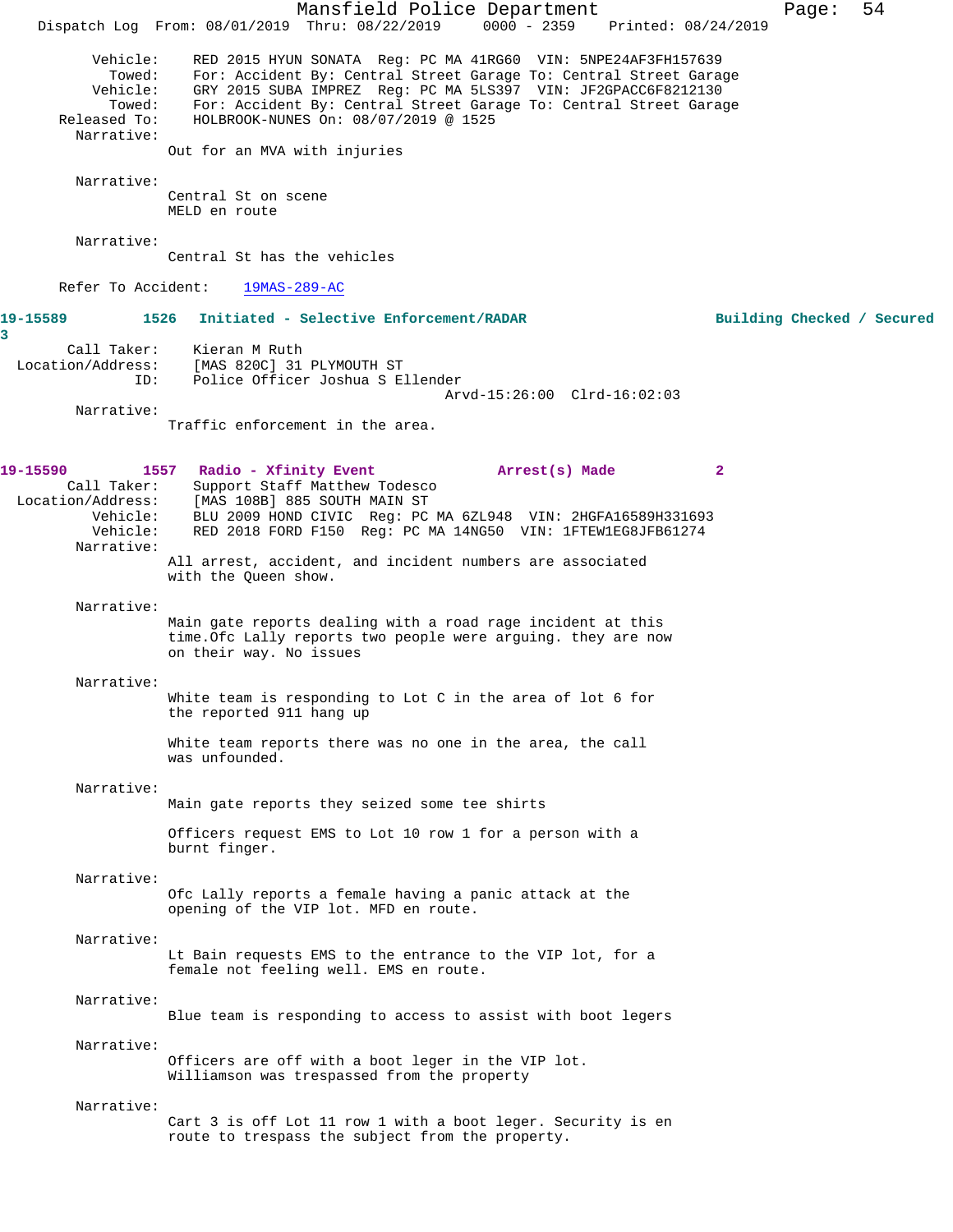Vehicle: RED 2015 HYUN SONATA Reg: PC MA 41RG60 VIN: 5NPE24AF3FH157639
Towed: For: Accident By: Central Street Garage To: Central Street Garage
Vehicle: GRY 2015 SUBA IMPREZ Reg: PC MA 5LS397 VIN: JF2GPACC6F8212130
Towed: For: Accident By: Central Street Garage To: Central Street Garage
Released To: HOLBROOK-NUNES On: 08/07/2019 @ 1525

Narrative:
Out for an MVA with injuries

Narrative:
Central St on scene
MELD en route

Narrative:
Central St has the vehicles

Refer To Accident: 19MAS-289-AC

**19-15589 1526 Initiated - Selective Enforcement/RADAR Building Checked / Secured 3**

Call Taker: Kieran M Ruth
Location/Address: [MAS 820C] 31 PLYMOUTH ST
ID: Police Officer Joshua S Ellender
Arvd-15:26:00 Clrd-16:02:03

Narrative:
Traffic enforcement in the area.

**19-15590 1557 Radio - Xfinity Event Arrest(s) Made 2**

Call Taker: Support Staff Matthew Todesco
Location/Address: [MAS 108B] 885 SOUTH MAIN ST
Vehicle: BLU 2009 HOND CIVIC Reg: PC MA 6ZL948 VIN: 2HGFA16589H331693
Vehicle: RED 2018 FORD F150 Reg: PC MA 14NG50 VIN: 1FTEW1EG8JFB61274

Narrative:
All arrest, accident, and incident numbers are associated with the Queen show.

Narrative:
Main gate reports dealing with a road rage incident at this time.Ofc Lally reports two people were arguing. they are now on their way. No issues

Narrative:
White team is responding to Lot C in the area of lot 6 for the reported 911 hang up

White team reports there was no one in the area, the call was unfounded.

Narrative:
Main gate reports they seized some tee shirts

Officers request EMS to Lot 10 row 1 for a person with a burnt finger.

Narrative:
Ofc Lally reports a female having a panic attack at the opening of the VIP lot. MFD en route.

Narrative:
Lt Bain requests EMS to the entrance to the VIP lot, for a female not feeling well. EMS en route.

Narrative:
Blue team is responding to access to assist with boot legers

Narrative:
Officers are off with a boot leger in the VIP lot.
Williamson was trespassed from the property

Narrative:
Cart 3 is off Lot 11 row 1 with a boot leger. Security is en route to trespass the subject from the property.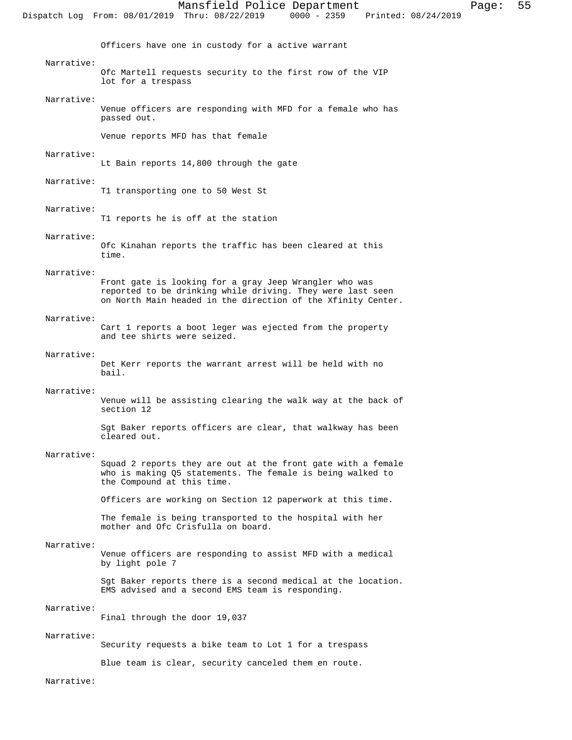Officers have one in custody for a active warrant

Narrative:
Ofc Martell requests security to the first row of the VIP lot for a trespass

Narrative:
Venue officers are responding with MFD for a female who has passed out.

Venue reports MFD has that female

Narrative:
Lt Bain reports 14,800 through the gate

Narrative:
T1 transporting one to 50 West St

Narrative:
T1 reports he is off at the station

Narrative:
Ofc Kinahan reports the traffic has been cleared at this time.

Narrative:
Front gate is looking for a gray Jeep Wrangler who was reported to be drinking while driving. They were last seen on North Main headed in the direction of the Xfinity Center.

Narrative:
Cart 1 reports a boot leger was ejected from the property and tee shirts were seized.

Narrative:
Det Kerr reports the warrant arrest will be held with no bail.

Narrative:
Venue will be assisting clearing the walk way at the back of section 12

Sgt Baker reports officers are clear, that walkway has been cleared out.

Narrative:
Squad 2 reports they are out at the front gate with a female who is making Q5 statements. The female is being walked to the Compound at this time.

Officers are working on Section 12 paperwork at this time.

The female is being transported to the hospital with her mother and Ofc Crisfulla on board.

Narrative:
Venue officers are responding to assist MFD with a medical by light pole 7

Sgt Baker reports there is a second medical at the location. EMS advised and a second EMS team is responding.

Narrative:
Final through the door 19,037

Narrative:
Security requests a bike team to Lot 1 for a trespass

Blue team is clear, security canceled them en route.

Narrative: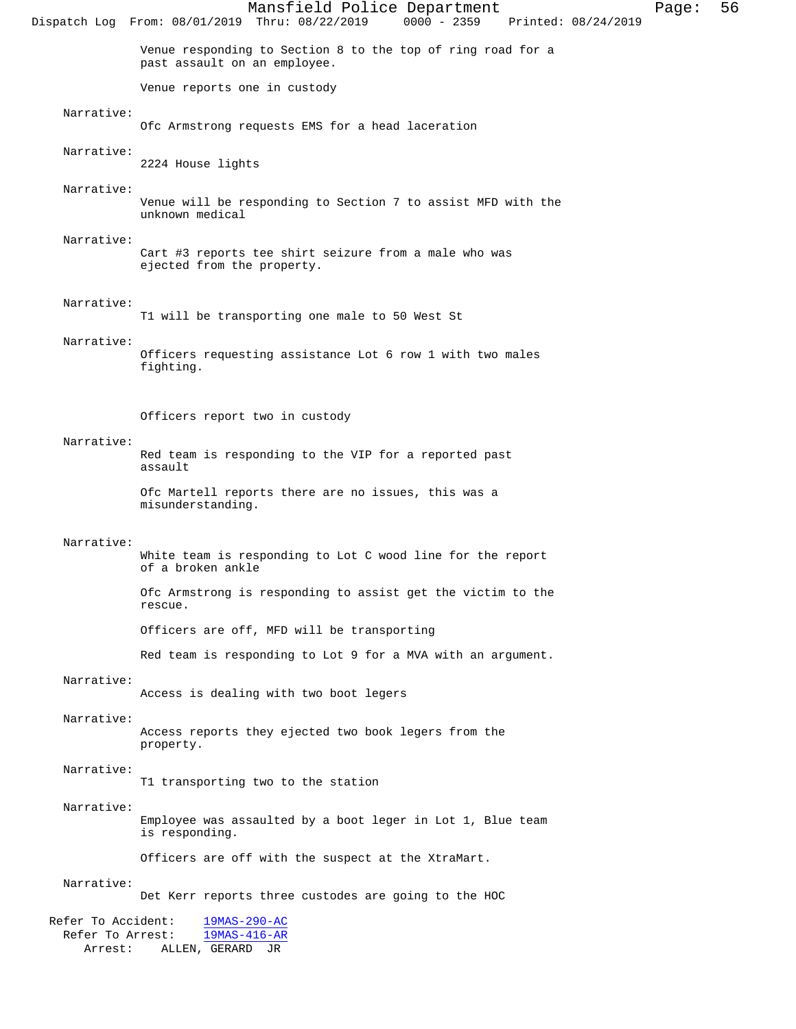Venue responding to Section 8 to the top of ring road for a past assault on an employee.

Venue reports one in custody

Narrative:
Ofc Armstrong requests EMS for a head laceration

Narrative:
2224 House lights

Narrative:
Venue will be responding to Section 7 to assist MFD with the unknown medical

Narrative:
Cart #3 reports tee shirt seizure from a male who was ejected from the property.

Narrative:
T1 will be transporting one male to 50 West St

Narrative:
Officers requesting assistance Lot 6 row 1 with two males fighting.

Officers report two in custody

Narrative:
Red team is responding to the VIP for a reported past assault

Ofc Martell reports there are no issues, this was a misunderstanding.

Narrative:
White team is responding to Lot C wood line for the report of a broken ankle

Ofc Armstrong is responding to assist get the victim to the rescue.

Officers are off, MFD will be transporting

Red team is responding to Lot 9 for a MVA with an argument.

Narrative:
Access is dealing with two boot legers

Narrative:
Access reports they ejected two book legers from the property.

Narrative:
T1 transporting two to the station

Narrative:
Employee was assaulted by a boot leger in Lot 1, Blue team is responding.

Officers are off with the suspect at the XtraMart.

Narrative:
Det Kerr reports three custodes are going to the HOC

Refer To Accident: 19MAS-290-AC
Refer To Arrest: 19MAS-416-AR
Arrest: ALLEN, GERARD JR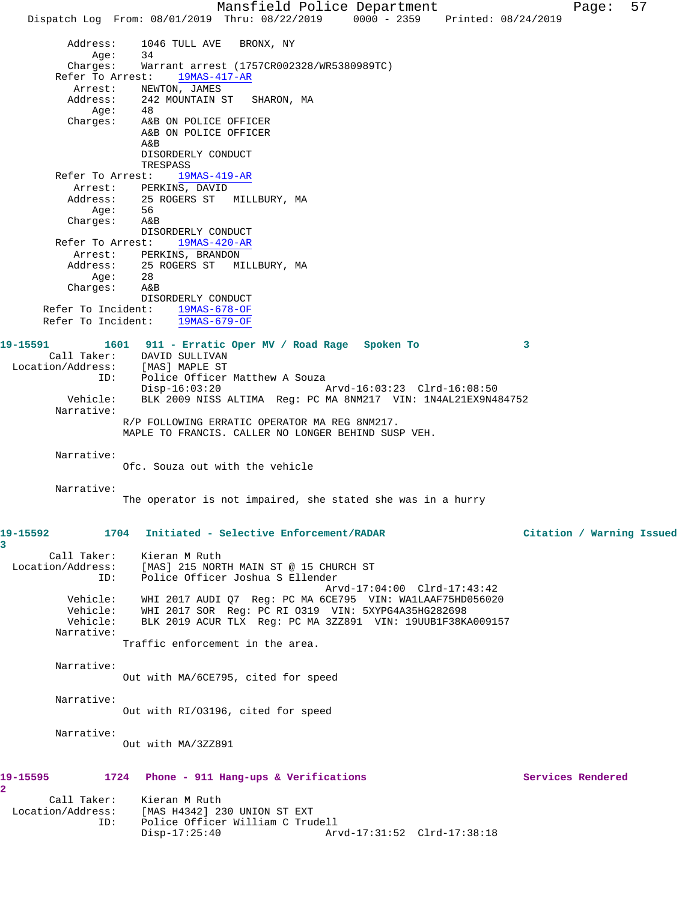Address: 1046 TULL AVE BRONX, NY
Age: 34
Charges: Warrant arrest (1757CR002328/WR5380989TC)

Refer To Arrest: 19MAS-417-AR
Arrest: NEWTON, JAMES
Address: 242 MOUNTAIN ST SHARON, MA
Age: 48
Charges: A&B ON POLICE OFFICER
A&B ON POLICE OFFICER
A&B
DISORDERLY CONDUCT
TRESPASS

Refer To Arrest: 19MAS-419-AR
Arrest: PERKINS, DAVID
Address: 25 ROGERS ST MILLBURY, MA
Age: 56
Charges: A&B
DISORDERLY CONDUCT

Refer To Arrest: 19MAS-420-AR
Arrest: PERKINS, BRANDON
Address: 25 ROGERS ST MILLBURY, MA
Age: 28
Charges: A&B
DISORDERLY CONDUCT

Refer To Incident: 19MAS-678-OF
Refer To Incident: 19MAS-679-OF

**19-15591 1601 911 - Erratic Oper MV / Road Rage Spoken To 3**

Call Taker: DAVID SULLIVAN
Location/Address: [MAS] MAPLE ST
ID: Police Officer Matthew A Souza
Disp-16:03:20 Arvd-16:03:23 Clrd-16:08:50
Vehicle: BLK 2009 NISS ALTIMA Reg: PC MA 8NM217 VIN: 1N4AL21EX9N484752

Narrative:
R/P FOLLOWING ERRATIC OPERATOR MA REG 8NM217.
MAPLE TO FRANCIS. CALLER NO LONGER BEHIND SUSP VEH.

Narrative:
Ofc. Souza out with the vehicle

Narrative:
The operator is not impaired, she stated she was in a hurry

**19-15592 1704 Initiated - Selective Enforcement/RADAR Citation / Warning Issued 3**

Call Taker: Kieran M Ruth
Location/Address: [MAS] 215 NORTH MAIN ST @ 15 CHURCH ST
ID: Police Officer Joshua S Ellender
Arvd-17:04:00 Clrd-17:43:42
Vehicle: WHI 2017 AUDI Q7 Reg: PC MA 6CE795 VIN: WA1LAAF75HD056020
Vehicle: WHI 2017 SOR Reg: PC RI O319 VIN: 5XYPG4A35HG282698
Vehicle: BLK 2019 ACUR TLX Reg: PC MA 3ZZ891 VIN: 19UUB1F38KA009157

Narrative:
Traffic enforcement in the area.

Narrative:
Out with MA/6CE795, cited for speed

Narrative:
Out with RI/O3196, cited for speed

Narrative:
Out with MA/3ZZ891

**19-15595 1724 Phone - 911 Hang-ups & Verifications Services Rendered 2**

Call Taker: Kieran M Ruth
Location/Address: [MAS H4342] 230 UNION ST EXT
ID: Police Officer William C Trudell
Disp-17:25:40 Arvd-17:31:52 Clrd-17:38:18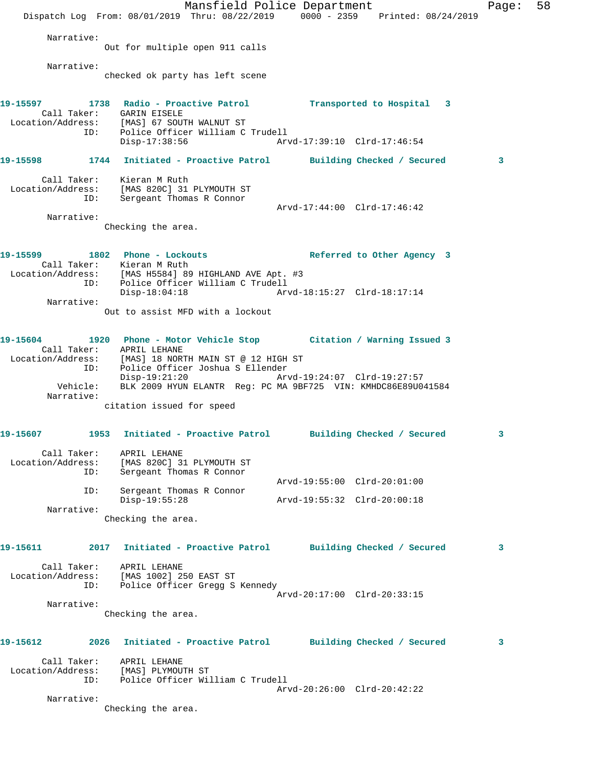Narrative:
Out for multiple open 911 calls

Narrative:
checked ok party has left scene

**19-15597 1738 Radio - Proactive Patrol Transported to Hospital 3**

Call Taker: GARIN EISELE
Location/Address: [MAS] 67 SOUTH WALNUT ST
ID: Police Officer William C Trudell
Disp-17:38:56 Arvd-17:39:10 Clrd-17:46:54

**19-15598 1744 Initiated - Proactive Patrol Building Checked / Secured 3**

Call Taker: Kieran M Ruth
Location/Address: [MAS 820C] 31 PLYMOUTH ST
ID: Sergeant Thomas R Connor
Arvd-17:44:00 Clrd-17:46:42

Narrative:
Checking the area.

**19-15599 1802 Phone - Lockouts Referred to Other Agency 3**

Call Taker: Kieran M Ruth
Location/Address: [MAS H5584] 89 HIGHLAND AVE Apt. #3
ID: Police Officer William C Trudell
Disp-18:04:18 Arvd-18:15:27 Clrd-18:17:14

Narrative:
Out to assist MFD with a lockout

**19-15604 1920 Phone - Motor Vehicle Stop Citation / Warning Issued 3**

Call Taker: APRIL LEHANE
Location/Address: [MAS] 18 NORTH MAIN ST @ 12 HIGH ST
ID: Police Officer Joshua S Ellender
Disp-19:21:20 Arvd-19:24:07 Clrd-19:27:57
Vehicle: BLK 2009 HYUN ELANTR Reg: PC MA 9BF725 VIN: KMHDC86E89U041584

Narrative:
citation issued for speed

**19-15607 1953 Initiated - Proactive Patrol Building Checked / Secured 3**

Call Taker: APRIL LEHANE
Location/Address: [MAS 820C] 31 PLYMOUTH ST
ID: Sergeant Thomas R Connor
Arvd-19:55:00 Clrd-20:01:00
ID: Sergeant Thomas R Connor
Disp-19:55:28 Arvd-19:55:32 Clrd-20:00:18

Narrative:
Checking the area.

**19-15611 2017 Initiated - Proactive Patrol Building Checked / Secured 3**

Call Taker: APRIL LEHANE
Location/Address: [MAS 1002] 250 EAST ST
ID: Police Officer Gregg S Kennedy
Arvd-20:17:00 Clrd-20:33:15

Narrative:
Checking the area.

**19-15612 2026 Initiated - Proactive Patrol Building Checked / Secured 3**

Call Taker: APRIL LEHANE
Location/Address: [MAS] PLYMOUTH ST
ID: Police Officer William C Trudell
Arvd-20:26:00 Clrd-20:42:22

Narrative:
Checking the area.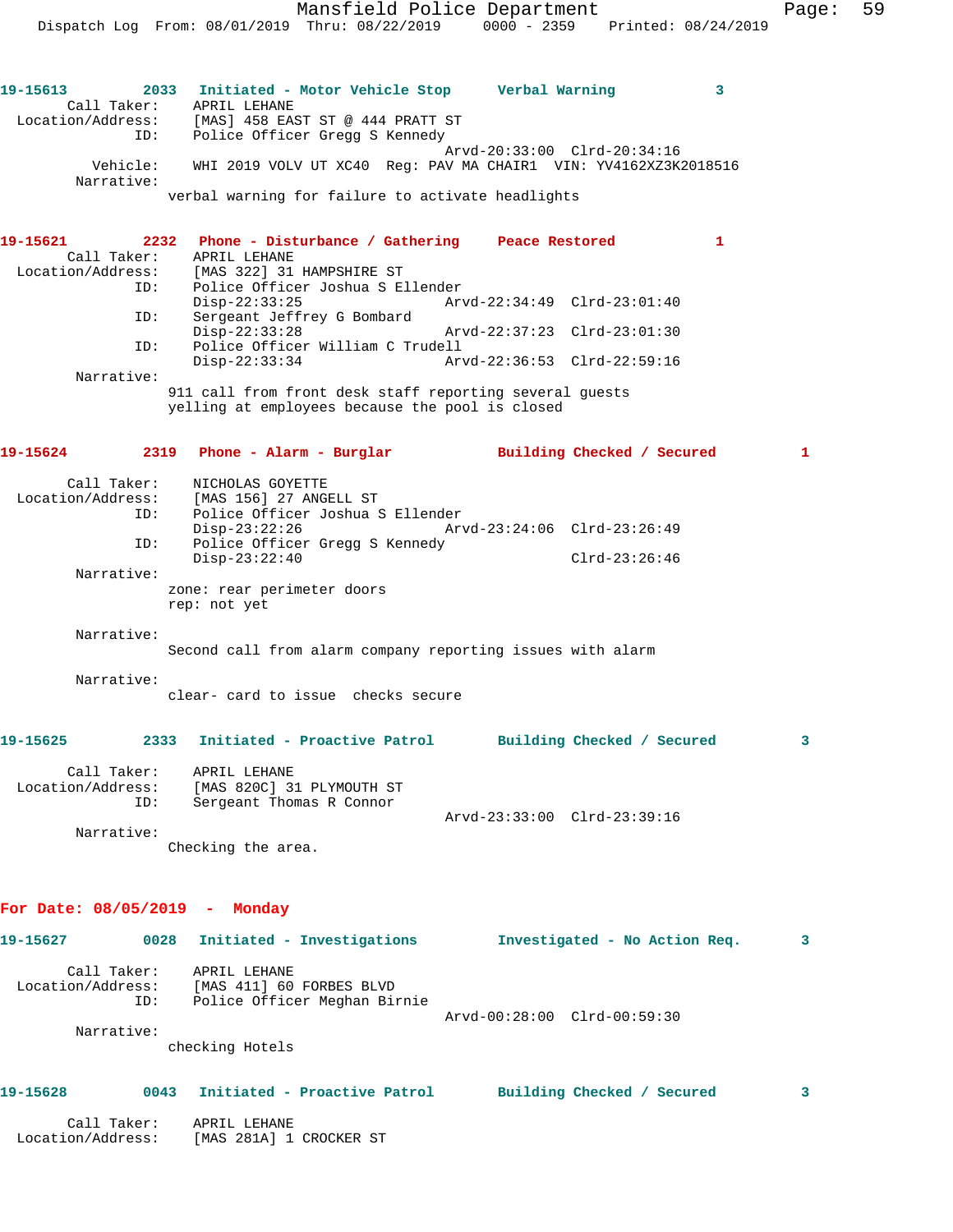**19-15613** 2033 **Initiated - Motor Vehicle Stop** **Verbal Warning** 3

Call Taker: APRIL LEHANE
Location/Address: [MAS] 458 EAST ST @ 444 PRATT ST
ID: Police Officer Gregg S Kennedy
Arvd-20:33:00 Clrd-20:34:16
Vehicle: WHI 2019 VOLV UT XC40 Reg: PAV MA CHAIR1 VIN: YV4162XZ3K2018516
Narrative:
verbal warning for failure to activate headlights

**19-15621** 2232 **Phone - Disturbance / Gathering** **Peace Restored** 1

Call Taker: APRIL LEHANE
Location/Address: [MAS 322] 31 HAMPSHIRE ST
ID: Police Officer Joshua S Ellender
Disp-22:33:25 Arvd-22:34:49 Clrd-23:01:40
ID: Sergeant Jeffrey G Bombard
Disp-22:33:28 Arvd-22:37:23 Clrd-23:01:30
ID: Police Officer William C Trudell
Disp-22:33:34 Arvd-22:36:53 Clrd-22:59:16
Narrative:
911 call from front desk staff reporting several guests yelling at employees because the pool is closed

**19-15624** 2319 **Phone - Alarm - Burglar** **Building Checked / Secured** 1

Call Taker: NICHOLAS GOYETTE
Location/Address: [MAS 156] 27 ANGELL ST
ID: Police Officer Joshua S Ellender
Disp-23:22:26 Arvd-23:24:06 Clrd-23:26:49
ID: Police Officer Gregg S Kennedy
Disp-23:22:40 Clrd-23:26:46
Narrative:
zone: rear perimeter doors
rep: not yet

Narrative:
Second call from alarm company reporting issues with alarm

Narrative:
clear- card to issue checks secure

**19-15625** 2333 **Initiated - Proactive Patrol** **Building Checked / Secured** 3

Call Taker: APRIL LEHANE
Location/Address: [MAS 820C] 31 PLYMOUTH ST
ID: Sergeant Thomas R Connor
Arvd-23:33:00 Clrd-23:39:16
Narrative:
Checking the area.

## For Date: 08/05/2019 - Monday

**19-15627** 0028 **Initiated - Investigations** **Investigated - No Action Req.** 3

Call Taker: APRIL LEHANE
Location/Address: [MAS 411] 60 FORBES BLVD
ID: Police Officer Meghan Birnie
Arvd-00:28:00 Clrd-00:59:30
Narrative:
checking Hotels

**19-15628** 0043 **Initiated - Proactive Patrol** **Building Checked / Secured** 3

Call Taker: APRIL LEHANE
Location/Address: [MAS 281A] 1 CROCKER ST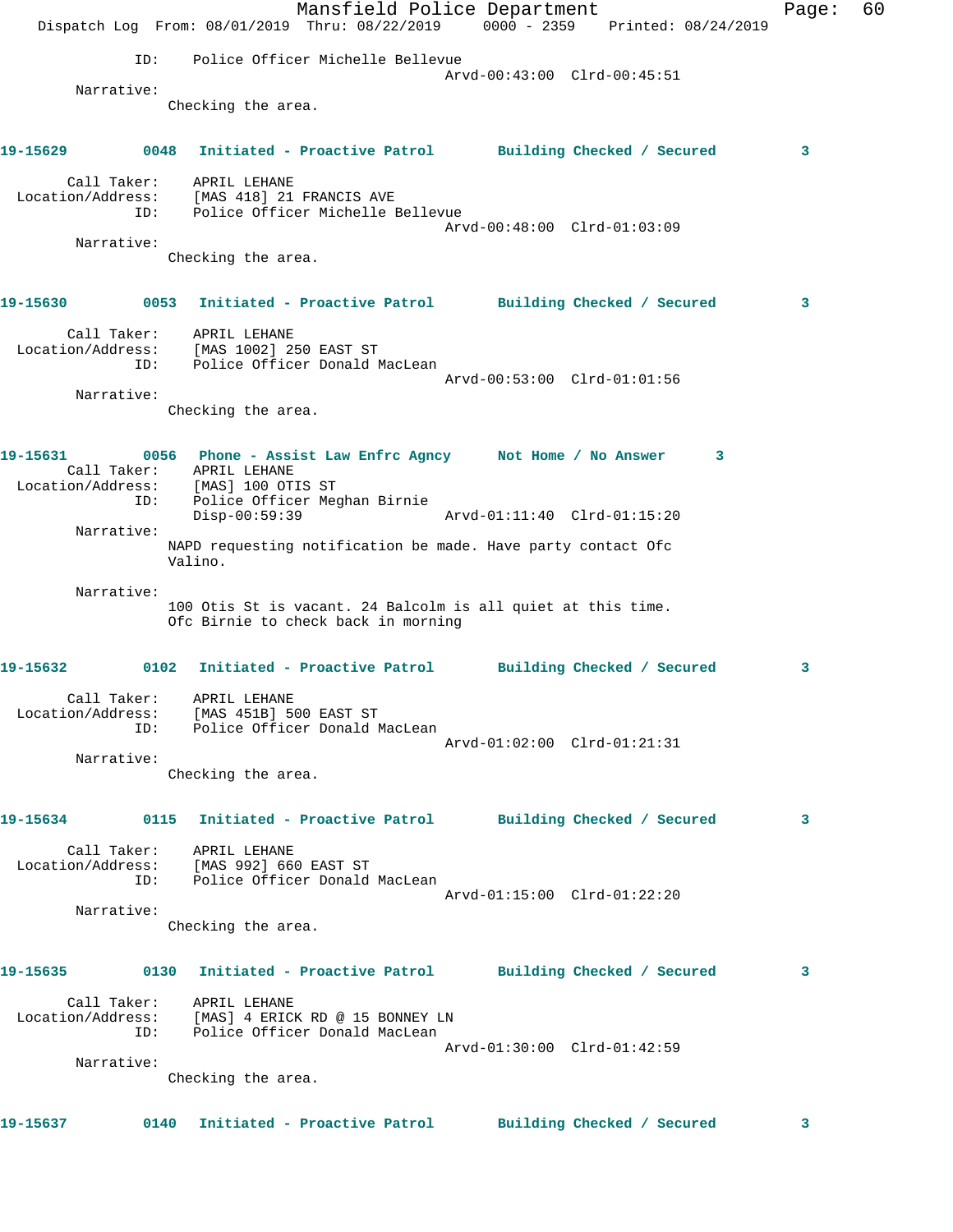ID: Police Officer Michelle Bellevue
Arvd-00:43:00 Clrd-00:45:51

Narrative:
Checking the area.

**19-15629** 0048 **Initiated - Proactive Patrol** **Building Checked / Secured** 3

Call Taker: APRIL LEHANE
Location/Address: [MAS 418] 21 FRANCIS AVE
ID: Police Officer Michelle Bellevue
Arvd-00:48:00 Clrd-01:03:09

Narrative:
Checking the area.

**19-15630** 0053 **Initiated - Proactive Patrol** **Building Checked / Secured** 3

Call Taker: APRIL LEHANE
Location/Address: [MAS 1002] 250 EAST ST
ID: Police Officer Donald MacLean
Arvd-00:53:00 Clrd-01:01:56

Narrative:
Checking the area.

**19-15631** 0056 **Phone - Assist Law Enfrc Agncy** **Not Home / No Answer** 3

Call Taker: APRIL LEHANE
Location/Address: [MAS] 100 OTIS ST
ID: Police Officer Meghan Birnie
Disp-00:59:39 Arvd-01:11:40 Clrd-01:15:20

Narrative:
NAPD requesting notification be made. Have party contact Ofc Valino.

Narrative:
100 Otis St is vacant. 24 Balcolm is all quiet at this time. Ofc Birnie to check back in morning

**19-15632** 0102 **Initiated - Proactive Patrol** **Building Checked / Secured** 3

Call Taker: APRIL LEHANE
Location/Address: [MAS 451B] 500 EAST ST
ID: Police Officer Donald MacLean
Arvd-01:02:00 Clrd-01:21:31

Narrative:
Checking the area.

**19-15634** 0115 **Initiated - Proactive Patrol** **Building Checked / Secured** 3

Call Taker: APRIL LEHANE
Location/Address: [MAS 992] 660 EAST ST
ID: Police Officer Donald MacLean
Arvd-01:15:00 Clrd-01:22:20

Narrative:
Checking the area.

**19-15635** 0130 **Initiated - Proactive Patrol** **Building Checked / Secured** 3

Call Taker: APRIL LEHANE
Location/Address: [MAS] 4 ERICK RD @ 15 BONNEY LN
ID: Police Officer Donald MacLean
Arvd-01:30:00 Clrd-01:42:59

Narrative:
Checking the area.

**19-15637** 0140 **Initiated - Proactive Patrol** **Building Checked / Secured** 3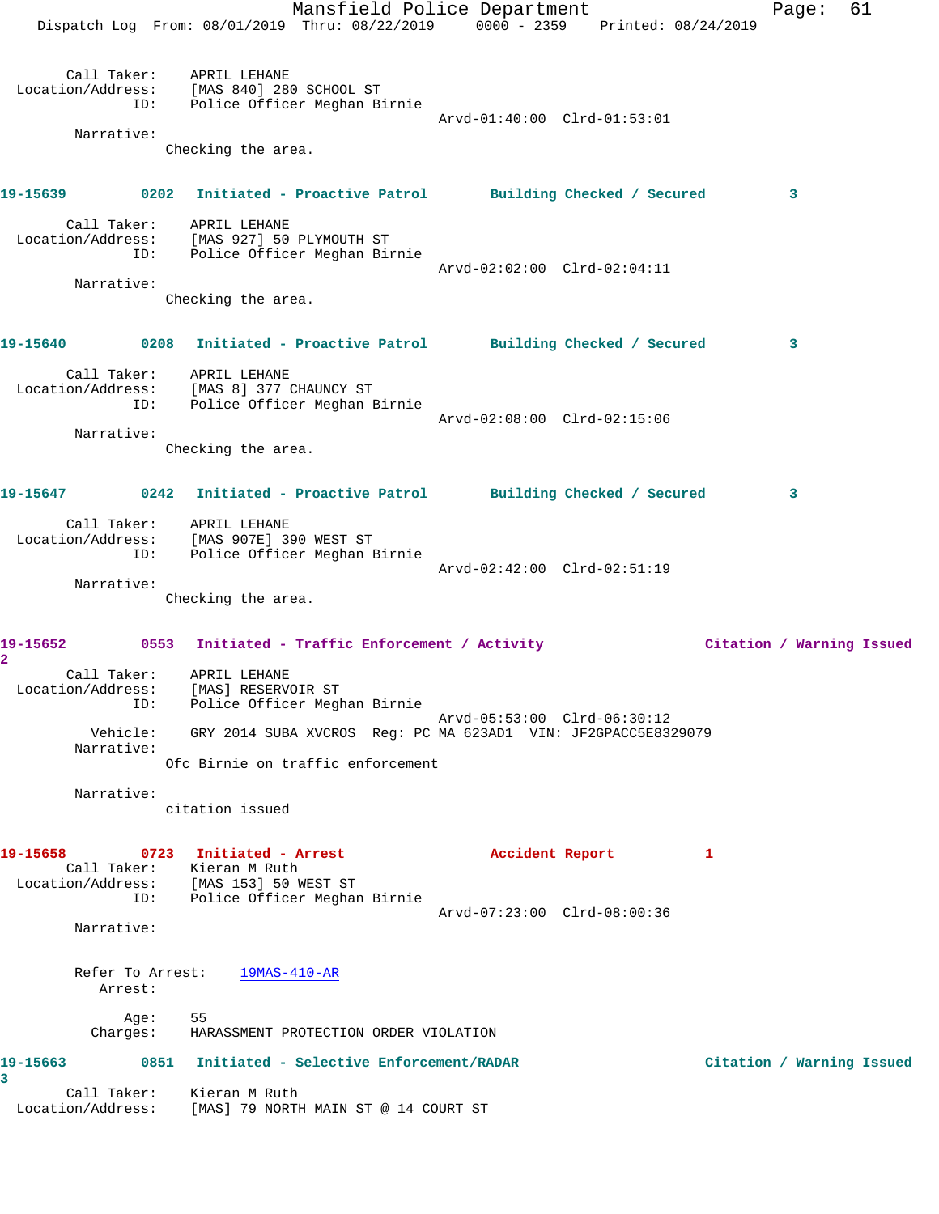Call Taker: APRIL LEHANE
Location/Address: [MAS 840] 280 SCHOOL ST
ID: Police Officer Meghan Birnie
Arvd-01:40:00 Clrd-01:53:01
Narrative:
Checking the area.

**19-15639 0202 Initiated - Proactive Patrol Building Checked / Secured 3**

Call Taker: APRIL LEHANE
Location/Address: [MAS 927] 50 PLYMOUTH ST
ID: Police Officer Meghan Birnie
Arvd-02:02:00 Clrd-02:04:11
Narrative:
Checking the area.

**19-15640 0208 Initiated - Proactive Patrol Building Checked / Secured 3**

Call Taker: APRIL LEHANE
Location/Address: [MAS 8] 377 CHAUNCY ST
ID: Police Officer Meghan Birnie
Arvd-02:08:00 Clrd-02:15:06
Narrative:
Checking the area.

**19-15647 0242 Initiated - Proactive Patrol Building Checked / Secured 3**

Call Taker: APRIL LEHANE
Location/Address: [MAS 907E] 390 WEST ST
ID: Police Officer Meghan Birnie
Arvd-02:42:00 Clrd-02:51:19
Narrative:
Checking the area.

**19-15652 0553 Initiated - Traffic Enforcement / Activity Citation / Warning Issued 2**

Call Taker: APRIL LEHANE
Location/Address: [MAS] RESERVOIR ST
ID: Police Officer Meghan Birnie
Arvd-05:53:00 Clrd-06:30:12
Vehicle: GRY 2014 SUBA XVCROS Reg: PC MA 623AD1 VIN: JF2GPACC5E8329079
Narrative:
Ofc Birnie on traffic enforcement

Narrative:
citation issued

**19-15658 0723 Initiated - Arrest Accident Report 1**

Call Taker: Kieran M Ruth
Location/Address: [MAS 153] 50 WEST ST
ID: Police Officer Meghan Birnie
Arvd-07:23:00 Clrd-08:00:36
Narrative:

Refer To Arrest: 19MAS-410-AR
Arrest:

Age: 55
Charges: HARASSMENT PROTECTION ORDER VIOLATION

**19-15663 0851 Initiated - Selective Enforcement/RADAR Citation / Warning Issued 3**

Call Taker: Kieran M Ruth
Location/Address: [MAS] 79 NORTH MAIN ST @ 14 COURT ST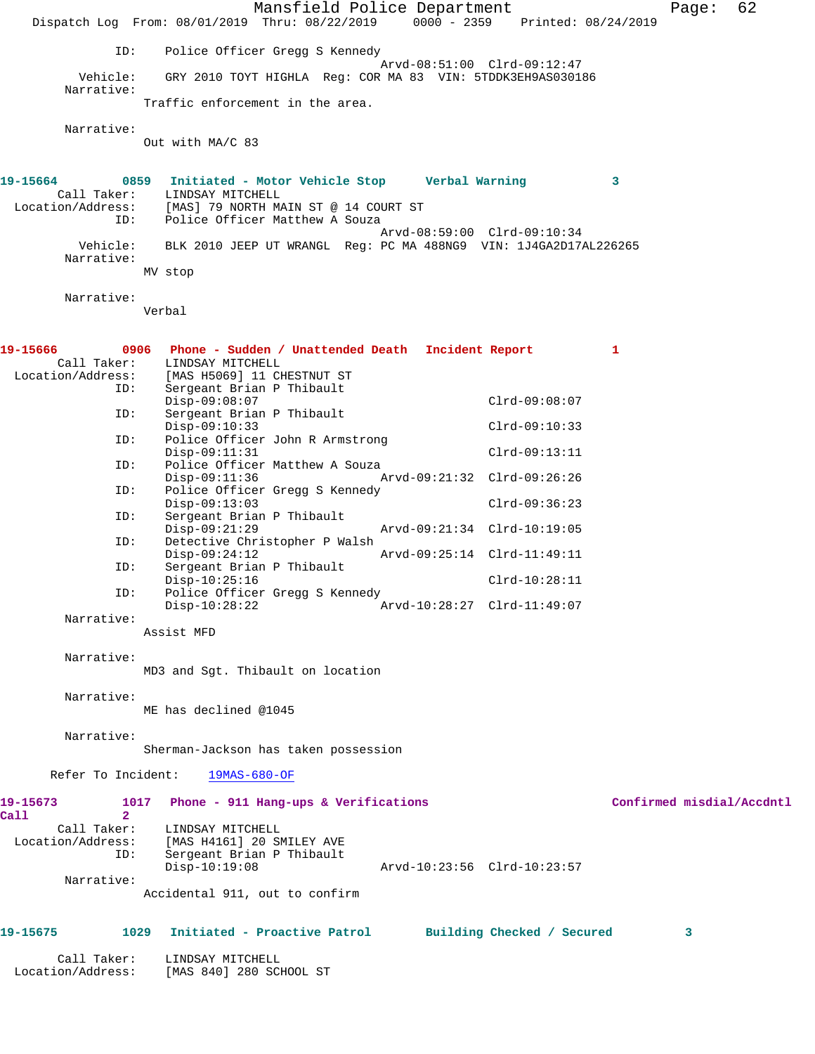```
            ID:    Police Officer Gregg S Kennedy
                                         Arvd-08:51:00  Clrd-09:12:47
       Vehicle:    GRY 2010 TOYT HIGHLA  Reg: COR MA 83  VIN: 5TDDK3EH9AS030186
     Narrative:
                  Traffic enforcement in the area.

     Narrative:
                  Out with MA/C 83
```

```
19-15664        0859   Initiated - Motor Vehicle Stop     Verbal Warning           3
      Call Taker:    LINDSAY MITCHELL
  Location/Address:    [MAS] 79 NORTH MAIN ST @ 14 COURT ST
            ID:    Police Officer Matthew A Souza
                                         Arvd-08:59:00  Clrd-09:10:34
       Vehicle:    BLK 2010 JEEP UT WRANGL  Reg: PC MA 488NG9  VIN: 1J4GA2D17AL226265
     Narrative:
                  MV stop

     Narrative:
                  Verbal
```

```
19-15666        0906   Phone - Sudden / Unattended Death   Incident Report          1
      Call Taker:    LINDSAY MITCHELL
  Location/Address:    [MAS H5069] 11 CHESTNUT ST
            ID:    Sergeant Brian P Thibault
                   Disp-09:08:07                         Clrd-09:08:07
            ID:    Sergeant Brian P Thibault
                   Disp-09:10:33                         Clrd-09:10:33
            ID:    Police Officer John R Armstrong
                   Disp-09:11:31                         Clrd-09:13:11
            ID:    Police Officer Matthew A Souza
                   Disp-09:11:36           Arvd-09:21:32  Clrd-09:26:26
            ID:    Police Officer Gregg S Kennedy
                   Disp-09:13:03                         Clrd-09:36:23
            ID:    Sergeant Brian P Thibault
                   Disp-09:21:29           Arvd-09:21:34  Clrd-10:19:05
            ID:    Detective Christopher P Walsh
                   Disp-09:24:12           Arvd-09:25:14  Clrd-11:49:11
            ID:    Sergeant Brian P Thibault
                   Disp-10:25:16                         Clrd-10:28:11
            ID:    Police Officer Gregg S Kennedy
                   Disp-10:28:22           Arvd-10:28:27  Clrd-11:49:07
     Narrative:
                  Assist MFD

     Narrative:
                  MD3 and Sgt. Thibault on location

     Narrative:
                  ME has declined @1045

     Narrative:
                  Sherman-Jackson has taken possession

   Refer To Incident:    19MAS-680-OF
```

```
19-15673        1017   Phone - 911 Hang-ups & Verifications              Confirmed misdial/Accdntl
Call            2
      Call Taker:    LINDSAY MITCHELL
  Location/Address:    [MAS H4161] 20 SMILEY AVE
            ID:    Sergeant Brian P Thibault
                   Disp-10:19:08           Arvd-10:23:56  Clrd-10:23:57
     Narrative:
                  Accidental 911, out to confirm
```

```
19-15675        1029   Initiated - Proactive Patrol       Building Checked / Secured         3

      Call Taker:    LINDSAY MITCHELL
  Location/Address:    [MAS 840] 280 SCHOOL ST
```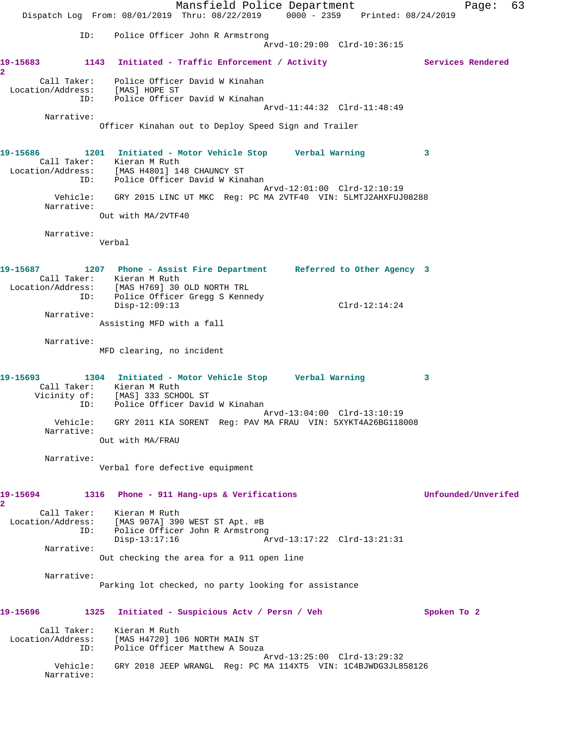```
            ID:    Police Officer John R Armstrong
                                          Arvd-10:29:00  Clrd-10:36:15

19-15683        1143   Initiated - Traffic Enforcement / Activity               Services Rendered
2
       Call Taker:    Police Officer David W Kinahan
  Location/Address:   [MAS] HOPE ST
               ID:    Police Officer David W Kinahan
                                          Arvd-11:44:32  Clrd-11:48:49
         Narrative:
                   Officer Kinahan out to Deploy Speed Sign and Trailer


19-15686        1201   Initiated - Motor Vehicle Stop      Verbal Warning           3
       Call Taker:    Kieran M Ruth
  Location/Address:   [MAS H4801] 148 CHAUNCY ST
               ID:    Police Officer David W Kinahan
                                          Arvd-12:01:00  Clrd-12:10:19
          Vehicle:    GRY 2015 LINC UT MKC  Reg: PC MA 2VTF40  VIN: 5LMTJ2AHXFUJ08288
         Narrative:
                   Out with MA/2VTF40

         Narrative:
                   Verbal


19-15687        1207   Phone - Assist Fire Department      Referred to Other Agency  3
       Call Taker:    Kieran M Ruth
  Location/Address:   [MAS H769] 30 OLD NORTH TRL
               ID:    Police Officer Gregg S Kennedy
                      Disp-12:09:13                      Clrd-12:14:24
         Narrative:
                   Assisting MFD with a fall

         Narrative:
                   MFD clearing, no incident


19-15693        1304   Initiated - Motor Vehicle Stop      Verbal Warning           3
       Call Taker:    Kieran M Ruth
      Vicinity of:    [MAS] 333 SCHOOL ST
               ID:    Police Officer David W Kinahan
                                          Arvd-13:04:00  Clrd-13:10:19
          Vehicle:    GRY 2011 KIA SORENT  Reg: PAV MA FRAU  VIN: 5XYKT4A26BG118008
         Narrative:
                   Out with MA/FRAU

         Narrative:
                   Verbal fore defective equipment


19-15694        1316   Phone - 911 Hang-ups & Verifications                     Unfounded/Unverifed
2
       Call Taker:    Kieran M Ruth
  Location/Address:   [MAS 907A] 390 WEST ST Apt. #B
               ID:    Police Officer John R Armstrong
                      Disp-13:17:16           Arvd-13:17:22  Clrd-13:21:31
         Narrative:
                   Out checking the area for a 911 open line

         Narrative:
                   Parking lot checked, no party looking for assistance


19-15696        1325   Initiated - Suspicious Actv / Persn / Veh               Spoken To 2

       Call Taker:    Kieran M Ruth
  Location/Address:   [MAS H4720] 106 NORTH MAIN ST
               ID:    Police Officer Matthew A Souza
                                          Arvd-13:25:00  Clrd-13:29:32
          Vehicle:    GRY 2018 JEEP WRANGL  Reg: PC MA 114XT5  VIN: 1C4BJWDG3JL858126
         Narrative:
```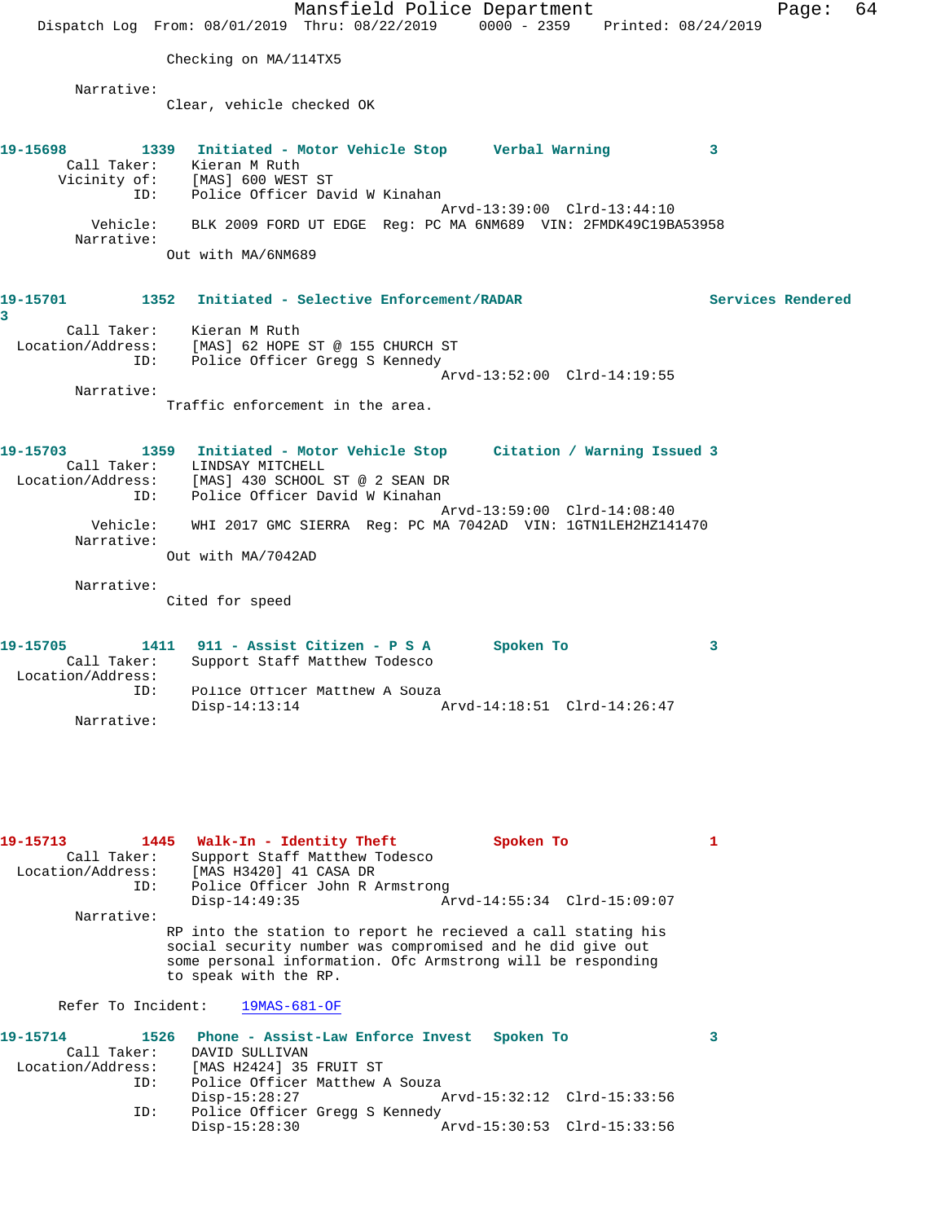Checking on MA/114TX5

Narrative:
Clear, vehicle checked OK

**19-15698** 1339 **Initiated - Motor Vehicle Stop** **Verbal Warning** 3
Call Taker: Kieran M Ruth
Vicinity of: [MAS] 600 WEST ST
ID: Police Officer David W Kinahan
Arvd-13:39:00 Clrd-13:44:10
Vehicle: BLK 2009 FORD UT EDGE Reg: PC MA 6NM689 VIN: 2FMDK49C19BA53958
Narrative:
Out with MA/6NM689

**19-15701** 1352 **Initiated - Selective Enforcement/RADAR** **Services Rendered** 3
Call Taker: Kieran M Ruth
Location/Address: [MAS] 62 HOPE ST @ 155 CHURCH ST
ID: Police Officer Gregg S Kennedy
Arvd-13:52:00 Clrd-14:19:55
Narrative:
Traffic enforcement in the area.

**19-15703** 1359 **Initiated - Motor Vehicle Stop** **Citation / Warning Issued** 3
Call Taker: LINDSAY MITCHELL
Location/Address: [MAS] 430 SCHOOL ST @ 2 SEAN DR
ID: Police Officer David W Kinahan
Arvd-13:59:00 Clrd-14:08:40
Vehicle: WHI 2017 GMC SIERRA Reg: PC MA 7042AD VIN: 1GTN1LEH2HZ141470
Narrative:
Out with MA/7042AD

Narrative:
Cited for speed

**19-15705** 1411 **911 - Assist Citizen - P S A** **Spoken To** 3
Call Taker: Support Staff Matthew Todesco
Location/Address:
ID: Police Officer Matthew A Souza
Disp-14:13:14 Arvd-14:18:51 Clrd-14:26:47
Narrative:

**19-15713** 1445 **Walk-In - Identity Theft** **Spoken To** 1
Call Taker: Support Staff Matthew Todesco
Location/Address: [MAS H3420] 41 CASA DR
ID: Police Officer John R Armstrong
Disp-14:49:35 Arvd-14:55:34 Clrd-15:09:07
Narrative:
RP into the station to report he recieved a call stating his social security number was compromised and he did give out some personal information. Ofc Armstrong will be responding to speak with the RP.

Refer To Incident: 19MAS-681-OF

**19-15714** 1526 **Phone - Assist-Law Enforce Invest** **Spoken To** 3
Call Taker: DAVID SULLIVAN
Location/Address: [MAS H2424] 35 FRUIT ST
ID: Police Officer Matthew A Souza
Disp-15:28:27 Arvd-15:32:12 Clrd-15:33:56
ID: Police Officer Gregg S Kennedy
Disp-15:28:30 Arvd-15:30:53 Clrd-15:33:56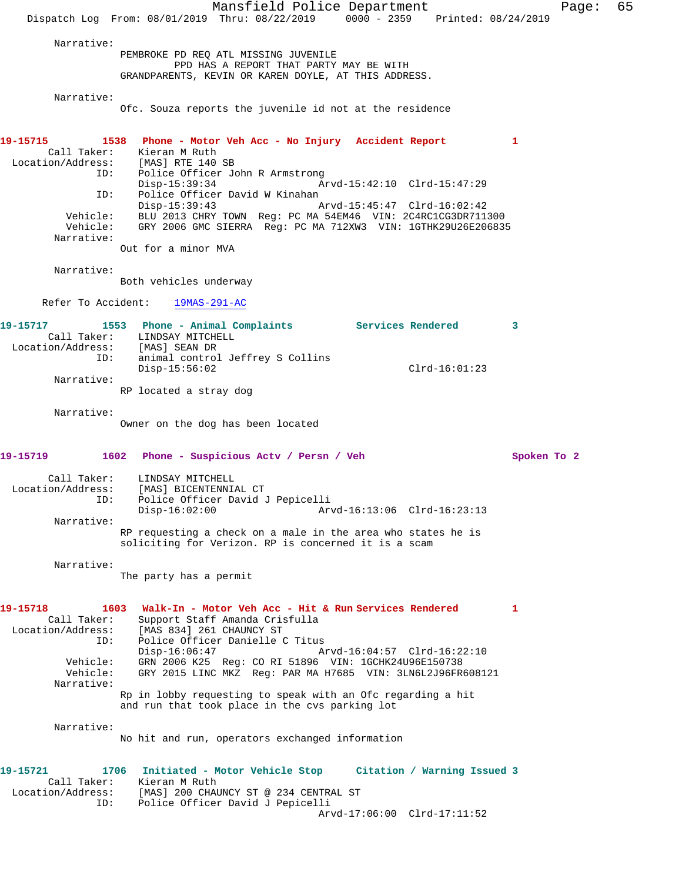Narrative:
PEMBROKE PD REQ ATL MISSING JUVENILE
PPD HAS A REPORT THAT PARTY MAY BE WITH
GRANDPARENTS, KEVIN OR KAREN DOYLE, AT THIS ADDRESS.

Narrative:
Ofc. Souza reports the juvenile id not at the residence

**19-15715** 1538 **Phone - Motor Veh Acc - No Injury** **Accident Report** 1

Call Taker: Kieran M Ruth
Location/Address: [MAS] RTE 140 SB
ID: Police Officer John R Armstrong
Disp-15:39:34 Arvd-15:42:10 Clrd-15:47:29
ID: Police Officer David W Kinahan
Disp-15:39:43 Arvd-15:45:47 Clrd-16:02:42
Vehicle: BLU 2013 CHRY TOWN Reg: PC MA 54EM46 VIN: 2C4RC1CG3DR711300
Vehicle: GRY 2006 GMC SIERRA Reg: PC MA 712XW3 VIN: 1GTHK29U26E206835
Narrative:
Out for a minor MVA

Narrative:
Both vehicles underway

Refer To Accident: 19MAS-291-AC

**19-15717** 1553 **Phone - Animal Complaints** **Services Rendered** 3

Call Taker: LINDSAY MITCHELL
Location/Address: [MAS] SEAN DR
ID: animal control Jeffrey S Collins
Disp-15:56:02 Clrd-16:01:23
Narrative:
RP located a stray dog

Narrative:
Owner on the dog has been located

**19-15719** 1602 **Phone - Suspicious Actv / Persn / Veh** **Spoken To** 2

Call Taker: LINDSAY MITCHELL
Location/Address: [MAS] BICENTENNIAL CT
ID: Police Officer David J Pepicelli
Disp-16:02:00 Arvd-16:13:06 Clrd-16:23:13
Narrative:
RP requesting a check on a male in the area who states he is
soliciting for Verizon. RP is concerned it is a scam

Narrative:
The party has a permit

**19-15718** 1603 **Walk-In - Motor Veh Acc - Hit & Run** **Services Rendered** 1

Call Taker: Support Staff Amanda Crisfulla
Location/Address: [MAS 834] 261 CHAUNCY ST
ID: Police Officer Danielle C Titus
Disp-16:06:47 Arvd-16:04:57 Clrd-16:22:10
Vehicle: GRN 2006 K25 Reg: CO RI 51896 VIN: 1GCHK24U96E150738
Vehicle: GRY 2015 LINC MKZ Reg: PAR MA H7685 VIN: 3LN6L2J96FR608121
Narrative:
Rp in lobby requesting to speak with an Ofc regarding a hit
and run that took place in the cvs parking lot

Narrative:
No hit and run, operators exchanged information

**19-15721** 1706 **Initiated - Motor Vehicle Stop** **Citation / Warning Issued** 3

Call Taker: Kieran M Ruth
Location/Address: [MAS] 200 CHAUNCY ST @ 234 CENTRAL ST
ID: Police Officer David J Pepicelli
Arvd-17:06:00 Clrd-17:11:52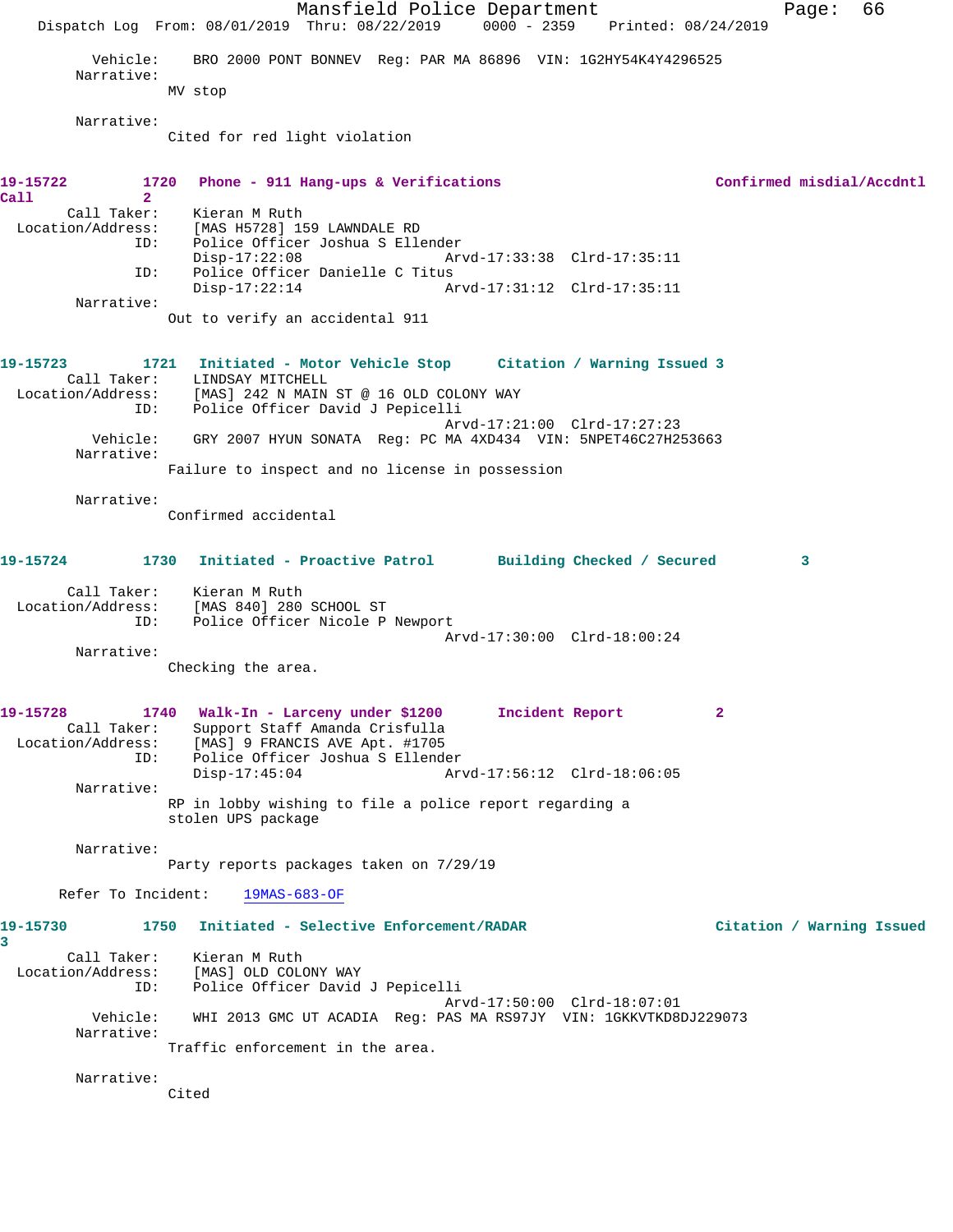Vehicle: BRO 2000 PONT BONNEV Reg: PAR MA 86896 VIN: 1G2HY54K4Y4296525

Narrative:
MV stop

Narrative:
Cited for red light violation

**19-15722 1720 Phone - 911 Hang-ups & Verifications Confirmed misdial/Accdntl Call 2**

Call Taker: Kieran M Ruth
Location/Address: [MAS H5728] 159 LAWNDALE RD
ID: Police Officer Joshua S Ellender
Disp-17:22:08 Arvd-17:33:38 Clrd-17:35:11
ID: Police Officer Danielle C Titus
Disp-17:22:14 Arvd-17:31:12 Clrd-17:35:11

Narrative:
Out to verify an accidental 911

**19-15723 1721 Initiated - Motor Vehicle Stop Citation / Warning Issued 3**

Call Taker: LINDSAY MITCHELL
Location/Address: [MAS] 242 N MAIN ST @ 16 OLD COLONY WAY
ID: Police Officer David J Pepicelli
Arvd-17:21:00 Clrd-17:27:23
Vehicle: GRY 2007 HYUN SONATA Reg: PC MA 4XD434 VIN: 5NPET46C27H253663

Narrative:
Failure to inspect and no license in possession

Narrative:
Confirmed accidental

**19-15724 1730 Initiated - Proactive Patrol Building Checked / Secured 3**

Call Taker: Kieran M Ruth
Location/Address: [MAS 840] 280 SCHOOL ST
ID: Police Officer Nicole P Newport
Arvd-17:30:00 Clrd-18:00:24

Narrative:
Checking the area.

**19-15728 1740 Walk-In - Larceny under $1200 Incident Report 2**

Call Taker: Support Staff Amanda Crisfulla
Location/Address: [MAS] 9 FRANCIS AVE Apt. #1705
ID: Police Officer Joshua S Ellender
Disp-17:45:04 Arvd-17:56:12 Clrd-18:06:05

Narrative:
RP in lobby wishing to file a police report regarding a stolen UPS package

Narrative:
Party reports packages taken on 7/29/19

Refer To Incident: 19MAS-683-OF

**19-15730 1750 Initiated - Selective Enforcement/RADAR Citation / Warning Issued 3**

Call Taker: Kieran M Ruth
Location/Address: [MAS] OLD COLONY WAY
ID: Police Officer David J Pepicelli
Arvd-17:50:00 Clrd-18:07:01
Vehicle: WHI 2013 GMC UT ACADIA Reg: PAS MA RS97JY VIN: 1GKKVTKD8DJ229073

Narrative:
Traffic enforcement in the area.

Narrative:
Cited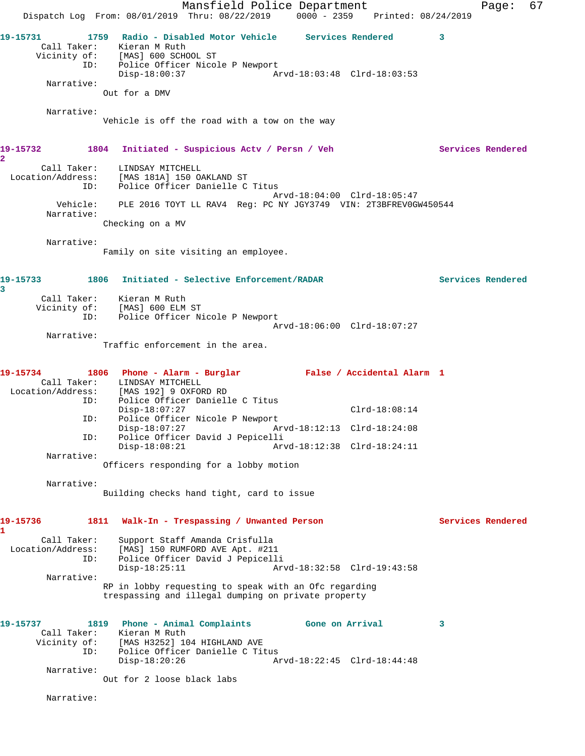19-15731 1759 Radio - Disabled Motor Vehicle Services Rendered 3

Call Taker: Kieran M Ruth
Vicinity of: [MAS] 600 SCHOOL ST
ID: Police Officer Nicole P Newport
Disp-18:00:37 Arvd-18:03:48 Clrd-18:03:53

Narrative:
Out for a DMV

Narrative:
Vehicle is off the road with a tow on the way

19-15732 1804 Initiated - Suspicious Actv / Persn / Veh Services Rendered 2

Call Taker: LINDSAY MITCHELL
Location/Address: [MAS 181A] 150 OAKLAND ST
ID: Police Officer Danielle C Titus
Arvd-18:04:00 Clrd-18:05:47
Vehicle: PLE 2016 TOYT LL RAV4 Reg: PC NY JGY3749 VIN: 2T3BFREV0GW450544

Narrative:
Checking on a MV

Narrative:
Family on site visiting an employee.

19-15733 1806 Initiated - Selective Enforcement/RADAR Services Rendered 3

Call Taker: Kieran M Ruth
Vicinity of: [MAS] 600 ELM ST
ID: Police Officer Nicole P Newport
Arvd-18:06:00 Clrd-18:07:27

Narrative:
Traffic enforcement in the area.

19-15734 1806 Phone - Alarm - Burglar False / Accidental Alarm 1

Call Taker: LINDSAY MITCHELL
Location/Address: [MAS 192] 9 OXFORD RD
ID: Police Officer Danielle C Titus
Disp-18:07:27 Clrd-18:08:14
ID: Police Officer Nicole P Newport
Disp-18:07:27 Arvd-18:12:13 Clrd-18:24:08
ID: Police Officer David J Pepicelli
Disp-18:08:21 Arvd-18:12:38 Clrd-18:24:11

Narrative:
Officers responding for a lobby motion

Narrative:
Building checks hand tight, card to issue

19-15736 1811 Walk-In - Trespassing / Unwanted Person Services Rendered 1

Call Taker: Support Staff Amanda Crisfulla
Location/Address: [MAS] 150 RUMFORD AVE Apt. #211
ID: Police Officer David J Pepicelli
Disp-18:25:11 Arvd-18:32:58 Clrd-19:43:58

Narrative:
RP in lobby requesting to speak with an Ofc regarding trespassing and illegal dumping on private property

19-15737 1819 Phone - Animal Complaints Gone on Arrival 3

Call Taker: Kieran M Ruth
Vicinity of: [MAS H3252] 104 HIGHLAND AVE
ID: Police Officer Danielle C Titus
Disp-18:20:26 Arvd-18:22:45 Clrd-18:44:48

Narrative:
Out for 2 loose black labs

Narrative: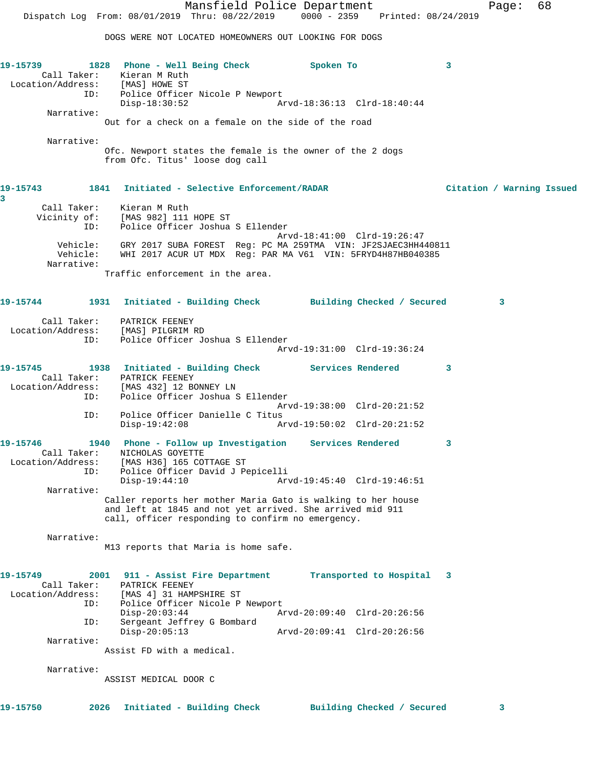DOGS WERE NOT LOCATED HOMEOWNERS OUT LOOKING FOR DOGS

**19-15739** 1828 **Phone - Well Being Check** **Spoken To** **3**

Call Taker: Kieran M Ruth
Location/Address: [MAS] HOWE ST
ID: Police Officer Nicole P Newport
Disp-18:30:52 Arvd-18:36:13 Clrd-18:40:44

Narrative:
Out for a check on a female on the side of the road

Narrative:
Ofc. Newport states the female is the owner of the 2 dogs from Ofc. Titus' loose dog call

**19-15743** 1841 **Initiated - Selective Enforcement/RADAR** **Citation / Warning Issued** **3**

Call Taker: Kieran M Ruth
Vicinity of: [MAS 982] 111 HOPE ST
ID: Police Officer Joshua S Ellender
Arvd-18:41:00 Clrd-19:26:47
Vehicle: GRY 2017 SUBA FOREST Reg: PC MA 259TMA VIN: JF2SJAEC3HH440811
Vehicle: WHI 2017 ACUR UT MDX Reg: PAR MA V61 VIN: 5FRYD4H87HB040385

Narrative:
Traffic enforcement in the area.

**19-15744** 1931 **Initiated - Building Check** **Building Checked / Secured** **3**

Call Taker: PATRICK FEENEY
Location/Address: [MAS] PILGRIM RD
ID: Police Officer Joshua S Ellender
Arvd-19:31:00 Clrd-19:36:24

**19-15745** 1938 **Initiated - Building Check** **Services Rendered** **3**

Call Taker: PATRICK FEENEY
Location/Address: [MAS 432] 12 BONNEY LN
ID: Police Officer Joshua S Ellender
Arvd-19:38:00 Clrd-20:21:52
ID: Police Officer Danielle C Titus
Disp-19:42:08 Arvd-19:50:02 Clrd-20:21:52

**19-15746** 1940 **Phone - Follow up Investigation** **Services Rendered** **3**

Call Taker: NICHOLAS GOYETTE
Location/Address: [MAS H36] 165 COTTAGE ST
ID: Police Officer David J Pepicelli
Disp-19:44:10 Arvd-19:45:40 Clrd-19:46:51

Narrative:
Caller reports her mother Maria Gato is walking to her house and left at 1845 and not yet arrived. She arrived mid 911 call, officer responding to confirm no emergency.

Narrative:
M13 reports that Maria is home safe.

**19-15749** 2001 **911 - Assist Fire Department** **Transported to Hospital** **3**

Call Taker: PATRICK FEENEY
Location/Address: [MAS 4] 31 HAMPSHIRE ST
ID: Police Officer Nicole P Newport
Disp-20:03:44 Arvd-20:09:40 Clrd-20:26:56
ID: Sergeant Jeffrey G Bombard
Disp-20:05:13 Arvd-20:09:41 Clrd-20:26:56

Narrative:
Assist FD with a medical.

Narrative:
ASSIST MEDICAL DOOR C

**19-15750** 2026 **Initiated - Building Check** **Building Checked / Secured** **3**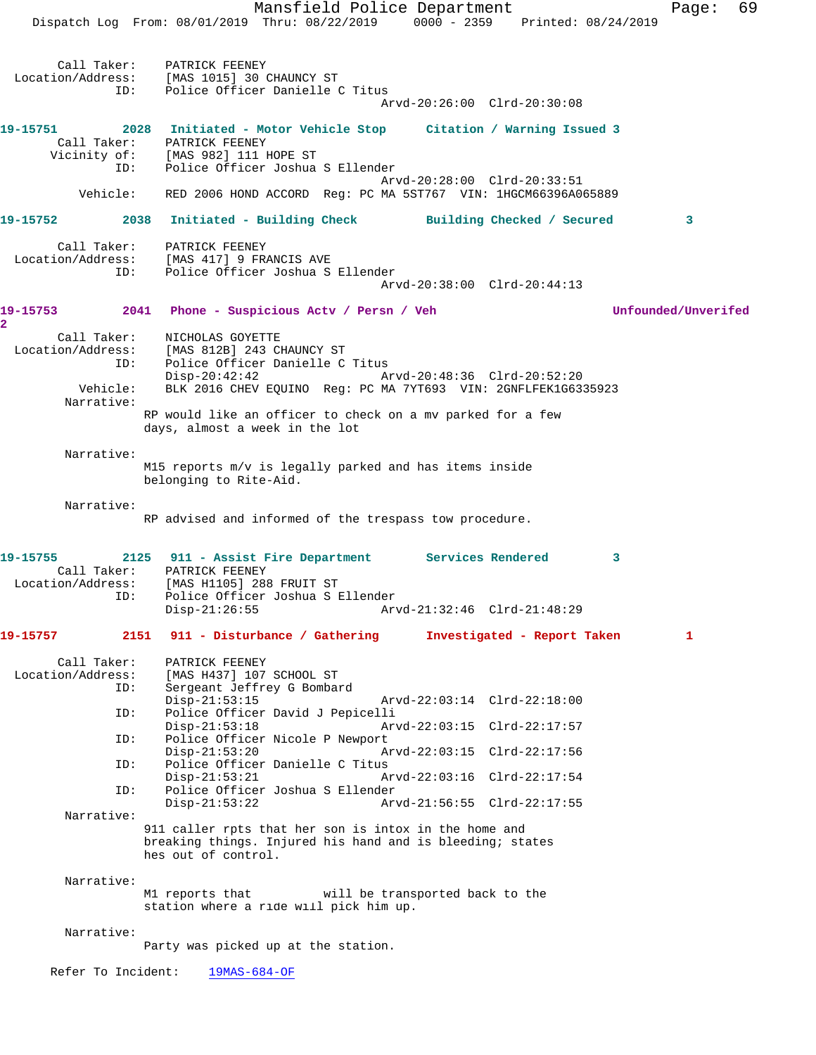Call Taker: PATRICK FEENEY
Location/Address: [MAS 1015] 30 CHAUNCY ST
ID: Police Officer Danielle C Titus
Arvd-20:26:00 Clrd-20:30:08

**19-15751 2028 Initiated - Motor Vehicle Stop Citation / Warning Issued 3**

Call Taker: PATRICK FEENEY
Vicinity of: [MAS 982] 111 HOPE ST
ID: Police Officer Joshua S Ellender
Arvd-20:28:00 Clrd-20:33:51
Vehicle: RED 2006 HOND ACCORD Reg: PC MA 5ST767 VIN: 1HGCM66396A065889

**19-15752 2038 Initiated - Building Check Building Checked / Secured 3**

Call Taker: PATRICK FEENEY
Location/Address: [MAS 417] 9 FRANCIS AVE
ID: Police Officer Joshua S Ellender
Arvd-20:38:00 Clrd-20:44:13

**19-15753 2041 Phone - Suspicious Actv / Persn / Veh Unfounded/Unverifed 2**

Call Taker: NICHOLAS GOYETTE
Location/Address: [MAS 812B] 243 CHAUNCY ST
ID: Police Officer Danielle C Titus
Disp-20:42:42 Arvd-20:48:36 Clrd-20:52:20
Vehicle: BLK 2016 CHEV EQUINO Reg: PC MA 7YT693 VIN: 2GNFLFEK1G6335923
Narrative:
RP would like an officer to check on a mv parked for a few days, almost a week in the lot

Narrative:
M15 reports m/v is legally parked and has items inside belonging to Rite-Aid.

Narrative:
RP advised and informed of the trespass tow procedure.

**19-15755 2125 911 - Assist Fire Department Services Rendered 3**

Call Taker: PATRICK FEENEY
Location/Address: [MAS H1105] 288 FRUIT ST
ID: Police Officer Joshua S Ellender
Disp-21:26:55 Arvd-21:32:46 Clrd-21:48:29

**19-15757 2151 911 - Disturbance / Gathering Investigated - Report Taken 1**

Call Taker: PATRICK FEENEY
Location/Address: [MAS H437] 107 SCHOOL ST
ID: Sergeant Jeffrey G Bombard
Disp-21:53:15 Arvd-22:03:14 Clrd-22:18:00
ID: Police Officer David J Pepicelli
Disp-21:53:18 Arvd-22:03:15 Clrd-22:17:57
ID: Police Officer Nicole P Newport
Disp-21:53:20 Arvd-22:03:15 Clrd-22:17:56
ID: Police Officer Danielle C Titus
Disp-21:53:21 Arvd-22:03:16 Clrd-22:17:54
ID: Police Officer Joshua S Ellender
Disp-21:53:22 Arvd-21:56:55 Clrd-22:17:55
Narrative:
911 caller rpts that her son is intox in the home and breaking things. Injured his hand and is bleeding; states hes out of control.

Narrative:
M1 reports that will be transported back to the station where a ride will pick him up.

Narrative:
Party was picked up at the station.

Refer To Incident: 19MAS-684-OF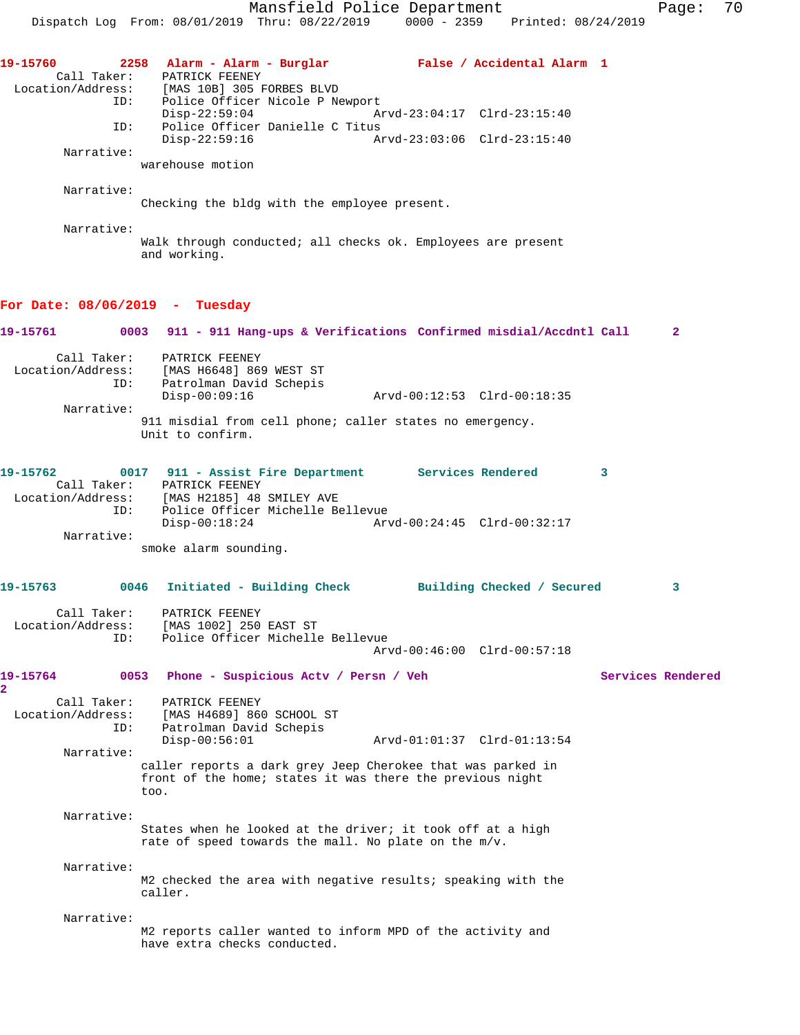**19-15760** 2258 **Alarm - Alarm - Burglar** **False / Accidental Alarm 1**

Call Taker: PATRICK FEENEY
Location/Address: [MAS 10B] 305 FORBES BLVD
ID: Police Officer Nicole P Newport
Disp-22:59:04 Arvd-23:04:17 Clrd-23:15:40
ID: Police Officer Danielle C Titus
Disp-22:59:16 Arvd-23:03:06 Clrd-23:15:40

Narrative:
warehouse motion

Narrative:
Checking the bldg with the employee present.

Narrative:
Walk through conducted; all checks ok. Employees are present and working.

## For Date: 08/06/2019 - Tuesday

**19-15761** 0003 **911 - 911 Hang-ups & Verifications** **Confirmed misdial/Accdntl Call 2**

Call Taker: PATRICK FEENEY
Location/Address: [MAS H6648] 869 WEST ST
ID: Patrolman David Schepis
Disp-00:09:16 Arvd-00:12:53 Clrd-00:18:35

Narrative:
911 misdial from cell phone; caller states no emergency. Unit to confirm.

**19-15762** 0017 **911 - Assist Fire Department** **Services Rendered 3**

Call Taker: PATRICK FEENEY
Location/Address: [MAS H2185] 48 SMILEY AVE
ID: Police Officer Michelle Bellevue
Disp-00:18:24 Arvd-00:24:45 Clrd-00:32:17

Narrative:
smoke alarm sounding.

**19-15763** 0046 **Initiated - Building Check** **Building Checked / Secured 3**

Call Taker: PATRICK FEENEY
Location/Address: [MAS 1002] 250 EAST ST
ID: Police Officer Michelle Bellevue
Arvd-00:46:00 Clrd-00:57:18

**19-15764** 0053 **Phone - Suspicious Actv / Persn / Veh** **Services Rendered 2**

Call Taker: PATRICK FEENEY
Location/Address: [MAS H4689] 860 SCHOOL ST
ID: Patrolman David Schepis
Disp-00:56:01 Arvd-01:01:37 Clrd-01:13:54

Narrative:
caller reports a dark grey Jeep Cherokee that was parked in front of the home; states it was there the previous night too.

Narrative:
States when he looked at the driver; it took off at a high rate of speed towards the mall. No plate on the m/v.

Narrative:
M2 checked the area with negative results; speaking with the caller.

Narrative:
M2 reports caller wanted to inform MPD of the activity and have extra checks conducted.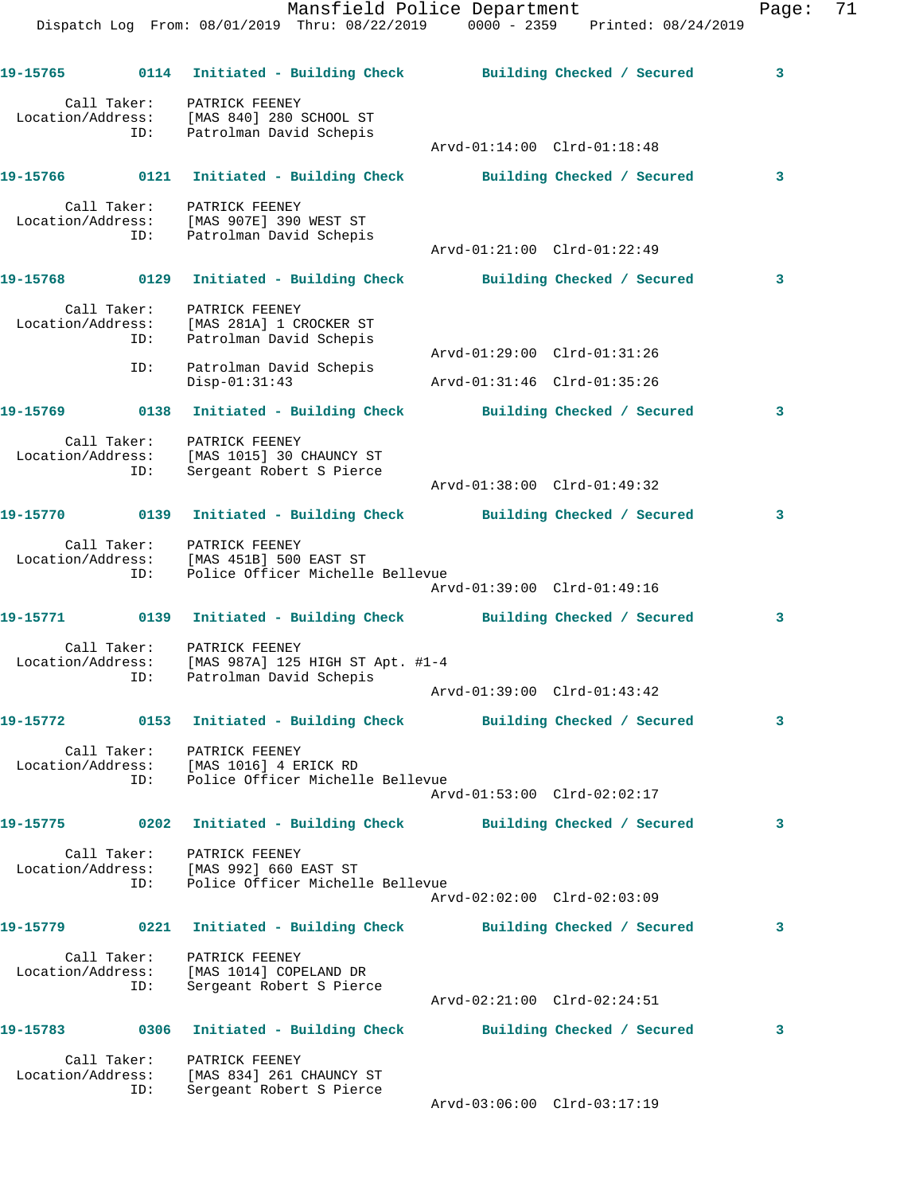**19-15765** 0114 **Initiated - Building Check** **Building Checked / Secured** 3

Call Taker: PATRICK FEENEY
Location/Address: [MAS 840] 280 SCHOOL ST
ID: Patrolman David Schepis
Arvd-01:14:00 Clrd-01:18:48

**19-15766** 0121 **Initiated - Building Check** **Building Checked / Secured** 3

Call Taker: PATRICK FEENEY
Location/Address: [MAS 907E] 390 WEST ST
ID: Patrolman David Schepis
Arvd-01:21:00 Clrd-01:22:49

**19-15768** 0129 **Initiated - Building Check** **Building Checked / Secured** 3

Call Taker: PATRICK FEENEY
Location/Address: [MAS 281A] 1 CROCKER ST
ID: Patrolman David Schepis
Arvd-01:29:00 Clrd-01:31:26
ID: Patrolman David Schepis
Disp-01:31:43 Arvd-01:31:46 Clrd-01:35:26

**19-15769** 0138 **Initiated - Building Check** **Building Checked / Secured** 3

Call Taker: PATRICK FEENEY
Location/Address: [MAS 1015] 30 CHAUNCY ST
ID: Sergeant Robert S Pierce
Arvd-01:38:00 Clrd-01:49:32

**19-15770** 0139 **Initiated - Building Check** **Building Checked / Secured** 3

Call Taker: PATRICK FEENEY
Location/Address: [MAS 451B] 500 EAST ST
ID: Police Officer Michelle Bellevue
Arvd-01:39:00 Clrd-01:49:16

**19-15771** 0139 **Initiated - Building Check** **Building Checked / Secured** 3

Call Taker: PATRICK FEENEY
Location/Address: [MAS 987A] 125 HIGH ST Apt. #1-4
ID: Patrolman David Schepis
Arvd-01:39:00 Clrd-01:43:42

**19-15772** 0153 **Initiated - Building Check** **Building Checked / Secured** 3

Call Taker: PATRICK FEENEY
Location/Address: [MAS 1016] 4 ERICK RD
ID: Police Officer Michelle Bellevue
Arvd-01:53:00 Clrd-02:02:17

**19-15775** 0202 **Initiated - Building Check** **Building Checked / Secured** 3

Call Taker: PATRICK FEENEY
Location/Address: [MAS 992] 660 EAST ST
ID: Police Officer Michelle Bellevue
Arvd-02:02:00 Clrd-02:03:09

**19-15779** 0221 **Initiated - Building Check** **Building Checked / Secured** 3

Call Taker: PATRICK FEENEY
Location/Address: [MAS 1014] COPELAND DR
ID: Sergeant Robert S Pierce
Arvd-02:21:00 Clrd-02:24:51

**19-15783** 0306 **Initiated - Building Check** **Building Checked / Secured** 3

Call Taker: PATRICK FEENEY
Location/Address: [MAS 834] 261 CHAUNCY ST
ID: Sergeant Robert S Pierce
Arvd-03:06:00 Clrd-03:17:19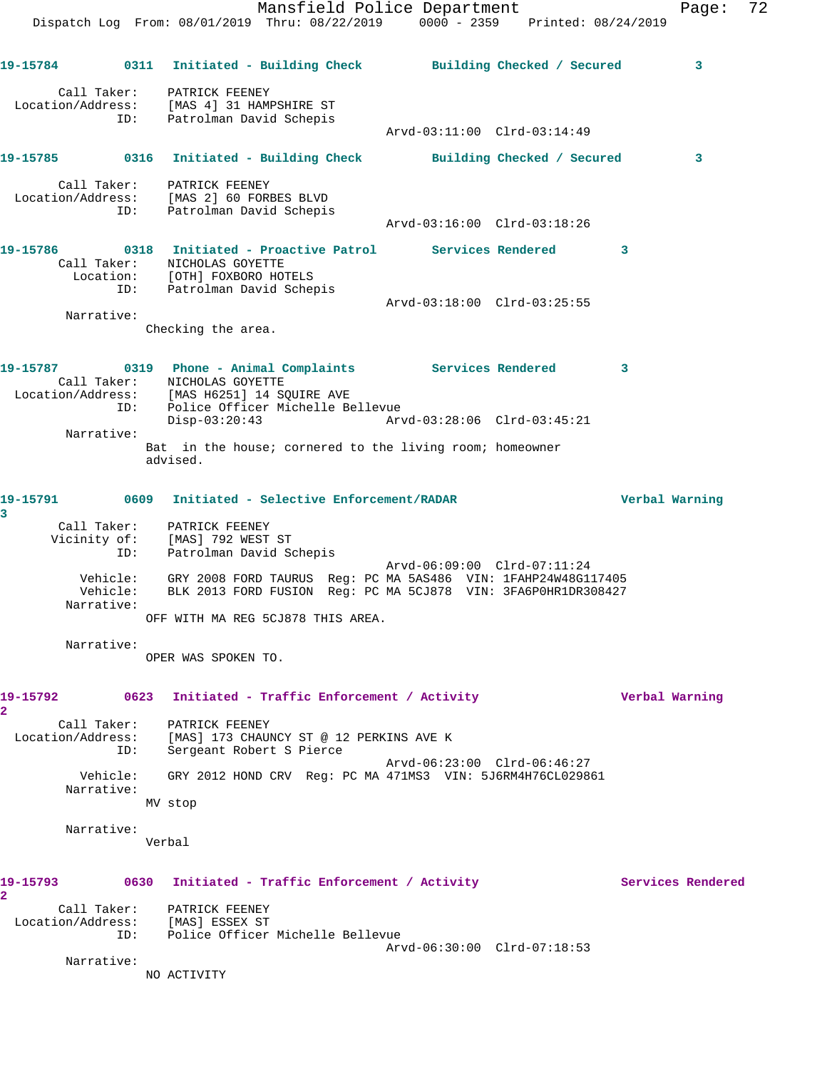**19-15784** 0311 **Initiated - Building Check** **Building Checked / Secured** 3

Call Taker: PATRICK FEENEY
Location/Address: [MAS 4] 31 HAMPSHIRE ST
ID: Patrolman David Schepis
Arvd-03:11:00 Clrd-03:14:49

**19-15785** 0316 **Initiated - Building Check** **Building Checked / Secured** 3

Call Taker: PATRICK FEENEY
Location/Address: [MAS 2] 60 FORBES BLVD
ID: Patrolman David Schepis
Arvd-03:16:00 Clrd-03:18:26

**19-15786** 0318 **Initiated - Proactive Patrol** **Services Rendered** 3

Call Taker: NICHOLAS GOYETTE
Location: [OTH] FOXBORO HOTELS
ID: Patrolman David Schepis
Arvd-03:18:00 Clrd-03:25:55

Narrative:
Checking the area.

**19-15787** 0319 **Phone - Animal Complaints** **Services Rendered** 3

Call Taker: NICHOLAS GOYETTE
Location/Address: [MAS H6251] 14 SQUIRE AVE
ID: Police Officer Michelle Bellevue
Disp-03:20:43 Arvd-03:28:06 Clrd-03:45:21

Narrative:
Bat in the house; cornered to the living room; homeowner advised.

**19-15791** 0609 **Initiated - Selective Enforcement/RADAR** **Verbal Warning** 3

Call Taker: PATRICK FEENEY
Vicinity of: [MAS] 792 WEST ST
ID: Patrolman David Schepis
Arvd-06:09:00 Clrd-07:11:24
Vehicle: GRY 2008 FORD TAURUS Reg: PC MA 5AS486 VIN: 1FAHP24W48G117405
Vehicle: BLK 2013 FORD FUSION Reg: PC MA 5CJ878 VIN: 3FA6P0HR1DR308427

Narrative:
OFF WITH MA REG 5CJ878 THIS AREA.

Narrative:
OPER WAS SPOKEN TO.

**19-15792** 0623 **Initiated - Traffic Enforcement / Activity** **Verbal Warning** 2

Call Taker: PATRICK FEENEY
Location/Address: [MAS] 173 CHAUNCY ST @ 12 PERKINS AVE K
ID: Sergeant Robert S Pierce
Arvd-06:23:00 Clrd-06:46:27
Vehicle: GRY 2012 HOND CRV Reg: PC MA 471MS3 VIN: 5J6RM4H76CL029861

Narrative:
MV stop

Narrative:
Verbal

**19-15793** 0630 **Initiated - Traffic Enforcement / Activity** **Services Rendered** 2

Call Taker: PATRICK FEENEY
Location/Address: [MAS] ESSEX ST
ID: Police Officer Michelle Bellevue
Arvd-06:30:00 Clrd-07:18:53

Narrative:
NO ACTIVITY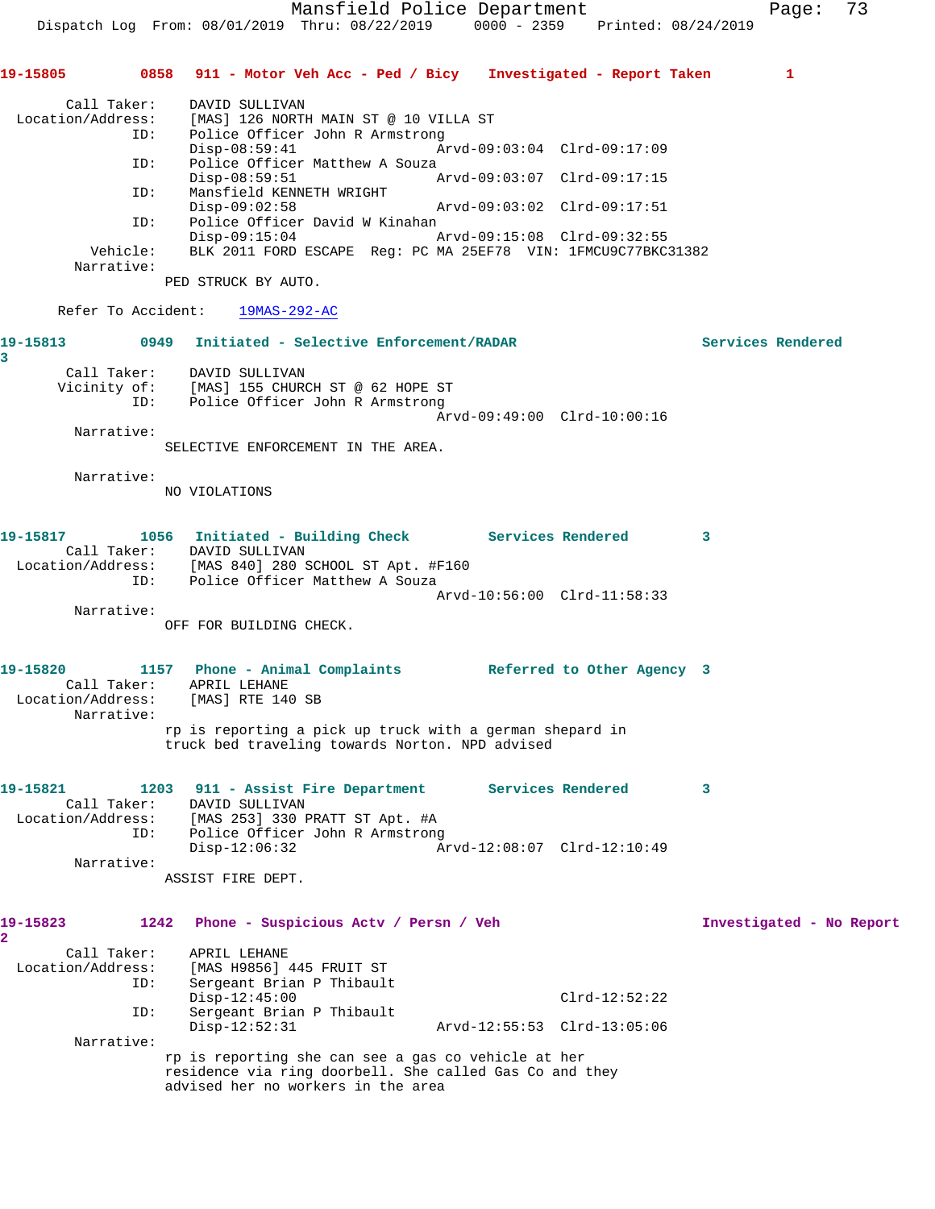**19-15805** 0858 911 - Motor Veh Acc - Ped / Bicy Investigated - Report Taken 1

Call Taker: DAVID SULLIVAN
Location/Address: [MAS] 126 NORTH MAIN ST @ 10 VILLA ST
ID: Police Officer John R Armstrong
Disp-08:59:41 Arvd-09:03:04 Clrd-09:17:09
ID: Police Officer Matthew A Souza
Disp-08:59:51 Arvd-09:03:07 Clrd-09:17:15
ID: Mansfield KENNETH WRIGHT
Disp-09:02:58 Arvd-09:03:02 Clrd-09:17:51
ID: Police Officer David W Kinahan
Disp-09:15:04 Arvd-09:15:08 Clrd-09:32:55
Vehicle: BLK 2011 FORD ESCAPE Reg: PC MA 25EF78 VIN: 1FMCU9C77BKC31382
Narrative:
PED STRUCK BY AUTO.

Refer To Accident: 19MAS-292-AC

**19-15813** 0949 Initiated - Selective Enforcement/RADAR Services Rendered 3

Call Taker: DAVID SULLIVAN
Vicinity of: [MAS] 155 CHURCH ST @ 62 HOPE ST
ID: Police Officer John R Armstrong
Arvd-09:49:00 Clrd-10:00:16
Narrative:
SELECTIVE ENFORCEMENT IN THE AREA.

Narrative:
NO VIOLATIONS

**19-15817** 1056 Initiated - Building Check Services Rendered 3

Call Taker: DAVID SULLIVAN
Location/Address: [MAS 840] 280 SCHOOL ST Apt. #F160
ID: Police Officer Matthew A Souza
Arvd-10:56:00 Clrd-11:58:33
Narrative:
OFF FOR BUILDING CHECK.

**19-15820** 1157 Phone - Animal Complaints Referred to Other Agency 3

Call Taker: APRIL LEHANE
Location/Address: [MAS] RTE 140 SB
Narrative:
rp is reporting a pick up truck with a german shepard in truck bed traveling towards Norton. NPD advised

**19-15821** 1203 911 - Assist Fire Department Services Rendered 3

Call Taker: DAVID SULLIVAN
Location/Address: [MAS 253] 330 PRATT ST Apt. #A
ID: Police Officer John R Armstrong
Disp-12:06:32 Arvd-12:08:07 Clrd-12:10:49
Narrative:
ASSIST FIRE DEPT.

**19-15823** 1242 Phone - Suspicious Actv / Persn / Veh Investigated - No Report 2

Call Taker: APRIL LEHANE
Location/Address: [MAS H9856] 445 FRUIT ST
ID: Sergeant Brian P Thibault
Disp-12:45:00 Clrd-12:52:22
ID: Sergeant Brian P Thibault
Disp-12:52:31 Arvd-12:55:53 Clrd-13:05:06
Narrative:
rp is reporting she can see a gas co vehicle at her residence via ring doorbell. She called Gas Co and they advised her no workers in the area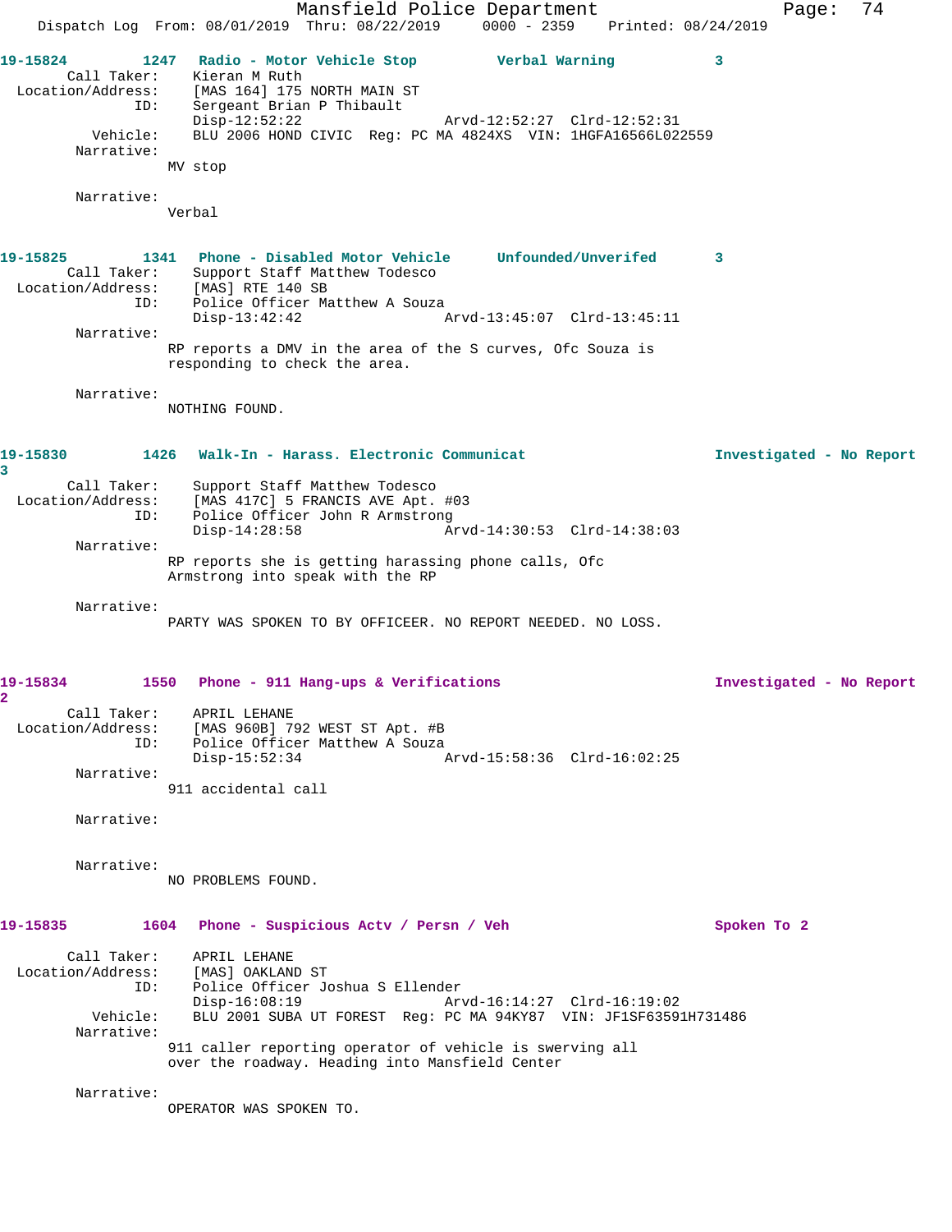**19-15824** 1247 Radio - Motor Vehicle Stop Verbal Warning 3

Call Taker: Kieran M Ruth
Location/Address: [MAS 164] 175 NORTH MAIN ST
ID: Sergeant Brian P Thibault
Disp-12:52:22 Arvd-12:52:27 Clrd-12:52:31
Vehicle: BLU 2006 HOND CIVIC Reg: PC MA 4824XS VIN: 1HGFA16566L022559
Narrative:
MV stop

Narrative:
Verbal

**19-15825** 1341 Phone - Disabled Motor Vehicle Unfounded/Unverifed 3

Call Taker: Support Staff Matthew Todesco
Location/Address: [MAS] RTE 140 SB
ID: Police Officer Matthew A Souza
Disp-13:42:42 Arvd-13:45:07 Clrd-13:45:11
Narrative:
RP reports a DMV in the area of the S curves, Ofc Souza is responding to check the area.

Narrative:
NOTHING FOUND.

**19-15830** 1426 Walk-In - Harass. Electronic Communicat Investigated - No Report 3

Call Taker: Support Staff Matthew Todesco
Location/Address: [MAS 417C] 5 FRANCIS AVE Apt. #03
ID: Police Officer John R Armstrong
Disp-14:28:58 Arvd-14:30:53 Clrd-14:38:03
Narrative:
RP reports she is getting harassing phone calls, Ofc Armstrong into speak with the RP

Narrative:
PARTY WAS SPOKEN TO BY OFFICEER. NO REPORT NEEDED. NO LOSS.

**19-15834** 1550 Phone - 911 Hang-ups & Verifications Investigated - No Report 2

Call Taker: APRIL LEHANE
Location/Address: [MAS 960B] 792 WEST ST Apt. #B
ID: Police Officer Matthew A Souza
Disp-15:52:34 Arvd-15:58:36 Clrd-16:02:25
Narrative:
911 accidental call

Narrative:

Narrative:
NO PROBLEMS FOUND.

**19-15835** 1604 Phone - Suspicious Actv / Persn / Veh Spoken To 2

Call Taker: APRIL LEHANE
Location/Address: [MAS] OAKLAND ST
ID: Police Officer Joshua S Ellender
Disp-16:08:19 Arvd-16:14:27 Clrd-16:19:02
Vehicle: BLU 2001 SUBA UT FOREST Reg: PC MA 94KY87 VIN: JF1SF63591H731486
Narrative:
911 caller reporting operator of vehicle is swerving all over the roadway. Heading into Mansfield Center

Narrative:
OPERATOR WAS SPOKEN TO.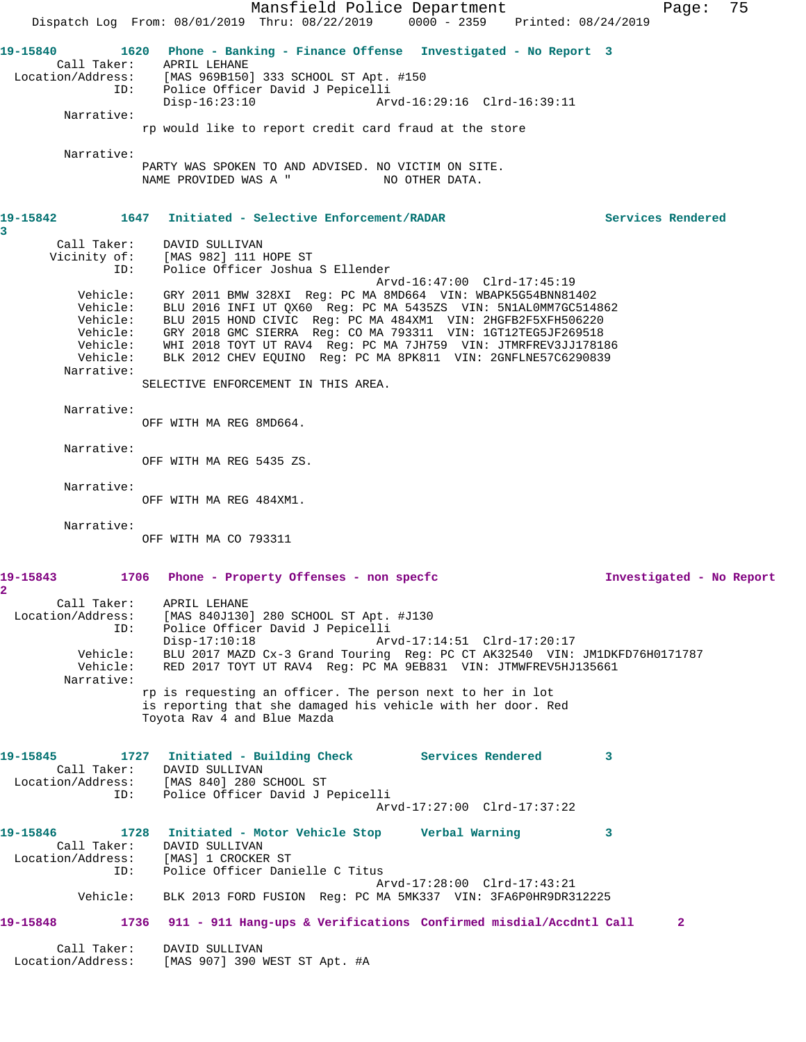**19-15840** 1620 Phone - Banking - Finance Offense Investigated - No Report 3

Call Taker: APRIL LEHANE
Location/Address: [MAS 969B150] 333 SCHOOL ST Apt. #150
ID: Police Officer David J Pepicelli
Disp-16:23:10 Arvd-16:29:16 Clrd-16:39:11

Narrative:
rp would like to report credit card fraud at the store

Narrative:
PARTY WAS SPOKEN TO AND ADVISED. NO VICTIM ON SITE.
NAME PROVIDED WAS A " NO OTHER DATA.

**19-15842** 1647 Initiated - Selective Enforcement/RADAR Services Rendered 3

Call Taker: DAVID SULLIVAN
Vicinity of: [MAS 982] 111 HOPE ST
ID: Police Officer Joshua S Ellender
Arvd-16:47:00 Clrd-17:45:19

Vehicle: GRY 2011 BMW 328XI Reg: PC MA 8MD664 VIN: WBAPK5G54BNN81402
Vehicle: BLU 2016 INFI UT QX60 Reg: PC MA 5435ZS VIN: 5N1AL0MM7GC514862
Vehicle: BLU 2015 HOND CIVIC Reg: PC MA 484XM1 VIN: 2HGFB2F5XFH506220
Vehicle: GRY 2018 GMC SIERRA Reg: CO MA 793311 VIN: 1GT12TEG5JF269518
Vehicle: WHI 2018 TOYT UT RAV4 Reg: PC MA 7JH759 VIN: JTMRFREV3JJ178186
Vehicle: BLK 2012 CHEV EQUINO Reg: PC MA 8PK811 VIN: 2GNFLNE57C6290839

Narrative:
SELECTIVE ENFORCEMENT IN THIS AREA.

Narrative:
OFF WITH MA REG 8MD664.

Narrative:
OFF WITH MA REG 5435 ZS.

Narrative:
OFF WITH MA REG 484XM1.

Narrative:
OFF WITH MA CO 793311

**19-15843** 1706 Phone - Property Offenses - non specfc Investigated - No Report 2

Call Taker: APRIL LEHANE
Location/Address: [MAS 840J130] 280 SCHOOL ST Apt. #J130
ID: Police Officer David J Pepicelli
Disp-17:10:18 Arvd-17:14:51 Clrd-17:20:17

Vehicle: BLU 2017 MAZD Cx-3 Grand Touring Reg: PC CT AK32540 VIN: JM1DKFD76H0171787
Vehicle: RED 2017 TOYT UT RAV4 Reg: PC MA 9EB831 VIN: JTMWFREV5HJ135661

Narrative:
rp is requesting an officer. The person next to her in lot
is reporting that she damaged his vehicle with her door. Red
Toyota Rav 4 and Blue Mazda

**19-15845** 1727 Initiated - Building Check Services Rendered 3

Call Taker: DAVID SULLIVAN
Location/Address: [MAS 840] 280 SCHOOL ST
ID: Police Officer David J Pepicelli
Arvd-17:27:00 Clrd-17:37:22

**19-15846** 1728 Initiated - Motor Vehicle Stop Verbal Warning 3

Call Taker: DAVID SULLIVAN
Location/Address: [MAS] 1 CROCKER ST
ID: Police Officer Danielle C Titus
Arvd-17:28:00 Clrd-17:43:21

Vehicle: BLK 2013 FORD FUSION Reg: PC MA 5MK337 VIN: 3FA6P0HR9DR312225

**19-15848** 1736 911 - 911 Hang-ups & Verifications Confirmed misdial/Accdntl Call 2

Call Taker: DAVID SULLIVAN
Location/Address: [MAS 907] 390 WEST ST Apt. #A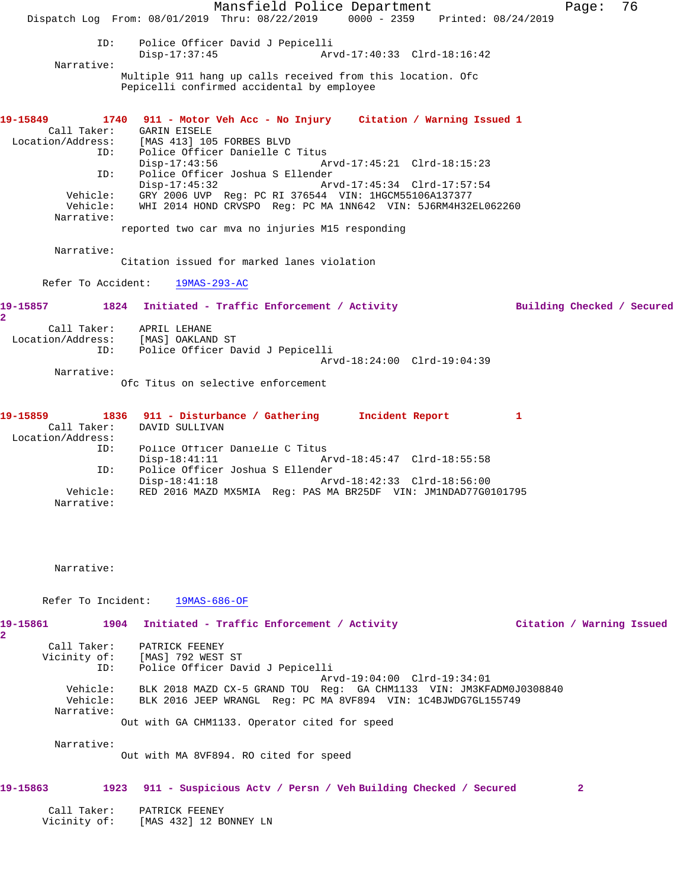ID: Police Officer David J Pepicelli
Disp-17:37:45 Arvd-17:40:33 Clrd-18:16:42

Narrative:
Multiple 911 hang up calls received from this location. Ofc Pepicelli confirmed accidental by employee

**19-15849 1740 911 - Motor Veh Acc - No Injury Citation / Warning Issued 1**

Call Taker: GARIN EISELE
Location/Address: [MAS 413] 105 FORBES BLVD
ID: Police Officer Danielle C Titus
Disp-17:43:56 Arvd-17:45:21 Clrd-18:15:23
ID: Police Officer Joshua S Ellender
Disp-17:45:32 Arvd-17:45:34 Clrd-17:57:54
Vehicle: GRY 2006 UVP Reg: PC RI 376544 VIN: 1HGCM55106A137377
Vehicle: WHI 2014 HOND CRVSPO Reg: PC MA 1NN642 VIN: 5J6RM4H32EL062260

Narrative:
reported two car mva no injuries M15 responding

Narrative:
Citation issued for marked lanes violation

Refer To Accident: 19MAS-293-AC

**19-15857 1824 Initiated - Traffic Enforcement / Activity Building Checked / Secured 2**

Call Taker: APRIL LEHANE
Location/Address: [MAS] OAKLAND ST
ID: Police Officer David J Pepicelli
Arvd-18:24:00 Clrd-19:04:39

Narrative:
Ofc Titus on selective enforcement

**19-15859 1836 911 - Disturbance / Gathering Incident Report 1**

Call Taker: DAVID SULLIVAN
Location/Address:
ID: Police Officer Danielle C Titus
Disp-18:41:11 Arvd-18:45:47 Clrd-18:55:58
ID: Police Officer Joshua S Ellender
Disp-18:41:18 Arvd-18:42:33 Clrd-18:56:00
Vehicle: RED 2016 MAZD MX5MIA Reg: PAS MA BR25DF VIN: JM1NDAD77G0101795

Narrative:

Narrative:

Refer To Incident: 19MAS-686-OF

**19-15861 1904 Initiated - Traffic Enforcement / Activity Citation / Warning Issued 2**

Call Taker: PATRICK FEENEY
Vicinity of: [MAS] 792 WEST ST
ID: Police Officer David J Pepicelli
Arvd-19:04:00 Clrd-19:34:01
Vehicle: BLK 2018 MAZD CX-5 GRAND TOU Reg: GA CHM1133 VIN: JM3KFADM0J0308840
Vehicle: BLK 2016 JEEP WRANGL Reg: PC MA 8VF894 VIN: 1C4BJWDG7GL155749

Narrative:
Out with GA CHM1133. Operator cited for speed

Narrative:
Out with MA 8VF894. RO cited for speed

**19-15863 1923 911 - Suspicious Actv / Persn / Veh Building Checked / Secured 2**

Call Taker: PATRICK FEENEY
Vicinity of: [MAS 432] 12 BONNEY LN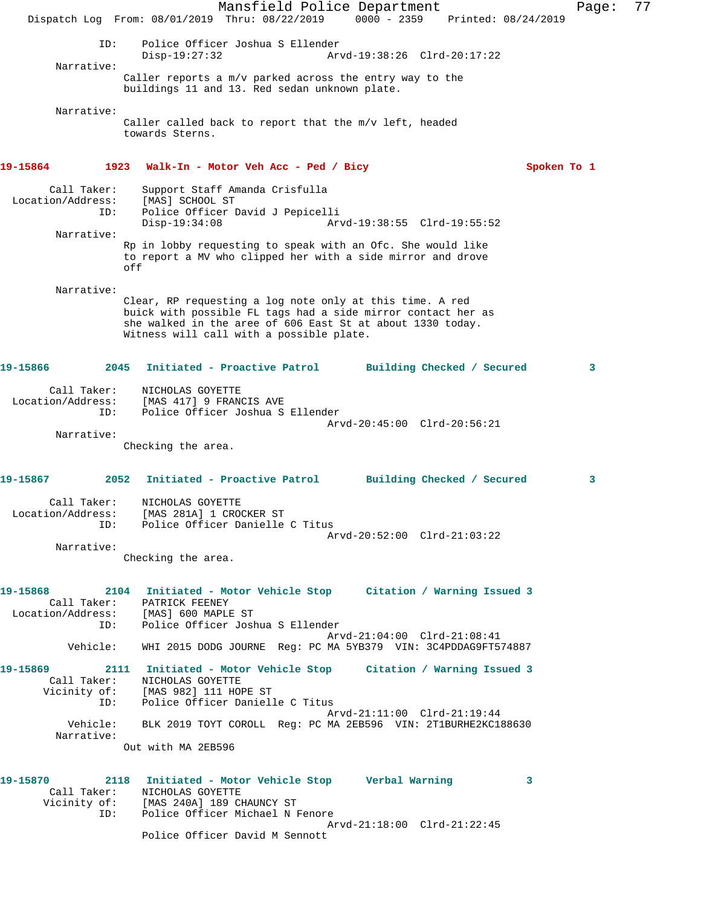ID: Police Officer Joshua S Ellender
Disp-19:27:32 Arvd-19:38:26 Clrd-20:17:22

Narrative:
Caller reports a m/v parked across the entry way to the buildings 11 and 13. Red sedan unknown plate.

Narrative:
Caller called back to report that the m/v left, headed towards Sterns.

**19-15864 1923 Walk-In - Motor Veh Acc - Ped / Bicy — Spoken To 1**

Call Taker: Support Staff Amanda Crisfulla
Location/Address: [MAS] SCHOOL ST
ID: Police Officer David J Pepicelli
Disp-19:34:08 Arvd-19:38:55 Clrd-19:55:52

Narrative:
Rp in lobby requesting to speak with an Ofc. She would like to report a MV who clipped her with a side mirror and drove off

Narrative:
Clear, RP requesting a log note only at this time. A red buick with possible FL tags had a side mirror contact her as she walked in the aree of 606 East St at about 1330 today. Witness will call with a possible plate.

**19-15866 2045 Initiated - Proactive Patrol — Building Checked / Secured 3**

Call Taker: NICHOLAS GOYETTE
Location/Address: [MAS 417] 9 FRANCIS AVE
ID: Police Officer Joshua S Ellender
Arvd-20:45:00 Clrd-20:56:21

Narrative:
Checking the area.

**19-15867 2052 Initiated - Proactive Patrol — Building Checked / Secured 3**

Call Taker: NICHOLAS GOYETTE
Location/Address: [MAS 281A] 1 CROCKER ST
ID: Police Officer Danielle C Titus
Arvd-20:52:00 Clrd-21:03:22

Narrative:
Checking the area.

**19-15868 2104 Initiated - Motor Vehicle Stop — Citation / Warning Issued 3**

Call Taker: PATRICK FEENEY
Location/Address: [MAS] 600 MAPLE ST
ID: Police Officer Joshua S Ellender
Arvd-21:04:00 Clrd-21:08:41
Vehicle: WHI 2015 DODG JOURNE Reg: PC MA 5YB379 VIN: 3C4PDDAG9FT574887

**19-15869 2111 Initiated - Motor Vehicle Stop — Citation / Warning Issued 3**

Call Taker: NICHOLAS GOYETTE
Vicinity of: [MAS 982] 111 HOPE ST
ID: Police Officer Danielle C Titus
Arvd-21:11:00 Clrd-21:19:44
Vehicle: BLK 2019 TOYT COROLL Reg: PC MA 2EB596 VIN: 2T1BURHE2KC188630

Narrative:
Out with MA 2EB596

**19-15870 2118 Initiated - Motor Vehicle Stop — Verbal Warning 3**

Call Taker: NICHOLAS GOYETTE
Vicinity of: [MAS 240A] 189 CHAUNCY ST
ID: Police Officer Michael N Fenore
Arvd-21:18:00 Clrd-21:22:45
Police Officer David M Sennott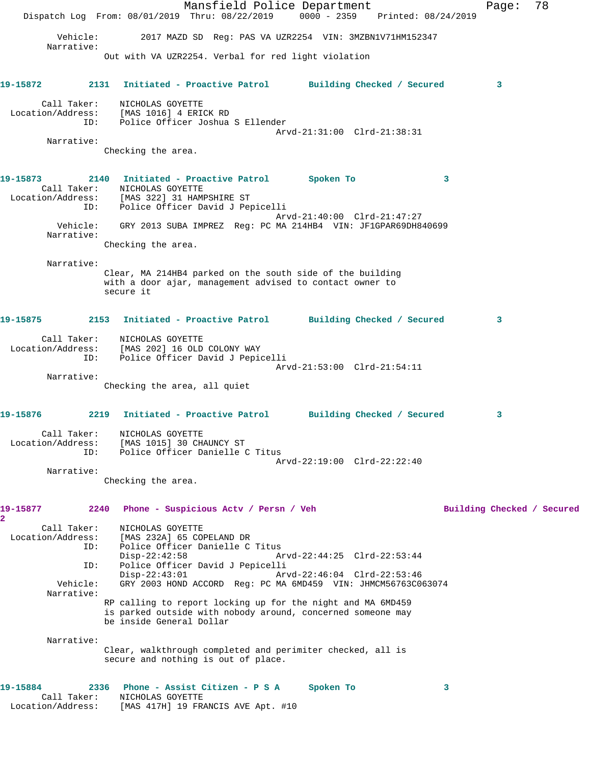Vehicle: 2017 MAZD SD Reg: PAS VA UZR2254 VIN: 3MZBN1V71HM152347

Narrative:

Out with VA UZR2254. Verbal for red light violation

**19-15872** 2131 **Initiated - Proactive Patrol** **Building Checked / Secured** 3

Call Taker: NICHOLAS GOYETTE
Location/Address: [MAS 1016] 4 ERICK RD
ID: Police Officer Joshua S Ellender
Arvd-21:31:00 Clrd-21:38:31

Narrative:

Checking the area.

**19-15873** 2140 **Initiated - Proactive Patrol** **Spoken To** 3

Call Taker: NICHOLAS GOYETTE
Location/Address: [MAS 322] 31 HAMPSHIRE ST
ID: Police Officer David J Pepicelli
Arvd-21:40:00 Clrd-21:47:27
Vehicle: GRY 2013 SUBA IMPREZ Reg: PC MA 214HB4 VIN: JF1GPAR69DH840699

Narrative:

Checking the area.

Narrative:

Clear, MA 214HB4 parked on the south side of the building with a door ajar, management advised to contact owner to secure it

**19-15875** 2153 **Initiated - Proactive Patrol** **Building Checked / Secured** 3

Call Taker: NICHOLAS GOYETTE
Location/Address: [MAS 202] 16 OLD COLONY WAY
ID: Police Officer David J Pepicelli
Arvd-21:53:00 Clrd-21:54:11

Narrative:

Checking the area, all quiet

**19-15876** 2219 **Initiated - Proactive Patrol** **Building Checked / Secured** 3

Call Taker: NICHOLAS GOYETTE
Location/Address: [MAS 1015] 30 CHAUNCY ST
ID: Police Officer Danielle C Titus
Arvd-22:19:00 Clrd-22:22:40

Narrative:

Checking the area.

**19-15877** 2240 **Phone - Suspicious Actv / Persn / Veh** **Building Checked / Secured** 2

Call Taker: NICHOLAS GOYETTE
Location/Address: [MAS 232A] 65 COPELAND DR
ID: Police Officer Danielle C Titus
Disp-22:42:58 Arvd-22:44:25 Clrd-22:53:44
ID: Police Officer David J Pepicelli
Disp-22:43:01 Arvd-22:46:04 Clrd-22:53:46
Vehicle: GRY 2003 HOND ACCORD Reg: PC MA 6MD459 VIN: JHMCM56763C063074

Narrative:

RP calling to report locking up for the night and MA 6MD459 is parked outside with nobody around, concerned someone may be inside General Dollar

Narrative:

Clear, walkthrough completed and perimiter checked, all is secure and nothing is out of place.

**19-15884** 2336 **Phone - Assist Citizen - P S A** **Spoken To** 3

Call Taker: NICHOLAS GOYETTE
Location/Address: [MAS 417H] 19 FRANCIS AVE Apt. #10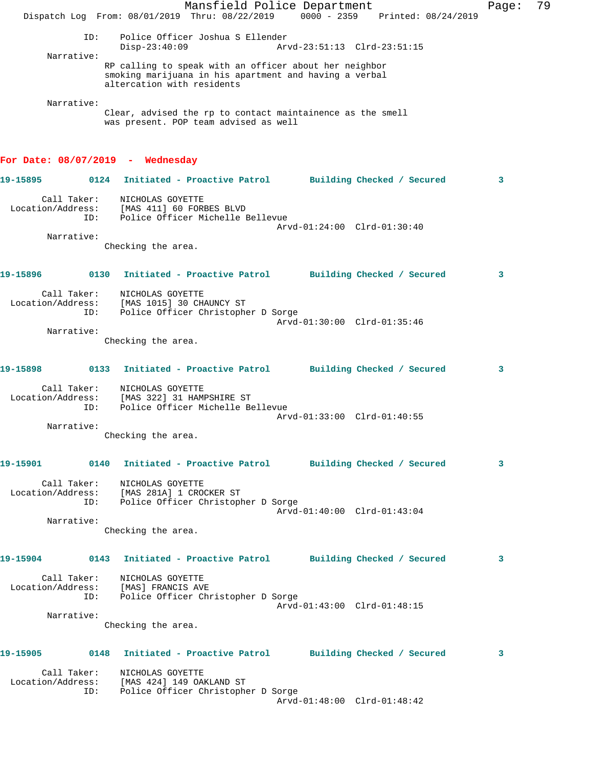ID: Police Officer Joshua S Ellender
Disp-23:40:09 Arvd-23:51:13 Clrd-23:51:15

Narrative:
RP calling to speak with an officer about her neighbor smoking marijuana in his apartment and having a verbal altercation with residents

Narrative:
Clear, advised the rp to contact maintainence as the smell was present. POP team advised as well

## For Date: 08/07/2019 - Wednesday

**19-15895 0124 Initiated - Proactive Patrol Building Checked / Secured 3**

Call Taker: NICHOLAS GOYETTE
Location/Address: [MAS 411] 60 FORBES BLVD
ID: Police Officer Michelle Bellevue
Arvd-01:24:00 Clrd-01:30:40

Narrative:
Checking the area.

**19-15896 0130 Initiated - Proactive Patrol Building Checked / Secured 3**

Call Taker: NICHOLAS GOYETTE
Location/Address: [MAS 1015] 30 CHAUNCY ST
ID: Police Officer Christopher D Sorge
Arvd-01:30:00 Clrd-01:35:46

Narrative:
Checking the area.

**19-15898 0133 Initiated - Proactive Patrol Building Checked / Secured 3**

Call Taker: NICHOLAS GOYETTE
Location/Address: [MAS 322] 31 HAMPSHIRE ST
ID: Police Officer Michelle Bellevue
Arvd-01:33:00 Clrd-01:40:55

Narrative:
Checking the area.

**19-15901 0140 Initiated - Proactive Patrol Building Checked / Secured 3**

Call Taker: NICHOLAS GOYETTE
Location/Address: [MAS 281A] 1 CROCKER ST
ID: Police Officer Christopher D Sorge
Arvd-01:40:00 Clrd-01:43:04

Narrative:
Checking the area.

**19-15904 0143 Initiated - Proactive Patrol Building Checked / Secured 3**

Call Taker: NICHOLAS GOYETTE
Location/Address: [MAS] FRANCIS AVE
ID: Police Officer Christopher D Sorge
Arvd-01:43:00 Clrd-01:48:15

Narrative:
Checking the area.

**19-15905 0148 Initiated - Proactive Patrol Building Checked / Secured 3**

Call Taker: NICHOLAS GOYETTE
Location/Address: [MAS 424] 149 OAKLAND ST
ID: Police Officer Christopher D Sorge
Arvd-01:48:00 Clrd-01:48:42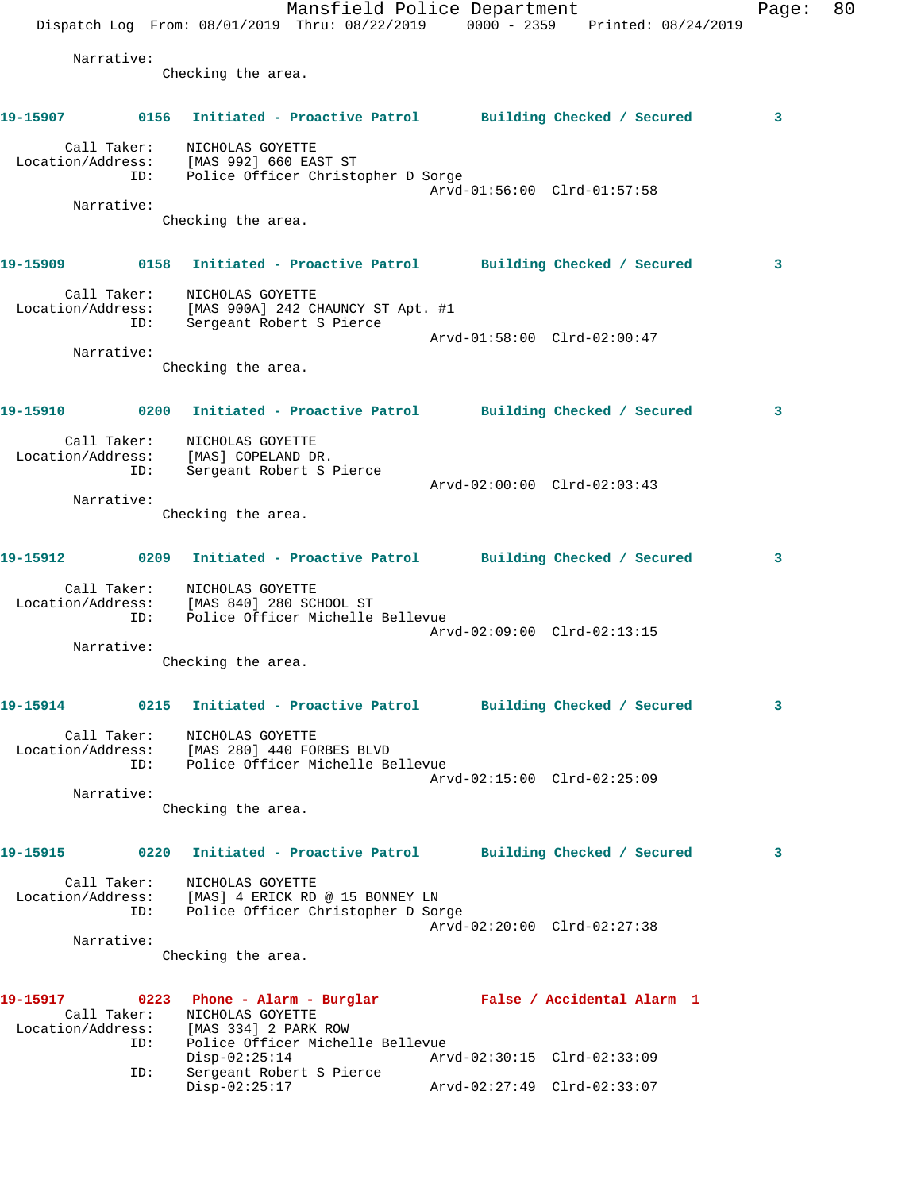Narrative:
Checking the area.

**19-15907** 0156 Initiated - Proactive Patrol — Building Checked / Secured — 3

Call Taker: NICHOLAS GOYETTE
Location/Address: [MAS 992] 660 EAST ST
ID: Police Officer Christopher D Sorge
Arvd-01:56:00 Clrd-01:57:58
Narrative:
Checking the area.

**19-15909** 0158 Initiated - Proactive Patrol — Building Checked / Secured — 3

Call Taker: NICHOLAS GOYETTE
Location/Address: [MAS 900A] 242 CHAUNCY ST Apt. #1
ID: Sergeant Robert S Pierce
Arvd-01:58:00 Clrd-02:00:47
Narrative:
Checking the area.

**19-15910** 0200 Initiated - Proactive Patrol — Building Checked / Secured — 3

Call Taker: NICHOLAS GOYETTE
Location/Address: [MAS] COPELAND DR.
ID: Sergeant Robert S Pierce
Arvd-02:00:00 Clrd-02:03:43
Narrative:
Checking the area.

**19-15912** 0209 Initiated - Proactive Patrol — Building Checked / Secured — 3

Call Taker: NICHOLAS GOYETTE
Location/Address: [MAS 840] 280 SCHOOL ST
ID: Police Officer Michelle Bellevue
Arvd-02:09:00 Clrd-02:13:15
Narrative:
Checking the area.

**19-15914** 0215 Initiated - Proactive Patrol — Building Checked / Secured — 3

Call Taker: NICHOLAS GOYETTE
Location/Address: [MAS 280] 440 FORBES BLVD
ID: Police Officer Michelle Bellevue
Arvd-02:15:00 Clrd-02:25:09
Narrative:
Checking the area.

**19-15915** 0220 Initiated - Proactive Patrol — Building Checked / Secured — 3

Call Taker: NICHOLAS GOYETTE
Location/Address: [MAS] 4 ERICK RD @ 15 BONNEY LN
ID: Police Officer Christopher D Sorge
Arvd-02:20:00 Clrd-02:27:38
Narrative:
Checking the area.

**19-15917** 0223 Phone - Alarm - Burglar — False / Accidental Alarm — 1

Call Taker: NICHOLAS GOYETTE
Location/Address: [MAS 334] 2 PARK ROW
ID: Police Officer Michelle Bellevue
Disp-02:25:14 Arvd-02:30:15 Clrd-02:33:09
ID: Sergeant Robert S Pierce
Disp-02:25:17 Arvd-02:27:49 Clrd-02:33:07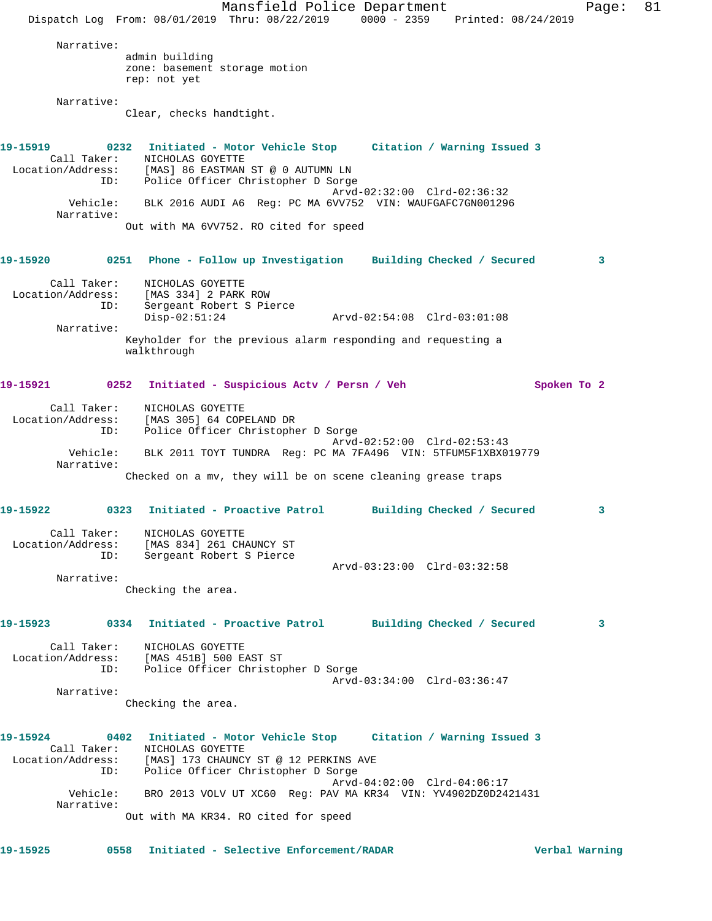Narrative:
admin building
zone: basement storage motion
rep: not yet

Narrative:
Clear, checks handtight.

**19-15919** 0232 **Initiated - Motor Vehicle Stop** **Citation / Warning Issued 3**

Call Taker: NICHOLAS GOYETTE
Location/Address: [MAS] 86 EASTMAN ST @ 0 AUTUMN LN
ID: Police Officer Christopher D Sorge
Arvd-02:32:00 Clrd-02:36:32
Vehicle: BLK 2016 AUDI A6 Reg: PC MA 6VV752 VIN: WAUFGAFC7GN001296
Narrative:
Out with MA 6VV752. RO cited for speed

**19-15920** 0251 **Phone - Follow up Investigation** **Building Checked / Secured 3**

Call Taker: NICHOLAS GOYETTE
Location/Address: [MAS 334] 2 PARK ROW
ID: Sergeant Robert S Pierce
Disp-02:51:24 Arvd-02:54:08 Clrd-03:01:08
Narrative:
Keyholder for the previous alarm responding and requesting a walkthrough

**19-15921** 0252 **Initiated - Suspicious Actv / Persn / Veh** **Spoken To 2**

Call Taker: NICHOLAS GOYETTE
Location/Address: [MAS 305] 64 COPELAND DR
ID: Police Officer Christopher D Sorge
Arvd-02:52:00 Clrd-02:53:43
Vehicle: BLK 2011 TOYT TUNDRA Reg: PC MA 7FA496 VIN: 5TFUM5F1XBX019779
Narrative:
Checked on a mv, they will be on scene cleaning grease traps

**19-15922** 0323 **Initiated - Proactive Patrol** **Building Checked / Secured 3**

Call Taker: NICHOLAS GOYETTE
Location/Address: [MAS 834] 261 CHAUNCY ST
ID: Sergeant Robert S Pierce
Arvd-03:23:00 Clrd-03:32:58
Narrative:
Checking the area.

**19-15923** 0334 **Initiated - Proactive Patrol** **Building Checked / Secured 3**

Call Taker: NICHOLAS GOYETTE
Location/Address: [MAS 451B] 500 EAST ST
ID: Police Officer Christopher D Sorge
Arvd-03:34:00 Clrd-03:36:47
Narrative:
Checking the area.

**19-15924** 0402 **Initiated - Motor Vehicle Stop** **Citation / Warning Issued 3**

Call Taker: NICHOLAS GOYETTE
Location/Address: [MAS] 173 CHAUNCY ST @ 12 PERKINS AVE
ID: Police Officer Christopher D Sorge
Arvd-04:02:00 Clrd-04:06:17
Vehicle: BRO 2013 VOLV UT XC60 Reg: PAV MA KR34 VIN: YV4902DZ0D2421431
Narrative:
Out with MA KR34. RO cited for speed

**19-15925** 0558 **Initiated - Selective Enforcement/RADAR** **Verbal Warning**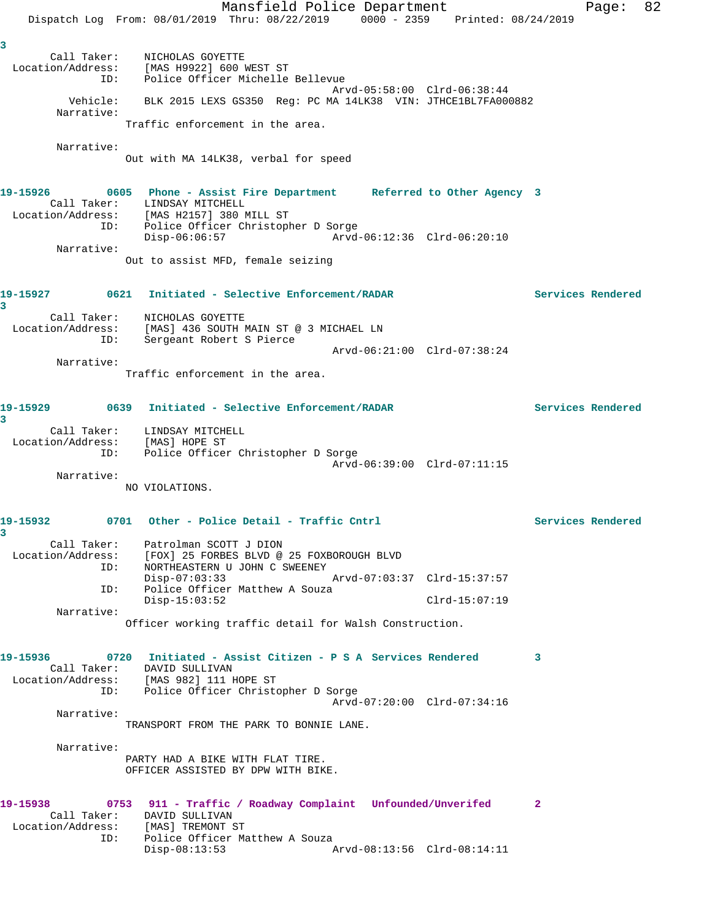3

Call Taker: NICHOLAS GOYETTE
Location/Address: [MAS H9922] 600 WEST ST
ID: Police Officer Michelle Bellevue
Arvd-05:58:00 Clrd-06:38:44
Vehicle: BLK 2015 LEXS GS350 Reg: PC MA 14LK38 VIN: JTHCE1BL7FA000882
Narrative:
Traffic enforcement in the area.

Narrative:
Out with MA 14LK38, verbal for speed

**19-15926 0605 Phone - Assist Fire Department Referred to Other Agency 3**
Call Taker: LINDSAY MITCHELL
Location/Address: [MAS H2157] 380 MILL ST
ID: Police Officer Christopher D Sorge
Disp-06:06:57 Arvd-06:12:36 Clrd-06:20:10
Narrative:
Out to assist MFD, female seizing

**19-15927 0621 Initiated - Selective Enforcement/RADAR Services Rendered 3**
Call Taker: NICHOLAS GOYETTE
Location/Address: [MAS] 436 SOUTH MAIN ST @ 3 MICHAEL LN
ID: Sergeant Robert S Pierce
Arvd-06:21:00 Clrd-07:38:24
Narrative:
Traffic enforcement in the area.

**19-15929 0639 Initiated - Selective Enforcement/RADAR Services Rendered 3**
Call Taker: LINDSAY MITCHELL
Location/Address: [MAS] HOPE ST
ID: Police Officer Christopher D Sorge
Arvd-06:39:00 Clrd-07:11:15
Narrative:
NO VIOLATIONS.

**19-15932 0701 Other - Police Detail - Traffic Cntrl Services Rendered 3**
Call Taker: Patrolman SCOTT J DION
Location/Address: [FOX] 25 FORBES BLVD @ 25 FOXBOROUGH BLVD
ID: NORTHEASTERN U JOHN C SWEENEY
Disp-07:03:33 Arvd-07:03:37 Clrd-15:37:57
ID: Police Officer Matthew A Souza
Disp-15:03:52 Clrd-15:07:19
Narrative:
Officer working traffic detail for Walsh Construction.

**19-15936 0720 Initiated - Assist Citizen - P S A Services Rendered 3**
Call Taker: DAVID SULLIVAN
Location/Address: [MAS 982] 111 HOPE ST
ID: Police Officer Christopher D Sorge
Arvd-07:20:00 Clrd-07:34:16
Narrative:
TRANSPORT FROM THE PARK TO BONNIE LANE.

Narrative:
PARTY HAD A BIKE WITH FLAT TIRE.
OFFICER ASSISTED BY DPW WITH BIKE.

**19-15938 0753 911 - Traffic / Roadway Complaint Unfounded/Unverifed 2**
Call Taker: DAVID SULLIVAN
Location/Address: [MAS] TREMONT ST
ID: Police Officer Matthew A Souza
Disp-08:13:53 Arvd-08:13:56 Clrd-08:14:11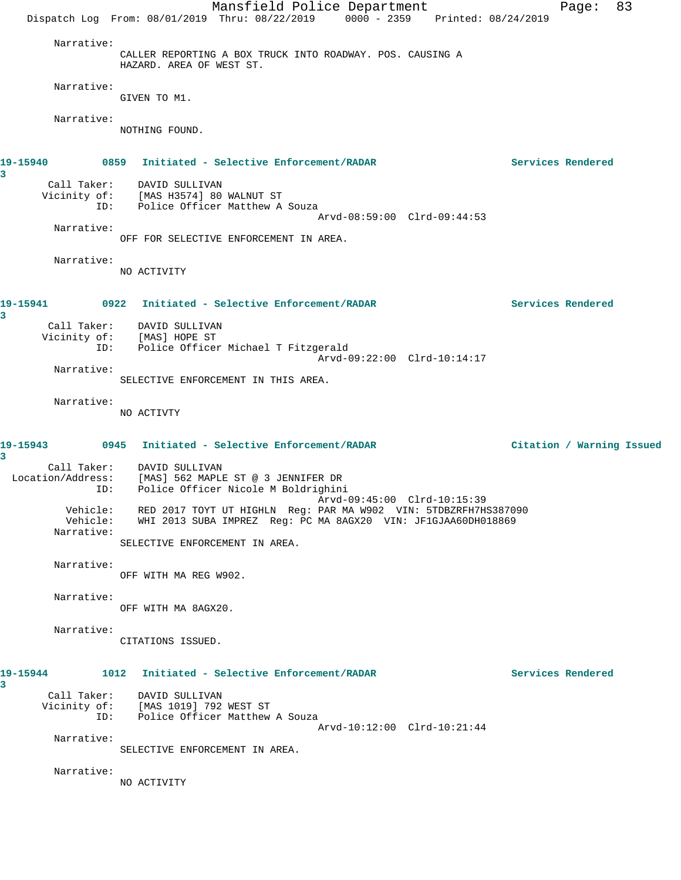Narrative:
CALLER REPORTING A BOX TRUCK INTO ROADWAY. POS. CAUSING A HAZARD. AREA OF WEST ST.

Narrative:
GIVEN TO M1.

Narrative:
NOTHING FOUND.

**19-15940 0859 Initiated - Selective Enforcement/RADAR — Services Rendered**
3

Call Taker: DAVID SULLIVAN
Vicinity of: [MAS H3574] 80 WALNUT ST
ID: Police Officer Matthew A Souza
Arvd-08:59:00 Clrd-09:44:53

Narrative:
OFF FOR SELECTIVE ENFORCEMENT IN AREA.

Narrative:
NO ACTIVITY

**19-15941 0922 Initiated - Selective Enforcement/RADAR — Services Rendered**
3

Call Taker: DAVID SULLIVAN
Vicinity of: [MAS] HOPE ST
ID: Police Officer Michael T Fitzgerald
Arvd-09:22:00 Clrd-10:14:17

Narrative:
SELECTIVE ENFORCEMENT IN THIS AREA.

Narrative:
NO ACTIVTY

**19-15943 0945 Initiated - Selective Enforcement/RADAR — Citation / Warning Issued**
3

Call Taker: DAVID SULLIVAN
Location/Address: [MAS] 562 MAPLE ST @ 3 JENNIFER DR
ID: Police Officer Nicole M Boldrighini
Arvd-09:45:00 Clrd-10:15:39
Vehicle: RED 2017 TOYT UT HIGHLN Reg: PAR MA W902 VIN: 5TDBZRFH7HS387090
Vehicle: WHI 2013 SUBA IMPREZ Reg: PC MA 8AGX20 VIN: JF1GJAA60DH018869

Narrative:
SELECTIVE ENFORCEMENT IN AREA.

Narrative:
OFF WITH MA REG W902.

Narrative:
OFF WITH MA 8AGX20.

Narrative:
CITATIONS ISSUED.

**19-15944 1012 Initiated - Selective Enforcement/RADAR — Services Rendered**
3

Call Taker: DAVID SULLIVAN
Vicinity of: [MAS 1019] 792 WEST ST
ID: Police Officer Matthew A Souza
Arvd-10:12:00 Clrd-10:21:44

Narrative:
SELECTIVE ENFORCEMENT IN AREA.

Narrative:
NO ACTIVITY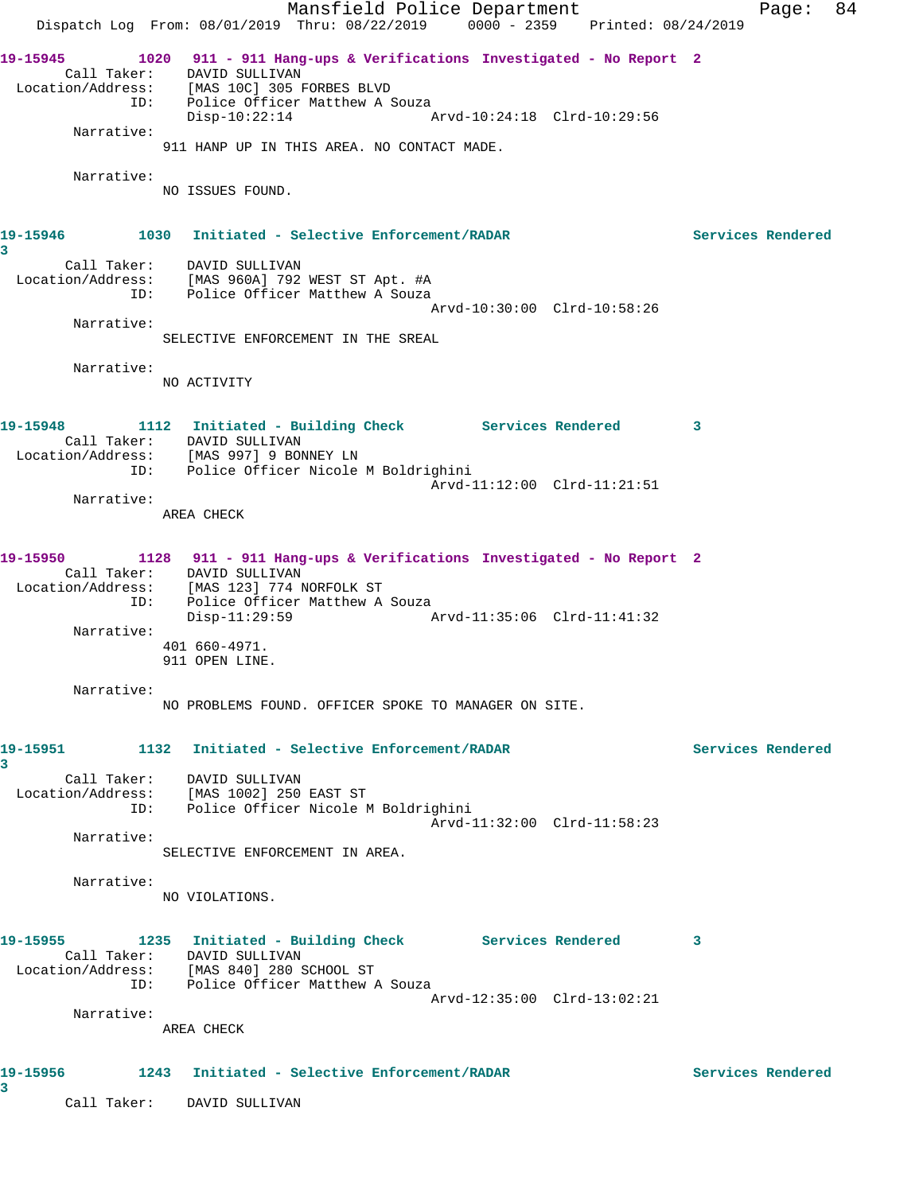**19-15945** 1020 911 - 911 Hang-ups & Verifications Investigated - No Report 2
Call Taker: DAVID SULLIVAN
Location/Address: [MAS 10C] 305 FORBES BLVD
ID: Police Officer Matthew A Souza
Disp-10:22:14 Arvd-10:24:18 Clrd-10:29:56
Narrative:
911 HANP UP IN THIS AREA. NO CONTACT MADE.

Narrative:
NO ISSUES FOUND.

**19-15946** 1030 Initiated - Selective Enforcement/RADAR Services Rendered 3
Call Taker: DAVID SULLIVAN
Location/Address: [MAS 960A] 792 WEST ST Apt. #A
ID: Police Officer Matthew A Souza
Arvd-10:30:00 Clrd-10:58:26
Narrative:
SELECTIVE ENFORCEMENT IN THE SREAL

Narrative:
NO ACTIVITY

**19-15948** 1112 Initiated - Building Check Services Rendered 3
Call Taker: DAVID SULLIVAN
Location/Address: [MAS 997] 9 BONNEY LN
ID: Police Officer Nicole M Boldrighini
Arvd-11:12:00 Clrd-11:21:51
Narrative:
AREA CHECK

**19-15950** 1128 911 - 911 Hang-ups & Verifications Investigated - No Report 2
Call Taker: DAVID SULLIVAN
Location/Address: [MAS 123] 774 NORFOLK ST
ID: Police Officer Matthew A Souza
Disp-11:29:59 Arvd-11:35:06 Clrd-11:41:32
Narrative:
401 660-4971.
911 OPEN LINE.

Narrative:
NO PROBLEMS FOUND. OFFICER SPOKE TO MANAGER ON SITE.

**19-15951** 1132 Initiated - Selective Enforcement/RADAR Services Rendered 3
Call Taker: DAVID SULLIVAN
Location/Address: [MAS 1002] 250 EAST ST
ID: Police Officer Nicole M Boldrighini
Arvd-11:32:00 Clrd-11:58:23
Narrative:
SELECTIVE ENFORCEMENT IN AREA.

Narrative:
NO VIOLATIONS.

**19-15955** 1235 Initiated - Building Check Services Rendered 3
Call Taker: DAVID SULLIVAN
Location/Address: [MAS 840] 280 SCHOOL ST
ID: Police Officer Matthew A Souza
Arvd-12:35:00 Clrd-13:02:21
Narrative:
AREA CHECK

**19-15956** 1243 Initiated - Selective Enforcement/RADAR Services Rendered 3
Call Taker: DAVID SULLIVAN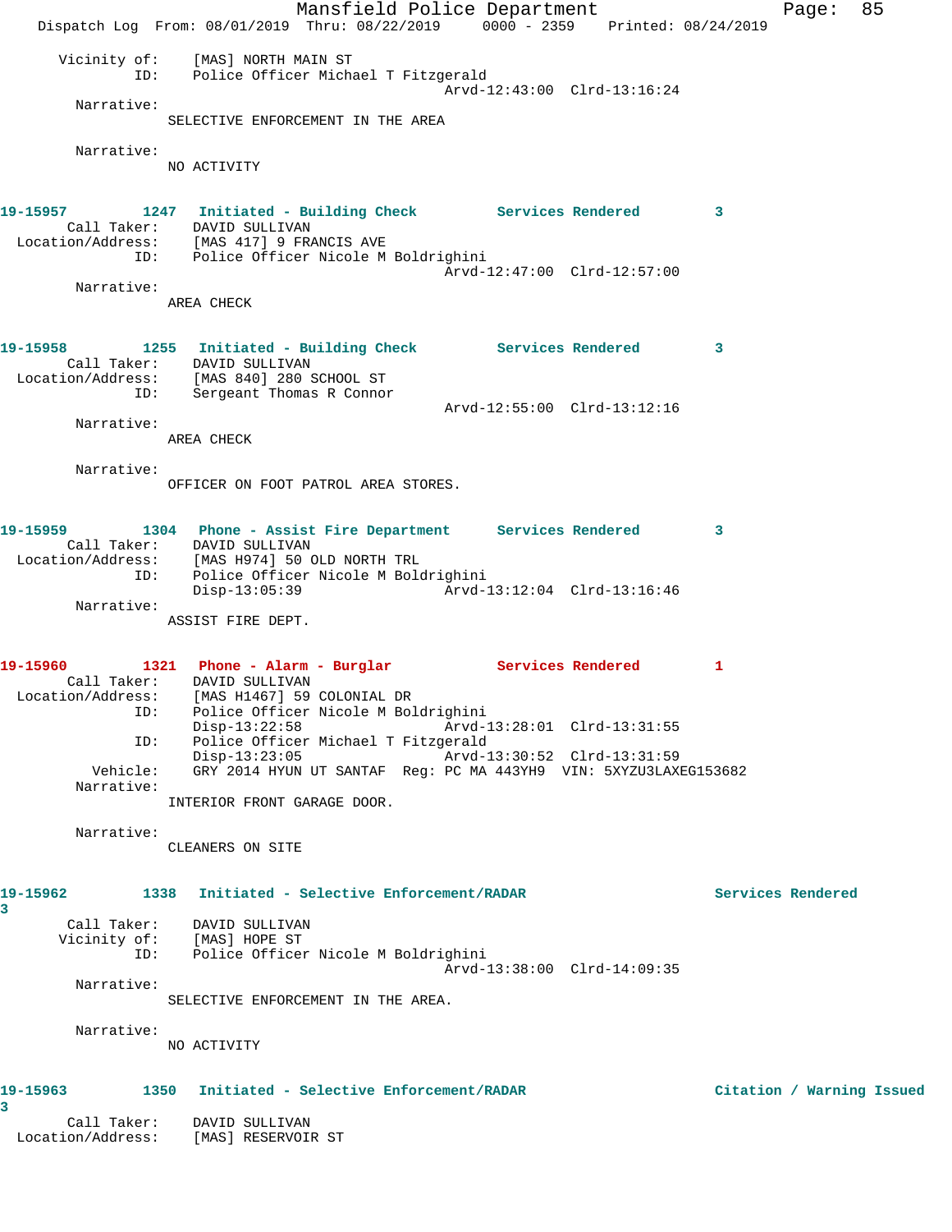```
      Vicinity of:    [MAS] NORTH MAIN ST
               ID:    Police Officer Michael T Fitzgerald
                                                Arvd-12:43:00  Clrd-13:16:24
        Narrative:
                   SELECTIVE ENFORCEMENT IN THE AREA

        Narrative:
                   NO ACTIVITY


19-15957        1247   Initiated - Building Check         Services Rendered        3
        Call Taker:    DAVID SULLIVAN
  Location/Address:    [MAS 417] 9 FRANCIS AVE
               ID:    Police Officer Nicole M Boldrighini
                                                Arvd-12:47:00  Clrd-12:57:00
        Narrative:
                   AREA CHECK


19-15958        1255   Initiated - Building Check         Services Rendered        3
        Call Taker:    DAVID SULLIVAN
  Location/Address:    [MAS 840] 280 SCHOOL ST
               ID:    Sergeant Thomas R Connor
                                                Arvd-12:55:00  Clrd-13:12:16
        Narrative:
                   AREA CHECK

        Narrative:
                   OFFICER ON FOOT PATROL AREA STORES.


19-15959        1304   Phone - Assist Fire Department     Services Rendered        3
        Call Taker:    DAVID SULLIVAN
  Location/Address:    [MAS H974] 50 OLD NORTH TRL
               ID:    Police Officer Nicole M Boldrighini
                      Disp-13:05:39             Arvd-13:12:04  Clrd-13:16:46
        Narrative:
                   ASSIST FIRE DEPT.


19-15960        1321   Phone - Alarm - Burglar            Services Rendered        1
        Call Taker:    DAVID SULLIVAN
  Location/Address:    [MAS H1467] 59 COLONIAL DR
               ID:    Police Officer Nicole M Boldrighini
                      Disp-13:22:58             Arvd-13:28:01  Clrd-13:31:55
               ID:    Police Officer Michael T Fitzgerald
                      Disp-13:23:05             Arvd-13:30:52  Clrd-13:31:59
          Vehicle:    GRY 2014 HYUN UT SANTAF  Reg: PC MA 443YH9  VIN: 5XYZU3LAXEG153682
        Narrative:
                   INTERIOR FRONT GARAGE DOOR.

        Narrative:
                   CLEANERS ON SITE


19-15962        1338   Initiated - Selective Enforcement/RADAR                 Services Rendered
3
        Call Taker:    DAVID SULLIVAN
      Vicinity of:    [MAS] HOPE ST
               ID:    Police Officer Nicole M Boldrighini
                                                Arvd-13:38:00  Clrd-14:09:35
        Narrative:
                   SELECTIVE ENFORCEMENT IN THE AREA.

        Narrative:
                   NO ACTIVITY


19-15963        1350   Initiated - Selective Enforcement/RADAR                 Citation / Warning Issued
3
        Call Taker:    DAVID SULLIVAN
  Location/Address:    [MAS] RESERVOIR ST
```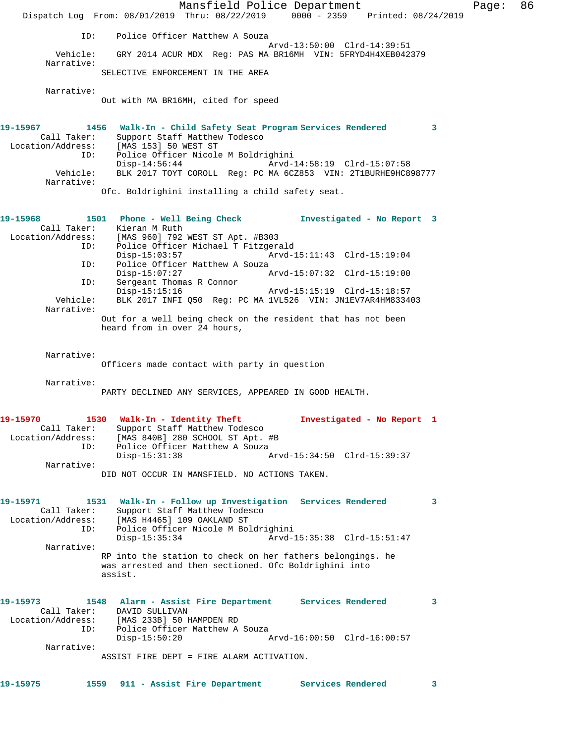ID: Police Officer Matthew A Souza
Arvd-13:50:00 Clrd-14:39:51
Vehicle: GRY 2014 ACUR MDX Reg: PAS MA BR16MH VIN: 5FRYD4H4XEB042379
Narrative:
SELECTIVE ENFORCEMENT IN THE AREA

Narrative:
Out with MA BR16MH, cited for speed

**19-15967 1456 Walk-In - Child Safety Seat Program Services Rendered 3**
Call Taker: Support Staff Matthew Todesco
Location/Address: [MAS 153] 50 WEST ST
ID: Police Officer Nicole M Boldrighini
Disp-14:56:44 Arvd-14:58:19 Clrd-15:07:58
Vehicle: BLK 2017 TOYT COROLL Reg: PC MA 6CZ853 VIN: 2T1BURHE9HC898777
Narrative:
Ofc. Boldrighini installing a child safety seat.

**19-15968 1501 Phone - Well Being Check Investigated - No Report 3**
Call Taker: Kieran M Ruth
Location/Address: [MAS 960] 792 WEST ST Apt. #B303
ID: Police Officer Michael T Fitzgerald
Disp-15:03:57 Arvd-15:11:43 Clrd-15:19:04
ID: Police Officer Matthew A Souza
Disp-15:07:27 Arvd-15:07:32 Clrd-15:19:00
ID: Sergeant Thomas R Connor
Disp-15:15:16 Arvd-15:15:19 Clrd-15:18:57
Vehicle: BLK 2017 INFI Q50 Reg: PC MA 1VL526 VIN: JN1EV7AR4HM833403
Narrative:
Out for a well being check on the resident that has not been heard from in over 24 hours,

Narrative:
Officers made contact with party in question

Narrative:
PARTY DECLINED ANY SERVICES, APPEARED IN GOOD HEALTH.

**19-15970 1530 Walk-In - Identity Theft Investigated - No Report 1**
Call Taker: Support Staff Matthew Todesco
Location/Address: [MAS 840B] 280 SCHOOL ST Apt. #B
ID: Police Officer Matthew A Souza
Disp-15:31:38 Arvd-15:34:50 Clrd-15:39:37
Narrative:
DID NOT OCCUR IN MANSFIELD. NO ACTIONS TAKEN.

**19-15971 1531 Walk-In - Follow up Investigation Services Rendered 3**
Call Taker: Support Staff Matthew Todesco
Location/Address: [MAS H4465] 109 OAKLAND ST
ID: Police Officer Nicole M Boldrighini
Disp-15:35:34 Arvd-15:35:38 Clrd-15:51:47
Narrative:
RP into the station to check on her fathers belongings. he was arrested and then sectioned. Ofc Boldrighini into assist.

**19-15973 1548 Alarm - Assist Fire Department Services Rendered 3**
Call Taker: DAVID SULLIVAN
Location/Address: [MAS 233B] 50 HAMPDEN RD
ID: Police Officer Matthew A Souza
Disp-15:50:20 Arvd-16:00:50 Clrd-16:00:57
Narrative:
ASSIST FIRE DEPT = FIRE ALARM ACTIVATION.

**19-15975 1559 911 - Assist Fire Department Services Rendered 3**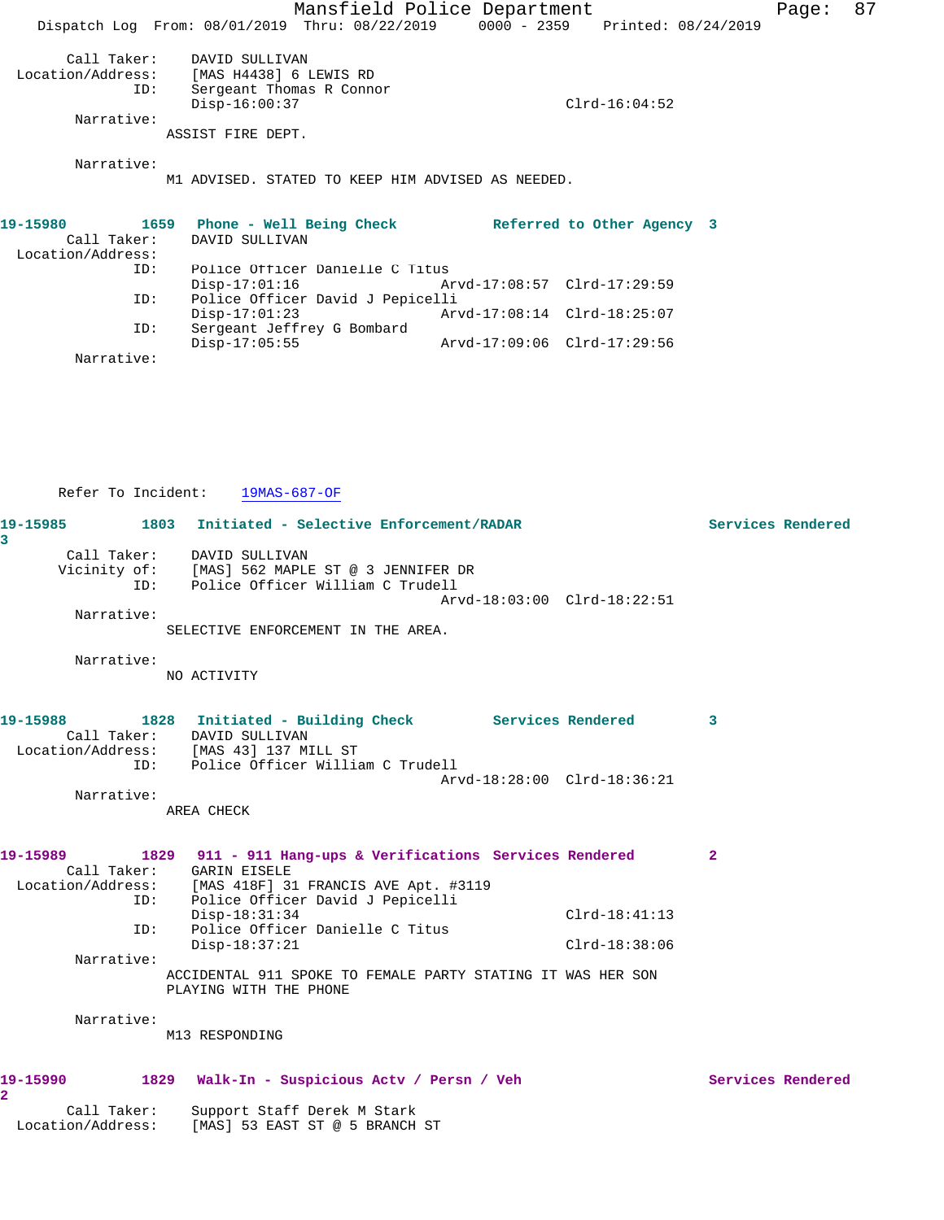```
        Call Taker:    DAVID SULLIVAN
  Location/Address:    [MAS H4438] 6 LEWIS RD
                ID:    Sergeant Thomas R Connor
                       Disp-16:00:37                             Clrd-16:04:52
         Narrative:
                      ASSIST FIRE DEPT.

         Narrative:
                      M1 ADVISED. STATED TO KEEP HIM ADVISED AS NEEDED.


19-15980         1659   Phone - Well Being Check           Referred to Other Agency  3
        Call Taker:    DAVID SULLIVAN
  Location/Address:
                ID:    Police Officer Danielle C Titus
                       Disp-17:01:16                 Arvd-17:08:57  Clrd-17:29:59
                ID:    Police Officer David J Pepicelli
                       Disp-17:01:23                 Arvd-17:08:14  Clrd-18:25:07
                ID:    Sergeant Jeffrey G Bombard
                       Disp-17:05:55                 Arvd-17:09:06  Clrd-17:29:56
         Narrative:


      Refer To Incident:    19MAS-687-OF

19-15985         1803   Initiated - Selective Enforcement/RADAR                  Services Rendered
3
        Call Taker:    DAVID SULLIVAN
       Vicinity of:    [MAS] 562 MAPLE ST @ 3 JENNIFER DR
                ID:    Police Officer William C Trudell
                                                     Arvd-18:03:00  Clrd-18:22:51
         Narrative:
                      SELECTIVE ENFORCEMENT IN THE AREA.

         Narrative:
                      NO ACTIVITY


19-15988         1828   Initiated - Building Check         Services Rendered         3
        Call Taker:    DAVID SULLIVAN
  Location/Address:    [MAS 43] 137 MILL ST
                ID:    Police Officer William C Trudell
                                                     Arvd-18:28:00  Clrd-18:36:21
         Narrative:
                      AREA CHECK


19-15989         1829   911 - 911 Hang-ups & Verifications  Services Rendered         2
        Call Taker:    GARIN EISELE
  Location/Address:    [MAS 418F] 31 FRANCIS AVE Apt. #3119
                ID:    Police Officer David J Pepicelli
                       Disp-18:31:34                             Clrd-18:41:13
                ID:    Police Officer Danielle C Titus
                       Disp-18:37:21                             Clrd-18:38:06
         Narrative:
                      ACCIDENTAL 911 SPOKE TO FEMALE PARTY STATING IT WAS HER SON
                      PLAYING WITH THE PHONE

         Narrative:
                      M13 RESPONDING


19-15990         1829   Walk-In - Suspicious Actv / Persn / Veh                  Services Rendered
2
        Call Taker:    Support Staff Derek M Stark
  Location/Address:    [MAS] 53 EAST ST @ 5 BRANCH ST
```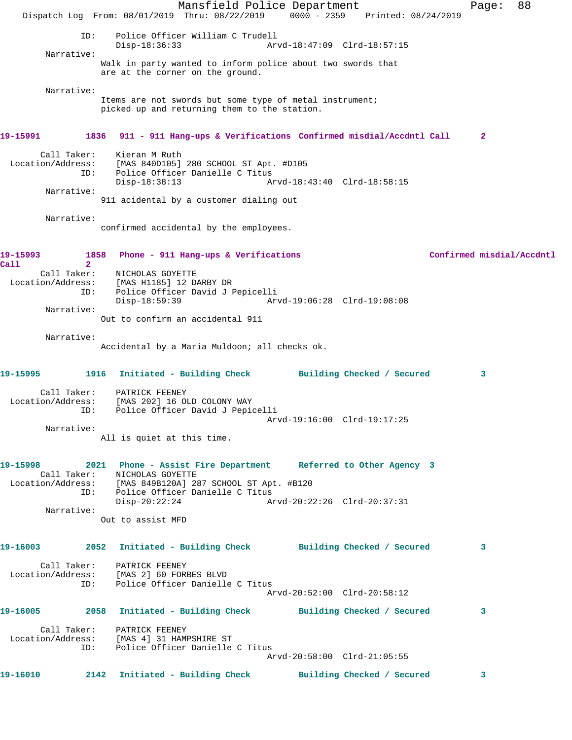ID: Police Officer William C Trudell
Disp-18:36:33 Arvd-18:47:09 Clrd-18:57:15

Narrative:
Walk in party wanted to inform police about two swords that are at the corner on the ground.

Narrative:
Items are not swords but some type of metal instrument; picked up and returning them to the station.

**19-15991 1836 911 - 911 Hang-ups & Verifications Confirmed misdial/Accdntl Call 2**

Call Taker: Kieran M Ruth
Location/Address: [MAS 840D105] 280 SCHOOL ST Apt. #D105
ID: Police Officer Danielle C Titus
Disp-18:38:13 Arvd-18:43:40 Clrd-18:58:15

Narrative:
911 acidental by a customer dialing out

Narrative:
confirmed accidental by the employees.

**19-15993 1858 Phone - 911 Hang-ups & Verifications Confirmed misdial/Accdntl Call 2**

Call Taker: NICHOLAS GOYETTE
Location/Address: [MAS H1185] 12 DARBY DR
ID: Police Officer David J Pepicelli
Disp-18:59:39 Arvd-19:06:28 Clrd-19:08:08

Narrative:
Out to confirm an accidental 911

Narrative:
Accidental by a Maria Muldoon; all checks ok.

**19-15995 1916 Initiated - Building Check Building Checked / Secured 3**

Call Taker: PATRICK FEENEY
Location/Address: [MAS 202] 16 OLD COLONY WAY
ID: Police Officer David J Pepicelli
Arvd-19:16:00 Clrd-19:17:25

Narrative:
All is quiet at this time.

**19-15998 2021 Phone - Assist Fire Department Referred to Other Agency 3**

Call Taker: NICHOLAS GOYETTE
Location/Address: [MAS 849B120A] 287 SCHOOL ST Apt. #B120
ID: Police Officer Danielle C Titus
Disp-20:22:24 Arvd-20:22:26 Clrd-20:37:31

Narrative:
Out to assist MFD

**19-16003 2052 Initiated - Building Check Building Checked / Secured 3**

Call Taker: PATRICK FEENEY
Location/Address: [MAS 2] 60 FORBES BLVD
ID: Police Officer Danielle C Titus
Arvd-20:52:00 Clrd-20:58:12

**19-16005 2058 Initiated - Building Check Building Checked / Secured 3**

Call Taker: PATRICK FEENEY
Location/Address: [MAS 4] 31 HAMPSHIRE ST
ID: Police Officer Danielle C Titus
Arvd-20:58:00 Clrd-21:05:55

**19-16010 2142 Initiated - Building Check Building Checked / Secured 3**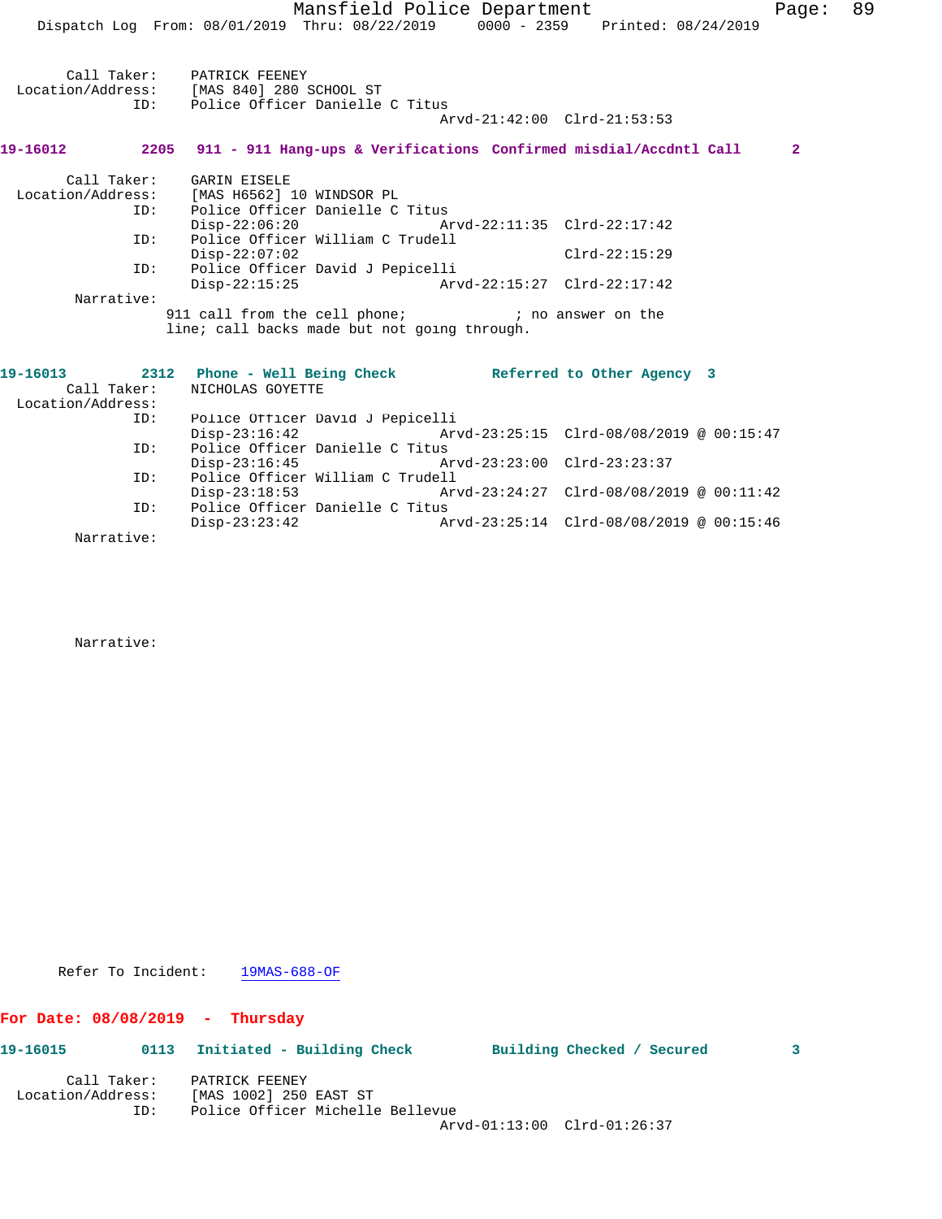Call Taker: PATRICK FEENEY
Location/Address: [MAS 840] 280 SCHOOL ST
ID: Police Officer Danielle C Titus
Arvd-21:42:00 Clrd-21:53:53

**19-16012 2205 911 - 911 Hang-ups & Verifications Confirmed misdial/Accdntl Call 2**

Call Taker: GARIN EISELE
Location/Address: [MAS H6562] 10 WINDSOR PL
ID: Police Officer Danielle C Titus
Disp-22:06:20 Arvd-22:11:35 Clrd-22:17:42
ID: Police Officer William C Trudell
Disp-22:07:02 Clrd-22:15:29
ID: Police Officer David J Pepicelli
Disp-22:15:25 Arvd-22:15:27 Clrd-22:17:42
Narrative:
911 call from the cell phone; ; no answer on the line; call backs made but not going through.

**19-16013 2312 Phone - Well Being Check Referred to Other Agency 3**

Call Taker: NICHOLAS GOYETTE
Location/Address:
ID: Police Officer David J Pepicelli
Disp-23:16:42 Arvd-23:25:15 Clrd-08/08/2019 @ 00:15:47
ID: Police Officer Danielle C Titus
Disp-23:16:45 Arvd-23:23:00 Clrd-23:23:37
ID: Police Officer William C Trudell
Disp-23:18:53 Arvd-23:24:27 Clrd-08/08/2019 @ 00:11:42
ID: Police Officer Danielle C Titus
Disp-23:23:42 Arvd-23:25:14 Clrd-08/08/2019 @ 00:15:46
Narrative:

Narrative:

Refer To Incident: 19MAS-688-OF

## For Date: 08/08/2019 - Thursday

**19-16015 0113 Initiated - Building Check Building Checked / Secured 3**

Call Taker: PATRICK FEENEY
Location/Address: [MAS 1002] 250 EAST ST
ID: Police Officer Michelle Bellevue
Arvd-01:13:00 Clrd-01:26:37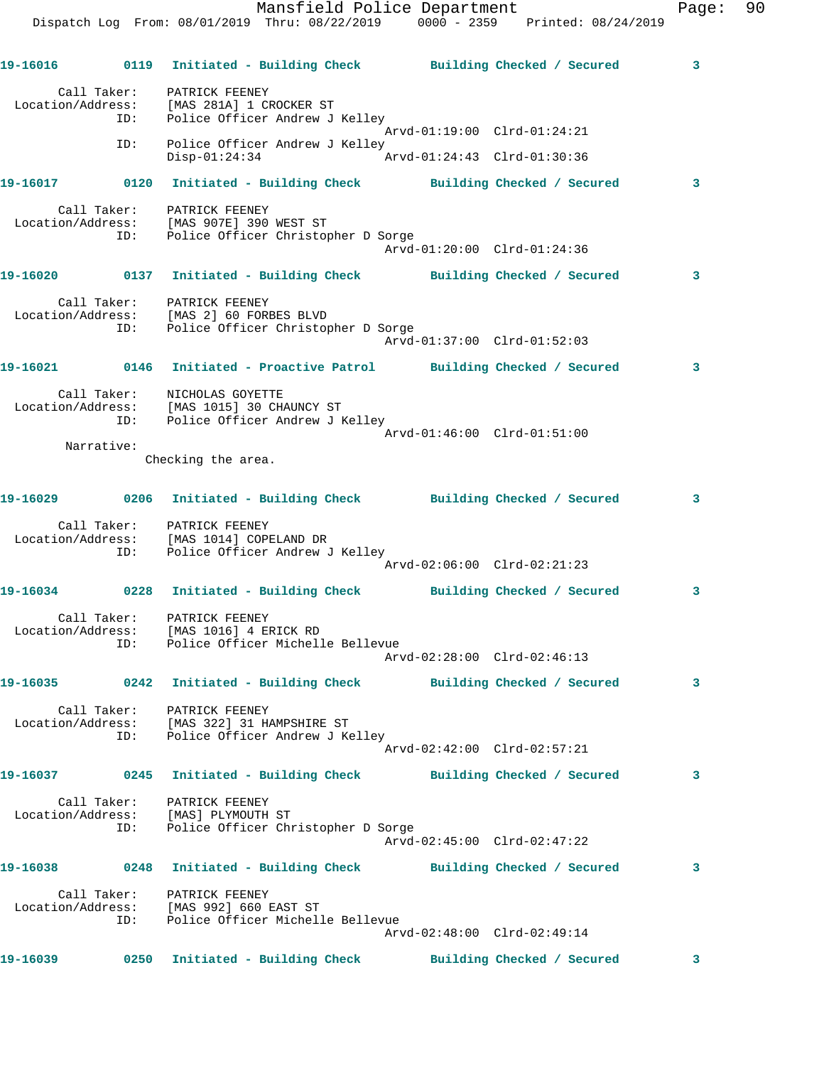**19-16016** 0119 Initiated - Building Check Building Checked / Secured 3

Call Taker: PATRICK FEENEY
Location/Address: [MAS 281A] 1 CROCKER ST
ID: Police Officer Andrew J Kelley
Arvd-01:19:00 Clrd-01:24:21
ID: Police Officer Andrew J Kelley
Disp-01:24:34 Arvd-01:24:43 Clrd-01:30:36

**19-16017** 0120 Initiated - Building Check Building Checked / Secured 3

Call Taker: PATRICK FEENEY
Location/Address: [MAS 907E] 390 WEST ST
ID: Police Officer Christopher D Sorge
Arvd-01:20:00 Clrd-01:24:36

**19-16020** 0137 Initiated - Building Check Building Checked / Secured 3

Call Taker: PATRICK FEENEY
Location/Address: [MAS 2] 60 FORBES BLVD
ID: Police Officer Christopher D Sorge
Arvd-01:37:00 Clrd-01:52:03

**19-16021** 0146 Initiated - Proactive Patrol Building Checked / Secured 3

Call Taker: NICHOLAS GOYETTE
Location/Address: [MAS 1015] 30 CHAUNCY ST
ID: Police Officer Andrew J Kelley
Arvd-01:46:00 Clrd-01:51:00
Narrative:
Checking the area.

**19-16029** 0206 Initiated - Building Check Building Checked / Secured 3

Call Taker: PATRICK FEENEY
Location/Address: [MAS 1014] COPELAND DR
ID: Police Officer Andrew J Kelley
Arvd-02:06:00 Clrd-02:21:23

**19-16034** 0228 Initiated - Building Check Building Checked / Secured 3

Call Taker: PATRICK FEENEY
Location/Address: [MAS 1016] 4 ERICK RD
ID: Police Officer Michelle Bellevue
Arvd-02:28:00 Clrd-02:46:13

**19-16035** 0242 Initiated - Building Check Building Checked / Secured 3

Call Taker: PATRICK FEENEY
Location/Address: [MAS 322] 31 HAMPSHIRE ST
ID: Police Officer Andrew J Kelley
Arvd-02:42:00 Clrd-02:57:21

**19-16037** 0245 Initiated - Building Check Building Checked / Secured 3

Call Taker: PATRICK FEENEY
Location/Address: [MAS] PLYMOUTH ST
ID: Police Officer Christopher D Sorge
Arvd-02:45:00 Clrd-02:47:22

**19-16038** 0248 Initiated - Building Check Building Checked / Secured 3

Call Taker: PATRICK FEENEY
Location/Address: [MAS 992] 660 EAST ST
ID: Police Officer Michelle Bellevue
Arvd-02:48:00 Clrd-02:49:14

**19-16039** 0250 Initiated - Building Check Building Checked / Secured 3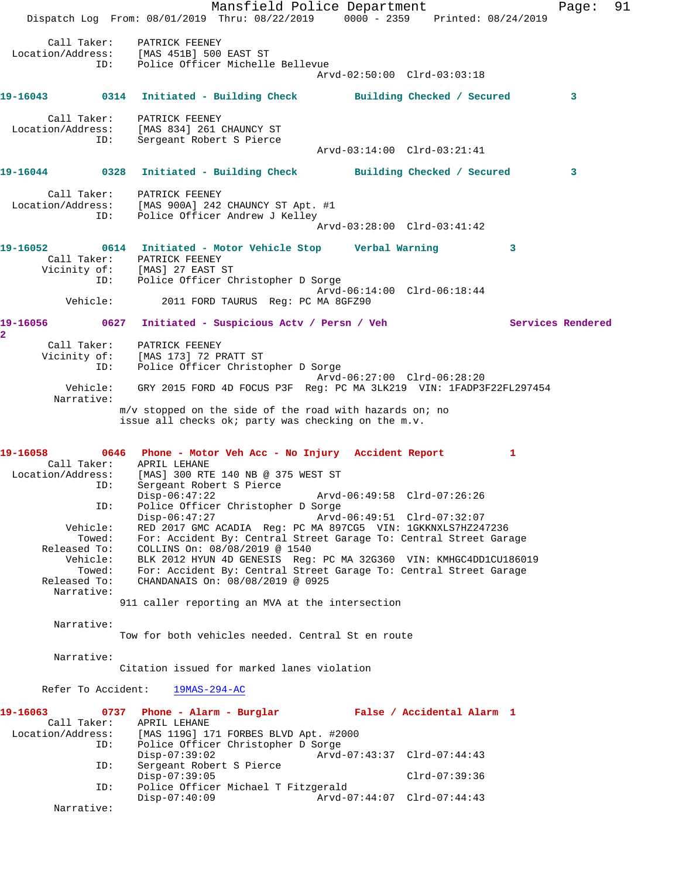Call Taker: PATRICK FEENEY
Location/Address: [MAS 451B] 500 EAST ST
ID: Police Officer Michelle Bellevue
Arvd-02:50:00 Clrd-03:03:18

**19-16043 0314 Initiated - Building Check Building Checked / Secured 3**

Call Taker: PATRICK FEENEY
Location/Address: [MAS 834] 261 CHAUNCY ST
ID: Sergeant Robert S Pierce
Arvd-03:14:00 Clrd-03:21:41

**19-16044 0328 Initiated - Building Check Building Checked / Secured 3**

Call Taker: PATRICK FEENEY
Location/Address: [MAS 900A] 242 CHAUNCY ST Apt. #1
ID: Police Officer Andrew J Kelley
Arvd-03:28:00 Clrd-03:41:42

**19-16052 0614 Initiated - Motor Vehicle Stop Verbal Warning 3**

Call Taker: PATRICK FEENEY
Vicinity of: [MAS] 27 EAST ST
ID: Police Officer Christopher D Sorge
Arvd-06:14:00 Clrd-06:18:44
Vehicle: 2011 FORD TAURUS Reg: PC MA 8GFZ90

**19-16056 0627 Initiated - Suspicious Actv / Persn / Veh Services Rendered 2**

Call Taker: PATRICK FEENEY
Vicinity of: [MAS 173] 72 PRATT ST
ID: Police Officer Christopher D Sorge
Arvd-06:27:00 Clrd-06:28:20
Vehicle: GRY 2015 FORD 4D FOCUS P3F Reg: PC MA 3LK219 VIN: 1FADP3F22FL297454
Narrative:
m/v stopped on the side of the road with hazards on; no issue all checks ok; party was checking on the m.v.

**19-16058 0646 Phone - Motor Veh Acc - No Injury Accident Report 1**

Call Taker: APRIL LEHANE
Location/Address: [MAS] 300 RTE 140 NB @ 375 WEST ST
ID: Sergeant Robert S Pierce
Disp-06:47:22 Arvd-06:49:58 Clrd-07:26:26
ID: Police Officer Christopher D Sorge
Disp-06:47:27 Arvd-06:49:51 Clrd-07:32:07
Vehicle: RED 2017 GMC ACADIA Reg: PC MA 897CG5 VIN: 1GKKNXLS7HZ247236
Towed: For: Accident By: Central Street Garage To: Central Street Garage
Released To: COLLINS On: 08/08/2019 @ 1540
Vehicle: BLK 2012 HYUN 4D GENESIS Reg: PC MA 32G360 VIN: KMHGC4DD1CU186019
Towed: For: Accident By: Central Street Garage To: Central Street Garage
Released To: CHANDANAIS On: 08/08/2019 @ 0925
Narrative:
911 caller reporting an MVA at the intersection

Narrative:
Tow for both vehicles needed. Central St en route

Narrative:
Citation issued for marked lanes violation

Refer To Accident: 19MAS-294-AC

**19-16063 0737 Phone - Alarm - Burglar False / Accidental Alarm 1**

Call Taker: APRIL LEHANE
Location/Address: [MAS 119G] 171 FORBES BLVD Apt. #2000
ID: Police Officer Christopher D Sorge
Disp-07:39:02 Arvd-07:43:37 Clrd-07:44:43
ID: Sergeant Robert S Pierce
Disp-07:39:05 Clrd-07:39:36
ID: Police Officer Michael T Fitzgerald
Disp-07:40:09 Arvd-07:44:07 Clrd-07:44:43
Narrative: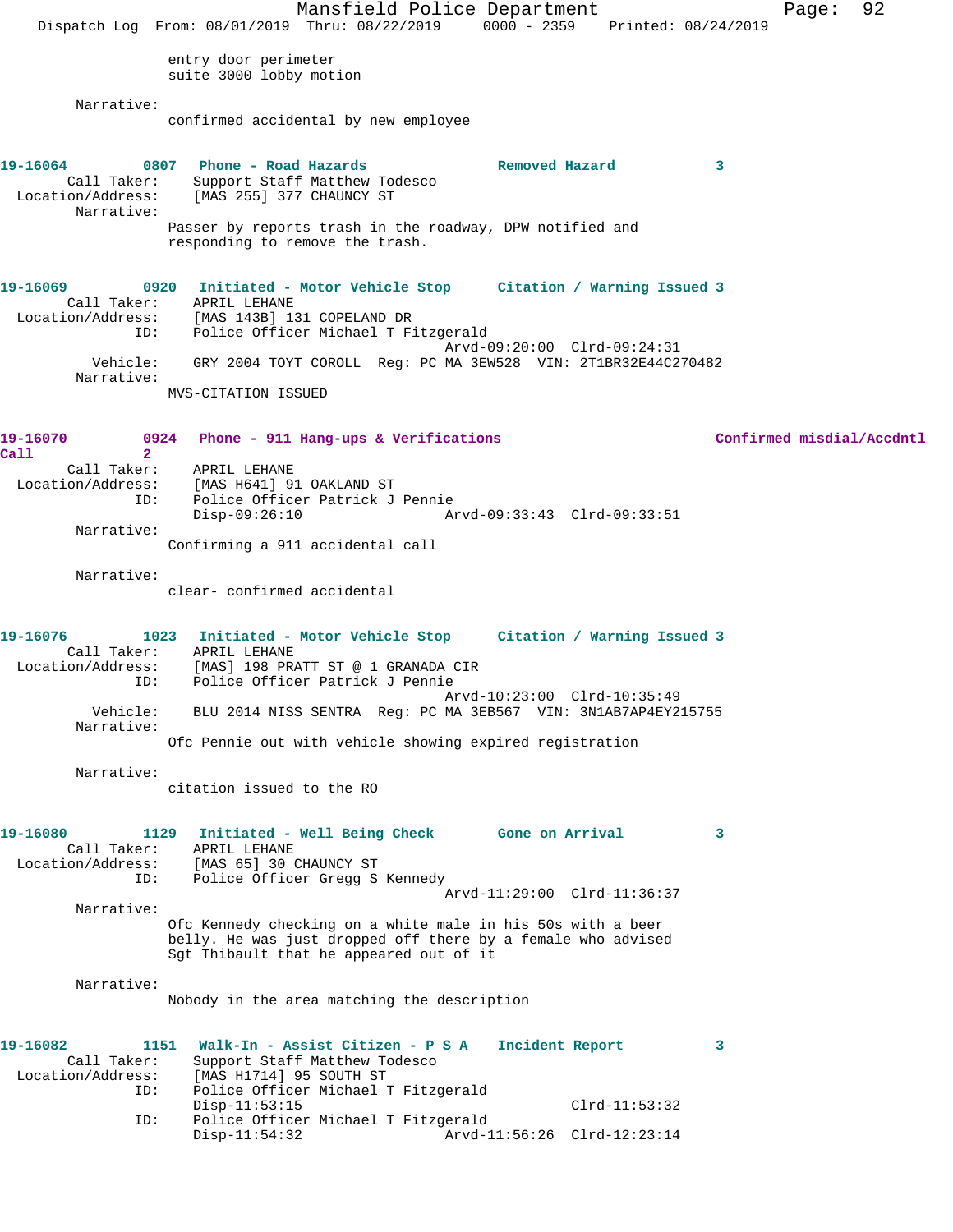entry door perimeter
suite 3000 lobby motion

Narrative:
confirmed accidental by new employee

**19-16064 0807 Phone - Road Hazards Removed Hazard 3**

Call Taker: Support Staff Matthew Todesco
Location/Address: [MAS 255] 377 CHAUNCY ST
Narrative:
Passer by reports trash in the roadway, DPW notified and responding to remove the trash.

**19-16069 0920 Initiated - Motor Vehicle Stop Citation / Warning Issued 3**

Call Taker: APRIL LEHANE
Location/Address: [MAS 143B] 131 COPELAND DR
ID: Police Officer Michael T Fitzgerald
Arvd-09:20:00 Clrd-09:24:31
Vehicle: GRY 2004 TOYT COROLL Reg: PC MA 3EW528 VIN: 2T1BR32E44C270482
Narrative:
MVS-CITATION ISSUED

**19-16070 0924 Phone - 911 Hang-ups & Verifications Confirmed misdial/Accdntl Call 2**

Call Taker: APRIL LEHANE
Location/Address: [MAS H641] 91 OAKLAND ST
ID: Police Officer Patrick J Pennie
Disp-09:26:10 Arvd-09:33:43 Clrd-09:33:51
Narrative:
Confirming a 911 accidental call

Narrative:
clear- confirmed accidental

**19-16076 1023 Initiated - Motor Vehicle Stop Citation / Warning Issued 3**

Call Taker: APRIL LEHANE
Location/Address: [MAS] 198 PRATT ST @ 1 GRANADA CIR
ID: Police Officer Patrick J Pennie
Arvd-10:23:00 Clrd-10:35:49
Vehicle: BLU 2014 NISS SENTRA Reg: PC MA 3EB567 VIN: 3N1AB7AP4EY215755
Narrative:
Ofc Pennie out with vehicle showing expired registration

Narrative:
citation issued to the RO

**19-16080 1129 Initiated - Well Being Check Gone on Arrival 3**

Call Taker: APRIL LEHANE
Location/Address: [MAS 65] 30 CHAUNCY ST
ID: Police Officer Gregg S Kennedy
Arvd-11:29:00 Clrd-11:36:37
Narrative:
Ofc Kennedy checking on a white male in his 50s with a beer belly. He was just dropped off there by a female who advised Sgt Thibault that he appeared out of it

Narrative:
Nobody in the area matching the description

**19-16082 1151 Walk-In - Assist Citizen - P S A Incident Report 3**

Call Taker: Support Staff Matthew Todesco
Location/Address: [MAS H1714] 95 SOUTH ST
ID: Police Officer Michael T Fitzgerald
Disp-11:53:15 Clrd-11:53:32
ID: Police Officer Michael T Fitzgerald
Disp-11:54:32 Arvd-11:56:26 Clrd-12:23:14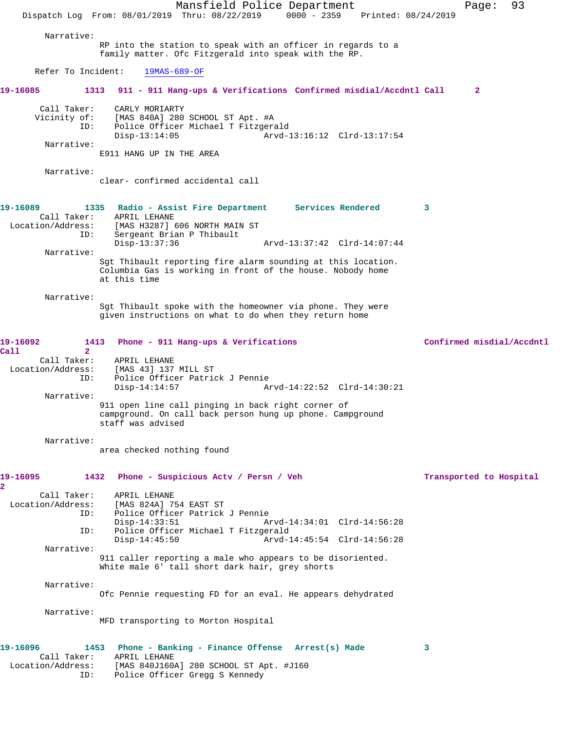Narrative:
RP into the station to speak with an officer in regards to a family matter. Ofc Fitzgerald into speak with the RP.

Refer To Incident: 19MAS-689-OF

**19-16085 1313 911 - 911 Hang-ups & Verifications Confirmed misdial/Accdntl Call 2**

Call Taker: CARLY MORIARTY
Vicinity of: [MAS 840A] 280 SCHOOL ST Apt. #A
ID: Police Officer Michael T Fitzgerald
Disp-13:14:05 Arvd-13:16:12 Clrd-13:17:54

Narrative:
E911 HANG UP IN THE AREA

Narrative:
clear- confirmed accidental call

**19-16089 1335 Radio - Assist Fire Department Services Rendered 3**

Call Taker: APRIL LEHANE
Location/Address: [MAS H3287] 606 NORTH MAIN ST
ID: Sergeant Brian P Thibault
Disp-13:37:36 Arvd-13:37:42 Clrd-14:07:44

Narrative:
Sgt Thibault reporting fire alarm sounding at this location. Columbia Gas is working in front of the house. Nobody home at this time

Narrative:
Sgt Thibault spoke with the homeowner via phone. They were given instructions on what to do when they return home

**19-16092 1413 Phone - 911 Hang-ups & Verifications Confirmed misdial/Accdntl Call 2**

Call Taker: APRIL LEHANE
Location/Address: [MAS 43] 137 MILL ST
ID: Police Officer Patrick J Pennie
Disp-14:14:57 Arvd-14:22:52 Clrd-14:30:21

Narrative:
911 open line call pinging in back right corner of campground. On call back person hung up phone. Campground staff was advised

Narrative:
area checked nothing found

**19-16095 1432 Phone - Suspicious Actv / Persn / Veh Transported to Hospital 2**

Call Taker: APRIL LEHANE
Location/Address: [MAS 824A] 754 EAST ST
ID: Police Officer Patrick J Pennie
Disp-14:33:51 Arvd-14:34:01 Clrd-14:56:28
ID: Police Officer Michael T Fitzgerald
Disp-14:45:50 Arvd-14:45:54 Clrd-14:56:28

Narrative:
911 caller reporting a male who appears to be disoriented. White male 6' tall short dark hair, grey shorts

Narrative:
Ofc Pennie requesting FD for an eval. He appears dehydrated

Narrative:
MFD transporting to Morton Hospital

**19-16096 1453 Phone - Banking - Finance Offense Arrest(s) Made 3**

Call Taker: APRIL LEHANE
Location/Address: [MAS 840J160A] 280 SCHOOL ST Apt. #J160
ID: Police Officer Gregg S Kennedy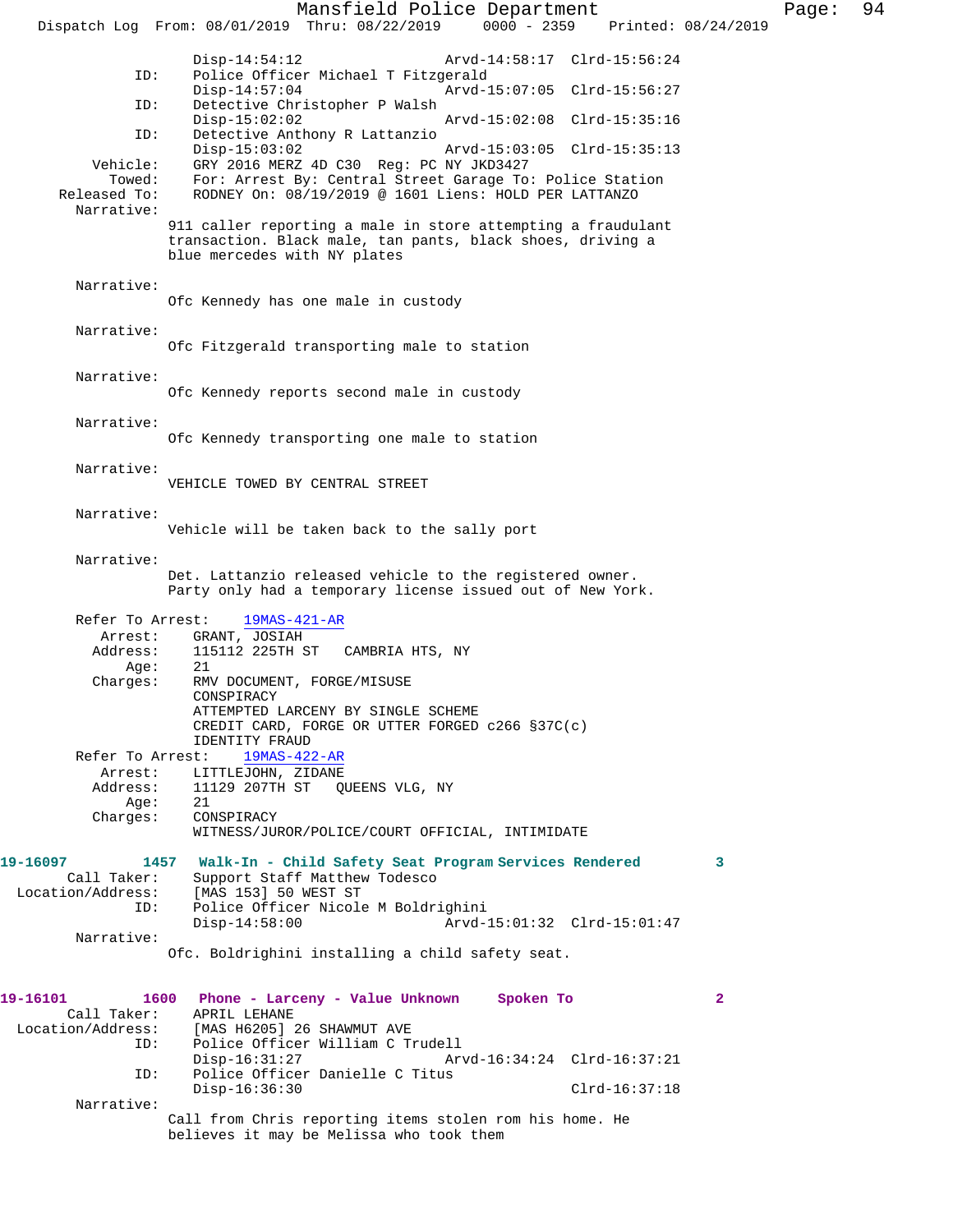```
                Disp-14:54:12                 Arvd-14:58:17  Clrd-15:56:24
         ID:    Police Officer Michael T Fitzgerald
                Disp-14:57:04                 Arvd-15:07:05  Clrd-15:56:27
         ID:    Detective Christopher P Walsh
                Disp-15:02:02                 Arvd-15:02:08  Clrd-15:35:16
         ID:    Detective Anthony R Lattanzio
                Disp-15:03:02                 Arvd-15:03:05  Clrd-15:35:13
    Vehicle:    GRY 2016 MERZ 4D C30  Reg: PC NY JKD3427
      Towed:    For: Arrest By: Central Street Garage To: Police Station
Released To:    RODNEY On: 08/19/2019 @ 1601 Liens: HOLD PER LATTANZO
  Narrative:
             911 caller reporting a male in store attempting a fraudulant
             transaction. Black male, tan pants, black shoes, driving a
             blue mercedes with NY plates

  Narrative:
             Ofc Kennedy has one male in custody

  Narrative:
             Ofc Fitzgerald transporting male to station

  Narrative:
             Ofc Kennedy reports second male in custody

  Narrative:
             Ofc Kennedy transporting one male to station

  Narrative:
             VEHICLE TOWED BY CENTRAL STREET

  Narrative:
             Vehicle will be taken back to the sally port

  Narrative:
             Det. Lattanzio released vehicle to the registered owner.
             Party only had a temporary license issued out of New York.

  Refer To Arrest:    19MAS-421-AR
     Arrest:    GRANT, JOSIAH
    Address:    115112 225TH ST   CAMBRIA HTS, NY
        Age:    21
    Charges:    RMV DOCUMENT, FORGE/MISUSE
                CONSPIRACY
                ATTEMPTED LARCENY BY SINGLE SCHEME
                CREDIT CARD, FORGE OR UTTER FORGED c266 §37C(c)
                IDENTITY FRAUD
  Refer To Arrest:    19MAS-422-AR
     Arrest:    LITTLEJOHN, ZIDANE
    Address:    11129 207TH ST   QUEENS VLG, NY
        Age:    21
    Charges:    CONSPIRACY
                WITNESS/JUROR/POLICE/COURT OFFICIAL, INTIMIDATE

19-16097        1457   Walk-In - Child Safety Seat Program Services Rendered        3
    Call Taker:    Support Staff Matthew Todesco
Location/Address:    [MAS 153] 50 WEST ST
         ID:    Police Officer Nicole M Boldrighini
                Disp-14:58:00                 Arvd-15:01:32  Clrd-15:01:47
  Narrative:
             Ofc. Boldrighini installing a child safety seat.

19-16101        1600   Phone - Larceny - Value Unknown     Spoken To                2
    Call Taker:    APRIL LEHANE
Location/Address:    [MAS H6205] 26 SHAWMUT AVE
         ID:    Police Officer William C Trudell
                Disp-16:31:27                 Arvd-16:34:24  Clrd-16:37:21
         ID:    Police Officer Danielle C Titus
                Disp-16:36:30                                Clrd-16:37:18
  Narrative:
             Call from Chris reporting items stolen rom his home. He
             believes it may be Melissa who took them
```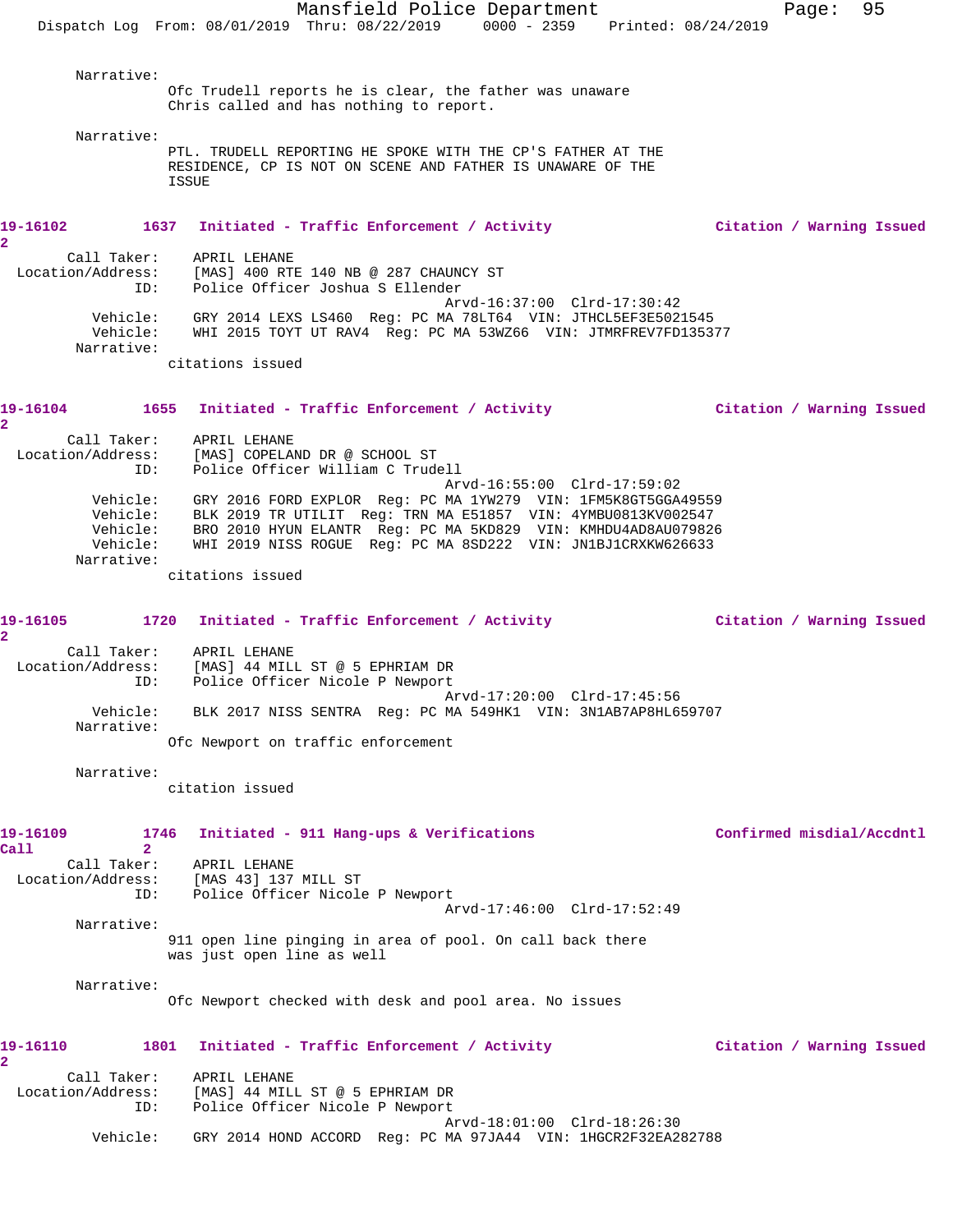Narrative:

Ofc Trudell reports he is clear, the father was unaware
Chris called and has nothing to report.

Narrative:

PTL. TRUDELL REPORTING HE SPOKE WITH THE CP'S FATHER AT THE
RESIDENCE, CP IS NOT ON SCENE AND FATHER IS UNAWARE OF THE
ISSUE

**19-16102 1637 Initiated - Traffic Enforcement / Activity Citation / Warning Issued 2**

Call Taker: APRIL LEHANE
Location/Address: [MAS] 400 RTE 140 NB @ 287 CHAUNCY ST
ID: Police Officer Joshua S Ellender
Arvd-16:37:00 Clrd-17:30:42
Vehicle: GRY 2014 LEXS LS460 Reg: PC MA 78LT64 VIN: JTHCL5EF3E5021545
Vehicle: WHI 2015 TOYT UT RAV4 Reg: PC MA 53WZ66 VIN: JTMRFREV7FD135377
Narrative:

citations issued

**19-16104 1655 Initiated - Traffic Enforcement / Activity Citation / Warning Issued 2**

Call Taker: APRIL LEHANE
Location/Address: [MAS] COPELAND DR @ SCHOOL ST
ID: Police Officer William C Trudell
Arvd-16:55:00 Clrd-17:59:02
Vehicle: GRY 2016 FORD EXPLOR Reg: PC MA 1YW279 VIN: 1FM5K8GT5GGA49559
Vehicle: BLK 2019 TR UTILIT Reg: TRN MA E51857 VIN: 4YMBU0813KV002547
Vehicle: BRO 2010 HYUN ELANTR Reg: PC MA 5KD829 VIN: KMHDU4AD8AU079826
Vehicle: WHI 2019 NISS ROGUE Reg: PC MA 8SD222 VIN: JN1BJ1CRXKW626633
Narrative:

citations issued

**19-16105 1720 Initiated - Traffic Enforcement / Activity Citation / Warning Issued 2**

Call Taker: APRIL LEHANE
Location/Address: [MAS] 44 MILL ST @ 5 EPHRIAM DR
ID: Police Officer Nicole P Newport
Arvd-17:20:00 Clrd-17:45:56
Vehicle: BLK 2017 NISS SENTRA Reg: PC MA 549HK1 VIN: 3N1AB7AP8HL659707
Narrative:

Ofc Newport on traffic enforcement

Narrative:

citation issued

**19-16109 1746 Initiated - 911 Hang-ups & Verifications Confirmed misdial/Accdntl Call 2**

Call Taker: APRIL LEHANE
Location/Address: [MAS 43] 137 MILL ST
ID: Police Officer Nicole P Newport
Arvd-17:46:00 Clrd-17:52:49
Narrative:

911 open line pinging in area of pool. On call back there
was just open line as well

Narrative:

Ofc Newport checked with desk and pool area. No issues

**19-16110 1801 Initiated - Traffic Enforcement / Activity Citation / Warning Issued 2**

Call Taker: APRIL LEHANE
Location/Address: [MAS] 44 MILL ST @ 5 EPHRIAM DR
ID: Police Officer Nicole P Newport
Arvd-18:01:00 Clrd-18:26:30
Vehicle: GRY 2014 HOND ACCORD Reg: PC MA 97JA44 VIN: 1HGCR2F32EA282788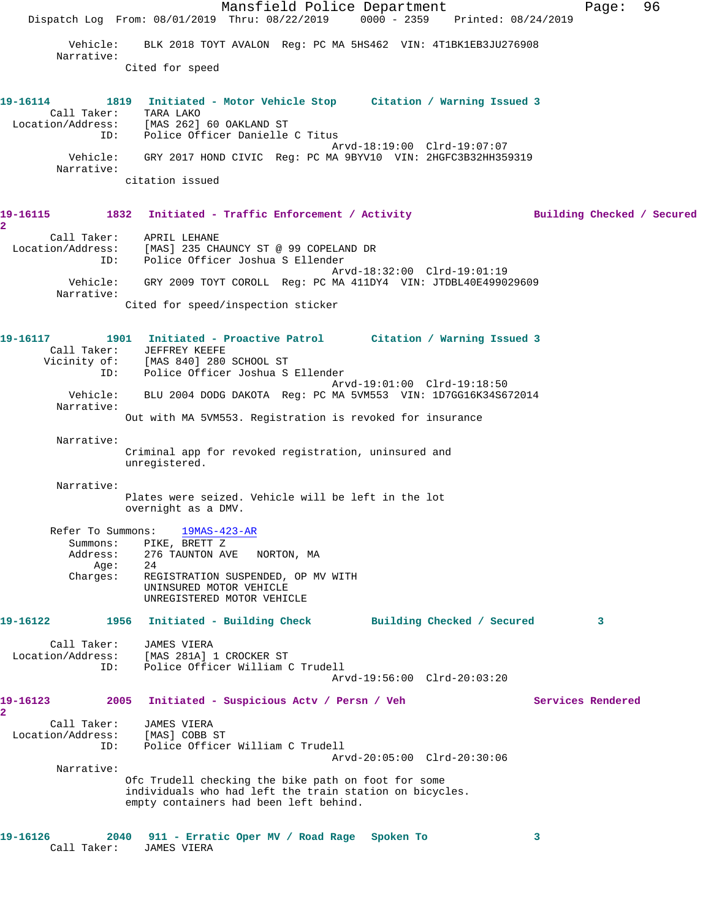Vehicle: BLK 2018 TOYT AVALON Reg: PC MA 5HS462 VIN: 4T1BK1EB3JU276908
Narrative:
Cited for speed

**19-16114 1819 Initiated - Motor Vehicle Stop Citation / Warning Issued 3**
Call Taker: TARA LAKO
Location/Address: [MAS 262] 60 OAKLAND ST
ID: Police Officer Danielle C Titus
Arvd-18:19:00 Clrd-19:07:07
Vehicle: GRY 2017 HOND CIVIC Reg: PC MA 9BYV10 VIN: 2HGFC3B32HH359319
Narrative:
citation issued

**19-16115 1832 Initiated - Traffic Enforcement / Activity Building Checked / Secured 2**
Call Taker: APRIL LEHANE
Location/Address: [MAS] 235 CHAUNCY ST @ 99 COPELAND DR
ID: Police Officer Joshua S Ellender
Arvd-18:32:00 Clrd-19:01:19
Vehicle: GRY 2009 TOYT COROLL Reg: PC MA 411DY4 VIN: JTDBL40E499029609
Narrative:
Cited for speed/inspection sticker

**19-16117 1901 Initiated - Proactive Patrol Citation / Warning Issued 3**
Call Taker: JEFFREY KEEFE
Vicinity of: [MAS 840] 280 SCHOOL ST
ID: Police Officer Joshua S Ellender
Arvd-19:01:00 Clrd-19:18:50
Vehicle: BLU 2004 DODG DAKOTA Reg: PC MA 5VM553 VIN: 1D7GG16K34S672014
Narrative:
Out with MA 5VM553. Registration is revoked for insurance

Narrative:
Criminal app for revoked registration, uninsured and unregistered.

Narrative:
Plates were seized. Vehicle will be left in the lot overnight as a DMV.

Refer To Summons: 19MAS-423-AR
Summons: PIKE, BRETT Z
Address: 276 TAUNTON AVE NORTON, MA
Age: 24
Charges: REGISTRATION SUSPENDED, OP MV WITH
UNINSURED MOTOR VEHICLE
UNREGISTERED MOTOR VEHICLE

**19-16122 1956 Initiated - Building Check Building Checked / Secured 3**
Call Taker: JAMES VIERA
Location/Address: [MAS 281A] 1 CROCKER ST
ID: Police Officer William C Trudell
Arvd-19:56:00 Clrd-20:03:20

**19-16123 2005 Initiated - Suspicious Actv / Persn / Veh Services Rendered 2**
Call Taker: JAMES VIERA
Location/Address: [MAS] COBB ST
ID: Police Officer William C Trudell
Arvd-20:05:00 Clrd-20:30:06
Narrative:
Ofc Trudell checking the bike path on foot for some individuals who had left the train station on bicycles. empty containers had been left behind.

**19-16126 2040 911 - Erratic Oper MV / Road Rage Spoken To 3**
Call Taker: JAMES VIERA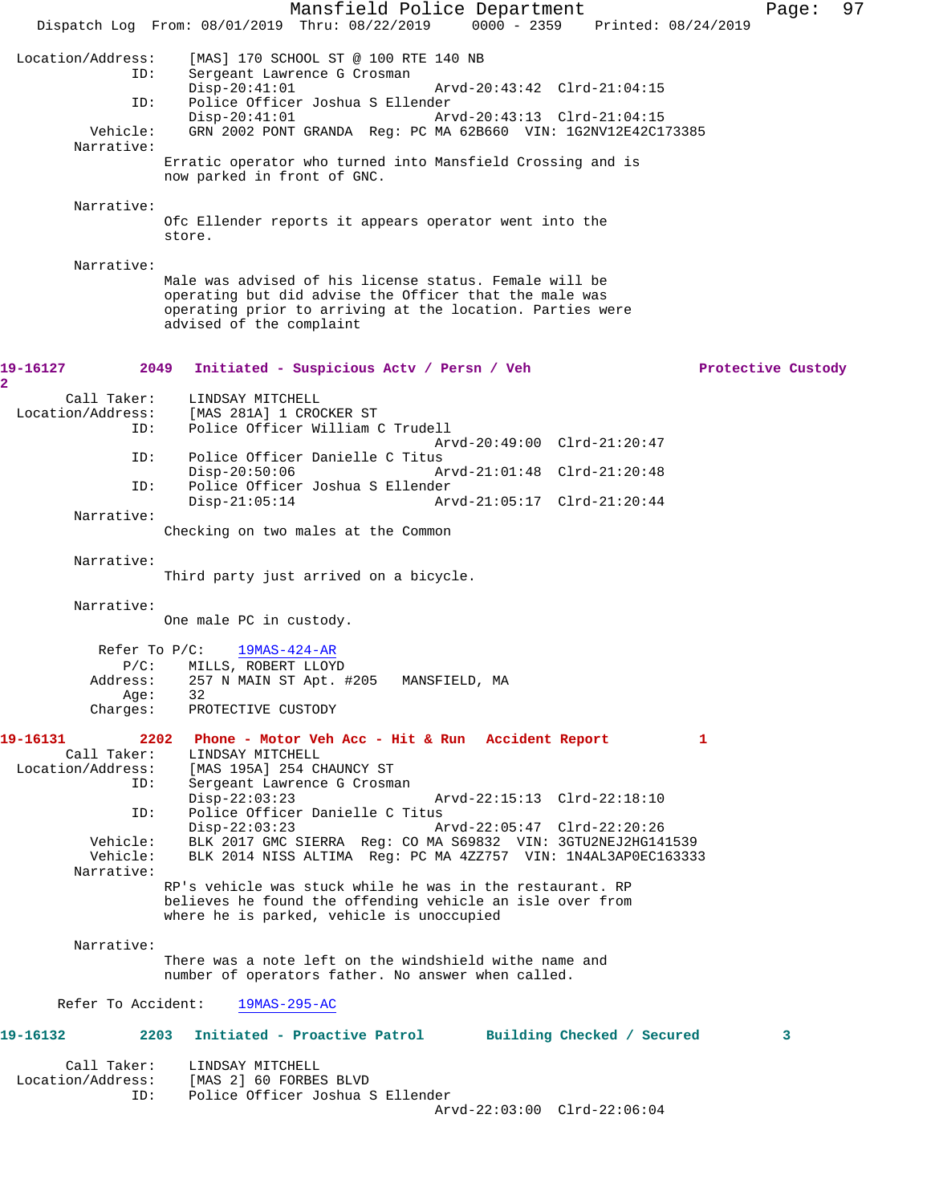```
 Location/Address:    [MAS] 170 SCHOOL ST @ 100 RTE 140 NB
               ID:    Sergeant Lawrence G Crosman
                      Disp-20:41:01                Arvd-20:43:42  Clrd-21:04:15
               ID:    Police Officer Joshua S Ellender
                      Disp-20:41:01                Arvd-20:43:13  Clrd-21:04:15
          Vehicle:    GRN 2002 PONT GRANDA  Reg: PC MA 62B660  VIN: 1G2NV12E42C173385
        Narrative:
                     Erratic operator who turned into Mansfield Crossing and is
                     now parked in front of GNC.

        Narrative:
                     Ofc Ellender reports it appears operator went into the
                     store.

        Narrative:
                     Male was advised of his license status. Female will be
                     operating but did advise the Officer that the male was
                     operating prior to arriving at the location. Parties were
                     advised of the complaint
```

**19-16127**   **2049   Initiated - Suspicious Actv / Persn / Veh**   **Protective Custody**   **2**

```
       Call Taker:    LINDSAY MITCHELL
 Location/Address:    [MAS 281A] 1 CROCKER ST
               ID:    Police Officer William C Trudell
                                                   Arvd-20:49:00  Clrd-21:20:47
               ID:    Police Officer Danielle C Titus
                      Disp-20:50:06                Arvd-21:01:48  Clrd-21:20:48
               ID:    Police Officer Joshua S Ellender
                      Disp-21:05:14                Arvd-21:05:17  Clrd-21:20:44
        Narrative:
                     Checking on two males at the Common

        Narrative:
                     Third party just arrived on a bicycle.

        Narrative:
                     One male PC in custody.

        Refer To P/C:   19MAS-424-AR
              P/C:    MILLS, ROBERT LLOYD
          Address:    257 N MAIN ST Apt. #205   MANSFIELD, MA
              Age:    32
          Charges:    PROTECTIVE CUSTODY
```

**19-16131**   **2202   Phone - Motor Veh Acc - Hit & Run**   **Accident Report**   **1**

```
       Call Taker:    LINDSAY MITCHELL
 Location/Address:    [MAS 195A] 254 CHAUNCY ST
               ID:    Sergeant Lawrence G Crosman
                      Disp-22:03:23                Arvd-22:15:13  Clrd-22:18:10
               ID:    Police Officer Danielle C Titus
                      Disp-22:03:23                Arvd-22:05:47  Clrd-22:20:26
          Vehicle:    BLK 2017 GMC SIERRA  Reg: CO MA S69832  VIN: 3GTU2NEJ2HG141539
          Vehicle:    BLK 2014 NISS ALTIMA  Reg: PC MA 4ZZ757  VIN: 1N4AL3AP0EC163333
        Narrative:
                     RP's vehicle was stuck while he was in the restaurant. RP
                     believes he found the offending vehicle an isle over from
                     where he is parked, vehicle is unoccupied

        Narrative:
                     There was a note left on the windshield withe name and
                     number of operators father. No answer when called.

      Refer To Accident:   19MAS-295-AC
```

**19-16132**   **2203   Initiated - Proactive Patrol**   **Building Checked / Secured**   **3**

```
       Call Taker:    LINDSAY MITCHELL
 Location/Address:    [MAS 2] 60 FORBES BLVD
               ID:    Police Officer Joshua S Ellender
                                                   Arvd-22:03:00  Clrd-22:06:04
```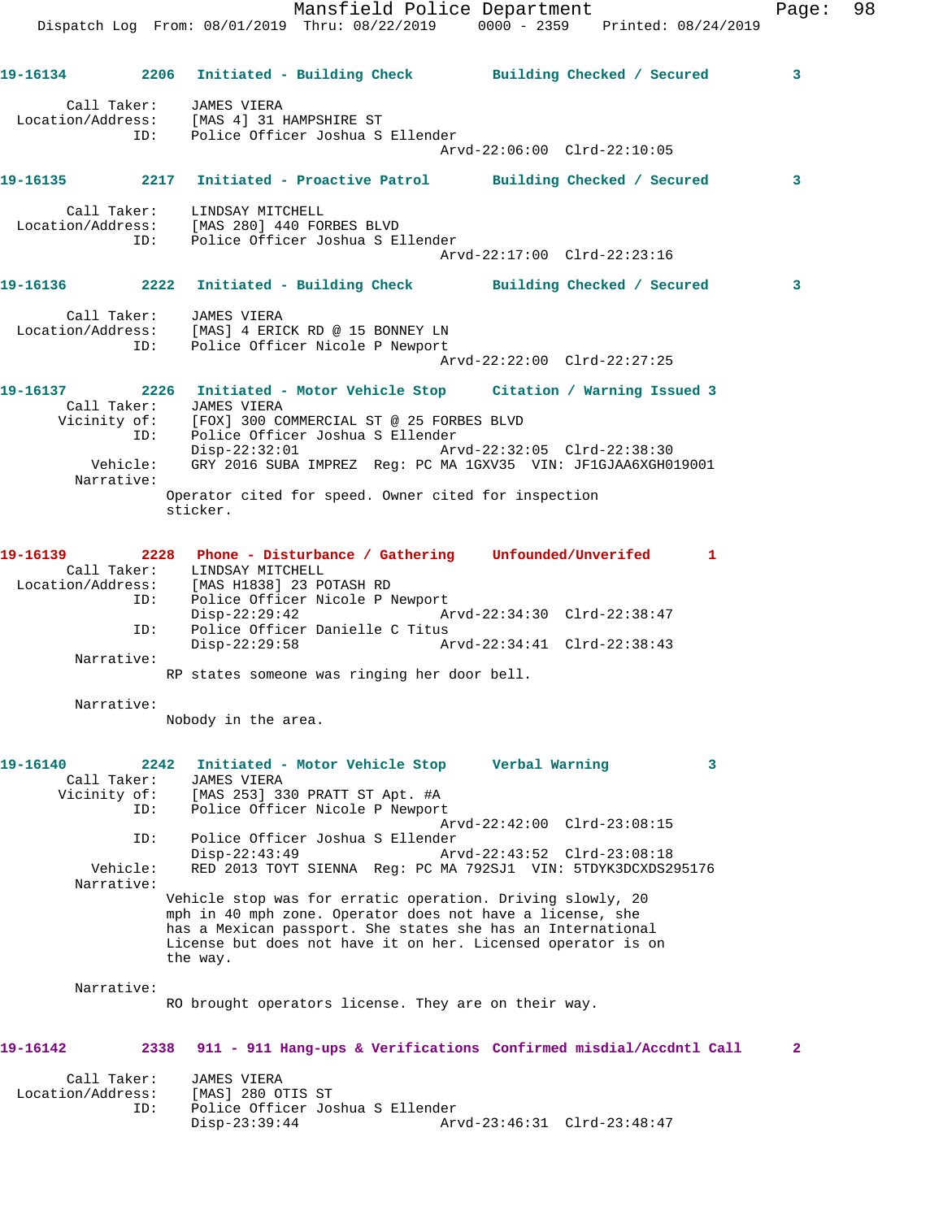19-16134 2206 Initiated - Building Check Building Checked / Secured 3

Call Taker: JAMES VIERA
Location/Address: [MAS 4] 31 HAMPSHIRE ST
ID: Police Officer Joshua S Ellender
Arvd-22:06:00 Clrd-22:10:05

19-16135 2217 Initiated - Proactive Patrol Building Checked / Secured 3

Call Taker: LINDSAY MITCHELL
Location/Address: [MAS 280] 440 FORBES BLVD
ID: Police Officer Joshua S Ellender
Arvd-22:17:00 Clrd-22:23:16

19-16136 2222 Initiated - Building Check Building Checked / Secured 3

Call Taker: JAMES VIERA
Location/Address: [MAS] 4 ERICK RD @ 15 BONNEY LN
ID: Police Officer Nicole P Newport
Arvd-22:22:00 Clrd-22:27:25

19-16137 2226 Initiated - Motor Vehicle Stop Citation / Warning Issued 3
Call Taker: JAMES VIERA
Vicinity of: [FOX] 300 COMMERCIAL ST @ 25 FORBES BLVD
ID: Police Officer Joshua S Ellender
Disp-22:32:01 Arvd-22:32:05 Clrd-22:38:30
Vehicle: GRY 2016 SUBA IMPREZ Reg: PC MA 1GXV35 VIN: JF1GJAA6XGH019001
Narrative:
Operator cited for speed. Owner cited for inspection sticker.

19-16139 2228 Phone - Disturbance / Gathering Unfounded/Unverifed 1
Call Taker: LINDSAY MITCHELL
Location/Address: [MAS H1838] 23 POTASH RD
ID: Police Officer Nicole P Newport
Disp-22:29:42 Arvd-22:34:30 Clrd-22:38:47
ID: Police Officer Danielle C Titus
Disp-22:29:58 Arvd-22:34:41 Clrd-22:38:43
Narrative:
RP states someone was ringing her door bell.

Narrative:
Nobody in the area.

19-16140 2242 Initiated - Motor Vehicle Stop Verbal Warning 3
Call Taker: JAMES VIERA
Vicinity of: [MAS 253] 330 PRATT ST Apt. #A
ID: Police Officer Nicole P Newport
Arvd-22:42:00 Clrd-23:08:15
ID: Police Officer Joshua S Ellender
Disp-22:43:49 Arvd-22:43:52 Clrd-23:08:18
Vehicle: RED 2013 TOYT SIENNA Reg: PC MA 792SJ1 VIN: 5TDYK3DCXDS295176
Narrative:
Vehicle stop was for erratic operation. Driving slowly, 20 mph in 40 mph zone. Operator does not have a license, she has a Mexican passport. She states she has an International License but does not have it on her. Licensed operator is on the way.

Narrative:
RO brought operators license. They are on their way.

19-16142 2338 911 - 911 Hang-ups & Verifications Confirmed misdial/Accdntl Call 2

Call Taker: JAMES VIERA
Location/Address: [MAS] 280 OTIS ST
ID: Police Officer Joshua S Ellender
Disp-23:39:44 Arvd-23:46:31 Clrd-23:48:47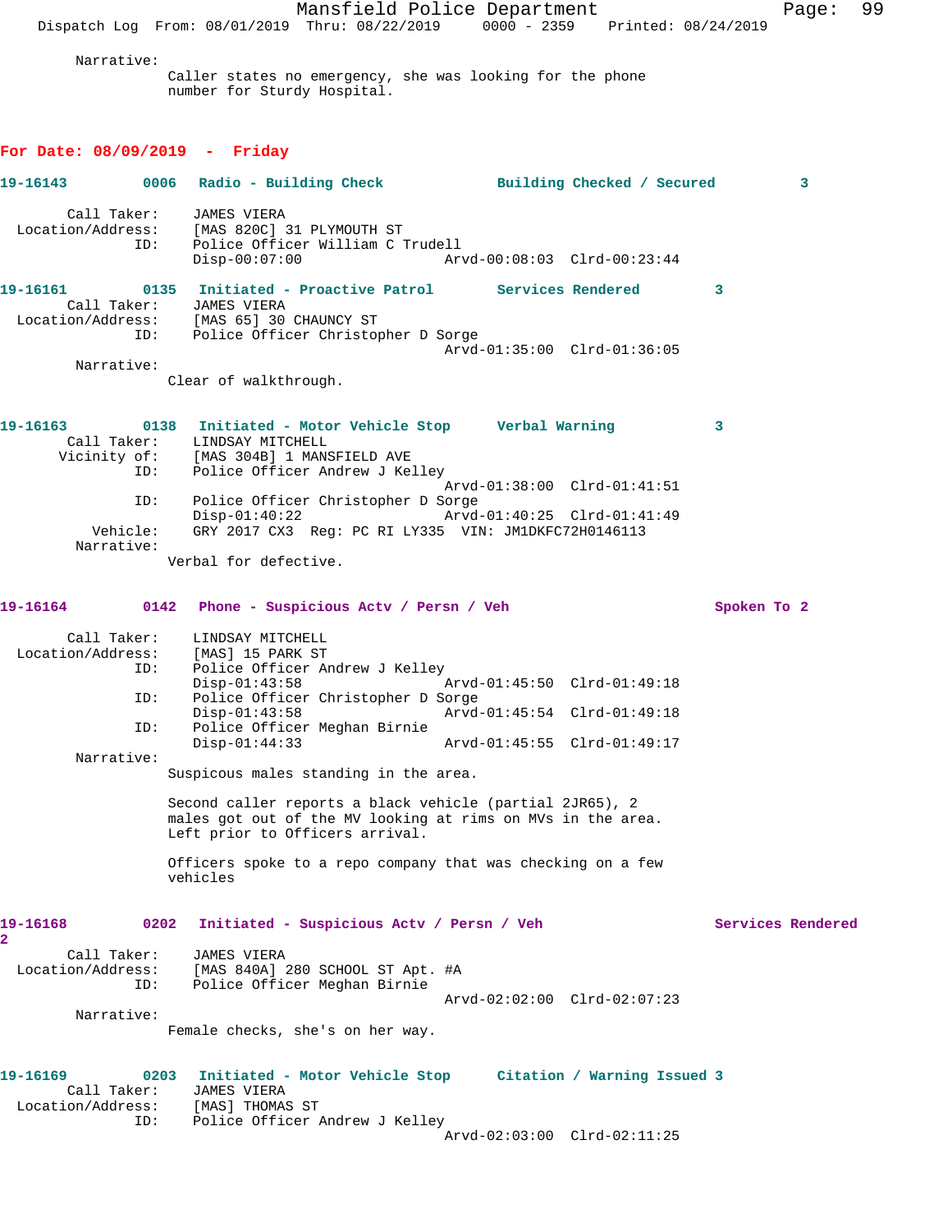Narrative:

Caller states no emergency, she was looking for the phone number for Sturdy Hospital.

## For Date: 08/09/2019 - Friday

**19-16143 0006 Radio - Building Check Building Checked / Secured 3**

Call Taker: JAMES VIERA
Location/Address: [MAS 820C] 31 PLYMOUTH ST
ID: Police Officer William C Trudell
Disp-00:07:00 Arvd-00:08:03 Clrd-00:23:44

**19-16161 0135 Initiated - Proactive Patrol Services Rendered 3**

Call Taker: JAMES VIERA
Location/Address: [MAS 65] 30 CHAUNCY ST
ID: Police Officer Christopher D Sorge
Arvd-01:35:00 Clrd-01:36:05

Narrative:

Clear of walkthrough.

**19-16163 0138 Initiated - Motor Vehicle Stop Verbal Warning 3**

Call Taker: LINDSAY MITCHELL
Vicinity of: [MAS 304B] 1 MANSFIELD AVE
ID: Police Officer Andrew J Kelley
Arvd-01:38:00 Clrd-01:41:51
ID: Police Officer Christopher D Sorge
Disp-01:40:22 Arvd-01:40:25 Clrd-01:41:49
Vehicle: GRY 2017 CX3 Reg: PC RI LY335 VIN: JM1DKFC72H0146113

Narrative:

Verbal for defective.

**19-16164 0142 Phone - Suspicious Actv / Persn / Veh Spoken To 2**

Call Taker: LINDSAY MITCHELL
Location/Address: [MAS] 15 PARK ST
ID: Police Officer Andrew J Kelley
Disp-01:43:58 Arvd-01:45:50 Clrd-01:49:18
ID: Police Officer Christopher D Sorge
Disp-01:43:58 Arvd-01:45:54 Clrd-01:49:18
ID: Police Officer Meghan Birnie
Disp-01:44:33 Arvd-01:45:55 Clrd-01:49:17

Narrative:

Suspicous males standing in the area.

Second caller reports a black vehicle (partial 2JR65), 2 males got out of the MV looking at rims on MVs in the area. Left prior to Officers arrival.

Officers spoke to a repo company that was checking on a few vehicles

**19-16168 0202 Initiated - Suspicious Actv / Persn / Veh Services Rendered 2**

Call Taker: JAMES VIERA
Location/Address: [MAS 840A] 280 SCHOOL ST Apt. #A
ID: Police Officer Meghan Birnie
Arvd-02:02:00 Clrd-02:07:23

Narrative:

Female checks, she's on her way.

**19-16169 0203 Initiated - Motor Vehicle Stop Citation / Warning Issued 3**

Call Taker: JAMES VIERA
Location/Address: [MAS] THOMAS ST
ID: Police Officer Andrew J Kelley
Arvd-02:03:00 Clrd-02:11:25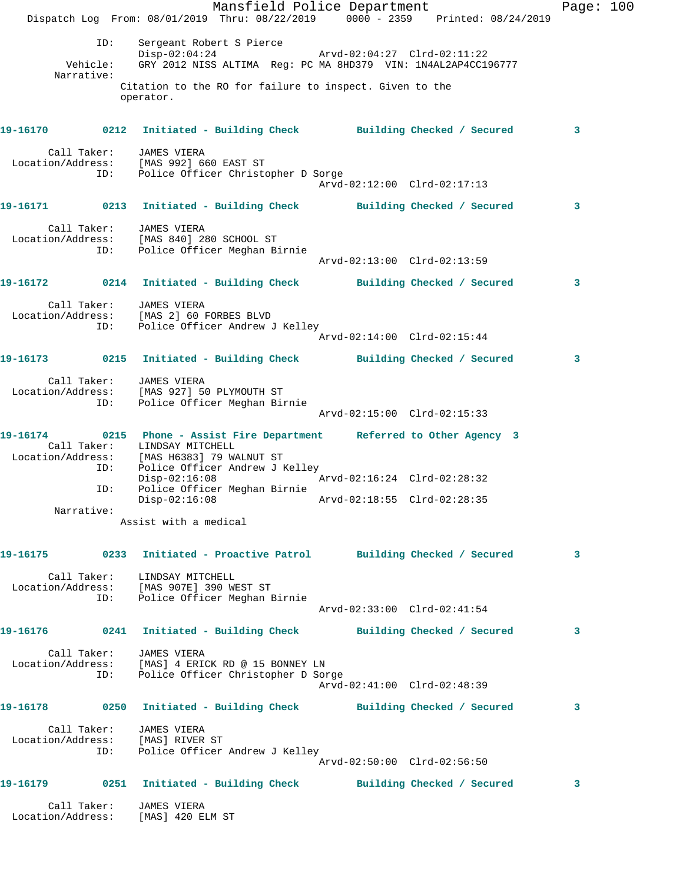```
            ID:    Sergeant Robert S Pierce
                   Disp-02:04:24                Arvd-02:04:27  Clrd-02:11:22
       Vehicle:    GRY 2012 NISS ALTIMA  Reg: PC MA 8HD379  VIN: 1N4AL2AP4CC196777
     Narrative:    
                  Citation to the RO for failure to inspect. Given to the
                  operator.
```

**19-16170 0212 Initiated - Building Check — Building Checked / Secured 3**

```
    Call Taker:    JAMES VIERA
 Location/Address: [MAS 992] 660 EAST ST
            ID:    Police Officer Christopher D Sorge
                                                Arvd-02:12:00  Clrd-02:17:13
```

**19-16171 0213 Initiated - Building Check — Building Checked / Secured 3**

```
    Call Taker:    JAMES VIERA
 Location/Address: [MAS 840] 280 SCHOOL ST
            ID:    Police Officer Meghan Birnie
                                                Arvd-02:13:00  Clrd-02:13:59
```

**19-16172 0214 Initiated - Building Check — Building Checked / Secured 3**

```
    Call Taker:    JAMES VIERA
 Location/Address: [MAS 2] 60 FORBES BLVD
            ID:    Police Officer Andrew J Kelley
                                                Arvd-02:14:00  Clrd-02:15:44
```

**19-16173 0215 Initiated - Building Check — Building Checked / Secured 3**

```
    Call Taker:    JAMES VIERA
 Location/Address: [MAS 927] 50 PLYMOUTH ST
            ID:    Police Officer Meghan Birnie
                                                Arvd-02:15:00  Clrd-02:15:33
```

**19-16174 0215 Phone - Assist Fire Department — Referred to Other Agency 3**

```
    Call Taker:    LINDSAY MITCHELL
 Location/Address: [MAS H6383] 79 WALNUT ST
            ID:    Police Officer Andrew J Kelley
                   Disp-02:16:08                Arvd-02:16:24  Clrd-02:28:32
            ID:    Police Officer Meghan Birnie
                   Disp-02:16:08                Arvd-02:18:55  Clrd-02:28:35
     Narrative:    
                  Assist with a medical
```

**19-16175 0233 Initiated - Proactive Patrol — Building Checked / Secured 3**

```
    Call Taker:    LINDSAY MITCHELL
 Location/Address: [MAS 907E] 390 WEST ST
            ID:    Police Officer Meghan Birnie
                                                Arvd-02:33:00  Clrd-02:41:54
```

**19-16176 0241 Initiated - Building Check — Building Checked / Secured 3**

```
    Call Taker:    JAMES VIERA
 Location/Address: [MAS] 4 ERICK RD @ 15 BONNEY LN
            ID:    Police Officer Christopher D Sorge
                                                Arvd-02:41:00  Clrd-02:48:39
```

**19-16178 0250 Initiated - Building Check — Building Checked / Secured 3**

```
    Call Taker:    JAMES VIERA
 Location/Address: [MAS] RIVER ST
            ID:    Police Officer Andrew J Kelley
                                                Arvd-02:50:00  Clrd-02:56:50
```

**19-16179 0251 Initiated - Building Check — Building Checked / Secured 3**

```
    Call Taker:    JAMES VIERA
 Location/Address: [MAS] 420 ELM ST
```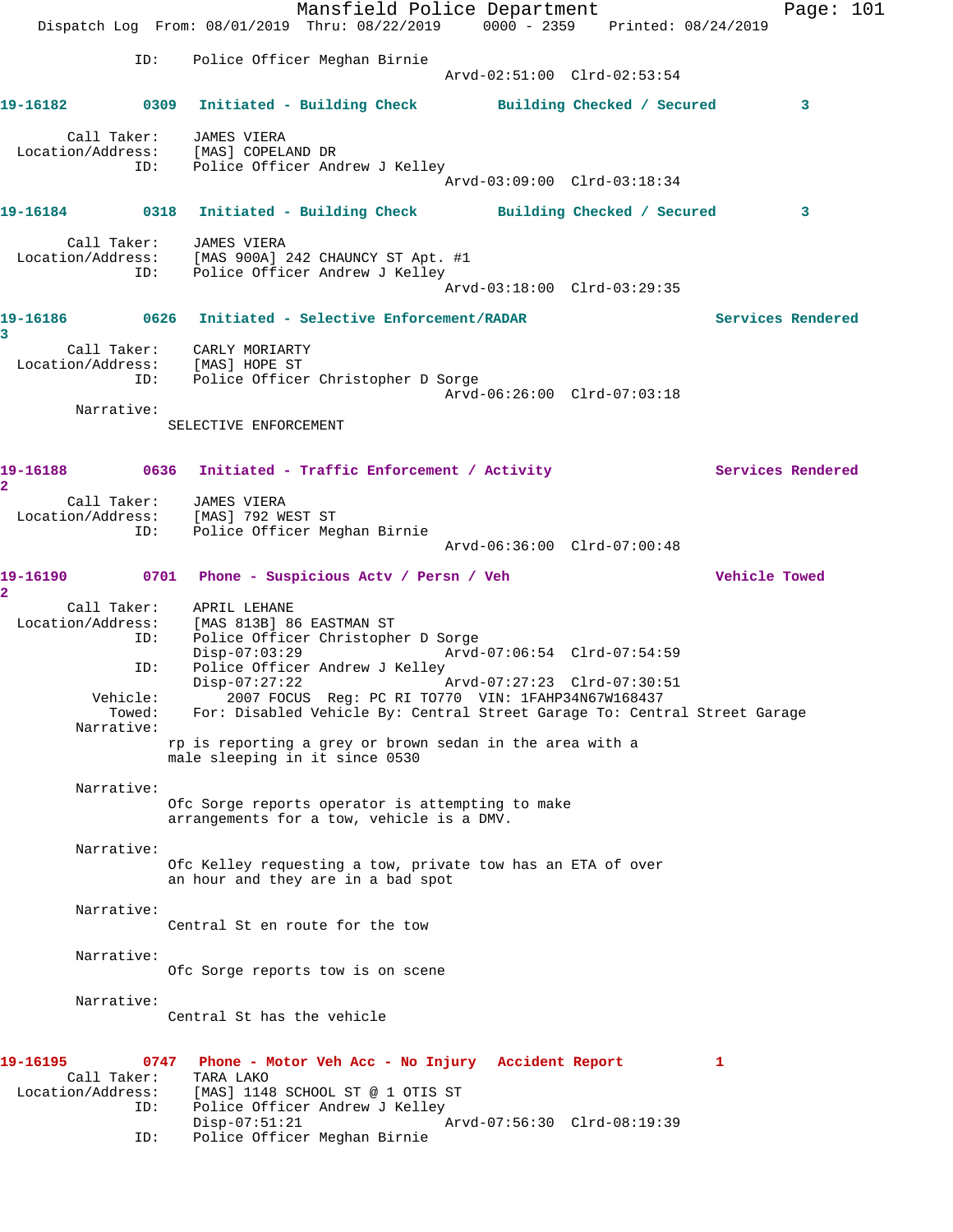ID: Police Officer Meghan Birnie
Arvd-02:51:00 Clrd-02:53:54

**19-16182 0309 Initiated - Building Check Building Checked / Secured 3**

Call Taker: JAMES VIERA
Location/Address: [MAS] COPELAND DR
ID: Police Officer Andrew J Kelley
Arvd-03:09:00 Clrd-03:18:34

**19-16184 0318 Initiated - Building Check Building Checked / Secured 3**

Call Taker: JAMES VIERA
Location/Address: [MAS 900A] 242 CHAUNCY ST Apt. #1
ID: Police Officer Andrew J Kelley
Arvd-03:18:00 Clrd-03:29:35

**19-16186 0626 Initiated - Selective Enforcement/RADAR Services Rendered 3**

Call Taker: CARLY MORIARTY
Location/Address: [MAS] HOPE ST
ID: Police Officer Christopher D Sorge
Arvd-06:26:00 Clrd-07:03:18
Narrative:
SELECTIVE ENFORCEMENT

**19-16188 0636 Initiated - Traffic Enforcement / Activity Services Rendered 2**

Call Taker: JAMES VIERA
Location/Address: [MAS] 792 WEST ST
ID: Police Officer Meghan Birnie
Arvd-06:36:00 Clrd-07:00:48

**19-16190 0701 Phone - Suspicious Actv / Persn / Veh Vehicle Towed 2**

Call Taker: APRIL LEHANE
Location/Address: [MAS 813B] 86 EASTMAN ST
ID: Police Officer Christopher D Sorge
Disp-07:03:29 Arvd-07:06:54 Clrd-07:54:59
ID: Police Officer Andrew J Kelley
Disp-07:27:22 Arvd-07:27:23 Clrd-07:30:51
Vehicle: 2007 FOCUS Reg: PC RI TO770 VIN: 1FAHP34N67W168437
Towed: For: Disabled Vehicle By: Central Street Garage To: Central Street Garage
Narrative:
rp is reporting a grey or brown sedan in the area with a male sleeping in it since 0530

Narrative:
Ofc Sorge reports operator is attempting to make arrangements for a tow, vehicle is a DMV.

Narrative:
Ofc Kelley requesting a tow, private tow has an ETA of over an hour and they are in a bad spot

Narrative:
Central St en route for the tow

Narrative:
Ofc Sorge reports tow is on scene

Narrative:
Central St has the vehicle

**19-16195 0747 Phone - Motor Veh Acc - No Injury Accident Report 1**

Call Taker: TARA LAKO
Location/Address: [MAS] 1148 SCHOOL ST @ 1 OTIS ST
ID: Police Officer Andrew J Kelley
Disp-07:51:21 Arvd-07:56:30 Clrd-08:19:39
ID: Police Officer Meghan Birnie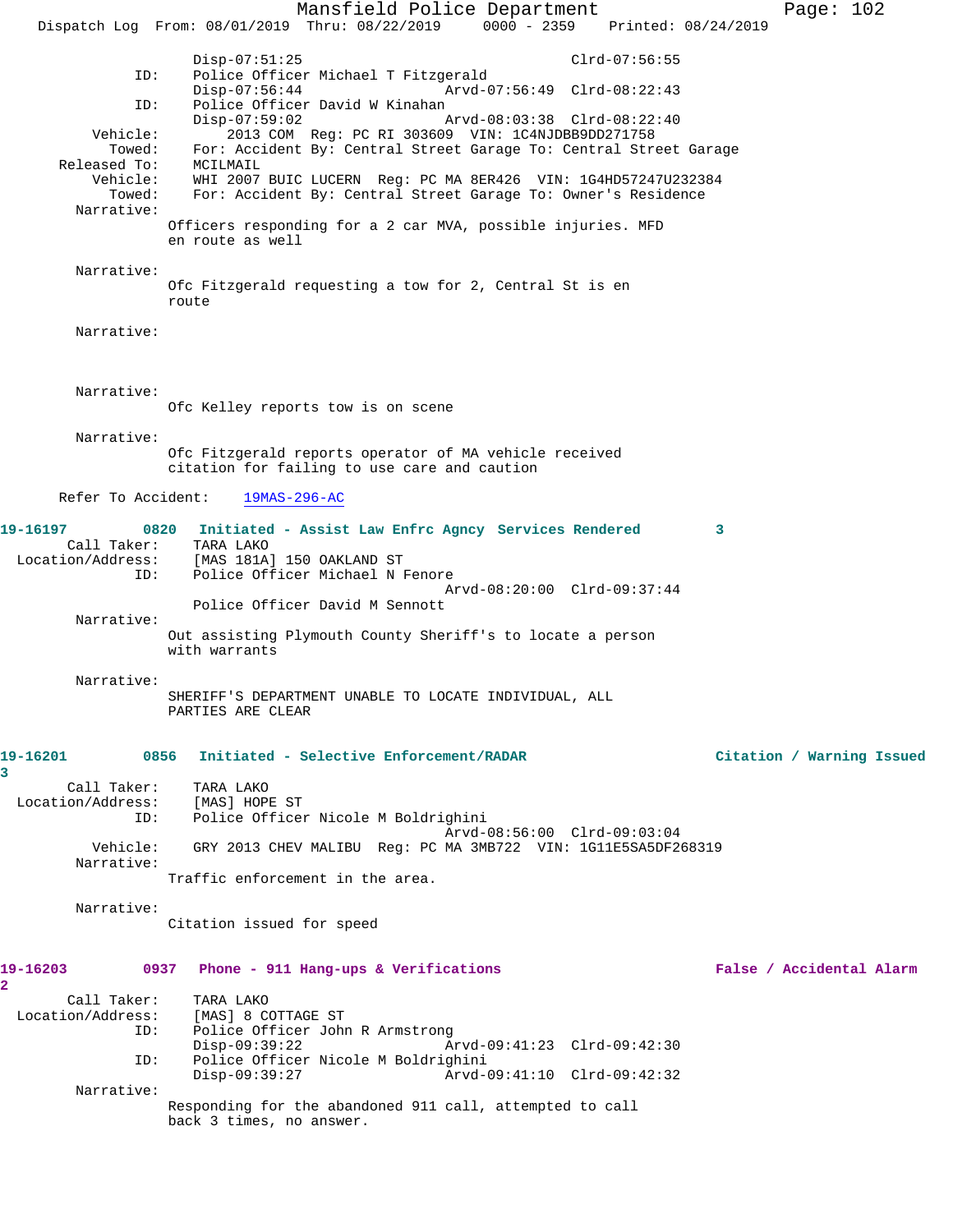Disp-07:51:25 Clrd-07:56:55
ID: Police Officer Michael T Fitzgerald
Disp-07:56:44 Arvd-07:56:49 Clrd-08:22:43
ID: Police Officer David W Kinahan
Disp-07:59:02 Arvd-08:03:38 Clrd-08:22:40
Vehicle: 2013 COM Reg: PC RI 303609 VIN: 1C4NJDBB9DD271758
Towed: For: Accident By: Central Street Garage To: Central Street Garage
Released To: MCILMAIL
Vehicle: WHI 2007 BUIC LUCERN Reg: PC MA 8ER426 VIN: 1G4HD57247U232384
Towed: For: Accident By: Central Street Garage To: Owner's Residence
Narrative:
Officers responding for a 2 car MVA, possible injuries. MFD en route as well

Narrative:
Ofc Fitzgerald requesting a tow for 2, Central St is en route

Narrative:

Narrative:
Ofc Kelley reports tow is on scene

Narrative:
Ofc Fitzgerald reports operator of MA vehicle received citation for failing to use care and caution

Refer To Accident: 19MAS-296-AC

**19-16197 0820 Initiated - Assist Law Enfrc Agncy Services Rendered 3**
Call Taker: TARA LAKO
Location/Address: [MAS 181A] 150 OAKLAND ST
ID: Police Officer Michael N Fenore
Arvd-08:20:00 Clrd-09:37:44
Police Officer David M Sennott
Narrative:
Out assisting Plymouth County Sheriff's to locate a person with warrants

Narrative:
SHERIFF'S DEPARTMENT UNABLE TO LOCATE INDIVIDUAL, ALL PARTIES ARE CLEAR

**19-16201 0856 Initiated - Selective Enforcement/RADAR Citation / Warning Issued 3**
Call Taker: TARA LAKO
Location/Address: [MAS] HOPE ST
ID: Police Officer Nicole M Boldrighini
Arvd-08:56:00 Clrd-09:03:04
Vehicle: GRY 2013 CHEV MALIBU Reg: PC MA 3MB722 VIN: 1G11E5SA5DF268319
Narrative:
Traffic enforcement in the area.

Narrative:
Citation issued for speed

**19-16203 0937 Phone - 911 Hang-ups & Verifications False / Accidental Alarm 2**
Call Taker: TARA LAKO
Location/Address: [MAS] 8 COTTAGE ST
ID: Police Officer John R Armstrong
Disp-09:39:22 Arvd-09:41:23 Clrd-09:42:30
ID: Police Officer Nicole M Boldrighini
Disp-09:39:27 Arvd-09:41:10 Clrd-09:42:32
Narrative:
Responding for the abandoned 911 call, attempted to call back 3 times, no answer.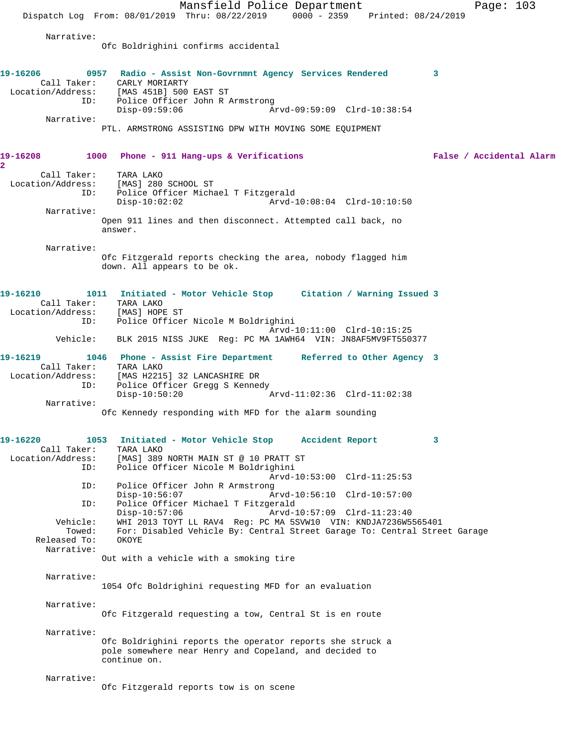Narrative:
Ofc Boldrighini confirms accidental

**19-16206 0957 Radio - Assist Non-Govrnmnt Agency Services Rendered 3**

Call Taker: CARLY MORIARTY
Location/Address: [MAS 451B] 500 EAST ST
ID: Police Officer John R Armstrong
Disp-09:59:06 Arvd-09:59:09 Clrd-10:38:54

Narrative:
PTL. ARMSTRONG ASSISTING DPW WITH MOVING SOME EQUIPMENT

**19-16208 1000 Phone - 911 Hang-ups & Verifications False / Accidental Alarm 2**

Call Taker: TARA LAKO
Location/Address: [MAS] 280 SCHOOL ST
ID: Police Officer Michael T Fitzgerald
Disp-10:02:02 Arvd-10:08:04 Clrd-10:10:50

Narrative:
Open 911 lines and then disconnect. Attempted call back, no answer.

Narrative:
Ofc Fitzgerald reports checking the area, nobody flagged him down. All appears to be ok.

**19-16210 1011 Initiated - Motor Vehicle Stop Citation / Warning Issued 3**

Call Taker: TARA LAKO
Location/Address: [MAS] HOPE ST
ID: Police Officer Nicole M Boldrighini
Arvd-10:11:00 Clrd-10:15:25
Vehicle: BLK 2015 NISS JUKE Reg: PC MA 1AWH64 VIN: JN8AF5MV9FT550377

**19-16219 1046 Phone - Assist Fire Department Referred to Other Agency 3**

Call Taker: TARA LAKO
Location/Address: [MAS H2215] 32 LANCASHIRE DR
ID: Police Officer Gregg S Kennedy
Disp-10:50:20 Arvd-11:02:36 Clrd-11:02:38

Narrative:
Ofc Kennedy responding with MFD for the alarm sounding

**19-16220 1053 Initiated - Motor Vehicle Stop Accident Report 3**

Call Taker: TARA LAKO
Location/Address: [MAS] 389 NORTH MAIN ST @ 10 PRATT ST
ID: Police Officer Nicole M Boldrighini
Arvd-10:53:00 Clrd-11:25:53
ID: Police Officer John R Armstrong
Disp-10:56:07 Arvd-10:56:10 Clrd-10:57:00
ID: Police Officer Michael T Fitzgerald
Disp-10:57:06 Arvd-10:57:09 Clrd-11:23:40
Vehicle: WHI 2013 TOYT LL RAV4 Reg: PC MA 5SVW10 VIN: KNDJA7236W5565401
Towed: For: Disabled Vehicle By: Central Street Garage To: Central Street Garage
Released To: OKOYE

Narrative:
Out with a vehicle with a smoking tire

Narrative:
1054 Ofc Boldrighini requesting MFD for an evaluation

Narrative:
Ofc Fitzgerald requesting a tow, Central St is en route

Narrative:
Ofc Boldrighini reports the operator reports she struck a pole somewhere near Henry and Copeland, and decided to continue on.

Narrative:
Ofc Fitzgerald reports tow is on scene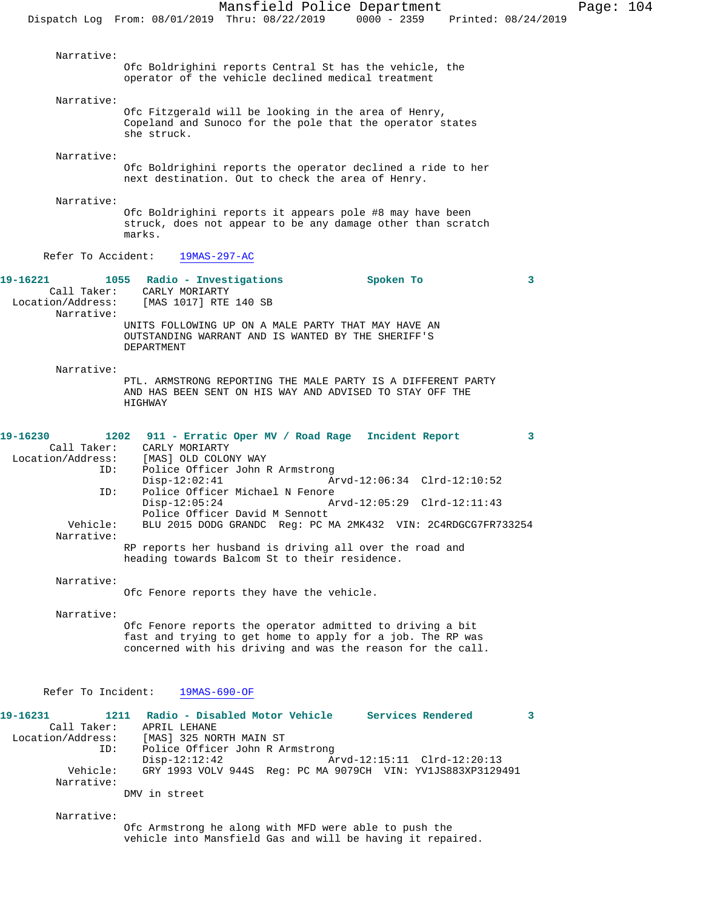Narrative:
Ofc Boldrighini reports Central St has the vehicle, the operator of the vehicle declined medical treatment

Narrative:
Ofc Fitzgerald will be looking in the area of Henry, Copeland and Sunoco for the pole that the operator states she struck.

Narrative:
Ofc Boldrighini reports the operator declined a ride to her next destination. Out to check the area of Henry.

Narrative:
Ofc Boldrighini reports it appears pole #8 may have been struck, does not appear to be any damage other than scratch marks.

Refer To Accident: 19MAS-297-AC

**19-16221 1055 Radio - Investigations Spoken To 3**

Call Taker: CARLY MORIARTY
Location/Address: [MAS 1017] RTE 140 SB
Narrative:
UNITS FOLLOWING UP ON A MALE PARTY THAT MAY HAVE AN OUTSTANDING WARRANT AND IS WANTED BY THE SHERIFF'S DEPARTMENT

Narrative:
PTL. ARMSTRONG REPORTING THE MALE PARTY IS A DIFFERENT PARTY AND HAS BEEN SENT ON HIS WAY AND ADVISED TO STAY OFF THE HIGHWAY

**19-16230 1202 911 - Erratic Oper MV / Road Rage Incident Report 3**

Call Taker: CARLY MORIARTY
Location/Address: [MAS] OLD COLONY WAY
ID: Police Officer John R Armstrong
Disp-12:02:41 Arvd-12:06:34 Clrd-12:10:52
ID: Police Officer Michael N Fenore
Disp-12:05:24 Arvd-12:05:29 Clrd-12:11:43
Police Officer David M Sennott
Vehicle: BLU 2015 DODG GRANDC Reg: PC MA 2MK432 VIN: 2C4RDGCG7FR733254
Narrative:
RP reports her husband is driving all over the road and heading towards Balcom St to their residence.

Narrative:
Ofc Fenore reports they have the vehicle.

Narrative:
Ofc Fenore reports the operator admitted to driving a bit fast and trying to get home to apply for a job. The RP was concerned with his driving and was the reason for the call.

Refer To Incident: 19MAS-690-OF

**19-16231 1211 Radio - Disabled Motor Vehicle Services Rendered 3**

Call Taker: APRIL LEHANE
Location/Address: [MAS] 325 NORTH MAIN ST
ID: Police Officer John R Armstrong
Disp-12:12:42 Arvd-12:15:11 Clrd-12:20:13
Vehicle: GRY 1993 VOLV 944S Reg: PC MA 9079CH VIN: YV1JS883XP3129491
Narrative:
DMV in street

Narrative:
Ofc Armstrong he along with MFD were able to push the vehicle into Mansfield Gas and will be having it repaired.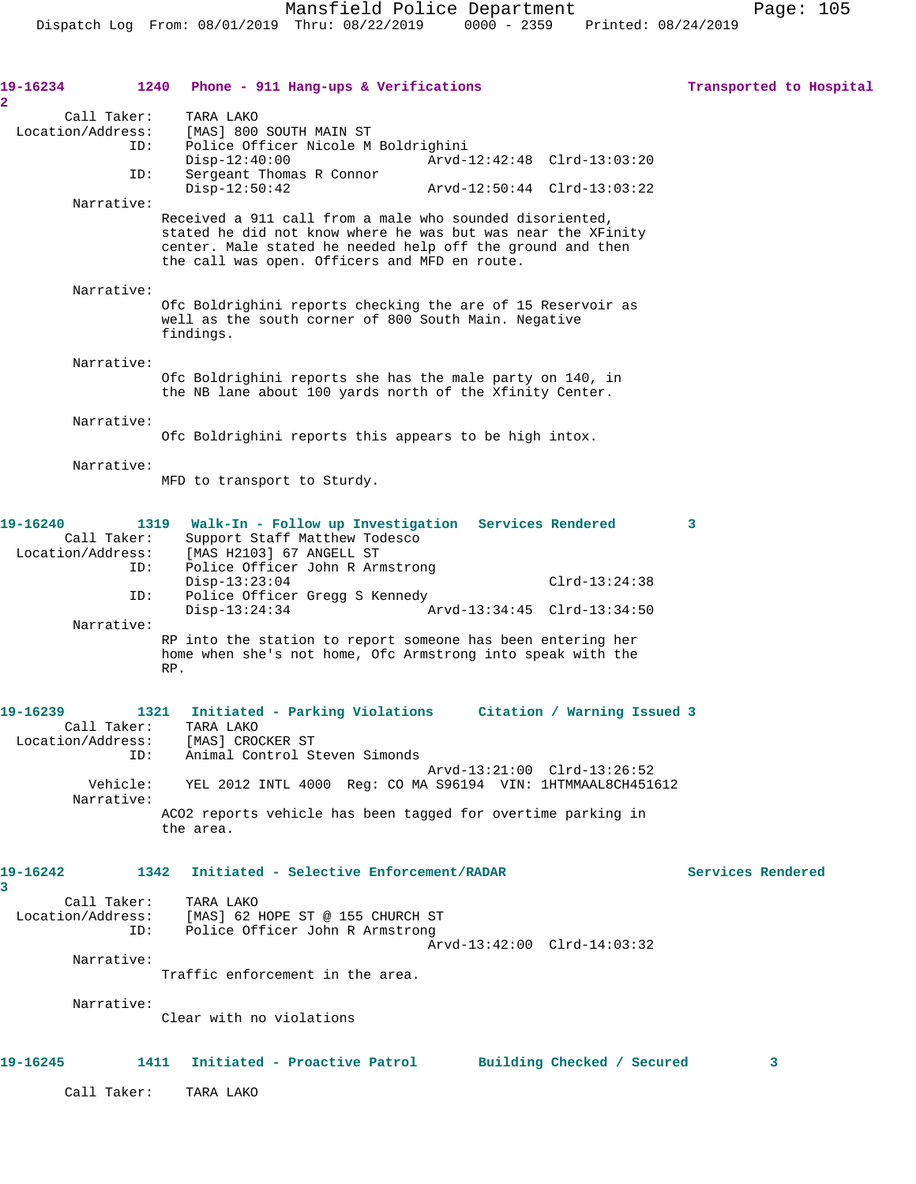19-16234 1240 Phone - 911 Hang-ups & Verifications Transported to Hospital 2

Call Taker: TARA LAKO
Location/Address: [MAS] 800 SOUTH MAIN ST
ID: Police Officer Nicole M Boldrighini
Disp-12:40:00 Arvd-12:42:48 Clrd-13:03:20
ID: Sergeant Thomas R Connor
Disp-12:50:42 Arvd-12:50:44 Clrd-13:03:22

Narrative:
Received a 911 call from a male who sounded disoriented, stated he did not know where he was but was near the XFinity center. Male stated he needed help off the ground and then the call was open. Officers and MFD en route.

Narrative:
Ofc Boldrighini reports checking the are of 15 Reservoir as well as the south corner of 800 South Main. Negative findings.

Narrative:
Ofc Boldrighini reports she has the male party on 140, in the NB lane about 100 yards north of the Xfinity Center.

Narrative:
Ofc Boldrighini reports this appears to be high intox.

Narrative:
MFD to transport to Sturdy.

19-16240 1319 Walk-In - Follow up Investigation Services Rendered 3

Call Taker: Support Staff Matthew Todesco
Location/Address: [MAS H2103] 67 ANGELL ST
ID: Police Officer John R Armstrong
Disp-13:23:04 Clrd-13:24:38
ID: Police Officer Gregg S Kennedy
Disp-13:24:34 Arvd-13:34:45 Clrd-13:34:50

Narrative:
RP into the station to report someone has been entering her home when she's not home, Ofc Armstrong into speak with the RP.

19-16239 1321 Initiated - Parking Violations Citation / Warning Issued 3

Call Taker: TARA LAKO
Location/Address: [MAS] CROCKER ST
ID: Animal Control Steven Simonds
Arvd-13:21:00 Clrd-13:26:52
Vehicle: YEL 2012 INTL 4000 Reg: CO MA S96194 VIN: 1HTMMAAL8CH451612

Narrative:
ACO2 reports vehicle has been tagged for overtime parking in the area.

19-16242 1342 Initiated - Selective Enforcement/RADAR Services Rendered 3

Call Taker: TARA LAKO
Location/Address: [MAS] 62 HOPE ST @ 155 CHURCH ST
ID: Police Officer John R Armstrong
Arvd-13:42:00 Clrd-14:03:32

Narrative:
Traffic enforcement in the area.

Narrative:
Clear with no violations

19-16245 1411 Initiated - Proactive Patrol Building Checked / Secured 3

Call Taker: TARA LAKO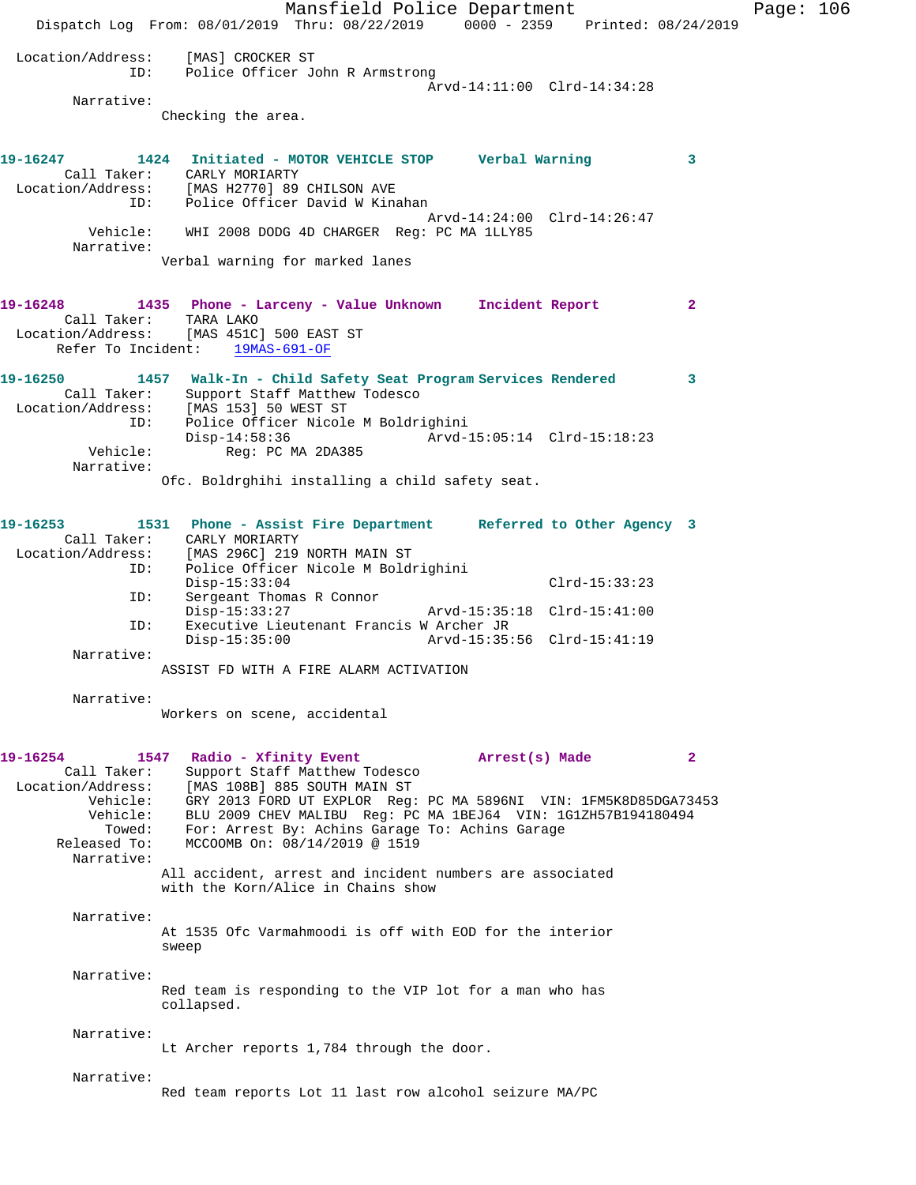Location/Address: [MAS] CROCKER ST
ID: Police Officer John R Armstrong
Arvd-14:11:00 Clrd-14:34:28
Narrative:
Checking the area.

**19-16247 1424 Initiated - MOTOR VEHICLE STOP Verbal Warning 3**
Call Taker: CARLY MORIARTY
Location/Address: [MAS H2770] 89 CHILSON AVE
ID: Police Officer David W Kinahan
Arvd-14:24:00 Clrd-14:26:47
Vehicle: WHI 2008 DODG 4D CHARGER Reg: PC MA 1LLY85
Narrative:
Verbal warning for marked lanes

**19-16248 1435 Phone - Larceny - Value Unknown Incident Report 2**
Call Taker: TARA LAKO
Location/Address: [MAS 451C] 500 EAST ST
Refer To Incident: 19MAS-691-OF

**19-16250 1457 Walk-In - Child Safety Seat Program Services Rendered 3**
Call Taker: Support Staff Matthew Todesco
Location/Address: [MAS 153] 50 WEST ST
ID: Police Officer Nicole M Boldrighini
Disp-14:58:36 Arvd-15:05:14 Clrd-15:18:23
Vehicle: Reg: PC MA 2DA385
Narrative:
Ofc. Boldrghihi installing a child safety seat.

**19-16253 1531 Phone - Assist Fire Department Referred to Other Agency 3**
Call Taker: CARLY MORIARTY
Location/Address: [MAS 296C] 219 NORTH MAIN ST
ID: Police Officer Nicole M Boldrighini
Disp-15:33:04 Clrd-15:33:23
ID: Sergeant Thomas R Connor
Disp-15:33:27 Arvd-15:35:18 Clrd-15:41:00
ID: Executive Lieutenant Francis W Archer JR
Disp-15:35:00 Arvd-15:35:56 Clrd-15:41:19
Narrative:
ASSIST FD WITH A FIRE ALARM ACTIVATION

Narrative:
Workers on scene, accidental

**19-16254 1547 Radio - Xfinity Event Arrest(s) Made 2**
Call Taker: Support Staff Matthew Todesco
Location/Address: [MAS 108B] 885 SOUTH MAIN ST
Vehicle: GRY 2013 FORD UT EXPLOR Reg: PC MA 5896NI VIN: 1FM5K8D85DGA73453
Vehicle: BLU 2009 CHEV MALIBU Reg: PC MA 1BEJ64 VIN: 1G1ZH57B194180494
Towed: For: Arrest By: Achins Garage To: Achins Garage
Released To: MCCOOMB On: 08/14/2019 @ 1519
Narrative:
All accident, arrest and incident numbers are associated with the Korn/Alice in Chains show

Narrative:
At 1535 Ofc Varmahmoodi is off with EOD for the interior sweep

Narrative:
Red team is responding to the VIP lot for a man who has collapsed.

Narrative:
Lt Archer reports 1,784 through the door.

Narrative:
Red team reports Lot 11 last row alcohol seizure MA/PC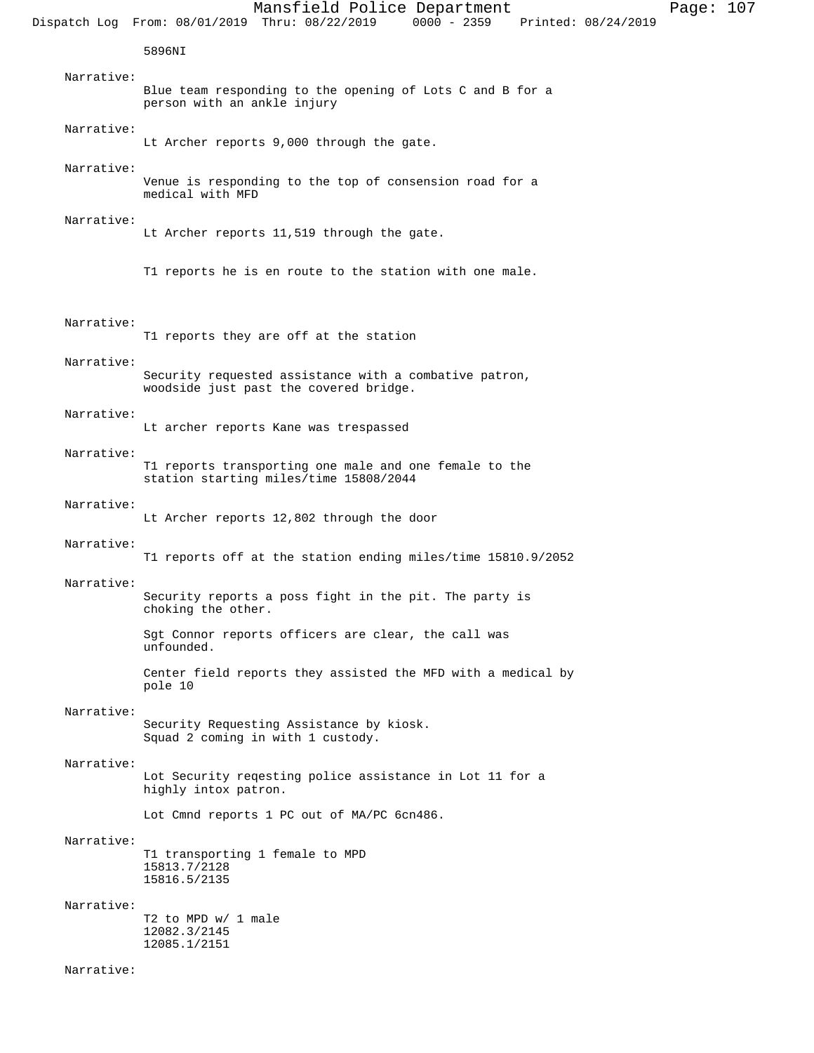5896NI

Narrative:
Blue team responding to the opening of Lots C and B for a person with an ankle injury

Narrative:
Lt Archer reports 9,000 through the gate.

Narrative:
Venue is responding to the top of consension road for a medical with MFD

Narrative:
Lt Archer reports 11,519 through the gate.

T1 reports he is en route to the station with one male.

Narrative:
T1 reports they are off at the station

Narrative:
Security requested assistance with a combative patron, woodside just past the covered bridge.

Narrative:
Lt archer reports Kane was trespassed

Narrative:
T1 reports transporting one male and one female to the station starting miles/time 15808/2044

Narrative:
Lt Archer reports 12,802 through the door

Narrative:
T1 reports off at the station ending miles/time 15810.9/2052

Narrative:
Security reports a poss fight in the pit. The party is choking the other.

Sgt Connor reports officers are clear, the call was unfounded.

Center field reports they assisted the MFD with a medical by pole 10

Narrative:
Security Requesting Assistance by kiosk.
Squad 2 coming in with 1 custody.

Narrative:
Lot Security reqesting police assistance in Lot 11 for a highly intox patron.

Lot Cmnd reports 1 PC out of MA/PC 6cn486.

Narrative:
T1 transporting 1 female to MPD
15813.7/2128
15816.5/2135

Narrative:
T2 to MPD w/ 1 male
12082.3/2145
12085.1/2151

Narrative: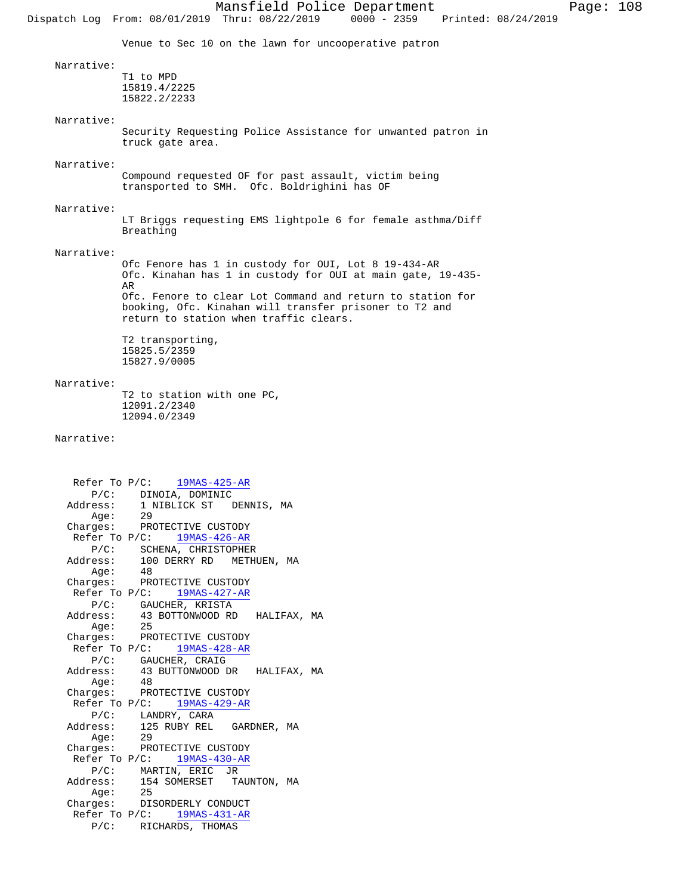Venue to Sec 10 on the lawn for uncooperative patron

Narrative:
T1 to MPD
15819.4/2225
15822.2/2233

Narrative:
Security Requesting Police Assistance for unwanted patron in truck gate area.

Narrative:
Compound requested OF for past assault, victim being transported to SMH. Ofc. Boldrighini has OF

Narrative:
LT Briggs requesting EMS lightpole 6 for female asthma/Diff Breathing

Narrative:
Ofc Fenore has 1 in custody for OUI, Lot 8 19-434-AR
Ofc. Kinahan has 1 in custody for OUI at main gate, 19-435-AR
Ofc. Fenore to clear Lot Command and return to station for booking, Ofc. Kinahan will transfer prisoner to T2 and return to station when traffic clears.

T2 transporting,
15825.5/2359
15827.9/0005

Narrative:
T2 to station with one PC,
12091.2/2340
12094.0/2349

Narrative:

Refer To P/C: 19MAS-425-AR
P/C: DINOIA, DOMINIC
Address: 1 NIBLICK ST DENNIS, MA
Age: 29
Charges: PROTECTIVE CUSTODY

Refer To P/C: 19MAS-426-AR
P/C: SCHENA, CHRISTOPHER
Address: 100 DERRY RD METHUEN, MA
Age: 48
Charges: PROTECTIVE CUSTODY

Refer To P/C: 19MAS-427-AR
P/C: GAUCHER, KRISTA
Address: 43 BOTTONWOOD RD HALIFAX, MA
Age: 25
Charges: PROTECTIVE CUSTODY

Refer To P/C: 19MAS-428-AR
P/C: GAUCHER, CRAIG
Address: 43 BUTTONWOOD DR HALIFAX, MA
Age: 48
Charges: PROTECTIVE CUSTODY

Refer To P/C: 19MAS-429-AR
P/C: LANDRY, CARA
Address: 125 RUBY REL GARDNER, MA
Age: 29
Charges: PROTECTIVE CUSTODY

Refer To P/C: 19MAS-430-AR
P/C: MARTIN, ERIC JR
Address: 154 SOMERSET TAUNTON, MA
Age: 25
Charges: DISORDERLY CONDUCT

Refer To P/C: 19MAS-431-AR
P/C: RICHARDS, THOMAS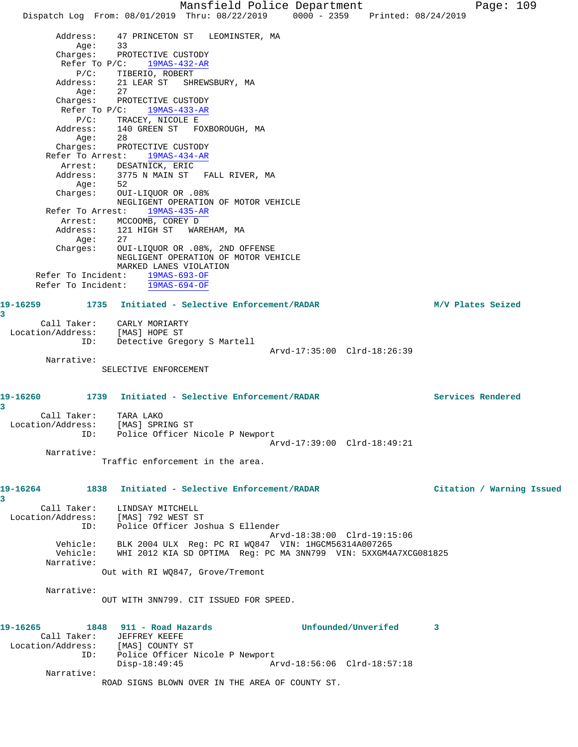```
         Address:    47 PRINCETON ST   LEOMINSTER, MA
             Age:    33
         Charges:    PROTECTIVE CUSTODY
          Refer To P/C:    19MAS-432-AR
             P/C:    TIBERIO, ROBERT
         Address:    21 LEAR ST   SHREWSBURY, MA
             Age:    27
         Charges:    PROTECTIVE CUSTODY
          Refer To P/C:    19MAS-433-AR
             P/C:    TRACEY, NICOLE E
         Address:    140 GREEN ST   FOXBOROUGH, MA
             Age:    28
         Charges:    PROTECTIVE CUSTODY
       Refer To Arrest:    19MAS-434-AR
          Arrest:    DESATNICK, ERIC
         Address:    3775 N MAIN ST   FALL RIVER, MA
             Age:    52
         Charges:    OUI-LIQUOR OR .08%
                     NEGLIGENT OPERATION OF MOTOR VEHICLE
       Refer To Arrest:    19MAS-435-AR
          Arrest:    MCCOOMB, COREY D
         Address:    121 HIGH ST   WAREHAM, MA
             Age:    27
         Charges:    OUI-LIQUOR OR .08%, 2ND OFFENSE
                     NEGLIGENT OPERATION OF MOTOR VEHICLE
                     MARKED LANES VIOLATION
     Refer To Incident:    19MAS-693-OF
     Refer To Incident:    19MAS-694-OF

19-16259        1735   Initiated - Selective Enforcement/RADAR                M/V Plates Seized
3
       Call Taker:    CARLY MORIARTY
  Location/Address:    [MAS] HOPE ST
               ID:    Detective Gregory S Martell
                                          Arvd-17:35:00  Clrd-18:26:39
       Narrative:
                SELECTIVE ENFORCEMENT

19-16260        1739   Initiated - Selective Enforcement/RADAR                Services Rendered
3
       Call Taker:    TARA LAKO
  Location/Address:    [MAS] SPRING ST
               ID:    Police Officer Nicole P Newport
                                          Arvd-17:39:00  Clrd-18:49:21
       Narrative:
                Traffic enforcement in the area.

19-16264        1838   Initiated - Selective Enforcement/RADAR                Citation / Warning Issued
3
       Call Taker:    LINDSAY MITCHELL
  Location/Address:    [MAS] 792 WEST ST
               ID:    Police Officer Joshua S Ellender
                                          Arvd-18:38:00  Clrd-19:15:06
         Vehicle:    BLK 2004 ULX  Reg: PC RI WQ847  VIN: 1HGCM56314A007265
         Vehicle:    WHI 2012 KIA SD OPTIMA  Reg: PC MA 3NN799  VIN: 5XXGM4A7XCG081825
       Narrative:
                Out with RI WQ847, Grove/Tremont

       Narrative:
                OUT WITH 3NN799. CIT ISSUED FOR SPEED.

19-16265        1848   911 - Road Hazards              Unfounded/Unverifed       3
       Call Taker:    JEFFREY KEEFE
  Location/Address:    [MAS] COUNTY ST
               ID:    Police Officer Nicole P Newport
                      Disp-18:49:45               Arvd-18:56:06  Clrd-18:57:18
       Narrative:
                ROAD SIGNS BLOWN OVER IN THE AREA OF COUNTY ST.
```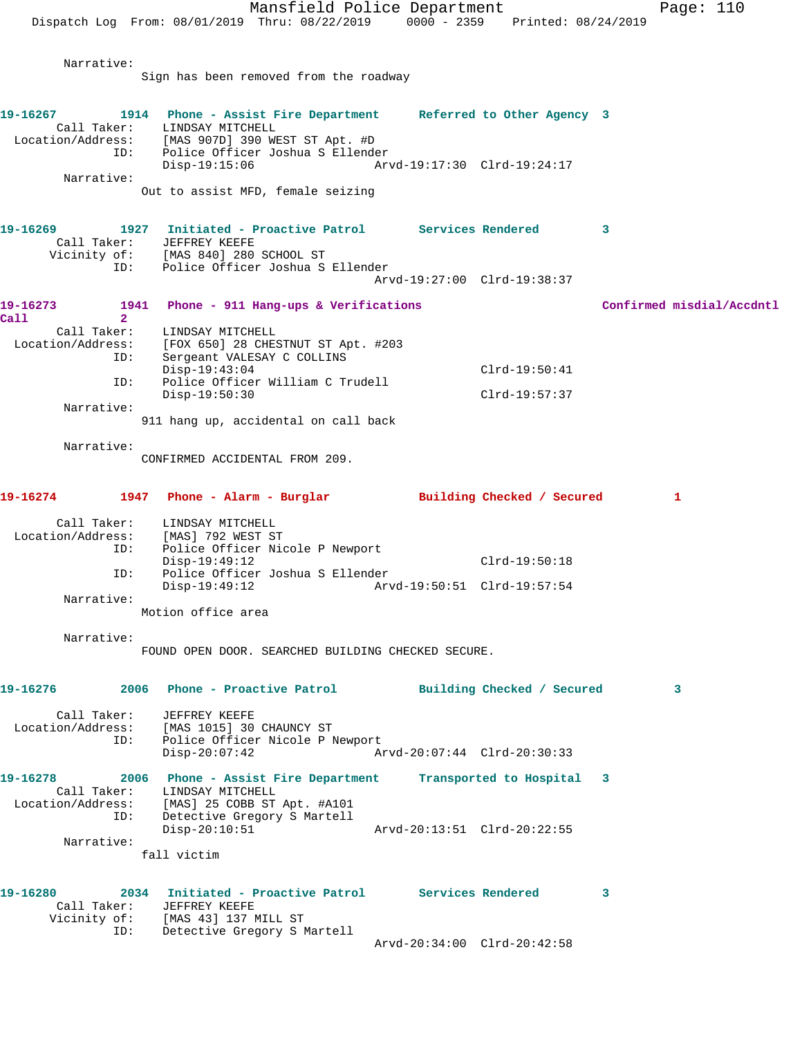Narrative:
Sign has been removed from the roadway

**19-16267** 1914 Phone - Assist Fire Department Referred to Other Agency 3
Call Taker: LINDSAY MITCHELL
Location/Address: [MAS 907D] 390 WEST ST Apt. #D
ID: Police Officer Joshua S Ellender
Disp-19:15:06 Arvd-19:17:30 Clrd-19:24:17
Narrative:
Out to assist MFD, female seizing

**19-16269** 1927 Initiated - Proactive Patrol Services Rendered 3
Call Taker: JEFFREY KEEFE
Vicinity of: [MAS 840] 280 SCHOOL ST
ID: Police Officer Joshua S Ellender
Arvd-19:27:00 Clrd-19:38:37

**19-16273** 1941 Phone - 911 Hang-ups & Verifications Confirmed misdial/Accdntl Call 2
Call Taker: LINDSAY MITCHELL
Location/Address: [FOX 650] 28 CHESTNUT ST Apt. #203
ID: Sergeant VALESAY C COLLINS
Disp-19:43:04 Clrd-19:50:41
ID: Police Officer William C Trudell
Disp-19:50:30 Clrd-19:57:37
Narrative:
911 hang up, accidental on call back

Narrative:
CONFIRMED ACCIDENTAL FROM 209.

**19-16274** 1947 Phone - Alarm - Burglar Building Checked / Secured 1
Call Taker: LINDSAY MITCHELL
Location/Address: [MAS] 792 WEST ST
ID: Police Officer Nicole P Newport
Disp-19:49:12 Clrd-19:50:18
ID: Police Officer Joshua S Ellender
Disp-19:49:12 Arvd-19:50:51 Clrd-19:57:54
Narrative:
Motion office area

Narrative:
FOUND OPEN DOOR. SEARCHED BUILDING CHECKED SECURE.

**19-16276** 2006 Phone - Proactive Patrol Building Checked / Secured 3
Call Taker: JEFFREY KEEFE
Location/Address: [MAS 1015] 30 CHAUNCY ST
ID: Police Officer Nicole P Newport
Disp-20:07:42 Arvd-20:07:44 Clrd-20:30:33

**19-16278** 2006 Phone - Assist Fire Department Transported to Hospital 3
Call Taker: LINDSAY MITCHELL
Location/Address: [MAS] 25 COBB ST Apt. #A101
ID: Detective Gregory S Martell
Disp-20:10:51 Arvd-20:13:51 Clrd-20:22:55
Narrative:
fall victim

**19-16280** 2034 Initiated - Proactive Patrol Services Rendered 3
Call Taker: JEFFREY KEEFE
Vicinity of: [MAS 43] 137 MILL ST
ID: Detective Gregory S Martell
Arvd-20:34:00 Clrd-20:42:58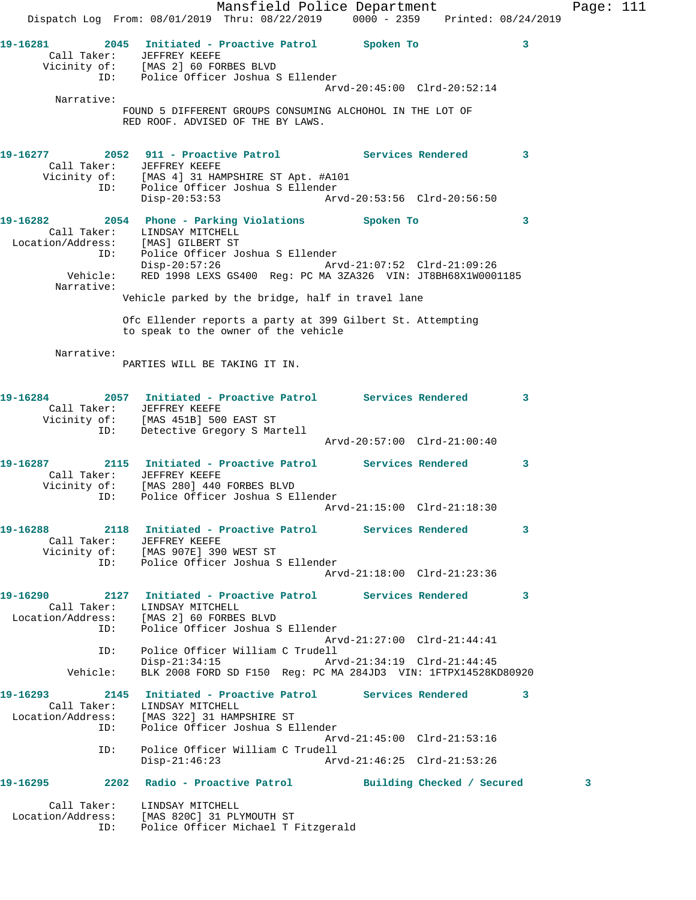**19-16281** 2045 **Initiated - Proactive Patrol** **Spoken To** **3**

Call Taker: JEFFREY KEEFE
Vicinity of: [MAS 2] 60 FORBES BLVD
ID: Police Officer Joshua S Ellender
Arvd-20:45:00 Clrd-20:52:14

Narrative:
FOUND 5 DIFFERENT GROUPS CONSUMING ALCHOHOL IN THE LOT OF RED ROOF. ADVISED OF THE BY LAWS.

**19-16277** 2052 **911 - Proactive Patrol** **Services Rendered** **3**

Call Taker: JEFFREY KEEFE
Vicinity of: [MAS 4] 31 HAMPSHIRE ST Apt. #A101
ID: Police Officer Joshua S Ellender
Disp-20:53:53 Arvd-20:53:56 Clrd-20:56:50

**19-16282** 2054 **Phone - Parking Violations** **Spoken To** **3**

Call Taker: LINDSAY MITCHELL
Location/Address: [MAS] GILBERT ST
ID: Police Officer Joshua S Ellender
Disp-20:57:26 Arvd-21:07:52 Clrd-21:09:26
Vehicle: RED 1998 LEXS GS400 Reg: PC MA 3ZA326 VIN: JT8BH68X1W0001185

Narrative:
Vehicle parked by the bridge, half in travel lane

Ofc Ellender reports a party at 399 Gilbert St. Attempting to speak to the owner of the vehicle

Narrative:
PARTIES WILL BE TAKING IT IN.

**19-16284** 2057 **Initiated - Proactive Patrol** **Services Rendered** **3**

Call Taker: JEFFREY KEEFE
Vicinity of: [MAS 451B] 500 EAST ST
ID: Detective Gregory S Martell
Arvd-20:57:00 Clrd-21:00:40

**19-16287** 2115 **Initiated - Proactive Patrol** **Services Rendered** **3**

Call Taker: JEFFREY KEEFE
Vicinity of: [MAS 280] 440 FORBES BLVD
ID: Police Officer Joshua S Ellender
Arvd-21:15:00 Clrd-21:18:30

**19-16288** 2118 **Initiated - Proactive Patrol** **Services Rendered** **3**

Call Taker: JEFFREY KEEFE
Vicinity of: [MAS 907E] 390 WEST ST
ID: Police Officer Joshua S Ellender
Arvd-21:18:00 Clrd-21:23:36

**19-16290** 2127 **Initiated - Proactive Patrol** **Services Rendered** **3**

Call Taker: LINDSAY MITCHELL
Location/Address: [MAS 2] 60 FORBES BLVD
ID: Police Officer Joshua S Ellender
Arvd-21:27:00 Clrd-21:44:41
ID: Police Officer William C Trudell
Disp-21:34:15 Arvd-21:34:19 Clrd-21:44:45
Vehicle: BLK 2008 FORD SD F150 Reg: PC MA 284JD3 VIN: 1FTPX14528KD80920

**19-16293** 2145 **Initiated - Proactive Patrol** **Services Rendered** **3**

Call Taker: LINDSAY MITCHELL
Location/Address: [MAS 322] 31 HAMPSHIRE ST
ID: Police Officer Joshua S Ellender
Arvd-21:45:00 Clrd-21:53:16
ID: Police Officer William C Trudell
Disp-21:46:23 Arvd-21:46:25 Clrd-21:53:26

**19-16295** 2202 **Radio - Proactive Patrol** **Building Checked / Secured** **3**

Call Taker: LINDSAY MITCHELL
Location/Address: [MAS 820C] 31 PLYMOUTH ST
ID: Police Officer Michael T Fitzgerald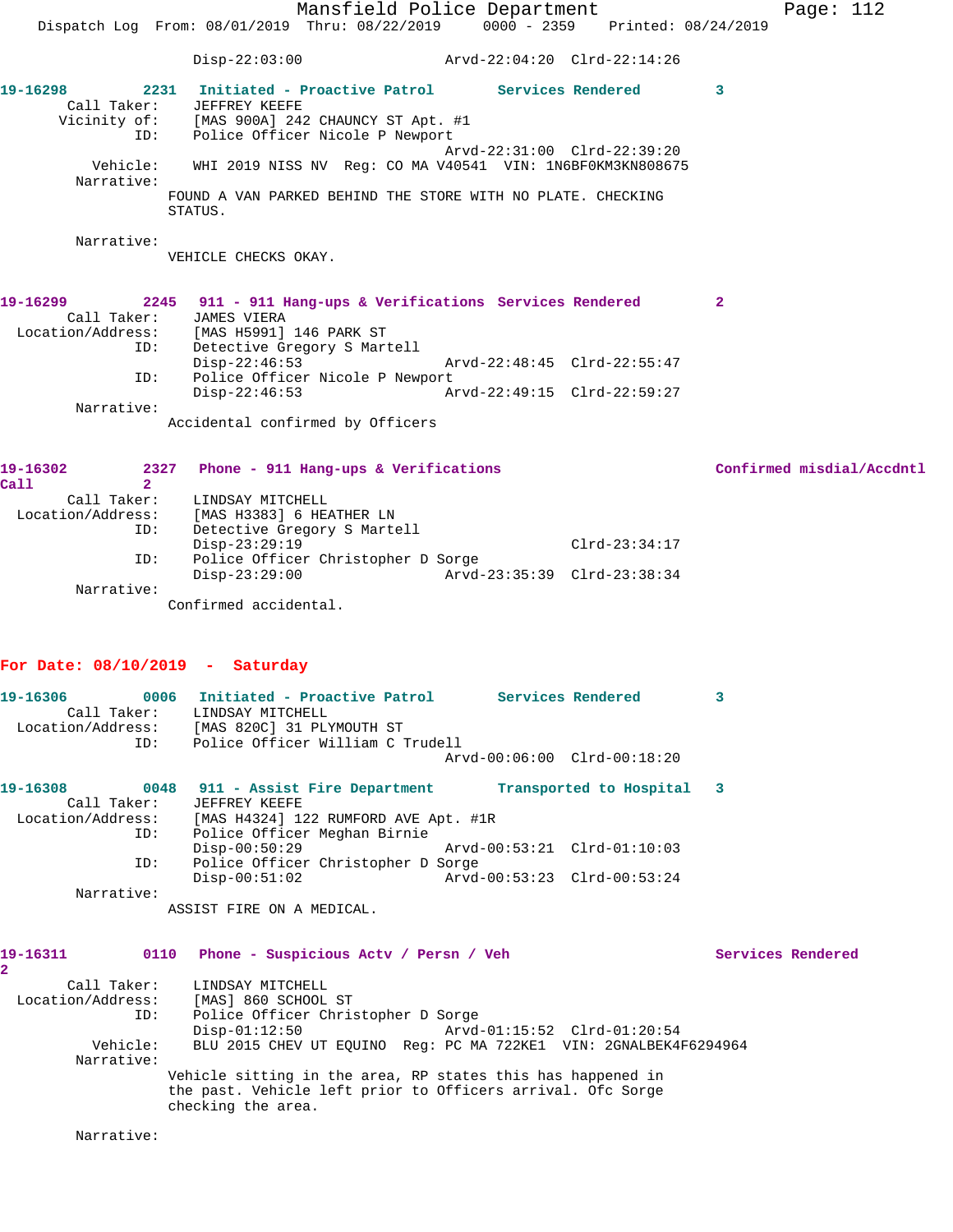Disp-22:03:00 Arvd-22:04:20 Clrd-22:14:26

**19-16298** 2231 Initiated - Proactive Patrol Services Rendered 3

Call Taker: JEFFREY KEEFE
Vicinity of: [MAS 900A] 242 CHAUNCY ST Apt. #1
ID: Police Officer Nicole P Newport
Arvd-22:31:00 Clrd-22:39:20
Vehicle: WHI 2019 NISS NV Reg: CO MA V40541 VIN: 1N6BF0KM3KN808675
Narrative:
FOUND A VAN PARKED BEHIND THE STORE WITH NO PLATE. CHECKING STATUS.

Narrative:
VEHICLE CHECKS OKAY.

**19-16299** 2245 911 - 911 Hang-ups & Verifications Services Rendered 2

Call Taker: JAMES VIERA
Location/Address: [MAS H5991] 146 PARK ST
ID: Detective Gregory S Martell
Disp-22:46:53 Arvd-22:48:45 Clrd-22:55:47
ID: Police Officer Nicole P Newport
Disp-22:46:53 Arvd-22:49:15 Clrd-22:59:27
Narrative:
Accidental confirmed by Officers

**19-16302** 2327 Phone - 911 Hang-ups & Verifications Confirmed misdial/Accdntl Call 2

Call Taker: LINDSAY MITCHELL
Location/Address: [MAS H3383] 6 HEATHER LN
ID: Detective Gregory S Martell
Disp-23:29:19 Clrd-23:34:17
ID: Police Officer Christopher D Sorge
Disp-23:29:00 Arvd-23:35:39 Clrd-23:38:34
Narrative:
Confirmed accidental.

## For Date: 08/10/2019 - Saturday

**19-16306** 0006 Initiated - Proactive Patrol Services Rendered 3

Call Taker: LINDSAY MITCHELL
Location/Address: [MAS 820C] 31 PLYMOUTH ST
ID: Police Officer William C Trudell
Arvd-00:06:00 Clrd-00:18:20

**19-16308** 0048 911 - Assist Fire Department Transported to Hospital 3

Call Taker: JEFFREY KEEFE
Location/Address: [MAS H4324] 122 RUMFORD AVE Apt. #1R
ID: Police Officer Meghan Birnie
Disp-00:50:29 Arvd-00:53:21 Clrd-01:10:03
ID: Police Officer Christopher D Sorge
Disp-00:51:02 Arvd-00:53:23 Clrd-00:53:24
Narrative:
ASSIST FIRE ON A MEDICAL.

**19-16311** 0110 Phone - Suspicious Actv / Persn / Veh Services Rendered 2

Call Taker: LINDSAY MITCHELL
Location/Address: [MAS] 860 SCHOOL ST
ID: Police Officer Christopher D Sorge
Disp-01:12:50 Arvd-01:15:52 Clrd-01:20:54
Vehicle: BLU 2015 CHEV UT EQUINO Reg: PC MA 722KE1 VIN: 2GNALBEK4F6294964
Narrative:
Vehicle sitting in the area, RP states this has happened in the past. Vehicle left prior to Officers arrival. Ofc Sorge checking the area.

Narrative: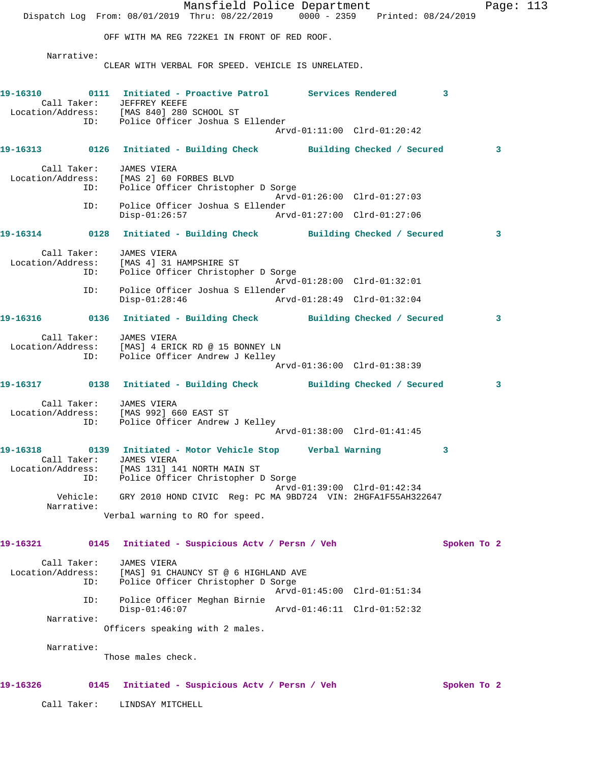OFF WITH MA REG 722KE1 IN FRONT OF RED ROOF.

Narrative:
CLEAR WITH VERBAL FOR SPEED. VEHICLE IS UNRELATED.

**19-16310 0111 Initiated - Proactive Patrol Services Rendered 3**

Call Taker: JEFFREY KEEFE
Location/Address: [MAS 840] 280 SCHOOL ST
ID: Police Officer Joshua S Ellender
Arvd-01:11:00 Clrd-01:20:42

**19-16313 0126 Initiated - Building Check Building Checked / Secured 3**

Call Taker: JAMES VIERA
Location/Address: [MAS 2] 60 FORBES BLVD
ID: Police Officer Christopher D Sorge
Arvd-01:26:00 Clrd-01:27:03
ID: Police Officer Joshua S Ellender
Disp-01:26:57 Arvd-01:27:00 Clrd-01:27:06

**19-16314 0128 Initiated - Building Check Building Checked / Secured 3**

Call Taker: JAMES VIERA
Location/Address: [MAS 4] 31 HAMPSHIRE ST
ID: Police Officer Christopher D Sorge
Arvd-01:28:00 Clrd-01:32:01
ID: Police Officer Joshua S Ellender
Disp-01:28:46 Arvd-01:28:49 Clrd-01:32:04

**19-16316 0136 Initiated - Building Check Building Checked / Secured 3**

Call Taker: JAMES VIERA
Location/Address: [MAS] 4 ERICK RD @ 15 BONNEY LN
ID: Police Officer Andrew J Kelley
Arvd-01:36:00 Clrd-01:38:39

**19-16317 0138 Initiated - Building Check Building Checked / Secured 3**

Call Taker: JAMES VIERA
Location/Address: [MAS 992] 660 EAST ST
ID: Police Officer Andrew J Kelley
Arvd-01:38:00 Clrd-01:41:45

**19-16318 0139 Initiated - Motor Vehicle Stop Verbal Warning 3**

Call Taker: JAMES VIERA
Location/Address: [MAS 131] 141 NORTH MAIN ST
ID: Police Officer Christopher D Sorge
Arvd-01:39:00 Clrd-01:42:34
Vehicle: GRY 2010 HOND CIVIC Reg: PC MA 9BD724 VIN: 2HGFA1F55AH322647
Narrative:
Verbal warning to RO for speed.

**19-16321 0145 Initiated - Suspicious Actv / Persn / Veh Spoken To 2**

Call Taker: JAMES VIERA
Location/Address: [MAS] 91 CHAUNCY ST @ 6 HIGHLAND AVE
ID: Police Officer Christopher D Sorge
Arvd-01:45:00 Clrd-01:51:34
ID: Police Officer Meghan Birnie
Disp-01:46:07 Arvd-01:46:11 Clrd-01:52:32
Narrative:
Officers speaking with 2 males.

Narrative:
Those males check.

**19-16326 0145 Initiated - Suspicious Actv / Persn / Veh Spoken To 2**

Call Taker: LINDSAY MITCHELL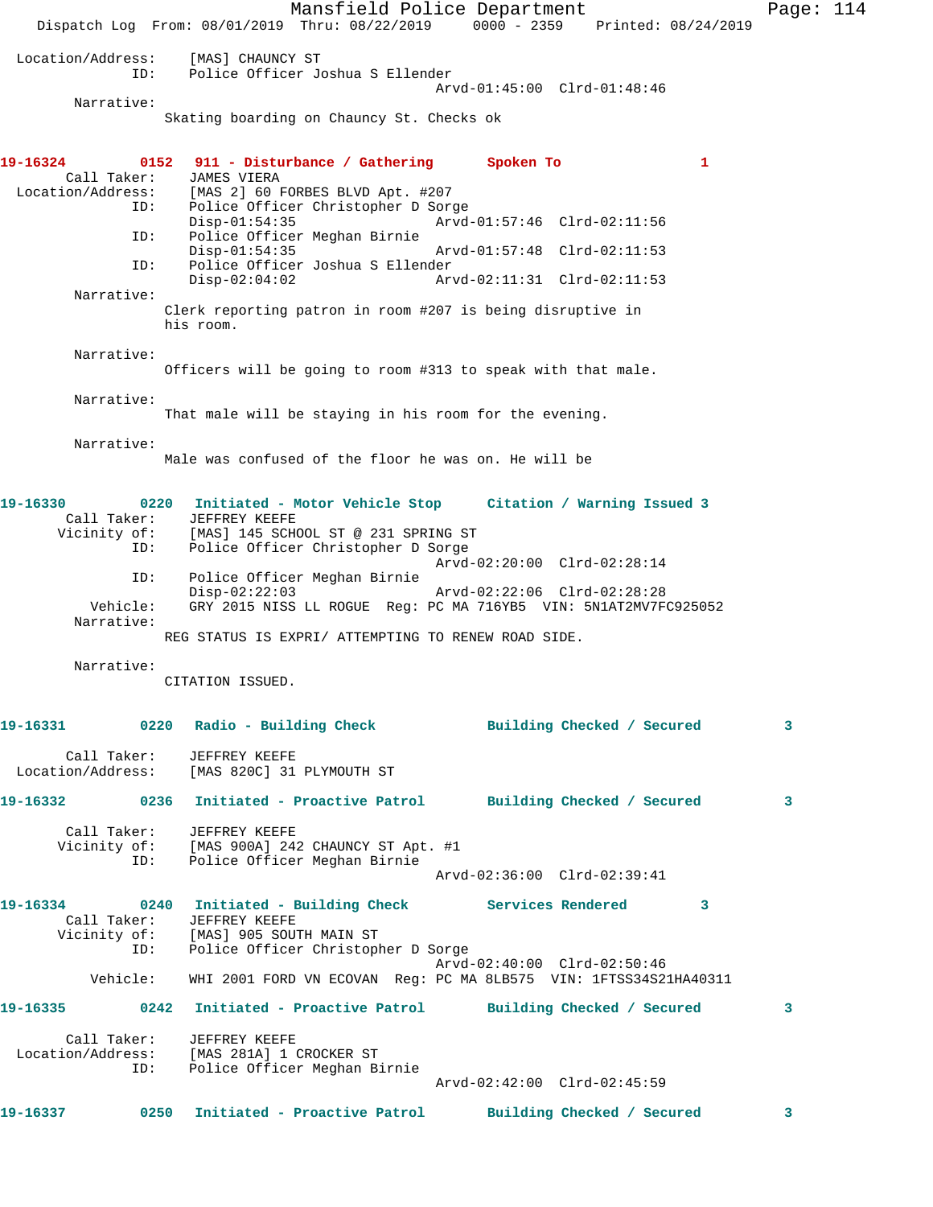Location/Address: [MAS] CHAUNCY ST
ID: Police Officer Joshua S Ellender
Arvd-01:45:00 Clrd-01:48:46

Narrative:
Skating boarding on Chauncy St. Checks ok

**19-16324 0152 911 - Disturbance / Gathering Spoken To 1**

Call Taker: JAMES VIERA
Location/Address: [MAS 2] 60 FORBES BLVD Apt. #207
ID: Police Officer Christopher D Sorge
Disp-01:54:35 Arvd-01:57:46 Clrd-02:11:56
ID: Police Officer Meghan Birnie
Disp-01:54:35 Arvd-01:57:48 Clrd-02:11:53
ID: Police Officer Joshua S Ellender
Disp-02:04:02 Arvd-02:11:31 Clrd-02:11:53

Narrative:
Clerk reporting patron in room #207 is being disruptive in his room.

Narrative:
Officers will be going to room #313 to speak with that male.

Narrative:
That male will be staying in his room for the evening.

Narrative:
Male was confused of the floor he was on. He will be

**19-16330 0220 Initiated - Motor Vehicle Stop Citation / Warning Issued 3**

Call Taker: JEFFREY KEEFE
Vicinity of: [MAS] 145 SCHOOL ST @ 231 SPRING ST
ID: Police Officer Christopher D Sorge
Arvd-02:20:00 Clrd-02:28:14
ID: Police Officer Meghan Birnie
Disp-02:22:03 Arvd-02:22:06 Clrd-02:28:28
Vehicle: GRY 2015 NISS LL ROGUE Reg: PC MA 716YB5 VIN: 5N1AT2MV7FC925052

Narrative:
REG STATUS IS EXPRI/ ATTEMPTING TO RENEW ROAD SIDE.

Narrative:
CITATION ISSUED.

**19-16331 0220 Radio - Building Check Building Checked / Secured 3**

Call Taker: JEFFREY KEEFE
Location/Address: [MAS 820C] 31 PLYMOUTH ST

**19-16332 0236 Initiated - Proactive Patrol Building Checked / Secured 3**

Call Taker: JEFFREY KEEFE
Vicinity of: [MAS 900A] 242 CHAUNCY ST Apt. #1
ID: Police Officer Meghan Birnie
Arvd-02:36:00 Clrd-02:39:41

**19-16334 0240 Initiated - Building Check Services Rendered 3**

Call Taker: JEFFREY KEEFE
Vicinity of: [MAS] 905 SOUTH MAIN ST
ID: Police Officer Christopher D Sorge
Arvd-02:40:00 Clrd-02:50:46
Vehicle: WHI 2001 FORD VN ECOVAN Reg: PC MA 8LB575 VIN: 1FTSS34S21HA40311

**19-16335 0242 Initiated - Proactive Patrol Building Checked / Secured 3**

Call Taker: JEFFREY KEEFE
Location/Address: [MAS 281A] 1 CROCKER ST
ID: Police Officer Meghan Birnie
Arvd-02:42:00 Clrd-02:45:59

**19-16337 0250 Initiated - Proactive Patrol Building Checked / Secured 3**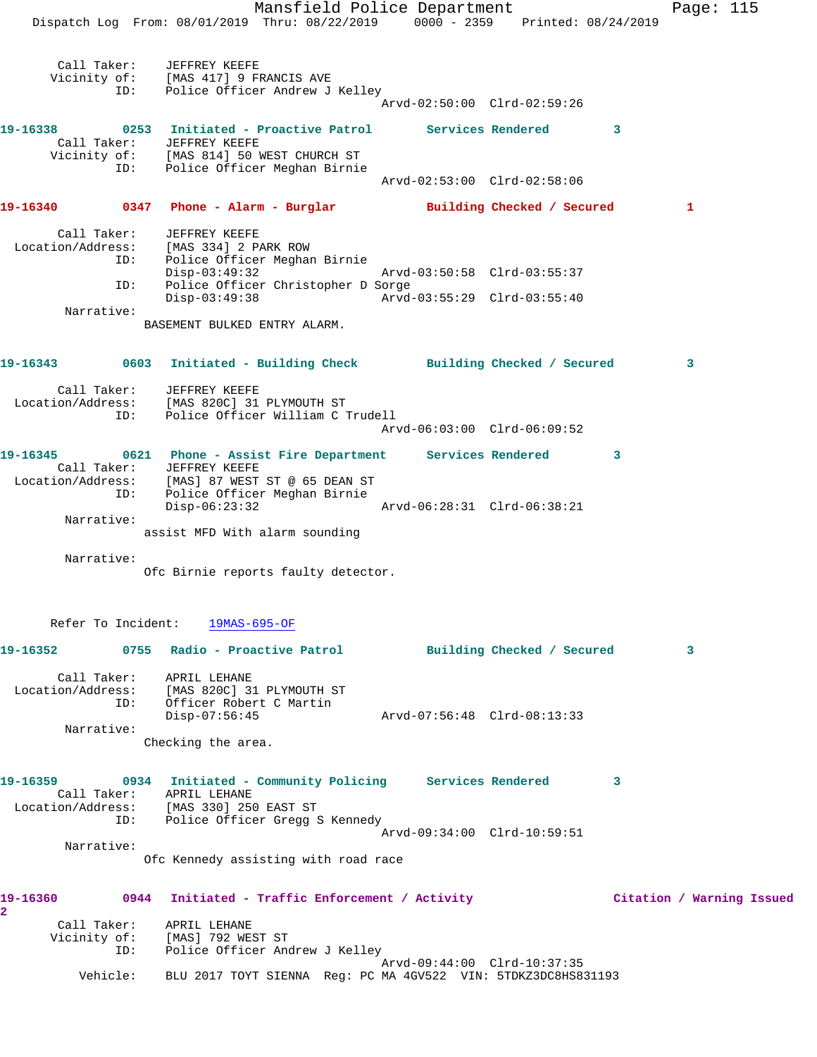```
    Call Taker:    JEFFREY KEEFE
    Vicinity of:   [MAS 417] 9 FRANCIS AVE
            ID:    Police Officer Andrew J Kelley
                                                Arvd-02:50:00  Clrd-02:59:26

19-16338        0253   Initiated - Proactive Patrol       Services Rendered         3
    Call Taker:    JEFFREY KEEFE
    Vicinity of:   [MAS 814] 50 WEST CHURCH ST
            ID:    Police Officer Meghan Birnie
                                                Arvd-02:53:00  Clrd-02:58:06

19-16340        0347   Phone - Alarm - Burglar            Building Checked / Secured         1

    Call Taker:    JEFFREY KEEFE
    Location/Address:  [MAS 334] 2 PARK ROW
            ID:    Police Officer Meghan Birnie
                   Disp-03:49:32                Arvd-03:50:58  Clrd-03:55:37
            ID:    Police Officer Christopher D Sorge
                   Disp-03:49:38                Arvd-03:55:29  Clrd-03:55:40
    Narrative:
                BASEMENT BULKED ENTRY ALARM.

19-16343        0603   Initiated - Building Check         Building Checked / Secured         3

    Call Taker:    JEFFREY KEEFE
    Location/Address:  [MAS 820C] 31 PLYMOUTH ST
            ID:    Police Officer William C Trudell
                                                Arvd-06:03:00  Clrd-06:09:52

19-16345        0621   Phone - Assist Fire Department     Services Rendered         3
    Call Taker:    JEFFREY KEEFE
    Location/Address:  [MAS] 87 WEST ST @ 65 DEAN ST
            ID:    Police Officer Meghan Birnie
                   Disp-06:23:32                Arvd-06:28:31  Clrd-06:38:21
    Narrative:
                assist MFD With alarm sounding

    Narrative:
                Ofc Birnie reports faulty detector.

    Refer To Incident:    19MAS-695-OF

19-16352        0755   Radio - Proactive Patrol           Building Checked / Secured         3

    Call Taker:    APRIL LEHANE
    Location/Address:  [MAS 820C] 31 PLYMOUTH ST
            ID:    Officer Robert C Martin
                   Disp-07:56:45                Arvd-07:56:48  Clrd-08:13:33
    Narrative:
                Checking the area.

19-16359        0934   Initiated - Community Policing     Services Rendered         3
    Call Taker:    APRIL LEHANE
    Location/Address:  [MAS 330] 250 EAST ST
            ID:    Police Officer Gregg S Kennedy
                                                Arvd-09:34:00  Clrd-10:59:51
    Narrative:
                Ofc Kennedy assisting with road race

19-16360        0944   Initiated - Traffic Enforcement / Activity              Citation / Warning Issued
2
    Call Taker:    APRIL LEHANE
    Vicinity of:   [MAS] 792 WEST ST
            ID:    Police Officer Andrew J Kelley
                                                Arvd-09:44:00  Clrd-10:37:35
       Vehicle:    BLU 2017 TOYT SIENNA  Reg: PC MA 4GV522  VIN: 5TDKZ3DC8HS831193
```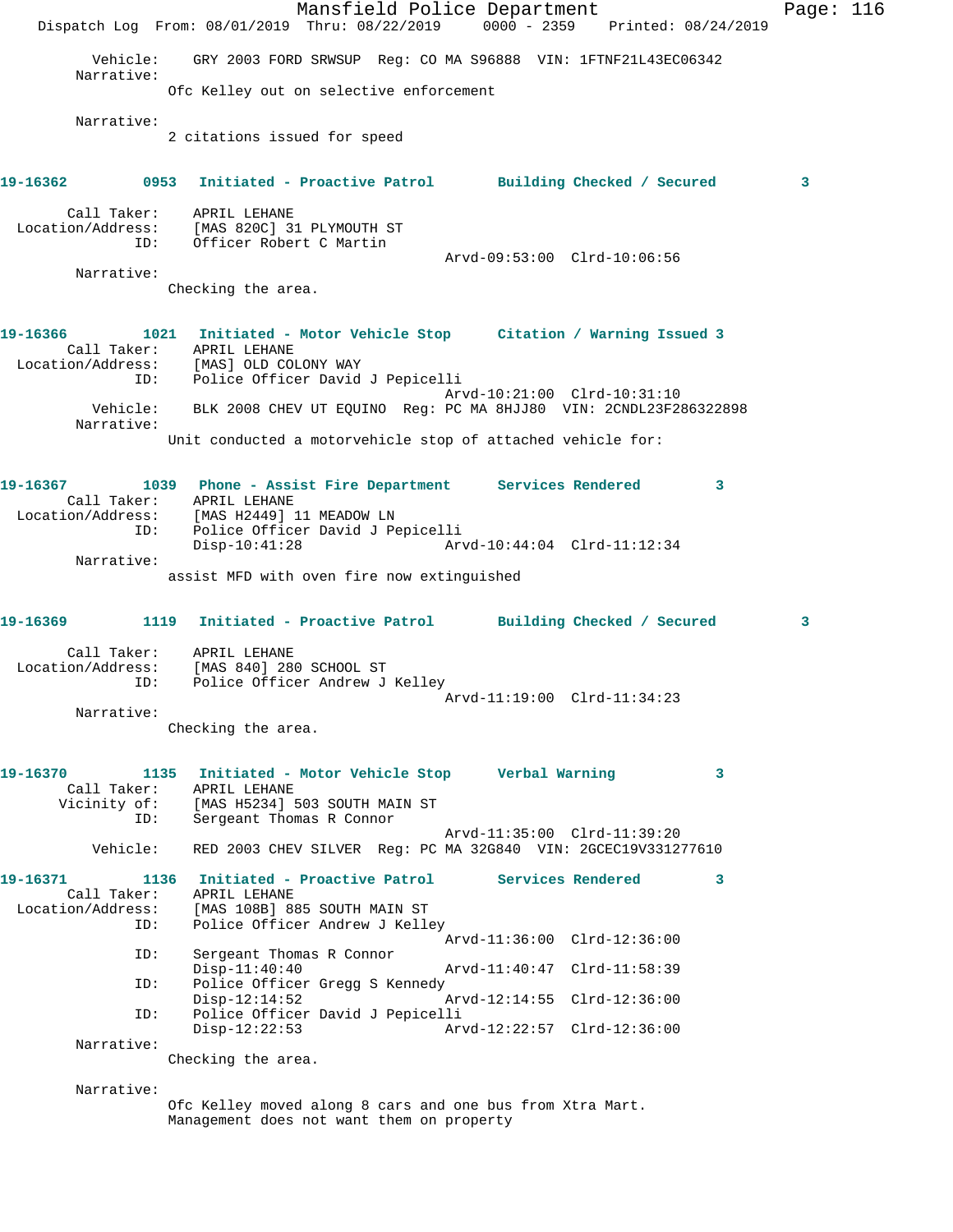Vehicle: GRY 2003 FORD SRWSUP Reg: CO MA S96888 VIN: 1FTNF21L43EC06342

Narrative:
Ofc Kelley out on selective enforcement

Narrative:
2 citations issued for speed

**19-16362 0953 Initiated - Proactive Patrol Building Checked / Secured 3**

Call Taker: APRIL LEHANE
Location/Address: [MAS 820C] 31 PLYMOUTH ST
ID: Officer Robert C Martin
Arvd-09:53:00 Clrd-10:06:56

Narrative:
Checking the area.

**19-16366 1021 Initiated - Motor Vehicle Stop Citation / Warning Issued 3**

Call Taker: APRIL LEHANE
Location/Address: [MAS] OLD COLONY WAY
ID: Police Officer David J Pepicelli
Arvd-10:21:00 Clrd-10:31:10
Vehicle: BLK 2008 CHEV UT EQUINO Reg: PC MA 8HJJ80 VIN: 2CNDL23F286322898

Narrative:
Unit conducted a motorvehicle stop of attached vehicle for:

**19-16367 1039 Phone - Assist Fire Department Services Rendered 3**

Call Taker: APRIL LEHANE
Location/Address: [MAS H2449] 11 MEADOW LN
ID: Police Officer David J Pepicelli
Disp-10:41:28 Arvd-10:44:04 Clrd-11:12:34

Narrative:
assist MFD with oven fire now extinguished

**19-16369 1119 Initiated - Proactive Patrol Building Checked / Secured 3**

Call Taker: APRIL LEHANE
Location/Address: [MAS 840] 280 SCHOOL ST
ID: Police Officer Andrew J Kelley
Arvd-11:19:00 Clrd-11:34:23

Narrative:
Checking the area.

**19-16370 1135 Initiated - Motor Vehicle Stop Verbal Warning 3**

Call Taker: APRIL LEHANE
Vicinity of: [MAS H5234] 503 SOUTH MAIN ST
ID: Sergeant Thomas R Connor
Arvd-11:35:00 Clrd-11:39:20
Vehicle: RED 2003 CHEV SILVER Reg: PC MA 32G840 VIN: 2GCEC19V331277610

**19-16371 1136 Initiated - Proactive Patrol Services Rendered 3**

Call Taker: APRIL LEHANE
Location/Address: [MAS 108B] 885 SOUTH MAIN ST
ID: Police Officer Andrew J Kelley
Arvd-11:36:00 Clrd-12:36:00
ID: Sergeant Thomas R Connor
Disp-11:40:40 Arvd-11:40:47 Clrd-11:58:39
ID: Police Officer Gregg S Kennedy
Disp-12:14:52 Arvd-12:14:55 Clrd-12:36:00
ID: Police Officer David J Pepicelli
Disp-12:22:53 Arvd-12:22:57 Clrd-12:36:00

Narrative:
Checking the area.

Narrative:
Ofc Kelley moved along 8 cars and one bus from Xtra Mart.
Management does not want them on property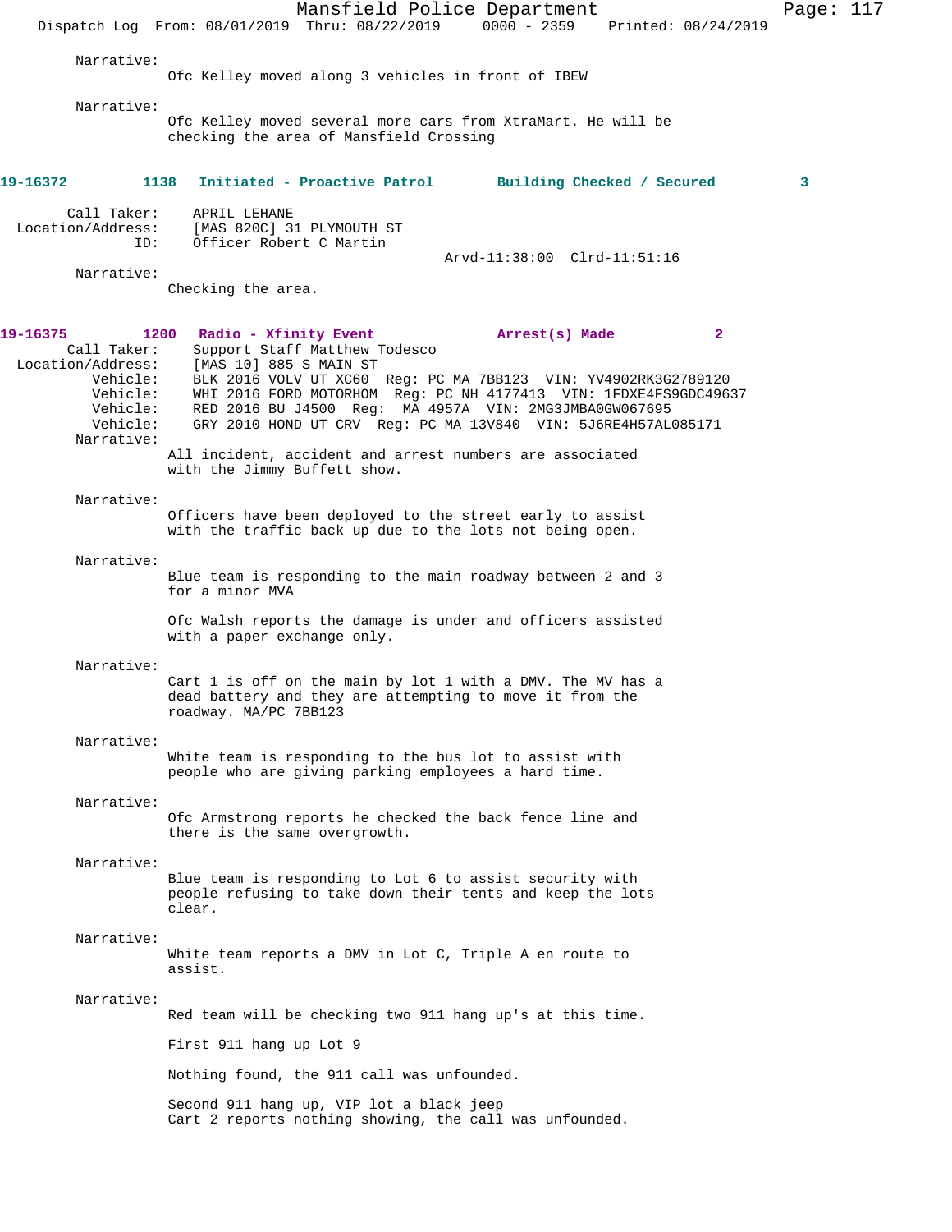Narrative:
Ofc Kelley moved along 3 vehicles in front of IBEW

Narrative:
Ofc Kelley moved several more cars from XtraMart. He will be checking the area of Mansfield Crossing

**19-16372 1138 Initiated - Proactive Patrol Building Checked / Secured 3**

Call Taker: APRIL LEHANE
Location/Address: [MAS 820C] 31 PLYMOUTH ST
ID: Officer Robert C Martin
Arvd-11:38:00 Clrd-11:51:16

Narrative:
Checking the area.

**19-16375 1200 Radio - Xfinity Event Arrest(s) Made 2**

Call Taker: Support Staff Matthew Todesco
Location/Address: [MAS 10] 885 S MAIN ST
Vehicle: BLK 2016 VOLV UT XC60 Reg: PC MA 7BB123 VIN: YV4902RK3G2789120
Vehicle: WHI 2016 FORD MOTORHOM Reg: PC NH 4177413 VIN: 1FDXE4FS9GDC49637
Vehicle: RED 2016 BU J4500 Reg: MA 4957A VIN: 2MG3JMBA0GW067695
Vehicle: GRY 2010 HOND UT CRV Reg: PC MA 13V840 VIN: 5J6RE4H57AL085171

Narrative:
All incident, accident and arrest numbers are associated with the Jimmy Buffett show.

Narrative:
Officers have been deployed to the street early to assist with the traffic back up due to the lots not being open.

Narrative:
Blue team is responding to the main roadway between 2 and 3 for a minor MVA

Ofc Walsh reports the damage is under and officers assisted with a paper exchange only.

Narrative:
Cart 1 is off on the main by lot 1 with a DMV. The MV has a dead battery and they are attempting to move it from the roadway. MA/PC 7BB123

Narrative:
White team is responding to the bus lot to assist with people who are giving parking employees a hard time.

Narrative:
Ofc Armstrong reports he checked the back fence line and there is the same overgrowth.

Narrative:
Blue team is responding to Lot 6 to assist security with people refusing to take down their tents and keep the lots clear.

Narrative:
White team reports a DMV in Lot C, Triple A en route to assist.

Narrative:
Red team will be checking two 911 hang up's at this time.

First 911 hang up Lot 9

Nothing found, the 911 call was unfounded.

Second 911 hang up, VIP lot a black jeep
Cart 2 reports nothing showing, the call was unfounded.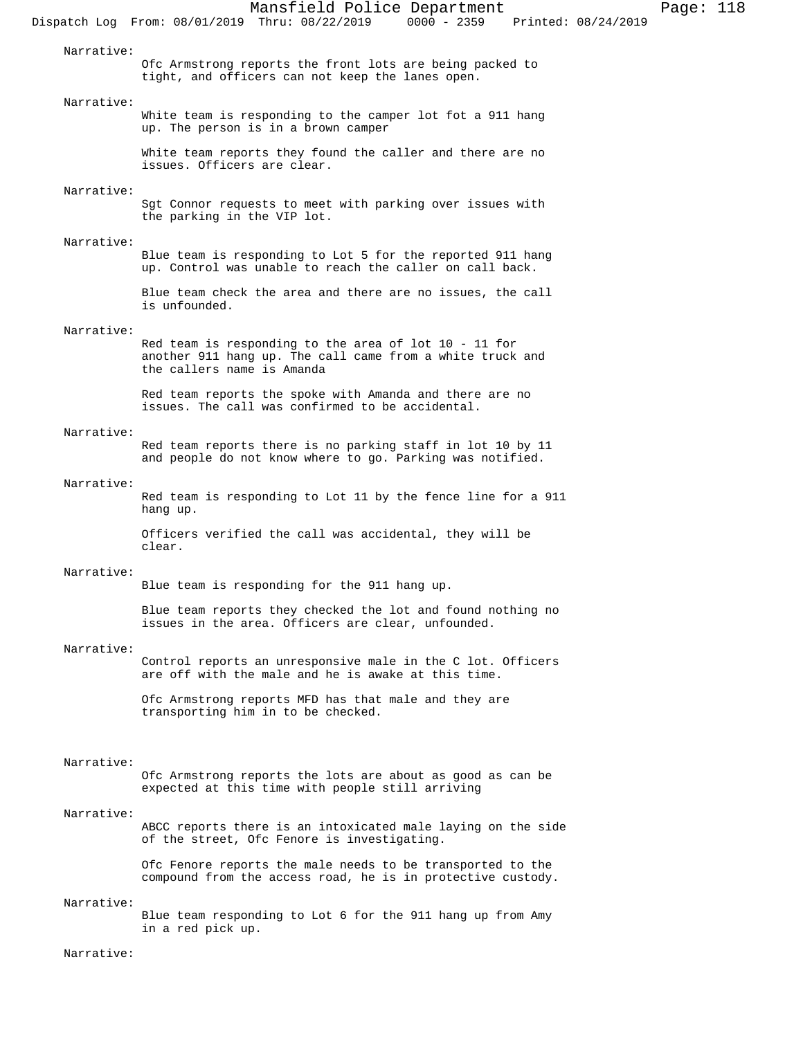Narrative:

Ofc Armstrong reports the front lots are being packed to tight, and officers can not keep the lanes open.

Narrative:

White team is responding to the camper lot fot a 911 hang up. The person is in a brown camper

White team reports they found the caller and there are no issues. Officers are clear.

Narrative:

Sgt Connor requests to meet with parking over issues with the parking in the VIP lot.

Narrative:

Blue team is responding to Lot 5 for the reported 911 hang up. Control was unable to reach the caller on call back.

Blue team check the area and there are no issues, the call is unfounded.

Narrative:

Red team is responding to the area of lot 10 - 11 for another 911 hang up. The call came from a white truck and the callers name is Amanda

Red team reports the spoke with Amanda and there are no issues. The call was confirmed to be accidental.

Narrative:

Red team reports there is no parking staff in lot 10 by 11 and people do not know where to go. Parking was notified.

Narrative:

Red team is responding to Lot 11 by the fence line for a 911 hang up.

Officers verified the call was accidental, they will be clear.

Narrative:

Blue team is responding for the 911 hang up.

Blue team reports they checked the lot and found nothing no issues in the area. Officers are clear, unfounded.

Narrative:

Control reports an unresponsive male in the C lot. Officers are off with the male and he is awake at this time.

Ofc Armstrong reports MFD has that male and they are transporting him in to be checked.

Narrative:

Ofc Armstrong reports the lots are about as good as can be expected at this time with people still arriving

Narrative:

ABCC reports there is an intoxicated male laying on the side of the street, Ofc Fenore is investigating.

Ofc Fenore reports the male needs to be transported to the compound from the access road, he is in protective custody.

Narrative:

Blue team responding to Lot 6 for the 911 hang up from Amy in a red pick up.

Narrative: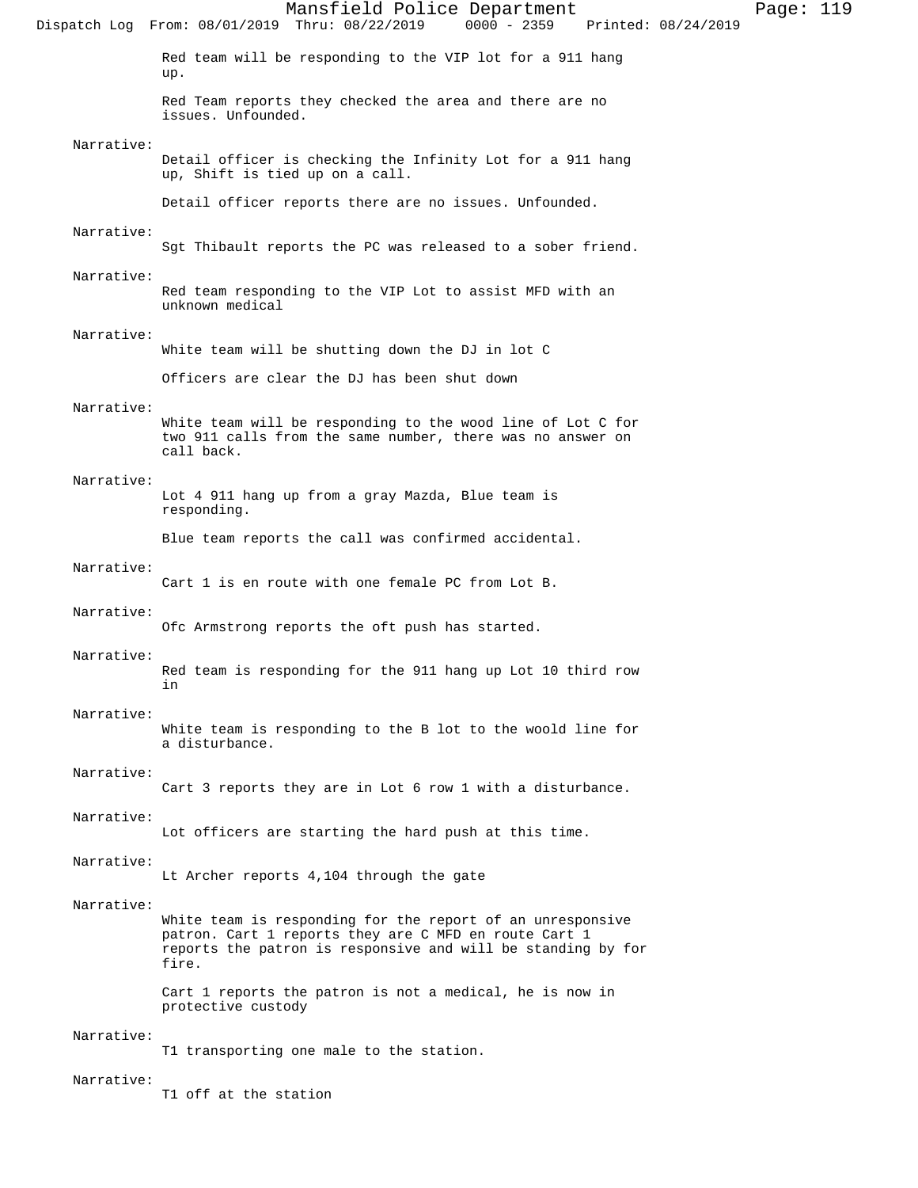Red team will be responding to the VIP lot for a 911 hang up.

Red Team reports they checked the area and there are no issues. Unfounded.

Narrative:
Detail officer is checking the Infinity Lot for a 911 hang up, Shift is tied up on a call.

Detail officer reports there are no issues. Unfounded.

Narrative:
Sgt Thibault reports the PC was released to a sober friend.

Narrative:
Red team responding to the VIP Lot to assist MFD with an unknown medical

Narrative:
White team will be shutting down the DJ in lot C

Officers are clear the DJ has been shut down

Narrative:
White team will be responding to the wood line of Lot C for two 911 calls from the same number, there was no answer on call back.

Narrative:
Lot 4 911 hang up from a gray Mazda, Blue team is responding.

Blue team reports the call was confirmed accidental.

Narrative:
Cart 1 is en route with one female PC from Lot B.

Narrative:
Ofc Armstrong reports the oft push has started.

Narrative:
Red team is responding for the 911 hang up Lot 10 third row in

Narrative:
White team is responding to the B lot to the woold line for a disturbance.

Narrative:
Cart 3 reports they are in Lot 6 row 1 with a disturbance.

Narrative:
Lot officers are starting the hard push at this time.

Narrative:
Lt Archer reports 4,104 through the gate

Narrative:
White team is responding for the report of an unresponsive patron. Cart 1 reports they are C MFD en route Cart 1 reports the patron is responsive and will be standing by for fire.

Cart 1 reports the patron is not a medical, he is now in protective custody

Narrative:
T1 transporting one male to the station.

Narrative:
T1 off at the station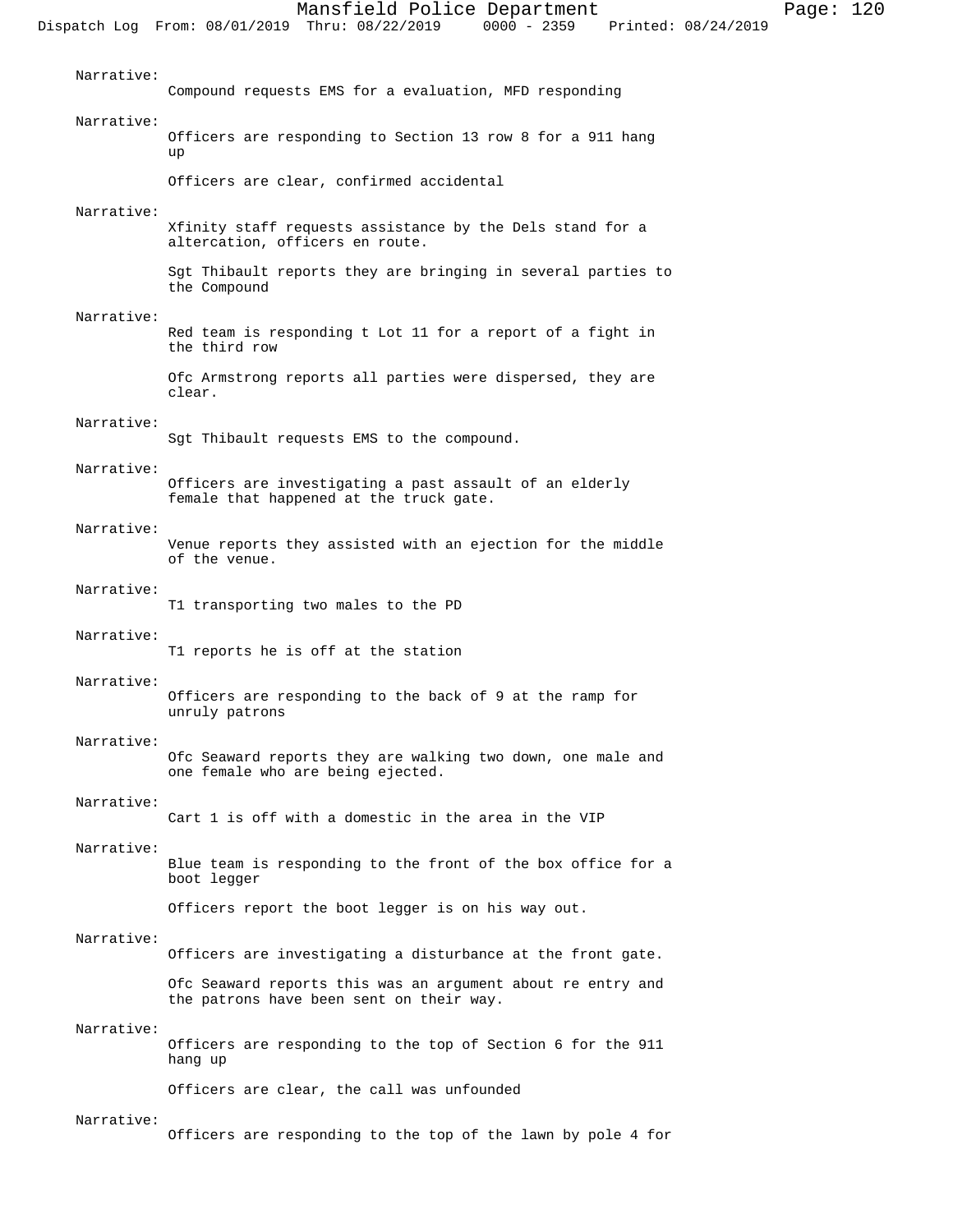Narrative:
Compound requests EMS for a evaluation, MFD responding

Narrative:
Officers are responding to Section 13 row 8 for a 911 hang up

Officers are clear, confirmed accidental

Narrative:
Xfinity staff requests assistance by the Dels stand for a altercation, officers en route.

Sgt Thibault reports they are bringing in several parties to the Compound

Narrative:
Red team is responding t Lot 11 for a report of a fight in the third row

Ofc Armstrong reports all parties were dispersed, they are clear.

Narrative:
Sgt Thibault requests EMS to the compound.

Narrative:
Officers are investigating a past assault of an elderly female that happened at the truck gate.

Narrative:
Venue reports they assisted with an ejection for the middle of the venue.

Narrative:
T1 transporting two males to the PD

Narrative:
T1 reports he is off at the station

Narrative:
Officers are responding to the back of 9 at the ramp for unruly patrons

Narrative:
Ofc Seaward reports they are walking two down, one male and one female who are being ejected.

Narrative:
Cart 1 is off with a domestic in the area in the VIP

Narrative:
Blue team is responding to the front of the box office for a boot legger

Officers report the boot legger is on his way out.

Narrative:
Officers are investigating a disturbance at the front gate.

Ofc Seaward reports this was an argument about re entry and the patrons have been sent on their way.

Narrative:
Officers are responding to the top of Section 6 for the 911 hang up

Officers are clear, the call was unfounded

Narrative:
Officers are responding to the top of the lawn by pole 4 for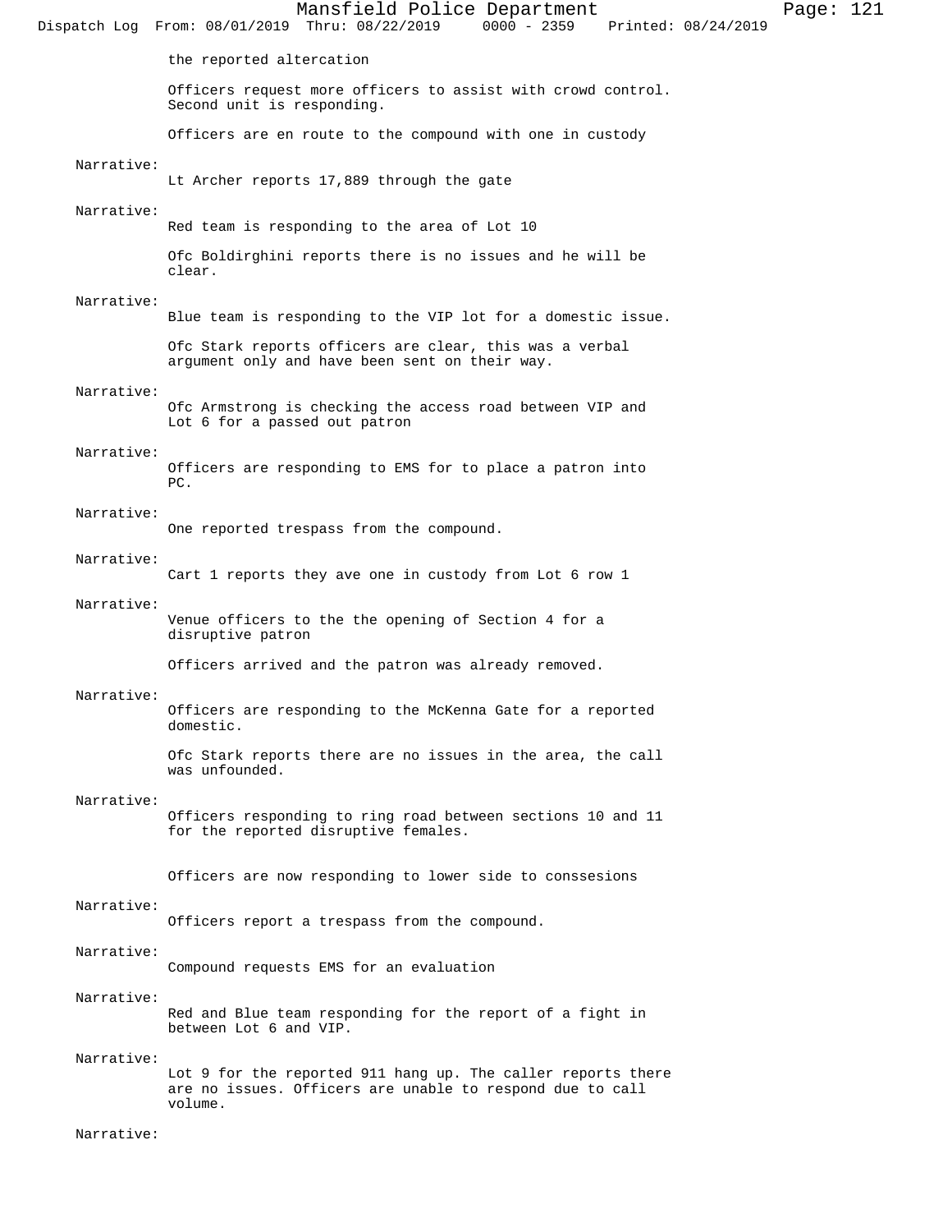the reported altercation

Officers request more officers to assist with crowd control. Second unit is responding.

Officers are en route to the compound with one in custody

Narrative:
Lt Archer reports 17,889 through the gate

Narrative:
Red team is responding to the area of Lot 10

Ofc Boldirghini reports there is no issues and he will be clear.

Narrative:
Blue team is responding to the VIP lot for a domestic issue.

Ofc Stark reports officers are clear, this was a verbal argument only and have been sent on their way.

Narrative:
Ofc Armstrong is checking the access road between VIP and Lot 6 for a passed out patron

Narrative:
Officers are responding to EMS for to place a patron into PC.

Narrative:
One reported trespass from the compound.

Narrative:
Cart 1 reports they ave one in custody from Lot 6 row 1

Narrative:
Venue officers to the the opening of Section 4 for a disruptive patron

Officers arrived and the patron was already removed.

Narrative:
Officers are responding to the McKenna Gate for a reported domestic.

Ofc Stark reports there are no issues in the area, the call was unfounded.

Narrative:
Officers responding to ring road between sections 10 and 11 for the reported disruptive females.

Officers are now responding to lower side to conssesions

Narrative:
Officers report a trespass from the compound.

Narrative:
Compound requests EMS for an evaluation

Narrative:
Red and Blue team responding for the report of a fight in between Lot 6 and VIP.

Narrative:
Lot 9 for the reported 911 hang up. The caller reports there are no issues. Officers are unable to respond due to call volume.

Narrative: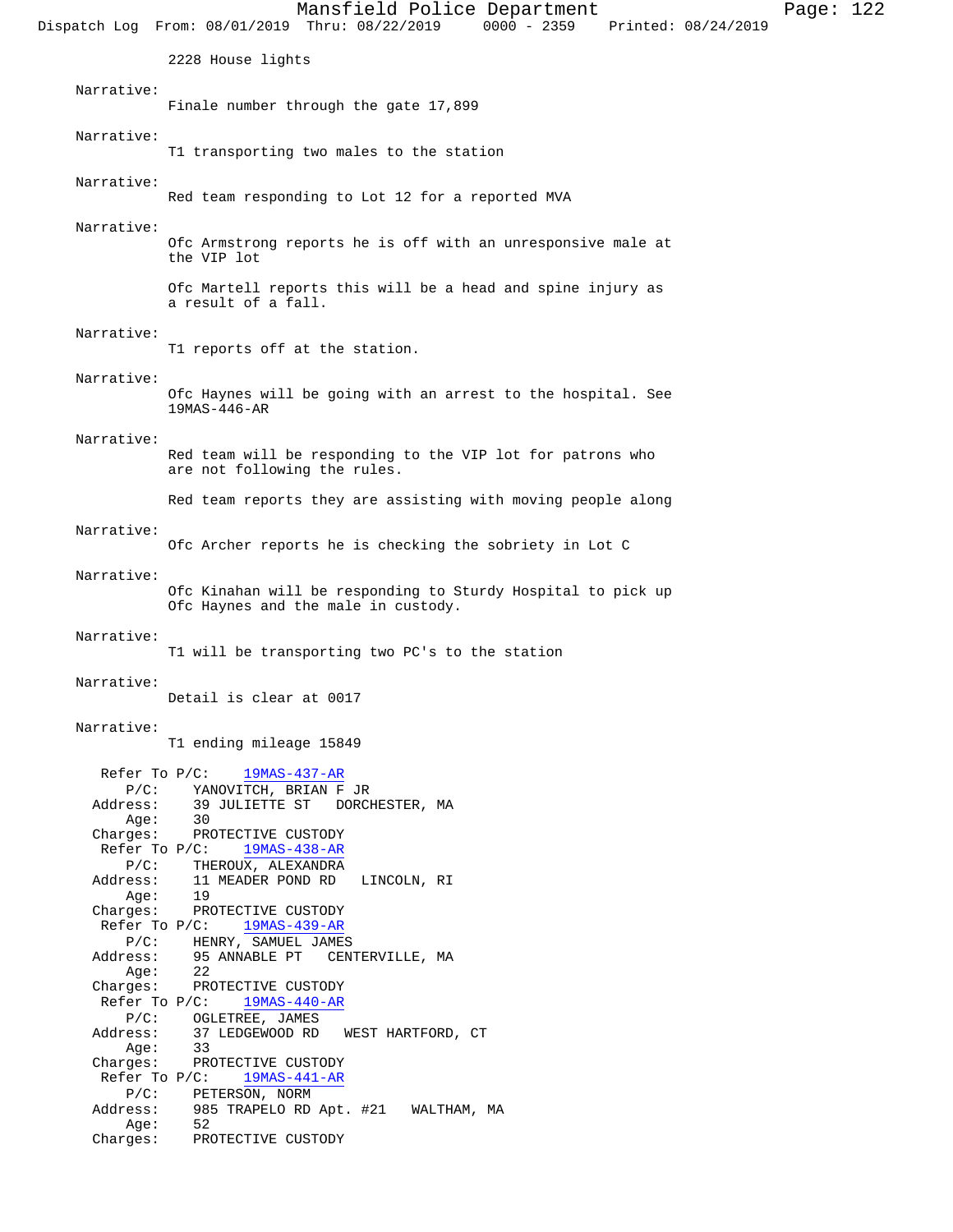2228 House lights

Narrative:
Finale number through the gate 17,899

Narrative:
T1 transporting two males to the station

Narrative:
Red team responding to Lot 12 for a reported MVA

Narrative:
Ofc Armstrong reports he is off with an unresponsive male at the VIP lot

Ofc Martell reports this will be a head and spine injury as a result of a fall.

Narrative:
T1 reports off at the station.

Narrative:
Ofc Haynes will be going with an arrest to the hospital. See 19MAS-446-AR

Narrative:
Red team will be responding to the VIP lot for patrons who are not following the rules.

Red team reports they are assisting with moving people along

Narrative:
Ofc Archer reports he is checking the sobriety in Lot C

Narrative:
Ofc Kinahan will be responding to Sturdy Hospital to pick up Ofc Haynes and the male in custody.

Narrative:
T1 will be transporting two PC's to the station

Narrative:
Detail is clear at 0017

Narrative:
T1 ending mileage 15849

Refer To P/C: 19MAS-437-AR
P/C: YANOVITCH, BRIAN F JR
Address: 39 JULIETTE ST DORCHESTER, MA
Age: 30
Charges: PROTECTIVE CUSTODY

Refer To P/C: 19MAS-438-AR
P/C: THEROUX, ALEXANDRA
Address: 11 MEADER POND RD LINCOLN, RI
Age: 19
Charges: PROTECTIVE CUSTODY

Refer To P/C: 19MAS-439-AR
P/C: HENRY, SAMUEL JAMES
Address: 95 ANNABLE PT CENTERVILLE, MA
Age: 22
Charges: PROTECTIVE CUSTODY

Refer To P/C: 19MAS-440-AR
P/C: OGLETREE, JAMES
Address: 37 LEDGEWOOD RD WEST HARTFORD, CT
Age: 33
Charges: PROTECTIVE CUSTODY

Refer To P/C: 19MAS-441-AR
P/C: PETERSON, NORM
Address: 985 TRAPELO RD Apt. #21 WALTHAM, MA
Age: 52
Charges: PROTECTIVE CUSTODY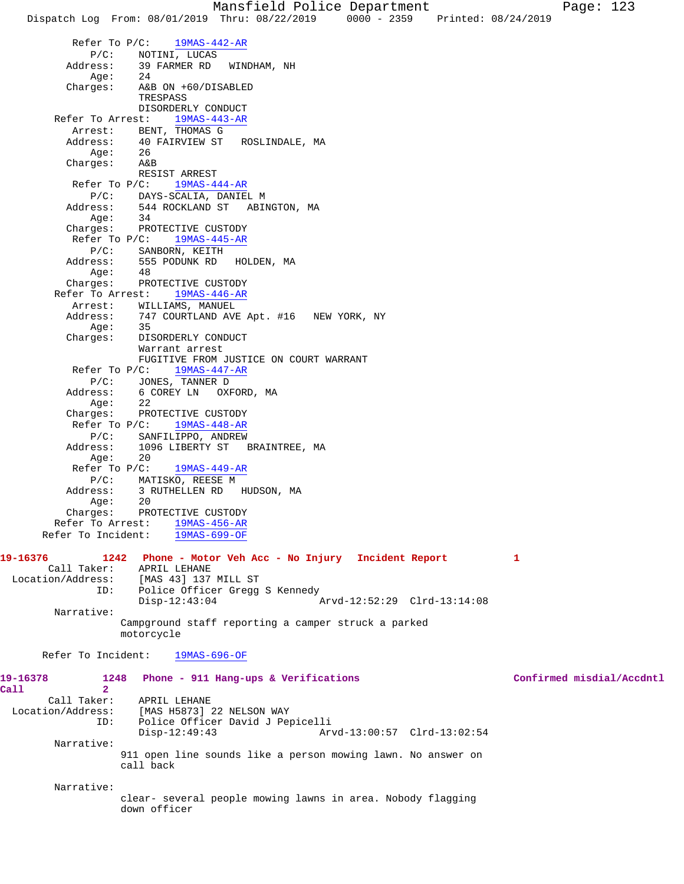Refer To P/C: 19MAS-442-AR
P/C: NOTINI, LUCAS
Address: 39 FARMER RD WINDHAM, NH
Age: 24
Charges: A&B ON +60/DISABLED
TRESPASS
DISORDERLY CONDUCT

Refer To Arrest: 19MAS-443-AR
Arrest: BENT, THOMAS G
Address: 40 FAIRVIEW ST ROSLINDALE, MA
Age: 26
Charges: A&B
RESIST ARREST

Refer To P/C: 19MAS-444-AR
P/C: DAYS-SCALIA, DANIEL M
Address: 544 ROCKLAND ST ABINGTON, MA
Age: 34
Charges: PROTECTIVE CUSTODY

Refer To P/C: 19MAS-445-AR
P/C: SANBORN, KEITH
Address: 555 PODUNK RD HOLDEN, MA
Age: 48
Charges: PROTECTIVE CUSTODY

Refer To Arrest: 19MAS-446-AR
Arrest: WILLIAMS, MANUEL
Address: 747 COURTLAND AVE Apt. #16 NEW YORK, NY
Age: 35
Charges: DISORDERLY CONDUCT
Warrant arrest
FUGITIVE FROM JUSTICE ON COURT WARRANT

Refer To P/C: 19MAS-447-AR
P/C: JONES, TANNER D
Address: 6 COREY LN OXFORD, MA
Age: 22
Charges: PROTECTIVE CUSTODY

Refer To P/C: 19MAS-448-AR
P/C: SANFILIPPO, ANDREW
Address: 1096 LIBERTY ST BRAINTREE, MA
Age: 20

Refer To P/C: 19MAS-449-AR
P/C: MATISKO, REESE M
Address: 3 RUTHELLEN RD HUDSON, MA
Age: 20
Charges: PROTECTIVE CUSTODY

Refer To Arrest: 19MAS-456-AR
Refer To Incident: 19MAS-699-OF

**19-16376 1242 Phone - Motor Veh Acc - No Injury Incident Report 1**

Call Taker: APRIL LEHANE
Location/Address: [MAS 43] 137 MILL ST
ID: Police Officer Gregg S Kennedy
Disp-12:43:04 Arvd-12:52:29 Clrd-13:14:08

Narrative:
Campground staff reporting a camper struck a parked motorcycle

Refer To Incident: 19MAS-696-OF

**19-16378 1248 Phone - 911 Hang-ups & Verifications Confirmed misdial/Accdntl Call 2**

Call Taker: APRIL LEHANE
Location/Address: [MAS H5873] 22 NELSON WAY
ID: Police Officer David J Pepicelli
Disp-12:49:43 Arvd-13:00:57 Clrd-13:02:54

Narrative:
911 open line sounds like a person mowing lawn. No answer on call back

Narrative:
clear- several people mowing lawns in area. Nobody flagging down officer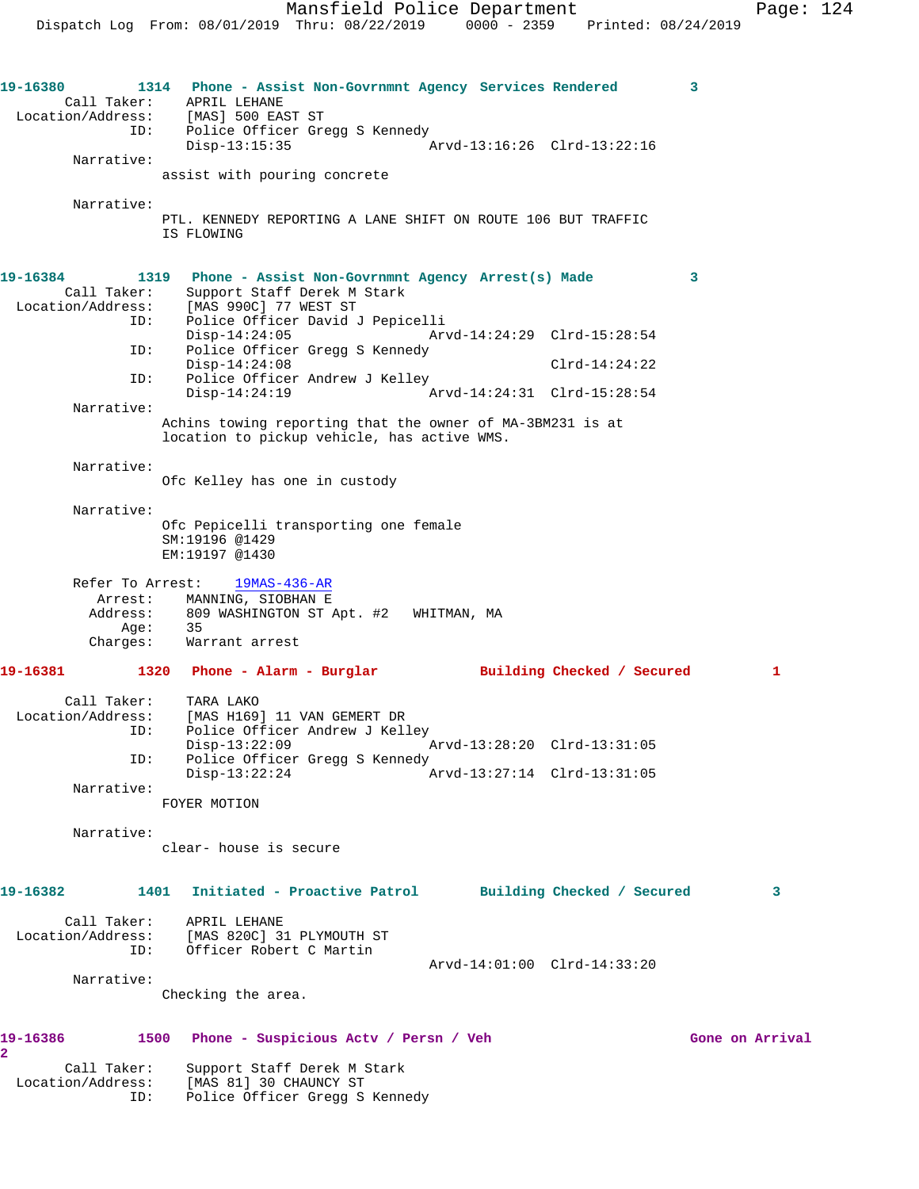19-16380 1314 Phone - Assist Non-Govrnmnt Agency Services Rendered 3

```
        Call Taker:    APRIL LEHANE
  Location/Address:    [MAS] 500 EAST ST
                ID:    Police Officer Gregg S Kennedy
                       Disp-13:15:35              Arvd-13:16:26  Clrd-13:22:16
         Narrative:
                      assist with pouring concrete

         Narrative:
                      PTL. KENNEDY REPORTING A LANE SHIFT ON ROUTE 106 BUT TRAFFIC
                      IS FLOWING
```

19-16384 1319 Phone - Assist Non-Govrnmnt Agency Arrest(s) Made 3

```
        Call Taker:    Support Staff Derek M Stark
  Location/Address:    [MAS 990C] 77 WEST ST
                ID:    Police Officer David J Pepicelli
                       Disp-14:24:05              Arvd-14:24:29  Clrd-15:28:54
                ID:    Police Officer Gregg S Kennedy
                       Disp-14:24:08                             Clrd-14:24:22
                ID:    Police Officer Andrew J Kelley
                       Disp-14:24:19              Arvd-14:24:31  Clrd-15:28:54
         Narrative:
                      Achins towing reporting that the owner of MA-3BM231 is at
                      location to pickup vehicle, has active WMS.

         Narrative:
                      Ofc Kelley has one in custody

         Narrative:
                      Ofc Pepicelli transporting one female
                      SM:19196 @1429
                      EM:19197 @1430

         Refer To Arrest:    19MAS-436-AR
             Arrest:    MANNING, SIOBHAN E
            Address:    809 WASHINGTON ST Apt. #2   WHITMAN, MA
                Age:    35
            Charges:    Warrant arrest
```

19-16381 1320 Phone - Alarm - Burglar Building Checked / Secured 1

```
        Call Taker:    TARA LAKO
  Location/Address:    [MAS H169] 11 VAN GEMERT DR
                ID:    Police Officer Andrew J Kelley
                       Disp-13:22:09              Arvd-13:28:20  Clrd-13:31:05
                ID:    Police Officer Gregg S Kennedy
                       Disp-13:22:24              Arvd-13:27:14  Clrd-13:31:05
         Narrative:
                      FOYER MOTION

         Narrative:
                      clear- house is secure
```

19-16382 1401 Initiated - Proactive Patrol Building Checked / Secured 3

```
        Call Taker:    APRIL LEHANE
  Location/Address:    [MAS 820C] 31 PLYMOUTH ST
                ID:    Officer Robert C Martin
                                                  Arvd-14:01:00  Clrd-14:33:20
         Narrative:
                      Checking the area.
```

19-16386 1500 Phone - Suspicious Actv / Persn / Veh Gone on Arrival 2

```
        Call Taker:    Support Staff Derek M Stark
  Location/Address:    [MAS 81] 30 CHAUNCY ST
                ID:    Police Officer Gregg S Kennedy
```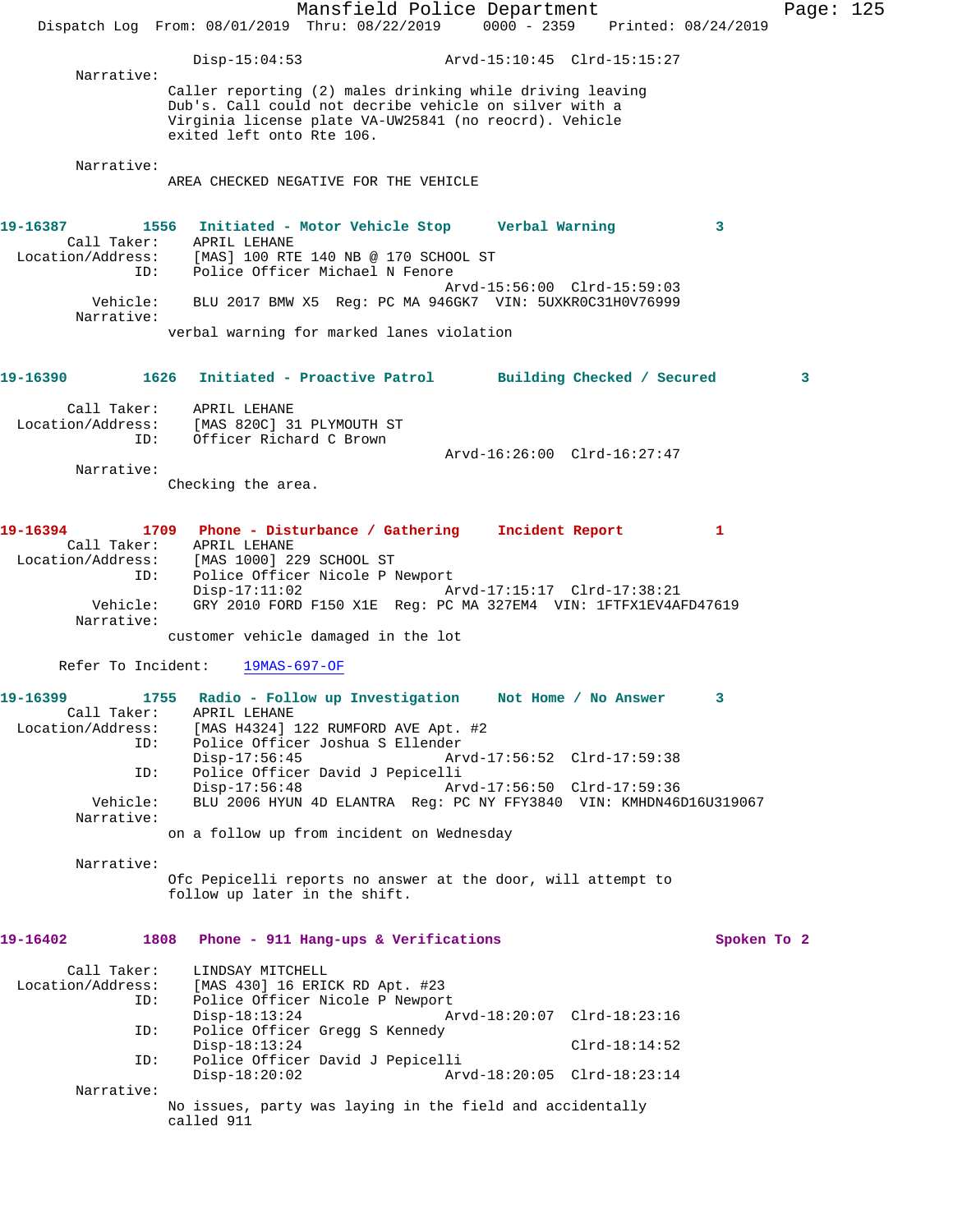Disp-15:04:53 Arvd-15:10:45 Clrd-15:15:27

Narrative:
Caller reporting (2) males drinking while driving leaving Dub's. Call could not decribe vehicle on silver with a Virginia license plate VA-UW25841 (no reocrd). Vehicle exited left onto Rte 106.

Narrative:
AREA CHECKED NEGATIVE FOR THE VEHICLE

**19-16387** 1556 **Initiated - Motor Vehicle Stop** **Verbal Warning** 3

Call Taker: APRIL LEHANE
Location/Address: [MAS] 100 RTE 140 NB @ 170 SCHOOL ST
ID: Police Officer Michael N Fenore
Arvd-15:56:00 Clrd-15:59:03
Vehicle: BLU 2017 BMW X5 Reg: PC MA 946GK7 VIN: 5UXKR0C31H0V76999
Narrative:
verbal warning for marked lanes violation

**19-16390** 1626 **Initiated - Proactive Patrol** **Building Checked / Secured** 3

Call Taker: APRIL LEHANE
Location/Address: [MAS 820C] 31 PLYMOUTH ST
ID: Officer Richard C Brown
Arvd-16:26:00 Clrd-16:27:47
Narrative:
Checking the area.

**19-16394** 1709 **Phone - Disturbance / Gathering** **Incident Report** 1

Call Taker: APRIL LEHANE
Location/Address: [MAS 1000] 229 SCHOOL ST
ID: Police Officer Nicole P Newport
Disp-17:11:02 Arvd-17:15:17 Clrd-17:38:21
Vehicle: GRY 2010 FORD F150 X1E Reg: PC MA 327EM4 VIN: 1FTFX1EV4AFD47619
Narrative:
customer vehicle damaged in the lot

Refer To Incident: 19MAS-697-OF

**19-16399** 1755 **Radio - Follow up Investigation** **Not Home / No Answer** 3

Call Taker: APRIL LEHANE
Location/Address: [MAS H4324] 122 RUMFORD AVE Apt. #2
ID: Police Officer Joshua S Ellender
Disp-17:56:45 Arvd-17:56:52 Clrd-17:59:38
ID: Police Officer David J Pepicelli
Disp-17:56:48 Arvd-17:56:50 Clrd-17:59:36
Vehicle: BLU 2006 HYUN 4D ELANTRA Reg: PC NY FFY3840 VIN: KMHDN46D16U319067
Narrative:
on a follow up from incident on Wednesday

Narrative:
Ofc Pepicelli reports no answer at the door, will attempt to follow up later in the shift.

**19-16402** 1808 **Phone - 911 Hang-ups & Verifications** **Spoken To** 2

Call Taker: LINDSAY MITCHELL
Location/Address: [MAS 430] 16 ERICK RD Apt. #23
ID: Police Officer Nicole P Newport
Disp-18:13:24 Arvd-18:20:07 Clrd-18:23:16
ID: Police Officer Gregg S Kennedy
Disp-18:13:24 Clrd-18:14:52
ID: Police Officer David J Pepicelli
Disp-18:20:02 Arvd-18:20:05 Clrd-18:23:14
Narrative:
No issues, party was laying in the field and accidentally called 911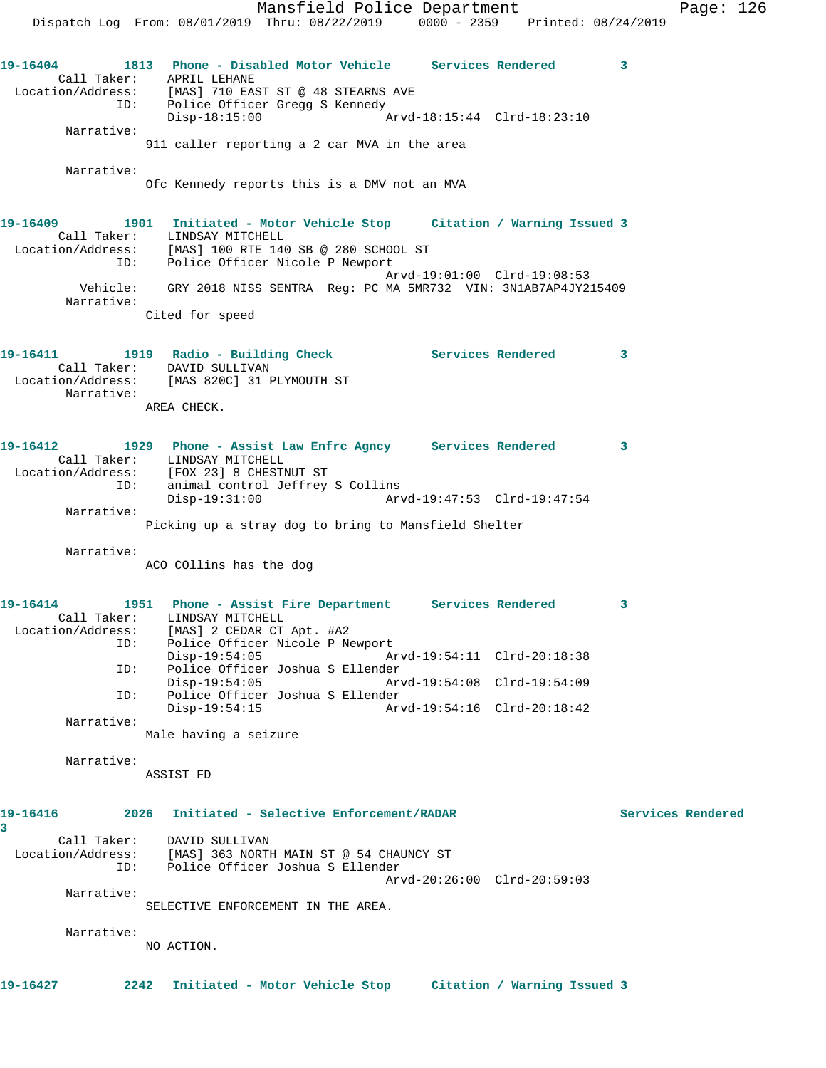**19-16404** 1813 **Phone - Disabled Motor Vehicle** **Services Rendered** 3

Call Taker: APRIL LEHANE
Location/Address: [MAS] 710 EAST ST @ 48 STEARNS AVE
ID: Police Officer Gregg S Kennedy
Disp-18:15:00 Arvd-18:15:44 Clrd-18:23:10

Narrative:
911 caller reporting a 2 car MVA in the area

Narrative:
Ofc Kennedy reports this is a DMV not an MVA

**19-16409** 1901 **Initiated - Motor Vehicle Stop** **Citation / Warning Issued** 3

Call Taker: LINDSAY MITCHELL
Location/Address: [MAS] 100 RTE 140 SB @ 280 SCHOOL ST
ID: Police Officer Nicole P Newport
Arvd-19:01:00 Clrd-19:08:53
Vehicle: GRY 2018 NISS SENTRA Reg: PC MA 5MR732 VIN: 3N1AB7AP4JY215409

Narrative:
Cited for speed

**19-16411** 1919 **Radio - Building Check** **Services Rendered** 3

Call Taker: DAVID SULLIVAN
Location/Address: [MAS 820C] 31 PLYMOUTH ST

Narrative:
AREA CHECK.

**19-16412** 1929 **Phone - Assist Law Enfrc Agncy** **Services Rendered** 3

Call Taker: LINDSAY MITCHELL
Location/Address: [FOX 23] 8 CHESTNUT ST
ID: animal control Jeffrey S Collins
Disp-19:31:00 Arvd-19:47:53 Clrd-19:47:54

Narrative:
Picking up a stray dog to bring to Mansfield Shelter

Narrative:
ACO COllins has the dog

**19-16414** 1951 **Phone - Assist Fire Department** **Services Rendered** 3

Call Taker: LINDSAY MITCHELL
Location/Address: [MAS] 2 CEDAR CT Apt. #A2
ID: Police Officer Nicole P Newport
Disp-19:54:05 Arvd-19:54:11 Clrd-20:18:38
ID: Police Officer Joshua S Ellender
Disp-19:54:05 Arvd-19:54:08 Clrd-19:54:09
ID: Police Officer Joshua S Ellender
Disp-19:54:15 Arvd-19:54:16 Clrd-20:18:42

Narrative:
Male having a seizure

Narrative:
ASSIST FD

**19-16416** 2026 **Initiated - Selective Enforcement/RADAR** **Services Rendered** 3

Call Taker: DAVID SULLIVAN
Location/Address: [MAS] 363 NORTH MAIN ST @ 54 CHAUNCY ST
ID: Police Officer Joshua S Ellender
Arvd-20:26:00 Clrd-20:59:03

Narrative:
SELECTIVE ENFORCEMENT IN THE AREA.

Narrative:
NO ACTION.

**19-16427** 2242 **Initiated - Motor Vehicle Stop** **Citation / Warning Issued** 3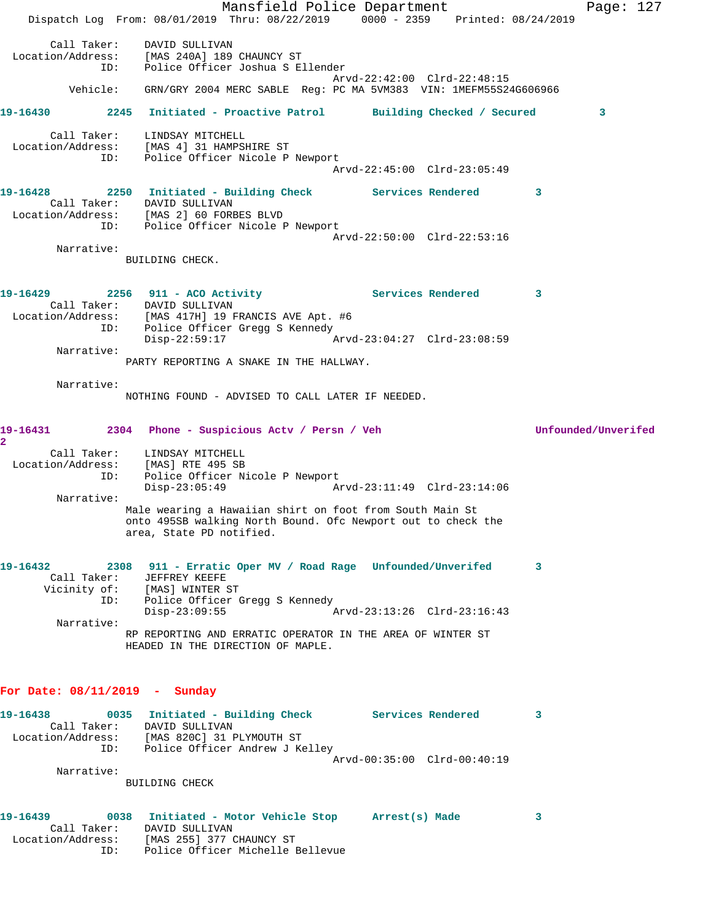Call Taker: DAVID SULLIVAN
Location/Address: [MAS 240A] 189 CHAUNCY ST
ID: Police Officer Joshua S Ellender
Arvd-22:42:00 Clrd-22:48:15
Vehicle: GRN/GRY 2004 MERC SABLE Reg: PC MA 5VM383 VIN: 1MEFM55S24G606966

**19-16430 2245 Initiated - Proactive Patrol Building Checked / Secured 3**

Call Taker: LINDSAY MITCHELL
Location/Address: [MAS 4] 31 HAMPSHIRE ST
ID: Police Officer Nicole P Newport
Arvd-22:45:00 Clrd-23:05:49

**19-16428 2250 Initiated - Building Check Services Rendered 3**

Call Taker: DAVID SULLIVAN
Location/Address: [MAS 2] 60 FORBES BLVD
ID: Police Officer Nicole P Newport
Arvd-22:50:00 Clrd-22:53:16
Narrative:
BUILDING CHECK.

**19-16429 2256 911 - ACO Activity Services Rendered 3**

Call Taker: DAVID SULLIVAN
Location/Address: [MAS 417H] 19 FRANCIS AVE Apt. #6
ID: Police Officer Gregg S Kennedy
Disp-22:59:17 Arvd-23:04:27 Clrd-23:08:59
Narrative:
PARTY REPORTING A SNAKE IN THE HALLWAY.

Narrative:
NOTHING FOUND - ADVISED TO CALL LATER IF NEEDED.

**19-16431 2304 Phone - Suspicious Actv / Persn / Veh Unfounded/Unverifed 2**

Call Taker: LINDSAY MITCHELL
Location/Address: [MAS] RTE 495 SB
ID: Police Officer Nicole P Newport
Disp-23:05:49 Arvd-23:11:49 Clrd-23:14:06
Narrative:
Male wearing a Hawaiian shirt on foot from South Main St onto 495SB walking North Bound. Ofc Newport out to check the area, State PD notified.

**19-16432 2308 911 - Erratic Oper MV / Road Rage Unfounded/Unverifed 3**

Call Taker: JEFFREY KEEFE
Vicinity of: [MAS] WINTER ST
ID: Police Officer Gregg S Kennedy
Disp-23:09:55 Arvd-23:13:26 Clrd-23:16:43
Narrative:
RP REPORTING AND ERRATIC OPERATOR IN THE AREA OF WINTER ST HEADED IN THE DIRECTION OF MAPLE.

## For Date: 08/11/2019 - Sunday

**19-16438 0035 Initiated - Building Check Services Rendered 3**

Call Taker: DAVID SULLIVAN
Location/Address: [MAS 820C] 31 PLYMOUTH ST
ID: Police Officer Andrew J Kelley
Arvd-00:35:00 Clrd-00:40:19
Narrative:
BUILDING CHECK

**19-16439 0038 Initiated - Motor Vehicle Stop Arrest(s) Made 3**

Call Taker: DAVID SULLIVAN
Location/Address: [MAS 255] 377 CHAUNCY ST
ID: Police Officer Michelle Bellevue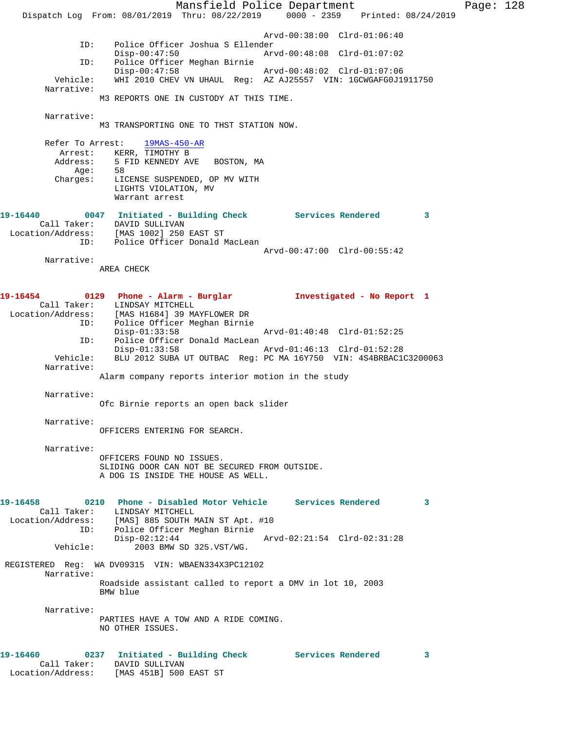```
                              Arvd-00:38:00  Clrd-01:06:40
            ID:     Police Officer Joshua S Ellender
                    Disp-00:47:50             Arvd-00:48:08  Clrd-01:07:02
            ID:     Police Officer Meghan Birnie
                    Disp-00:47:58             Arvd-00:48:02  Clrd-01:07:06
       Vehicle:     WHI 2010 CHEV VN UHAUL  Reg:  AZ AJ25557  VIN: 1GCWGAFG0J1911750
     Narrative:
                 M3 REPORTS ONE IN CUSTODY AT THIS TIME.

     Narrative:
                 M3 TRANSPORTING ONE TO THST STATION NOW.

     Refer To Arrest:    19MAS-450-AR
        Arrest:     KERR, TIMOTHY B
       Address:     5 FID KENNEDY AVE   BOSTON, MA
           Age:     58
       Charges:     LICENSE SUSPENDED, OP MV WITH
                    LIGHTS VIOLATION, MV
                    Warrant arrest

19-16440        0047  Initiated - Building Check        Services Rendered        3
     Call Taker:    DAVID SULLIVAN
  Location/Address: [MAS 1002] 250 EAST ST
            ID:     Police Officer Donald MacLean
                                              Arvd-00:47:00  Clrd-00:55:42
     Narrative:
                 AREA CHECK

19-16454        0129  Phone - Alarm - Burglar           Investigated - No Report  1
     Call Taker:    LINDSAY MITCHELL
  Location/Address: [MAS H1684] 39 MAYFLOWER DR
            ID:     Police Officer Meghan Birnie
                    Disp-01:33:58             Arvd-01:40:48  Clrd-01:52:25
            ID:     Police Officer Donald MacLean
                    Disp-01:33:58             Arvd-01:46:13  Clrd-01:52:28
       Vehicle:     BLU 2012 SUBA UT OUTBAC  Reg: PC MA 16Y750  VIN: 4S4BRBAC1C3200063
     Narrative:
                 Alarm company reports interior motion in the study

     Narrative:
                 Ofc Birnie reports an open back slider

     Narrative:
                 OFFICERS ENTERING FOR SEARCH.

     Narrative:
                 OFFICERS FOUND NO ISSUES.
                 SLIDING DOOR CAN NOT BE SECURED FROM OUTSIDE.
                 A DOG IS INSIDE THE HOUSE AS WELL.

19-16458        0210  Phone - Disabled Motor Vehicle    Services Rendered        3
     Call Taker:    LINDSAY MITCHELL
  Location/Address: [MAS] 885 SOUTH MAIN ST Apt. #10
            ID:     Police Officer Meghan Birnie
                    Disp-02:12:44             Arvd-02:21:54  Clrd-02:31:28
       Vehicle:        2003 BMW SD 325.VST/WG.

 REGISTERED  Reg:  WA DV09315  VIN: WBAEN334X3PC12102
     Narrative:
                 Roadside assistant called to report a DMV in lot 10, 2003
                 BMW blue

     Narrative:
                 PARTIES HAVE A TOW AND A RIDE COMING.
                 NO OTHER ISSUES.

19-16460        0237  Initiated - Building Check        Services Rendered        3
     Call Taker:    DAVID SULLIVAN
  Location/Address: [MAS 451B] 500 EAST ST
```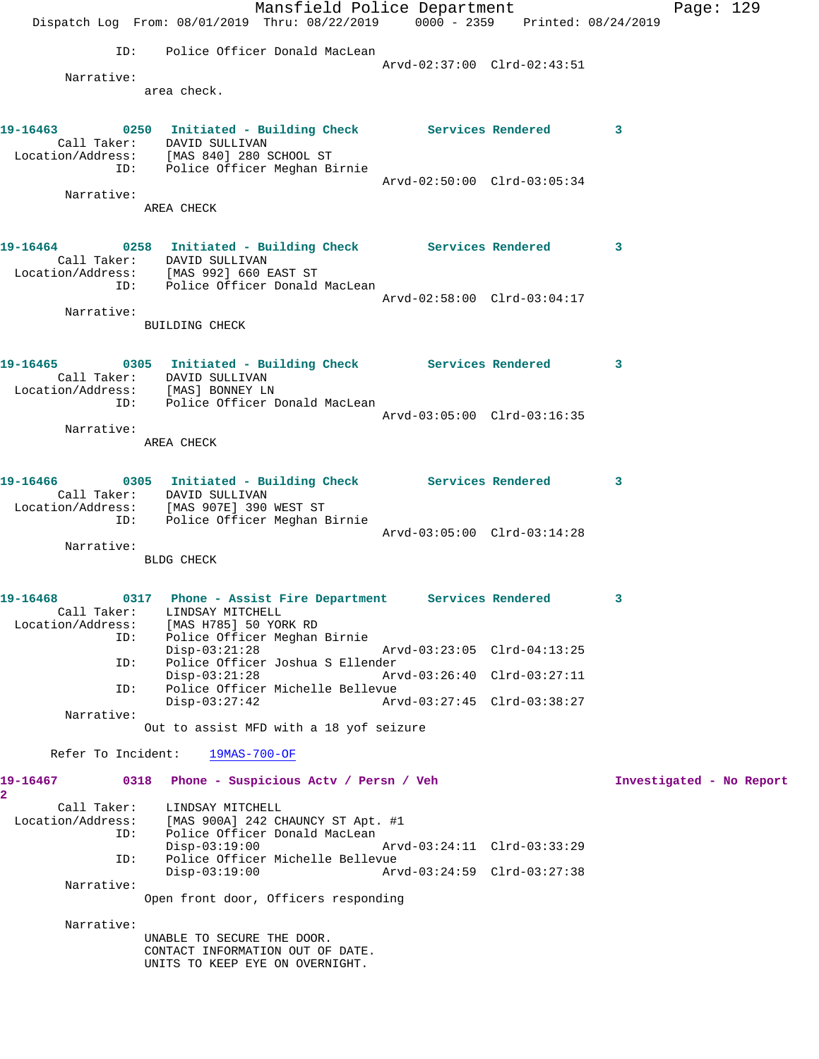ID: Police Officer Donald MacLean
Arvd-02:37:00 Clrd-02:43:51

Narrative:
area check.

**19-16463 0250 Initiated - Building Check Services Rendered 3**

Call Taker: DAVID SULLIVAN
Location/Address: [MAS 840] 280 SCHOOL ST
ID: Police Officer Meghan Birnie
Arvd-02:50:00 Clrd-03:05:34

Narrative:
AREA CHECK

**19-16464 0258 Initiated - Building Check Services Rendered 3**

Call Taker: DAVID SULLIVAN
Location/Address: [MAS 992] 660 EAST ST
ID: Police Officer Donald MacLean
Arvd-02:58:00 Clrd-03:04:17

Narrative:
BUILDING CHECK

**19-16465 0305 Initiated - Building Check Services Rendered 3**

Call Taker: DAVID SULLIVAN
Location/Address: [MAS] BONNEY LN
ID: Police Officer Donald MacLean
Arvd-03:05:00 Clrd-03:16:35

Narrative:
AREA CHECK

**19-16466 0305 Initiated - Building Check Services Rendered 3**

Call Taker: DAVID SULLIVAN
Location/Address: [MAS 907E] 390 WEST ST
ID: Police Officer Meghan Birnie
Arvd-03:05:00 Clrd-03:14:28

Narrative:
BLDG CHECK

**19-16468 0317 Phone - Assist Fire Department Services Rendered 3**

Call Taker: LINDSAY MITCHELL
Location/Address: [MAS H785] 50 YORK RD
ID: Police Officer Meghan Birnie
Disp-03:21:28 Arvd-03:23:05 Clrd-04:13:25
ID: Police Officer Joshua S Ellender
Disp-03:21:28 Arvd-03:26:40 Clrd-03:27:11
ID: Police Officer Michelle Bellevue
Disp-03:27:42 Arvd-03:27:45 Clrd-03:38:27

Narrative:
Out to assist MFD with a 18 yof seizure

Refer To Incident: 19MAS-700-OF

**19-16467 0318 Phone - Suspicious Actv / Persn / Veh Investigated - No Report 2**

Call Taker: LINDSAY MITCHELL
Location/Address: [MAS 900A] 242 CHAUNCY ST Apt. #1
ID: Police Officer Donald MacLean
Disp-03:19:00 Arvd-03:24:11 Clrd-03:33:29
ID: Police Officer Michelle Bellevue
Disp-03:19:00 Arvd-03:24:59 Clrd-03:27:38

Narrative:
Open front door, Officers responding

Narrative:
UNABLE TO SECURE THE DOOR.
CONTACT INFORMATION OUT OF DATE.
UNITS TO KEEP EYE ON OVERNIGHT.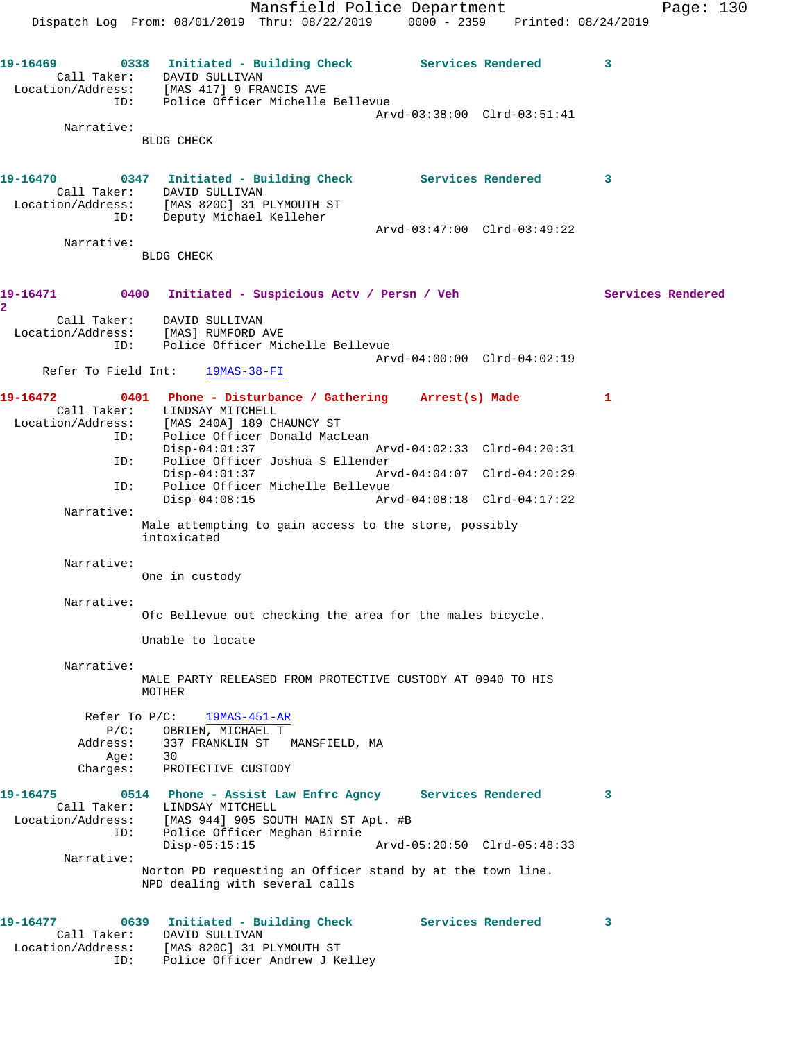19-16469 0338 Initiated - Building Check Services Rendered 3
Call Taker: DAVID SULLIVAN
Location/Address: [MAS 417] 9 FRANCIS AVE
ID: Police Officer Michelle Bellevue
Arvd-03:38:00 Clrd-03:51:41
Narrative:
BLDG CHECK

19-16470 0347 Initiated - Building Check Services Rendered 3
Call Taker: DAVID SULLIVAN
Location/Address: [MAS 820C] 31 PLYMOUTH ST
ID: Deputy Michael Kelleher
Arvd-03:47:00 Clrd-03:49:22
Narrative:
BLDG CHECK

19-16471 0400 Initiated - Suspicious Actv / Persn / Veh Services Rendered 2
Call Taker: DAVID SULLIVAN
Location/Address: [MAS] RUMFORD AVE
ID: Police Officer Michelle Bellevue
Arvd-04:00:00 Clrd-04:02:19
Refer To Field Int: 19MAS-38-FI

19-16472 0401 Phone - Disturbance / Gathering Arrest(s) Made 1
Call Taker: LINDSAY MITCHELL
Location/Address: [MAS 240A] 189 CHAUNCY ST
ID: Police Officer Donald MacLean
Disp-04:01:37 Arvd-04:02:33 Clrd-04:20:31
ID: Police Officer Joshua S Ellender
Disp-04:01:37 Arvd-04:04:07 Clrd-04:20:29
ID: Police Officer Michelle Bellevue
Disp-04:08:15 Arvd-04:08:18 Clrd-04:17:22
Narrative:
Male attempting to gain access to the store, possibly intoxicated

Narrative:
One in custody

Narrative:
Ofc Bellevue out checking the area for the males bicycle.

Unable to locate

Narrative:
MALE PARTY RELEASED FROM PROTECTIVE CUSTODY AT 0940 TO HIS MOTHER

Refer To P/C: 19MAS-451-AR
P/C: OBRIEN, MICHAEL T
Address: 337 FRANKLIN ST MANSFIELD, MA
Age: 30
Charges: PROTECTIVE CUSTODY

19-16475 0514 Phone - Assist Law Enfrc Agncy Services Rendered 3
Call Taker: LINDSAY MITCHELL
Location/Address: [MAS 944] 905 SOUTH MAIN ST Apt. #B
ID: Police Officer Meghan Birnie
Disp-05:15:15 Arvd-05:20:50 Clrd-05:48:33
Narrative:
Norton PD requesting an Officer stand by at the town line.
NPD dealing with several calls

19-16477 0639 Initiated - Building Check Services Rendered 3
Call Taker: DAVID SULLIVAN
Location/Address: [MAS 820C] 31 PLYMOUTH ST
ID: Police Officer Andrew J Kelley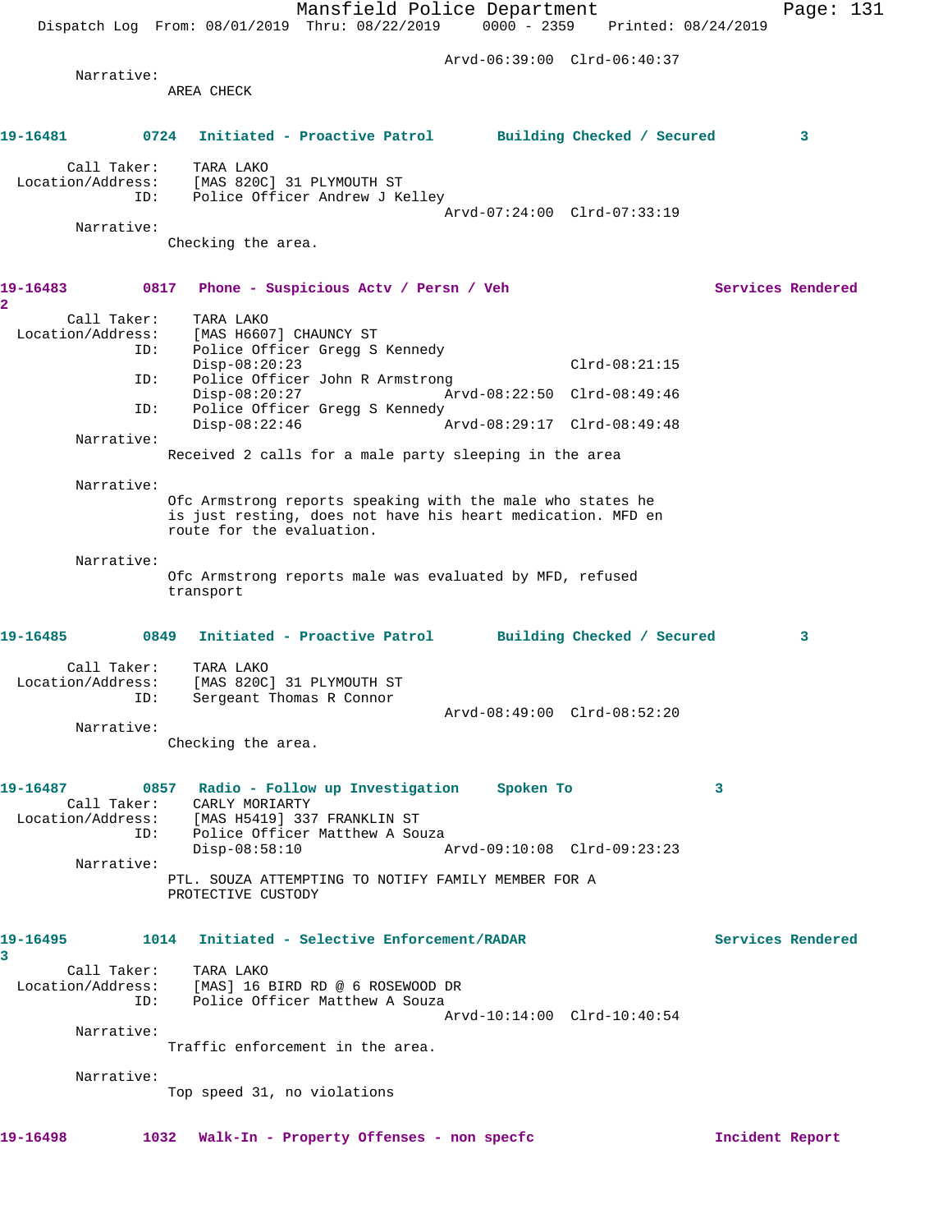Arvd-06:39:00 Clrd-06:40:37

Narrative:
AREA CHECK

**19-16481** 0724 **Initiated - Proactive Patrol** **Building Checked / Secured** 3

Call Taker: TARA LAKO
Location/Address: [MAS 820C] 31 PLYMOUTH ST
ID: Police Officer Andrew J Kelley
Arvd-07:24:00 Clrd-07:33:19

Narrative:
Checking the area.

**19-16483** 0817 **Phone - Suspicious Actv / Persn / Veh** **Services Rendered** 2

Call Taker: TARA LAKO
Location/Address: [MAS H6607] CHAUNCY ST
ID: Police Officer Gregg S Kennedy
Disp-08:20:23 Clrd-08:21:15
ID: Police Officer John R Armstrong
Disp-08:20:27 Arvd-08:22:50 Clrd-08:49:46
ID: Police Officer Gregg S Kennedy
Disp-08:22:46 Arvd-08:29:17 Clrd-08:49:48

Narrative:
Received 2 calls for a male party sleeping in the area

Narrative:
Ofc Armstrong reports speaking with the male who states he is just resting, does not have his heart medication. MFD en route for the evaluation.

Narrative:
Ofc Armstrong reports male was evaluated by MFD, refused transport

**19-16485** 0849 **Initiated - Proactive Patrol** **Building Checked / Secured** 3

Call Taker: TARA LAKO
Location/Address: [MAS 820C] 31 PLYMOUTH ST
ID: Sergeant Thomas R Connor
Arvd-08:49:00 Clrd-08:52:20

Narrative:
Checking the area.

**19-16487** 0857 **Radio - Follow up Investigation** **Spoken To** 3

Call Taker: CARLY MORIARTY
Location/Address: [MAS H5419] 337 FRANKLIN ST
ID: Police Officer Matthew A Souza
Disp-08:58:10 Arvd-09:10:08 Clrd-09:23:23

Narrative:
PTL. SOUZA ATTEMPTING TO NOTIFY FAMILY MEMBER FOR A PROTECTIVE CUSTODY

**19-16495** 1014 **Initiated - Selective Enforcement/RADAR** **Services Rendered** 3

Call Taker: TARA LAKO
Location/Address: [MAS] 16 BIRD RD @ 6 ROSEWOOD DR
ID: Police Officer Matthew A Souza
Arvd-10:14:00 Clrd-10:40:54

Narrative:
Traffic enforcement in the area.

Narrative:
Top speed 31, no violations

**19-16498** 1032 **Walk-In - Property Offenses - non specfc** **Incident Report**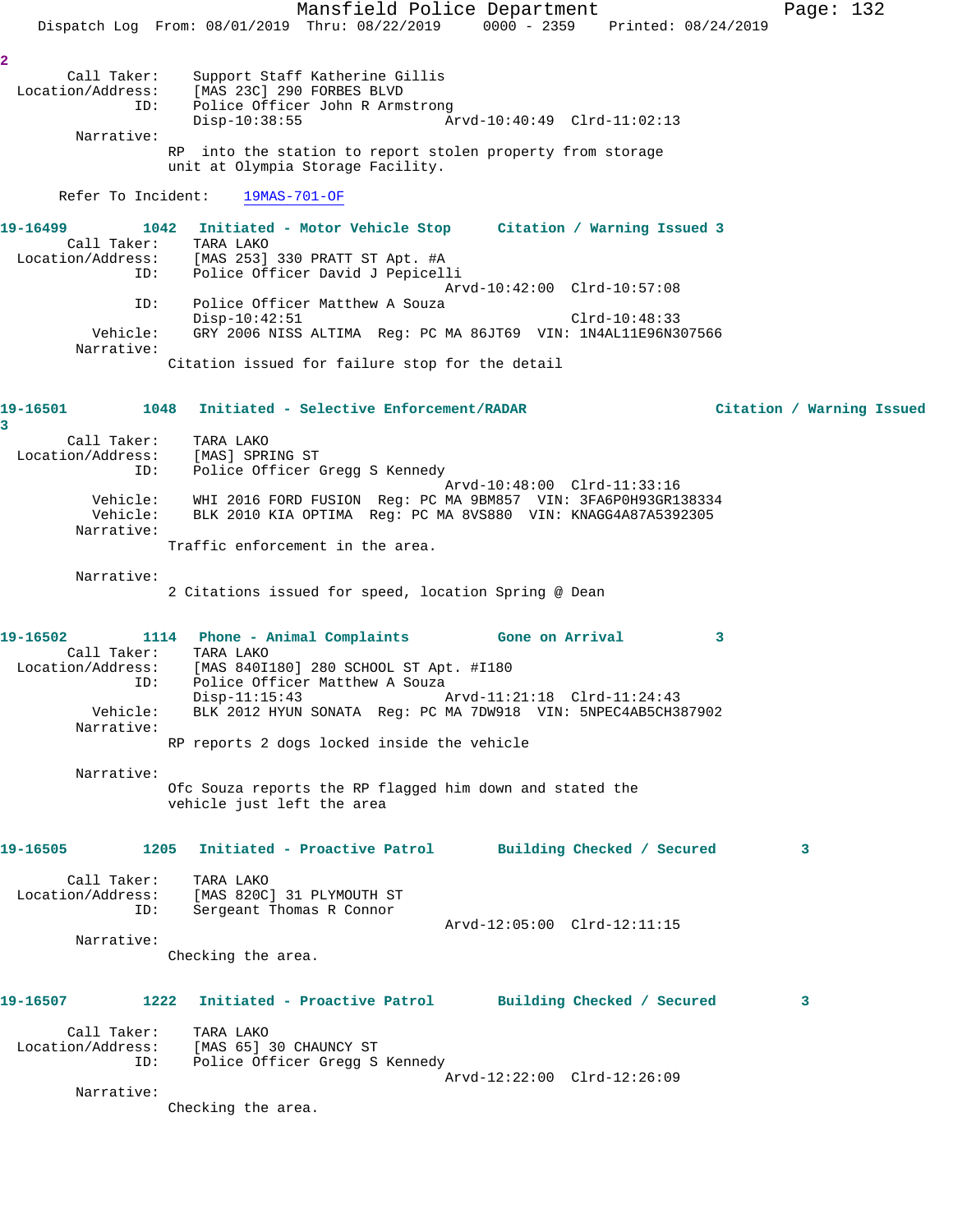2

Call Taker: Support Staff Katherine Gillis
Location/Address: [MAS 23C] 290 FORBES BLVD
ID: Police Officer John R Armstrong
Disp-10:38:55 Arvd-10:40:49 Clrd-11:02:13
Narrative:
RP into the station to report stolen property from storage unit at Olympia Storage Facility.

Refer To Incident: 19MAS-701-OF

**19-16499 1042 Initiated - Motor Vehicle Stop Citation / Warning Issued 3**

Call Taker: TARA LAKO
Location/Address: [MAS 253] 330 PRATT ST Apt. #A
ID: Police Officer David J Pepicelli
Arvd-10:42:00 Clrd-10:57:08
ID: Police Officer Matthew A Souza
Disp-10:42:51 Clrd-10:48:33
Vehicle: GRY 2006 NISS ALTIMA Reg: PC MA 86JT69 VIN: 1N4AL11E96N307566
Narrative:
Citation issued for failure stop for the detail

**19-16501 1048 Initiated - Selective Enforcement/RADAR Citation / Warning Issued 3**

Call Taker: TARA LAKO
Location/Address: [MAS] SPRING ST
ID: Police Officer Gregg S Kennedy
Arvd-10:48:00 Clrd-11:33:16
Vehicle: WHI 2016 FORD FUSION Reg: PC MA 9BM857 VIN: 3FA6P0H93GR138334
Vehicle: BLK 2010 KIA OPTIMA Reg: PC MA 8VS880 VIN: KNAGG4A87A5392305
Narrative:
Traffic enforcement in the area.

Narrative:
2 Citations issued for speed, location Spring @ Dean

**19-16502 1114 Phone - Animal Complaints Gone on Arrival 3**

Call Taker: TARA LAKO
Location/Address: [MAS 840I180] 280 SCHOOL ST Apt. #I180
ID: Police Officer Matthew A Souza
Disp-11:15:43 Arvd-11:21:18 Clrd-11:24:43
Vehicle: BLK 2012 HYUN SONATA Reg: PC MA 7DW918 VIN: 5NPEC4AB5CH387902
Narrative:
RP reports 2 dogs locked inside the vehicle

Narrative:
Ofc Souza reports the RP flagged him down and stated the vehicle just left the area

**19-16505 1205 Initiated - Proactive Patrol Building Checked / Secured 3**

Call Taker: TARA LAKO
Location/Address: [MAS 820C] 31 PLYMOUTH ST
ID: Sergeant Thomas R Connor
Arvd-12:05:00 Clrd-12:11:15
Narrative:
Checking the area.

**19-16507 1222 Initiated - Proactive Patrol Building Checked / Secured 3**

Call Taker: TARA LAKO
Location/Address: [MAS 65] 30 CHAUNCY ST
ID: Police Officer Gregg S Kennedy
Arvd-12:22:00 Clrd-12:26:09
Narrative:
Checking the area.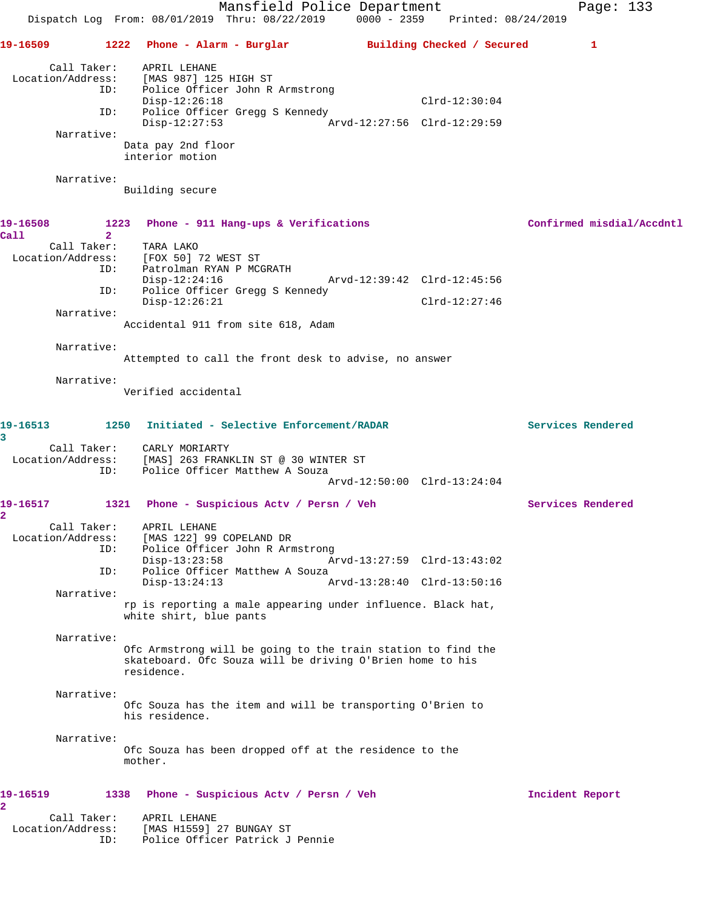**19-16509** 1222 Phone - Alarm - Burglar — Building Checked / Secured — 1

Call Taker: APRIL LEHANE
Location/Address: [MAS 987] 125 HIGH ST
ID: Police Officer John R Armstrong
Disp-12:26:18 Clrd-12:30:04
ID: Police Officer Gregg S Kennedy
Disp-12:27:53 Arvd-12:27:56 Clrd-12:29:59

Narrative:
Data pay 2nd floor
interior motion

Narrative:
Building secure

**19-16508** 1223 Phone - 911 Hang-ups & Verifications — Confirmed misdial/Accdntl Call — 2

Call Taker: TARA LAKO
Location/Address: [FOX 50] 72 WEST ST
ID: Patrolman RYAN P MCGRATH
Disp-12:24:16 Arvd-12:39:42 Clrd-12:45:56
ID: Police Officer Gregg S Kennedy
Disp-12:26:21 Clrd-12:27:46

Narrative:
Accidental 911 from site 618, Adam

Narrative:
Attempted to call the front desk to advise, no answer

Narrative:
Verified accidental

**19-16513** 1250 Initiated - Selective Enforcement/RADAR — Services Rendered — 3

Call Taker: CARLY MORIARTY
Location/Address: [MAS] 263 FRANKLIN ST @ 30 WINTER ST
ID: Police Officer Matthew A Souza
Arvd-12:50:00 Clrd-13:24:04

**19-16517** 1321 Phone - Suspicious Actv / Persn / Veh — Services Rendered — 2

Call Taker: APRIL LEHANE
Location/Address: [MAS 122] 99 COPELAND DR
ID: Police Officer John R Armstrong
Disp-13:23:58 Arvd-13:27:59 Clrd-13:43:02
ID: Police Officer Matthew A Souza
Disp-13:24:13 Arvd-13:28:40 Clrd-13:50:16

Narrative:
rp is reporting a male appearing under influence. Black hat, white shirt, blue pants

Narrative:
Ofc Armstrong will be going to the train station to find the skateboard. Ofc Souza will be driving O'Brien home to his residence.

Narrative:
Ofc Souza has the item and will be transporting O'Brien to his residence.

Narrative:
Ofc Souza has been dropped off at the residence to the mother.

**19-16519** 1338 Phone - Suspicious Actv / Persn / Veh — Incident Report — 2

Call Taker: APRIL LEHANE
Location/Address: [MAS H1559] 27 BUNGAY ST
ID: Police Officer Patrick J Pennie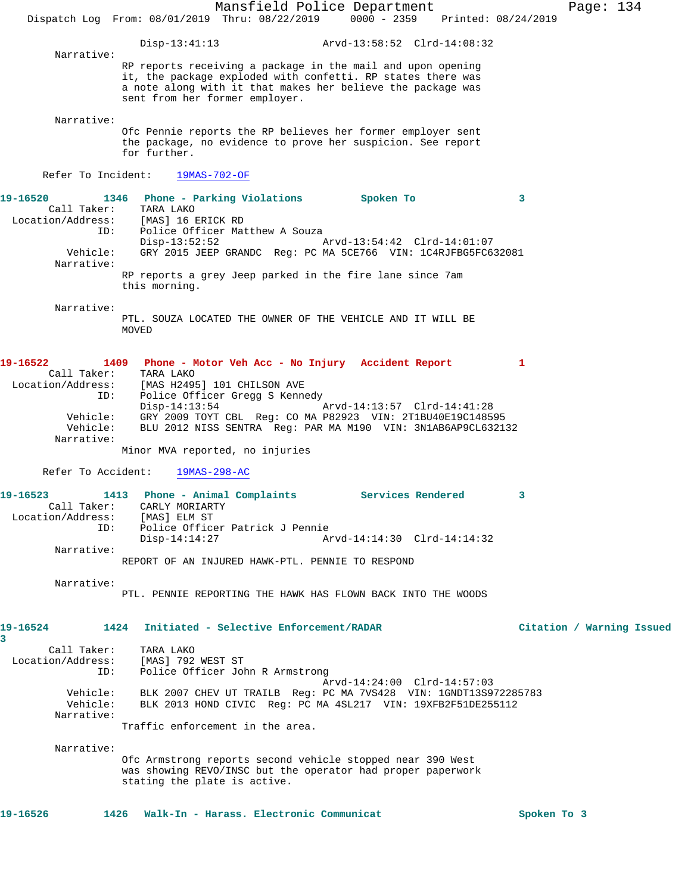Disp-13:41:13 Arvd-13:58:52 Clrd-14:08:32

Narrative:
RP reports receiving a package in the mail and upon opening it, the package exploded with confetti. RP states there was a note along with it that makes her believe the package was sent from her former employer.

Narrative:
Ofc Pennie reports the RP believes her former employer sent the package, no evidence to prove her suspicion. See report for further.

Refer To Incident: 19MAS-702-OF

**19-16520 1346 Phone - Parking Violations Spoken To 3**

Call Taker: TARA LAKO
Location/Address: [MAS] 16 ERICK RD
ID: Police Officer Matthew A Souza
Disp-13:52:52 Arvd-13:54:42 Clrd-14:01:07
Vehicle: GRY 2015 JEEP GRANDC Reg: PC MA 5CE766 VIN: 1C4RJFBG5FC632081
Narrative:
RP reports a grey Jeep parked in the fire lane since 7am this morning.

Narrative:
PTL. SOUZA LOCATED THE OWNER OF THE VEHICLE AND IT WILL BE MOVED

**19-16522 1409 Phone - Motor Veh Acc - No Injury Accident Report 1**

Call Taker: TARA LAKO
Location/Address: [MAS H2495] 101 CHILSON AVE
ID: Police Officer Gregg S Kennedy
Disp-14:13:54 Arvd-14:13:57 Clrd-14:41:28
Vehicle: GRY 2009 TOYT CBL Reg: CO MA P82923 VIN: 2T1BU40E19C148595
Vehicle: BLU 2012 NISS SENTRA Reg: PAR MA M190 VIN: 3N1AB6AP9CL632132
Narrative:
Minor MVA reported, no injuries

Refer To Accident: 19MAS-298-AC

**19-16523 1413 Phone - Animal Complaints Services Rendered 3**

Call Taker: CARLY MORIARTY
Location/Address: [MAS] ELM ST
ID: Police Officer Patrick J Pennie
Disp-14:14:27 Arvd-14:14:30 Clrd-14:14:32
Narrative:
REPORT OF AN INJURED HAWK-PTL. PENNIE TO RESPOND

Narrative:
PTL. PENNIE REPORTING THE HAWK HAS FLOWN BACK INTO THE WOODS

**19-16524 1424 Initiated - Selective Enforcement/RADAR Citation / Warning Issued 3**

Call Taker: TARA LAKO
Location/Address: [MAS] 792 WEST ST
ID: Police Officer John R Armstrong
Arvd-14:24:00 Clrd-14:57:03
Vehicle: BLK 2007 CHEV UT TRAILB Reg: PC MA 7VS428 VIN: 1GNDT13S972285783
Vehicle: BLK 2013 HOND CIVIC Reg: PC MA 4SL217 VIN: 19XFB2F51DE255112
Narrative:
Traffic enforcement in the area.

Narrative:
Ofc Armstrong reports second vehicle stopped near 390 West was showing REVO/INSC but the operator had proper paperwork stating the plate is active.

**19-16526 1426 Walk-In - Harass. Electronic Communicat Spoken To 3**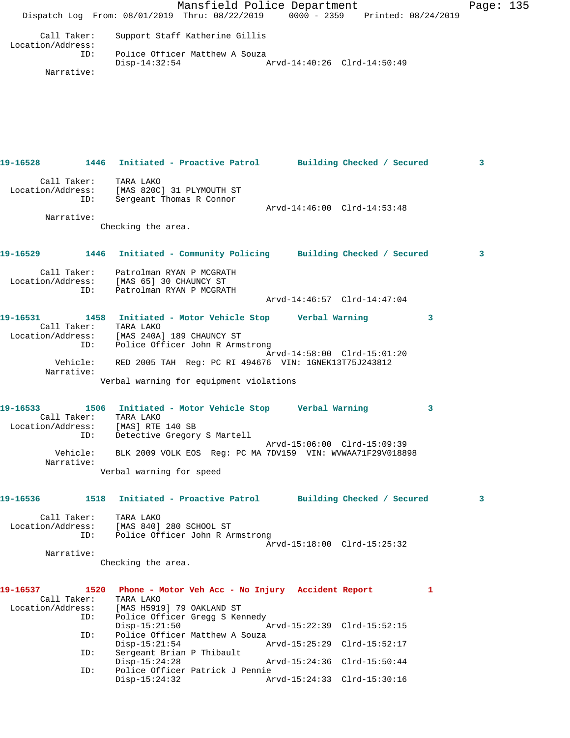```
Call Taker:     Support Staff Katherine Gillis
Location/Address:
            ID:     Police Officer Matthew A Souza
                    Disp-14:32:54                Arvd-14:40:26  Clrd-14:50:49
     Narrative:
```

```
19-16528        1446   Initiated - Proactive Patrol       Building Checked / Secured        3

      Call Taker:     TARA LAKO
 Location/Address:    [MAS 820C] 31 PLYMOUTH ST
             ID:      Sergeant Thomas R Connor
                                                  Arvd-14:46:00  Clrd-14:53:48
       Narrative:
                   Checking the area.
```

```
19-16529        1446   Initiated - Community Policing     Building Checked / Secured        3

      Call Taker:     Patrolman RYAN P MCGRATH
 Location/Address:    [MAS 65] 30 CHAUNCY ST
             ID:      Patrolman RYAN P MCGRATH
                                                  Arvd-14:46:57  Clrd-14:47:04
```

```
19-16531        1458   Initiated - Motor Vehicle Stop     Verbal Warning            3
      Call Taker:     TARA LAKO
 Location/Address:    [MAS 240A] 189 CHAUNCY ST
             ID:      Police Officer John R Armstrong
                                                  Arvd-14:58:00  Clrd-15:01:20
         Vehicle:     RED 2005 TAH  Reg: PC RI 494676  VIN: 1GNEK13T75J243812
       Narrative:
                   Verbal warning for equipment violations
```

```
19-16533        1506   Initiated - Motor Vehicle Stop     Verbal Warning            3
      Call Taker:     TARA LAKO
 Location/Address:    [MAS] RTE 140 SB
             ID:      Detective Gregory S Martell
                                                  Arvd-15:06:00  Clrd-15:09:39
         Vehicle:     BLK 2009 VOLK EOS  Reg: PC MA 7DV159  VIN: WVWAA71F29V018898
       Narrative:
                   Verbal warning for speed
```

```
19-16536        1518   Initiated - Proactive Patrol       Building Checked / Secured        3

      Call Taker:     TARA LAKO
 Location/Address:    [MAS 840] 280 SCHOOL ST
             ID:      Police Officer John R Armstrong
                                                  Arvd-15:18:00  Clrd-15:25:32
       Narrative:
                   Checking the area.
```

```
19-16537        1520   Phone - Motor Veh Acc - No Injury   Accident Report          1
      Call Taker:     TARA LAKO
 Location/Address:    [MAS H5919] 79 OAKLAND ST
             ID:      Police Officer Gregg S Kennedy
                      Disp-15:21:50               Arvd-15:22:39  Clrd-15:52:15
             ID:      Police Officer Matthew A Souza
                      Disp-15:21:54               Arvd-15:25:29  Clrd-15:52:17
             ID:      Sergeant Brian P Thibault
                      Disp-15:24:28               Arvd-15:24:36  Clrd-15:50:44
             ID:      Police Officer Patrick J Pennie
                      Disp-15:24:32               Arvd-15:24:33  Clrd-15:30:16
```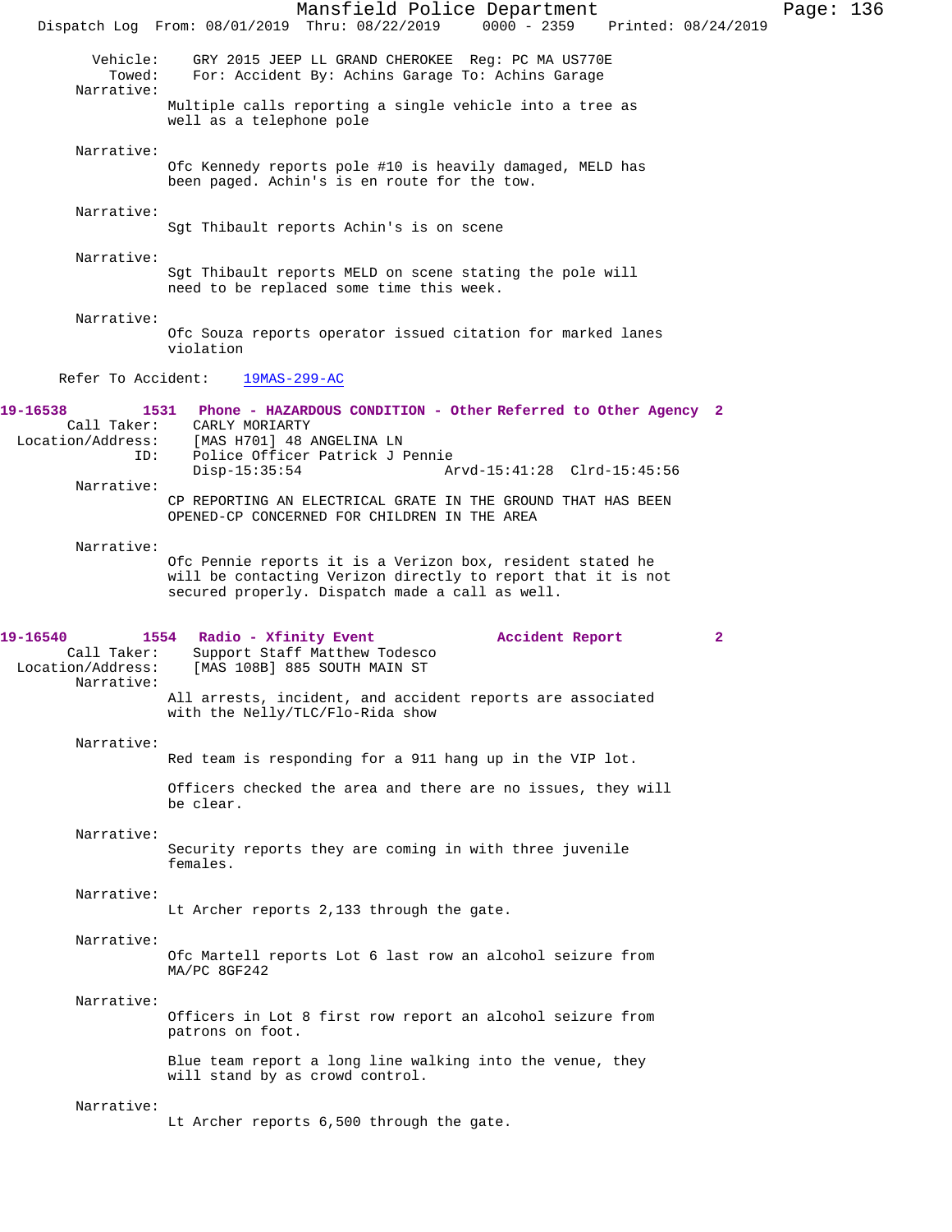Vehicle: GRY 2015 JEEP LL GRAND CHEROKEE Reg: PC MA US770E
Towed: For: Accident By: Achins Garage To: Achins Garage

Narrative:
Multiple calls reporting a single vehicle into a tree as well as a telephone pole

Narrative:
Ofc Kennedy reports pole #10 is heavily damaged, MELD has been paged. Achin's is en route for the tow.

Narrative:
Sgt Thibault reports Achin's is on scene

Narrative:
Sgt Thibault reports MELD on scene stating the pole will need to be replaced some time this week.

Narrative:
Ofc Souza reports operator issued citation for marked lanes violation

Refer To Accident: 19MAS-299-AC

**19-16538 1531 Phone - HAZARDOUS CONDITION - Other Referred to Other Agency 2**

Call Taker: CARLY MORIARTY
Location/Address: [MAS H701] 48 ANGELINA LN
ID: Police Officer Patrick J Pennie
Disp-15:35:54 Arvd-15:41:28 Clrd-15:45:56

Narrative:
CP REPORTING AN ELECTRICAL GRATE IN THE GROUND THAT HAS BEEN OPENED-CP CONCERNED FOR CHILDREN IN THE AREA

Narrative:
Ofc Pennie reports it is a Verizon box, resident stated he will be contacting Verizon directly to report that it is not secured properly. Dispatch made a call as well.

**19-16540 1554 Radio - Xfinity Event Accident Report 2**

Call Taker: Support Staff Matthew Todesco
Location/Address: [MAS 108B] 885 SOUTH MAIN ST

Narrative:
All arrests, incident, and accident reports are associated with the Nelly/TLC/Flo-Rida show

Narrative:
Red team is responding for a 911 hang up in the VIP lot.

Officers checked the area and there are no issues, they will be clear.

Narrative:
Security reports they are coming in with three juvenile females.

Narrative:
Lt Archer reports 2,133 through the gate.

Narrative:
Ofc Martell reports Lot 6 last row an alcohol seizure from MA/PC 8GF242

Narrative:
Officers in Lot 8 first row report an alcohol seizure from patrons on foot.

Blue team report a long line walking into the venue, they will stand by as crowd control.

Narrative:
Lt Archer reports 6,500 through the gate.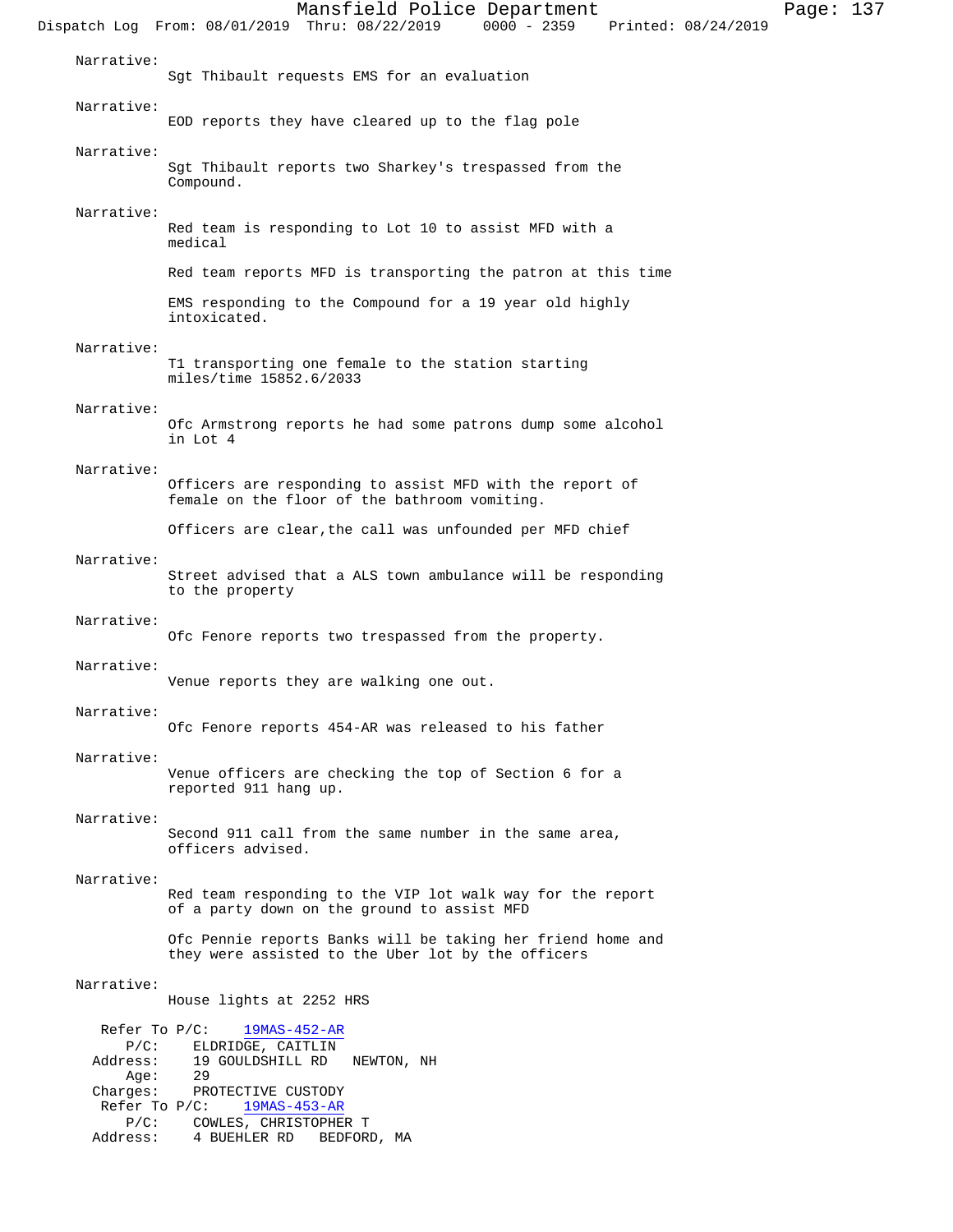Narrative:
Sgt Thibault requests EMS for an evaluation

Narrative:
EOD reports they have cleared up to the flag pole

Narrative:
Sgt Thibault reports two Sharkey's trespassed from the Compound.

Narrative:
Red team is responding to Lot 10 to assist MFD with a medical

Red team reports MFD is transporting the patron at this time

EMS responding to the Compound for a 19 year old highly intoxicated.

Narrative:
T1 transporting one female to the station starting miles/time 15852.6/2033

Narrative:
Ofc Armstrong reports he had some patrons dump some alcohol in Lot 4

Narrative:
Officers are responding to assist MFD with the report of female on the floor of the bathroom vomiting.

Officers are clear,the call was unfounded per MFD chief

Narrative:
Street advised that a ALS town ambulance will be responding to the property

Narrative:
Ofc Fenore reports two trespassed from the property.

Narrative:
Venue reports they are walking one out.

Narrative:
Ofc Fenore reports 454-AR was released to his father

Narrative:
Venue officers are checking the top of Section 6 for a reported 911 hang up.

Narrative:
Second 911 call from the same number in the same area, officers advised.

Narrative:
Red team responding to the VIP lot walk way for the report of a party down on the ground to assist MFD

Ofc Pennie reports Banks will be taking her friend home and they were assisted to the Uber lot by the officers

Narrative:
House lights at 2252 HRS

Refer To P/C: 19MAS-452-AR
P/C: ELDRIDGE, CAITLIN
Address: 19 GOULDSHILL RD NEWTON, NH
Age: 29
Charges: PROTECTIVE CUSTODY
Refer To P/C: 19MAS-453-AR
P/C: COWLES, CHRISTOPHER T
Address: 4 BUEHLER RD BEDFORD, MA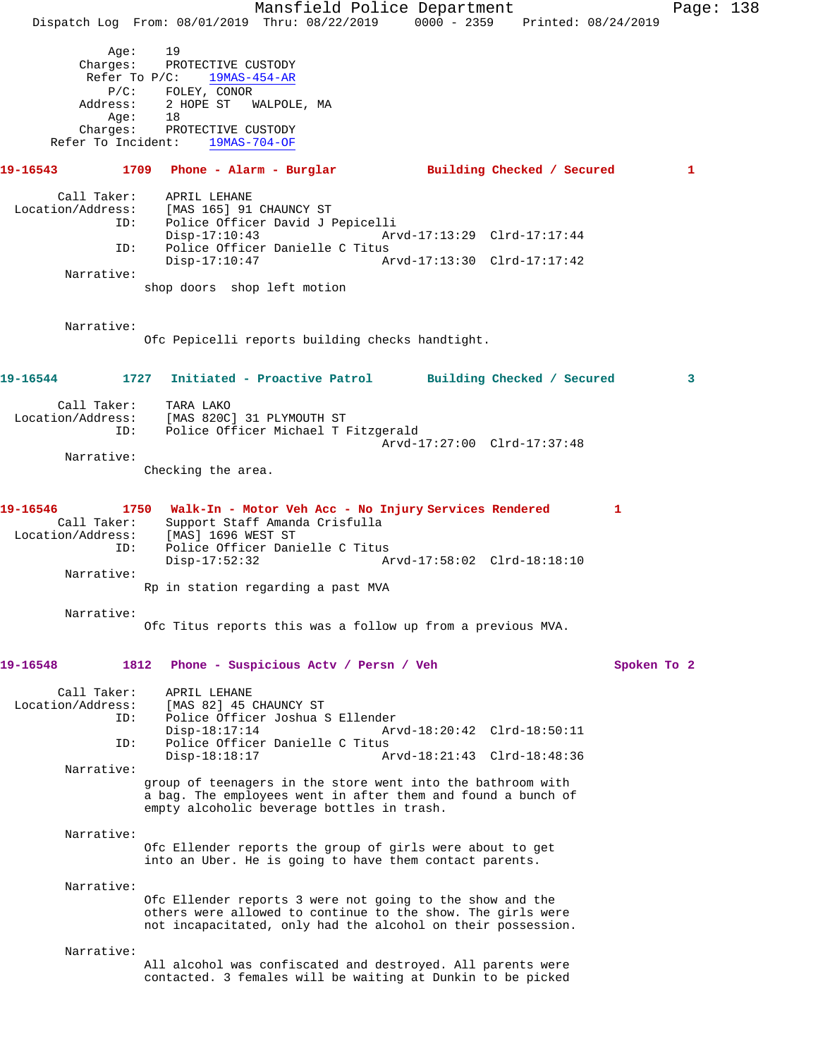```
         Age:    19
     Charges:    PROTECTIVE CUSTODY
   Refer To P/C:   19MAS-454-AR
         P/C:    FOLEY, CONOR
     Address:    2 HOPE ST   WALPOLE, MA
         Age:    18
     Charges:    PROTECTIVE CUSTODY
 Refer To Incident:   19MAS-704-OF
```

**19-16543 1709 Phone - Alarm - Burglar Building Checked / Secured 1**

```
        Call Taker:    APRIL LEHANE
  Location/Address:    [MAS 165] 91 CHAUNCY ST
                ID:    Police Officer David J Pepicelli
                       Disp-17:10:43              Arvd-17:13:29  Clrd-17:17:44
                ID:    Police Officer Danielle C Titus
                       Disp-17:10:47              Arvd-17:13:30  Clrd-17:17:42
         Narrative:
                      shop doors  shop left motion

         Narrative:
                      Ofc Pepicelli reports building checks handtight.
```

**19-16544 1727 Initiated - Proactive Patrol Building Checked / Secured 3**

```
        Call Taker:    TARA LAKO
  Location/Address:    [MAS 820C] 31 PLYMOUTH ST
                ID:    Police Officer Michael T Fitzgerald
                                                  Arvd-17:27:00  Clrd-17:37:48
         Narrative:
                      Checking the area.
```

**19-16546 1750 Walk-In - Motor Veh Acc - No Injury Services Rendered 1**

```
        Call Taker:    Support Staff Amanda Crisfulla
  Location/Address:    [MAS] 1696 WEST ST
                ID:    Police Officer Danielle C Titus
                       Disp-17:52:32              Arvd-17:58:02  Clrd-18:18:10
         Narrative:
                      Rp in station regarding a past MVA

         Narrative:
                      Ofc Titus reports this was a follow up from a previous MVA.
```

**19-16548 1812 Phone - Suspicious Actv / Persn / Veh Spoken To 2**

```
        Call Taker:    APRIL LEHANE
  Location/Address:    [MAS 82] 45 CHAUNCY ST
                ID:    Police Officer Joshua S Ellender
                       Disp-18:17:14              Arvd-18:20:42  Clrd-18:50:11
                ID:    Police Officer Danielle C Titus
                       Disp-18:18:17              Arvd-18:21:43  Clrd-18:48:36
         Narrative:
                      group of teenagers in the store went into the bathroom with
                      a bag. The employees went in after them and found a bunch of
                      empty alcoholic beverage bottles in trash.

         Narrative:
                      Ofc Ellender reports the group of girls were about to get
                      into an Uber. He is going to have them contact parents.

         Narrative:
                      Ofc Ellender reports 3 were not going to the show and the
                      others were allowed to continue to the show. The girls were
                      not incapacitated, only had the alcohol on their possession.

         Narrative:
                      All alcohol was confiscated and destroyed. All parents were
                      contacted. 3 females will be waiting at Dunkin to be picked
```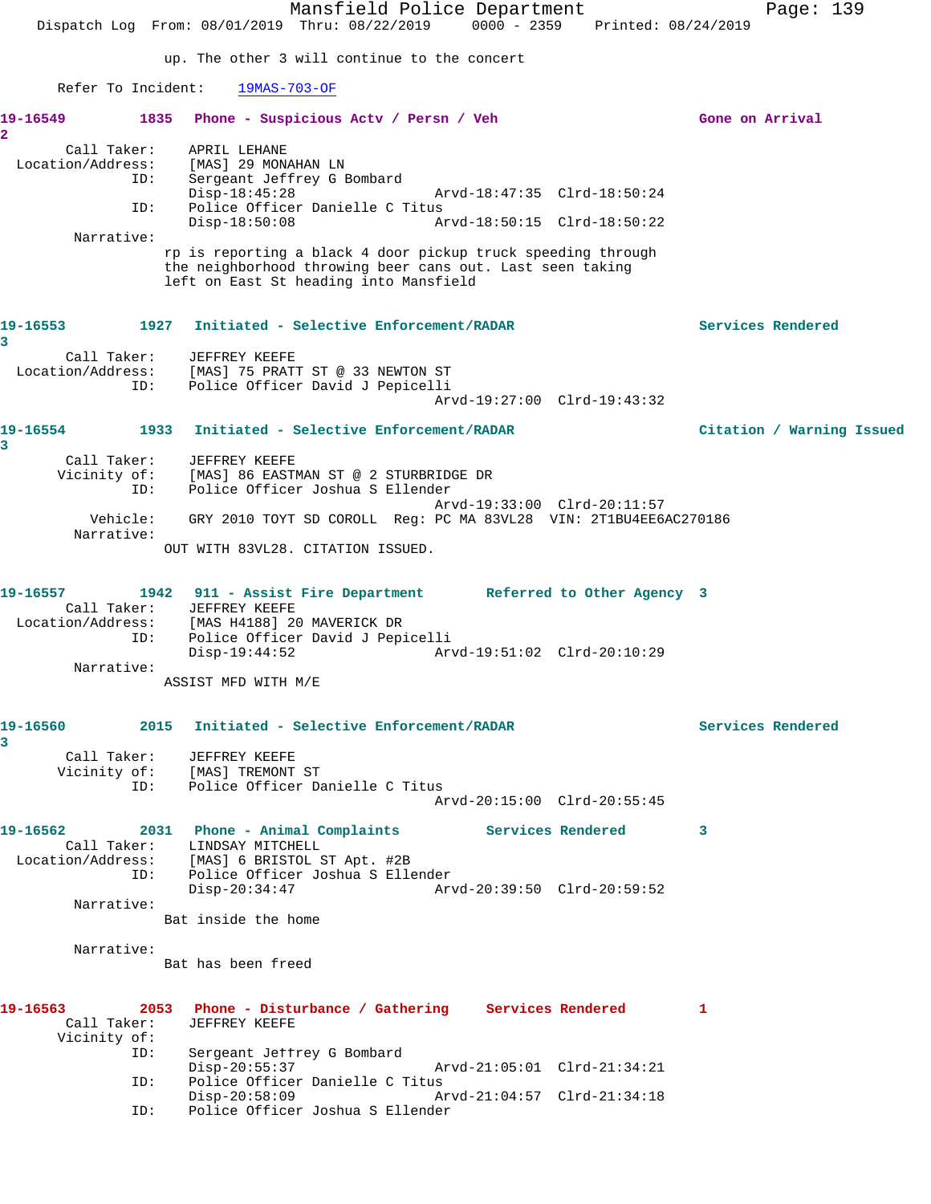up. The other 3 will continue to the concert

Refer To Incident: 19MAS-703-OF

**19-16549 1835 Phone - Suspicious Actv / Persn / Veh Gone on Arrival 2**

Call Taker: APRIL LEHANE
Location/Address: [MAS] 29 MONAHAN LN
ID: Sergeant Jeffrey G Bombard
Disp-18:45:28 Arvd-18:47:35 Clrd-18:50:24
ID: Police Officer Danielle C Titus
Disp-18:50:08 Arvd-18:50:15 Clrd-18:50:22
Narrative:
rp is reporting a black 4 door pickup truck speeding through the neighborhood throwing beer cans out. Last seen taking left on East St heading into Mansfield

**19-16553 1927 Initiated - Selective Enforcement/RADAR Services Rendered 3**

Call Taker: JEFFREY KEEFE
Location/Address: [MAS] 75 PRATT ST @ 33 NEWTON ST
ID: Police Officer David J Pepicelli
Arvd-19:27:00 Clrd-19:43:32

**19-16554 1933 Initiated - Selective Enforcement/RADAR Citation / Warning Issued 3**

Call Taker: JEFFREY KEEFE
Vicinity of: [MAS] 86 EASTMAN ST @ 2 STURBRIDGE DR
ID: Police Officer Joshua S Ellender
Arvd-19:33:00 Clrd-20:11:57
Vehicle: GRY 2010 TOYT SD COROLL Reg: PC MA 83VL28 VIN: 2T1BU4EE6AC270186
Narrative:
OUT WITH 83VL28. CITATION ISSUED.

**19-16557 1942 911 - Assist Fire Department Referred to Other Agency 3**

Call Taker: JEFFREY KEEFE
Location/Address: [MAS H4188] 20 MAVERICK DR
ID: Police Officer David J Pepicelli
Disp-19:44:52 Arvd-19:51:02 Clrd-20:10:29
Narrative:
ASSIST MFD WITH M/E

**19-16560 2015 Initiated - Selective Enforcement/RADAR Services Rendered 3**

Call Taker: JEFFREY KEEFE
Vicinity of: [MAS] TREMONT ST
ID: Police Officer Danielle C Titus
Arvd-20:15:00 Clrd-20:55:45

**19-16562 2031 Phone - Animal Complaints Services Rendered 3**

Call Taker: LINDSAY MITCHELL
Location/Address: [MAS] 6 BRISTOL ST Apt. #2B
ID: Police Officer Joshua S Ellender
Disp-20:34:47 Arvd-20:39:50 Clrd-20:59:52
Narrative:
Bat inside the home

Narrative:
Bat has been freed

**19-16563 2053 Phone - Disturbance / Gathering Services Rendered 1**

Call Taker: JEFFREY KEEFE
Vicinity of:
ID: Sergeant Jeffrey G Bombard
Disp-20:55:37 Arvd-21:05:01 Clrd-21:34:21
ID: Police Officer Danielle C Titus
Disp-20:58:09 Arvd-21:04:57 Clrd-21:34:18
ID: Police Officer Joshua S Ellender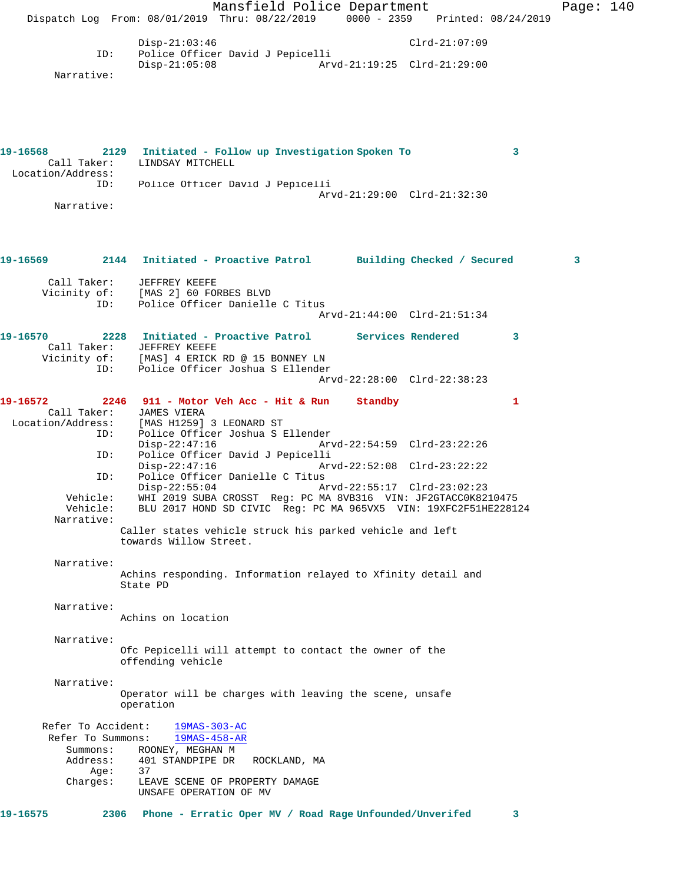```
                Disp-21:03:46                           Clrd-21:07:09
           ID:  Police Officer David J Pepicelli
                Disp-21:05:08                 Arvd-21:19:25  Clrd-21:29:00
     Narrative:
```

**19-16568 2129 Initiated - Follow up Investigation Spoken To 3**

```
    Call Taker:  LINDSAY MITCHELL
 Location/Address:
           ID:  Police Officer David J Pepicelli
                                              Arvd-21:29:00  Clrd-21:32:30
     Narrative:
```

**19-16569 2144 Initiated - Proactive Patrol Building Checked / Secured 3**

```
    Call Taker:  JEFFREY KEEFE
   Vicinity of:  [MAS 2] 60 FORBES BLVD
           ID:  Police Officer Danielle C Titus
                                              Arvd-21:44:00  Clrd-21:51:34
```

**19-16570 2228 Initiated - Proactive Patrol Services Rendered 3**

```
    Call Taker:  JEFFREY KEEFE
   Vicinity of:  [MAS] 4 ERICK RD @ 15 BONNEY LN
           ID:  Police Officer Joshua S Ellender
                                              Arvd-22:28:00  Clrd-22:38:23
```

**19-16572 2246 911 - Motor Veh Acc - Hit & Run Standby 1**

```
    Call Taker:  JAMES VIERA
 Location/Address:  [MAS H1259] 3 LEONARD ST
           ID:  Police Officer Joshua S Ellender
                Disp-22:47:16                 Arvd-22:54:59  Clrd-23:22:26
           ID:  Police Officer David J Pepicelli
                Disp-22:47:16                 Arvd-22:52:08  Clrd-23:22:22
           ID:  Police Officer Danielle C Titus
                Disp-22:55:04                 Arvd-22:55:17  Clrd-23:02:23
       Vehicle:  WHI 2019 SUBA CROSST  Reg: PC MA 8VB316  VIN: JF2GTACC0K8210475
       Vehicle:  BLU 2017 HOND SD CIVIC  Reg: PC MA 965VX5  VIN: 19XFC2F51HE228124
     Narrative:
              Caller states vehicle struck his parked vehicle and left
              towards Willow Street.

     Narrative:
              Achins responding. Information relayed to Xfinity detail and
              State PD

     Narrative:
              Achins on location

     Narrative:
              Ofc Pepicelli will attempt to contact the owner of the
              offending vehicle

     Narrative:
              Operator will be charges with leaving the scene, unsafe
              operation

   Refer To Accident:   19MAS-303-AC
    Refer To Summons:   19MAS-458-AR
       Summons:  ROONEY, MEGHAN M
       Address:  401 STANDPIPE DR   ROCKLAND, MA
           Age:  37
       Charges:  LEAVE SCENE OF PROPERTY DAMAGE
                 UNSAFE OPERATION OF MV
```

**19-16575 2306 Phone - Erratic Oper MV / Road Rage Unfounded/Unverifed 3**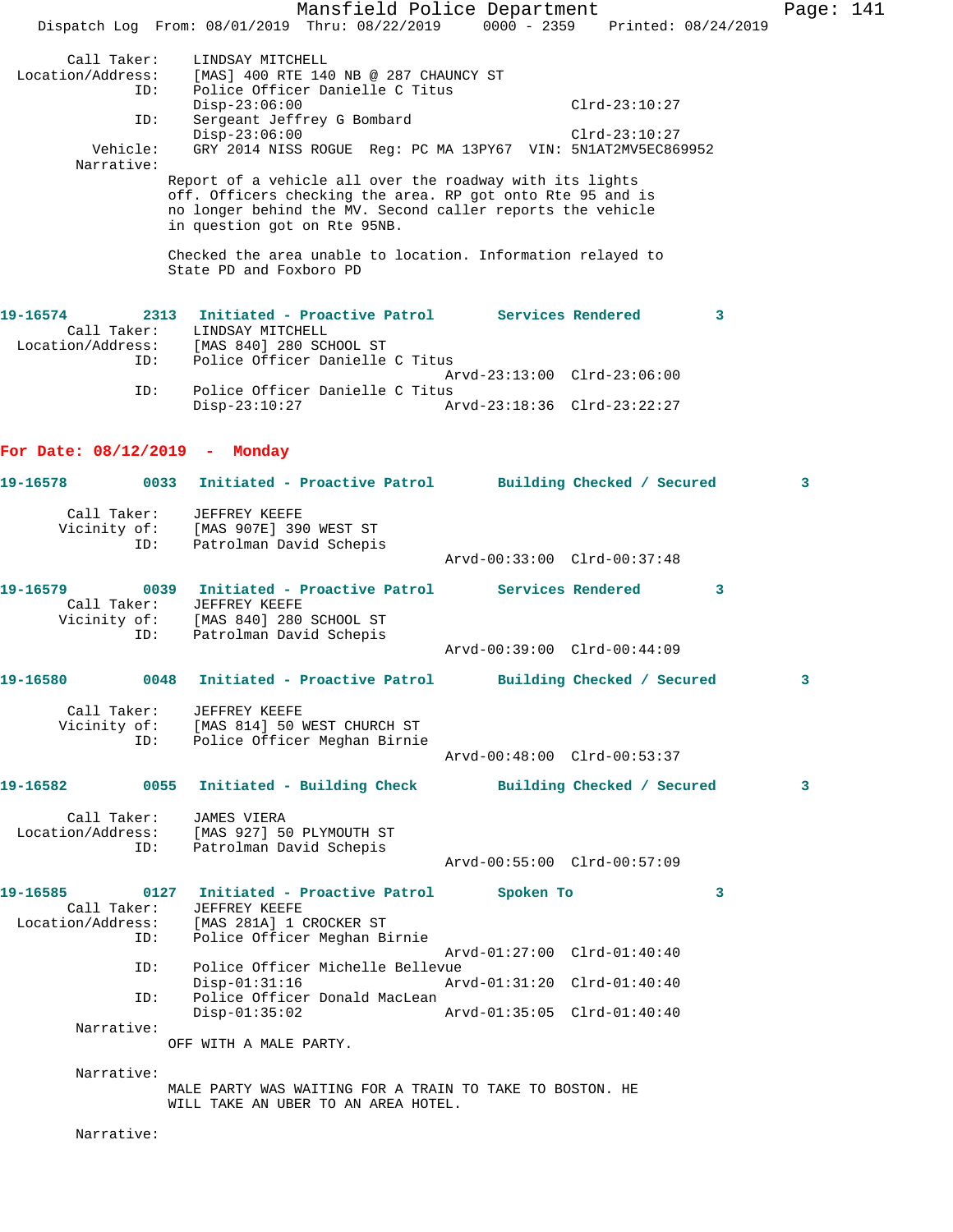```
        Call Taker:    LINDSAY MITCHELL
  Location/Address:    [MAS] 400 RTE 140 NB @ 287 CHAUNCY ST
                ID:    Police Officer Danielle C Titus
                       Disp-23:06:00                          Clrd-23:10:27
                ID:    Sergeant Jeffrey G Bombard
                       Disp-23:06:00                          Clrd-23:10:27
           Vehicle:    GRY 2014 NISS ROGUE  Reg: PC MA 13PY67  VIN: 5N1AT2MV5EC869952
         Narrative:
                      Report of a vehicle all over the roadway with its lights
                      off. Officers checking the area. RP got onto Rte 95 and is
                      no longer behind the MV. Second caller reports the vehicle
                      in question got on Rte 95NB.

                      Checked the area unable to location. Information relayed to
                      State PD and Foxboro PD


19-16574        2313   Initiated - Proactive Patrol       Services Rendered        3
        Call Taker:    LINDSAY MITCHELL
  Location/Address:    [MAS 840] 280 SCHOOL ST
                ID:    Police Officer Danielle C Titus
                                                 Arvd-23:13:00  Clrd-23:06:00
                ID:    Police Officer Danielle C Titus
                       Disp-23:10:27             Arvd-23:18:36  Clrd-23:22:27
```

**For Date: 08/12/2019  -  Monday**

```
19-16578        0033   Initiated - Proactive Patrol       Building Checked / Secured        3

        Call Taker:    JEFFREY KEEFE
       Vicinity of:    [MAS 907E] 390 WEST ST
                ID:    Patrolman David Schepis
                                                 Arvd-00:33:00  Clrd-00:37:48

19-16579        0039   Initiated - Proactive Patrol       Services Rendered        3
        Call Taker:    JEFFREY KEEFE
       Vicinity of:    [MAS 840] 280 SCHOOL ST
                ID:    Patrolman David Schepis
                                                 Arvd-00:39:00  Clrd-00:44:09

19-16580        0048   Initiated - Proactive Patrol       Building Checked / Secured        3

        Call Taker:    JEFFREY KEEFE
       Vicinity of:    [MAS 814] 50 WEST CHURCH ST
                ID:    Police Officer Meghan Birnie
                                                 Arvd-00:48:00  Clrd-00:53:37

19-16582        0055   Initiated - Building Check         Building Checked / Secured        3

        Call Taker:    JAMES VIERA
  Location/Address:    [MAS 927] 50 PLYMOUTH ST
                ID:    Patrolman David Schepis
                                                 Arvd-00:55:00  Clrd-00:57:09

19-16585        0127   Initiated - Proactive Patrol       Spoken To        3
        Call Taker:    JEFFREY KEEFE
  Location/Address:    [MAS 281A] 1 CROCKER ST
                ID:    Police Officer Meghan Birnie
                                                 Arvd-01:27:00  Clrd-01:40:40
                ID:    Police Officer Michelle Bellevue
                       Disp-01:31:16             Arvd-01:31:20  Clrd-01:40:40
                ID:    Police Officer Donald MacLean
                       Disp-01:35:02             Arvd-01:35:05  Clrd-01:40:40
         Narrative:
                      OFF WITH A MALE PARTY.

         Narrative:
                      MALE PARTY WAS WAITING FOR A TRAIN TO TAKE TO BOSTON. HE
                      WILL TAKE AN UBER TO AN AREA HOTEL.

         Narrative:
```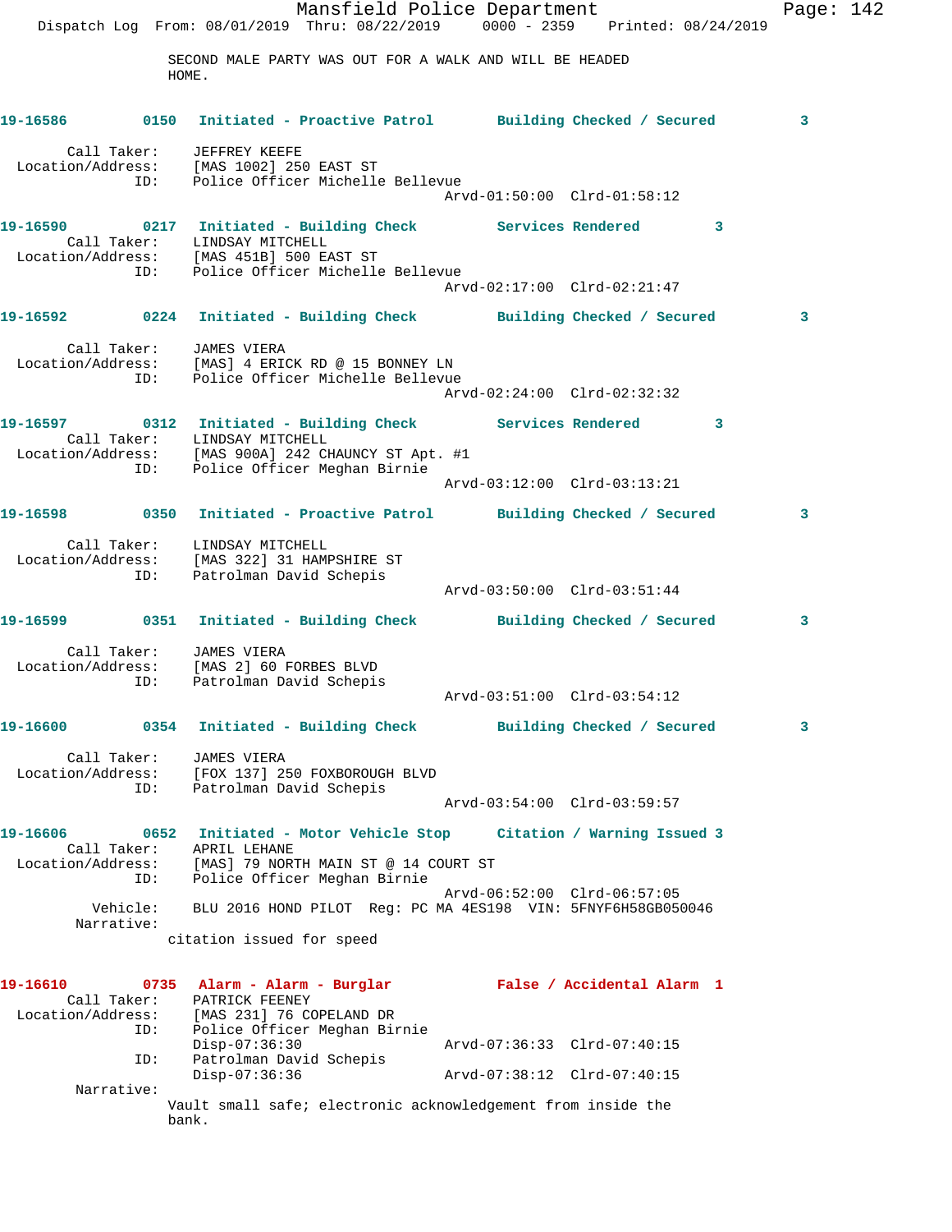SECOND MALE PARTY WAS OUT FOR A WALK AND WILL BE HEADED HOME.

**19-16586** 0150 **Initiated - Proactive Patrol** **Building Checked / Secured** 3

Call Taker: JEFFREY KEEFE
Location/Address: [MAS 1002] 250 EAST ST
ID: Police Officer Michelle Bellevue
Arvd-01:50:00 Clrd-01:58:12

**19-16590** 0217 **Initiated - Building Check** **Services Rendered** 3

Call Taker: LINDSAY MITCHELL
Location/Address: [MAS 451B] 500 EAST ST
ID: Police Officer Michelle Bellevue
Arvd-02:17:00 Clrd-02:21:47

**19-16592** 0224 **Initiated - Building Check** **Building Checked / Secured** 3

Call Taker: JAMES VIERA
Location/Address: [MAS] 4 ERICK RD @ 15 BONNEY LN
ID: Police Officer Michelle Bellevue
Arvd-02:24:00 Clrd-02:32:32

**19-16597** 0312 **Initiated - Building Check** **Services Rendered** 3

Call Taker: LINDSAY MITCHELL
Location/Address: [MAS 900A] 242 CHAUNCY ST Apt. #1
ID: Police Officer Meghan Birnie
Arvd-03:12:00 Clrd-03:13:21

**19-16598** 0350 **Initiated - Proactive Patrol** **Building Checked / Secured** 3

Call Taker: LINDSAY MITCHELL
Location/Address: [MAS 322] 31 HAMPSHIRE ST
ID: Patrolman David Schepis
Arvd-03:50:00 Clrd-03:51:44

**19-16599** 0351 **Initiated - Building Check** **Building Checked / Secured** 3

Call Taker: JAMES VIERA
Location/Address: [MAS 2] 60 FORBES BLVD
ID: Patrolman David Schepis
Arvd-03:51:00 Clrd-03:54:12

**19-16600** 0354 **Initiated - Building Check** **Building Checked / Secured** 3

Call Taker: JAMES VIERA
Location/Address: [FOX 137] 250 FOXBOROUGH BLVD
ID: Patrolman David Schepis
Arvd-03:54:00 Clrd-03:59:57

**19-16606** 0652 **Initiated - Motor Vehicle Stop** **Citation / Warning Issued** 3

Call Taker: APRIL LEHANE
Location/Address: [MAS] 79 NORTH MAIN ST @ 14 COURT ST
ID: Police Officer Meghan Birnie
Arvd-06:52:00 Clrd-06:57:05
Vehicle: BLU 2016 HOND PILOT Reg: PC MA 4ES198 VIN: 5FNYF6H58GB050046
Narrative:
citation issued for speed

**19-16610** 0735 **Alarm - Alarm - Burglar** **False / Accidental Alarm** 1

Call Taker: PATRICK FEENEY
Location/Address: [MAS 231] 76 COPELAND DR
ID: Police Officer Meghan Birnie
Disp-07:36:30 Arvd-07:36:33 Clrd-07:40:15
ID: Patrolman David Schepis
Disp-07:36:36 Arvd-07:38:12 Clrd-07:40:15
Narrative:
Vault small safe; electronic acknowledgement from inside the bank.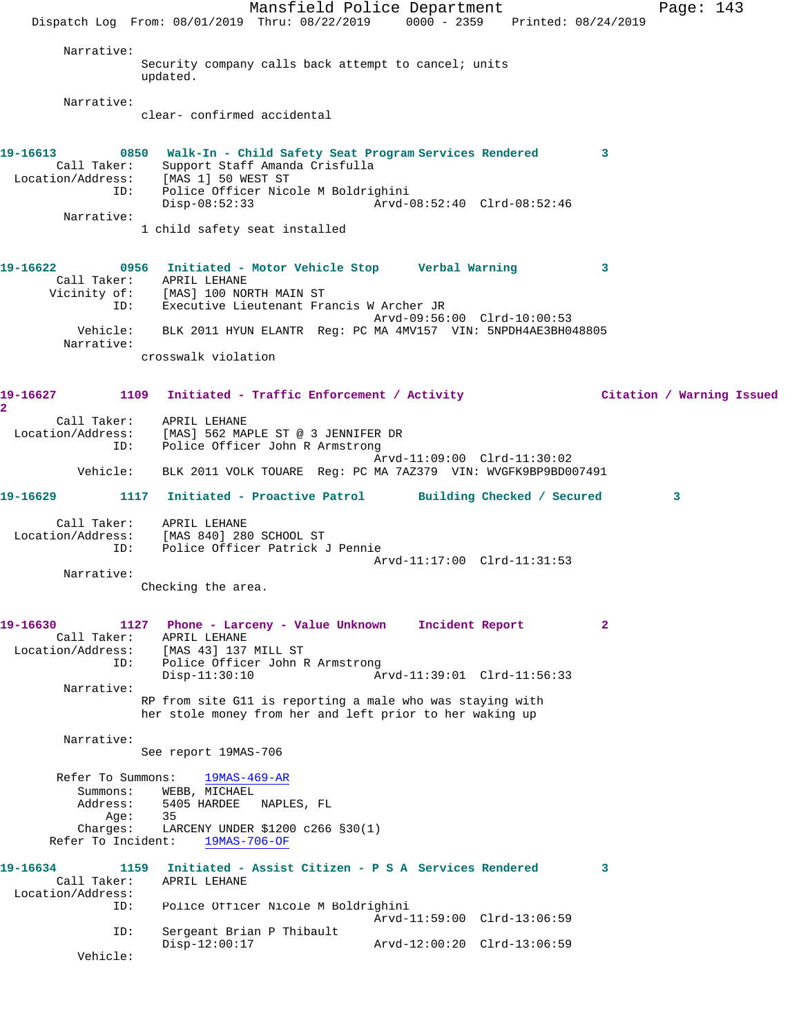Narrative:
Security company calls back attempt to cancel; units updated.

Narrative:
clear- confirmed accidental

**19-16613 0850 Walk-In - Child Safety Seat Program Services Rendered 3**
Call Taker: Support Staff Amanda Crisfulla
Location/Address: [MAS 1] 50 WEST ST
ID: Police Officer Nicole M Boldrighini
Disp-08:52:33 Arvd-08:52:40 Clrd-08:52:46
Narrative:
1 child safety seat installed

**19-16622 0956 Initiated - Motor Vehicle Stop Verbal Warning 3**
Call Taker: APRIL LEHANE
Vicinity of: [MAS] 100 NORTH MAIN ST
ID: Executive Lieutenant Francis W Archer JR
Arvd-09:56:00 Clrd-10:00:53
Vehicle: BLK 2011 HYUN ELANTR Reg: PC MA 4MV157 VIN: 5NPDH4AE3BH048805
Narrative:
crosswalk violation

**19-16627 1109 Initiated - Traffic Enforcement / Activity Citation / Warning Issued 2**
Call Taker: APRIL LEHANE
Location/Address: [MAS] 562 MAPLE ST @ 3 JENNIFER DR
ID: Police Officer John R Armstrong
Arvd-11:09:00 Clrd-11:30:02
Vehicle: BLK 2011 VOLK TOUARE Reg: PC MA 7AZ379 VIN: WVGFK9BP9BD007491

**19-16629 1117 Initiated - Proactive Patrol Building Checked / Secured 3**
Call Taker: APRIL LEHANE
Location/Address: [MAS 840] 280 SCHOOL ST
ID: Police Officer Patrick J Pennie
Arvd-11:17:00 Clrd-11:31:53
Narrative:
Checking the area.

**19-16630 1127 Phone - Larceny - Value Unknown Incident Report 2**
Call Taker: APRIL LEHANE
Location/Address: [MAS 43] 137 MILL ST
ID: Police Officer John R Armstrong
Disp-11:30:10 Arvd-11:39:01 Clrd-11:56:33
Narrative:
RP from site G11 is reporting a male who was staying with her stole money from her and left prior to her waking up

Narrative:
See report 19MAS-706

Refer To Summons: 19MAS-469-AR
Summons: WEBB, MICHAEL
Address: 5405 HARDEE NAPLES, FL
Age: 35
Charges: LARCENY UNDER $1200 c266 §30(1)
Refer To Incident: 19MAS-706-OF

**19-16634 1159 Initiated - Assist Citizen - P S A Services Rendered 3**
Call Taker: APRIL LEHANE
Location/Address:
ID: Police Officer Nicole M Boldrighini
Arvd-11:59:00 Clrd-13:06:59
ID: Sergeant Brian P Thibault
Disp-12:00:17 Arvd-12:00:20 Clrd-13:06:59
Vehicle: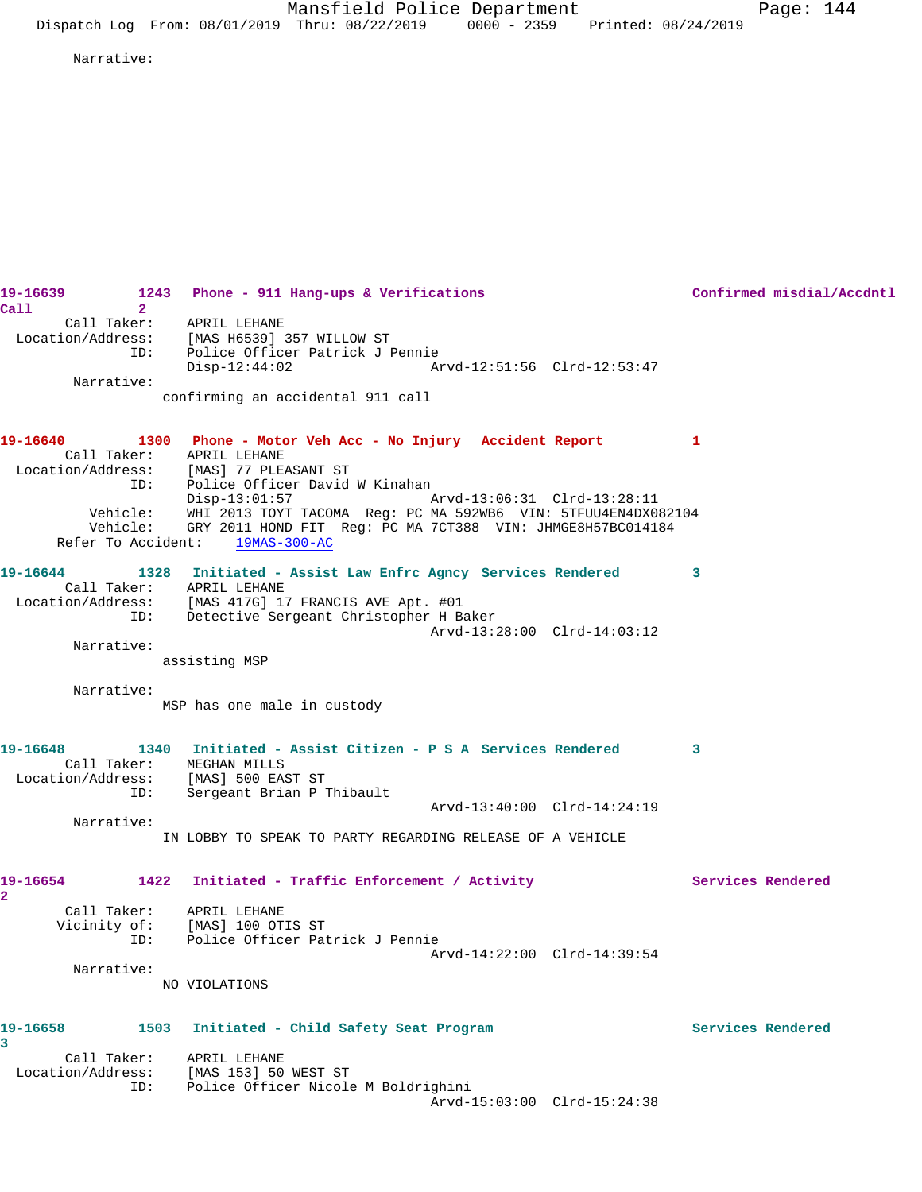Narrative:

19-16639 1243 Phone - 911 Hang-ups & Verifications Confirmed misdial/Accdntl Call 2

Call Taker: APRIL LEHANE
Location/Address: [MAS H6539] 357 WILLOW ST
ID: Police Officer Patrick J Pennie
Disp-12:44:02 Arvd-12:51:56 Clrd-12:53:47

Narrative:
confirming an accidental 911 call

19-16640 1300 Phone - Motor Veh Acc - No Injury Accident Report 1

Call Taker: APRIL LEHANE
Location/Address: [MAS] 77 PLEASANT ST
ID: Police Officer David W Kinahan
Disp-13:01:57 Arvd-13:06:31 Clrd-13:28:11
Vehicle: WHI 2013 TOYT TACOMA Reg: PC MA 592WB6 VIN: 5TFUU4EN4DX082104
Vehicle: GRY 2011 HOND FIT Reg: PC MA 7CT388 VIN: JHMGE8H57BC014184
Refer To Accident: 19MAS-300-AC

19-16644 1328 Initiated - Assist Law Enfrc Agncy Services Rendered 3

Call Taker: APRIL LEHANE
Location/Address: [MAS 417G] 17 FRANCIS AVE Apt. #01
ID: Detective Sergeant Christopher H Baker
Arvd-13:28:00 Clrd-14:03:12

Narrative:
assisting MSP

Narrative:
MSP has one male in custody

19-16648 1340 Initiated - Assist Citizen - P S A Services Rendered 3

Call Taker: MEGHAN MILLS
Location/Address: [MAS] 500 EAST ST
ID: Sergeant Brian P Thibault
Arvd-13:40:00 Clrd-14:24:19

Narrative:
IN LOBBY TO SPEAK TO PARTY REGARDING RELEASE OF A VEHICLE

19-16654 1422 Initiated - Traffic Enforcement / Activity Services Rendered 2

Call Taker: APRIL LEHANE
Vicinity of: [MAS] 100 OTIS ST
ID: Police Officer Patrick J Pennie
Arvd-14:22:00 Clrd-14:39:54

Narrative:
NO VIOLATIONS

19-16658 1503 Initiated - Child Safety Seat Program Services Rendered 3

Call Taker: APRIL LEHANE
Location/Address: [MAS 153] 50 WEST ST
ID: Police Officer Nicole M Boldrighini
Arvd-15:03:00 Clrd-15:24:38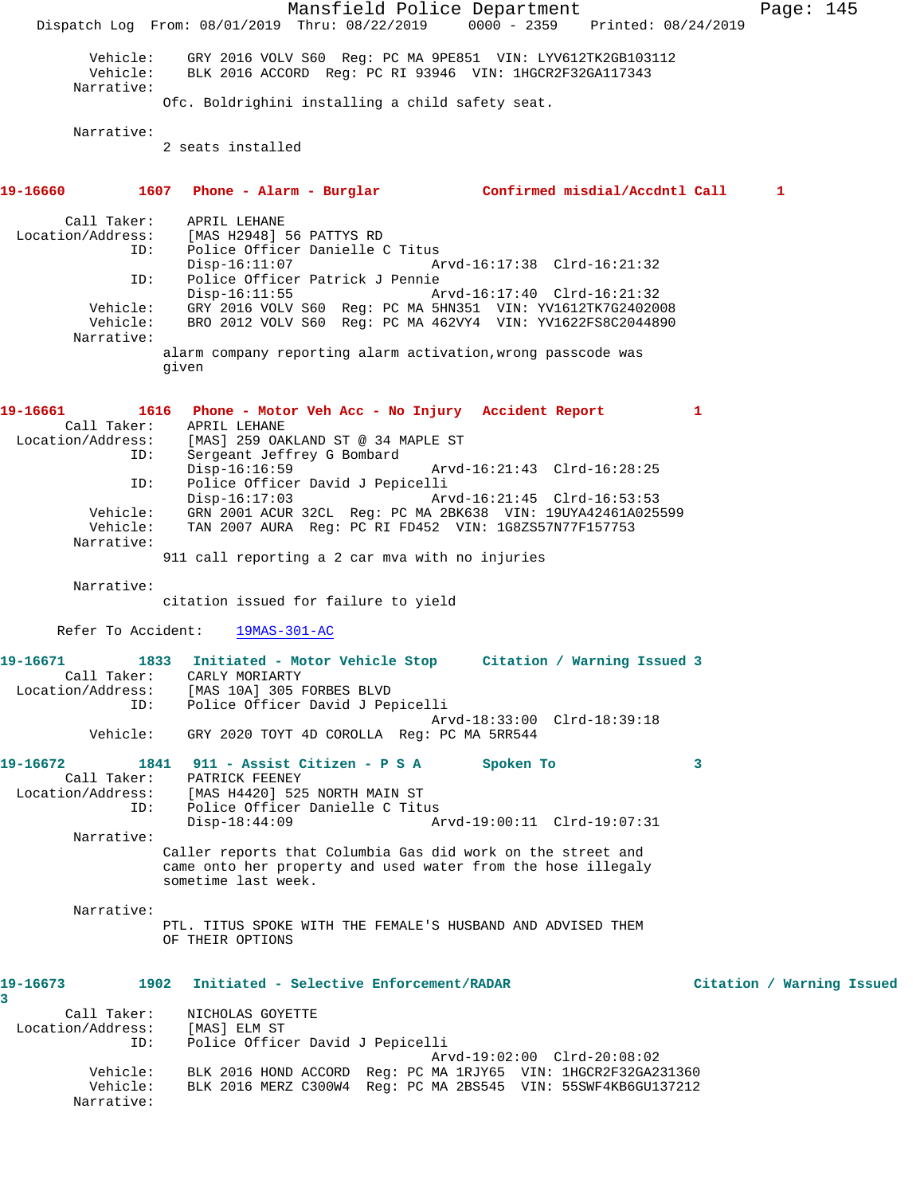```
        Vehicle:    GRY 2016 VOLV S60  Reg: PC MA 9PE851  VIN: LYV612TK2GB103112
        Vehicle:    BLK 2016 ACCORD  Reg: PC RI 93946  VIN: 1HGCR2F32GA117343
      Narrative:
                Ofc. Boldrighini installing a child safety seat.

      Narrative:
                2 seats installed


19-16660        1607  Phone - Alarm - Burglar           Confirmed misdial/Accdntl Call      1

     Call Taker:    APRIL LEHANE
 Location/Address:  [MAS H2948] 56 PATTYS RD
             ID:    Police Officer Danielle C Titus
                    Disp-16:11:07              Arvd-16:17:38  Clrd-16:21:32
             ID:    Police Officer Patrick J Pennie
                    Disp-16:11:55              Arvd-16:17:40  Clrd-16:21:32
        Vehicle:    GRY 2016 VOLV S60  Reg: PC MA 5HN351  VIN: YV1612TK7G2402008
        Vehicle:    BRO 2012 VOLV S60  Reg: PC MA 462VY4  VIN: YV1622FS8C2044890
      Narrative:
                alarm company reporting alarm activation,wrong passcode was
                given


19-16661        1616  Phone - Motor Veh Acc - No Injury  Accident Report         1
     Call Taker:    APRIL LEHANE
 Location/Address:  [MAS] 259 OAKLAND ST @ 34 MAPLE ST
             ID:    Sergeant Jeffrey G Bombard
                    Disp-16:16:59              Arvd-16:21:43  Clrd-16:28:25
             ID:    Police Officer David J Pepicelli
                    Disp-16:17:03              Arvd-16:21:45  Clrd-16:53:53
        Vehicle:    GRN 2001 ACUR 32CL  Reg: PC MA 2BK638  VIN: 19UYA42461A025599
        Vehicle:    TAN 2007 AURA  Reg: PC RI FD452  VIN: 1G8ZS57N77F157753
      Narrative:
                911 call reporting a 2 car mva with no injuries

      Narrative:
                citation issued for failure to yield

     Refer To Accident:    19MAS-301-AC

19-16671        1833  Initiated - Motor Vehicle Stop     Citation / Warning Issued 3
     Call Taker:    CARLY MORIARTY
 Location/Address:  [MAS 10A] 305 FORBES BLVD
             ID:    Police Officer David J Pepicelli
                                               Arvd-18:33:00  Clrd-18:39:18
        Vehicle:    GRY 2020 TOYT 4D COROLLA  Reg: PC MA 5RR544

19-16672        1841  911 - Assist Citizen - P S A       Spoken To               3
     Call Taker:    PATRICK FEENEY
 Location/Address:  [MAS H4420] 525 NORTH MAIN ST
             ID:    Police Officer Danielle C Titus
                    Disp-18:44:09              Arvd-19:00:11  Clrd-19:07:31
      Narrative:
                Caller reports that Columbia Gas did work on the street and
                came onto her property and used water from the hose illegaly
                sometime last week.

      Narrative:
                PTL. TITUS SPOKE WITH THE FEMALE'S HUSBAND AND ADVISED THEM
                OF THEIR OPTIONS


19-16673        1902  Initiated - Selective Enforcement/RADAR                 Citation / Warning Issued
3
     Call Taker:    NICHOLAS GOYETTE
 Location/Address:  [MAS] ELM ST
             ID:    Police Officer David J Pepicelli
                                               Arvd-19:02:00  Clrd-20:08:02
        Vehicle:    BLK 2016 HOND ACCORD  Reg: PC MA 1RJY65  VIN: 1HGCR2F32GA231360
        Vehicle:    BLK 2016 MERZ C300W4  Reg: PC MA 2BS545  VIN: 55SWF4KB6GU137212
      Narrative:
```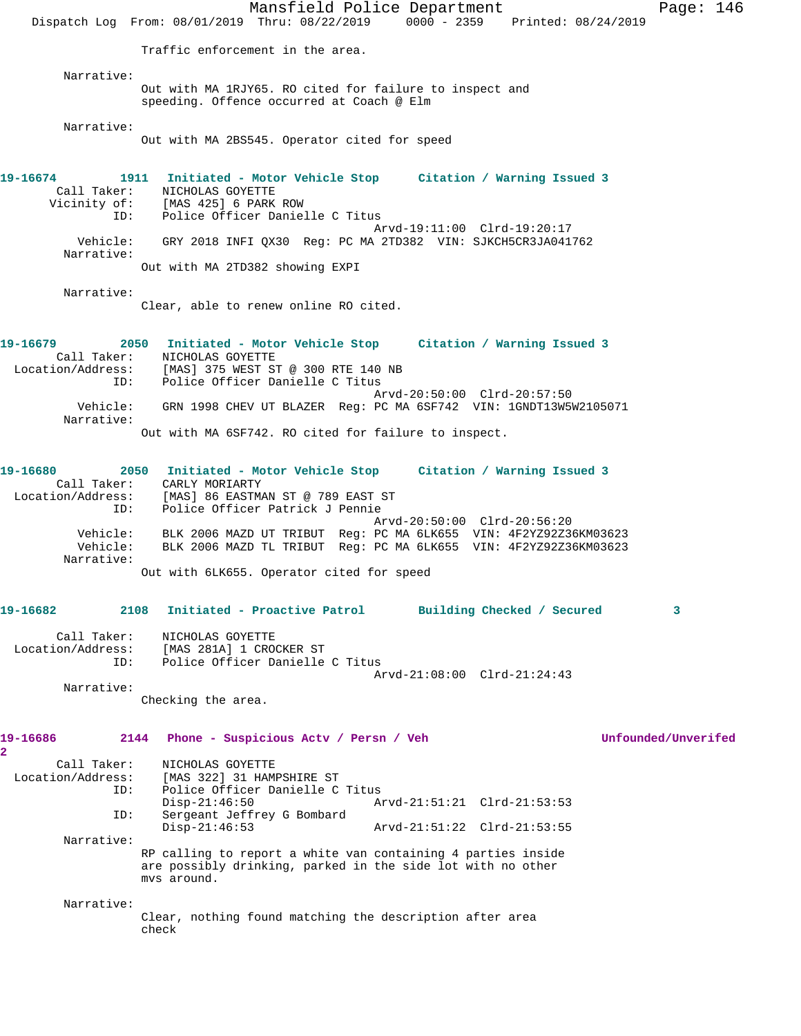Traffic enforcement in the area.

Narrative:
Out with MA 1RJY65. RO cited for failure to inspect and speeding. Offence occurred at Coach @ Elm

Narrative:
Out with MA 2BS545. Operator cited for speed

**19-16674 1911 Initiated - Motor Vehicle Stop Citation / Warning Issued 3**

Call Taker: NICHOLAS GOYETTE
Vicinity of: [MAS 425] 6 PARK ROW
ID: Police Officer Danielle C Titus
Arvd-19:11:00 Clrd-19:20:17
Vehicle: GRY 2018 INFI QX30 Reg: PC MA 2TD382 VIN: SJKCH5CR3JA041762
Narrative:
Out with MA 2TD382 showing EXPI

Narrative:
Clear, able to renew online RO cited.

**19-16679 2050 Initiated - Motor Vehicle Stop Citation / Warning Issued 3**

Call Taker: NICHOLAS GOYETTE
Location/Address: [MAS] 375 WEST ST @ 300 RTE 140 NB
ID: Police Officer Danielle C Titus
Arvd-20:50:00 Clrd-20:57:50
Vehicle: GRN 1998 CHEV UT BLAZER Reg: PC MA 6SF742 VIN: 1GNDT13W5W2105071
Narrative:
Out with MA 6SF742. RO cited for failure to inspect.

**19-16680 2050 Initiated - Motor Vehicle Stop Citation / Warning Issued 3**

Call Taker: CARLY MORIARTY
Location/Address: [MAS] 86 EASTMAN ST @ 789 EAST ST
ID: Police Officer Patrick J Pennie
Arvd-20:50:00 Clrd-20:56:20
Vehicle: BLK 2006 MAZD UT TRIBUT Reg: PC MA 6LK655 VIN: 4F2YZ92Z36KM03623
Vehicle: BLK 2006 MAZD TL TRIBUT Reg: PC MA 6LK655 VIN: 4F2YZ92Z36KM03623
Narrative:
Out with 6LK655. Operator cited for speed

**19-16682 2108 Initiated - Proactive Patrol Building Checked / Secured 3**

Call Taker: NICHOLAS GOYETTE
Location/Address: [MAS 281A] 1 CROCKER ST
ID: Police Officer Danielle C Titus
Arvd-21:08:00 Clrd-21:24:43
Narrative:
Checking the area.

**19-16686 2144 Phone - Suspicious Actv / Persn / Veh Unfounded/Unverifed 2**

Call Taker: NICHOLAS GOYETTE
Location/Address: [MAS 322] 31 HAMPSHIRE ST
ID: Police Officer Danielle C Titus
Disp-21:46:50 Arvd-21:51:21 Clrd-21:53:53
ID: Sergeant Jeffrey G Bombard
Disp-21:46:53 Arvd-21:51:22 Clrd-21:53:55
Narrative:
RP calling to report a white van containing 4 parties inside are possibly drinking, parked in the side lot with no other mvs around.

Narrative:
Clear, nothing found matching the description after area check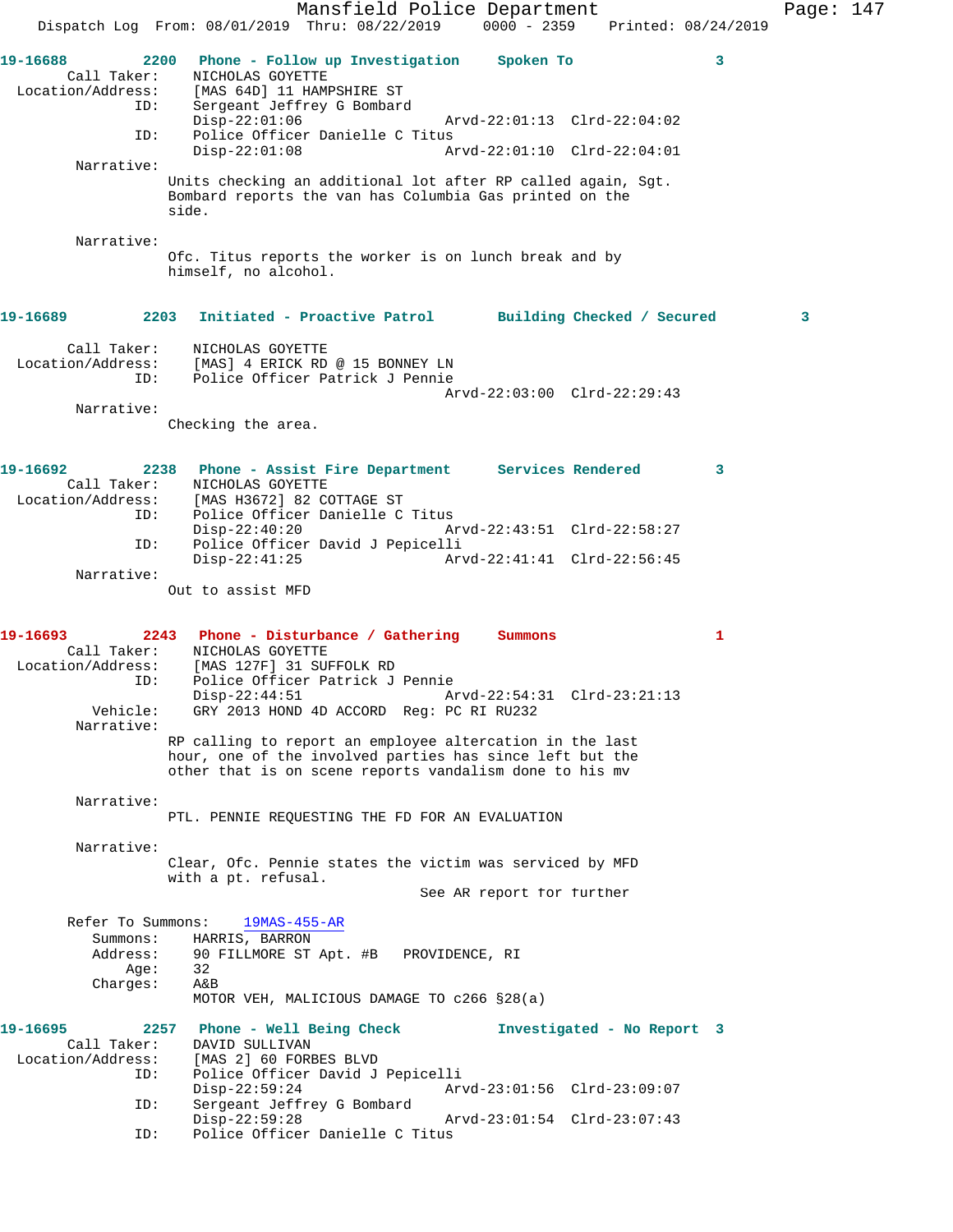```
19-16688        2200   Phone - Follow up Investigation     Spoken To                3
       Call Taker:     NICHOLAS GOYETTE
  Location/Address:    [MAS 64D] 11 HAMPSHIRE ST
               ID:     Sergeant Jeffrey G Bombard
                       Disp-22:01:06                 Arvd-22:01:13  Clrd-22:04:02
               ID:     Police Officer Danielle C Titus
                       Disp-22:01:08                 Arvd-22:01:10  Clrd-22:04:01
        Narrative:
                       Units checking an additional lot after RP called again, Sgt.
                       Bombard reports the van has Columbia Gas printed on the
                       side.

        Narrative:
                       Ofc. Titus reports the worker is on lunch break and by
                       himself, no alcohol.

19-16689        2203   Initiated - Proactive Patrol        Building Checked / Secured         3

       Call Taker:     NICHOLAS GOYETTE
  Location/Address:    [MAS] 4 ERICK RD @ 15 BONNEY LN
               ID:     Police Officer Patrick J Pennie
                                                     Arvd-22:03:00  Clrd-22:29:43
        Narrative:
                       Checking the area.

19-16692        2238   Phone - Assist Fire Department      Services Rendered        3
       Call Taker:     NICHOLAS GOYETTE
  Location/Address:    [MAS H3672] 82 COTTAGE ST
               ID:     Police Officer Danielle C Titus
                       Disp-22:40:20                 Arvd-22:43:51  Clrd-22:58:27
               ID:     Police Officer David J Pepicelli
                       Disp-22:41:25                 Arvd-22:41:41  Clrd-22:56:45
        Narrative:
                       Out to assist MFD

19-16693        2243   Phone - Disturbance / Gathering     Summons                  1
       Call Taker:     NICHOLAS GOYETTE
  Location/Address:    [MAS 127F] 31 SUFFOLK RD
               ID:     Police Officer Patrick J Pennie
                       Disp-22:44:51                 Arvd-22:54:31  Clrd-23:21:13
          Vehicle:     GRY 2013 HOND 4D ACCORD  Reg: PC RI RU232
        Narrative:
                       RP calling to report an employee altercation in the last
                       hour, one of the involved parties has since left but the
                       other that is on scene reports vandalism done to his mv

        Narrative:
                       PTL. PENNIE REQUESTING THE FD FOR AN EVALUATION

        Narrative:
                       Clear, Ofc. Pennie states the victim was serviced by MFD
                       with a pt. refusal.
                                                 See AR report for further

      Refer To Summons:    19MAS-455-AR
          Summons:     HARRIS, BARRON
          Address:     90 FILLMORE ST Apt. #B   PROVIDENCE, RI
              Age:     32
          Charges:     A&B
                       MOTOR VEH, MALICIOUS DAMAGE TO c266 §28(a)

19-16695        2257   Phone - Well Being Check            Investigated - No Report  3
       Call Taker:     DAVID SULLIVAN
  Location/Address:    [MAS 2] 60 FORBES BLVD
               ID:     Police Officer David J Pepicelli
                       Disp-22:59:24                 Arvd-23:01:56  Clrd-23:09:07
               ID:     Sergeant Jeffrey G Bombard
                       Disp-22:59:28                 Arvd-23:01:54  Clrd-23:07:43
               ID:     Police Officer Danielle C Titus
```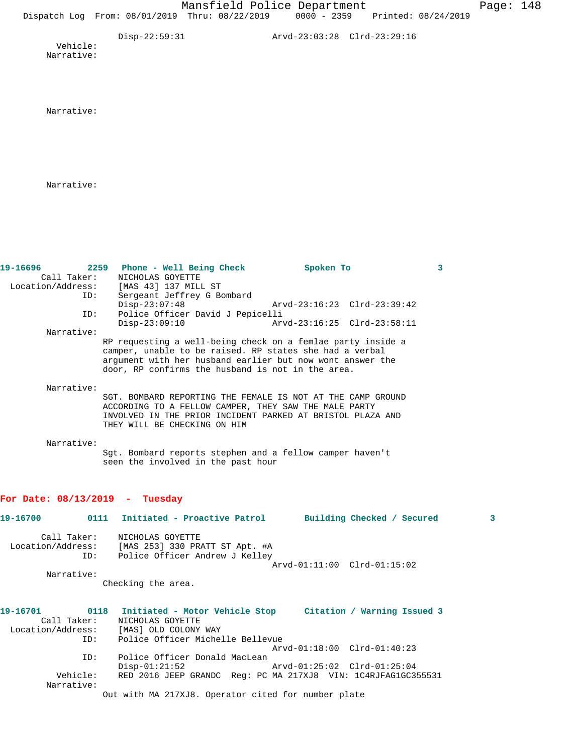Disp-22:59:31 Arvd-23:03:28 Clrd-23:29:16

Vehicle:

Narrative:

Narrative:

Narrative:

**19-16696 2259 Phone - Well Being Check Spoken To 3**

Call Taker: NICHOLAS GOYETTE

Location/Address: [MAS 43] 137 MILL ST

ID: Sergeant Jeffrey G Bombard

Disp-23:07:48 Arvd-23:16:23 Clrd-23:39:42

ID: Police Officer David J Pepicelli

Disp-23:09:10 Arvd-23:16:25 Clrd-23:58:11

Narrative:

RP requesting a well-being check on a femlae party inside a camper, unable to be raised. RP states she had a verbal argument with her husband earlier but now wont answer the door, RP confirms the husband is not in the area.

Narrative:

SGT. BOMBARD REPORTING THE FEMALE IS NOT AT THE CAMP GROUND ACCORDING TO A FELLOW CAMPER, THEY SAW THE MALE PARTY INVOLVED IN THE PRIOR INCIDENT PARKED AT BRISTOL PLAZA AND THEY WILL BE CHECKING ON HIM

Narrative:

Sgt. Bombard reports stephen and a fellow camper haven't seen the involved in the past hour

## For Date: 08/13/2019 - Tuesday

**19-16700 0111 Initiated - Proactive Patrol Building Checked / Secured 3**

Call Taker: NICHOLAS GOYETTE

Location/Address: [MAS 253] 330 PRATT ST Apt. #A

ID: Police Officer Andrew J Kelley

Arvd-01:11:00 Clrd-01:15:02

Narrative:

Checking the area.

**19-16701 0118 Initiated - Motor Vehicle Stop Citation / Warning Issued 3**

Call Taker: NICHOLAS GOYETTE

Location/Address: [MAS] OLD COLONY WAY

ID: Police Officer Michelle Bellevue

Arvd-01:18:00 Clrd-01:40:23

ID: Police Officer Donald MacLean

Disp-01:21:52 Arvd-01:25:02 Clrd-01:25:04

Vehicle: RED 2016 JEEP GRANDC Reg: PC MA 217XJ8 VIN: 1C4RJFAG1GC355531

Narrative:

Out with MA 217XJ8. Operator cited for number plate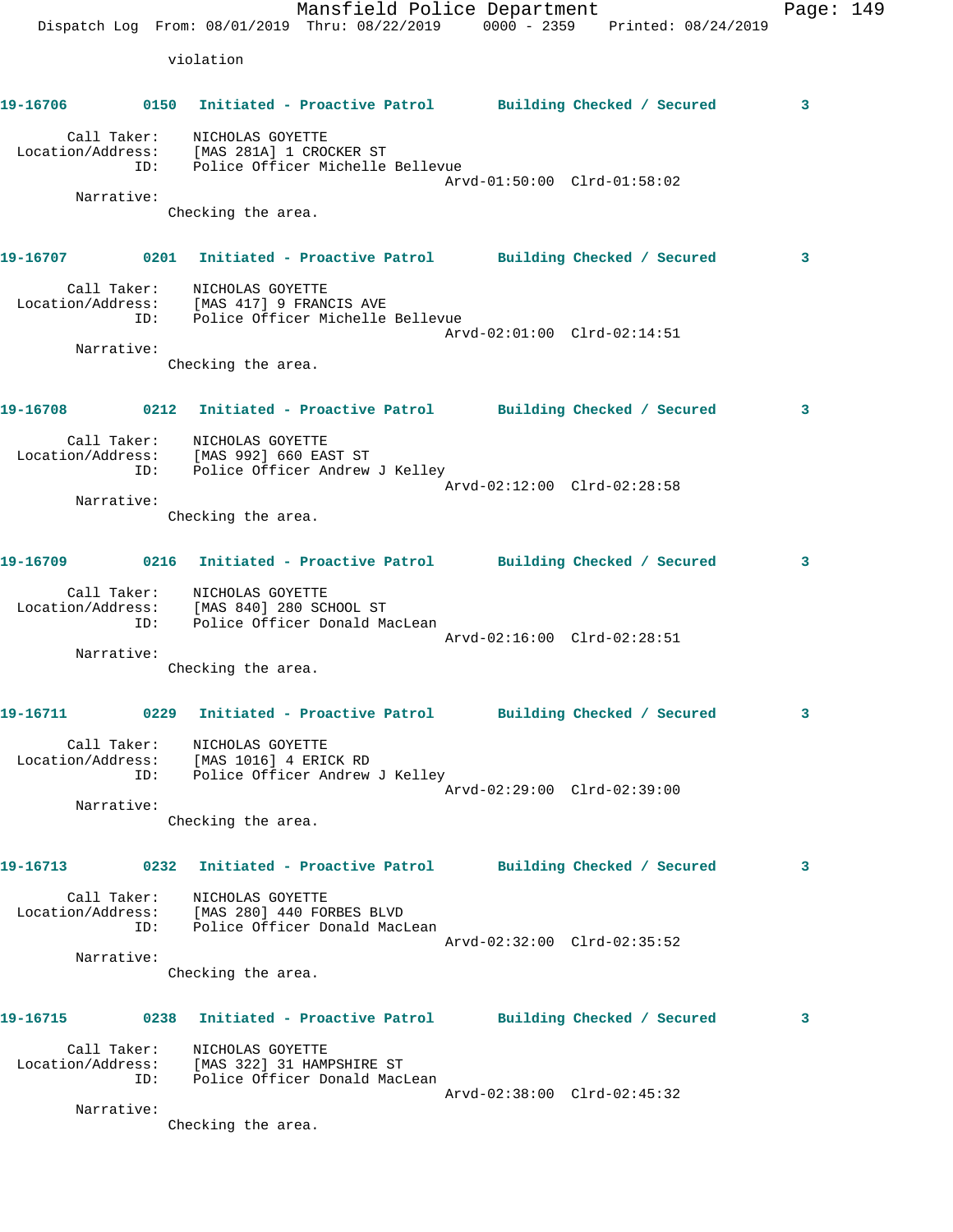violation

**19-16706** 0150 **Initiated - Proactive Patrol** **Building Checked / Secured** 3

Call Taker: NICHOLAS GOYETTE
Location/Address: [MAS 281A] 1 CROCKER ST
ID: Police Officer Michelle Bellevue
Arvd-01:50:00 Clrd-01:58:02

Narrative:
Checking the area.

**19-16707** 0201 **Initiated - Proactive Patrol** **Building Checked / Secured** 3

Call Taker: NICHOLAS GOYETTE
Location/Address: [MAS 417] 9 FRANCIS AVE
ID: Police Officer Michelle Bellevue
Arvd-02:01:00 Clrd-02:14:51

Narrative:
Checking the area.

**19-16708** 0212 **Initiated - Proactive Patrol** **Building Checked / Secured** 3

Call Taker: NICHOLAS GOYETTE
Location/Address: [MAS 992] 660 EAST ST
ID: Police Officer Andrew J Kelley
Arvd-02:12:00 Clrd-02:28:58

Narrative:
Checking the area.

**19-16709** 0216 **Initiated - Proactive Patrol** **Building Checked / Secured** 3

Call Taker: NICHOLAS GOYETTE
Location/Address: [MAS 840] 280 SCHOOL ST
ID: Police Officer Donald MacLean
Arvd-02:16:00 Clrd-02:28:51

Narrative:
Checking the area.

**19-16711** 0229 **Initiated - Proactive Patrol** **Building Checked / Secured** 3

Call Taker: NICHOLAS GOYETTE
Location/Address: [MAS 1016] 4 ERICK RD
ID: Police Officer Andrew J Kelley
Arvd-02:29:00 Clrd-02:39:00

Narrative:
Checking the area.

**19-16713** 0232 **Initiated - Proactive Patrol** **Building Checked / Secured** 3

Call Taker: NICHOLAS GOYETTE
Location/Address: [MAS 280] 440 FORBES BLVD
ID: Police Officer Donald MacLean
Arvd-02:32:00 Clrd-02:35:52

Narrative:
Checking the area.

**19-16715** 0238 **Initiated - Proactive Patrol** **Building Checked / Secured** 3

Call Taker: NICHOLAS GOYETTE
Location/Address: [MAS 322] 31 HAMPSHIRE ST
ID: Police Officer Donald MacLean
Arvd-02:38:00 Clrd-02:45:32

Narrative:
Checking the area.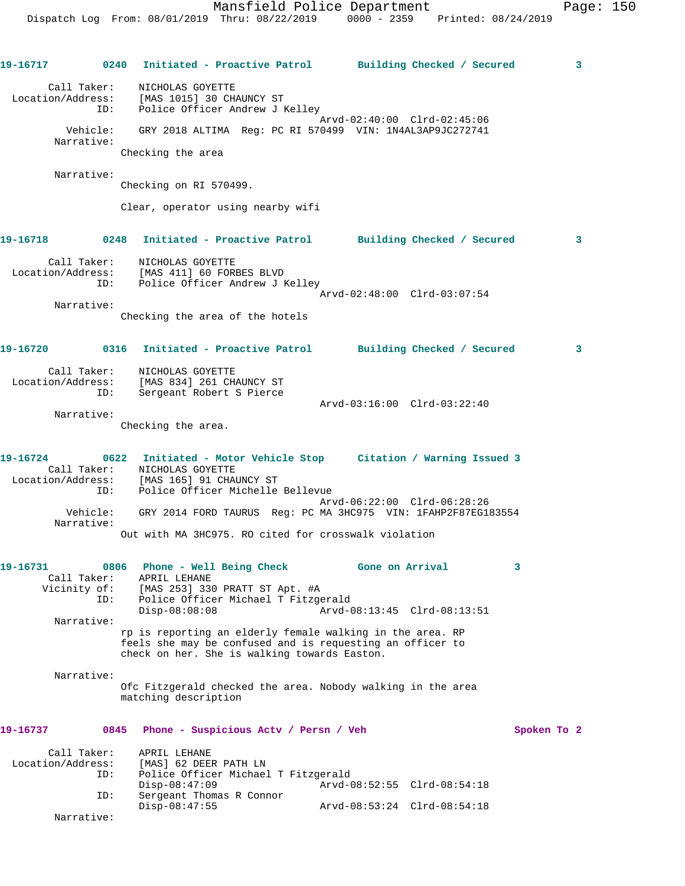**19-16717** 0240 Initiated - Proactive Patrol — Building Checked / Secured 3

Call Taker: NICHOLAS GOYETTE
Location/Address: [MAS 1015] 30 CHAUNCY ST
ID: Police Officer Andrew J Kelley
Arvd-02:40:00 Clrd-02:45:06
Vehicle: GRY 2018 ALTIMA Reg: PC RI 570499 VIN: 1N4AL3AP9JC272741
Narrative:
Checking the area

Narrative:
Checking on RI 570499.

Clear, operator using nearby wifi

**19-16718** 0248 Initiated - Proactive Patrol — Building Checked / Secured 3

Call Taker: NICHOLAS GOYETTE
Location/Address: [MAS 411] 60 FORBES BLVD
ID: Police Officer Andrew J Kelley
Arvd-02:48:00 Clrd-03:07:54
Narrative:
Checking the area of the hotels

**19-16720** 0316 Initiated - Proactive Patrol — Building Checked / Secured 3

Call Taker: NICHOLAS GOYETTE
Location/Address: [MAS 834] 261 CHAUNCY ST
ID: Sergeant Robert S Pierce
Arvd-03:16:00 Clrd-03:22:40
Narrative:
Checking the area.

**19-16724** 0622 Initiated - Motor Vehicle Stop — Citation / Warning Issued 3

Call Taker: NICHOLAS GOYETTE
Location/Address: [MAS 165] 91 CHAUNCY ST
ID: Police Officer Michelle Bellevue
Arvd-06:22:00 Clrd-06:28:26
Vehicle: GRY 2014 FORD TAURUS Reg: PC MA 3HC975 VIN: 1FAHP2F87EG183554
Narrative:
Out with MA 3HC975. RO cited for crosswalk violation

**19-16731** 0806 Phone - Well Being Check — Gone on Arrival 3

Call Taker: APRIL LEHANE
Vicinity of: [MAS 253] 330 PRATT ST Apt. #A
ID: Police Officer Michael T Fitzgerald
Disp-08:08:08 Arvd-08:13:45 Clrd-08:13:51
Narrative:
rp is reporting an elderly female walking in the area. RP feels she may be confused and is requesting an officer to check on her. She is walking towards Easton.

Narrative:
Ofc Fitzgerald checked the area. Nobody walking in the area matching description

**19-16737** 0845 Phone - Suspicious Actv / Persn / Veh — Spoken To 2

Call Taker: APRIL LEHANE
Location/Address: [MAS] 62 DEER PATH LN
ID: Police Officer Michael T Fitzgerald
Disp-08:47:09 Arvd-08:52:55 Clrd-08:54:18
ID: Sergeant Thomas R Connor
Disp-08:47:55 Arvd-08:53:24 Clrd-08:54:18
Narrative: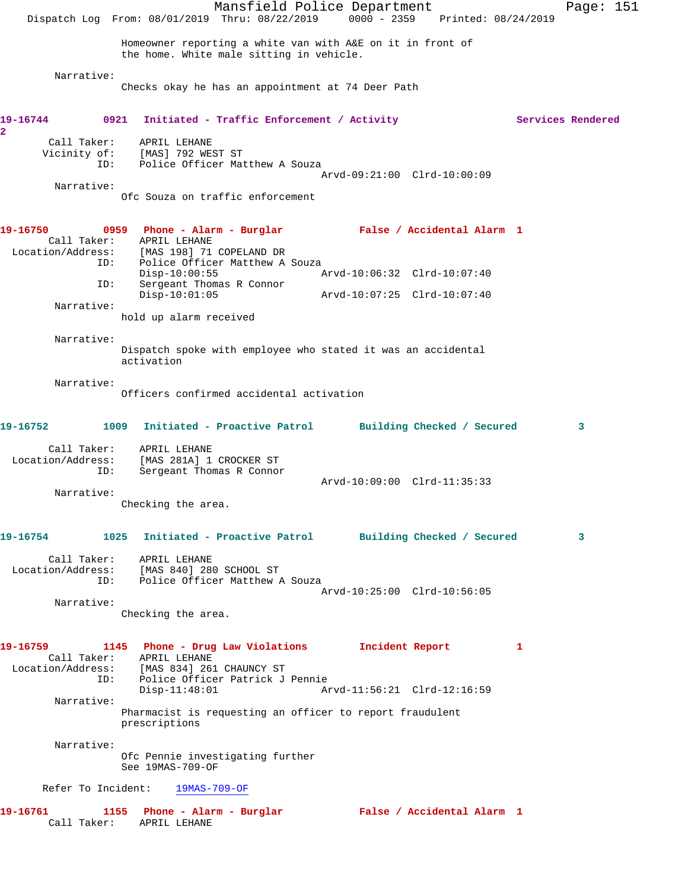Homeowner reporting a white van with A&E on it in front of the home. White male sitting in vehicle.

Narrative:
Checks okay he has an appointment at 74 Deer Path

**19-16744 0921 Initiated - Traffic Enforcement / Activity Services Rendered 2**

Call Taker: APRIL LEHANE
Vicinity of: [MAS] 792 WEST ST
ID: Police Officer Matthew A Souza
Arvd-09:21:00 Clrd-10:00:09

Narrative:
Ofc Souza on traffic enforcement

**19-16750 0959 Phone - Alarm - Burglar False / Accidental Alarm 1**

Call Taker: APRIL LEHANE
Location/Address: [MAS 198] 71 COPELAND DR
ID: Police Officer Matthew A Souza
Disp-10:00:55 Arvd-10:06:32 Clrd-10:07:40
ID: Sergeant Thomas R Connor
Disp-10:01:05 Arvd-10:07:25 Clrd-10:07:40

Narrative:
hold up alarm received

Narrative:
Dispatch spoke with employee who stated it was an accidental activation

Narrative:
Officers confirmed accidental activation

**19-16752 1009 Initiated - Proactive Patrol Building Checked / Secured 3**

Call Taker: APRIL LEHANE
Location/Address: [MAS 281A] 1 CROCKER ST
ID: Sergeant Thomas R Connor
Arvd-10:09:00 Clrd-11:35:33

Narrative:
Checking the area.

**19-16754 1025 Initiated - Proactive Patrol Building Checked / Secured 3**

Call Taker: APRIL LEHANE
Location/Address: [MAS 840] 280 SCHOOL ST
ID: Police Officer Matthew A Souza
Arvd-10:25:00 Clrd-10:56:05

Narrative:
Checking the area.

**19-16759 1145 Phone - Drug Law Violations Incident Report 1**

Call Taker: APRIL LEHANE
Location/Address: [MAS 834] 261 CHAUNCY ST
ID: Police Officer Patrick J Pennie
Disp-11:48:01 Arvd-11:56:21 Clrd-12:16:59

Narrative:
Pharmacist is requesting an officer to report fraudulent prescriptions

Narrative:
Ofc Pennie investigating further
See 19MAS-709-OF

Refer To Incident: 19MAS-709-OF

**19-16761 1155 Phone - Alarm - Burglar False / Accidental Alarm 1**

Call Taker: APRIL LEHANE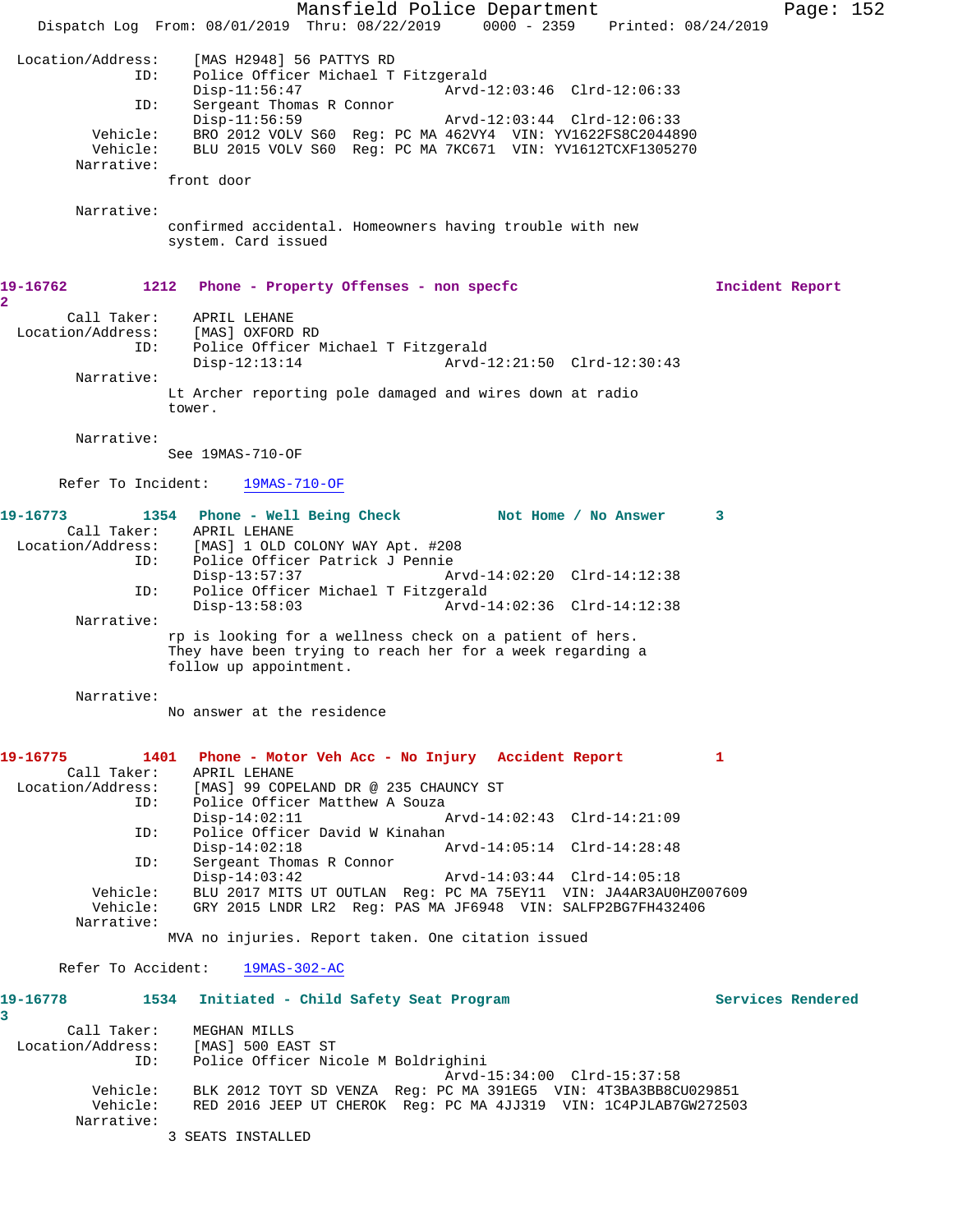```
Location/Address:    [MAS H2948] 56 PATTYS RD
              ID:    Police Officer Michael T Fitzgerald
                     Disp-11:56:47                Arvd-12:03:46  Clrd-12:06:33
              ID:    Sergeant Thomas R Connor
                     Disp-11:56:59                Arvd-12:03:44  Clrd-12:06:33
         Vehicle:    BRO 2012 VOLV S60  Reg: PC MA 462VY4  VIN: YV1622FS8C2044890
         Vehicle:    BLU 2015 VOLV S60  Reg: PC MA 7KC671  VIN: YV1612TCXF1305270
       Narrative:
                  front door

       Narrative:
                  confirmed accidental. Homeowners having trouble with new
                  system. Card issued
```

```
19-16762         1212   Phone - Property Offenses - non specfc                    Incident Report
2
        Call Taker:    APRIL LEHANE
  Location/Address:    [MAS] OXFORD RD
                ID:    Police Officer Michael T Fitzgerald
                       Disp-12:13:14                Arvd-12:21:50  Clrd-12:30:43
         Narrative:
                  Lt Archer reporting pole damaged and wires down at radio
                  tower.

         Narrative:
                  See 19MAS-710-OF

      Refer To Incident:    19MAS-710-OF
```

```
19-16773         1354   Phone - Well Being Check           Not Home / No Answer      3
        Call Taker:    APRIL LEHANE
  Location/Address:    [MAS] 1 OLD COLONY WAY Apt. #208
                ID:    Police Officer Patrick J Pennie
                       Disp-13:57:37                Arvd-14:02:20  Clrd-14:12:38
                ID:    Police Officer Michael T Fitzgerald
                       Disp-13:58:03                Arvd-14:02:36  Clrd-14:12:38
         Narrative:
                  rp is looking for a wellness check on a patient of hers.
                  They have been trying to reach her for a week regarding a
                  follow up appointment.

         Narrative:
                  No answer at the residence
```

```
19-16775         1401   Phone - Motor Veh Acc - No Injury   Accident Report          1
        Call Taker:    APRIL LEHANE
  Location/Address:    [MAS] 99 COPELAND DR @ 235 CHAUNCY ST
                ID:    Police Officer Matthew A Souza
                       Disp-14:02:11                Arvd-14:02:43  Clrd-14:21:09
                ID:    Police Officer David W Kinahan
                       Disp-14:02:18                Arvd-14:05:14  Clrd-14:28:48
                ID:    Sergeant Thomas R Connor
                       Disp-14:03:42                Arvd-14:03:44  Clrd-14:05:18
           Vehicle:    BLU 2017 MITS UT OUTLAN  Reg: PC MA 75EY11  VIN: JA4AR3AU0HZ007609
           Vehicle:    GRY 2015 LNDR LR2  Reg: PAS MA JF6948  VIN: SALFP2BG7FH432406
         Narrative:
                  MVA no injuries. Report taken. One citation issued

      Refer To Accident:    19MAS-302-AC
```

```
19-16778         1534   Initiated - Child Safety Seat Program                     Services Rendered
3
        Call Taker:    MEGHAN MILLS
  Location/Address:    [MAS] 500 EAST ST
                ID:    Police Officer Nicole M Boldrighini
                                                    Arvd-15:34:00  Clrd-15:37:58
           Vehicle:    BLK 2012 TOYT SD VENZA  Reg: PC MA 391EG5  VIN: 4T3BA3BB8CU029851
           Vehicle:    RED 2016 JEEP UT CHEROK  Reg: PC MA 4JJ319  VIN: 1C4PJLAB7GW272503
         Narrative:
                  3 SEATS INSTALLED
```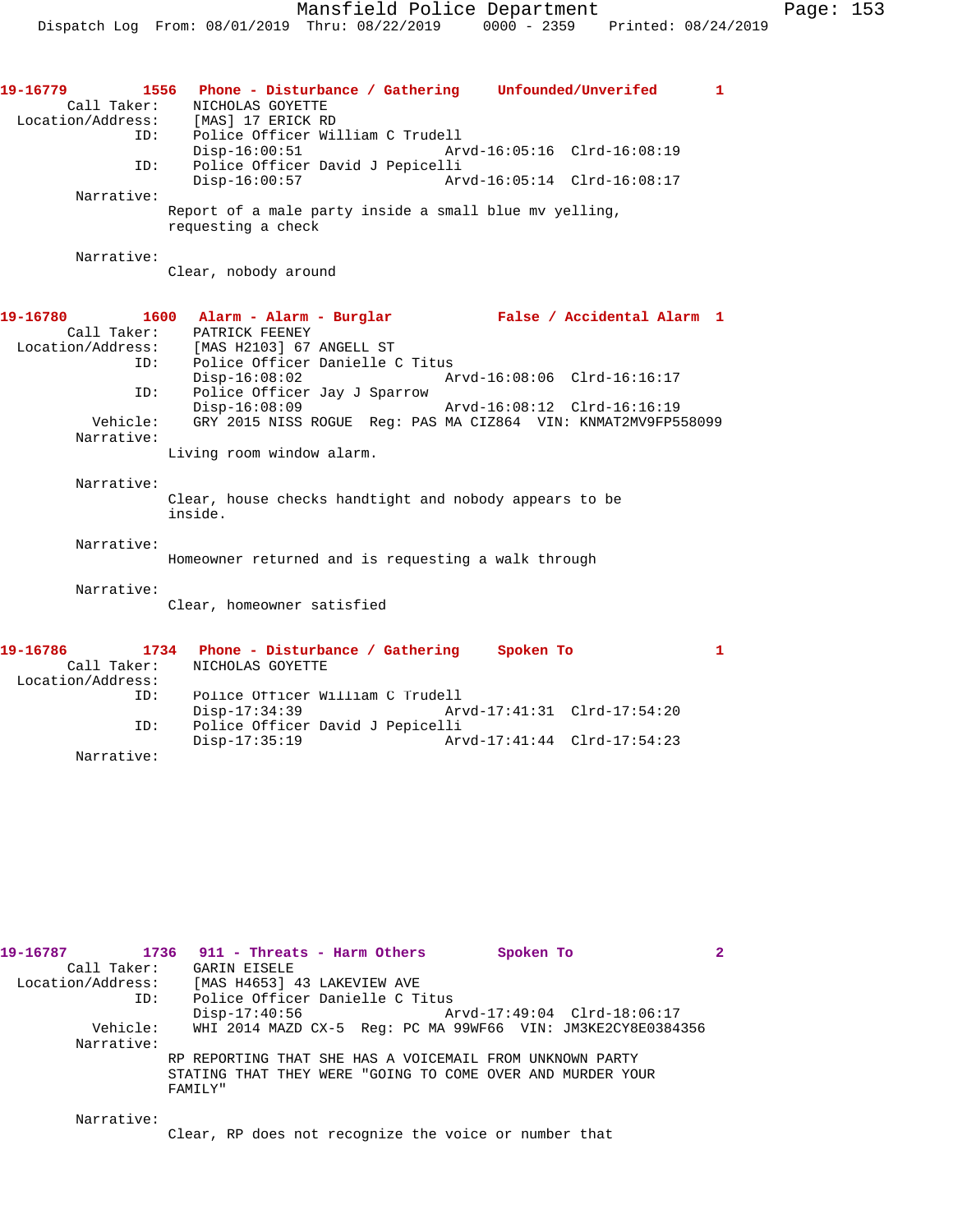19-16779 1556 Phone - Disturbance / Gathering Unfounded/Unverifed 1

Call Taker: NICHOLAS GOYETTE
Location/Address: [MAS] 17 ERICK RD
ID: Police Officer William C Trudell
Disp-16:00:51 Arvd-16:05:16 Clrd-16:08:19
ID: Police Officer David J Pepicelli
Disp-16:00:57 Arvd-16:05:14 Clrd-16:08:17
Narrative:
Report of a male party inside a small blue mv yelling, requesting a check

Narrative:
Clear, nobody around

19-16780 1600 Alarm - Alarm - Burglar False / Accidental Alarm 1

Call Taker: PATRICK FEENEY
Location/Address: [MAS H2103] 67 ANGELL ST
ID: Police Officer Danielle C Titus
Disp-16:08:02 Arvd-16:08:06 Clrd-16:16:17
ID: Police Officer Jay J Sparrow
Disp-16:08:09 Arvd-16:08:12 Clrd-16:16:19
Vehicle: GRY 2015 NISS ROGUE Reg: PAS MA CIZ864 VIN: KNMAT2MV9FP558099
Narrative:
Living room window alarm.

Narrative:
Clear, house checks handtight and nobody appears to be inside.

Narrative:
Homeowner returned and is requesting a walk through

Narrative:
Clear, homeowner satisfied

19-16786 1734 Phone - Disturbance / Gathering Spoken To 1

Call Taker: NICHOLAS GOYETTE
Location/Address:
ID: Police Officer William C Trudell
Disp-17:34:39 Arvd-17:41:31 Clrd-17:54:20
ID: Police Officer David J Pepicelli
Disp-17:35:19 Arvd-17:41:44 Clrd-17:54:23
Narrative:

19-16787 1736 911 - Threats - Harm Others Spoken To 2

Call Taker: GARIN EISELE
Location/Address: [MAS H4653] 43 LAKEVIEW AVE
ID: Police Officer Danielle C Titus
Disp-17:40:56 Arvd-17:49:04 Clrd-18:06:17
Vehicle: WHI 2014 MAZD CX-5 Reg: PC MA 99WF66 VIN: JM3KE2CY8E0384356
Narrative:
RP REPORTING THAT SHE HAS A VOICEMAIL FROM UNKNOWN PARTY STATING THAT THEY WERE "GOING TO COME OVER AND MURDER YOUR FAMILY"

Narrative:
Clear, RP does not recognize the voice or number that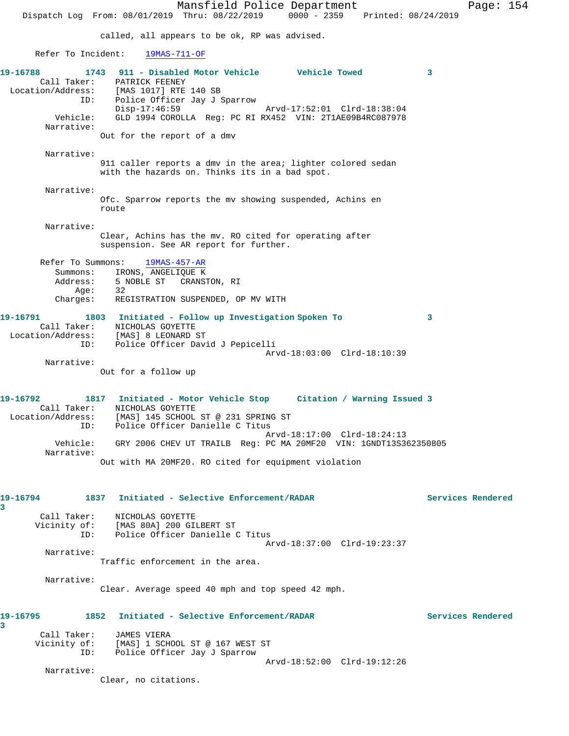called, all appears to be ok, RP was advised.

Refer To Incident: 19MAS-711-OF

**19-16788 1743 911 - Disabled Motor Vehicle Vehicle Towed 3**

Call Taker: PATRICK FEENEY
Location/Address: [MAS 1017] RTE 140 SB
ID: Police Officer Jay J Sparrow
Disp-17:46:59 Arvd-17:52:01 Clrd-18:38:04
Vehicle: GLD 1994 COROLLA Reg: PC RI RX452 VIN: 2T1AE09B4RC087978

Narrative:
Out for the report of a dmv

Narrative:
911 caller reports a dmv in the area; lighter colored sedan with the hazards on. Thinks its in a bad spot.

Narrative:
Ofc. Sparrow reports the mv showing suspended, Achins en route

Narrative:
Clear, Achins has the mv. RO cited for operating after suspension. See AR report for further.

Refer To Summons: 19MAS-457-AR
Summons: IRONS, ANGELIQUE K
Address: 5 NOBLE ST CRANSTON, RI
Age: 32
Charges: REGISTRATION SUSPENDED, OP MV WITH

**19-16791 1803 Initiated - Follow up Investigation Spoken To 3**

Call Taker: NICHOLAS GOYETTE
Location/Address: [MAS] 8 LEONARD ST
ID: Police Officer David J Pepicelli
Arvd-18:03:00 Clrd-18:10:39

Narrative:
Out for a follow up

**19-16792 1817 Initiated - Motor Vehicle Stop Citation / Warning Issued 3**

Call Taker: NICHOLAS GOYETTE
Location/Address: [MAS] 145 SCHOOL ST @ 231 SPRING ST
ID: Police Officer Danielle C Titus
Arvd-18:17:00 Clrd-18:24:13
Vehicle: GRY 2006 CHEV UT TRAILB Reg: PC MA 20MF20 VIN: 1GNDT13S362350805

Narrative:
Out with MA 20MF20. RO cited for equipment violation

**19-16794 1837 Initiated - Selective Enforcement/RADAR Services Rendered 3**

Call Taker: NICHOLAS GOYETTE
Vicinity of: [MAS 80A] 200 GILBERT ST
ID: Police Officer Danielle C Titus
Arvd-18:37:00 Clrd-19:23:37

Narrative:
Traffic enforcement in the area.

Narrative:
Clear. Average speed 40 mph and top speed 42 mph.

**19-16795 1852 Initiated - Selective Enforcement/RADAR Services Rendered 3**

Call Taker: JAMES VIERA
Vicinity of: [MAS] 1 SCHOOL ST @ 167 WEST ST
ID: Police Officer Jay J Sparrow
Arvd-18:52:00 Clrd-19:12:26

Narrative:
Clear, no citations.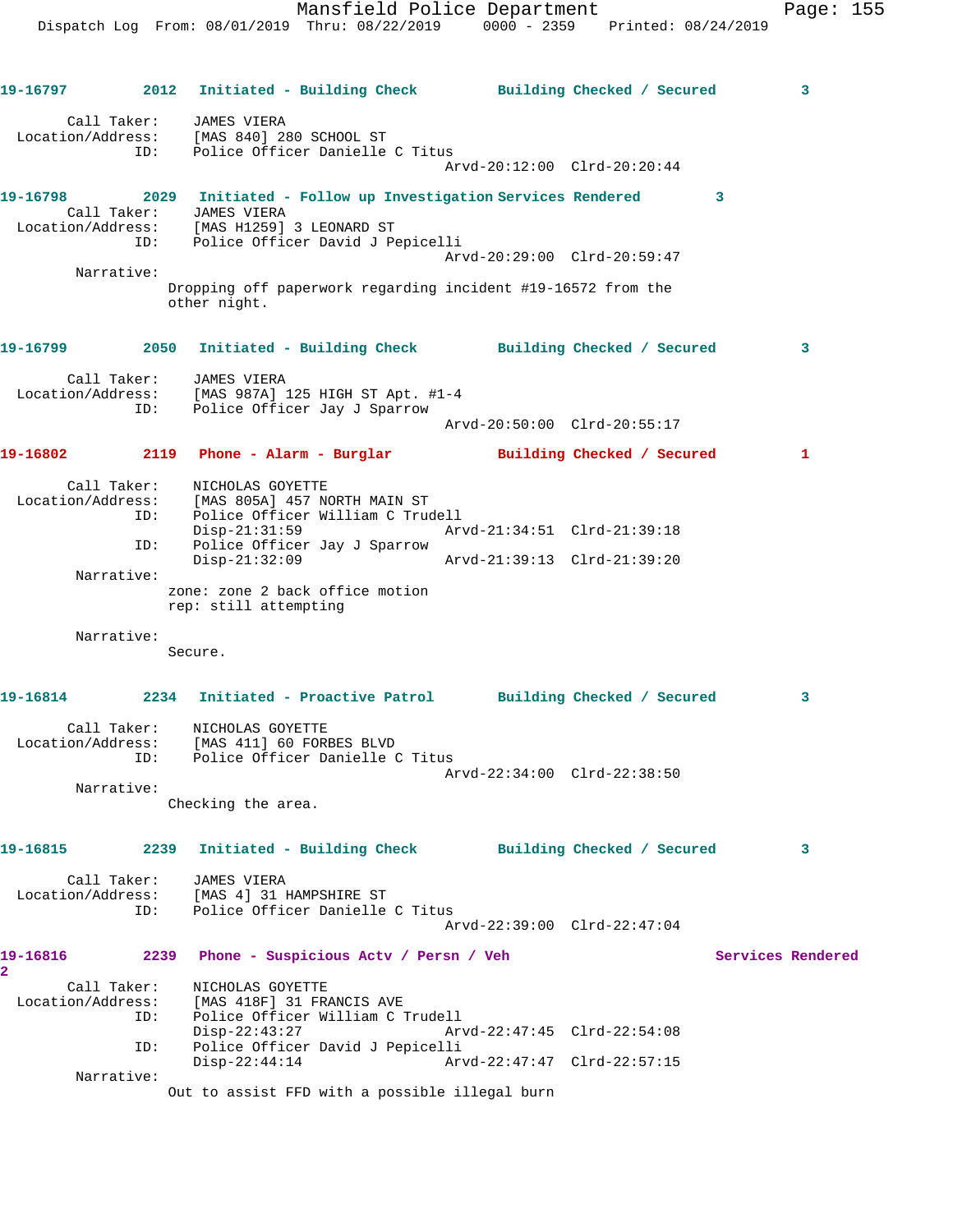19-16797 2012 Initiated - Building Check Building Checked / Secured 3

Call Taker: JAMES VIERA
Location/Address: [MAS 840] 280 SCHOOL ST
ID: Police Officer Danielle C Titus
Arvd-20:12:00 Clrd-20:20:44

19-16798 2029 Initiated - Follow up Investigation Services Rendered 3
Call Taker: JAMES VIERA
Location/Address: [MAS H1259] 3 LEONARD ST
ID: Police Officer David J Pepicelli
Arvd-20:29:00 Clrd-20:59:47
Narrative:
Dropping off paperwork regarding incident #19-16572 from the other night.

19-16799 2050 Initiated - Building Check Building Checked / Secured 3

Call Taker: JAMES VIERA
Location/Address: [MAS 987A] 125 HIGH ST Apt. #1-4
ID: Police Officer Jay J Sparrow
Arvd-20:50:00 Clrd-20:55:17

19-16802 2119 Phone - Alarm - Burglar Building Checked / Secured 1

Call Taker: NICHOLAS GOYETTE
Location/Address: [MAS 805A] 457 NORTH MAIN ST
ID: Police Officer William C Trudell
Disp-21:31:59 Arvd-21:34:51 Clrd-21:39:18
ID: Police Officer Jay J Sparrow
Disp-21:32:09 Arvd-21:39:13 Clrd-21:39:20
Narrative:
zone: zone 2 back office motion
rep: still attempting

Narrative:
Secure.

19-16814 2234 Initiated - Proactive Patrol Building Checked / Secured 3

Call Taker: NICHOLAS GOYETTE
Location/Address: [MAS 411] 60 FORBES BLVD
ID: Police Officer Danielle C Titus
Arvd-22:34:00 Clrd-22:38:50
Narrative:
Checking the area.

19-16815 2239 Initiated - Building Check Building Checked / Secured 3

Call Taker: JAMES VIERA
Location/Address: [MAS 4] 31 HAMPSHIRE ST
ID: Police Officer Danielle C Titus
Arvd-22:39:00 Clrd-22:47:04

19-16816 2239 Phone - Suspicious Actv / Persn / Veh Services Rendered 2
Call Taker: NICHOLAS GOYETTE
Location/Address: [MAS 418F] 31 FRANCIS AVE
ID: Police Officer William C Trudell
Disp-22:43:27 Arvd-22:47:45 Clrd-22:54:08
ID: Police Officer David J Pepicelli
Disp-22:44:14 Arvd-22:47:47 Clrd-22:57:15
Narrative:
Out to assist FFD with a possible illegal burn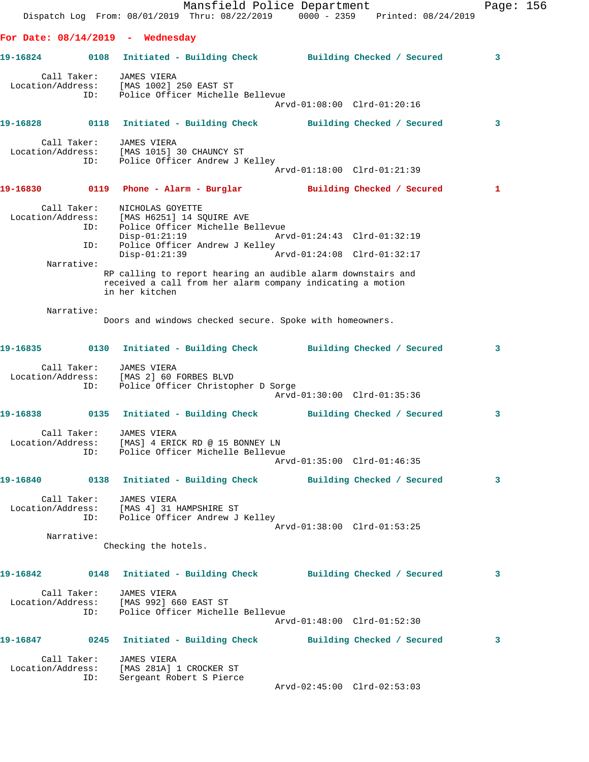**For Date: 08/14/2019 - Wednesday**

**19-16824 0108 Initiated - Building Check Building Checked / Secured 3**

Call Taker: JAMES VIERA
Location/Address: [MAS 1002] 250 EAST ST
ID: Police Officer Michelle Bellevue
Arvd-01:08:00 Clrd-01:20:16

**19-16828 0118 Initiated - Building Check Building Checked / Secured 3**

Call Taker: JAMES VIERA
Location/Address: [MAS 1015] 30 CHAUNCY ST
ID: Police Officer Andrew J Kelley
Arvd-01:18:00 Clrd-01:21:39

**19-16830 0119 Phone - Alarm - Burglar Building Checked / Secured 1**

Call Taker: NICHOLAS GOYETTE
Location/Address: [MAS H6251] 14 SQUIRE AVE
ID: Police Officer Michelle Bellevue
Disp-01:21:19 Arvd-01:24:43 Clrd-01:32:19
ID: Police Officer Andrew J Kelley
Disp-01:21:39 Arvd-01:24:08 Clrd-01:32:17

Narrative:
RP calling to report hearing an audible alarm downstairs and received a call from her alarm company indicating a motion in her kitchen

Narrative:
Doors and windows checked secure. Spoke with homeowners.

**19-16835 0130 Initiated - Building Check Building Checked / Secured 3**

Call Taker: JAMES VIERA
Location/Address: [MAS 2] 60 FORBES BLVD
ID: Police Officer Christopher D Sorge
Arvd-01:30:00 Clrd-01:35:36

**19-16838 0135 Initiated - Building Check Building Checked / Secured 3**

Call Taker: JAMES VIERA
Location/Address: [MAS] 4 ERICK RD @ 15 BONNEY LN
ID: Police Officer Michelle Bellevue
Arvd-01:35:00 Clrd-01:46:35

**19-16840 0138 Initiated - Building Check Building Checked / Secured 3**

Call Taker: JAMES VIERA
Location/Address: [MAS 4] 31 HAMPSHIRE ST
ID: Police Officer Andrew J Kelley
Arvd-01:38:00 Clrd-01:53:25

Narrative:
Checking the hotels.

**19-16842 0148 Initiated - Building Check Building Checked / Secured 3**

Call Taker: JAMES VIERA
Location/Address: [MAS 992] 660 EAST ST
ID: Police Officer Michelle Bellevue
Arvd-01:48:00 Clrd-01:52:30

**19-16847 0245 Initiated - Building Check Building Checked / Secured 3**

Call Taker: JAMES VIERA
Location/Address: [MAS 281A] 1 CROCKER ST
ID: Sergeant Robert S Pierce
Arvd-02:45:00 Clrd-02:53:03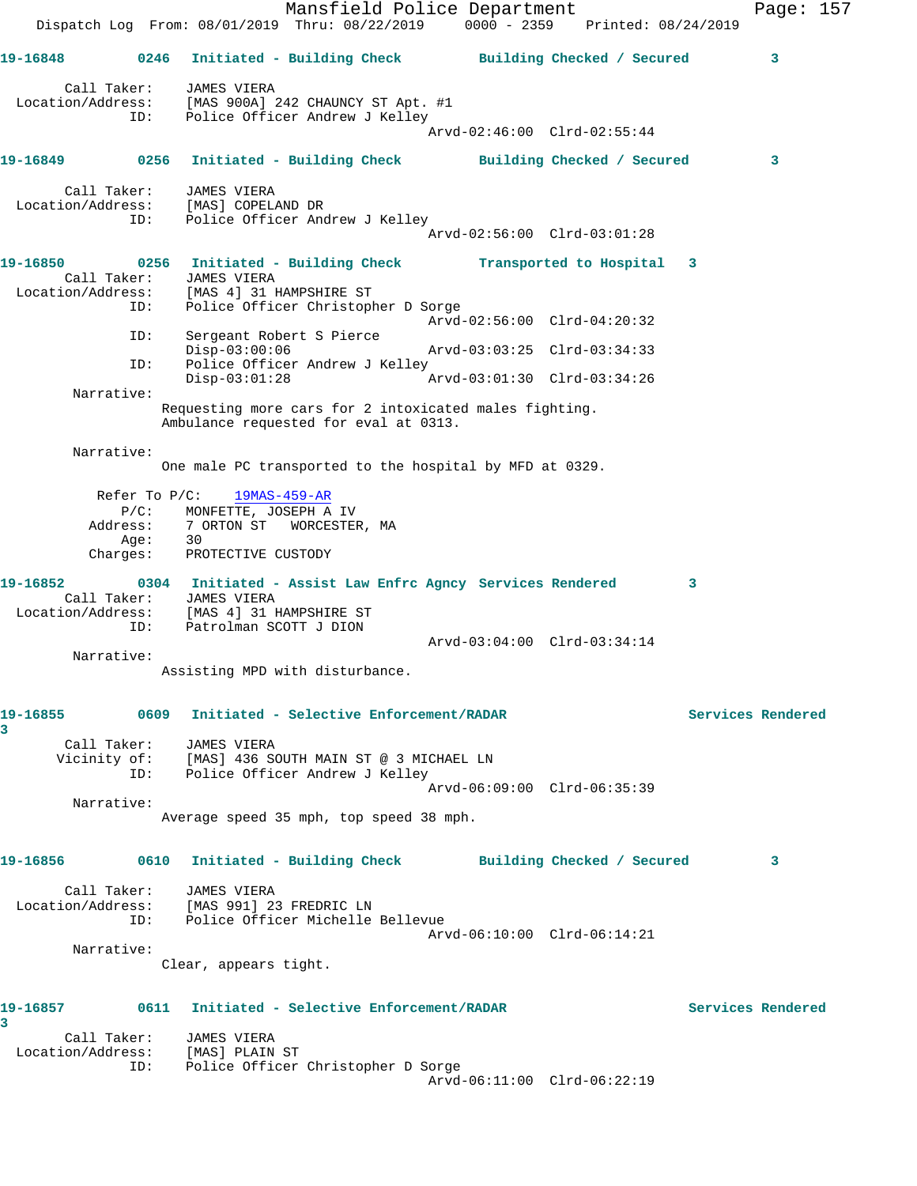**19-16848** 0246 Initiated - Building Check Building Checked / Secured 3

Call Taker: JAMES VIERA
Location/Address: [MAS 900A] 242 CHAUNCY ST Apt. #1
ID: Police Officer Andrew J Kelley
Arvd-02:46:00 Clrd-02:55:44

**19-16849** 0256 Initiated - Building Check Building Checked / Secured 3

Call Taker: JAMES VIERA
Location/Address: [MAS] COPELAND DR
ID: Police Officer Andrew J Kelley
Arvd-02:56:00 Clrd-03:01:28

**19-16850** 0256 Initiated - Building Check Transported to Hospital 3

Call Taker: JAMES VIERA
Location/Address: [MAS 4] 31 HAMPSHIRE ST
ID: Police Officer Christopher D Sorge
Arvd-02:56:00 Clrd-04:20:32
ID: Sergeant Robert S Pierce
Disp-03:00:06 Arvd-03:03:25 Clrd-03:34:33
ID: Police Officer Andrew J Kelley
Disp-03:01:28 Arvd-03:01:30 Clrd-03:34:26

Narrative:
Requesting more cars for 2 intoxicated males fighting.
Ambulance requested for eval at 0313.

Narrative:
One male PC transported to the hospital by MFD at 0329.

Refer To P/C: 19MAS-459-AR
P/C: MONFETTE, JOSEPH A IV
Address: 7 ORTON ST WORCESTER, MA
Age: 30
Charges: PROTECTIVE CUSTODY

**19-16852** 0304 Initiated - Assist Law Enfrc Agncy Services Rendered 3

Call Taker: JAMES VIERA
Location/Address: [MAS 4] 31 HAMPSHIRE ST
ID: Patrolman SCOTT J DION
Arvd-03:04:00 Clrd-03:34:14

Narrative:
Assisting MPD with disturbance.

**19-16855** 0609 Initiated - Selective Enforcement/RADAR Services Rendered 3

Call Taker: JAMES VIERA
Vicinity of: [MAS] 436 SOUTH MAIN ST @ 3 MICHAEL LN
ID: Police Officer Andrew J Kelley
Arvd-06:09:00 Clrd-06:35:39

Narrative:
Average speed 35 mph, top speed 38 mph.

**19-16856** 0610 Initiated - Building Check Building Checked / Secured 3

Call Taker: JAMES VIERA
Location/Address: [MAS 991] 23 FREDRIC LN
ID: Police Officer Michelle Bellevue
Arvd-06:10:00 Clrd-06:14:21

Narrative:
Clear, appears tight.

**19-16857** 0611 Initiated - Selective Enforcement/RADAR Services Rendered 3

Call Taker: JAMES VIERA
Location/Address: [MAS] PLAIN ST
ID: Police Officer Christopher D Sorge
Arvd-06:11:00 Clrd-06:22:19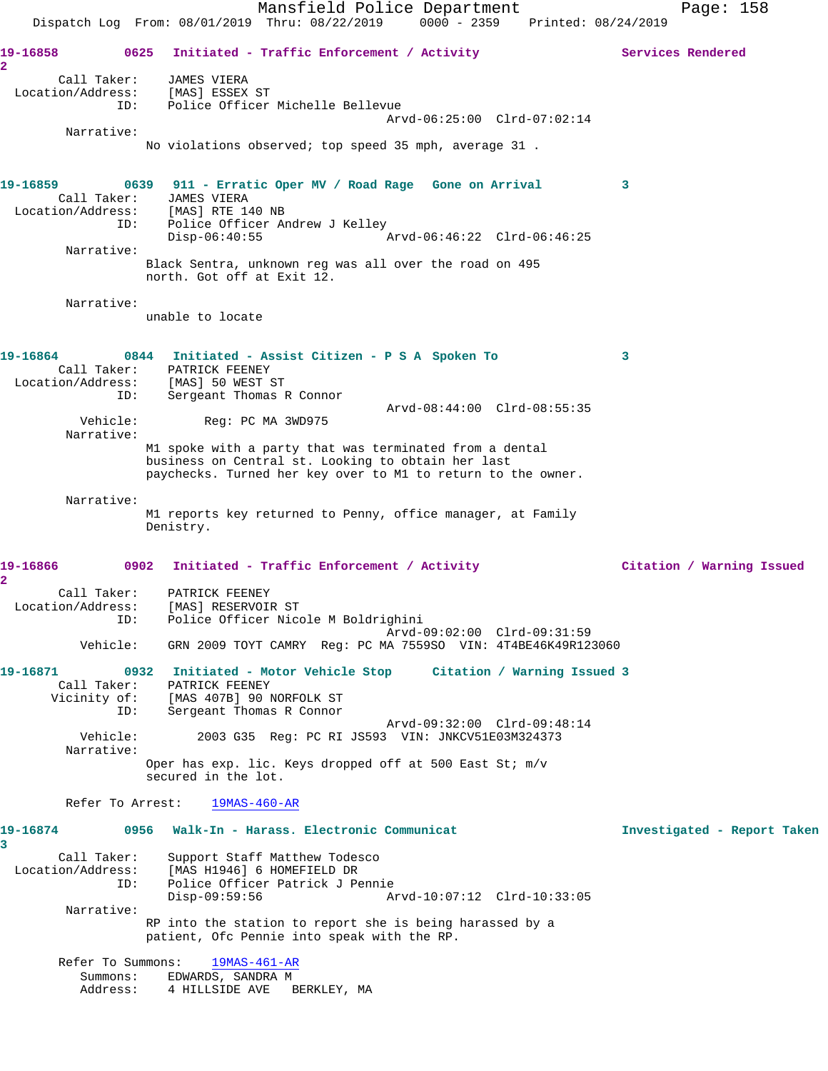19-16858 0625 Initiated - Traffic Enforcement / Activity Services Rendered 2

Call Taker: JAMES VIERA
Location/Address: [MAS] ESSEX ST
ID: Police Officer Michelle Bellevue
Arvd-06:25:00 Clrd-07:02:14

Narrative:
No violations observed; top speed 35 mph, average 31 .

19-16859 0639 911 - Erratic Oper MV / Road Rage Gone on Arrival 3

Call Taker: JAMES VIERA
Location/Address: [MAS] RTE 140 NB
ID: Police Officer Andrew J Kelley
Disp-06:40:55 Arvd-06:46:22 Clrd-06:46:25

Narrative:
Black Sentra, unknown reg was all over the road on 495 north. Got off at Exit 12.

Narrative:
unable to locate

19-16864 0844 Initiated - Assist Citizen - P S A Spoken To 3

Call Taker: PATRICK FEENEY
Location/Address: [MAS] 50 WEST ST
ID: Sergeant Thomas R Connor
Arvd-08:44:00 Clrd-08:55:35
Vehicle: Reg: PC MA 3WD975

Narrative:
M1 spoke with a party that was terminated from a dental business on Central st. Looking to obtain her last paychecks. Turned her key over to M1 to return to the owner.

Narrative:
M1 reports key returned to Penny, office manager, at Family Denistry.

19-16866 0902 Initiated - Traffic Enforcement / Activity Citation / Warning Issued 2

Call Taker: PATRICK FEENEY
Location/Address: [MAS] RESERVOIR ST
ID: Police Officer Nicole M Boldrighini
Arvd-09:02:00 Clrd-09:31:59
Vehicle: GRN 2009 TOYT CAMRY Reg: PC MA 7559SO VIN: 4T4BE46K49R123060

19-16871 0932 Initiated - Motor Vehicle Stop Citation / Warning Issued 3

Call Taker: PATRICK FEENEY
Vicinity of: [MAS 407B] 90 NORFOLK ST
ID: Sergeant Thomas R Connor
Arvd-09:32:00 Clrd-09:48:14
Vehicle: 2003 G35 Reg: PC RI JS593 VIN: JNKCV51E03M324373

Narrative:
Oper has exp. lic. Keys dropped off at 500 East St; m/v secured in the lot.

Refer To Arrest: 19MAS-460-AR

19-16874 0956 Walk-In - Harass. Electronic Communicat Investigated - Report Taken 3

Call Taker: Support Staff Matthew Todesco
Location/Address: [MAS H1946] 6 HOMEFIELD DR
ID: Police Officer Patrick J Pennie
Disp-09:59:56 Arvd-10:07:12 Clrd-10:33:05

Narrative:
RP into the station to report she is being harassed by a patient, Ofc Pennie into speak with the RP.

Refer To Summons: 19MAS-461-AR
Summons: EDWARDS, SANDRA M
Address: 4 HILLSIDE AVE BERKLEY, MA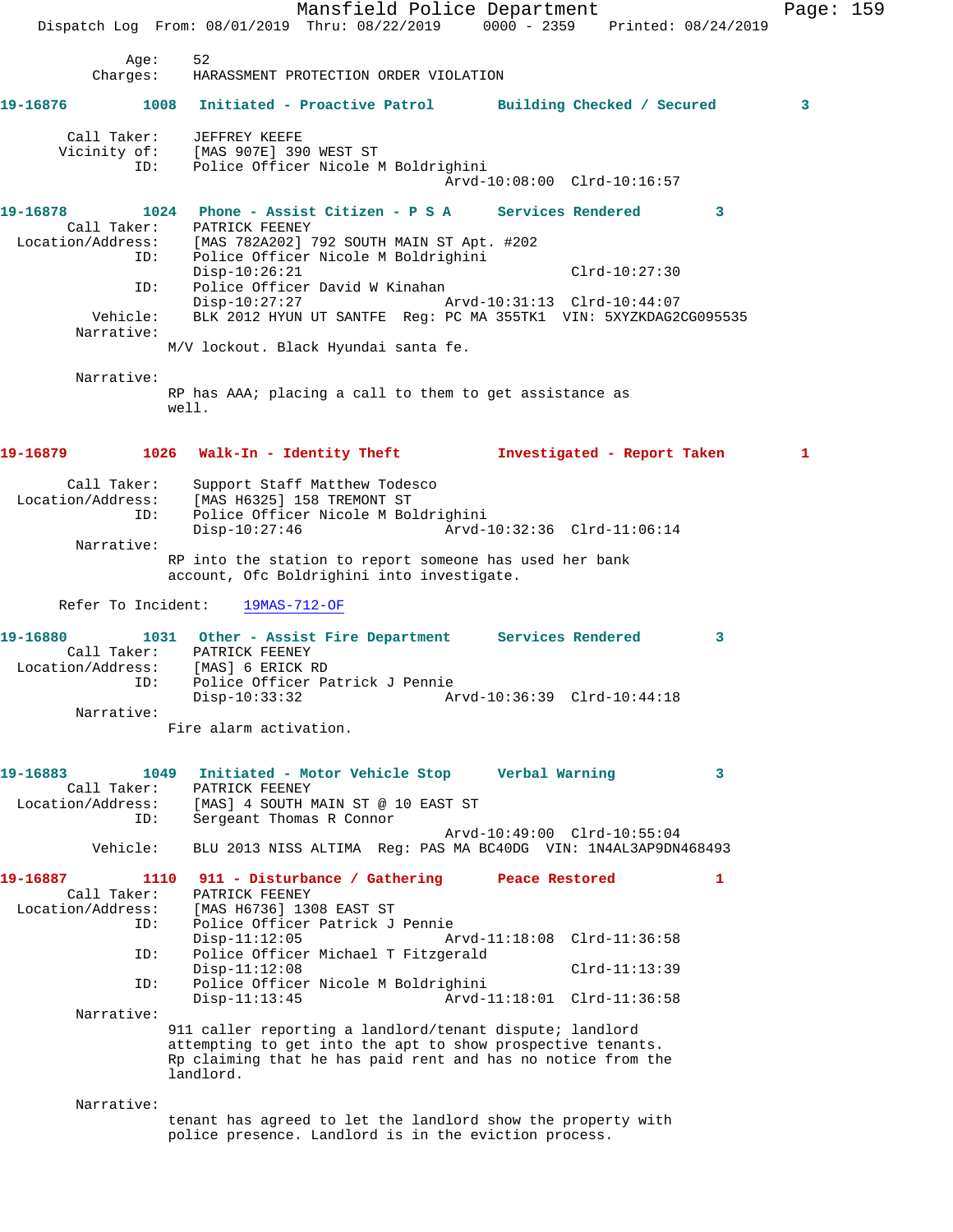Age: 52
Charges: HARASSMENT PROTECTION ORDER VIOLATION

**19-16876 1008 Initiated - Proactive Patrol Building Checked / Secured 3**

Call Taker: JEFFREY KEEFE
Vicinity of: [MAS 907E] 390 WEST ST
ID: Police Officer Nicole M Boldrighini
Arvd-10:08:00 Clrd-10:16:57

**19-16878 1024 Phone - Assist Citizen - P S A Services Rendered 3**

Call Taker: PATRICK FEENEY
Location/Address: [MAS 782A202] 792 SOUTH MAIN ST Apt. #202
ID: Police Officer Nicole M Boldrighini
Disp-10:26:21 Clrd-10:27:30
ID: Police Officer David W Kinahan
Disp-10:27:27 Arvd-10:31:13 Clrd-10:44:07
Vehicle: BLK 2012 HYUN UT SANTFE Reg: PC MA 355TK1 VIN: 5XYZKDAG2CG095535
Narrative:
M/V lockout. Black Hyundai santa fe.

Narrative:
RP has AAA; placing a call to them to get assistance as well.

**19-16879 1026 Walk-In - Identity Theft Investigated - Report Taken 1**

Call Taker: Support Staff Matthew Todesco
Location/Address: [MAS H6325] 158 TREMONT ST
ID: Police Officer Nicole M Boldrighini
Disp-10:27:46 Arvd-10:32:36 Clrd-11:06:14
Narrative:
RP into the station to report someone has used her bank account, Ofc Boldrighini into investigate.

Refer To Incident: 19MAS-712-OF

**19-16880 1031 Other - Assist Fire Department Services Rendered 3**

Call Taker: PATRICK FEENEY
Location/Address: [MAS] 6 ERICK RD
ID: Police Officer Patrick J Pennie
Disp-10:33:32 Arvd-10:36:39 Clrd-10:44:18
Narrative:
Fire alarm activation.

**19-16883 1049 Initiated - Motor Vehicle Stop Verbal Warning 3**

Call Taker: PATRICK FEENEY
Location/Address: [MAS] 4 SOUTH MAIN ST @ 10 EAST ST
ID: Sergeant Thomas R Connor
Arvd-10:49:00 Clrd-10:55:04
Vehicle: BLU 2013 NISS ALTIMA Reg: PAS MA BC40DG VIN: 1N4AL3AP9DN468493

**19-16887 1110 911 - Disturbance / Gathering Peace Restored 1**

Call Taker: PATRICK FEENEY
Location/Address: [MAS H6736] 1308 EAST ST
ID: Police Officer Patrick J Pennie
Disp-11:12:05 Arvd-11:18:08 Clrd-11:36:58
ID: Police Officer Michael T Fitzgerald
Disp-11:12:08 Clrd-11:13:39
ID: Police Officer Nicole M Boldrighini
Disp-11:13:45 Arvd-11:18:01 Clrd-11:36:58
Narrative:
911 caller reporting a landlord/tenant dispute; landlord attempting to get into the apt to show prospective tenants. Rp claiming that he has paid rent and has no notice from the landlord.

Narrative:
tenant has agreed to let the landlord show the property with police presence. Landlord is in the eviction process.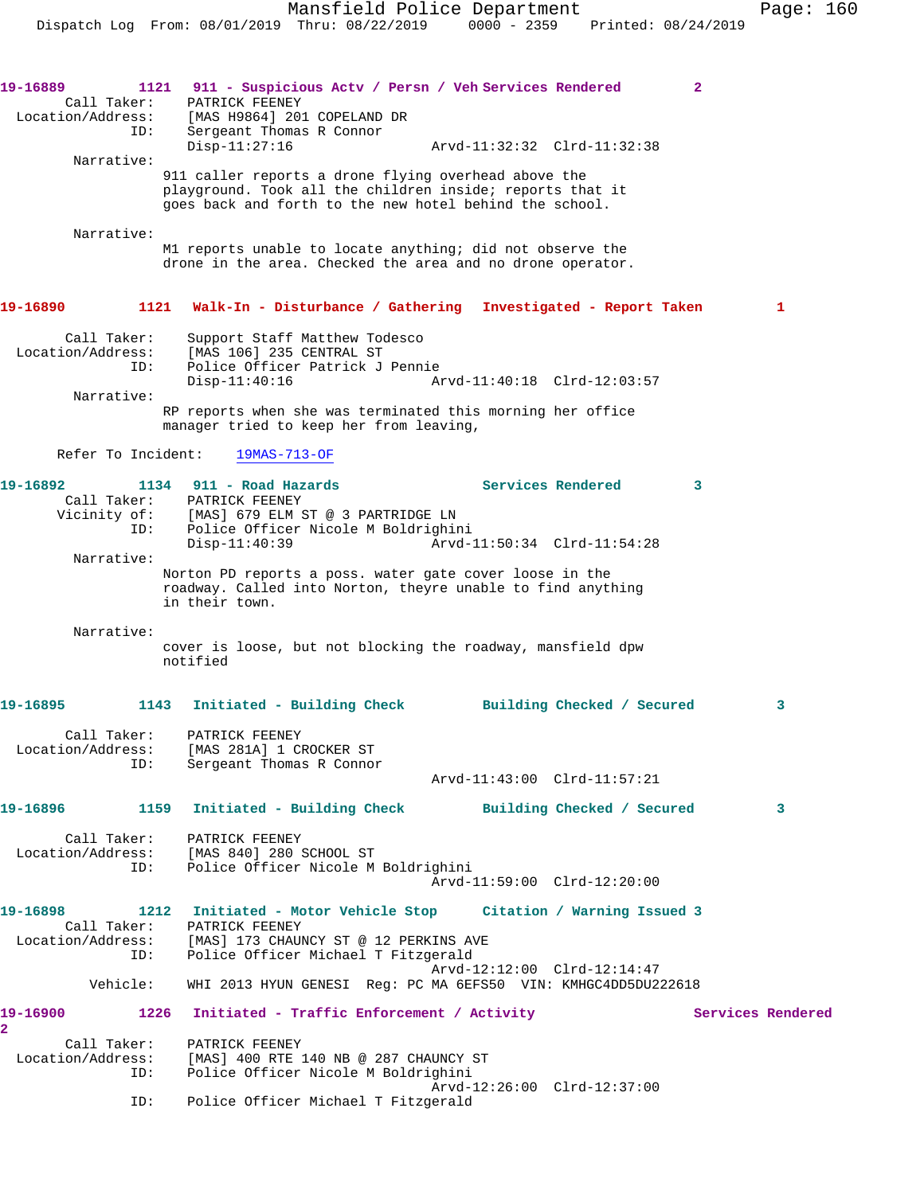19-16889 1121 911 - Suspicious Actv / Persn / Veh Services Rendered 2

Call Taker: PATRICK FEENEY
Location/Address: [MAS H9864] 201 COPELAND DR
ID: Sergeant Thomas R Connor
Disp-11:27:16 Arvd-11:32:32 Clrd-11:32:38

Narrative:
911 caller reports a drone flying overhead above the playground. Took all the children inside; reports that it goes back and forth to the new hotel behind the school.

Narrative:
M1 reports unable to locate anything; did not observe the drone in the area. Checked the area and no drone operator.

19-16890 1121 Walk-In - Disturbance / Gathering Investigated - Report Taken 1

Call Taker: Support Staff Matthew Todesco
Location/Address: [MAS 106] 235 CENTRAL ST
ID: Police Officer Patrick J Pennie
Disp-11:40:16 Arvd-11:40:18 Clrd-12:03:57

Narrative:
RP reports when she was terminated this morning her office manager tried to keep her from leaving,

Refer To Incident: 19MAS-713-OF

19-16892 1134 911 - Road Hazards Services Rendered 3

Call Taker: PATRICK FEENEY
Vicinity of: [MAS] 679 ELM ST @ 3 PARTRIDGE LN
ID: Police Officer Nicole M Boldrighini
Disp-11:40:39 Arvd-11:50:34 Clrd-11:54:28

Narrative:
Norton PD reports a poss. water gate cover loose in the roadway. Called into Norton, theyre unable to find anything in their town.

Narrative:
cover is loose, but not blocking the roadway, mansfield dpw notified

19-16895 1143 Initiated - Building Check Building Checked / Secured 3

Call Taker: PATRICK FEENEY
Location/Address: [MAS 281A] 1 CROCKER ST
ID: Sergeant Thomas R Connor
Arvd-11:43:00 Clrd-11:57:21

19-16896 1159 Initiated - Building Check Building Checked / Secured 3

Call Taker: PATRICK FEENEY
Location/Address: [MAS 840] 280 SCHOOL ST
ID: Police Officer Nicole M Boldrighini
Arvd-11:59:00 Clrd-12:20:00

19-16898 1212 Initiated - Motor Vehicle Stop Citation / Warning Issued 3

Call Taker: PATRICK FEENEY
Location/Address: [MAS] 173 CHAUNCY ST @ 12 PERKINS AVE
ID: Police Officer Michael T Fitzgerald
Arvd-12:12:00 Clrd-12:14:47
Vehicle: WHI 2013 HYUN GENESI Reg: PC MA 6EFS50 VIN: KMHGC4DD5DU222618

19-16900 1226 Initiated - Traffic Enforcement / Activity Services Rendered 2

Call Taker: PATRICK FEENEY
Location/Address: [MAS] 400 RTE 140 NB @ 287 CHAUNCY ST
ID: Police Officer Nicole M Boldrighini
Arvd-12:26:00 Clrd-12:37:00
ID: Police Officer Michael T Fitzgerald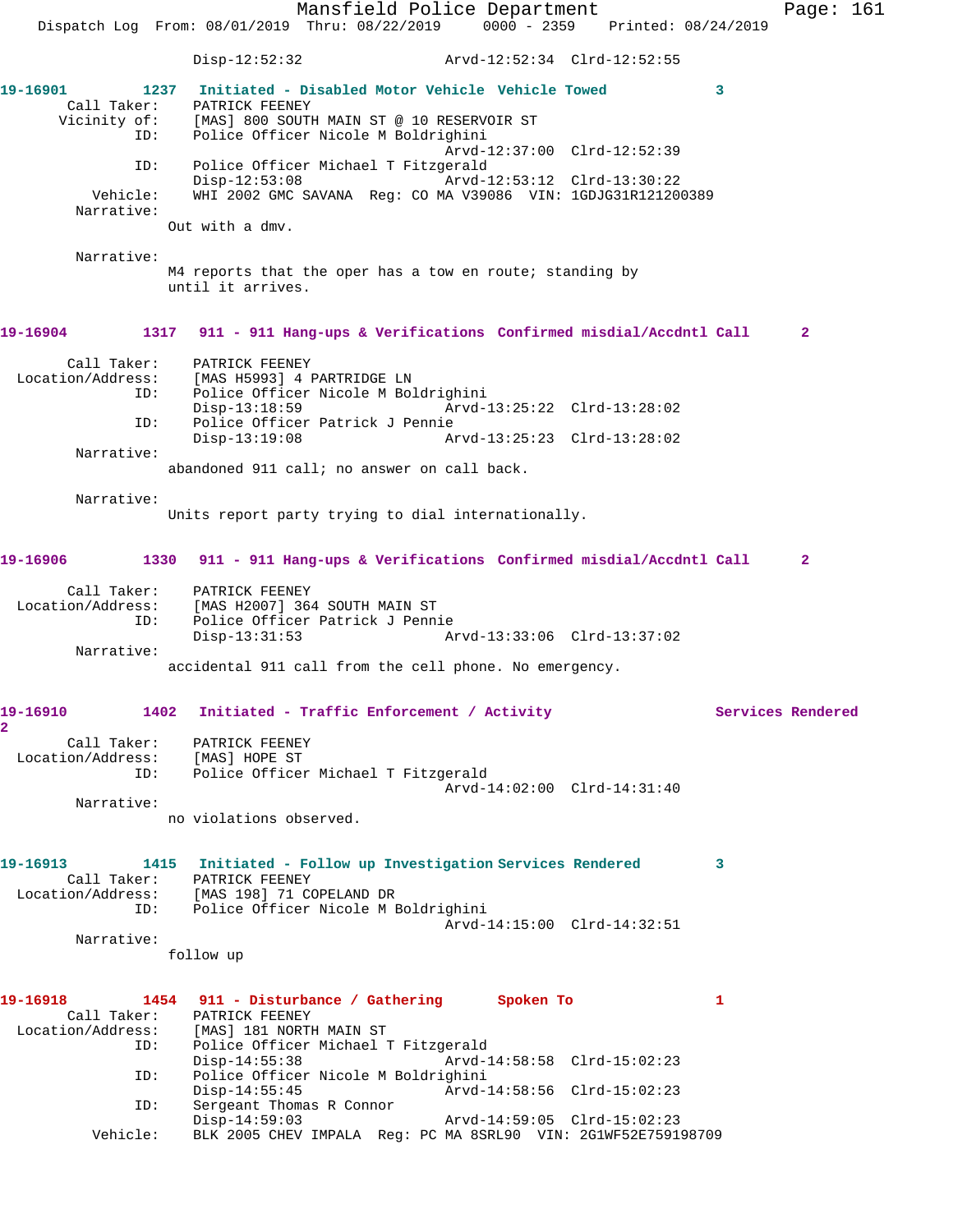Disp-12:52:32 Arvd-12:52:34 Clrd-12:52:55

**19-16901 1237 Initiated - Disabled Motor Vehicle Vehicle Towed 3**

Call Taker: PATRICK FEENEY
Vicinity of: [MAS] 800 SOUTH MAIN ST @ 10 RESERVOIR ST
ID: Police Officer Nicole M Boldrighini
Arvd-12:37:00 Clrd-12:52:39
ID: Police Officer Michael T Fitzgerald
Disp-12:53:08 Arvd-12:53:12 Clrd-13:30:22
Vehicle: WHI 2002 GMC SAVANA Reg: CO MA V39086 VIN: 1GDJG31R121200389
Narrative:
Out with a dmv.

Narrative:
M4 reports that the oper has a tow en route; standing by until it arrives.

**19-16904 1317 911 - 911 Hang-ups & Verifications Confirmed misdial/Accdntl Call 2**

Call Taker: PATRICK FEENEY
Location/Address: [MAS H5993] 4 PARTRIDGE LN
ID: Police Officer Nicole M Boldrighini
Disp-13:18:59 Arvd-13:25:22 Clrd-13:28:02
ID: Police Officer Patrick J Pennie
Disp-13:19:08 Arvd-13:25:23 Clrd-13:28:02
Narrative:
abandoned 911 call; no answer on call back.

Narrative:
Units report party trying to dial internationally.

**19-16906 1330 911 - 911 Hang-ups & Verifications Confirmed misdial/Accdntl Call 2**

Call Taker: PATRICK FEENEY
Location/Address: [MAS H2007] 364 SOUTH MAIN ST
ID: Police Officer Patrick J Pennie
Disp-13:31:53 Arvd-13:33:06 Clrd-13:37:02
Narrative:
accidental 911 call from the cell phone. No emergency.

**19-16910 1402 Initiated - Traffic Enforcement / Activity Services Rendered 2**

Call Taker: PATRICK FEENEY
Location/Address: [MAS] HOPE ST
ID: Police Officer Michael T Fitzgerald
Arvd-14:02:00 Clrd-14:31:40
Narrative:
no violations observed.

**19-16913 1415 Initiated - Follow up Investigation Services Rendered 3**

Call Taker: PATRICK FEENEY
Location/Address: [MAS 198] 71 COPELAND DR
ID: Police Officer Nicole M Boldrighini
Arvd-14:15:00 Clrd-14:32:51
Narrative:
follow up

**19-16918 1454 911 - Disturbance / Gathering Spoken To 1**

Call Taker: PATRICK FEENEY
Location/Address: [MAS] 181 NORTH MAIN ST
ID: Police Officer Michael T Fitzgerald
Disp-14:55:38 Arvd-14:58:58 Clrd-15:02:23
ID: Police Officer Nicole M Boldrighini
Disp-14:55:45 Arvd-14:58:56 Clrd-15:02:23
ID: Sergeant Thomas R Connor
Disp-14:59:03 Arvd-14:59:05 Clrd-15:02:23
Vehicle: BLK 2005 CHEV IMPALA Reg: PC MA 8SRL90 VIN: 2G1WF52E759198709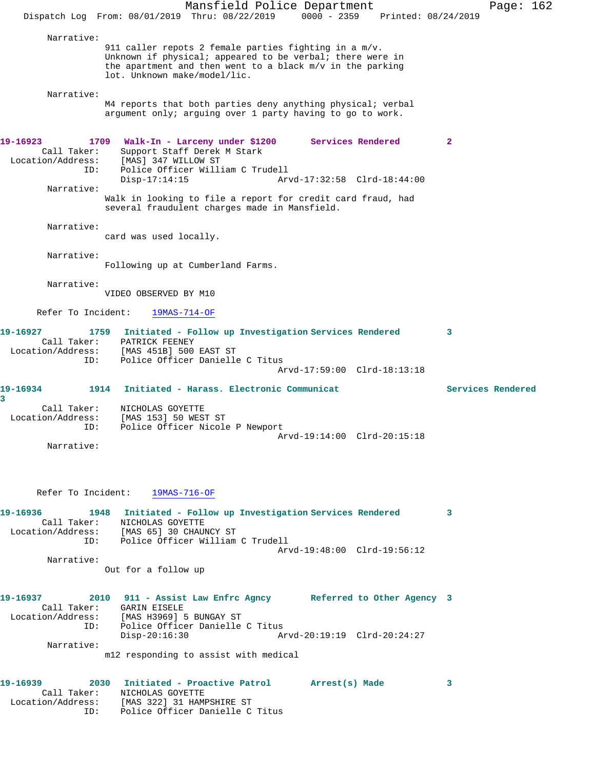Narrative:
911 caller repots 2 female parties fighting in a m/v. Unknown if physical; appeared to be verbal; there were in the apartment and then went to a black m/v in the parking lot. Unknown make/model/lic.

Narrative:
M4 reports that both parties deny anything physical; verbal argument only; arguing over 1 party having to go to work.

**19-16923 1709 Walk-In - Larceny under $1200 Services Rendered 2**
Call Taker: Support Staff Derek M Stark
Location/Address: [MAS] 347 WILLOW ST
ID: Police Officer William C Trudell
Disp-17:14:15 Arvd-17:32:58 Clrd-18:44:00

Narrative:
Walk in looking to file a report for credit card fraud, had several fraudulent charges made in Mansfield.

Narrative:
card was used locally.

Narrative:
Following up at Cumberland Farms.

Narrative:
VIDEO OBSERVED BY M10

Refer To Incident: 19MAS-714-OF

**19-16927 1759 Initiated - Follow up Investigation Services Rendered 3**
Call Taker: PATRICK FEENEY
Location/Address: [MAS 451B] 500 EAST ST
ID: Police Officer Danielle C Titus
Arvd-17:59:00 Clrd-18:13:18

**19-16934 1914 Initiated - Harass. Electronic Communicat Services Rendered 3**
Call Taker: NICHOLAS GOYETTE
Location/Address: [MAS 153] 50 WEST ST
ID: Police Officer Nicole P Newport
Arvd-19:14:00 Clrd-20:15:18

Narrative:

Refer To Incident: 19MAS-716-OF

**19-16936 1948 Initiated - Follow up Investigation Services Rendered 3**
Call Taker: NICHOLAS GOYETTE
Location/Address: [MAS 65] 30 CHAUNCY ST
ID: Police Officer William C Trudell
Arvd-19:48:00 Clrd-19:56:12

Narrative:
Out for a follow up

**19-16937 2010 911 - Assist Law Enfrc Agncy Referred to Other Agency 3**
Call Taker: GARIN EISELE
Location/Address: [MAS H3969] 5 BUNGAY ST
ID: Police Officer Danielle C Titus
Disp-20:16:30 Arvd-20:19:19 Clrd-20:24:27

Narrative:
m12 responding to assist with medical

**19-16939 2030 Initiated - Proactive Patrol Arrest(s) Made 3**
Call Taker: NICHOLAS GOYETTE
Location/Address: [MAS 322] 31 HAMPSHIRE ST
ID: Police Officer Danielle C Titus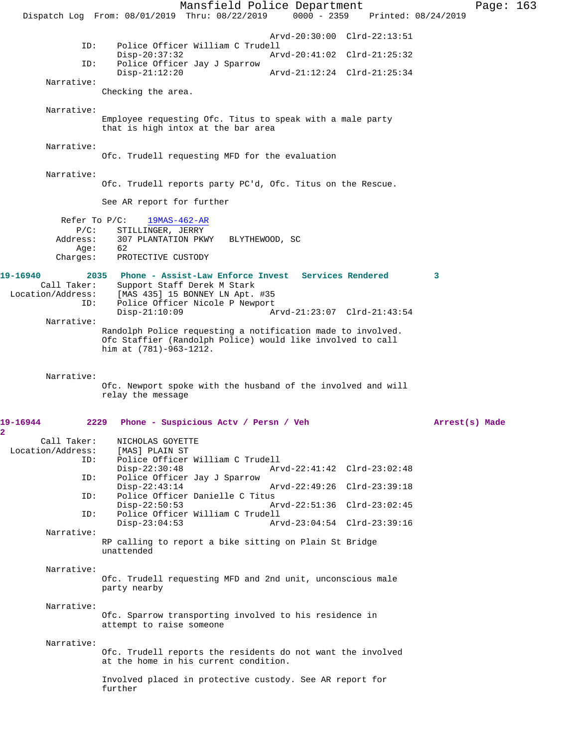Arvd-20:30:00 Clrd-22:13:51

ID: Police Officer William C Trudell
Disp-20:37:32 Arvd-20:41:02 Clrd-21:25:32

ID: Police Officer Jay J Sparrow
Disp-21:12:20 Arvd-21:12:24 Clrd-21:25:34

Narrative:
Checking the area.

Narrative:
Employee requesting Ofc. Titus to speak with a male party that is high intox at the bar area

Narrative:
Ofc. Trudell requesting MFD for the evaluation

Narrative:
Ofc. Trudell reports party PC'd, Ofc. Titus on the Rescue.

See AR report for further

Refer To P/C: 19MAS-462-AR
P/C: STILLINGER, JERRY
Address: 307 PLANTATION PKWY BLYTHEWOOD, SC
Age: 62
Charges: PROTECTIVE CUSTODY

**19-16940 2035 Phone - Assist-Law Enforce Invest Services Rendered 3**

Call Taker: Support Staff Derek M Stark
Location/Address: [MAS 435] 15 BONNEY LN Apt. #35
ID: Police Officer Nicole P Newport
Disp-21:10:09 Arvd-21:23:07 Clrd-21:43:54

Narrative:
Randolph Police requesting a notification made to involved. Ofc Staffier (Randolph Police) would like involved to call him at (781)-963-1212.

Narrative:
Ofc. Newport spoke with the husband of the involved and will relay the message

**19-16944 2229 Phone - Suspicious Actv / Persn / Veh Arrest(s) Made 2**

Call Taker: NICHOLAS GOYETTE
Location/Address: [MAS] PLAIN ST
ID: Police Officer William C Trudell
Disp-22:30:48 Arvd-22:41:42 Clrd-23:02:48

ID: Police Officer Jay J Sparrow
Disp-22:43:14 Arvd-22:49:26 Clrd-23:39:18

ID: Police Officer Danielle C Titus
Disp-22:50:53 Arvd-22:51:36 Clrd-23:02:45

ID: Police Officer William C Trudell
Disp-23:04:53 Arvd-23:04:54 Clrd-23:39:16

Narrative:
RP calling to report a bike sitting on Plain St Bridge unattended

Narrative:
Ofc. Trudell requesting MFD and 2nd unit, unconscious male party nearby

Narrative:
Ofc. Sparrow transporting involved to his residence in attempt to raise someone

Narrative:
Ofc. Trudell reports the residents do not want the involved at the home in his current condition.

Involved placed in protective custody. See AR report for further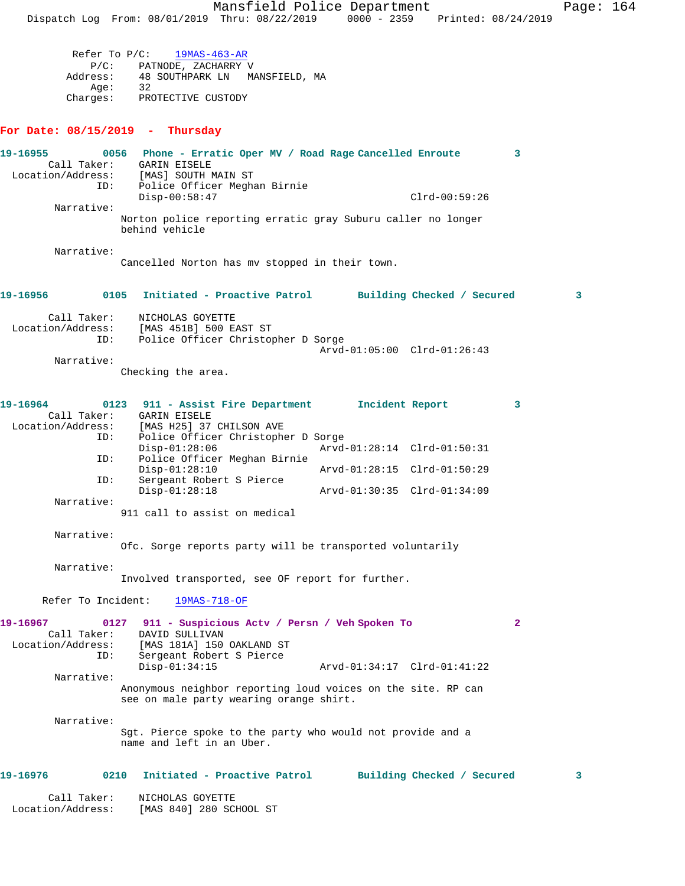Refer To P/C: 19MAS-463-AR
P/C: PATNODE, ZACHARRY V
Address: 48 SOUTHPARK LN MANSFIELD, MA
Age: 32
Charges: PROTECTIVE CUSTODY

## For Date: 08/15/2019 - Thursday

**19-16955** 0056 **Phone - Erratic Oper MV / Road Rage Cancelled Enroute** 3
Call Taker: GARIN EISELE
Location/Address: [MAS] SOUTH MAIN ST
ID: Police Officer Meghan Birnie
Disp-00:58:47 Clrd-00:59:26
Narrative:
Norton police reporting erratic gray Suburu caller no longer behind vehicle

Narrative:
Cancelled Norton has mv stopped in their town.

**19-16956** 0105 **Initiated - Proactive Patrol Building Checked / Secured** 3
Call Taker: NICHOLAS GOYETTE
Location/Address: [MAS 451B] 500 EAST ST
ID: Police Officer Christopher D Sorge
Arvd-01:05:00 Clrd-01:26:43
Narrative:
Checking the area.

**19-16964** 0123 **911 - Assist Fire Department Incident Report** 3
Call Taker: GARIN EISELE
Location/Address: [MAS H25] 37 CHILSON AVE
ID: Police Officer Christopher D Sorge
Disp-01:28:06 Arvd-01:28:14 Clrd-01:50:31
ID: Police Officer Meghan Birnie
Disp-01:28:10 Arvd-01:28:15 Clrd-01:50:29
ID: Sergeant Robert S Pierce
Disp-01:28:18 Arvd-01:30:35 Clrd-01:34:09
Narrative:
911 call to assist on medical

Narrative:
Ofc. Sorge reports party will be transported voluntarily

Narrative:
Involved transported, see OF report for further.

Refer To Incident: 19MAS-718-OF

**19-16967** 0127 **911 - Suspicious Actv / Persn / Veh Spoken To** 2
Call Taker: DAVID SULLIVAN
Location/Address: [MAS 181A] 150 OAKLAND ST
ID: Sergeant Robert S Pierce
Disp-01:34:15 Arvd-01:34:17 Clrd-01:41:22
Narrative:
Anonymous neighbor reporting loud voices on the site. RP can see on male party wearing orange shirt.

Narrative:
Sgt. Pierce spoke to the party who would not provide and a name and left in an Uber.

**19-16976** 0210 **Initiated - Proactive Patrol Building Checked / Secured** 3
Call Taker: NICHOLAS GOYETTE
Location/Address: [MAS 840] 280 SCHOOL ST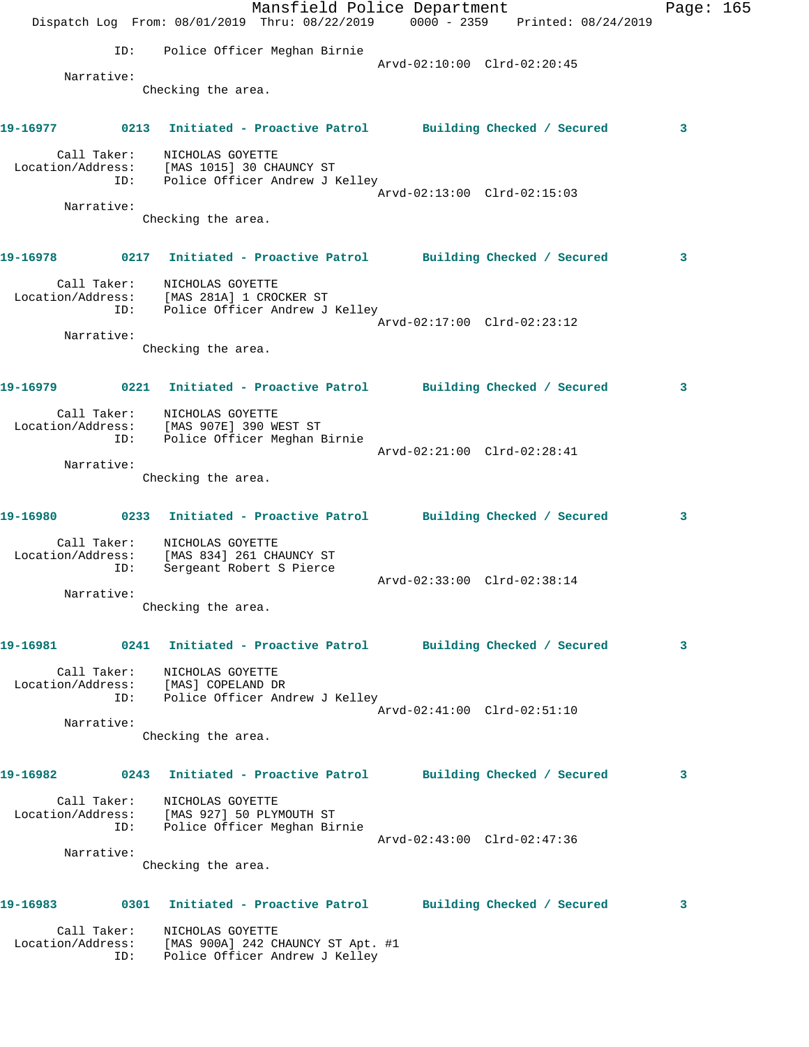ID: Police Officer Meghan Birnie
Arvd-02:10:00 Clrd-02:20:45

Narrative:
Checking the area.

**19-16977** 0213 Initiated - Proactive Patrol Building Checked / Secured 3

Call Taker: NICHOLAS GOYETTE
Location/Address: [MAS 1015] 30 CHAUNCY ST
ID: Police Officer Andrew J Kelley
Arvd-02:13:00 Clrd-02:15:03

Narrative:
Checking the area.

**19-16978** 0217 Initiated - Proactive Patrol Building Checked / Secured 3

Call Taker: NICHOLAS GOYETTE
Location/Address: [MAS 281A] 1 CROCKER ST
ID: Police Officer Andrew J Kelley
Arvd-02:17:00 Clrd-02:23:12

Narrative:
Checking the area.

**19-16979** 0221 Initiated - Proactive Patrol Building Checked / Secured 3

Call Taker: NICHOLAS GOYETTE
Location/Address: [MAS 907E] 390 WEST ST
ID: Police Officer Meghan Birnie
Arvd-02:21:00 Clrd-02:28:41

Narrative:
Checking the area.

**19-16980** 0233 Initiated - Proactive Patrol Building Checked / Secured 3

Call Taker: NICHOLAS GOYETTE
Location/Address: [MAS 834] 261 CHAUNCY ST
ID: Sergeant Robert S Pierce
Arvd-02:33:00 Clrd-02:38:14

Narrative:
Checking the area.

**19-16981** 0241 Initiated - Proactive Patrol Building Checked / Secured 3

Call Taker: NICHOLAS GOYETTE
Location/Address: [MAS] COPELAND DR
ID: Police Officer Andrew J Kelley
Arvd-02:41:00 Clrd-02:51:10

Narrative:
Checking the area.

**19-16982** 0243 Initiated - Proactive Patrol Building Checked / Secured 3

Call Taker: NICHOLAS GOYETTE
Location/Address: [MAS 927] 50 PLYMOUTH ST
ID: Police Officer Meghan Birnie
Arvd-02:43:00 Clrd-02:47:36

Narrative:
Checking the area.

**19-16983** 0301 Initiated - Proactive Patrol Building Checked / Secured 3

Call Taker: NICHOLAS GOYETTE
Location/Address: [MAS 900A] 242 CHAUNCY ST Apt. #1
ID: Police Officer Andrew J Kelley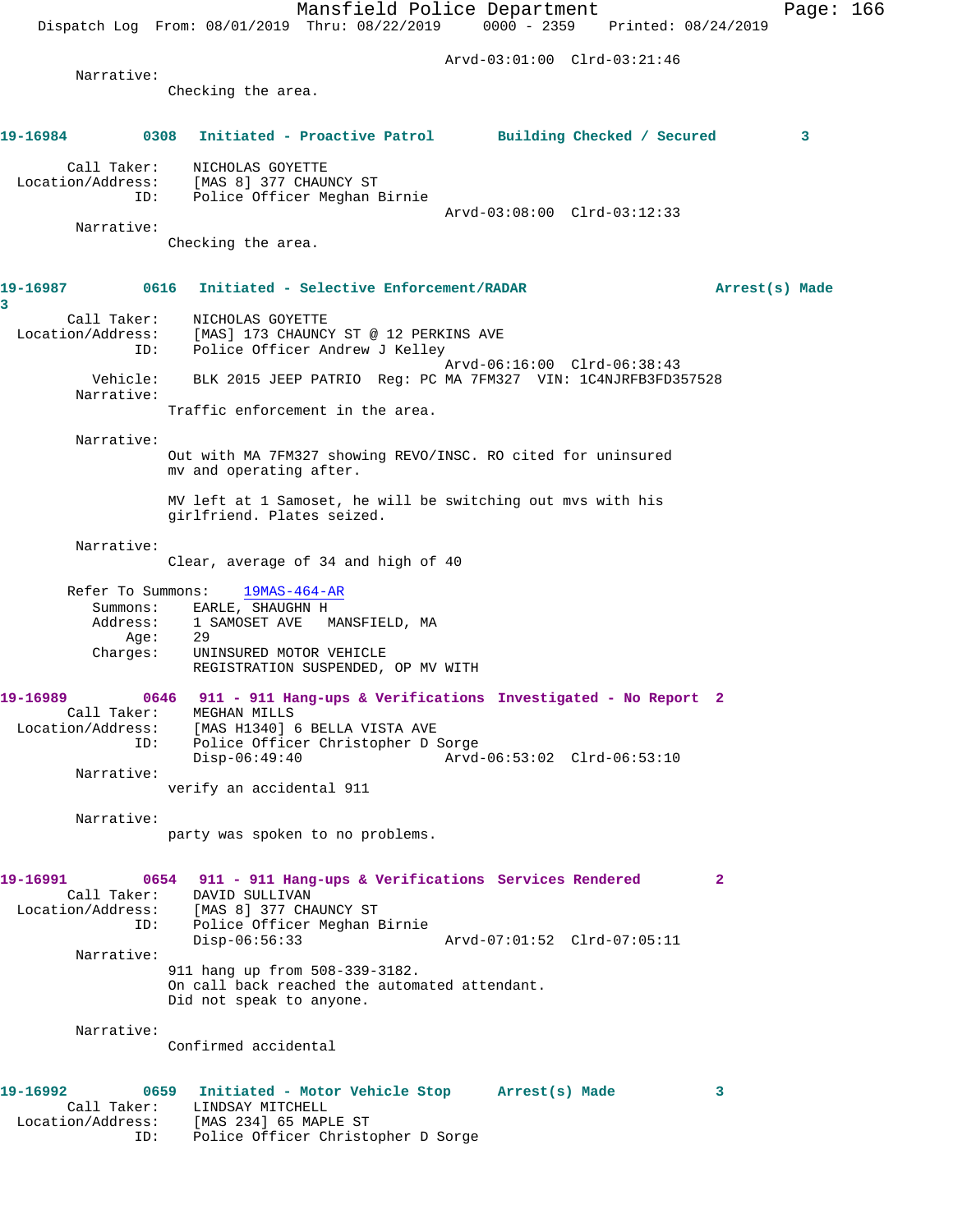Arvd-03:01:00 Clrd-03:21:46

Narrative:
Checking the area.

**19-16984 0308 Initiated - Proactive Patrol Building Checked / Secured 3**

Call Taker: NICHOLAS GOYETTE
Location/Address: [MAS 8] 377 CHAUNCY ST
ID: Police Officer Meghan Birnie
Arvd-03:08:00 Clrd-03:12:33

Narrative:
Checking the area.

**19-16987 0616 Initiated - Selective Enforcement/RADAR Arrest(s) Made 3**

Call Taker: NICHOLAS GOYETTE
Location/Address: [MAS] 173 CHAUNCY ST @ 12 PERKINS AVE
ID: Police Officer Andrew J Kelley
Arvd-06:16:00 Clrd-06:38:43
Vehicle: BLK 2015 JEEP PATRIO Reg: PC MA 7FM327 VIN: 1C4NJRFB3FD357528

Narrative:
Traffic enforcement in the area.

Narrative:
Out with MA 7FM327 showing REVO/INSC. RO cited for uninsured mv and operating after.

MV left at 1 Samoset, he will be switching out mvs with his girlfriend. Plates seized.

Narrative:
Clear, average of 34 and high of 40

Refer To Summons: 19MAS-464-AR
Summons: EARLE, SHAUGHN H
Address: 1 SAMOSET AVE MANSFIELD, MA
Age: 29
Charges: UNINSURED MOTOR VEHICLE
REGISTRATION SUSPENDED, OP MV WITH

**19-16989 0646 911 - 911 Hang-ups & Verifications Investigated - No Report 2**

Call Taker: MEGHAN MILLS
Location/Address: [MAS H1340] 6 BELLA VISTA AVE
ID: Police Officer Christopher D Sorge
Disp-06:49:40 Arvd-06:53:02 Clrd-06:53:10

Narrative:
verify an accidental 911

Narrative:
party was spoken to no problems.

**19-16991 0654 911 - 911 Hang-ups & Verifications Services Rendered 2**

Call Taker: DAVID SULLIVAN
Location/Address: [MAS 8] 377 CHAUNCY ST
ID: Police Officer Meghan Birnie
Disp-06:56:33 Arvd-07:01:52 Clrd-07:05:11

Narrative:
911 hang up from 508-339-3182.
On call back reached the automated attendant.
Did not speak to anyone.

Narrative:
Confirmed accidental

**19-16992 0659 Initiated - Motor Vehicle Stop Arrest(s) Made 3**

Call Taker: LINDSAY MITCHELL
Location/Address: [MAS 234] 65 MAPLE ST
ID: Police Officer Christopher D Sorge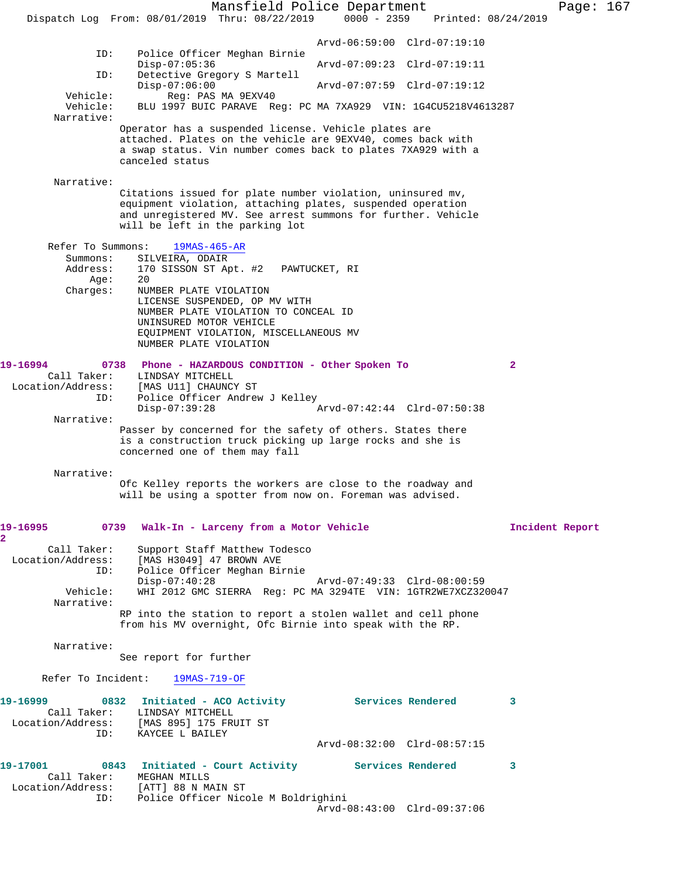Arvd-06:59:00 Clrd-07:19:10

ID: Police Officer Meghan Birnie
Disp-07:05:36 Arvd-07:09:23 Clrd-07:19:11

ID: Detective Gregory S Martell
Disp-07:06:00 Arvd-07:07:59 Clrd-07:19:12

Vehicle: Reg: PAS MA 9EXV40

Vehicle: BLU 1997 BUIC PARAVE Reg: PC MA 7XA929 VIN: 1G4CU5218V4613287

Narrative:

Operator has a suspended license. Vehicle plates are attached. Plates on the vehicle are 9EXV40, comes back with a swap status. Vin number comes back to plates 7XA929 with a canceled status

Narrative:

Citations issued for plate number violation, uninsured mv, equipment violation, attaching plates, suspended operation and unregistered MV. See arrest summons for further. Vehicle will be left in the parking lot

Refer To Summons: 19MAS-465-AR

Summons: SILVEIRA, ODAIR
Address: 170 SISSON ST Apt. #2 PAWTUCKET, RI
Age: 20
Charges: NUMBER PLATE VIOLATION
LICENSE SUSPENDED, OP MV WITH
NUMBER PLATE VIOLATION TO CONCEAL ID
UNINSURED MOTOR VEHICLE
EQUIPMENT VIOLATION, MISCELLANEOUS MV
NUMBER PLATE VIOLATION

**19-16994 0738 Phone - HAZARDOUS CONDITION - Other Spoken To 2**

Call Taker: LINDSAY MITCHELL
Location/Address: [MAS U11] CHAUNCY ST
ID: Police Officer Andrew J Kelley
Disp-07:39:28 Arvd-07:42:44 Clrd-07:50:38

Narrative:

Passer by concerned for the safety of others. States there is a construction truck picking up large rocks and she is concerned one of them may fall

Narrative:

Ofc Kelley reports the workers are close to the roadway and will be using a spotter from now on. Foreman was advised.

**19-16995 0739 Walk-In - Larceny from a Motor Vehicle Incident Report 2**

Call Taker: Support Staff Matthew Todesco
Location/Address: [MAS H3049] 47 BROWN AVE
ID: Police Officer Meghan Birnie
Disp-07:40:28 Arvd-07:49:33 Clrd-08:00:59

Vehicle: WHI 2012 GMC SIERRA Reg: PC MA 3294TE VIN: 1GTR2WE7XCZ320047

Narrative:

RP into the station to report a stolen wallet and cell phone from his MV overnight, Ofc Birnie into speak with the RP.

Narrative:

See report for further

Refer To Incident: 19MAS-719-OF

**19-16999 0832 Initiated - ACO Activity Services Rendered 3**

Call Taker: LINDSAY MITCHELL
Location/Address: [MAS 895] 175 FRUIT ST
ID: KAYCEE L BAILEY
Arvd-08:32:00 Clrd-08:57:15

**19-17001 0843 Initiated - Court Activity Services Rendered 3**

Call Taker: MEGHAN MILLS
Location/Address: [ATT] 88 N MAIN ST
ID: Police Officer Nicole M Boldrighini
Arvd-08:43:00 Clrd-09:37:06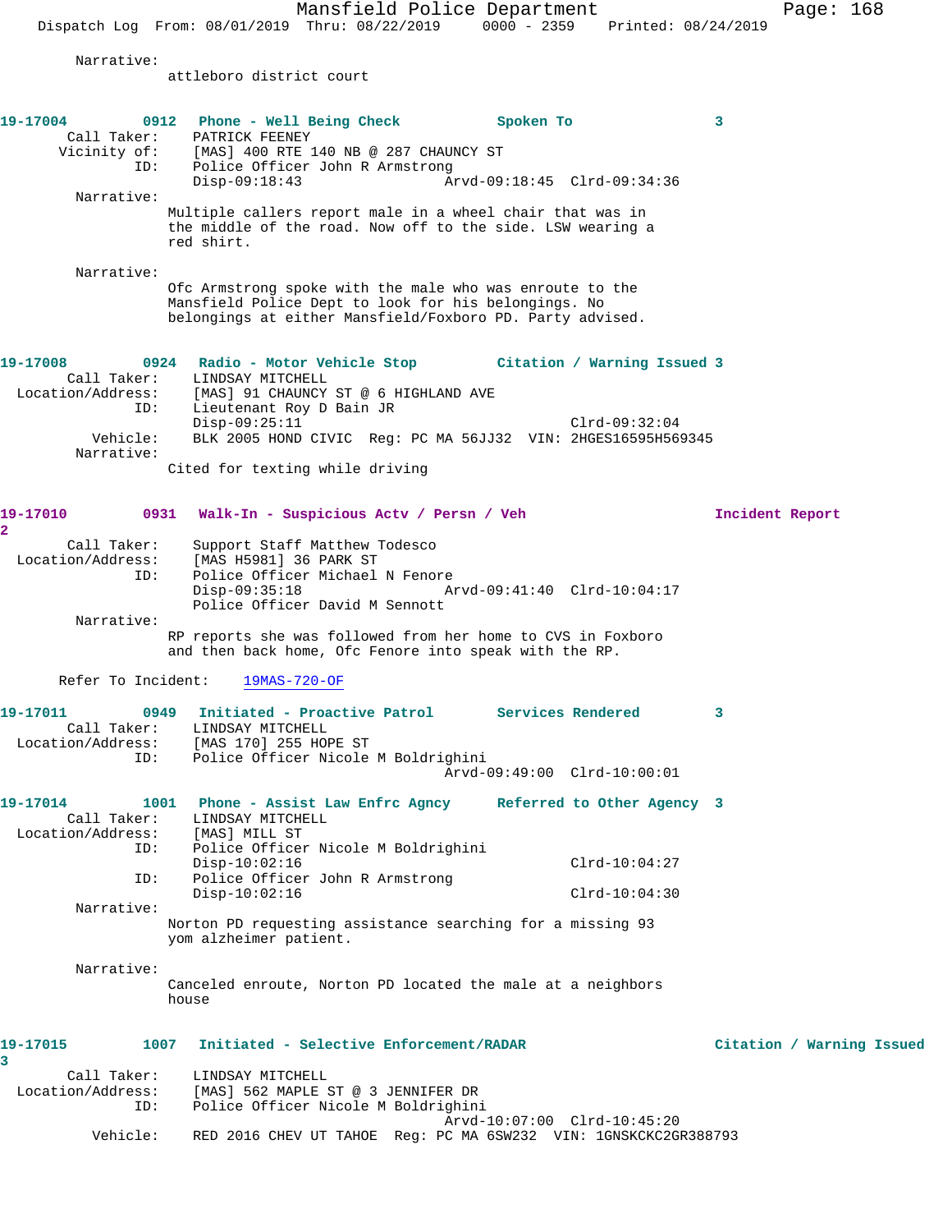Narrative:
attleboro district court

**19-17004** 0912 Phone - Well Being Check Spoken To 3

Call Taker: PATRICK FEENEY
Vicinity of: [MAS] 400 RTE 140 NB @ 287 CHAUNCY ST
ID: Police Officer John R Armstrong
Disp-09:18:43 Arvd-09:18:45 Clrd-09:34:36

Narrative:
Multiple callers report male in a wheel chair that was in the middle of the road. Now off to the side. LSW wearing a red shirt.

Narrative:
Ofc Armstrong spoke with the male who was enroute to the Mansfield Police Dept to look for his belongings. No belongings at either Mansfield/Foxboro PD. Party advised.

**19-17008** 0924 Radio - Motor Vehicle Stop Citation / Warning Issued 3

Call Taker: LINDSAY MITCHELL
Location/Address: [MAS] 91 CHAUNCY ST @ 6 HIGHLAND AVE
ID: Lieutenant Roy D Bain JR
Disp-09:25:11 Clrd-09:32:04
Vehicle: BLK 2005 HOND CIVIC Reg: PC MA 56JJ32 VIN: 2HGES16595H569345

Narrative:
Cited for texting while driving

**19-17010** 0931 Walk-In - Suspicious Actv / Persn / Veh Incident Report 2

Call Taker: Support Staff Matthew Todesco
Location/Address: [MAS H5981] 36 PARK ST
ID: Police Officer Michael N Fenore
Disp-09:35:18 Arvd-09:41:40 Clrd-10:04:17
Police Officer David M Sennott

Narrative:
RP reports she was followed from her home to CVS in Foxboro and then back home, Ofc Fenore into speak with the RP.

Refer To Incident: 19MAS-720-OF

**19-17011** 0949 Initiated - Proactive Patrol Services Rendered 3

Call Taker: LINDSAY MITCHELL
Location/Address: [MAS 170] 255 HOPE ST
ID: Police Officer Nicole M Boldrighini
Arvd-09:49:00 Clrd-10:00:01

**19-17014** 1001 Phone - Assist Law Enfrc Agncy Referred to Other Agency 3

Call Taker: LINDSAY MITCHELL
Location/Address: [MAS] MILL ST
ID: Police Officer Nicole M Boldrighini
Disp-10:02:16 Clrd-10:04:27
ID: Police Officer John R Armstrong
Disp-10:02:16 Clrd-10:04:30

Narrative:
Norton PD requesting assistance searching for a missing 93 yom alzheimer patient.

Narrative:
Canceled enroute, Norton PD located the male at a neighbors house

**19-17015** 1007 Initiated - Selective Enforcement/RADAR Citation / Warning Issued 3

Call Taker: LINDSAY MITCHELL
Location/Address: [MAS] 562 MAPLE ST @ 3 JENNIFER DR
ID: Police Officer Nicole M Boldrighini
Arvd-10:07:00 Clrd-10:45:20
Vehicle: RED 2016 CHEV UT TAHOE Reg: PC MA 6SW232 VIN: 1GNSKCKC2GR388793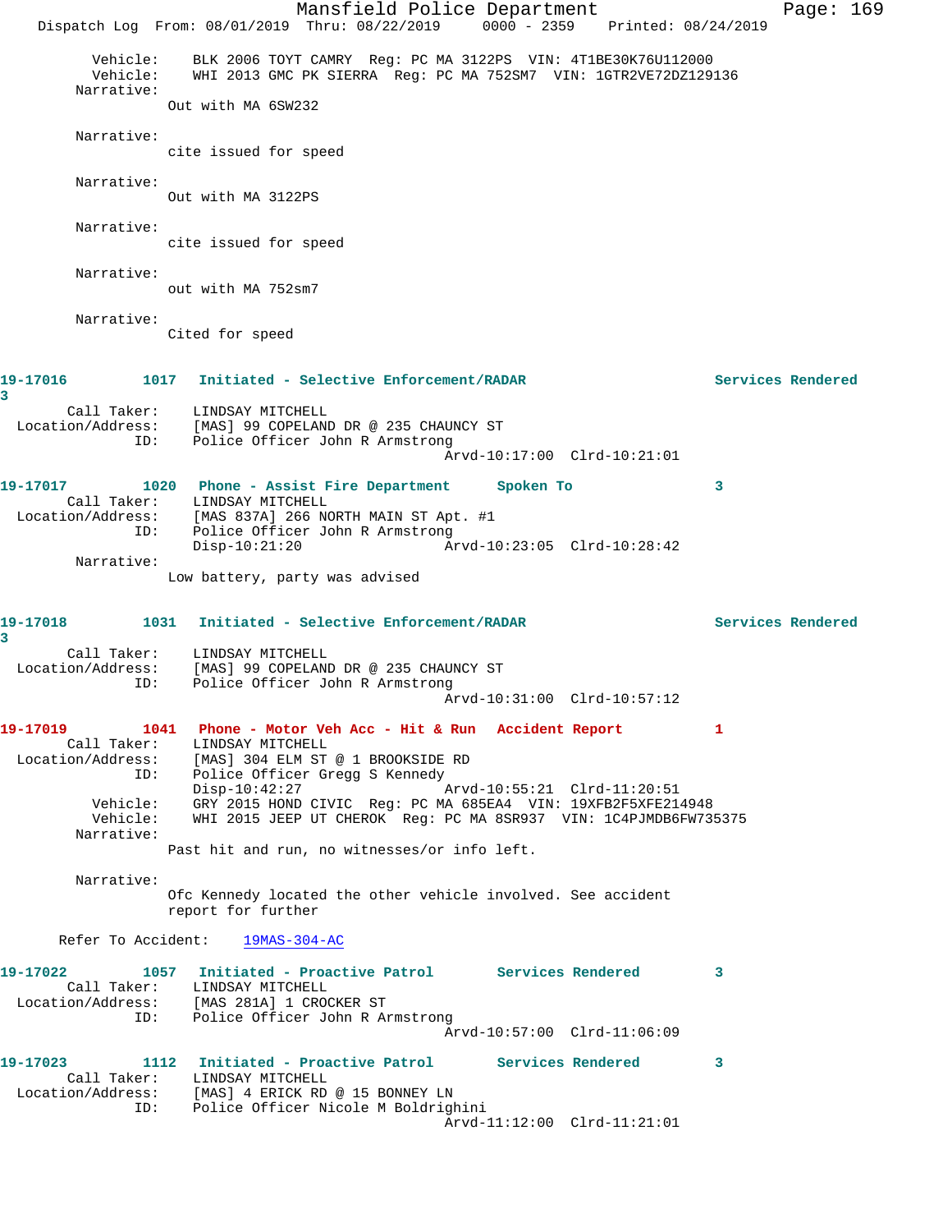```
        Vehicle:    BLK 2006 TOYT CAMRY  Reg: PC MA 3122PS  VIN: 4T1BE30K76U112000
        Vehicle:    WHI 2013 GMC PK SIERRA  Reg: PC MA 752SM7  VIN: 1GTR2VE72DZ129136
      Narrative:
                 Out with MA 6SW232

      Narrative:
                 cite issued for speed

      Narrative:
                 Out with MA 3122PS

      Narrative:
                 cite issued for speed

      Narrative:
                 out with MA 752sm7

      Narrative:
                 Cited for speed


19-17016         1017   Initiated - Selective Enforcement/RADAR                    Services Rendered
3
       Call Taker:    LINDSAY MITCHELL
  Location/Address:   [MAS] 99 COPELAND DR @ 235 CHAUNCY ST
               ID:    Police Officer John R Armstrong
                                                  Arvd-10:17:00  Clrd-10:21:01

19-17017         1020   Phone - Assist Fire Department      Spoken To              3
       Call Taker:    LINDSAY MITCHELL
  Location/Address:   [MAS 837A] 266 NORTH MAIN ST Apt. #1
               ID:    Police Officer John R Armstrong
                      Disp-10:21:20               Arvd-10:23:05  Clrd-10:28:42
      Narrative:
                 Low battery, party was advised


19-17018         1031   Initiated - Selective Enforcement/RADAR                    Services Rendered
3
       Call Taker:    LINDSAY MITCHELL
  Location/Address:   [MAS] 99 COPELAND DR @ 235 CHAUNCY ST
               ID:    Police Officer John R Armstrong
                                                  Arvd-10:31:00  Clrd-10:57:12

19-17019         1041   Phone - Motor Veh Acc - Hit & Run   Accident Report        1
       Call Taker:    LINDSAY MITCHELL
  Location/Address:   [MAS] 304 ELM ST @ 1 BROOKSIDE RD
               ID:    Police Officer Gregg S Kennedy
                      Disp-10:42:27               Arvd-10:55:21  Clrd-11:20:51
        Vehicle:    GRY 2015 HOND CIVIC  Reg: PC MA 685EA4  VIN: 19XFB2F5XFE214948
        Vehicle:    WHI 2015 JEEP UT CHEROK  Reg: PC MA 8SR937  VIN: 1C4PJMDB6FW735375
      Narrative:
                 Past hit and run, no witnesses/or info left.

      Narrative:
                 Ofc Kennedy located the other vehicle involved. See accident
                 report for further

     Refer To Accident:    19MAS-304-AC

19-17022         1057   Initiated - Proactive Patrol        Services Rendered      3
       Call Taker:    LINDSAY MITCHELL
  Location/Address:   [MAS 281A] 1 CROCKER ST
               ID:    Police Officer John R Armstrong
                                                  Arvd-10:57:00  Clrd-11:06:09

19-17023         1112   Initiated - Proactive Patrol        Services Rendered      3
       Call Taker:    LINDSAY MITCHELL
  Location/Address:   [MAS] 4 ERICK RD @ 15 BONNEY LN
               ID:    Police Officer Nicole M Boldrighini
                                                  Arvd-11:12:00  Clrd-11:21:01
```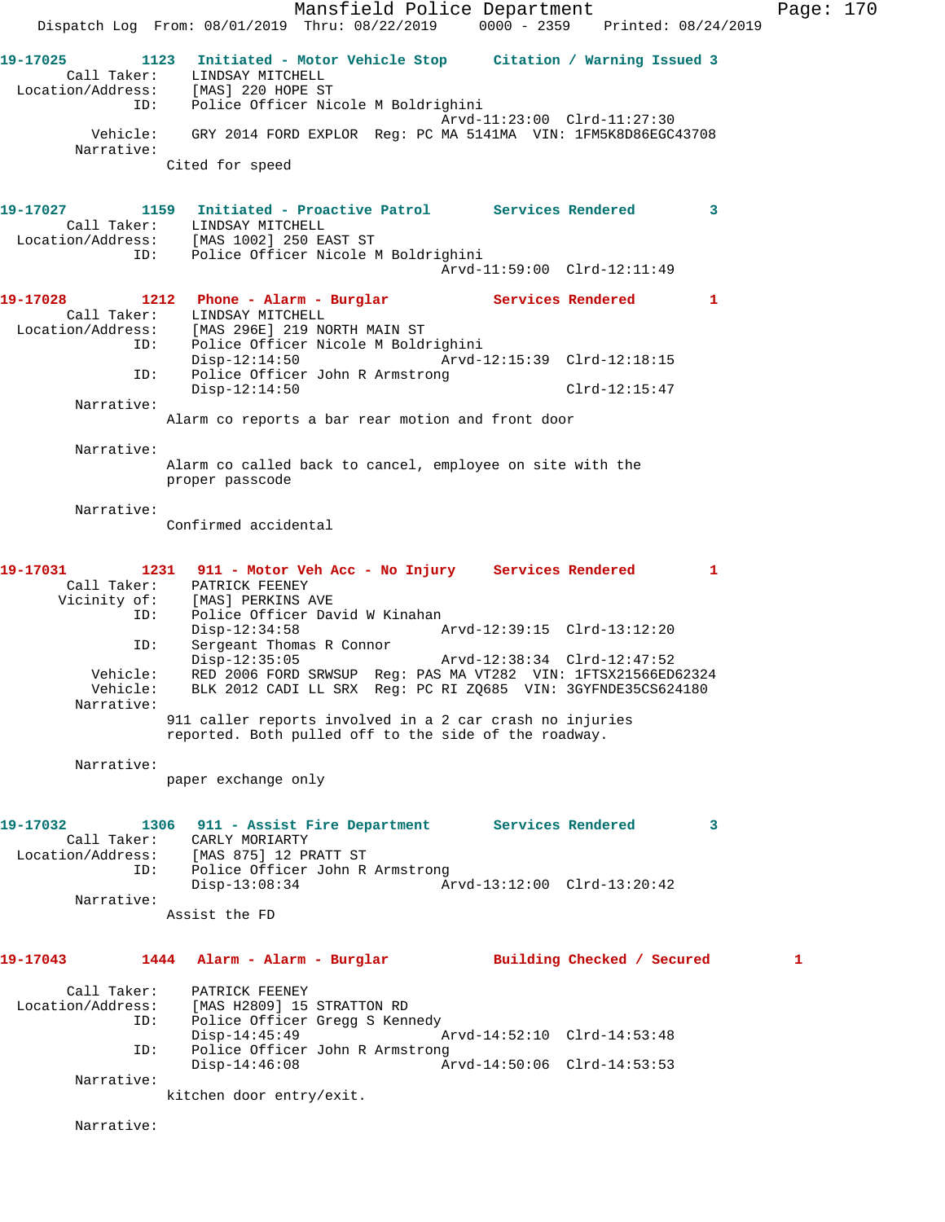**19-17025** 1123 **Initiated - Motor Vehicle Stop** **Citation / Warning Issued 3**

Call Taker: LINDSAY MITCHELL
Location/Address: [MAS] 220 HOPE ST
ID: Police Officer Nicole M Boldrighini
Arvd-11:23:00 Clrd-11:27:30
Vehicle: GRY 2014 FORD EXPLOR Reg: PC MA 5141MA VIN: 1FM5K8D86EGC43708
Narrative:
Cited for speed

**19-17027** 1159 **Initiated - Proactive Patrol** **Services Rendered 3**

Call Taker: LINDSAY MITCHELL
Location/Address: [MAS 1002] 250 EAST ST
ID: Police Officer Nicole M Boldrighini
Arvd-11:59:00 Clrd-12:11:49

**19-17028** 1212 **Phone - Alarm - Burglar** **Services Rendered 1**

Call Taker: LINDSAY MITCHELL
Location/Address: [MAS 296E] 219 NORTH MAIN ST
ID: Police Officer Nicole M Boldrighini
Disp-12:14:50 Arvd-12:15:39 Clrd-12:18:15
ID: Police Officer John R Armstrong
Disp-12:14:50 Clrd-12:15:47
Narrative:
Alarm co reports a bar rear motion and front door

Narrative:
Alarm co called back to cancel, employee on site with the proper passcode

Narrative:
Confirmed accidental

**19-17031** 1231 **911 - Motor Veh Acc - No Injury** **Services Rendered 1**

Call Taker: PATRICK FEENEY
Vicinity of: [MAS] PERKINS AVE
ID: Police Officer David W Kinahan
Disp-12:34:58 Arvd-12:39:15 Clrd-13:12:20
ID: Sergeant Thomas R Connor
Disp-12:35:05 Arvd-12:38:34 Clrd-12:47:52
Vehicle: RED 2006 FORD SRWSUP Reg: PAS MA VT282 VIN: 1FTSX21566ED62324
Vehicle: BLK 2012 CADI LL SRX Reg: PC RI ZQ685 VIN: 3GYFNDE35CS624180
Narrative:
911 caller reports involved in a 2 car crash no injuries reported. Both pulled off to the side of the roadway.

Narrative:
paper exchange only

**19-17032** 1306 **911 - Assist Fire Department** **Services Rendered 3**

Call Taker: CARLY MORIARTY
Location/Address: [MAS 875] 12 PRATT ST
ID: Police Officer John R Armstrong
Disp-13:08:34 Arvd-13:12:00 Clrd-13:20:42
Narrative:
Assist the FD

**19-17043** 1444 **Alarm - Alarm - Burglar** **Building Checked / Secured 1**

Call Taker: PATRICK FEENEY
Location/Address: [MAS H2809] 15 STRATTON RD
ID: Police Officer Gregg S Kennedy
Disp-14:45:49 Arvd-14:52:10 Clrd-14:53:48
ID: Police Officer John R Armstrong
Disp-14:46:08 Arvd-14:50:06 Clrd-14:53:53
Narrative:
kitchen door entry/exit.

Narrative: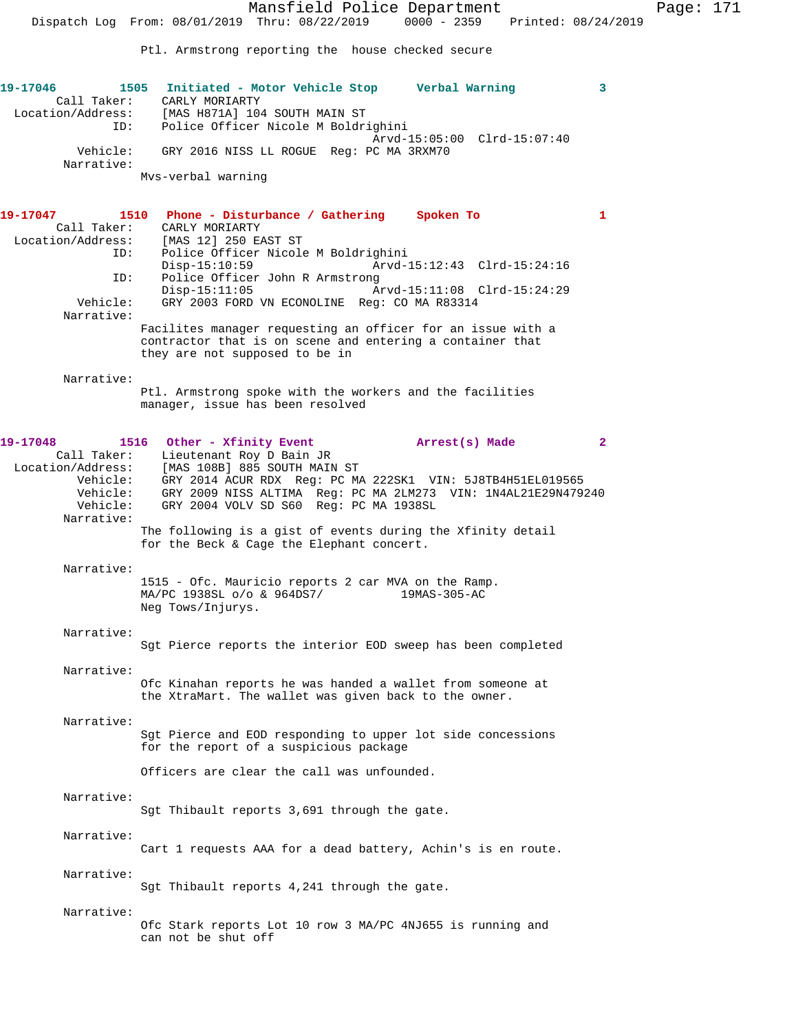Ptl. Armstrong reporting the house checked secure

**19-17046 1505 Initiated - Motor Vehicle Stop Verbal Warning 3**

Call Taker: CARLY MORIARTY
Location/Address: [MAS H871A] 104 SOUTH MAIN ST
ID: Police Officer Nicole M Boldrighini
Arvd-15:05:00 Clrd-15:07:40
Vehicle: GRY 2016 NISS LL ROGUE Reg: PC MA 3RXM70
Narrative:
Mvs-verbal warning

**19-17047 1510 Phone - Disturbance / Gathering Spoken To 1**

Call Taker: CARLY MORIARTY
Location/Address: [MAS 12] 250 EAST ST
ID: Police Officer Nicole M Boldrighini
Disp-15:10:59 Arvd-15:12:43 Clrd-15:24:16
ID: Police Officer John R Armstrong
Disp-15:11:05 Arvd-15:11:08 Clrd-15:24:29
Vehicle: GRY 2003 FORD VN ECONOLINE Reg: CO MA R83314
Narrative:
Facilites manager requesting an officer for an issue with a contractor that is on scene and entering a container that they are not supposed to be in

Narrative:
Ptl. Armstrong spoke with the workers and the facilities manager, issue has been resolved

**19-17048 1516 Other - Xfinity Event Arrest(s) Made 2**

Call Taker: Lieutenant Roy D Bain JR
Location/Address: [MAS 108B] 885 SOUTH MAIN ST
Vehicle: GRY 2014 ACUR RDX Reg: PC MA 222SK1 VIN: 5J8TB4H51EL019565
Vehicle: GRY 2009 NISS ALTIMA Reg: PC MA 2LM273 VIN: 1N4AL21E29N479240
Vehicle: GRY 2004 VOLV SD S60 Reg: PC MA 1938SL
Narrative:
The following is a gist of events during the Xfinity detail for the Beck & Cage the Elephant concert.

Narrative:
1515 - Ofc. Mauricio reports 2 car MVA on the Ramp.
MA/PC 1938SL o/o & 964DS7/ 19MAS-305-AC
Neg Tows/Injurys.

Narrative:
Sgt Pierce reports the interior EOD sweep has been completed

Narrative:
Ofc Kinahan reports he was handed a wallet from someone at the XtraMart. The wallet was given back to the owner.

Narrative:
Sgt Pierce and EOD responding to upper lot side concessions for the report of a suspicious package

Officers are clear the call was unfounded.

Narrative:
Sgt Thibault reports 3,691 through the gate.

Narrative:
Cart 1 requests AAA for a dead battery, Achin's is en route.

Narrative:
Sgt Thibault reports 4,241 through the gate.

Narrative:
Ofc Stark reports Lot 10 row 3 MA/PC 4NJ655 is running and can not be shut off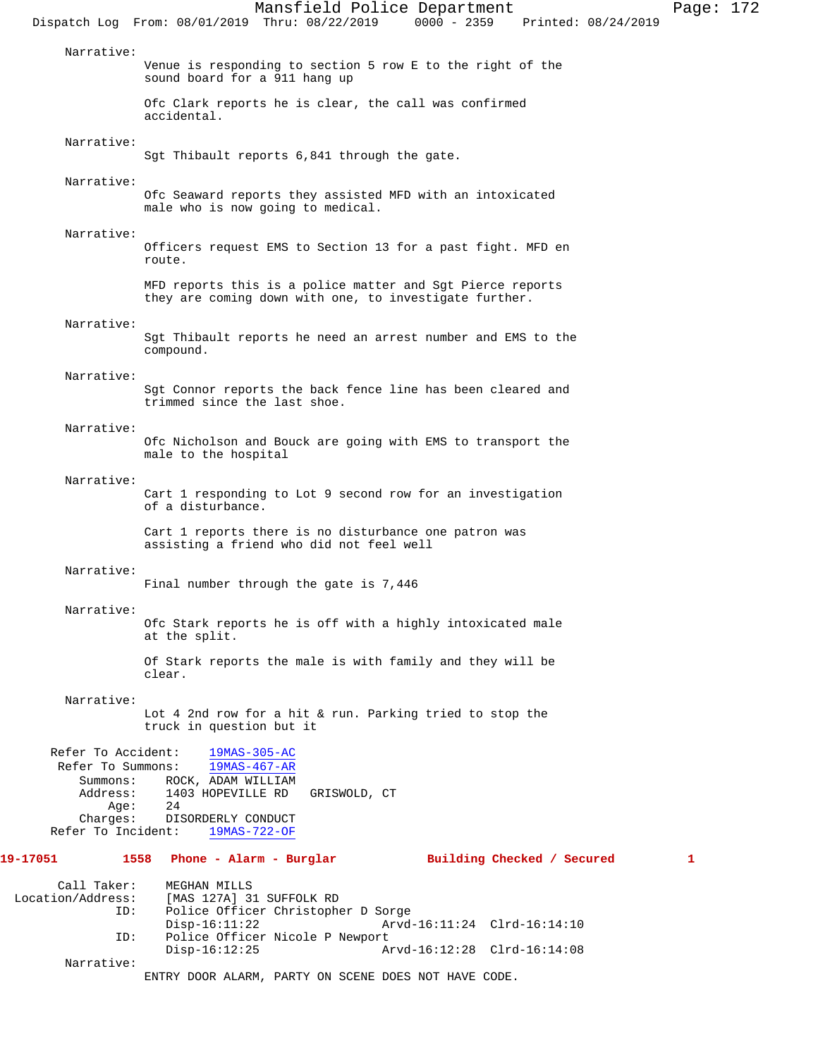Narrative:

Venue is responding to section 5 row E to the right of the sound board for a 911 hang up

Ofc Clark reports he is clear, the call was confirmed accidental.

Narrative:

Sgt Thibault reports 6,841 through the gate.

Narrative:

Ofc Seaward reports they assisted MFD with an intoxicated male who is now going to medical.

Narrative:

Officers request EMS to Section 13 for a past fight. MFD en route.

MFD reports this is a police matter and Sgt Pierce reports they are coming down with one, to investigate further.

Narrative:

Sgt Thibault reports he need an arrest number and EMS to the compound.

Narrative:

Sgt Connor reports the back fence line has been cleared and trimmed since the last shoe.

Narrative:

Ofc Nicholson and Bouck are going with EMS to transport the male to the hospital

Narrative:

Cart 1 responding to Lot 9 second row for an investigation of a disturbance.

Cart 1 reports there is no disturbance one patron was assisting a friend who did not feel well

Narrative:

Final number through the gate is 7,446

Narrative:

Ofc Stark reports he is off with a highly intoxicated male at the split.

Of Stark reports the male is with family and they will be clear.

Narrative:

Lot 4 2nd row for a hit & run. Parking tried to stop the truck in question but it

Refer To Accident: 19MAS-305-AC
Refer To Summons: 19MAS-467-AR
Summons: ROCK, ADAM WILLIAM
Address: 1403 HOPEVILLE RD GRISWOLD, CT
Age: 24
Charges: DISORDERLY CONDUCT
Refer To Incident: 19MAS-722-OF

**19-17051 1558 Phone - Alarm - Burglar Building Checked / Secured 1**

Call Taker: MEGHAN MILLS
Location/Address: [MAS 127A] 31 SUFFOLK RD
ID: Police Officer Christopher D Sorge
Disp-16:11:22 Arvd-16:11:24 Clrd-16:14:10
ID: Police Officer Nicole P Newport
Disp-16:12:25 Arvd-16:12:28 Clrd-16:14:08
Narrative:

ENTRY DOOR ALARM, PARTY ON SCENE DOES NOT HAVE CODE.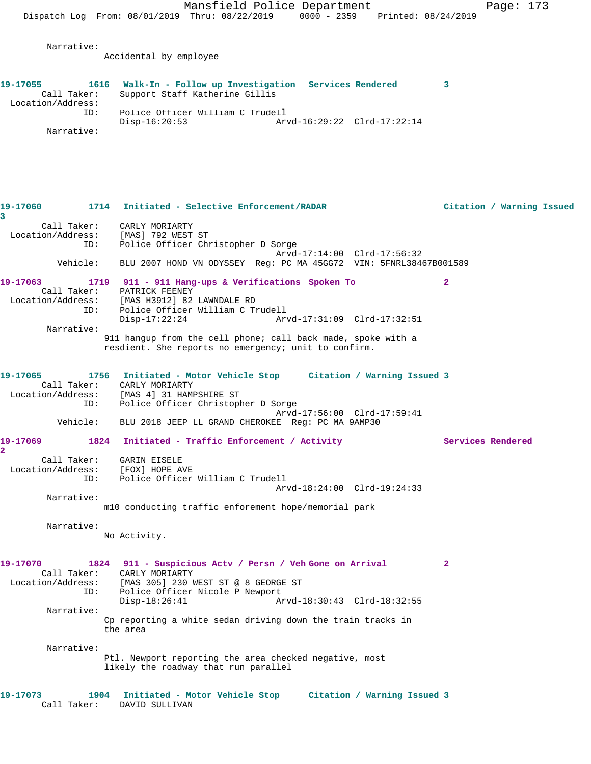Narrative:
Accidental by employee

**19-17055** 1616 **Walk-In - Follow up Investigation** **Services Rendered** 3
Call Taker: Support Staff Katherine Gillis
Location/Address:
ID: Police Officer William C Trudell
Disp-16:20:53 Arvd-16:29:22 Clrd-17:22:14
Narrative:

**19-17060** 1714 **Initiated - Selective Enforcement/RADAR** **Citation / Warning Issued** 3
Call Taker: CARLY MORIARTY
Location/Address: [MAS] 792 WEST ST
ID: Police Officer Christopher D Sorge
Arvd-17:14:00 Clrd-17:56:32
Vehicle: BLU 2007 HOND VN ODYSSEY Reg: PC MA 45GG72 VIN: 5FNRL38467B001589

**19-17063** 1719 **911 - 911 Hang-ups & Verifications** **Spoken To** 2
Call Taker: PATRICK FEENEY
Location/Address: [MAS H3912] 82 LAWNDALE RD
ID: Police Officer William C Trudell
Disp-17:22:24 Arvd-17:31:09 Clrd-17:32:51
Narrative:
911 hangup from the cell phone; call back made, spoke with a resdient. She reports no emergency; unit to confirm.

**19-17065** 1756 **Initiated - Motor Vehicle Stop** **Citation / Warning Issued** 3
Call Taker: CARLY MORIARTY
Location/Address: [MAS 4] 31 HAMPSHIRE ST
ID: Police Officer Christopher D Sorge
Arvd-17:56:00 Clrd-17:59:41
Vehicle: BLU 2018 JEEP LL GRAND CHEROKEE Reg: PC MA 9AMP30

**19-17069** 1824 **Initiated - Traffic Enforcement / Activity** **Services Rendered** 2
Call Taker: GARIN EISELE
Location/Address: [FOX] HOPE AVE
ID: Police Officer William C Trudell
Arvd-18:24:00 Clrd-19:24:33
Narrative:
m10 conducting traffic enforement hope/memorial park

Narrative:
No Activity.

**19-17070** 1824 **911 - Suspicious Actv / Persn / Veh** **Gone on Arrival** 2
Call Taker: CARLY MORIARTY
Location/Address: [MAS 305] 230 WEST ST @ 8 GEORGE ST
ID: Police Officer Nicole P Newport
Disp-18:26:41 Arvd-18:30:43 Clrd-18:32:55
Narrative:
Cp reporting a white sedan driving down the train tracks in the area

Narrative:
Ptl. Newport reporting the area checked negative, most likely the roadway that run parallel

**19-17073** 1904 **Initiated - Motor Vehicle Stop** **Citation / Warning Issued** 3
Call Taker: DAVID SULLIVAN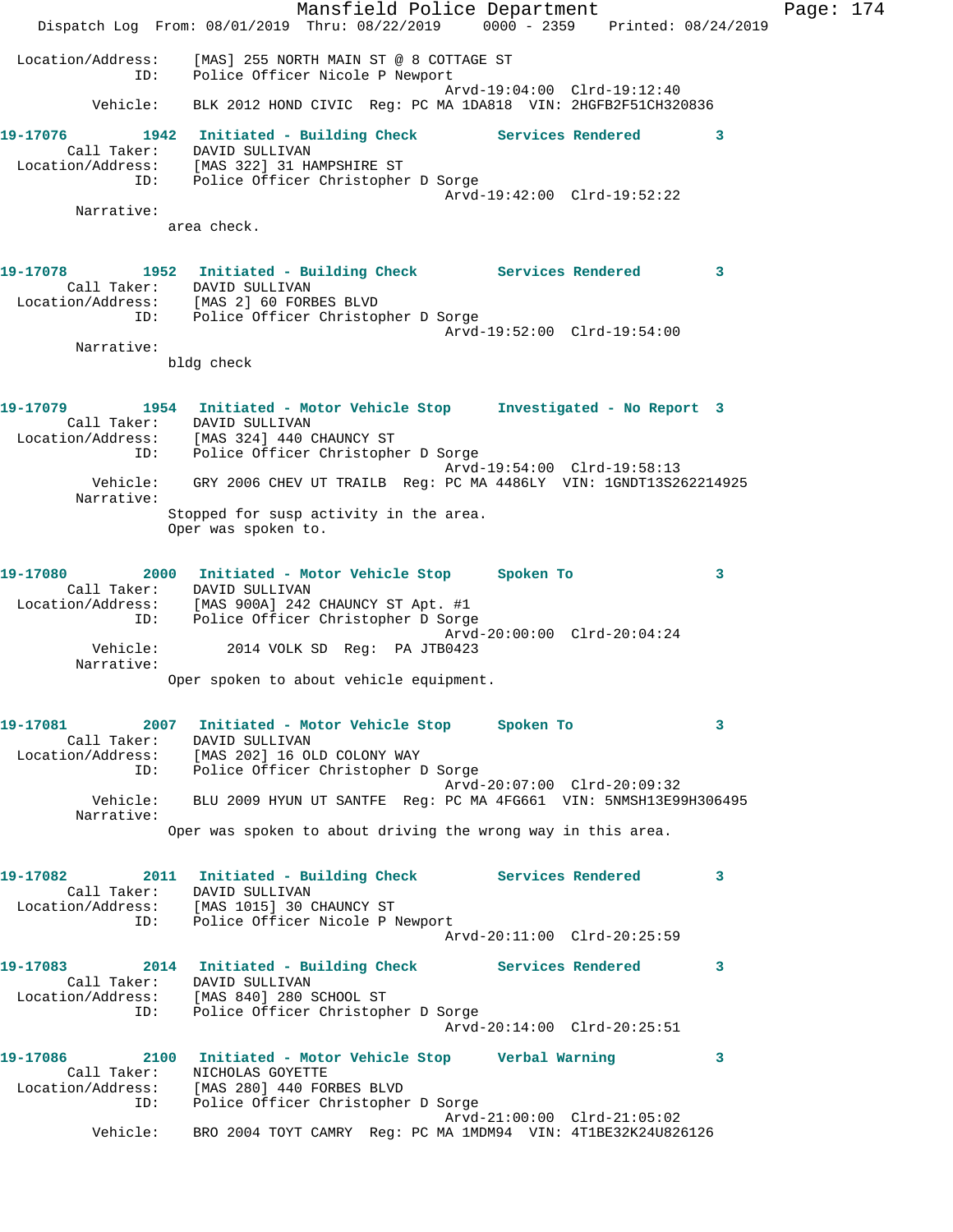```
 Location/Address:    [MAS] 255 NORTH MAIN ST @ 8 COTTAGE ST
               ID:    Police Officer Nicole P Newport
                                        Arvd-19:04:00  Clrd-19:12:40
          Vehicle:    BLK 2012 HOND CIVIC  Reg: PC MA 1DA818  VIN: 2HGFB2F51CH320836

19-17076        1942  Initiated - Building Check         Services Rendered        3
       Call Taker:    DAVID SULLIVAN
 Location/Address:    [MAS 322] 31 HAMPSHIRE ST
               ID:    Police Officer Christopher D Sorge
                                        Arvd-19:42:00  Clrd-19:52:22
        Narrative:
                  area check.

19-17078        1952  Initiated - Building Check         Services Rendered        3
       Call Taker:    DAVID SULLIVAN
 Location/Address:    [MAS 2] 60 FORBES BLVD
               ID:    Police Officer Christopher D Sorge
                                        Arvd-19:52:00  Clrd-19:54:00
        Narrative:
                  bldg check

19-17079        1954  Initiated - Motor Vehicle Stop     Investigated - No Report  3
       Call Taker:    DAVID SULLIVAN
 Location/Address:    [MAS 324] 440 CHAUNCY ST
               ID:    Police Officer Christopher D Sorge
                                        Arvd-19:54:00  Clrd-19:58:13
          Vehicle:    GRY 2006 CHEV UT TRAILB  Reg: PC MA 4486LY  VIN: 1GNDT13S262214925
        Narrative:
                  Stopped for susp activity in the area.
                  Oper was spoken to.

19-17080        2000  Initiated - Motor Vehicle Stop     Spoken To                3
       Call Taker:    DAVID SULLIVAN
 Location/Address:    [MAS 900A] 242 CHAUNCY ST Apt. #1
               ID:    Police Officer Christopher D Sorge
                                        Arvd-20:00:00  Clrd-20:04:24
          Vehicle:        2014 VOLK SD  Reg:  PA JTB0423
        Narrative:
                  Oper spoken to about vehicle equipment.

19-17081        2007  Initiated - Motor Vehicle Stop     Spoken To                3
       Call Taker:    DAVID SULLIVAN
 Location/Address:    [MAS 202] 16 OLD COLONY WAY
               ID:    Police Officer Christopher D Sorge
                                        Arvd-20:07:00  Clrd-20:09:32
          Vehicle:    BLU 2009 HYUN UT SANTFE  Reg: PC MA 4FG661  VIN: 5NMSH13E99H306495
        Narrative:
                  Oper was spoken to about driving the wrong way in this area.

19-17082        2011  Initiated - Building Check         Services Rendered        3
       Call Taker:    DAVID SULLIVAN
 Location/Address:    [MAS 1015] 30 CHAUNCY ST
               ID:    Police Officer Nicole P Newport
                                        Arvd-20:11:00  Clrd-20:25:59

19-17083        2014  Initiated - Building Check         Services Rendered        3
       Call Taker:    DAVID SULLIVAN
 Location/Address:    [MAS 840] 280 SCHOOL ST
               ID:    Police Officer Christopher D Sorge
                                        Arvd-20:14:00  Clrd-20:25:51

19-17086        2100  Initiated - Motor Vehicle Stop     Verbal Warning           3
       Call Taker:    NICHOLAS GOYETTE
 Location/Address:    [MAS 280] 440 FORBES BLVD
               ID:    Police Officer Christopher D Sorge
                                        Arvd-21:00:00  Clrd-21:05:02
          Vehicle:    BRO 2004 TOYT CAMRY  Reg: PC MA 1MDM94  VIN: 4T1BE32K24U826126
```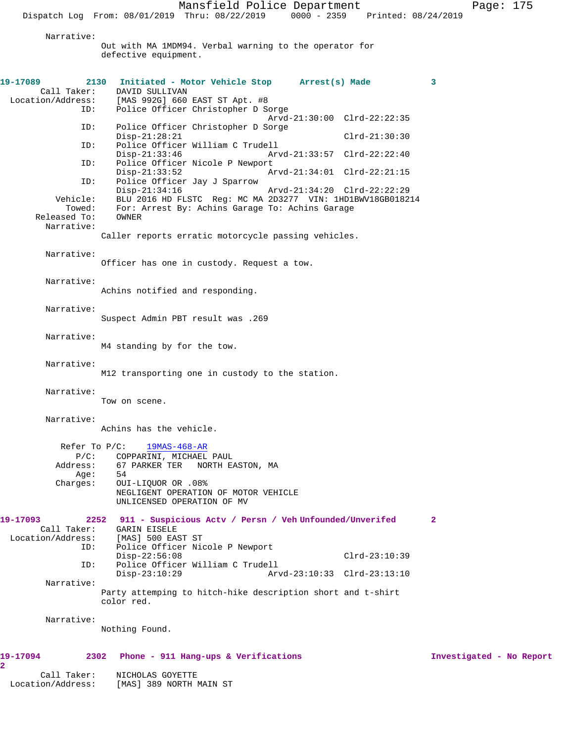Narrative:
Out with MA 1MDM94. Verbal warning to the operator for defective equipment.

**19-17089 2130 Initiated - Motor Vehicle Stop Arrest(s) Made 3**

Call Taker: DAVID SULLIVAN
Location/Address: [MAS 992G] 660 EAST ST Apt. #8
ID: Police Officer Christopher D Sorge
Arvd-21:30:00 Clrd-22:22:35
ID: Police Officer Christopher D Sorge
Disp-21:28:21 Clrd-21:30:30
ID: Police Officer William C Trudell
Disp-21:33:46 Arvd-21:33:57 Clrd-22:22:40
ID: Police Officer Nicole P Newport
Disp-21:33:52 Arvd-21:34:01 Clrd-22:21:15
ID: Police Officer Jay J Sparrow
Disp-21:34:16 Arvd-21:34:20 Clrd-22:22:29
Vehicle: BLU 2016 HD FLSTC Reg: MC MA 2D3277 VIN: 1HD1BWV18GB018214
Towed: For: Arrest By: Achins Garage To: Achins Garage
Released To: OWNER

Narrative:
Caller reports erratic motorcycle passing vehicles.

Narrative:
Officer has one in custody. Request a tow.

Narrative:
Achins notified and responding.

Narrative:
Suspect Admin PBT result was .269

Narrative:
M4 standing by for the tow.

Narrative:
M12 transporting one in custody to the station.

Narrative:
Tow on scene.

Narrative:
Achins has the vehicle.

Refer To P/C: 19MAS-468-AR
P/C: COPPARINI, MICHAEL PAUL
Address: 67 PARKER TER NORTH EASTON, MA
Age: 54
Charges: OUI-LIQUOR OR .08%
NEGLIGENT OPERATION OF MOTOR VEHICLE
UNLICENSED OPERATION OF MV

**19-17093 2252 911 - Suspicious Actv / Persn / Veh Unfounded/Unverifed 2**

Call Taker: GARIN EISELE
Location/Address: [MAS] 500 EAST ST
ID: Police Officer Nicole P Newport
Disp-22:56:08 Clrd-23:10:39
ID: Police Officer William C Trudell
Disp-23:10:29 Arvd-23:10:33 Clrd-23:13:10

Narrative:
Party attemping to hitch-hike description short and t-shirt color red.

Narrative:
Nothing Found.

**19-17094 2302 Phone - 911 Hang-ups & Verifications Investigated - No Report 2**

Call Taker: NICHOLAS GOYETTE
Location/Address: [MAS] 389 NORTH MAIN ST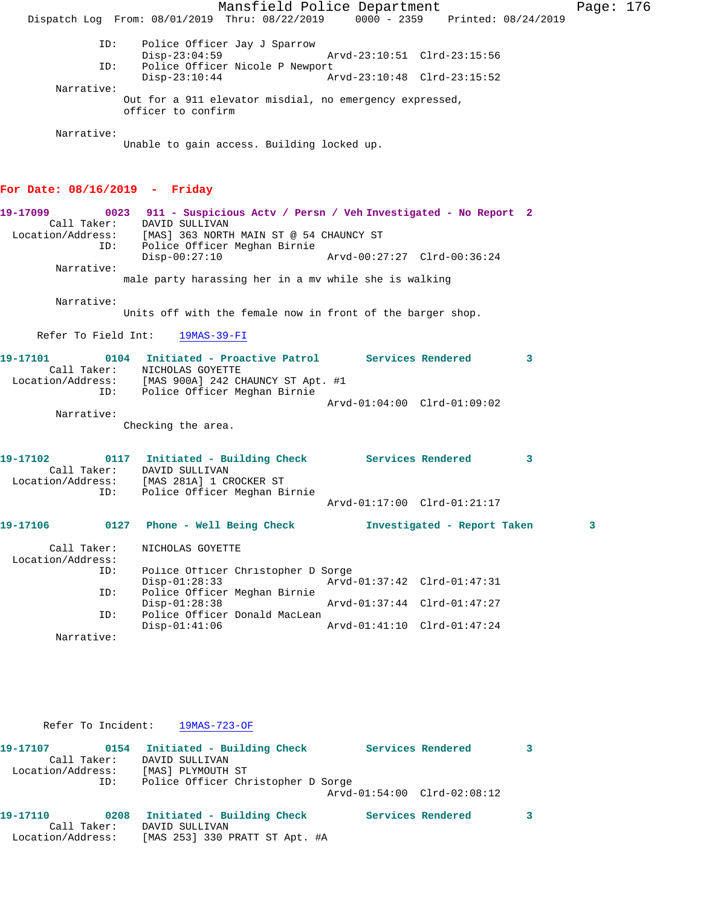```
            ID:    Police Officer Jay J Sparrow
                   Disp-23:04:59                 Arvd-23:10:51  Clrd-23:15:56
            ID:    Police Officer Nicole P Newport
                   Disp-23:10:44                 Arvd-23:10:48  Clrd-23:15:52
      Narrative:
                 Out for a 911 elevator misdial, no emergency expressed,
                 officer to confirm

      Narrative:
                 Unable to gain access. Building locked up.
```

**For Date: 08/16/2019 - Friday**

```
19-17099        0023   911 - Suspicious Actv / Persn / Veh Investigated - No Report  2
       Call Taker:     DAVID SULLIVAN
  Location/Address:    [MAS] 363 NORTH MAIN ST @ 54 CHAUNCY ST
               ID:     Police Officer Meghan Birnie
                       Disp-00:27:10                 Arvd-00:27:27  Clrd-00:36:24
      Narrative:
                 male party harassing her in a mv while she is walking

      Narrative:
                 Units off with the female now in front of the barger shop.

     Refer To Field Int:    19MAS-39-FI

19-17101        0104   Initiated - Proactive Patrol       Services Rendered        3
       Call Taker:     NICHOLAS GOYETTE
  Location/Address:    [MAS 900A] 242 CHAUNCY ST Apt. #1
               ID:     Police Officer Meghan Birnie
                                                     Arvd-01:04:00  Clrd-01:09:02
      Narrative:
                 Checking the area.

19-17102        0117   Initiated - Building Check         Services Rendered        3
       Call Taker:     DAVID SULLIVAN
  Location/Address:    [MAS 281A] 1 CROCKER ST
               ID:     Police Officer Meghan Birnie
                                                     Arvd-01:17:00  Clrd-01:21:17

19-17106        0127   Phone - Well Being Check           Investigated - Report Taken        3

       Call Taker:     NICHOLAS GOYETTE
  Location/Address:
               ID:     Police Officer Christopher D Sorge
                       Disp-01:28:33                 Arvd-01:37:42  Clrd-01:47:31
               ID:     Police Officer Meghan Birnie
                       Disp-01:28:38                 Arvd-01:37:44  Clrd-01:47:27
               ID:     Police Officer Donald MacLean
                       Disp-01:41:06                 Arvd-01:41:10  Clrd-01:47:24
      Narrative:

      Refer To Incident:    19MAS-723-OF

19-17107        0154   Initiated - Building Check         Services Rendered        3
       Call Taker:     DAVID SULLIVAN
  Location/Address:    [MAS] PLYMOUTH ST
               ID:     Police Officer Christopher D Sorge
                                                     Arvd-01:54:00  Clrd-02:08:12

19-17110        0208   Initiated - Building Check         Services Rendered        3
       Call Taker:     DAVID SULLIVAN
  Location/Address:    [MAS 253] 330 PRATT ST Apt. #A
```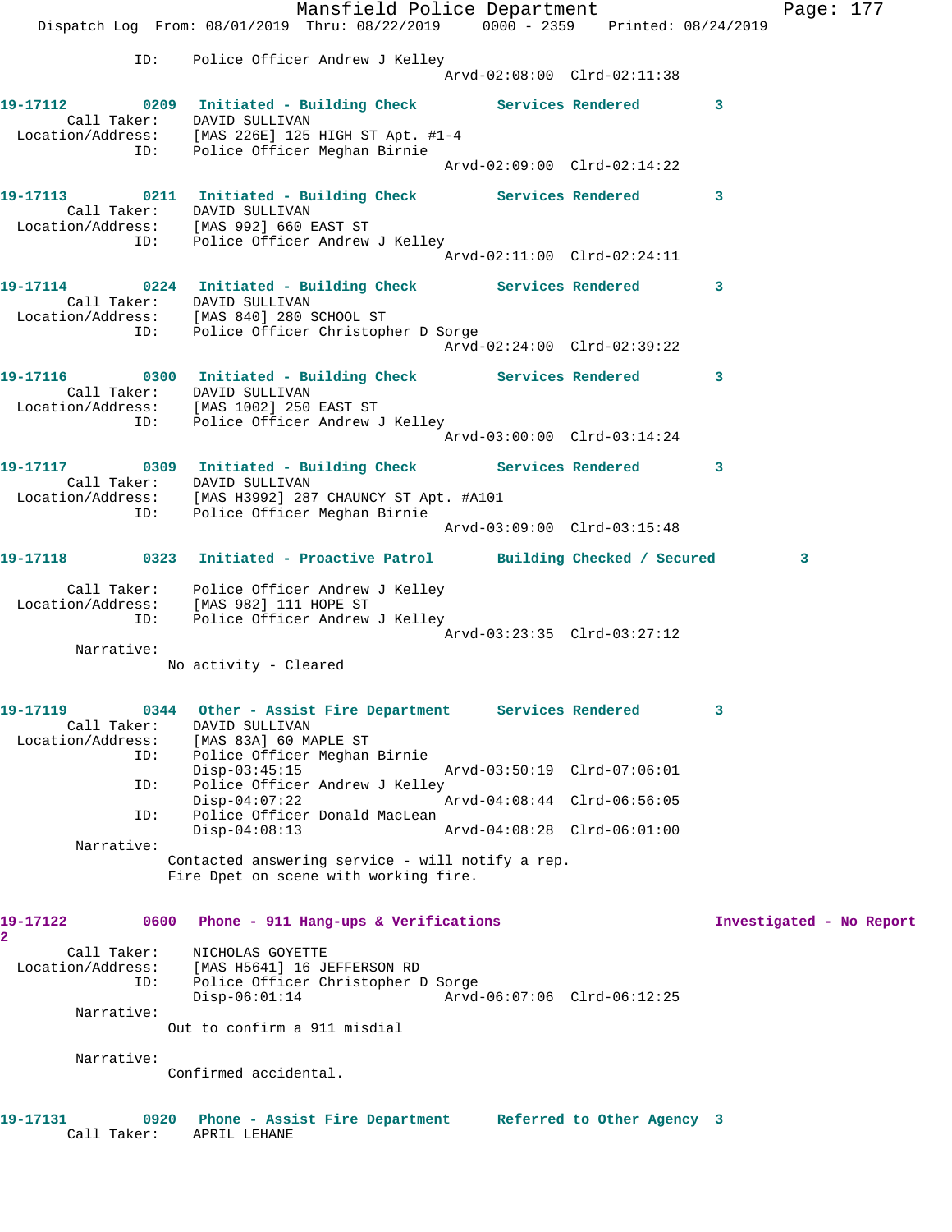ID: Police Officer Andrew J Kelley
Arvd-02:08:00 Clrd-02:11:38

**19-17112** 0209 Initiated - Building Check Services Rendered 3
Call Taker: DAVID SULLIVAN
Location/Address: [MAS 226E] 125 HIGH ST Apt. #1-4
ID: Police Officer Meghan Birnie
Arvd-02:09:00 Clrd-02:14:22

**19-17113** 0211 Initiated - Building Check Services Rendered 3
Call Taker: DAVID SULLIVAN
Location/Address: [MAS 992] 660 EAST ST
ID: Police Officer Andrew J Kelley
Arvd-02:11:00 Clrd-02:24:11

**19-17114** 0224 Initiated - Building Check Services Rendered 3
Call Taker: DAVID SULLIVAN
Location/Address: [MAS 840] 280 SCHOOL ST
ID: Police Officer Christopher D Sorge
Arvd-02:24:00 Clrd-02:39:22

**19-17116** 0300 Initiated - Building Check Services Rendered 3
Call Taker: DAVID SULLIVAN
Location/Address: [MAS 1002] 250 EAST ST
ID: Police Officer Andrew J Kelley
Arvd-03:00:00 Clrd-03:14:24

**19-17117** 0309 Initiated - Building Check Services Rendered 3
Call Taker: DAVID SULLIVAN
Location/Address: [MAS H3992] 287 CHAUNCY ST Apt. #A101
ID: Police Officer Meghan Birnie
Arvd-03:09:00 Clrd-03:15:48

**19-17118** 0323 Initiated - Proactive Patrol Building Checked / Secured 3
Call Taker: Police Officer Andrew J Kelley
Location/Address: [MAS 982] 111 HOPE ST
ID: Police Officer Andrew J Kelley
Arvd-03:23:35 Clrd-03:27:12
Narrative:
No activity - Cleared

**19-17119** 0344 Other - Assist Fire Department Services Rendered 3
Call Taker: DAVID SULLIVAN
Location/Address: [MAS 83A] 60 MAPLE ST
ID: Police Officer Meghan Birnie
Disp-03:45:15 Arvd-03:50:19 Clrd-07:06:01
ID: Police Officer Andrew J Kelley
Disp-04:07:22 Arvd-04:08:44 Clrd-06:56:05
ID: Police Officer Donald MacLean
Disp-04:08:13 Arvd-04:08:28 Clrd-06:01:00
Narrative:
Contacted answering service - will notify a rep.
Fire Dpet on scene with working fire.

**19-17122** 0600 Phone - 911 Hang-ups & Verifications Investigated - No Report 2
Call Taker: NICHOLAS GOYETTE
Location/Address: [MAS H5641] 16 JEFFERSON RD
ID: Police Officer Christopher D Sorge
Disp-06:01:14 Arvd-06:07:06 Clrd-06:12:25
Narrative:
Out to confirm a 911 misdial

Narrative:
Confirmed accidental.

**19-17131** 0920 Phone - Assist Fire Department Referred to Other Agency 3
Call Taker: APRIL LEHANE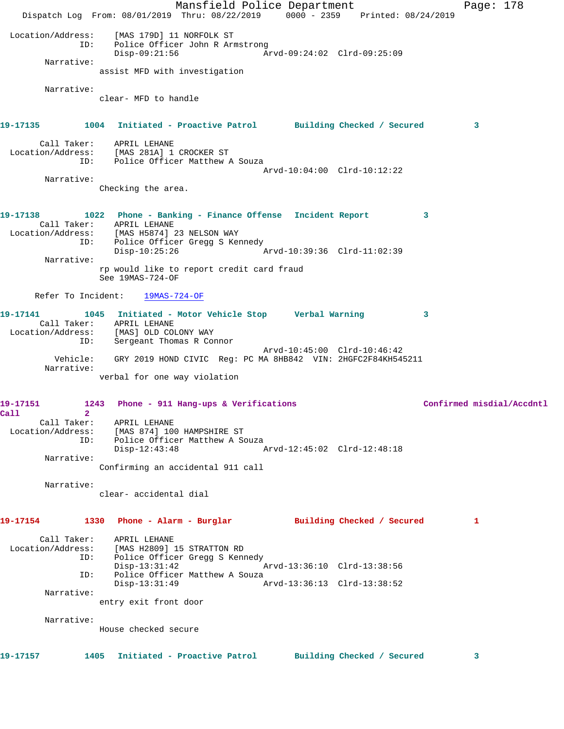Location/Address: [MAS 179D] 11 NORFOLK ST
ID: Police Officer John R Armstrong
Disp-09:21:56 Arvd-09:24:02 Clrd-09:25:09

Narrative:
assist MFD with investigation

Narrative:
clear- MFD to handle

**19-17135 1004 Initiated - Proactive Patrol Building Checked / Secured 3**

Call Taker: APRIL LEHANE
Location/Address: [MAS 281A] 1 CROCKER ST
ID: Police Officer Matthew A Souza
Arvd-10:04:00 Clrd-10:12:22

Narrative:
Checking the area.

**19-17138 1022 Phone - Banking - Finance Offense Incident Report 3**

Call Taker: APRIL LEHANE
Location/Address: [MAS H5874] 23 NELSON WAY
ID: Police Officer Gregg S Kennedy
Disp-10:25:26 Arvd-10:39:36 Clrd-11:02:39

Narrative:
rp would like to report credit card fraud
See 19MAS-724-OF

Refer To Incident: 19MAS-724-OF

**19-17141 1045 Initiated - Motor Vehicle Stop Verbal Warning 3**

Call Taker: APRIL LEHANE
Location/Address: [MAS] OLD COLONY WAY
ID: Sergeant Thomas R Connor
Arvd-10:45:00 Clrd-10:46:42
Vehicle: GRY 2019 HOND CIVIC Reg: PC MA 8HB842 VIN: 2HGFC2F84KH545211

Narrative:
verbal for one way violation

**19-17151 1243 Phone - 911 Hang-ups & Verifications Confirmed misdial/Accdntl Call 2**

Call Taker: APRIL LEHANE
Location/Address: [MAS 874] 100 HAMPSHIRE ST
ID: Police Officer Matthew A Souza
Disp-12:43:48 Arvd-12:45:02 Clrd-12:48:18

Narrative:
Confirming an accidental 911 call

Narrative:
clear- accidental dial

**19-17154 1330 Phone - Alarm - Burglar Building Checked / Secured 1**

Call Taker: APRIL LEHANE
Location/Address: [MAS H2809] 15 STRATTON RD
ID: Police Officer Gregg S Kennedy
Disp-13:31:42 Arvd-13:36:10 Clrd-13:38:56
ID: Police Officer Matthew A Souza
Disp-13:31:49 Arvd-13:36:13 Clrd-13:38:52

Narrative:
entry exit front door

Narrative:
House checked secure

**19-17157 1405 Initiated - Proactive Patrol Building Checked / Secured 3**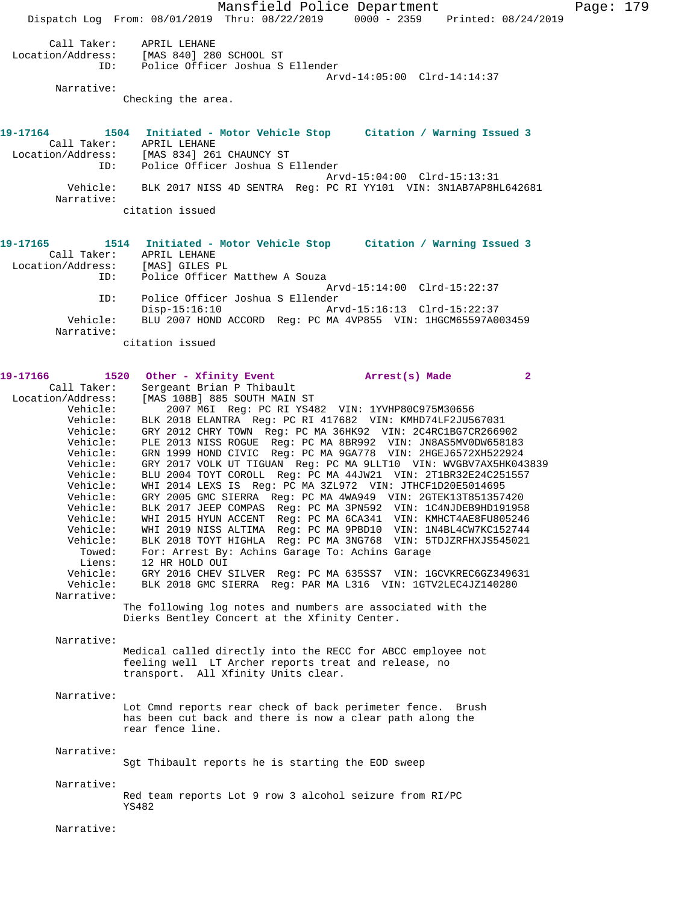```
        Call Taker:    APRIL LEHANE
  Location/Address:    [MAS 840] 280 SCHOOL ST
                ID:    Police Officer Joshua S Ellender
                                              Arvd-14:05:00  Clrd-14:14:37
         Narrative:
                     Checking the area.


19-17164         1504   Initiated - Motor Vehicle Stop      Citation / Warning Issued 3
        Call Taker:    APRIL LEHANE
  Location/Address:    [MAS 834] 261 CHAUNCY ST
                ID:    Police Officer Joshua S Ellender
                                              Arvd-15:04:00  Clrd-15:13:31
           Vehicle:    BLK 2017 NISS 4D SENTRA  Reg: PC RI YY101  VIN: 3N1AB7AP8HL642681
         Narrative:
                     citation issued


19-17165         1514   Initiated - Motor Vehicle Stop      Citation / Warning Issued 3
        Call Taker:    APRIL LEHANE
  Location/Address:    [MAS] GILES PL
                ID:    Police Officer Matthew A Souza
                                              Arvd-15:14:00  Clrd-15:22:37
                ID:    Police Officer Joshua S Ellender
                       Disp-15:16:10          Arvd-15:16:13  Clrd-15:22:37
           Vehicle:    BLU 2007 HOND ACCORD  Reg: PC MA 4VP855  VIN: 1HGCM65597A003459
         Narrative:
                     citation issued


19-17166         1520   Other - Xfinity Event               Arrest(s) Made           2
        Call Taker:    Sergeant Brian P Thibault
  Location/Address:    [MAS 108B] 885 SOUTH MAIN ST
           Vehicle:         2007 M6I  Reg: PC RI YS482  VIN: 1YVHP80C975M30656
           Vehicle:    BLK 2018 ELANTRA  Reg: PC RI 417682  VIN: KMHD74LF2JU567031
           Vehicle:    GRY 2012 CHRY TOWN  Reg: PC MA 36HK92  VIN: 2C4RC1BG7CR266902
           Vehicle:    PLE 2013 NISS ROGUE  Reg: PC MA 8BR992  VIN: JN8AS5MV0DW658183
           Vehicle:    GRN 1999 HOND CIVIC  Reg: PC MA 9GA778  VIN: 2HGEJ6572XH522924
           Vehicle:    GRY 2017 VOLK UT TIGUAN  Reg: PC MA 9LLT10  VIN: WVGBV7AX5HK043839
           Vehicle:    BLU 2004 TOYT COROLL  Reg: PC MA 44JW21  VIN: 2T1BR32E24C251557
           Vehicle:    WHI 2014 LEXS IS  Reg: PC MA 3ZL972  VIN: JTHCF1D20E5014695
           Vehicle:    GRY 2005 GMC SIERRA  Reg: PC MA 4WA949  VIN: 2GTEK13T851357420
           Vehicle:    BLK 2017 JEEP COMPAS  Reg: PC MA 3PN592  VIN: 1C4NJDEB9HD191958
           Vehicle:    WHI 2015 HYUN ACCENT  Reg: PC MA 6CA341  VIN: KMHCT4AE8FU805246
           Vehicle:    WHI 2019 NISS ALTIMA  Reg: PC MA 9PBD10  VIN: 1N4BL4CW7KC152744
           Vehicle:    BLK 2018 TOYT HIGHLA  Reg: PC MA 3NG768  VIN: 5TDJZRFHXJS545021
             Towed:    For: Arrest By: Achins Garage To: Achins Garage
             Liens:    12 HR HOLD OUI
           Vehicle:    GRY 2016 CHEV SILVER  Reg: PC MA 635SS7  VIN: 1GCVKREC6GZ349631
           Vehicle:    BLK 2018 GMC SIERRA  Reg: PAR MA L316  VIN: 1GTV2LEC4JZ140280
         Narrative:
                     The following log notes and numbers are associated with the
                     Dierks Bentley Concert at the Xfinity Center.

         Narrative:
                     Medical called directly into the RECC for ABCC employee not
                     feeling well  LT Archer reports treat and release, no
                     transport.  All Xfinity Units clear.

         Narrative:
                     Lot Cmnd reports rear check of back perimeter fence.  Brush
                     has been cut back and there is now a clear path along the
                     rear fence line.

         Narrative:
                     Sgt Thibault reports he is starting the EOD sweep

         Narrative:
                     Red team reports Lot 9 row 3 alcohol seizure from RI/PC
                     YS482

         Narrative:
```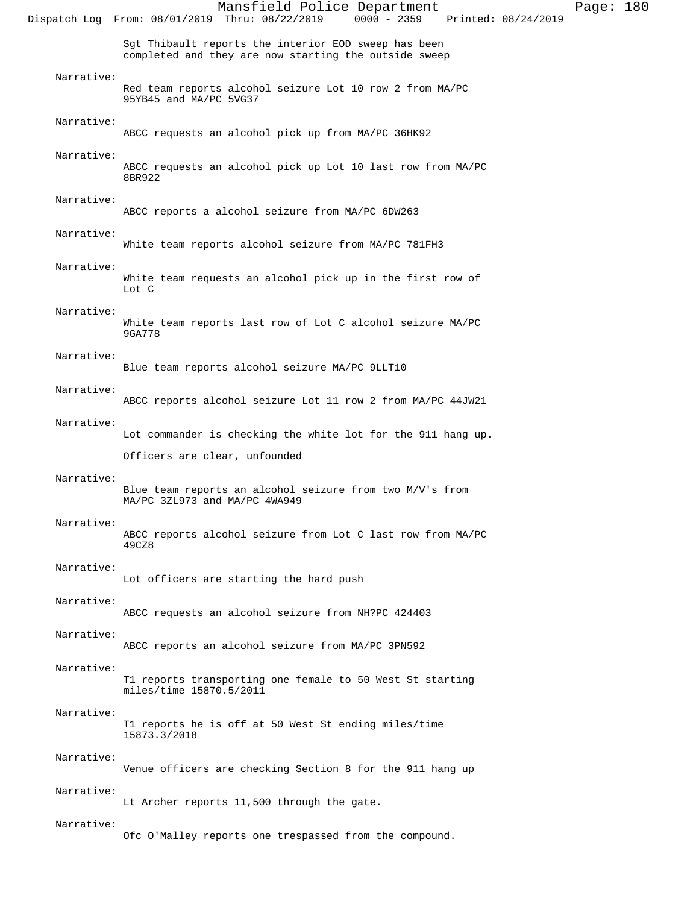Sgt Thibault reports the interior EOD sweep has been completed and they are now starting the outside sweep

Narrative:
Red team reports alcohol seizure Lot 10 row 2 from MA/PC 95YB45 and MA/PC 5VG37

Narrative:
ABCC requests an alcohol pick up from MA/PC 36HK92

Narrative:
ABCC requests an alcohol pick up Lot 10 last row from MA/PC 8BR922

Narrative:
ABCC reports a alcohol seizure from MA/PC 6DW263

Narrative:
White team reports alcohol seizure from MA/PC 781FH3

Narrative:
White team requests an alcohol pick up in the first row of Lot C

Narrative:
White team reports last row of Lot C alcohol seizure MA/PC 9GA778

Narrative:
Blue team reports alcohol seizure MA/PC 9LLT10

Narrative:
ABCC reports alcohol seizure Lot 11 row 2 from MA/PC 44JW21

Narrative:
Lot commander is checking the white lot for the 911 hang up.

Officers are clear, unfounded

Narrative:
Blue team reports an alcohol seizure from two M/V's from MA/PC 3ZL973 and MA/PC 4WA949

Narrative:
ABCC reports alcohol seizure from Lot C last row from MA/PC 49CZ8

Narrative:
Lot officers are starting the hard push

Narrative:
ABCC requests an alcohol seizure from NH?PC 424403

Narrative:
ABCC reports an alcohol seizure from MA/PC 3PN592

Narrative:
T1 reports transporting one female to 50 West St starting miles/time 15870.5/2011

Narrative:
T1 reports he is off at 50 West St ending miles/time 15873.3/2018

Narrative:
Venue officers are checking Section 8 for the 911 hang up

Narrative:
Lt Archer reports 11,500 through the gate.

Narrative:
Ofc O'Malley reports one trespassed from the compound.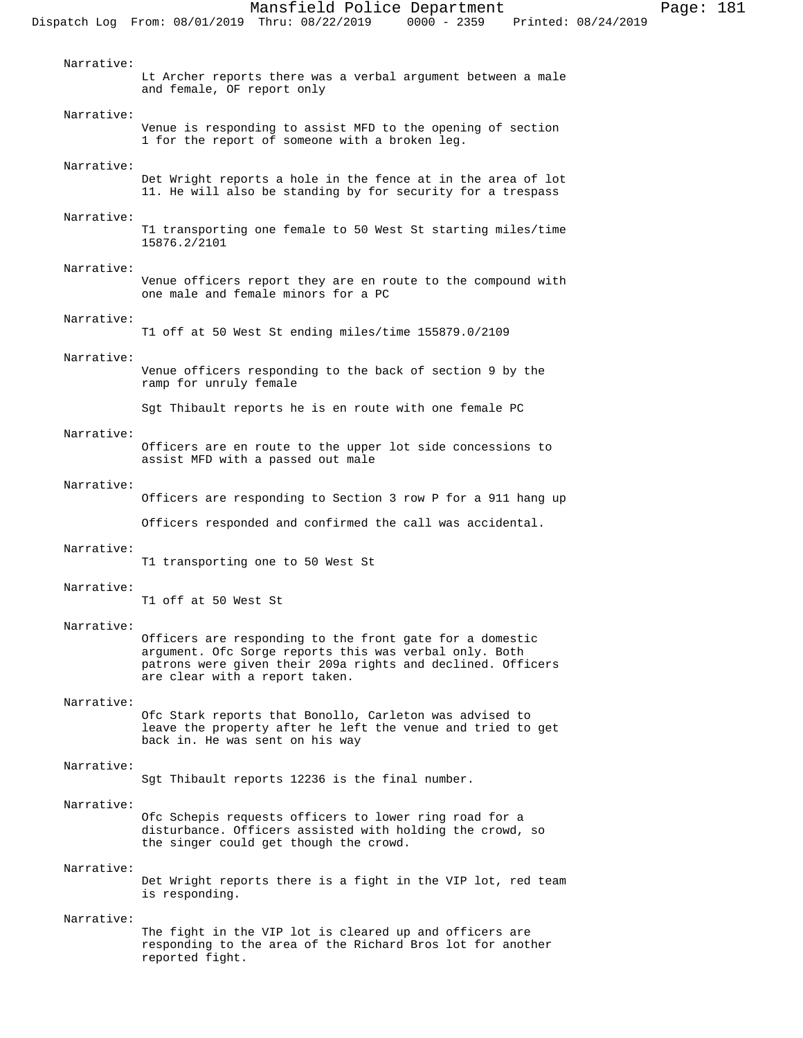Narrative:
Lt Archer reports there was a verbal argument between a male and female, OF report only

Narrative:
Venue is responding to assist MFD to the opening of section 1 for the report of someone with a broken leg.

Narrative:
Det Wright reports a hole in the fence at in the area of lot 11. He will also be standing by for security for a trespass

Narrative:
T1 transporting one female to 50 West St starting miles/time 15876.2/2101

Narrative:
Venue officers report they are en route to the compound with one male and female minors for a PC

Narrative:
T1 off at 50 West St ending miles/time 155879.0/2109

Narrative:
Venue officers responding to the back of section 9 by the ramp for unruly female

Sgt Thibault reports he is en route with one female PC

Narrative:
Officers are en route to the upper lot side concessions to assist MFD with a passed out male

Narrative:
Officers are responding to Section 3 row P for a 911 hang up

Officers responded and confirmed the call was accidental.

Narrative:
T1 transporting one to 50 West St

Narrative:
T1 off at 50 West St

Narrative:
Officers are responding to the front gate for a domestic argument. Ofc Sorge reports this was verbal only. Both patrons were given their 209a rights and declined. Officers are clear with a report taken.

Narrative:
Ofc Stark reports that Bonollo, Carleton was advised to leave the property after he left the venue and tried to get back in. He was sent on his way

Narrative:
Sgt Thibault reports 12236 is the final number.

Narrative:
Ofc Schepis requests officers to lower ring road for a disturbance. Officers assisted with holding the crowd, so the singer could get though the crowd.

Narrative:
Det Wright reports there is a fight in the VIP lot, red team is responding.

Narrative:
The fight in the VIP lot is cleared up and officers are responding to the area of the Richard Bros lot for another reported fight.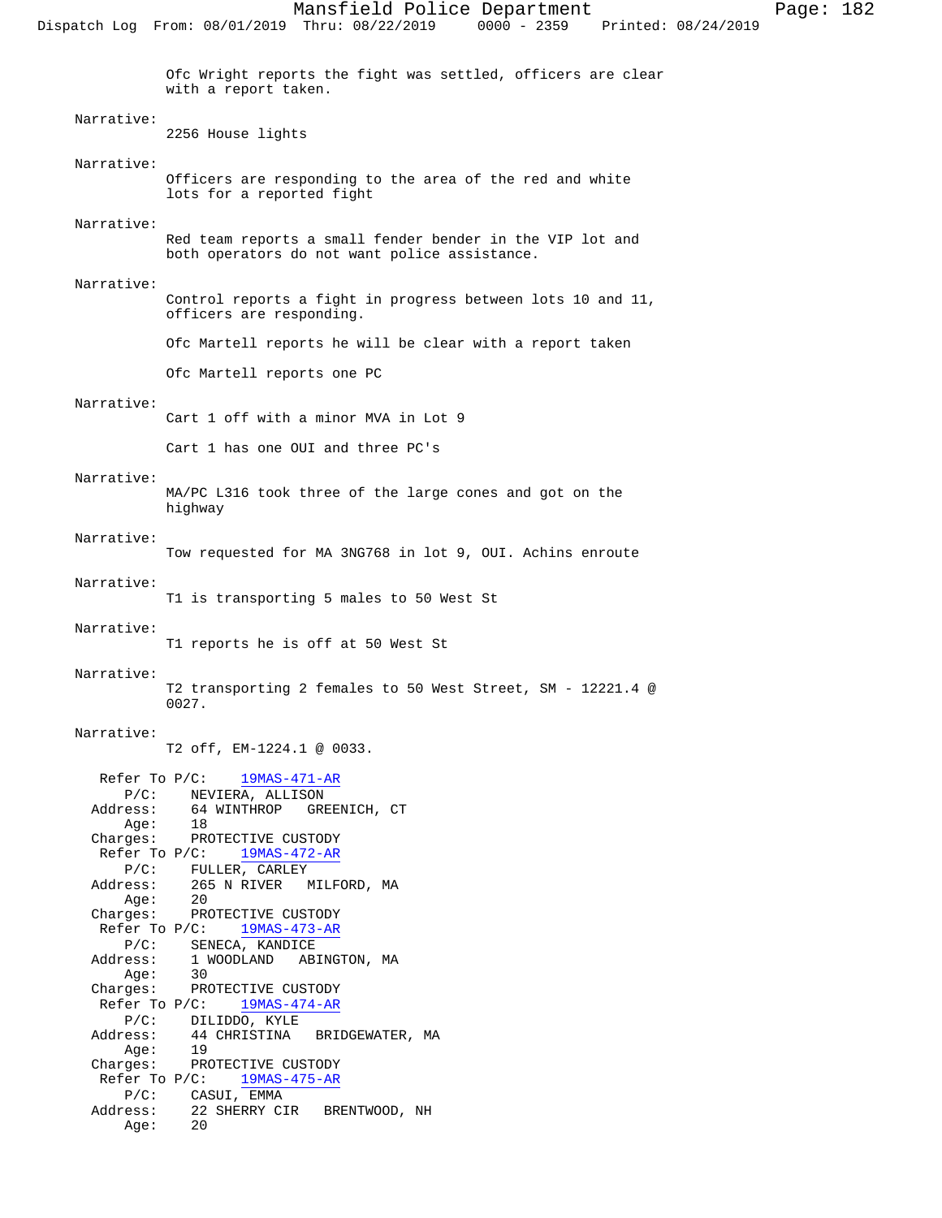Ofc Wright reports the fight was settled, officers are clear with a report taken.

Narrative:
2256 House lights

Narrative:
Officers are responding to the area of the red and white lots for a reported fight

Narrative:
Red team reports a small fender bender in the VIP lot and both operators do not want police assistance.

Narrative:
Control reports a fight in progress between lots 10 and 11, officers are responding.

Ofc Martell reports he will be clear with a report taken

Ofc Martell reports one PC

Narrative:
Cart 1 off with a minor MVA in Lot 9

Cart 1 has one OUI and three PC's

Narrative:
MA/PC L316 took three of the large cones and got on the highway

Narrative:
Tow requested for MA 3NG768 in lot 9, OUI. Achins enroute

Narrative:
T1 is transporting 5 males to 50 West St

Narrative:
T1 reports he is off at 50 West St

Narrative:
T2 transporting 2 females to 50 West Street, SM - 12221.4 @ 0027.

Narrative:
T2 off, EM-1224.1 @ 0033.

Refer To P/C: 19MAS-471-AR
P/C: NEVIERA, ALLISON
Address: 64 WINTHROP GREENICH, CT
Age: 18
Charges: PROTECTIVE CUSTODY

Refer To P/C: 19MAS-472-AR
P/C: FULLER, CARLEY
Address: 265 N RIVER MILFORD, MA
Age: 20
Charges: PROTECTIVE CUSTODY

Refer To P/C: 19MAS-473-AR
P/C: SENECA, KANDICE
Address: 1 WOODLAND ABINGTON, MA
Age: 30
Charges: PROTECTIVE CUSTODY

Refer To P/C: 19MAS-474-AR
P/C: DILIDDO, KYLE
Address: 44 CHRISTINA BRIDGEWATER, MA
Age: 19
Charges: PROTECTIVE CUSTODY

Refer To P/C: 19MAS-475-AR
P/C: CASUI, EMMA
Address: 22 SHERRY CIR BRENTWOOD, NH
Age: 20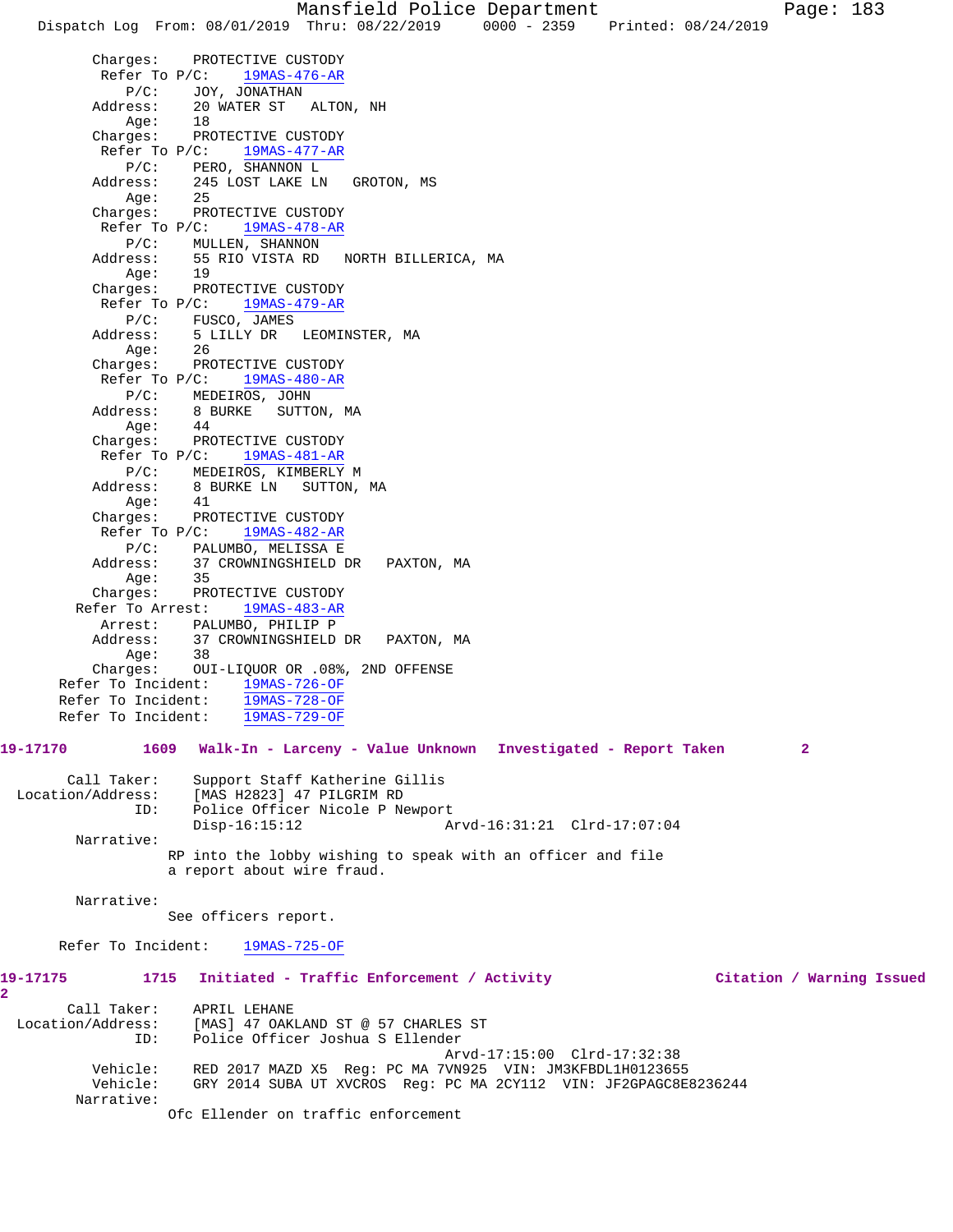```
        Charges:    PROTECTIVE CUSTODY
         Refer To P/C:    19MAS-476-AR
            P/C:    JOY, JONATHAN
        Address:    20 WATER ST   ALTON, NH
            Age:    18
        Charges:    PROTECTIVE CUSTODY
         Refer To P/C:    19MAS-477-AR
            P/C:    PERO, SHANNON L
        Address:    245 LOST LAKE LN   GROTON, MS
            Age:    25
        Charges:    PROTECTIVE CUSTODY
         Refer To P/C:    19MAS-478-AR
            P/C:    MULLEN, SHANNON
        Address:    55 RIO VISTA RD   NORTH BILLERICA, MA
            Age:    19
        Charges:    PROTECTIVE CUSTODY
         Refer To P/C:    19MAS-479-AR
            P/C:    FUSCO, JAMES
        Address:    5 LILLY DR   LEOMINSTER, MA
            Age:    26
        Charges:    PROTECTIVE CUSTODY
         Refer To P/C:    19MAS-480-AR
            P/C:    MEDEIROS, JOHN
        Address:    8 BURKE   SUTTON, MA
            Age:    44
        Charges:    PROTECTIVE CUSTODY
         Refer To P/C:    19MAS-481-AR
            P/C:    MEDEIROS, KIMBERLY M
        Address:    8 BURKE LN   SUTTON, MA
            Age:    41
        Charges:    PROTECTIVE CUSTODY
         Refer To P/C:    19MAS-482-AR
            P/C:    PALUMBO, MELISSA E
        Address:    37 CROWNINGSHIELD DR   PAXTON, MA
            Age:    35
        Charges:    PROTECTIVE CUSTODY
       Refer To Arrest:    19MAS-483-AR
         Arrest:    PALUMBO, PHILIP P
        Address:    37 CROWNINGSHIELD DR   PAXTON, MA
            Age:    38
        Charges:    OUI-LIQUOR OR .08%, 2ND OFFENSE
     Refer To Incident:    19MAS-726-OF
     Refer To Incident:    19MAS-728-OF
     Refer To Incident:    19MAS-729-OF
```

**19-17170  1609  Walk-In - Larceny - Value Unknown  Investigated - Report Taken  2**

```
       Call Taker:    Support Staff Katherine Gillis
 Location/Address:    [MAS H2823] 47 PILGRIM RD
               ID:    Police Officer Nicole P Newport
                      Disp-16:15:12              Arvd-16:31:21  Clrd-17:07:04
        Narrative:
                   RP into the lobby wishing to speak with an officer and file
                   a report about wire fraud.

        Narrative:
                   See officers report.

     Refer To Incident:    19MAS-725-OF
```

**19-17175  1715  Initiated - Traffic Enforcement / Activity  Citation / Warning Issued  2**

```
       Call Taker:    APRIL LEHANE
 Location/Address:    [MAS] 47 OAKLAND ST @ 57 CHARLES ST
               ID:    Police Officer Joshua S Ellender
                                                 Arvd-17:15:00  Clrd-17:32:38
          Vehicle:    RED 2017 MAZD X5  Reg: PC MA 7VN925  VIN: JM3KFBDL1H0123655
          Vehicle:    GRY 2014 SUBA UT XVCROS  Reg: PC MA 2CY112  VIN: JF2GPAGC8E8236244
        Narrative:
                   Ofc Ellender on traffic enforcement
```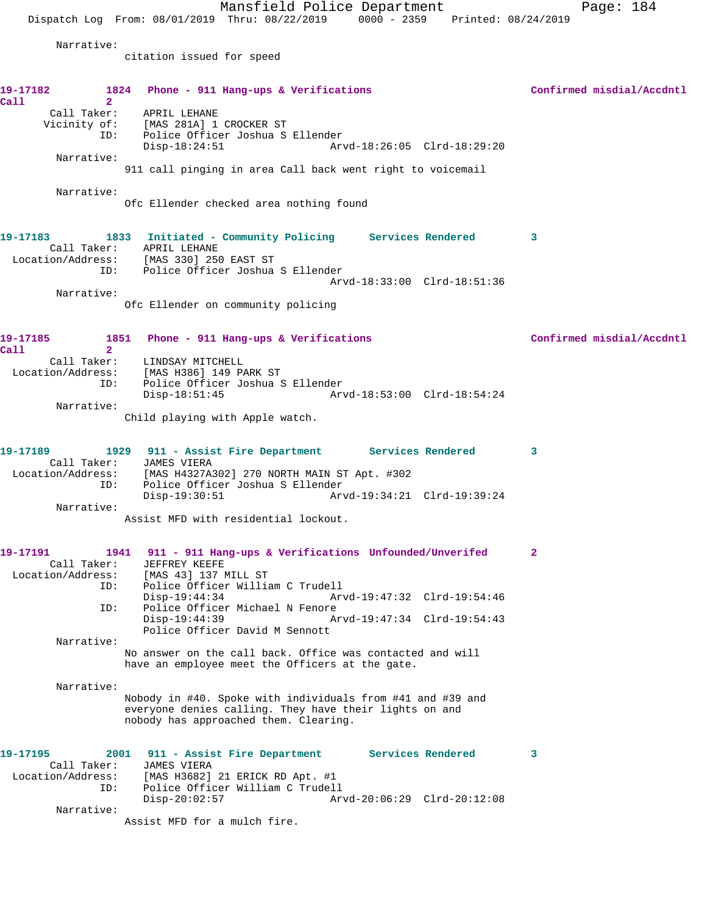Narrative:
citation issued for speed

**19-17182** 1824 Phone - 911 Hang-ups & Verifications Confirmed misdial/Accdntl Call 2

Call Taker: APRIL LEHANE
Vicinity of: [MAS 281A] 1 CROCKER ST
ID: Police Officer Joshua S Ellender
Disp-18:24:51 Arvd-18:26:05 Clrd-18:29:20

Narrative:
911 call pinging in area Call back went right to voicemail

Narrative:
Ofc Ellender checked area nothing found

**19-17183** 1833 Initiated - Community Policing Services Rendered 3

Call Taker: APRIL LEHANE
Location/Address: [MAS 330] 250 EAST ST
ID: Police Officer Joshua S Ellender
Arvd-18:33:00 Clrd-18:51:36

Narrative:
Ofc Ellender on community policing

**19-17185** 1851 Phone - 911 Hang-ups & Verifications Confirmed misdial/Accdntl Call 2

Call Taker: LINDSAY MITCHELL
Location/Address: [MAS H386] 149 PARK ST
ID: Police Officer Joshua S Ellender
Disp-18:51:45 Arvd-18:53:00 Clrd-18:54:24

Narrative:
Child playing with Apple watch.

**19-17189** 1929 911 - Assist Fire Department Services Rendered 3

Call Taker: JAMES VIERA
Location/Address: [MAS H4327A302] 270 NORTH MAIN ST Apt. #302
ID: Police Officer Joshua S Ellender
Disp-19:30:51 Arvd-19:34:21 Clrd-19:39:24

Narrative:
Assist MFD with residential lockout.

**19-17191** 1941 911 - 911 Hang-ups & Verifications Unfounded/Unverifed 2

Call Taker: JEFFREY KEEFE
Location/Address: [MAS 43] 137 MILL ST
ID: Police Officer William C Trudell
Disp-19:44:34 Arvd-19:47:32 Clrd-19:54:46
ID: Police Officer Michael N Fenore
Disp-19:44:39 Arvd-19:47:34 Clrd-19:54:43
Police Officer David M Sennott

Narrative:
No answer on the call back. Office was contacted and will have an employee meet the Officers at the gate.

Narrative:
Nobody in #40. Spoke with individuals from #41 and #39 and everyone denies calling. They have their lights on and nobody has approached them. Clearing.

**19-17195** 2001 911 - Assist Fire Department Services Rendered 3

Call Taker: JAMES VIERA
Location/Address: [MAS H3682] 21 ERICK RD Apt. #1
ID: Police Officer William C Trudell
Disp-20:02:57 Arvd-20:06:29 Clrd-20:12:08

Narrative:
Assist MFD for a mulch fire.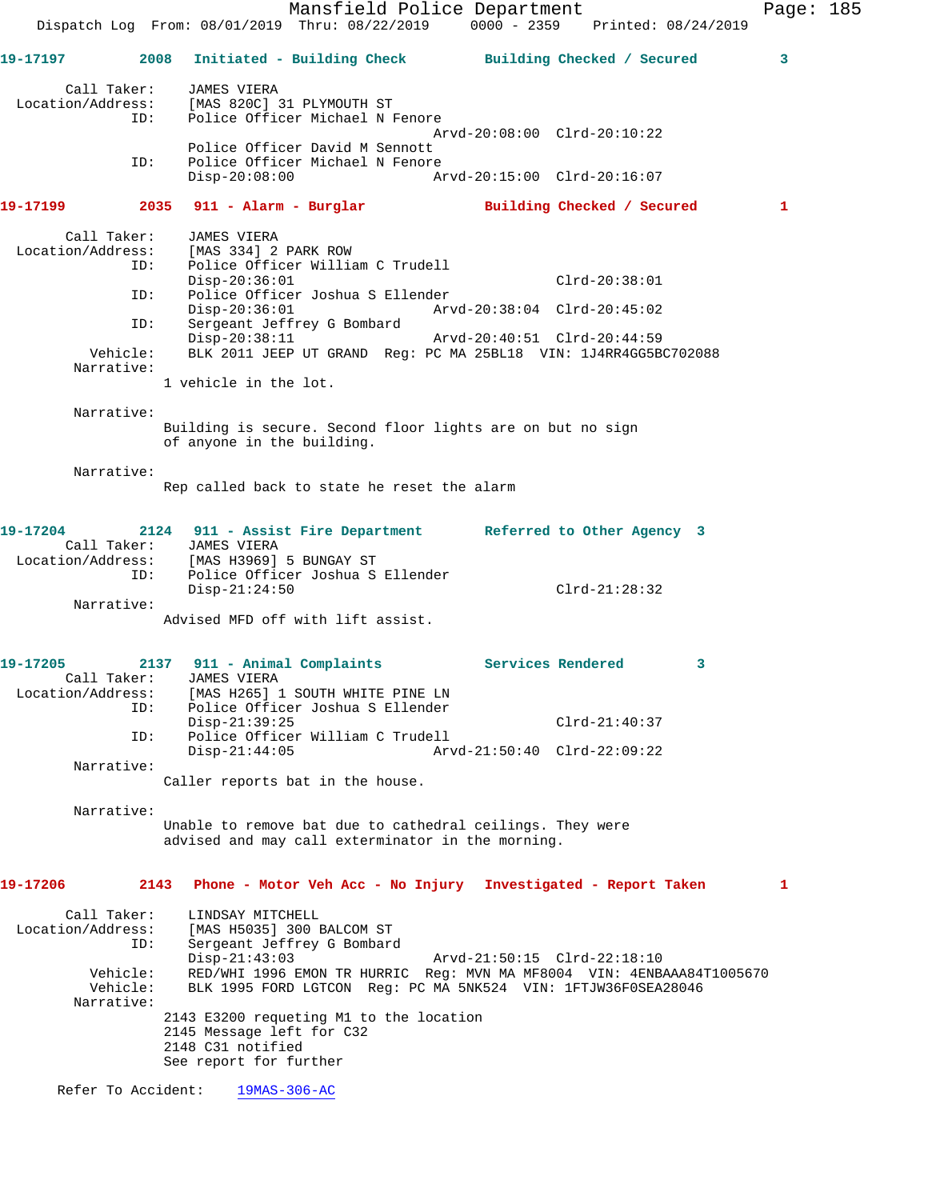Mansfield Police Department
Dispatch Log From: 08/01/2019 Thru: 08/22/2019 0000 - 2359 Printed: 08/24/2019

```
19-17197        2008  Initiated - Building Check        Building Checked / Secured        3

        Call Taker:     JAMES VIEIRA
  Location/Address:     [MAS 820C] 31 PLYMOUTH ST
                ID:     Police Officer Michael N Fenore
                                            Arvd-20:08:00  Clrd-20:10:22
                        Police Officer David M Sennott
                ID:     Police Officer Michael N Fenore
                        Disp-20:08:00       Arvd-20:15:00  Clrd-20:16:07

19-17199        2035  911 - Alarm - Burglar             Building Checked / Secured        1

        Call Taker:     JAMES VIEIRA
  Location/Address:     [MAS 334] 2 PARK ROW
                ID:     Police Officer William C Trudell
                        Disp-20:36:01                      Clrd-20:38:01
                ID:     Police Officer Joshua S Ellender
                        Disp-20:36:01       Arvd-20:38:04  Clrd-20:45:02
                ID:     Sergeant Jeffrey G Bombard
                        Disp-20:38:11       Arvd-20:40:51  Clrd-20:44:59
           Vehicle:     BLK 2011 JEEP UT GRAND  Reg: PC MA 25BL18  VIN: 1J4RR4GG5BC702088
         Narrative:
                    1 vehicle in the lot.

         Narrative:
                    Building is secure. Second floor lights are on but no sign
                    of anyone in the building.

         Narrative:
                    Rep called back to state he reset the alarm

19-17204        2124  911 - Assist Fire Department      Referred to Other Agency  3
        Call Taker:     JAMES VIEIRA
  Location/Address:     [MAS H3969] 5 BUNGAY ST
                ID:     Police Officer Joshua S Ellender
                        Disp-21:24:50                      Clrd-21:28:32
         Narrative:
                    Advised MFD off with lift assist.

19-17205        2137  911 - Animal Complaints           Services Rendered         3
        Call Taker:     JAMES VIEIRA
  Location/Address:     [MAS H265] 1 SOUTH WHITE PINE LN
                ID:     Police Officer Joshua S Ellender
                        Disp-21:39:25                      Clrd-21:40:37
                ID:     Police Officer William C Trudell
                        Disp-21:44:05       Arvd-21:50:40  Clrd-22:09:22
         Narrative:
                    Caller reports bat in the house.

         Narrative:
                    Unable to remove bat due to cathedral ceilings. They were
                    advised and may call exterminator in the morning.

19-17206        2143  Phone - Motor Veh Acc - No Injury  Investigated - Report Taken        1

        Call Taker:     LINDSAY MITCHELL
  Location/Address:     [MAS H5035] 300 BALCOM ST
                ID:     Sergeant Jeffrey G Bombard
                        Disp-21:43:03       Arvd-21:50:15  Clrd-22:18:10
           Vehicle:     RED/WHI 1996 EMON TR HURRIC  Reg: MVN MA MF8004  VIN: 4ENBAAA84T1005670
           Vehicle:     BLK 1995 FORD LGTCON  Reg: PC MA 5NK524  VIN: 1FTJW36F0SEA28046
         Narrative:
                    2143 E3200 requeting M1 to the location
                    2145 Message left for C32
                    2148 C31 notified
                    See report for further

      Refer To Accident:    19MAS-306-AC
```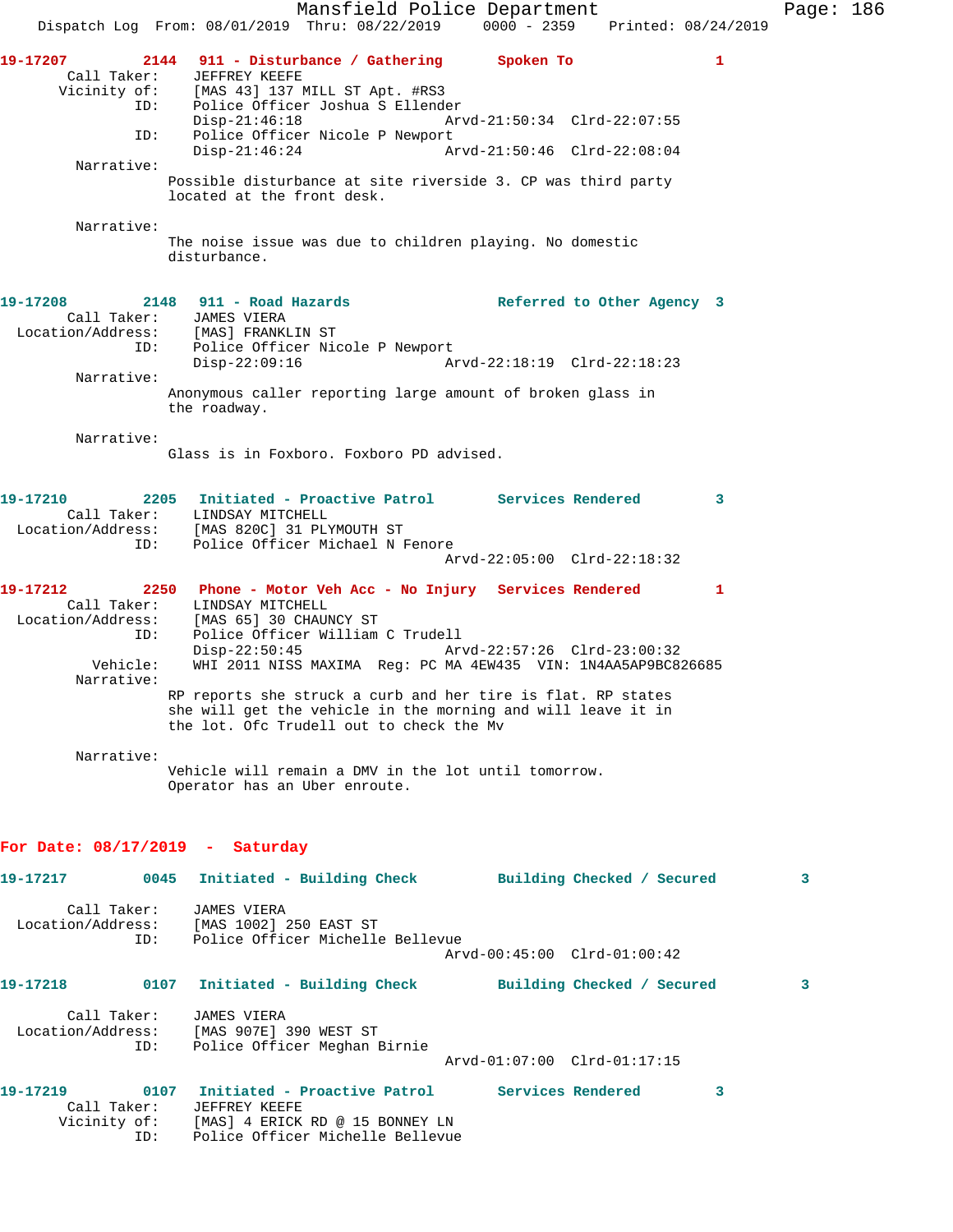**19-17207** 2144 **911 - Disturbance / Gathering** **Spoken To** 1

Call Taker: JEFFREY KEEFE
Vicinity of: [MAS 43] 137 MILL ST Apt. #RS3
ID: Police Officer Joshua S Ellender
Disp-21:46:18 Arvd-21:50:34 Clrd-22:07:55
ID: Police Officer Nicole P Newport
Disp-21:46:24 Arvd-21:50:46 Clrd-22:08:04

Narrative:
Possible disturbance at site riverside 3. CP was third party located at the front desk.

Narrative:
The noise issue was due to children playing. No domestic disturbance.

**19-17208** 2148 **911 - Road Hazards** **Referred to Other Agency** 3

Call Taker: JAMES VIERA
Location/Address: [MAS] FRANKLIN ST
ID: Police Officer Nicole P Newport
Disp-22:09:16 Arvd-22:18:19 Clrd-22:18:23

Narrative:
Anonymous caller reporting large amount of broken glass in the roadway.

Narrative:
Glass is in Foxboro. Foxboro PD advised.

**19-17210** 2205 **Initiated - Proactive Patrol** **Services Rendered** 3

Call Taker: LINDSAY MITCHELL
Location/Address: [MAS 820C] 31 PLYMOUTH ST
ID: Police Officer Michael N Fenore
Arvd-22:05:00 Clrd-22:18:32

**19-17212** 2250 **Phone - Motor Veh Acc - No Injury** **Services Rendered** 1

Call Taker: LINDSAY MITCHELL
Location/Address: [MAS 65] 30 CHAUNCY ST
ID: Police Officer William C Trudell
Disp-22:50:45 Arvd-22:57:26 Clrd-23:00:32
Vehicle: WHI 2011 NISS MAXIMA Reg: PC MA 4EW435 VIN: 1N4AA5AP9BC826685

Narrative:
RP reports she struck a curb and her tire is flat. RP states she will get the vehicle in the morning and will leave it in the lot. Ofc Trudell out to check the Mv

Narrative:
Vehicle will remain a DMV in the lot until tomorrow. Operator has an Uber enroute.

## For Date: 08/17/2019 - Saturday

**19-17217** 0045 **Initiated - Building Check** **Building Checked / Secured** 3

Call Taker: JAMES VIERA
Location/Address: [MAS 1002] 250 EAST ST
ID: Police Officer Michelle Bellevue
Arvd-00:45:00 Clrd-01:00:42

**19-17218** 0107 **Initiated - Building Check** **Building Checked / Secured** 3

Call Taker: JAMES VIERA
Location/Address: [MAS 907E] 390 WEST ST
ID: Police Officer Meghan Birnie
Arvd-01:07:00 Clrd-01:17:15

**19-17219** 0107 **Initiated - Proactive Patrol** **Services Rendered** 3

Call Taker: JEFFREY KEEFE
Vicinity of: [MAS] 4 ERICK RD @ 15 BONNEY LN
ID: Police Officer Michelle Bellevue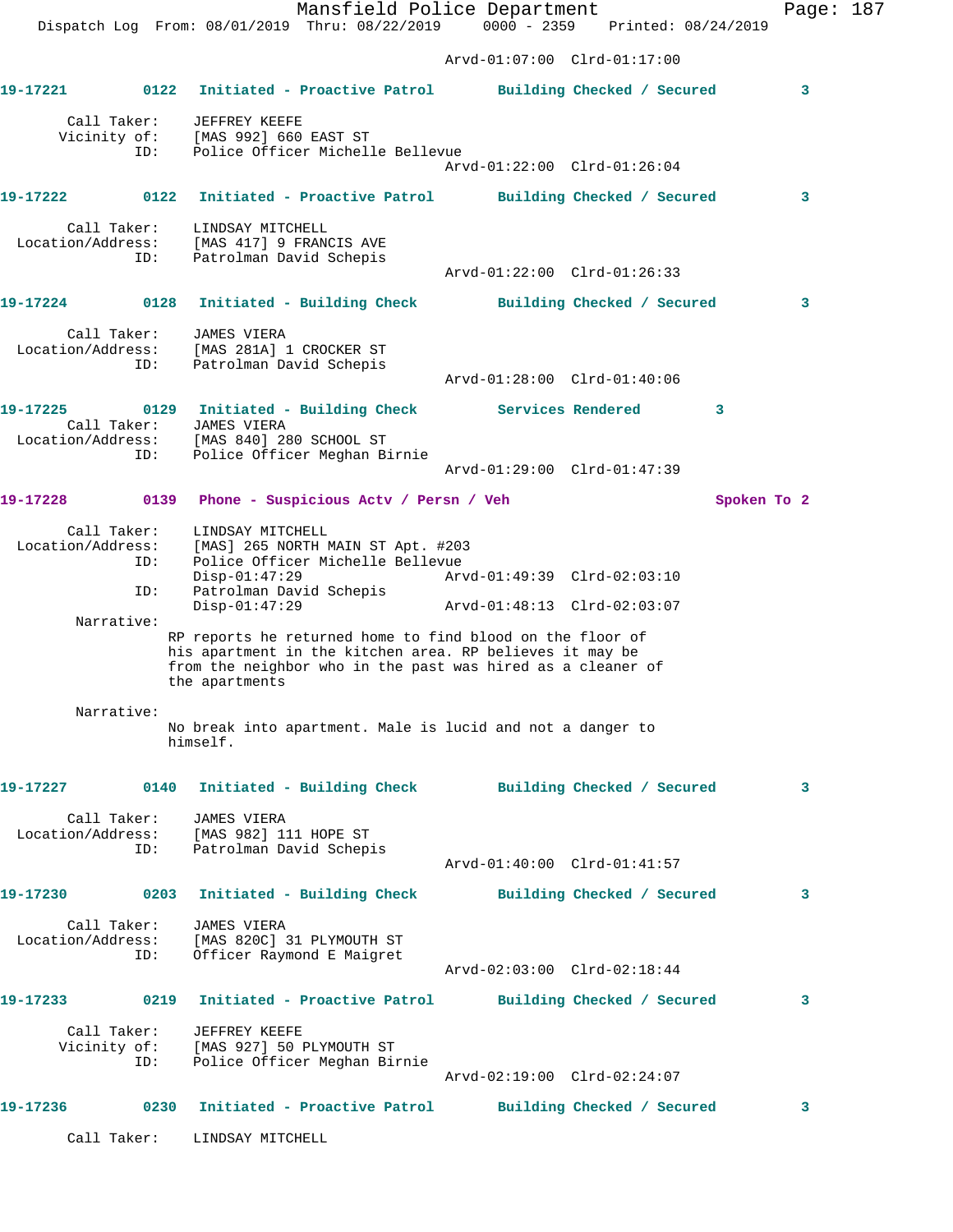Arvd-01:07:00 Clrd-01:17:00

**19-17221** 0122 **Initiated - Proactive Patrol** **Building Checked / Secured** 3

Call Taker: JEFFREY KEEFE
Vicinity of: [MAS 992] 660 EAST ST
ID: Police Officer Michelle Bellevue
Arvd-01:22:00 Clrd-01:26:04

**19-17222** 0122 **Initiated - Proactive Patrol** **Building Checked / Secured** 3

Call Taker: LINDSAY MITCHELL
Location/Address: [MAS 417] 9 FRANCIS AVE
ID: Patrolman David Schepis
Arvd-01:22:00 Clrd-01:26:33

**19-17224** 0128 **Initiated - Building Check** **Building Checked / Secured** 3

Call Taker: JAMES VIERA
Location/Address: [MAS 281A] 1 CROCKER ST
ID: Patrolman David Schepis
Arvd-01:28:00 Clrd-01:40:06

**19-17225** 0129 **Initiated - Building Check** **Services Rendered** 3

Call Taker: JAMES VIERA
Location/Address: [MAS 840] 280 SCHOOL ST
ID: Police Officer Meghan Birnie
Arvd-01:29:00 Clrd-01:47:39

**19-17228** 0139 **Phone - Suspicious Actv / Persn / Veh** **Spoken To** 2

Call Taker: LINDSAY MITCHELL
Location/Address: [MAS] 265 NORTH MAIN ST Apt. #203
ID: Police Officer Michelle Bellevue
Disp-01:47:29 Arvd-01:49:39 Clrd-02:03:10
ID: Patrolman David Schepis
Disp-01:47:29 Arvd-01:48:13 Clrd-02:03:07

Narrative:
RP reports he returned home to find blood on the floor of his apartment in the kitchen area. RP believes it may be from the neighbor who in the past was hired as a cleaner of the apartments

Narrative:
No break into apartment. Male is lucid and not a danger to himself.

**19-17227** 0140 **Initiated - Building Check** **Building Checked / Secured** 3

Call Taker: JAMES VIERA
Location/Address: [MAS 982] 111 HOPE ST
ID: Patrolman David Schepis
Arvd-01:40:00 Clrd-01:41:57

**19-17230** 0203 **Initiated - Building Check** **Building Checked / Secured** 3

Call Taker: JAMES VIERA
Location/Address: [MAS 820C] 31 PLYMOUTH ST
ID: Officer Raymond E Maigret
Arvd-02:03:00 Clrd-02:18:44

**19-17233** 0219 **Initiated - Proactive Patrol** **Building Checked / Secured** 3

Call Taker: JEFFREY KEEFE
Vicinity of: [MAS 927] 50 PLYMOUTH ST
ID: Police Officer Meghan Birnie
Arvd-02:19:00 Clrd-02:24:07

**19-17236** 0230 **Initiated - Proactive Patrol** **Building Checked / Secured** 3

Call Taker: LINDSAY MITCHELL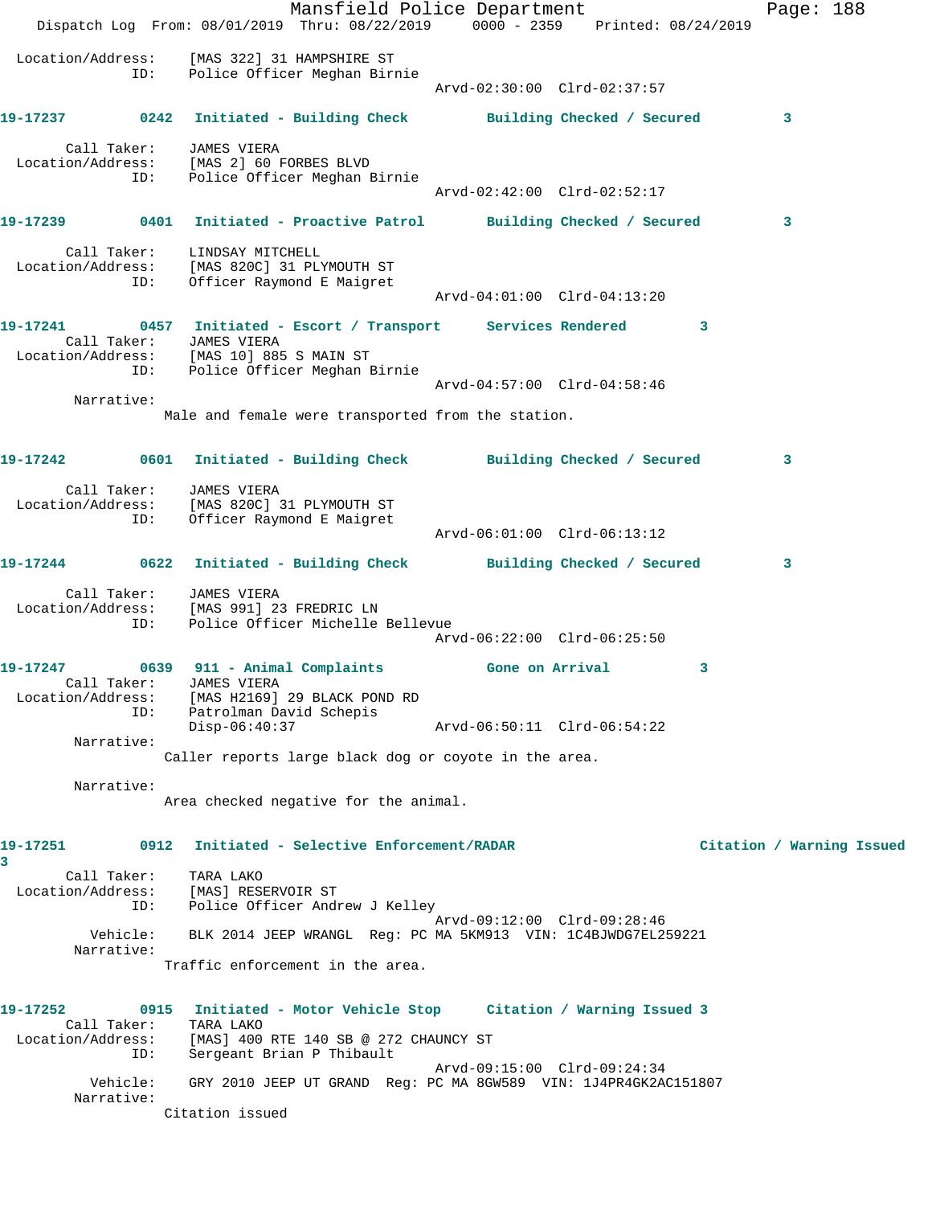```
  Location/Address:    [MAS 322] 31 HAMPSHIRE ST
                ID:    Police Officer Meghan Birnie
                                                   Arvd-02:30:00  Clrd-02:37:57

19-17237         0242   Initiated - Building Check         Building Checked / Secured         3

        Call Taker:    JAMES VIERA
  Location/Address:    [MAS 2] 60 FORBES BLVD
                ID:    Police Officer Meghan Birnie
                                                   Arvd-02:42:00  Clrd-02:52:17

19-17239         0401   Initiated - Proactive Patrol       Building Checked / Secured         3

        Call Taker:    LINDSAY MITCHELL
  Location/Address:    [MAS 820C] 31 PLYMOUTH ST
                ID:    Officer Raymond E Maigret
                                                   Arvd-04:01:00  Clrd-04:13:20

19-17241         0457   Initiated - Escort / Transport     Services Rendered         3
        Call Taker:    JAMES VIERA
  Location/Address:    [MAS 10] 885 S MAIN ST
                ID:    Police Officer Meghan Birnie
                                                   Arvd-04:57:00  Clrd-04:58:46
         Narrative:
                   Male and female were transported from the station.

19-17242         0601   Initiated - Building Check         Building Checked / Secured         3

        Call Taker:    JAMES VIERA
  Location/Address:    [MAS 820C] 31 PLYMOUTH ST
                ID:    Officer Raymond E Maigret
                                                   Arvd-06:01:00  Clrd-06:13:12

19-17244         0622   Initiated - Building Check         Building Checked / Secured         3

        Call Taker:    JAMES VIERA
  Location/Address:    [MAS 991] 23 FREDRIC LN
                ID:    Police Officer Michelle Bellevue
                                                   Arvd-06:22:00  Clrd-06:25:50

19-17247         0639   911 - Animal Complaints            Gone on Arrival           3
        Call Taker:    JAMES VIERA
  Location/Address:    [MAS H2169] 29 BLACK POND RD
                ID:    Patrolman David Schepis
                       Disp-06:40:37               Arvd-06:50:11  Clrd-06:54:22
         Narrative:
                   Caller reports large black dog or coyote in the area.

         Narrative:
                   Area checked negative for the animal.

19-17251         0912   Initiated - Selective Enforcement/RADAR                   Citation / Warning Issued
3
        Call Taker:    TARA LAKO
  Location/Address:    [MAS] RESERVOIR ST
                ID:    Police Officer Andrew J Kelley
                                                   Arvd-09:12:00  Clrd-09:28:46
           Vehicle:    BLK 2014 JEEP WRANGL  Reg: PC MA 5KM913  VIN: 1C4BJWDG7EL259221
         Narrative:
                   Traffic enforcement in the area.

19-17252         0915   Initiated - Motor Vehicle Stop     Citation / Warning Issued 3
        Call Taker:    TARA LAKO
  Location/Address:    [MAS] 400 RTE 140 SB @ 272 CHAUNCY ST
                ID:    Sergeant Brian P Thibault
                                                   Arvd-09:15:00  Clrd-09:24:34
           Vehicle:    GRY 2010 JEEP UT GRAND  Reg: PC MA 8GW589  VIN: 1J4PR4GK2AC151807
         Narrative:
                   Citation issued
```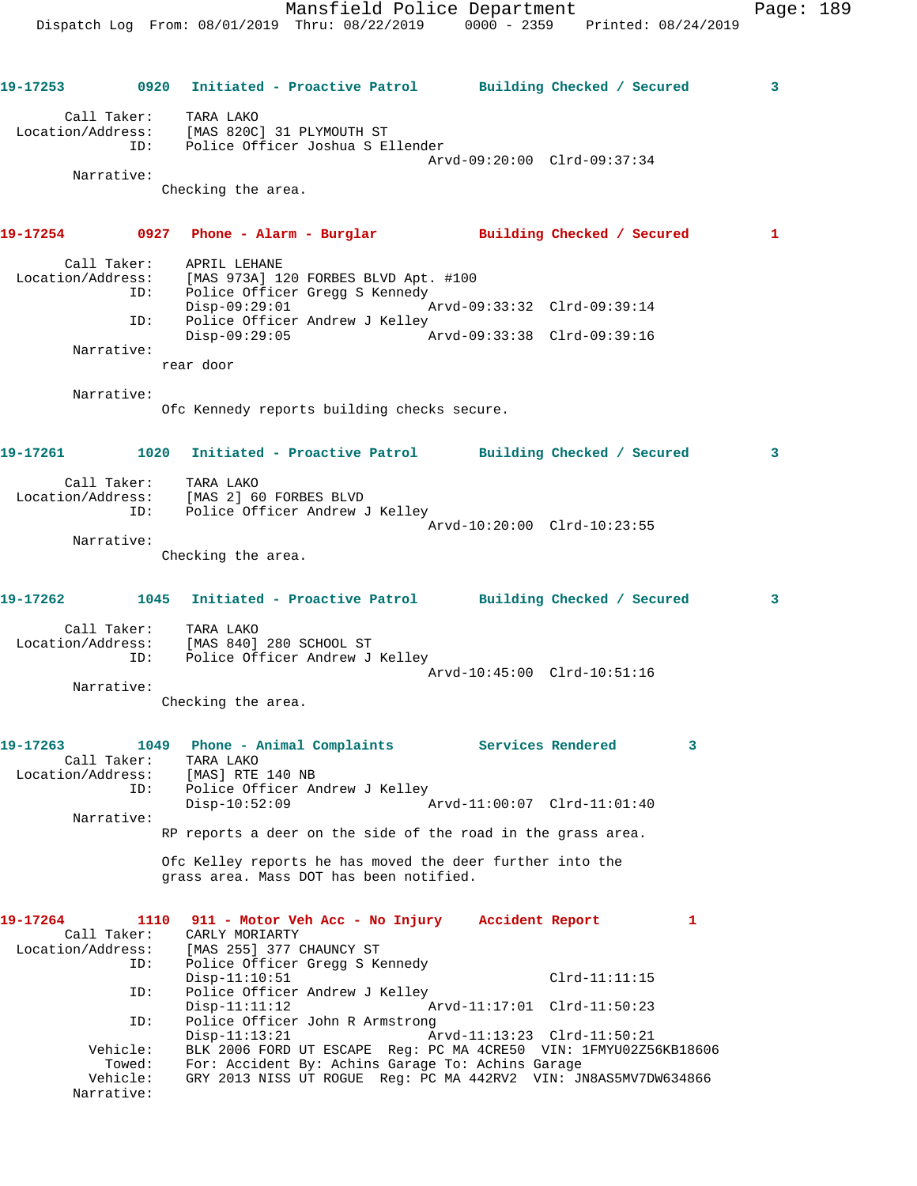**19-17253** 0920 Initiated - Proactive Patrol — Building Checked / Secured — 3

Call Taker: TARA LAKO
Location/Address: [MAS 820C] 31 PLYMOUTH ST
ID: Police Officer Joshua S Ellender
Arvd-09:20:00 Clrd-09:37:34
Narrative:
Checking the area.

**19-17254** 0927 Phone - Alarm - Burglar — Building Checked / Secured — 1

Call Taker: APRIL LEHANE
Location/Address: [MAS 973A] 120 FORBES BLVD Apt. #100
ID: Police Officer Gregg S Kennedy
Disp-09:29:01 Arvd-09:33:32 Clrd-09:39:14
ID: Police Officer Andrew J Kelley
Disp-09:29:05 Arvd-09:33:38 Clrd-09:39:16
Narrative:
rear door

Narrative:
Ofc Kennedy reports building checks secure.

**19-17261** 1020 Initiated - Proactive Patrol — Building Checked / Secured — 3

Call Taker: TARA LAKO
Location/Address: [MAS 2] 60 FORBES BLVD
ID: Police Officer Andrew J Kelley
Arvd-10:20:00 Clrd-10:23:55
Narrative:
Checking the area.

**19-17262** 1045 Initiated - Proactive Patrol — Building Checked / Secured — 3

Call Taker: TARA LAKO
Location/Address: [MAS 840] 280 SCHOOL ST
ID: Police Officer Andrew J Kelley
Arvd-10:45:00 Clrd-10:51:16
Narrative:
Checking the area.

**19-17263** 1049 Phone - Animal Complaints — Services Rendered — 3

Call Taker: TARA LAKO
Location/Address: [MAS] RTE 140 NB
ID: Police Officer Andrew J Kelley
Disp-10:52:09 Arvd-11:00:07 Clrd-11:01:40
Narrative:
RP reports a deer on the side of the road in the grass area.

Ofc Kelley reports he has moved the deer further into the grass area. Mass DOT has been notified.

**19-17264** 1110 911 - Motor Veh Acc - No Injury — Accident Report — 1

Call Taker: CARLY MORIARTY
Location/Address: [MAS 255] 377 CHAUNCY ST
ID: Police Officer Gregg S Kennedy
Disp-11:10:51 Clrd-11:11:15
ID: Police Officer Andrew J Kelley
Disp-11:11:12 Arvd-11:17:01 Clrd-11:50:23
ID: Police Officer John R Armstrong
Disp-11:13:21 Arvd-11:13:23 Clrd-11:50:21
Vehicle: BLK 2006 FORD UT ESCAPE Reg: PC MA 4CRE50 VIN: 1FMYU02Z56KB18606
Towed: For: Accident By: Achins Garage To: Achins Garage
Vehicle: GRY 2013 NISS UT ROGUE Reg: PC MA 442RV2 VIN: JN8AS5MV7DW634866
Narrative: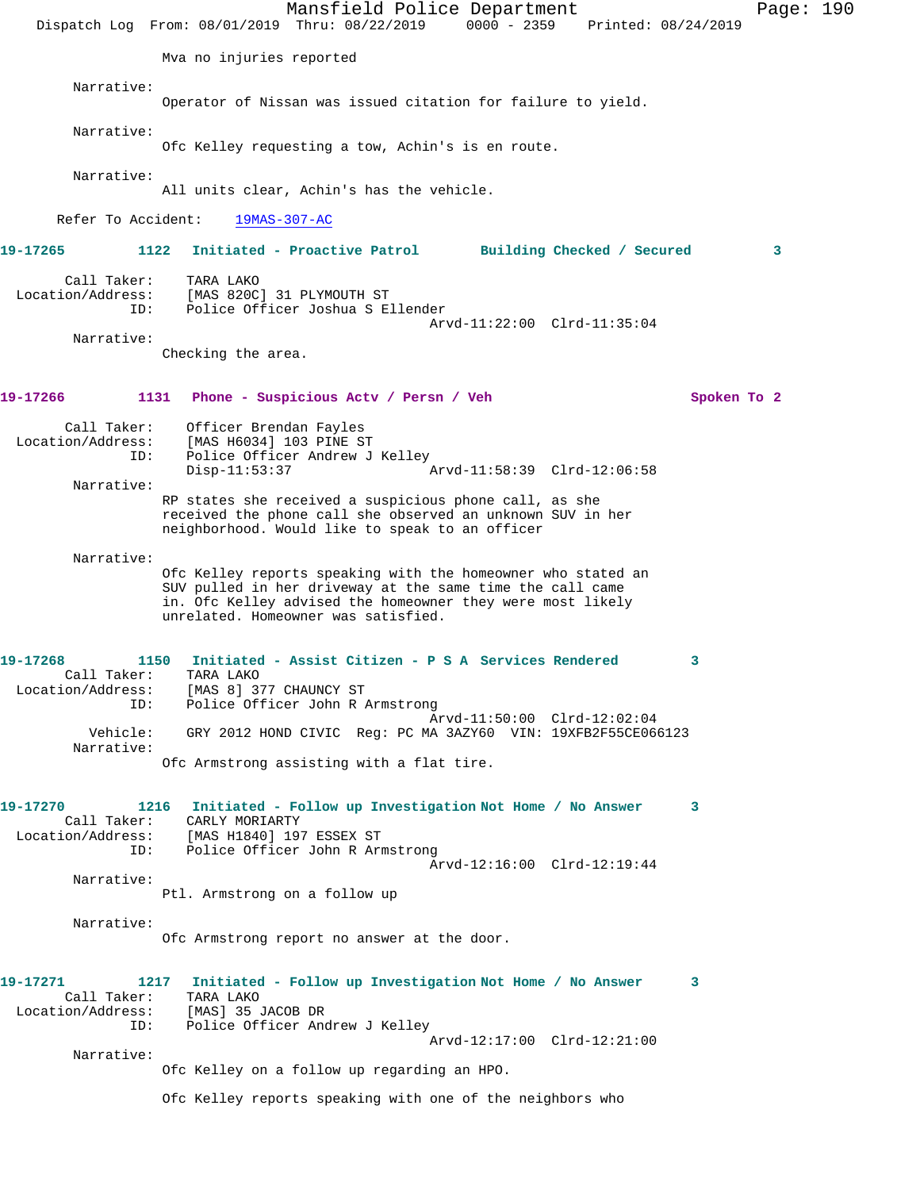Mva no injuries reported

Narrative:
Operator of Nissan was issued citation for failure to yield.

Narrative:
Ofc Kelley requesting a tow, Achin's is en route.

Narrative:
All units clear, Achin's has the vehicle.

Refer To Accident: 19MAS-307-AC

**19-17265 1122 Initiated - Proactive Patrol Building Checked / Secured 3**

Call Taker: TARA LAKO
Location/Address: [MAS 820C] 31 PLYMOUTH ST
ID: Police Officer Joshua S Ellender
Arvd-11:22:00 Clrd-11:35:04

Narrative:
Checking the area.

**19-17266 1131 Phone - Suspicious Actv / Persn / Veh Spoken To 2**

Call Taker: Officer Brendan Fayles
Location/Address: [MAS H6034] 103 PINE ST
ID: Police Officer Andrew J Kelley
Disp-11:53:37 Arvd-11:58:39 Clrd-12:06:58

Narrative:
RP states she received a suspicious phone call, as she received the phone call she observed an unknown SUV in her neighborhood. Would like to speak to an officer

Narrative:
Ofc Kelley reports speaking with the homeowner who stated an SUV pulled in her driveway at the same time the call came in. Ofc Kelley advised the homeowner they were most likely unrelated. Homeowner was satisfied.

**19-17268 1150 Initiated - Assist Citizen - P S A Services Rendered 3**

Call Taker: TARA LAKO
Location/Address: [MAS 8] 377 CHAUNCY ST
ID: Police Officer John R Armstrong
Arvd-11:50:00 Clrd-12:02:04
Vehicle: GRY 2012 HOND CIVIC Reg: PC MA 3AZY60 VIN: 19XFB2F55CE066123

Narrative:
Ofc Armstrong assisting with a flat tire.

**19-17270 1216 Initiated - Follow up Investigation Not Home / No Answer 3**

Call Taker: CARLY MORIARTY
Location/Address: [MAS H1840] 197 ESSEX ST
ID: Police Officer John R Armstrong
Arvd-12:16:00 Clrd-12:19:44

Narrative:
Ptl. Armstrong on a follow up

Narrative:
Ofc Armstrong report no answer at the door.

**19-17271 1217 Initiated - Follow up Investigation Not Home / No Answer 3**

Call Taker: TARA LAKO
Location/Address: [MAS] 35 JACOB DR
ID: Police Officer Andrew J Kelley
Arvd-12:17:00 Clrd-12:21:00

Narrative:
Ofc Kelley on a follow up regarding an HPO.

Ofc Kelley reports speaking with one of the neighbors who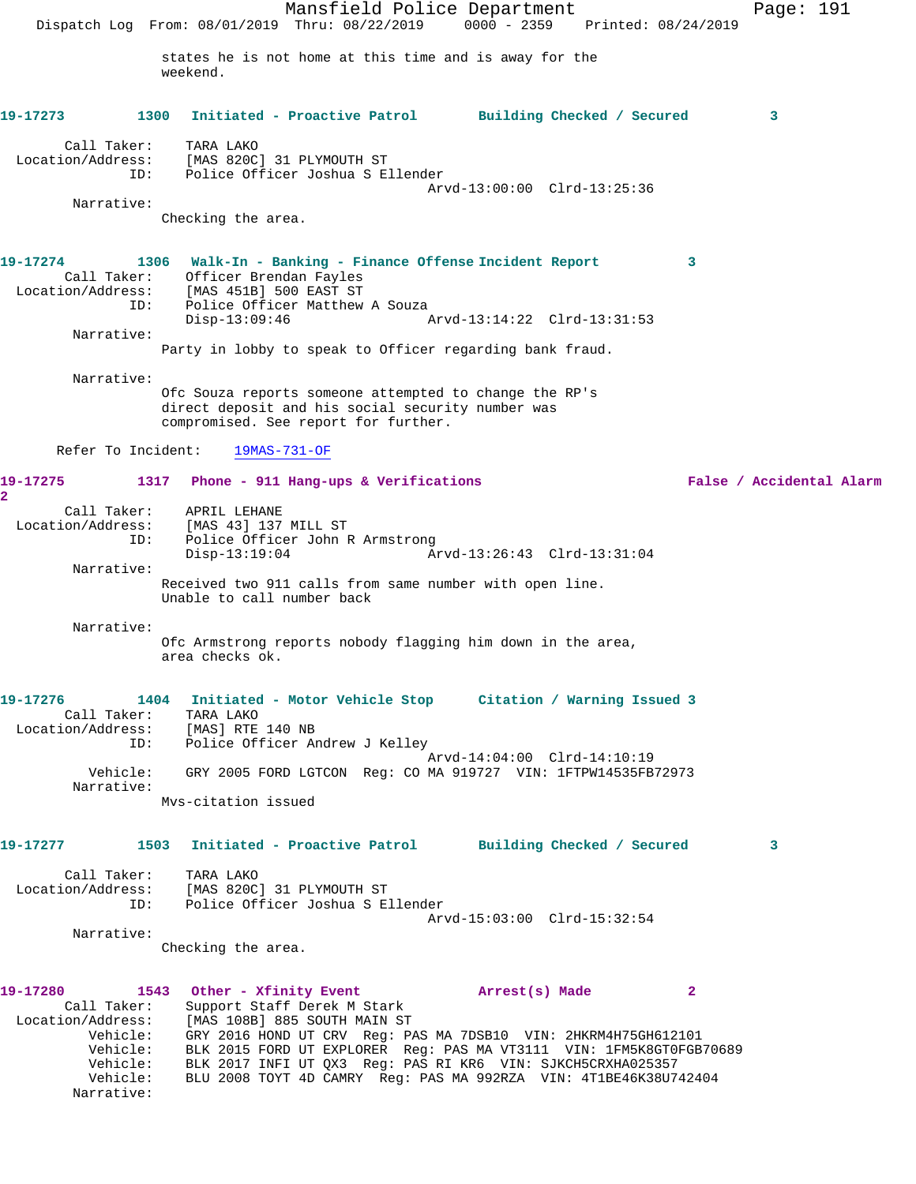states he is not home at this time and is away for the weekend.

**19-17273 1300 Initiated - Proactive Patrol Building Checked / Secured 3**

Call Taker: TARA LAKO
Location/Address: [MAS 820C] 31 PLYMOUTH ST
ID: Police Officer Joshua S Ellender
Arvd-13:00:00 Clrd-13:25:36
Narrative:
Checking the area.

**19-17274 1306 Walk-In - Banking - Finance Offense Incident Report 3**

Call Taker: Officer Brendan Fayles
Location/Address: [MAS 451B] 500 EAST ST
ID: Police Officer Matthew A Souza
Disp-13:09:46 Arvd-13:14:22 Clrd-13:31:53
Narrative:
Party in lobby to speak to Officer regarding bank fraud.

Narrative:
Ofc Souza reports someone attempted to change the RP's direct deposit and his social security number was compromised. See report for further.

Refer To Incident: 19MAS-731-OF

**19-17275 1317 Phone - 911 Hang-ups & Verifications False / Accidental Alarm 2**

Call Taker: APRIL LEHANE
Location/Address: [MAS 43] 137 MILL ST
ID: Police Officer John R Armstrong
Disp-13:19:04 Arvd-13:26:43 Clrd-13:31:04
Narrative:
Received two 911 calls from same number with open line. Unable to call number back

Narrative:
Ofc Armstrong reports nobody flagging him down in the area, area checks ok.

**19-17276 1404 Initiated - Motor Vehicle Stop Citation / Warning Issued 3**

Call Taker: TARA LAKO
Location/Address: [MAS] RTE 140 NB
ID: Police Officer Andrew J Kelley
Arvd-14:04:00 Clrd-14:10:19
Vehicle: GRY 2005 FORD LGTCON Reg: CO MA 919727 VIN: 1FTPW14535FB72973
Narrative:
Mvs-citation issued

**19-17277 1503 Initiated - Proactive Patrol Building Checked / Secured 3**

Call Taker: TARA LAKO
Location/Address: [MAS 820C] 31 PLYMOUTH ST
ID: Police Officer Joshua S Ellender
Arvd-15:03:00 Clrd-15:32:54
Narrative:
Checking the area.

**19-17280 1543 Other - Xfinity Event Arrest(s) Made 2**

Call Taker: Support Staff Derek M Stark
Location/Address: [MAS 108B] 885 SOUTH MAIN ST
Vehicle: GRY 2016 HOND UT CRV Reg: PAS MA 7DSB10 VIN: 2HKRM4H75GH612101
Vehicle: BLK 2015 FORD UT EXPLORER Reg: PAS MA VT3111 VIN: 1FM5K8GT0FGB70689
Vehicle: BLK 2017 INFI UT QX3 Reg: PAS RI KR6 VIN: SJKCH5CRXHA025357
Vehicle: BLU 2008 TOYT 4D CAMRY Reg: PAS MA 992RZA VIN: 4T1BE46K38U742404
Narrative: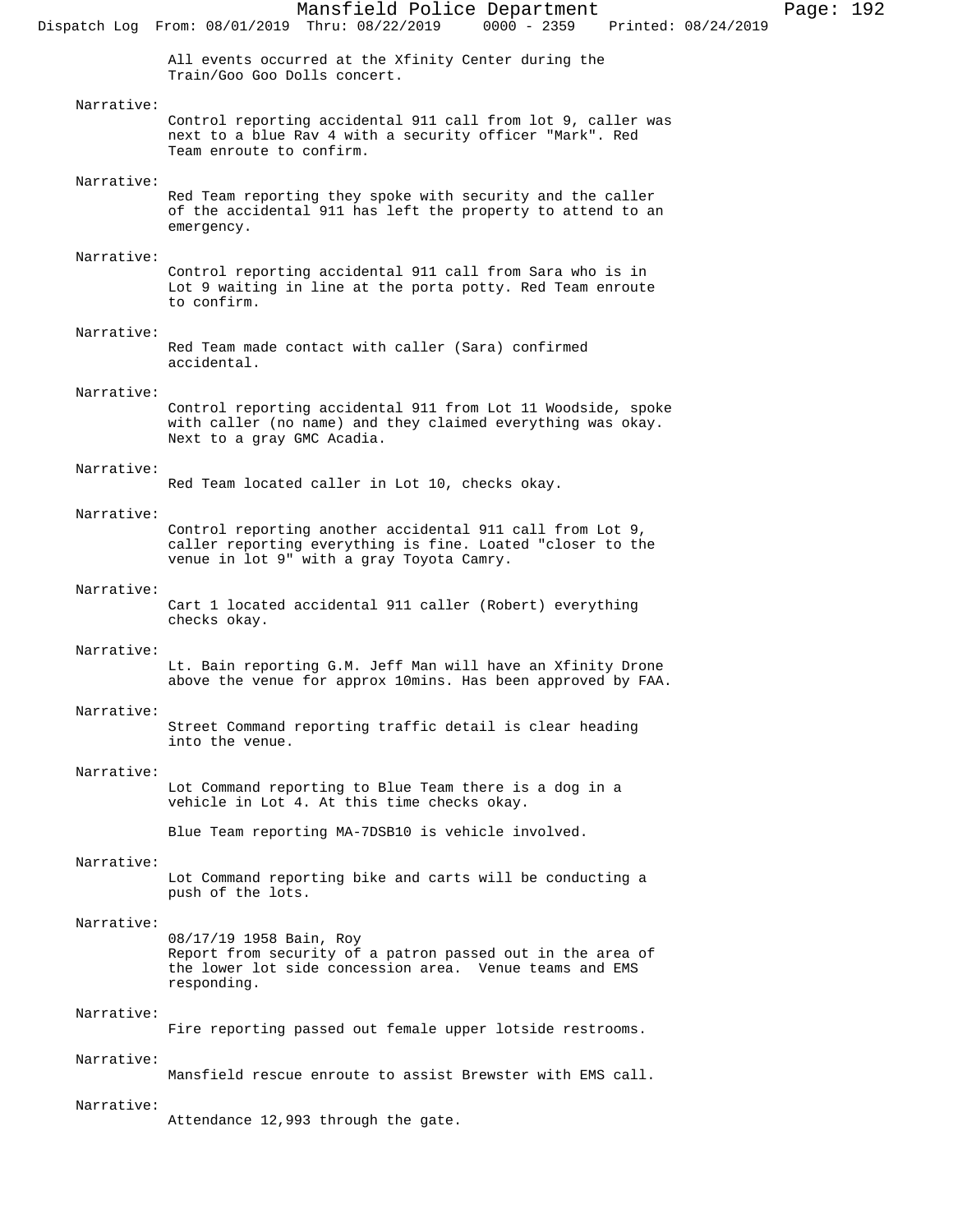All events occurred at the Xfinity Center during the Train/Goo Goo Dolls concert.

Narrative:
Control reporting accidental 911 call from lot 9, caller was next to a blue Rav 4 with a security officer "Mark". Red Team enroute to confirm.

Narrative:
Red Team reporting they spoke with security and the caller of the accidental 911 has left the property to attend to an emergency.

Narrative:
Control reporting accidental 911 call from Sara who is in Lot 9 waiting in line at the porta potty. Red Team enroute to confirm.

Narrative:
Red Team made contact with caller (Sara) confirmed accidental.

Narrative:
Control reporting accidental 911 from Lot 11 Woodside, spoke with caller (no name) and they claimed everything was okay. Next to a gray GMC Acadia.

Narrative:
Red Team located caller in Lot 10, checks okay.

Narrative:
Control reporting another accidental 911 call from Lot 9, caller reporting everything is fine. Loated "closer to the venue in lot 9" with a gray Toyota Camry.

Narrative:
Cart 1 located accidental 911 caller (Robert) everything checks okay.

Narrative:
Lt. Bain reporting G.M. Jeff Man will have an Xfinity Drone above the venue for approx 10mins. Has been approved by FAA.

Narrative:
Street Command reporting traffic detail is clear heading into the venue.

Narrative:
Lot Command reporting to Blue Team there is a dog in a vehicle in Lot 4. At this time checks okay.

Blue Team reporting MA-7DSB10 is vehicle involved.

Narrative:
Lot Command reporting bike and carts will be conducting a push of the lots.

Narrative:
08/17/19 1958 Bain, Roy
Report from security of a patron passed out in the area of the lower lot side concession area. Venue teams and EMS responding.

Narrative:
Fire reporting passed out female upper lotside restrooms.

Narrative:
Mansfield rescue enroute to assist Brewster with EMS call.

Narrative:
Attendance 12,993 through the gate.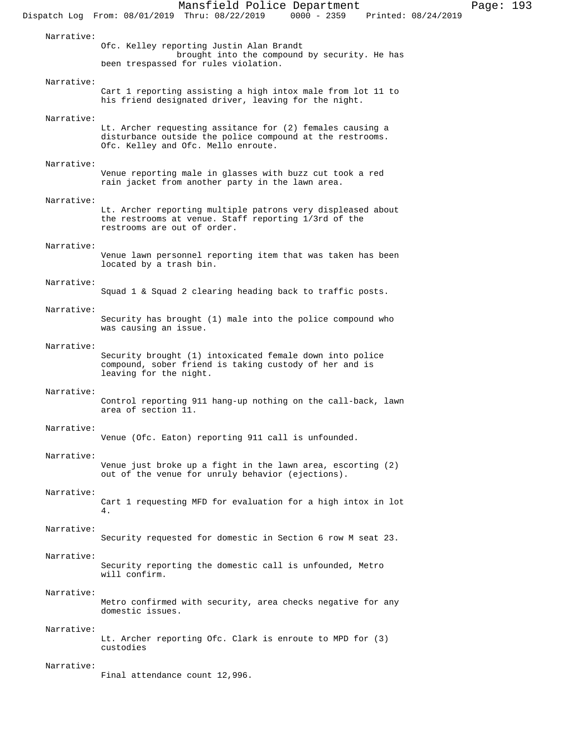Narrative:

Ofc. Kelley reporting Justin Alan Brandt brought into the compound by security. He has been trespassed for rules violation.

Narrative:

Cart 1 reporting assisting a high intox male from lot 11 to his friend designated driver, leaving for the night.

Narrative:

Lt. Archer requesting assitance for (2) females causing a disturbance outside the police compound at the restrooms. Ofc. Kelley and Ofc. Mello enroute.

Narrative:

Venue reporting male in glasses with buzz cut took a red rain jacket from another party in the lawn area.

Narrative:

Lt. Archer reporting multiple patrons very displeased about the restrooms at venue. Staff reporting 1/3rd of the restrooms are out of order.

Narrative:

Venue lawn personnel reporting item that was taken has been located by a trash bin.

Narrative:

Squad 1 & Squad 2 clearing heading back to traffic posts.

Narrative:

Security has brought (1) male into the police compound who was causing an issue.

Narrative:

Security brought (1) intoxicated female down into police compound, sober friend is taking custody of her and is leaving for the night.

Narrative:

Control reporting 911 hang-up nothing on the call-back, lawn area of section 11.

Narrative:

Venue (Ofc. Eaton) reporting 911 call is unfounded.

Narrative:

Venue just broke up a fight in the lawn area, escorting (2) out of the venue for unruly behavior (ejections).

Narrative:

Cart 1 requesting MFD for evaluation for a high intox in lot 4.

Narrative:

Security requested for domestic in Section 6 row M seat 23.

Narrative:

Security reporting the domestic call is unfounded, Metro will confirm.

Narrative:

Metro confirmed with security, area checks negative for any domestic issues.

Narrative:

Lt. Archer reporting Ofc. Clark is enroute to MPD for (3) custodies

Narrative:

Final attendance count 12,996.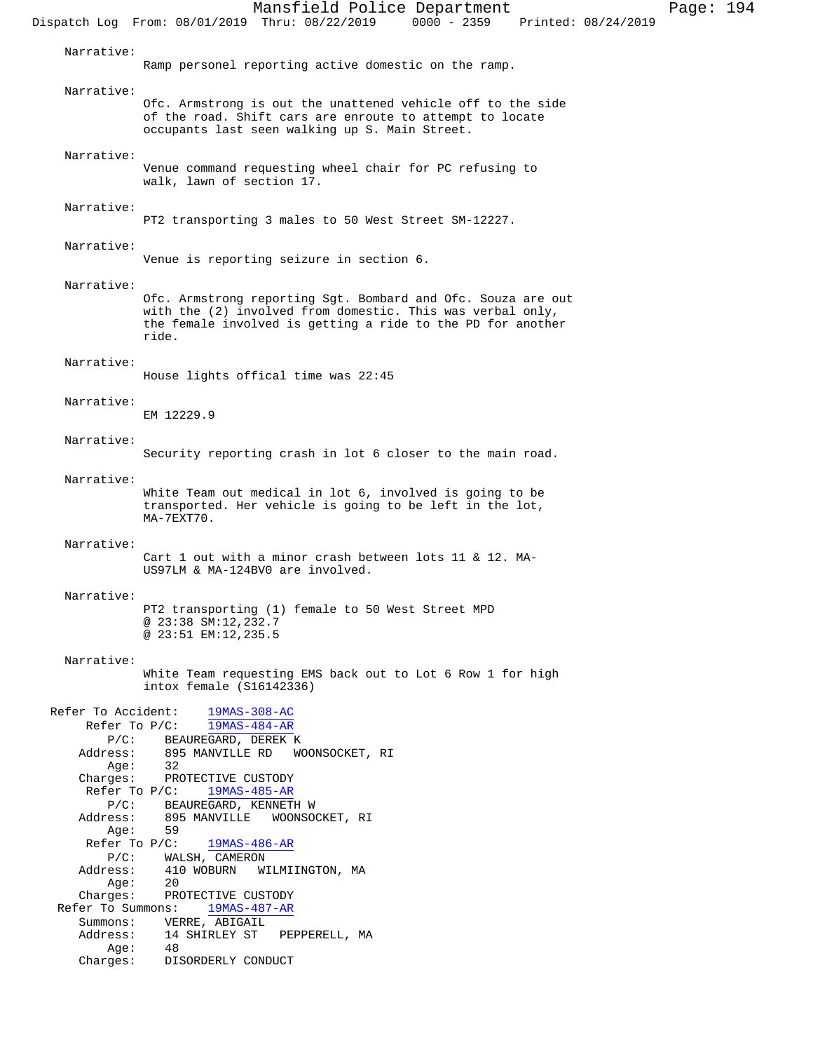Narrative:
Ramp personel reporting active domestic on the ramp.

Narrative:
Ofc. Armstrong is out the unattened vehicle off to the side of the road. Shift cars are enroute to attempt to locate occupants last seen walking up S. Main Street.

Narrative:
Venue command requesting wheel chair for PC refusing to walk, lawn of section 17.

Narrative:
PT2 transporting 3 males to 50 West Street SM-12227.

Narrative:
Venue is reporting seizure in section 6.

Narrative:
Ofc. Armstrong reporting Sgt. Bombard and Ofc. Souza are out with the (2) involved from domestic. This was verbal only, the female involved is getting a ride to the PD for another ride.

Narrative:
House lights offical time was 22:45

Narrative:
EM 12229.9

Narrative:
Security reporting crash in lot 6 closer to the main road.

Narrative:
White Team out medical in lot 6, involved is going to be transported. Her vehicle is going to be left in the lot, MA-7EXT70.

Narrative:
Cart 1 out with a minor crash between lots 11 & 12. MA-US97LM & MA-124BV0 are involved.

Narrative:
PT2 transporting (1) female to 50 West Street MPD
@ 23:38 SM:12,232.7
@ 23:51 EM:12,235.5

Narrative:
White Team requesting EMS back out to Lot 6 Row 1 for high intox female (S16142336)

Refer To Accident: 19MAS-308-AC
Refer To P/C: 19MAS-484-AR
P/C: BEAUREGARD, DEREK K
Address: 895 MANVILLE RD WOONSOCKET, RI
Age: 32
Charges: PROTECTIVE CUSTODY
Refer To P/C: 19MAS-485-AR
P/C: BEAUREGARD, KENNETH W
Address: 895 MANVILLE WOONSOCKET, RI
Age: 59
Refer To P/C: 19MAS-486-AR
P/C: WALSH, CAMERON
Address: 410 WOBURN WILMIINGTON, MA
Age: 20
Charges: PROTECTIVE CUSTODY
Refer To Summons: 19MAS-487-AR
Summons: VERRE, ABIGAIL
Address: 14 SHIRLEY ST PEPPERELL, MA
Age: 48
Charges: DISORDERLY CONDUCT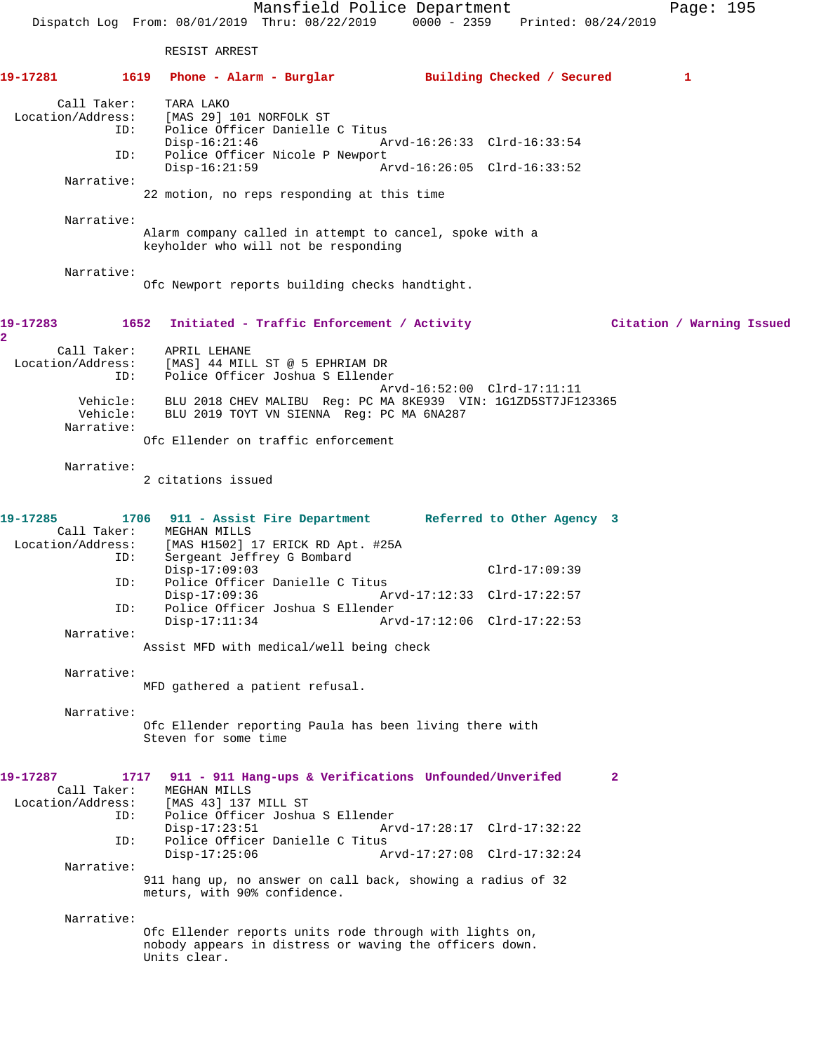RESIST ARREST

**19-17281 1619 Phone - Alarm - Burglar Building Checked / Secured 1**

Call Taker: TARA LAKO
Location/Address: [MAS 29] 101 NORFOLK ST
ID: Police Officer Danielle C Titus
Disp-16:21:46 Arvd-16:26:33 Clrd-16:33:54
ID: Police Officer Nicole P Newport
Disp-16:21:59 Arvd-16:26:05 Clrd-16:33:52

Narrative:
22 motion, no reps responding at this time

Narrative:
Alarm company called in attempt to cancel, spoke with a keyholder who will not be responding

Narrative:
Ofc Newport reports building checks handtight.

**19-17283 1652 Initiated - Traffic Enforcement / Activity Citation / Warning Issued 2**

Call Taker: APRIL LEHANE
Location/Address: [MAS] 44 MILL ST @ 5 EPHRIAM DR
ID: Police Officer Joshua S Ellender
Arvd-16:52:00 Clrd-17:11:11
Vehicle: BLU 2018 CHEV MALIBU Reg: PC MA 8KE939 VIN: 1G1ZD5ST7JF123365
Vehicle: BLU 2019 TOYT VN SIENNA Reg: PC MA 6NA287

Narrative:
Ofc Ellender on traffic enforcement

Narrative:
2 citations issued

**19-17285 1706 911 - Assist Fire Department Referred to Other Agency 3**

Call Taker: MEGHAN MILLS
Location/Address: [MAS H1502] 17 ERICK RD Apt. #25A
ID: Sergeant Jeffrey G Bombard
Disp-17:09:03 Clrd-17:09:39
ID: Police Officer Danielle C Titus
Disp-17:09:36 Arvd-17:12:33 Clrd-17:22:57
ID: Police Officer Joshua S Ellender
Disp-17:11:34 Arvd-17:12:06 Clrd-17:22:53

Narrative:
Assist MFD with medical/well being check

Narrative:
MFD gathered a patient refusal.

Narrative:
Ofc Ellender reporting Paula has been living there with Steven for some time

**19-17287 1717 911 - 911 Hang-ups & Verifications Unfounded/Unverifed 2**

Call Taker: MEGHAN MILLS
Location/Address: [MAS 43] 137 MILL ST
ID: Police Officer Joshua S Ellender
Disp-17:23:51 Arvd-17:28:17 Clrd-17:32:22
ID: Police Officer Danielle C Titus
Disp-17:25:06 Arvd-17:27:08 Clrd-17:32:24

Narrative:
911 hang up, no answer on call back, showing a radius of 32 meturs, with 90% confidence.

Narrative:
Ofc Ellender reports units rode through with lights on, nobody appears in distress or waving the officers down. Units clear.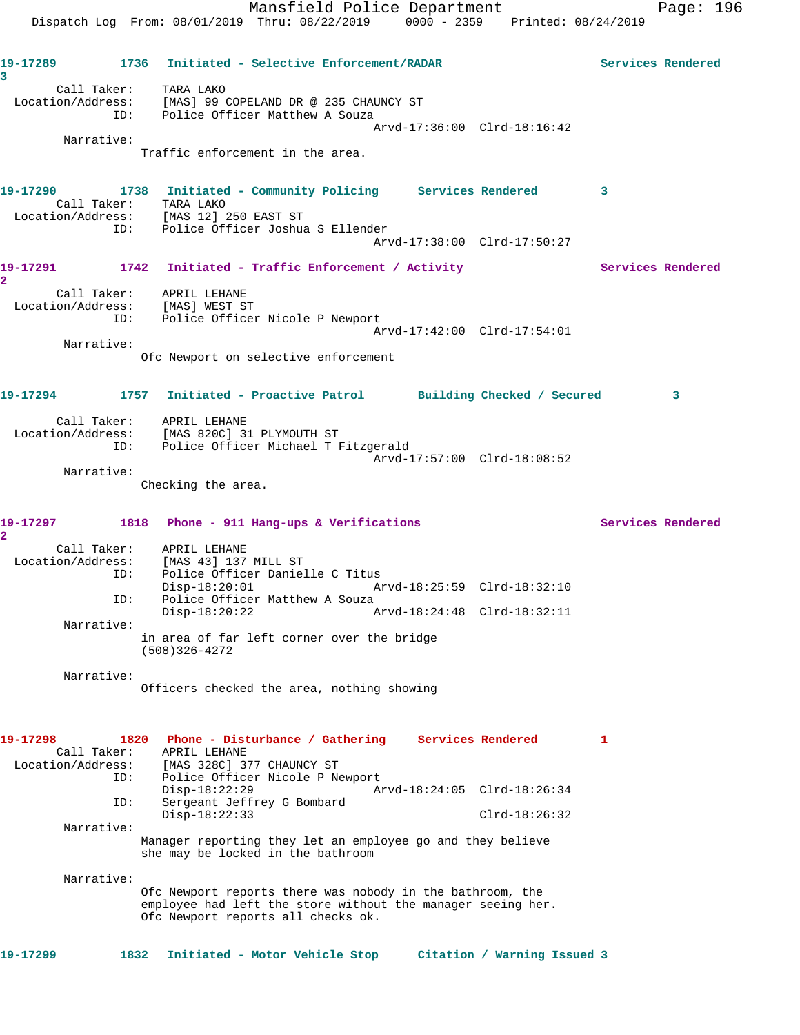19-17289 1736 Initiated - Selective Enforcement/RADAR Services Rendered 3

Call Taker: TARA LAKO
Location/Address: [MAS] 99 COPELAND DR @ 235 CHAUNCY ST
ID: Police Officer Matthew A Souza
Arvd-17:36:00 Clrd-18:16:42

Narrative:
Traffic enforcement in the area.

19-17290 1738 Initiated - Community Policing Services Rendered 3

Call Taker: TARA LAKO
Location/Address: [MAS 12] 250 EAST ST
ID: Police Officer Joshua S Ellender
Arvd-17:38:00 Clrd-17:50:27

19-17291 1742 Initiated - Traffic Enforcement / Activity Services Rendered 2

Call Taker: APRIL LEHANE
Location/Address: [MAS] WEST ST
ID: Police Officer Nicole P Newport
Arvd-17:42:00 Clrd-17:54:01

Narrative:
Ofc Newport on selective enforcement

19-17294 1757 Initiated - Proactive Patrol Building Checked / Secured 3

Call Taker: APRIL LEHANE
Location/Address: [MAS 820C] 31 PLYMOUTH ST
ID: Police Officer Michael T Fitzgerald
Arvd-17:57:00 Clrd-18:08:52

Narrative:
Checking the area.

19-17297 1818 Phone - 911 Hang-ups & Verifications Services Rendered 2

Call Taker: APRIL LEHANE
Location/Address: [MAS 43] 137 MILL ST
ID: Police Officer Danielle C Titus
Disp-18:20:01 Arvd-18:25:59 Clrd-18:32:10
ID: Police Officer Matthew A Souza
Disp-18:20:22 Arvd-18:24:48 Clrd-18:32:11

Narrative:
in area of far left corner over the bridge
(508)326-4272

Narrative:
Officers checked the area, nothing showing

19-17298 1820 Phone - Disturbance / Gathering Services Rendered 1

Call Taker: APRIL LEHANE
Location/Address: [MAS 328C] 377 CHAUNCY ST
ID: Police Officer Nicole P Newport
Disp-18:22:29 Arvd-18:24:05 Clrd-18:26:34
ID: Sergeant Jeffrey G Bombard
Disp-18:22:33 Clrd-18:26:32

Narrative:
Manager reporting they let an employee go and they believe she may be locked in the bathroom

Narrative:
Ofc Newport reports there was nobody in the bathroom, the employee had left the store without the manager seeing her. Ofc Newport reports all checks ok.

19-17299 1832 Initiated - Motor Vehicle Stop Citation / Warning Issued 3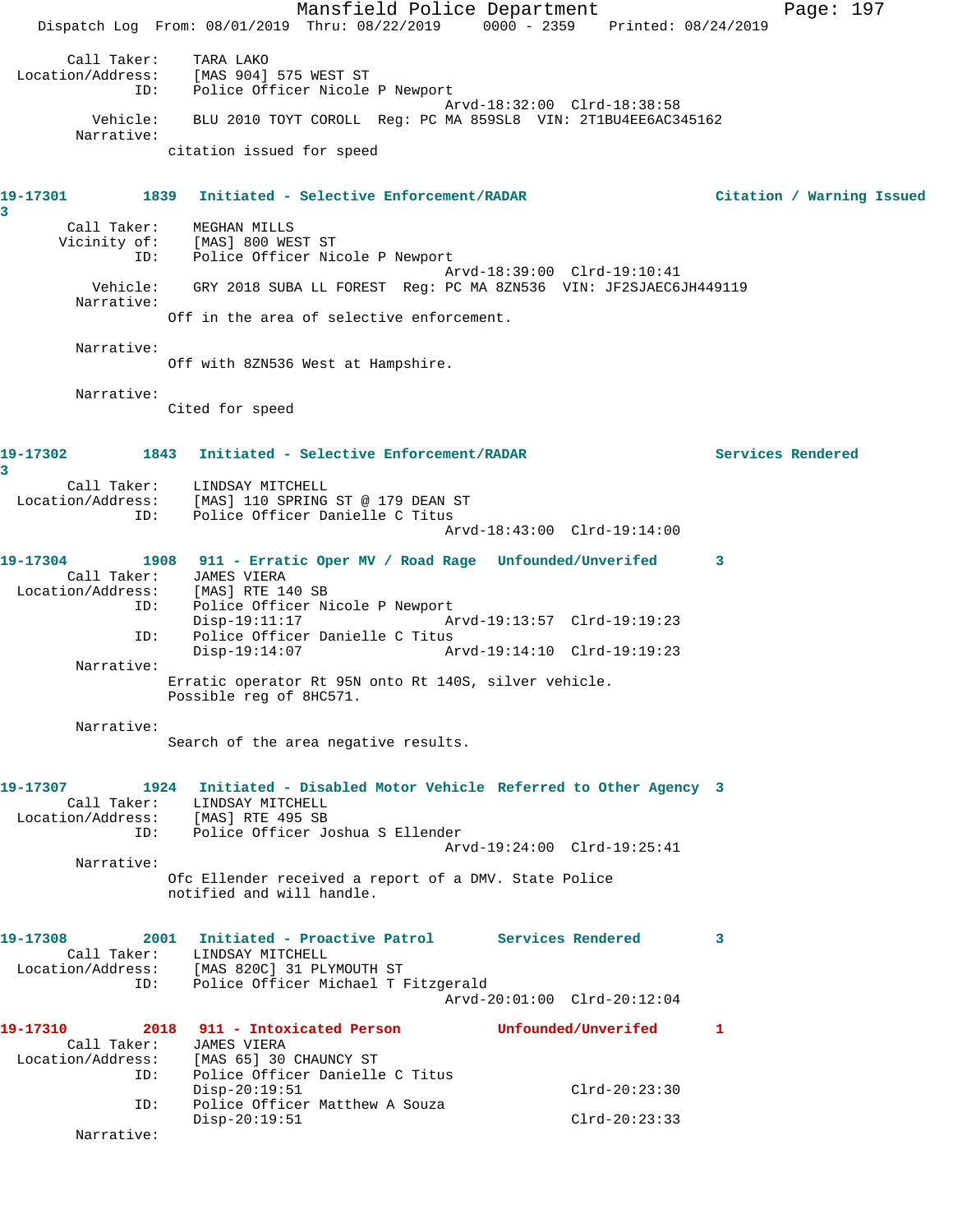Call Taker: TARA LAKO
Location/Address: [MAS 904] 575 WEST ST
ID: Police Officer Nicole P Newport
Arvd-18:32:00 Clrd-18:38:58
Vehicle: BLU 2010 TOYT COROLL Reg: PC MA 859SL8 VIN: 2T1BU4EE6AC345162
Narrative:
citation issued for speed

**19-17301 1839 Initiated - Selective Enforcement/RADAR Citation / Warning Issued 3**

Call Taker: MEGHAN MILLS
Vicinity of: [MAS] 800 WEST ST
ID: Police Officer Nicole P Newport
Arvd-18:39:00 Clrd-19:10:41
Vehicle: GRY 2018 SUBA LL FOREST Reg: PC MA 8ZN536 VIN: JF2SJAEC6JH449119
Narrative:
Off in the area of selective enforcement.

Narrative:
Off with 8ZN536 West at Hampshire.

Narrative:
Cited for speed

**19-17302 1843 Initiated - Selective Enforcement/RADAR Services Rendered 3**

Call Taker: LINDSAY MITCHELL
Location/Address: [MAS] 110 SPRING ST @ 179 DEAN ST
ID: Police Officer Danielle C Titus
Arvd-18:43:00 Clrd-19:14:00

**19-17304 1908 911 - Erratic Oper MV / Road Rage Unfounded/Unverifed 3**

Call Taker: JAMES VIERA
Location/Address: [MAS] RTE 140 SB
ID: Police Officer Nicole P Newport
Disp-19:11:17 Arvd-19:13:57 Clrd-19:19:23
ID: Police Officer Danielle C Titus
Disp-19:14:07 Arvd-19:14:10 Clrd-19:19:23
Narrative:
Erratic operator Rt 95N onto Rt 140S, silver vehicle.
Possible reg of 8HC571.

Narrative:
Search of the area negative results.

**19-17307 1924 Initiated - Disabled Motor Vehicle Referred to Other Agency 3**

Call Taker: LINDSAY MITCHELL
Location/Address: [MAS] RTE 495 SB
ID: Police Officer Joshua S Ellender
Arvd-19:24:00 Clrd-19:25:41
Narrative:
Ofc Ellender received a report of a DMV. State Police
notified and will handle.

**19-17308 2001 Initiated - Proactive Patrol Services Rendered 3**

Call Taker: LINDSAY MITCHELL
Location/Address: [MAS 820C] 31 PLYMOUTH ST
ID: Police Officer Michael T Fitzgerald
Arvd-20:01:00 Clrd-20:12:04

**19-17310 2018 911 - Intoxicated Person Unfounded/Unverifed 1**

Call Taker: JAMES VIERA
Location/Address: [MAS 65] 30 CHAUNCY ST
ID: Police Officer Danielle C Titus
Disp-20:19:51 Clrd-20:23:30
ID: Police Officer Matthew A Souza
Disp-20:19:51 Clrd-20:23:33
Narrative: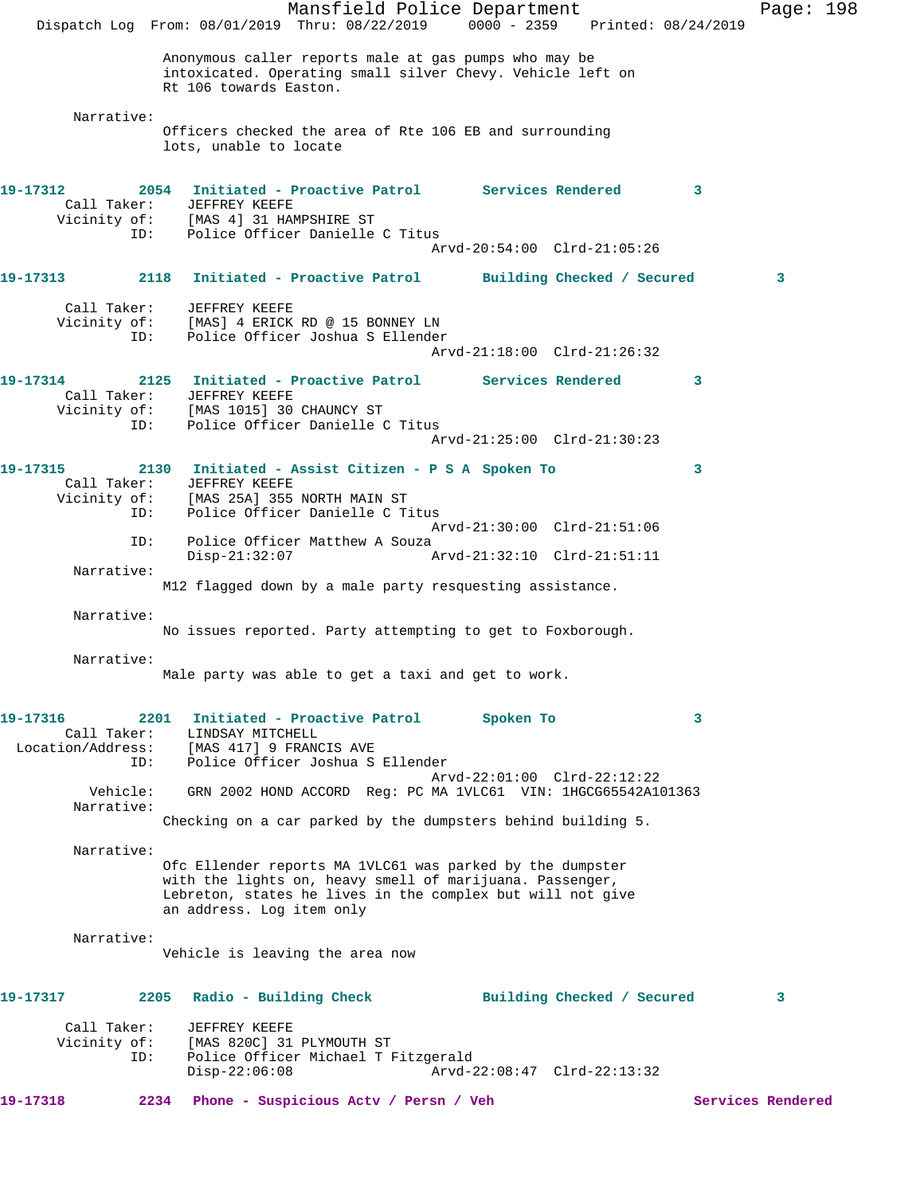Anonymous caller reports male at gas pumps who may be intoxicated. Operating small silver Chevy. Vehicle left on Rt 106 towards Easton.

Narrative:
Officers checked the area of Rte 106 EB and surrounding lots, unable to locate

**19-17312 2054 Initiated - Proactive Patrol Services Rendered 3**
Call Taker: JEFFREY KEEFE
Vicinity of: [MAS 4] 31 HAMPSHIRE ST
ID: Police Officer Danielle C Titus
Arvd-20:54:00 Clrd-21:05:26

**19-17313 2118 Initiated - Proactive Patrol Building Checked / Secured 3**
Call Taker: JEFFREY KEEFE
Vicinity of: [MAS] 4 ERICK RD @ 15 BONNEY LN
ID: Police Officer Joshua S Ellender
Arvd-21:18:00 Clrd-21:26:32

**19-17314 2125 Initiated - Proactive Patrol Services Rendered 3**
Call Taker: JEFFREY KEEFE
Vicinity of: [MAS 1015] 30 CHAUNCY ST
ID: Police Officer Danielle C Titus
Arvd-21:25:00 Clrd-21:30:23

**19-17315 2130 Initiated - Assist Citizen - P S A Spoken To 3**
Call Taker: JEFFREY KEEFE
Vicinity of: [MAS 25A] 355 NORTH MAIN ST
ID: Police Officer Danielle C Titus
Arvd-21:30:00 Clrd-21:51:06
ID: Police Officer Matthew A Souza
Disp-21:32:07 Arvd-21:32:10 Clrd-21:51:11

Narrative:
M12 flagged down by a male party resquesting assistance.

Narrative:
No issues reported. Party attempting to get to Foxborough.

Narrative:
Male party was able to get a taxi and get to work.

**19-17316 2201 Initiated - Proactive Patrol Spoken To 3**
Call Taker: LINDSAY MITCHELL
Location/Address: [MAS 417] 9 FRANCIS AVE
ID: Police Officer Joshua S Ellender
Arvd-22:01:00 Clrd-22:12:22
Vehicle: GRN 2002 HOND ACCORD Reg: PC MA 1VLC61 VIN: 1HGCG65542A101363

Narrative:
Checking on a car parked by the dumpsters behind building 5.

Narrative:
Ofc Ellender reports MA 1VLC61 was parked by the dumpster with the lights on, heavy smell of marijuana. Passenger, Lebreton, states he lives in the complex but will not give an address. Log item only

Narrative:
Vehicle is leaving the area now

**19-17317 2205 Radio - Building Check Building Checked / Secured 3**
Call Taker: JEFFREY KEEFE
Vicinity of: [MAS 820C] 31 PLYMOUTH ST
ID: Police Officer Michael T Fitzgerald
Disp-22:06:08 Arvd-22:08:47 Clrd-22:13:32

**19-17318 2234 Phone - Suspicious Actv / Persn / Veh Services Rendered**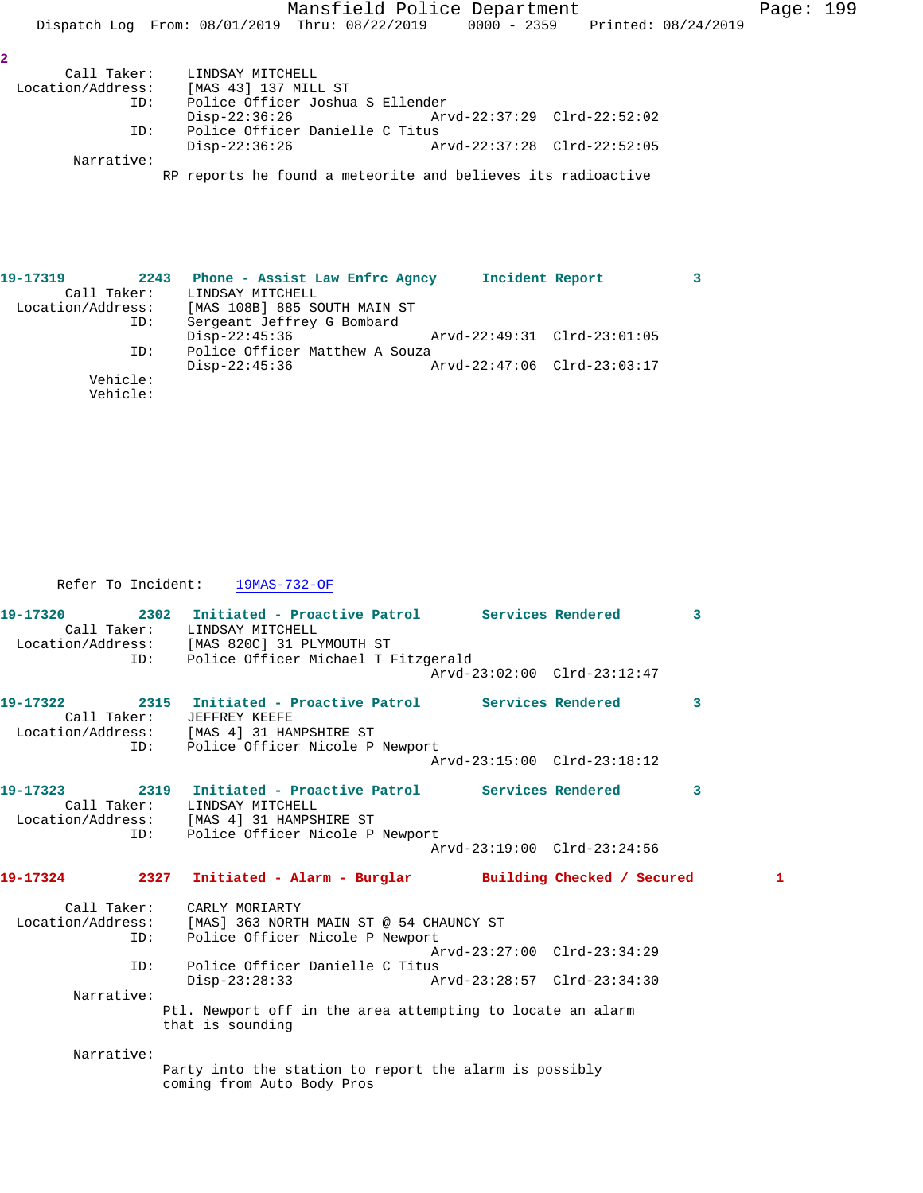2

Call Taker: LINDSAY MITCHELL
Location/Address: [MAS 43] 137 MILL ST
ID: Police Officer Joshua S Ellender
Disp-22:36:26 Arvd-22:37:29 Clrd-22:52:02
ID: Police Officer Danielle C Titus
Disp-22:36:26 Arvd-22:37:28 Clrd-22:52:05
Narrative:
RP reports he found a meteorite and believes its radioactive

**19-17319 2243 Phone - Assist Law Enfrc Agncy Incident Report 3**
Call Taker: LINDSAY MITCHELL
Location/Address: [MAS 108B] 885 SOUTH MAIN ST
ID: Sergeant Jeffrey G Bombard
Disp-22:45:36 Arvd-22:49:31 Clrd-23:01:05
ID: Police Officer Matthew A Souza
Disp-22:45:36 Arvd-22:47:06 Clrd-23:03:17
Vehicle:
Vehicle:

Refer To Incident: 19MAS-732-OF

**19-17320 2302 Initiated - Proactive Patrol Services Rendered 3**
Call Taker: LINDSAY MITCHELL
Location/Address: [MAS 820C] 31 PLYMOUTH ST
ID: Police Officer Michael T Fitzgerald
Arvd-23:02:00 Clrd-23:12:47

**19-17322 2315 Initiated - Proactive Patrol Services Rendered 3**
Call Taker: JEFFREY KEEFE
Location/Address: [MAS 4] 31 HAMPSHIRE ST
ID: Police Officer Nicole P Newport
Arvd-23:15:00 Clrd-23:18:12

**19-17323 2319 Initiated - Proactive Patrol Services Rendered 3**
Call Taker: LINDSAY MITCHELL
Location/Address: [MAS 4] 31 HAMPSHIRE ST
ID: Police Officer Nicole P Newport
Arvd-23:19:00 Clrd-23:24:56

**19-17324 2327 Initiated - Alarm - Burglar Building Checked / Secured 1**
Call Taker: CARLY MORIARTY
Location/Address: [MAS] 363 NORTH MAIN ST @ 54 CHAUNCY ST
ID: Police Officer Nicole P Newport
Arvd-23:27:00 Clrd-23:34:29
ID: Police Officer Danielle C Titus
Disp-23:28:33 Arvd-23:28:57 Clrd-23:34:30
Narrative:
Ptl. Newport off in the area attempting to locate an alarm that is sounding
Narrative:
Party into the station to report the alarm is possibly coming from Auto Body Pros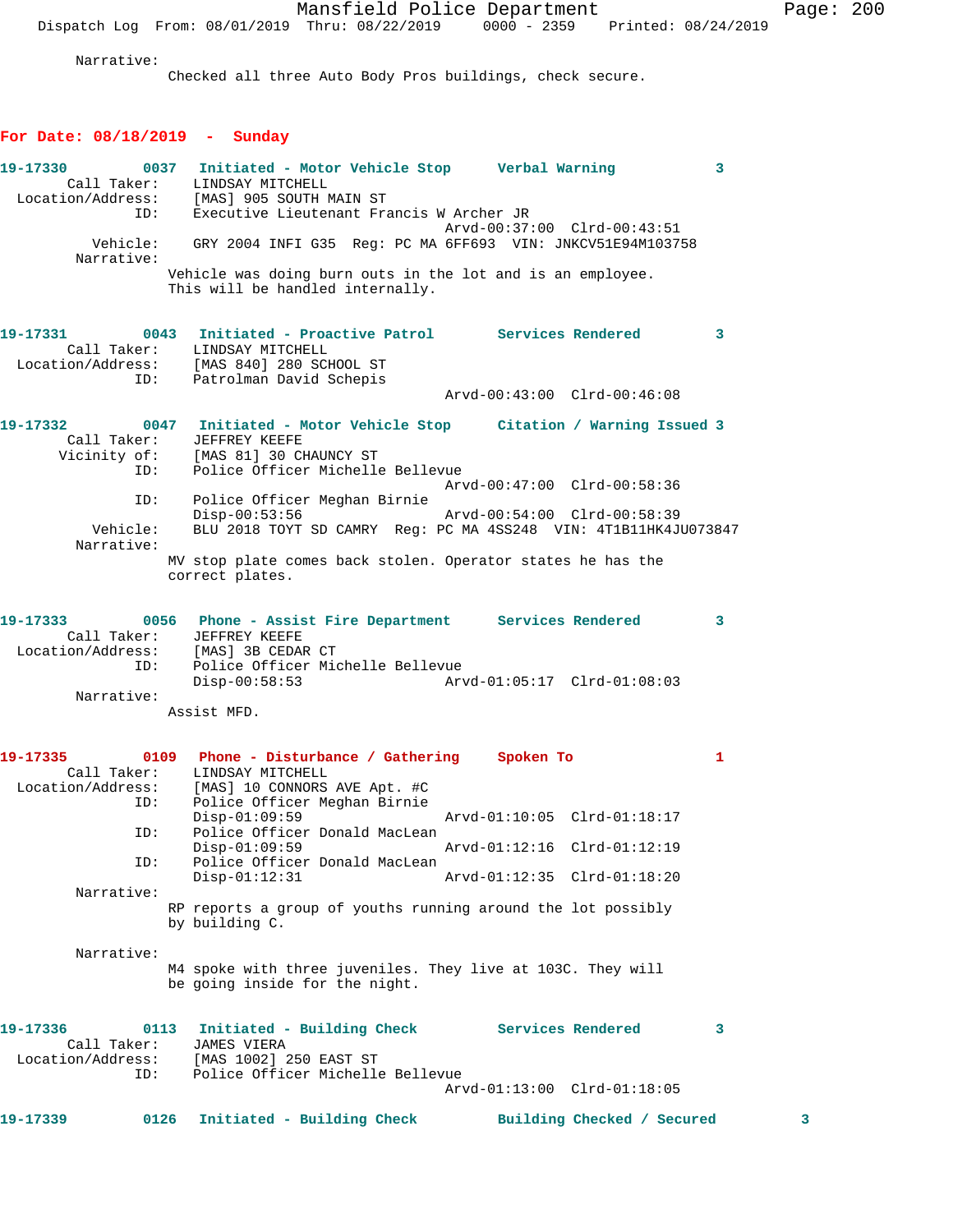Narrative:
Checked all three Auto Body Pros buildings, check secure.

## For Date: 08/18/2019 - Sunday

**19-17330** 0037 **Initiated - Motor Vehicle Stop** **Verbal Warning** 3
Call Taker: LINDSAY MITCHELL
Location/Address: [MAS] 905 SOUTH MAIN ST
ID: Executive Lieutenant Francis W Archer JR
Arvd-00:37:00 Clrd-00:43:51
Vehicle: GRY 2004 INFI G35 Reg: PC MA 6FF693 VIN: JNKCV51E94M103758
Narrative:
Vehicle was doing burn outs in the lot and is an employee. This will be handled internally.

**19-17331** 0043 **Initiated - Proactive Patrol** **Services Rendered** 3
Call Taker: LINDSAY MITCHELL
Location/Address: [MAS 840] 280 SCHOOL ST
ID: Patrolman David Schepis
Arvd-00:43:00 Clrd-00:46:08

**19-17332** 0047 **Initiated - Motor Vehicle Stop** **Citation / Warning Issued** 3
Call Taker: JEFFREY KEEFE
Vicinity of: [MAS 81] 30 CHAUNCY ST
ID: Police Officer Michelle Bellevue
Arvd-00:47:00 Clrd-00:58:36
ID: Police Officer Meghan Birnie
Disp-00:53:56 Arvd-00:54:00 Clrd-00:58:39
Vehicle: BLU 2018 TOYT SD CAMRY Reg: PC MA 4SS248 VIN: 4T1B11HK4JU073847
Narrative:
MV stop plate comes back stolen. Operator states he has the correct plates.

**19-17333** 0056 **Phone - Assist Fire Department** **Services Rendered** 3
Call Taker: JEFFREY KEEFE
Location/Address: [MAS] 3B CEDAR CT
ID: Police Officer Michelle Bellevue
Disp-00:58:53 Arvd-01:05:17 Clrd-01:08:03
Narrative:
Assist MFD.

**19-17335** 0109 **Phone - Disturbance / Gathering** **Spoken To** 1
Call Taker: LINDSAY MITCHELL
Location/Address: [MAS] 10 CONNORS AVE Apt. #C
ID: Police Officer Meghan Birnie
Disp-01:09:59 Arvd-01:10:05 Clrd-01:18:17
ID: Police Officer Donald MacLean
Disp-01:09:59 Arvd-01:12:16 Clrd-01:12:19
ID: Police Officer Donald MacLean
Disp-01:12:31 Arvd-01:12:35 Clrd-01:18:20
Narrative:
RP reports a group of youths running around the lot possibly by building C.

Narrative:
M4 spoke with three juveniles. They live at 103C. They will be going inside for the night.

**19-17336** 0113 **Initiated - Building Check** **Services Rendered** 3
Call Taker: JAMES VIERA
Location/Address: [MAS 1002] 250 EAST ST
ID: Police Officer Michelle Bellevue
Arvd-01:13:00 Clrd-01:18:05

**19-17339** 0126 **Initiated - Building Check** **Building Checked / Secured** 3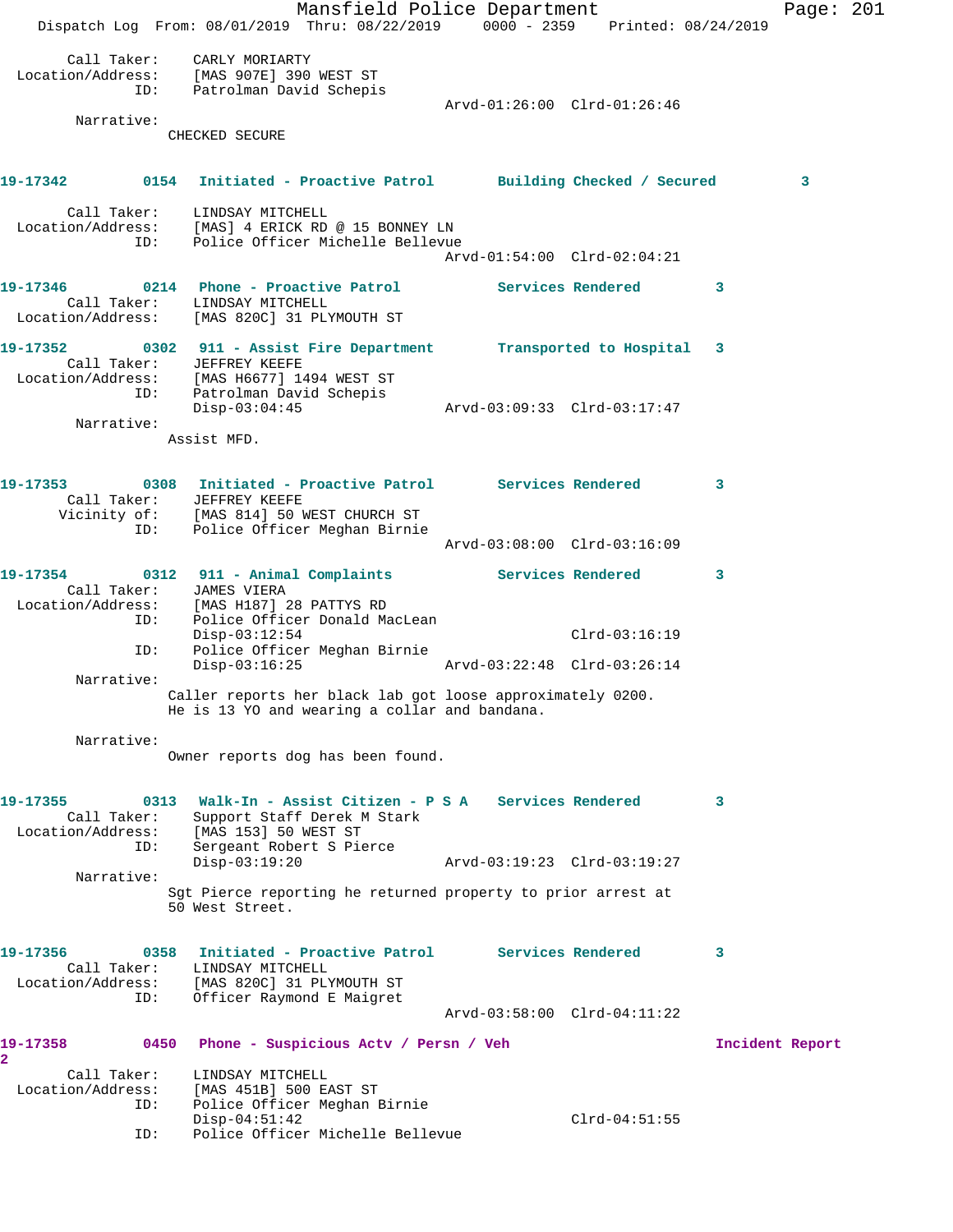```
    Call Taker:    CARLY MORIARTY
Location/Address:    [MAS 907E] 390 WEST ST
            ID:    Patrolman David Schepis
                                          Arvd-01:26:00  Clrd-01:26:46
     Narrative:
               CHECKED SECURE

19-17342        0154   Initiated - Proactive Patrol       Building Checked / Secured         3
    Call Taker:    LINDSAY MITCHELL
Location/Address:    [MAS] 4 ERICK RD @ 15 BONNEY LN
            ID:    Police Officer Michelle Bellevue
                                          Arvd-01:54:00  Clrd-02:04:21

19-17346        0214   Phone - Proactive Patrol           Services Rendered         3
    Call Taker:    LINDSAY MITCHELL
Location/Address:    [MAS 820C] 31 PLYMOUTH ST

19-17352        0302   911 - Assist Fire Department       Transported to Hospital   3
    Call Taker:    JEFFREY KEEFE
Location/Address:    [MAS H6677] 1494 WEST ST
            ID:    Patrolman David Schepis
                   Disp-03:04:45              Arvd-03:09:33  Clrd-03:17:47
     Narrative:
               Assist MFD.

19-17353        0308   Initiated - Proactive Patrol       Services Rendered         3
    Call Taker:    JEFFREY KEEFE
   Vicinity of:    [MAS 814] 50 WEST CHURCH ST
            ID:    Police Officer Meghan Birnie
                                          Arvd-03:08:00  Clrd-03:16:09

19-17354        0312   911 - Animal Complaints            Services Rendered         3
    Call Taker:    JAMES VIERA
Location/Address:    [MAS H187] 28 PATTYS RD
            ID:    Police Officer Donald MacLean
                   Disp-03:12:54                             Clrd-03:16:19
            ID:    Police Officer Meghan Birnie
                   Disp-03:16:25              Arvd-03:22:48  Clrd-03:26:14
     Narrative:
               Caller reports her black lab got loose approximately 0200.
               He is 13 YO and wearing a collar and bandana.

     Narrative:
               Owner reports dog has been found.

19-17355        0313   Walk-In - Assist Citizen - P S A   Services Rendered         3
    Call Taker:    Support Staff Derek M Stark
Location/Address:    [MAS 153] 50 WEST ST
            ID:    Sergeant Robert S Pierce
                   Disp-03:19:20              Arvd-03:19:23  Clrd-03:19:27
     Narrative:
               Sgt Pierce reporting he returned property to prior arrest at
               50 West Street.

19-17356        0358   Initiated - Proactive Patrol       Services Rendered         3
    Call Taker:    LINDSAY MITCHELL
Location/Address:    [MAS 820C] 31 PLYMOUTH ST
            ID:    Officer Raymond E Maigret
                                          Arvd-03:58:00  Clrd-04:11:22

19-17358        0450   Phone - Suspicious Actv / Persn / Veh                    Incident Report
2
    Call Taker:    LINDSAY MITCHELL
Location/Address:    [MAS 451B] 500 EAST ST
            ID:    Police Officer Meghan Birnie
                   Disp-04:51:42                             Clrd-04:51:55
            ID:    Police Officer Michelle Bellevue
```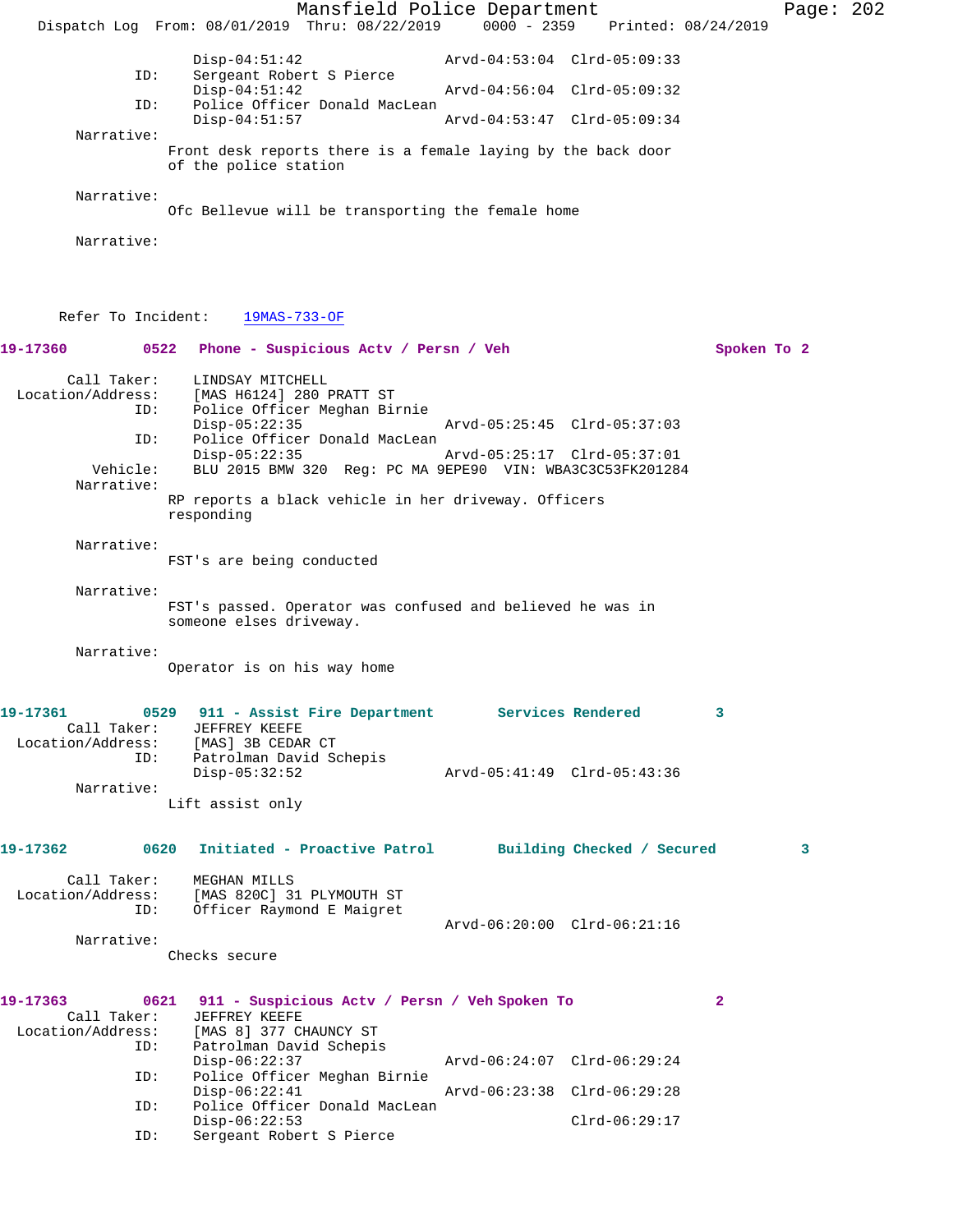```
                Disp-04:51:42                Arvd-04:53:04  Clrd-05:09:33
           ID:  Sergeant Robert S Pierce
                Disp-04:51:42                Arvd-04:56:04  Clrd-05:09:32
           ID:  Police Officer Donald MacLean
                Disp-04:51:57                Arvd-04:53:47  Clrd-05:09:34
    Narrative:
               Front desk reports there is a female laying by the back door
               of the police station

    Narrative:
               Ofc Bellevue will be transporting the female home

    Narrative:



   Refer To Incident:    19MAS-733-OF
```

**19-17360 0522 Phone - Suspicious Actv / Persn / Veh — Spoken To 2**

```
      Call Taker:   LINDSAY MITCHELL
Location/Address:   [MAS H6124] 280 PRATT ST
             ID:    Police Officer Meghan Birnie
                    Disp-05:22:35                Arvd-05:25:45  Clrd-05:37:03
             ID:    Police Officer Donald MacLean
                    Disp-05:22:35                Arvd-05:25:17  Clrd-05:37:01
        Vehicle:    BLU 2015 BMW 320  Reg: PC MA 9EPE90  VIN: WBA3C3C53FK201284
      Narrative:
                   RP reports a black vehicle in her driveway. Officers
                   responding

      Narrative:
                   FST's are being conducted

      Narrative:
                   FST's passed. Operator was confused and believed he was in
                   someone elses driveway.

      Narrative:
                   Operator is on his way home
```

**19-17361 0529 911 - Assist Fire Department — Services Rendered 3**

```
      Call Taker:   JEFFREY KEEFE
Location/Address:   [MAS] 3B CEDAR CT
             ID:    Patrolman David Schepis
                    Disp-05:32:52                Arvd-05:41:49  Clrd-05:43:36
      Narrative:
                   Lift assist only
```

**19-17362 0620 Initiated - Proactive Patrol — Building Checked / Secured 3**

```
      Call Taker:   MEGHAN MILLS
Location/Address:   [MAS 820C] 31 PLYMOUTH ST
             ID:    Officer Raymond E Maigret
                                                 Arvd-06:20:00  Clrd-06:21:16
      Narrative:
                   Checks secure
```

**19-17363 0621 911 - Suspicious Actv / Persn / Veh Spoken To 2**

```
      Call Taker:   JEFFREY KEEFE
Location/Address:   [MAS 8] 377 CHAUNCY ST
             ID:    Patrolman David Schepis
                    Disp-06:22:37                Arvd-06:24:07  Clrd-06:29:24
             ID:    Police Officer Meghan Birnie
                    Disp-06:22:41                Arvd-06:23:38  Clrd-06:29:28
             ID:    Police Officer Donald MacLean
                    Disp-06:22:53                               Clrd-06:29:17
             ID:    Sergeant Robert S Pierce
```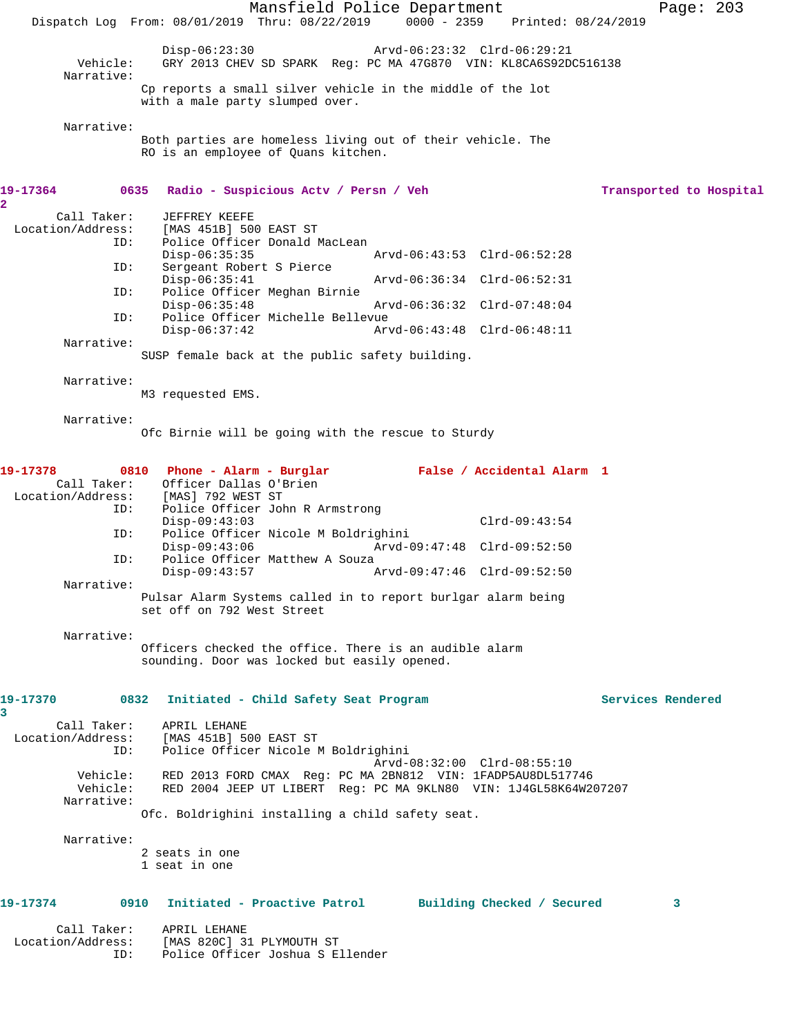Disp-06:23:30 Arvd-06:23:32 Clrd-06:29:21
Vehicle: GRY 2013 CHEV SD SPARK Reg: PC MA 47G870 VIN: KL8CA6S92DC516138
Narrative:
Cp reports a small silver vehicle in the middle of the lot with a male party slumped over.

Narrative:
Both parties are homeless living out of their vehicle. The RO is an employee of Quans kitchen.

**19-17364 0635 Radio - Suspicious Actv / Persn / Veh Transported to Hospital 2**

Call Taker: JEFFREY KEEFE
Location/Address: [MAS 451B] 500 EAST ST
ID: Police Officer Donald MacLean
Disp-06:35:35 Arvd-06:43:53 Clrd-06:52:28
ID: Sergeant Robert S Pierce
Disp-06:35:41 Arvd-06:36:34 Clrd-06:52:31
ID: Police Officer Meghan Birnie
Disp-06:35:48 Arvd-06:36:32 Clrd-07:48:04
ID: Police Officer Michelle Bellevue
Disp-06:37:42 Arvd-06:43:48 Clrd-06:48:11
Narrative:
SUSP female back at the public safety building.

Narrative:
M3 requested EMS.

Narrative:
Ofc Birnie will be going with the rescue to Sturdy

**19-17378 0810 Phone - Alarm - Burglar False / Accidental Alarm 1**

Call Taker: Officer Dallas O'Brien
Location/Address: [MAS] 792 WEST ST
ID: Police Officer John R Armstrong
Disp-09:43:03 Clrd-09:43:54
ID: Police Officer Nicole M Boldrighini
Disp-09:43:06 Arvd-09:47:48 Clrd-09:52:50
ID: Police Officer Matthew A Souza
Disp-09:43:57 Arvd-09:47:46 Clrd-09:52:50
Narrative:
Pulsar Alarm Systems called in to report burlgar alarm being set off on 792 West Street

Narrative:
Officers checked the office. There is an audible alarm sounding. Door was locked but easily opened.

**19-17370 0832 Initiated - Child Safety Seat Program Services Rendered 3**

Call Taker: APRIL LEHANE
Location/Address: [MAS 451B] 500 EAST ST
ID: Police Officer Nicole M Boldrighini
Arvd-08:32:00 Clrd-08:55:10
Vehicle: RED 2013 FORD CMAX Reg: PC MA 2BN812 VIN: 1FADP5AU8DL517746
Vehicle: RED 2004 JEEP UT LIBERT Reg: PC MA 9KLN80 VIN: 1J4GL58K64W207207
Narrative:
Ofc. Boldrighini installing a child safety seat.

Narrative:
2 seats in one
1 seat in one

**19-17374 0910 Initiated - Proactive Patrol Building Checked / Secured 3**

Call Taker: APRIL LEHANE
Location/Address: [MAS 820C] 31 PLYMOUTH ST
ID: Police Officer Joshua S Ellender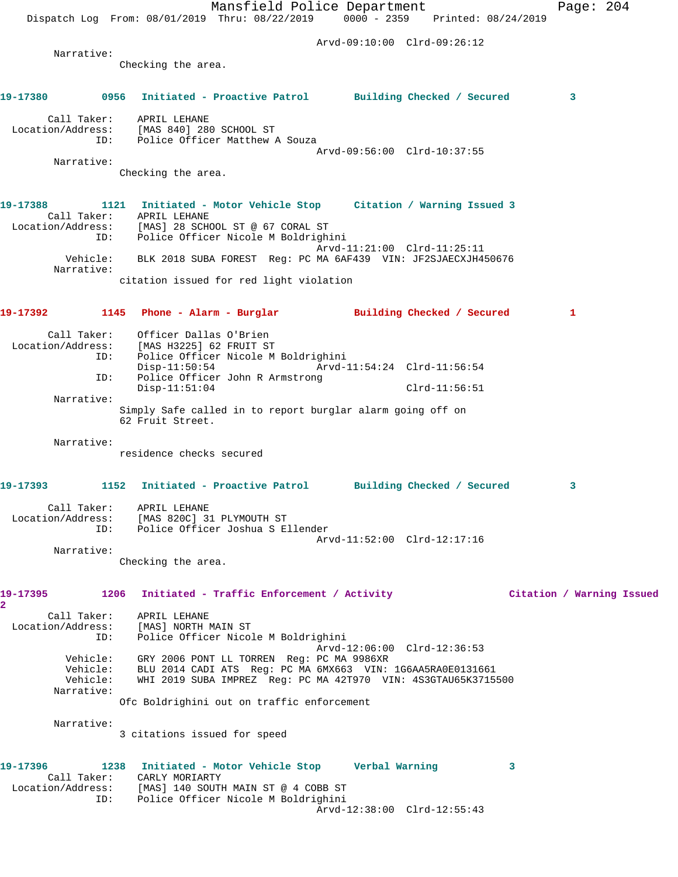Arvd-09:10:00 Clrd-09:26:12

Narrative:
Checking the area.

**19-17380 0956 Initiated - Proactive Patrol Building Checked / Secured 3**

Call Taker: APRIL LEHANE
Location/Address: [MAS 840] 280 SCHOOL ST
ID: Police Officer Matthew A Souza
Arvd-09:56:00 Clrd-10:37:55

Narrative:
Checking the area.

**19-17388 1121 Initiated - Motor Vehicle Stop Citation / Warning Issued 3**

Call Taker: APRIL LEHANE
Location/Address: [MAS] 28 SCHOOL ST @ 67 CORAL ST
ID: Police Officer Nicole M Boldrighini
Arvd-11:21:00 Clrd-11:25:11
Vehicle: BLK 2018 SUBA FOREST Reg: PC MA 6AF439 VIN: JF2SJAECXJH450676

Narrative:
citation issued for red light violation

**19-17392 1145 Phone - Alarm - Burglar Building Checked / Secured 1**

Call Taker: Officer Dallas O'Brien
Location/Address: [MAS H3225] 62 FRUIT ST
ID: Police Officer Nicole M Boldrighini
Disp-11:50:54 Arvd-11:54:24 Clrd-11:56:54
ID: Police Officer John R Armstrong
Disp-11:51:04 Clrd-11:56:51

Narrative:
Simply Safe called in to report burglar alarm going off on 62 Fruit Street.

Narrative:
residence checks secured

**19-17393 1152 Initiated - Proactive Patrol Building Checked / Secured 3**

Call Taker: APRIL LEHANE
Location/Address: [MAS 820C] 31 PLYMOUTH ST
ID: Police Officer Joshua S Ellender
Arvd-11:52:00 Clrd-12:17:16

Narrative:
Checking the area.

**19-17395 1206 Initiated - Traffic Enforcement / Activity Citation / Warning Issued 2**

Call Taker: APRIL LEHANE
Location/Address: [MAS] NORTH MAIN ST
ID: Police Officer Nicole M Boldrighini
Arvd-12:06:00 Clrd-12:36:53
Vehicle: GRY 2006 PONT LL TORREN Reg: PC MA 9986XR
Vehicle: BLU 2014 CADI ATS Reg: PC MA 6MX663 VIN: 1G6AA5RA0E0131661
Vehicle: WHI 2019 SUBA IMPREZ Reg: PC MA 42T970 VIN: 4S3GTAU65K3715500

Narrative:
Ofc Boldrighini out on traffic enforcement

Narrative:
3 citations issued for speed

**19-17396 1238 Initiated - Motor Vehicle Stop Verbal Warning 3**

Call Taker: CARLY MORIARTY
Location/Address: [MAS] 140 SOUTH MAIN ST @ 4 COBB ST
ID: Police Officer Nicole M Boldrighini
Arvd-12:38:00 Clrd-12:55:43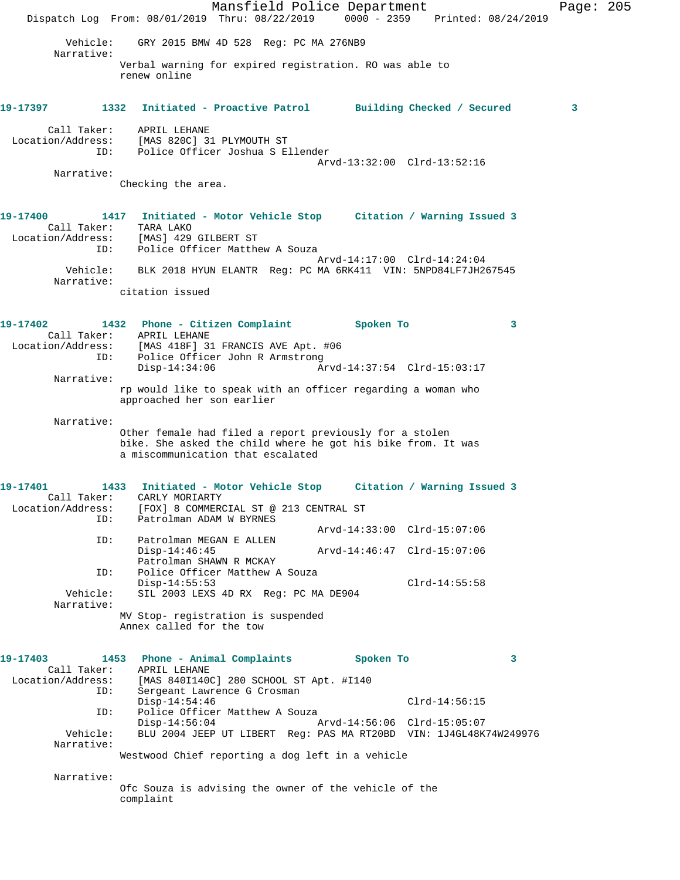```
        Vehicle:    GRY 2015 BMW 4D 528  Reg: PC MA 276NB9
        Narrative:
                    Verbal warning for expired registration. RO was able to
                    renew online


19-17397         1332  Initiated - Proactive Patrol       Building Checked / Secured          3

        Call Taker:    APRIL LEHANE
  Location/Address:    [MAS 820C] 31 PLYMOUTH ST
                ID:    Police Officer Joshua S Ellender
                                                Arvd-13:32:00  Clrd-13:52:16
        Narrative:
                    Checking the area.


19-17400         1417  Initiated - Motor Vehicle Stop     Citation / Warning Issued 3
        Call Taker:    TARA LAKO
  Location/Address:    [MAS] 429 GILBERT ST
                ID:    Police Officer Matthew A Souza
                                                Arvd-14:17:00  Clrd-14:24:04
           Vehicle:    BLK 2018 HYUN ELANTR  Reg: PC MA 6RK411  VIN: 5NPD84LF7JH267545
        Narrative:
                    citation issued


19-17402         1432  Phone - Citizen Complaint          Spoken To                 3
        Call Taker:    APRIL LEHANE
  Location/Address:    [MAS 418F] 31 FRANCIS AVE Apt. #06
                ID:    Police Officer John R Armstrong
                       Disp-14:34:06            Arvd-14:37:54  Clrd-15:03:17
        Narrative:
                    rp would like to speak with an officer regarding a woman who
                    approached her son earlier

        Narrative:
                    Other female had filed a report previously for a stolen
                    bike. She asked the child where he got his bike from. It was
                    a miscommunication that escalated


19-17401         1433  Initiated - Motor Vehicle Stop     Citation / Warning Issued 3
        Call Taker:    CARLY MORIARTY
  Location/Address:    [FOX] 8 COMMERCIAL ST @ 213 CENTRAL ST
                ID:    Patrolman ADAM W BYRNES
                                                Arvd-14:33:00  Clrd-15:07:06
                ID:    Patrolman MEGAN E ALLEN
                       Disp-14:46:45            Arvd-14:46:47  Clrd-15:07:06
                       Patrolman SHAWN R MCKAY
                ID:    Police Officer Matthew A Souza
                       Disp-14:55:53                           Clrd-14:55:58
           Vehicle:    SIL 2003 LEXS 4D RX  Reg: PC MA DE904
        Narrative:
                    MV Stop- registration is suspended
                    Annex called for the tow


19-17403         1453  Phone - Animal Complaints          Spoken To                 3
        Call Taker:    APRIL LEHANE
  Location/Address:    [MAS 840I140C] 280 SCHOOL ST Apt. #I140
                ID:    Sergeant Lawrence G Crosman
                       Disp-14:54:46                           Clrd-14:56:15
                ID:    Police Officer Matthew A Souza
                       Disp-14:56:04            Arvd-14:56:06  Clrd-15:05:07
           Vehicle:    BLU 2004 JEEP UT LIBERT  Reg: PAS MA RT20BD  VIN: 1J4GL48K74W249976
        Narrative:
                    Westwood Chief reporting a dog left in a vehicle

        Narrative:
                    Ofc Souza is advising the owner of the vehicle of the
                    complaint
```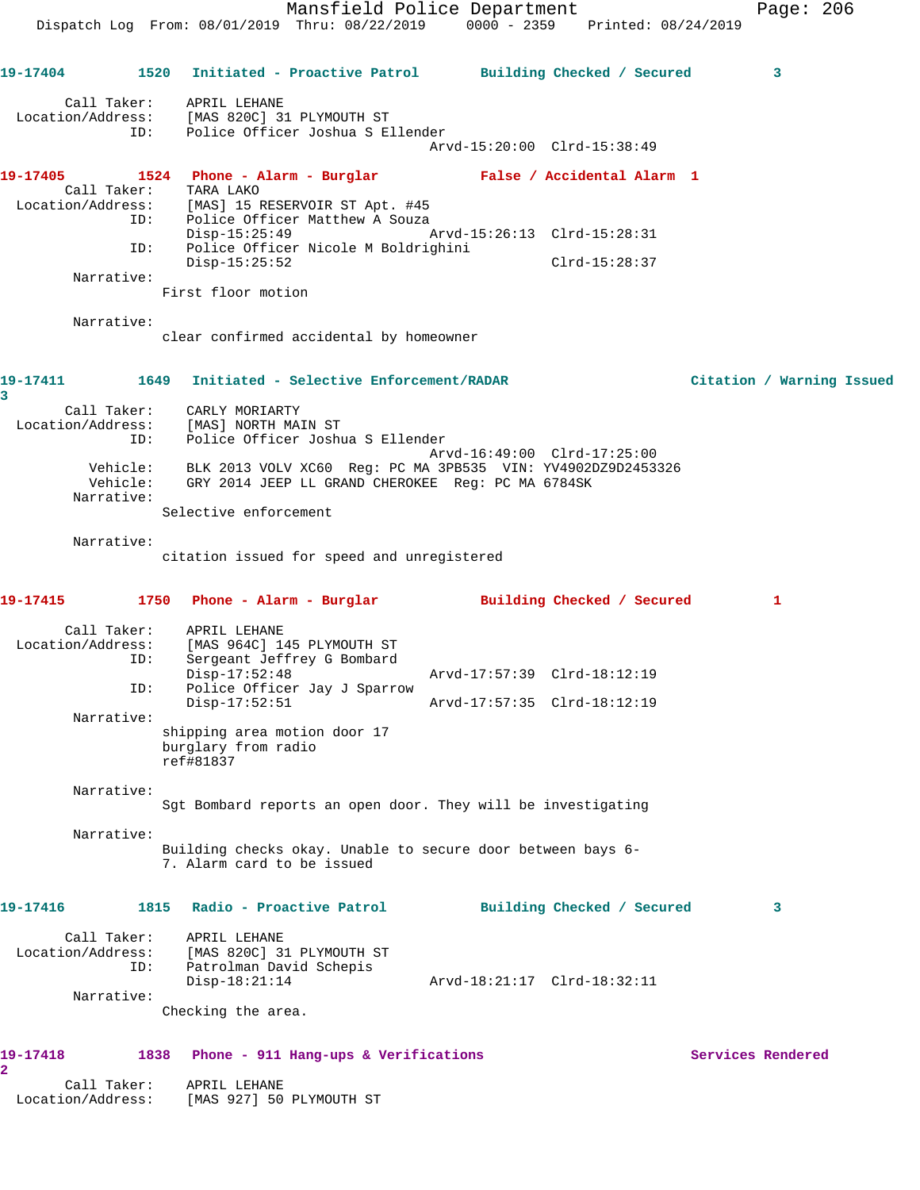19-17404 1520 Initiated - Proactive Patrol Building Checked / Secured 3

Call Taker: APRIL LEHANE
Location/Address: [MAS 820C] 31 PLYMOUTH ST
ID: Police Officer Joshua S Ellender
Arvd-15:20:00 Clrd-15:38:49

19-17405 1524 Phone - Alarm - Burglar False / Accidental Alarm 1
Call Taker: TARA LAKO
Location/Address: [MAS] 15 RESERVOIR ST Apt. #45
ID: Police Officer Matthew A Souza
Disp-15:25:49 Arvd-15:26:13 Clrd-15:28:31
ID: Police Officer Nicole M Boldrighini
Disp-15:25:52 Clrd-15:28:37
Narrative:
First floor motion

Narrative:
clear confirmed accidental by homeowner

19-17411 1649 Initiated - Selective Enforcement/RADAR Citation / Warning Issued 3
Call Taker: CARLY MORIARTY
Location/Address: [MAS] NORTH MAIN ST
ID: Police Officer Joshua S Ellender
Arvd-16:49:00 Clrd-17:25:00
Vehicle: BLK 2013 VOLV XC60 Reg: PC MA 3PB535 VIN: YV4902DZ9D2453326
Vehicle: GRY 2014 JEEP LL GRAND CHEROKEE Reg: PC MA 6784SK
Narrative:
Selective enforcement

Narrative:
citation issued for speed and unregistered

19-17415 1750 Phone - Alarm - Burglar Building Checked / Secured 1

Call Taker: APRIL LEHANE
Location/Address: [MAS 964C] 145 PLYMOUTH ST
ID: Sergeant Jeffrey G Bombard
Disp-17:52:48 Arvd-17:57:39 Clrd-18:12:19
ID: Police Officer Jay J Sparrow
Disp-17:52:51 Arvd-17:57:35 Clrd-18:12:19
Narrative:
shipping area motion door 17
burglary from radio
ref#81837

Narrative:
Sgt Bombard reports an open door. They will be investigating

Narrative:
Building checks okay. Unable to secure door between bays 6-7. Alarm card to be issued

19-17416 1815 Radio - Proactive Patrol Building Checked / Secured 3

Call Taker: APRIL LEHANE
Location/Address: [MAS 820C] 31 PLYMOUTH ST
ID: Patrolman David Schepis
Disp-18:21:14 Arvd-18:21:17 Clrd-18:32:11
Narrative:
Checking the area.

19-17418 1838 Phone - 911 Hang-ups & Verifications Services Rendered 2
Call Taker: APRIL LEHANE
Location/Address: [MAS 927] 50 PLYMOUTH ST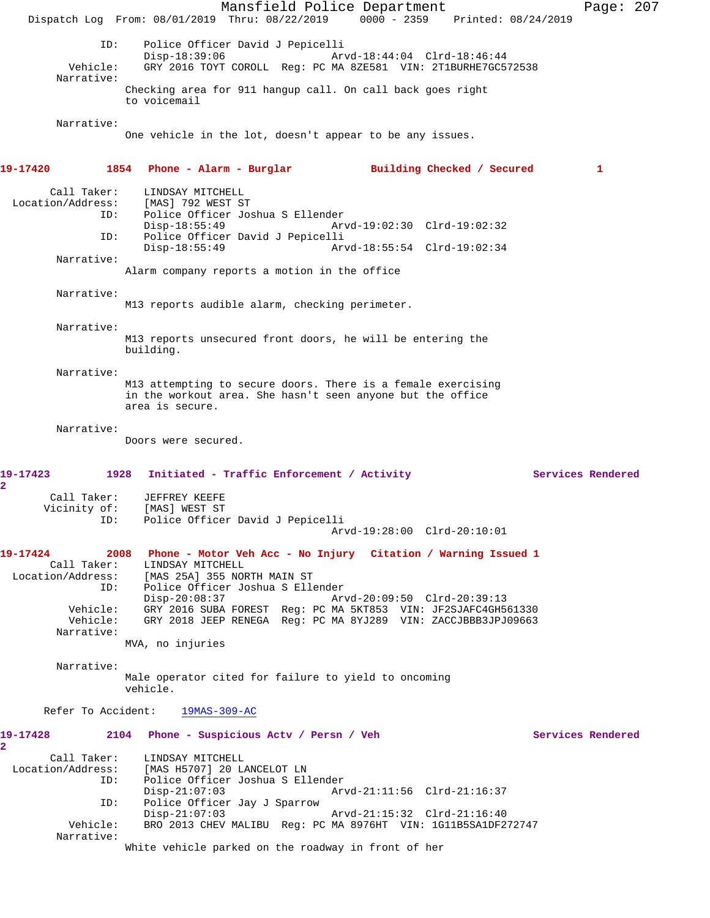ID: Police Officer David J Pepicelli
Disp-18:39:06 Arvd-18:44:04 Clrd-18:46:44
Vehicle: GRY 2016 TOYT COROLL Reg: PC MA 8ZE581 VIN: 2T1BURHE7GC572538
Narrative:
Checking area for 911 hangup call. On call back goes right to voicemail

Narrative:
One vehicle in the lot, doesn't appear to be any issues.

**19-17420 1854 Phone - Alarm - Burglar Building Checked / Secured 1**

Call Taker: LINDSAY MITCHELL
Location/Address: [MAS] 792 WEST ST
ID: Police Officer Joshua S Ellender
Disp-18:55:49 Arvd-19:02:30 Clrd-19:02:32
ID: Police Officer David J Pepicelli
Disp-18:55:49 Arvd-18:55:54 Clrd-19:02:34
Narrative:
Alarm company reports a motion in the office

Narrative:
M13 reports audible alarm, checking perimeter.

Narrative:
M13 reports unsecured front doors, he will be entering the building.

Narrative:
M13 attempting to secure doors. There is a female exercising in the workout area. She hasn't seen anyone but the office area is secure.

Narrative:
Doors were secured.

**19-17423 1928 Initiated - Traffic Enforcement / Activity Services Rendered 2**

Call Taker: JEFFREY KEEFE
Vicinity of: [MAS] WEST ST
ID: Police Officer David J Pepicelli
Arvd-19:28:00 Clrd-20:10:01

**19-17424 2008 Phone - Motor Veh Acc - No Injury Citation / Warning Issued 1**

Call Taker: LINDSAY MITCHELL
Location/Address: [MAS 25A] 355 NORTH MAIN ST
ID: Police Officer Joshua S Ellender
Disp-20:08:37 Arvd-20:09:50 Clrd-20:39:13
Vehicle: GRY 2016 SUBA FOREST Reg: PC MA 5KT853 VIN: JF2SJAFC4GH561330
Vehicle: GRY 2018 JEEP RENEGA Reg: PC MA 8YJ289 VIN: ZACCJBBB3JPJ09663
Narrative:
MVA, no injuries

Narrative:
Male operator cited for failure to yield to oncoming vehicle.

Refer To Accident: 19MAS-309-AC

**19-17428 2104 Phone - Suspicious Actv / Persn / Veh Services Rendered 2**

Call Taker: LINDSAY MITCHELL
Location/Address: [MAS H5707] 20 LANCELOT LN
ID: Police Officer Joshua S Ellender
Disp-21:07:03 Arvd-21:11:56 Clrd-21:16:37
ID: Police Officer Jay J Sparrow
Disp-21:07:03 Arvd-21:15:32 Clrd-21:16:40
Vehicle: BRO 2013 CHEV MALIBU Reg: PC MA 8976HT VIN: 1G11B5SA1DF272747
Narrative:
White vehicle parked on the roadway in front of her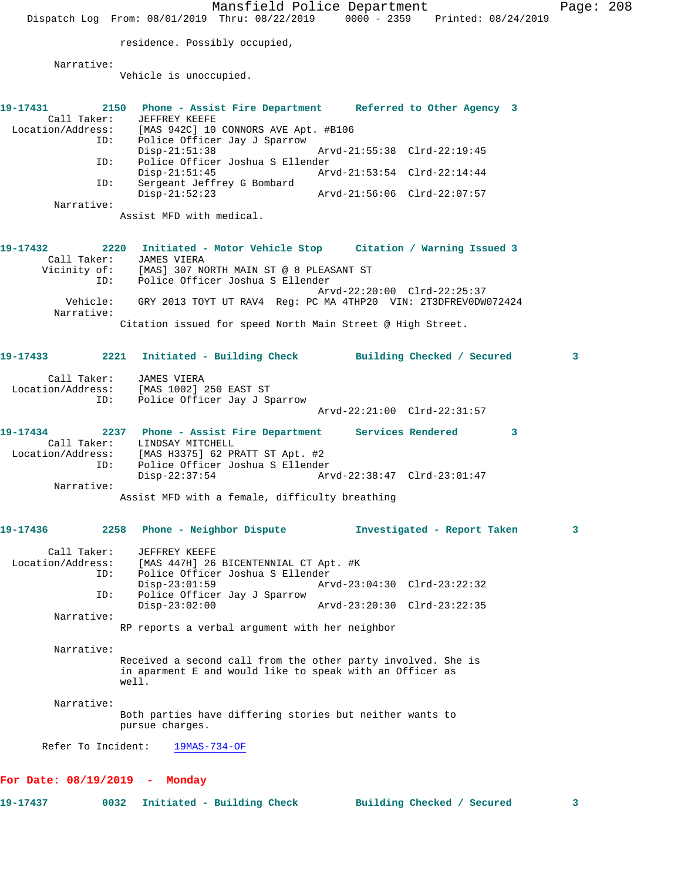residence. Possibly occupied,

Narrative:
Vehicle is unoccupied.

**19-17431 2150 Phone - Assist Fire Department Referred to Other Agency 3**

Call Taker: JEFFREY KEEFE
Location/Address: [MAS 942C] 10 CONNORS AVE Apt. #B106
ID: Police Officer Jay J Sparrow
Disp-21:51:38 Arvd-21:55:38 Clrd-22:19:45
ID: Police Officer Joshua S Ellender
Disp-21:51:45 Arvd-21:53:54 Clrd-22:14:44
ID: Sergeant Jeffrey G Bombard
Disp-21:52:23 Arvd-21:56:06 Clrd-22:07:57
Narrative:
Assist MFD with medical.

**19-17432 2220 Initiated - Motor Vehicle Stop Citation / Warning Issued 3**

Call Taker: JAMES VIERA
Vicinity of: [MAS] 307 NORTH MAIN ST @ 8 PLEASANT ST
ID: Police Officer Joshua S Ellender
Arvd-22:20:00 Clrd-22:25:37
Vehicle: GRY 2013 TOYT UT RAV4 Reg: PC MA 4THP20 VIN: 2T3DFREV0DW072424
Narrative:
Citation issued for speed North Main Street @ High Street.

**19-17433 2221 Initiated - Building Check Building Checked / Secured 3**

Call Taker: JAMES VIERA
Location/Address: [MAS 1002] 250 EAST ST
ID: Police Officer Jay J Sparrow
Arvd-22:21:00 Clrd-22:31:57

**19-17434 2237 Phone - Assist Fire Department Services Rendered 3**

Call Taker: LINDSAY MITCHELL
Location/Address: [MAS H3375] 62 PRATT ST Apt. #2
ID: Police Officer Joshua S Ellender
Disp-22:37:54 Arvd-22:38:47 Clrd-23:01:47
Narrative:
Assist MFD with a female, difficulty breathing

**19-17436 2258 Phone - Neighbor Dispute Investigated - Report Taken 3**

Call Taker: JEFFREY KEEFE
Location/Address: [MAS 447H] 26 BICENTENNIAL CT Apt. #K
ID: Police Officer Joshua S Ellender
Disp-23:01:59 Arvd-23:04:30 Clrd-23:22:32
ID: Police Officer Jay J Sparrow
Disp-23:02:00 Arvd-23:20:30 Clrd-23:22:35
Narrative:
RP reports a verbal argument with her neighbor

Narrative:
Received a second call from the other party involved. She is in aparment E and would like to speak with an Officer as well.

Narrative:
Both parties have differing stories but neither wants to pursue charges.

Refer To Incident: 19MAS-734-OF

## For Date: 08/19/2019 - Monday

**19-17437 0032 Initiated - Building Check Building Checked / Secured 3**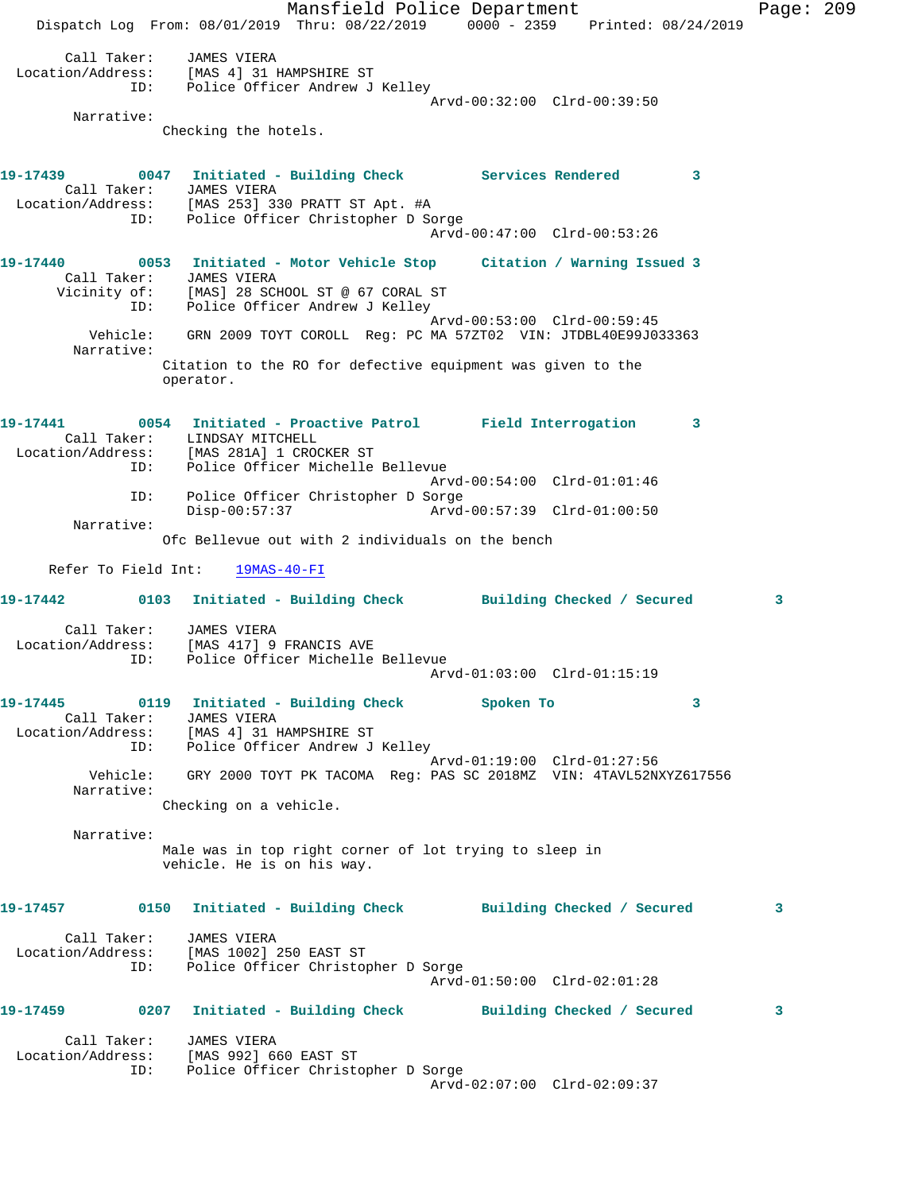Call Taker: JAMES VIERA
Location/Address: [MAS 4] 31 HAMPSHIRE ST
ID: Police Officer Andrew J Kelley
Arvd-00:32:00 Clrd-00:39:50
Narrative:
Checking the hotels.

**19-17439 0047 Initiated - Building Check Services Rendered 3**
Call Taker: JAMES VIERA
Location/Address: [MAS 253] 330 PRATT ST Apt. #A
ID: Police Officer Christopher D Sorge
Arvd-00:47:00 Clrd-00:53:26

**19-17440 0053 Initiated - Motor Vehicle Stop Citation / Warning Issued 3**
Call Taker: JAMES VIERA
Vicinity of: [MAS] 28 SCHOOL ST @ 67 CORAL ST
ID: Police Officer Andrew J Kelley
Arvd-00:53:00 Clrd-00:59:45
Vehicle: GRN 2009 TOYT COROLL Reg: PC MA 57ZT02 VIN: JTDBL40E99J033363
Narrative:
Citation to the RO for defective equipment was given to the operator.

**19-17441 0054 Initiated - Proactive Patrol Field Interrogation 3**
Call Taker: LINDSAY MITCHELL
Location/Address: [MAS 281A] 1 CROCKER ST
ID: Police Officer Michelle Bellevue
Arvd-00:54:00 Clrd-01:01:46
ID: Police Officer Christopher D Sorge
Disp-00:57:37 Arvd-00:57:39 Clrd-01:00:50
Narrative:
Ofc Bellevue out with 2 individuals on the bench

Refer To Field Int: 19MAS-40-FI

**19-17442 0103 Initiated - Building Check Building Checked / Secured 3**
Call Taker: JAMES VIERA
Location/Address: [MAS 417] 9 FRANCIS AVE
ID: Police Officer Michelle Bellevue
Arvd-01:03:00 Clrd-01:15:19

**19-17445 0119 Initiated - Building Check Spoken To 3**
Call Taker: JAMES VIERA
Location/Address: [MAS 4] 31 HAMPSHIRE ST
ID: Police Officer Andrew J Kelley
Arvd-01:19:00 Clrd-01:27:56
Vehicle: GRY 2000 TOYT PK TACOMA Reg: PAS SC 2018MZ VIN: 4TAVL52NXYZ617556
Narrative:
Checking on a vehicle.

Narrative:
Male was in top right corner of lot trying to sleep in vehicle. He is on his way.

**19-17457 0150 Initiated - Building Check Building Checked / Secured 3**
Call Taker: JAMES VIERA
Location/Address: [MAS 1002] 250 EAST ST
ID: Police Officer Christopher D Sorge
Arvd-01:50:00 Clrd-02:01:28

**19-17459 0207 Initiated - Building Check Building Checked / Secured 3**
Call Taker: JAMES VIERA
Location/Address: [MAS 992] 660 EAST ST
ID: Police Officer Christopher D Sorge
Arvd-02:07:00 Clrd-02:09:37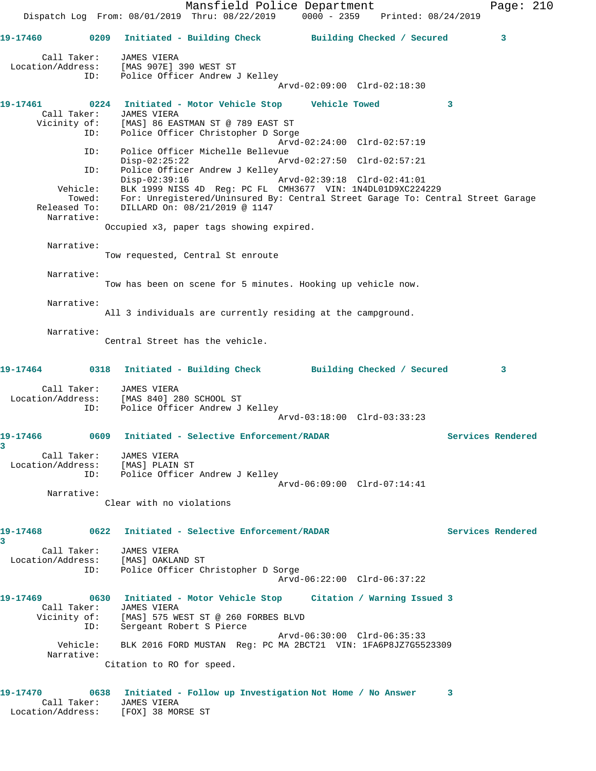```
19-17460         0209   Initiated - Building Check          Building Checked / Secured          3

      Call Taker:     JAMES VIERA
  Location/Address:   [MAS 907E] 390 WEST ST
               ID:    Police Officer Andrew J Kelley
                                               Arvd-02:09:00  Clrd-02:18:30

19-17461         0224   Initiated - Motor Vehicle Stop      Vehicle Towed             3
      Call Taker:     JAMES VIERA
      Vicinity of:    [MAS] 86 EASTMAN ST @ 789 EAST ST
               ID:    Police Officer Christopher D Sorge
                                               Arvd-02:24:00  Clrd-02:57:19
               ID:    Police Officer Michelle Bellevue
                      Disp-02:25:22            Arvd-02:27:50  Clrd-02:57:21
               ID:    Police Officer Andrew J Kelley
                      Disp-02:39:16            Arvd-02:39:18  Clrd-02:41:01
          Vehicle:    BLK 1999 NISS 4D  Reg: PC FL  CMH3677  VIN: 1N4DL01D9XC224229
            Towed:    For: Unregistered/Uninsured By: Central Street Garage To: Central Street Garage
     Released To:     DILLARD On: 08/21/2019 @ 1147
        Narrative:
                  Occupied x3, paper tags showing expired.

        Narrative:
                  Tow requested, Central St enroute

        Narrative:
                  Tow has been on scene for 5 minutes. Hooking up vehicle now.

        Narrative:
                  All 3 individuals are currently residing at the campground.

        Narrative:
                  Central Street has the vehicle.

19-17464         0318   Initiated - Building Check          Building Checked / Secured          3

      Call Taker:     JAMES VIERA
  Location/Address:   [MAS 840] 280 SCHOOL ST
               ID:    Police Officer Andrew J Kelley
                                               Arvd-03:18:00  Clrd-03:33:23

19-17466         0609   Initiated - Selective Enforcement/RADAR                  Services Rendered
3
      Call Taker:     JAMES VIERA
  Location/Address:   [MAS] PLAIN ST
               ID:    Police Officer Andrew J Kelley
                                               Arvd-06:09:00  Clrd-07:14:41
        Narrative:
                  Clear with no violations

19-17468         0622   Initiated - Selective Enforcement/RADAR                  Services Rendered
3
      Call Taker:     JAMES VIERA
  Location/Address:   [MAS] OAKLAND ST
               ID:    Police Officer Christopher D Sorge
                                               Arvd-06:22:00  Clrd-06:37:22

19-17469         0630   Initiated - Motor Vehicle Stop      Citation / Warning Issued 3
      Call Taker:     JAMES VIERA
      Vicinity of:    [MAS] 575 WEST ST @ 260 FORBES BLVD
               ID:    Sergeant Robert S Pierce
                                               Arvd-06:30:00  Clrd-06:35:33
          Vehicle:    BLK 2016 FORD MUSTAN  Reg: PC MA 2BCT21  VIN: 1FA6P8JZ7G5523309
        Narrative:
                  Citation to RO for speed.

19-17470         0638   Initiated - Follow up Investigation Not Home / No Answer      3
      Call Taker:     JAMES VIERA
  Location/Address:   [FOX] 38 MORSE ST
```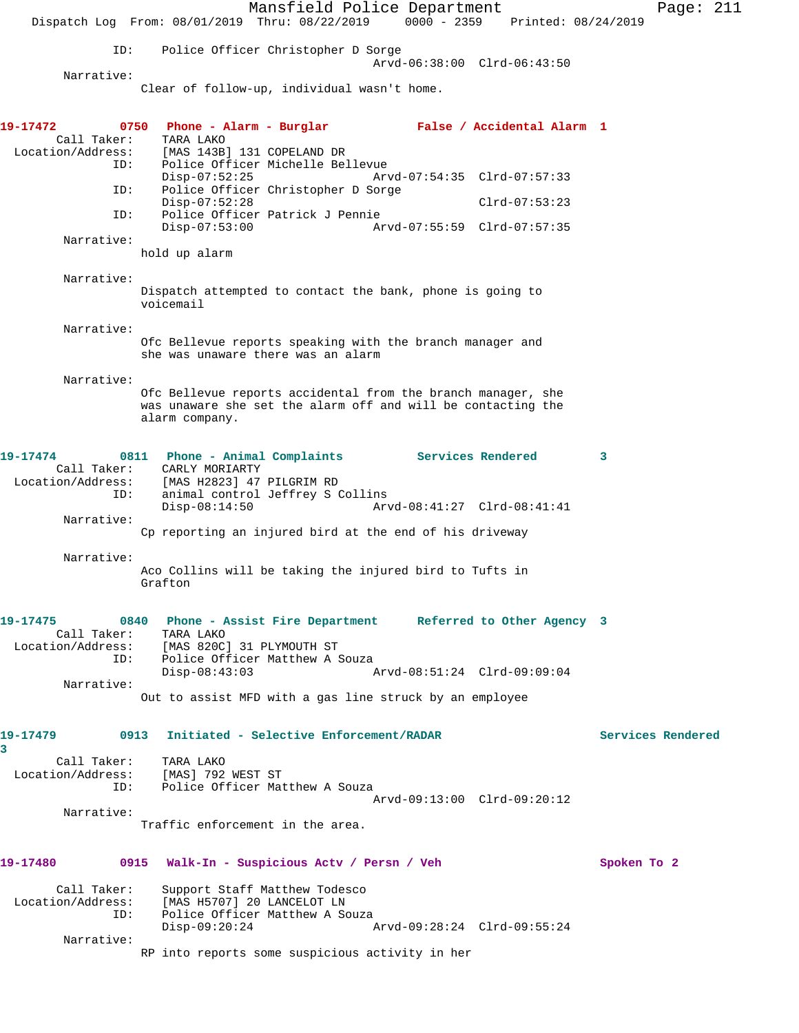ID: Police Officer Christopher D Sorge
Arvd-06:38:00 Clrd-06:43:50

Narrative:
Clear of follow-up, individual wasn't home.

**19-17472 0750 Phone - Alarm - Burglar False / Accidental Alarm 1**

Call Taker: TARA LAKO
Location/Address: [MAS 143B] 131 COPELAND DR
ID: Police Officer Michelle Bellevue
Disp-07:52:25 Arvd-07:54:35 Clrd-07:57:33
ID: Police Officer Christopher D Sorge
Disp-07:52:28 Clrd-07:53:23
ID: Police Officer Patrick J Pennie
Disp-07:53:00 Arvd-07:55:59 Clrd-07:57:35

Narrative:
hold up alarm

Narrative:
Dispatch attempted to contact the bank, phone is going to voicemail

Narrative:
Ofc Bellevue reports speaking with the branch manager and she was unaware there was an alarm

Narrative:
Ofc Bellevue reports accidental from the branch manager, she was unaware she set the alarm off and will be contacting the alarm company.

**19-17474 0811 Phone - Animal Complaints Services Rendered 3**

Call Taker: CARLY MORIARTY
Location/Address: [MAS H2823] 47 PILGRIM RD
ID: animal control Jeffrey S Collins
Disp-08:14:50 Arvd-08:41:27 Clrd-08:41:41

Narrative:
Cp reporting an injured bird at the end of his driveway

Narrative:
Aco Collins will be taking the injured bird to Tufts in Grafton

**19-17475 0840 Phone - Assist Fire Department Referred to Other Agency 3**

Call Taker: TARA LAKO
Location/Address: [MAS 820C] 31 PLYMOUTH ST
ID: Police Officer Matthew A Souza
Disp-08:43:03 Arvd-08:51:24 Clrd-09:09:04

Narrative:
Out to assist MFD with a gas line struck by an employee

**19-17479 0913 Initiated - Selective Enforcement/RADAR Services Rendered 3**

Call Taker: TARA LAKO
Location/Address: [MAS] 792 WEST ST
ID: Police Officer Matthew A Souza
Arvd-09:13:00 Clrd-09:20:12

Narrative:
Traffic enforcement in the area.

**19-17480 0915 Walk-In - Suspicious Actv / Persn / Veh Spoken To 2**

Call Taker: Support Staff Matthew Todesco
Location/Address: [MAS H5707] 20 LANCELOT LN
ID: Police Officer Matthew A Souza
Disp-09:20:24 Arvd-09:28:24 Clrd-09:55:24

Narrative:
RP into reports some suspicious activity in her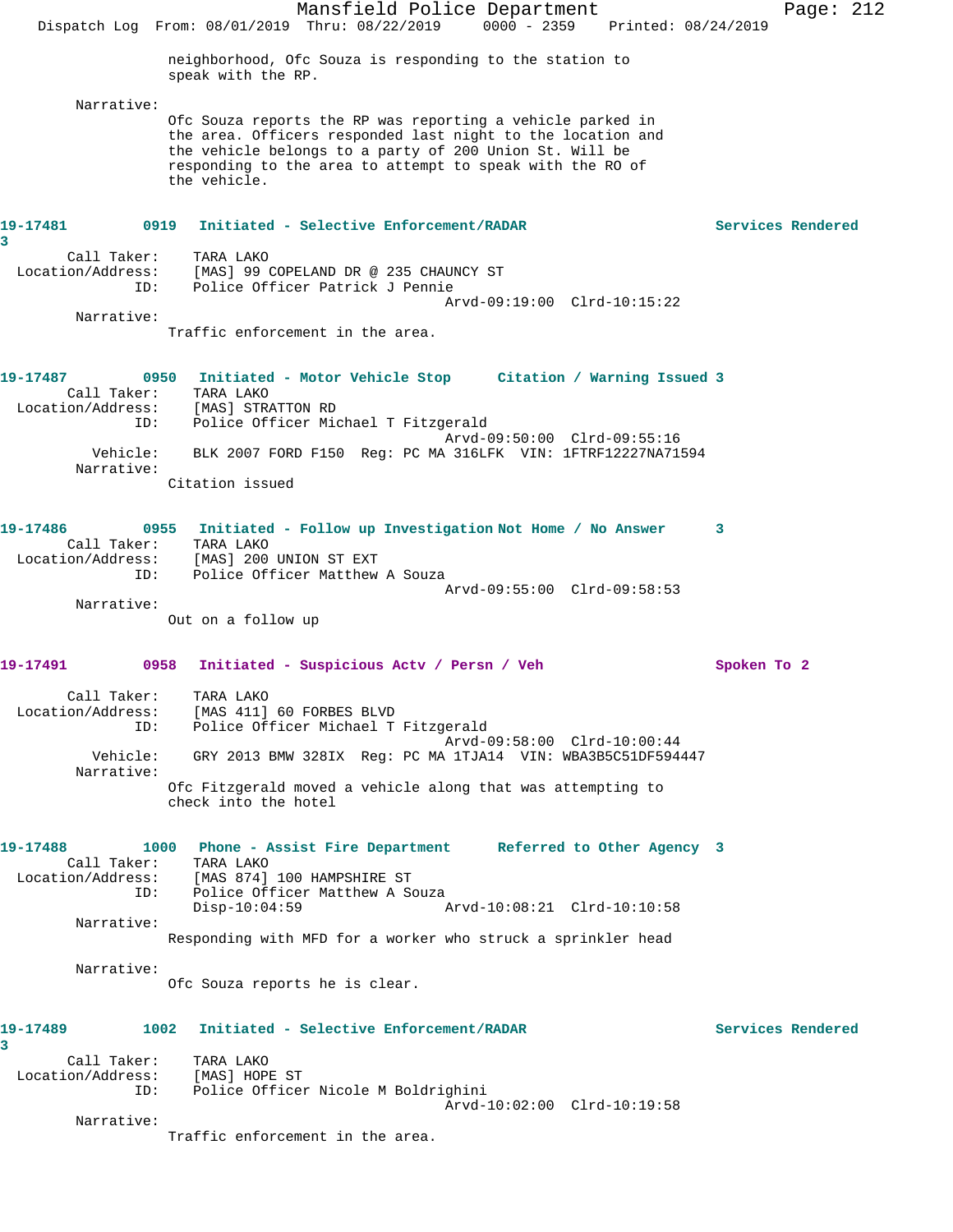neighborhood, Ofc Souza is responding to the station to speak with the RP.

Narrative:
Ofc Souza reports the RP was reporting a vehicle parked in the area. Officers responded last night to the location and the vehicle belongs to a party of 200 Union St. Will be responding to the area to attempt to speak with the RO of the vehicle.

**19-17481** 0919 Initiated - Selective Enforcement/RADAR — Services Rendered 3

Call Taker: TARA LAKO
Location/Address: [MAS] 99 COPELAND DR @ 235 CHAUNCY ST
ID: Police Officer Patrick J Pennie
Arvd-09:19:00 Clrd-10:15:22

Narrative:
Traffic enforcement in the area.

**19-17487** 0950 Initiated - Motor Vehicle Stop — Citation / Warning Issued 3

Call Taker: TARA LAKO
Location/Address: [MAS] STRATTON RD
ID: Police Officer Michael T Fitzgerald
Arvd-09:50:00 Clrd-09:55:16
Vehicle: BLK 2007 FORD F150 Reg: PC MA 316LFK VIN: 1FTRF12227NA71594

Narrative:
Citation issued

**19-17486** 0955 Initiated - Follow up Investigation — Not Home / No Answer 3

Call Taker: TARA LAKO
Location/Address: [MAS] 200 UNION ST EXT
ID: Police Officer Matthew A Souza
Arvd-09:55:00 Clrd-09:58:53

Narrative:
Out on a follow up

**19-17491** 0958 Initiated - Suspicious Actv / Persn / Veh — Spoken To 2

Call Taker: TARA LAKO
Location/Address: [MAS 411] 60 FORBES BLVD
ID: Police Officer Michael T Fitzgerald
Arvd-09:58:00 Clrd-10:00:44
Vehicle: GRY 2013 BMW 328IX Reg: PC MA 1TJA14 VIN: WBA3B5C51DF594447

Narrative:
Ofc Fitzgerald moved a vehicle along that was attempting to check into the hotel

**19-17488** 1000 Phone - Assist Fire Department — Referred to Other Agency 3

Call Taker: TARA LAKO
Location/Address: [MAS 874] 100 HAMPSHIRE ST
ID: Police Officer Matthew A Souza
Disp-10:04:59 Arvd-10:08:21 Clrd-10:10:58

Narrative:
Responding with MFD for a worker who struck a sprinkler head

Narrative:
Ofc Souza reports he is clear.

**19-17489** 1002 Initiated - Selective Enforcement/RADAR — Services Rendered 3

Call Taker: TARA LAKO
Location/Address: [MAS] HOPE ST
ID: Police Officer Nicole M Boldrighini
Arvd-10:02:00 Clrd-10:19:58

Narrative:
Traffic enforcement in the area.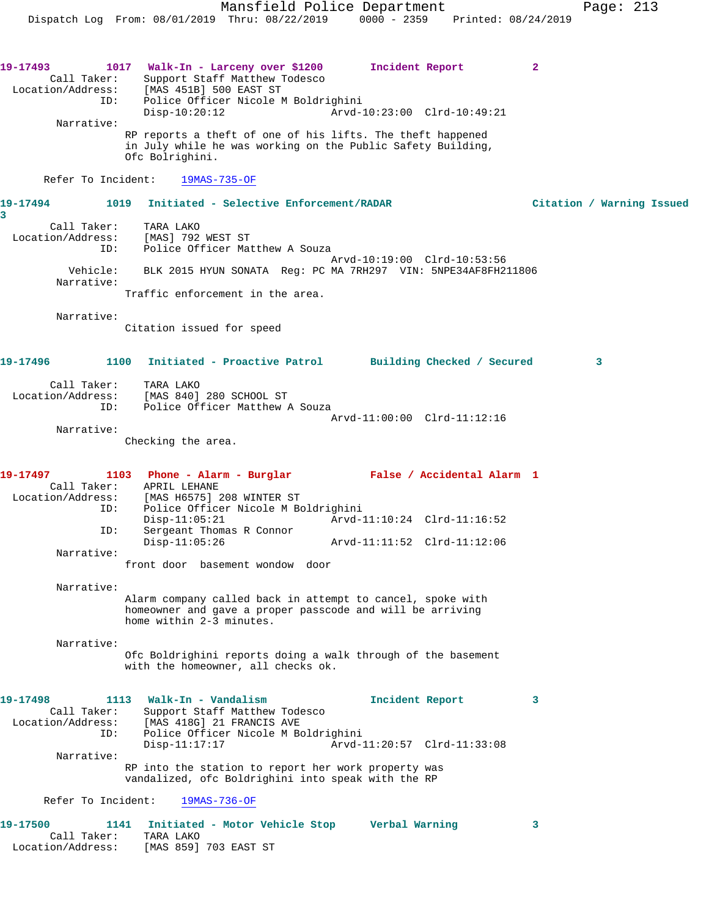**19-17493** 1017 **Walk-In - Larceny over $1200** **Incident Report** 2

Call Taker: Support Staff Matthew Todesco
Location/Address: [MAS 451B] 500 EAST ST
ID: Police Officer Nicole M Boldrighini
Disp-10:20:12 Arvd-10:23:00 Clrd-10:49:21

Narrative:
RP reports a theft of one of his lifts. The theft happened in July while he was working on the Public Safety Building, Ofc Bolrighini.

Refer To Incident: 19MAS-735-OF

**19-17494** 1019 **Initiated - Selective Enforcement/RADAR** **Citation / Warning Issued** 3

Call Taker: TARA LAKO
Location/Address: [MAS] 792 WEST ST
ID: Police Officer Matthew A Souza
Arvd-10:19:00 Clrd-10:53:56
Vehicle: BLK 2015 HYUN SONATA Reg: PC MA 7RH297 VIN: 5NPE34AF8FH211806

Narrative:
Traffic enforcement in the area.

Narrative:
Citation issued for speed

**19-17496** 1100 **Initiated - Proactive Patrol** **Building Checked / Secured** 3

Call Taker: TARA LAKO
Location/Address: [MAS 840] 280 SCHOOL ST
ID: Police Officer Matthew A Souza
Arvd-11:00:00 Clrd-11:12:16

Narrative:
Checking the area.

**19-17497** 1103 **Phone - Alarm - Burglar** **False / Accidental Alarm** 1

Call Taker: APRIL LEHANE
Location/Address: [MAS H6575] 208 WINTER ST
ID: Police Officer Nicole M Boldrighini
Disp-11:05:21 Arvd-11:10:24 Clrd-11:16:52
ID: Sergeant Thomas R Connor
Disp-11:05:26 Arvd-11:11:52 Clrd-11:12:06

Narrative:
front door basement wondow door

Narrative:
Alarm company called back in attempt to cancel, spoke with homeowner and gave a proper passcode and will be arriving home within 2-3 minutes.

Narrative:
Ofc Boldrighini reports doing a walk through of the basement with the homeowner, all checks ok.

**19-17498** 1113 **Walk-In - Vandalism** **Incident Report** 3

Call Taker: Support Staff Matthew Todesco
Location/Address: [MAS 418G] 21 FRANCIS AVE
ID: Police Officer Nicole M Boldrighini
Disp-11:17:17 Arvd-11:20:57 Clrd-11:33:08

Narrative:
RP into the station to report her work property was vandalized, ofc Boldrighini into speak with the RP

Refer To Incident: 19MAS-736-OF

**19-17500** 1141 **Initiated - Motor Vehicle Stop** **Verbal Warning** 3

Call Taker: TARA LAKO
Location/Address: [MAS 859] 703 EAST ST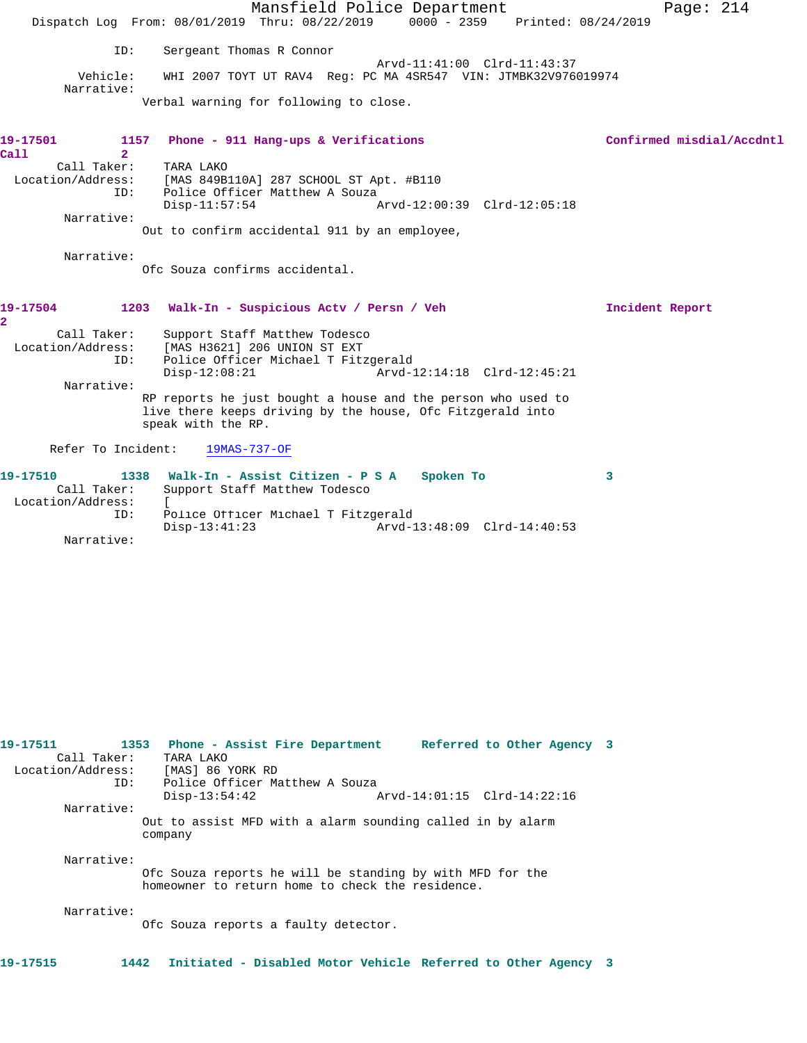ID: Sergeant Thomas R Connor
Arvd-11:41:00 Clrd-11:43:37
Vehicle: WHI 2007 TOYT UT RAV4 Reg: PC MA 4SR547 VIN: JTMBK32V976019974
Narrative:
Verbal warning for following to close.

**19-17501 1157 Phone - 911 Hang-ups & Verifications Confirmed misdial/Accdntl Call 2**

Call Taker: TARA LAKO
Location/Address: [MAS 849B110A] 287 SCHOOL ST Apt. #B110
ID: Police Officer Matthew A Souza
Disp-11:57:54 Arvd-12:00:39 Clrd-12:05:18
Narrative:
Out to confirm accidental 911 by an employee,

Narrative:
Ofc Souza confirms accidental.

**19-17504 1203 Walk-In - Suspicious Actv / Persn / Veh Incident Report 2**

Call Taker: Support Staff Matthew Todesco
Location/Address: [MAS H3621] 206 UNION ST EXT
ID: Police Officer Michael T Fitzgerald
Disp-12:08:21 Arvd-12:14:18 Clrd-12:45:21
Narrative:
RP reports he just bought a house and the person who used to live there keeps driving by the house, Ofc Fitzgerald into speak with the RP.

Refer To Incident: 19MAS-737-OF

**19-17510 1338 Walk-In - Assist Citizen - P S A Spoken To 3**

Call Taker: Support Staff Matthew Todesco
Location/Address: [
ID: Police Officer Michael T Fitzgerald
Disp-13:41:23 Arvd-13:48:09 Clrd-14:40:53
Narrative:

**19-17511 1353 Phone - Assist Fire Department Referred to Other Agency 3**

Call Taker: TARA LAKO
Location/Address: [MAS] 86 YORK RD
ID: Police Officer Matthew A Souza
Disp-13:54:42 Arvd-14:01:15 Clrd-14:22:16
Narrative:
Out to assist MFD with a alarm sounding called in by alarm company

Narrative:
Ofc Souza reports he will be standing by with MFD for the homeowner to return home to check the residence.

Narrative:
Ofc Souza reports a faulty detector.

**19-17515 1442 Initiated - Disabled Motor Vehicle Referred to Other Agency 3**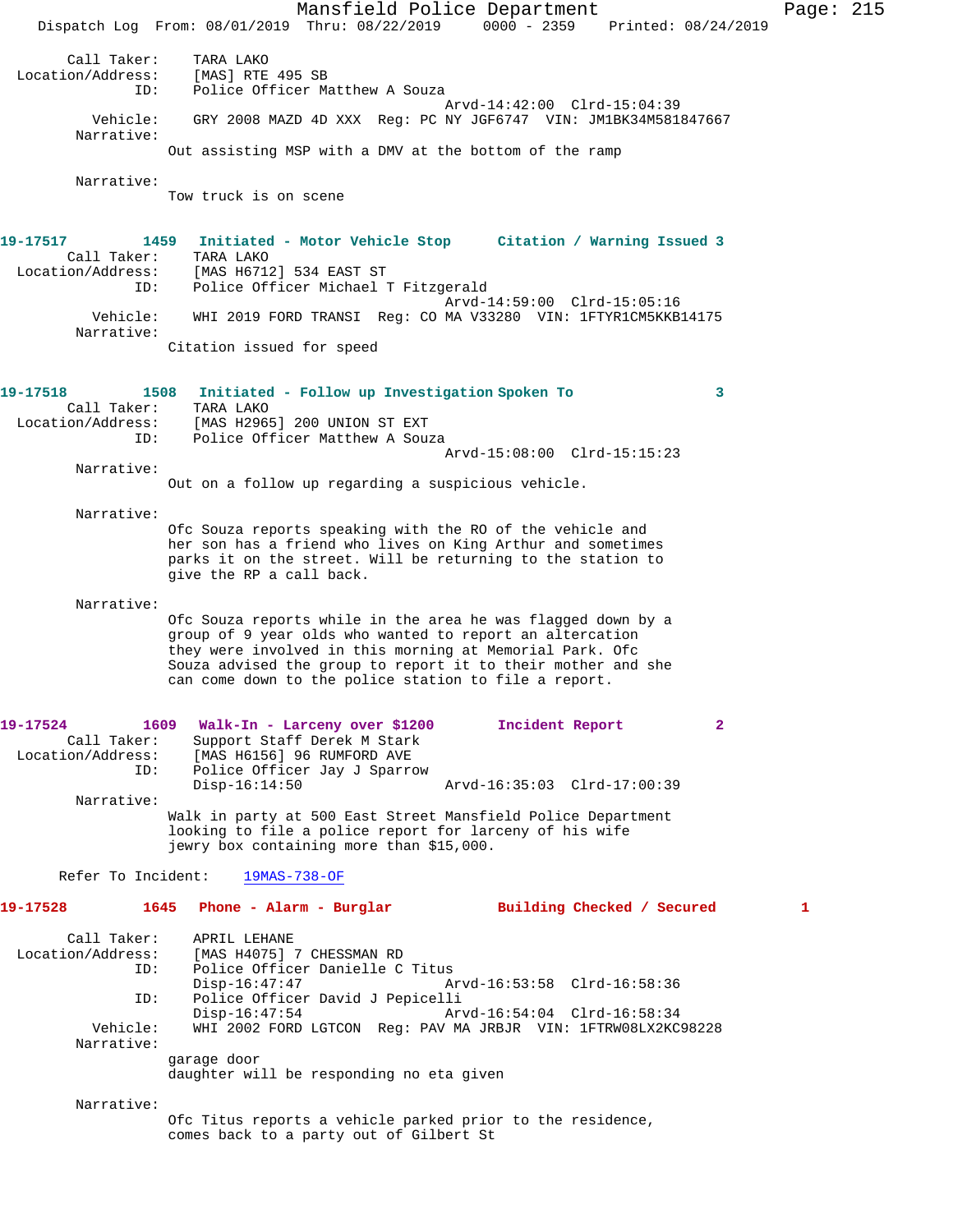Call Taker: TARA LAKO
Location/Address: [MAS] RTE 495 SB
ID: Police Officer Matthew A Souza
Arvd-14:42:00 Clrd-15:04:39
Vehicle: GRY 2008 MAZD 4D XXX Reg: PC NY JGF6747 VIN: JM1BK34M581847667
Narrative:
Out assisting MSP with a DMV at the bottom of the ramp

Narrative:
Tow truck is on scene

**19-17517 1459 Initiated - Motor Vehicle Stop Citation / Warning Issued 3**
Call Taker: TARA LAKO
Location/Address: [MAS H6712] 534 EAST ST
ID: Police Officer Michael T Fitzgerald
Arvd-14:59:00 Clrd-15:05:16
Vehicle: WHI 2019 FORD TRANSI Reg: CO MA V33280 VIN: 1FTYR1CM5KKB14175
Narrative:
Citation issued for speed

**19-17518 1508 Initiated - Follow up Investigation Spoken To 3**
Call Taker: TARA LAKO
Location/Address: [MAS H2965] 200 UNION ST EXT
ID: Police Officer Matthew A Souza
Arvd-15:08:00 Clrd-15:15:23
Narrative:
Out on a follow up regarding a suspicious vehicle.

Narrative:
Ofc Souza reports speaking with the RO of the vehicle and her son has a friend who lives on King Arthur and sometimes parks it on the street. Will be returning to the station to give the RP a call back.

Narrative:
Ofc Souza reports while in the area he was flagged down by a group of 9 year olds who wanted to report an altercation they were involved in this morning at Memorial Park. Ofc Souza advised the group to report it to their mother and she can come down to the police station to file a report.

**19-17524 1609 Walk-In - Larceny over $1200 Incident Report 2**
Call Taker: Support Staff Derek M Stark
Location/Address: [MAS H6156] 96 RUMFORD AVE
ID: Police Officer Jay J Sparrow
Disp-16:14:50 Arvd-16:35:03 Clrd-17:00:39
Narrative:
Walk in party at 500 East Street Mansfield Police Department looking to file a police report for larceny of his wife jewry box containing more than $15,000.

Refer To Incident: 19MAS-738-OF

**19-17528 1645 Phone - Alarm - Burglar Building Checked / Secured 1**
Call Taker: APRIL LEHANE
Location/Address: [MAS H4075] 7 CHESSMAN RD
ID: Police Officer Danielle C Titus
Disp-16:47:47 Arvd-16:53:58 Clrd-16:58:36
ID: Police Officer David J Pepicelli
Disp-16:47:54 Arvd-16:54:04 Clrd-16:58:34
Vehicle: WHI 2002 FORD LGTCON Reg: PAV MA JRBJR VIN: 1FTRW08LX2KC98228
Narrative:
garage door
daughter will be responding no eta given

Narrative:
Ofc Titus reports a vehicle parked prior to the residence, comes back to a party out of Gilbert St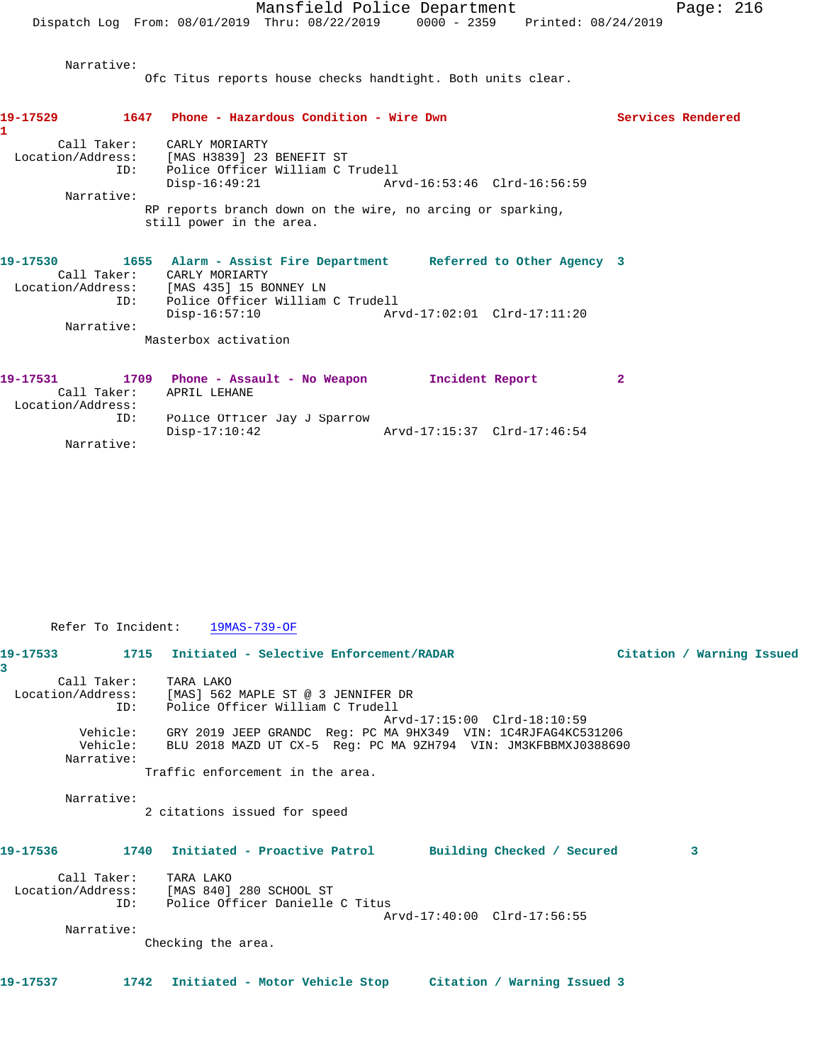Narrative:
Ofc Titus reports house checks handtight. Both units clear.

**19-17529 1647 Phone - Hazardous Condition - Wire Dwn Services Rendered 1**

Call Taker: CARLY MORIARTY
Location/Address: [MAS H3839] 23 BENEFIT ST
ID: Police Officer William C Trudell
Disp-16:49:21 Arvd-16:53:46 Clrd-16:56:59
Narrative:
RP reports branch down on the wire, no arcing or sparking, still power in the area.

**19-17530 1655 Alarm - Assist Fire Department Referred to Other Agency 3**

Call Taker: CARLY MORIARTY
Location/Address: [MAS 435] 15 BONNEY LN
ID: Police Officer William C Trudell
Disp-16:57:10 Arvd-17:02:01 Clrd-17:11:20
Narrative:
Masterbox activation

**19-17531 1709 Phone - Assault - No Weapon Incident Report 2**

Call Taker: APRIL LEHANE
Location/Address:
ID: Police Officer Jay J Sparrow
Disp-17:10:42 Arvd-17:15:37 Clrd-17:46:54
Narrative:

Refer To Incident: 19MAS-739-OF

**19-17533 1715 Initiated - Selective Enforcement/RADAR Citation / Warning Issued 3**

Call Taker: TARA LAKO
Location/Address: [MAS] 562 MAPLE ST @ 3 JENNIFER DR
ID: Police Officer William C Trudell
Arvd-17:15:00 Clrd-18:10:59
Vehicle: GRY 2019 JEEP GRANDC Reg: PC MA 9HX349 VIN: 1C4RJFAG4KC531206
Vehicle: BLU 2018 MAZD UT CX-5 Reg: PC MA 9ZH794 VIN: JM3KFBBMXJ0388690
Narrative:
Traffic enforcement in the area.

Narrative:
2 citations issued for speed

**19-17536 1740 Initiated - Proactive Patrol Building Checked / Secured 3**

Call Taker: TARA LAKO
Location/Address: [MAS 840] 280 SCHOOL ST
ID: Police Officer Danielle C Titus
Arvd-17:40:00 Clrd-17:56:55
Narrative:
Checking the area.

**19-17537 1742 Initiated - Motor Vehicle Stop Citation / Warning Issued 3**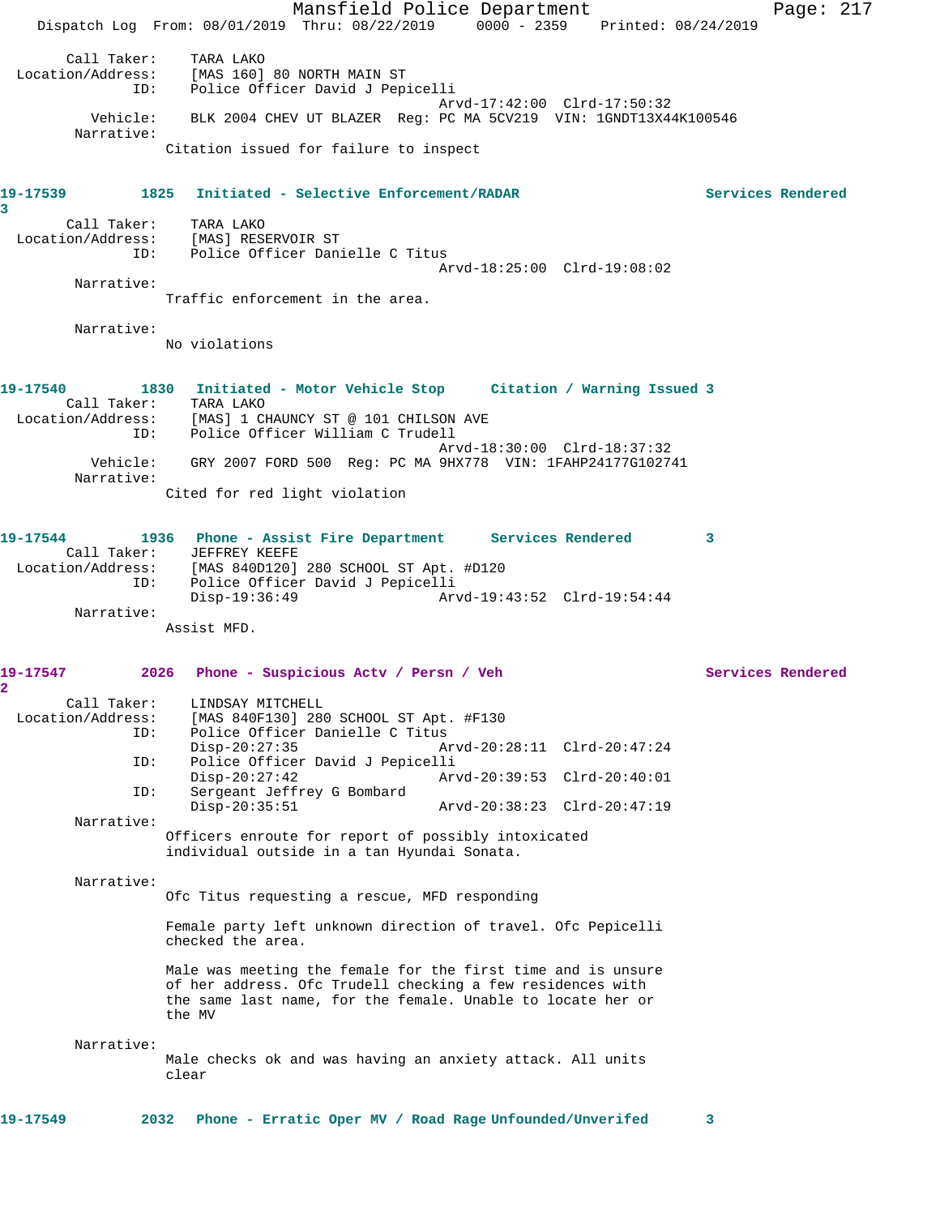Call Taker: TARA LAKO
Location/Address: [MAS 160] 80 NORTH MAIN ST
ID: Police Officer David J Pepicelli
Arvd-17:42:00 Clrd-17:50:32
Vehicle: BLK 2004 CHEV UT BLAZER Reg: PC MA 5CV219 VIN: 1GNDT13X44K100546
Narrative:
Citation issued for failure to inspect

**19-17539 1825 Initiated - Selective Enforcement/RADAR Services Rendered 3**

Call Taker: TARA LAKO
Location/Address: [MAS] RESERVOIR ST
ID: Police Officer Danielle C Titus
Arvd-18:25:00 Clrd-19:08:02
Narrative:
Traffic enforcement in the area.

Narrative:
No violations

**19-17540 1830 Initiated - Motor Vehicle Stop Citation / Warning Issued 3**

Call Taker: TARA LAKO
Location/Address: [MAS] 1 CHAUNCY ST @ 101 CHILSON AVE
ID: Police Officer William C Trudell
Arvd-18:30:00 Clrd-18:37:32
Vehicle: GRY 2007 FORD 500 Reg: PC MA 9HX778 VIN: 1FAHP24177G102741
Narrative:
Cited for red light violation

**19-17544 1936 Phone - Assist Fire Department Services Rendered 3**

Call Taker: JEFFREY KEEFE
Location/Address: [MAS 840D120] 280 SCHOOL ST Apt. #D120
ID: Police Officer David J Pepicelli
Disp-19:36:49 Arvd-19:43:52 Clrd-19:54:44
Narrative:
Assist MFD.

**19-17547 2026 Phone - Suspicious Actv / Persn / Veh Services Rendered 2**

Call Taker: LINDSAY MITCHELL
Location/Address: [MAS 840F130] 280 SCHOOL ST Apt. #F130
ID: Police Officer Danielle C Titus
Disp-20:27:35 Arvd-20:28:11 Clrd-20:47:24
ID: Police Officer David J Pepicelli
Disp-20:27:42 Arvd-20:39:53 Clrd-20:40:01
ID: Sergeant Jeffrey G Bombard
Disp-20:35:51 Arvd-20:38:23 Clrd-20:47:19
Narrative:
Officers enroute for report of possibly intoxicated individual outside in a tan Hyundai Sonata.

Narrative:
Ofc Titus requesting a rescue, MFD responding

Female party left unknown direction of travel. Ofc Pepicelli checked the area.

Male was meeting the female for the first time and is unsure of her address. Ofc Trudell checking a few residences with the same last name, for the female. Unable to locate her or the MV

Narrative:
Male checks ok and was having an anxiety attack. All units clear

**19-17549 2032 Phone - Erratic Oper MV / Road Rage Unfounded/Unverifed 3**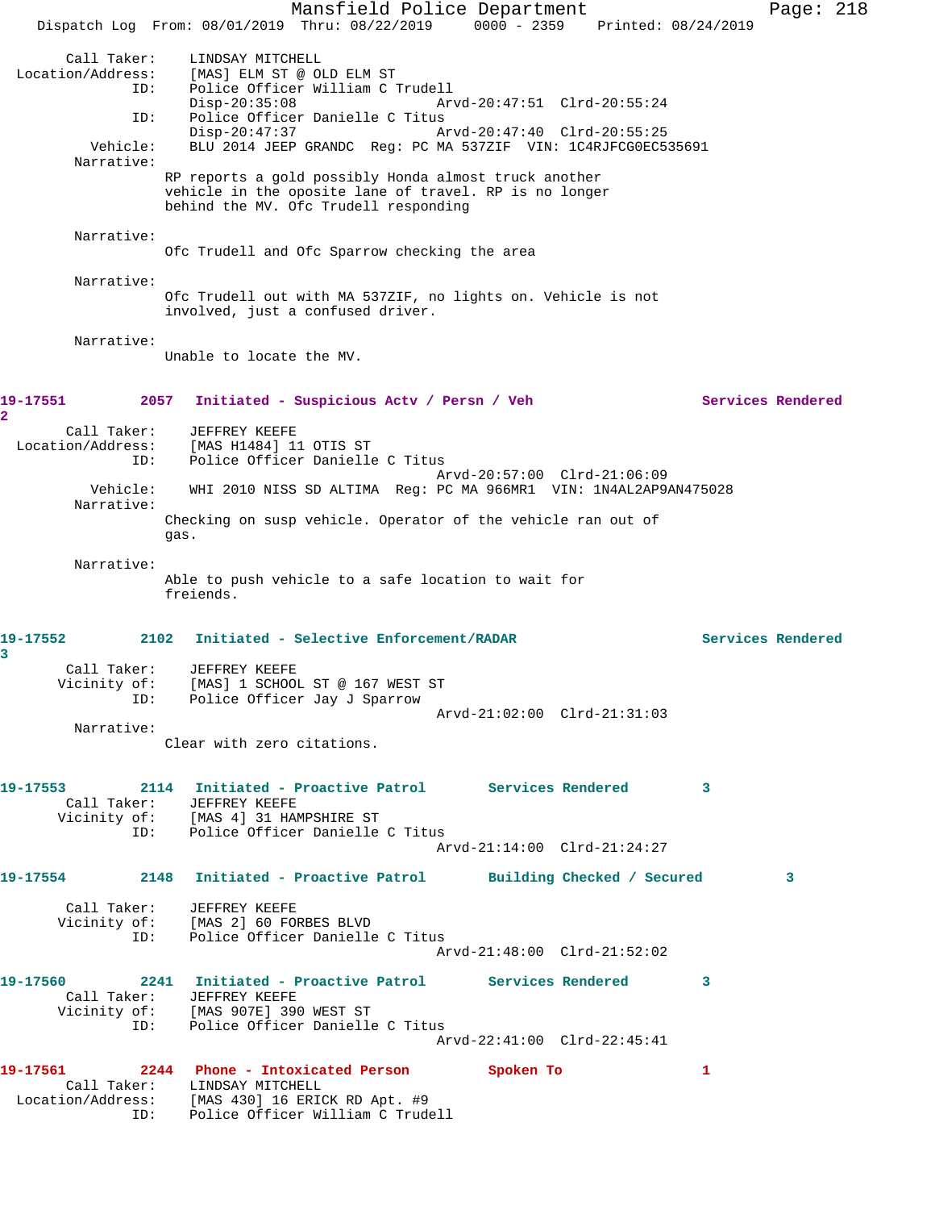Call Taker: LINDSAY MITCHELL
Location/Address: [MAS] ELM ST @ OLD ELM ST
ID: Police Officer William C Trudell
Disp-20:35:08 Arvd-20:47:51 Clrd-20:55:24
ID: Police Officer Danielle C Titus
Disp-20:47:37 Arvd-20:47:40 Clrd-20:55:25
Vehicle: BLU 2014 JEEP GRANDC Reg: PC MA 537ZIF VIN: 1C4RJFCG0EC535691
Narrative:
RP reports a gold possibly Honda almost truck another vehicle in the oposite lane of travel. RP is no longer behind the MV. Ofc Trudell responding

Narrative:
Ofc Trudell and Ofc Sparrow checking the area

Narrative:
Ofc Trudell out with MA 537ZIF, no lights on. Vehicle is not involved, just a confused driver.

Narrative:
Unable to locate the MV.

**19-17551 2057 Initiated - Suspicious Actv / Persn / Veh Services Rendered 2**

Call Taker: JEFFREY KEEFE
Location/Address: [MAS H1484] 11 OTIS ST
ID: Police Officer Danielle C Titus
Arvd-20:57:00 Clrd-21:06:09
Vehicle: WHI 2010 NISS SD ALTIMA Reg: PC MA 966MR1 VIN: 1N4AL2AP9AN475028
Narrative:
Checking on susp vehicle. Operator of the vehicle ran out of gas.

Narrative:
Able to push vehicle to a safe location to wait for freiends.

**19-17552 2102 Initiated - Selective Enforcement/RADAR Services Rendered 3**

Call Taker: JEFFREY KEEFE
Vicinity of: [MAS] 1 SCHOOL ST @ 167 WEST ST
ID: Police Officer Jay J Sparrow
Arvd-21:02:00 Clrd-21:31:03
Narrative:
Clear with zero citations.

**19-17553 2114 Initiated - Proactive Patrol Services Rendered 3**

Call Taker: JEFFREY KEEFE
Vicinity of: [MAS 4] 31 HAMPSHIRE ST
ID: Police Officer Danielle C Titus
Arvd-21:14:00 Clrd-21:24:27

**19-17554 2148 Initiated - Proactive Patrol Building Checked / Secured 3**

Call Taker: JEFFREY KEEFE
Vicinity of: [MAS 2] 60 FORBES BLVD
ID: Police Officer Danielle C Titus
Arvd-21:48:00 Clrd-21:52:02

**19-17560 2241 Initiated - Proactive Patrol Services Rendered 3**

Call Taker: JEFFREY KEEFE
Vicinity of: [MAS 907E] 390 WEST ST
ID: Police Officer Danielle C Titus
Arvd-22:41:00 Clrd-22:45:41

**19-17561 2244 Phone - Intoxicated Person Spoken To 1**

Call Taker: LINDSAY MITCHELL
Location/Address: [MAS 430] 16 ERICK RD Apt. #9
ID: Police Officer William C Trudell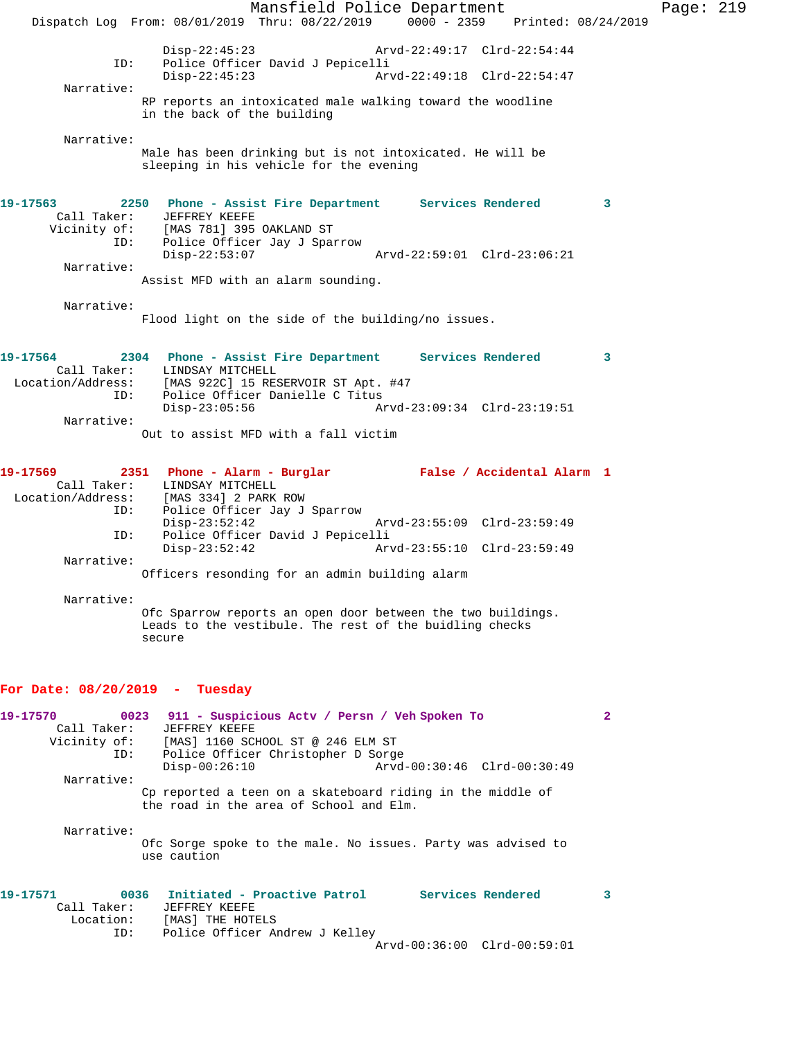```
                Disp-22:45:23                 Arvd-22:49:17  Clrd-22:54:44
         ID:    Police Officer David J Pepicelli
                Disp-22:45:23                 Arvd-22:49:18  Clrd-22:54:47
  Narrative:
               RP reports an intoxicated male walking toward the woodline
               in the back of the building

  Narrative:
               Male has been drinking but is not intoxicated. He will be
               sleeping in his vehicle for the evening
```

```
19-17563        2250   Phone - Assist Fire Department     Services Rendered        3
     Call Taker:    JEFFREY KEEFE
     Vicinity of:   [MAS 781] 395 OAKLAND ST
             ID:    Police Officer Jay J Sparrow
                    Disp-22:53:07                 Arvd-22:59:01  Clrd-23:06:21
      Narrative:
                   Assist MFD with an alarm sounding.

      Narrative:
                   Flood light on the side of the building/no issues.
```

```
19-17564        2304   Phone - Assist Fire Department     Services Rendered        3
     Call Taker:    LINDSAY MITCHELL
Location/Address:   [MAS 922C] 15 RESERVOIR ST Apt. #47
             ID:    Police Officer Danielle C Titus
                    Disp-23:05:56                 Arvd-23:09:34  Clrd-23:19:51
      Narrative:
                   Out to assist MFD with a fall victim
```

```
19-17569        2351   Phone - Alarm - Burglar            False / Accidental Alarm  1
     Call Taker:    LINDSAY MITCHELL
Location/Address:   [MAS 334] 2 PARK ROW
             ID:    Police Officer Jay J Sparrow
                    Disp-23:52:42                 Arvd-23:55:09  Clrd-23:59:49
             ID:    Police Officer David J Pepicelli
                    Disp-23:52:42                 Arvd-23:55:10  Clrd-23:59:49
      Narrative:
                   Officers resonding for an admin building alarm

      Narrative:
                   Ofc Sparrow reports an open door between the two buildings.
                   Leads to the vestibule. The rest of the buidling checks
                   secure
```

## For Date: 08/20/2019 - Tuesday

```
19-17570        0023   911 - Suspicious Actv / Persn / Veh Spoken To              2
     Call Taker:    JEFFREY KEEFE
     Vicinity of:   [MAS] 1160 SCHOOL ST @ 246 ELM ST
             ID:    Police Officer Christopher D Sorge
                    Disp-00:26:10                 Arvd-00:30:46  Clrd-00:30:49
      Narrative:
                   Cp reported a teen on a skateboard riding in the middle of
                   the road in the area of School and Elm.

      Narrative:
                   Ofc Sorge spoke to the male. No issues. Party was advised to
                   use caution
```

```
19-17571        0036   Initiated - Proactive Patrol       Services Rendered        3
     Call Taker:    JEFFREY KEEFE
        Location:   [MAS] THE HOTELS
             ID:    Police Officer Andrew J Kelley
                                                  Arvd-00:36:00  Clrd-00:59:01
```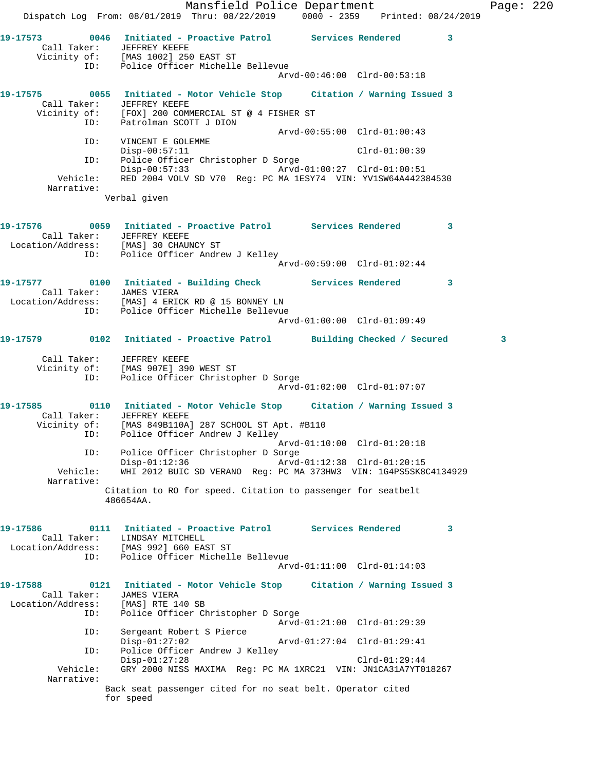```
19-17573        0046   Initiated - Proactive Patrol       Services Rendered         3
       Call Taker:     JEFFREY KEEFE
      Vicinity of:     [MAS 1002] 250 EAST ST
               ID:     Police Officer Michelle Bellevue
                                                  Arvd-00:46:00  Clrd-00:53:18

19-17575        0055   Initiated - Motor Vehicle Stop     Citation / Warning Issued 3
       Call Taker:     JEFFREY KEEFE
      Vicinity of:     [FOX] 200 COMMERCIAL ST @ 4 FISHER ST
               ID:     Patrolman SCOTT J DION
                                                  Arvd-00:55:00  Clrd-01:00:43
               ID:     VINCENT E GOLEMME
                       Disp-00:57:11                             Clrd-01:00:39
               ID:     Police Officer Christopher D Sorge
                       Disp-00:57:33              Arvd-01:00:27  Clrd-01:00:51
          Vehicle:     RED 2004 VOLV SD V70  Reg: PC MA 1ESY74  VIN: YV1SW64A442384530
        Narrative:
                    Verbal given

19-17576        0059   Initiated - Proactive Patrol       Services Rendered         3
       Call Taker:     JEFFREY KEEFE
 Location/Address:     [MAS] 30 CHAUNCY ST
               ID:     Police Officer Andrew J Kelley
                                                  Arvd-00:59:00  Clrd-01:02:44

19-17577        0100   Initiated - Building Check         Services Rendered         3
       Call Taker:     JAMES VIERA
 Location/Address:     [MAS] 4 ERICK RD @ 15 BONNEY LN
               ID:     Police Officer Michelle Bellevue
                                                  Arvd-01:00:00  Clrd-01:09:49

19-17579        0102   Initiated - Proactive Patrol       Building Checked / Secured         3

       Call Taker:     JEFFREY KEEFE
      Vicinity of:     [MAS 907E] 390 WEST ST
               ID:     Police Officer Christopher D Sorge
                                                  Arvd-01:02:00  Clrd-01:07:07

19-17585        0110   Initiated - Motor Vehicle Stop     Citation / Warning Issued 3
       Call Taker:     JEFFREY KEEFE
      Vicinity of:     [MAS 849B110A] 287 SCHOOL ST Apt. #B110
               ID:     Police Officer Andrew J Kelley
                                                  Arvd-01:10:00  Clrd-01:20:18
               ID:     Police Officer Christopher D Sorge
                       Disp-01:12:36              Arvd-01:12:38  Clrd-01:20:15
          Vehicle:     WHI 2012 BUIC SD VERANO  Reg: PC MA 373HW3  VIN: 1G4PS5SK8C4134929
        Narrative:
                    Citation to RO for speed. Citation to passenger for seatbelt
                    486654AA.

19-17586        0111   Initiated - Proactive Patrol       Services Rendered         3
       Call Taker:     LINDSAY MITCHELL
 Location/Address:     [MAS 992] 660 EAST ST
               ID:     Police Officer Michelle Bellevue
                                                  Arvd-01:11:00  Clrd-01:14:03

19-17588        0121   Initiated - Motor Vehicle Stop     Citation / Warning Issued 3
       Call Taker:     JAMES VIERA
 Location/Address:     [MAS] RTE 140 SB
               ID:     Police Officer Christopher D Sorge
                                                  Arvd-01:21:00  Clrd-01:29:39
               ID:     Sergeant Robert S Pierce
                       Disp-01:27:02              Arvd-01:27:04  Clrd-01:29:41
               ID:     Police Officer Andrew J Kelley
                       Disp-01:27:28                             Clrd-01:29:44
          Vehicle:     GRY 2000 NISS MAXIMA  Reg: PC MA 1XRC21  VIN: JN1CA31A7YT018267
        Narrative:
                    Back seat passenger cited for no seat belt. Operator cited
                    for speed
```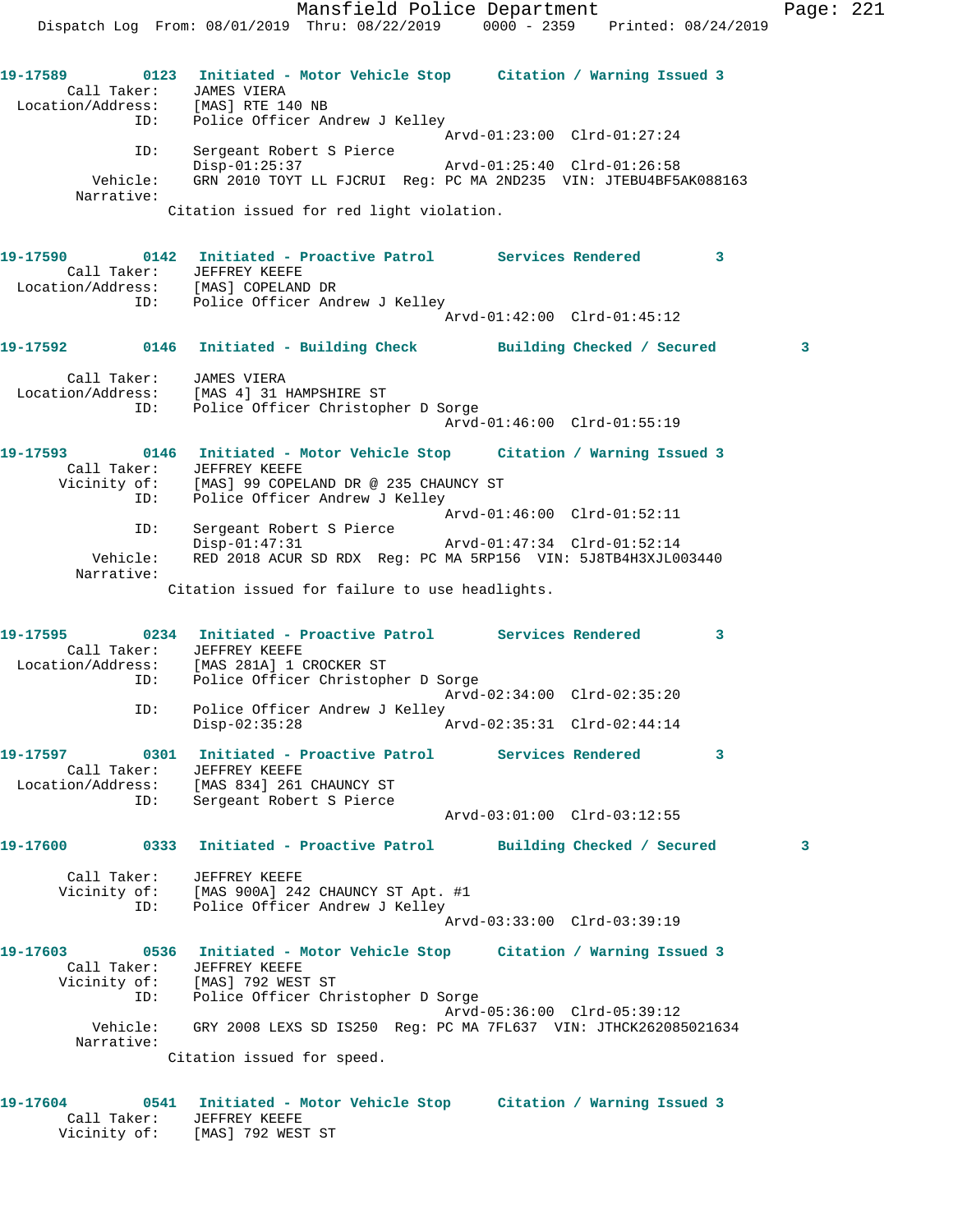```
19-17589        0123  Initiated - Motor Vehicle Stop     Citation / Warning Issued 3
        Call Taker:    JAMES VIERA
  Location/Address:    [MAS] RTE 140 NB
                ID:    Police Officer Andrew J Kelley
                                              Arvd-01:23:00  Clrd-01:27:24
                ID:    Sergeant Robert S Pierce
                       Disp-01:25:37          Arvd-01:25:40  Clrd-01:26:58
           Vehicle:    GRN 2010 TOYT LL FJCRUI  Reg: PC MA 2ND235  VIN: JTEBU4BF5AK088163
         Narrative:
                    Citation issued for red light violation.


19-17590        0142  Initiated - Proactive Patrol       Services Rendered        3
        Call Taker:    JEFFREY KEEFE
  Location/Address:    [MAS] COPELAND DR
                ID:    Police Officer Andrew J Kelley
                                              Arvd-01:42:00  Clrd-01:45:12

19-17592        0146  Initiated - Building Check         Building Checked / Secured         3

        Call Taker:    JAMES VIERA
  Location/Address:    [MAS 4] 31 HAMPSHIRE ST
                ID:    Police Officer Christopher D Sorge
                                              Arvd-01:46:00  Clrd-01:55:19

19-17593        0146  Initiated - Motor Vehicle Stop     Citation / Warning Issued 3
        Call Taker:    JEFFREY KEEFE
       Vicinity of:    [MAS] 99 COPELAND DR @ 235 CHAUNCY ST
                ID:    Police Officer Andrew J Kelley
                                              Arvd-01:46:00  Clrd-01:52:11
                ID:    Sergeant Robert S Pierce
                       Disp-01:47:31          Arvd-01:47:34  Clrd-01:52:14
           Vehicle:    RED 2018 ACUR SD RDX  Reg: PC MA 5RP156  VIN: 5J8TB4H3XJL003440
         Narrative:
                    Citation issued for failure to use headlights.


19-17595        0234  Initiated - Proactive Patrol       Services Rendered        3
        Call Taker:    JEFFREY KEEFE
  Location/Address:    [MAS 281A] 1 CROCKER ST
                ID:    Police Officer Christopher D Sorge
                                              Arvd-02:34:00  Clrd-02:35:20
                ID:    Police Officer Andrew J Kelley
                       Disp-02:35:28          Arvd-02:35:31  Clrd-02:44:14

19-17597        0301  Initiated - Proactive Patrol       Services Rendered        3
        Call Taker:    JEFFREY KEEFE
  Location/Address:    [MAS 834] 261 CHAUNCY ST
                ID:    Sergeant Robert S Pierce
                                              Arvd-03:01:00  Clrd-03:12:55

19-17600        0333  Initiated - Proactive Patrol       Building Checked / Secured         3

        Call Taker:    JEFFREY KEEFE
       Vicinity of:    [MAS 900A] 242 CHAUNCY ST Apt. #1
                ID:    Police Officer Andrew J Kelley
                                              Arvd-03:33:00  Clrd-03:39:19

19-17603        0536  Initiated - Motor Vehicle Stop     Citation / Warning Issued 3
        Call Taker:    JEFFREY KEEFE
       Vicinity of:    [MAS] 792 WEST ST
                ID:    Police Officer Christopher D Sorge
                                              Arvd-05:36:00  Clrd-05:39:12
           Vehicle:    GRY 2008 LEXS SD IS250  Reg: PC MA 7FL637  VIN: JTHCK262085021634
         Narrative:
                    Citation issued for speed.


19-17604        0541  Initiated - Motor Vehicle Stop     Citation / Warning Issued 3
        Call Taker:    JEFFREY KEEFE
       Vicinity of:    [MAS] 792 WEST ST
```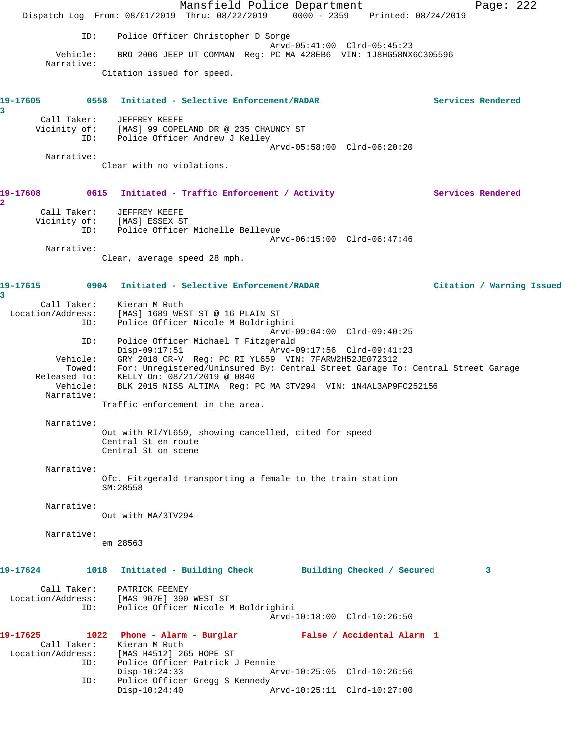```
            ID:    Police Officer Christopher D Sorge
                                             Arvd-05:41:00  Clrd-05:45:23
       Vehicle:    BRO 2006 JEEP UT COMMAN  Reg: PC MA 428EB6  VIN: 1J8HG58NX6C305596
     Narrative:
                Citation issued for speed.


19-17605         0558   Initiated - Selective Enforcement/RADAR                    Services Rendered
3
       Call Taker:    JEFFREY KEEFE
      Vicinity of:    [MAS] 99 COPELAND DR @ 235 CHAUNCY ST
              ID:    Police Officer Andrew J Kelley
                                             Arvd-05:58:00  Clrd-06:20:20
       Narrative:
                Clear with no violations.


19-17608         0615   Initiated - Traffic Enforcement / Activity                 Services Rendered
2
       Call Taker:    JEFFREY KEEFE
      Vicinity of:    [MAS] ESSEX ST
              ID:    Police Officer Michelle Bellevue
                                             Arvd-06:15:00  Clrd-06:47:46
       Narrative:
                Clear, average speed 28 mph.


19-17615         0904   Initiated - Selective Enforcement/RADAR                    Citation / Warning Issued
3
       Call Taker:    Kieran M Ruth
 Location/Address:    [MAS] 1689 WEST ST @ 16 PLAIN ST
              ID:    Police Officer Nicole M Boldrighini
                                             Arvd-09:04:00  Clrd-09:40:25
              ID:    Police Officer Michael T Fitzgerald
                     Disp-09:17:51           Arvd-09:17:56  Clrd-09:41:23
         Vehicle:    GRY 2018 CR-V  Reg: PC RI YL659  VIN: 7FARW2H52JE072312
           Towed:    For: Unregistered/Uninsured By: Central Street Garage To: Central Street Garage
     Released To:    KELLY On: 08/21/2019 @ 0840
         Vehicle:    BLK 2015 NISS ALTIMA  Reg: PC MA 3TV294  VIN: 1N4AL3AP9FC252156
       Narrative:
                Traffic enforcement in the area.

       Narrative:
                Out with RI/YL659, showing cancelled, cited for speed
                Central St en route
                Central St on scene

       Narrative:
                Ofc. Fitzgerald transporting a female to the train station
                SM:28558

       Narrative:
                Out with MA/3TV294

       Narrative:
                em 28563


19-17624         1018   Initiated - Building Check         Building Checked / Secured         3

       Call Taker:    PATRICK FEENEY
 Location/Address:    [MAS 907E] 390 WEST ST
              ID:    Police Officer Nicole M Boldrighini
                                             Arvd-10:18:00  Clrd-10:26:50

19-17625         1022   Phone - Alarm - Burglar            False / Accidental Alarm  1
       Call Taker:    Kieran M Ruth
 Location/Address:    [MAS H4512] 265 HOPE ST
              ID:    Police Officer Patrick J Pennie
                     Disp-10:24:33           Arvd-10:25:05  Clrd-10:26:56
              ID:    Police Officer Gregg S Kennedy
                     Disp-10:24:40           Arvd-10:25:11  Clrd-10:27:00
```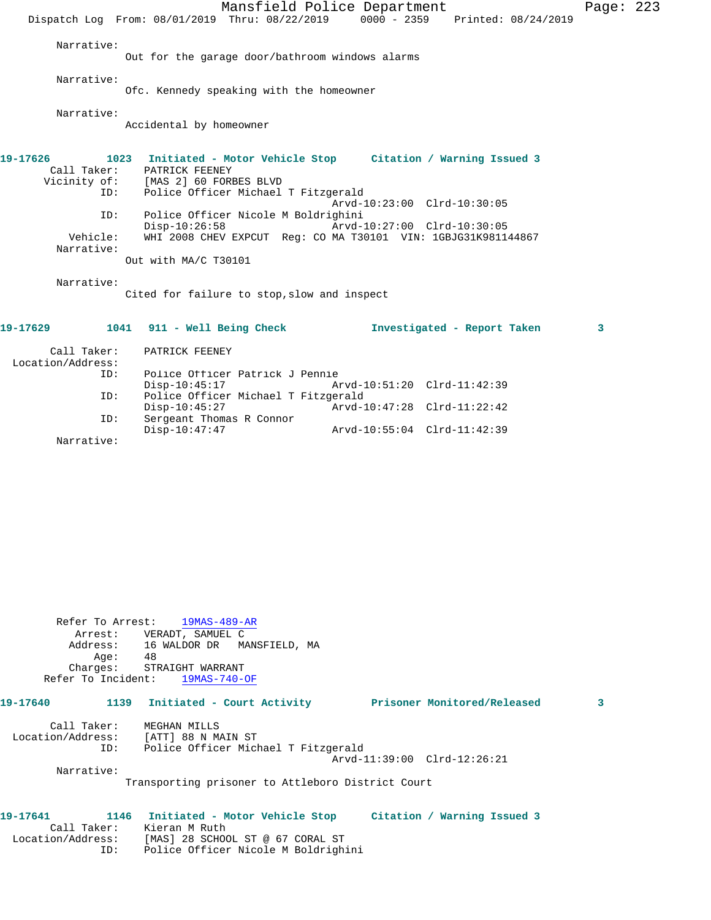```
        Narrative:
                 Out for the garage door/bathroom windows alarms

        Narrative:
                 Ofc. Kennedy speaking with the homeowner

        Narrative:
                 Accidental by homeowner

19-17626         1023   Initiated - Motor Vehicle Stop      Citation / Warning Issued 3
        Call Taker:     PATRICK FEENEY
       Vicinity of:     [MAS 2] 60 FORBES BLVD
                ID:     Police Officer Michael T Fitzgerald
                                                  Arvd-10:23:00  Clrd-10:30:05
                ID:     Police Officer Nicole M Boldrighini
                        Disp-10:26:58             Arvd-10:27:00  Clrd-10:30:05
           Vehicle:     WHI 2008 CHEV EXPCUT  Reg: CO MA T30101  VIN: 1GBJG31K981144867
         Narrative:
                 Out with MA/C T30101

         Narrative:
                 Cited for failure to stop,slow and inspect

19-17629         1041   911 - Well Being Check              Investigated - Report Taken         3

        Call Taker:     PATRICK FEENEY
  Location/Address:
                ID:     Police Officer Patrick J Pennie
                        Disp-10:45:17             Arvd-10:51:20  Clrd-11:42:39
                ID:     Police Officer Michael T Fitzgerald
                        Disp-10:45:27             Arvd-10:47:28  Clrd-11:22:42
                ID:     Sergeant Thomas R Connor
                        Disp-10:47:47             Arvd-10:55:04  Clrd-11:42:39
         Narrative:

         Refer To Arrest:     19MAS-489-AR
            Arrest:     VERADT, SAMUEL C
           Address:     16 WALDOR DR   MANSFIELD, MA
               Age:     48
           Charges:     STRAIGHT WARRANT
       Refer To Incident:     19MAS-740-OF

19-17640         1139   Initiated - Court Activity          Prisoner Monitored/Released         3

        Call Taker:     MEGHAN MILLS
  Location/Address:     [ATT] 88 N MAIN ST
                ID:     Police Officer Michael T Fitzgerald
                                                  Arvd-11:39:00  Clrd-12:26:21
         Narrative:
                 Transporting prisoner to Attleboro District Court

19-17641         1146   Initiated - Motor Vehicle Stop      Citation / Warning Issued 3
        Call Taker:     Kieran M Ruth
  Location/Address:     [MAS] 28 SCHOOL ST @ 67 CORAL ST
                ID:     Police Officer Nicole M Boldrighini
```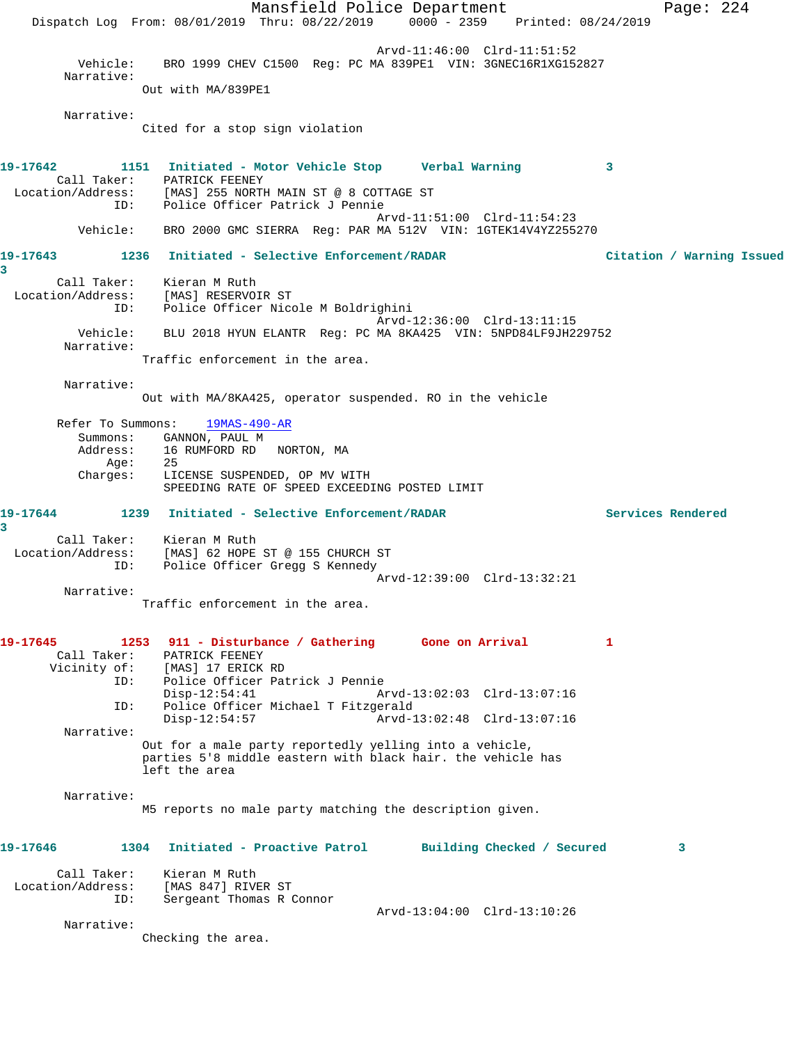Arvd-11:46:00 Clrd-11:51:52

Vehicle: BRO 1999 CHEV C1500 Reg: PC MA 839PE1 VIN: 3GNEC16R1XG152827

Narrative:

Out with MA/839PE1

Narrative:

Cited for a stop sign violation

**19-17642 1151 Initiated - Motor Vehicle Stop Verbal Warning 3**

Call Taker: PATRICK FEENEY

Location/Address: [MAS] 255 NORTH MAIN ST @ 8 COTTAGE ST

ID: Police Officer Patrick J Pennie

Arvd-11:51:00 Clrd-11:54:23

Vehicle: BRO 2000 GMC SIERRA Reg: PAR MA 512V VIN: 1GTEK14V4YZ255270

**19-17643 1236 Initiated - Selective Enforcement/RADAR Citation / Warning Issued 3**

Call Taker: Kieran M Ruth

Location/Address: [MAS] RESERVOIR ST

ID: Police Officer Nicole M Boldrighini

Arvd-12:36:00 Clrd-13:11:15

Vehicle: BLU 2018 HYUN ELANTR Reg: PC MA 8KA425 VIN: 5NPD84LF9JH229752

Narrative:

Traffic enforcement in the area.

Narrative:

Out with MA/8KA425, operator suspended. RO in the vehicle

Refer To Summons: 19MAS-490-AR

Summons: GANNON, PAUL M

Address: 16 RUMFORD RD NORTON, MA

Age: 25

Charges: LICENSE SUSPENDED, OP MV WITH

SPEEDING RATE OF SPEED EXCEEDING POSTED LIMIT

**19-17644 1239 Initiated - Selective Enforcement/RADAR Services Rendered 3**

Call Taker: Kieran M Ruth

Location/Address: [MAS] 62 HOPE ST @ 155 CHURCH ST

ID: Police Officer Gregg S Kennedy

Arvd-12:39:00 Clrd-13:32:21

Narrative:

Traffic enforcement in the area.

**19-17645 1253 911 - Disturbance / Gathering Gone on Arrival 1**

Call Taker: PATRICK FEENEY

Vicinity of: [MAS] 17 ERICK RD

ID: Police Officer Patrick J Pennie

Disp-12:54:41 Arvd-13:02:03 Clrd-13:07:16

ID: Police Officer Michael T Fitzgerald

Disp-12:54:57 Arvd-13:02:48 Clrd-13:07:16

Narrative:

Out for a male party reportedly yelling into a vehicle, parties 5'8 middle eastern with black hair. the vehicle has left the area

Narrative:

M5 reports no male party matching the description given.

**19-17646 1304 Initiated - Proactive Patrol Building Checked / Secured 3**

Call Taker: Kieran M Ruth

Location/Address: [MAS 847] RIVER ST

ID: Sergeant Thomas R Connor

Arvd-13:04:00 Clrd-13:10:26

Narrative:

Checking the area.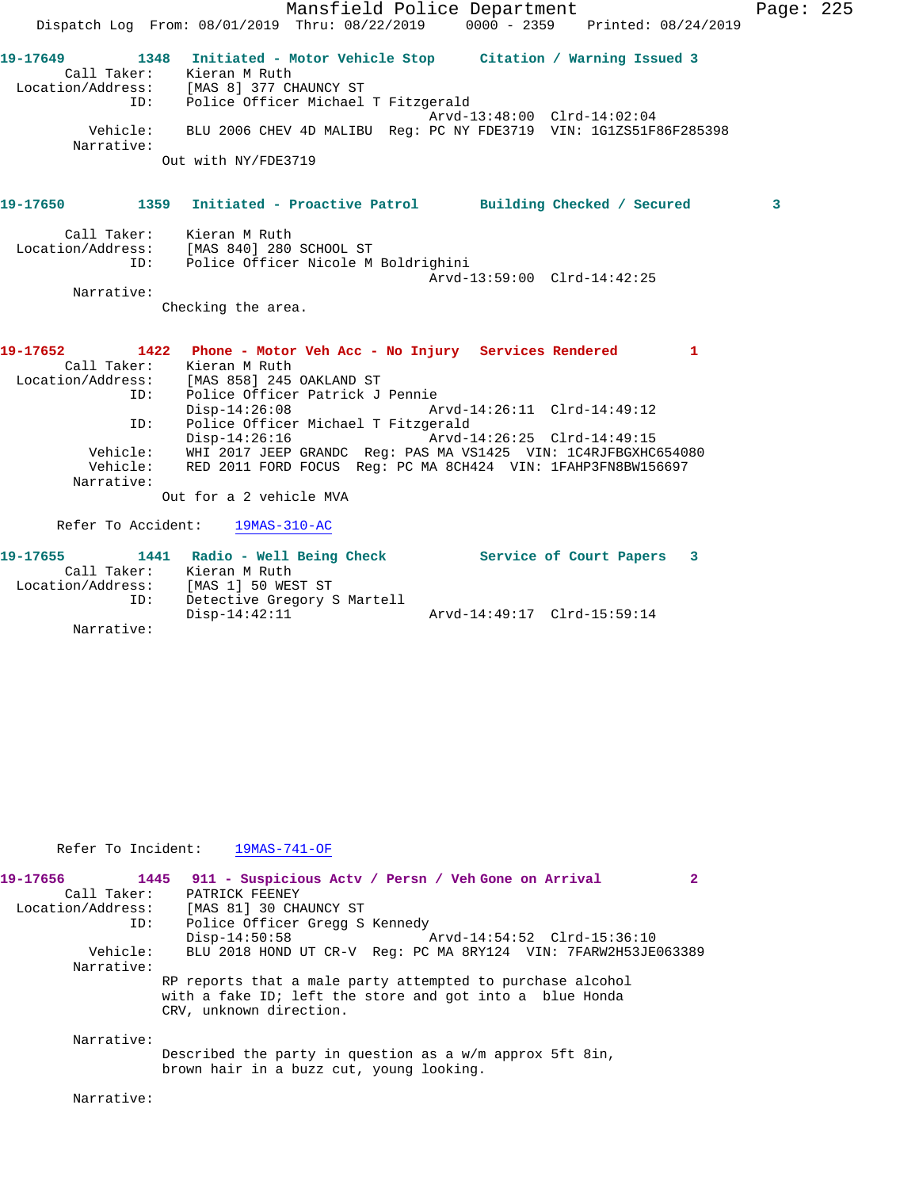**19-17649** 1348 **Initiated - Motor Vehicle Stop** **Citation / Warning Issued 3**

Call Taker: Kieran M Ruth
Location/Address: [MAS 8] 377 CHAUNCY ST
ID: Police Officer Michael T Fitzgerald
Arvd-13:48:00 Clrd-14:02:04
Vehicle: BLU 2006 CHEV 4D MALIBU Reg: PC NY FDE3719 VIN: 1G1ZS51F86F285398
Narrative:
Out with NY/FDE3719

**19-17650** 1359 **Initiated - Proactive Patrol** **Building Checked / Secured 3**

Call Taker: Kieran M Ruth
Location/Address: [MAS 840] 280 SCHOOL ST
ID: Police Officer Nicole M Boldrighini
Arvd-13:59:00 Clrd-14:42:25
Narrative:
Checking the area.

**19-17652** 1422 **Phone - Motor Veh Acc - No Injury** **Services Rendered 1**

Call Taker: Kieran M Ruth
Location/Address: [MAS 858] 245 OAKLAND ST
ID: Police Officer Patrick J Pennie
Disp-14:26:08 Arvd-14:26:11 Clrd-14:49:12
ID: Police Officer Michael T Fitzgerald
Disp-14:26:16 Arvd-14:26:25 Clrd-14:49:15
Vehicle: WHI 2017 JEEP GRANDC Reg: PAS MA VS1425 VIN: 1C4RJFBGXHC654080
Vehicle: RED 2011 FORD FOCUS Reg: PC MA 8CH424 VIN: 1FAHP3FN8BW156697
Narrative:
Out for a 2 vehicle MVA

Refer To Accident: 19MAS-310-AC

**19-17655** 1441 **Radio - Well Being Check** **Service of Court Papers 3**

Call Taker: Kieran M Ruth
Location/Address: [MAS 1] 50 WEST ST
ID: Detective Gregory S Martell
Disp-14:42:11 Arvd-14:49:17 Clrd-15:59:14
Narrative:

Refer To Incident: 19MAS-741-OF

**19-17656** 1445 **911 - Suspicious Actv / Persn / Veh Gone on Arrival 2**

Call Taker: PATRICK FEENEY
Location/Address: [MAS 81] 30 CHAUNCY ST
ID: Police Officer Gregg S Kennedy
Disp-14:50:58 Arvd-14:54:52 Clrd-15:36:10
Vehicle: BLU 2018 HOND UT CR-V Reg: PC MA 8RY124 VIN: 7FARW2H53JE063389
Narrative:
RP reports that a male party attempted to purchase alcohol with a fake ID; left the store and got into a blue Honda CRV, unknown direction.

Narrative:
Described the party in question as a w/m approx 5ft 8in, brown hair in a buzz cut, young looking.

Narrative: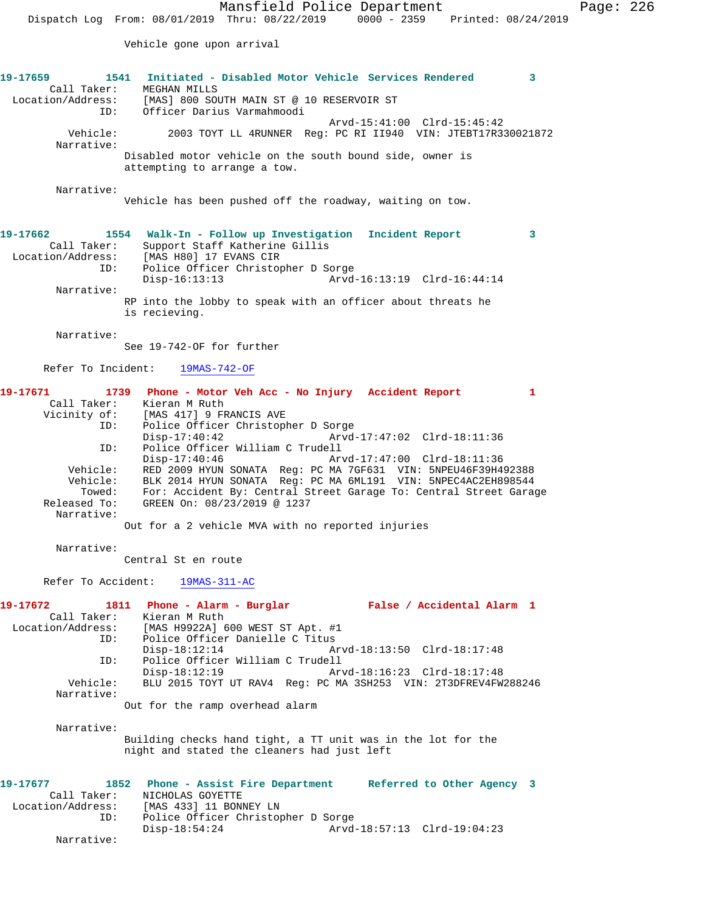Vehicle gone upon arrival

**19-17659 1541 Initiated - Disabled Motor Vehicle Services Rendered 3**

Call Taker: MEGHAN MILLS
Location/Address: [MAS] 800 SOUTH MAIN ST @ 10 RESERVOIR ST
ID: Officer Darius Varmahmoodi
Arvd-15:41:00 Clrd-15:45:42
Vehicle: 2003 TOYT LL 4RUNNER Reg: PC RI II940 VIN: JTEBT17R330021872
Narrative:
Disabled motor vehicle on the south bound side, owner is attempting to arrange a tow.

Narrative:
Vehicle has been pushed off the roadway, waiting on tow.

**19-17662 1554 Walk-In - Follow up Investigation Incident Report 3**

Call Taker: Support Staff Katherine Gillis
Location/Address: [MAS H80] 17 EVANS CIR
ID: Police Officer Christopher D Sorge
Disp-16:13:13 Arvd-16:13:19 Clrd-16:44:14
Narrative:
RP into the lobby to speak with an officer about threats he is recieving.

Narrative:
See 19-742-OF for further

Refer To Incident: 19MAS-742-OF

**19-17671 1739 Phone - Motor Veh Acc - No Injury Accident Report 1**

Call Taker: Kieran M Ruth
Vicinity of: [MAS 417] 9 FRANCIS AVE
ID: Police Officer Christopher D Sorge
Disp-17:40:42 Arvd-17:47:02 Clrd-18:11:36
ID: Police Officer William C Trudell
Disp-17:40:46 Arvd-17:47:00 Clrd-18:11:36
Vehicle: RED 2009 HYUN SONATA Reg: PC MA 7GF631 VIN: 5NPEU46F39H492388
Vehicle: BLK 2014 HYUN SONATA Reg: PC MA 6ML191 VIN: 5NPEC4AC2EH898544
Towed: For: Accident By: Central Street Garage To: Central Street Garage
Released To: GREEN On: 08/23/2019 @ 1237
Narrative:
Out for a 2 vehicle MVA with no reported injuries

Narrative:
Central St en route

Refer To Accident: 19MAS-311-AC

**19-17672 1811 Phone - Alarm - Burglar False / Accidental Alarm 1**

Call Taker: Kieran M Ruth
Location/Address: [MAS H9922A] 600 WEST ST Apt. #1
ID: Police Officer Danielle C Titus
Disp-18:12:14 Arvd-18:13:50 Clrd-18:17:48
ID: Police Officer William C Trudell
Disp-18:12:19 Arvd-18:16:23 Clrd-18:17:48
Vehicle: BLU 2015 TOYT UT RAV4 Reg: PC MA 3SH253 VIN: 2T3DFREV4FW288246
Narrative:
Out for the ramp overhead alarm

Narrative:
Building checks hand tight, a TT unit was in the lot for the night and stated the cleaners had just left

**19-17677 1852 Phone - Assist Fire Department Referred to Other Agency 3**

Call Taker: NICHOLAS GOYETTE
Location/Address: [MAS 433] 11 BONNEY LN
ID: Police Officer Christopher D Sorge
Disp-18:54:24 Arvd-18:57:13 Clrd-19:04:23
Narrative: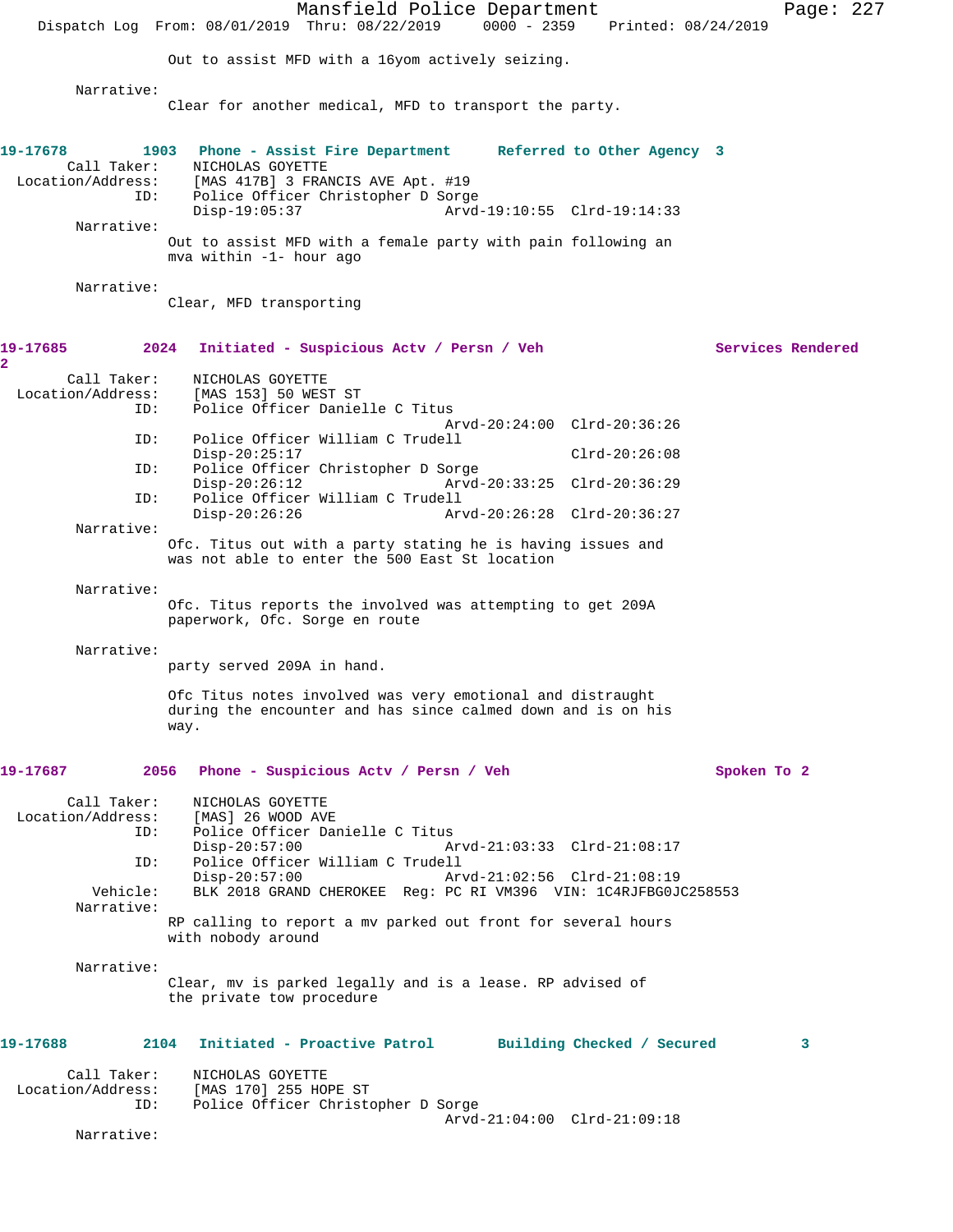Out to assist MFD with a 16yom actively seizing.

Narrative:
Clear for another medical, MFD to transport the party.

**19-17678 1903 Phone - Assist Fire Department Referred to Other Agency 3**

Call Taker: NICHOLAS GOYETTE
Location/Address: [MAS 417B] 3 FRANCIS AVE Apt. #19
ID: Police Officer Christopher D Sorge
Disp-19:05:37 Arvd-19:10:55 Clrd-19:14:33

Narrative:
Out to assist MFD with a female party with pain following an mva within -1- hour ago

Narrative:
Clear, MFD transporting

**19-17685 2024 Initiated - Suspicious Actv / Persn / Veh Services Rendered 2**

Call Taker: NICHOLAS GOYETTE
Location/Address: [MAS 153] 50 WEST ST
ID: Police Officer Danielle C Titus
Arvd-20:24:00 Clrd-20:36:26
ID: Police Officer William C Trudell
Disp-20:25:17 Clrd-20:26:08
ID: Police Officer Christopher D Sorge
Disp-20:26:12 Arvd-20:33:25 Clrd-20:36:29
ID: Police Officer William C Trudell
Disp-20:26:26 Arvd-20:26:28 Clrd-20:36:27

Narrative:
Ofc. Titus out with a party stating he is having issues and was not able to enter the 500 East St location

Narrative:
Ofc. Titus reports the involved was attempting to get 209A paperwork, Ofc. Sorge en route

Narrative:
party served 209A in hand.

Ofc Titus notes involved was very emotional and distraught during the encounter and has since calmed down and is on his way.

**19-17687 2056 Phone - Suspicious Actv / Persn / Veh Spoken To 2**

Call Taker: NICHOLAS GOYETTE
Location/Address: [MAS] 26 WOOD AVE
ID: Police Officer Danielle C Titus
Disp-20:57:00 Arvd-21:03:33 Clrd-21:08:17
ID: Police Officer William C Trudell
Disp-20:57:00 Arvd-21:02:56 Clrd-21:08:19
Vehicle: BLK 2018 GRAND CHEROKEE Reg: PC RI VM396 VIN: 1C4RJFBG0JC258553

Narrative:
RP calling to report a mv parked out front for several hours with nobody around

Narrative:
Clear, mv is parked legally and is a lease. RP advised of the private tow procedure

**19-17688 2104 Initiated - Proactive Patrol Building Checked / Secured 3**

Call Taker: NICHOLAS GOYETTE
Location/Address: [MAS 170] 255 HOPE ST
ID: Police Officer Christopher D Sorge
Arvd-21:04:00 Clrd-21:09:18

Narrative: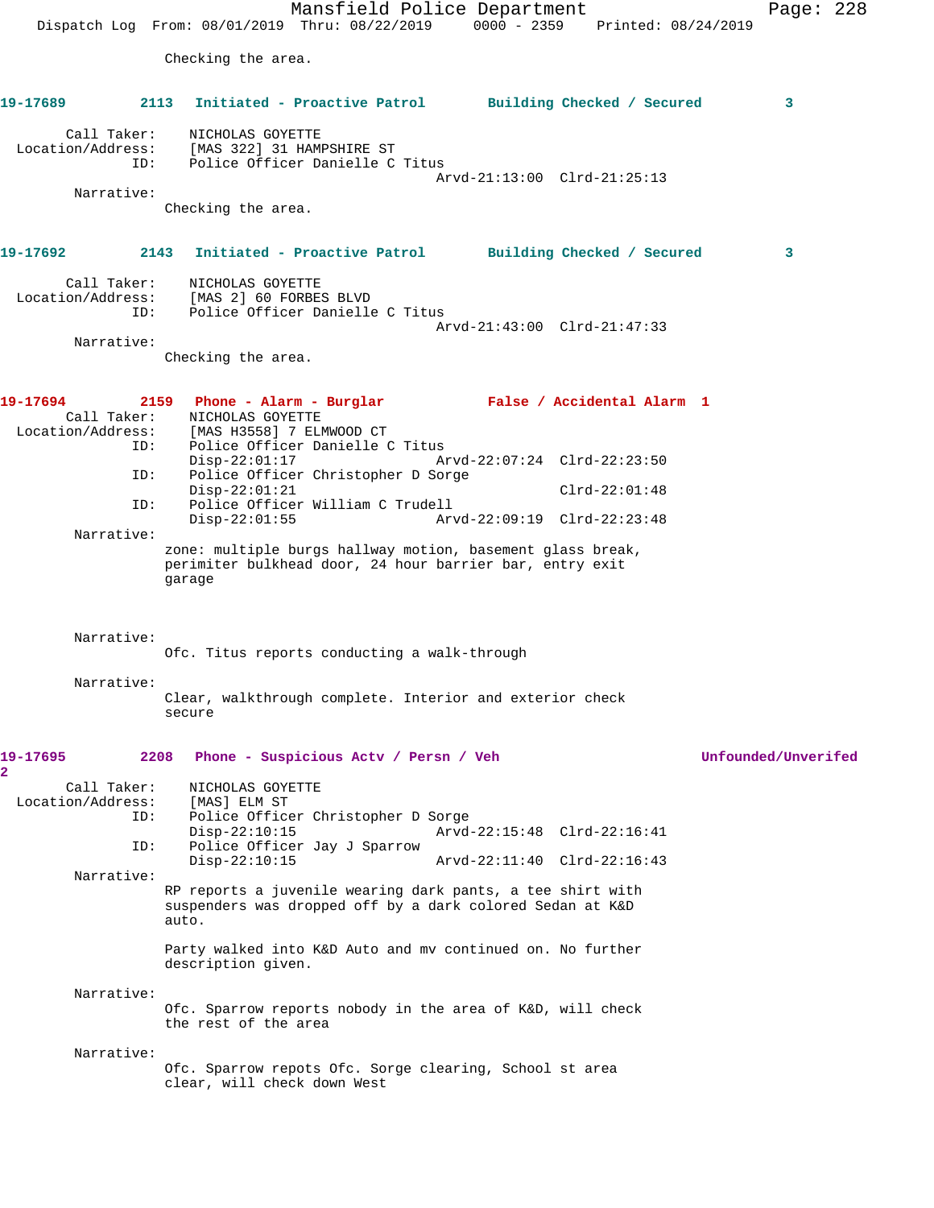Checking the area.

**19-17689 2113 Initiated - Proactive Patrol Building Checked / Secured 3**

Call Taker: NICHOLAS GOYETTE
Location/Address: [MAS 322] 31 HAMPSHIRE ST
ID: Police Officer Danielle C Titus
Arvd-21:13:00 Clrd-21:25:13

Narrative:
Checking the area.

**19-17692 2143 Initiated - Proactive Patrol Building Checked / Secured 3**

Call Taker: NICHOLAS GOYETTE
Location/Address: [MAS 2] 60 FORBES BLVD
ID: Police Officer Danielle C Titus
Arvd-21:43:00 Clrd-21:47:33

Narrative:
Checking the area.

**19-17694 2159 Phone - Alarm - Burglar False / Accidental Alarm 1**

Call Taker: NICHOLAS GOYETTE
Location/Address: [MAS H3558] 7 ELMWOOD CT
ID: Police Officer Danielle C Titus
Disp-22:01:17 Arvd-22:07:24 Clrd-22:23:50
ID: Police Officer Christopher D Sorge
Disp-22:01:21 Clrd-22:01:48
ID: Police Officer William C Trudell
Disp-22:01:55 Arvd-22:09:19 Clrd-22:23:48

Narrative:
zone: multiple burgs hallway motion, basement glass break, perimiter bulkhead door, 24 hour barrier bar, entry exit garage

Narrative:
Ofc. Titus reports conducting a walk-through

Narrative:
Clear, walkthrough complete. Interior and exterior check secure

**19-17695 2208 Phone - Suspicious Actv / Persn / Veh Unfounded/Unverifed 2**

Call Taker: NICHOLAS GOYETTE
Location/Address: [MAS] ELM ST
ID: Police Officer Christopher D Sorge
Disp-22:10:15 Arvd-22:15:48 Clrd-22:16:41
ID: Police Officer Jay J Sparrow
Disp-22:10:15 Arvd-22:11:40 Clrd-22:16:43

Narrative:
RP reports a juvenile wearing dark pants, a tee shirt with suspenders was dropped off by a dark colored Sedan at K&D auto.

Party walked into K&D Auto and mv continued on. No further description given.

Narrative:
Ofc. Sparrow reports nobody in the area of K&D, will check the rest of the area

Narrative:
Ofc. Sparrow repots Ofc. Sorge clearing, School st area clear, will check down West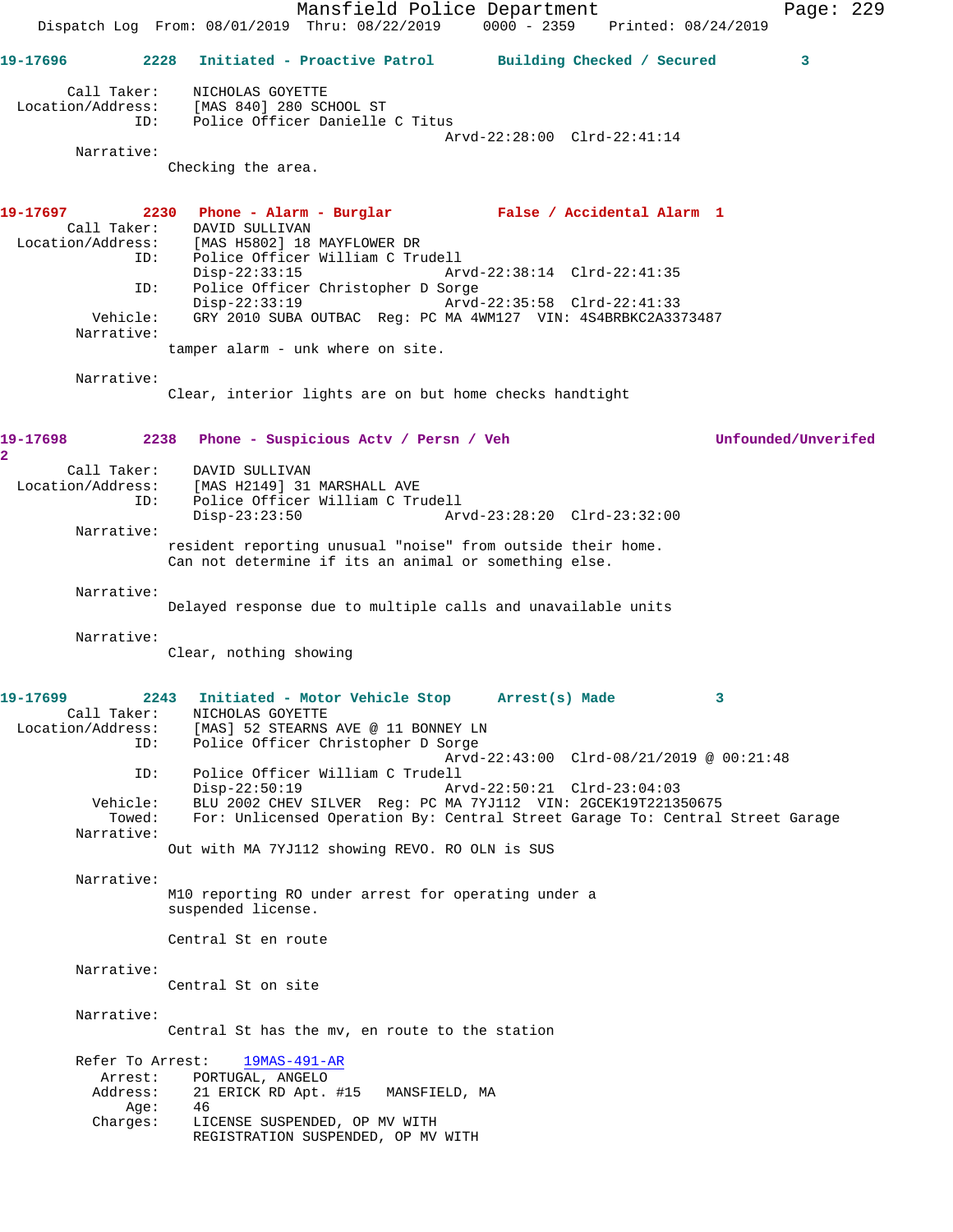**19-17696** 2228 Initiated - Proactive Patrol — Building Checked / Secured — 3

Call Taker: NICHOLAS GOYETTE
Location/Address: [MAS 840] 280 SCHOOL ST
ID: Police Officer Danielle C Titus
Arvd-22:28:00 Clrd-22:41:14
Narrative:
Checking the area.

**19-17697** 2230 Phone - Alarm - Burglar — False / Accidental Alarm — 1

Call Taker: DAVID SULLIVAN
Location/Address: [MAS H5802] 18 MAYFLOWER DR
ID: Police Officer William C Trudell
Disp-22:33:15 Arvd-22:38:14 Clrd-22:41:35
ID: Police Officer Christopher D Sorge
Disp-22:33:19 Arvd-22:35:58 Clrd-22:41:33
Vehicle: GRY 2010 SUBA OUTBAC Reg: PC MA 4WM127 VIN: 4S4BRBKC2A3373487
Narrative:
tamper alarm - unk where on site.

Narrative:
Clear, interior lights are on but home checks handtight

**19-17698** 2238 Phone - Suspicious Actv / Persn / Veh — Unfounded/Unverifed — 2

Call Taker: DAVID SULLIVAN
Location/Address: [MAS H2149] 31 MARSHALL AVE
ID: Police Officer William C Trudell
Disp-23:23:50 Arvd-23:28:20 Clrd-23:32:00
Narrative:
resident reporting unusual "noise" from outside their home. Can not determine if its an animal or something else.

Narrative:
Delayed response due to multiple calls and unavailable units

Narrative:
Clear, nothing showing

**19-17699** 2243 Initiated - Motor Vehicle Stop — Arrest(s) Made — 3

Call Taker: NICHOLAS GOYETTE
Location/Address: [MAS] 52 STEARNS AVE @ 11 BONNEY LN
ID: Police Officer Christopher D Sorge
Arvd-22:43:00 Clrd-08/21/2019 @ 00:21:48
ID: Police Officer William C Trudell
Disp-22:50:19 Arvd-22:50:21 Clrd-23:04:03
Vehicle: BLU 2002 CHEV SILVER Reg: PC MA 7YJ112 VIN: 2GCEK19T221350675
Towed: For: Unlicensed Operation By: Central Street Garage To: Central Street Garage
Narrative:
Out with MA 7YJ112 showing REVO. RO OLN is SUS

Narrative:
M10 reporting RO under arrest for operating under a suspended license.

Central St en route

Narrative:
Central St on site

Narrative:
Central St has the mv, en route to the station

Refer To Arrest: 19MAS-491-AR
Arrest: PORTUGAL, ANGELO
Address: 21 ERICK RD Apt. #15 MANSFIELD, MA
Age: 46
Charges: LICENSE SUSPENDED, OP MV WITH
REGISTRATION SUSPENDED, OP MV WITH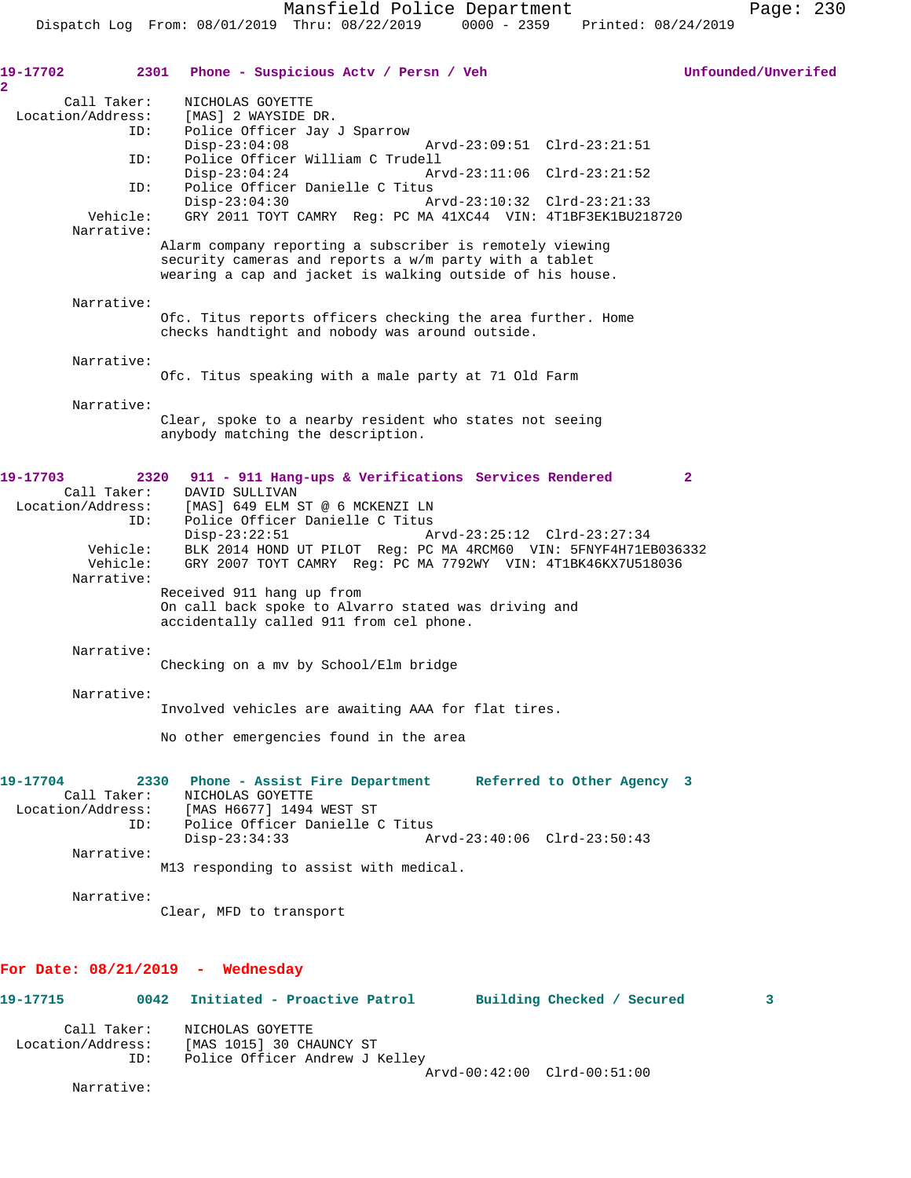**19-17702** 2301 **Phone - Suspicious Actv / Persn / Veh** **Unfounded/Unverifed** 2

Call Taker: NICHOLAS GOYETTE
Location/Address: [MAS] 2 WAYSIDE DR.
ID: Police Officer Jay J Sparrow
Disp-23:04:08 Arvd-23:09:51 Clrd-23:21:51
ID: Police Officer William C Trudell
Disp-23:04:24 Arvd-23:11:06 Clrd-23:21:52
ID: Police Officer Danielle C Titus
Disp-23:04:30 Arvd-23:10:32 Clrd-23:21:33
Vehicle: GRY 2011 TOYT CAMRY Reg: PC MA 41XC44 VIN: 4T1BF3EK1BU218720
Narrative:
Alarm company reporting a subscriber is remotely viewing security cameras and reports a w/m party with a tablet wearing a cap and jacket is walking outside of his house.

Narrative:
Ofc. Titus reports officers checking the area further. Home checks handtight and nobody was around outside.

Narrative:
Ofc. Titus speaking with a male party at 71 Old Farm

Narrative:
Clear, spoke to a nearby resident who states not seeing anybody matching the description.

**19-17703** 2320 **911 - 911 Hang-ups & Verifications** **Services Rendered** 2

Call Taker: DAVID SULLIVAN
Location/Address: [MAS] 649 ELM ST @ 6 MCKENZI LN
ID: Police Officer Danielle C Titus
Disp-23:22:51 Arvd-23:25:12 Clrd-23:27:34
Vehicle: BLK 2014 HOND UT PILOT Reg: PC MA 4RCM60 VIN: 5FNYF4H71EB036332
Vehicle: GRY 2007 TOYT CAMRY Reg: PC MA 7792WY VIN: 4T1BK46KX7U518036
Narrative:
Received 911 hang up from
On call back spoke to Alvarro stated was driving and accidentally called 911 from cel phone.

Narrative:
Checking on a mv by School/Elm bridge

Narrative:
Involved vehicles are awaiting AAA for flat tires.

No other emergencies found in the area

**19-17704** 2330 **Phone - Assist Fire Department** **Referred to Other Agency** 3

Call Taker: NICHOLAS GOYETTE
Location/Address: [MAS H6677] 1494 WEST ST
ID: Police Officer Danielle C Titus
Disp-23:34:33 Arvd-23:40:06 Clrd-23:50:43
Narrative:
M13 responding to assist with medical.

Narrative:
Clear, MFD to transport

## For Date: 08/21/2019 - Wednesday

**19-17715** 0042 **Initiated - Proactive Patrol** **Building Checked / Secured** 3

Call Taker: NICHOLAS GOYETTE
Location/Address: [MAS 1015] 30 CHAUNCY ST
ID: Police Officer Andrew J Kelley
Arvd-00:42:00 Clrd-00:51:00
Narrative: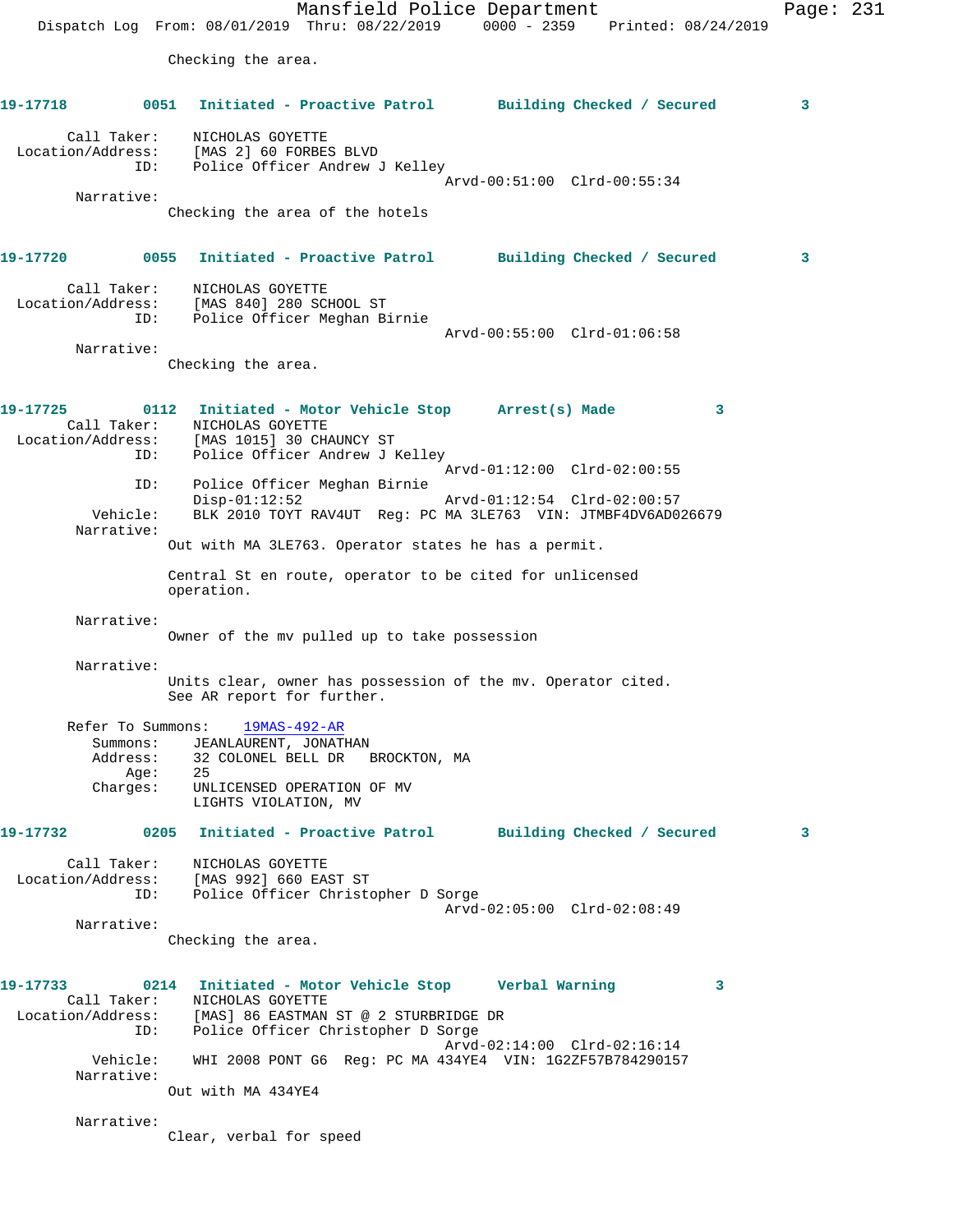Checking the area.

**19-17718 0051 Initiated - Proactive Patrol Building Checked / Secured 3**

Call Taker: NICHOLAS GOYETTE
Location/Address: [MAS 2] 60 FORBES BLVD
ID: Police Officer Andrew J Kelley
Arvd-00:51:00 Clrd-00:55:34

Narrative:
Checking the area of the hotels

**19-17720 0055 Initiated - Proactive Patrol Building Checked / Secured 3**

Call Taker: NICHOLAS GOYETTE
Location/Address: [MAS 840] 280 SCHOOL ST
ID: Police Officer Meghan Birnie
Arvd-00:55:00 Clrd-01:06:58

Narrative:
Checking the area.

**19-17725 0112 Initiated - Motor Vehicle Stop Arrest(s) Made 3**

Call Taker: NICHOLAS GOYETTE
Location/Address: [MAS 1015] 30 CHAUNCY ST
ID: Police Officer Andrew J Kelley
Arvd-01:12:00 Clrd-02:00:55
ID: Police Officer Meghan Birnie
Disp-01:12:52 Arvd-01:12:54 Clrd-02:00:57
Vehicle: BLK 2010 TOYT RAV4UT Reg: PC MA 3LE763 VIN: JTMBF4DV6AD026679

Narrative:
Out with MA 3LE763. Operator states he has a permit.

Central St en route, operator to be cited for unlicensed operation.

Narrative:
Owner of the mv pulled up to take possession

Narrative:
Units clear, owner has possession of the mv. Operator cited. See AR report for further.

Refer To Summons: 19MAS-492-AR
Summons: JEANLAURENT, JONATHAN
Address: 32 COLONEL BELL DR BROCKTON, MA
Age: 25
Charges: UNLICENSED OPERATION OF MV
LIGHTS VIOLATION, MV

**19-17732 0205 Initiated - Proactive Patrol Building Checked / Secured 3**

Call Taker: NICHOLAS GOYETTE
Location/Address: [MAS 992] 660 EAST ST
ID: Police Officer Christopher D Sorge
Arvd-02:05:00 Clrd-02:08:49

Narrative:
Checking the area.

**19-17733 0214 Initiated - Motor Vehicle Stop Verbal Warning 3**

Call Taker: NICHOLAS GOYETTE
Location/Address: [MAS] 86 EASTMAN ST @ 2 STURBRIDGE DR
ID: Police Officer Christopher D Sorge
Arvd-02:14:00 Clrd-02:16:14
Vehicle: WHI 2008 PONT G6 Reg: PC MA 434YE4 VIN: 1G2ZF57B784290157

Narrative:
Out with MA 434YE4

Narrative:
Clear, verbal for speed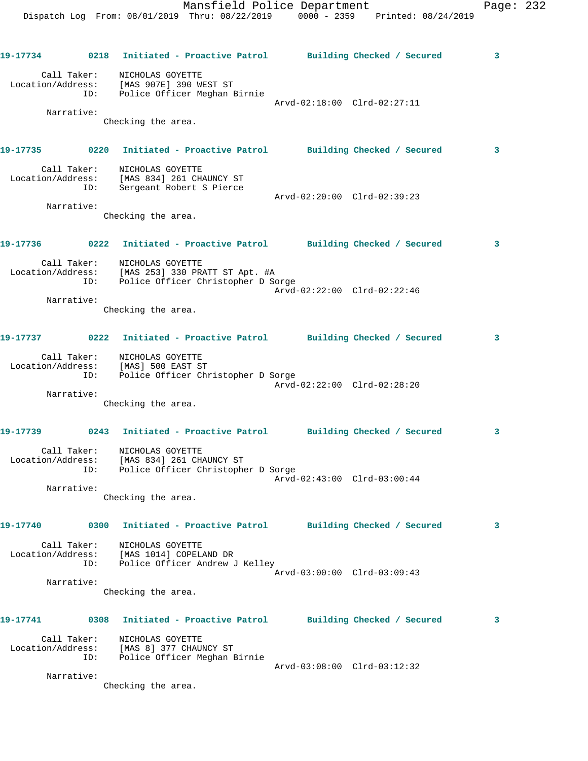**19-17734** 0218 **Initiated - Proactive Patrol** **Building Checked / Secured** **3**

Call Taker: NICHOLAS GOYETTE
Location/Address: [MAS 907E] 390 WEST ST
ID: Police Officer Meghan Birnie
Arvd-02:18:00 Clrd-02:27:11
Narrative:
Checking the area.

**19-17735** 0220 **Initiated - Proactive Patrol** **Building Checked / Secured** **3**

Call Taker: NICHOLAS GOYETTE
Location/Address: [MAS 834] 261 CHAUNCY ST
ID: Sergeant Robert S Pierce
Arvd-02:20:00 Clrd-02:39:23
Narrative:
Checking the area.

**19-17736** 0222 **Initiated - Proactive Patrol** **Building Checked / Secured** **3**

Call Taker: NICHOLAS GOYETTE
Location/Address: [MAS 253] 330 PRATT ST Apt. #A
ID: Police Officer Christopher D Sorge
Arvd-02:22:00 Clrd-02:22:46
Narrative:
Checking the area.

**19-17737** 0222 **Initiated - Proactive Patrol** **Building Checked / Secured** **3**

Call Taker: NICHOLAS GOYETTE
Location/Address: [MAS] 500 EAST ST
ID: Police Officer Christopher D Sorge
Arvd-02:22:00 Clrd-02:28:20
Narrative:
Checking the area.

**19-17739** 0243 **Initiated - Proactive Patrol** **Building Checked / Secured** **3**

Call Taker: NICHOLAS GOYETTE
Location/Address: [MAS 834] 261 CHAUNCY ST
ID: Police Officer Christopher D Sorge
Arvd-02:43:00 Clrd-03:00:44
Narrative:
Checking the area.

**19-17740** 0300 **Initiated - Proactive Patrol** **Building Checked / Secured** **3**

Call Taker: NICHOLAS GOYETTE
Location/Address: [MAS 1014] COPELAND DR
ID: Police Officer Andrew J Kelley
Arvd-03:00:00 Clrd-03:09:43
Narrative:
Checking the area.

**19-17741** 0308 **Initiated - Proactive Patrol** **Building Checked / Secured** **3**

Call Taker: NICHOLAS GOYETTE
Location/Address: [MAS 8] 377 CHAUNCY ST
ID: Police Officer Meghan Birnie
Arvd-03:08:00 Clrd-03:12:32
Narrative:
Checking the area.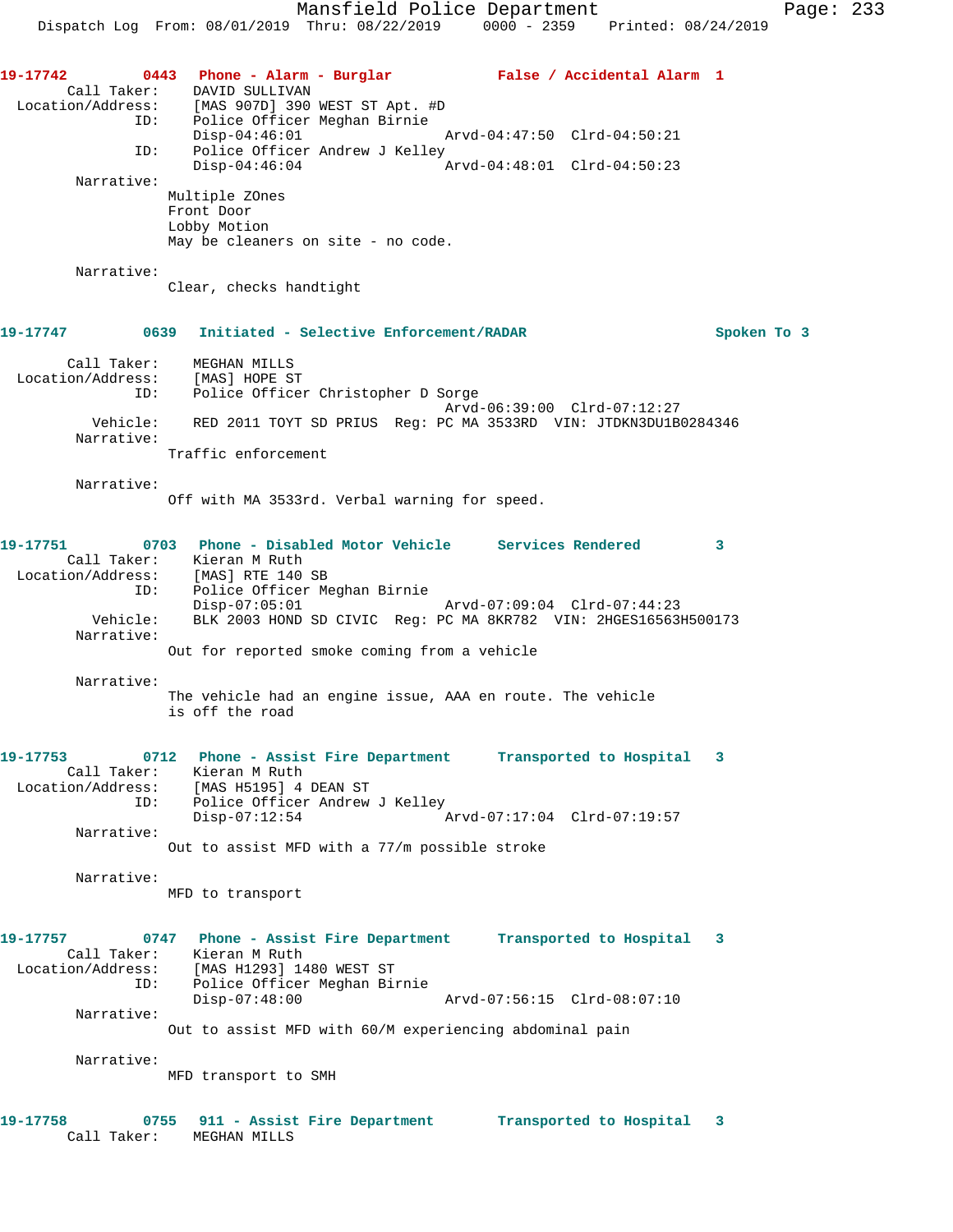**19-17742** 0443 **Phone - Alarm - Burglar** **False / Accidental Alarm 1**

Call Taker: DAVID SULLIVAN
Location/Address: [MAS 907D] 390 WEST ST Apt. #D
ID: Police Officer Meghan Birnie
Disp-04:46:01 Arvd-04:47:50 Clrd-04:50:21
ID: Police Officer Andrew J Kelley
Disp-04:46:04 Arvd-04:48:01 Clrd-04:50:23

Narrative:
Multiple ZOnes
Front Door
Lobby Motion
May be cleaners on site - no code.

Narrative:
Clear, checks handtight

**19-17747** 0639 **Initiated - Selective Enforcement/RADAR** **Spoken To 3**

Call Taker: MEGHAN MILLS
Location/Address: [MAS] HOPE ST
ID: Police Officer Christopher D Sorge
Arvd-06:39:00 Clrd-07:12:27
Vehicle: RED 2011 TOYT SD PRIUS Reg: PC MA 3533RD VIN: JTDKN3DU1B0284346

Narrative:
Traffic enforcement

Narrative:
Off with MA 3533rd. Verbal warning for speed.

**19-17751** 0703 **Phone - Disabled Motor Vehicle** **Services Rendered 3**

Call Taker: Kieran M Ruth
Location/Address: [MAS] RTE 140 SB
ID: Police Officer Meghan Birnie
Disp-07:05:01 Arvd-07:09:04 Clrd-07:44:23
Vehicle: BLK 2003 HOND SD CIVIC Reg: PC MA 8KR782 VIN: 2HGES16563H500173

Narrative:
Out for reported smoke coming from a vehicle

Narrative:
The vehicle had an engine issue, AAA en route. The vehicle is off the road

**19-17753** 0712 **Phone - Assist Fire Department** **Transported to Hospital 3**

Call Taker: Kieran M Ruth
Location/Address: [MAS H5195] 4 DEAN ST
ID: Police Officer Andrew J Kelley
Disp-07:12:54 Arvd-07:17:04 Clrd-07:19:57

Narrative:
Out to assist MFD with a 77/m possible stroke

Narrative:
MFD to transport

**19-17757** 0747 **Phone - Assist Fire Department** **Transported to Hospital 3**

Call Taker: Kieran M Ruth
Location/Address: [MAS H1293] 1480 WEST ST
ID: Police Officer Meghan Birnie
Disp-07:48:00 Arvd-07:56:15 Clrd-08:07:10

Narrative:
Out to assist MFD with 60/M experiencing abdominal pain

Narrative:
MFD transport to SMH

**19-17758** 0755 **911 - Assist Fire Department** **Transported to Hospital 3**

Call Taker: MEGHAN MILLS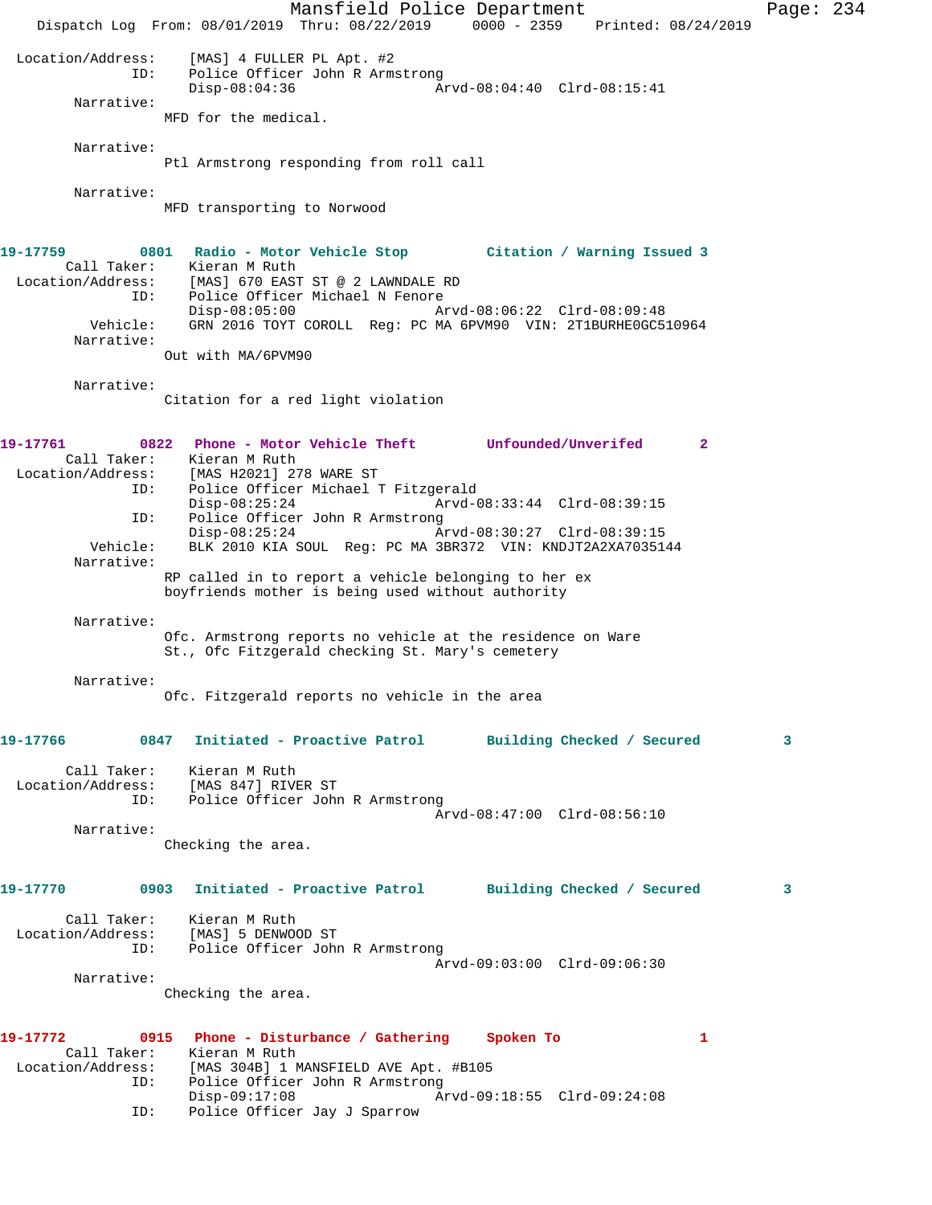Location/Address: [MAS] 4 FULLER PL Apt. #2
ID: Police Officer John R Armstrong
Disp-08:04:36 Arvd-08:04:40 Clrd-08:15:41

Narrative:
MFD for the medical.

Narrative:
Ptl Armstrong responding from roll call

Narrative:
MFD transporting to Norwood

**19-17759 0801 Radio - Motor Vehicle Stop Citation / Warning Issued 3**

Call Taker: Kieran M Ruth
Location/Address: [MAS] 670 EAST ST @ 2 LAWNDALE RD
ID: Police Officer Michael N Fenore
Disp-08:05:00 Arvd-08:06:22 Clrd-08:09:48
Vehicle: GRN 2016 TOYT COROLL Reg: PC MA 6PVM90 VIN: 2T1BURHE0GC510964

Narrative:
Out with MA/6PVM90

Narrative:
Citation for a red light violation

**19-17761 0822 Phone - Motor Vehicle Theft Unfounded/Unverifed 2**

Call Taker: Kieran M Ruth
Location/Address: [MAS H2021] 278 WARE ST
ID: Police Officer Michael T Fitzgerald
Disp-08:25:24 Arvd-08:33:44 Clrd-08:39:15
ID: Police Officer John R Armstrong
Disp-08:25:24 Arvd-08:30:27 Clrd-08:39:15
Vehicle: BLK 2010 KIA SOUL Reg: PC MA 3BR372 VIN: KNDJT2A2XA7035144

Narrative:
RP called in to report a vehicle belonging to her ex boyfriends mother is being used without authority

Narrative:
Ofc. Armstrong reports no vehicle at the residence on Ware St., Ofc Fitzgerald checking St. Mary's cemetery

Narrative:
Ofc. Fitzgerald reports no vehicle in the area

**19-17766 0847 Initiated - Proactive Patrol Building Checked / Secured 3**

Call Taker: Kieran M Ruth
Location/Address: [MAS 847] RIVER ST
ID: Police Officer John R Armstrong
Arvd-08:47:00 Clrd-08:56:10

Narrative:
Checking the area.

**19-17770 0903 Initiated - Proactive Patrol Building Checked / Secured 3**

Call Taker: Kieran M Ruth
Location/Address: [MAS] 5 DENWOOD ST
ID: Police Officer John R Armstrong
Arvd-09:03:00 Clrd-09:06:30

Narrative:
Checking the area.

**19-17772 0915 Phone - Disturbance / Gathering Spoken To 1**

Call Taker: Kieran M Ruth
Location/Address: [MAS 304B] 1 MANSFIELD AVE Apt. #B105
ID: Police Officer John R Armstrong
Disp-09:17:08 Arvd-09:18:55 Clrd-09:24:08
ID: Police Officer Jay J Sparrow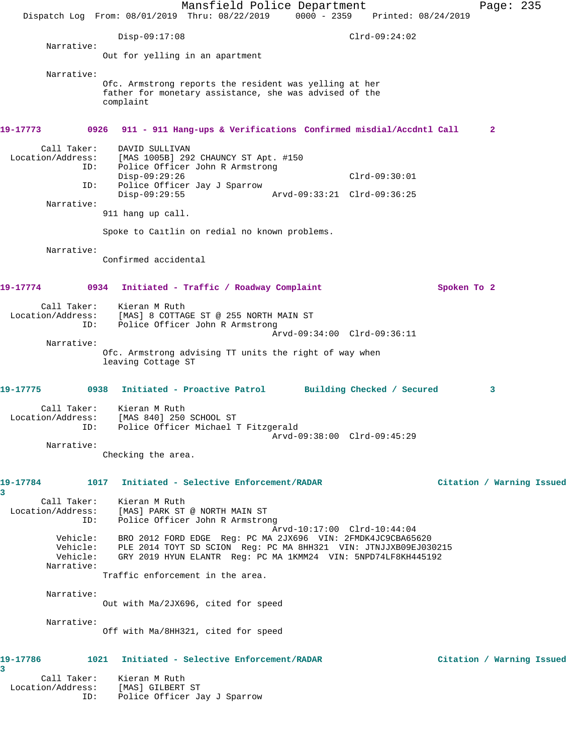Disp-09:17:08 Clrd-09:24:02

Narrative:
Out for yelling in an apartment

Narrative:
Ofc. Armstrong reports the resident was yelling at her father for monetary assistance, she was advised of the complaint

**19-17773 0926 911 - 911 Hang-ups & Verifications Confirmed misdial/Accdntl Call 2**

Call Taker: DAVID SULLIVAN
Location/Address: [MAS 1005B] 292 CHAUNCY ST Apt. #150
ID: Police Officer John R Armstrong
Disp-09:29:26 Clrd-09:30:01
ID: Police Officer Jay J Sparrow
Disp-09:29:55 Arvd-09:33:21 Clrd-09:36:25

Narrative:
911 hang up call.

Spoke to Caitlin on redial no known problems.

Narrative:
Confirmed accidental

**19-17774 0934 Initiated - Traffic / Roadway Complaint Spoken To 2**

Call Taker: Kieran M Ruth
Location/Address: [MAS] 8 COTTAGE ST @ 255 NORTH MAIN ST
ID: Police Officer John R Armstrong
Arvd-09:34:00 Clrd-09:36:11

Narrative:
Ofc. Armstrong advising TT units the right of way when leaving Cottage ST

**19-17775 0938 Initiated - Proactive Patrol Building Checked / Secured 3**

Call Taker: Kieran M Ruth
Location/Address: [MAS 840] 250 SCHOOL ST
ID: Police Officer Michael T Fitzgerald
Arvd-09:38:00 Clrd-09:45:29

Narrative:
Checking the area.

**19-17784 1017 Initiated - Selective Enforcement/RADAR Citation / Warning Issued 3**

Call Taker: Kieran M Ruth
Location/Address: [MAS] PARK ST @ NORTH MAIN ST
ID: Police Officer John R Armstrong
Arvd-10:17:00 Clrd-10:44:04
Vehicle: BRO 2012 FORD EDGE Reg: PC MA 2JX696 VIN: 2FMDK4JC9CBA65620
Vehicle: PLE 2014 TOYT SD SCION Reg: PC MA 8HH321 VIN: JTNJJXB09EJ030215
Vehicle: GRY 2019 HYUN ELANTR Reg: PC MA 1KMM24 VIN: 5NPD74LF8KH445192

Narrative:
Traffic enforcement in the area.

Narrative:
Out with Ma/2JX696, cited for speed

Narrative:
Off with Ma/8HH321, cited for speed

**19-17786 1021 Initiated - Selective Enforcement/RADAR Citation / Warning Issued 3**

Call Taker: Kieran M Ruth
Location/Address: [MAS] GILBERT ST
ID: Police Officer Jay J Sparrow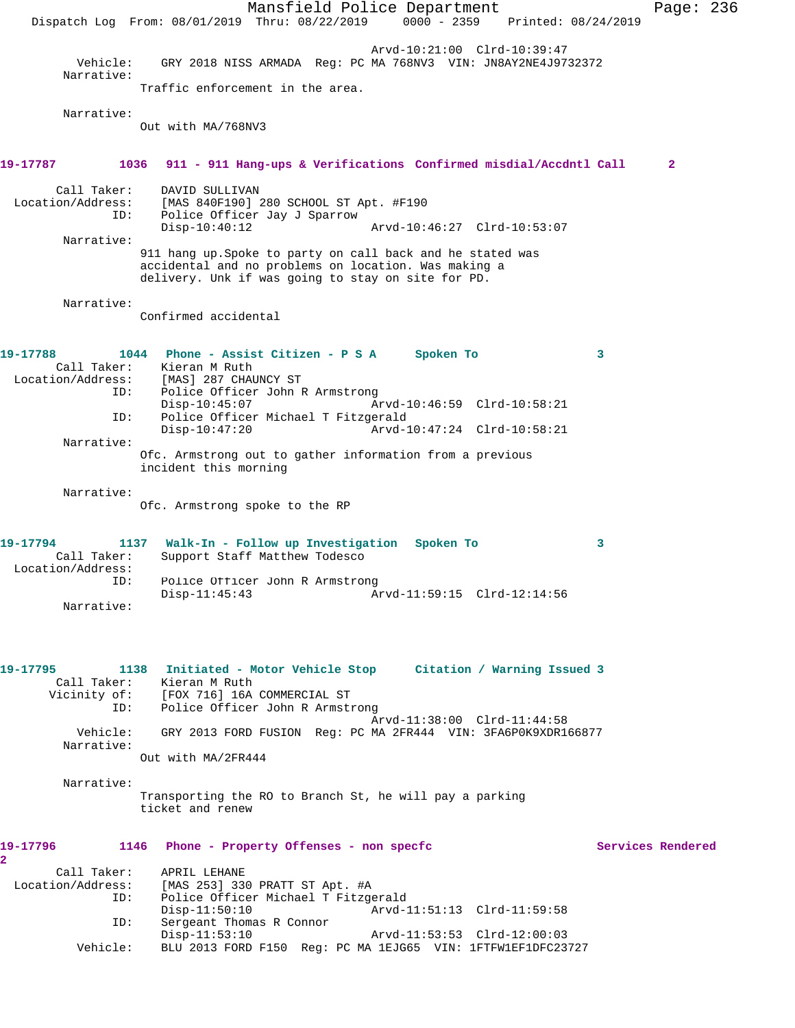Arvd-10:21:00 Clrd-10:39:47

Vehicle: GRY 2018 NISS ARMADA Reg: PC MA 768NV3 VIN: JN8AY2NE4J9732372

Narrative:
Traffic enforcement in the area.

Narrative:
Out with MA/768NV3

**19-17787 1036 911 - 911 Hang-ups & Verifications Confirmed misdial/Accdntl Call 2**

Call Taker: DAVID SULLIVAN
Location/Address: [MAS 840F190] 280 SCHOOL ST Apt. #F190
ID: Police Officer Jay J Sparrow
Disp-10:40:12 Arvd-10:46:27 Clrd-10:53:07

Narrative:
911 hang up.Spoke to party on call back and he stated was accidental and no problems on location. Was making a delivery. Unk if was going to stay on site for PD.

Narrative:
Confirmed accidental

**19-17788 1044 Phone - Assist Citizen - P S A Spoken To 3**

Call Taker: Kieran M Ruth
Location/Address: [MAS] 287 CHAUNCY ST
ID: Police Officer John R Armstrong
Disp-10:45:07 Arvd-10:46:59 Clrd-10:58:21
ID: Police Officer Michael T Fitzgerald
Disp-10:47:20 Arvd-10:47:24 Clrd-10:58:21

Narrative:
Ofc. Armstrong out to gather information from a previous incident this morning

Narrative:
Ofc. Armstrong spoke to the RP

**19-17794 1137 Walk-In - Follow up Investigation Spoken To 3**

Call Taker: Support Staff Matthew Todesco
Location/Address:
ID: Police Officer John R Armstrong
Disp-11:45:43 Arvd-11:59:15 Clrd-12:14:56

Narrative:

**19-17795 1138 Initiated - Motor Vehicle Stop Citation / Warning Issued 3**

Call Taker: Kieran M Ruth
Vicinity of: [FOX 716] 16A COMMERCIAL ST
ID: Police Officer John R Armstrong
Arvd-11:38:00 Clrd-11:44:58

Vehicle: GRY 2013 FORD FUSION Reg: PC MA 2FR444 VIN: 3FA6P0K9XDR166877

Narrative:
Out with MA/2FR444

Narrative:
Transporting the RO to Branch St, he will pay a parking ticket and renew

**19-17796 1146 Phone - Property Offenses - non specfc Services Rendered 2**

Call Taker: APRIL LEHANE
Location/Address: [MAS 253] 330 PRATT ST Apt. #A
ID: Police Officer Michael T Fitzgerald
Disp-11:50:10 Arvd-11:51:13 Clrd-11:59:58
ID: Sergeant Thomas R Connor
Disp-11:53:10 Arvd-11:53:53 Clrd-12:00:03

Vehicle: BLU 2013 FORD F150 Reg: PC MA 1EJG65 VIN: 1FTFW1EF1DFC23727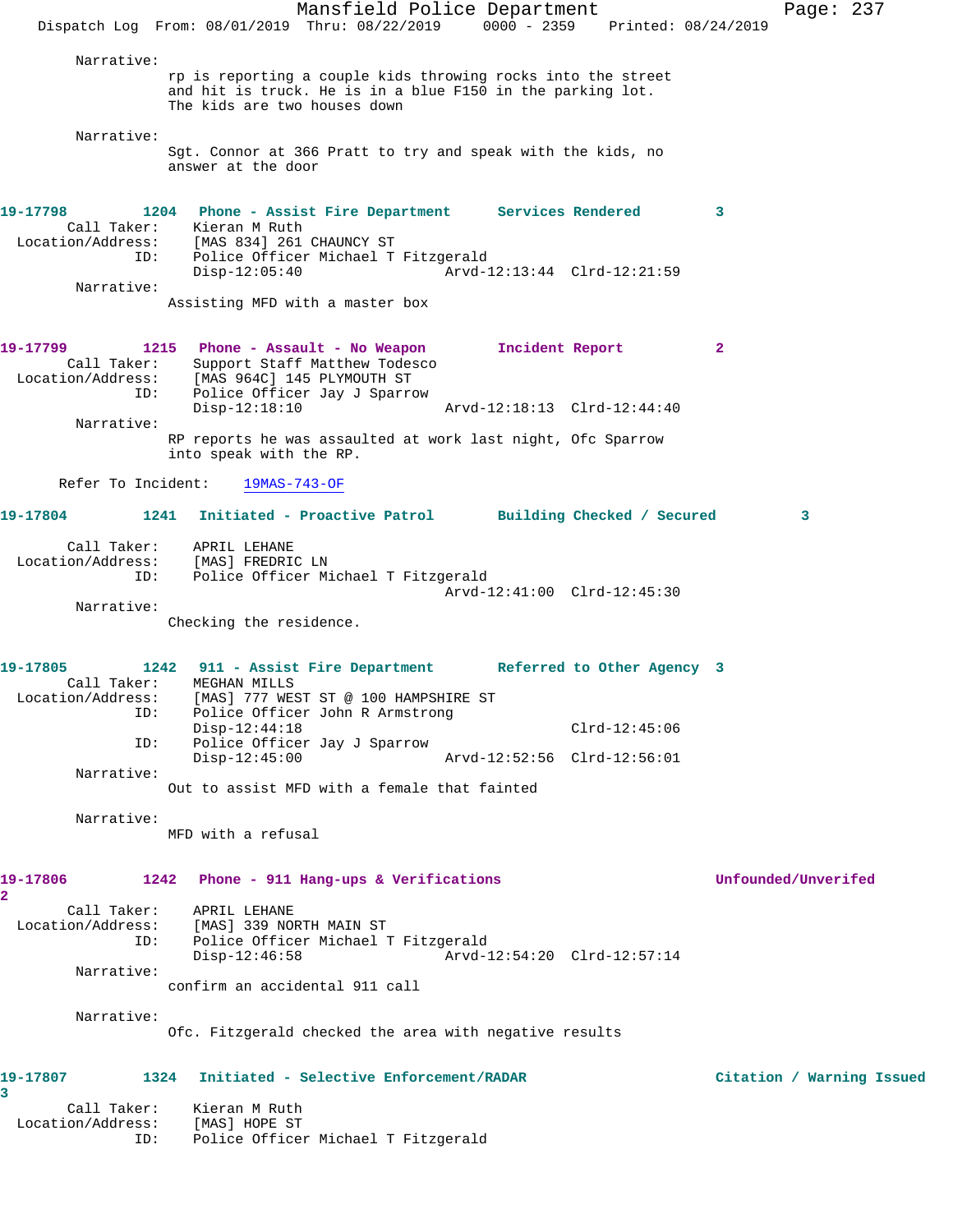Narrative:
rp is reporting a couple kids throwing rocks into the street and hit is truck. He is in a blue F150 in the parking lot. The kids are two houses down

Narrative:
Sgt. Connor at 366 Pratt to try and speak with the kids, no answer at the door

**19-17798 1204 Phone - Assist Fire Department Services Rendered 3**

Call Taker: Kieran M Ruth
Location/Address: [MAS 834] 261 CHAUNCY ST
ID: Police Officer Michael T Fitzgerald
Disp-12:05:40 Arvd-12:13:44 Clrd-12:21:59

Narrative:
Assisting MFD with a master box

**19-17799 1215 Phone - Assault - No Weapon Incident Report 2**

Call Taker: Support Staff Matthew Todesco
Location/Address: [MAS 964C] 145 PLYMOUTH ST
ID: Police Officer Jay J Sparrow
Disp-12:18:10 Arvd-12:18:13 Clrd-12:44:40

Narrative:
RP reports he was assaulted at work last night, Ofc Sparrow into speak with the RP.

Refer To Incident: 19MAS-743-OF

**19-17804 1241 Initiated - Proactive Patrol Building Checked / Secured 3**

Call Taker: APRIL LEHANE
Location/Address: [MAS] FREDRIC LN
ID: Police Officer Michael T Fitzgerald
Arvd-12:41:00 Clrd-12:45:30

Narrative:
Checking the residence.

**19-17805 1242 911 - Assist Fire Department Referred to Other Agency 3**

Call Taker: MEGHAN MILLS
Location/Address: [MAS] 777 WEST ST @ 100 HAMPSHIRE ST
ID: Police Officer John R Armstrong
Disp-12:44:18 Clrd-12:45:06
ID: Police Officer Jay J Sparrow
Disp-12:45:00 Arvd-12:52:56 Clrd-12:56:01

Narrative:
Out to assist MFD with a female that fainted

Narrative:
MFD with a refusal

**19-17806 1242 Phone - 911 Hang-ups & Verifications Unfounded/Unverifed 2**

Call Taker: APRIL LEHANE
Location/Address: [MAS] 339 NORTH MAIN ST
ID: Police Officer Michael T Fitzgerald
Disp-12:46:58 Arvd-12:54:20 Clrd-12:57:14

Narrative:
confirm an accidental 911 call

Narrative:
Ofc. Fitzgerald checked the area with negative results

**19-17807 1324 Initiated - Selective Enforcement/RADAR Citation / Warning Issued 3**

Call Taker: Kieran M Ruth
Location/Address: [MAS] HOPE ST
ID: Police Officer Michael T Fitzgerald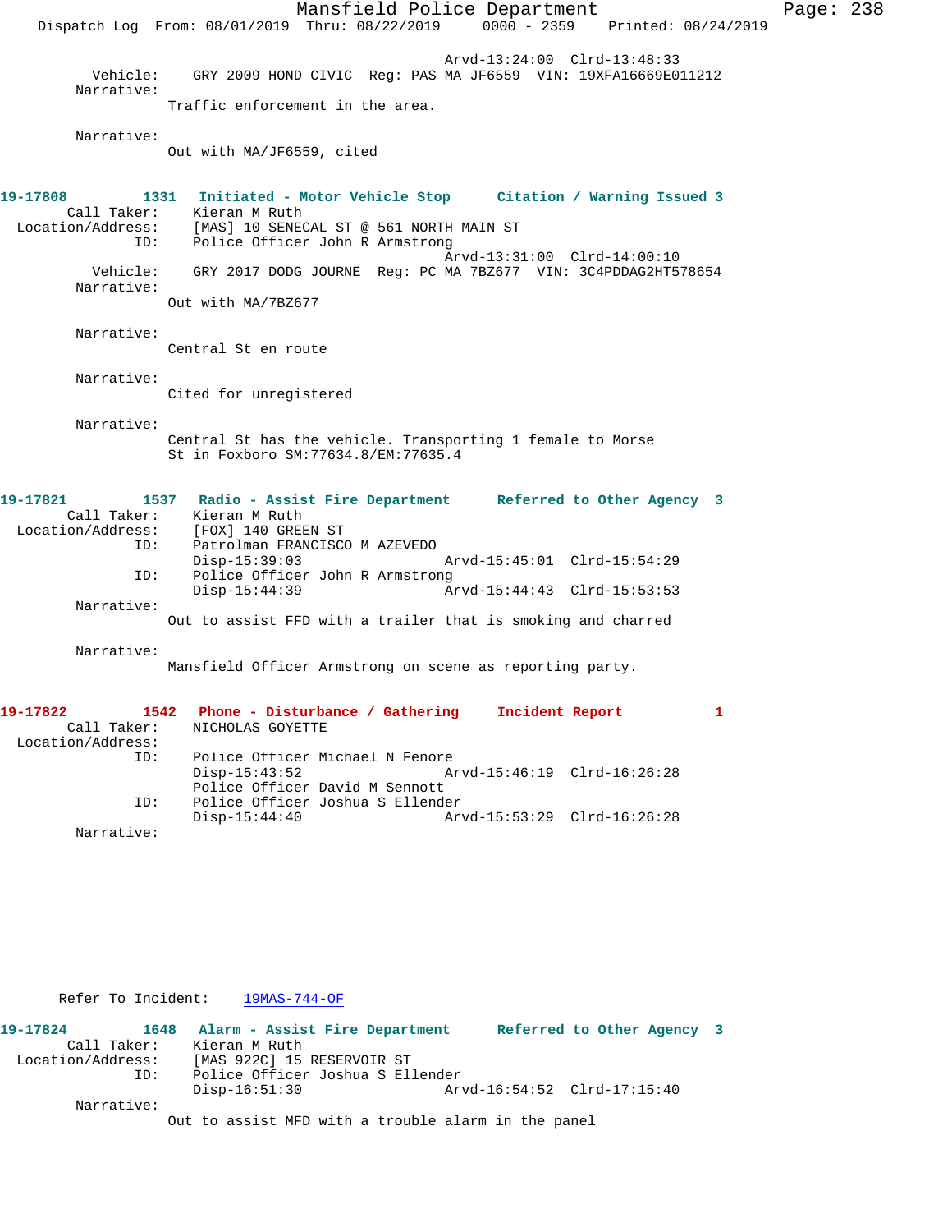Arvd-13:24:00 Clrd-13:48:33
Vehicle: GRY 2009 HOND CIVIC Reg: PAS MA JF6559 VIN: 19XFA16669E011212
Narrative:
Traffic enforcement in the area.

Narrative:
Out with MA/JF6559, cited

**19-17808 1331 Initiated - Motor Vehicle Stop Citation / Warning Issued 3**
Call Taker: Kieran M Ruth
Location/Address: [MAS] 10 SENECAL ST @ 561 NORTH MAIN ST
ID: Police Officer John R Armstrong
Arvd-13:31:00 Clrd-14:00:10
Vehicle: GRY 2017 DODG JOURNE Reg: PC MA 7BZ677 VIN: 3C4PDDAG2HT578654
Narrative:
Out with MA/7BZ677

Narrative:
Central St en route

Narrative:
Cited for unregistered

Narrative:
Central St has the vehicle. Transporting 1 female to Morse St in Foxboro SM:77634.8/EM:77635.4

**19-17821 1537 Radio - Assist Fire Department Referred to Other Agency 3**
Call Taker: Kieran M Ruth
Location/Address: [FOX] 140 GREEN ST
ID: Patrolman FRANCISCO M AZEVEDO
Disp-15:39:03 Arvd-15:45:01 Clrd-15:54:29
ID: Police Officer John R Armstrong
Disp-15:44:39 Arvd-15:44:43 Clrd-15:53:53
Narrative:
Out to assist FFD with a trailer that is smoking and charred

Narrative:
Mansfield Officer Armstrong on scene as reporting party.

**19-17822 1542 Phone - Disturbance / Gathering Incident Report 1**
Call Taker: NICHOLAS GOYETTE
Location/Address:
ID: Police Officer Michael N Fenore
Disp-15:43:52 Arvd-15:46:19 Clrd-16:26:28
Police Officer David M Sennott
ID: Police Officer Joshua S Ellender
Disp-15:44:40 Arvd-15:53:29 Clrd-16:26:28
Narrative:

Refer To Incident: 19MAS-744-OF

**19-17824 1648 Alarm - Assist Fire Department Referred to Other Agency 3**
Call Taker: Kieran M Ruth
Location/Address: [MAS 922C] 15 RESERVOIR ST
ID: Police Officer Joshua S Ellender
Disp-16:51:30 Arvd-16:54:52 Clrd-17:15:40
Narrative:
Out to assist MFD with a trouble alarm in the panel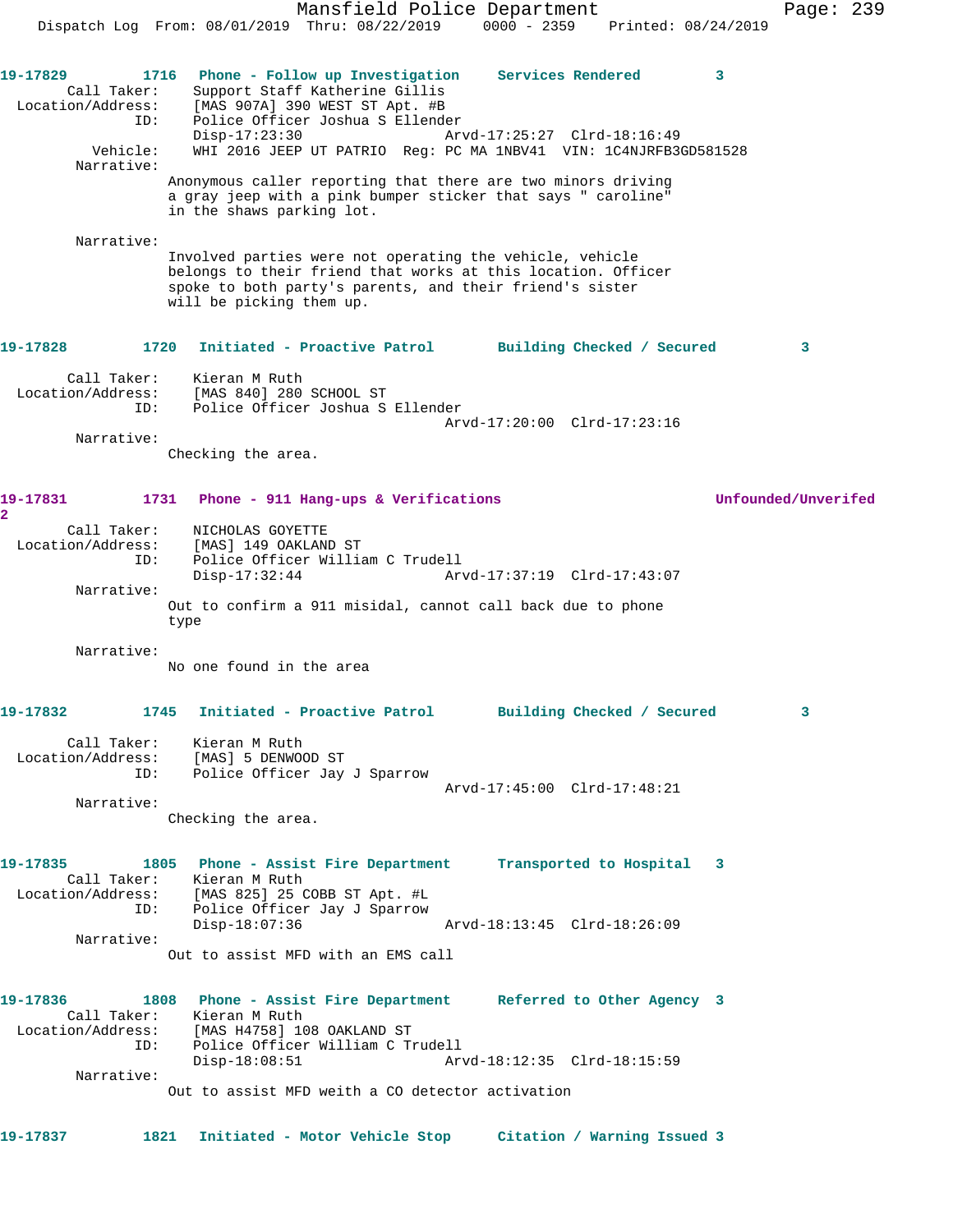**19-17829** 1716 Phone - Follow up Investigation **Services Rendered** 3

Call Taker: Support Staff Katherine Gillis
Location/Address: [MAS 907A] 390 WEST ST Apt. #B
ID: Police Officer Joshua S Ellender
Disp-17:23:30 Arvd-17:25:27 Clrd-18:16:49
Vehicle: WHI 2016 JEEP UT PATRIO Reg: PC MA 1NBV41 VIN: 1C4NJRFB3GD581528
Narrative:
Anonymous caller reporting that there are two minors driving a gray jeep with a pink bumper sticker that says " caroline" in the shaws parking lot.

Narrative:
Involved parties were not operating the vehicle, vehicle belongs to their friend that works at this location. Officer spoke to both party's parents, and their friend's sister will be picking them up.

**19-17828** 1720 Initiated - Proactive Patrol **Building Checked / Secured** 3

Call Taker: Kieran M Ruth
Location/Address: [MAS 840] 280 SCHOOL ST
ID: Police Officer Joshua S Ellender
Arvd-17:20:00 Clrd-17:23:16
Narrative:
Checking the area.

**19-17831** 1731 Phone - 911 Hang-ups & Verifications **Unfounded/Unverifed** 2

Call Taker: NICHOLAS GOYETTE
Location/Address: [MAS] 149 OAKLAND ST
ID: Police Officer William C Trudell
Disp-17:32:44 Arvd-17:37:19 Clrd-17:43:07
Narrative:
Out to confirm a 911 misidal, cannot call back due to phone type

Narrative:
No one found in the area

**19-17832** 1745 Initiated - Proactive Patrol **Building Checked / Secured** 3

Call Taker: Kieran M Ruth
Location/Address: [MAS] 5 DENWOOD ST
ID: Police Officer Jay J Sparrow
Arvd-17:45:00 Clrd-17:48:21
Narrative:
Checking the area.

**19-17835** 1805 Phone - Assist Fire Department **Transported to Hospital** 3

Call Taker: Kieran M Ruth
Location/Address: [MAS 825] 25 COBB ST Apt. #L
ID: Police Officer Jay J Sparrow
Disp-18:07:36 Arvd-18:13:45 Clrd-18:26:09
Narrative:
Out to assist MFD with an EMS call

**19-17836** 1808 Phone - Assist Fire Department **Referred to Other Agency** 3

Call Taker: Kieran M Ruth
Location/Address: [MAS H4758] 108 OAKLAND ST
ID: Police Officer William C Trudell
Disp-18:08:51 Arvd-18:12:35 Clrd-18:15:59
Narrative:
Out to assist MFD weith a CO detector activation

**19-17837** 1821 Initiated - Motor Vehicle Stop **Citation / Warning Issued** 3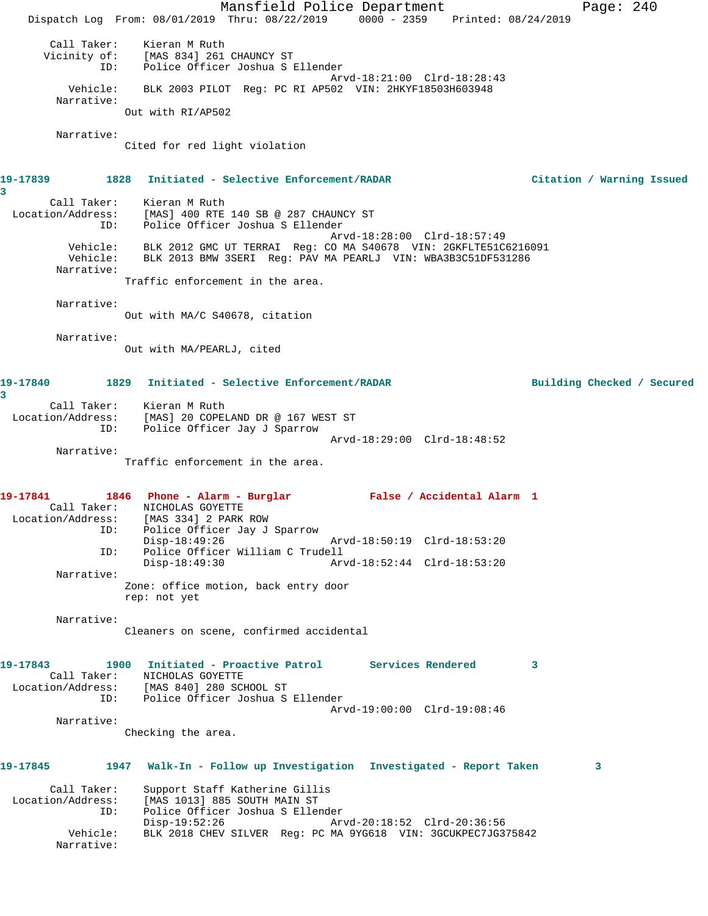```
       Call Taker:    Kieran M Ruth
      Vicinity of:    [MAS 834] 261 CHAUNCY ST
               ID:    Police Officer Joshua S Ellender
                                          Arvd-18:21:00  Clrd-18:28:43
          Vehicle:    BLK 2003 PILOT  Reg: PC RI AP502  VIN: 2HKYF18503H603948
        Narrative:
                   Out with RI/AP502

        Narrative:
                   Cited for red light violation
```

```
19-17839        1828  Initiated - Selective Enforcement/RADAR          Citation / Warning Issued
3
       Call Taker:    Kieran M Ruth
 Location/Address:    [MAS] 400 RTE 140 SB @ 287 CHAUNCY ST
               ID:    Police Officer Joshua S Ellender
                                          Arvd-18:28:00  Clrd-18:57:49
          Vehicle:    BLK 2012 GMC UT TERRAI  Reg: CO MA S40678  VIN: 2GKFLTE51C6216091
          Vehicle:    BLK 2013 BMW 3SERI  Reg: PAV MA PEARLJ  VIN: WBA3B3C51DF531286
        Narrative:
                   Traffic enforcement in the area.

        Narrative:
                   Out with MA/C S40678, citation

        Narrative:
                   Out with MA/PEARLJ, cited
```

```
19-17840        1829  Initiated - Selective Enforcement/RADAR          Building Checked / Secured
3
       Call Taker:    Kieran M Ruth
 Location/Address:    [MAS] 20 COPELAND DR @ 167 WEST ST
               ID:    Police Officer Jay J Sparrow
                                          Arvd-18:29:00  Clrd-18:48:52
        Narrative:
                   Traffic enforcement in the area.
```

```
19-17841        1846  Phone - Alarm - Burglar          False / Accidental Alarm  1
       Call Taker:    NICHOLAS GOYETTE
 Location/Address:    [MAS 334] 2 PARK ROW
               ID:    Police Officer Jay J Sparrow
                      Disp-18:49:26                Arvd-18:50:19  Clrd-18:53:20
               ID:    Police Officer William C Trudell
                      Disp-18:49:30                Arvd-18:52:44  Clrd-18:53:20
        Narrative:
                   Zone: office motion, back entry door
                   rep: not yet

        Narrative:
                   Cleaners on scene, confirmed accidental
```

```
19-17843        1900  Initiated - Proactive Patrol      Services Rendered        3
       Call Taker:    NICHOLAS GOYETTE
 Location/Address:    [MAS 840] 280 SCHOOL ST
               ID:    Police Officer Joshua S Ellender
                                          Arvd-19:00:00  Clrd-19:08:46
        Narrative:
                   Checking the area.
```

```
19-17845        1947  Walk-In - Follow up Investigation  Investigated - Report Taken        3

       Call Taker:    Support Staff Katherine Gillis
 Location/Address:    [MAS 1013] 885 SOUTH MAIN ST
               ID:    Police Officer Joshua S Ellender
                      Disp-19:52:26                Arvd-20:18:52  Clrd-20:36:56
          Vehicle:    BLK 2018 CHEV SILVER  Reg: PC MA 9YG618  VIN: 3GCUKPEC7JG375842
        Narrative:
```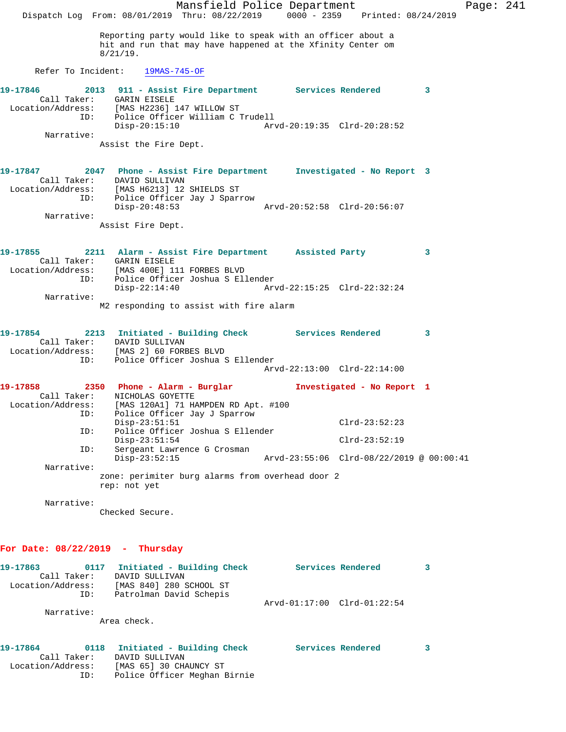Reporting party would like to speak with an officer about a hit and run that may have happened at the Xfinity Center om 8/21/19.

Refer To Incident: 19MAS-745-OF

**19-17846** 2013 **911 - Assist Fire Department** Services Rendered 3
Call Taker: GARIN EISELE
Location/Address: [MAS H2236] 147 WILLOW ST
ID: Police Officer William C Trudell
Disp-20:15:10 Arvd-20:19:35 Clrd-20:28:52
Narrative:
Assist the Fire Dept.

**19-17847** 2047 **Phone - Assist Fire Department** Investigated - No Report 3
Call Taker: DAVID SULLIVAN
Location/Address: [MAS H6213] 12 SHIELDS ST
ID: Police Officer Jay J Sparrow
Disp-20:48:53 Arvd-20:52:58 Clrd-20:56:07
Narrative:
Assist Fire Dept.

**19-17855** 2211 **Alarm - Assist Fire Department** Assisted Party 3
Call Taker: GARIN EISELE
Location/Address: [MAS 400E] 111 FORBES BLVD
ID: Police Officer Joshua S Ellender
Disp-22:14:40 Arvd-22:15:25 Clrd-22:32:24
Narrative:
M2 responding to assist with fire alarm

**19-17854** 2213 **Initiated - Building Check** Services Rendered 3
Call Taker: DAVID SULLIVAN
Location/Address: [MAS 2] 60 FORBES BLVD
ID: Police Officer Joshua S Ellender
Arvd-22:13:00 Clrd-22:14:00

**19-17858** 2350 **Phone - Alarm - Burglar** Investigated - No Report 1
Call Taker: NICHOLAS GOYETTE
Location/Address: [MAS 120A1] 71 HAMPDEN RD Apt. #100
ID: Police Officer Jay J Sparrow
Disp-23:51:51 Clrd-23:52:23
ID: Police Officer Joshua S Ellender
Disp-23:51:54 Clrd-23:52:19
ID: Sergeant Lawrence G Crosman
Disp-23:52:15 Arvd-23:55:06 Clrd-08/22/2019 @ 00:00:41
Narrative:
zone: perimiter burg alarms from overhead door 2
rep: not yet

Narrative:
Checked Secure.

## For Date: 08/22/2019 - Thursday

**19-17863** 0117 **Initiated - Building Check** Services Rendered 3
Call Taker: DAVID SULLIVAN
Location/Address: [MAS 840] 280 SCHOOL ST
ID: Patrolman David Schepis
Arvd-01:17:00 Clrd-01:22:54
Narrative:
Area check.

**19-17864** 0118 **Initiated - Building Check** Services Rendered 3
Call Taker: DAVID SULLIVAN
Location/Address: [MAS 65] 30 CHAUNCY ST
ID: Police Officer Meghan Birnie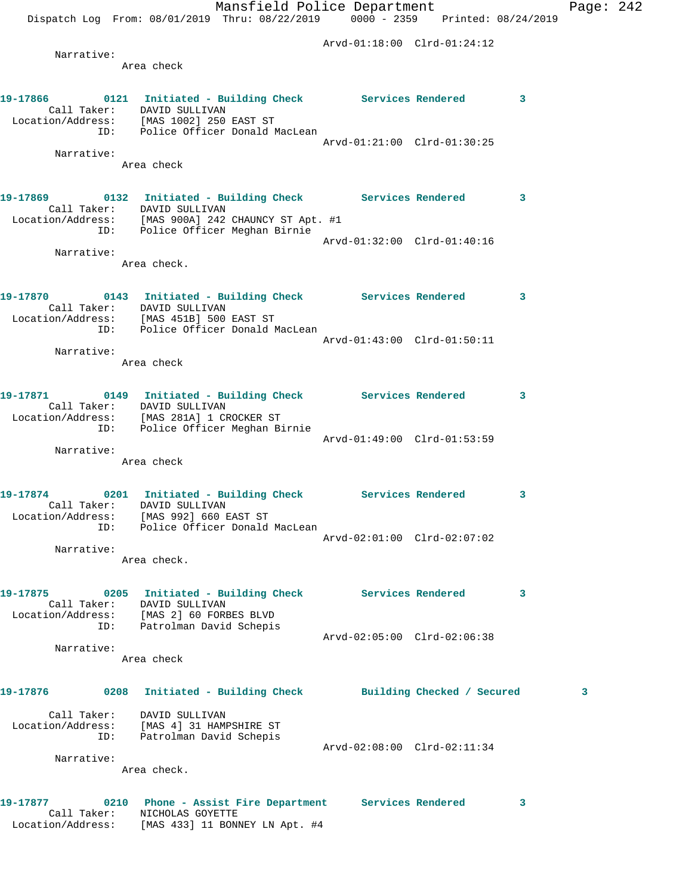Arvd-01:18:00 Clrd-01:24:12

Narrative:
Area check

**19-17866 0121 Initiated - Building Check Services Rendered 3**

Call Taker: DAVID SULLIVAN
Location/Address: [MAS 1002] 250 EAST ST
ID: Police Officer Donald MacLean
Arvd-01:21:00 Clrd-01:30:25

Narrative:
Area check

**19-17869 0132 Initiated - Building Check Services Rendered 3**

Call Taker: DAVID SULLIVAN
Location/Address: [MAS 900A] 242 CHAUNCY ST Apt. #1
ID: Police Officer Meghan Birnie
Arvd-01:32:00 Clrd-01:40:16

Narrative:
Area check.

**19-17870 0143 Initiated - Building Check Services Rendered 3**

Call Taker: DAVID SULLIVAN
Location/Address: [MAS 451B] 500 EAST ST
ID: Police Officer Donald MacLean
Arvd-01:43:00 Clrd-01:50:11

Narrative:
Area check

**19-17871 0149 Initiated - Building Check Services Rendered 3**

Call Taker: DAVID SULLIVAN
Location/Address: [MAS 281A] 1 CROCKER ST
ID: Police Officer Meghan Birnie
Arvd-01:49:00 Clrd-01:53:59

Narrative:
Area check

**19-17874 0201 Initiated - Building Check Services Rendered 3**

Call Taker: DAVID SULLIVAN
Location/Address: [MAS 992] 660 EAST ST
ID: Police Officer Donald MacLean
Arvd-02:01:00 Clrd-02:07:02

Narrative:
Area check.

**19-17875 0205 Initiated - Building Check Services Rendered 3**

Call Taker: DAVID SULLIVAN
Location/Address: [MAS 2] 60 FORBES BLVD
ID: Patrolman David Schepis
Arvd-02:05:00 Clrd-02:06:38

Narrative:
Area check

**19-17876 0208 Initiated - Building Check Building Checked / Secured 3**

Call Taker: DAVID SULLIVAN
Location/Address: [MAS 4] 31 HAMPSHIRE ST
ID: Patrolman David Schepis
Arvd-02:08:00 Clrd-02:11:34

Narrative:
Area check.

**19-17877 0210 Phone - Assist Fire Department Services Rendered 3**

Call Taker: NICHOLAS GOYETTE
Location/Address: [MAS 433] 11 BONNEY LN Apt. #4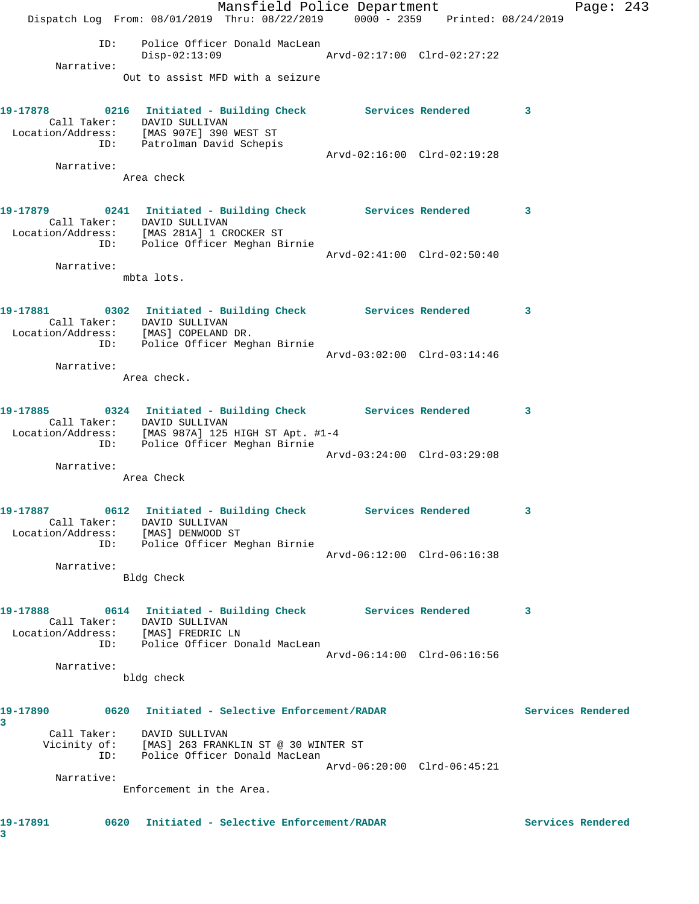ID: Police Officer Donald MacLean
Disp-02:13:09 Arvd-02:17:00 Clrd-02:27:22

Narrative:
Out to assist MFD with a seizure

**19-17878 0216 Initiated - Building Check Services Rendered 3**

Call Taker: DAVID SULLIVAN
Location/Address: [MAS 907E] 390 WEST ST
ID: Patrolman David Schepis
Arvd-02:16:00 Clrd-02:19:28

Narrative:
Area check

**19-17879 0241 Initiated - Building Check Services Rendered 3**

Call Taker: DAVID SULLIVAN
Location/Address: [MAS 281A] 1 CROCKER ST
ID: Police Officer Meghan Birnie
Arvd-02:41:00 Clrd-02:50:40

Narrative:
mbta lots.

**19-17881 0302 Initiated - Building Check Services Rendered 3**

Call Taker: DAVID SULLIVAN
Location/Address: [MAS] COPELAND DR.
ID: Police Officer Meghan Birnie
Arvd-03:02:00 Clrd-03:14:46

Narrative:
Area check.

**19-17885 0324 Initiated - Building Check Services Rendered 3**

Call Taker: DAVID SULLIVAN
Location/Address: [MAS 987A] 125 HIGH ST Apt. #1-4
ID: Police Officer Meghan Birnie
Arvd-03:24:00 Clrd-03:29:08

Narrative:
Area Check

**19-17887 0612 Initiated - Building Check Services Rendered 3**

Call Taker: DAVID SULLIVAN
Location/Address: [MAS] DENWOOD ST
ID: Police Officer Meghan Birnie
Arvd-06:12:00 Clrd-06:16:38

Narrative:
Bldg Check

**19-17888 0614 Initiated - Building Check Services Rendered 3**

Call Taker: DAVID SULLIVAN
Location/Address: [MAS] FREDRIC LN
ID: Police Officer Donald MacLean
Arvd-06:14:00 Clrd-06:16:56

Narrative:
bldg check

**19-17890 0620 Initiated - Selective Enforcement/RADAR Services Rendered 3**

Call Taker: DAVID SULLIVAN
Vicinity of: [MAS] 263 FRANKLIN ST @ 30 WINTER ST
ID: Police Officer Donald MacLean
Arvd-06:20:00 Clrd-06:45:21

Narrative:
Enforcement in the Area.

**19-17891 0620 Initiated - Selective Enforcement/RADAR Services Rendered 3**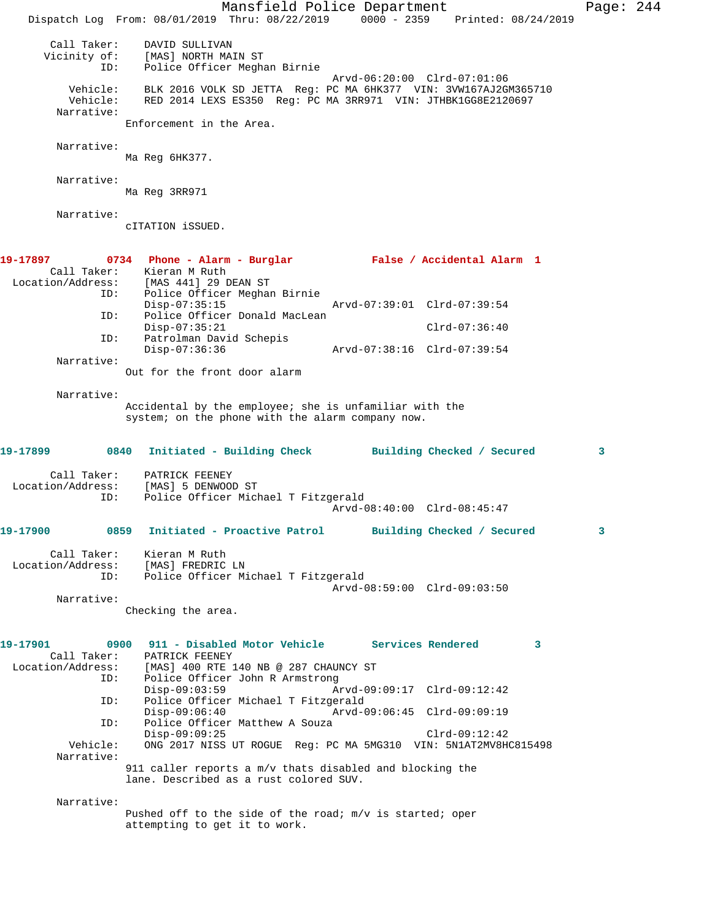Call Taker: DAVID SULLIVAN
Vicinity of: [MAS] NORTH MAIN ST
ID: Police Officer Meghan Birnie
Arvd-06:20:00 Clrd-07:01:06
Vehicle: BLK 2016 VOLK SD JETTA Reg: PC MA 6HK377 VIN: 3VW167AJ2GM365710
Vehicle: RED 2014 LEXS ES350 Reg: PC MA 3RR971 VIN: JTHBK1GG8E2120697
Narrative:
Enforcement in the Area.

Narrative:
Ma Reg 6HK377.

Narrative:
Ma Reg 3RR971

Narrative:
cITATION iSSUED.

**19-17897 0734 Phone - Alarm - Burglar False / Accidental Alarm 1**

Call Taker: Kieran M Ruth
Location/Address: [MAS 441] 29 DEAN ST
ID: Police Officer Meghan Birnie
Disp-07:35:15 Arvd-07:39:01 Clrd-07:39:54
ID: Police Officer Donald MacLean
Disp-07:35:21 Clrd-07:36:40
ID: Patrolman David Schepis
Disp-07:36:36 Arvd-07:38:16 Clrd-07:39:54
Narrative:
Out for the front door alarm

Narrative:
Accidental by the employee; she is unfamiliar with the system; on the phone with the alarm company now.

**19-17899 0840 Initiated - Building Check Building Checked / Secured 3**

Call Taker: PATRICK FEENEY
Location/Address: [MAS] 5 DENWOOD ST
ID: Police Officer Michael T Fitzgerald
Arvd-08:40:00 Clrd-08:45:47

**19-17900 0859 Initiated - Proactive Patrol Building Checked / Secured 3**

Call Taker: Kieran M Ruth
Location/Address: [MAS] FREDRIC LN
ID: Police Officer Michael T Fitzgerald
Arvd-08:59:00 Clrd-09:03:50
Narrative:
Checking the area.

**19-17901 0900 911 - Disabled Motor Vehicle Services Rendered 3**

Call Taker: PATRICK FEENEY
Location/Address: [MAS] 400 RTE 140 NB @ 287 CHAUNCY ST
ID: Police Officer John R Armstrong
Disp-09:03:59 Arvd-09:09:17 Clrd-09:12:42
ID: Police Officer Michael T Fitzgerald
Disp-09:06:40 Arvd-09:06:45 Clrd-09:09:19
ID: Police Officer Matthew A Souza
Disp-09:09:25 Clrd-09:12:42
Vehicle: ONG 2017 NISS UT ROGUE Reg: PC MA 5MG310 VIN: 5N1AT2MV8HC815498
Narrative:
911 caller reports a m/v thats disabled and blocking the lane. Described as a rust colored SUV.

Narrative:
Pushed off to the side of the road; m/v is started; oper attempting to get it to work.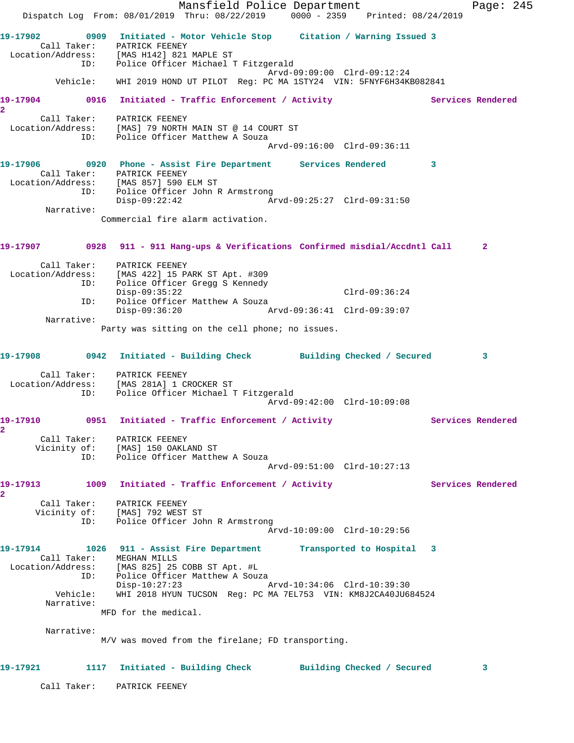```
19-17902        0909   Initiated - Motor Vehicle Stop      Citation / Warning Issued 3
        Call Taker:    PATRICK FEENEY
   Location/Address:   [MAS H142] 821 MAPLE ST
                ID:    Police Officer Michael T Fitzgerald
                                                  Arvd-09:09:00  Clrd-09:12:24
           Vehicle:    WHI 2019 HOND UT PILOT  Reg: PC MA 1STY24  VIN: 5FNYF6H34KB082841

19-17904        0916   Initiated - Traffic Enforcement / Activity                Services Rendered
2
        Call Taker:    PATRICK FEENEY
   Location/Address:   [MAS] 79 NORTH MAIN ST @ 14 COURT ST
                ID:    Police Officer Matthew A Souza
                                                  Arvd-09:16:00  Clrd-09:36:11

19-17906        0920   Phone - Assist Fire Department      Services Rendered         3
        Call Taker:    PATRICK FEENEY
   Location/Address:   [MAS 857] 590 ELM ST
                ID:    Police Officer John R Armstrong
                       Disp-09:22:42              Arvd-09:25:27  Clrd-09:31:50
         Narrative:
                    Commercial fire alarm activation.

19-17907        0928   911 - 911 Hang-ups & Verifications  Confirmed misdial/Accdntl Call      2

        Call Taker:    PATRICK FEENEY
   Location/Address:   [MAS 422] 15 PARK ST Apt. #309
                ID:    Police Officer Gregg S Kennedy
                       Disp-09:35:22                             Clrd-09:36:24
                ID:    Police Officer Matthew A Souza
                       Disp-09:36:20              Arvd-09:36:41  Clrd-09:39:07
         Narrative:
                    Party was sitting on the cell phone; no issues.

19-17908        0942   Initiated - Building Check          Building Checked / Secured         3

        Call Taker:    PATRICK FEENEY
   Location/Address:   [MAS 281A] 1 CROCKER ST
                ID:    Police Officer Michael T Fitzgerald
                                                  Arvd-09:42:00  Clrd-10:09:08

19-17910        0951   Initiated - Traffic Enforcement / Activity                Services Rendered
2
        Call Taker:    PATRICK FEENEY
       Vicinity of:    [MAS] 150 OAKLAND ST
                ID:    Police Officer Matthew A Souza
                                                  Arvd-09:51:00  Clrd-10:27:13

19-17913        1009   Initiated - Traffic Enforcement / Activity                Services Rendered
2
        Call Taker:    PATRICK FEENEY
       Vicinity of:    [MAS] 792 WEST ST
                ID:    Police Officer John R Armstrong
                                                  Arvd-10:09:00  Clrd-10:29:56

19-17914        1026   911 - Assist Fire Department        Transported to Hospital   3
        Call Taker:    MEGHAN MILLS
   Location/Address:   [MAS 825] 25 COBB ST Apt. #L
                ID:    Police Officer Matthew A Souza
                       Disp-10:27:23              Arvd-10:34:06  Clrd-10:39:30
           Vehicle:    WHI 2018 HYUN TUCSON  Reg: PC MA 7EL753  VIN: KM8J2CA40JU684524
         Narrative:
                    MFD for the medical.

         Narrative:
                    M/V was moved from the firelane; FD transporting.

19-17921        1117   Initiated - Building Check          Building Checked / Secured         3

        Call Taker:    PATRICK FEENEY
```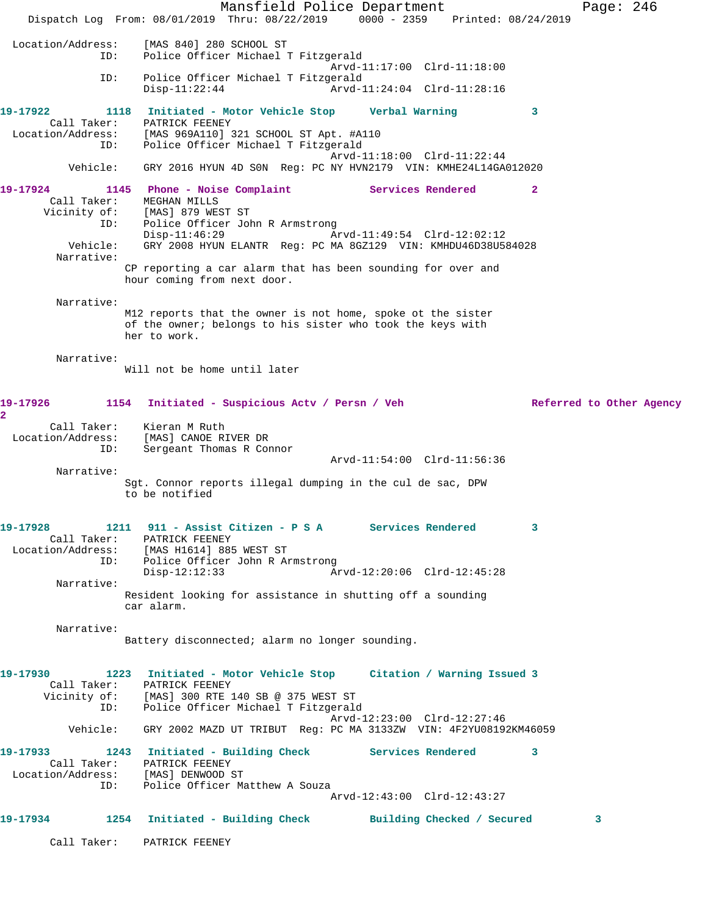```
 Location/Address:    [MAS 840] 280 SCHOOL ST
               ID:    Police Officer Michael T Fitzgerald
                                             Arvd-11:17:00  Clrd-11:18:00
               ID:    Police Officer Michael T Fitzgerald
                      Disp-11:22:44          Arvd-11:24:04  Clrd-11:28:16
```

**19-17922** 1118 **Initiated - Motor Vehicle Stop** **Verbal Warning** 3

```
       Call Taker:    PATRICK FEENEY
 Location/Address:    [MAS 969A110] 321 SCHOOL ST Apt. #A110
               ID:    Police Officer Michael T Fitzgerald
                                             Arvd-11:18:00  Clrd-11:22:44
          Vehicle:    GRY 2016 HYUN 4D S0N  Reg: PC NY HVN2179  VIN: KMHE24L14GA012020
```

**19-17924** 1145 **Phone - Noise Complaint** **Services Rendered** 2

```
       Call Taker:    MEGHAN MILLS
      Vicinity of:    [MAS] 879 WEST ST
               ID:    Police Officer John R Armstrong
                      Disp-11:46:29          Arvd-11:49:54  Clrd-12:02:12
          Vehicle:    GRY 2008 HYUN ELANTR  Reg: PC MA 8GZ129  VIN: KMHDU46D38U584028
        Narrative:
                      CP reporting a car alarm that has been sounding for over and
                      hour coming from next door.

        Narrative:
                      M12 reports that the owner is not home, spoke ot the sister
                      of the owner; belongs to his sister who took the keys with
                      her to work.

        Narrative:
                      Will not be home until later
```

**19-17926** 1154 **Initiated - Suspicious Actv / Persn / Veh** **Referred to Other Agency** 2

```
       Call Taker:    Kieran M Ruth
 Location/Address:    [MAS] CANOE RIVER DR
               ID:    Sergeant Thomas R Connor
                                             Arvd-11:54:00  Clrd-11:56:36
        Narrative:
                      Sgt. Connor reports illegal dumping in the cul de sac, DPW
                      to be notified
```

**19-17928** 1211 **911 - Assist Citizen - P S A** **Services Rendered** 3

```
       Call Taker:    PATRICK FEENEY
 Location/Address:    [MAS H1614] 885 WEST ST
               ID:    Police Officer John R Armstrong
                      Disp-12:12:33          Arvd-12:20:06  Clrd-12:45:28
        Narrative:
                      Resident looking for assistance in shutting off a sounding
                      car alarm.

        Narrative:
                      Battery disconnected; alarm no longer sounding.
```

**19-17930** 1223 **Initiated - Motor Vehicle Stop** **Citation / Warning Issued** 3

```
       Call Taker:    PATRICK FEENEY
      Vicinity of:    [MAS] 300 RTE 140 SB @ 375 WEST ST
               ID:    Police Officer Michael T Fitzgerald
                                             Arvd-12:23:00  Clrd-12:27:46
          Vehicle:    GRY 2002 MAZD UT TRIBUT  Reg: PC MA 3133ZW  VIN: 4F2YU08192KM46059
```

**19-17933** 1243 **Initiated - Building Check** **Services Rendered** 3

```
       Call Taker:    PATRICK FEENEY
 Location/Address:    [MAS] DENWOOD ST
               ID:    Police Officer Matthew A Souza
                                             Arvd-12:43:00  Clrd-12:43:27
```

**19-17934** 1254 **Initiated - Building Check** **Building Checked / Secured** 3

```
       Call Taker:    PATRICK FEENEY
```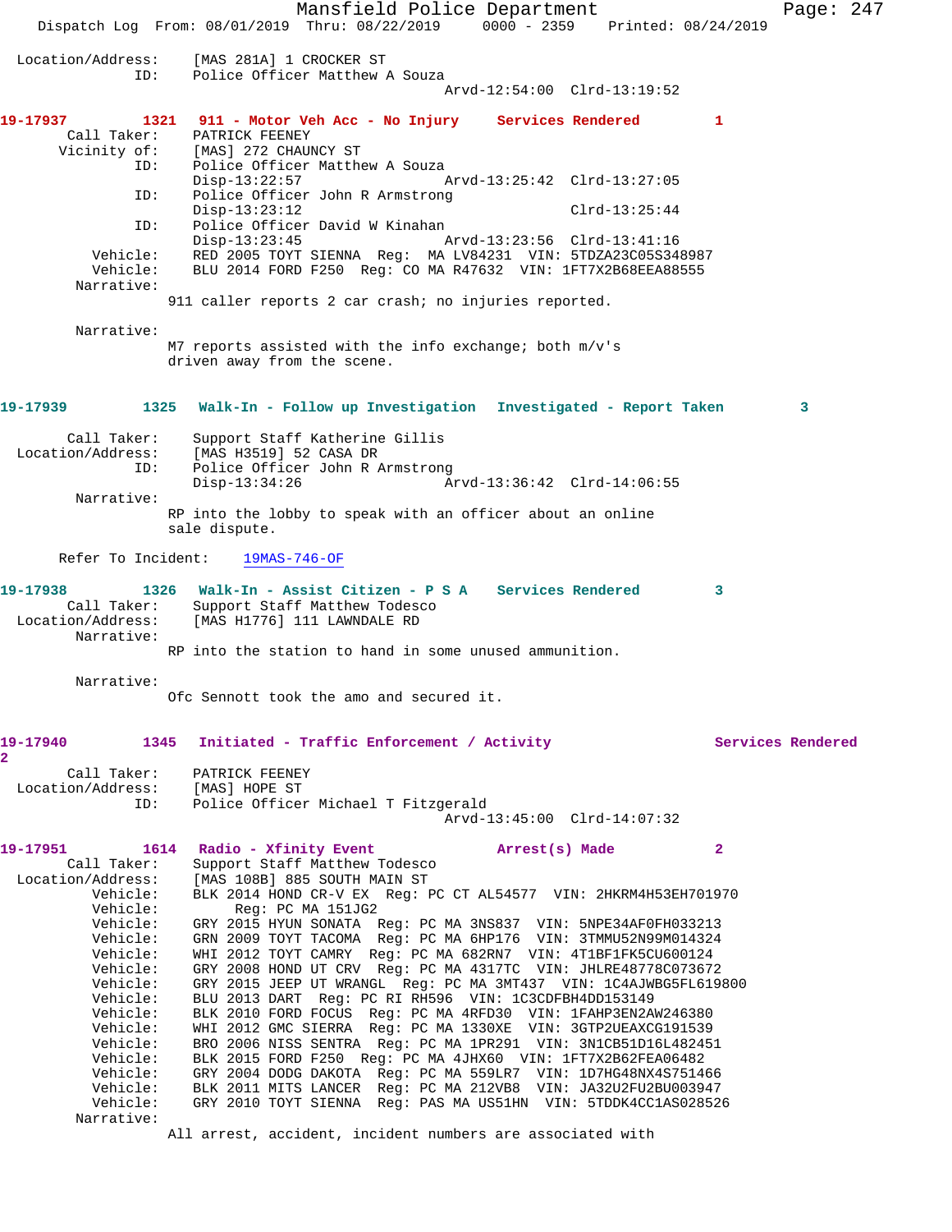Location/Address: [MAS 281A] 1 CROCKER ST
ID: Police Officer Matthew A Souza
Arvd-12:54:00 Clrd-13:19:52

**19-17937 1321 911 - Motor Veh Acc - No Injury Services Rendered 1**

Call Taker: PATRICK FEENEY
Vicinity of: [MAS] 272 CHAUNCY ST
ID: Police Officer Matthew A Souza
Disp-13:22:57 Arvd-13:25:42 Clrd-13:27:05
ID: Police Officer John R Armstrong
Disp-13:23:12 Clrd-13:25:44
ID: Police Officer David W Kinahan
Disp-13:23:45 Arvd-13:23:56 Clrd-13:41:16
Vehicle: RED 2005 TOYT SIENNA Reg: MA LV84231 VIN: 5TDZA23C05S348987
Vehicle: BLU 2014 FORD F250 Reg: CO MA R47632 VIN: 1FT7X2B68EEA88555
Narrative:
911 caller reports 2 car crash; no injuries reported.

Narrative:
M7 reports assisted with the info exchange; both m/v's driven away from the scene.

**19-17939 1325 Walk-In - Follow up Investigation Investigated - Report Taken 3**

Call Taker: Support Staff Katherine Gillis
Location/Address: [MAS H3519] 52 CASA DR
ID: Police Officer John R Armstrong
Disp-13:34:26 Arvd-13:36:42 Clrd-14:06:55
Narrative:
RP into the lobby to speak with an officer about an online sale dispute.

Refer To Incident: 19MAS-746-OF

**19-17938 1326 Walk-In - Assist Citizen - P S A Services Rendered 3**

Call Taker: Support Staff Matthew Todesco
Location/Address: [MAS H1776] 111 LAWNDALE RD
Narrative:
RP into the station to hand in some unused ammunition.

Narrative:
Ofc Sennott took the amo and secured it.

**19-17940 1345 Initiated - Traffic Enforcement / Activity Services Rendered 2**

Call Taker: PATRICK FEENEY
Location/Address: [MAS] HOPE ST
ID: Police Officer Michael T Fitzgerald
Arvd-13:45:00 Clrd-14:07:32

**19-17951 1614 Radio - Xfinity Event Arrest(s) Made 2**

Call Taker: Support Staff Matthew Todesco
Location/Address: [MAS 108B] 885 SOUTH MAIN ST
Vehicle: BLK 2014 HOND CR-V EX Reg: PC CT AL54577 VIN: 2HKRM4H53EH701970
Vehicle: Reg: PC MA 151JG2
Vehicle: GRY 2015 HYUN SONATA Reg: PC MA 3NS837 VIN: 5NPE34AF0FH033213
Vehicle: GRN 2009 TOYT TACOMA Reg: PC MA 6HP176 VIN: 3TMMU52N99M014324
Vehicle: WHI 2012 TOYT CAMRY Reg: PC MA 682RN7 VIN: 4T1BF1FK5CU600124
Vehicle: GRY 2008 HOND UT CRV Reg: PC MA 4317TC VIN: JHLRE48778C073672
Vehicle: GRY 2015 JEEP UT WRANGL Reg: PC MA 3MT437 VIN: 1C4AJWBG5FL619800
Vehicle: BLU 2013 DART Reg: PC RI RH596 VIN: 1C3CDFBH4DD153149
Vehicle: BLK 2010 FORD FOCUS Reg: PC MA 4RFD30 VIN: 1FAHP3EN2AW246380
Vehicle: WHI 2012 GMC SIERRA Reg: PC MA 1330XE VIN: 3GTP2UEAXCG191539
Vehicle: BRO 2006 NISS SENTRA Reg: PC MA 1PR291 VIN: 3N1CB51D16L482451
Vehicle: BLK 2015 FORD F250 Reg: PC MA 4JHX60 VIN: 1FT7X2B62FEA06482
Vehicle: GRY 2004 DODG DAKOTA Reg: PC MA 559LR7 VIN: 1D7HG48NX4S751466
Vehicle: BLK 2011 MITS LANCER Reg: PC MA 212VB8 VIN: JA32U2FU2BU003947
Vehicle: GRY 2010 TOYT SIENNA Reg: PAS MA US51HN VIN: 5TDDK4CC1AS028526
Narrative:
All arrest, accident, incident numbers are associated with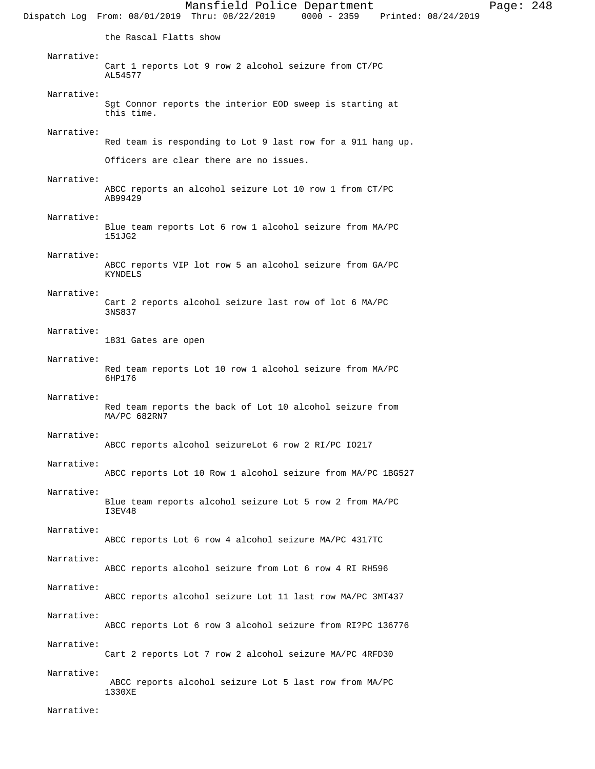the Rascal Flatts show

Narrative:
Cart 1 reports Lot 9 row 2 alcohol seizure from CT/PC AL54577

Narrative:
Sgt Connor reports the interior EOD sweep is starting at this time.

Narrative:
Red team is responding to Lot 9 last row for a 911 hang up.

Officers are clear there are no issues.

Narrative:
ABCC reports an alcohol seizure Lot 10 row 1 from CT/PC AB99429

Narrative:
Blue team reports Lot 6 row 1 alcohol seizure from MA/PC 151JG2

Narrative:
ABCC reports VIP lot row 5 an alcohol seizure from GA/PC KYNDELS

Narrative:
Cart 2 reports alcohol seizure last row of lot 6 MA/PC 3NS837

Narrative:
1831 Gates are open

Narrative:
Red team reports Lot 10 row 1 alcohol seizure from MA/PC 6HP176

Narrative:
Red team reports the back of Lot 10 alcohol seizure from MA/PC 682RN7

Narrative:
ABCC reports alcohol seizureLot 6 row 2 RI/PC IO217

Narrative:
ABCC reports Lot 10 Row 1 alcohol seizure from MA/PC 1BG527

Narrative:
Blue team reports alcohol seizure Lot 5 row 2 from MA/PC I3EV48

Narrative:
ABCC reports Lot 6 row 4 alcohol seizure MA/PC 4317TC

Narrative:
ABCC reports alcohol seizure from Lot 6 row 4 RI RH596

Narrative:
ABCC reports alcohol seizure Lot 11 last row MA/PC 3MT437

Narrative:
ABCC reports Lot 6 row 3 alcohol seizure from RI?PC 136776

Narrative:
Cart 2 reports Lot 7 row 2 alcohol seizure MA/PC 4RFD30

Narrative:
ABCC reports alcohol seizure Lot 5 last row from MA/PC 1330XE

Narrative: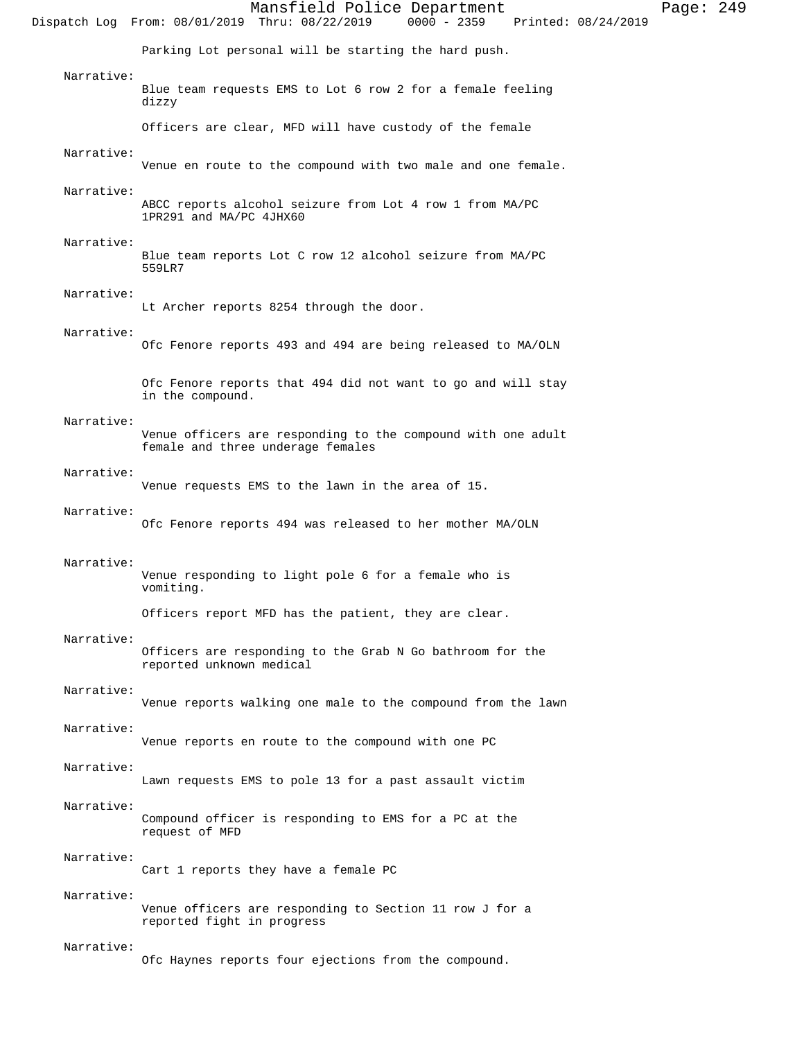Parking Lot personal will be starting the hard push.

Narrative:
Blue team requests EMS to Lot 6 row 2 for a female feeling dizzy

Officers are clear, MFD will have custody of the female

Narrative:
Venue en route to the compound with two male and one female.

Narrative:
ABCC reports alcohol seizure from Lot 4 row 1 from MA/PC 1PR291 and MA/PC 4JHX60

Narrative:
Blue team reports Lot C row 12 alcohol seizure from MA/PC 559LR7

Narrative:
Lt Archer reports 8254 through the door.

Narrative:
Ofc Fenore reports 493 and 494 are being released to MA/OLN

Ofc Fenore reports that 494 did not want to go and will stay in the compound.

Narrative:
Venue officers are responding to the compound with one adult female and three underage females

Narrative:
Venue requests EMS to the lawn in the area of 15.

Narrative:
Ofc Fenore reports 494 was released to her mother MA/OLN

Narrative:
Venue responding to light pole 6 for a female who is vomiting.

Officers report MFD has the patient, they are clear.

Narrative:
Officers are responding to the Grab N Go bathroom for the reported unknown medical

Narrative:
Venue reports walking one male to the compound from the lawn

Narrative:
Venue reports en route to the compound with one PC

Narrative:
Lawn requests EMS to pole 13 for a past assault victim

Narrative:
Compound officer is responding to EMS for a PC at the request of MFD

Narrative:
Cart 1 reports they have a female PC

Narrative:
Venue officers are responding to Section 11 row J for a reported fight in progress

Narrative:
Ofc Haynes reports four ejections from the compound.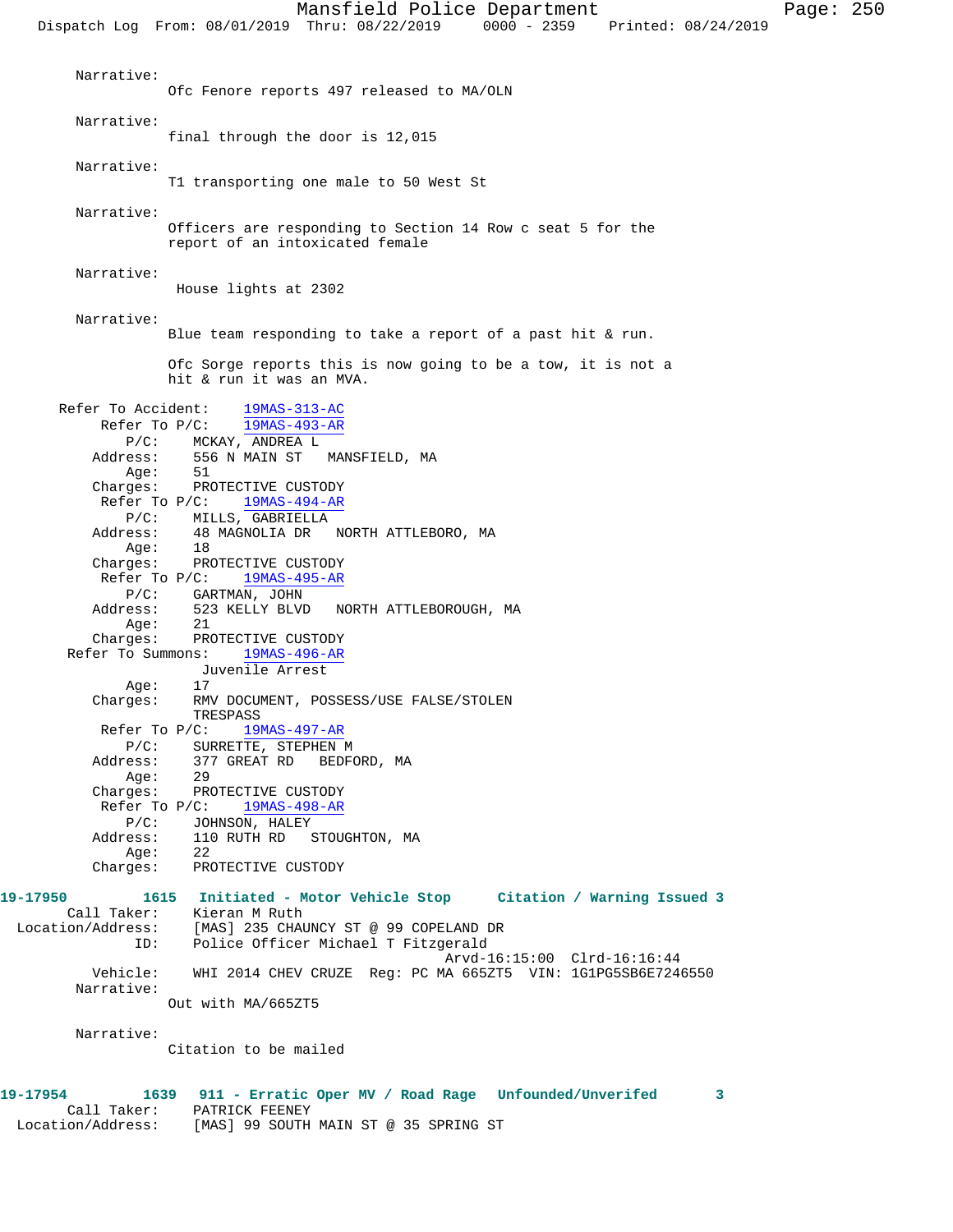Narrative:
Ofc Fenore reports 497 released to MA/OLN

Narrative:
final through the door is 12,015

Narrative:
T1 transporting one male to 50 West St

Narrative:
Officers are responding to Section 14 Row c seat 5 for the report of an intoxicated female

Narrative:
House lights at 2302

Narrative:
Blue team responding to take a report of a past hit & run.

Ofc Sorge reports this is now going to be a tow, it is not a hit & run it was an MVA.

Refer To Accident: 19MAS-313-AC
Refer To P/C: 19MAS-493-AR
P/C: MCKAY, ANDREA L
Address: 556 N MAIN ST MANSFIELD, MA
Age: 51
Charges: PROTECTIVE CUSTODY
Refer To P/C: 19MAS-494-AR
P/C: MILLS, GABRIELLA
Address: 48 MAGNOLIA DR NORTH ATTLEBORO, MA
Age: 18
Charges: PROTECTIVE CUSTODY
Refer To P/C: 19MAS-495-AR
P/C: GARTMAN, JOHN
Address: 523 KELLY BLVD NORTH ATTLEBOROUGH, MA
Age: 21
Charges: PROTECTIVE CUSTODY
Refer To Summons: 19MAS-496-AR
Juvenile Arrest
Age: 17
Charges: RMV DOCUMENT, POSSESS/USE FALSE/STOLEN
TRESPASS
Refer To P/C: 19MAS-497-AR
P/C: SURRETTE, STEPHEN M
Address: 377 GREAT RD BEDFORD, MA
Age: 29
Charges: PROTECTIVE CUSTODY
Refer To P/C: 19MAS-498-AR
P/C: JOHNSON, HALEY
Address: 110 RUTH RD STOUGHTON, MA
Age: 22
Charges: PROTECTIVE CUSTODY

**19-17950 1615 Initiated - Motor Vehicle Stop Citation / Warning Issued 3**

Call Taker: Kieran M Ruth
Location/Address: [MAS] 235 CHAUNCY ST @ 99 COPELAND DR
ID: Police Officer Michael T Fitzgerald
Arvd-16:15:00 Clrd-16:16:44
Vehicle: WHI 2014 CHEV CRUZE Reg: PC MA 665ZT5 VIN: 1G1PG5SB6E7246550
Narrative:
Out with MA/665ZT5

Narrative:
Citation to be mailed

**19-17954 1639 911 - Erratic Oper MV / Road Rage Unfounded/Unverifed 3**

Call Taker: PATRICK FEENEY
Location/Address: [MAS] 99 SOUTH MAIN ST @ 35 SPRING ST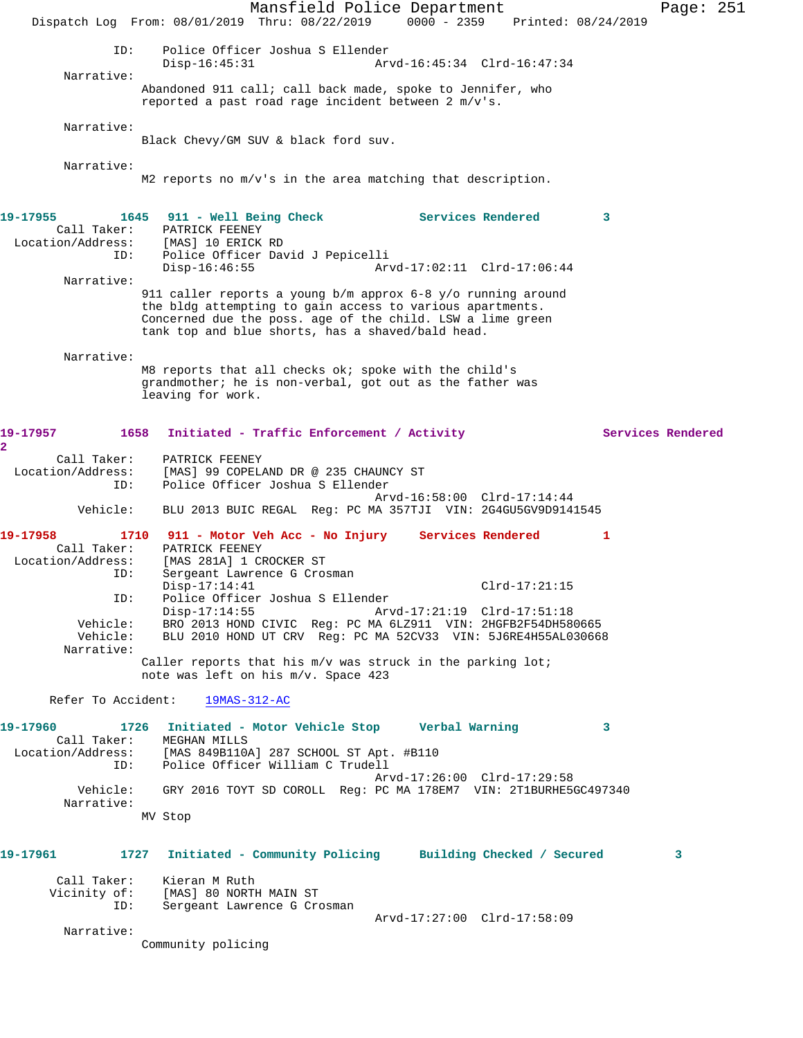```
            ID:    Police Officer Joshua S Ellender
                   Disp-16:45:31              Arvd-16:45:34  Clrd-16:47:34
        Narrative:
                   Abandoned 911 call; call back made, spoke to Jennifer, who
                   reported a past road rage incident between 2 m/v's.

        Narrative:
                   Black Chevy/GM SUV & black ford suv.

        Narrative:
                   M2 reports no m/v's in the area matching that description.


19-17955        1645   911 - Well Being Check          Services Rendered        3
       Call Taker:    PATRICK FEENEY
 Location/Address:    [MAS] 10 ERICK RD
               ID:    Police Officer David J Pepicelli
                      Disp-16:46:55              Arvd-17:02:11  Clrd-17:06:44
        Narrative:
                   911 caller reports a young b/m approx 6-8 y/o running around
                   the bldg attempting to gain access to various apartments.
                   Concerned due the poss. age of the child. LSW a lime green
                   tank top and blue shorts, has a shaved/bald head.

        Narrative:
                   M8 reports that all checks ok; spoke with the child's
                   grandmother; he is non-verbal, got out as the father was
                   leaving for work.


19-17957        1658   Initiated - Traffic Enforcement / Activity              Services Rendered
2
       Call Taker:    PATRICK FEENEY
 Location/Address:    [MAS] 99 COPELAND DR @ 235 CHAUNCY ST
               ID:    Police Officer Joshua S Ellender
                                                 Arvd-16:58:00  Clrd-17:14:44
          Vehicle:    BLU 2013 BUIC REGAL  Reg: PC MA 357TJI  VIN: 2G4GU5GV9D9141545

19-17958        1710   911 - Motor Veh Acc - No Injury    Services Rendered        1
       Call Taker:    PATRICK FEENEY
 Location/Address:    [MAS 281A] 1 CROCKER ST
               ID:    Sergeant Lawrence G Crosman
                      Disp-17:14:41                             Clrd-17:21:15
               ID:    Police Officer Joshua S Ellender
                      Disp-17:14:55              Arvd-17:21:19  Clrd-17:51:18
          Vehicle:    BRO 2013 HOND CIVIC  Reg: PC MA 6LZ911  VIN: 2HGFB2F54DH580665
          Vehicle:    BLU 2010 HOND UT CRV  Reg: PC MA 52CV33  VIN: 5J6RE4H55AL030668
        Narrative:
                   Caller reports that his m/v was struck in the parking lot;
                   note was left on his m/v. Space 423

      Refer To Accident:    19MAS-312-AC

19-17960        1726   Initiated - Motor Vehicle Stop     Verbal Warning           3
       Call Taker:    MEGHAN MILLS
 Location/Address:    [MAS 849B110A] 287 SCHOOL ST Apt. #B110
               ID:    Police Officer William C Trudell
                                                 Arvd-17:26:00  Clrd-17:29:58
          Vehicle:    GRY 2016 TOYT SD COROLL  Reg: PC MA 178EM7  VIN: 2T1BURHE5GC497340
        Narrative:
                   MV Stop


19-17961        1727   Initiated - Community Policing     Building Checked / Secured         3

       Call Taker:    Kieran M Ruth
     Vicinity of:    [MAS] 80 NORTH MAIN ST
               ID:    Sergeant Lawrence G Crosman
                                                 Arvd-17:27:00  Clrd-17:58:09
        Narrative:
                   Community policing
```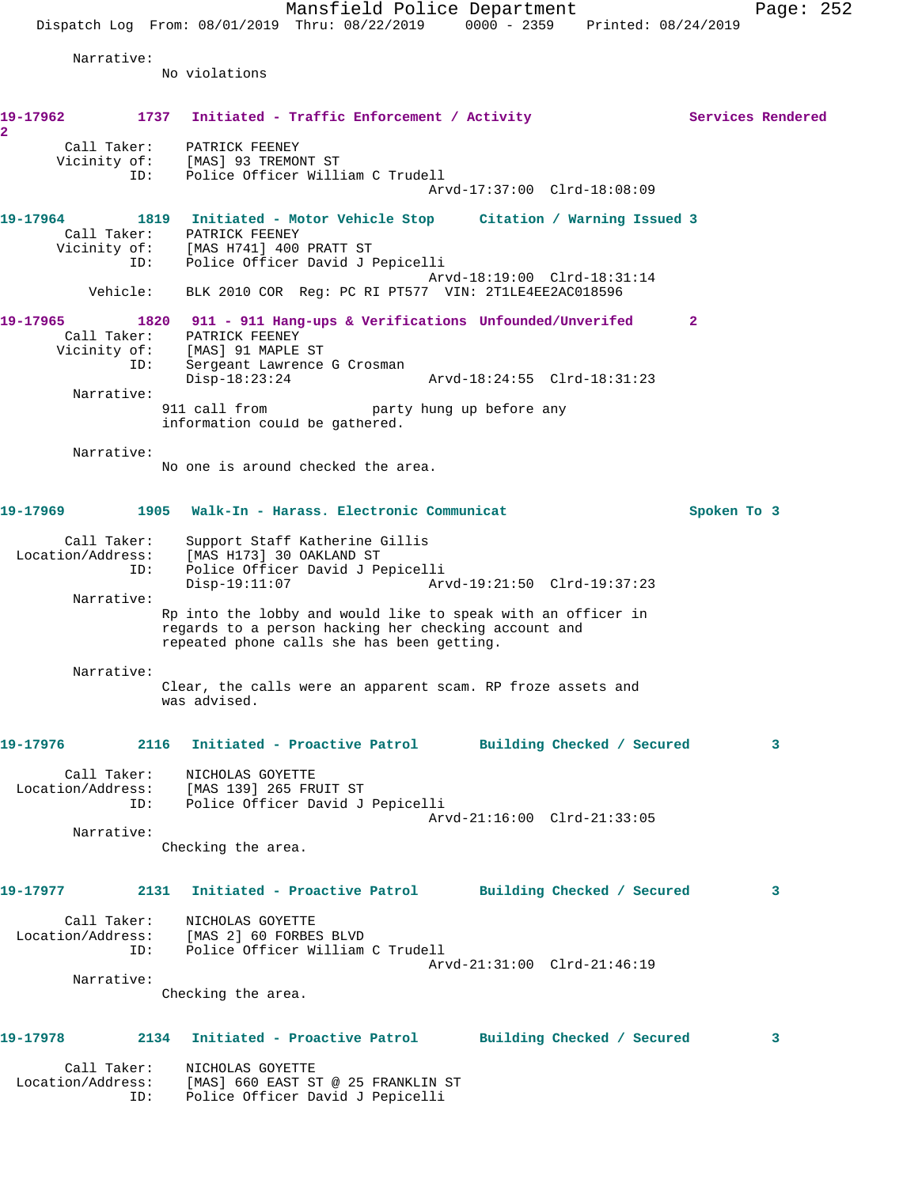Narrative:
No violations

**19-17962** 1737 **Initiated - Traffic Enforcement / Activity** **Services Rendered 2**

Call Taker: PATRICK FEENEY
Vicinity of: [MAS] 93 TREMONT ST
ID: Police Officer William C Trudell
Arvd-17:37:00 Clrd-18:08:09

**19-17964** 1819 **Initiated - Motor Vehicle Stop** **Citation / Warning Issued 3**

Call Taker: PATRICK FEENEY
Vicinity of: [MAS H741] 400 PRATT ST
ID: Police Officer David J Pepicelli
Arvd-18:19:00 Clrd-18:31:14
Vehicle: BLK 2010 COR Reg: PC RI PT577 VIN: 2T1LE4EE2AC018596

**19-17965** 1820 **911 - 911 Hang-ups & Verifications** **Unfounded/Unverifed 2**

Call Taker: PATRICK FEENEY
Vicinity of: [MAS] 91 MAPLE ST
ID: Sergeant Lawrence G Crosman
Disp-18:23:24 Arvd-18:24:55 Clrd-18:31:23

Narrative:
911 call from party hung up before any information could be gathered.

Narrative:
No one is around checked the area.

**19-17969** 1905 **Walk-In - Harass. Electronic Communicat** **Spoken To 3**

Call Taker: Support Staff Katherine Gillis
Location/Address: [MAS H173] 30 OAKLAND ST
ID: Police Officer David J Pepicelli
Disp-19:11:07 Arvd-19:21:50 Clrd-19:37:23

Narrative:
Rp into the lobby and would like to speak with an officer in regards to a person hacking her checking account and repeated phone calls she has been getting.

Narrative:
Clear, the calls were an apparent scam. RP froze assets and was advised.

**19-17976** 2116 **Initiated - Proactive Patrol** **Building Checked / Secured 3**

Call Taker: NICHOLAS GOYETTE
Location/Address: [MAS 139] 265 FRUIT ST
ID: Police Officer David J Pepicelli
Arvd-21:16:00 Clrd-21:33:05

Narrative:
Checking the area.

**19-17977** 2131 **Initiated - Proactive Patrol** **Building Checked / Secured 3**

Call Taker: NICHOLAS GOYETTE
Location/Address: [MAS 2] 60 FORBES BLVD
ID: Police Officer William C Trudell
Arvd-21:31:00 Clrd-21:46:19

Narrative:
Checking the area.

**19-17978** 2134 **Initiated - Proactive Patrol** **Building Checked / Secured 3**

Call Taker: NICHOLAS GOYETTE
Location/Address: [MAS] 660 EAST ST @ 25 FRANKLIN ST
ID: Police Officer David J Pepicelli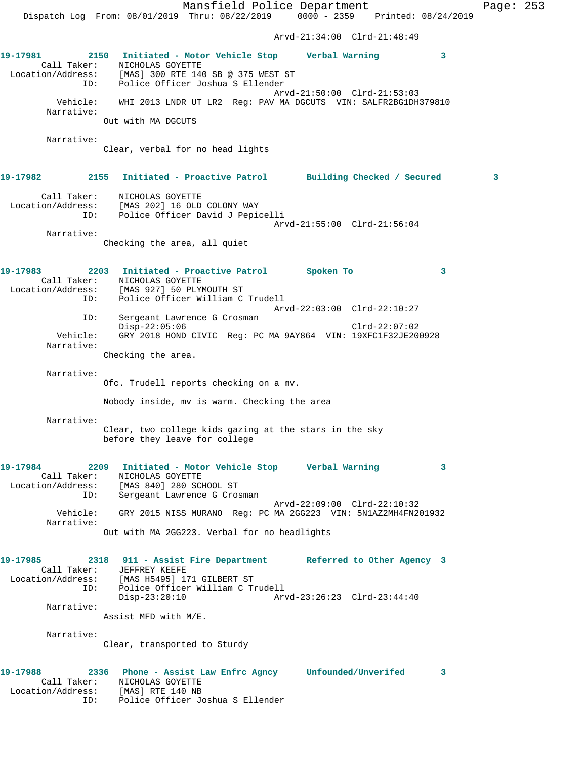Arvd-21:34:00 Clrd-21:48:49

**19-17981 2150 Initiated - Motor Vehicle Stop Verbal Warning 3**

Call Taker: NICHOLAS GOYETTE
Location/Address: [MAS] 300 RTE 140 SB @ 375 WEST ST
ID: Police Officer Joshua S Ellender
Arvd-21:50:00 Clrd-21:53:03
Vehicle: WHI 2013 LNDR UT LR2 Reg: PAV MA DGCUTS VIN: SALFR2BG1DH379810
Narrative:
Out with MA DGCUTS

Narrative:
Clear, verbal for no head lights

**19-17982 2155 Initiated - Proactive Patrol Building Checked / Secured 3**

Call Taker: NICHOLAS GOYETTE
Location/Address: [MAS 202] 16 OLD COLONY WAY
ID: Police Officer David J Pepicelli
Arvd-21:55:00 Clrd-21:56:04
Narrative:
Checking the area, all quiet

**19-17983 2203 Initiated - Proactive Patrol Spoken To 3**

Call Taker: NICHOLAS GOYETTE
Location/Address: [MAS 927] 50 PLYMOUTH ST
ID: Police Officer William C Trudell
Arvd-22:03:00 Clrd-22:10:27
ID: Sergeant Lawrence G Crosman
Disp-22:05:06 Clrd-22:07:02
Vehicle: GRY 2018 HOND CIVIC Reg: PC MA 9AY864 VIN: 19XFC1F32JE200928
Narrative:
Checking the area.

Narrative:
Ofc. Trudell reports checking on a mv.

Nobody inside, mv is warm. Checking the area

Narrative:
Clear, two college kids gazing at the stars in the sky before they leave for college

**19-17984 2209 Initiated - Motor Vehicle Stop Verbal Warning 3**

Call Taker: NICHOLAS GOYETTE
Location/Address: [MAS 840] 280 SCHOOL ST
ID: Sergeant Lawrence G Crosman
Arvd-22:09:00 Clrd-22:10:32
Vehicle: GRY 2015 NISS MURANO Reg: PC MA 2GG223 VIN: 5N1AZ2MH4FN201932
Narrative:
Out with MA 2GG223. Verbal for no headlights

**19-17985 2318 911 - Assist Fire Department Referred to Other Agency 3**

Call Taker: JEFFREY KEEFE
Location/Address: [MAS H5495] 171 GILBERT ST
ID: Police Officer William C Trudell
Disp-23:20:10 Arvd-23:26:23 Clrd-23:44:40
Narrative:
Assist MFD with M/E.

Narrative:
Clear, transported to Sturdy

**19-17988 2336 Phone - Assist Law Enfrc Agncy Unfounded/Unverifed 3**

Call Taker: NICHOLAS GOYETTE
Location/Address: [MAS] RTE 140 NB
ID: Police Officer Joshua S Ellender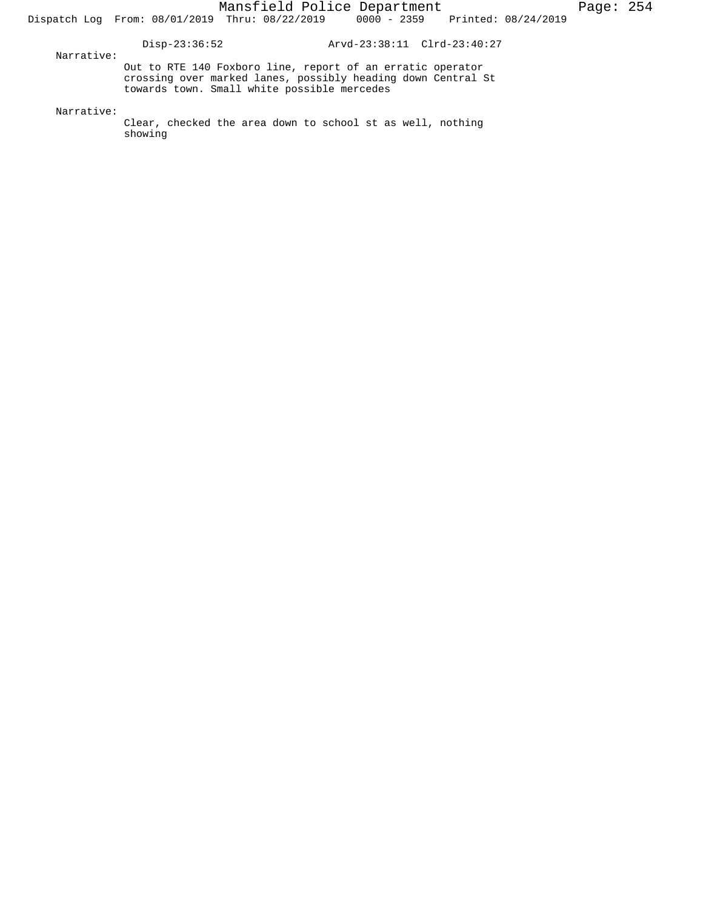Disp-23:36:52 Arvd-23:38:11 Clrd-23:40:27

Narrative:

Out to RTE 140 Foxboro line, report of an erratic operator crossing over marked lanes, possibly heading down Central St towards town. Small white possible mercedes

Narrative:

Clear, checked the area down to school st as well, nothing showing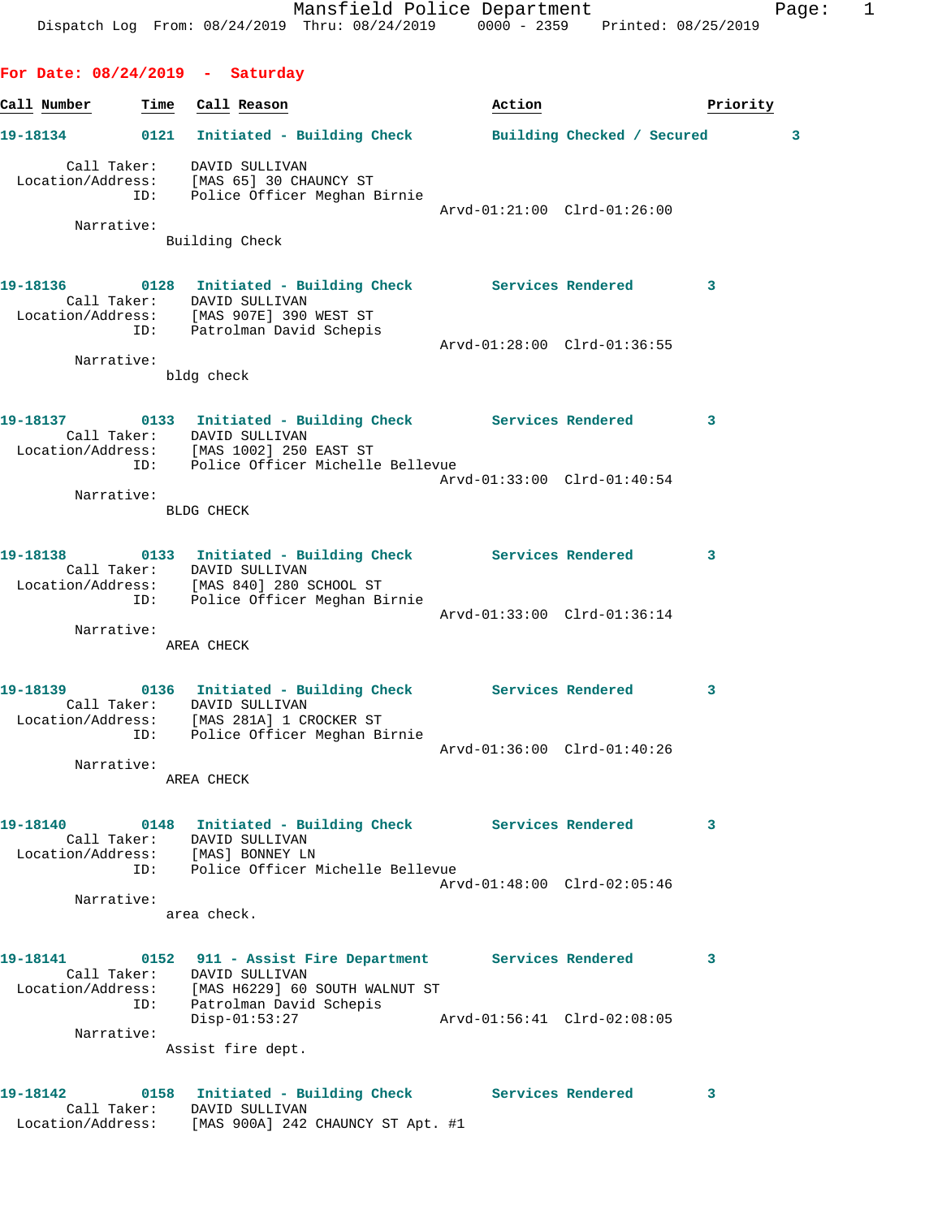Mansfield Police Department
Dispatch Log From: 08/24/2019 Thru: 08/24/2019 0000 - 2359 Printed: 08/25/2019

## For Date: 08/24/2019 - Saturday

| Call Number | Time | Call Reason | Action | Priority |
|---|---|---|---|---|

**19-18134** 0121 Initiated - Building Check — Building Checked / Secured — 3

Call Taker: DAVID SULLIVAN
Location/Address: [MAS 65] 30 CHAUNCY ST
ID: Police Officer Meghan Birnie
Arvd-01:21:00 Clrd-01:26:00
Narrative:
Building Check

**19-18136** 0128 Initiated - Building Check — Services Rendered — 3

Call Taker: DAVID SULLIVAN
Location/Address: [MAS 907E] 390 WEST ST
ID: Patrolman David Schepis
Arvd-01:28:00 Clrd-01:36:55
Narrative:
bldg check

**19-18137** 0133 Initiated - Building Check — Services Rendered — 3

Call Taker: DAVID SULLIVAN
Location/Address: [MAS 1002] 250 EAST ST
ID: Police Officer Michelle Bellevue
Arvd-01:33:00 Clrd-01:40:54
Narrative:
BLDG CHECK

**19-18138** 0133 Initiated - Building Check — Services Rendered — 3

Call Taker: DAVID SULLIVAN
Location/Address: [MAS 840] 280 SCHOOL ST
ID: Police Officer Meghan Birnie
Arvd-01:33:00 Clrd-01:36:14
Narrative:
AREA CHECK

**19-18139** 0136 Initiated - Building Check — Services Rendered — 3

Call Taker: DAVID SULLIVAN
Location/Address: [MAS 281A] 1 CROCKER ST
ID: Police Officer Meghan Birnie
Arvd-01:36:00 Clrd-01:40:26
Narrative:
AREA CHECK

**19-18140** 0148 Initiated - Building Check — Services Rendered — 3

Call Taker: DAVID SULLIVAN
Location/Address: [MAS] BONNEY LN
ID: Police Officer Michelle Bellevue
Arvd-01:48:00 Clrd-02:05:46
Narrative:
area check.

**19-18141** 0152 911 - Assist Fire Department — Services Rendered — 3

Call Taker: DAVID SULLIVAN
Location/Address: [MAS H6229] 60 SOUTH WALNUT ST
ID: Patrolman David Schepis
Disp-01:53:27 Arvd-01:56:41 Clrd-02:08:05
Narrative:
Assist fire dept.

**19-18142** 0158 Initiated - Building Check — Services Rendered — 3

Call Taker: DAVID SULLIVAN
Location/Address: [MAS 900A] 242 CHAUNCY ST Apt. #1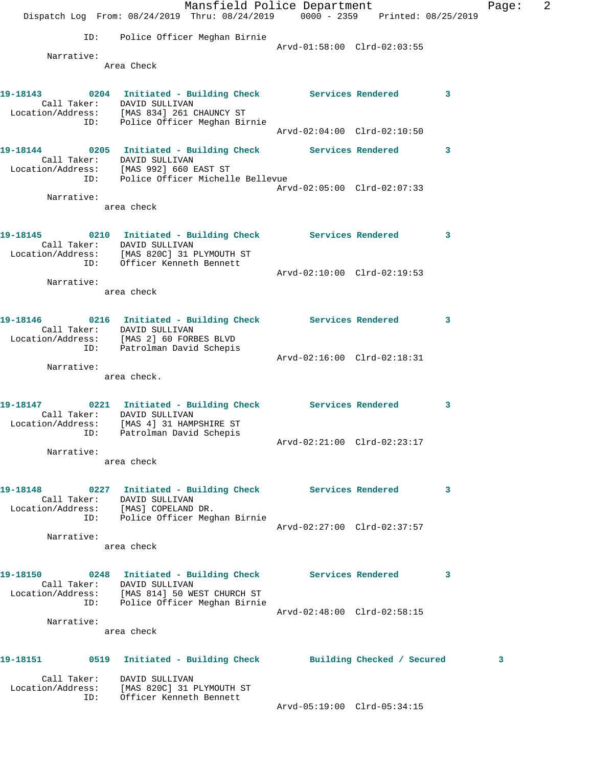ID: Police Officer Meghan Birnie
Arvd-01:58:00 Clrd-02:03:55

Narrative:
Area Check

**19-18143** 0204 Initiated - Building Check Services Rendered 3
Call Taker: DAVID SULLIVAN
Location/Address: [MAS 834] 261 CHAUNCY ST
ID: Police Officer Meghan Birnie
Arvd-02:04:00 Clrd-02:10:50

**19-18144** 0205 Initiated - Building Check Services Rendered 3
Call Taker: DAVID SULLIVAN
Location/Address: [MAS 992] 660 EAST ST
ID: Police Officer Michelle Bellevue
Arvd-02:05:00 Clrd-02:07:33

Narrative:
area check

**19-18145** 0210 Initiated - Building Check Services Rendered 3
Call Taker: DAVID SULLIVAN
Location/Address: [MAS 820C] 31 PLYMOUTH ST
ID: Officer Kenneth Bennett
Arvd-02:10:00 Clrd-02:19:53

Narrative:
area check

**19-18146** 0216 Initiated - Building Check Services Rendered 3
Call Taker: DAVID SULLIVAN
Location/Address: [MAS 2] 60 FORBES BLVD
ID: Patrolman David Schepis
Arvd-02:16:00 Clrd-02:18:31

Narrative:
area check.

**19-18147** 0221 Initiated - Building Check Services Rendered 3
Call Taker: DAVID SULLIVAN
Location/Address: [MAS 4] 31 HAMPSHIRE ST
ID: Patrolman David Schepis
Arvd-02:21:00 Clrd-02:23:17

Narrative:
area check

**19-18148** 0227 Initiated - Building Check Services Rendered 3
Call Taker: DAVID SULLIVAN
Location/Address: [MAS] COPELAND DR.
ID: Police Officer Meghan Birnie
Arvd-02:27:00 Clrd-02:37:57

Narrative:
area check

**19-18150** 0248 Initiated - Building Check Services Rendered 3
Call Taker: DAVID SULLIVAN
Location/Address: [MAS 814] 50 WEST CHURCH ST
ID: Police Officer Meghan Birnie
Arvd-02:48:00 Clrd-02:58:15

Narrative:
area check

**19-18151** 0519 Initiated - Building Check Building Checked / Secured 3
Call Taker: DAVID SULLIVAN
Location/Address: [MAS 820C] 31 PLYMOUTH ST
ID: Officer Kenneth Bennett
Arvd-05:19:00 Clrd-05:34:15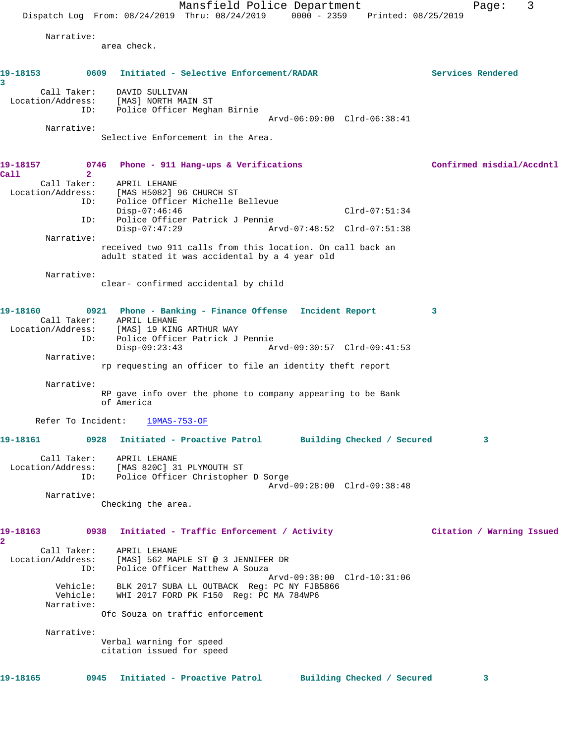Narrative:
area check.

**19-18153** 0609 **Initiated - Selective Enforcement/RADAR** **Services Rendered 3**

Call Taker: DAVID SULLIVAN
Location/Address: [MAS] NORTH MAIN ST
ID: Police Officer Meghan Birnie
Arvd-06:09:00 Clrd-06:38:41

Narrative:
Selective Enforcement in the Area.

**19-18157** 0746 **Phone - 911 Hang-ups & Verifications** **Confirmed misdial/Accdntl Call 2**

Call Taker: APRIL LEHANE
Location/Address: [MAS H5082] 96 CHURCH ST
ID: Police Officer Michelle Bellevue
Disp-07:46:46 Clrd-07:51:34
ID: Police Officer Patrick J Pennie
Disp-07:47:29 Arvd-07:48:52 Clrd-07:51:38

Narrative:
received two 911 calls from this location. On call back an adult stated it was accidental by a 4 year old

Narrative:
clear- confirmed accidental by child

**19-18160** 0921 **Phone - Banking - Finance Offense** **Incident Report 3**

Call Taker: APRIL LEHANE
Location/Address: [MAS] 19 KING ARTHUR WAY
ID: Police Officer Patrick J Pennie
Disp-09:23:43 Arvd-09:30:57 Clrd-09:41:53

Narrative:
rp requesting an officer to file an identity theft report

Narrative:
RP gave info over the phone to company appearing to be Bank of America

Refer To Incident: 19MAS-753-OF

**19-18161** 0928 **Initiated - Proactive Patrol** **Building Checked / Secured 3**

Call Taker: APRIL LEHANE
Location/Address: [MAS 820C] 31 PLYMOUTH ST
ID: Police Officer Christopher D Sorge
Arvd-09:28:00 Clrd-09:38:48

Narrative:
Checking the area.

**19-18163** 0938 **Initiated - Traffic Enforcement / Activity** **Citation / Warning Issued 2**

Call Taker: APRIL LEHANE
Location/Address: [MAS] 562 MAPLE ST @ 3 JENNIFER DR
ID: Police Officer Matthew A Souza
Arvd-09:38:00 Clrd-10:31:06
Vehicle: BLK 2017 SUBA LL OUTBACK Reg: PC NY FJB5866
Vehicle: WHI 2017 FORD PK F150 Reg: PC MA 784WP6

Narrative:
Ofc Souza on traffic enforcement

Narrative:
Verbal warning for speed
citation issued for speed

**19-18165** 0945 **Initiated - Proactive Patrol** **Building Checked / Secured 3**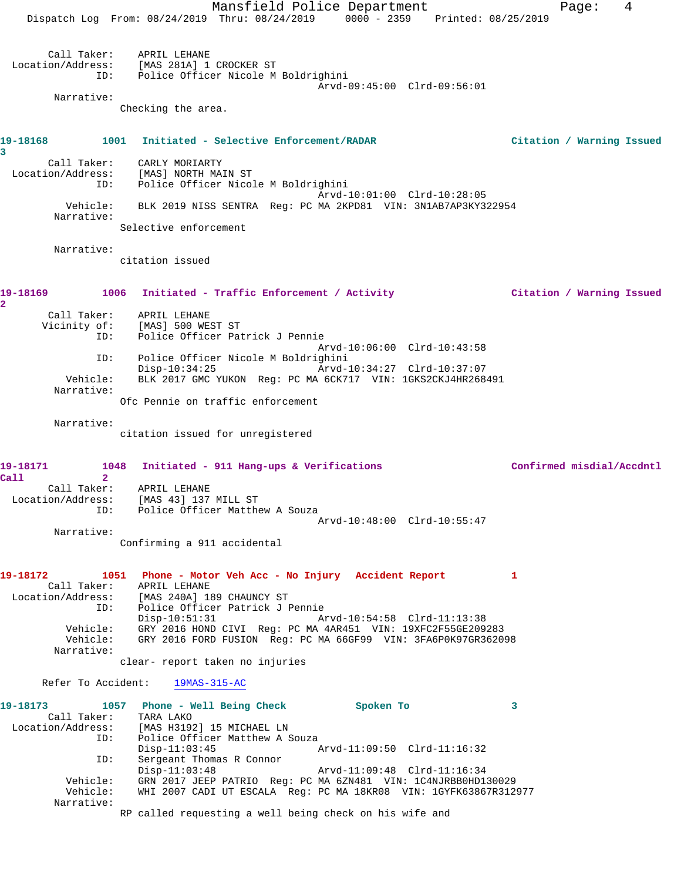Call Taker: APRIL LEHANE
Location/Address: [MAS 281A] 1 CROCKER ST
ID: Police Officer Nicole M Boldrighini
Arvd-09:45:00 Clrd-09:56:01
Narrative:
Checking the area.

**19-18168 1001 Initiated - Selective Enforcement/RADAR Citation / Warning Issued 3**

Call Taker: CARLY MORIARTY
Location/Address: [MAS] NORTH MAIN ST
ID: Police Officer Nicole M Boldrighini
Arvd-10:01:00 Clrd-10:28:05
Vehicle: BLK 2019 NISS SENTRA Reg: PC MA 2KPD81 VIN: 3N1AB7AP3KY322954
Narrative:
Selective enforcement

Narrative:
citation issued

**19-18169 1006 Initiated - Traffic Enforcement / Activity Citation / Warning Issued 2**

Call Taker: APRIL LEHANE
Vicinity of: [MAS] 500 WEST ST
ID: Police Officer Patrick J Pennie
Arvd-10:06:00 Clrd-10:43:58
ID: Police Officer Nicole M Boldrighini
Disp-10:34:25 Arvd-10:34:27 Clrd-10:37:07
Vehicle: BLK 2017 GMC YUKON Reg: PC MA 6CK717 VIN: 1GKS2CKJ4HR268491
Narrative:
Ofc Pennie on traffic enforcement

Narrative:
citation issued for unregistered

**19-18171 1048 Initiated - 911 Hang-ups & Verifications Confirmed misdial/Accdntl Call 2**

Call Taker: APRIL LEHANE
Location/Address: [MAS 43] 137 MILL ST
ID: Police Officer Matthew A Souza
Arvd-10:48:00 Clrd-10:55:47
Narrative:
Confirming a 911 accidental

**19-18172 1051 Phone - Motor Veh Acc - No Injury Accident Report 1**

Call Taker: APRIL LEHANE
Location/Address: [MAS 240A] 189 CHAUNCY ST
ID: Police Officer Patrick J Pennie
Disp-10:51:31 Arvd-10:54:58 Clrd-11:13:38
Vehicle: GRY 2016 HOND CIVI Reg: PC MA 4AR451 VIN: 19XFC2F55GE209283
Vehicle: GRY 2016 FORD FUSION Reg: PC MA 66GF99 VIN: 3FA6P0K97GR362098
Narrative:
clear- report taken no injuries

Refer To Accident: 19MAS-315-AC

**19-18173 1057 Phone - Well Being Check Spoken To 3**

Call Taker: TARA LAKO
Location/Address: [MAS H3192] 15 MICHAEL LN
ID: Police Officer Matthew A Souza
Disp-11:03:45 Arvd-11:09:50 Clrd-11:16:32
ID: Sergeant Thomas R Connor
Disp-11:03:48 Arvd-11:09:48 Clrd-11:16:34
Vehicle: GRN 2017 JEEP PATRIO Reg: PC MA 6ZN481 VIN: 1C4NJRBB0HD130029
Vehicle: WHI 2007 CADI UT ESCALA Reg: PC MA 18RR08 VIN: 1GYFK63867R312977
Narrative:
RP called requesting a well being check on his wife and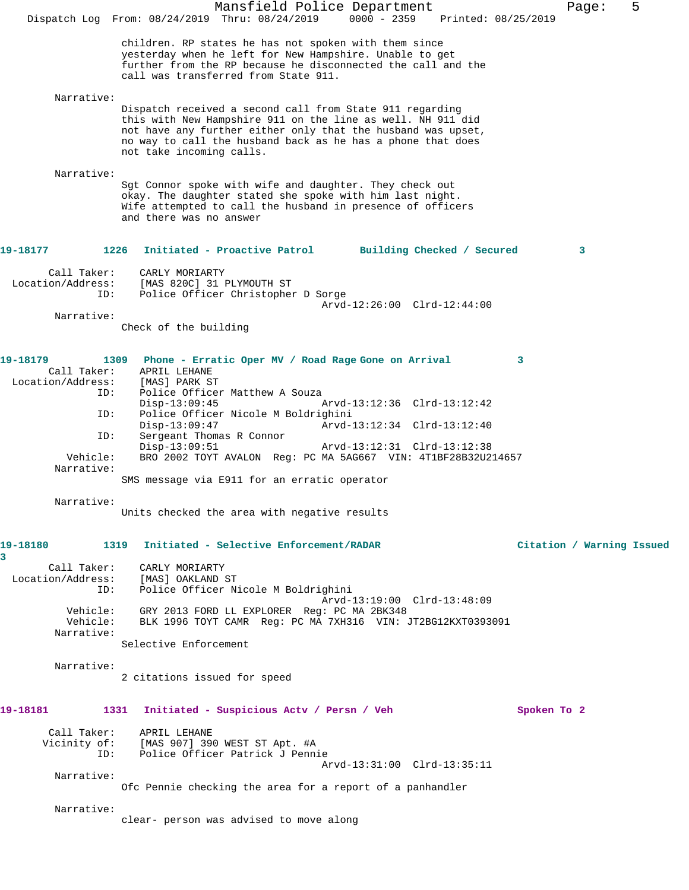children. RP states he has not spoken with them since yesterday when he left for New Hampshire. Unable to get further from the RP because he disconnected the call and the call was transferred from State 911.

Narrative:

Dispatch received a second call from State 911 regarding this with New Hampshire 911 on the line as well. NH 911 did not have any further either only that the husband was upset, no way to call the husband back as he has a phone that does not take incoming calls.

Narrative:

Sgt Connor spoke with wife and daughter. They check out okay. The daughter stated she spoke with him last night. Wife attempted to call the husband in presence of officers and there was no answer

**19-18177 1226 Initiated - Proactive Patrol — Building Checked / Secured 3**

Call Taker: CARLY MORIARTY
Location/Address: [MAS 820C] 31 PLYMOUTH ST
ID: Police Officer Christopher D Sorge
Arvd-12:26:00 Clrd-12:44:00
Narrative:
Check of the building

**19-18179 1309 Phone - Erratic Oper MV / Road Rage Gone on Arrival 3**

Call Taker: APRIL LEHANE
Location/Address: [MAS] PARK ST
ID: Police Officer Matthew A Souza
Disp-13:09:45 Arvd-13:12:36 Clrd-13:12:42
ID: Police Officer Nicole M Boldrighini
Disp-13:09:47 Arvd-13:12:34 Clrd-13:12:40
ID: Sergeant Thomas R Connor
Disp-13:09:51 Arvd-13:12:31 Clrd-13:12:38
Vehicle: BRO 2002 TOYT AVALON Reg: PC MA 5AG667 VIN: 4T1BF28B32U214657
Narrative:
SMS message via E911 for an erratic operator

Narrative:
Units checked the area with negative results

**19-18180 1319 Initiated - Selective Enforcement/RADAR — Citation / Warning Issued 3**

Call Taker: CARLY MORIARTY
Location/Address: [MAS] OAKLAND ST
ID: Police Officer Nicole M Boldrighini
Arvd-13:19:00 Clrd-13:48:09
Vehicle: GRY 2013 FORD LL EXPLORER Reg: PC MA 2BK348
Vehicle: BLK 1996 TOYT CAMR Reg: PC MA 7XH316 VIN: JT2BG12KXT0393091
Narrative:
Selective Enforcement

Narrative:
2 citations issued for speed

**19-18181 1331 Initiated - Suspicious Actv / Persn / Veh — Spoken To 2**

Call Taker: APRIL LEHANE
Vicinity of: [MAS 907] 390 WEST ST Apt. #A
ID: Police Officer Patrick J Pennie
Arvd-13:31:00 Clrd-13:35:11
Narrative:
Ofc Pennie checking the area for a report of a panhandler

Narrative:
clear- person was advised to move along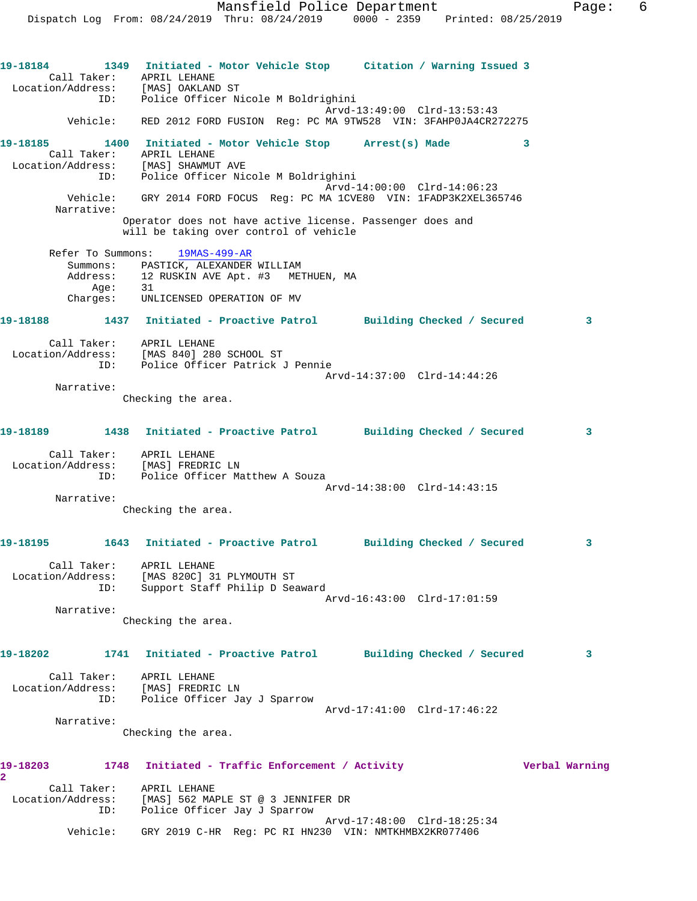**19-18184** 1349 **Initiated - Motor Vehicle Stop** **Citation / Warning Issued 3**

Call Taker: APRIL LEHANE
Location/Address: [MAS] OAKLAND ST
ID: Police Officer Nicole M Boldrighini
Arvd-13:49:00 Clrd-13:53:43
Vehicle: RED 2012 FORD FUSION Reg: PC MA 9TW528 VIN: 3FAHP0JA4CR272275

**19-18185** 1400 **Initiated - Motor Vehicle Stop** **Arrest(s) Made** 3

Call Taker: APRIL LEHANE
Location/Address: [MAS] SHAWMUT AVE
ID: Police Officer Nicole M Boldrighini
Arvd-14:00:00 Clrd-14:06:23
Vehicle: GRY 2014 FORD FOCUS Reg: PC MA 1CVE80 VIN: 1FADP3K2XEL365746
Narrative:
Operator does not have active license. Passenger does and will be taking over control of vehicle

Refer To Summons: 19MAS-499-AR
Summons: PASTICK, ALEXANDER WILLIAM
Address: 12 RUSKIN AVE Apt. #3 METHUEN, MA
Age: 31
Charges: UNLICENSED OPERATION OF MV

**19-18188** 1437 **Initiated - Proactive Patrol** **Building Checked / Secured** 3

Call Taker: APRIL LEHANE
Location/Address: [MAS 840] 280 SCHOOL ST
ID: Police Officer Patrick J Pennie
Arvd-14:37:00 Clrd-14:44:26
Narrative:
Checking the area.

**19-18189** 1438 **Initiated - Proactive Patrol** **Building Checked / Secured** 3

Call Taker: APRIL LEHANE
Location/Address: [MAS] FREDRIC LN
ID: Police Officer Matthew A Souza
Arvd-14:38:00 Clrd-14:43:15
Narrative:
Checking the area.

**19-18195** 1643 **Initiated - Proactive Patrol** **Building Checked / Secured** 3

Call Taker: APRIL LEHANE
Location/Address: [MAS 820C] 31 PLYMOUTH ST
ID: Support Staff Philip D Seaward
Arvd-16:43:00 Clrd-17:01:59
Narrative:
Checking the area.

**19-18202** 1741 **Initiated - Proactive Patrol** **Building Checked / Secured** 3

Call Taker: APRIL LEHANE
Location/Address: [MAS] FREDRIC LN
ID: Police Officer Jay J Sparrow
Arvd-17:41:00 Clrd-17:46:22
Narrative:
Checking the area.

**19-18203** 1748 **Initiated - Traffic Enforcement / Activity** **Verbal Warning** 2

Call Taker: APRIL LEHANE
Location/Address: [MAS] 562 MAPLE ST @ 3 JENNIFER DR
ID: Police Officer Jay J Sparrow
Arvd-17:48:00 Clrd-18:25:34
Vehicle: GRY 2019 C-HR Reg: PC RI HN230 VIN: NMTKHMBX2KR077406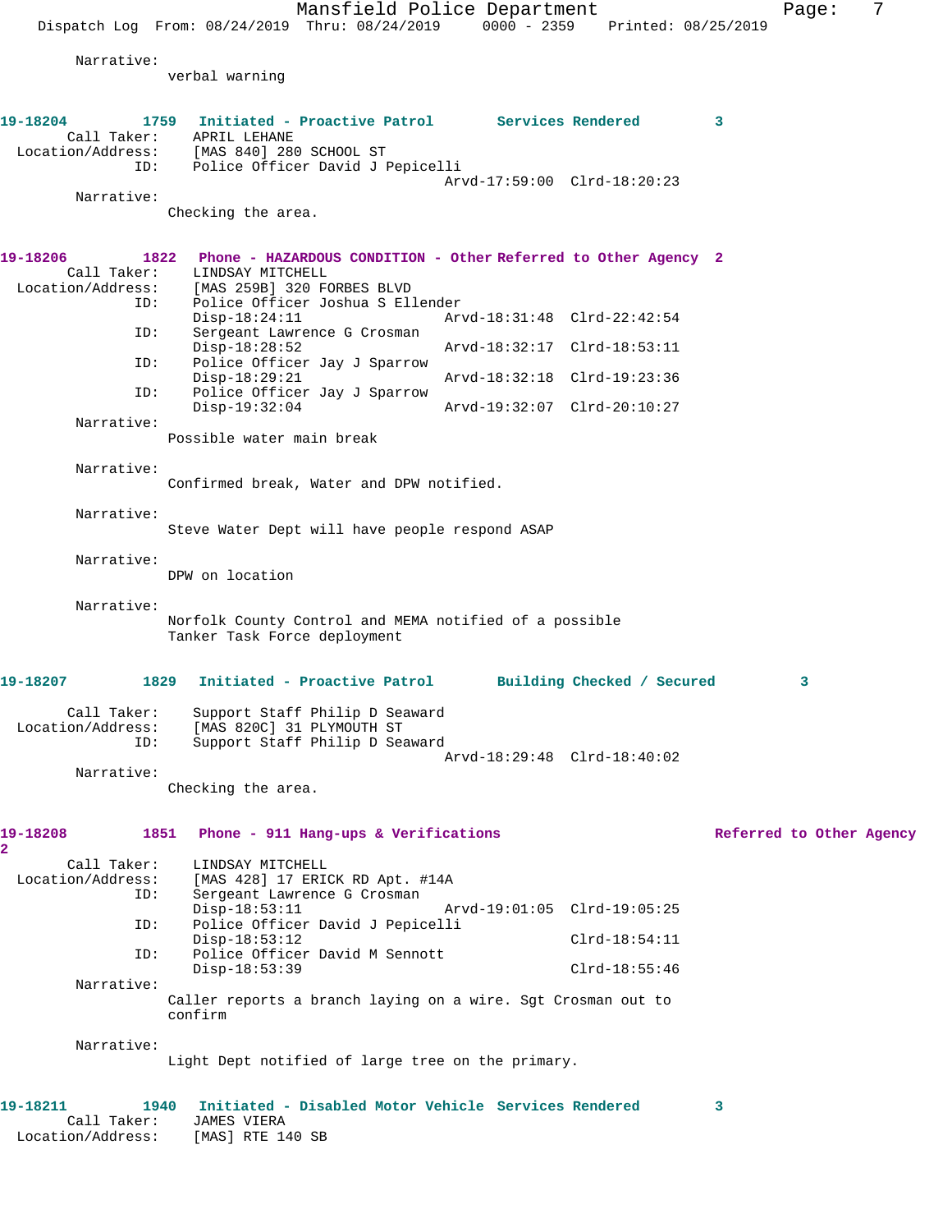Narrative:
verbal warning

**19-18204 1759 Initiated - Proactive Patrol Services Rendered 3**

Call Taker: APRIL LEHANE
Location/Address: [MAS 840] 280 SCHOOL ST
ID: Police Officer David J Pepicelli
Arvd-17:59:00 Clrd-18:20:23

Narrative:
Checking the area.

**19-18206 1822 Phone - HAZARDOUS CONDITION - Other Referred to Other Agency 2**

Call Taker: LINDSAY MITCHELL
Location/Address: [MAS 259B] 320 FORBES BLVD
ID: Police Officer Joshua S Ellender
Disp-18:24:11 Arvd-18:31:48 Clrd-22:42:54
ID: Sergeant Lawrence G Crosman
Disp-18:28:52 Arvd-18:32:17 Clrd-18:53:11
ID: Police Officer Jay J Sparrow
Disp-18:29:21 Arvd-18:32:18 Clrd-19:23:36
ID: Police Officer Jay J Sparrow
Disp-19:32:04 Arvd-19:32:07 Clrd-20:10:27

Narrative:
Possible water main break

Narrative:
Confirmed break, Water and DPW notified.

Narrative:
Steve Water Dept will have people respond ASAP

Narrative:
DPW on location

Narrative:
Norfolk County Control and MEMA notified of a possible Tanker Task Force deployment

**19-18207 1829 Initiated - Proactive Patrol Building Checked / Secured 3**

Call Taker: Support Staff Philip D Seaward
Location/Address: [MAS 820C] 31 PLYMOUTH ST
ID: Support Staff Philip D Seaward
Arvd-18:29:48 Clrd-18:40:02

Narrative:
Checking the area.

**19-18208 1851 Phone - 911 Hang-ups & Verifications Referred to Other Agency 2**

Call Taker: LINDSAY MITCHELL
Location/Address: [MAS 428] 17 ERICK RD Apt. #14A
ID: Sergeant Lawrence G Crosman
Disp-18:53:11 Arvd-19:01:05 Clrd-19:05:25
ID: Police Officer David J Pepicelli
Disp-18:53:12 Clrd-18:54:11
ID: Police Officer David M Sennott
Disp-18:53:39 Clrd-18:55:46

Narrative:
Caller reports a branch laying on a wire. Sgt Crosman out to confirm

Narrative:
Light Dept notified of large tree on the primary.

**19-18211 1940 Initiated - Disabled Motor Vehicle Services Rendered 3**

Call Taker: JAMES VIERA
Location/Address: [MAS] RTE 140 SB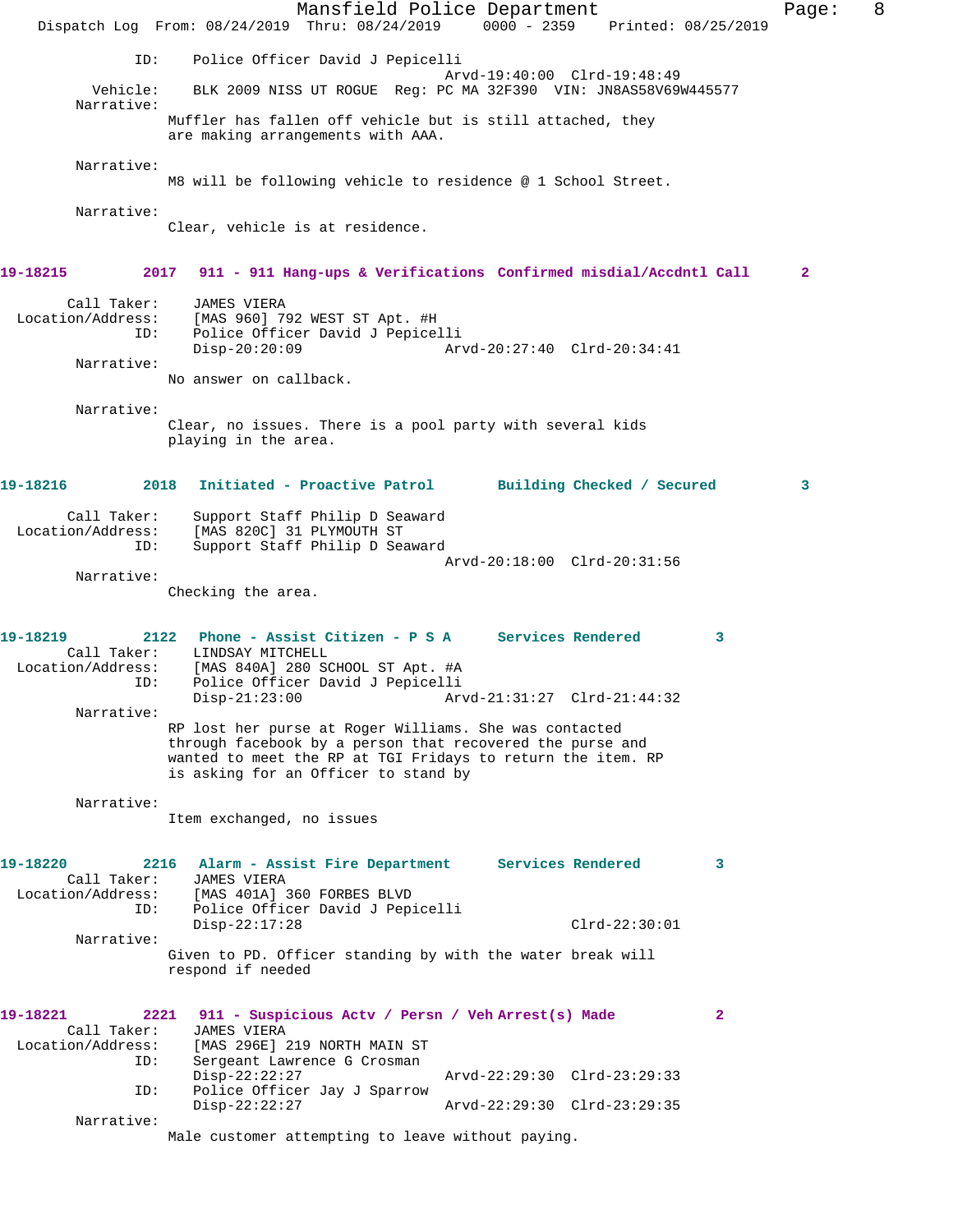ID: Police Officer David J Pepicelli
Arvd-19:40:00 Clrd-19:48:49
Vehicle: BLK 2009 NISS UT ROGUE Reg: PC MA 32F390 VIN: JN8AS58V69W445577
Narrative:
Muffler has fallen off vehicle but is still attached, they are making arrangements with AAA.

Narrative:
M8 will be following vehicle to residence @ 1 School Street.

Narrative:
Clear, vehicle is at residence.

**19-18215 2017 911 - 911 Hang-ups & Verifications Confirmed misdial/Accdntl Call 2**

Call Taker: JAMES VIERA
Location/Address: [MAS 960] 792 WEST ST Apt. #H
ID: Police Officer David J Pepicelli
Disp-20:20:09 Arvd-20:27:40 Clrd-20:34:41
Narrative:
No answer on callback.

Narrative:
Clear, no issues. There is a pool party with several kids playing in the area.

**19-18216 2018 Initiated - Proactive Patrol Building Checked / Secured 3**

Call Taker: Support Staff Philip D Seaward
Location/Address: [MAS 820C] 31 PLYMOUTH ST
ID: Support Staff Philip D Seaward
Arvd-20:18:00 Clrd-20:31:56
Narrative:
Checking the area.

**19-18219 2122 Phone - Assist Citizen - P S A Services Rendered 3**

Call Taker: LINDSAY MITCHELL
Location/Address: [MAS 840A] 280 SCHOOL ST Apt. #A
ID: Police Officer David J Pepicelli
Disp-21:23:00 Arvd-21:31:27 Clrd-21:44:32
Narrative:
RP lost her purse at Roger Williams. She was contacted through facebook by a person that recovered the purse and wanted to meet the RP at TGI Fridays to return the item. RP is asking for an Officer to stand by

Narrative:
Item exchanged, no issues

**19-18220 2216 Alarm - Assist Fire Department Services Rendered 3**

Call Taker: JAMES VIERA
Location/Address: [MAS 401A] 360 FORBES BLVD
ID: Police Officer David J Pepicelli
Disp-22:17:28 Clrd-22:30:01
Narrative:
Given to PD. Officer standing by with the water break will respond if needed

**19-18221 2221 911 - Suspicious Actv / Persn / Veh Arrest(s) Made 2**

Call Taker: JAMES VIERA
Location/Address: [MAS 296E] 219 NORTH MAIN ST
ID: Sergeant Lawrence G Crosman
Disp-22:22:27 Arvd-22:29:30 Clrd-23:29:33
ID: Police Officer Jay J Sparrow
Disp-22:22:27 Arvd-22:29:30 Clrd-23:29:35
Narrative:
Male customer attempting to leave without paying.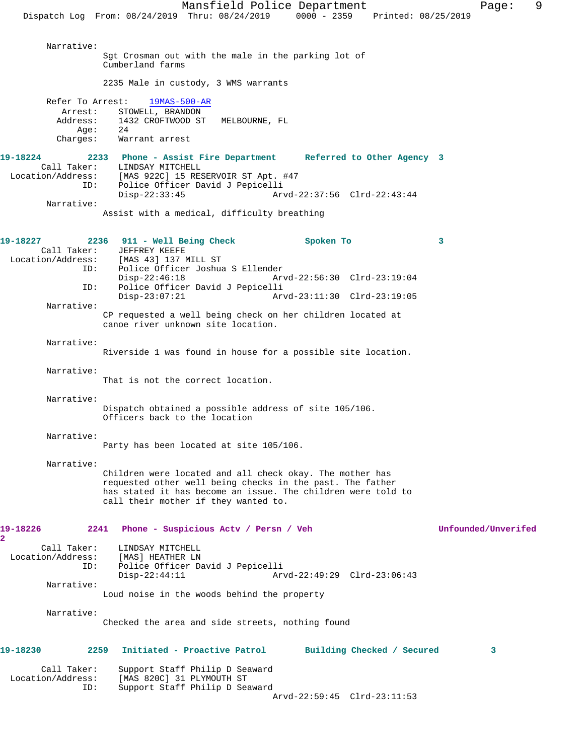Narrative:

Sgt Crosman out with the male in the parking lot of Cumberland farms

2235 Male in custody, 3 WMS warrants

Refer To Arrest: 19MAS-500-AR
Arrest: STOWELL, BRANDON
Address: 1432 CROFTWOOD ST MELBOURNE, FL
Age: 24
Charges: Warrant arrest

**19-18224 2233 Phone - Assist Fire Department Referred to Other Agency 3**

Call Taker: LINDSAY MITCHELL
Location/Address: [MAS 922C] 15 RESERVOIR ST Apt. #47
ID: Police Officer David J Pepicelli
Disp-22:33:45 Arvd-22:37:56 Clrd-22:43:44

Narrative:

Assist with a medical, difficulty breathing

**19-18227 2236 911 - Well Being Check Spoken To 3**

Call Taker: JEFFREY KEEFE
Location/Address: [MAS 43] 137 MILL ST
ID: Police Officer Joshua S Ellender
Disp-22:46:18 Arvd-22:56:30 Clrd-23:19:04
ID: Police Officer David J Pepicelli
Disp-23:07:21 Arvd-23:11:30 Clrd-23:19:05

Narrative:

CP requested a well being check on her children located at canoe river unknown site location.

Narrative:

Riverside 1 was found in house for a possible site location.

Narrative:

That is not the correct location.

Narrative:

Dispatch obtained a possible address of site 105/106. Officers back to the location

Narrative:

Party has been located at site 105/106.

Narrative:

Children were located and all check okay. The mother has requested other well being checks in the past. The father has stated it has become an issue. The children were told to call their mother if they wanted to.

**19-18226 2241 Phone - Suspicious Actv / Persn / Veh Unfounded/Unverifed 2**

Call Taker: LINDSAY MITCHELL
Location/Address: [MAS] HEATHER LN
ID: Police Officer David J Pepicelli
Disp-22:44:11 Arvd-22:49:29 Clrd-23:06:43

Narrative:

Loud noise in the woods behind the property

Narrative:

Checked the area and side streets, nothing found

**19-18230 2259 Initiated - Proactive Patrol Building Checked / Secured 3**

Call Taker: Support Staff Philip D Seaward
Location/Address: [MAS 820C] 31 PLYMOUTH ST
ID: Support Staff Philip D Seaward
Arvd-22:59:45 Clrd-23:11:53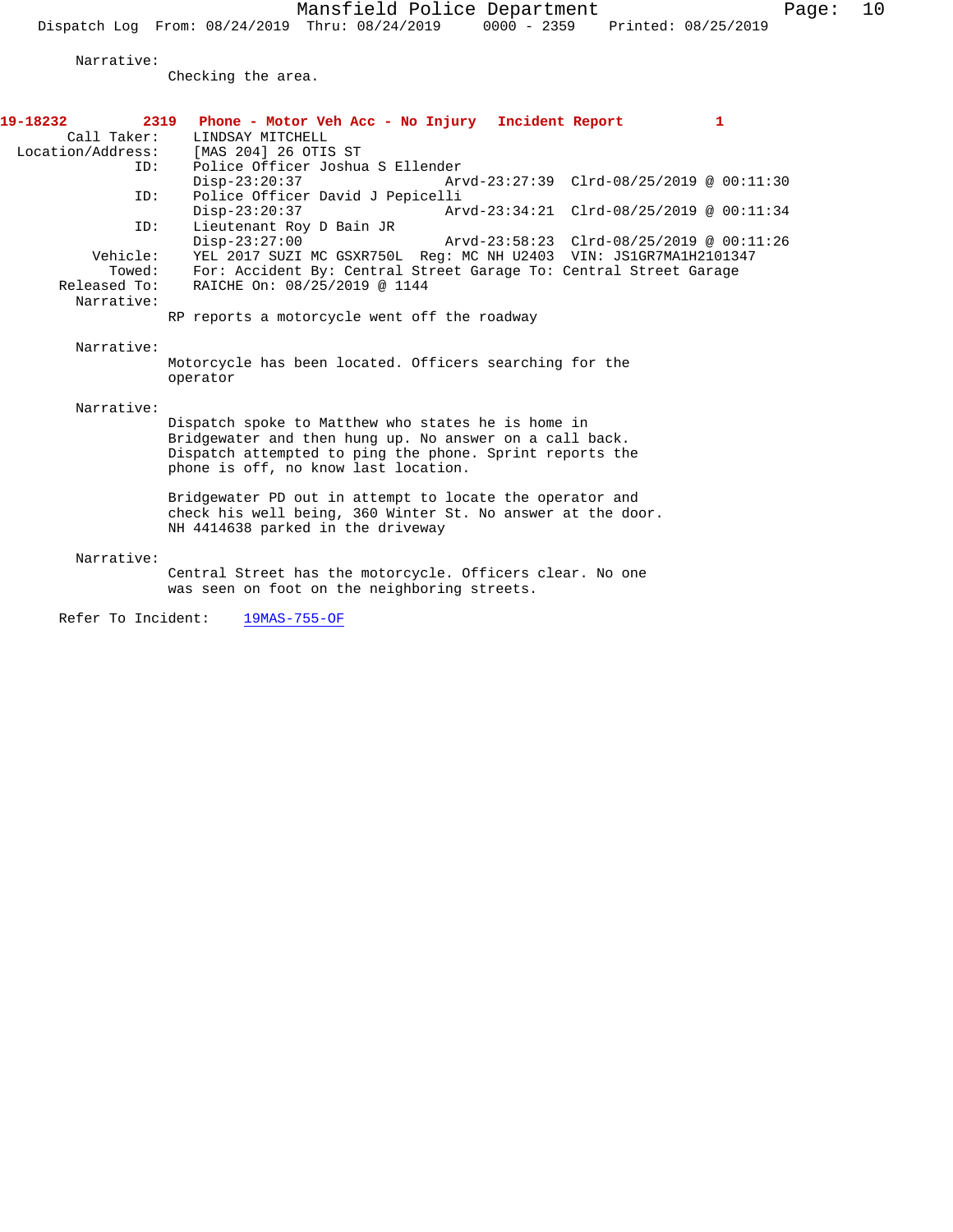Narrative:
Checking the area.

**19-18232 2319 Phone - Motor Veh Acc - No Injury Incident Report 1**

Call Taker: LINDSAY MITCHELL
Location/Address: [MAS 204] 26 OTIS ST
ID: Police Officer Joshua S Ellender
Disp-23:20:37 Arvd-23:27:39 Clrd-08/25/2019 @ 00:11:30
ID: Police Officer David J Pepicelli
Disp-23:20:37 Arvd-23:34:21 Clrd-08/25/2019 @ 00:11:34
ID: Lieutenant Roy D Bain JR
Disp-23:27:00 Arvd-23:58:23 Clrd-08/25/2019 @ 00:11:26
Vehicle: YEL 2017 SUZI MC GSXR750L Reg: MC NH U2403 VIN: JS1GR7MA1H2101347
Towed: For: Accident By: Central Street Garage To: Central Street Garage
Released To: RAICHE On: 08/25/2019 @ 1144
Narrative:
RP reports a motorcycle went off the roadway

Narrative:
Motorcycle has been located. Officers searching for the operator

Narrative:
Dispatch spoke to Matthew who states he is home in Bridgewater and then hung up. No answer on a call back. Dispatch attempted to ping the phone. Sprint reports the phone is off, no know last location.

Bridgewater PD out in attempt to locate the operator and check his well being, 360 Winter St. No answer at the door. NH 4414638 parked in the driveway

Narrative:
Central Street has the motorcycle. Officers clear. No one was seen on foot on the neighboring streets.

Refer To Incident: 19MAS-755-OF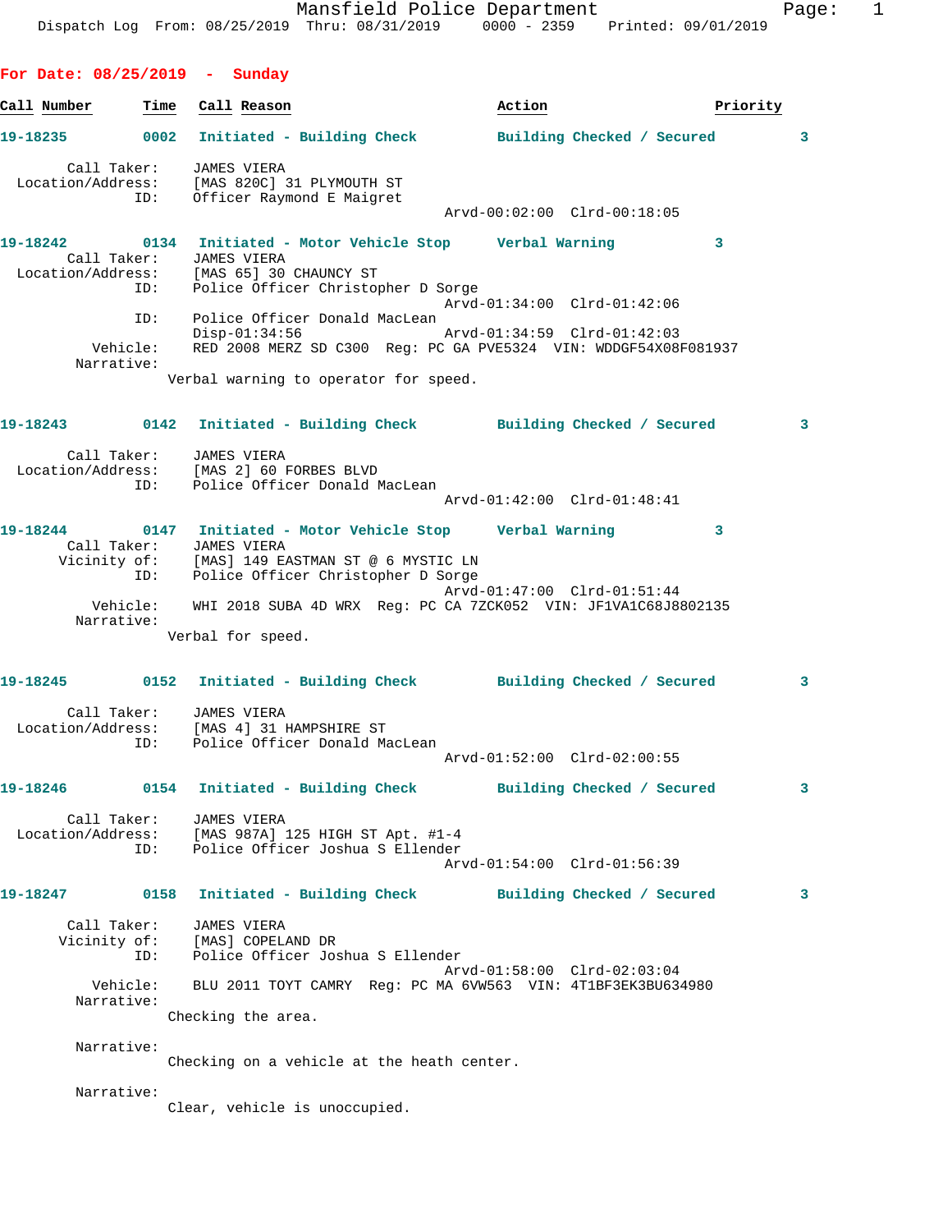Mansfield Police Department
Dispatch Log From: 08/25/2019 Thru: 08/31/2019 0000 - 2359 Printed: 09/01/2019

## For Date: 08/25/2019 - Sunday

| Call Number | Time | Call Reason | Action | Priority |
|---|---|---|---|---|

**19-18235** **0002** **Initiated - Building Check** **Building Checked / Secured** **3**

Call Taker: JAMES VIERA
Location/Address: [MAS 820C] 31 PLYMOUTH ST
ID: Officer Raymond E Maigret
Arvd-00:02:00 Clrd-00:18:05

**19-18242** **0134** **Initiated - Motor Vehicle Stop** **Verbal Warning** **3**

Call Taker: JAMES VIERA
Location/Address: [MAS 65] 30 CHAUNCY ST
ID: Police Officer Christopher D Sorge
Arvd-01:34:00 Clrd-01:42:06
ID: Police Officer Donald MacLean
Disp-01:34:56 Arvd-01:34:59 Clrd-01:42:03
Vehicle: RED 2008 MERZ SD C300 Reg: PC GA PVE5324 VIN: WDDGF54X08F081937
Narrative:
Verbal warning to operator for speed.

**19-18243** **0142** **Initiated - Building Check** **Building Checked / Secured** **3**

Call Taker: JAMES VIERA
Location/Address: [MAS 2] 60 FORBES BLVD
ID: Police Officer Donald MacLean
Arvd-01:42:00 Clrd-01:48:41

**19-18244** **0147** **Initiated - Motor Vehicle Stop** **Verbal Warning** **3**

Call Taker: JAMES VIERA
Vicinity of: [MAS] 149 EASTMAN ST @ 6 MYSTIC LN
ID: Police Officer Christopher D Sorge
Arvd-01:47:00 Clrd-01:51:44
Vehicle: WHI 2018 SUBA 4D WRX Reg: PC CA 7ZCK052 VIN: JF1VA1C68J8802135
Narrative:
Verbal for speed.

**19-18245** **0152** **Initiated - Building Check** **Building Checked / Secured** **3**

Call Taker: JAMES VIERA
Location/Address: [MAS 4] 31 HAMPSHIRE ST
ID: Police Officer Donald MacLean
Arvd-01:52:00 Clrd-02:00:55

**19-18246** **0154** **Initiated - Building Check** **Building Checked / Secured** **3**

Call Taker: JAMES VIERA
Location/Address: [MAS 987A] 125 HIGH ST Apt. #1-4
ID: Police Officer Joshua S Ellender
Arvd-01:54:00 Clrd-01:56:39

**19-18247** **0158** **Initiated - Building Check** **Building Checked / Secured** **3**

Call Taker: JAMES VIERA
Vicinity of: [MAS] COPELAND DR
ID: Police Officer Joshua S Ellender
Arvd-01:58:00 Clrd-02:03:04
Vehicle: BLU 2011 TOYT CAMRY Reg: PC MA 6VW563 VIN: 4T1BF3EK3BU634980
Narrative:
Checking the area.

Narrative:
Checking on a vehicle at the heath center.

Narrative:
Clear, vehicle is unoccupied.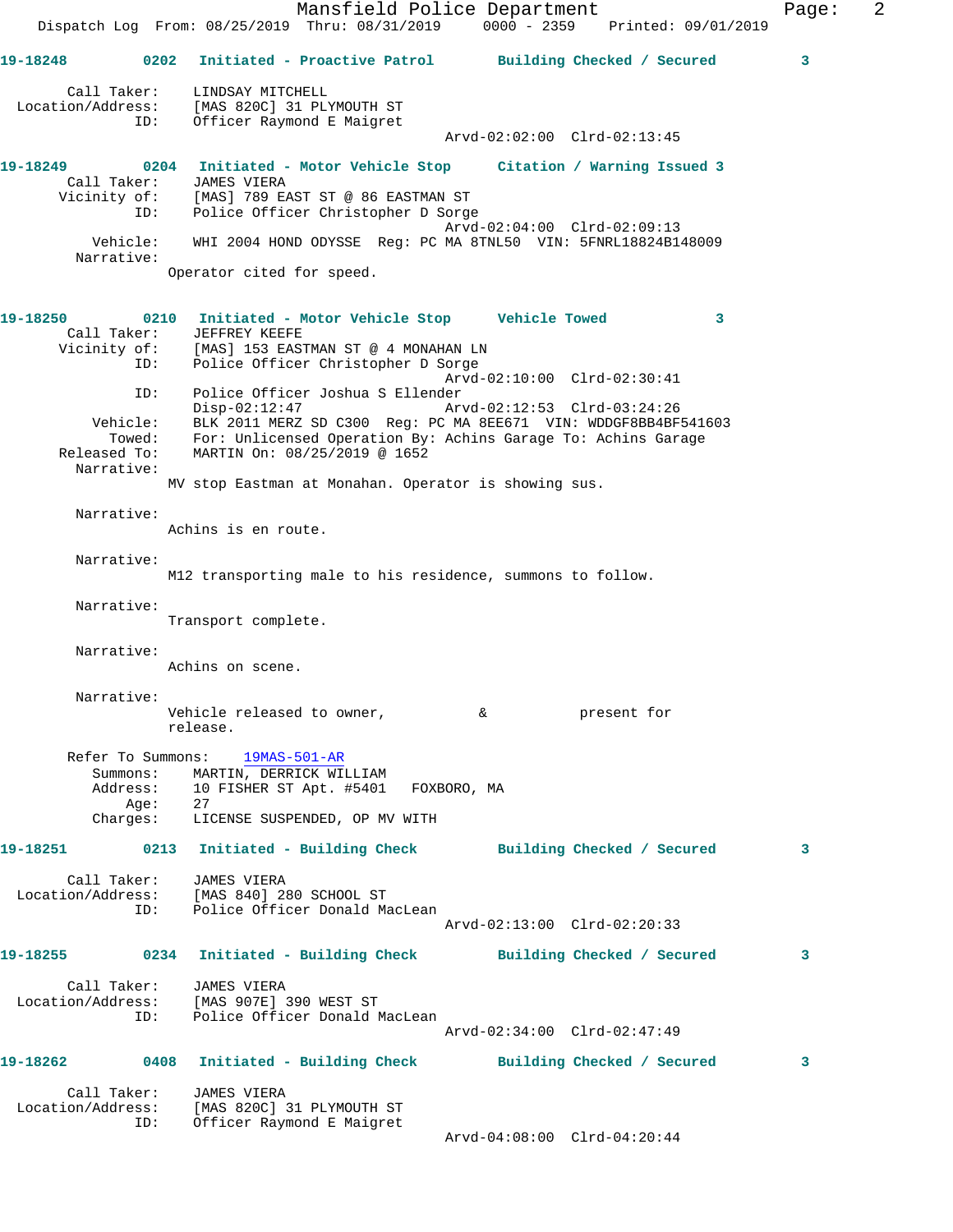Mansfield Police Department
Dispatch Log From: 08/25/2019 Thru: 08/31/2019 0000 - 2359 Printed: 09/01/2019

**19-18248** 0202 Initiated - Proactive Patrol Building Checked / Secured 3

Call Taker: LINDSAY MITCHELL
Location/Address: [MAS 820C] 31 PLYMOUTH ST
ID: Officer Raymond E Maigret
Arvd-02:02:00 Clrd-02:13:45

**19-18249** 0204 Initiated - Motor Vehicle Stop Citation / Warning Issued 3

Call Taker: JAMES VIERA
Vicinity of: [MAS] 789 EAST ST @ 86 EASTMAN ST
ID: Police Officer Christopher D Sorge
Arvd-02:04:00 Clrd-02:09:13
Vehicle: WHI 2004 HOND ODYSSE Reg: PC MA 8TNL50 VIN: 5FNRL18824B148009
Narrative:
Operator cited for speed.

**19-18250** 0210 Initiated - Motor Vehicle Stop Vehicle Towed 3

Call Taker: JEFFREY KEEFE
Vicinity of: [MAS] 153 EASTMAN ST @ 4 MONAHAN LN
ID: Police Officer Christopher D Sorge
Arvd-02:10:00 Clrd-02:30:41
ID: Police Officer Joshua S Ellender
Disp-02:12:47 Arvd-02:12:53 Clrd-03:24:26
Vehicle: BLK 2011 MERZ SD C300 Reg: PC MA 8EE671 VIN: WDDGF8BB4BF541603
Towed: For: Unlicensed Operation By: Achins Garage To: Achins Garage
Released To: MARTIN On: 08/25/2019 @ 1652
Narrative:
MV stop Eastman at Monahan. Operator is showing sus.

Narrative:
Achins is en route.

Narrative:
M12 transporting male to his residence, summons to follow.

Narrative:
Transport complete.

Narrative:
Achins on scene.

Narrative:
Vehicle released to owner, & present for release.

Refer To Summons: 19MAS-501-AR
Summons: MARTIN, DERRICK WILLIAM
Address: 10 FISHER ST Apt. #5401 FOXBORO, MA
Age: 27
Charges: LICENSE SUSPENDED, OP MV WITH

**19-18251** 0213 Initiated - Building Check Building Checked / Secured 3

Call Taker: JAMES VIERA
Location/Address: [MAS 840] 280 SCHOOL ST
ID: Police Officer Donald MacLean
Arvd-02:13:00 Clrd-02:20:33

**19-18255** 0234 Initiated - Building Check Building Checked / Secured 3

Call Taker: JAMES VIERA
Location/Address: [MAS 907E] 390 WEST ST
ID: Police Officer Donald MacLean
Arvd-02:34:00 Clrd-02:47:49

**19-18262** 0408 Initiated - Building Check Building Checked / Secured 3

Call Taker: JAMES VIERA
Location/Address: [MAS 820C] 31 PLYMOUTH ST
ID: Officer Raymond E Maigret
Arvd-04:08:00 Clrd-04:20:44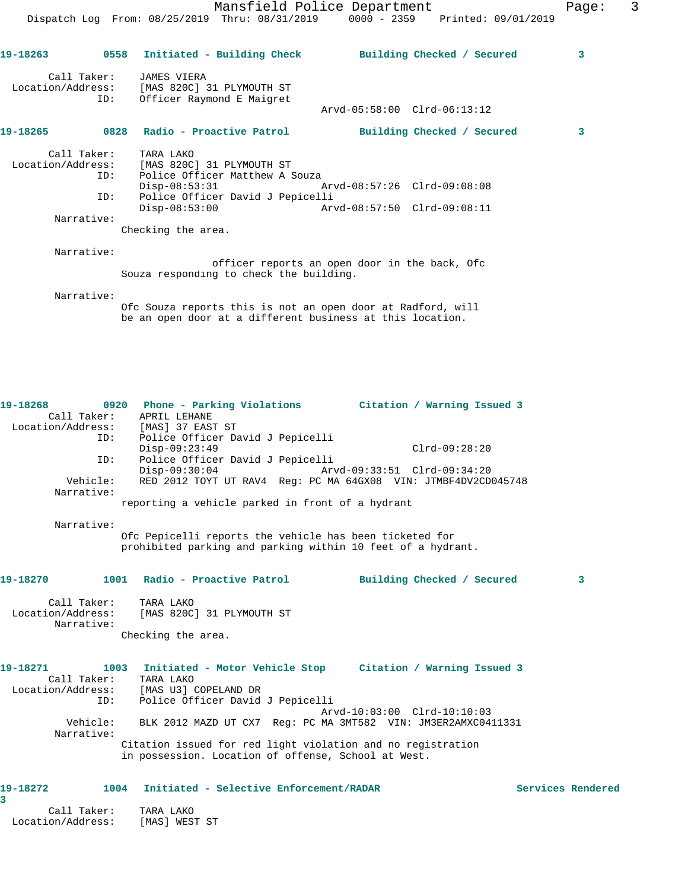**19-18263** 0558 **Initiated - Building Check** **Building Checked / Secured** 3

Call Taker: JAMES VIERA
Location/Address: [MAS 820C] 31 PLYMOUTH ST
ID: Officer Raymond E Maigret
Arvd-05:58:00 Clrd-06:13:12

**19-18265** 0828 **Radio - Proactive Patrol** **Building Checked / Secured** 3

Call Taker: TARA LAKO
Location/Address: [MAS 820C] 31 PLYMOUTH ST
ID: Police Officer Matthew A Souza
Disp-08:53:31 Arvd-08:57:26 Clrd-09:08:08
ID: Police Officer David J Pepicelli
Disp-08:53:00 Arvd-08:57:50 Clrd-09:08:11

Narrative:
Checking the area.

Narrative:
officer reports an open door in the back, Ofc Souza responding to check the building.

Narrative:
Ofc Souza reports this is not an open door at Radford, will be an open door at a different business at this location.

**19-18268** 0920 **Phone - Parking Violations** **Citation / Warning Issued** 3

Call Taker: APRIL LEHANE
Location/Address: [MAS] 37 EAST ST
ID: Police Officer David J Pepicelli
Disp-09:23:49 Clrd-09:28:20
ID: Police Officer David J Pepicelli
Disp-09:30:04 Arvd-09:33:51 Clrd-09:34:20
Vehicle: RED 2012 TOYT UT RAV4 Reg: PC MA 64GX08 VIN: JTMBF4DV2CD045748

Narrative:
reporting a vehicle parked in front of a hydrant

Narrative:
Ofc Pepicelli reports the vehicle has been ticketed for prohibited parking and parking within 10 feet of a hydrant.

**19-18270** 1001 **Radio - Proactive Patrol** **Building Checked / Secured** 3

Call Taker: TARA LAKO
Location/Address: [MAS 820C] 31 PLYMOUTH ST

Narrative:
Checking the area.

**19-18271** 1003 **Initiated - Motor Vehicle Stop** **Citation / Warning Issued** 3

Call Taker: TARA LAKO
Location/Address: [MAS U3] COPELAND DR
ID: Police Officer David J Pepicelli
Arvd-10:03:00 Clrd-10:10:03
Vehicle: BLK 2012 MAZD UT CX7 Reg: PC MA 3MT582 VIN: JM3ER2AMXC0411331

Narrative:
Citation issued for red light violation and no registration in possession. Location of offense, School at West.

**19-18272** 1004 **Initiated - Selective Enforcement/RADAR** **Services Rendered** 3

Call Taker: TARA LAKO
Location/Address: [MAS] WEST ST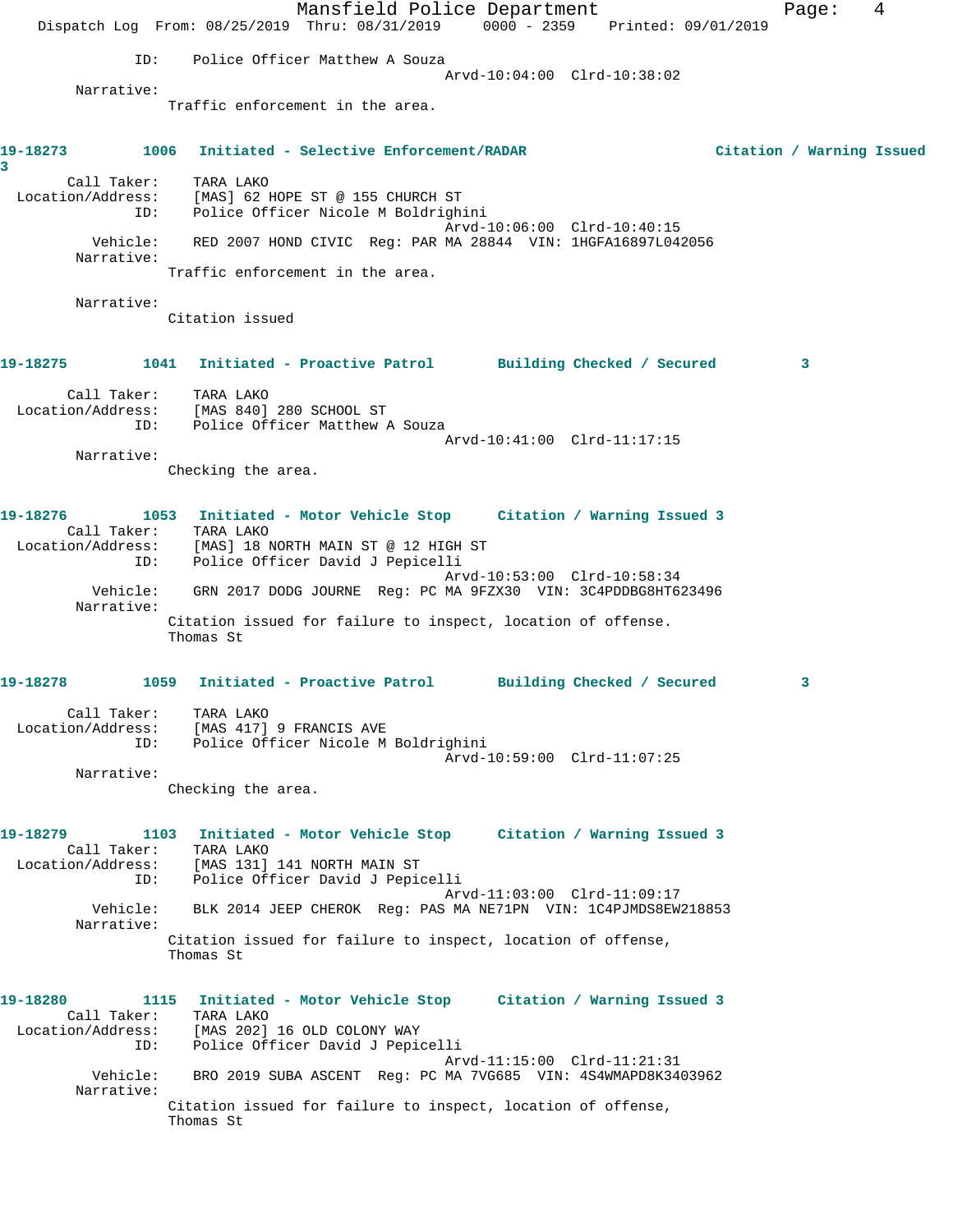ID: Police Officer Matthew A Souza
Arvd-10:04:00 Clrd-10:38:02

Narrative:
Traffic enforcement in the area.

**19-18273 1006 Initiated - Selective Enforcement/RADAR Citation / Warning Issued 3**

Call Taker: TARA LAKO
Location/Address: [MAS] 62 HOPE ST @ 155 CHURCH ST
ID: Police Officer Nicole M Boldrighini
Arvd-10:06:00 Clrd-10:40:15
Vehicle: RED 2007 HOND CIVIC Reg: PAR MA 28844 VIN: 1HGFA16897L042056

Narrative:
Traffic enforcement in the area.

Narrative:
Citation issued

**19-18275 1041 Initiated - Proactive Patrol Building Checked / Secured 3**

Call Taker: TARA LAKO
Location/Address: [MAS 840] 280 SCHOOL ST
ID: Police Officer Matthew A Souza
Arvd-10:41:00 Clrd-11:17:15

Narrative:
Checking the area.

**19-18276 1053 Initiated - Motor Vehicle Stop Citation / Warning Issued 3**

Call Taker: TARA LAKO
Location/Address: [MAS] 18 NORTH MAIN ST @ 12 HIGH ST
ID: Police Officer David J Pepicelli
Arvd-10:53:00 Clrd-10:58:34
Vehicle: GRN 2017 DODG JOURNE Reg: PC MA 9FZX30 VIN: 3C4PDDBG8HT623496

Narrative:
Citation issued for failure to inspect, location of offense.
Thomas St

**19-18278 1059 Initiated - Proactive Patrol Building Checked / Secured 3**

Call Taker: TARA LAKO
Location/Address: [MAS 417] 9 FRANCIS AVE
ID: Police Officer Nicole M Boldrighini
Arvd-10:59:00 Clrd-11:07:25

Narrative:
Checking the area.

**19-18279 1103 Initiated - Motor Vehicle Stop Citation / Warning Issued 3**

Call Taker: TARA LAKO
Location/Address: [MAS 131] 141 NORTH MAIN ST
ID: Police Officer David J Pepicelli
Arvd-11:03:00 Clrd-11:09:17
Vehicle: BLK 2014 JEEP CHEROK Reg: PAS MA NE71PN VIN: 1C4PJMDS8EW218853

Narrative:
Citation issued for failure to inspect, location of offense,
Thomas St

**19-18280 1115 Initiated - Motor Vehicle Stop Citation / Warning Issued 3**

Call Taker: TARA LAKO
Location/Address: [MAS 202] 16 OLD COLONY WAY
ID: Police Officer David J Pepicelli
Arvd-11:15:00 Clrd-11:21:31
Vehicle: BRO 2019 SUBA ASCENT Reg: PC MA 7VG685 VIN: 4S4WMAPD8K3403962

Narrative:
Citation issued for failure to inspect, location of offense,
Thomas St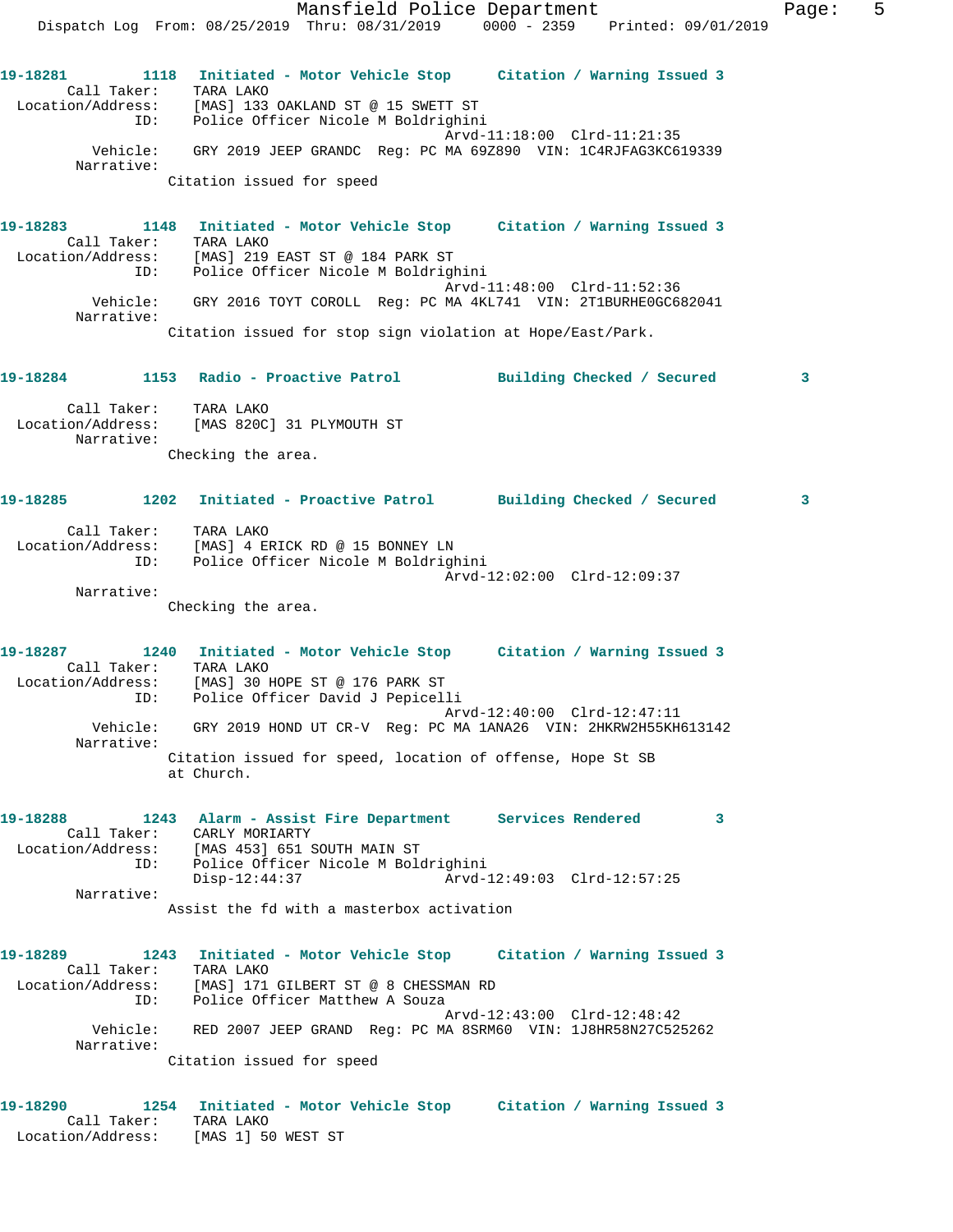**19-18281** 1118 **Initiated - Motor Vehicle Stop** **Citation / Warning Issued 3**

Call Taker: TARA LAKO
Location/Address: [MAS] 133 OAKLAND ST @ 15 SWETT ST
ID: Police Officer Nicole M Boldrighini
Arvd-11:18:00 Clrd-11:21:35
Vehicle: GRY 2019 JEEP GRANDC Reg: PC MA 69Z890 VIN: 1C4RJFAG3KC619339
Narrative:
Citation issued for speed

**19-18283** 1148 **Initiated - Motor Vehicle Stop** **Citation / Warning Issued 3**

Call Taker: TARA LAKO
Location/Address: [MAS] 219 EAST ST @ 184 PARK ST
ID: Police Officer Nicole M Boldrighini
Arvd-11:48:00 Clrd-11:52:36
Vehicle: GRY 2016 TOYT COROLL Reg: PC MA 4KL741 VIN: 2T1BURHE0GC682041
Narrative:
Citation issued for stop sign violation at Hope/East/Park.

**19-18284** 1153 **Radio - Proactive Patrol** **Building Checked / Secured 3**

Call Taker: TARA LAKO
Location/Address: [MAS 820C] 31 PLYMOUTH ST
Narrative:
Checking the area.

**19-18285** 1202 **Initiated - Proactive Patrol** **Building Checked / Secured 3**

Call Taker: TARA LAKO
Location/Address: [MAS] 4 ERICK RD @ 15 BONNEY LN
ID: Police Officer Nicole M Boldrighini
Arvd-12:02:00 Clrd-12:09:37
Narrative:
Checking the area.

**19-18287** 1240 **Initiated - Motor Vehicle Stop** **Citation / Warning Issued 3**

Call Taker: TARA LAKO
Location/Address: [MAS] 30 HOPE ST @ 176 PARK ST
ID: Police Officer David J Pepicelli
Arvd-12:40:00 Clrd-12:47:11
Vehicle: GRY 2019 HOND UT CR-V Reg: PC MA 1ANA26 VIN: 2HKRW2H55KH613142
Narrative:
Citation issued for speed, location of offense, Hope St SB at Church.

**19-18288** 1243 **Alarm - Assist Fire Department** **Services Rendered 3**

Call Taker: CARLY MORIARTY
Location/Address: [MAS 453] 651 SOUTH MAIN ST
ID: Police Officer Nicole M Boldrighini
Disp-12:44:37 Arvd-12:49:03 Clrd-12:57:25
Narrative:
Assist the fd with a masterbox activation

**19-18289** 1243 **Initiated - Motor Vehicle Stop** **Citation / Warning Issued 3**

Call Taker: TARA LAKO
Location/Address: [MAS] 171 GILBERT ST @ 8 CHESSMAN RD
ID: Police Officer Matthew A Souza
Arvd-12:43:00 Clrd-12:48:42
Vehicle: RED 2007 JEEP GRAND Reg: PC MA 8SRM60 VIN: 1J8HR58N27C525262
Narrative:
Citation issued for speed

**19-18290** 1254 **Initiated - Motor Vehicle Stop** **Citation / Warning Issued 3**

Call Taker: TARA LAKO
Location/Address: [MAS 1] 50 WEST ST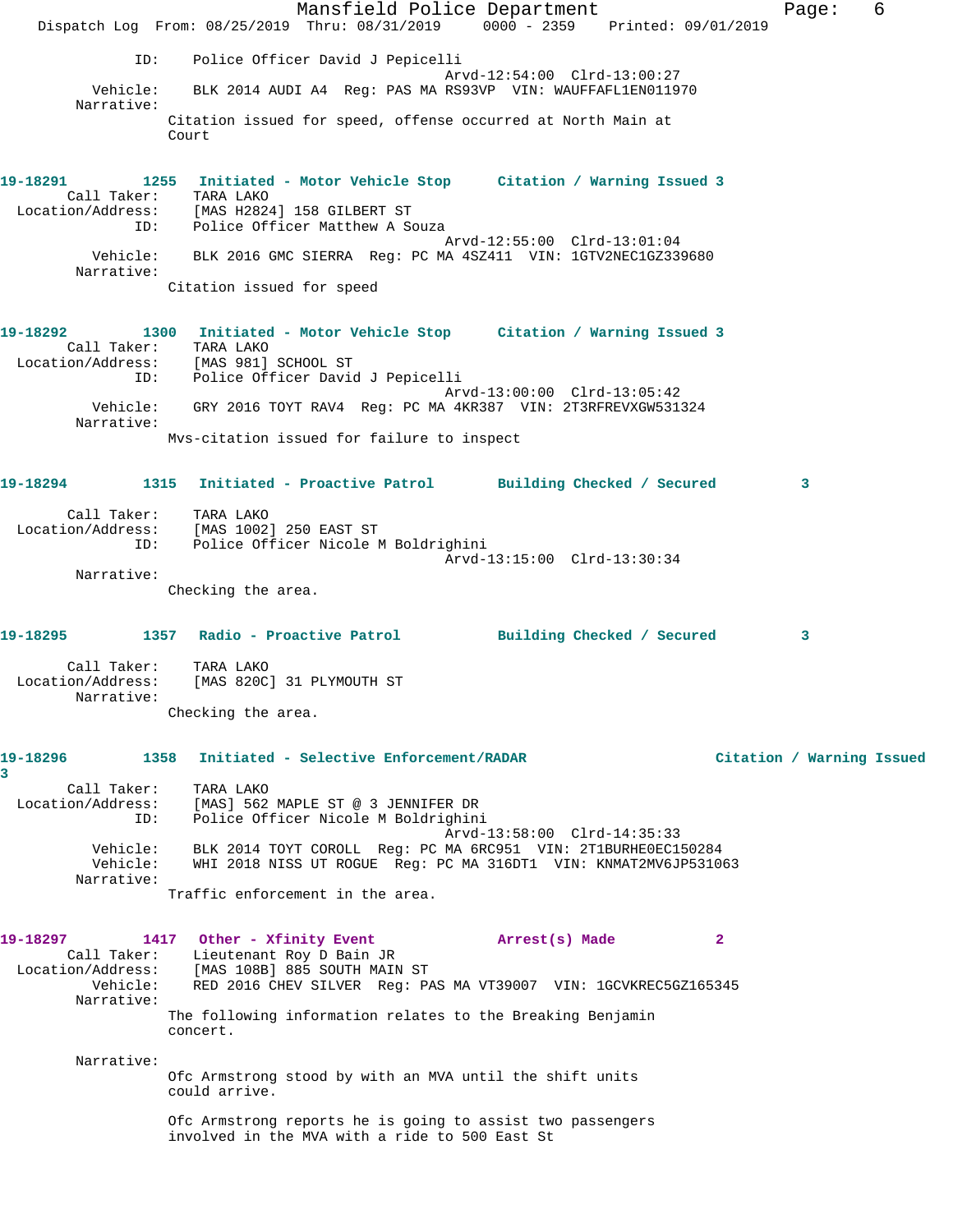ID: Police Officer David J Pepicelli
Arvd-12:54:00 Clrd-13:00:27
Vehicle: BLK 2014 AUDI A4 Reg: PAS MA RS93VP VIN: WAUFFAFL1EN011970
Narrative:
Citation issued for speed, offense occurred at North Main at Court

**19-18291 1255 Initiated - Motor Vehicle Stop Citation / Warning Issued 3**
Call Taker: TARA LAKO
Location/Address: [MAS H2824] 158 GILBERT ST
ID: Police Officer Matthew A Souza
Arvd-12:55:00 Clrd-13:01:04
Vehicle: BLK 2016 GMC SIERRA Reg: PC MA 4SZ411 VIN: 1GTV2NEC1GZ339680
Narrative:
Citation issued for speed

**19-18292 1300 Initiated - Motor Vehicle Stop Citation / Warning Issued 3**
Call Taker: TARA LAKO
Location/Address: [MAS 981] SCHOOL ST
ID: Police Officer David J Pepicelli
Arvd-13:00:00 Clrd-13:05:42
Vehicle: GRY 2016 TOYT RAV4 Reg: PC MA 4KR387 VIN: 2T3RFREVXGW531324
Narrative:
Mvs-citation issued for failure to inspect

**19-18294 1315 Initiated - Proactive Patrol Building Checked / Secured 3**
Call Taker: TARA LAKO
Location/Address: [MAS 1002] 250 EAST ST
ID: Police Officer Nicole M Boldrighini
Arvd-13:15:00 Clrd-13:30:34
Narrative:
Checking the area.

**19-18295 1357 Radio - Proactive Patrol Building Checked / Secured 3**
Call Taker: TARA LAKO
Location/Address: [MAS 820C] 31 PLYMOUTH ST
Narrative:
Checking the area.

**19-18296 1358 Initiated - Selective Enforcement/RADAR Citation / Warning Issued 3**
Call Taker: TARA LAKO
Location/Address: [MAS] 562 MAPLE ST @ 3 JENNIFER DR
ID: Police Officer Nicole M Boldrighini
Arvd-13:58:00 Clrd-14:35:33
Vehicle: BLK 2014 TOYT COROLL Reg: PC MA 6RC951 VIN: 2T1BURHE0EC150284
Vehicle: WHI 2018 NISS UT ROGUE Reg: PC MA 316DT1 VIN: KNMAT2MV6JP531063
Narrative:
Traffic enforcement in the area.

**19-18297 1417 Other - Xfinity Event Arrest(s) Made 2**
Call Taker: Lieutenant Roy D Bain JR
Location/Address: [MAS 108B] 885 SOUTH MAIN ST
Vehicle: RED 2016 CHEV SILVER Reg: PAS MA VT39007 VIN: 1GCVKREC5GZ165345
Narrative:
The following information relates to the Breaking Benjamin concert.

Narrative:
Ofc Armstrong stood by with an MVA until the shift units could arrive.

Ofc Armstrong reports he is going to assist two passengers involved in the MVA with a ride to 500 East St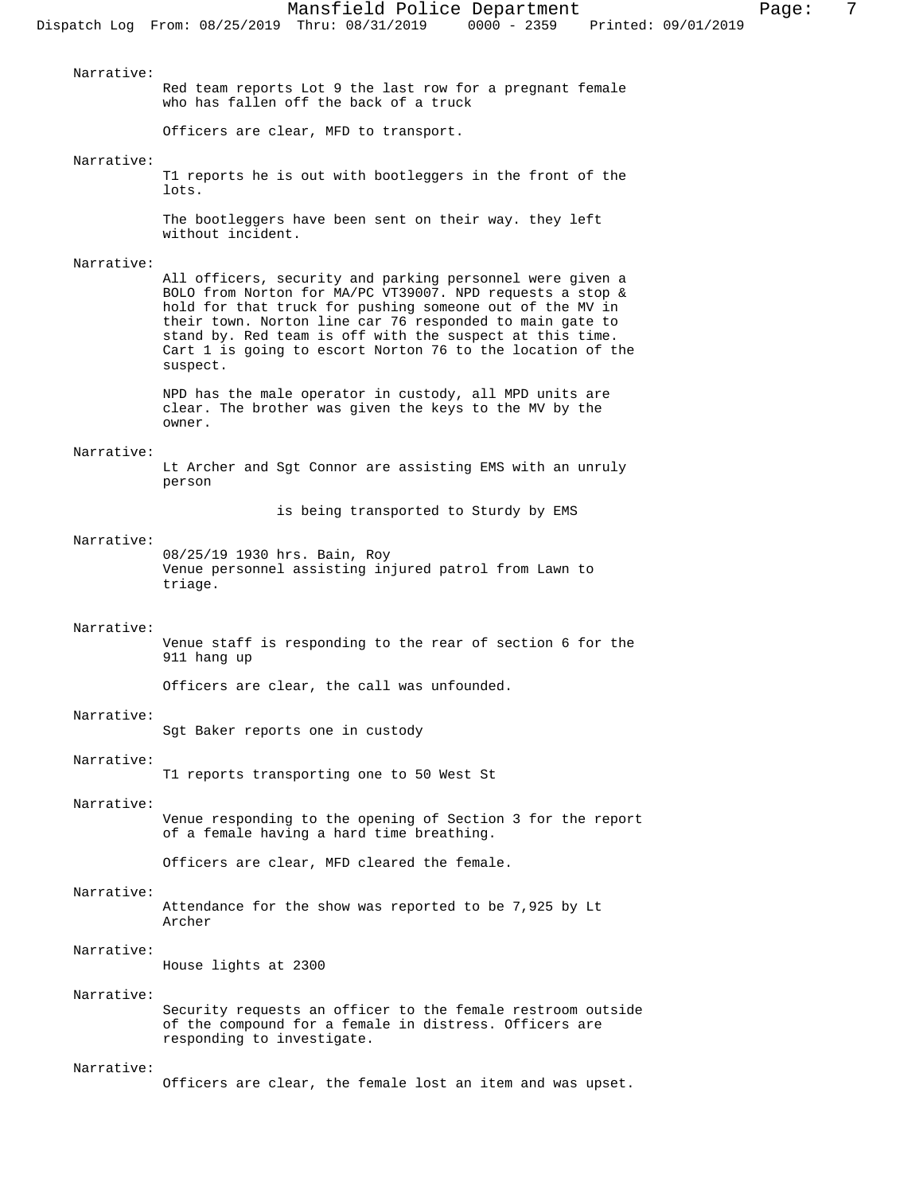Narrative:
Red team reports Lot 9 the last row for a pregnant female who has fallen off the back of a truck

Officers are clear, MFD to transport.

Narrative:
T1 reports he is out with bootleggers in the front of the lots.

The bootleggers have been sent on their way. they left without incident.

Narrative:
All officers, security and parking personnel were given a BOLO from Norton for MA/PC VT39007. NPD requests a stop & hold for that truck for pushing someone out of the MV in their town. Norton line car 76 responded to main gate to stand by. Red team is off with the suspect at this time. Cart 1 is going to escort Norton 76 to the location of the suspect.

NPD has the male operator in custody, all MPD units are clear. The brother was given the keys to the MV by the owner.

Narrative:
Lt Archer and Sgt Connor are assisting EMS with an unruly person

is being transported to Sturdy by EMS

Narrative:
08/25/19 1930 hrs. Bain, Roy
Venue personnel assisting injured patrol from Lawn to triage.

Narrative:
Venue staff is responding to the rear of section 6 for the 911 hang up

Officers are clear, the call was unfounded.

Narrative:
Sgt Baker reports one in custody

Narrative:
T1 reports transporting one to 50 West St

Narrative:
Venue responding to the opening of Section 3 for the report of a female having a hard time breathing.

Officers are clear, MFD cleared the female.

Narrative:
Attendance for the show was reported to be 7,925 by Lt Archer

Narrative:
House lights at 2300

Narrative:
Security requests an officer to the female restroom outside of the compound for a female in distress. Officers are responding to investigate.

Narrative:
Officers are clear, the female lost an item and was upset.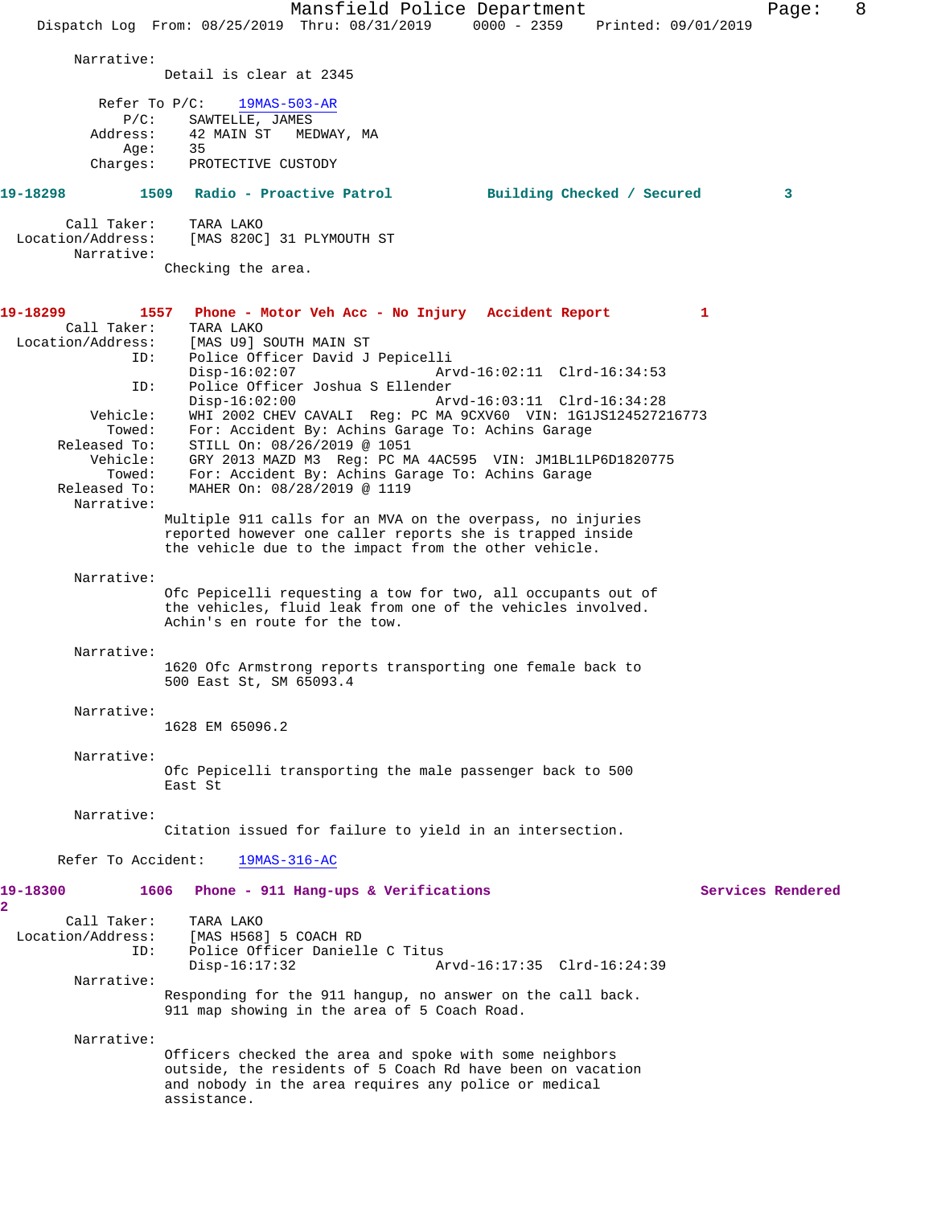Narrative:
Detail is clear at 2345

Refer To P/C: 19MAS-503-AR
P/C: SAWTELLE, JAMES
Address: 42 MAIN ST MEDWAY, MA
Age: 35
Charges: PROTECTIVE CUSTODY

**19-18298 1509 Radio - Proactive Patrol Building Checked / Secured 3**

Call Taker: TARA LAKO
Location/Address: [MAS 820C] 31 PLYMOUTH ST
Narrative:
Checking the area.

**19-18299 1557 Phone - Motor Veh Acc - No Injury Accident Report 1**

Call Taker: TARA LAKO
Location/Address: [MAS U9] SOUTH MAIN ST
ID: Police Officer David J Pepicelli
Disp-16:02:07 Arvd-16:02:11 Clrd-16:34:53
ID: Police Officer Joshua S Ellender
Disp-16:02:00 Arvd-16:03:11 Clrd-16:34:28
Vehicle: WHI 2002 CHEV CAVALI Reg: PC MA 9CXV60 VIN: 1G1JS124527216773
Towed: For: Accident By: Achins Garage To: Achins Garage
Released To: STILL On: 08/26/2019 @ 1051
Vehicle: GRY 2013 MAZD M3 Reg: PC MA 4AC595 VIN: JM1BL1LP6D1820775
Towed: For: Accident By: Achins Garage To: Achins Garage
Released To: MAHER On: 08/28/2019 @ 1119
Narrative:
Multiple 911 calls for an MVA on the overpass, no injuries reported however one caller reports she is trapped inside the vehicle due to the impact from the other vehicle.

Narrative:
Ofc Pepicelli requesting a tow for two, all occupants out of the vehicles, fluid leak from one of the vehicles involved. Achin's en route for the tow.

Narrative:
1620 Ofc Armstrong reports transporting one female back to 500 East St, SM 65093.4

Narrative:
1628 EM 65096.2

Narrative:
Ofc Pepicelli transporting the male passenger back to 500 East St

Narrative:
Citation issued for failure to yield in an intersection.

Refer To Accident: 19MAS-316-AC

**19-18300 1606 Phone - 911 Hang-ups & Verifications Services Rendered 2**

Call Taker: TARA LAKO
Location/Address: [MAS H568] 5 COACH RD
ID: Police Officer Danielle C Titus
Disp-16:17:32 Arvd-16:17:35 Clrd-16:24:39
Narrative:
Responding for the 911 hangup, no answer on the call back. 911 map showing in the area of 5 Coach Road.

Narrative:
Officers checked the area and spoke with some neighbors outside, the residents of 5 Coach Rd have been on vacation and nobody in the area requires any police or medical assistance.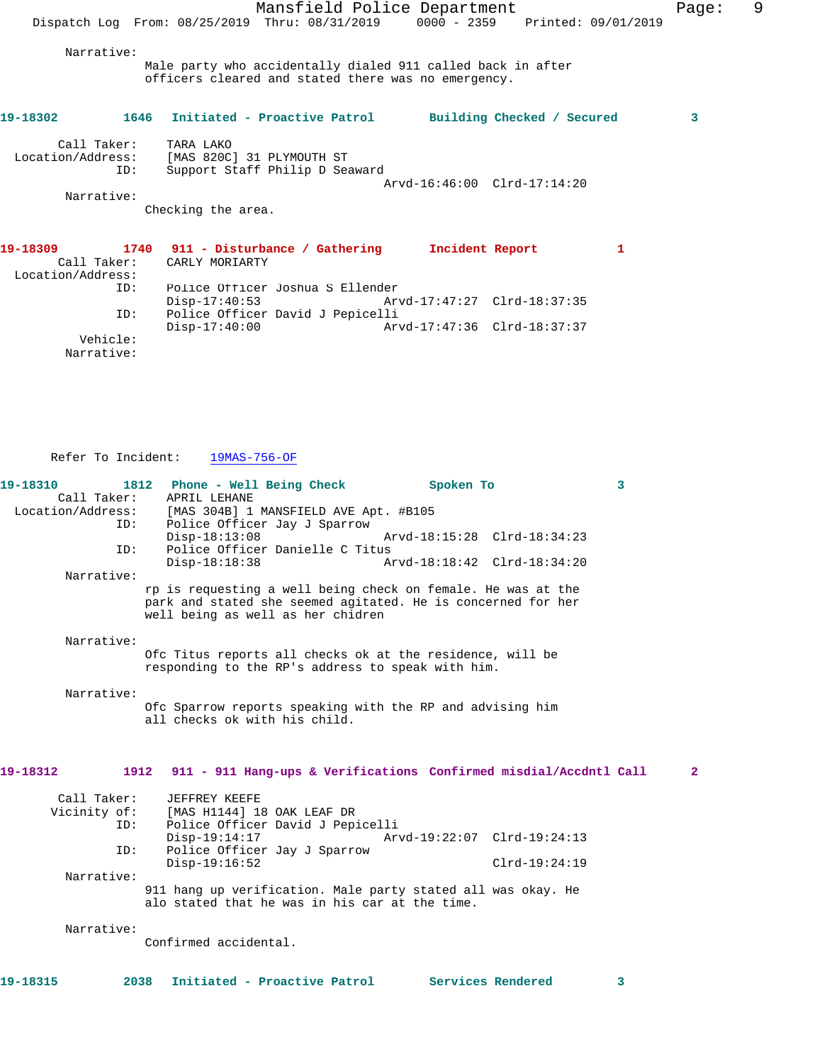Narrative:
Male party who accidentally dialed 911 called back in after officers cleared and stated there was no emergency.

**19-18302 1646 Initiated - Proactive Patrol Building Checked / Secured 3**

Call Taker: TARA LAKO
Location/Address: [MAS 820C] 31 PLYMOUTH ST
ID: Support Staff Philip D Seaward
Arvd-16:46:00 Clrd-17:14:20
Narrative:
Checking the area.

**19-18309 1740 911 - Disturbance / Gathering Incident Report 1**

Call Taker: CARLY MORIARTY
Location/Address:
ID: Police Officer Joshua S Ellender
Disp-17:40:53 Arvd-17:47:27 Clrd-18:37:35
ID: Police Officer David J Pepicelli
Disp-17:40:00 Arvd-17:47:36 Clrd-18:37:37
Vehicle:
Narrative:

Refer To Incident: 19MAS-756-OF

**19-18310 1812 Phone - Well Being Check Spoken To 3**

Call Taker: APRIL LEHANE
Location/Address: [MAS 304B] 1 MANSFIELD AVE Apt. #B105
ID: Police Officer Jay J Sparrow
Disp-18:13:08 Arvd-18:15:28 Clrd-18:34:23
ID: Police Officer Danielle C Titus
Disp-18:18:38 Arvd-18:18:42 Clrd-18:34:20
Narrative:
rp is requesting a well being check on female. He was at the park and stated she seemed agitated. He is concerned for her well being as well as her chidren

Narrative:
Ofc Titus reports all checks ok at the residence, will be responding to the RP's address to speak with him.

Narrative:
Ofc Sparrow reports speaking with the RP and advising him all checks ok with his child.

**19-18312 1912 911 - 911 Hang-ups & Verifications Confirmed misdial/Accdntl Call 2**

Call Taker: JEFFREY KEEFE
Vicinity of: [MAS H1144] 18 OAK LEAF DR
ID: Police Officer David J Pepicelli
Disp-19:14:17 Arvd-19:22:07 Clrd-19:24:13
ID: Police Officer Jay J Sparrow
Disp-19:16:52 Clrd-19:24:19
Narrative:
911 hang up verification. Male party stated all was okay. He alo stated that he was in his car at the time.

Narrative:
Confirmed accidental.

**19-18315 2038 Initiated - Proactive Patrol Services Rendered 3**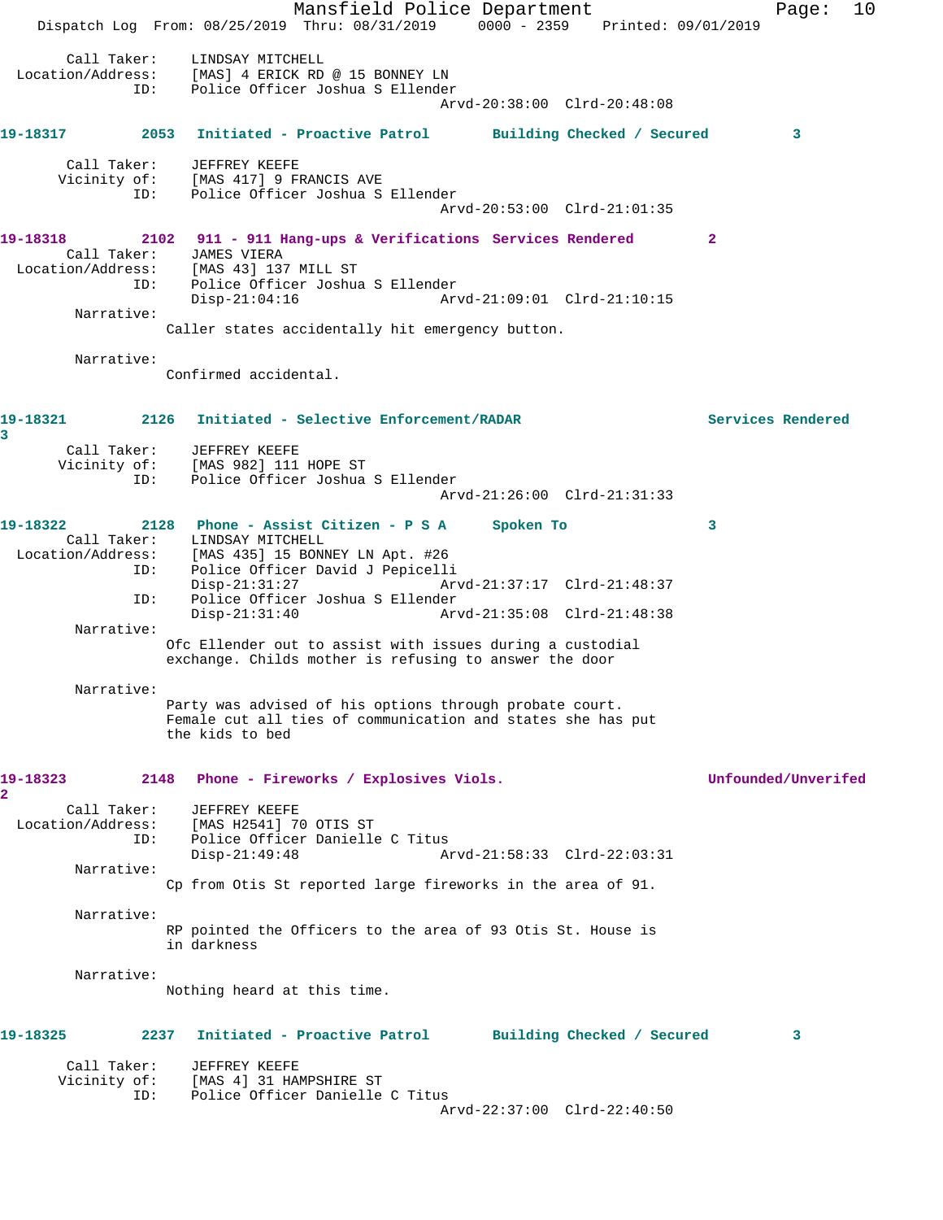Call Taker: LINDSAY MITCHELL
Location/Address: [MAS] 4 ERICK RD @ 15 BONNEY LN
ID: Police Officer Joshua S Ellender
Arvd-20:38:00 Clrd-20:48:08

**19-18317** 2053 **Initiated - Proactive Patrol** **Building Checked / Secured** 3

Call Taker: JEFFREY KEEFE
Vicinity of: [MAS 417] 9 FRANCIS AVE
ID: Police Officer Joshua S Ellender
Arvd-20:53:00 Clrd-21:01:35

**19-18318** 2102 **911 - 911 Hang-ups & Verifications** **Services Rendered** 2

Call Taker: JAMES VIERA
Location/Address: [MAS 43] 137 MILL ST
ID: Police Officer Joshua S Ellender
Disp-21:04:16 Arvd-21:09:01 Clrd-21:10:15

Narrative:
Caller states accidentally hit emergency button.

Narrative:
Confirmed accidental.

**19-18321** 2126 **Initiated - Selective Enforcement/RADAR** **Services Rendered** 3

Call Taker: JEFFREY KEEFE
Vicinity of: [MAS 982] 111 HOPE ST
ID: Police Officer Joshua S Ellender
Arvd-21:26:00 Clrd-21:31:33

**19-18322** 2128 **Phone - Assist Citizen - P S A** **Spoken To** 3

Call Taker: LINDSAY MITCHELL
Location/Address: [MAS 435] 15 BONNEY LN Apt. #26
ID: Police Officer David J Pepicelli
Disp-21:31:27 Arvd-21:37:17 Clrd-21:48:37
ID: Police Officer Joshua S Ellender
Disp-21:31:40 Arvd-21:35:08 Clrd-21:48:38

Narrative:
Ofc Ellender out to assist with issues during a custodial exchange. Childs mother is refusing to answer the door

Narrative:
Party was advised of his options through probate court. Female cut all ties of communication and states she has put the kids to bed

**19-18323** 2148 **Phone - Fireworks / Explosives Viols.** **Unfounded/Unverifed** 2

Call Taker: JEFFREY KEEFE
Location/Address: [MAS H2541] 70 OTIS ST
ID: Police Officer Danielle C Titus
Disp-21:49:48 Arvd-21:58:33 Clrd-22:03:31

Narrative:
Cp from Otis St reported large fireworks in the area of 91.

Narrative:
RP pointed the Officers to the area of 93 Otis St. House is in darkness

Narrative:
Nothing heard at this time.

**19-18325** 2237 **Initiated - Proactive Patrol** **Building Checked / Secured** 3

Call Taker: JEFFREY KEEFE
Vicinity of: [MAS 4] 31 HAMPSHIRE ST
ID: Police Officer Danielle C Titus
Arvd-22:37:00 Clrd-22:40:50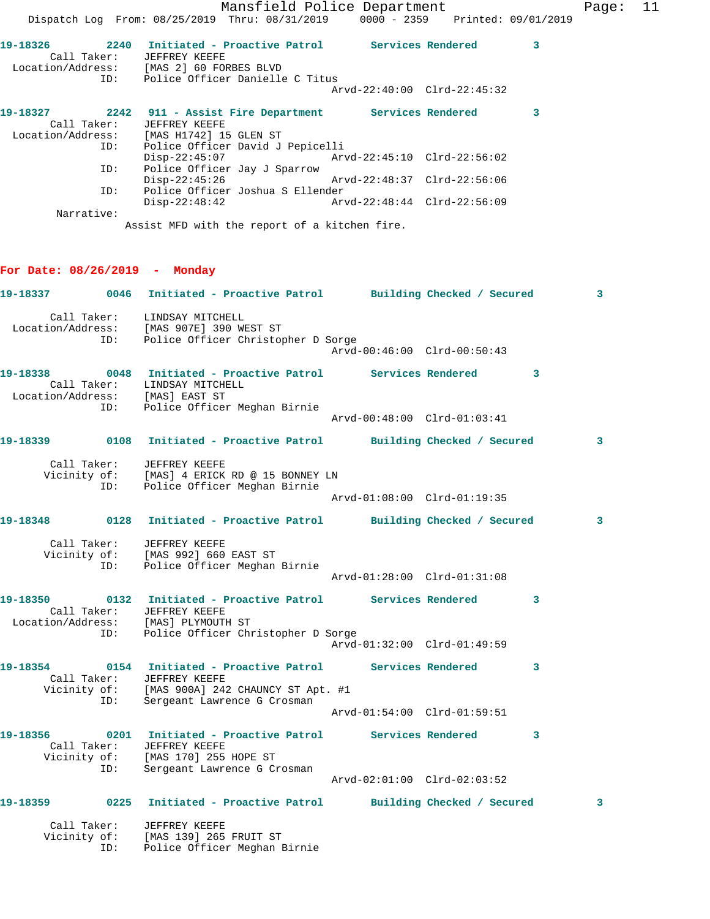19-18326 2240 Initiated - Proactive Patrol Services Rendered 3
Call Taker: JEFFREY KEEFE
Location/Address: [MAS 2] 60 FORBES BLVD
ID: Police Officer Danielle C Titus
Arvd-22:40:00 Clrd-22:45:32

19-18327 2242 911 - Assist Fire Department Services Rendered 3
Call Taker: JEFFREY KEEFE
Location/Address: [MAS H1742] 15 GLEN ST
ID: Police Officer David J Pepicelli
Disp-22:45:07 Arvd-22:45:10 Clrd-22:56:02
ID: Police Officer Jay J Sparrow
Disp-22:45:26 Arvd-22:48:37 Clrd-22:56:06
ID: Police Officer Joshua S Ellender
Disp-22:48:42 Arvd-22:48:44 Clrd-22:56:09
Narrative:
Assist MFD with the report of a kitchen fire.

## For Date: 08/26/2019 - Monday

19-18337 0046 Initiated - Proactive Patrol Building Checked / Secured 3
Call Taker: LINDSAY MITCHELL
Location/Address: [MAS 907E] 390 WEST ST
ID: Police Officer Christopher D Sorge
Arvd-00:46:00 Clrd-00:50:43

19-18338 0048 Initiated - Proactive Patrol Services Rendered 3
Call Taker: LINDSAY MITCHELL
Location/Address: [MAS] EAST ST
ID: Police Officer Meghan Birnie
Arvd-00:48:00 Clrd-01:03:41

19-18339 0108 Initiated - Proactive Patrol Building Checked / Secured 3
Call Taker: JEFFREY KEEFE
Vicinity of: [MAS] 4 ERICK RD @ 15 BONNEY LN
ID: Police Officer Meghan Birnie
Arvd-01:08:00 Clrd-01:19:35

19-18348 0128 Initiated - Proactive Patrol Building Checked / Secured 3
Call Taker: JEFFREY KEEFE
Vicinity of: [MAS 992] 660 EAST ST
ID: Police Officer Meghan Birnie
Arvd-01:28:00 Clrd-01:31:08

19-18350 0132 Initiated - Proactive Patrol Services Rendered 3
Call Taker: JEFFREY KEEFE
Location/Address: [MAS] PLYMOUTH ST
ID: Police Officer Christopher D Sorge
Arvd-01:32:00 Clrd-01:49:59

19-18354 0154 Initiated - Proactive Patrol Services Rendered 3
Call Taker: JEFFREY KEEFE
Vicinity of: [MAS 900A] 242 CHAUNCY ST Apt. #1
ID: Sergeant Lawrence G Crosman
Arvd-01:54:00 Clrd-01:59:51

19-18356 0201 Initiated - Proactive Patrol Services Rendered 3
Call Taker: JEFFREY KEEFE
Vicinity of: [MAS 170] 255 HOPE ST
ID: Sergeant Lawrence G Crosman
Arvd-02:01:00 Clrd-02:03:52

19-18359 0225 Initiated - Proactive Patrol Building Checked / Secured 3
Call Taker: JEFFREY KEEFE
Vicinity of: [MAS 139] 265 FRUIT ST
ID: Police Officer Meghan Birnie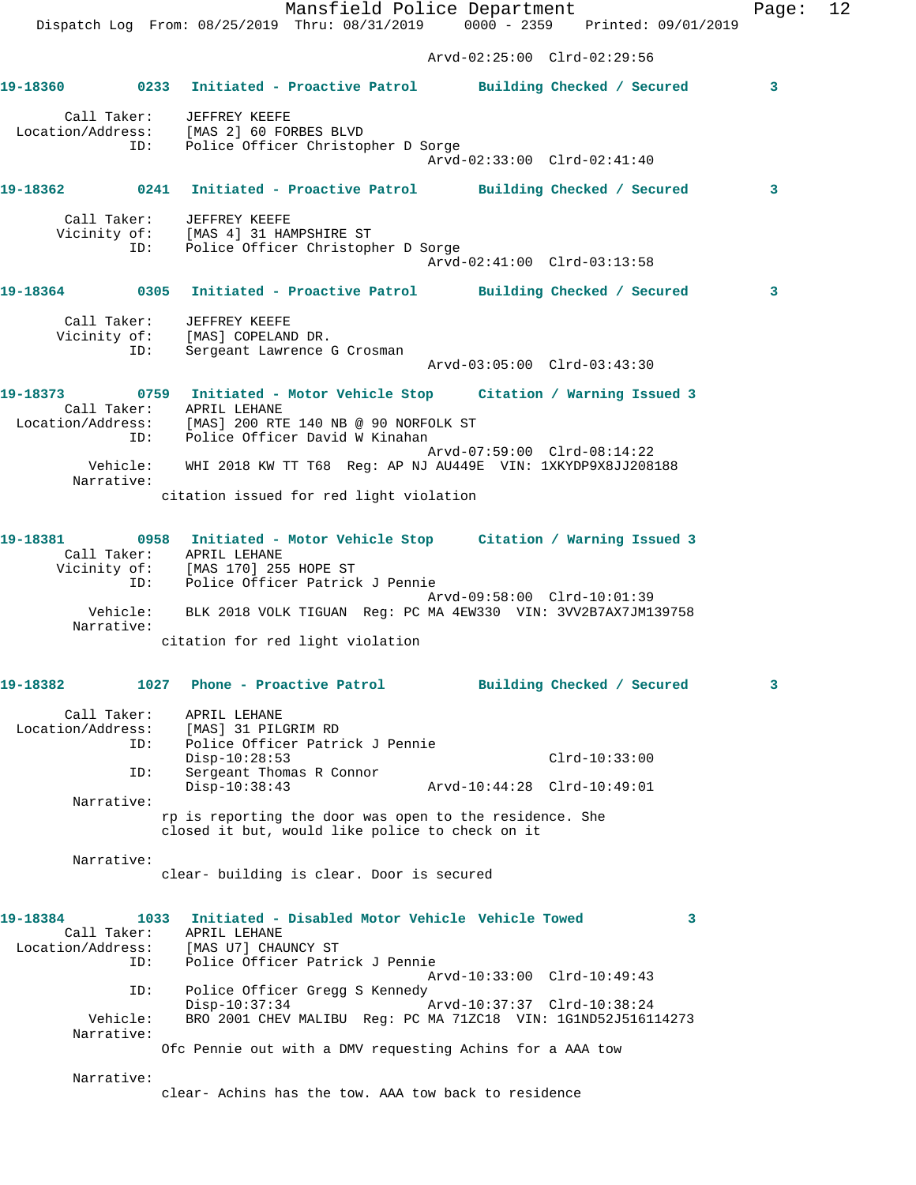Arvd-02:25:00 Clrd-02:29:56

**19-18360** 0233 **Initiated - Proactive Patrol** **Building Checked / Secured** 3

Call Taker: JEFFREY KEEFE
Location/Address: [MAS 2] 60 FORBES BLVD
ID: Police Officer Christopher D Sorge
Arvd-02:33:00 Clrd-02:41:40

**19-18362** 0241 **Initiated - Proactive Patrol** **Building Checked / Secured** 3

Call Taker: JEFFREY KEEFE
Vicinity of: [MAS 4] 31 HAMPSHIRE ST
ID: Police Officer Christopher D Sorge
Arvd-02:41:00 Clrd-03:13:58

**19-18364** 0305 **Initiated - Proactive Patrol** **Building Checked / Secured** 3

Call Taker: JEFFREY KEEFE
Vicinity of: [MAS] COPELAND DR.
ID: Sergeant Lawrence G Crosman
Arvd-03:05:00 Clrd-03:43:30

**19-18373** 0759 **Initiated - Motor Vehicle Stop** **Citation / Warning Issued** 3

Call Taker: APRIL LEHANE
Location/Address: [MAS] 200 RTE 140 NB @ 90 NORFOLK ST
ID: Police Officer David W Kinahan
Arvd-07:59:00 Clrd-08:14:22
Vehicle: WHI 2018 KW TT T68 Reg: AP NJ AU449E VIN: 1XKYDP9X8JJ208188
Narrative:
citation issued for red light violation

**19-18381** 0958 **Initiated - Motor Vehicle Stop** **Citation / Warning Issued** 3

Call Taker: APRIL LEHANE
Vicinity of: [MAS 170] 255 HOPE ST
ID: Police Officer Patrick J Pennie
Arvd-09:58:00 Clrd-10:01:39
Vehicle: BLK 2018 VOLK TIGUAN Reg: PC MA 4EW330 VIN: 3VV2B7AX7JM139758
Narrative:
citation for red light violation

**19-18382** 1027 **Phone - Proactive Patrol** **Building Checked / Secured** 3

Call Taker: APRIL LEHANE
Location/Address: [MAS] 31 PILGRIM RD
ID: Police Officer Patrick J Pennie
Disp-10:28:53 Clrd-10:33:00
ID: Sergeant Thomas R Connor
Disp-10:38:43 Arvd-10:44:28 Clrd-10:49:01
Narrative:
rp is reporting the door was open to the residence. She closed it but, would like police to check on it

Narrative:
clear- building is clear. Door is secured

**19-18384** 1033 **Initiated - Disabled Motor Vehicle** **Vehicle Towed** 3

Call Taker: APRIL LEHANE
Location/Address: [MAS U7] CHAUNCY ST
ID: Police Officer Patrick J Pennie
Arvd-10:33:00 Clrd-10:49:43
ID: Police Officer Gregg S Kennedy
Disp-10:37:34 Arvd-10:37:37 Clrd-10:38:24
Vehicle: BRO 2001 CHEV MALIBU Reg: PC MA 71ZC18 VIN: 1G1ND52J516114273
Narrative:
Ofc Pennie out with a DMV requesting Achins for a AAA tow

Narrative:
clear- Achins has the tow. AAA tow back to residence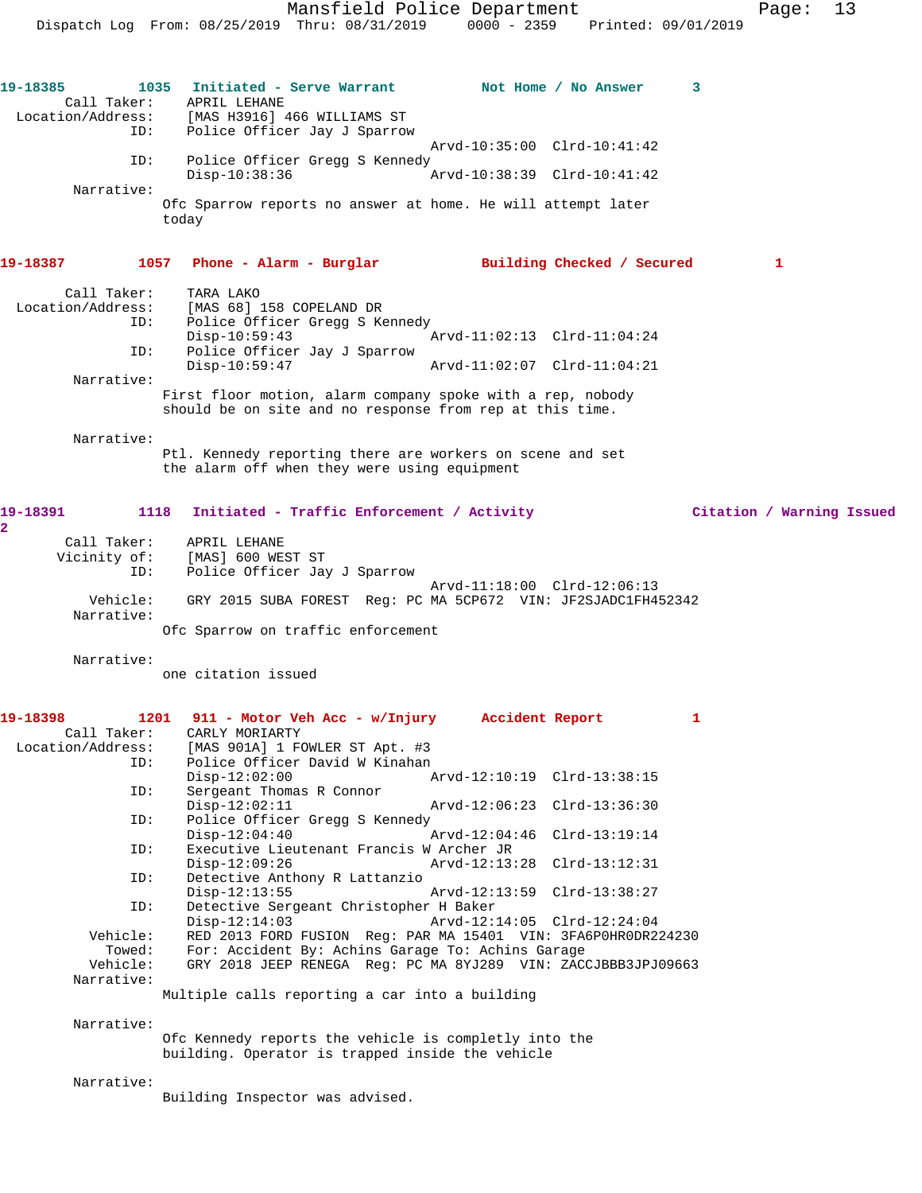**19-18385** 1035 **Initiated - Serve Warrant** **Not Home / No Answer** 3

Call Taker: APRIL LEHANE
Location/Address: [MAS H3916] 466 WILLIAMS ST
ID: Police Officer Jay J Sparrow
Arvd-10:35:00 Clrd-10:41:42
ID: Police Officer Gregg S Kennedy
Disp-10:38:36 Arvd-10:38:39 Clrd-10:41:42
Narrative:
Ofc Sparrow reports no answer at home. He will attempt later today

**19-18387** 1057 **Phone - Alarm - Burglar** **Building Checked / Secured** 1

Call Taker: TARA LAKO
Location/Address: [MAS 68] 158 COPELAND DR
ID: Police Officer Gregg S Kennedy
Disp-10:59:43 Arvd-11:02:13 Clrd-11:04:24
ID: Police Officer Jay J Sparrow
Disp-10:59:47 Arvd-11:02:07 Clrd-11:04:21
Narrative:
First floor motion, alarm company spoke with a rep, nobody should be on site and no response from rep at this time.

Narrative:
Ptl. Kennedy reporting there are workers on scene and set the alarm off when they were using equipment

**19-18391** 1118 **Initiated - Traffic Enforcement / Activity** **Citation / Warning Issued** 2

Call Taker: APRIL LEHANE
Vicinity of: [MAS] 600 WEST ST
ID: Police Officer Jay J Sparrow
Arvd-11:18:00 Clrd-12:06:13
Vehicle: GRY 2015 SUBA FOREST Reg: PC MA 5CP672 VIN: JF2SJADC1FH452342
Narrative:
Ofc Sparrow on traffic enforcement

Narrative:
one citation issued

**19-18398** 1201 **911 - Motor Veh Acc - w/Injury** **Accident Report** 1

Call Taker: CARLY MORIARTY
Location/Address: [MAS 901A] 1 FOWLER ST Apt. #3
ID: Police Officer David W Kinahan
Disp-12:02:00 Arvd-12:10:19 Clrd-13:38:15
ID: Sergeant Thomas R Connor
Disp-12:02:11 Arvd-12:06:23 Clrd-13:36:30
ID: Police Officer Gregg S Kennedy
Disp-12:04:40 Arvd-12:04:46 Clrd-13:19:14
ID: Executive Lieutenant Francis W Archer JR
Disp-12:09:26 Arvd-12:13:28 Clrd-13:12:31
ID: Detective Anthony R Lattanzio
Disp-12:13:55 Arvd-12:13:59 Clrd-13:38:27
ID: Detective Sergeant Christopher H Baker
Disp-12:14:03 Arvd-12:14:05 Clrd-12:24:04
Vehicle: RED 2013 FORD FUSION Reg: PAR MA 15401 VIN: 3FA6P0HR0DR224230
Towed: For: Accident By: Achins Garage To: Achins Garage
Vehicle: GRY 2018 JEEP RENEGA Reg: PC MA 8YJ289 VIN: ZACCJBBB3JPJ09663
Narrative:
Multiple calls reporting a car into a building

Narrative:
Ofc Kennedy reports the vehicle is completly into the building. Operator is trapped inside the vehicle

Narrative:
Building Inspector was advised.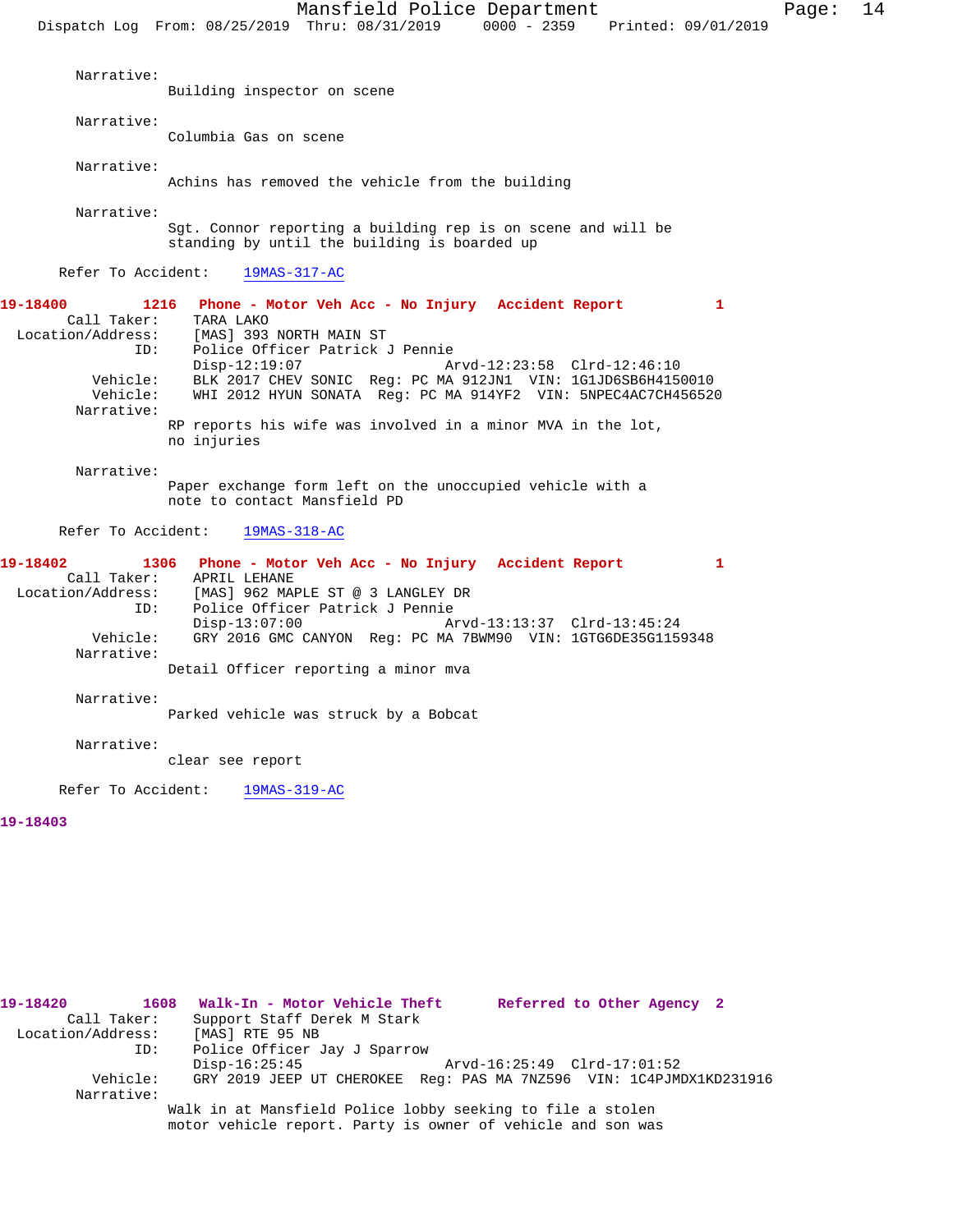Narrative:
Building inspector on scene

Narrative:
Columbia Gas on scene

Narrative:
Achins has removed the vehicle from the building

Narrative:
Sgt. Connor reporting a building rep is on scene and will be standing by until the building is boarded up

Refer To Accident: 19MAS-317-AC

**19-18400 1216 Phone - Motor Veh Acc - No Injury Accident Report 1**

Call Taker: TARA LAKO
Location/Address: [MAS] 393 NORTH MAIN ST
ID: Police Officer Patrick J Pennie
Disp-12:19:07 Arvd-12:23:58 Clrd-12:46:10
Vehicle: BLK 2017 CHEV SONIC Reg: PC MA 912JN1 VIN: 1G1JD6SB6H4150010
Vehicle: WHI 2012 HYUN SONATA Reg: PC MA 914YF2 VIN: 5NPEC4AC7CH456520
Narrative:
RP reports his wife was involved in a minor MVA in the lot, no injuries

Narrative:
Paper exchange form left on the unoccupied vehicle with a note to contact Mansfield PD

Refer To Accident: 19MAS-318-AC

**19-18402 1306 Phone - Motor Veh Acc - No Injury Accident Report 1**

Call Taker: APRIL LEHANE
Location/Address: [MAS] 962 MAPLE ST @ 3 LANGLEY DR
ID: Police Officer Patrick J Pennie
Disp-13:07:00 Arvd-13:13:37 Clrd-13:45:24
Vehicle: GRY 2016 GMC CANYON Reg: PC MA 7BWM90 VIN: 1GTG6DE35G1159348
Narrative:
Detail Officer reporting a minor mva

Narrative:
Parked vehicle was struck by a Bobcat

Narrative:
clear see report

Refer To Accident: 19MAS-319-AC

**19-18403**

**19-18420 1608 Walk-In - Motor Vehicle Theft Referred to Other Agency 2**

Call Taker: Support Staff Derek M Stark
Location/Address: [MAS] RTE 95 NB
ID: Police Officer Jay J Sparrow
Disp-16:25:45 Arvd-16:25:49 Clrd-17:01:52
Vehicle: GRY 2019 JEEP UT CHEROKEE Reg: PAS MA 7NZ596 VIN: 1C4PJMDX1KD231916
Narrative:
Walk in at Mansfield Police lobby seeking to file a stolen motor vehicle report. Party is owner of vehicle and son was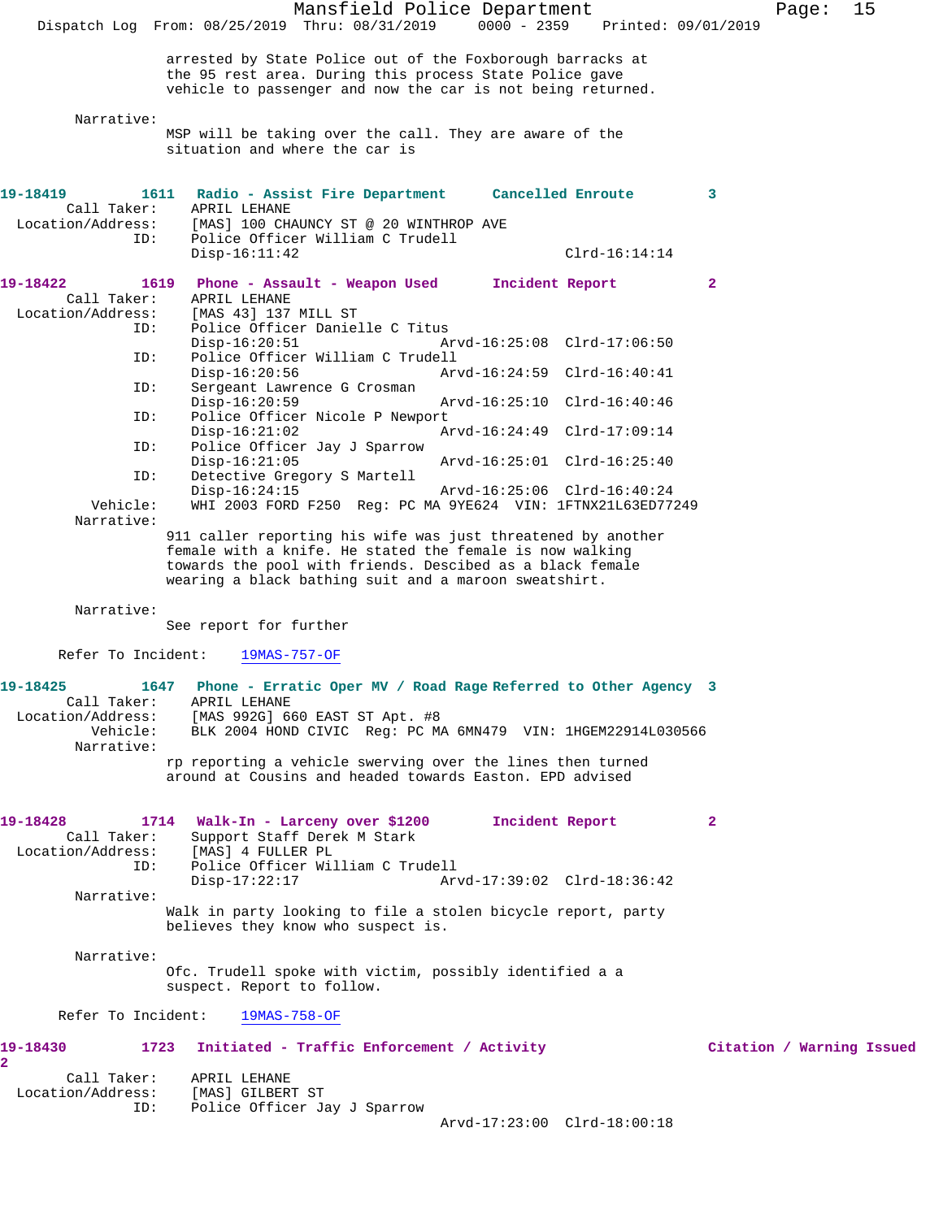arrested by State Police out of the Foxborough barracks at the 95 rest area. During this process State Police gave vehicle to passenger and now the car is not being returned.

Narrative:
MSP will be taking over the call. They are aware of the situation and where the car is

**19-18419** 1611 **Radio - Assist Fire Department** **Cancelled Enroute** 3
Call Taker: APRIL LEHANE
Location/Address: [MAS] 100 CHAUNCY ST @ 20 WINTHROP AVE
ID: Police Officer William C Trudell
Disp-16:11:42 Clrd-16:14:14

**19-18422** 1619 **Phone - Assault - Weapon Used** **Incident Report** 2
Call Taker: APRIL LEHANE
Location/Address: [MAS 43] 137 MILL ST
ID: Police Officer Danielle C Titus
Disp-16:20:51 Arvd-16:25:08 Clrd-17:06:50
ID: Police Officer William C Trudell
Disp-16:20:56 Arvd-16:24:59 Clrd-16:40:41
ID: Sergeant Lawrence G Crosman
Disp-16:20:59 Arvd-16:25:10 Clrd-16:40:46
ID: Police Officer Nicole P Newport
Disp-16:21:02 Arvd-16:24:49 Clrd-17:09:14
ID: Police Officer Jay J Sparrow
Disp-16:21:05 Arvd-16:25:01 Clrd-16:25:40
ID: Detective Gregory S Martell
Disp-16:24:15 Arvd-16:25:06 Clrd-16:40:24
Vehicle: WHI 2003 FORD F250 Reg: PC MA 9YE624 VIN: 1FTNX21L63ED77249
Narrative:
911 caller reporting his wife was just threatened by another female with a knife. He stated the female is now walking towards the pool with friends. Descibed as a black female wearing a black bathing suit and a maroon sweatshirt.

Narrative:
See report for further

Refer To Incident: 19MAS-757-OF

**19-18425** 1647 **Phone - Erratic Oper MV / Road Rage** **Referred to Other Agency** 3
Call Taker: APRIL LEHANE
Location/Address: [MAS 992G] 660 EAST ST Apt. #8
Vehicle: BLK 2004 HOND CIVIC Reg: PC MA 6MN479 VIN: 1HGEM22914L030566
Narrative:
rp reporting a vehicle swerving over the lines then turned around at Cousins and headed towards Easton. EPD advised

**19-18428** 1714 **Walk-In - Larceny over $1200** **Incident Report** 2
Call Taker: Support Staff Derek M Stark
Location/Address: [MAS] 4 FULLER PL
ID: Police Officer William C Trudell
Disp-17:22:17 Arvd-17:39:02 Clrd-18:36:42
Narrative:
Walk in party looking to file a stolen bicycle report, party believes they know who suspect is.

Narrative:
Ofc. Trudell spoke with victim, possibly identified a a suspect. Report to follow.

Refer To Incident: 19MAS-758-OF

**19-18430** 1723 **Initiated - Traffic Enforcement / Activity** **Citation / Warning Issued** 2
Call Taker: APRIL LEHANE
Location/Address: [MAS] GILBERT ST
ID: Police Officer Jay J Sparrow
Arvd-17:23:00 Clrd-18:00:18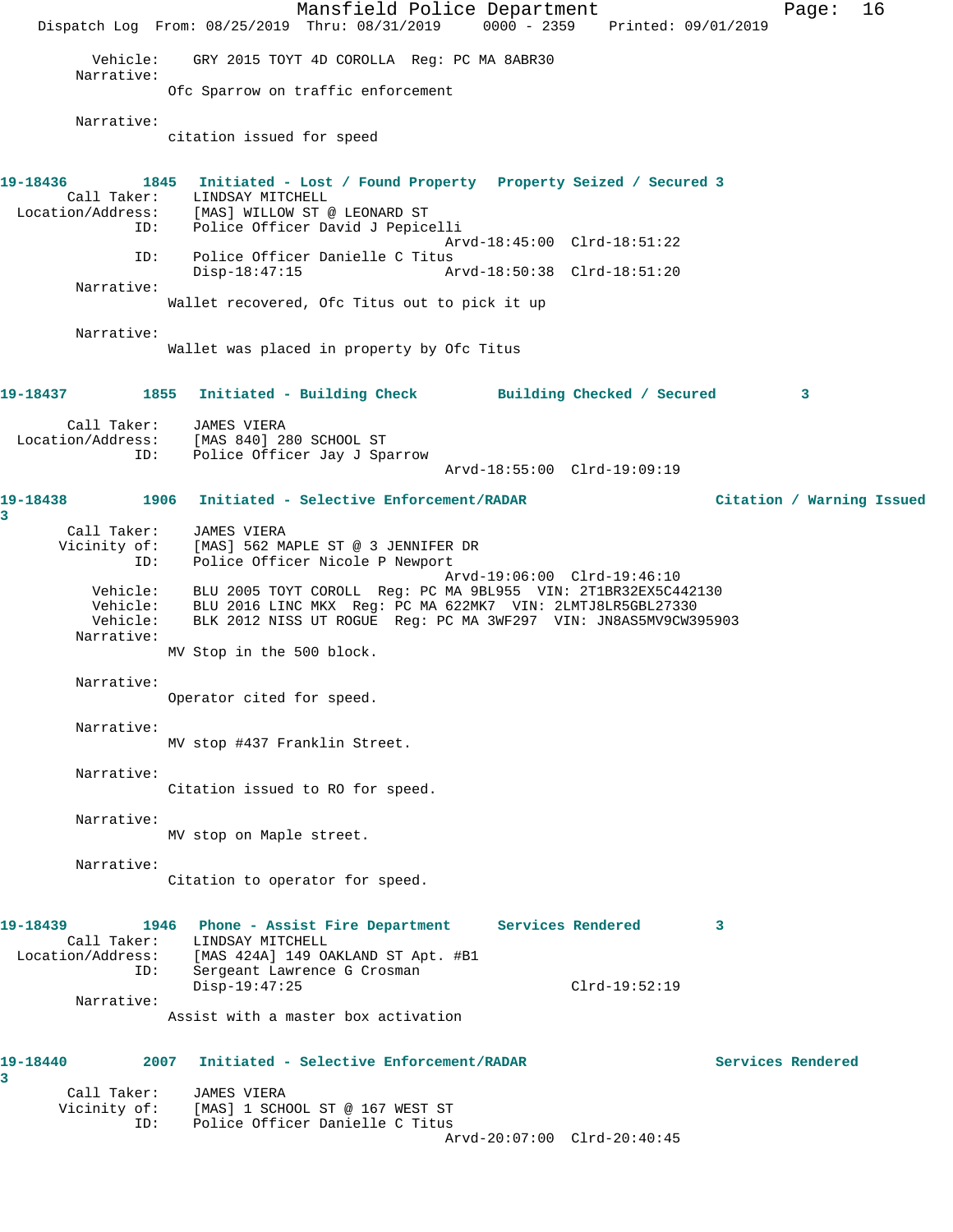Vehicle: GRY 2015 TOYT 4D COROLLA Reg: PC MA 8ABR30

Narrative:
Ofc Sparrow on traffic enforcement

Narrative:
citation issued for speed

**19-18436 1845 Initiated - Lost / Found Property Property Seized / Secured 3**

Call Taker: LINDSAY MITCHELL
Location/Address: [MAS] WILLOW ST @ LEONARD ST
ID: Police Officer David J Pepicelli
Arvd-18:45:00 Clrd-18:51:22
ID: Police Officer Danielle C Titus
Disp-18:47:15 Arvd-18:50:38 Clrd-18:51:20

Narrative:
Wallet recovered, Ofc Titus out to pick it up

Narrative:
Wallet was placed in property by Ofc Titus

**19-18437 1855 Initiated - Building Check Building Checked / Secured 3**

Call Taker: JAMES VIERA
Location/Address: [MAS 840] 280 SCHOOL ST
ID: Police Officer Jay J Sparrow
Arvd-18:55:00 Clrd-19:09:19

**19-18438 1906 Initiated - Selective Enforcement/RADAR Citation / Warning Issued 3**

Call Taker: JAMES VIERA
Vicinity of: [MAS] 562 MAPLE ST @ 3 JENNIFER DR
ID: Police Officer Nicole P Newport
Arvd-19:06:00 Clrd-19:46:10
Vehicle: BLU 2005 TOYT COROLL Reg: PC MA 9BL955 VIN: 2T1BR32EX5C442130
Vehicle: BLU 2016 LINC MKX Reg: PC MA 622MK7 VIN: 2LMTJ8LR5GBL27330
Vehicle: BLK 2012 NISS UT ROGUE Reg: PC MA 3WF297 VIN: JN8AS5MV9CW395903

Narrative:
MV Stop in the 500 block.

Narrative:
Operator cited for speed.

Narrative:
MV stop #437 Franklin Street.

Narrative:
Citation issued to RO for speed.

Narrative:
MV stop on Maple street.

Narrative:
Citation to operator for speed.

**19-18439 1946 Phone - Assist Fire Department Services Rendered 3**

Call Taker: LINDSAY MITCHELL
Location/Address: [MAS 424A] 149 OAKLAND ST Apt. #B1
ID: Sergeant Lawrence G Crosman
Disp-19:47:25 Clrd-19:52:19

Narrative:
Assist with a master box activation

**19-18440 2007 Initiated - Selective Enforcement/RADAR Services Rendered 3**

Call Taker: JAMES VIERA
Vicinity of: [MAS] 1 SCHOOL ST @ 167 WEST ST
ID: Police Officer Danielle C Titus
Arvd-20:07:00 Clrd-20:40:45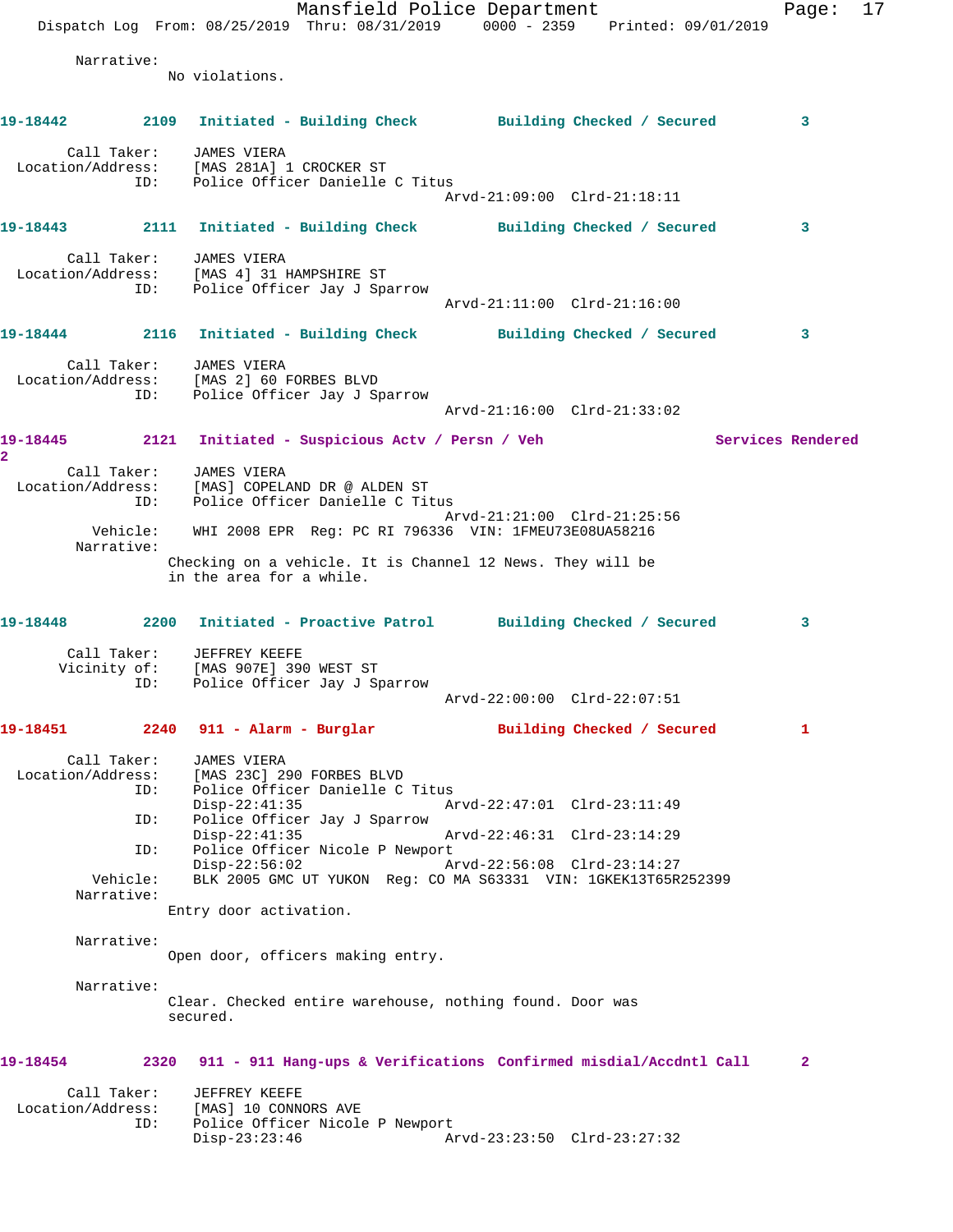Narrative:
No violations.

**19-18442** 2109 Initiated - Building Check Building Checked / Secured 3

Call Taker: JAMES VIERA
Location/Address: [MAS 281A] 1 CROCKER ST
ID: Police Officer Danielle C Titus
Arvd-21:09:00 Clrd-21:18:11

**19-18443** 2111 Initiated - Building Check Building Checked / Secured 3

Call Taker: JAMES VIERA
Location/Address: [MAS 4] 31 HAMPSHIRE ST
ID: Police Officer Jay J Sparrow
Arvd-21:11:00 Clrd-21:16:00

**19-18444** 2116 Initiated - Building Check Building Checked / Secured 3

Call Taker: JAMES VIERA
Location/Address: [MAS 2] 60 FORBES BLVD
ID: Police Officer Jay J Sparrow
Arvd-21:16:00 Clrd-21:33:02

**19-18445** 2121 Initiated - Suspicious Actv / Persn / Veh Services Rendered 2

Call Taker: JAMES VIERA
Location/Address: [MAS] COPELAND DR @ ALDEN ST
ID: Police Officer Danielle C Titus
Arvd-21:21:00 Clrd-21:25:56
Vehicle: WHI 2008 EPR Reg: PC RI 796336 VIN: 1FMEU73E08UA58216
Narrative:
Checking on a vehicle. It is Channel 12 News. They will be in the area for a while.

**19-18448** 2200 Initiated - Proactive Patrol Building Checked / Secured 3

Call Taker: JEFFREY KEEFE
Vicinity of: [MAS 907E] 390 WEST ST
ID: Police Officer Jay J Sparrow
Arvd-22:00:00 Clrd-22:07:51

**19-18451** 2240 911 - Alarm - Burglar Building Checked / Secured 1

Call Taker: JAMES VIERA
Location/Address: [MAS 23C] 290 FORBES BLVD
ID: Police Officer Danielle C Titus
Disp-22:41:35 Arvd-22:47:01 Clrd-23:11:49
ID: Police Officer Jay J Sparrow
Disp-22:41:35 Arvd-22:46:31 Clrd-23:14:29
ID: Police Officer Nicole P Newport
Disp-22:56:02 Arvd-22:56:08 Clrd-23:14:27
Vehicle: BLK 2005 GMC UT YUKON Reg: CO MA S63331 VIN: 1GKEK13T65R252399
Narrative:
Entry door activation.

Narrative:
Open door, officers making entry.

Narrative:
Clear. Checked entire warehouse, nothing found. Door was secured.

**19-18454** 2320 911 - 911 Hang-ups & Verifications Confirmed misdial/Accdntl Call 2

Call Taker: JEFFREY KEEFE
Location/Address: [MAS] 10 CONNORS AVE
ID: Police Officer Nicole P Newport
Disp-23:23:46 Arvd-23:23:50 Clrd-23:27:32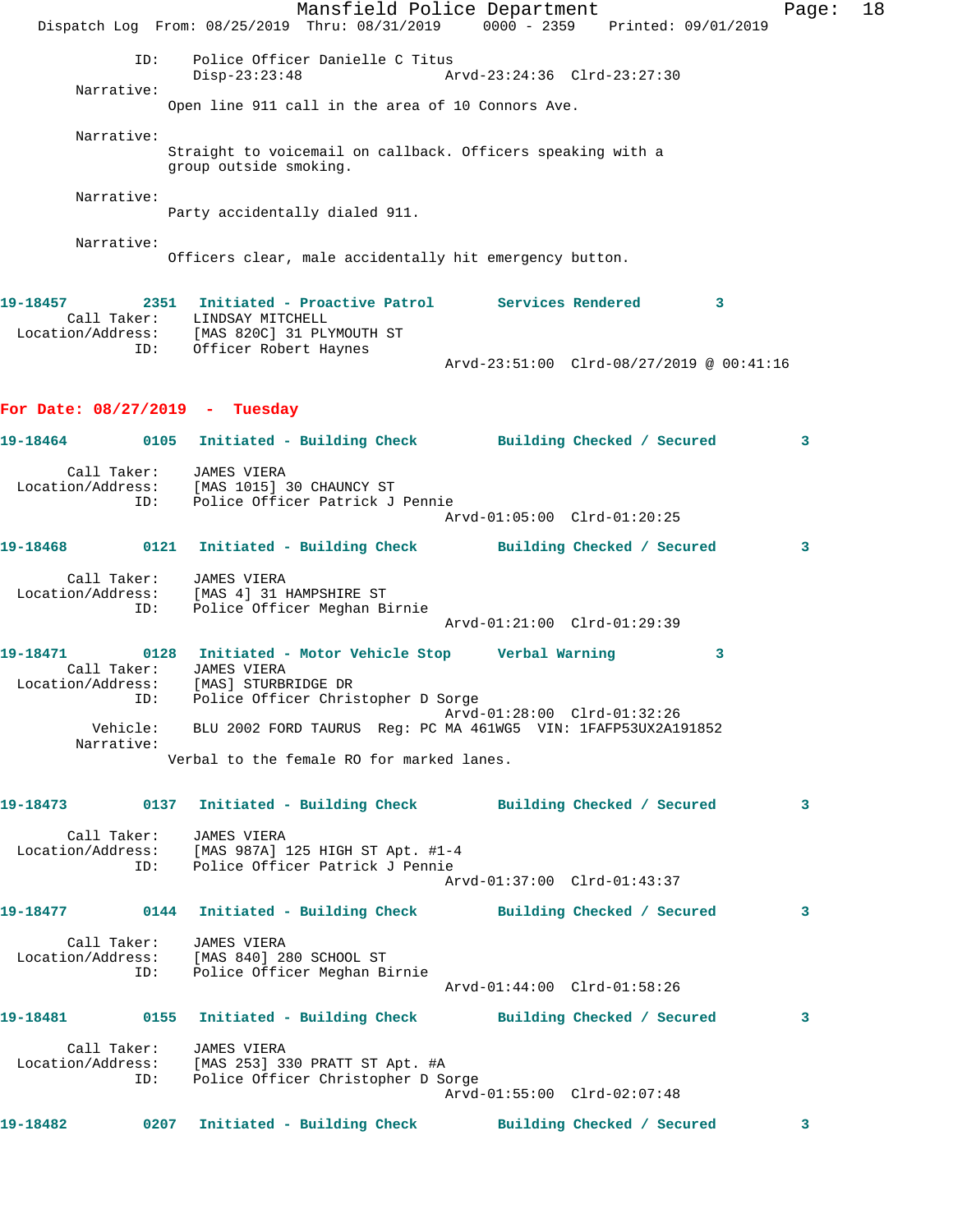ID: Police Officer Danielle C Titus
Disp-23:23:48 Arvd-23:24:36 Clrd-23:27:30

Narrative:
Open line 911 call in the area of 10 Connors Ave.

Narrative:
Straight to voicemail on callback. Officers speaking with a group outside smoking.

Narrative:
Party accidentally dialed 911.

Narrative:
Officers clear, male accidentally hit emergency button.

**19-18457 2351 Initiated - Proactive Patrol Services Rendered 3**
Call Taker: LINDSAY MITCHELL
Location/Address: [MAS 820C] 31 PLYMOUTH ST
ID: Officer Robert Haynes
Arvd-23:51:00 Clrd-08/27/2019 @ 00:41:16

## For Date: 08/27/2019 - Tuesday

**19-18464 0105 Initiated - Building Check Building Checked / Secured 3**
Call Taker: JAMES VIERA
Location/Address: [MAS 1015] 30 CHAUNCY ST
ID: Police Officer Patrick J Pennie
Arvd-01:05:00 Clrd-01:20:25

**19-18468 0121 Initiated - Building Check Building Checked / Secured 3**
Call Taker: JAMES VIERA
Location/Address: [MAS 4] 31 HAMPSHIRE ST
ID: Police Officer Meghan Birnie
Arvd-01:21:00 Clrd-01:29:39

**19-18471 0128 Initiated - Motor Vehicle Stop Verbal Warning 3**
Call Taker: JAMES VIERA
Location/Address: [MAS] STURBRIDGE DR
ID: Police Officer Christopher D Sorge
Arvd-01:28:00 Clrd-01:32:26
Vehicle: BLU 2002 FORD TAURUS Reg: PC MA 461WG5 VIN: 1FAFP53UX2A191852
Narrative:
Verbal to the female RO for marked lanes.

**19-18473 0137 Initiated - Building Check Building Checked / Secured 3**
Call Taker: JAMES VIERA
Location/Address: [MAS 987A] 125 HIGH ST Apt. #1-4
ID: Police Officer Patrick J Pennie
Arvd-01:37:00 Clrd-01:43:37

**19-18477 0144 Initiated - Building Check Building Checked / Secured 3**
Call Taker: JAMES VIERA
Location/Address: [MAS 840] 280 SCHOOL ST
ID: Police Officer Meghan Birnie
Arvd-01:44:00 Clrd-01:58:26

**19-18481 0155 Initiated - Building Check Building Checked / Secured 3**
Call Taker: JAMES VIERA
Location/Address: [MAS 253] 330 PRATT ST Apt. #A
ID: Police Officer Christopher D Sorge
Arvd-01:55:00 Clrd-02:07:48

**19-18482 0207 Initiated - Building Check Building Checked / Secured 3**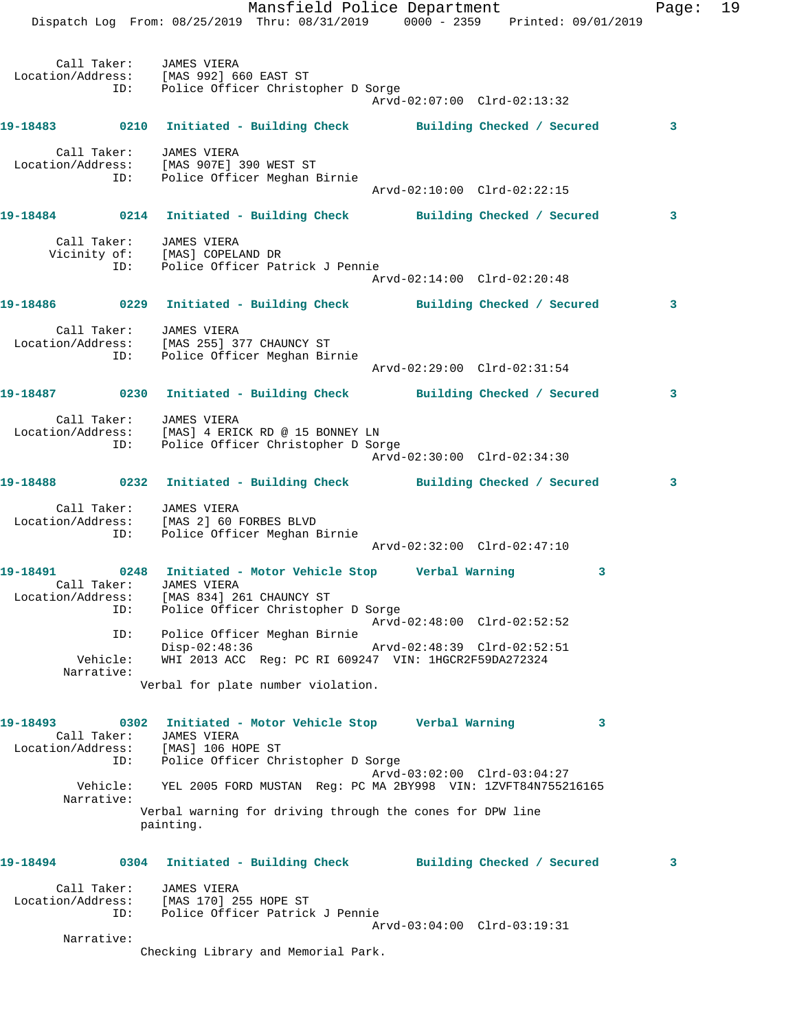```
        Call Taker:    JAMES VIERA
  Location/Address:    [MAS 992] 660 EAST ST
                ID:    Police Officer Christopher D Sorge
                                            Arvd-02:07:00  Clrd-02:13:32

19-18483        0210   Initiated - Building Check        Building Checked / Secured         3

        Call Taker:    JAMES VIERA
  Location/Address:    [MAS 907E] 390 WEST ST
                ID:    Police Officer Meghan Birnie
                                            Arvd-02:10:00  Clrd-02:22:15

19-18484        0214   Initiated - Building Check        Building Checked / Secured         3

        Call Taker:    JAMES VIERA
       Vicinity of:    [MAS] COPELAND DR
                ID:    Police Officer Patrick J Pennie
                                            Arvd-02:14:00  Clrd-02:20:48

19-18486        0229   Initiated - Building Check        Building Checked / Secured         3

        Call Taker:    JAMES VIERA
  Location/Address:    [MAS 255] 377 CHAUNCY ST
                ID:    Police Officer Meghan Birnie
                                            Arvd-02:29:00  Clrd-02:31:54

19-18487        0230   Initiated - Building Check        Building Checked / Secured         3

        Call Taker:    JAMES VIERA
  Location/Address:    [MAS] 4 ERICK RD @ 15 BONNEY LN
                ID:    Police Officer Christopher D Sorge
                                            Arvd-02:30:00  Clrd-02:34:30

19-18488        0232   Initiated - Building Check        Building Checked / Secured         3

        Call Taker:    JAMES VIERA
  Location/Address:    [MAS 2] 60 FORBES BLVD
                ID:    Police Officer Meghan Birnie
                                            Arvd-02:32:00  Clrd-02:47:10

19-18491        0248   Initiated - Motor Vehicle Stop    Verbal Warning          3
        Call Taker:    JAMES VIERA
  Location/Address:    [MAS 834] 261 CHAUNCY ST
                ID:    Police Officer Christopher D Sorge
                                            Arvd-02:48:00  Clrd-02:52:52
                ID:    Police Officer Meghan Birnie
                       Disp-02:48:36        Arvd-02:48:39  Clrd-02:52:51
           Vehicle:    WHI 2013 ACC  Reg: PC RI 609247  VIN: 1HGCR2F59DA272324
         Narrative:
                    Verbal for plate number violation.

19-18493        0302   Initiated - Motor Vehicle Stop    Verbal Warning          3
        Call Taker:    JAMES VIERA
  Location/Address:    [MAS] 106 HOPE ST
                ID:    Police Officer Christopher D Sorge
                                            Arvd-03:02:00  Clrd-03:04:27
           Vehicle:    YEL 2005 FORD MUSTAN  Reg: PC MA 2BY998  VIN: 1ZVFT84N755216165
         Narrative:
                    Verbal warning for driving through the cones for DPW line
                    painting.

19-18494        0304   Initiated - Building Check        Building Checked / Secured         3

        Call Taker:    JAMES VIERA
  Location/Address:    [MAS 170] 255 HOPE ST
                ID:    Police Officer Patrick J Pennie
                                            Arvd-03:04:00  Clrd-03:19:31
         Narrative:
                    Checking Library and Memorial Park.
```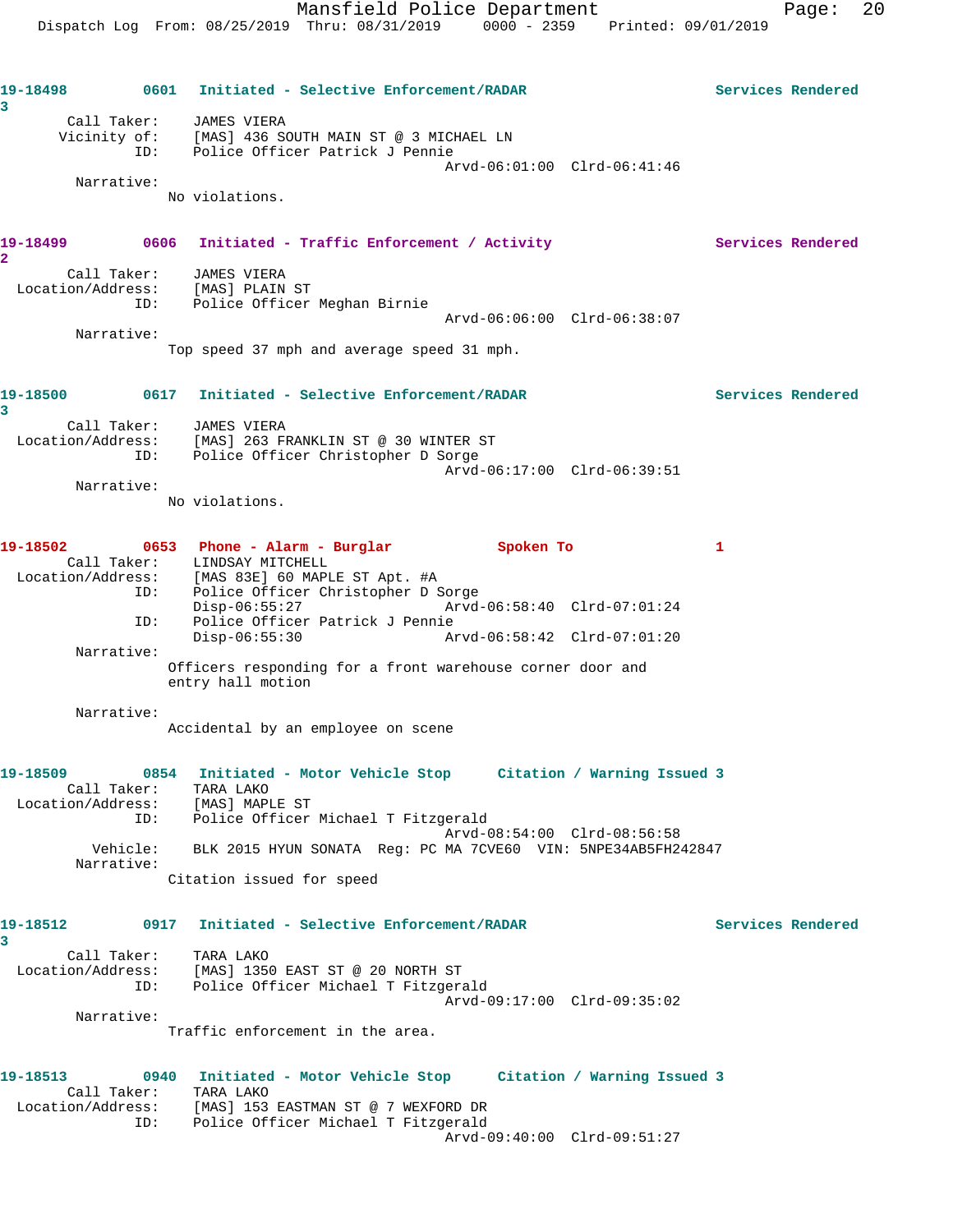19-18498 0601 Initiated - Selective Enforcement/RADAR Services Rendered 3

Call Taker: JAMES VIERA
Vicinity of: [MAS] 436 SOUTH MAIN ST @ 3 MICHAEL LN
ID: Police Officer Patrick J Pennie
Arvd-06:01:00 Clrd-06:41:46

Narrative:
No violations.

19-18499 0606 Initiated - Traffic Enforcement / Activity Services Rendered 2

Call Taker: JAMES VIERA
Location/Address: [MAS] PLAIN ST
ID: Police Officer Meghan Birnie
Arvd-06:06:00 Clrd-06:38:07

Narrative:
Top speed 37 mph and average speed 31 mph.

19-18500 0617 Initiated - Selective Enforcement/RADAR Services Rendered 3

Call Taker: JAMES VIERA
Location/Address: [MAS] 263 FRANKLIN ST @ 30 WINTER ST
ID: Police Officer Christopher D Sorge
Arvd-06:17:00 Clrd-06:39:51

Narrative:
No violations.

19-18502 0653 Phone - Alarm - Burglar Spoken To 1

Call Taker: LINDSAY MITCHELL
Location/Address: [MAS 83E] 60 MAPLE ST Apt. #A
ID: Police Officer Christopher D Sorge
Disp-06:55:27 Arvd-06:58:40 Clrd-07:01:24
ID: Police Officer Patrick J Pennie
Disp-06:55:30 Arvd-06:58:42 Clrd-07:01:20

Narrative:
Officers responding for a front warehouse corner door and entry hall motion

Narrative:
Accidental by an employee on scene

19-18509 0854 Initiated - Motor Vehicle Stop Citation / Warning Issued 3

Call Taker: TARA LAKO
Location/Address: [MAS] MAPLE ST
ID: Police Officer Michael T Fitzgerald
Arvd-08:54:00 Clrd-08:56:58
Vehicle: BLK 2015 HYUN SONATA Reg: PC MA 7CVE60 VIN: 5NPE34AB5FH242847

Narrative:
Citation issued for speed

19-18512 0917 Initiated - Selective Enforcement/RADAR Services Rendered 3

Call Taker: TARA LAKO
Location/Address: [MAS] 1350 EAST ST @ 20 NORTH ST
ID: Police Officer Michael T Fitzgerald
Arvd-09:17:00 Clrd-09:35:02

Narrative:
Traffic enforcement in the area.

19-18513 0940 Initiated - Motor Vehicle Stop Citation / Warning Issued 3

Call Taker: TARA LAKO
Location/Address: [MAS] 153 EASTMAN ST @ 7 WEXFORD DR
ID: Police Officer Michael T Fitzgerald
Arvd-09:40:00 Clrd-09:51:27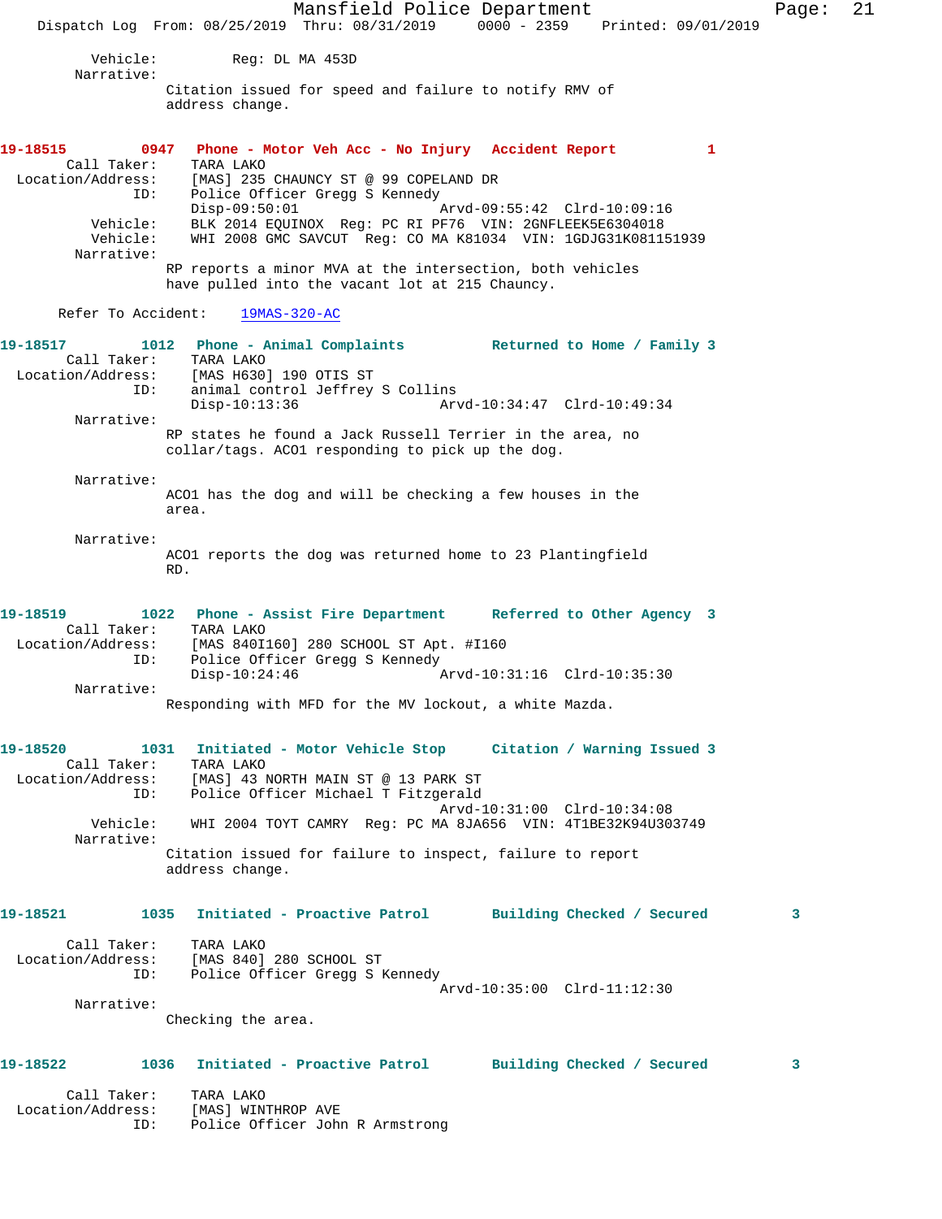Vehicle: Reg: DL MA 453D

Narrative:

Citation issued for speed and failure to notify RMV of address change.

**19-18515 0947 Phone - Motor Veh Acc - No Injury Accident Report 1**

Call Taker: TARA LAKO
Location/Address: [MAS] 235 CHAUNCY ST @ 99 COPELAND DR
ID: Police Officer Gregg S Kennedy
Disp-09:50:01 Arvd-09:55:42 Clrd-10:09:16
Vehicle: BLK 2014 EQUINOX Reg: PC RI PF76 VIN: 2GNFLEEK5E6304018
Vehicle: WHI 2008 GMC SAVCUT Reg: CO MA K81034 VIN: 1GDJG31K081151939

Narrative:

RP reports a minor MVA at the intersection, both vehicles have pulled into the vacant lot at 215 Chauncy.

Refer To Accident: 19MAS-320-AC

**19-18517 1012 Phone - Animal Complaints Returned to Home / Family 3**

Call Taker: TARA LAKO
Location/Address: [MAS H630] 190 OTIS ST
ID: animal control Jeffrey S Collins
Disp-10:13:36 Arvd-10:34:47 Clrd-10:49:34

Narrative:

RP states he found a Jack Russell Terrier in the area, no collar/tags. ACO1 responding to pick up the dog.

Narrative:

ACO1 has the dog and will be checking a few houses in the area.

Narrative:

ACO1 reports the dog was returned home to 23 Plantingfield RD.

**19-18519 1022 Phone - Assist Fire Department Referred to Other Agency 3**

Call Taker: TARA LAKO
Location/Address: [MAS 840I160] 280 SCHOOL ST Apt. #I160
ID: Police Officer Gregg S Kennedy
Disp-10:24:46 Arvd-10:31:16 Clrd-10:35:30

Narrative:

Responding with MFD for the MV lockout, a white Mazda.

**19-18520 1031 Initiated - Motor Vehicle Stop Citation / Warning Issued 3**

Call Taker: TARA LAKO
Location/Address: [MAS] 43 NORTH MAIN ST @ 13 PARK ST
ID: Police Officer Michael T Fitzgerald
Arvd-10:31:00 Clrd-10:34:08
Vehicle: WHI 2004 TOYT CAMRY Reg: PC MA 8JA656 VIN: 4T1BE32K94U303749

Narrative:

Citation issued for failure to inspect, failure to report address change.

**19-18521 1035 Initiated - Proactive Patrol Building Checked / Secured 3**

Call Taker: TARA LAKO
Location/Address: [MAS 840] 280 SCHOOL ST
ID: Police Officer Gregg S Kennedy
Arvd-10:35:00 Clrd-11:12:30

Narrative:

Checking the area.

**19-18522 1036 Initiated - Proactive Patrol Building Checked / Secured 3**

Call Taker: TARA LAKO
Location/Address: [MAS] WINTHROP AVE
ID: Police Officer John R Armstrong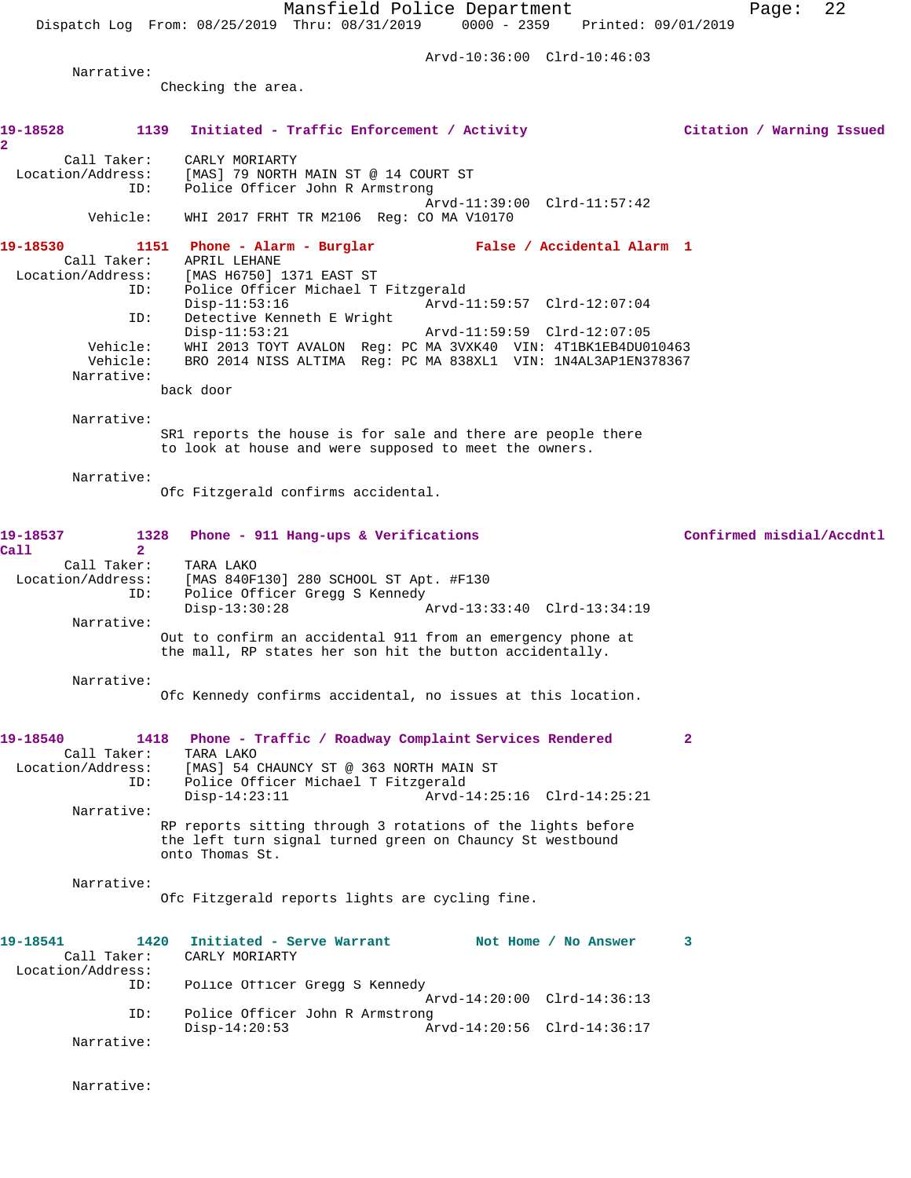Arvd-10:36:00 Clrd-10:46:03

Narrative:
Checking the area.

**19-18528** 1139 **Initiated - Traffic Enforcement / Activity** **Citation / Warning Issued** 2

Call Taker: CARLY MORIARTY
Location/Address: [MAS] 79 NORTH MAIN ST @ 14 COURT ST
ID: Police Officer John R Armstrong
Arvd-11:39:00 Clrd-11:57:42
Vehicle: WHI 2017 FRHT TR M2106 Reg: CO MA V10170

**19-18530** 1151 **Phone - Alarm - Burglar** **False / Accidental Alarm** 1

Call Taker: APRIL LEHANE
Location/Address: [MAS H6750] 1371 EAST ST
ID: Police Officer Michael T Fitzgerald
Disp-11:53:16 Arvd-11:59:57 Clrd-12:07:04
ID: Detective Kenneth E Wright
Disp-11:53:21 Arvd-11:59:59 Clrd-12:07:05
Vehicle: WHI 2013 TOYT AVALON Reg: PC MA 3VXK40 VIN: 4T1BK1EB4DU010463
Vehicle: BRO 2014 NISS ALTIMA Reg: PC MA 838XL1 VIN: 1N4AL3AP1EN378367

Narrative:
back door

Narrative:
SR1 reports the house is for sale and there are people there to look at house and were supposed to meet the owners.

Narrative:
Ofc Fitzgerald confirms accidental.

**19-18537** 1328 **Phone - 911 Hang-ups & Verifications** **Confirmed misdial/Accdntl Call** 2

Call Taker: TARA LAKO
Location/Address: [MAS 840F130] 280 SCHOOL ST Apt. #F130
ID: Police Officer Gregg S Kennedy
Disp-13:30:28 Arvd-13:33:40 Clrd-13:34:19

Narrative:
Out to confirm an accidental 911 from an emergency phone at the mall, RP states her son hit the button accidentally.

Narrative:
Ofc Kennedy confirms accidental, no issues at this location.

**19-18540** 1418 **Phone - Traffic / Roadway Complaint** **Services Rendered** 2

Call Taker: TARA LAKO
Location/Address: [MAS] 54 CHAUNCY ST @ 363 NORTH MAIN ST
ID: Police Officer Michael T Fitzgerald
Disp-14:23:11 Arvd-14:25:16 Clrd-14:25:21

Narrative:
RP reports sitting through 3 rotations of the lights before the left turn signal turned green on Chauncy St westbound onto Thomas St.

Narrative:
Ofc Fitzgerald reports lights are cycling fine.

**19-18541** 1420 **Initiated - Serve Warrant** **Not Home / No Answer** 3

Call Taker: CARLY MORIARTY
Location/Address:
ID: Police Officer Gregg S Kennedy
Arvd-14:20:00 Clrd-14:36:13
ID: Police Officer John R Armstrong
Disp-14:20:53 Arvd-14:20:56 Clrd-14:36:17

Narrative:

Narrative: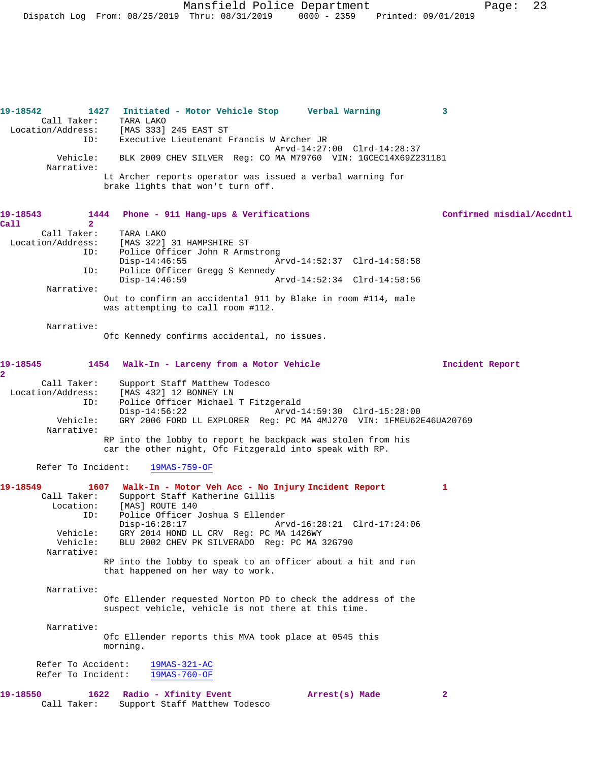**19-18542** 1427 **Initiated - Motor Vehicle Stop** **Verbal Warning** 3

Call Taker: TARA LAKO
Location/Address: [MAS 333] 245 EAST ST
ID: Executive Lieutenant Francis W Archer JR
Arvd-14:27:00 Clrd-14:28:37
Vehicle: BLK 2009 CHEV SILVER Reg: CO MA M79760 VIN: 1GCEC14X69Z231181
Narrative:
Lt Archer reports operator was issued a verbal warning for brake lights that won't turn off.

**19-18543** 1444 **Phone - 911 Hang-ups & Verifications** **Confirmed misdial/Accdntl Call** 2

Call Taker: TARA LAKO
Location/Address: [MAS 322] 31 HAMPSHIRE ST
ID: Police Officer John R Armstrong
Disp-14:46:55 Arvd-14:52:37 Clrd-14:58:58
ID: Police Officer Gregg S Kennedy
Disp-14:46:59 Arvd-14:52:34 Clrd-14:58:56
Narrative:
Out to confirm an accidental 911 by Blake in room #114, male was attempting to call room #112.

Narrative:
Ofc Kennedy confirms accidental, no issues.

**19-18545** 1454 **Walk-In - Larceny from a Motor Vehicle** **Incident Report** 2

Call Taker: Support Staff Matthew Todesco
Location/Address: [MAS 432] 12 BONNEY LN
ID: Police Officer Michael T Fitzgerald
Disp-14:56:22 Arvd-14:59:30 Clrd-15:28:00
Vehicle: GRY 2006 FORD LL EXPLORER Reg: PC MA 4MJ270 VIN: 1FMEU62E46UA20769
Narrative:
RP into the lobby to report he backpack was stolen from his car the other night, Ofc Fitzgerald into speak with RP.

Refer To Incident: 19MAS-759-OF

**19-18549** 1607 **Walk-In - Motor Veh Acc - No Injury** **Incident Report** 1

Call Taker: Support Staff Katherine Gillis
Location: [MAS] ROUTE 140
ID: Police Officer Joshua S Ellender
Disp-16:28:17 Arvd-16:28:21 Clrd-17:24:06
Vehicle: GRY 2014 HOND LL CRV Reg: PC MA 1426WY
Vehicle: BLU 2002 CHEV PK SILVERADO Reg: PC MA 32G790
Narrative:
RP into the lobby to speak to an officer about a hit and run that happened on her way to work.

Narrative:
Ofc Ellender requested Norton PD to check the address of the suspect vehicle, vehicle is not there at this time.

Narrative:
Ofc Ellender reports this MVA took place at 0545 this morning.

Refer To Accident: 19MAS-321-AC
Refer To Incident: 19MAS-760-OF

**19-18550** 1622 **Radio - Xfinity Event** **Arrest(s) Made** 2

Call Taker: Support Staff Matthew Todesco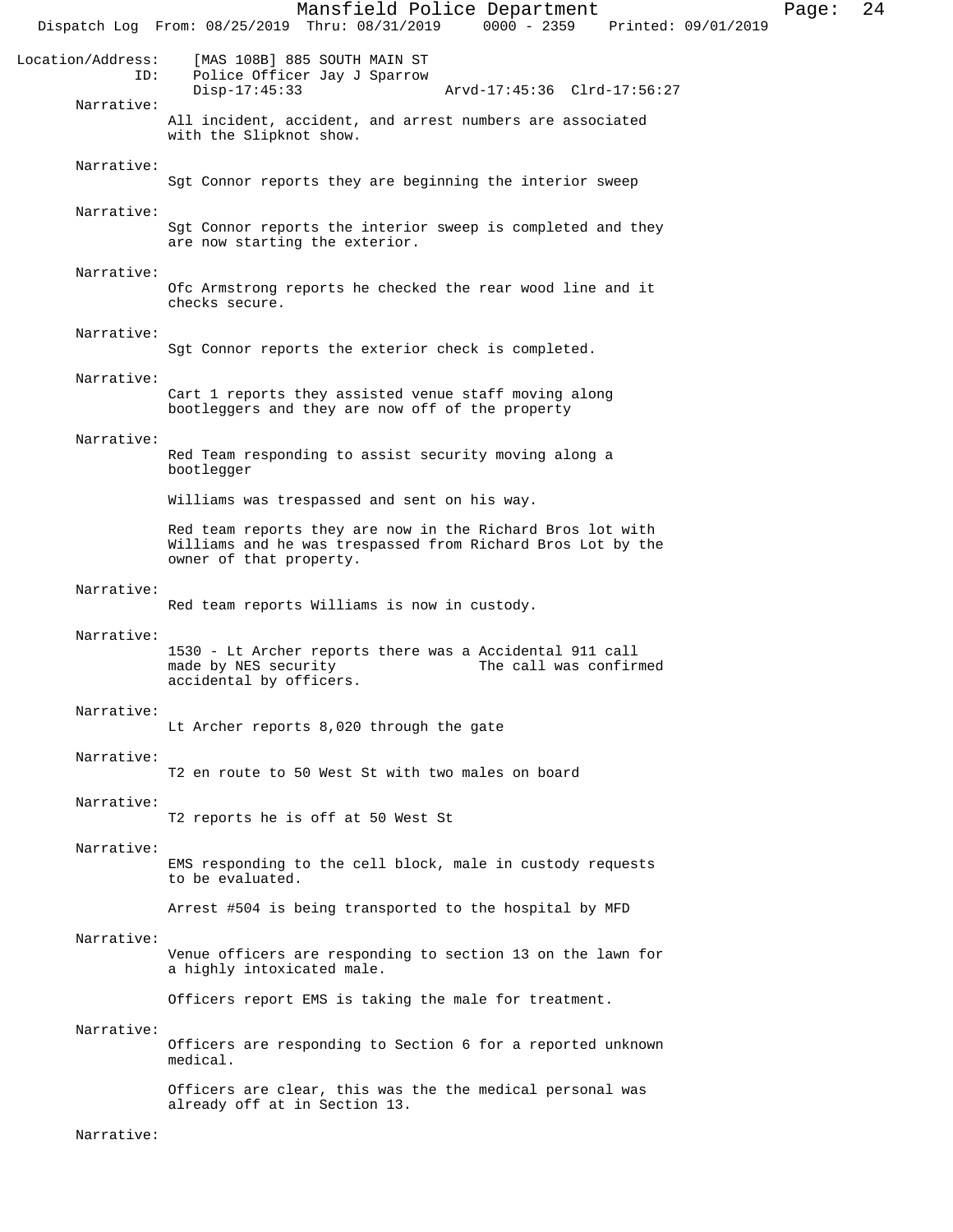Location/Address: [MAS 108B] 885 SOUTH MAIN ST
ID: Police Officer Jay J Sparrow
Disp-17:45:33 Arvd-17:45:36 Clrd-17:56:27

Narrative:
All incident, accident, and arrest numbers are associated with the Slipknot show.

Narrative:
Sgt Connor reports they are beginning the interior sweep

Narrative:
Sgt Connor reports the interior sweep is completed and they are now starting the exterior.

Narrative:
Ofc Armstrong reports he checked the rear wood line and it checks secure.

Narrative:
Sgt Connor reports the exterior check is completed.

Narrative:
Cart 1 reports they assisted venue staff moving along bootleggers and they are now off of the property

Narrative:
Red Team responding to assist security moving along a bootlegger

Williams was trespassed and sent on his way.

Red team reports they are now in the Richard Bros lot with Williams and he was trespassed from Richard Bros Lot by the owner of that property.

Narrative:
Red team reports Williams is now in custody.

Narrative:
1530 - Lt Archer reports there was a Accidental 911 call made by NES security The call was confirmed accidental by officers.

Narrative:
Lt Archer reports 8,020 through the gate

Narrative:
T2 en route to 50 West St with two males on board

Narrative:
T2 reports he is off at 50 West St

Narrative:
EMS responding to the cell block, male in custody requests to be evaluated.

Arrest #504 is being transported to the hospital by MFD

Narrative:
Venue officers are responding to section 13 on the lawn for a highly intoxicated male.

Officers report EMS is taking the male for treatment.

Narrative:
Officers are responding to Section 6 for a reported unknown medical.

Officers are clear, this was the the medical personal was already off at in Section 13.

Narrative: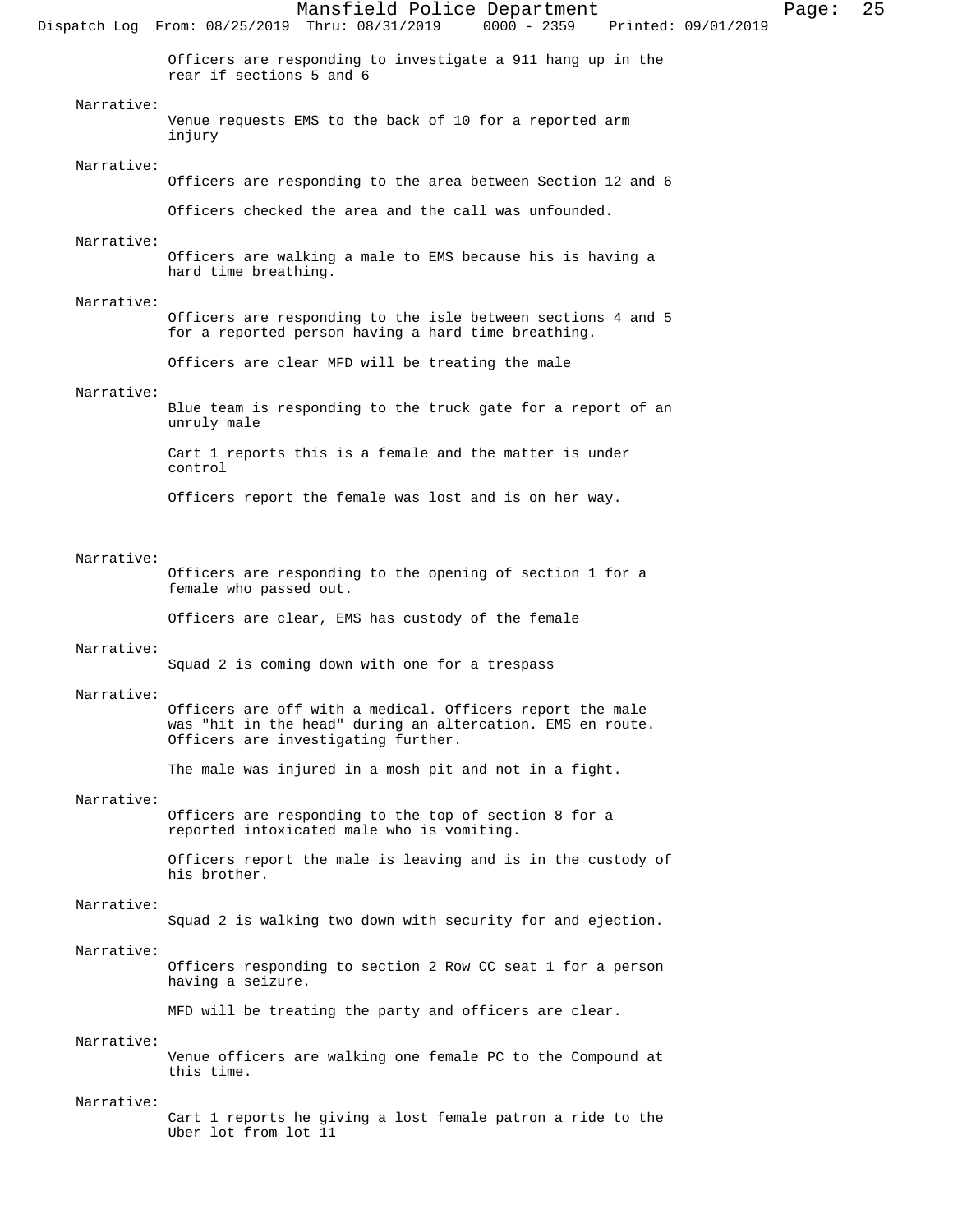Officers are responding to investigate a 911 hang up in the rear if sections 5 and 6

Narrative:
Venue requests EMS to the back of 10 for a reported arm injury

Narrative:
Officers are responding to the area between Section 12 and 6

Officers checked the area and the call was unfounded.

Narrative:
Officers are walking a male to EMS because his is having a hard time breathing.

Narrative:
Officers are responding to the isle between sections 4 and 5 for a reported person having a hard time breathing.

Officers are clear MFD will be treating the male

Narrative:
Blue team is responding to the truck gate for a report of an unruly male

Cart 1 reports this is a female and the matter is under control

Officers report the female was lost and is on her way.

Narrative:
Officers are responding to the opening of section 1 for a female who passed out.

Officers are clear, EMS has custody of the female

Narrative:
Squad 2 is coming down with one for a trespass

Narrative:
Officers are off with a medical. Officers report the male was "hit in the head" during an altercation. EMS en route. Officers are investigating further.

The male was injured in a mosh pit and not in a fight.

Narrative:
Officers are responding to the top of section 8 for a reported intoxicated male who is vomiting.

Officers report the male is leaving and is in the custody of his brother.

Narrative:
Squad 2 is walking two down with security for and ejection.

Narrative:
Officers responding to section 2 Row CC seat 1 for a person having a seizure.

MFD will be treating the party and officers are clear.

Narrative:
Venue officers are walking one female PC to the Compound at this time.

Narrative:
Cart 1 reports he giving a lost female patron a ride to the Uber lot from lot 11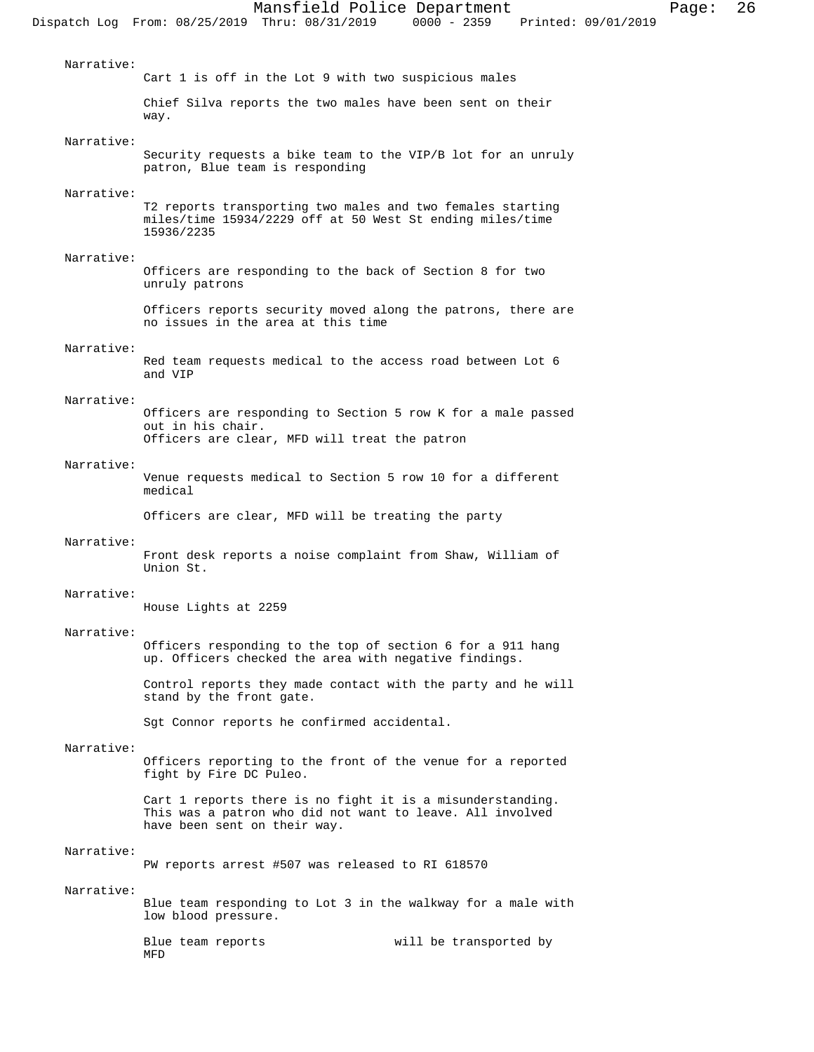Narrative:
Cart 1 is off in the Lot 9 with two suspicious males

Chief Silva reports the two males have been sent on their way.

Narrative:
Security requests a bike team to the VIP/B lot for an unruly patron, Blue team is responding

Narrative:
T2 reports transporting two males and two females starting miles/time 15934/2229 off at 50 West St ending miles/time 15936/2235

Narrative:
Officers are responding to the back of Section 8 for two unruly patrons

Officers reports security moved along the patrons, there are no issues in the area at this time

Narrative:
Red team requests medical to the access road between Lot 6 and VIP

Narrative:
Officers are responding to Section 5 row K for a male passed out in his chair.
Officers are clear, MFD will treat the patron

Narrative:
Venue requests medical to Section 5 row 10 for a different medical

Officers are clear, MFD will be treating the party

Narrative:
Front desk reports a noise complaint from Shaw, William of Union St.

Narrative:
House Lights at 2259

Narrative:
Officers responding to the top of section 6 for a 911 hang up. Officers checked the area with negative findings.

Control reports they made contact with the party and he will stand by the front gate.

Sgt Connor reports he confirmed accidental.

Narrative:
Officers reporting to the front of the venue for a reported fight by Fire DC Puleo.

Cart 1 reports there is no fight it is a misunderstanding. This was a patron who did not want to leave. All involved have been sent on their way.

Narrative:
PW reports arrest #507 was released to RI 618570

Narrative:
Blue team responding to Lot 3 in the walkway for a male with low blood pressure.

Blue team reports will be transported by MFD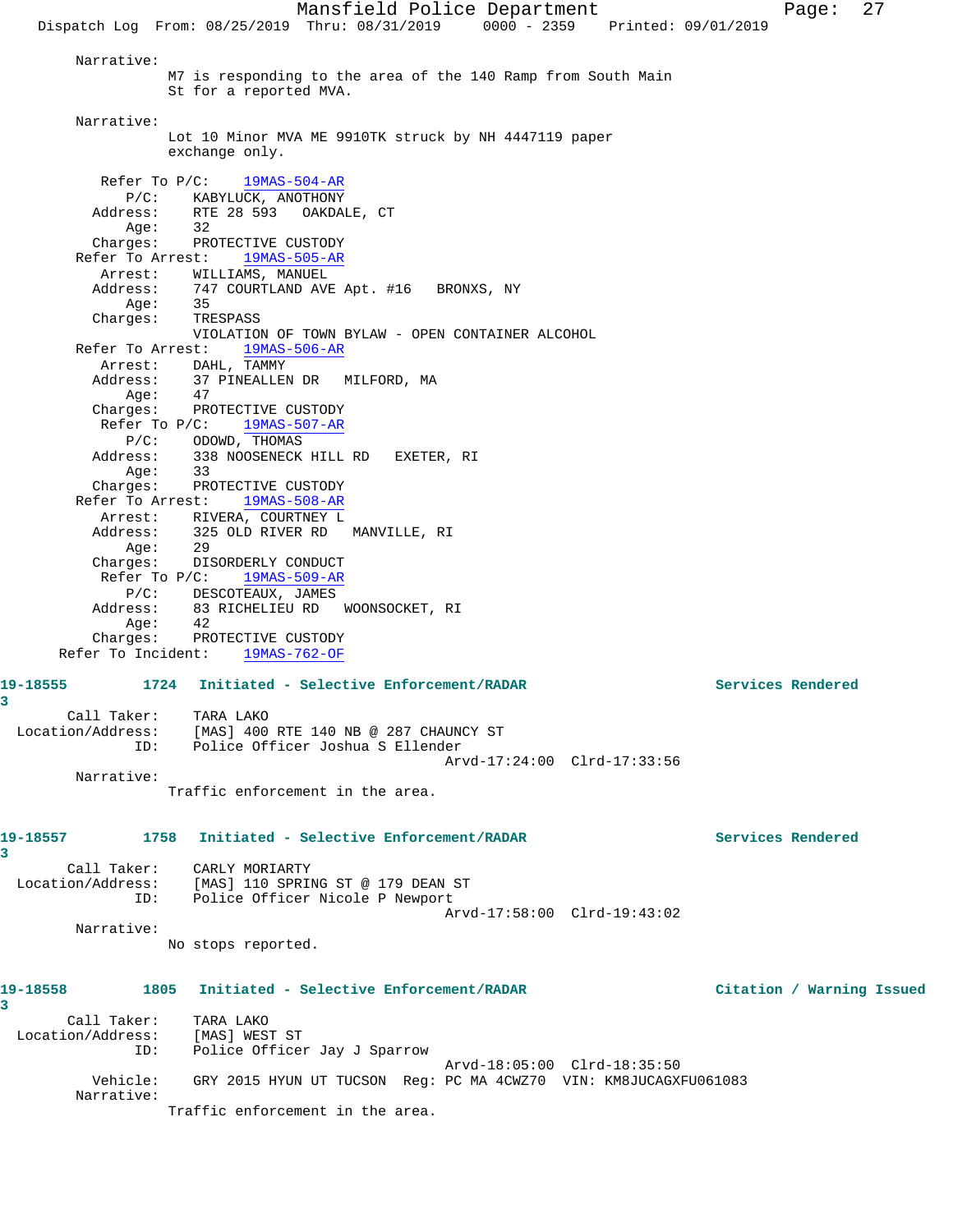Narrative:

M7 is responding to the area of the 140 Ramp from South Main St for a reported MVA.

Narrative:

Lot 10 Minor MVA ME 9910TK struck by NH 4447119 paper exchange only.

Refer To P/C: 19MAS-504-AR
P/C: KABYLUCK, ANOTHONY
Address: RTE 28 593 OAKDALE, CT
Age: 32
Charges: PROTECTIVE CUSTODY

Refer To Arrest: 19MAS-505-AR
Arrest: WILLIAMS, MANUEL
Address: 747 COURTLAND AVE Apt. #16 BRONXS, NY
Age: 35
Charges: TRESPASS
VIOLATION OF TOWN BYLAW - OPEN CONTAINER ALCOHOL

Refer To Arrest: 19MAS-506-AR
Arrest: DAHL, TAMMY
Address: 37 PINEALLEN DR MILFORD, MA
Age: 47
Charges: PROTECTIVE CUSTODY

Refer To P/C: 19MAS-507-AR
P/C: ODOWD, THOMAS
Address: 338 NOOSENECK HILL RD EXETER, RI
Age: 33
Charges: PROTECTIVE CUSTODY

Refer To Arrest: 19MAS-508-AR
Arrest: RIVERA, COURTNEY L
Address: 325 OLD RIVER RD MANVILLE, RI
Age: 29
Charges: DISORDERLY CONDUCT

Refer To P/C: 19MAS-509-AR
P/C: DESCOTEAUX, JAMES
Address: 83 RICHELIEU RD WOONSOCKET, RI
Age: 42
Charges: PROTECTIVE CUSTODY

Refer To Incident: 19MAS-762-OF

**19-18555 1724 Initiated - Selective Enforcement/RADAR — Services Rendered**
3

Call Taker: TARA LAKO
Location/Address: [MAS] 400 RTE 140 NB @ 287 CHAUNCY ST
ID: Police Officer Joshua S Ellender
Arvd-17:24:00 Clrd-17:33:56

Narrative:

Traffic enforcement in the area.

**19-18557 1758 Initiated - Selective Enforcement/RADAR — Services Rendered**
3

Call Taker: CARLY MORIARTY
Location/Address: [MAS] 110 SPRING ST @ 179 DEAN ST
ID: Police Officer Nicole P Newport
Arvd-17:58:00 Clrd-19:43:02

Narrative:

No stops reported.

**19-18558 1805 Initiated - Selective Enforcement/RADAR — Citation / Warning Issued**
3

Call Taker: TARA LAKO
Location/Address: [MAS] WEST ST
ID: Police Officer Jay J Sparrow
Arvd-18:05:00 Clrd-18:35:50

Vehicle: GRY 2015 HYUN UT TUCSON Reg: PC MA 4CWZ70 VIN: KM8JUCAGXFU061083

Narrative:

Traffic enforcement in the area.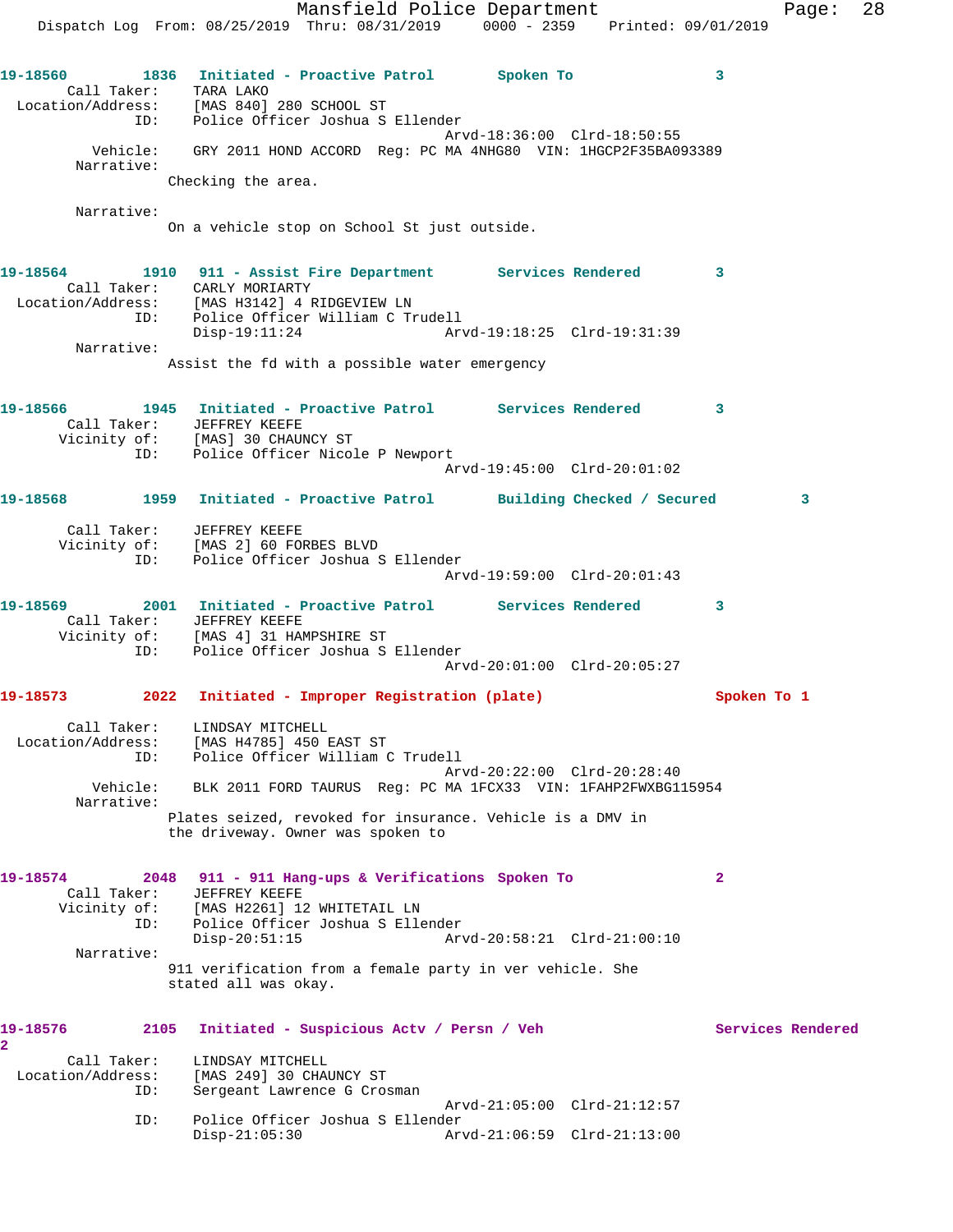**19-18560** 1836 **Initiated - Proactive Patrol** **Spoken To** **3**

Call Taker: TARA LAKO
Location/Address: [MAS 840] 280 SCHOOL ST
ID: Police Officer Joshua S Ellender
Arvd-18:36:00 Clrd-18:50:55
Vehicle: GRY 2011 HOND ACCORD Reg: PC MA 4NHG80 VIN: 1HGCP2F35BA093389
Narrative:
Checking the area.

Narrative:
On a vehicle stop on School St just outside.

**19-18564** 1910 **911 - Assist Fire Department** **Services Rendered** **3**

Call Taker: CARLY MORIARTY
Location/Address: [MAS H3142] 4 RIDGEVIEW LN
ID: Police Officer William C Trudell
Disp-19:11:24 Arvd-19:18:25 Clrd-19:31:39
Narrative:
Assist the fd with a possible water emergency

**19-18566** 1945 **Initiated - Proactive Patrol** **Services Rendered** **3**

Call Taker: JEFFREY KEEFE
Vicinity of: [MAS] 30 CHAUNCY ST
ID: Police Officer Nicole P Newport
Arvd-19:45:00 Clrd-20:01:02

**19-18568** 1959 **Initiated - Proactive Patrol** **Building Checked / Secured** **3**

Call Taker: JEFFREY KEEFE
Vicinity of: [MAS 2] 60 FORBES BLVD
ID: Police Officer Joshua S Ellender
Arvd-19:59:00 Clrd-20:01:43

**19-18569** 2001 **Initiated - Proactive Patrol** **Services Rendered** **3**

Call Taker: JEFFREY KEEFE
Vicinity of: [MAS 4] 31 HAMPSHIRE ST
ID: Police Officer Joshua S Ellender
Arvd-20:01:00 Clrd-20:05:27

**19-18573** 2022 **Initiated - Improper Registration (plate)** **Spoken To 1**

Call Taker: LINDSAY MITCHELL
Location/Address: [MAS H4785] 450 EAST ST
ID: Police Officer William C Trudell
Arvd-20:22:00 Clrd-20:28:40
Vehicle: BLK 2011 FORD TAURUS Reg: PC MA 1FCX33 VIN: 1FAHP2FWXBG115954
Narrative:
Plates seized, revoked for insurance. Vehicle is a DMV in the driveway. Owner was spoken to

**19-18574** 2048 **911 - 911 Hang-ups & Verifications** **Spoken To** **2**

Call Taker: JEFFREY KEEFE
Vicinity of: [MAS H2261] 12 WHITETAIL LN
ID: Police Officer Joshua S Ellender
Disp-20:51:15 Arvd-20:58:21 Clrd-21:00:10
Narrative:
911 verification from a female party in ver vehicle. She stated all was okay.

**19-18576** 2105 **Initiated - Suspicious Actv / Persn / Veh** **Services Rendered** **2**

Call Taker: LINDSAY MITCHELL
Location/Address: [MAS 249] 30 CHAUNCY ST
ID: Sergeant Lawrence G Crosman
Arvd-21:05:00 Clrd-21:12:57
ID: Police Officer Joshua S Ellender
Disp-21:05:30 Arvd-21:06:59 Clrd-21:13:00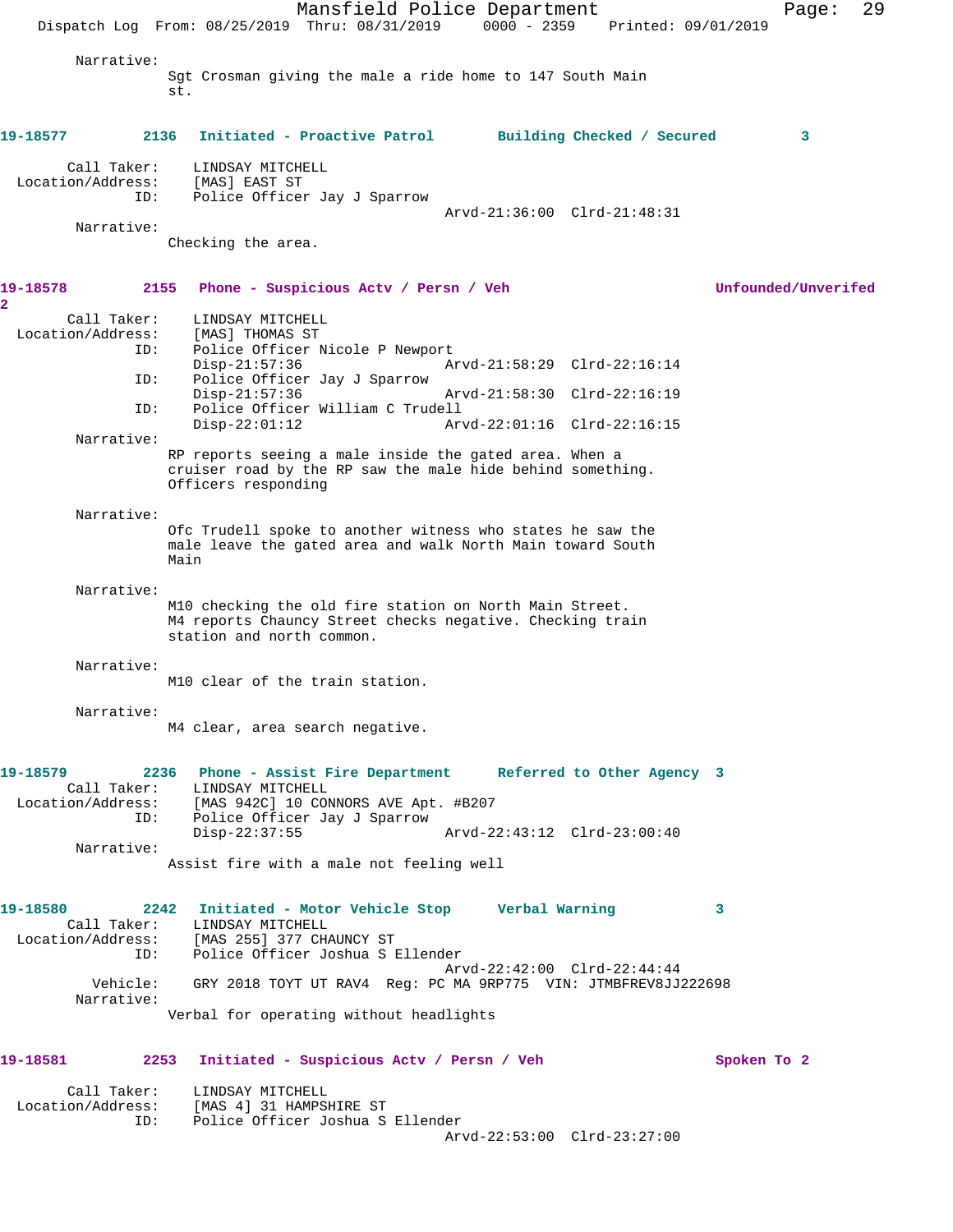Narrative:
Sgt Crosman giving the male a ride home to 147 South Main st.

**19-18577 2136 Initiated - Proactive Patrol Building Checked / Secured 3**

Call Taker: LINDSAY MITCHELL
Location/Address: [MAS] EAST ST
ID: Police Officer Jay J Sparrow
Arvd-21:36:00 Clrd-21:48:31

Narrative:
Checking the area.

**19-18578 2155 Phone - Suspicious Actv / Persn / Veh Unfounded/Unverifed 2**

Call Taker: LINDSAY MITCHELL
Location/Address: [MAS] THOMAS ST
ID: Police Officer Nicole P Newport
Disp-21:57:36 Arvd-21:58:29 Clrd-22:16:14
ID: Police Officer Jay J Sparrow
Disp-21:57:36 Arvd-21:58:30 Clrd-22:16:19
ID: Police Officer William C Trudell
Disp-22:01:12 Arvd-22:01:16 Clrd-22:16:15

Narrative:
RP reports seeing a male inside the gated area. When a cruiser road by the RP saw the male hide behind something. Officers responding

Narrative:
Ofc Trudell spoke to another witness who states he saw the male leave the gated area and walk North Main toward South Main

Narrative:
M10 checking the old fire station on North Main Street. M4 reports Chauncy Street checks negative. Checking train station and north common.

Narrative:
M10 clear of the train station.

Narrative:
M4 clear, area search negative.

**19-18579 2236 Phone - Assist Fire Department Referred to Other Agency 3**

Call Taker: LINDSAY MITCHELL
Location/Address: [MAS 942C] 10 CONNORS AVE Apt. #B207
ID: Police Officer Jay J Sparrow
Disp-22:37:55 Arvd-22:43:12 Clrd-23:00:40

Narrative:
Assist fire with a male not feeling well

**19-18580 2242 Initiated - Motor Vehicle Stop Verbal Warning 3**

Call Taker: LINDSAY MITCHELL
Location/Address: [MAS 255] 377 CHAUNCY ST
ID: Police Officer Joshua S Ellender
Arvd-22:42:00 Clrd-22:44:44
Vehicle: GRY 2018 TOYT UT RAV4 Reg: PC MA 9RP775 VIN: JTMBFREV8JJ222698

Narrative:
Verbal for operating without headlights

**19-18581 2253 Initiated - Suspicious Actv / Persn / Veh Spoken To 2**

Call Taker: LINDSAY MITCHELL
Location/Address: [MAS 4] 31 HAMPSHIRE ST
ID: Police Officer Joshua S Ellender
Arvd-22:53:00 Clrd-23:27:00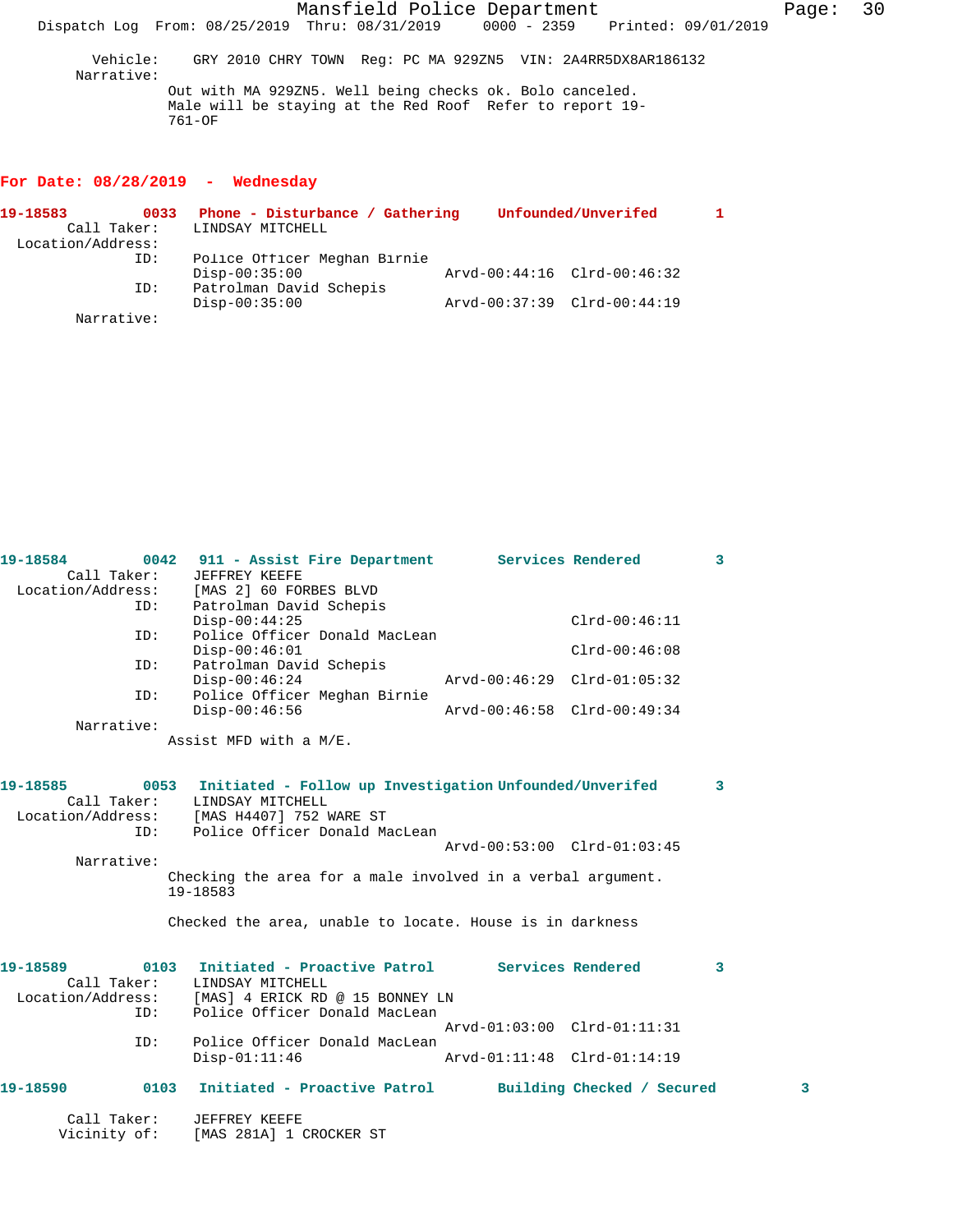Vehicle: GRY 2010 CHRY TOWN Reg: PC MA 929ZN5 VIN: 2A4RR5DX8AR186132

Narrative:

Out with MA 929ZN5. Well being checks ok. Bolo canceled. Male will be staying at the Red Roof Refer to report 19-761-OF

## For Date: 08/28/2019 - Wednesday

**19-18583 0033 Phone - Disturbance / Gathering Unfounded/Unverifed 1**

Call Taker: LINDSAY MITCHELL

Location/Address:

ID: Police Officer Meghan Birnie
Disp-00:35:00 Arvd-00:44:16 Clrd-00:46:32

ID: Patrolman David Schepis
Disp-00:35:00 Arvd-00:37:39 Clrd-00:44:19

Narrative:

**19-18584 0042 911 - Assist Fire Department Services Rendered 3**

Call Taker: JEFFREY KEEFE

Location/Address: [MAS 2] 60 FORBES BLVD

ID: Patrolman David Schepis
Disp-00:44:25 Clrd-00:46:11

ID: Police Officer Donald MacLean
Disp-00:46:01 Clrd-00:46:08

ID: Patrolman David Schepis
Disp-00:46:24 Arvd-00:46:29 Clrd-01:05:32

ID: Police Officer Meghan Birnie
Disp-00:46:56 Arvd-00:46:58 Clrd-00:49:34

Narrative:

Assist MFD with a M/E.

**19-18585 0053 Initiated - Follow up Investigation Unfounded/Unverifed 3**

Call Taker: LINDSAY MITCHELL

Location/Address: [MAS H4407] 752 WARE ST

ID: Police Officer Donald MacLean
Arvd-00:53:00 Clrd-01:03:45

Narrative:

Checking the area for a male involved in a verbal argument. 19-18583

Checked the area, unable to locate. House is in darkness

**19-18589 0103 Initiated - Proactive Patrol Services Rendered 3**

Call Taker: LINDSAY MITCHELL

Location/Address: [MAS] 4 ERICK RD @ 15 BONNEY LN

ID: Police Officer Donald MacLean
Arvd-01:03:00 Clrd-01:11:31

ID: Police Officer Donald MacLean
Disp-01:11:46 Arvd-01:11:48 Clrd-01:14:19

**19-18590 0103 Initiated - Proactive Patrol Building Checked / Secured 3**

Call Taker: JEFFREY KEEFE

Vicinity of: [MAS 281A] 1 CROCKER ST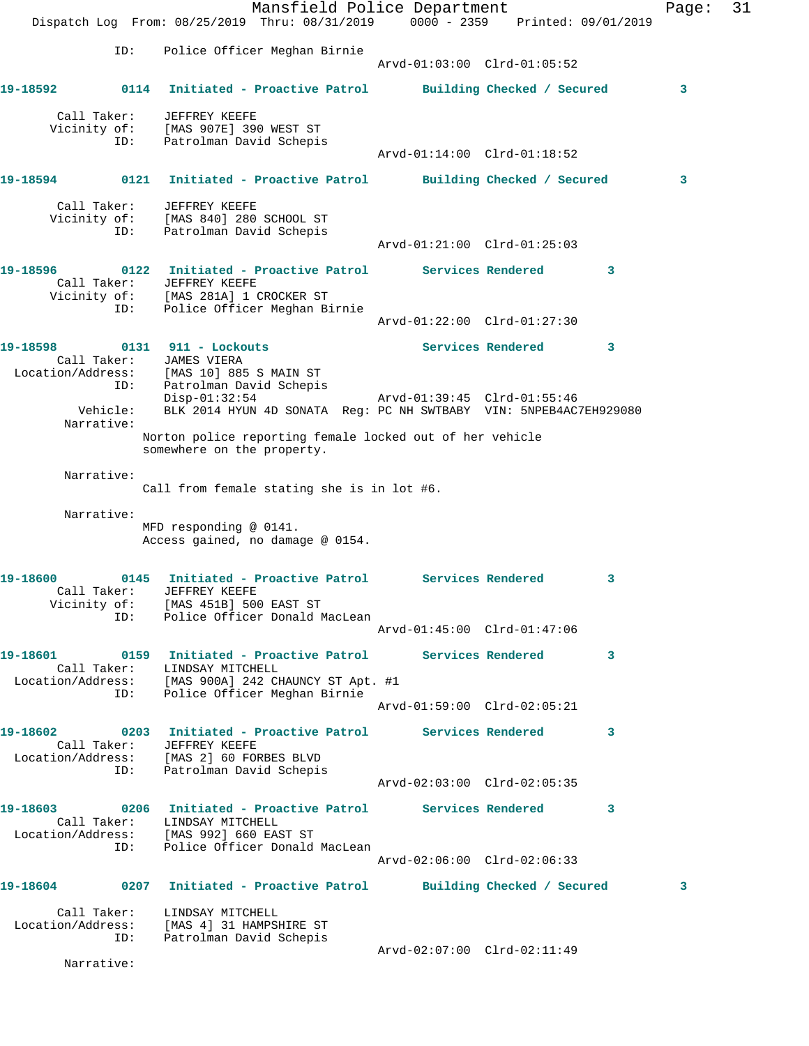ID: Police Officer Meghan Birnie
Arvd-01:03:00 Clrd-01:05:52

**19-18592 0114 Initiated - Proactive Patrol Building Checked / Secured 3**

Call Taker: JEFFREY KEEFE
Vicinity of: [MAS 907E] 390 WEST ST
ID: Patrolman David Schepis
Arvd-01:14:00 Clrd-01:18:52

**19-18594 0121 Initiated - Proactive Patrol Building Checked / Secured 3**

Call Taker: JEFFREY KEEFE
Vicinity of: [MAS 840] 280 SCHOOL ST
ID: Patrolman David Schepis
Arvd-01:21:00 Clrd-01:25:03

**19-18596 0122 Initiated - Proactive Patrol Services Rendered 3**

Call Taker: JEFFREY KEEFE
Vicinity of: [MAS 281A] 1 CROCKER ST
ID: Police Officer Meghan Birnie
Arvd-01:22:00 Clrd-01:27:30

**19-18598 0131 911 - Lockouts Services Rendered 3**

Call Taker: JAMES VIERA
Location/Address: [MAS 10] 885 S MAIN ST
ID: Patrolman David Schepis
Disp-01:32:54 Arvd-01:39:45 Clrd-01:55:46
Vehicle: BLK 2014 HYUN 4D SONATA Reg: PC NH SWTBABY VIN: 5NPEB4AC7EH929080
Narrative:
Norton police reporting female locked out of her vehicle somewhere on the property.

Narrative:
Call from female stating she is in lot #6.

Narrative:
MFD responding @ 0141.
Access gained, no damage @ 0154.

**19-18600 0145 Initiated - Proactive Patrol Services Rendered 3**

Call Taker: JEFFREY KEEFE
Vicinity of: [MAS 451B] 500 EAST ST
ID: Police Officer Donald MacLean
Arvd-01:45:00 Clrd-01:47:06

**19-18601 0159 Initiated - Proactive Patrol Services Rendered 3**

Call Taker: LINDSAY MITCHELL
Location/Address: [MAS 900A] 242 CHAUNCY ST Apt. #1
ID: Police Officer Meghan Birnie
Arvd-01:59:00 Clrd-02:05:21

**19-18602 0203 Initiated - Proactive Patrol Services Rendered 3**

Call Taker: JEFFREY KEEFE
Location/Address: [MAS 2] 60 FORBES BLVD
ID: Patrolman David Schepis
Arvd-02:03:00 Clrd-02:05:35

**19-18603 0206 Initiated - Proactive Patrol Services Rendered 3**

Call Taker: LINDSAY MITCHELL
Location/Address: [MAS 992] 660 EAST ST
ID: Police Officer Donald MacLean
Arvd-02:06:00 Clrd-02:06:33

**19-18604 0207 Initiated - Proactive Patrol Building Checked / Secured 3**

Call Taker: LINDSAY MITCHELL
Location/Address: [MAS 4] 31 HAMPSHIRE ST
ID: Patrolman David Schepis
Arvd-02:07:00 Clrd-02:11:49
Narrative: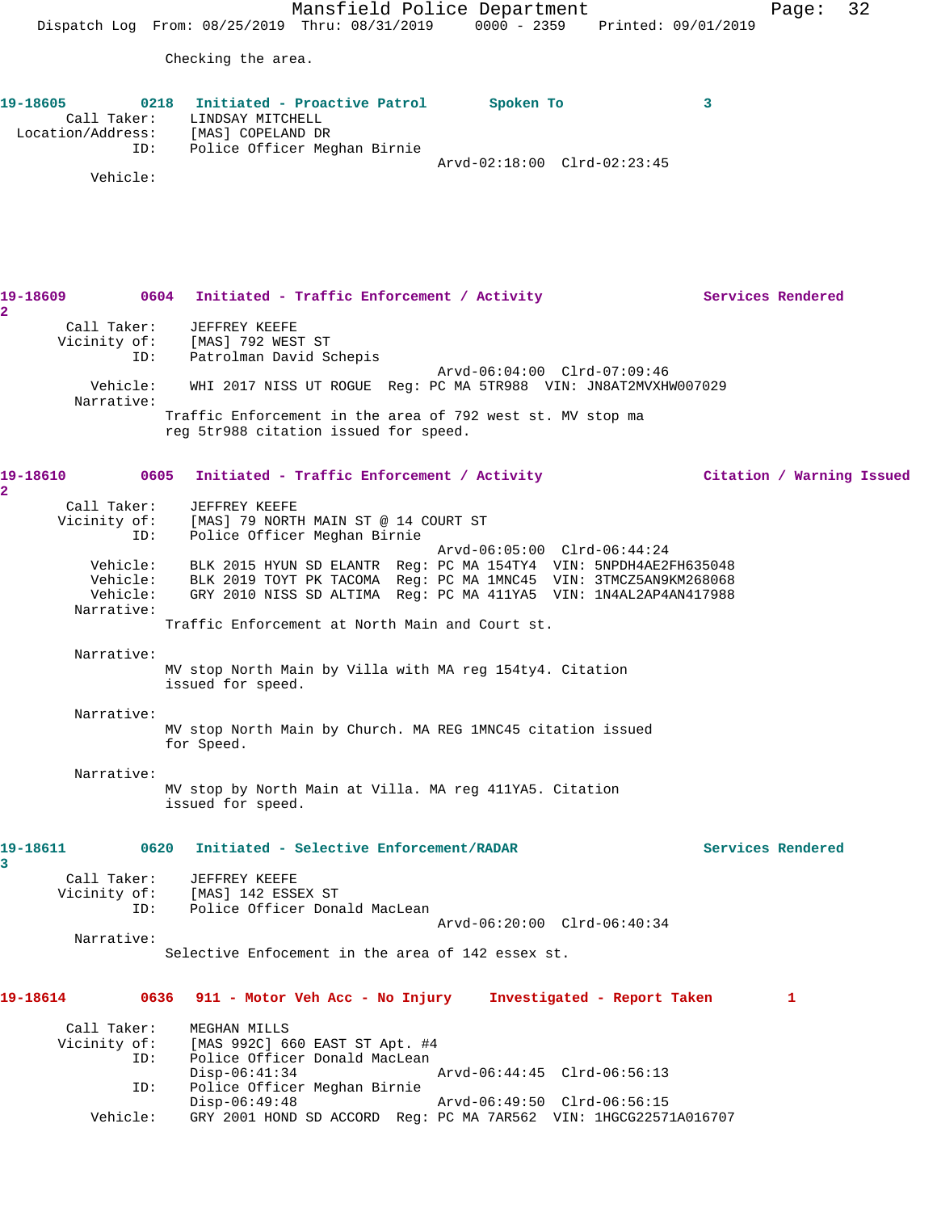Checking the area.

**19-18605** 0218 **Initiated - Proactive Patrol** **Spoken To** 3

Call Taker: LINDSAY MITCHELL
Location/Address: [MAS] COPELAND DR
ID: Police Officer Meghan Birnie
Arvd-02:18:00 Clrd-02:23:45
Vehicle:

**19-18609** 0604 **Initiated - Traffic Enforcement / Activity** **Services Rendered** 2

Call Taker: JEFFREY KEEFE
Vicinity of: [MAS] 792 WEST ST
ID: Patrolman David Schepis
Arvd-06:04:00 Clrd-07:09:46
Vehicle: WHI 2017 NISS UT ROGUE Reg: PC MA 5TR988 VIN: JN8AT2MVXHW007029
Narrative:
Traffic Enforcement in the area of 792 west st. MV stop ma reg 5tr988 citation issued for speed.

**19-18610** 0605 **Initiated - Traffic Enforcement / Activity** **Citation / Warning Issued** 2

Call Taker: JEFFREY KEEFE
Vicinity of: [MAS] 79 NORTH MAIN ST @ 14 COURT ST
ID: Police Officer Meghan Birnie
Arvd-06:05:00 Clrd-06:44:24
Vehicle: BLK 2015 HYUN SD ELANTR Reg: PC MA 154TY4 VIN: 5NPDH4AE2FH635048
Vehicle: BLK 2019 TOYT PK TACOMA Reg: PC MA 1MNC45 VIN: 3TMCZ5AN9KM268068
Vehicle: GRY 2010 NISS SD ALTIMA Reg: PC MA 411YA5 VIN: 1N4AL2AP4AN417988
Narrative:
Traffic Enforcement at North Main and Court st.

Narrative:
MV stop North Main by Villa with MA reg 154ty4. Citation issued for speed.

Narrative:
MV stop North Main by Church. MA REG 1MNC45 citation issued for Speed.

Narrative:
MV stop by North Main at Villa. MA reg 411YA5. Citation issued for speed.

**19-18611** 0620 **Initiated - Selective Enforcement/RADAR** **Services Rendered** 3

Call Taker: JEFFREY KEEFE
Vicinity of: [MAS] 142 ESSEX ST
ID: Police Officer Donald MacLean
Arvd-06:20:00 Clrd-06:40:34
Narrative:
Selective Enfocement in the area of 142 essex st.

**19-18614** 0636 **911 - Motor Veh Acc - No Injury** **Investigated - Report Taken** 1

Call Taker: MEGHAN MILLS
Vicinity of: [MAS 992C] 660 EAST ST Apt. #4
ID: Police Officer Donald MacLean
Disp-06:41:34 Arvd-06:44:45 Clrd-06:56:13
ID: Police Officer Meghan Birnie
Disp-06:49:48 Arvd-06:49:50 Clrd-06:56:15
Vehicle: GRY 2001 HOND SD ACCORD Reg: PC MA 7AR562 VIN: 1HGCG22571A016707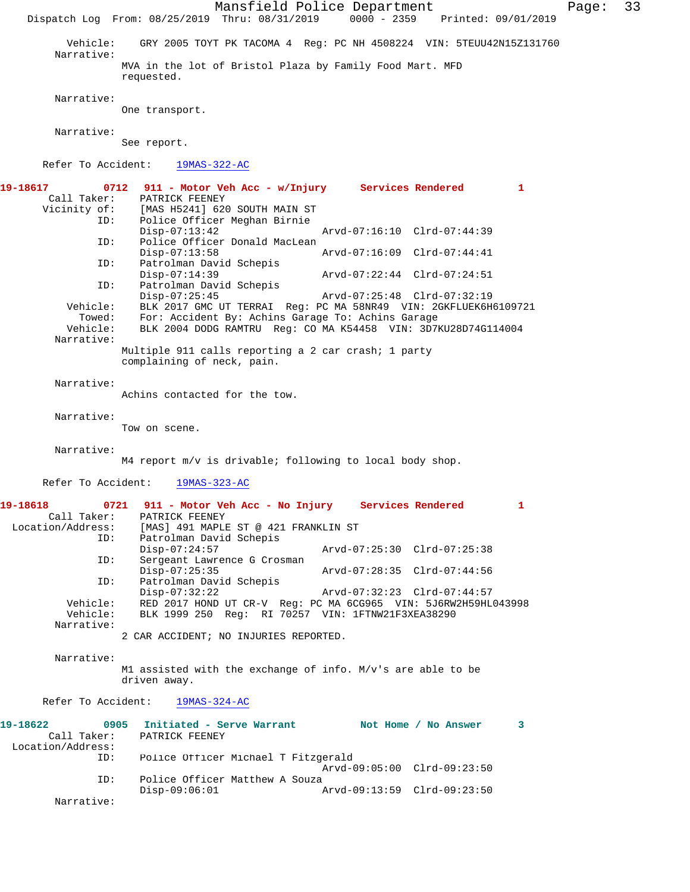Vehicle: GRY 2005 TOYT PK TACOMA 4 Reg: PC NH 4508224 VIN: 5TEUU42N15Z131760

Narrative:
MVA in the lot of Bristol Plaza by Family Food Mart. MFD requested.

Narrative:
One transport.

Narrative:
See report.

Refer To Accident: 19MAS-322-AC

**19-18617 0712 911 - Motor Veh Acc - w/Injury Services Rendered 1**

Call Taker: PATRICK FEENEY
Vicinity of: [MAS H5241] 620 SOUTH MAIN ST
ID: Police Officer Meghan Birnie
Disp-07:13:42 Arvd-07:16:10 Clrd-07:44:39
ID: Police Officer Donald MacLean
Disp-07:13:58 Arvd-07:16:09 Clrd-07:44:41
ID: Patrolman David Schepis
Disp-07:14:39 Arvd-07:22:44 Clrd-07:24:51
ID: Patrolman David Schepis
Disp-07:25:45 Arvd-07:25:48 Clrd-07:32:19
Vehicle: BLK 2017 GMC UT TERRAI Reg: PC MA 58NR49 VIN: 2GKFLUEK6H6109721
Towed: For: Accident By: Achins Garage To: Achins Garage
Vehicle: BLK 2004 DODG RAMTRU Reg: CO MA K54458 VIN: 3D7KU28D74G114004

Narrative:
Multiple 911 calls reporting a 2 car crash; 1 party complaining of neck, pain.

Narrative:
Achins contacted for the tow.

Narrative:
Tow on scene.

Narrative:
M4 report m/v is drivable; following to local body shop.

Refer To Accident: 19MAS-323-AC

**19-18618 0721 911 - Motor Veh Acc - No Injury Services Rendered 1**

Call Taker: PATRICK FEENEY
Location/Address: [MAS] 491 MAPLE ST @ 421 FRANKLIN ST
ID: Patrolman David Schepis
Disp-07:24:57 Arvd-07:25:30 Clrd-07:25:38
ID: Sergeant Lawrence G Crosman
Disp-07:25:35 Arvd-07:28:35 Clrd-07:44:56
ID: Patrolman David Schepis
Disp-07:32:22 Arvd-07:32:23 Clrd-07:44:57
Vehicle: RED 2017 HOND UT CR-V Reg: PC MA 6CG965 VIN: 5J6RW2H59HL043998
Vehicle: BLK 1999 250 Reg: RI 70257 VIN: 1FTNW21F3XEA38290

Narrative:
2 CAR ACCIDENT; NO INJURIES REPORTED.

Narrative:
M1 assisted with the exchange of info. M/v's are able to be driven away.

Refer To Accident: 19MAS-324-AC

**19-18622 0905 Initiated - Serve Warrant Not Home / No Answer 3**

Call Taker: PATRICK FEENEY
Location/Address:
ID: Police Officer Michael T Fitzgerald
Arvd-09:05:00 Clrd-09:23:50
ID: Police Officer Matthew A Souza
Disp-09:06:01 Arvd-09:13:59 Clrd-09:23:50

Narrative: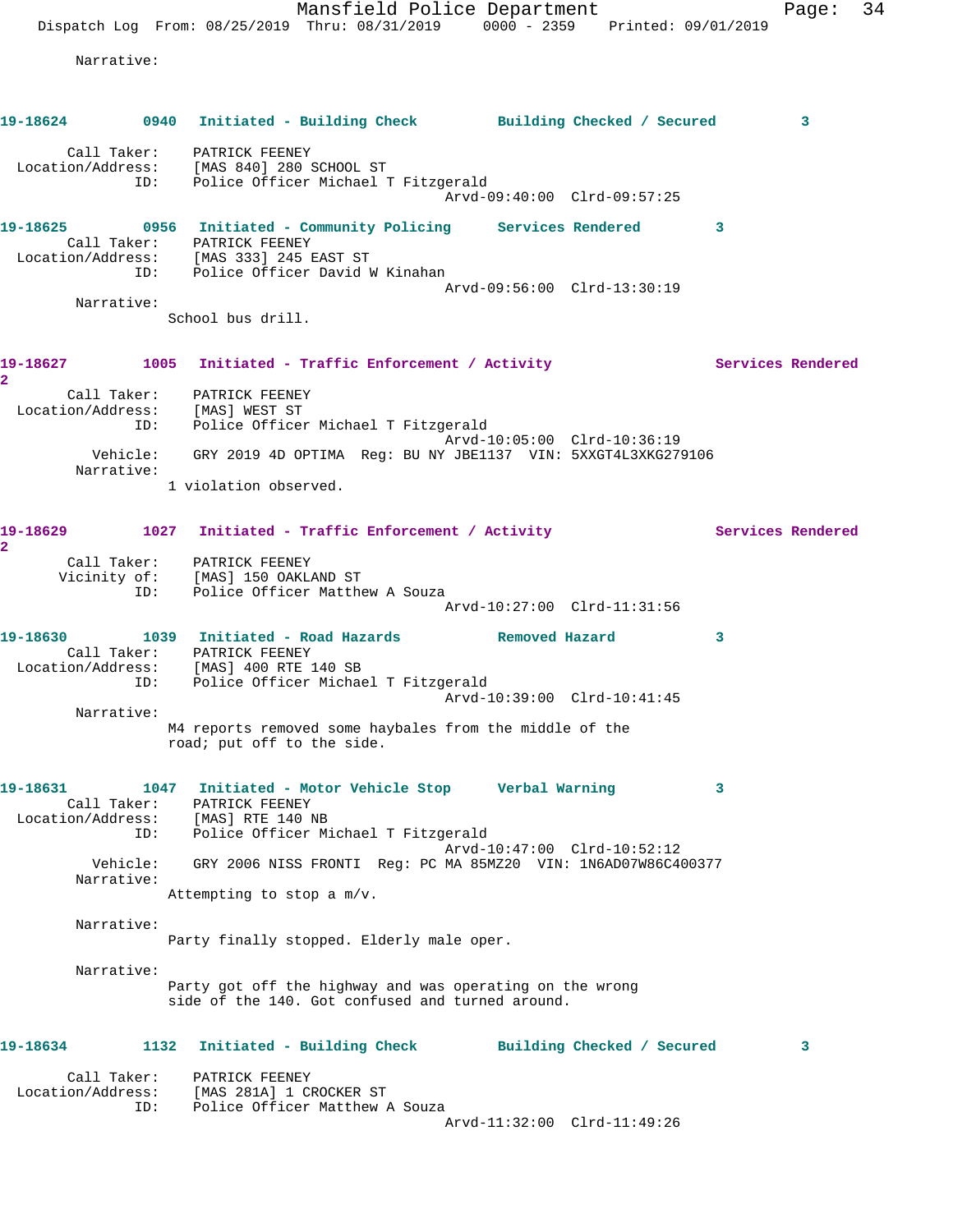Narrative:

**19-18624** 0940 **Initiated - Building Check** **Building Checked / Secured** 3

Call Taker: PATRICK FEENEY
Location/Address: [MAS 840] 280 SCHOOL ST
ID: Police Officer Michael T Fitzgerald
Arvd-09:40:00 Clrd-09:57:25

**19-18625** 0956 **Initiated - Community Policing** **Services Rendered** 3

Call Taker: PATRICK FEENEY
Location/Address: [MAS 333] 245 EAST ST
ID: Police Officer David W Kinahan
Arvd-09:56:00 Clrd-13:30:19

Narrative:
School bus drill.

**19-18627** 1005 **Initiated - Traffic Enforcement / Activity** **Services Rendered** 2

Call Taker: PATRICK FEENEY
Location/Address: [MAS] WEST ST
ID: Police Officer Michael T Fitzgerald
Arvd-10:05:00 Clrd-10:36:19
Vehicle: GRY 2019 4D OPTIMA Reg: BU NY JBE1137 VIN: 5XXGT4L3XKG279106

Narrative:
1 violation observed.

**19-18629** 1027 **Initiated - Traffic Enforcement / Activity** **Services Rendered** 2

Call Taker: PATRICK FEENEY
Vicinity of: [MAS] 150 OAKLAND ST
ID: Police Officer Matthew A Souza
Arvd-10:27:00 Clrd-11:31:56

**19-18630** 1039 **Initiated - Road Hazards** **Removed Hazard** 3

Call Taker: PATRICK FEENEY
Location/Address: [MAS] 400 RTE 140 SB
ID: Police Officer Michael T Fitzgerald
Arvd-10:39:00 Clrd-10:41:45

Narrative:
M4 reports removed some haybales from the middle of the road; put off to the side.

**19-18631** 1047 **Initiated - Motor Vehicle Stop** **Verbal Warning** 3

Call Taker: PATRICK FEENEY
Location/Address: [MAS] RTE 140 NB
ID: Police Officer Michael T Fitzgerald
Arvd-10:47:00 Clrd-10:52:12
Vehicle: GRY 2006 NISS FRONTI Reg: PC MA 85MZ20 VIN: 1N6AD07W86C400377

Narrative:
Attempting to stop a m/v.

Narrative:
Party finally stopped. Elderly male oper.

Narrative:
Party got off the highway and was operating on the wrong side of the 140. Got confused and turned around.

**19-18634** 1132 **Initiated - Building Check** **Building Checked / Secured** 3

Call Taker: PATRICK FEENEY
Location/Address: [MAS 281A] 1 CROCKER ST
ID: Police Officer Matthew A Souza
Arvd-11:32:00 Clrd-11:49:26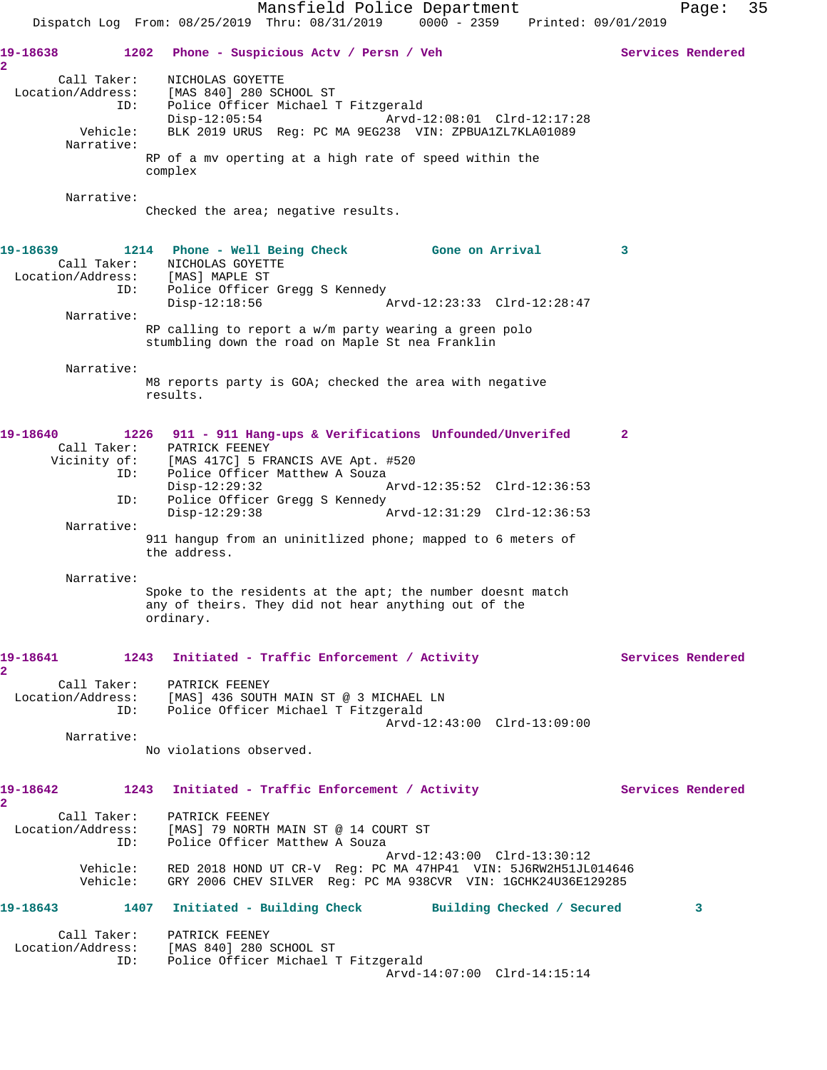**19-18638** 1202 Phone - Suspicious Actv / Persn / Veh — Services Rendered 2

Call Taker: NICHOLAS GOYETTE
Location/Address: [MAS 840] 280 SCHOOL ST
ID: Police Officer Michael T Fitzgerald
Disp-12:05:54 Arvd-12:08:01 Clrd-12:17:28
Vehicle: BLK 2019 URUS Reg: PC MA 9EG238 VIN: ZPBUA1ZL7KLA01089
Narrative:
RP of a mv operting at a high rate of speed within the complex

Narrative:
Checked the area; negative results.

**19-18639** 1214 Phone - Well Being Check — Gone on Arrival 3

Call Taker: NICHOLAS GOYETTE
Location/Address: [MAS] MAPLE ST
ID: Police Officer Gregg S Kennedy
Disp-12:18:56 Arvd-12:23:33 Clrd-12:28:47
Narrative:
RP calling to report a w/m party wearing a green polo stumbling down the road on Maple St nea Franklin

Narrative:
M8 reports party is GOA; checked the area with negative results.

**19-18640** 1226 911 - 911 Hang-ups & Verifications — Unfounded/Unverifed 2

Call Taker: PATRICK FEENEY
Vicinity of: [MAS 417C] 5 FRANCIS AVE Apt. #520
ID: Police Officer Matthew A Souza
Disp-12:29:32 Arvd-12:35:52 Clrd-12:36:53
ID: Police Officer Gregg S Kennedy
Disp-12:29:38 Arvd-12:31:29 Clrd-12:36:53
Narrative:
911 hangup from an uninitlized phone; mapped to 6 meters of the address.

Narrative:
Spoke to the residents at the apt; the number doesnt match any of theirs. They did not hear anything out of the ordinary.

**19-18641** 1243 Initiated - Traffic Enforcement / Activity — Services Rendered 2

Call Taker: PATRICK FEENEY
Location/Address: [MAS] 436 SOUTH MAIN ST @ 3 MICHAEL LN
ID: Police Officer Michael T Fitzgerald
Arvd-12:43:00 Clrd-13:09:00
Narrative:
No violations observed.

**19-18642** 1243 Initiated - Traffic Enforcement / Activity — Services Rendered 2

Call Taker: PATRICK FEENEY
Location/Address: [MAS] 79 NORTH MAIN ST @ 14 COURT ST
ID: Police Officer Matthew A Souza
Arvd-12:43:00 Clrd-13:30:12
Vehicle: RED 2018 HOND UT CR-V Reg: PC MA 47HP41 VIN: 5J6RW2H51JL014646
Vehicle: GRY 2006 CHEV SILVER Reg: PC MA 938CVR VIN: 1GCHK24U36E129285

**19-18643** 1407 Initiated - Building Check — Building Checked / Secured 3

Call Taker: PATRICK FEENEY
Location/Address: [MAS 840] 280 SCHOOL ST
ID: Police Officer Michael T Fitzgerald
Arvd-14:07:00 Clrd-14:15:14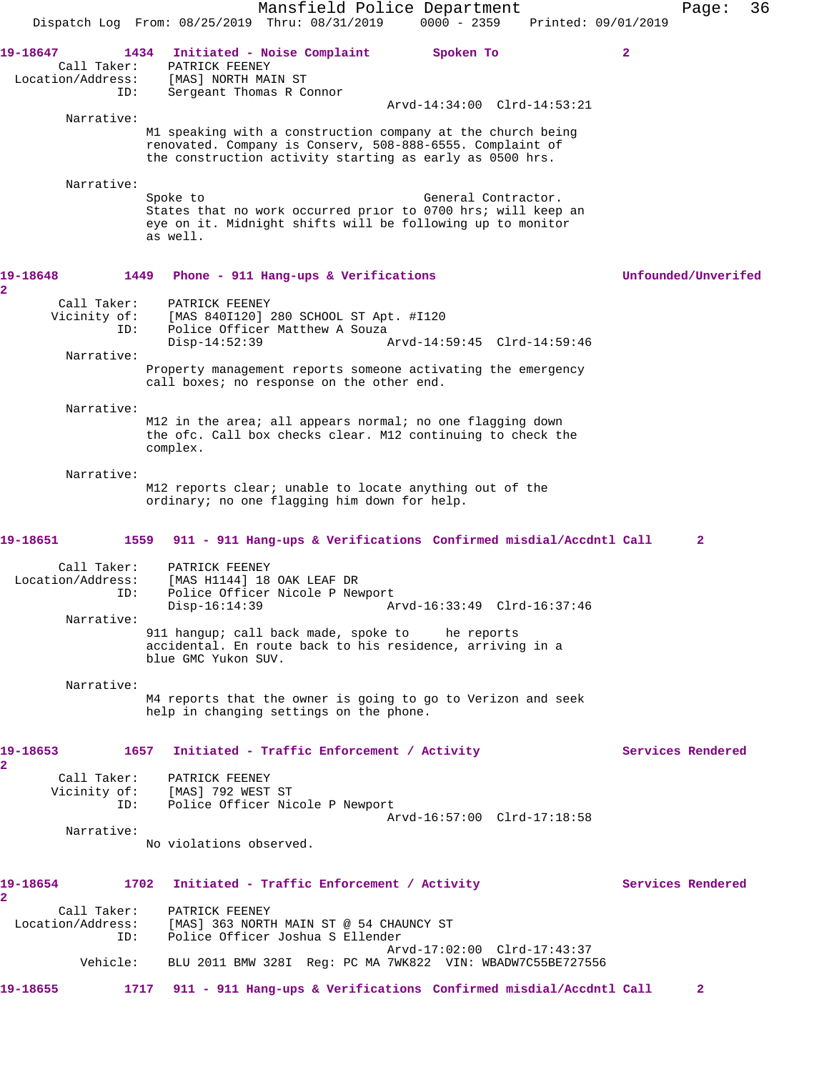19-18647 1434 Initiated - Noise Complaint Spoken To 2

Call Taker: PATRICK FEENEY
Location/Address: [MAS] NORTH MAIN ST
ID: Sergeant Thomas R Connor
Arvd-14:34:00 Clrd-14:53:21

Narrative:
M1 speaking with a construction company at the church being renovated. Company is Conserv, 508-888-6555. Complaint of the construction activity starting as early as 0500 hrs.

Narrative:
Spoke to General Contractor. States that no work occurred prior to 0700 hrs; will keep an eye on it. Midnight shifts will be following up to monitor as well.

19-18648 1449 Phone - 911 Hang-ups & Verifications Unfounded/Unverifed 2

Call Taker: PATRICK FEENEY
Vicinity of: [MAS 840I120] 280 SCHOOL ST Apt. #I120
ID: Police Officer Matthew A Souza
Disp-14:52:39 Arvd-14:59:45 Clrd-14:59:46

Narrative:
Property management reports someone activating the emergency call boxes; no response on the other end.

Narrative:
M12 in the area; all appears normal; no one flagging down the ofc. Call box checks clear. M12 continuing to check the complex.

Narrative:
M12 reports clear; unable to locate anything out of the ordinary; no one flagging him down for help.

19-18651 1559 911 - 911 Hang-ups & Verifications Confirmed misdial/Accdntl Call 2

Call Taker: PATRICK FEENEY
Location/Address: [MAS H1144] 18 OAK LEAF DR
ID: Police Officer Nicole P Newport
Disp-16:14:39 Arvd-16:33:49 Clrd-16:37:46

Narrative:
911 hangup; call back made, spoke to he reports accidental. En route back to his residence, arriving in a blue GMC Yukon SUV.

Narrative:
M4 reports that the owner is going to go to Verizon and seek help in changing settings on the phone.

19-18653 1657 Initiated - Traffic Enforcement / Activity Services Rendered 2

Call Taker: PATRICK FEENEY
Vicinity of: [MAS] 792 WEST ST
ID: Police Officer Nicole P Newport
Arvd-16:57:00 Clrd-17:18:58

Narrative:
No violations observed.

19-18654 1702 Initiated - Traffic Enforcement / Activity Services Rendered 2

Call Taker: PATRICK FEENEY
Location/Address: [MAS] 363 NORTH MAIN ST @ 54 CHAUNCY ST
ID: Police Officer Joshua S Ellender
Arvd-17:02:00 Clrd-17:43:37
Vehicle: BLU 2011 BMW 328I Reg: PC MA 7WK822 VIN: WBADW7C55BE727556

19-18655 1717 911 - 911 Hang-ups & Verifications Confirmed misdial/Accdntl Call 2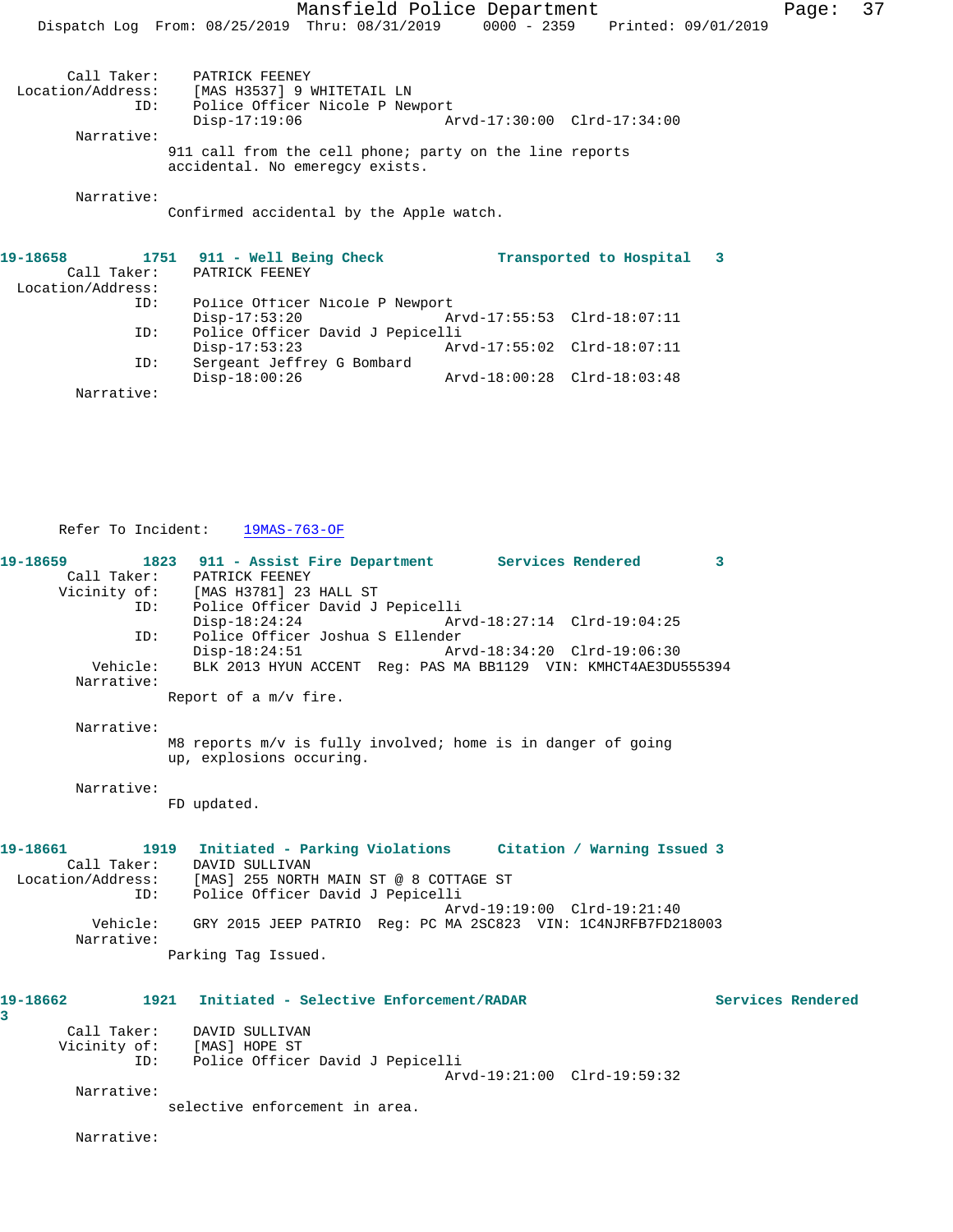Call Taker: PATRICK FEENEY
Location/Address: [MAS H3537] 9 WHITETAIL LN
ID: Police Officer Nicole P Newport
Disp-17:19:06 Arvd-17:30:00 Clrd-17:34:00

Narrative:
911 call from the cell phone; party on the line reports accidental. No emeregcy exists.

Narrative:
Confirmed accidental by the Apple watch.

**19-18658 1751 911 - Well Being Check Transported to Hospital 3**

Call Taker: PATRICK FEENEY
Location/Address:
ID: Police Officer Nicole P Newport
Disp-17:53:20 Arvd-17:55:53 Clrd-18:07:11
ID: Police Officer David J Pepicelli
Disp-17:53:23 Arvd-17:55:02 Clrd-18:07:11
ID: Sergeant Jeffrey G Bombard
Disp-18:00:26 Arvd-18:00:28 Clrd-18:03:48

Narrative:

Refer To Incident: 19MAS-763-OF

**19-18659 1823 911 - Assist Fire Department Services Rendered 3**

Call Taker: PATRICK FEENEY
Vicinity of: [MAS H3781] 23 HALL ST
ID: Police Officer David J Pepicelli
Disp-18:24:24 Arvd-18:27:14 Clrd-19:04:25
ID: Police Officer Joshua S Ellender
Disp-18:24:51 Arvd-18:34:20 Clrd-19:06:30
Vehicle: BLK 2013 HYUN ACCENT Reg: PAS MA BB1129 VIN: KMHCT4AE3DU555394

Narrative:
Report of a m/v fire.

Narrative:
M8 reports m/v is fully involved; home is in danger of going up, explosions occuring.

Narrative:
FD updated.

**19-18661 1919 Initiated - Parking Violations Citation / Warning Issued 3**

Call Taker: DAVID SULLIVAN
Location/Address: [MAS] 255 NORTH MAIN ST @ 8 COTTAGE ST
ID: Police Officer David J Pepicelli
Arvd-19:19:00 Clrd-19:21:40
Vehicle: GRY 2015 JEEP PATRIO Reg: PC MA 2SC823 VIN: 1C4NJRFB7FD218003

Narrative:
Parking Tag Issued.

**19-18662 1921 Initiated - Selective Enforcement/RADAR Services Rendered 3**

Call Taker: DAVID SULLIVAN
Vicinity of: [MAS] HOPE ST
ID: Police Officer David J Pepicelli
Arvd-19:21:00 Clrd-19:59:32

Narrative:
selective enforcement in area.

Narrative: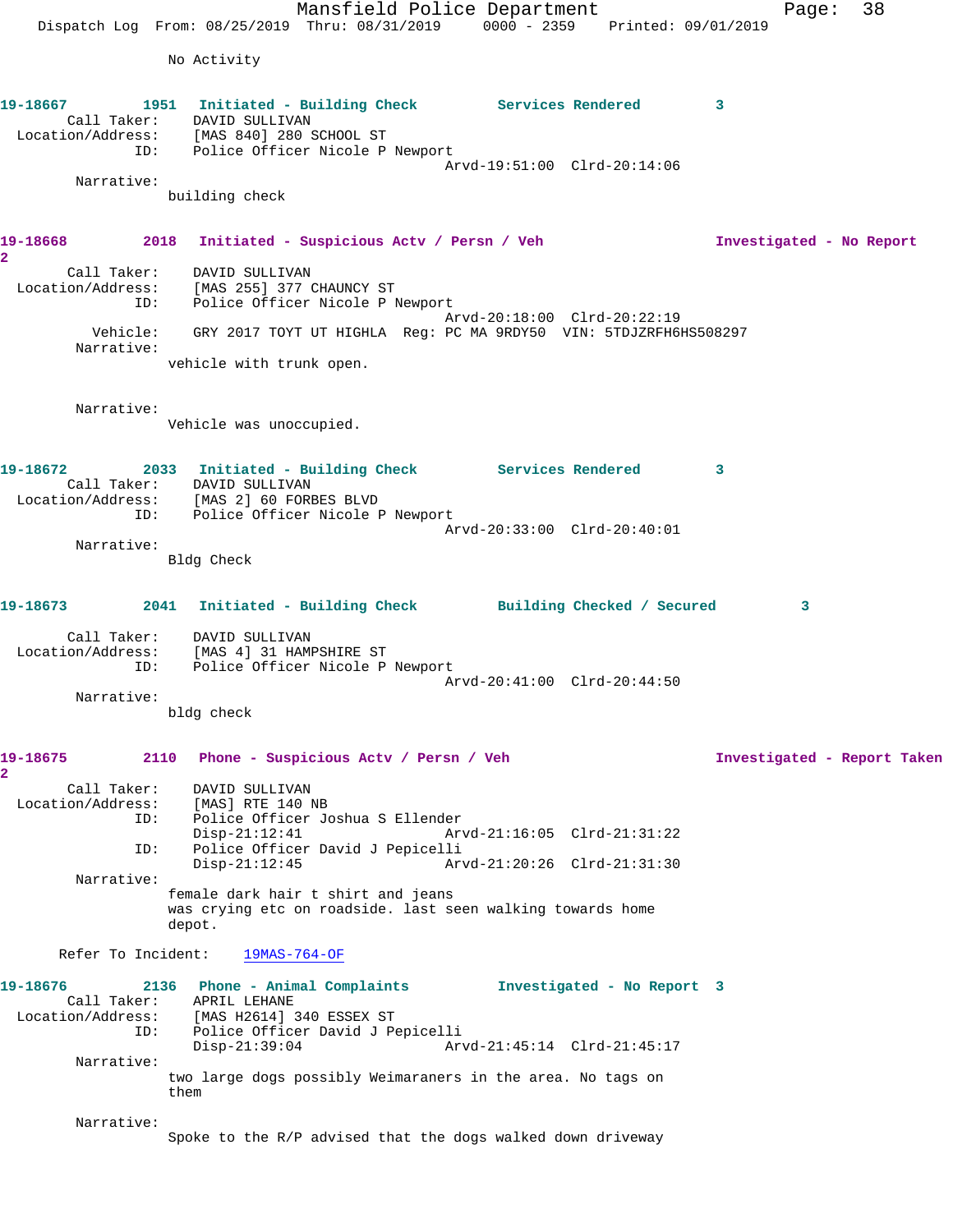No Activity

**19-18667** 1951 **Initiated - Building Check** **Services Rendered** 3

Call Taker: DAVID SULLIVAN
Location/Address: [MAS 840] 280 SCHOOL ST
ID: Police Officer Nicole P Newport
Arvd-19:51:00 Clrd-20:14:06

Narrative:
building check

**19-18668** 2018 **Initiated - Suspicious Actv / Persn / Veh** **Investigated - No Report** 2

Call Taker: DAVID SULLIVAN
Location/Address: [MAS 255] 377 CHAUNCY ST
ID: Police Officer Nicole P Newport
Arvd-20:18:00 Clrd-20:22:19
Vehicle: GRY 2017 TOYT UT HIGHLA Reg: PC MA 9RDY50 VIN: 5TDJZRFH6HS508297

Narrative:
vehicle with trunk open.

Narrative:
Vehicle was unoccupied.

**19-18672** 2033 **Initiated - Building Check** **Services Rendered** 3

Call Taker: DAVID SULLIVAN
Location/Address: [MAS 2] 60 FORBES BLVD
ID: Police Officer Nicole P Newport
Arvd-20:33:00 Clrd-20:40:01

Narrative:
Bldg Check

**19-18673** 2041 **Initiated - Building Check** **Building Checked / Secured** 3

Call Taker: DAVID SULLIVAN
Location/Address: [MAS 4] 31 HAMPSHIRE ST
ID: Police Officer Nicole P Newport
Arvd-20:41:00 Clrd-20:44:50

Narrative:
bldg check

**19-18675** 2110 **Phone - Suspicious Actv / Persn / Veh** **Investigated - Report Taken** 2

Call Taker: DAVID SULLIVAN
Location/Address: [MAS] RTE 140 NB
ID: Police Officer Joshua S Ellender
Disp-21:12:41 Arvd-21:16:05 Clrd-21:31:22
ID: Police Officer David J Pepicelli
Disp-21:12:45 Arvd-21:20:26 Clrd-21:31:30

Narrative:
female dark hair t shirt and jeans
was crying etc on roadside. last seen walking towards home depot.

Refer To Incident: 19MAS-764-OF

**19-18676** 2136 **Phone - Animal Complaints** **Investigated - No Report** 3

Call Taker: APRIL LEHANE
Location/Address: [MAS H2614] 340 ESSEX ST
ID: Police Officer David J Pepicelli
Disp-21:39:04 Arvd-21:45:14 Clrd-21:45:17

Narrative:
two large dogs possibly Weimaraners in the area. No tags on them

Narrative:
Spoke to the R/P advised that the dogs walked down driveway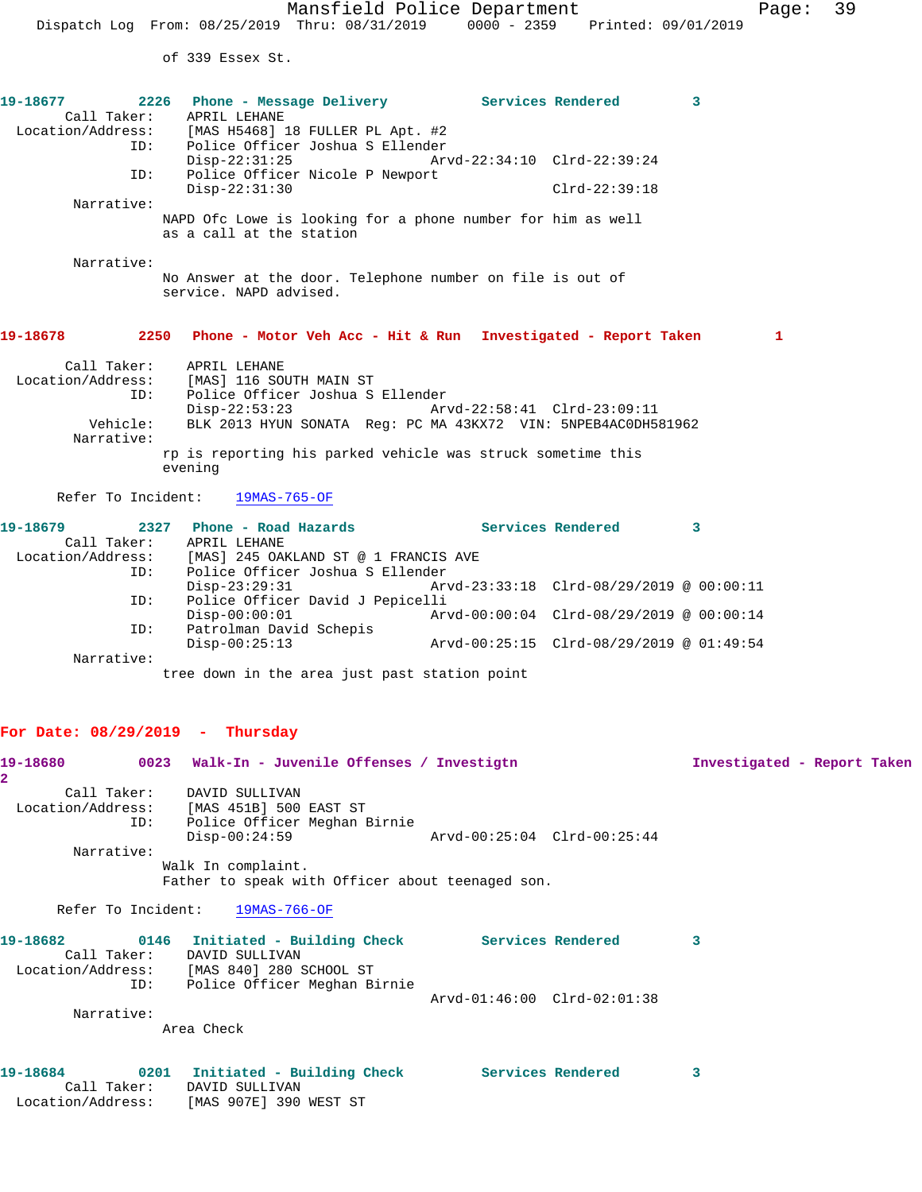of 339 Essex St.

**19-18677 2226 Phone - Message Delivery Services Rendered 3**

```
Call Taker:        APRIL LEHANE
Location/Address:  [MAS H5468] 18 FULLER PL Apt. #2
ID:                Police Officer Joshua S Ellender
                   Disp-22:31:25              Arvd-22:34:10  Clrd-22:39:24
ID:                Police Officer Nicole P Newport
                   Disp-22:31:30                             Clrd-22:39:18
Narrative:
                   NAPD Ofc Lowe is looking for a phone number for him as well
                   as a call at the station

Narrative:
                   No Answer at the door. Telephone number on file is out of
                   service. NAPD advised.
```

**19-18678 2250 Phone - Motor Veh Acc - Hit & Run Investigated - Report Taken 1**

```
Call Taker:        APRIL LEHANE
Location/Address:  [MAS] 116 SOUTH MAIN ST
ID:                Police Officer Joshua S Ellender
                   Disp-22:53:23              Arvd-22:58:41  Clrd-23:09:11
Vehicle:           BLK 2013 HYUN SONATA  Reg: PC MA 43KX72  VIN: 5NPEB4AC0DH581962
Narrative:
                   rp is reporting his parked vehicle was struck sometime this
                   evening

Refer To Incident:    19MAS-765-OF
```

**19-18679 2327 Phone - Road Hazards Services Rendered 3**

```
Call Taker:        APRIL LEHANE
Location/Address:  [MAS] 245 OAKLAND ST @ 1 FRANCIS AVE
ID:                Police Officer Joshua S Ellender
                   Disp-23:29:31              Arvd-23:33:18  Clrd-08/29/2019 @ 00:00:11
ID:                Police Officer David J Pepicelli
                   Disp-00:00:01              Arvd-00:00:04  Clrd-08/29/2019 @ 00:00:14
ID:                Patrolman David Schepis
                   Disp-00:25:13              Arvd-00:25:15  Clrd-08/29/2019 @ 01:49:54
Narrative:
                   tree down in the area just past station point
```

## For Date: 08/29/2019 - Thursday

**19-18680 0023 Walk-In - Juvenile Offenses / Investigtn Investigated - Report Taken 2**

```
Call Taker:        DAVID SULLIVAN
Location/Address:  [MAS 451B] 500 EAST ST
ID:                Police Officer Meghan Birnie
                   Disp-00:24:59              Arvd-00:25:04  Clrd-00:25:44
Narrative:
                   Walk In complaint.
                   Father to speak with Officer about teenaged son.

Refer To Incident:    19MAS-766-OF
```

**19-18682 0146 Initiated - Building Check Services Rendered 3**

```
Call Taker:        DAVID SULLIVAN
Location/Address:  [MAS 840] 280 SCHOOL ST
ID:                Police Officer Meghan Birnie
                                              Arvd-01:46:00  Clrd-02:01:38
Narrative:
                   Area Check
```

**19-18684 0201 Initiated - Building Check Services Rendered 3**

```
Call Taker:        DAVID SULLIVAN
Location/Address:  [MAS 907E] 390 WEST ST
```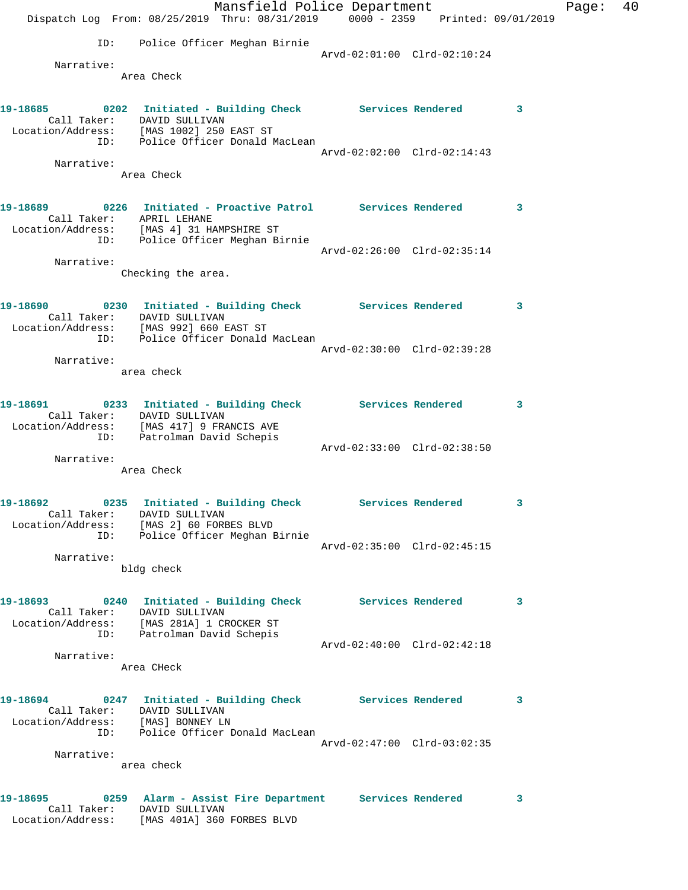ID: Police Officer Meghan Birnie
Arvd-02:01:00 Clrd-02:10:24

Narrative:
Area Check

**19-18685 0202 Initiated - Building Check Services Rendered 3**
Call Taker: DAVID SULLIVAN
Location/Address: [MAS 1002] 250 EAST ST
ID: Police Officer Donald MacLean
Arvd-02:02:00 Clrd-02:14:43

Narrative:
Area Check

**19-18689 0226 Initiated - Proactive Patrol Services Rendered 3**
Call Taker: APRIL LEHANE
Location/Address: [MAS 4] 31 HAMPSHIRE ST
ID: Police Officer Meghan Birnie
Arvd-02:26:00 Clrd-02:35:14

Narrative:
Checking the area.

**19-18690 0230 Initiated - Building Check Services Rendered 3**
Call Taker: DAVID SULLIVAN
Location/Address: [MAS 992] 660 EAST ST
ID: Police Officer Donald MacLean
Arvd-02:30:00 Clrd-02:39:28

Narrative:
area check

**19-18691 0233 Initiated - Building Check Services Rendered 3**
Call Taker: DAVID SULLIVAN
Location/Address: [MAS 417] 9 FRANCIS AVE
ID: Patrolman David Schepis
Arvd-02:33:00 Clrd-02:38:50

Narrative:
Area Check

**19-18692 0235 Initiated - Building Check Services Rendered 3**
Call Taker: DAVID SULLIVAN
Location/Address: [MAS 2] 60 FORBES BLVD
ID: Police Officer Meghan Birnie
Arvd-02:35:00 Clrd-02:45:15

Narrative:
bldg check

**19-18693 0240 Initiated - Building Check Services Rendered 3**
Call Taker: DAVID SULLIVAN
Location/Address: [MAS 281A] 1 CROCKER ST
ID: Patrolman David Schepis
Arvd-02:40:00 Clrd-02:42:18

Narrative:
Area CHeck

**19-18694 0247 Initiated - Building Check Services Rendered 3**
Call Taker: DAVID SULLIVAN
Location/Address: [MAS] BONNEY LN
ID: Police Officer Donald MacLean
Arvd-02:47:00 Clrd-03:02:35

Narrative:
area check

**19-18695 0259 Alarm - Assist Fire Department Services Rendered 3**
Call Taker: DAVID SULLIVAN
Location/Address: [MAS 401A] 360 FORBES BLVD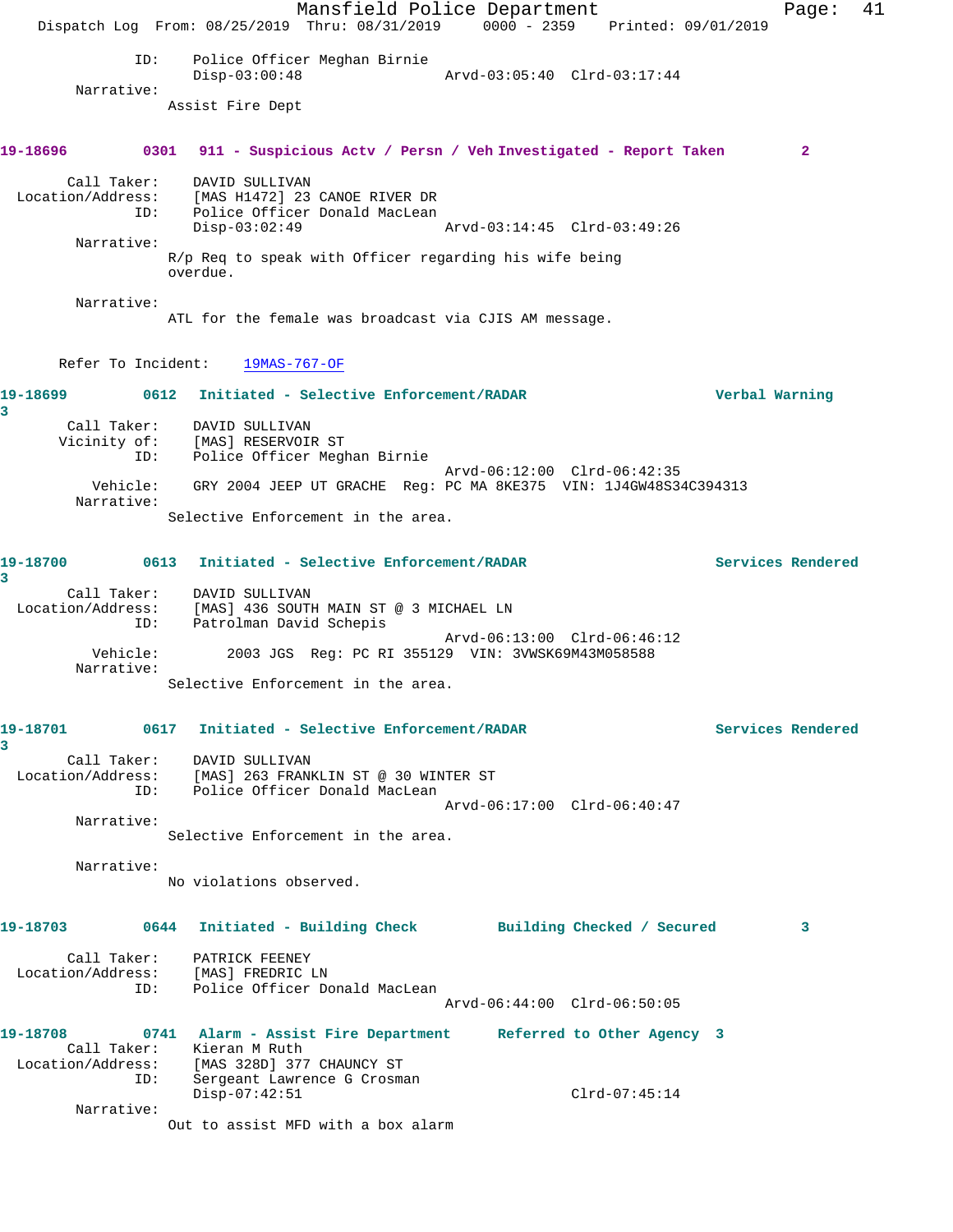ID: Police Officer Meghan Birnie
Disp-03:00:48 Arvd-03:05:40 Clrd-03:17:44

Narrative:
Assist Fire Dept

**19-18696 0301 911 - Suspicious Actv / Persn / Veh Investigated - Report Taken 2**

Call Taker: DAVID SULLIVAN
Location/Address: [MAS H1472] 23 CANOE RIVER DR
ID: Police Officer Donald MacLean
Disp-03:02:49 Arvd-03:14:45 Clrd-03:49:26

Narrative:
R/p Req to speak with Officer regarding his wife being overdue.

Narrative:
ATL for the female was broadcast via CJIS AM message.

Refer To Incident: 19MAS-767-OF

**19-18699 0612 Initiated - Selective Enforcement/RADAR Verbal Warning 3**

Call Taker: DAVID SULLIVAN
Vicinity of: [MAS] RESERVOIR ST
ID: Police Officer Meghan Birnie
Arvd-06:12:00 Clrd-06:42:35
Vehicle: GRY 2004 JEEP UT GRACHE Reg: PC MA 8KE375 VIN: 1J4GW48S34C394313

Narrative:
Selective Enforcement in the area.

**19-18700 0613 Initiated - Selective Enforcement/RADAR Services Rendered 3**

Call Taker: DAVID SULLIVAN
Location/Address: [MAS] 436 SOUTH MAIN ST @ 3 MICHAEL LN
ID: Patrolman David Schepis
Arvd-06:13:00 Clrd-06:46:12
Vehicle: 2003 JGS Reg: PC RI 355129 VIN: 3VWSK69M43M058588

Narrative:
Selective Enforcement in the area.

**19-18701 0617 Initiated - Selective Enforcement/RADAR Services Rendered 3**

Call Taker: DAVID SULLIVAN
Location/Address: [MAS] 263 FRANKLIN ST @ 30 WINTER ST
ID: Police Officer Donald MacLean
Arvd-06:17:00 Clrd-06:40:47

Narrative:
Selective Enforcement in the area.

Narrative:
No violations observed.

**19-18703 0644 Initiated - Building Check Building Checked / Secured 3**

Call Taker: PATRICK FEENEY
Location/Address: [MAS] FREDRIC LN
ID: Police Officer Donald MacLean
Arvd-06:44:00 Clrd-06:50:05

**19-18708 0741 Alarm - Assist Fire Department Referred to Other Agency 3**

Call Taker: Kieran M Ruth
Location/Address: [MAS 328D] 377 CHAUNCY ST
ID: Sergeant Lawrence G Crosman
Disp-07:42:51 Clrd-07:45:14

Narrative:
Out to assist MFD with a box alarm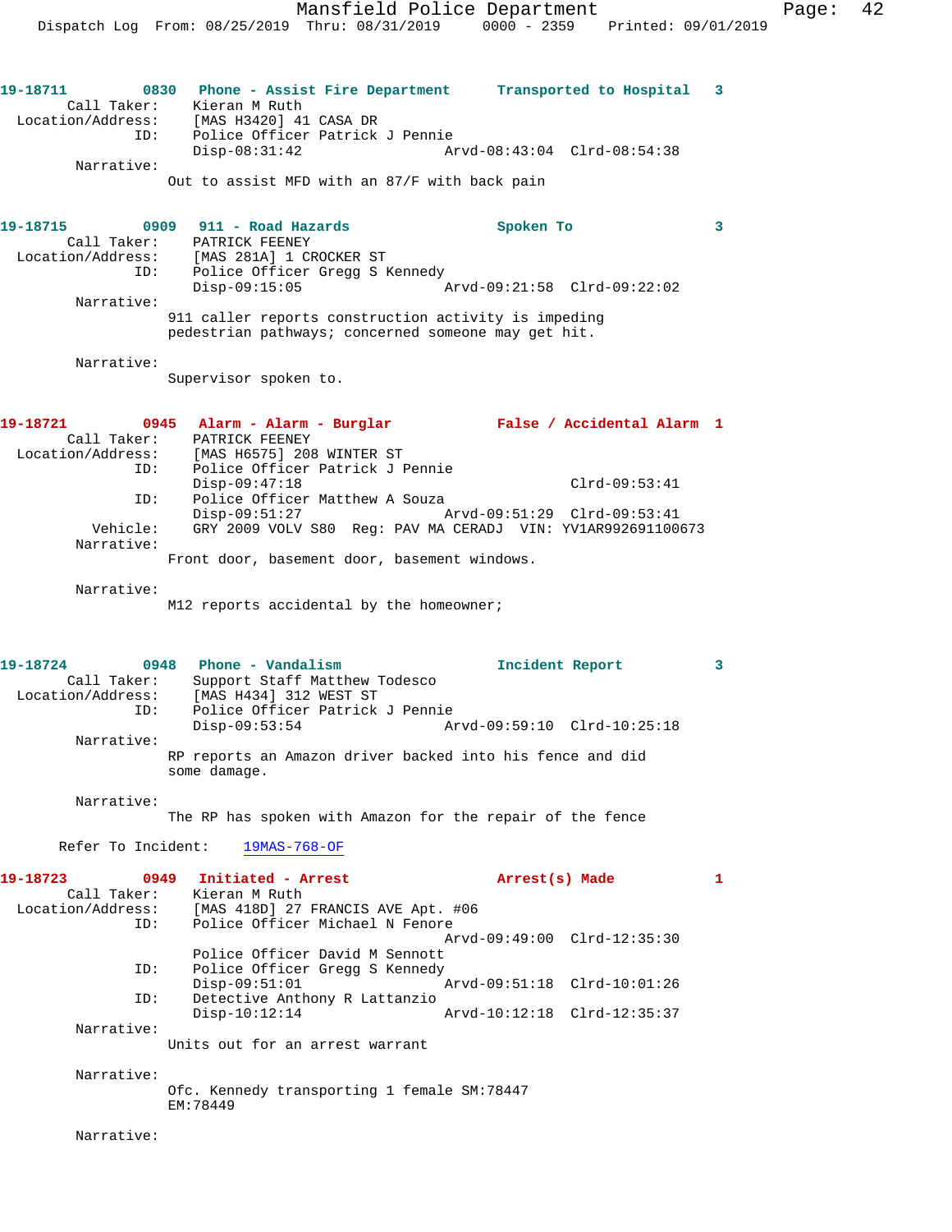19-18711 0830 Phone - Assist Fire Department Transported to Hospital 3

Call Taker: Kieran M Ruth
Location/Address: [MAS H3420] 41 CASA DR
ID: Police Officer Patrick J Pennie
Disp-08:31:42 Arvd-08:43:04 Clrd-08:54:38
Narrative:
Out to assist MFD with an 87/F with back pain

19-18715 0909 911 - Road Hazards Spoken To 3

Call Taker: PATRICK FEENEY
Location/Address: [MAS 281A] 1 CROCKER ST
ID: Police Officer Gregg S Kennedy
Disp-09:15:05 Arvd-09:21:58 Clrd-09:22:02
Narrative:
911 caller reports construction activity is impeding pedestrian pathways; concerned someone may get hit.

Narrative:
Supervisor spoken to.

19-18721 0945 Alarm - Alarm - Burglar False / Accidental Alarm 1

Call Taker: PATRICK FEENEY
Location/Address: [MAS H6575] 208 WINTER ST
ID: Police Officer Patrick J Pennie
Disp-09:47:18 Clrd-09:53:41
ID: Police Officer Matthew A Souza
Disp-09:51:27 Arvd-09:51:29 Clrd-09:53:41
Vehicle: GRY 2009 VOLV S80 Reg: PAV MA CERADJ VIN: YV1AR992691100673
Narrative:
Front door, basement door, basement windows.

Narrative:
M12 reports accidental by the homeowner;

19-18724 0948 Phone - Vandalism Incident Report 3

Call Taker: Support Staff Matthew Todesco
Location/Address: [MAS H434] 312 WEST ST
ID: Police Officer Patrick J Pennie
Disp-09:53:54 Arvd-09:59:10 Clrd-10:25:18
Narrative:
RP reports an Amazon driver backed into his fence and did some damage.

Narrative:
The RP has spoken with Amazon for the repair of the fence

Refer To Incident: 19MAS-768-OF

19-18723 0949 Initiated - Arrest Arrest(s) Made 1

Call Taker: Kieran M Ruth
Location/Address: [MAS 418D] 27 FRANCIS AVE Apt. #06
ID: Police Officer Michael N Fenore
Arvd-09:49:00 Clrd-12:35:30
Police Officer David M Sennott
ID: Police Officer Gregg S Kennedy
Disp-09:51:01 Arvd-09:51:18 Clrd-10:01:26
ID: Detective Anthony R Lattanzio
Disp-10:12:14 Arvd-10:12:18 Clrd-12:35:37
Narrative:
Units out for an arrest warrant

Narrative:
Ofc. Kennedy transporting 1 female SM:78447 EM:78449

Narrative: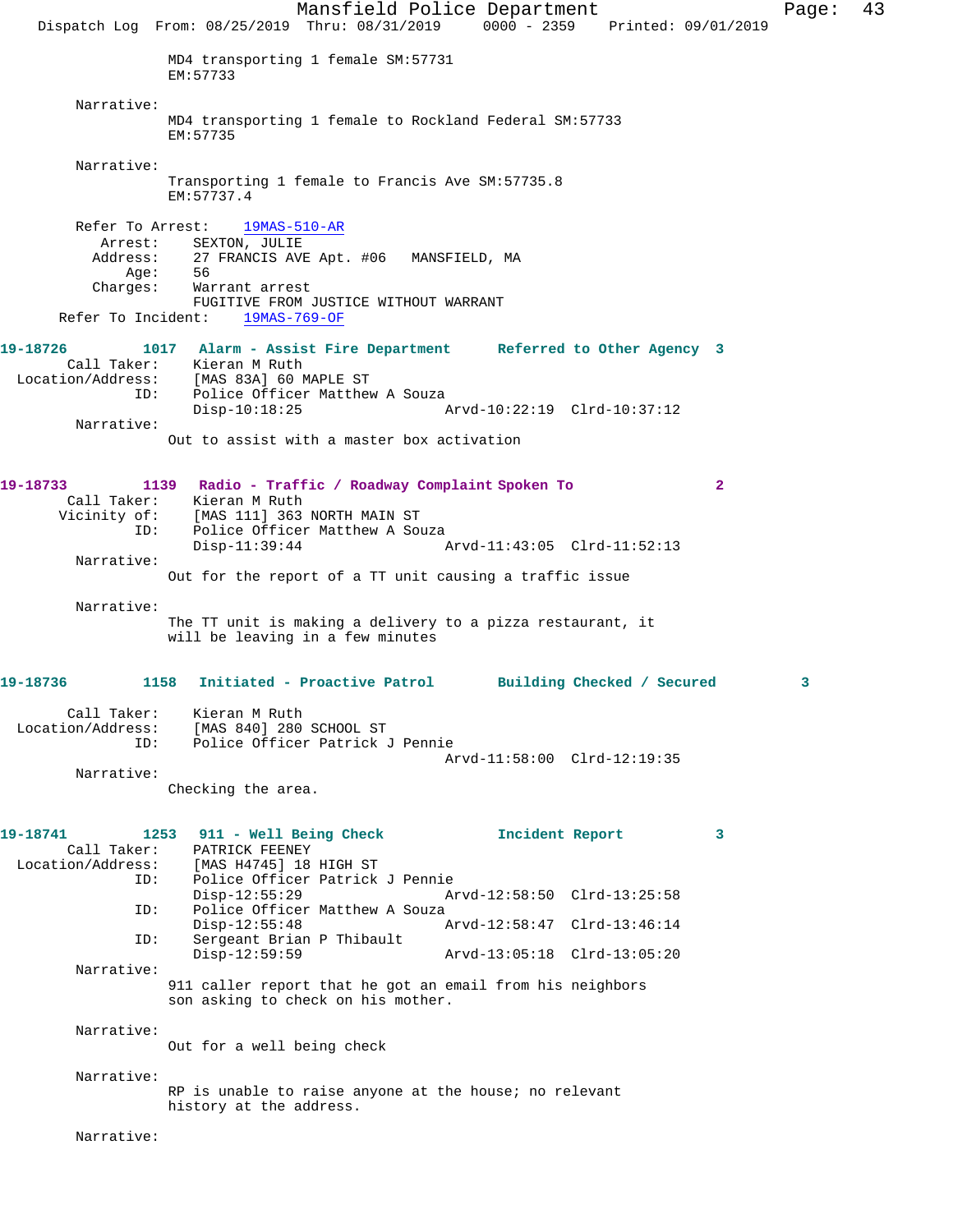MD4 transporting 1 female SM:57731
EM:57733

Narrative:
MD4 transporting 1 female to Rockland Federal SM:57733
EM:57735

Narrative:
Transporting 1 female to Francis Ave SM:57735.8
EM:57737.4

Refer To Arrest: 19MAS-510-AR
Arrest: SEXTON, JULIE
Address: 27 FRANCIS AVE Apt. #06 MANSFIELD, MA
Age: 56
Charges: Warrant arrest
FUGITIVE FROM JUSTICE WITHOUT WARRANT
Refer To Incident: 19MAS-769-OF

**19-18726** 1017 **Alarm - Assist Fire Department** **Referred to Other Agency** 3
Call Taker: Kieran M Ruth
Location/Address: [MAS 83A] 60 MAPLE ST
ID: Police Officer Matthew A Souza
Disp-10:18:25 Arvd-10:22:19 Clrd-10:37:12
Narrative:
Out to assist with a master box activation

**19-18733** 1139 **Radio - Traffic / Roadway Complaint** **Spoken To** 2
Call Taker: Kieran M Ruth
Vicinity of: [MAS 111] 363 NORTH MAIN ST
ID: Police Officer Matthew A Souza
Disp-11:39:44 Arvd-11:43:05 Clrd-11:52:13
Narrative:
Out for the report of a TT unit causing a traffic issue

Narrative:
The TT unit is making a delivery to a pizza restaurant, it will be leaving in a few minutes

**19-18736** 1158 **Initiated - Proactive Patrol** **Building Checked / Secured** 3
Call Taker: Kieran M Ruth
Location/Address: [MAS 840] 280 SCHOOL ST
ID: Police Officer Patrick J Pennie
Arvd-11:58:00 Clrd-12:19:35
Narrative:
Checking the area.

**19-18741** 1253 **911 - Well Being Check** **Incident Report** 3
Call Taker: PATRICK FEENEY
Location/Address: [MAS H4745] 18 HIGH ST
ID: Police Officer Patrick J Pennie
Disp-12:55:29 Arvd-12:58:50 Clrd-13:25:58
ID: Police Officer Matthew A Souza
Disp-12:55:48 Arvd-12:58:47 Clrd-13:46:14
ID: Sergeant Brian P Thibault
Disp-12:59:59 Arvd-13:05:18 Clrd-13:05:20
Narrative:
911 caller report that he got an email from his neighbors son asking to check on his mother.

Narrative:
Out for a well being check

Narrative:
RP is unable to raise anyone at the house; no relevant history at the address.

Narrative: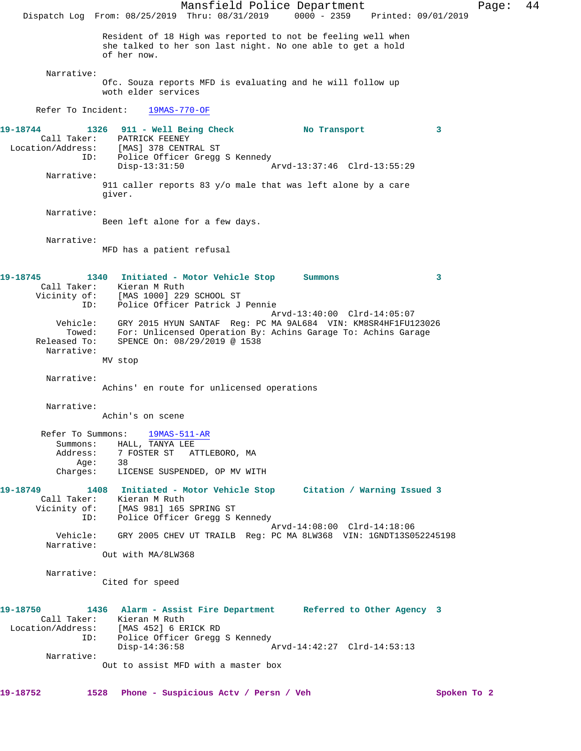Resident of 18 High was reported to not be feeling well when she talked to her son last night. No one able to get a hold of her now.

Narrative:
Ofc. Souza reports MFD is evaluating and he will follow up woth elder services

Refer To Incident: 19MAS-770-OF

**19-18744** 1326 **911 - Well Being Check** **No Transport** 3
Call Taker: PATRICK FEENEY
Location/Address: [MAS] 378 CENTRAL ST
ID: Police Officer Gregg S Kennedy
Disp-13:31:50 Arvd-13:37:46 Clrd-13:55:29
Narrative:
911 caller reports 83 y/o male that was left alone by a care giver.

Narrative:
Been left alone for a few days.

Narrative:
MFD has a patient refusal

**19-18745** 1340 **Initiated - Motor Vehicle Stop** **Summons** 3
Call Taker: Kieran M Ruth
Vicinity of: [MAS 1000] 229 SCHOOL ST
ID: Police Officer Patrick J Pennie
Arvd-13:40:00 Clrd-14:05:07
Vehicle: GRY 2015 HYUN SANTAF Reg: PC MA 9AL684 VIN: KM8SR4HF1FU123026
Towed: For: Unlicensed Operation By: Achins Garage To: Achins Garage
Released To: SPENCE On: 08/29/2019 @ 1538
Narrative:
MV stop

Narrative:
Achins' en route for unlicensed operations

Narrative:
Achin's on scene

Refer To Summons: 19MAS-511-AR
Summons: HALL, TANYA LEE
Address: 7 FOSTER ST ATTLEBORO, MA
Age: 38
Charges: LICENSE SUSPENDED, OP MV WITH

**19-18749** 1408 **Initiated - Motor Vehicle Stop** **Citation / Warning Issued** 3
Call Taker: Kieran M Ruth
Vicinity of: [MAS 981] 165 SPRING ST
ID: Police Officer Gregg S Kennedy
Arvd-14:08:00 Clrd-14:18:06
Vehicle: GRY 2005 CHEV UT TRAILB Reg: PC MA 8LW368 VIN: 1GNDT13S052245198
Narrative:
Out with MA/8LW368

Narrative:
Cited for speed

**19-18750** 1436 **Alarm - Assist Fire Department** **Referred to Other Agency** 3
Call Taker: Kieran M Ruth
Location/Address: [MAS 452] 6 ERICK RD
ID: Police Officer Gregg S Kennedy
Disp-14:36:58 Arvd-14:42:27 Clrd-14:53:13
Narrative:
Out to assist MFD with a master box

**19-18752** 1528 **Phone - Suspicious Actv / Persn / Veh** **Spoken To** 2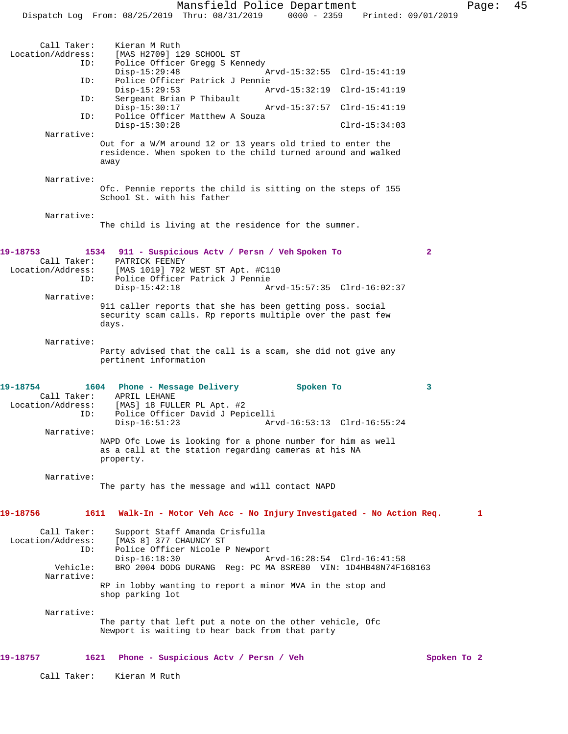```
Call Taker:    Kieran M Ruth
Location/Address:    [MAS H2709] 129 SCHOOL ST
            ID:    Police Officer Gregg S Kennedy
                   Disp-15:29:48                Arvd-15:32:55  Clrd-15:41:19
            ID:    Police Officer Patrick J Pennie
                   Disp-15:29:53                Arvd-15:32:19  Clrd-15:41:19
            ID:    Sergeant Brian P Thibault
                   Disp-15:30:17                Arvd-15:37:57  Clrd-15:41:19
            ID:    Police Officer Matthew A Souza
                   Disp-15:30:28                               Clrd-15:34:03
     Narrative:
                Out for a W/M around 12 or 13 years old tried to enter the
                residence. When spoken to the child turned around and walked
                away

     Narrative:
                Ofc. Pennie reports the child is sitting on the steps of 155
                School St. with his father

     Narrative:
                The child is living at the residence for the summer.
```

**19-18753    1534    911 - Suspicious Actv / Persn / Veh Spoken To    2**

```
Call Taker:    PATRICK FEENEY
Location/Address:    [MAS 1019] 792 WEST ST Apt. #C110
            ID:    Police Officer Patrick J Pennie
                   Disp-15:42:18                Arvd-15:57:35  Clrd-16:02:37
     Narrative:
                911 caller reports that she has been getting poss. social
                security scam calls. Rp reports multiple over the past few
                days.

     Narrative:
                Party advised that the call is a scam, she did not give any
                pertinent information
```

**19-18754    1604    Phone - Message Delivery    Spoken To    3**

```
Call Taker:    APRIL LEHANE
Location/Address:    [MAS] 18 FULLER PL Apt. #2
            ID:    Police Officer David J Pepicelli
                   Disp-16:51:23                Arvd-16:53:13  Clrd-16:55:24
     Narrative:
                NAPD Ofc Lowe is looking for a phone number for him as well
                as a call at the station regarding cameras at his NA
                property.

     Narrative:
                The party has the message and will contact NAPD
```

**19-18756    1611    Walk-In - Motor Veh Acc - No Injury Investigated - No Action Req.    1**

```
Call Taker:    Support Staff Amanda Crisfulla
Location/Address:    [MAS 8] 377 CHAUNCY ST
            ID:    Police Officer Nicole P Newport
                   Disp-16:18:30                Arvd-16:28:54  Clrd-16:41:58
       Vehicle:    BRO 2004 DODG DURANG  Reg: PC MA 8SRE80  VIN: 1D4HB48N74F168163
     Narrative:
                RP in lobby wanting to report a minor MVA in the stop and
                shop parking lot

     Narrative:
                The party that left put a note on the other vehicle, Ofc
                Newport is waiting to hear back from that party
```

**19-18757    1621    Phone - Suspicious Actv / Persn / Veh    Spoken To 2**

```
Call Taker:    Kieran M Ruth
```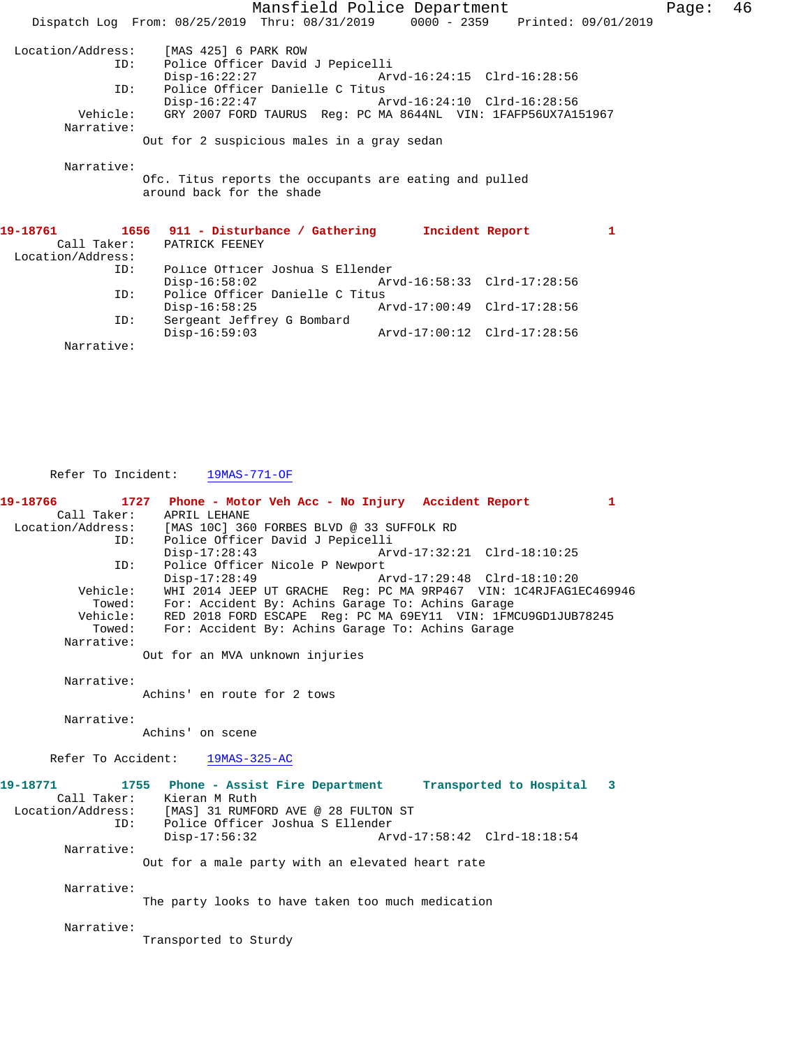Location/Address: [MAS 425] 6 PARK ROW
ID: Police Officer David J Pepicelli
Disp-16:22:27 Arvd-16:24:15 Clrd-16:28:56
ID: Police Officer Danielle C Titus
Disp-16:22:47 Arvd-16:24:10 Clrd-16:28:56
Vehicle: GRY 2007 FORD TAURUS Reg: PC MA 8644NL VIN: 1FAFP56UX7A151967
Narrative:
Out for 2 suspicious males in a gray sedan

Narrative:
Ofc. Titus reports the occupants are eating and pulled around back for the shade

**19-18761 1656 911 - Disturbance / Gathering Incident Report 1**

Call Taker: PATRICK FEENEY
Location/Address:
ID: Police Officer Joshua S Ellender
Disp-16:58:02 Arvd-16:58:33 Clrd-17:28:56
ID: Police Officer Danielle C Titus
Disp-16:58:25 Arvd-17:00:49 Clrd-17:28:56
ID: Sergeant Jeffrey G Bombard
Disp-16:59:03 Arvd-17:00:12 Clrd-17:28:56
Narrative:

Refer To Incident: 19MAS-771-OF

**19-18766 1727 Phone - Motor Veh Acc - No Injury Accident Report 1**

Call Taker: APRIL LEHANE
Location/Address: [MAS 10C] 360 FORBES BLVD @ 33 SUFFOLK RD
ID: Police Officer David J Pepicelli
Disp-17:28:43 Arvd-17:32:21 Clrd-18:10:25
ID: Police Officer Nicole P Newport
Disp-17:28:49 Arvd-17:29:48 Clrd-18:10:20
Vehicle: WHI 2014 JEEP UT GRACHE Reg: PC MA 9RP467 VIN: 1C4RJFAG1EC469946
Towed: For: Accident By: Achins Garage To: Achins Garage
Vehicle: RED 2018 FORD ESCAPE Reg: PC MA 69EY11 VIN: 1FMCU9GD1JUB78245
Towed: For: Accident By: Achins Garage To: Achins Garage
Narrative:
Out for an MVA unknown injuries

Narrative:
Achins' en route for 2 tows

Narrative:
Achins' on scene

Refer To Accident: 19MAS-325-AC

**19-18771 1755 Phone - Assist Fire Department Transported to Hospital 3**

Call Taker: Kieran M Ruth
Location/Address: [MAS] 31 RUMFORD AVE @ 28 FULTON ST
ID: Police Officer Joshua S Ellender
Disp-17:56:32 Arvd-17:58:42 Clrd-18:18:54
Narrative:
Out for a male party with an elevated heart rate

Narrative:
The party looks to have taken too much medication

Narrative:
Transported to Sturdy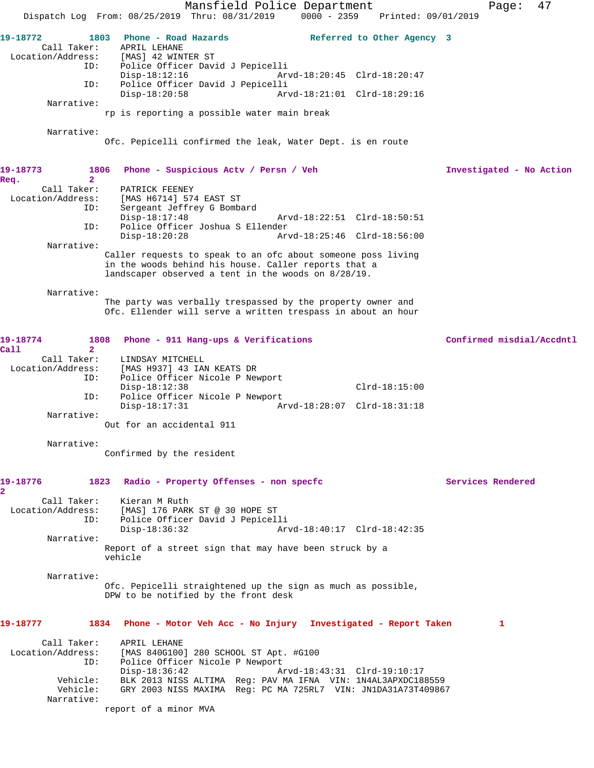**19-18772** 1803 Phone - Road Hazards **Referred to Other Agency 3**

Call Taker: APRIL LEHANE
Location/Address: [MAS] 42 WINTER ST
ID: Police Officer David J Pepicelli
Disp-18:12:16 Arvd-18:20:45 Clrd-18:20:47
ID: Police Officer David J Pepicelli
Disp-18:20:58 Arvd-18:21:01 Clrd-18:29:16

Narrative:
rp is reporting a possible water main break

Narrative:
Ofc. Pepicelli confirmed the leak, Water Dept. is en route

**19-18773** 1806 Phone - Suspicious Actv / Persn / Veh **Investigated - No Action Req. 2**

Call Taker: PATRICK FEENEY
Location/Address: [MAS H6714] 574 EAST ST
ID: Sergeant Jeffrey G Bombard
Disp-18:17:48 Arvd-18:22:51 Clrd-18:50:51
ID: Police Officer Joshua S Ellender
Disp-18:20:28 Arvd-18:25:46 Clrd-18:56:00

Narrative:
Caller requests to speak to an ofc about someone poss living in the woods behind his house. Caller reports that a landscaper observed a tent in the woods on 8/28/19.

Narrative:
The party was verbally trespassed by the property owner and Ofc. Ellender will serve a written trespass in about an hour

**19-18774** 1808 Phone - 911 Hang-ups & Verifications **Confirmed misdial/Accdntl Call 2**

Call Taker: LINDSAY MITCHELL
Location/Address: [MAS H937] 43 IAN KEATS DR
ID: Police Officer Nicole P Newport
Disp-18:12:38 Clrd-18:15:00
ID: Police Officer Nicole P Newport
Disp-18:17:31 Arvd-18:28:07 Clrd-18:31:18

Narrative:
Out for an accidental 911

Narrative:
Confirmed by the resident

**19-18776** 1823 Radio - Property Offenses - non specfc **Services Rendered 2**

Call Taker: Kieran M Ruth
Location/Address: [MAS] 176 PARK ST @ 30 HOPE ST
ID: Police Officer David J Pepicelli
Disp-18:36:32 Arvd-18:40:17 Clrd-18:42:35

Narrative:
Report of a street sign that may have been struck by a vehicle

Narrative:
Ofc. Pepicelli straightened up the sign as much as possible, DPW to be notified by the front desk

**19-18777** 1834 Phone - Motor Veh Acc - No Injury **Investigated - Report Taken 1**

Call Taker: APRIL LEHANE
Location/Address: [MAS 840G100] 280 SCHOOL ST Apt. #G100
ID: Police Officer Nicole P Newport
Disp-18:36:42 Arvd-18:43:31 Clrd-19:10:17
Vehicle: BLK 2013 NISS ALTIMA Reg: PAV MA IFNA VIN: 1N4AL3APXDC188559
Vehicle: GRY 2003 NISS MAXIMA Reg: PC MA 725RL7 VIN: JN1DA31A73T409867

Narrative:
report of a minor MVA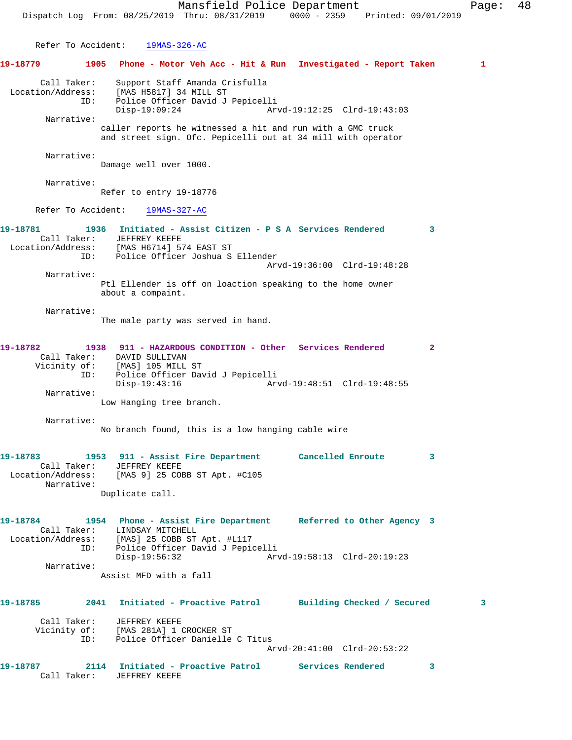Refer To Accident: 19MAS-326-AC

**19-18779 1905 Phone - Motor Veh Acc - Hit & Run Investigated - Report Taken 1**

Call Taker: Support Staff Amanda Crisfulla
Location/Address: [MAS H5817] 34 MILL ST
ID: Police Officer David J Pepicelli
Disp-19:09:24 Arvd-19:12:25 Clrd-19:43:03

Narrative:
caller reports he witnessed a hit and run with a GMC truck and street sign. Ofc. Pepicelli out at 34 mill with operator

Narrative:
Damage well over 1000.

Narrative:
Refer to entry 19-18776

Refer To Accident: 19MAS-327-AC

**19-18781 1936 Initiated - Assist Citizen - P S A Services Rendered 3**

Call Taker: JEFFREY KEEFE
Location/Address: [MAS H6714] 574 EAST ST
ID: Police Officer Joshua S Ellender
Arvd-19:36:00 Clrd-19:48:28

Narrative:
Ptl Ellender is off on loaction speaking to the home owner about a compaint.

Narrative:
The male party was served in hand.

**19-18782 1938 911 - HAZARDOUS CONDITION - Other Services Rendered 2**

Call Taker: DAVID SULLIVAN
Vicinity of: [MAS] 105 MILL ST
ID: Police Officer David J Pepicelli
Disp-19:43:16 Arvd-19:48:51 Clrd-19:48:55

Narrative:
Low Hanging tree branch.

Narrative:
No branch found, this is a low hanging cable wire

**19-18783 1953 911 - Assist Fire Department Cancelled Enroute 3**

Call Taker: JEFFREY KEEFE
Location/Address: [MAS 9] 25 COBB ST Apt. #C105

Narrative:
Duplicate call.

**19-18784 1954 Phone - Assist Fire Department Referred to Other Agency 3**

Call Taker: LINDSAY MITCHELL
Location/Address: [MAS] 25 COBB ST Apt. #L117
ID: Police Officer David J Pepicelli
Disp-19:56:32 Arvd-19:58:13 Clrd-20:19:23

Narrative:
Assist MFD with a fall

**19-18785 2041 Initiated - Proactive Patrol Building Checked / Secured 3**

Call Taker: JEFFREY KEEFE
Vicinity of: [MAS 281A] 1 CROCKER ST
ID: Police Officer Danielle C Titus
Arvd-20:41:00 Clrd-20:53:22

**19-18787 2114 Initiated - Proactive Patrol Services Rendered 3**

Call Taker: JEFFREY KEEFE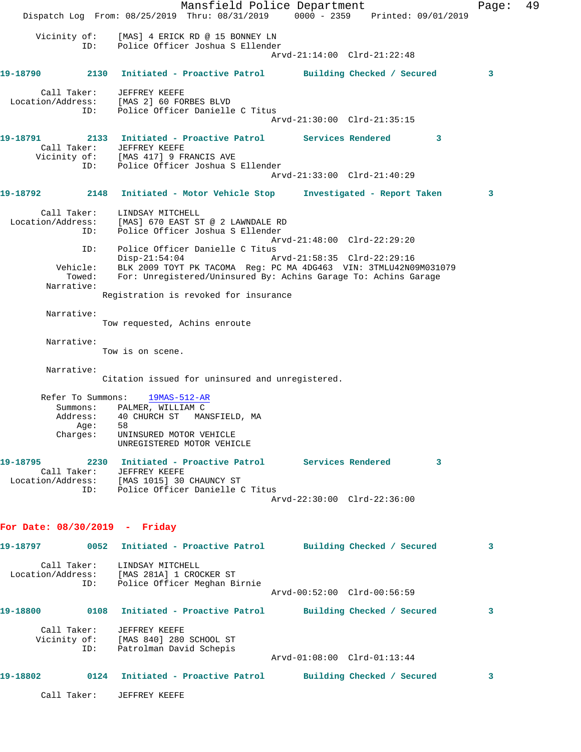Vicinity of: [MAS] 4 ERICK RD @ 15 BONNEY LN
ID: Police Officer Joshua S Ellender
Arvd-21:14:00 Clrd-21:22:48

**19-18790** 2130 **Initiated - Proactive Patrol** **Building Checked / Secured** 3

Call Taker: JEFFREY KEEFE
Location/Address: [MAS 2] 60 FORBES BLVD
ID: Police Officer Danielle C Titus
Arvd-21:30:00 Clrd-21:35:15

**19-18791** 2133 **Initiated - Proactive Patrol** **Services Rendered** 3
Call Taker: JEFFREY KEEFE
Vicinity of: [MAS 417] 9 FRANCIS AVE
ID: Police Officer Joshua S Ellender
Arvd-21:33:00 Clrd-21:40:29

**19-18792** 2148 **Initiated - Motor Vehicle Stop** **Investigated - Report Taken** 3

Call Taker: LINDSAY MITCHELL
Location/Address: [MAS] 670 EAST ST @ 2 LAWNDALE RD
ID: Police Officer Joshua S Ellender
Arvd-21:48:00 Clrd-22:29:20
ID: Police Officer Danielle C Titus
Disp-21:54:04 Arvd-21:58:35 Clrd-22:29:16
Vehicle: BLK 2009 TOYT PK TACOMA Reg: PC MA 4DG463 VIN: 3TMLU42N09M031079
Towed: For: Unregistered/Uninsured By: Achins Garage To: Achins Garage
Narrative:
Registration is revoked for insurance

Narrative:
Tow requested, Achins enroute

Narrative:
Tow is on scene.

Narrative:
Citation issued for uninsured and unregistered.

Refer To Summons: 19MAS-512-AR
Summons: PALMER, WILLIAM C
Address: 40 CHURCH ST MANSFIELD, MA
Age: 58
Charges: UNINSURED MOTOR VEHICLE
UNREGISTERED MOTOR VEHICLE

**19-18795** 2230 **Initiated - Proactive Patrol** **Services Rendered** 3
Call Taker: JEFFREY KEEFE
Location/Address: [MAS 1015] 30 CHAUNCY ST
ID: Police Officer Danielle C Titus
Arvd-22:30:00 Clrd-22:36:00

## For Date: 08/30/2019 - Friday

**19-18797** 0052 **Initiated - Proactive Patrol** **Building Checked / Secured** 3

Call Taker: LINDSAY MITCHELL
Location/Address: [MAS 281A] 1 CROCKER ST
ID: Police Officer Meghan Birnie
Arvd-00:52:00 Clrd-00:56:59

**19-18800** 0108 **Initiated - Proactive Patrol** **Building Checked / Secured** 3

Call Taker: JEFFREY KEEFE
Vicinity of: [MAS 840] 280 SCHOOL ST
ID: Patrolman David Schepis
Arvd-01:08:00 Clrd-01:13:44

**19-18802** 0124 **Initiated - Proactive Patrol** **Building Checked / Secured** 3

Call Taker: JEFFREY KEEFE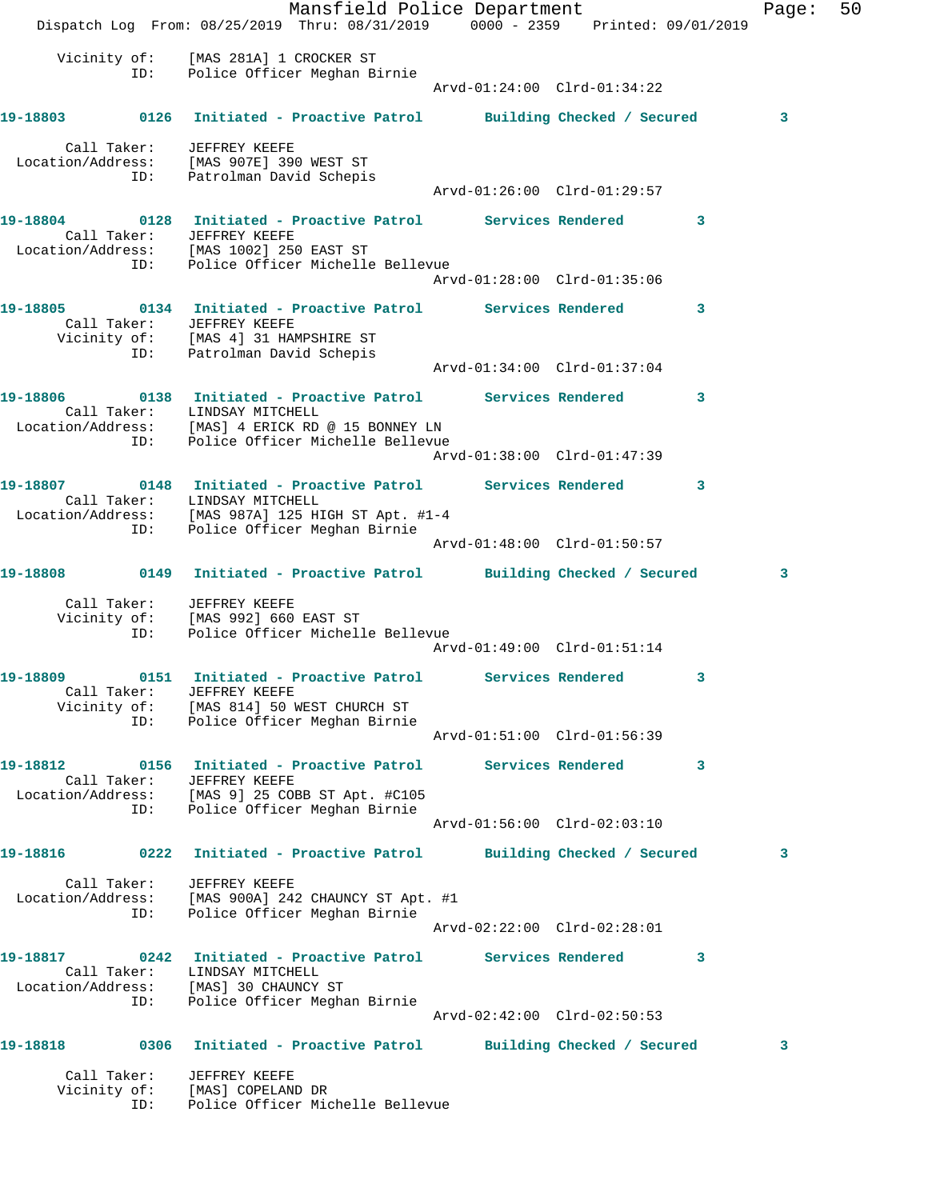Vicinity of: [MAS 281A] 1 CROCKER ST
ID: Police Officer Meghan Birnie
Arvd-01:24:00 Clrd-01:34:22

**19-18803** 0126 Initiated - Proactive Patrol Building Checked / Secured 3

Call Taker: JEFFREY KEEFE
Location/Address: [MAS 907E] 390 WEST ST
ID: Patrolman David Schepis
Arvd-01:26:00 Clrd-01:29:57

**19-18804** 0128 Initiated - Proactive Patrol Services Rendered 3
Call Taker: JEFFREY KEEFE
Location/Address: [MAS 1002] 250 EAST ST
ID: Police Officer Michelle Bellevue
Arvd-01:28:00 Clrd-01:35:06

**19-18805** 0134 Initiated - Proactive Patrol Services Rendered 3
Call Taker: JEFFREY KEEFE
Vicinity of: [MAS 4] 31 HAMPSHIRE ST
ID: Patrolman David Schepis
Arvd-01:34:00 Clrd-01:37:04

**19-18806** 0138 Initiated - Proactive Patrol Services Rendered 3
Call Taker: LINDSAY MITCHELL
Location/Address: [MAS] 4 ERICK RD @ 15 BONNEY LN
ID: Police Officer Michelle Bellevue
Arvd-01:38:00 Clrd-01:47:39

**19-18807** 0148 Initiated - Proactive Patrol Services Rendered 3
Call Taker: LINDSAY MITCHELL
Location/Address: [MAS 987A] 125 HIGH ST Apt. #1-4
ID: Police Officer Meghan Birnie
Arvd-01:48:00 Clrd-01:50:57

**19-18808** 0149 Initiated - Proactive Patrol Building Checked / Secured 3

Call Taker: JEFFREY KEEFE
Vicinity of: [MAS 992] 660 EAST ST
ID: Police Officer Michelle Bellevue
Arvd-01:49:00 Clrd-01:51:14

**19-18809** 0151 Initiated - Proactive Patrol Services Rendered 3
Call Taker: JEFFREY KEEFE
Vicinity of: [MAS 814] 50 WEST CHURCH ST
ID: Police Officer Meghan Birnie
Arvd-01:51:00 Clrd-01:56:39

**19-18812** 0156 Initiated - Proactive Patrol Services Rendered 3
Call Taker: JEFFREY KEEFE
Location/Address: [MAS 9] 25 COBB ST Apt. #C105
ID: Police Officer Meghan Birnie
Arvd-01:56:00 Clrd-02:03:10

**19-18816** 0222 Initiated - Proactive Patrol Building Checked / Secured 3

Call Taker: JEFFREY KEEFE
Location/Address: [MAS 900A] 242 CHAUNCY ST Apt. #1
ID: Police Officer Meghan Birnie
Arvd-02:22:00 Clrd-02:28:01

**19-18817** 0242 Initiated - Proactive Patrol Services Rendered 3
Call Taker: LINDSAY MITCHELL
Location/Address: [MAS] 30 CHAUNCY ST
ID: Police Officer Meghan Birnie
Arvd-02:42:00 Clrd-02:50:53

**19-18818** 0306 Initiated - Proactive Patrol Building Checked / Secured 3

Call Taker: JEFFREY KEEFE
Vicinity of: [MAS] COPELAND DR
ID: Police Officer Michelle Bellevue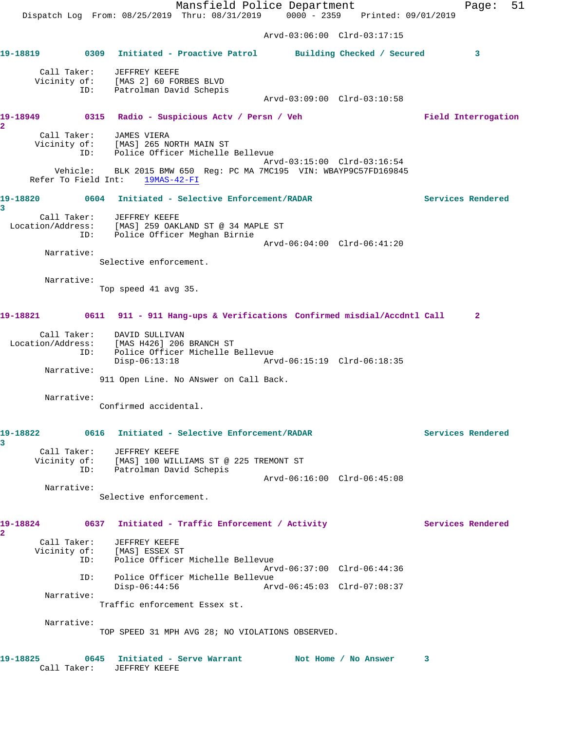Arvd-03:06:00 Clrd-03:17:15

**19-18819** 0309 **Initiated - Proactive Patrol** **Building Checked / Secured** 3

Call Taker: JEFFREY KEEFE
Vicinity of: [MAS 2] 60 FORBES BLVD
ID: Patrolman David Schepis
Arvd-03:09:00 Clrd-03:10:58

**19-18949** 0315 **Radio - Suspicious Actv / Persn / Veh** **Field Interrogation** 2

Call Taker: JAMES VIERA
Vicinity of: [MAS] 265 NORTH MAIN ST
ID: Police Officer Michelle Bellevue
Arvd-03:15:00 Clrd-03:16:54
Vehicle: BLK 2015 BMW 650 Reg: PC MA 7MC195 VIN: WBAYP9C57FD169845
Refer To Field Int: 19MAS-42-FI

**19-18820** 0604 **Initiated - Selective Enforcement/RADAR** **Services Rendered** 3

Call Taker: JEFFREY KEEFE
Location/Address: [MAS] 259 OAKLAND ST @ 34 MAPLE ST
ID: Police Officer Meghan Birnie
Arvd-06:04:00 Clrd-06:41:20

Narrative:
Selective enforcement.

Narrative:
Top speed 41 avg 35.

**19-18821** 0611 **911 - 911 Hang-ups & Verifications** **Confirmed misdial/Accdntl Call** 2

Call Taker: DAVID SULLIVAN
Location/Address: [MAS H426] 206 BRANCH ST
ID: Police Officer Michelle Bellevue
Disp-06:13:18 Arvd-06:15:19 Clrd-06:18:35

Narrative:
911 Open Line. No ANswer on Call Back.

Narrative:
Confirmed accidental.

**19-18822** 0616 **Initiated - Selective Enforcement/RADAR** **Services Rendered** 3

Call Taker: JEFFREY KEEFE
Vicinity of: [MAS] 100 WILLIAMS ST @ 225 TREMONT ST
ID: Patrolman David Schepis
Arvd-06:16:00 Clrd-06:45:08

Narrative:
Selective enforcement.

**19-18824** 0637 **Initiated - Traffic Enforcement / Activity** **Services Rendered** 2

Call Taker: JEFFREY KEEFE
Vicinity of: [MAS] ESSEX ST
ID: Police Officer Michelle Bellevue
Arvd-06:37:00 Clrd-06:44:36
ID: Police Officer Michelle Bellevue
Disp-06:44:56 Arvd-06:45:03 Clrd-07:08:37

Narrative:
Traffic enforcement Essex st.

Narrative:
TOP SPEED 31 MPH AVG 28; NO VIOLATIONS OBSERVED.

**19-18825** 0645 **Initiated - Serve Warrant** **Not Home / No Answer** 3

Call Taker: JEFFREY KEEFE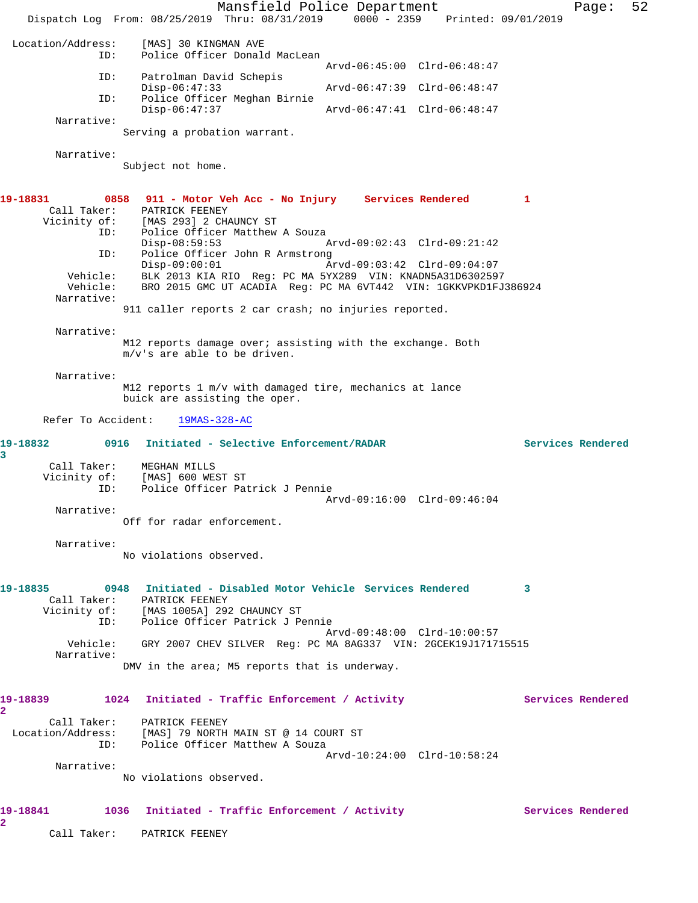Location/Address: [MAS] 30 KINGMAN AVE
ID: Police Officer Donald MacLean
Arvd-06:45:00 Clrd-06:48:47
ID: Patrolman David Schepis
Disp-06:47:33 Arvd-06:47:39 Clrd-06:48:47
ID: Police Officer Meghan Birnie
Disp-06:47:37 Arvd-06:47:41 Clrd-06:48:47
Narrative:
Serving a probation warrant.

Narrative:
Subject not home.

**19-18831 0858 911 - Motor Veh Acc - No Injury Services Rendered 1**
Call Taker: PATRICK FEENEY
Vicinity of: [MAS 293] 2 CHAUNCY ST
ID: Police Officer Matthew A Souza
Disp-08:59:53 Arvd-09:02:43 Clrd-09:21:42
ID: Police Officer John R Armstrong
Disp-09:00:01 Arvd-09:03:42 Clrd-09:04:07
Vehicle: BLK 2013 KIA RIO Reg: PC MA 5YX289 VIN: KNADN5A31D6302597
Vehicle: BRO 2015 GMC UT ACADIA Reg: PC MA 6VT442 VIN: 1GKKVPKD1FJ386924
Narrative:
911 caller reports 2 car crash; no injuries reported.

Narrative:
M12 reports damage over; assisting with the exchange. Both m/v's are able to be driven.

Narrative:
M12 reports 1 m/v with damaged tire, mechanics at lance buick are assisting the oper.

Refer To Accident: 19MAS-328-AC

**19-18832 0916 Initiated - Selective Enforcement/RADAR Services Rendered 3**
Call Taker: MEGHAN MILLS
Vicinity of: [MAS] 600 WEST ST
ID: Police Officer Patrick J Pennie
Arvd-09:16:00 Clrd-09:46:04
Narrative:
Off for radar enforcement.

Narrative:
No violations observed.

**19-18835 0948 Initiated - Disabled Motor Vehicle Services Rendered 3**
Call Taker: PATRICK FEENEY
Vicinity of: [MAS 1005A] 292 CHAUNCY ST
ID: Police Officer Patrick J Pennie
Arvd-09:48:00 Clrd-10:00:57
Vehicle: GRY 2007 CHEV SILVER Reg: PC MA 8AG337 VIN: 2GCEK19J171715515
Narrative:
DMV in the area; M5 reports that is underway.

**19-18839 1024 Initiated - Traffic Enforcement / Activity Services Rendered 2**
Call Taker: PATRICK FEENEY
Location/Address: [MAS] 79 NORTH MAIN ST @ 14 COURT ST
ID: Police Officer Matthew A Souza
Arvd-10:24:00 Clrd-10:58:24
Narrative:
No violations observed.

**19-18841 1036 Initiated - Traffic Enforcement / Activity Services Rendered 2**
Call Taker: PATRICK FEENEY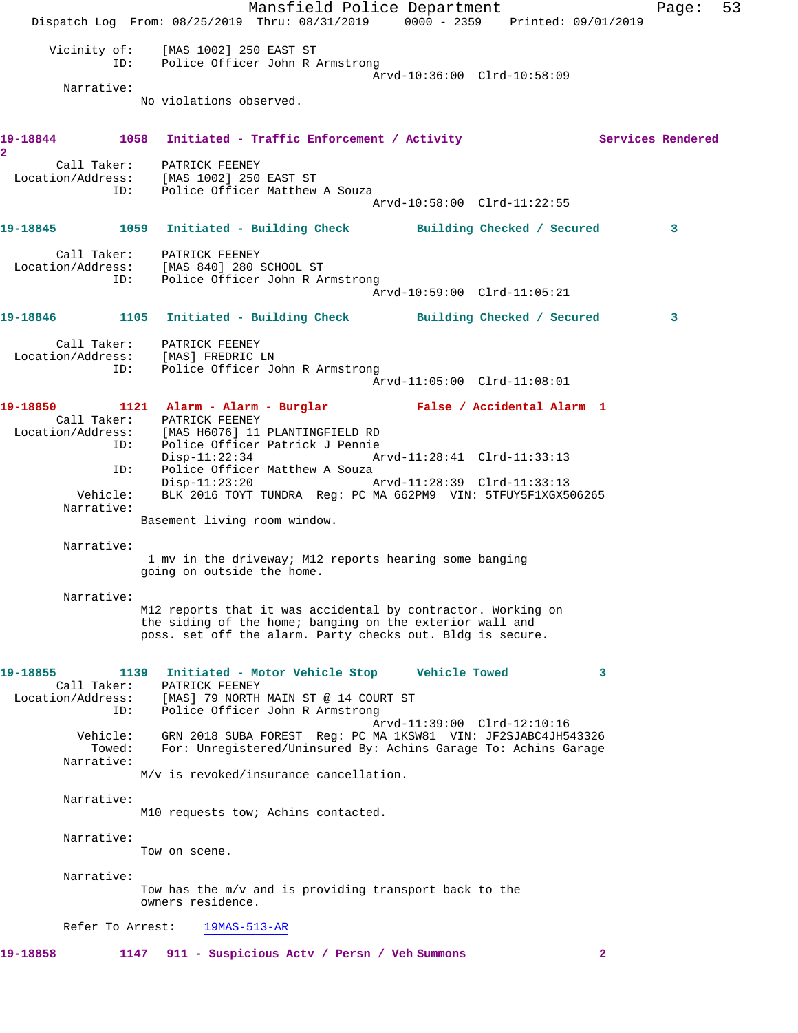```
      Vicinity of:    [MAS 1002] 250 EAST ST
              ID:     Police Officer John R Armstrong
                                                 Arvd-10:36:00  Clrd-10:58:09
        Narrative:
                 No violations observed.

19-18844        1058   Initiated - Traffic Enforcement / Activity              Services Rendered
2
        Call Taker:    PATRICK FEENEY
  Location/Address:    [MAS 1002] 250 EAST ST
              ID:     Police Officer Matthew A Souza
                                                 Arvd-10:58:00  Clrd-11:22:55

19-18845        1059   Initiated - Building Check         Building Checked / Secured         3

        Call Taker:    PATRICK FEENEY
  Location/Address:    [MAS 840] 280 SCHOOL ST
              ID:     Police Officer John R Armstrong
                                                 Arvd-10:59:00  Clrd-11:05:21

19-18846        1105   Initiated - Building Check         Building Checked / Secured         3

        Call Taker:    PATRICK FEENEY
  Location/Address:    [MAS] FREDRIC LN
              ID:     Police Officer John R Armstrong
                                                 Arvd-11:05:00  Clrd-11:08:01

19-18850        1121   Alarm - Alarm - Burglar            False / Accidental Alarm  1
        Call Taker:    PATRICK FEENEY
  Location/Address:    [MAS H6076] 11 PLANTINGFIELD RD
              ID:     Police Officer Patrick J Pennie
                      Disp-11:22:34              Arvd-11:28:41  Clrd-11:33:13
              ID:     Police Officer Matthew A Souza
                      Disp-11:23:20              Arvd-11:28:39  Clrd-11:33:13
          Vehicle:    BLK 2016 TOYT TUNDRA  Reg: PC MA 662PM9  VIN: 5TFUY5F1XGX506265
        Narrative:
                 Basement living room window.

        Narrative:
                  1 mv in the driveway; M12 reports hearing some banging
                 going on outside the home.

        Narrative:
                 M12 reports that it was accidental by contractor. Working on
                 the siding of the home; banging on the exterior wall and
                 poss. set off the alarm. Party checks out. Bldg is secure.

19-18855        1139   Initiated - Motor Vehicle Stop     Vehicle Towed              3
        Call Taker:    PATRICK FEENEY
  Location/Address:    [MAS] 79 NORTH MAIN ST @ 14 COURT ST
              ID:     Police Officer John R Armstrong
                                                 Arvd-11:39:00  Clrd-12:10:16
          Vehicle:    GRN 2018 SUBA FOREST  Reg: PC MA 1KSW81  VIN: JF2SJABC4JH543326
            Towed:    For: Unregistered/Uninsured By: Achins Garage To: Achins Garage
        Narrative:
                 M/v is revoked/insurance cancellation.

        Narrative:
                 M10 requests tow; Achins contacted.

        Narrative:
                 Tow on scene.

        Narrative:
                 Tow has the m/v and is providing transport back to the
                 owners residence.

        Refer To Arrest:    19MAS-513-AR

19-18858        1147   911 - Suspicious Actv / Persn / Veh Summons              2
```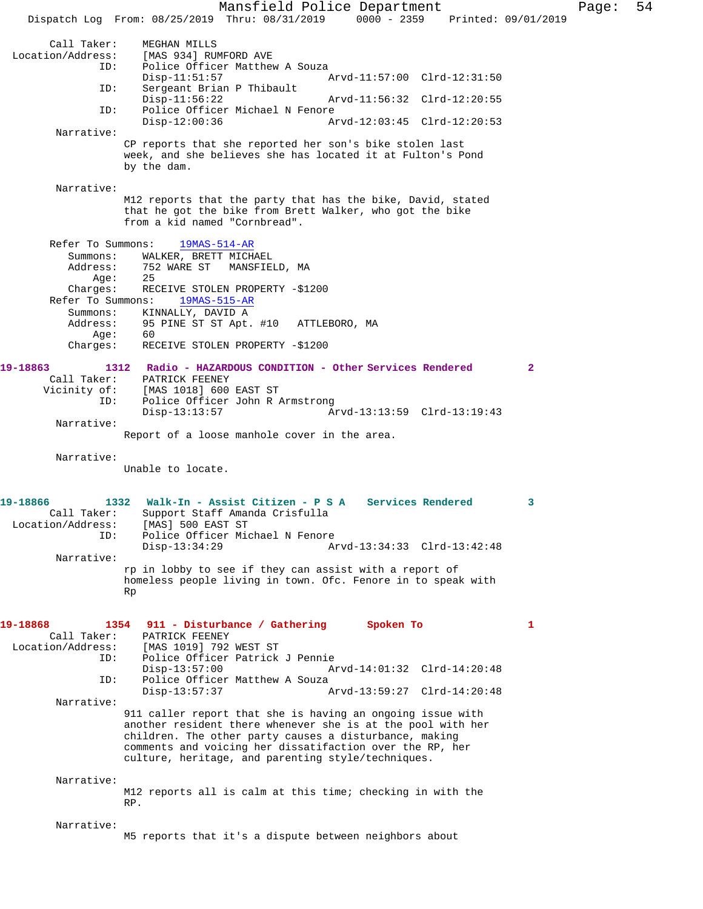Call Taker: MEGHAN MILLS
Location/Address: [MAS 934] RUMFORD AVE
ID: Police Officer Matthew A Souza
Disp-11:51:57 Arvd-11:57:00 Clrd-12:31:50
ID: Sergeant Brian P Thibault
Disp-11:56:22 Arvd-11:56:32 Clrd-12:20:55
ID: Police Officer Michael N Fenore
Disp-12:00:36 Arvd-12:03:45 Clrd-12:20:53

Narrative:
CP reports that she reported her son's bike stolen last week, and she believes she has located it at Fulton's Pond by the dam.

Narrative:
M12 reports that the party that has the bike, David, stated that he got the bike from Brett Walker, who got the bike from a kid named "Cornbread".

Refer To Summons: 19MAS-514-AR
Summons: WALKER, BRETT MICHAEL
Address: 752 WARE ST MANSFIELD, MA
Age: 25
Charges: RECEIVE STOLEN PROPERTY -$1200

Refer To Summons: 19MAS-515-AR
Summons: KINNALLY, DAVID A
Address: 95 PINE ST ST Apt. #10 ATTLEBORO, MA
Age: 60
Charges: RECEIVE STOLEN PROPERTY -$1200

**19-18863 1312 Radio - HAZARDOUS CONDITION - Other Services Rendered 2**

Call Taker: PATRICK FEENEY
Vicinity of: [MAS 1018] 600 EAST ST
ID: Police Officer John R Armstrong
Disp-13:13:57 Arvd-13:13:59 Clrd-13:19:43

Narrative:
Report of a loose manhole cover in the area.

Narrative:
Unable to locate.

**19-18866 1332 Walk-In - Assist Citizen - P S A Services Rendered 3**

Call Taker: Support Staff Amanda Crisfulla
Location/Address: [MAS] 500 EAST ST
ID: Police Officer Michael N Fenore
Disp-13:34:29 Arvd-13:34:33 Clrd-13:42:48

Narrative:
rp in lobby to see if they can assist with a report of homeless people living in town. Ofc. Fenore in to speak with Rp

**19-18868 1354 911 - Disturbance / Gathering Spoken To 1**

Call Taker: PATRICK FEENEY
Location/Address: [MAS 1019] 792 WEST ST
ID: Police Officer Patrick J Pennie
Disp-13:57:00 Arvd-14:01:32 Clrd-14:20:48
ID: Police Officer Matthew A Souza
Disp-13:57:37 Arvd-13:59:27 Clrd-14:20:48

Narrative:
911 caller report that she is having an ongoing issue with another resident there whenever she is at the pool with her children. The other party causes a disturbance, making comments and voicing her dissatifaction over the RP, her culture, heritage, and parenting style/techniques.

Narrative:
M12 reports all is calm at this time; checking in with the RP.

Narrative:
M5 reports that it's a dispute between neighbors about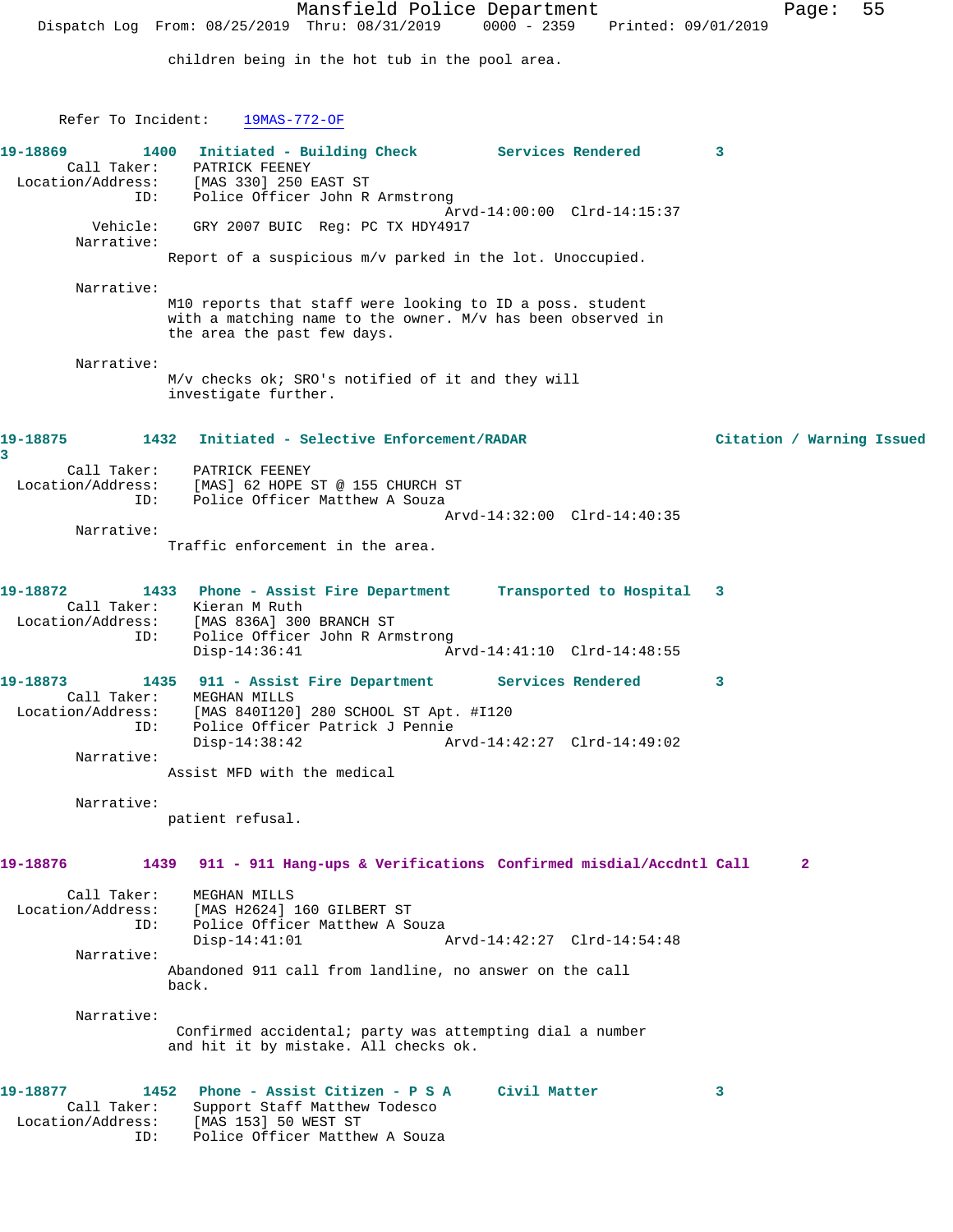children being in the hot tub in the pool area.

Refer To Incident: 19MAS-772-OF

**19-18869 1400 Initiated - Building Check Services Rendered 3**

Call Taker: PATRICK FEENEY
Location/Address: [MAS 330] 250 EAST ST
ID: Police Officer John R Armstrong
Arvd-14:00:00 Clrd-14:15:37
Vehicle: GRY 2007 BUIC Reg: PC TX HDY4917
Narrative:
Report of a suspicious m/v parked in the lot. Unoccupied.

Narrative:
M10 reports that staff were looking to ID a poss. student with a matching name to the owner. M/v has been observed in the area the past few days.

Narrative:
M/v checks ok; SRO's notified of it and they will investigate further.

**19-18875 1432 Initiated - Selective Enforcement/RADAR Citation / Warning Issued 3**

Call Taker: PATRICK FEENEY
Location/Address: [MAS] 62 HOPE ST @ 155 CHURCH ST
ID: Police Officer Matthew A Souza
Arvd-14:32:00 Clrd-14:40:35
Narrative:
Traffic enforcement in the area.

**19-18872 1433 Phone - Assist Fire Department Transported to Hospital 3**

Call Taker: Kieran M Ruth
Location/Address: [MAS 836A] 300 BRANCH ST
ID: Police Officer John R Armstrong
Disp-14:36:41 Arvd-14:41:10 Clrd-14:48:55

**19-18873 1435 911 - Assist Fire Department Services Rendered 3**

Call Taker: MEGHAN MILLS
Location/Address: [MAS 840I120] 280 SCHOOL ST Apt. #I120
ID: Police Officer Patrick J Pennie
Disp-14:38:42 Arvd-14:42:27 Clrd-14:49:02
Narrative:
Assist MFD with the medical

Narrative:
patient refusal.

**19-18876 1439 911 - 911 Hang-ups & Verifications Confirmed misdial/Accdntl Call 2**

Call Taker: MEGHAN MILLS
Location/Address: [MAS H2624] 160 GILBERT ST
ID: Police Officer Matthew A Souza
Disp-14:41:01 Arvd-14:42:27 Clrd-14:54:48
Narrative:
Abandoned 911 call from landline, no answer on the call back.

Narrative:
Confirmed accidental; party was attempting dial a number and hit it by mistake. All checks ok.

**19-18877 1452 Phone - Assist Citizen - P S A Civil Matter 3**

Call Taker: Support Staff Matthew Todesco
Location/Address: [MAS 153] 50 WEST ST
ID: Police Officer Matthew A Souza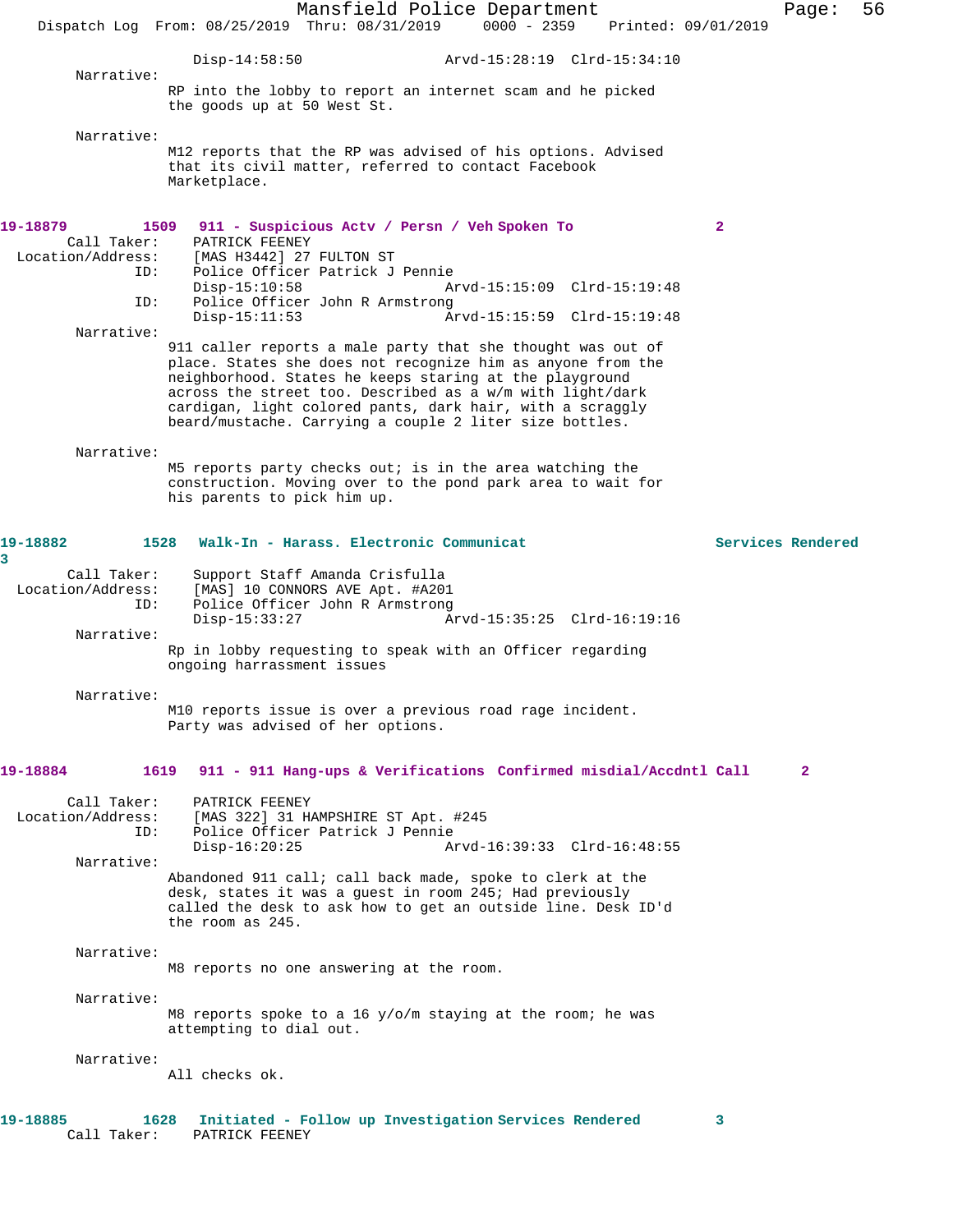Disp-14:58:50 Arvd-15:28:19 Clrd-15:34:10

Narrative:
RP into the lobby to report an internet scam and he picked the goods up at 50 West St.

Narrative:
M12 reports that the RP was advised of his options. Advised that its civil matter, referred to contact Facebook Marketplace.

**19-18879 1509 911 - Suspicious Actv / Persn / Veh Spoken To 2**

Call Taker: PATRICK FEENEY
Location/Address: [MAS H3442] 27 FULTON ST
ID: Police Officer Patrick J Pennie
Disp-15:10:58 Arvd-15:15:09 Clrd-15:19:48
ID: Police Officer John R Armstrong
Disp-15:11:53 Arvd-15:15:59 Clrd-15:19:48

Narrative:
911 caller reports a male party that she thought was out of place. States she does not recognize him as anyone from the neighborhood. States he keeps staring at the playground across the street too. Described as a w/m with light/dark cardigan, light colored pants, dark hair, with a scraggly beard/mustache. Carrying a couple 2 liter size bottles.

Narrative:
M5 reports party checks out; is in the area watching the construction. Moving over to the pond park area to wait for his parents to pick him up.

**19-18882 1528 Walk-In - Harass. Electronic Communicat Services Rendered 3**

Call Taker: Support Staff Amanda Crisfulla
Location/Address: [MAS] 10 CONNORS AVE Apt. #A201
ID: Police Officer John R Armstrong
Disp-15:33:27 Arvd-15:35:25 Clrd-16:19:16

Narrative:
Rp in lobby requesting to speak with an Officer regarding ongoing harrassment issues

Narrative:
M10 reports issue is over a previous road rage incident. Party was advised of her options.

**19-18884 1619 911 - 911 Hang-ups & Verifications Confirmed misdial/Accdntl Call 2**

Call Taker: PATRICK FEENEY
Location/Address: [MAS 322] 31 HAMPSHIRE ST Apt. #245
ID: Police Officer Patrick J Pennie
Disp-16:20:25 Arvd-16:39:33 Clrd-16:48:55

Narrative:
Abandoned 911 call; call back made, spoke to clerk at the desk, states it was a guest in room 245; Had previously called the desk to ask how to get an outside line. Desk ID'd the room as 245.

Narrative:
M8 reports no one answering at the room.

Narrative:
M8 reports spoke to a 16 y/o/m staying at the room; he was attempting to dial out.

Narrative:
All checks ok.

**19-18885 1628 Initiated - Follow up Investigation Services Rendered 3**

Call Taker: PATRICK FEENEY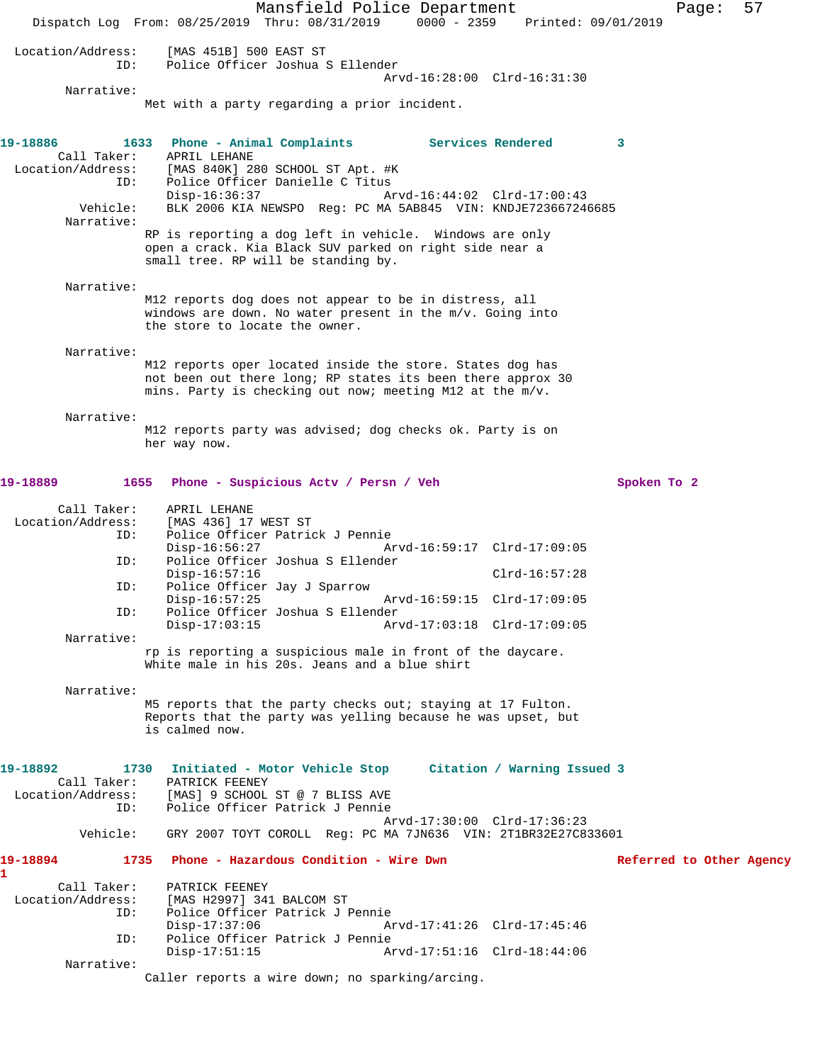Location/Address: [MAS 451B] 500 EAST ST
ID: Police Officer Joshua S Ellender
Arvd-16:28:00 Clrd-16:31:30

Narrative:
Met with a party regarding a prior incident.

**19-18886 1633 Phone - Animal Complaints Services Rendered 3**

Call Taker: APRIL LEHANE
Location/Address: [MAS 840K] 280 SCHOOL ST Apt. #K
ID: Police Officer Danielle C Titus
Disp-16:36:37 Arvd-16:44:02 Clrd-17:00:43
Vehicle: BLK 2006 KIA NEWSPO Reg: PC MA 5AB845 VIN: KNDJE723667246685

Narrative:
RP is reporting a dog left in vehicle. Windows are only open a crack. Kia Black SUV parked on right side near a small tree. RP will be standing by.

Narrative:
M12 reports dog does not appear to be in distress, all windows are down. No water present in the m/v. Going into the store to locate the owner.

Narrative:
M12 reports oper located inside the store. States dog has not been out there long; RP states its been there approx 30 mins. Party is checking out now; meeting M12 at the m/v.

Narrative:
M12 reports party was advised; dog checks ok. Party is on her way now.

**19-18889 1655 Phone - Suspicious Actv / Persn / Veh Spoken To 2**

Call Taker: APRIL LEHANE
Location/Address: [MAS 436] 17 WEST ST
ID: Police Officer Patrick J Pennie
Disp-16:56:27 Arvd-16:59:17 Clrd-17:09:05
ID: Police Officer Joshua S Ellender
Disp-16:57:16 Clrd-16:57:28
ID: Police Officer Jay J Sparrow
Disp-16:57:25 Arvd-16:59:15 Clrd-17:09:05
ID: Police Officer Joshua S Ellender
Disp-17:03:15 Arvd-17:03:18 Clrd-17:09:05

Narrative:
rp is reporting a suspicious male in front of the daycare. White male in his 20s. Jeans and a blue shirt

Narrative:
M5 reports that the party checks out; staying at 17 Fulton. Reports that the party was yelling because he was upset, but is calmed now.

**19-18892 1730 Initiated - Motor Vehicle Stop Citation / Warning Issued 3**

Call Taker: PATRICK FEENEY
Location/Address: [MAS] 9 SCHOOL ST @ 7 BLISS AVE
ID: Police Officer Patrick J Pennie
Arvd-17:30:00 Clrd-17:36:23
Vehicle: GRY 2007 TOYT COROLL Reg: PC MA 7JN636 VIN: 2T1BR32E27C833601

**19-18894 1735 Phone - Hazardous Condition - Wire Dwn Referred to Other Agency 1**

Call Taker: PATRICK FEENEY
Location/Address: [MAS H2997] 341 BALCOM ST
ID: Police Officer Patrick J Pennie
Disp-17:37:06 Arvd-17:41:26 Clrd-17:45:46
ID: Police Officer Patrick J Pennie
Disp-17:51:15 Arvd-17:51:16 Clrd-18:44:06

Narrative:
Caller reports a wire down; no sparking/arcing.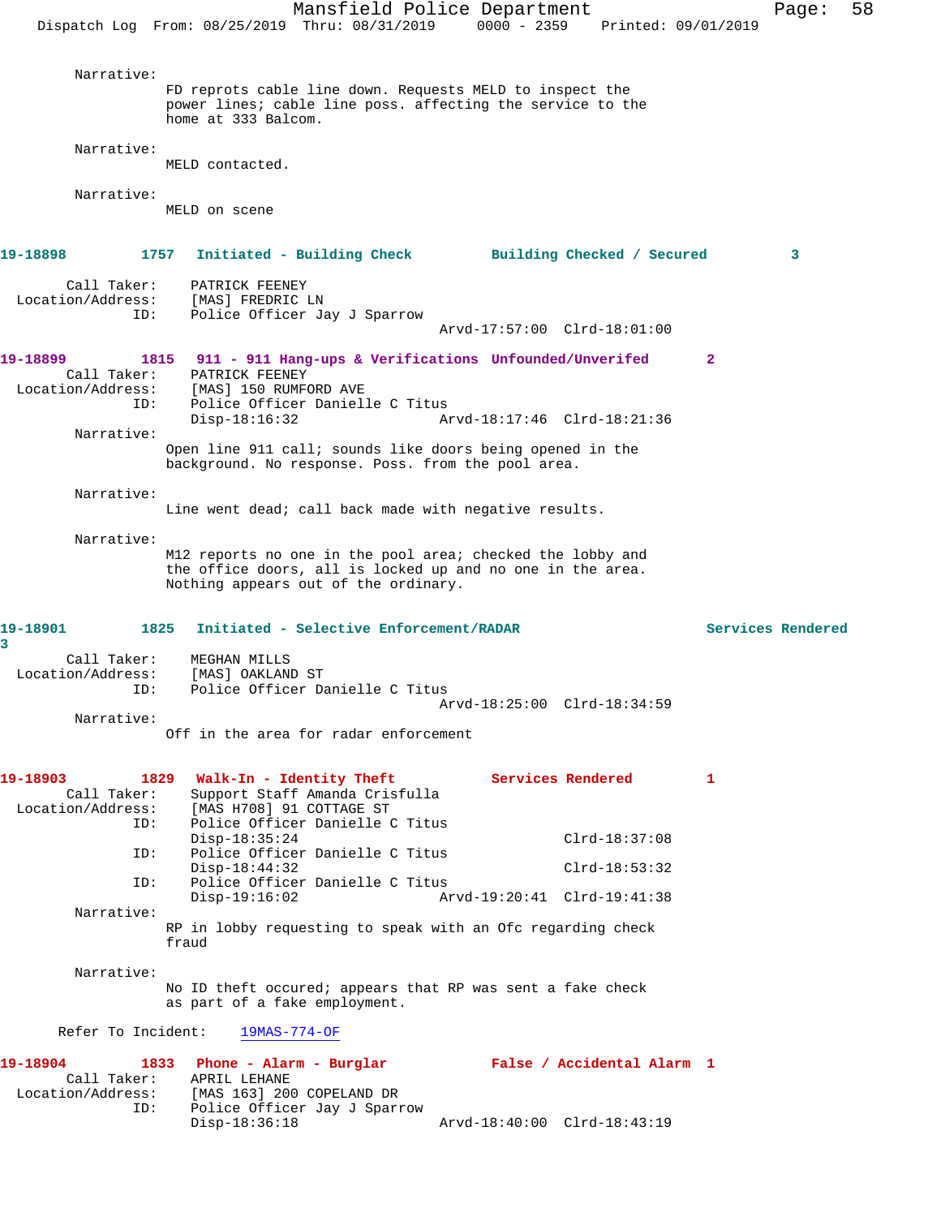Narrative:

FD reprots cable line down. Requests MELD to inspect the power lines; cable line poss. affecting the service to the home at 333 Balcom.

Narrative:

MELD contacted.

Narrative:

MELD on scene

**19-18898 1757 Initiated - Building Check Building Checked / Secured 3**

Call Taker: PATRICK FEENEY
Location/Address: [MAS] FREDRIC LN
ID: Police Officer Jay J Sparrow
Arvd-17:57:00 Clrd-18:01:00

**19-18899 1815 911 - 911 Hang-ups & Verifications Unfounded/Unverifed 2**

Call Taker: PATRICK FEENEY
Location/Address: [MAS] 150 RUMFORD AVE
ID: Police Officer Danielle C Titus
Disp-18:16:32 Arvd-18:17:46 Clrd-18:21:36

Narrative:

Open line 911 call; sounds like doors being opened in the background. No response. Poss. from the pool area.

Narrative:

Line went dead; call back made with negative results.

Narrative:

M12 reports no one in the pool area; checked the lobby and the office doors, all is locked up and no one in the area. Nothing appears out of the ordinary.

**19-18901 1825 Initiated - Selective Enforcement/RADAR Services Rendered 3**

Call Taker: MEGHAN MILLS
Location/Address: [MAS] OAKLAND ST
ID: Police Officer Danielle C Titus
Arvd-18:25:00 Clrd-18:34:59

Narrative:

Off in the area for radar enforcement

**19-18903 1829 Walk-In - Identity Theft Services Rendered 1**

Call Taker: Support Staff Amanda Crisfulla
Location/Address: [MAS H708] 91 COTTAGE ST
ID: Police Officer Danielle C Titus
Disp-18:35:24 Clrd-18:37:08
ID: Police Officer Danielle C Titus
Disp-18:44:32 Clrd-18:53:32
ID: Police Officer Danielle C Titus
Disp-19:16:02 Arvd-19:20:41 Clrd-19:41:38

Narrative:

RP in lobby requesting to speak with an Ofc regarding check fraud

Narrative:

No ID theft occured; appears that RP was sent a fake check as part of a fake employment.

Refer To Incident: 19MAS-774-OF

**19-18904 1833 Phone - Alarm - Burglar False / Accidental Alarm 1**

Call Taker: APRIL LEHANE
Location/Address: [MAS 163] 200 COPELAND DR
ID: Police Officer Jay J Sparrow
Disp-18:36:18 Arvd-18:40:00 Clrd-18:43:19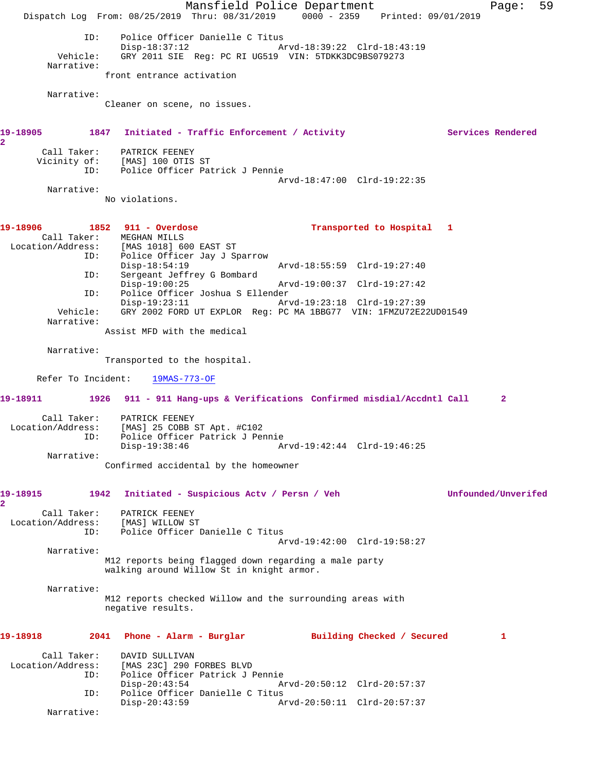```
            ID:    Police Officer Danielle C Titus
                   Disp-18:37:12               Arvd-18:39:22  Clrd-18:43:19
       Vehicle:    GRY 2011 SIE  Reg: PC RI UG519  VIN: 5TDKK3DC9BS079273
     Narrative:
                  front entrance activation

     Narrative:
                  Cleaner on scene, no issues.
```

**19-18905 1847 Initiated - Traffic Enforcement / Activity — Services Rendered 2**

```
    Call Taker:    PATRICK FEENEY
   Vicinity of:    [MAS] 100 OTIS ST
            ID:    Police Officer Patrick J Pennie
                                               Arvd-18:47:00  Clrd-19:22:35
     Narrative:
                  No violations.
```

**19-18906 1852 911 - Overdose — Transported to Hospital 1**

```
    Call Taker:    MEGHAN MILLS
Location/Address:  [MAS 1018] 600 EAST ST
            ID:    Police Officer Jay J Sparrow
                   Disp-18:54:19               Arvd-18:55:59  Clrd-19:27:40
            ID:    Sergeant Jeffrey G Bombard
                   Disp-19:00:25               Arvd-19:00:37  Clrd-19:27:42
            ID:    Police Officer Joshua S Ellender
                   Disp-19:23:11               Arvd-19:23:18  Clrd-19:27:39
       Vehicle:    GRY 2002 FORD UT EXPLOR  Reg: PC MA 1BBG77  VIN: 1FMZU72E22UD01549
     Narrative:
                  Assist MFD with the medical

     Narrative:
                  Transported to the hospital.

  Refer To Incident:   19MAS-773-OF
```

**19-18911 1926 911 - 911 Hang-ups & Verifications — Confirmed misdial/Accdntl Call 2**

```
    Call Taker:    PATRICK FEENEY
Location/Address:  [MAS] 25 COBB ST Apt. #C102
            ID:    Police Officer Patrick J Pennie
                   Disp-19:38:46               Arvd-19:42:44  Clrd-19:46:25
     Narrative:
                  Confirmed accidental by the homeowner
```

**19-18915 1942 Initiated - Suspicious Actv / Persn / Veh — Unfounded/Unverifed 2**

```
    Call Taker:    PATRICK FEENEY
Location/Address:  [MAS] WILLOW ST
            ID:    Police Officer Danielle C Titus
                                               Arvd-19:42:00  Clrd-19:58:27
     Narrative:
                  M12 reports being flagged down regarding a male party
                  walking around Willow St in knight armor.

     Narrative:
                  M12 reports checked Willow and the surrounding areas with
                  negative results.
```

**19-18918 2041 Phone - Alarm - Burglar — Building Checked / Secured 1**

```
    Call Taker:    DAVID SULLIVAN
Location/Address:  [MAS 23C] 290 FORBES BLVD
            ID:    Police Officer Patrick J Pennie
                   Disp-20:43:54               Arvd-20:50:12  Clrd-20:57:37
            ID:    Police Officer Danielle C Titus
                   Disp-20:43:59               Arvd-20:50:11  Clrd-20:57:37
     Narrative:
```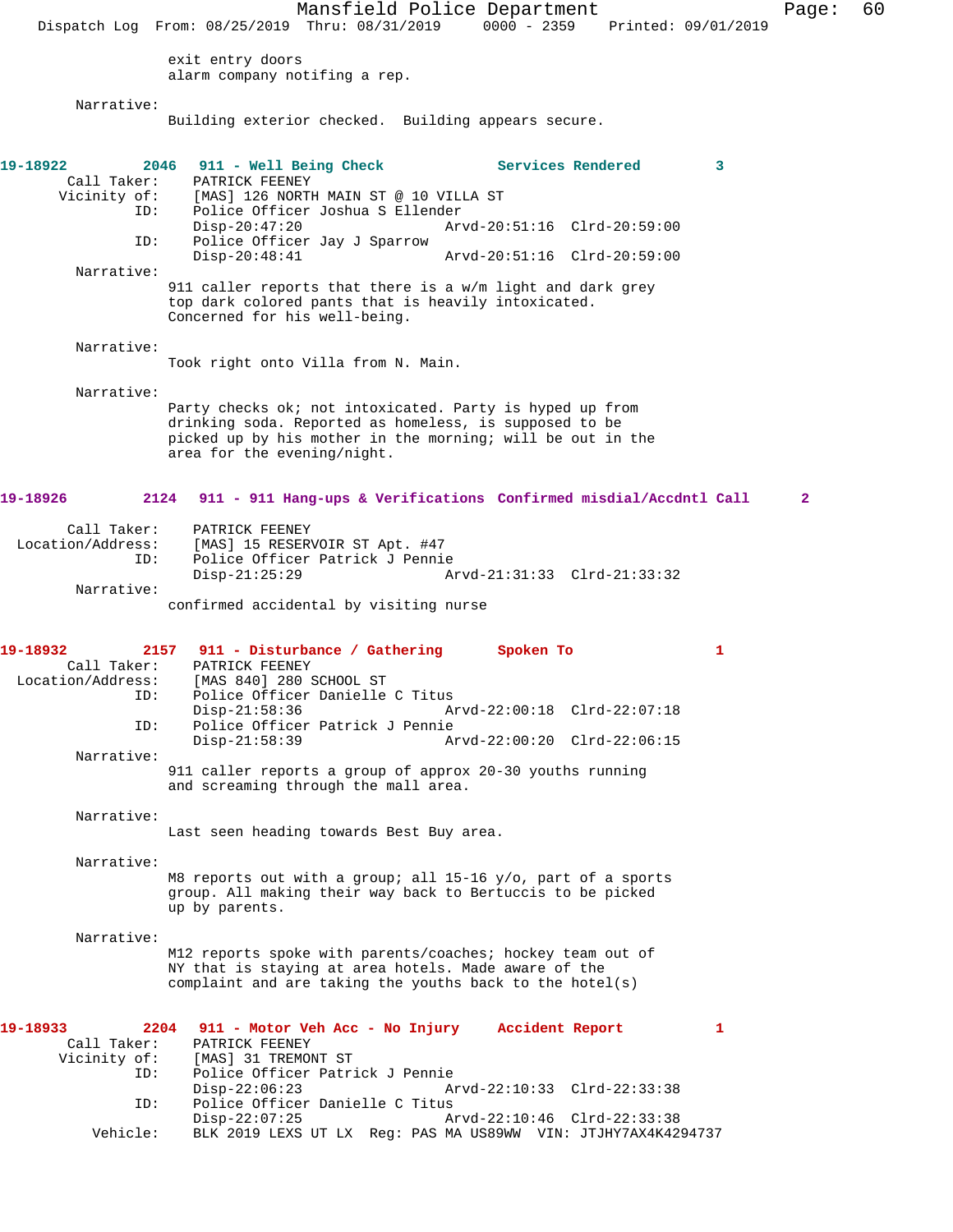exit entry doors
alarm company notifying a rep.

Narrative:
Building exterior checked. Building appears secure.

**19-18922 2046 911 - Well Being Check Services Rendered 3**

Call Taker: PATRICK FEENEY
Vicinity of: [MAS] 126 NORTH MAIN ST @ 10 VILLA ST
ID: Police Officer Joshua S Ellender
Disp-20:47:20 Arvd-20:51:16 Clrd-20:59:00
ID: Police Officer Jay J Sparrow
Disp-20:48:41 Arvd-20:51:16 Clrd-20:59:00

Narrative:
911 caller reports that there is a w/m light and dark grey top dark colored pants that is heavily intoxicated. Concerned for his well-being.

Narrative:
Took right onto Villa from N. Main.

Narrative:
Party checks ok; not intoxicated. Party is hyped up from drinking soda. Reported as homeless, is supposed to be picked up by his mother in the morning; will be out in the area for the evening/night.

**19-18926 2124 911 - 911 Hang-ups & Verifications Confirmed misdial/Accdntl Call 2**

Call Taker: PATRICK FEENEY
Location/Address: [MAS] 15 RESERVOIR ST Apt. #47
ID: Police Officer Patrick J Pennie
Disp-21:25:29 Arvd-21:31:33 Clrd-21:33:32

Narrative:
confirmed accidental by visiting nurse

**19-18932 2157 911 - Disturbance / Gathering Spoken To 1**

Call Taker: PATRICK FEENEY
Location/Address: [MAS 840] 280 SCHOOL ST
ID: Police Officer Danielle C Titus
Disp-21:58:36 Arvd-22:00:18 Clrd-22:07:18
ID: Police Officer Patrick J Pennie
Disp-21:58:39 Arvd-22:00:20 Clrd-22:06:15

Narrative:
911 caller reports a group of approx 20-30 youths running and screaming through the mall area.

Narrative:
Last seen heading towards Best Buy area.

Narrative:
M8 reports out with a group; all 15-16 y/o, part of a sports group. All making their way back to Bertuccis to be picked up by parents.

Narrative:
M12 reports spoke with parents/coaches; hockey team out of NY that is staying at area hotels. Made aware of the complaint and are taking the youths back to the hotel(s)

**19-18933 2204 911 - Motor Veh Acc - No Injury Accident Report 1**

Call Taker: PATRICK FEENEY
Vicinity of: [MAS] 31 TREMONT ST
ID: Police Officer Patrick J Pennie
Disp-22:06:23 Arvd-22:10:33 Clrd-22:33:38
ID: Police Officer Danielle C Titus
Disp-22:07:25 Arvd-22:10:46 Clrd-22:33:38
Vehicle: BLK 2019 LEXS UT LX Reg: PAS MA US89WW VIN: JTJHY7AX4K4294737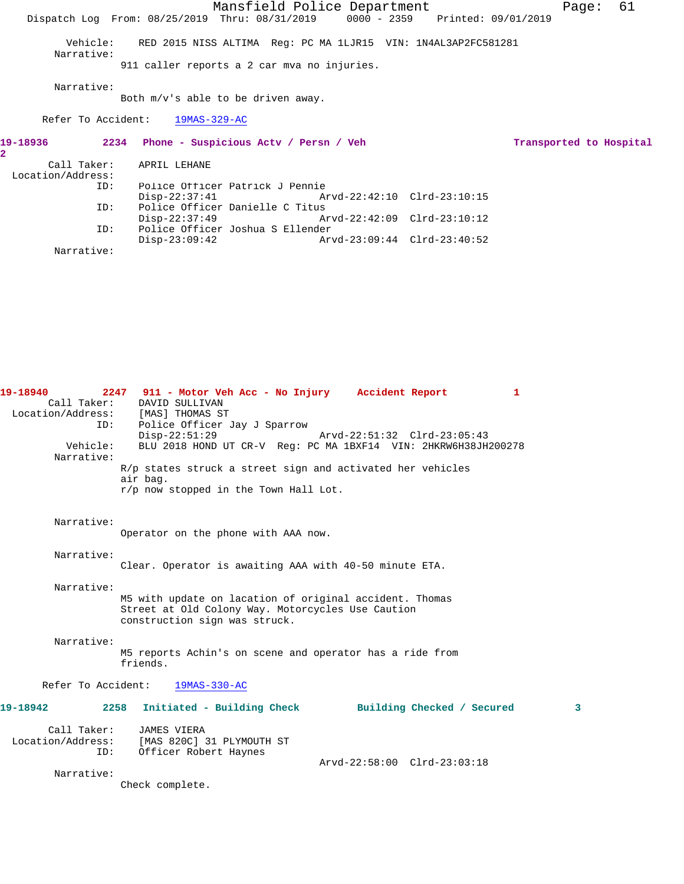Vehicle: RED 2015 NISS ALTIMA Reg: PC MA 1LJR15 VIN: 1N4AL3AP2FC581281

Narrative:

911 caller reports a 2 car mva no injuries.

Narrative:

Both m/v's able to be driven away.

Refer To Accident: 19MAS-329-AC

**19-18936 2234 Phone - Suspicious Actv / Persn / Veh Transported to Hospital 2**

Call Taker: APRIL LEHANE

Location/Address:

ID: Police Officer Patrick J Pennie
Disp-22:37:41 Arvd-22:42:10 Clrd-23:10:15

ID: Police Officer Danielle C Titus
Disp-22:37:49 Arvd-22:42:09 Clrd-23:10:12

ID: Police Officer Joshua S Ellender
Disp-23:09:42 Arvd-23:09:44 Clrd-23:40:52

Narrative:

**19-18940 2247 911 - Motor Veh Acc - No Injury Accident Report 1**

Call Taker: DAVID SULLIVAN

Location/Address: [MAS] THOMAS ST

ID: Police Officer Jay J Sparrow
Disp-22:51:29 Arvd-22:51:32 Clrd-23:05:43

Vehicle: BLU 2018 HOND UT CR-V Reg: PC MA 1BXF14 VIN: 2HKRW6H38JH200278

Narrative:

R/p states struck a street sign and activated her vehicles air bag.
r/p now stopped in the Town Hall Lot.

Narrative:

Operator on the phone with AAA now.

Narrative:

Clear. Operator is awaiting AAA with 40-50 minute ETA.

Narrative:

M5 with update on lacation of original accident. Thomas Street at Old Colony Way. Motorcycles Use Caution construction sign was struck.

Narrative:

M5 reports Achin's on scene and operator has a ride from friends.

Refer To Accident: 19MAS-330-AC

**19-18942 2258 Initiated - Building Check Building Checked / Secured 3**

Call Taker: JAMES VIERA

Location/Address: [MAS 820C] 31 PLYMOUTH ST

ID: Officer Robert Haynes
Arvd-22:58:00 Clrd-23:03:18

Narrative:

Check complete.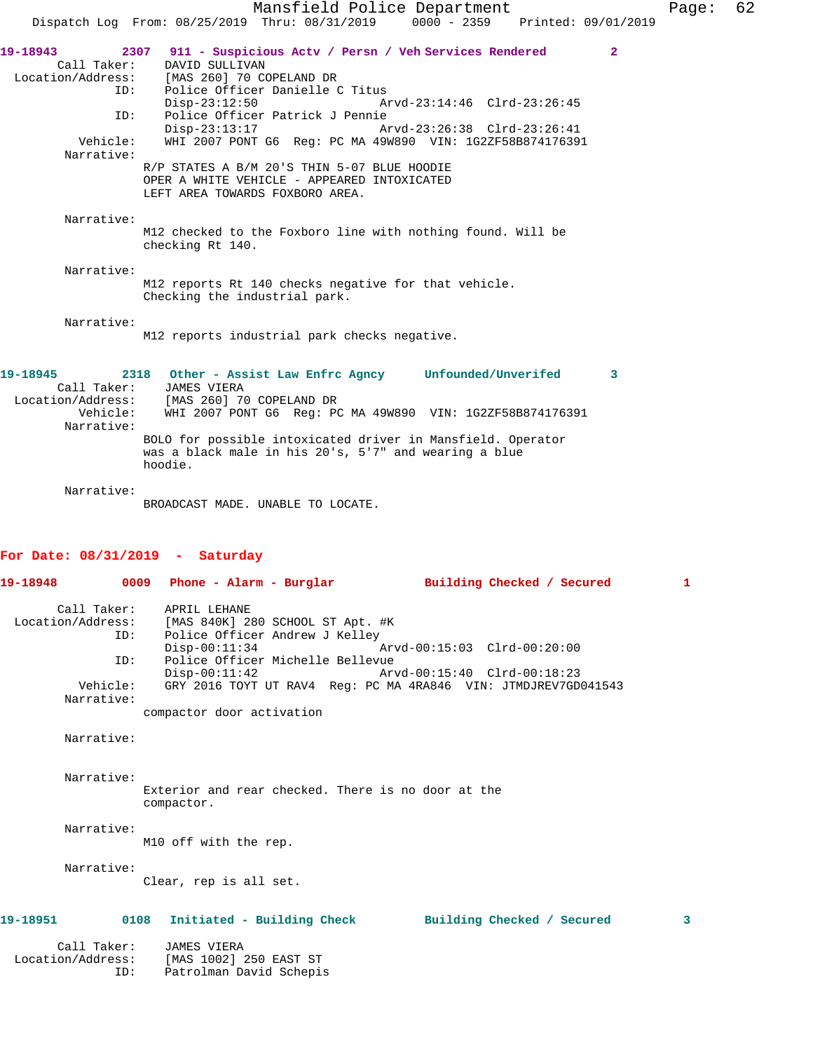**19-18943 2307 911 - Suspicious Actv / Persn / Veh Services Rendered 2**

Call Taker: DAVID SULLIVAN
Location/Address: [MAS 260] 70 COPELAND DR
ID: Police Officer Danielle C Titus
Disp-23:12:50 Arvd-23:14:46 Clrd-23:26:45
ID: Police Officer Patrick J Pennie
Disp-23:13:17 Arvd-23:26:38 Clrd-23:26:41
Vehicle: WHI 2007 PONT G6 Reg: PC MA 49W890 VIN: 1G2ZF58B874176391
Narrative:
R/P STATES A B/M 20'S THIN 5-07 BLUE HOODIE
OPER A WHITE VEHICLE - APPEARED INTOXICATED
LEFT AREA TOWARDS FOXBORO AREA.

Narrative:
M12 checked to the Foxboro line with nothing found. Will be checking Rt 140.

Narrative:
M12 reports Rt 140 checks negative for that vehicle.
Checking the industrial park.

Narrative:
M12 reports industrial park checks negative.

**19-18945 2318 Other - Assist Law Enfrc Agncy Unfounded/Unverifed 3**

Call Taker: JAMES VIERA
Location/Address: [MAS 260] 70 COPELAND DR
Vehicle: WHI 2007 PONT G6 Reg: PC MA 49W890 VIN: 1G2ZF58B874176391
Narrative:
BOLO for possible intoxicated driver in Mansfield. Operator was a black male in his 20's, 5'7" and wearing a blue hoodie.

Narrative:
BROADCAST MADE. UNABLE TO LOCATE.

## For Date: 08/31/2019 - Saturday

**19-18948 0009 Phone - Alarm - Burglar Building Checked / Secured 1**

Call Taker: APRIL LEHANE
Location/Address: [MAS 840K] 280 SCHOOL ST Apt. #K
ID: Police Officer Andrew J Kelley
Disp-00:11:34 Arvd-00:15:03 Clrd-00:20:00
ID: Police Officer Michelle Bellevue
Disp-00:11:42 Arvd-00:15:40 Clrd-00:18:23
Vehicle: GRY 2016 TOYT UT RAV4 Reg: PC MA 4RA846 VIN: JTMDJREV7GD041543
Narrative:
compactor door activation

Narrative:

Narrative:
Exterior and rear checked. There is no door at the compactor.

Narrative:
M10 off with the rep.

Narrative:
Clear, rep is all set.

**19-18951 0108 Initiated - Building Check Building Checked / Secured 3**

Call Taker: JAMES VIERA
Location/Address: [MAS 1002] 250 EAST ST
ID: Patrolman David Schepis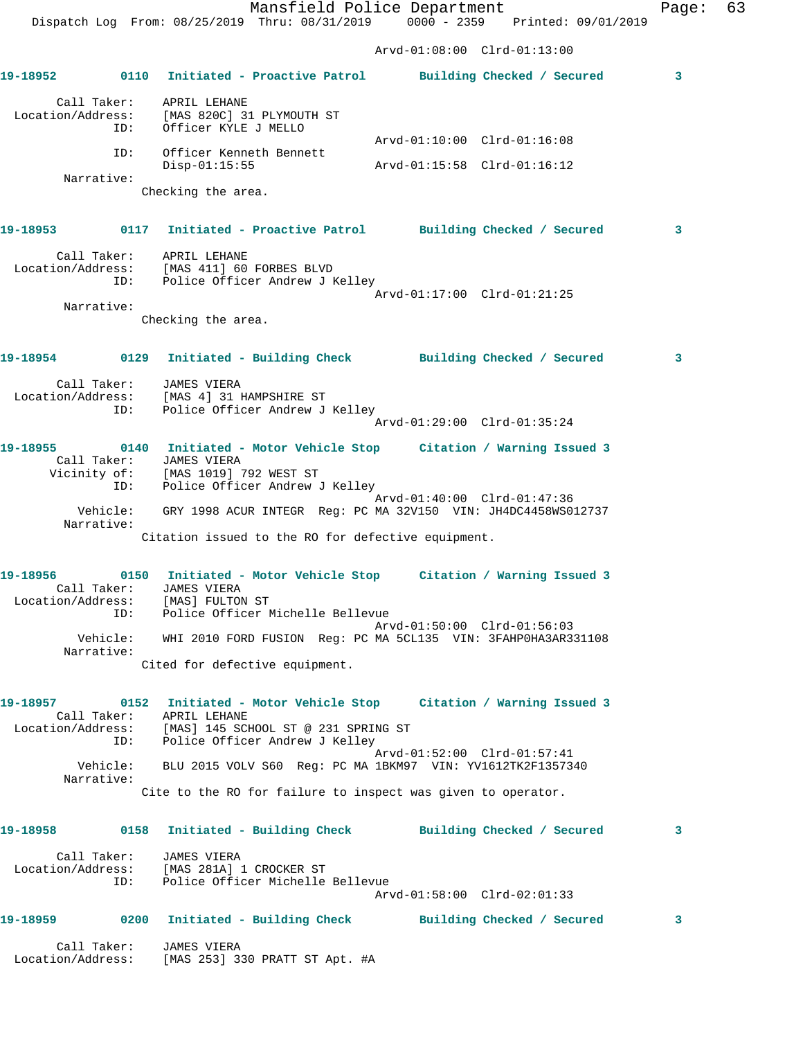Arvd-01:08:00 Clrd-01:13:00

**19-18952** 0110 Initiated - Proactive Patrol Building Checked / Secured 3

Call Taker: APRIL LEHANE
Location/Address: [MAS 820C] 31 PLYMOUTH ST
ID: Officer KYLE J MELLO
Arvd-01:10:00 Clrd-01:16:08
ID: Officer Kenneth Bennett
Disp-01:15:55 Arvd-01:15:58 Clrd-01:16:12
Narrative:
Checking the area.

**19-18953** 0117 Initiated - Proactive Patrol Building Checked / Secured 3

Call Taker: APRIL LEHANE
Location/Address: [MAS 411] 60 FORBES BLVD
ID: Police Officer Andrew J Kelley
Arvd-01:17:00 Clrd-01:21:25
Narrative:
Checking the area.

**19-18954** 0129 Initiated - Building Check Building Checked / Secured 3

Call Taker: JAMES VIERA
Location/Address: [MAS 4] 31 HAMPSHIRE ST
ID: Police Officer Andrew J Kelley
Arvd-01:29:00 Clrd-01:35:24

**19-18955** 0140 Initiated - Motor Vehicle Stop Citation / Warning Issued 3
Call Taker: JAMES VIERA
Vicinity of: [MAS 1019] 792 WEST ST
ID: Police Officer Andrew J Kelley
Arvd-01:40:00 Clrd-01:47:36
Vehicle: GRY 1998 ACUR INTEGR Reg: PC MA 32V150 VIN: JH4DC4458WS012737
Narrative:
Citation issued to the RO for defective equipment.

**19-18956** 0150 Initiated - Motor Vehicle Stop Citation / Warning Issued 3
Call Taker: JAMES VIERA
Location/Address: [MAS] FULTON ST
ID: Police Officer Michelle Bellevue
Arvd-01:50:00 Clrd-01:56:03
Vehicle: WHI 2010 FORD FUSION Reg: PC MA 5CL135 VIN: 3FAHP0HA3AR331108
Narrative:
Cited for defective equipment.

**19-18957** 0152 Initiated - Motor Vehicle Stop Citation / Warning Issued 3
Call Taker: APRIL LEHANE
Location/Address: [MAS] 145 SCHOOL ST @ 231 SPRING ST
ID: Police Officer Andrew J Kelley
Arvd-01:52:00 Clrd-01:57:41
Vehicle: BLU 2015 VOLV S60 Reg: PC MA 1BKM97 VIN: YV1612TK2F1357340
Narrative:
Cite to the RO for failure to inspect was given to operator.

**19-18958** 0158 Initiated - Building Check Building Checked / Secured 3

Call Taker: JAMES VIERA
Location/Address: [MAS 281A] 1 CROCKER ST
ID: Police Officer Michelle Bellevue
Arvd-01:58:00 Clrd-02:01:33

**19-18959** 0200 Initiated - Building Check Building Checked / Secured 3

Call Taker: JAMES VIERA
Location/Address: [MAS 253] 330 PRATT ST Apt. #A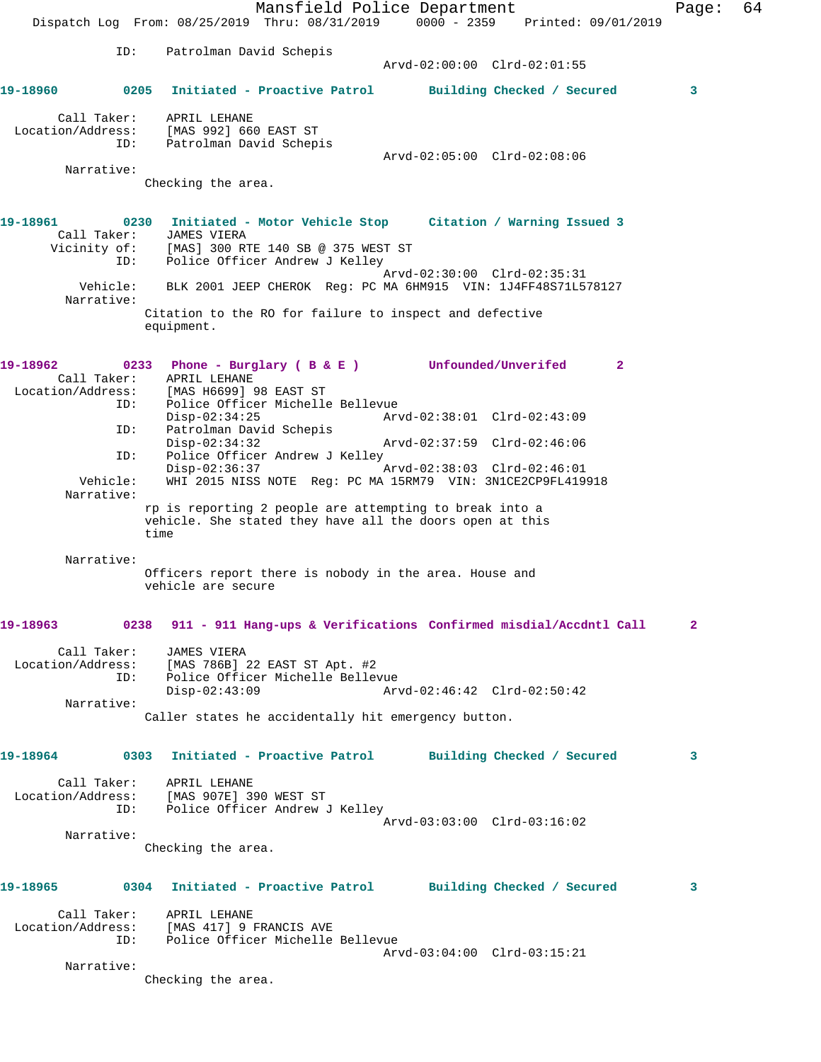ID: Patrolman David Schepis
Arvd-02:00:00 Clrd-02:01:55

**19-18960 0205 Initiated - Proactive Patrol Building Checked / Secured 3**

Call Taker: APRIL LEHANE
Location/Address: [MAS 992] 660 EAST ST
ID: Patrolman David Schepis
Arvd-02:05:00 Clrd-02:08:06
Narrative:
Checking the area.

**19-18961 0230 Initiated - Motor Vehicle Stop Citation / Warning Issued 3**

Call Taker: JAMES VIERA
Vicinity of: [MAS] 300 RTE 140 SB @ 375 WEST ST
ID: Police Officer Andrew J Kelley
Arvd-02:30:00 Clrd-02:35:31
Vehicle: BLK 2001 JEEP CHEROK Reg: PC MA 6HM915 VIN: 1J4FF48S71L578127
Narrative:
Citation to the RO for failure to inspect and defective equipment.

**19-18962 0233 Phone - Burglary ( B & E ) Unfounded/Unverifed 2**

Call Taker: APRIL LEHANE
Location/Address: [MAS H6699] 98 EAST ST
ID: Police Officer Michelle Bellevue
Disp-02:34:25 Arvd-02:38:01 Clrd-02:43:09
ID: Patrolman David Schepis
Disp-02:34:32 Arvd-02:37:59 Clrd-02:46:06
ID: Police Officer Andrew J Kelley
Disp-02:36:37 Arvd-02:38:03 Clrd-02:46:01
Vehicle: WHI 2015 NISS NOTE Reg: PC MA 15RM79 VIN: 3N1CE2CP9FL419918
Narrative:
rp is reporting 2 people are attempting to break into a vehicle. She stated they have all the doors open at this time

Narrative:
Officers report there is nobody in the area. House and vehicle are secure

**19-18963 0238 911 - 911 Hang-ups & Verifications Confirmed misdial/Accdntl Call 2**

Call Taker: JAMES VIERA
Location/Address: [MAS 786B] 22 EAST ST Apt. #2
ID: Police Officer Michelle Bellevue
Disp-02:43:09 Arvd-02:46:42 Clrd-02:50:42
Narrative:
Caller states he accidentally hit emergency button.

**19-18964 0303 Initiated - Proactive Patrol Building Checked / Secured 3**

Call Taker: APRIL LEHANE
Location/Address: [MAS 907E] 390 WEST ST
ID: Police Officer Andrew J Kelley
Arvd-03:03:00 Clrd-03:16:02
Narrative:
Checking the area.

**19-18965 0304 Initiated - Proactive Patrol Building Checked / Secured 3**

Call Taker: APRIL LEHANE
Location/Address: [MAS 417] 9 FRANCIS AVE
ID: Police Officer Michelle Bellevue
Arvd-03:04:00 Clrd-03:15:21
Narrative:
Checking the area.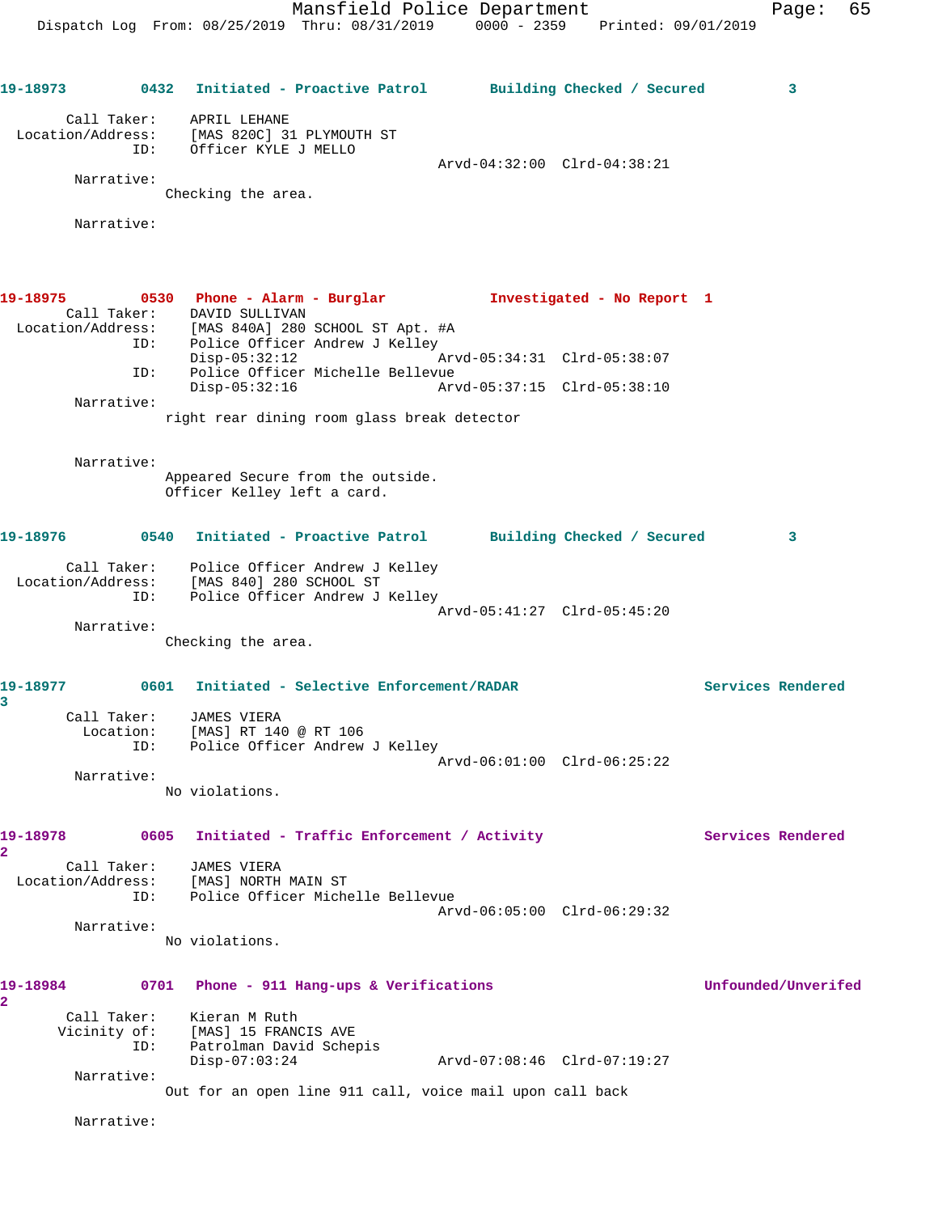19-18973 0432 Initiated - Proactive Patrol Building Checked / Secured 3

Call Taker: APRIL LEHANE
Location/Address: [MAS 820C] 31 PLYMOUTH ST
ID: Officer KYLE J MELLO
Arvd-04:32:00 Clrd-04:38:21

Narrative:
Checking the area.

Narrative:

19-18975 0530 Phone - Alarm - Burglar Investigated - No Report 1

Call Taker: DAVID SULLIVAN
Location/Address: [MAS 840A] 280 SCHOOL ST Apt. #A
ID: Police Officer Andrew J Kelley
Disp-05:32:12 Arvd-05:34:31 Clrd-05:38:07
ID: Police Officer Michelle Bellevue
Disp-05:32:16 Arvd-05:37:15 Clrd-05:38:10

Narrative:
right rear dining room glass break detector

Narrative:
Appeared Secure from the outside.
Officer Kelley left a card.

19-18976 0540 Initiated - Proactive Patrol Building Checked / Secured 3

Call Taker: Police Officer Andrew J Kelley
Location/Address: [MAS 840] 280 SCHOOL ST
ID: Police Officer Andrew J Kelley
Arvd-05:41:27 Clrd-05:45:20

Narrative:
Checking the area.

19-18977 0601 Initiated - Selective Enforcement/RADAR Services Rendered 3

Call Taker: JAMES VIERA
Location: [MAS] RT 140 @ RT 106
ID: Police Officer Andrew J Kelley
Arvd-06:01:00 Clrd-06:25:22

Narrative:
No violations.

19-18978 0605 Initiated - Traffic Enforcement / Activity Services Rendered 2

Call Taker: JAMES VIERA
Location/Address: [MAS] NORTH MAIN ST
ID: Police Officer Michelle Bellevue
Arvd-06:05:00 Clrd-06:29:32

Narrative:
No violations.

19-18984 0701 Phone - 911 Hang-ups & Verifications Unfounded/Unverifed 2

Call Taker: Kieran M Ruth
Vicinity of: [MAS] 15 FRANCIS AVE
ID: Patrolman David Schepis
Disp-07:03:24 Arvd-07:08:46 Clrd-07:19:27

Narrative:
Out for an open line 911 call, voice mail upon call back

Narrative: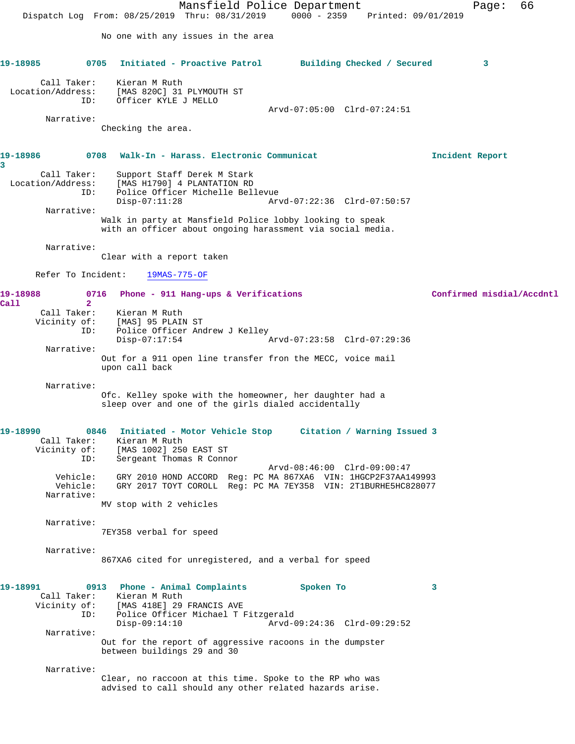No one with any issues in the area

**19-18985** 0705 **Initiated - Proactive Patrol** **Building Checked / Secured** 3

Call Taker: Kieran M Ruth
Location/Address: [MAS 820C] 31 PLYMOUTH ST
ID: Officer KYLE J MELLO
Arvd-07:05:00 Clrd-07:24:51

Narrative:
Checking the area.

**19-18986** 0708 **Walk-In - Harass. Electronic Communicat** **Incident Report** 3

Call Taker: Support Staff Derek M Stark
Location/Address: [MAS H1790] 4 PLANTATION RD
ID: Police Officer Michelle Bellevue
Disp-07:11:28 Arvd-07:22:36 Clrd-07:50:57

Narrative:
Walk in party at Mansfield Police lobby looking to speak with an officer about ongoing harassment via social media.

Narrative:
Clear with a report taken

Refer To Incident: 19MAS-775-OF

**19-18988** 0716 **Phone - 911 Hang-ups & Verifications** **Confirmed misdial/Accdntl Call** 2

Call Taker: Kieran M Ruth
Vicinity of: [MAS] 95 PLAIN ST
ID: Police Officer Andrew J Kelley
Disp-07:17:54 Arvd-07:23:58 Clrd-07:29:36

Narrative:
Out for a 911 open line transfer fron the MECC, voice mail upon call back

Narrative:
Ofc. Kelley spoke with the homeowner, her daughter had a sleep over and one of the girls dialed accidentally

**19-18990** 0846 **Initiated - Motor Vehicle Stop** **Citation / Warning Issued** 3

Call Taker: Kieran M Ruth
Vicinity of: [MAS 1002] 250 EAST ST
ID: Sergeant Thomas R Connor
Arvd-08:46:00 Clrd-09:00:47
Vehicle: GRY 2010 HOND ACCORD Reg: PC MA 867XA6 VIN: 1HGCP2F37AA149993
Vehicle: GRY 2017 TOYT COROLL Reg: PC MA 7EY358 VIN: 2T1BURHE5HC828077

Narrative:
MV stop with 2 vehicles

Narrative:
7EY358 verbal for speed

Narrative:
867XA6 cited for unregistered, and a verbal for speed

**19-18991** 0913 **Phone - Animal Complaints** **Spoken To** 3

Call Taker: Kieran M Ruth
Vicinity of: [MAS 418E] 29 FRANCIS AVE
ID: Police Officer Michael T Fitzgerald
Disp-09:14:10 Arvd-09:24:36 Clrd-09:29:52

Narrative:
Out for the report of aggressive racoons in the dumpster between buildings 29 and 30

Narrative:
Clear, no raccoon at this time. Spoke to the RP who was advised to call should any other related hazards arise.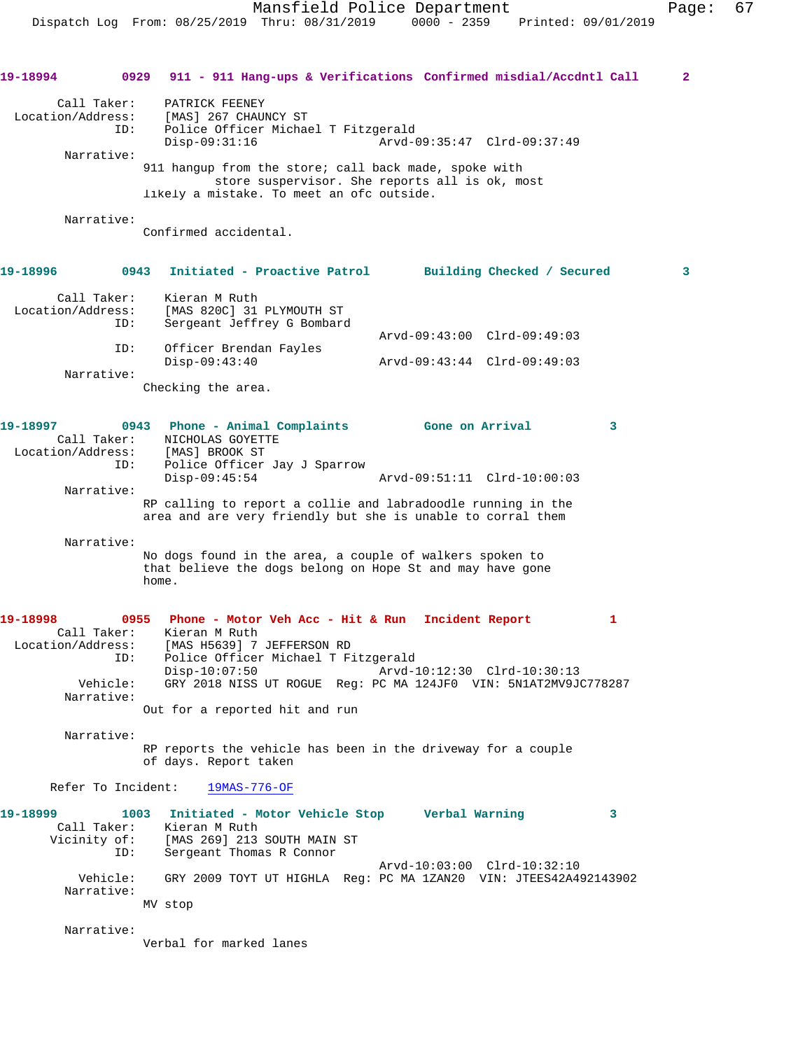**19-18994** 0929 911 - 911 Hang-ups & Verifications **Confirmed misdial/Accdntl Call** 2

Call Taker: PATRICK FEENEY
Location/Address: [MAS] 267 CHAUNCY ST
ID: Police Officer Michael T Fitzgerald
Disp-09:31:16 Arvd-09:35:47 Clrd-09:37:49

Narrative:
911 hangup from the store; call back made, spoke with store suspervisor. She reports all is ok, most likely a mistake. To meet an ofc outside.

Narrative:
Confirmed accidental.

**19-18996** 0943 Initiated - Proactive Patrol **Building Checked / Secured** 3

Call Taker: Kieran M Ruth
Location/Address: [MAS 820C] 31 PLYMOUTH ST
ID: Sergeant Jeffrey G Bombard
Arvd-09:43:00 Clrd-09:49:03
ID: Officer Brendan Fayles
Disp-09:43:40 Arvd-09:43:44 Clrd-09:49:03

Narrative:
Checking the area.

**19-18997** 0943 Phone - Animal Complaints **Gone on Arrival** 3

Call Taker: NICHOLAS GOYETTE
Location/Address: [MAS] BROOK ST
ID: Police Officer Jay J Sparrow
Disp-09:45:54 Arvd-09:51:11 Clrd-10:00:03

Narrative:
RP calling to report a collie and labradoodle running in the area and are very friendly but she is unable to corral them

Narrative:
No dogs found in the area, a couple of walkers spoken to that believe the dogs belong on Hope St and may have gone home.

**19-18998** 0955 Phone - Motor Veh Acc - Hit & Run **Incident Report** 1

Call Taker: Kieran M Ruth
Location/Address: [MAS H5639] 7 JEFFERSON RD
ID: Police Officer Michael T Fitzgerald
Disp-10:07:50 Arvd-10:12:30 Clrd-10:30:13
Vehicle: GRY 2018 NISS UT ROGUE Reg: PC MA 124JF0 VIN: 5N1AT2MV9JC778287

Narrative:
Out for a reported hit and run

Narrative:
RP reports the vehicle has been in the driveway for a couple of days. Report taken

Refer To Incident: 19MAS-776-OF

**19-18999** 1003 Initiated - Motor Vehicle Stop **Verbal Warning** 3

Call Taker: Kieran M Ruth
Vicinity of: [MAS 269] 213 SOUTH MAIN ST
ID: Sergeant Thomas R Connor
Arvd-10:03:00 Clrd-10:32:10
Vehicle: GRY 2009 TOYT UT HIGHLA Reg: PC MA 1ZAN20 VIN: JTEES42A492143902

Narrative:
MV stop

Narrative:
Verbal for marked lanes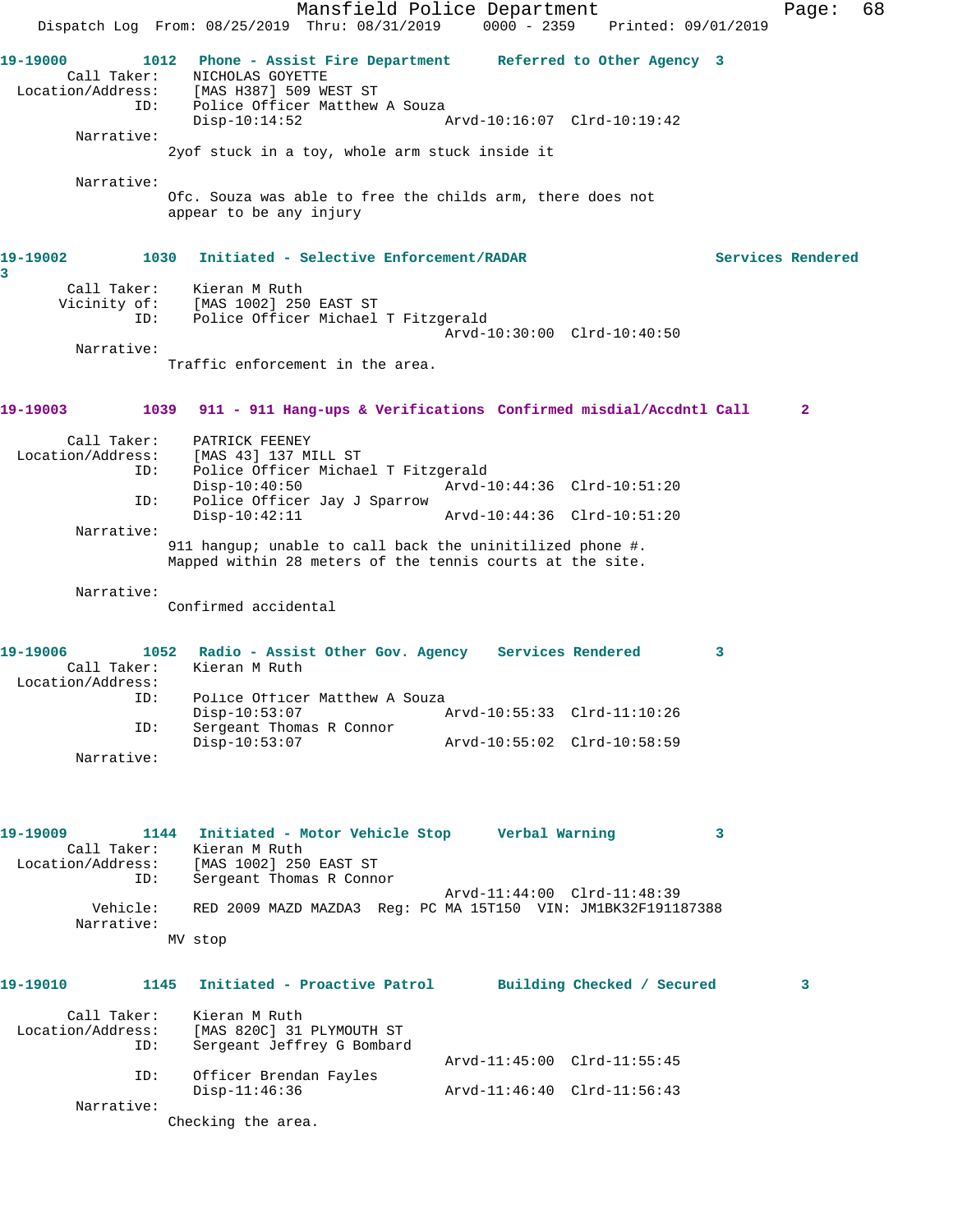19-19000 1012 Phone - Assist Fire Department Referred to Other Agency 3

```
        Call Taker:    NICHOLAS GOYETTE
  Location/Address:    [MAS H387] 509 WEST ST
                ID:    Police Officer Matthew A Souza
                       Disp-10:14:52              Arvd-10:16:07  Clrd-10:19:42
         Narrative:
                       2yof stuck in a toy, whole arm stuck inside it

         Narrative:
                       Ofc. Souza was able to free the childs arm, there does not
                       appear to be any injury
```

19-19002 1030 Initiated - Selective Enforcement/RADAR Services Rendered 3

```
        Call Taker:    Kieran M Ruth
       Vicinity of:    [MAS 1002] 250 EAST ST
                ID:    Police Officer Michael T Fitzgerald
                                                  Arvd-10:30:00  Clrd-10:40:50
         Narrative:
                       Traffic enforcement in the area.
```

19-19003 1039 911 - 911 Hang-ups & Verifications Confirmed misdial/Accdntl Call 2

```
        Call Taker:    PATRICK FEENEY
  Location/Address:    [MAS 43] 137 MILL ST
                ID:    Police Officer Michael T Fitzgerald
                       Disp-10:40:50              Arvd-10:44:36  Clrd-10:51:20
                ID:    Police Officer Jay J Sparrow
                       Disp-10:42:11              Arvd-10:44:36  Clrd-10:51:20
         Narrative:
                       911 hangup; unable to call back the uninitilized phone #.
                       Mapped within 28 meters of the tennis courts at the site.

         Narrative:
                       Confirmed accidental
```

19-19006 1052 Radio - Assist Other Gov. Agency Services Rendered 3

```
        Call Taker:    Kieran M Ruth
  Location/Address:
                ID:    Police Officer Matthew A Souza
                       Disp-10:53:07              Arvd-10:55:33  Clrd-11:10:26
                ID:    Sergeant Thomas R Connor
                       Disp-10:53:07              Arvd-10:55:02  Clrd-10:58:59
         Narrative:
```

19-19009 1144 Initiated - Motor Vehicle Stop Verbal Warning 3

```
        Call Taker:    Kieran M Ruth
  Location/Address:    [MAS 1002] 250 EAST ST
                ID:    Sergeant Thomas R Connor
                                                  Arvd-11:44:00  Clrd-11:48:39
           Vehicle:    RED 2009 MAZD MAZDA3  Reg: PC MA 15T150  VIN: JM1BK32F191187388
         Narrative:
                       MV stop
```

19-19010 1145 Initiated - Proactive Patrol Building Checked / Secured 3

```
        Call Taker:    Kieran M Ruth
  Location/Address:    [MAS 820C] 31 PLYMOUTH ST
                ID:    Sergeant Jeffrey G Bombard
                                                  Arvd-11:45:00  Clrd-11:55:45
                ID:    Officer Brendan Fayles
                       Disp-11:46:36              Arvd-11:46:40  Clrd-11:56:43
         Narrative:
                       Checking the area.
```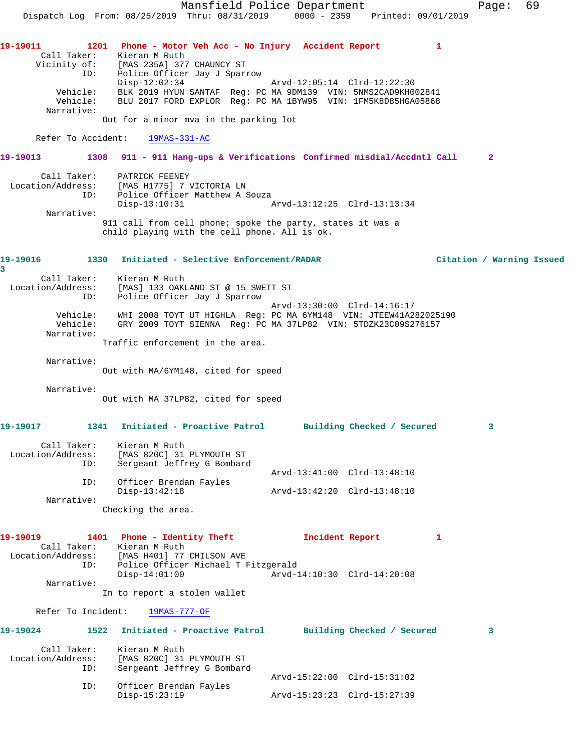**19-19011** 1201 Phone - Motor Veh Acc - No Injury Accident Report 1

```
        Call Taker:    Kieran M Ruth
       Vicinity of:    [MAS 235A] 377 CHAUNCY ST
                ID:    Police Officer Jay J Sparrow
                       Disp-12:02:34              Arvd-12:05:14  Clrd-12:22:30
           Vehicle:    BLK 2019 HYUN SANTAF  Reg: PC MA 9DM139  VIN: 5NMS2CAD9KH002841
           Vehicle:    BLU 2017 FORD EXPLOR  Reg: PC MA 1BYW95  VIN: 1FM5K8D85HGA05868
         Narrative:
                       Out for a minor mva in the parking lot

      Refer To Accident:    19MAS-331-AC
```

**19-19013** 1308 911 - 911 Hang-ups & Verifications Confirmed misdial/Accdntl Call 2

```
        Call Taker:    PATRICK FEENEY
  Location/Address:    [MAS H1775] 7 VICTORIA LN
                ID:    Police Officer Matthew A Souza
                       Disp-13:10:31              Arvd-13:12:25  Clrd-13:13:34
         Narrative:
                       911 call from cell phone; spoke the party, states it was a
                       child playing with the cell phone. All is ok.
```

**19-19016** 1330 Initiated - Selective Enforcement/RADAR Citation / Warning Issued 3

```
        Call Taker:    Kieran M Ruth
  Location/Address:    [MAS] 133 OAKLAND ST @ 15 SWETT ST
                ID:    Police Officer Jay J Sparrow
                                                  Arvd-13:30:00  Clrd-14:16:17
           Vehicle:    WHI 2008 TOYT UT HIGHLA  Reg: PC MA 6YM148  VIN: JTEEW41A282025190
           Vehicle:    GRY 2009 TOYT SIENNA  Reg: PC MA 37LP82  VIN: 5TDZK23C09S276157
         Narrative:
                       Traffic enforcement in the area.

         Narrative:
                       Out with MA/6YM148, cited for speed

         Narrative:
                       Out with MA 37LP82, cited for speed
```

**19-19017** 1341 Initiated - Proactive Patrol Building Checked / Secured 3

```
        Call Taker:    Kieran M Ruth
  Location/Address:    [MAS 820C] 31 PLYMOUTH ST
                ID:    Sergeant Jeffrey G Bombard
                                                  Arvd-13:41:00  Clrd-13:48:10
                ID:    Officer Brendan Fayles
                       Disp-13:42:18              Arvd-13:42:20  Clrd-13:48:10
         Narrative:
                       Checking the area.
```

**19-19019** 1401 Phone - Identity Theft Incident Report 1

```
        Call Taker:    Kieran M Ruth
  Location/Address:    [MAS H401] 77 CHILSON AVE
                ID:    Police Officer Michael T Fitzgerald
                       Disp-14:01:00              Arvd-14:10:30  Clrd-14:20:08
         Narrative:
                       In to report a stolen wallet

      Refer To Incident:    19MAS-777-OF
```

**19-19024** 1522 Initiated - Proactive Patrol Building Checked / Secured 3

```
        Call Taker:    Kieran M Ruth
  Location/Address:    [MAS 820C] 31 PLYMOUTH ST
                ID:    Sergeant Jeffrey G Bombard
                                                  Arvd-15:22:00  Clrd-15:31:02
                ID:    Officer Brendan Fayles
                       Disp-15:23:19              Arvd-15:23:23  Clrd-15:27:39
```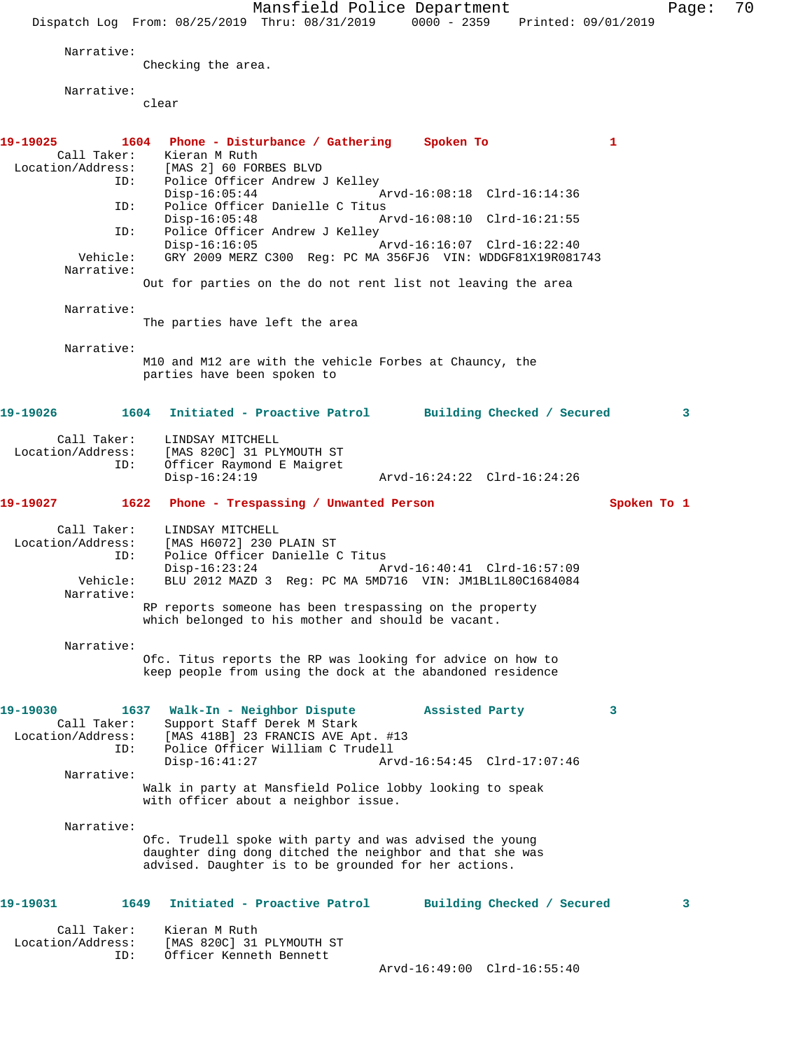Narrative:
Checking the area.

Narrative:
clear

**19-19025 1604 Phone - Disturbance / Gathering Spoken To 1**

Call Taker: Kieran M Ruth
Location/Address: [MAS 2] 60 FORBES BLVD
ID: Police Officer Andrew J Kelley
Disp-16:05:44 Arvd-16:08:18 Clrd-16:14:36
ID: Police Officer Danielle C Titus
Disp-16:05:48 Arvd-16:08:10 Clrd-16:21:55
ID: Police Officer Andrew J Kelley
Disp-16:16:05 Arvd-16:16:07 Clrd-16:22:40
Vehicle: GRY 2009 MERZ C300 Reg: PC MA 356FJ6 VIN: WDDGF81X19R081743
Narrative:
Out for parties on the do not rent list not leaving the area

Narrative:
The parties have left the area

Narrative:
M10 and M12 are with the vehicle Forbes at Chauncy, the parties have been spoken to

**19-19026 1604 Initiated - Proactive Patrol Building Checked / Secured 3**

Call Taker: LINDSAY MITCHELL
Location/Address: [MAS 820C] 31 PLYMOUTH ST
ID: Officer Raymond E Maigret
Disp-16:24:19 Arvd-16:24:22 Clrd-16:24:26

**19-19027 1622 Phone - Trespassing / Unwanted Person Spoken To 1**

Call Taker: LINDSAY MITCHELL
Location/Address: [MAS H6072] 230 PLAIN ST
ID: Police Officer Danielle C Titus
Disp-16:23:24 Arvd-16:40:41 Clrd-16:57:09
Vehicle: BLU 2012 MAZD 3 Reg: PC MA 5MD716 VIN: JM1BL1L80C1684084
Narrative:
RP reports someone has been trespassing on the property which belonged to his mother and should be vacant.

Narrative:
Ofc. Titus reports the RP was looking for advice on how to keep people from using the dock at the abandoned residence

**19-19030 1637 Walk-In - Neighbor Dispute Assisted Party 3**

Call Taker: Support Staff Derek M Stark
Location/Address: [MAS 418B] 23 FRANCIS AVE Apt. #13
ID: Police Officer William C Trudell
Disp-16:41:27 Arvd-16:54:45 Clrd-17:07:46
Narrative:
Walk in party at Mansfield Police lobby looking to speak with officer about a neighbor issue.

Narrative:
Ofc. Trudell spoke with party and was advised the young daughter ding dong ditched the neighbor and that she was advised. Daughter is to be grounded for her actions.

**19-19031 1649 Initiated - Proactive Patrol Building Checked / Secured 3**

Call Taker: Kieran M Ruth
Location/Address: [MAS 820C] 31 PLYMOUTH ST
ID: Officer Kenneth Bennett
Arvd-16:49:00 Clrd-16:55:40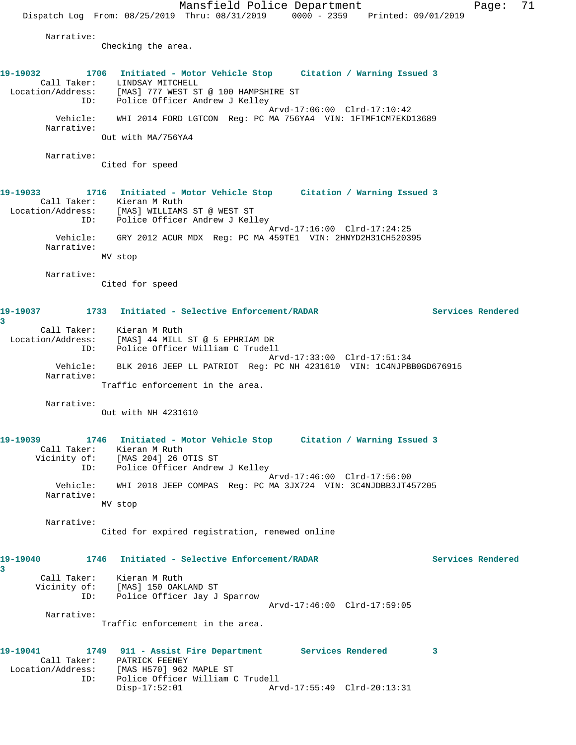Narrative:
Checking the area.

**19-19032 1706 Initiated - Motor Vehicle Stop Citation / Warning Issued 3**

Call Taker: LINDSAY MITCHELL
Location/Address: [MAS] 777 WEST ST @ 100 HAMPSHIRE ST
ID: Police Officer Andrew J Kelley
Arvd-17:06:00 Clrd-17:10:42
Vehicle: WHI 2014 FORD LGTCON Reg: PC MA 756YA4 VIN: 1FTMF1CM7EKD13689
Narrative:
Out with MA/756YA4

Narrative:
Cited for speed

**19-19033 1716 Initiated - Motor Vehicle Stop Citation / Warning Issued 3**

Call Taker: Kieran M Ruth
Location/Address: [MAS] WILLIAMS ST @ WEST ST
ID: Police Officer Andrew J Kelley
Arvd-17:16:00 Clrd-17:24:25
Vehicle: GRY 2012 ACUR MDX Reg: PC MA 459TE1 VIN: 2HNYD2H31CH520395
Narrative:
MV stop

Narrative:
Cited for speed

**19-19037 1733 Initiated - Selective Enforcement/RADAR Services Rendered 3**

Call Taker: Kieran M Ruth
Location/Address: [MAS] 44 MILL ST @ 5 EPHRIAM DR
ID: Police Officer William C Trudell
Arvd-17:33:00 Clrd-17:51:34
Vehicle: BLK 2016 JEEP LL PATRIOT Reg: PC NH 4231610 VIN: 1C4NJPBB0GD676915
Narrative:
Traffic enforcement in the area.

Narrative:
Out with NH 4231610

**19-19039 1746 Initiated - Motor Vehicle Stop Citation / Warning Issued 3**

Call Taker: Kieran M Ruth
Vicinity of: [MAS 204] 26 OTIS ST
ID: Police Officer Andrew J Kelley
Arvd-17:46:00 Clrd-17:56:00
Vehicle: WHI 2018 JEEP COMPAS Reg: PC MA 3JX724 VIN: 3C4NJDBB3JT457205
Narrative:
MV stop

Narrative:
Cited for expired registration, renewed online

**19-19040 1746 Initiated - Selective Enforcement/RADAR Services Rendered 3**

Call Taker: Kieran M Ruth
Vicinity of: [MAS] 150 OAKLAND ST
ID: Police Officer Jay J Sparrow
Arvd-17:46:00 Clrd-17:59:05
Narrative:
Traffic enforcement in the area.

**19-19041 1749 911 - Assist Fire Department Services Rendered 3**

Call Taker: PATRICK FEENEY
Location/Address: [MAS H570] 962 MAPLE ST
ID: Police Officer William C Trudell
Disp-17:52:01 Arvd-17:55:49 Clrd-20:13:31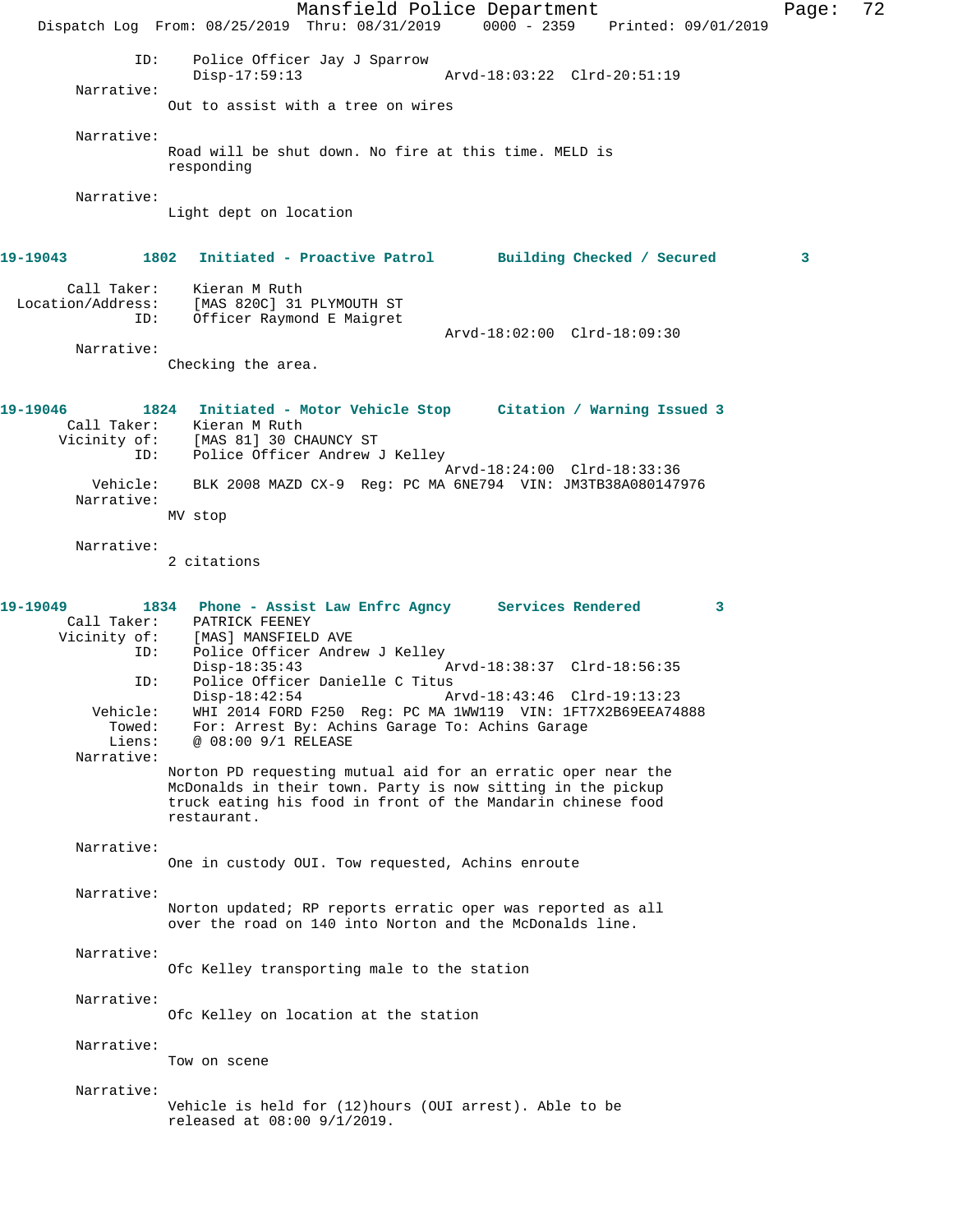```
            ID:    Police Officer Jay J Sparrow
                   Disp-17:59:13              Arvd-18:03:22  Clrd-20:51:19
     Narrative:
                Out to assist with a tree on wires

     Narrative:
                Road will be shut down. No fire at this time. MELD is
                responding

     Narrative:
                Light dept on location


19-19043        1802  Initiated - Proactive Patrol       Building Checked / Secured         3

    Call Taker:    Kieran M Ruth
Location/Address:  [MAS 820C] 31 PLYMOUTH ST
            ID:    Officer Raymond E Maigret
                                              Arvd-18:02:00  Clrd-18:09:30
     Narrative:
                Checking the area.


19-19046        1824  Initiated - Motor Vehicle Stop     Citation / Warning Issued 3
    Call Taker:    Kieran M Ruth
   Vicinity of:    [MAS 81] 30 CHAUNCY ST
            ID:    Police Officer Andrew J Kelley
                                              Arvd-18:24:00  Clrd-18:33:36
       Vehicle:    BLK 2008 MAZD CX-9  Reg: PC MA 6NE794  VIN: JM3TB38A080147976
     Narrative:
                MV stop

     Narrative:
                2 citations


19-19049        1834  Phone - Assist Law Enfrc Agncy     Services Rendered          3
    Call Taker:    PATRICK FEENEY
   Vicinity of:    [MAS] MANSFIELD AVE
            ID:    Police Officer Andrew J Kelley
                   Disp-18:35:43              Arvd-18:38:37  Clrd-18:56:35
            ID:    Police Officer Danielle C Titus
                   Disp-18:42:54              Arvd-18:43:46  Clrd-19:13:23
       Vehicle:    WHI 2014 FORD F250  Reg: PC MA 1WW119  VIN: 1FT7X2B69EEA74888
         Towed:    For: Arrest By: Achins Garage To: Achins Garage
         Liens:    @ 08:00 9/1 RELEASE
     Narrative:
                Norton PD requesting mutual aid for an erratic oper near the
                McDonalds in their town. Party is now sitting in the pickup
                truck eating his food in front of the Mandarin chinese food
                restaurant.

     Narrative:
                One in custody OUI. Tow requested, Achins enroute

     Narrative:
                Norton updated; RP reports erratic oper was reported as all
                over the road on 140 into Norton and the McDonalds line.

     Narrative:
                Ofc Kelley transporting male to the station

     Narrative:
                Ofc Kelley on location at the station

     Narrative:
                Tow on scene

     Narrative:
                Vehicle is held for (12)hours (OUI arrest). Able to be
                released at 08:00 9/1/2019.
```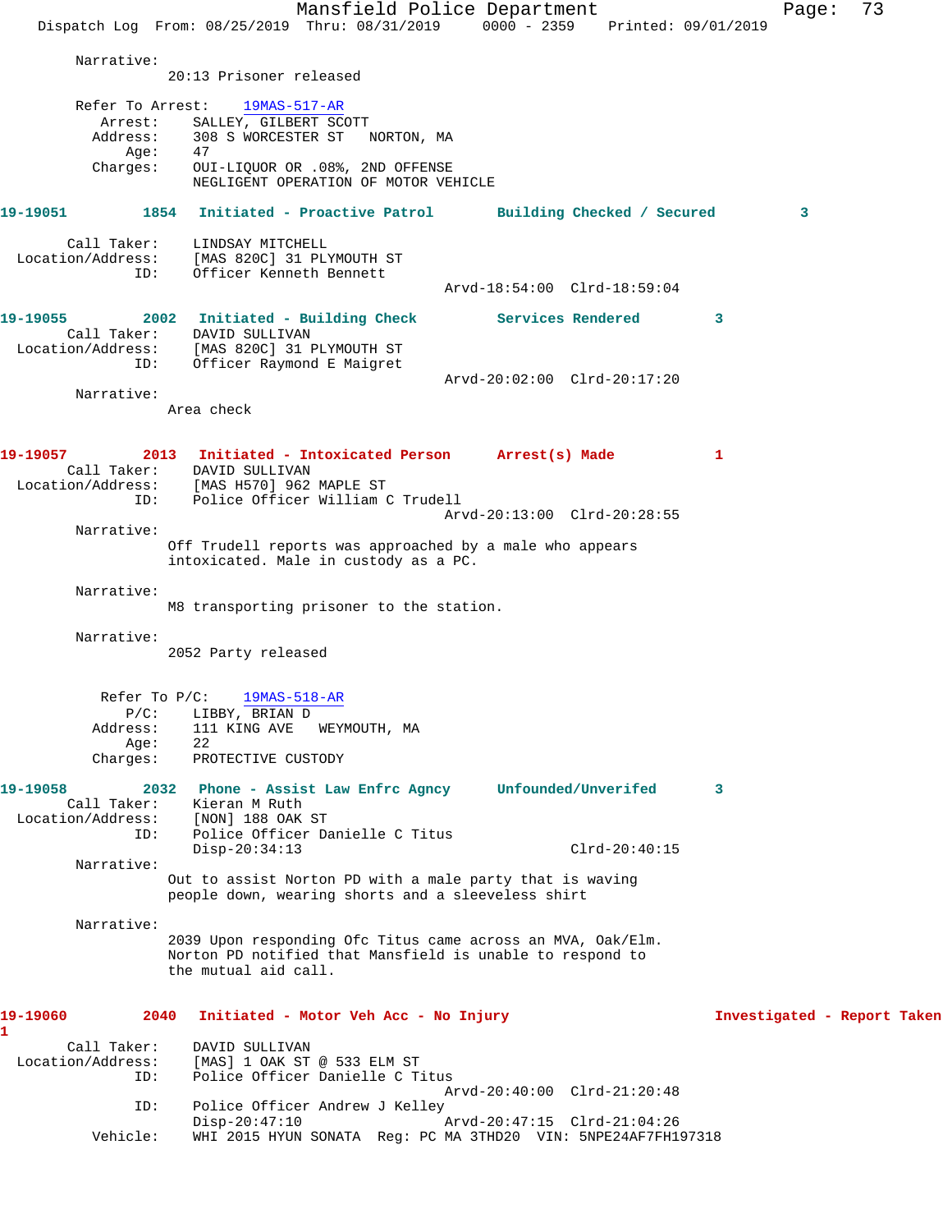Narrative:
20:13 Prisoner released

Refer To Arrest: 19MAS-517-AR
Arrest: SALLEY, GILBERT SCOTT
Address: 308 S WORCESTER ST NORTON, MA
Age: 47
Charges: OUI-LIQUOR OR .08%, 2ND OFFENSE
NEGLIGENT OPERATION OF MOTOR VEHICLE

**19-19051 1854 Initiated - Proactive Patrol Building Checked / Secured 3**

Call Taker: LINDSAY MITCHELL
Location/Address: [MAS 820C] 31 PLYMOUTH ST
ID: Officer Kenneth Bennett
Arvd-18:54:00 Clrd-18:59:04

**19-19055 2002 Initiated - Building Check Services Rendered 3**
Call Taker: DAVID SULLIVAN
Location/Address: [MAS 820C] 31 PLYMOUTH ST
ID: Officer Raymond E Maigret
Arvd-20:02:00 Clrd-20:17:20
Narrative:
Area check

**19-19057 2013 Initiated - Intoxicated Person Arrest(s) Made 1**
Call Taker: DAVID SULLIVAN
Location/Address: [MAS H570] 962 MAPLE ST
ID: Police Officer William C Trudell
Arvd-20:13:00 Clrd-20:28:55
Narrative:
Off Trudell reports was approached by a male who appears intoxicated. Male in custody as a PC.

Narrative:
M8 transporting prisoner to the station.

Narrative:
2052 Party released

Refer To P/C: 19MAS-518-AR
P/C: LIBBY, BRIAN D
Address: 111 KING AVE WEYMOUTH, MA
Age: 22
Charges: PROTECTIVE CUSTODY

**19-19058 2032 Phone - Assist Law Enfrc Agncy Unfounded/Unverifed 3**
Call Taker: Kieran M Ruth
Location/Address: [NON] 188 OAK ST
ID: Police Officer Danielle C Titus
Disp-20:34:13 Clrd-20:40:15
Narrative:
Out to assist Norton PD with a male party that is waving people down, wearing shorts and a sleeveless shirt

Narrative:
2039 Upon responding Ofc Titus came across an MVA, Oak/Elm. Norton PD notified that Mansfield is unable to respond to the mutual aid call.

**19-19060 2040 Initiated - Motor Veh Acc - No Injury Investigated - Report Taken 1**
Call Taker: DAVID SULLIVAN
Location/Address: [MAS] 1 OAK ST @ 533 ELM ST
ID: Police Officer Danielle C Titus
Arvd-20:40:00 Clrd-21:20:48
ID: Police Officer Andrew J Kelley
Disp-20:47:10 Arvd-20:47:15 Clrd-21:04:26
Vehicle: WHI 2015 HYUN SONATA Reg: PC MA 3THD20 VIN: 5NPE24AF7FH197318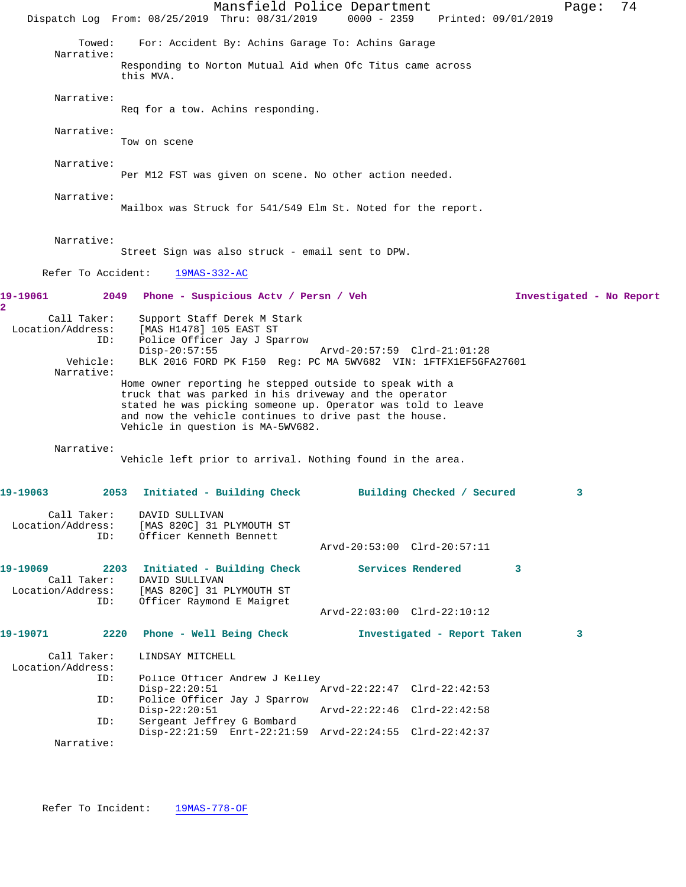Towed: For: Accident By: Achins Garage To: Achins Garage

Narrative:

Responding to Norton Mutual Aid when Ofc Titus came across this MVA.

Narrative:

Req for a tow. Achins responding.

Narrative:

Tow on scene

Narrative:

Per M12 FST was given on scene. No other action needed.

Narrative:

Mailbox was Struck for 541/549 Elm St. Noted for the report.

Narrative:

Street Sign was also struck - email sent to DPW.

Refer To Accident: 19MAS-332-AC

**19-19061** 2049 **Phone - Suspicious Actv / Persn / Veh** **Investigated - No Report** **2**

Call Taker: Support Staff Derek M Stark
Location/Address: [MAS H1478] 105 EAST ST
ID: Police Officer Jay J Sparrow
Disp-20:57:55 Arvd-20:57:59 Clrd-21:01:28
Vehicle: BLK 2016 FORD PK F150 Reg: PC MA 5WV682 VIN: 1FTFX1EF5GFA27601

Narrative:

Home owner reporting he stepped outside to speak with a truck that was parked in his driveway and the operator stated he was picking someone up. Operator was told to leave and now the vehicle continues to drive past the house. Vehicle in question is MA-5WV682.

Narrative:

Vehicle left prior to arrival. Nothing found in the area.

**19-19063** 2053 **Initiated - Building Check** **Building Checked / Secured** **3**

Call Taker: DAVID SULLIVAN
Location/Address: [MAS 820C] 31 PLYMOUTH ST
ID: Officer Kenneth Bennett
Arvd-20:53:00 Clrd-20:57:11

**19-19069** 2203 **Initiated - Building Check** **Services Rendered** **3**

Call Taker: DAVID SULLIVAN
Location/Address: [MAS 820C] 31 PLYMOUTH ST
ID: Officer Raymond E Maigret
Arvd-22:03:00 Clrd-22:10:12

**19-19071** 2220 **Phone - Well Being Check** **Investigated - Report Taken** **3**

Call Taker: LINDSAY MITCHELL
Location/Address:
ID: Police Officer Andrew J Kelley
Disp-22:20:51 Arvd-22:22:47 Clrd-22:42:53
ID: Police Officer Jay J Sparrow
Disp-22:20:51 Arvd-22:22:46 Clrd-22:42:58
ID: Sergeant Jeffrey G Bombard
Disp-22:21:59 Enrt-22:21:59 Arvd-22:24:55 Clrd-22:42:37

Narrative:

Refer To Incident: 19MAS-778-OF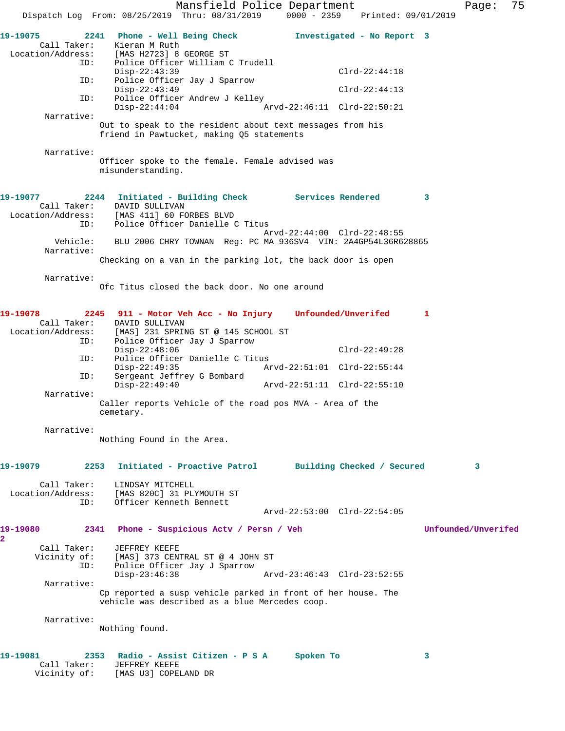**19-19075** 2241 Phone - Well Being Check — Investigated - No Report 3

Call Taker: Kieran M Ruth
Location/Address: [MAS H2723] 8 GEORGE ST
ID: Police Officer William C Trudell
Disp-22:43:39 Clrd-22:44:18
ID: Police Officer Jay J Sparrow
Disp-22:43:49 Clrd-22:44:13
ID: Police Officer Andrew J Kelley
Disp-22:44:04 Arvd-22:46:11 Clrd-22:50:21

Narrative:
Out to speak to the resident about text messages from his friend in Pawtucket, making Q5 statements

Narrative:
Officer spoke to the female. Female advised was misunderstanding.

**19-19077** 2244 Initiated - Building Check — Services Rendered 3

Call Taker: DAVID SULLIVAN
Location/Address: [MAS 411] 60 FORBES BLVD
ID: Police Officer Danielle C Titus
Arvd-22:44:00 Clrd-22:48:55
Vehicle: BLU 2006 CHRY TOWNAN Reg: PC MA 936SV4 VIN: 2A4GP54L36R628865

Narrative:
Checking on a van in the parking lot, the back door is open

Narrative:
Ofc Titus closed the back door. No one around

**19-19078** 2245 911 - Motor Veh Acc - No Injury — Unfounded/Unverifed 1

Call Taker: DAVID SULLIVAN
Location/Address: [MAS] 231 SPRING ST @ 145 SCHOOL ST
ID: Police Officer Jay J Sparrow
Disp-22:48:06 Clrd-22:49:28
ID: Police Officer Danielle C Titus
Disp-22:49:35 Arvd-22:51:01 Clrd-22:55:44
ID: Sergeant Jeffrey G Bombard
Disp-22:49:40 Arvd-22:51:11 Clrd-22:55:10

Narrative:
Caller reports Vehicle of the road pos MVA - Area of the cemetary.

Narrative:
Nothing Found in the Area.

**19-19079** 2253 Initiated - Proactive Patrol — Building Checked / Secured 3

Call Taker: LINDSAY MITCHELL
Location/Address: [MAS 820C] 31 PLYMOUTH ST
ID: Officer Kenneth Bennett
Arvd-22:53:00 Clrd-22:54:05

**19-19080** 2341 Phone - Suspicious Actv / Persn / Veh — Unfounded/Unverifed 2

Call Taker: JEFFREY KEEFE
Vicinity of: [MAS] 373 CENTRAL ST @ 4 JOHN ST
ID: Police Officer Jay J Sparrow
Disp-23:46:38 Arvd-23:46:43 Clrd-23:52:55

Narrative:
Cp reported a susp vehicle parked in front of her house. The vehicle was described as a blue Mercedes coop.

Narrative:
Nothing found.

**19-19081** 2353 Radio - Assist Citizen - P S A — Spoken To 3

Call Taker: JEFFREY KEEFE
Vicinity of: [MAS U3] COPELAND DR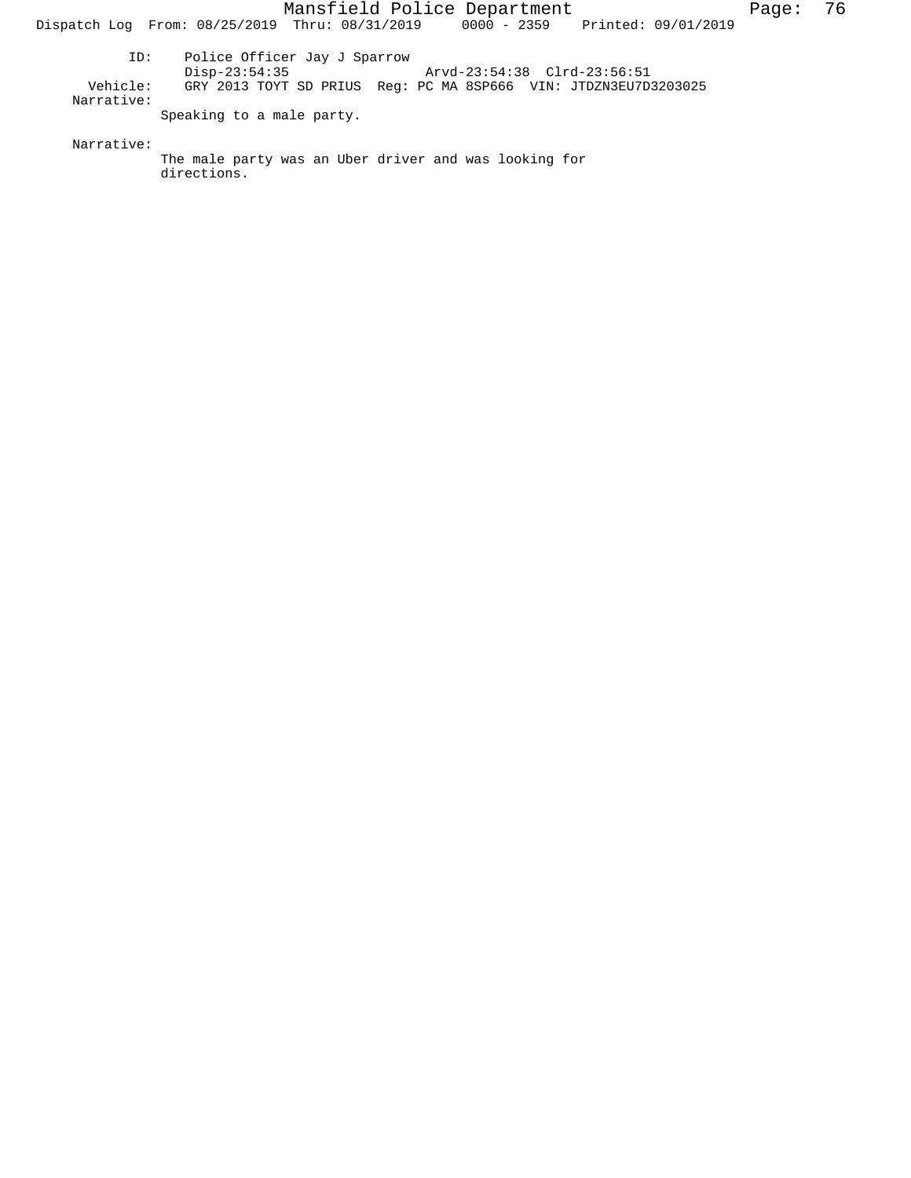ID: Police Officer Jay J Sparrow
Disp-23:54:35 Arvd-23:54:38 Clrd-23:56:51

Vehicle: GRY 2013 TOYT SD PRIUS Reg: PC MA 8SP666 VIN: JTDZN3EU7D3203025

Narrative:
Speaking to a male party.

Narrative:
The male party was an Uber driver and was looking for directions.